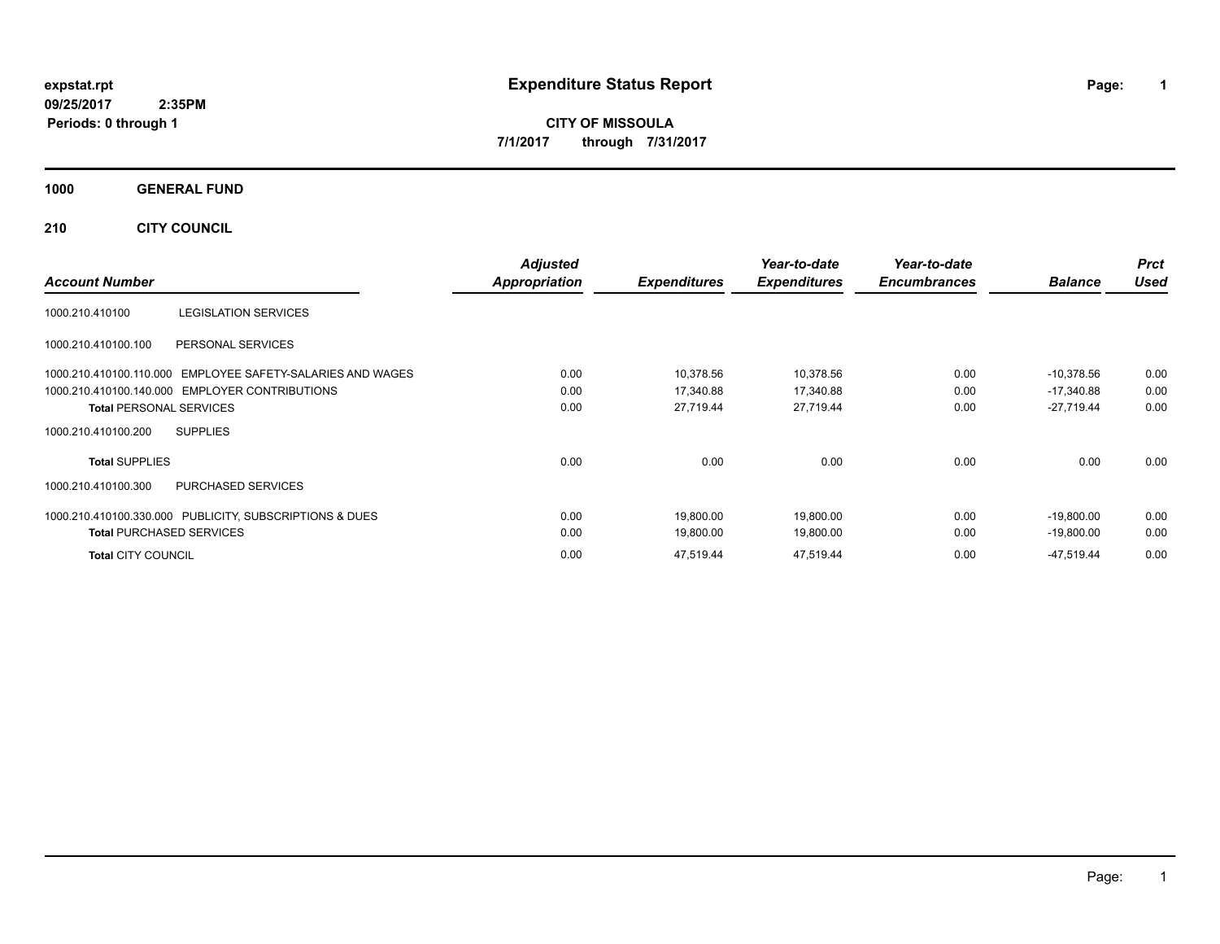expstat.rpt
09/25/2017 2:35PM
Periods: 0 through 1

# Expenditure Status Report

**CITY OF MISSOULA**
**7/1/2017 through 7/31/2017**

**1000 GENERAL FUND**

**210 CITY COUNCIL**

| Account Number | | Adjusted Appropriation | Expenditures | Year-to-date Expenditures | Year-to-date Encumbrances | Balance | Prct Used |
|---|---|---|---|---|---|---|---|
| 1000.210.410100 | LEGISLATION SERVICES | | | | | | |
| 1000.210.410100.100 | PERSONAL SERVICES | | | | | | |
| 1000.210.410100.110.000 | EMPLOYEE SAFETY-SALARIES AND WAGES | 0.00 | 10,378.56 | 10,378.56 | 0.00 | -10,378.56 | 0.00 |
| 1000.210.410100.140.000 | EMPLOYER CONTRIBUTIONS | 0.00 | 17,340.88 | 17,340.88 | 0.00 | -17,340.88 | 0.00 |
| **Total** PERSONAL SERVICES | | 0.00 | 27,719.44 | 27,719.44 | 0.00 | -27,719.44 | 0.00 |
| 1000.210.410100.200 | SUPPLIES | | | | | | |
| **Total** SUPPLIES | | 0.00 | 0.00 | 0.00 | 0.00 | 0.00 | 0.00 |
| 1000.210.410100.300 | PURCHASED SERVICES | | | | | | |
| 1000.210.410100.330.000 | PUBLICITY, SUBSCRIPTIONS & DUES | 0.00 | 19,800.00 | 19,800.00 | 0.00 | -19,800.00 | 0.00 |
| **Total** PURCHASED SERVICES | | 0.00 | 19,800.00 | 19,800.00 | 0.00 | -19,800.00 | 0.00 |
| **Total** CITY COUNCIL | | 0.00 | 47,519.44 | 47,519.44 | 0.00 | -47,519.44 | 0.00 |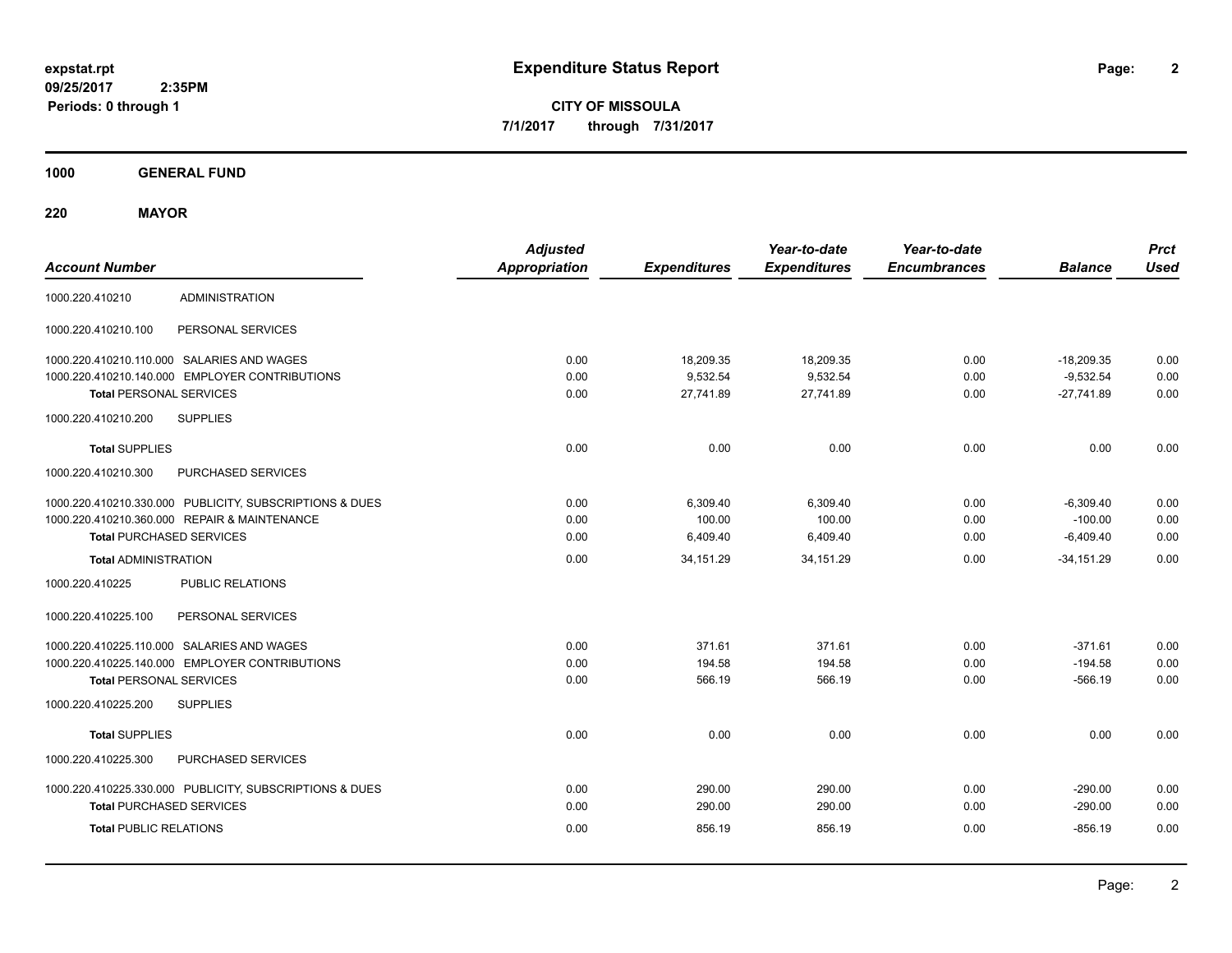# Expenditure Status Report

expstat.rpt
09/25/2017 2:35PM
Periods: 0 through 1

**CITY OF MISSOULA**
**7/1/2017 through 7/31/2017**

## 1000 GENERAL FUND

### 220 MAYOR

| Account Number | | Adjusted Appropriation | Expenditures | Year-to-date Expenditures | Year-to-date Encumbrances | Balance | Prct Used |
|---|---|---|---|---|---|---|---|
| 1000.220.410210 | ADMINISTRATION | | | | | | |
| 1000.220.410210.100 | PERSONAL SERVICES | | | | | | |
| 1000.220.410210.110.000 | SALARIES AND WAGES | 0.00 | 18,209.35 | 18,209.35 | 0.00 | -18,209.35 | 0.00 |
| 1000.220.410210.140.000 | EMPLOYER CONTRIBUTIONS | 0.00 | 9,532.54 | 9,532.54 | 0.00 | -9,532.54 | 0.00 |
| **Total** PERSONAL SERVICES | | 0.00 | 27,741.89 | 27,741.89 | 0.00 | -27,741.89 | 0.00 |
| 1000.220.410210.200 | SUPPLIES | | | | | | |
| **Total** SUPPLIES | | 0.00 | 0.00 | 0.00 | 0.00 | 0.00 | 0.00 |
| 1000.220.410210.300 | PURCHASED SERVICES | | | | | | |
| 1000.220.410210.330.000 | PUBLICITY, SUBSCRIPTIONS & DUES | 0.00 | 6,309.40 | 6,309.40 | 0.00 | -6,309.40 | 0.00 |
| 1000.220.410210.360.000 | REPAIR & MAINTENANCE | 0.00 | 100.00 | 100.00 | 0.00 | -100.00 | 0.00 |
| **Total** PURCHASED SERVICES | | 0.00 | 6,409.40 | 6,409.40 | 0.00 | -6,409.40 | 0.00 |
| **Total** ADMINISTRATION | | 0.00 | 34,151.29 | 34,151.29 | 0.00 | -34,151.29 | 0.00 |
| 1000.220.410225 | PUBLIC RELATIONS | | | | | | |
| 1000.220.410225.100 | PERSONAL SERVICES | | | | | | |
| 1000.220.410225.110.000 | SALARIES AND WAGES | 0.00 | 371.61 | 371.61 | 0.00 | -371.61 | 0.00 |
| 1000.220.410225.140.000 | EMPLOYER CONTRIBUTIONS | 0.00 | 194.58 | 194.58 | 0.00 | -194.58 | 0.00 |
| **Total** PERSONAL SERVICES | | 0.00 | 566.19 | 566.19 | 0.00 | -566.19 | 0.00 |
| 1000.220.410225.200 | SUPPLIES | | | | | | |
| **Total** SUPPLIES | | 0.00 | 0.00 | 0.00 | 0.00 | 0.00 | 0.00 |
| 1000.220.410225.300 | PURCHASED SERVICES | | | | | | |
| 1000.220.410225.330.000 | PUBLICITY, SUBSCRIPTIONS & DUES | 0.00 | 290.00 | 290.00 | 0.00 | -290.00 | 0.00 |
| **Total** PURCHASED SERVICES | | 0.00 | 290.00 | 290.00 | 0.00 | -290.00 | 0.00 |
| **Total** PUBLIC RELATIONS | | 0.00 | 856.19 | 856.19 | 0.00 | -856.19 | 0.00 |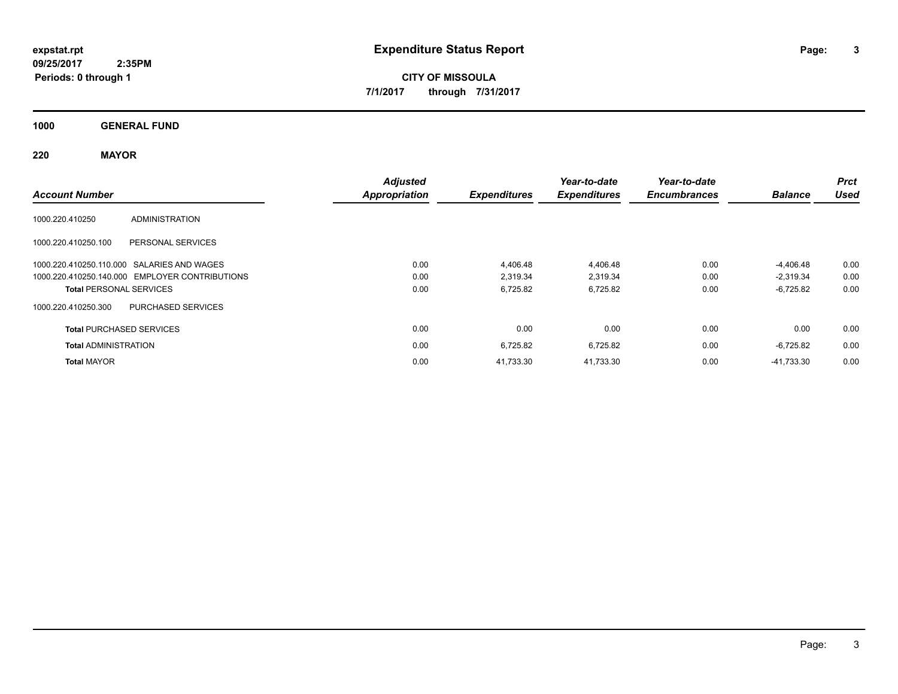**expstat.rpt**
**09/25/2017 2:35PM**
**Periods: 0 through 1**

# Expenditure Status Report

**CITY OF MISSOULA**
**7/1/2017 through 7/31/2017**

## 1000 GENERAL FUND

### 220 MAYOR

| Account Number | | Adjusted Appropriation | Expenditures | Year-to-date Expenditures | Year-to-date Encumbrances | Balance | Prct Used |
|---|---|---|---|---|---|---|---|
| 1000.220.410250 | ADMINISTRATION | | | | | | |
| 1000.220.410250.100 | PERSONAL SERVICES | | | | | | |
| 1000.220.410250.110.000 | SALARIES AND WAGES | 0.00 | 4,406.48 | 4,406.48 | 0.00 | -4,406.48 | 0.00 |
| 1000.220.410250.140.000 | EMPLOYER CONTRIBUTIONS | 0.00 | 2,319.34 | 2,319.34 | 0.00 | -2,319.34 | 0.00 |
| **Total** PERSONAL SERVICES | | 0.00 | 6,725.82 | 6,725.82 | 0.00 | -6,725.82 | 0.00 |
| 1000.220.410250.300 | PURCHASED SERVICES | | | | | | |
| **Total** PURCHASED SERVICES | | 0.00 | 0.00 | 0.00 | 0.00 | 0.00 | 0.00 |
| **Total** ADMINISTRATION | | 0.00 | 6,725.82 | 6,725.82 | 0.00 | -6,725.82 | 0.00 |
| **Total** MAYOR | | 0.00 | 41,733.30 | 41,733.30 | 0.00 | -41,733.30 | 0.00 |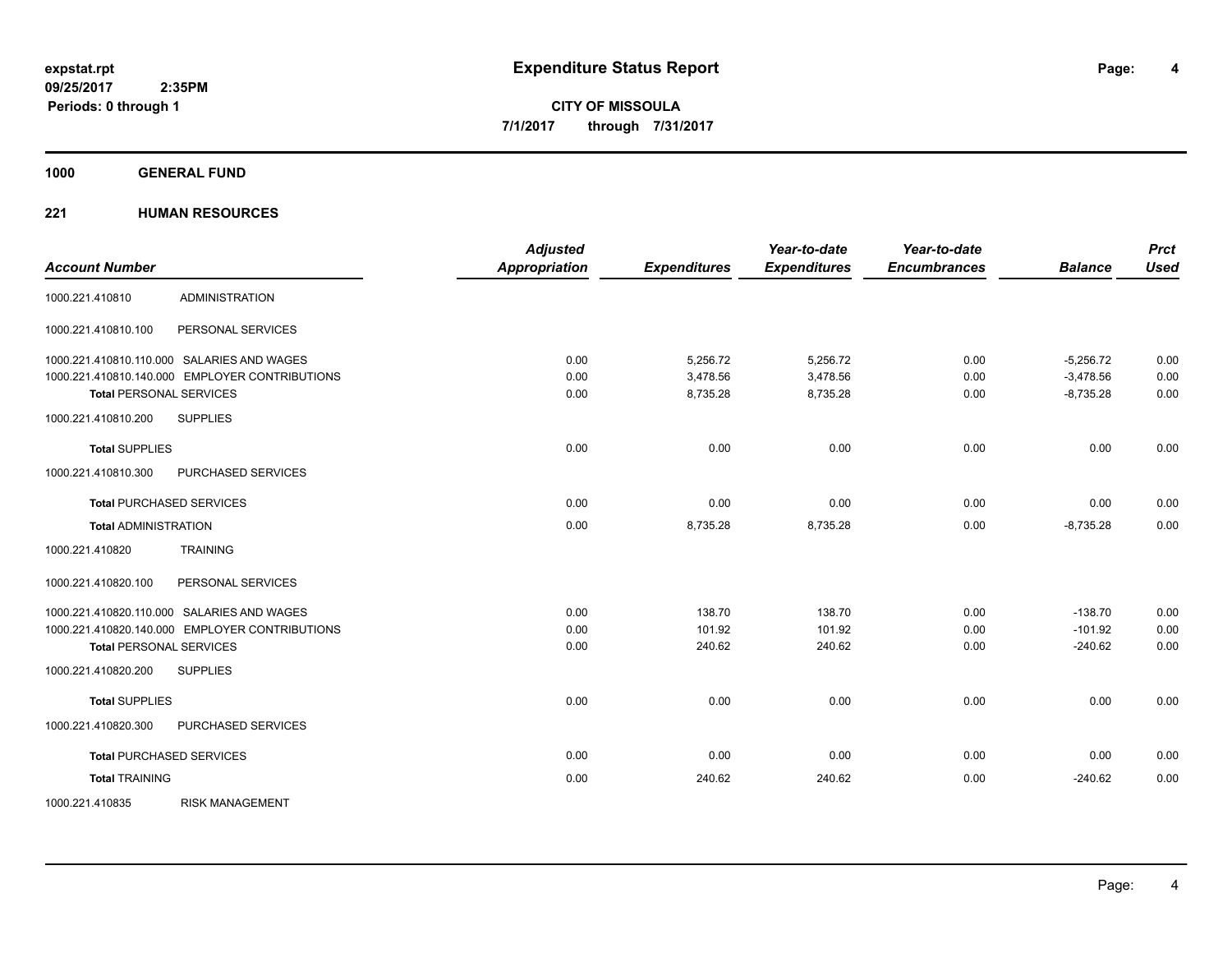# Expenditure Status Report

**expstat.rpt**
**09/25/2017 2:35PM**
**Periods: 0 through 1**

**CITY OF MISSOULA**
**7/1/2017 through 7/31/2017**

## 1000 GENERAL FUND

### 221 HUMAN RESOURCES

| Account Number | | Adjusted Appropriation | Expenditures | Year-to-date Expenditures | Year-to-date Encumbrances | Balance | Prct Used |
|---|---|---|---|---|---|---|---|
| 1000.221.410810 | ADMINISTRATION | | | | | | |
| 1000.221.410810.100 | PERSONAL SERVICES | | | | | | |
| 1000.221.410810.110.000 | SALARIES AND WAGES | 0.00 | 5,256.72 | 5,256.72 | 0.00 | -5,256.72 | 0.00 |
| 1000.221.410810.140.000 | EMPLOYER CONTRIBUTIONS | 0.00 | 3,478.56 | 3,478.56 | 0.00 | -3,478.56 | 0.00 |
| **Total** PERSONAL SERVICES | | 0.00 | 8,735.28 | 8,735.28 | 0.00 | -8,735.28 | 0.00 |
| 1000.221.410810.200 | SUPPLIES | | | | | | |
| **Total** SUPPLIES | | 0.00 | 0.00 | 0.00 | 0.00 | 0.00 | 0.00 |
| 1000.221.410810.300 | PURCHASED SERVICES | | | | | | |
| **Total** PURCHASED SERVICES | | 0.00 | 0.00 | 0.00 | 0.00 | 0.00 | 0.00 |
| **Total** ADMINISTRATION | | 0.00 | 8,735.28 | 8,735.28 | 0.00 | -8,735.28 | 0.00 |
| 1000.221.410820 | TRAINING | | | | | | |
| 1000.221.410820.100 | PERSONAL SERVICES | | | | | | |
| 1000.221.410820.110.000 | SALARIES AND WAGES | 0.00 | 138.70 | 138.70 | 0.00 | -138.70 | 0.00 |
| 1000.221.410820.140.000 | EMPLOYER CONTRIBUTIONS | 0.00 | 101.92 | 101.92 | 0.00 | -101.92 | 0.00 |
| **Total** PERSONAL SERVICES | | 0.00 | 240.62 | 240.62 | 0.00 | -240.62 | 0.00 |
| 1000.221.410820.200 | SUPPLIES | | | | | | |
| **Total** SUPPLIES | | 0.00 | 0.00 | 0.00 | 0.00 | 0.00 | 0.00 |
| 1000.221.410820.300 | PURCHASED SERVICES | | | | | | |
| **Total** PURCHASED SERVICES | | 0.00 | 0.00 | 0.00 | 0.00 | 0.00 | 0.00 |
| **Total** TRAINING | | 0.00 | 240.62 | 240.62 | 0.00 | -240.62 | 0.00 |
| 1000.221.410835 | RISK MANAGEMENT | | | | | | |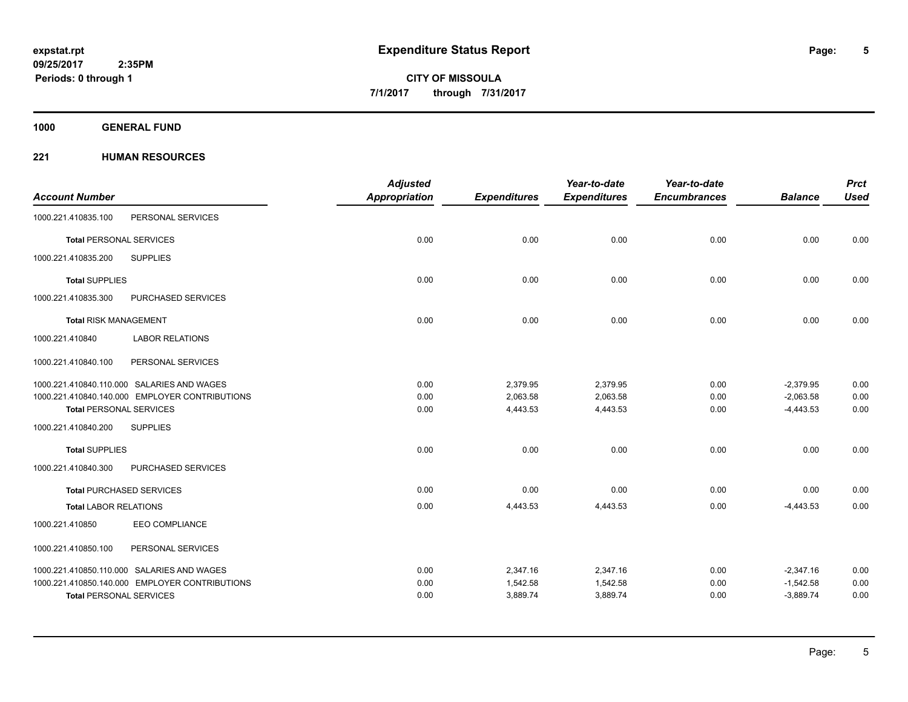# Expenditure Status Report

expstat.rpt
09/25/2017 2:35PM
Periods: 0 through 1

**CITY OF MISSOULA**
**7/1/2017 through 7/31/2017**

**1000 GENERAL FUND**

**221 HUMAN RESOURCES**

| Account Number | | Adjusted Appropriation | Expenditures | Year-to-date Expenditures | Year-to-date Encumbrances | Balance | Prct Used |
|---|---|---|---|---|---|---|---|
| 1000.221.410835.100 | PERSONAL SERVICES | | | | | | |
| **Total** PERSONAL SERVICES | | 0.00 | 0.00 | 0.00 | 0.00 | 0.00 | 0.00 |
| 1000.221.410835.200 | SUPPLIES | | | | | | |
| **Total** SUPPLIES | | 0.00 | 0.00 | 0.00 | 0.00 | 0.00 | 0.00 |
| 1000.221.410835.300 | PURCHASED SERVICES | | | | | | |
| **Total** RISK MANAGEMENT | | 0.00 | 0.00 | 0.00 | 0.00 | 0.00 | 0.00 |
| 1000.221.410840 | LABOR RELATIONS | | | | | | |
| 1000.221.410840.100 | PERSONAL SERVICES | | | | | | |
| 1000.221.410840.110.000 | SALARIES AND WAGES | 0.00 | 2,379.95 | 2,379.95 | 0.00 | -2,379.95 | 0.00 |
| 1000.221.410840.140.000 | EMPLOYER CONTRIBUTIONS | 0.00 | 2,063.58 | 2,063.58 | 0.00 | -2,063.58 | 0.00 |
| **Total** PERSONAL SERVICES | | 0.00 | 4,443.53 | 4,443.53 | 0.00 | -4,443.53 | 0.00 |
| 1000.221.410840.200 | SUPPLIES | | | | | | |
| **Total** SUPPLIES | | 0.00 | 0.00 | 0.00 | 0.00 | 0.00 | 0.00 |
| 1000.221.410840.300 | PURCHASED SERVICES | | | | | | |
| **Total** PURCHASED SERVICES | | 0.00 | 0.00 | 0.00 | 0.00 | 0.00 | 0.00 |
| **Total** LABOR RELATIONS | | 0.00 | 4,443.53 | 4,443.53 | 0.00 | -4,443.53 | 0.00 |
| 1000.221.410850 | EEO COMPLIANCE | | | | | | |
| 1000.221.410850.100 | PERSONAL SERVICES | | | | | | |
| 1000.221.410850.110.000 | SALARIES AND WAGES | 0.00 | 2,347.16 | 2,347.16 | 0.00 | -2,347.16 | 0.00 |
| 1000.221.410850.140.000 | EMPLOYER CONTRIBUTIONS | 0.00 | 1,542.58 | 1,542.58 | 0.00 | -1,542.58 | 0.00 |
| **Total** PERSONAL SERVICES | | 0.00 | 3,889.74 | 3,889.74 | 0.00 | -3,889.74 | 0.00 |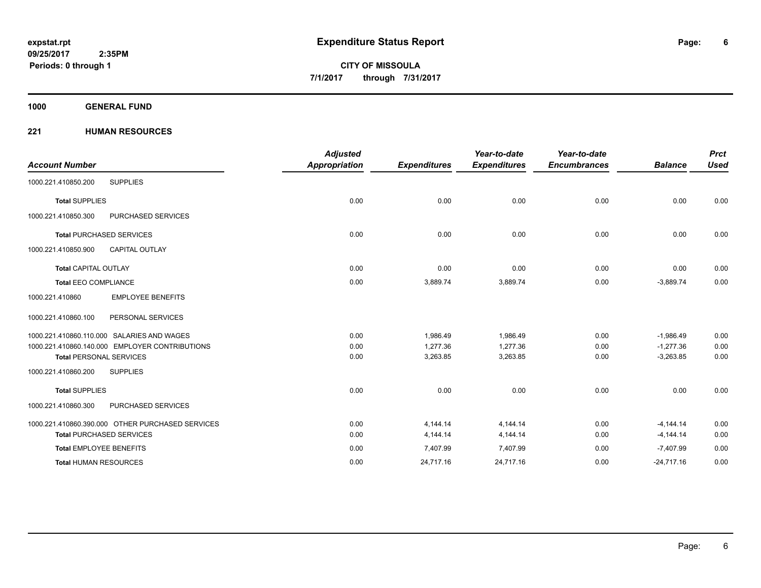**expstat.rpt**
**09/25/2017 2:35PM**
**Periods: 0 through 1**

# Expenditure Status Report

**CITY OF MISSOULA**
**7/1/2017 through 7/31/2017**

## 1000 GENERAL FUND

## 221 HUMAN RESOURCES

| Account Number | | Adjusted Appropriation | Expenditures | Year-to-date Expenditures | Year-to-date Encumbrances | Balance | Prct Used |
|---|---|---|---|---|---|---|---|
| 1000.221.410850.200 | SUPPLIES | | | | | | |
| **Total** SUPPLIES | | 0.00 | 0.00 | 0.00 | 0.00 | 0.00 | 0.00 |
| 1000.221.410850.300 | PURCHASED SERVICES | | | | | | |
| **Total** PURCHASED SERVICES | | 0.00 | 0.00 | 0.00 | 0.00 | 0.00 | 0.00 |
| 1000.221.410850.900 | CAPITAL OUTLAY | | | | | | |
| **Total** CAPITAL OUTLAY | | 0.00 | 0.00 | 0.00 | 0.00 | 0.00 | 0.00 |
| **Total** EEO COMPLIANCE | | 0.00 | 3,889.74 | 3,889.74 | 0.00 | -3,889.74 | 0.00 |
| 1000.221.410860 | EMPLOYEE BENEFITS | | | | | | |
| 1000.221.410860.100 | PERSONAL SERVICES | | | | | | |
| 1000.221.410860.110.000 | SALARIES AND WAGES | 0.00 | 1,986.49 | 1,986.49 | 0.00 | -1,986.49 | 0.00 |
| 1000.221.410860.140.000 | EMPLOYER CONTRIBUTIONS | 0.00 | 1,277.36 | 1,277.36 | 0.00 | -1,277.36 | 0.00 |
| **Total** PERSONAL SERVICES | | 0.00 | 3,263.85 | 3,263.85 | 0.00 | -3,263.85 | 0.00 |
| 1000.221.410860.200 | SUPPLIES | | | | | | |
| **Total** SUPPLIES | | 0.00 | 0.00 | 0.00 | 0.00 | 0.00 | 0.00 |
| 1000.221.410860.300 | PURCHASED SERVICES | | | | | | |
| 1000.221.410860.390.000 | OTHER PURCHASED SERVICES | 0.00 | 4,144.14 | 4,144.14 | 0.00 | -4,144.14 | 0.00 |
| **Total** PURCHASED SERVICES | | 0.00 | 4,144.14 | 4,144.14 | 0.00 | -4,144.14 | 0.00 |
| **Total** EMPLOYEE BENEFITS | | 0.00 | 7,407.99 | 7,407.99 | 0.00 | -7,407.99 | 0.00 |
| **Total** HUMAN RESOURCES | | 0.00 | 24,717.16 | 24,717.16 | 0.00 | -24,717.16 | 0.00 |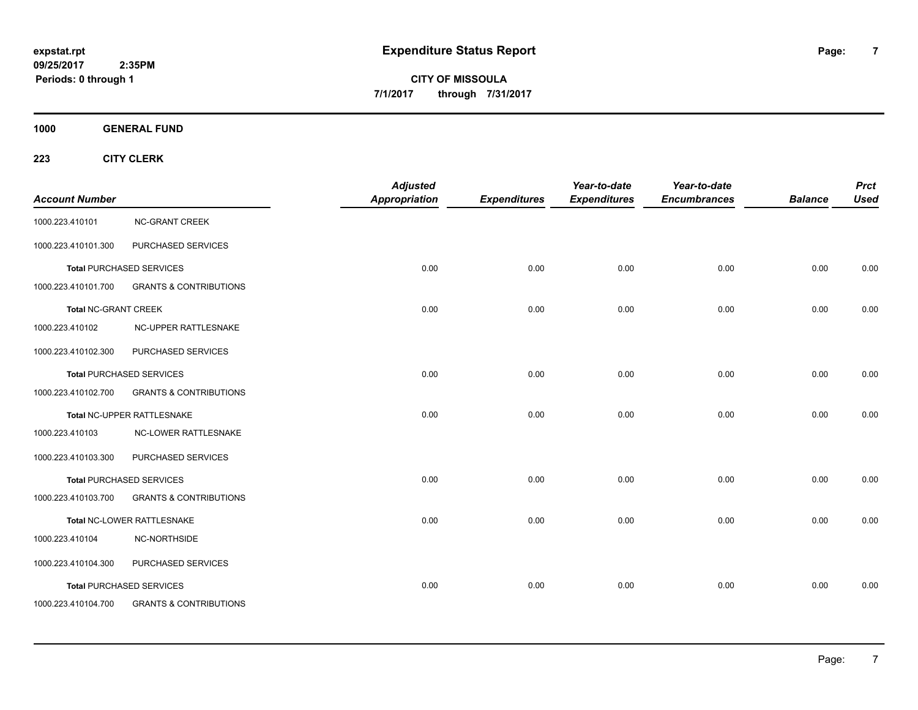# Expenditure Status Report

**CITY OF MISSOULA**

**7/1/2017 through 7/31/2017**

expstat.rpt
09/25/2017 2:35PM
Periods: 0 through 1

**1000 GENERAL FUND**

**223 CITY CLERK**

| Account Number | | Adjusted Appropriation | Expenditures | Year-to-date Expenditures | Year-to-date Encumbrances | Balance | Prct Used |
|---|---|---|---|---|---|---|---|
| 1000.223.410101 | NC-GRANT CREEK | | | | | | |
| 1000.223.410101.300 | PURCHASED SERVICES | | | | | | |
| **Total** PURCHASED SERVICES | | 0.00 | 0.00 | 0.00 | 0.00 | 0.00 | 0.00 |
| 1000.223.410101.700 | GRANTS & CONTRIBUTIONS | | | | | | |
| **Total** NC-GRANT CREEK | | 0.00 | 0.00 | 0.00 | 0.00 | 0.00 | 0.00 |
| 1000.223.410102 | NC-UPPER RATTLESNAKE | | | | | | |
| 1000.223.410102.300 | PURCHASED SERVICES | | | | | | |
| **Total** PURCHASED SERVICES | | 0.00 | 0.00 | 0.00 | 0.00 | 0.00 | 0.00 |
| 1000.223.410102.700 | GRANTS & CONTRIBUTIONS | | | | | | |
| **Total** NC-UPPER RATTLESNAKE | | 0.00 | 0.00 | 0.00 | 0.00 | 0.00 | 0.00 |
| 1000.223.410103 | NC-LOWER RATTLESNAKE | | | | | | |
| 1000.223.410103.300 | PURCHASED SERVICES | | | | | | |
| **Total** PURCHASED SERVICES | | 0.00 | 0.00 | 0.00 | 0.00 | 0.00 | 0.00 |
| 1000.223.410103.700 | GRANTS & CONTRIBUTIONS | | | | | | |
| **Total** NC-LOWER RATTLESNAKE | | 0.00 | 0.00 | 0.00 | 0.00 | 0.00 | 0.00 |
| 1000.223.410104 | NC-NORTHSIDE | | | | | | |
| 1000.223.410104.300 | PURCHASED SERVICES | | | | | | |
| **Total** PURCHASED SERVICES | | 0.00 | 0.00 | 0.00 | 0.00 | 0.00 | 0.00 |
| 1000.223.410104.700 | GRANTS & CONTRIBUTIONS | | | | | | |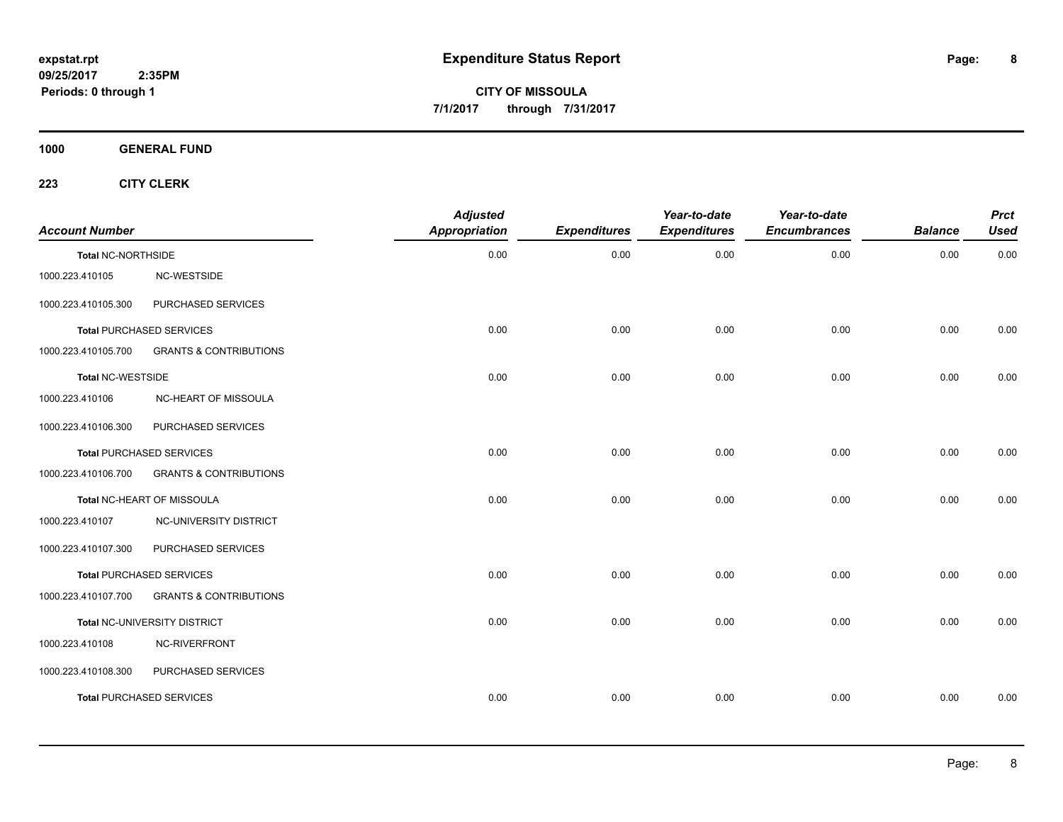# Expenditure Status Report

expstat.rpt
09/25/2017 2:35PM
Periods: 0 through 1

**CITY OF MISSOULA**
**7/1/2017 through 7/31/2017**

**1000 GENERAL FUND**

**223 CITY CLERK**

| Account Number | | Adjusted Appropriation | Expenditures | Year-to-date Expenditures | Year-to-date Encumbrances | Balance | Prct Used |
|---|---|---|---|---|---|---|---|
| **Total** NC-NORTHSIDE | | 0.00 | 0.00 | 0.00 | 0.00 | 0.00 | 0.00 |
| 1000.223.410105 | NC-WESTSIDE | | | | | | |
| 1000.223.410105.300 | PURCHASED SERVICES | | | | | | |
| **Total** PURCHASED SERVICES | | 0.00 | 0.00 | 0.00 | 0.00 | 0.00 | 0.00 |
| 1000.223.410105.700 | GRANTS & CONTRIBUTIONS | | | | | | |
| **Total** NC-WESTSIDE | | 0.00 | 0.00 | 0.00 | 0.00 | 0.00 | 0.00 |
| 1000.223.410106 | NC-HEART OF MISSOULA | | | | | | |
| 1000.223.410106.300 | PURCHASED SERVICES | | | | | | |
| **Total** PURCHASED SERVICES | | 0.00 | 0.00 | 0.00 | 0.00 | 0.00 | 0.00 |
| 1000.223.410106.700 | GRANTS & CONTRIBUTIONS | | | | | | |
| **Total** NC-HEART OF MISSOULA | | 0.00 | 0.00 | 0.00 | 0.00 | 0.00 | 0.00 |
| 1000.223.410107 | NC-UNIVERSITY DISTRICT | | | | | | |
| 1000.223.410107.300 | PURCHASED SERVICES | | | | | | |
| **Total** PURCHASED SERVICES | | 0.00 | 0.00 | 0.00 | 0.00 | 0.00 | 0.00 |
| 1000.223.410107.700 | GRANTS & CONTRIBUTIONS | | | | | | |
| **Total** NC-UNIVERSITY DISTRICT | | 0.00 | 0.00 | 0.00 | 0.00 | 0.00 | 0.00 |
| 1000.223.410108 | NC-RIVERFRONT | | | | | | |
| 1000.223.410108.300 | PURCHASED SERVICES | | | | | | |
| **Total** PURCHASED SERVICES | | 0.00 | 0.00 | 0.00 | 0.00 | 0.00 | 0.00 |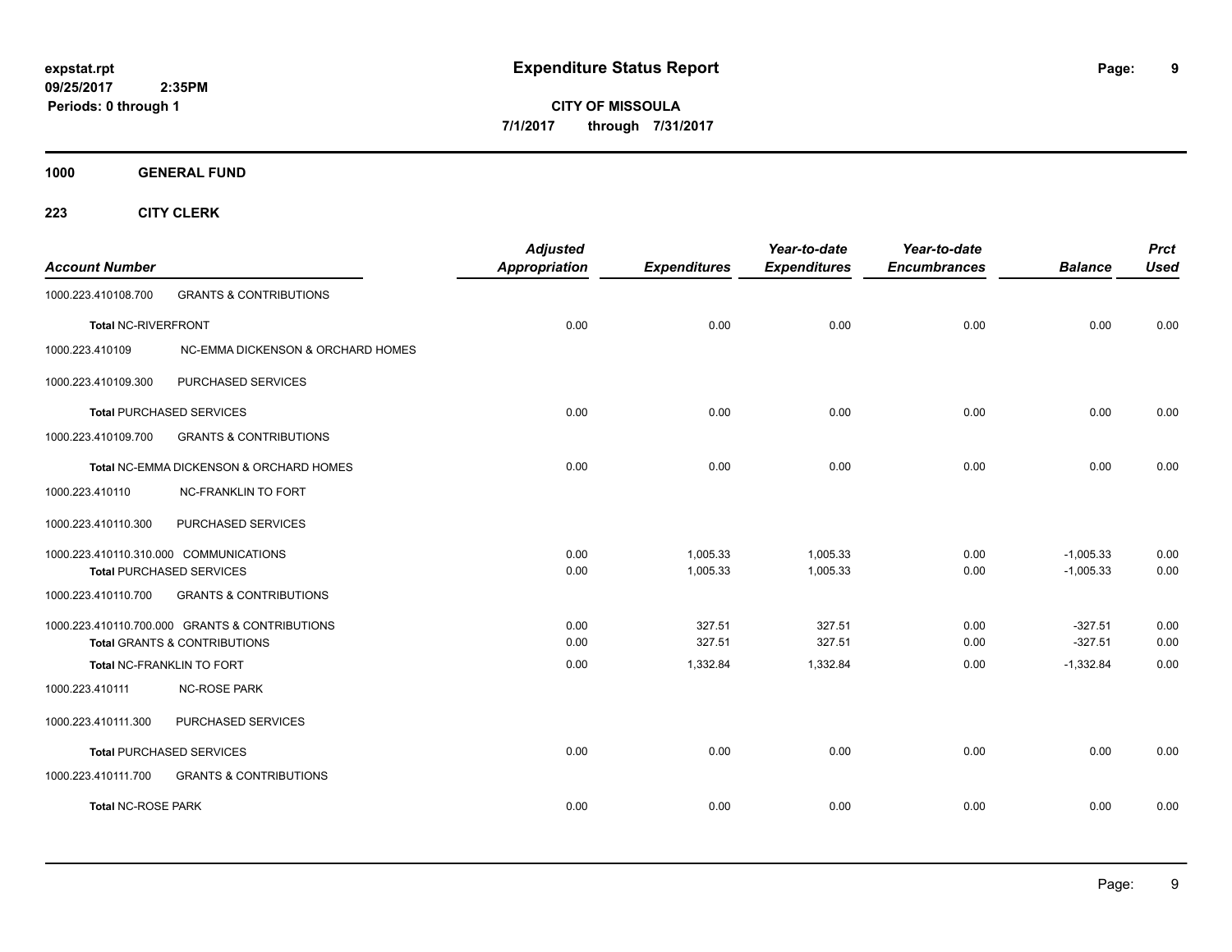**expstat.rpt**
**09/25/2017 2:35PM**
**Periods: 0 through 1**

# Expenditure Status Report

**CITY OF MISSOULA**
**7/1/2017 through 7/31/2017**

## 1000 GENERAL FUND

### 223 CITY CLERK

| Account Number | | Adjusted Appropriation | Expenditures | Year-to-date Expenditures | Year-to-date Encumbrances | Balance | Prct Used |
|---|---|---|---|---|---|---|---|
| 1000.223.410108.700 | GRANTS & CONTRIBUTIONS | | | | | | |
| **Total** NC-RIVERFRONT | | 0.00 | 0.00 | 0.00 | 0.00 | 0.00 | 0.00 |
| 1000.223.410109 | NC-EMMA DICKENSON & ORCHARD HOMES | | | | | | |
| 1000.223.410109.300 | PURCHASED SERVICES | | | | | | |
| **Total** PURCHASED SERVICES | | 0.00 | 0.00 | 0.00 | 0.00 | 0.00 | 0.00 |
| 1000.223.410109.700 | GRANTS & CONTRIBUTIONS | | | | | | |
| **Total** NC-EMMA DICKENSON & ORCHARD HOMES | | 0.00 | 0.00 | 0.00 | 0.00 | 0.00 | 0.00 |
| 1000.223.410110 | NC-FRANKLIN TO FORT | | | | | | |
| 1000.223.410110.300 | PURCHASED SERVICES | | | | | | |
| 1000.223.410110.310.000 | COMMUNICATIONS | 0.00 | 1,005.33 | 1,005.33 | 0.00 | -1,005.33 | 0.00 |
| **Total** PURCHASED SERVICES | | 0.00 | 1,005.33 | 1,005.33 | 0.00 | -1,005.33 | 0.00 |
| 1000.223.410110.700 | GRANTS & CONTRIBUTIONS | | | | | | |
| 1000.223.410110.700.000 | GRANTS & CONTRIBUTIONS | 0.00 | 327.51 | 327.51 | 0.00 | -327.51 | 0.00 |
| **Total** GRANTS & CONTRIBUTIONS | | 0.00 | 327.51 | 327.51 | 0.00 | -327.51 | 0.00 |
| **Total** NC-FRANKLIN TO FORT | | 0.00 | 1,332.84 | 1,332.84 | 0.00 | -1,332.84 | 0.00 |
| 1000.223.410111 | NC-ROSE PARK | | | | | | |
| 1000.223.410111.300 | PURCHASED SERVICES | | | | | | |
| **Total** PURCHASED SERVICES | | 0.00 | 0.00 | 0.00 | 0.00 | 0.00 | 0.00 |
| 1000.223.410111.700 | GRANTS & CONTRIBUTIONS | | | | | | |
| **Total** NC-ROSE PARK | | 0.00 | 0.00 | 0.00 | 0.00 | 0.00 | 0.00 |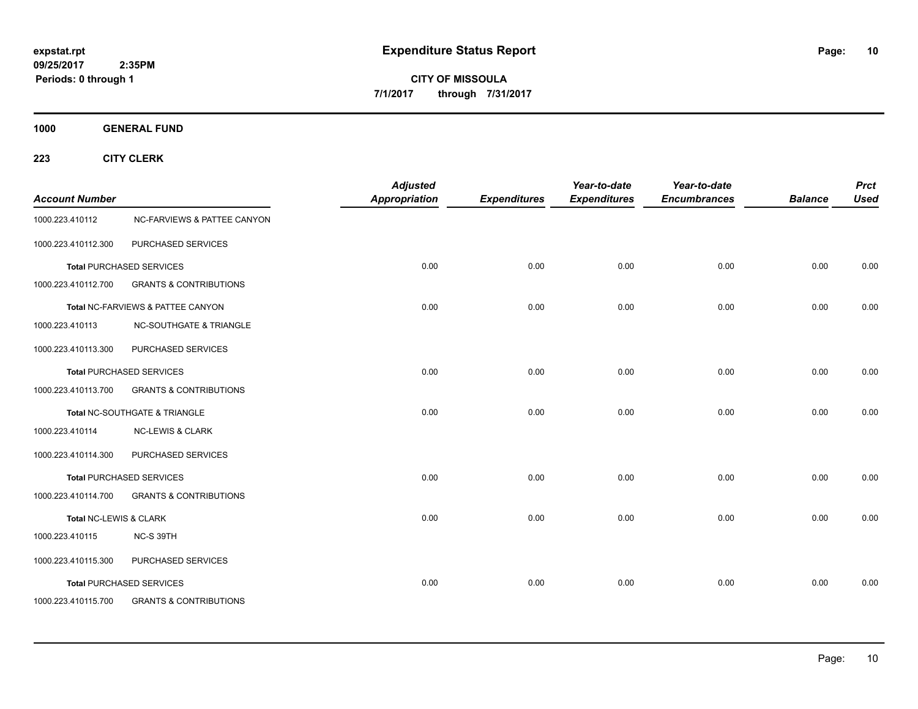# Expenditure Status Report

**expstat.rpt**
**09/25/2017 2:35PM**
**Periods: 0 through 1**

**CITY OF MISSOULA**
**7/1/2017 through 7/31/2017**

**1000 GENERAL FUND**

**223 CITY CLERK**

| Account Number | | Adjusted Appropriation | Expenditures | Year-to-date Expenditures | Year-to-date Encumbrances | Balance | Prct Used |
|---|---|---|---|---|---|---|---|
| 1000.223.410112 | NC-FARVIEWS & PATTEE CANYON | | | | | | |
| 1000.223.410112.300 | PURCHASED SERVICES | | | | | | |
| **Total** PURCHASED SERVICES | | 0.00 | 0.00 | 0.00 | 0.00 | 0.00 | 0.00 |
| 1000.223.410112.700 | GRANTS & CONTRIBUTIONS | | | | | | |
| **Total** NC-FARVIEWS & PATTEE CANYON | | 0.00 | 0.00 | 0.00 | 0.00 | 0.00 | 0.00 |
| 1000.223.410113 | NC-SOUTHGATE & TRIANGLE | | | | | | |
| 1000.223.410113.300 | PURCHASED SERVICES | | | | | | |
| **Total** PURCHASED SERVICES | | 0.00 | 0.00 | 0.00 | 0.00 | 0.00 | 0.00 |
| 1000.223.410113.700 | GRANTS & CONTRIBUTIONS | | | | | | |
| **Total** NC-SOUTHGATE & TRIANGLE | | 0.00 | 0.00 | 0.00 | 0.00 | 0.00 | 0.00 |
| 1000.223.410114 | NC-LEWIS & CLARK | | | | | | |
| 1000.223.410114.300 | PURCHASED SERVICES | | | | | | |
| **Total** PURCHASED SERVICES | | 0.00 | 0.00 | 0.00 | 0.00 | 0.00 | 0.00 |
| 1000.223.410114.700 | GRANTS & CONTRIBUTIONS | | | | | | |
| **Total** NC-LEWIS & CLARK | | 0.00 | 0.00 | 0.00 | 0.00 | 0.00 | 0.00 |
| 1000.223.410115 | NC-S 39TH | | | | | | |
| 1000.223.410115.300 | PURCHASED SERVICES | | | | | | |
| **Total** PURCHASED SERVICES | | 0.00 | 0.00 | 0.00 | 0.00 | 0.00 | 0.00 |
| 1000.223.410115.700 | GRANTS & CONTRIBUTIONS | | | | | | |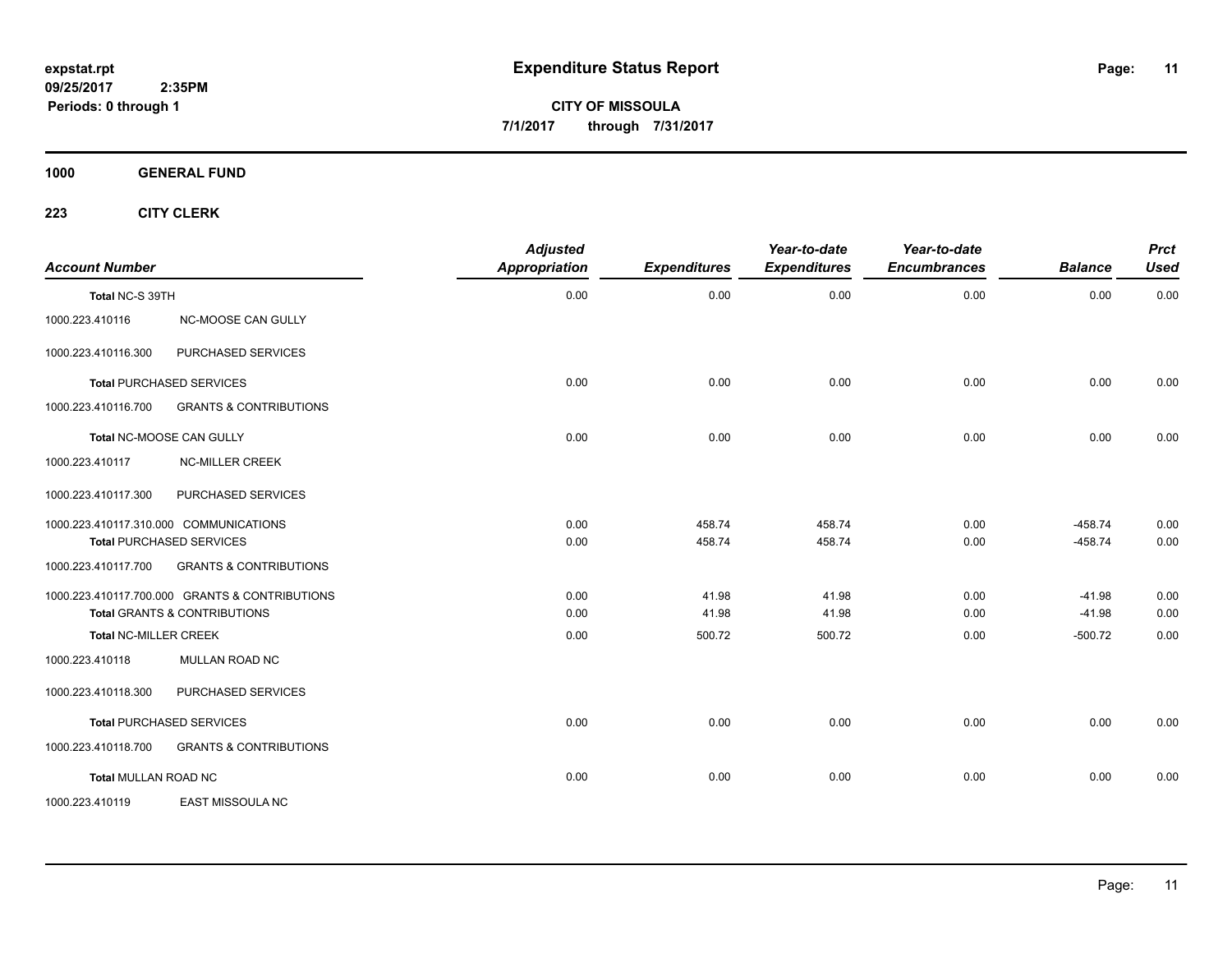**expstat.rpt**
**09/25/2017 2:35PM**
**Periods: 0 through 1**

# Expenditure Status Report

**CITY OF MISSOULA**
**7/1/2017 through 7/31/2017**

## 1000 GENERAL FUND

### 223 CITY CLERK

| Account Number | | Adjusted Appropriation | Expenditures | Year-to-date Expenditures | Year-to-date Encumbrances | Balance | Prct Used |
|---|---|---|---|---|---|---|---|
| Total NC-S 39TH | | 0.00 | 0.00 | 0.00 | 0.00 | 0.00 | 0.00 |
| 1000.223.410116 | NC-MOOSE CAN GULLY | | | | | | |
| 1000.223.410116.300 | PURCHASED SERVICES | | | | | | |
| Total PURCHASED SERVICES | | 0.00 | 0.00 | 0.00 | 0.00 | 0.00 | 0.00 |
| 1000.223.410116.700 | GRANTS & CONTRIBUTIONS | | | | | | |
| Total NC-MOOSE CAN GULLY | | 0.00 | 0.00 | 0.00 | 0.00 | 0.00 | 0.00 |
| 1000.223.410117 | NC-MILLER CREEK | | | | | | |
| 1000.223.410117.300 | PURCHASED SERVICES | | | | | | |
| 1000.223.410117.310.000 | COMMUNICATIONS | 0.00 | 458.74 | 458.74 | 0.00 | -458.74 | 0.00 |
| Total PURCHASED SERVICES | | 0.00 | 458.74 | 458.74 | 0.00 | -458.74 | 0.00 |
| 1000.223.410117.700 | GRANTS & CONTRIBUTIONS | | | | | | |
| 1000.223.410117.700.000 | GRANTS & CONTRIBUTIONS | 0.00 | 41.98 | 41.98 | 0.00 | -41.98 | 0.00 |
| Total GRANTS & CONTRIBUTIONS | | 0.00 | 41.98 | 41.98 | 0.00 | -41.98 | 0.00 |
| Total NC-MILLER CREEK | | 0.00 | 500.72 | 500.72 | 0.00 | -500.72 | 0.00 |
| 1000.223.410118 | MULLAN ROAD NC | | | | | | |
| 1000.223.410118.300 | PURCHASED SERVICES | | | | | | |
| Total PURCHASED SERVICES | | 0.00 | 0.00 | 0.00 | 0.00 | 0.00 | 0.00 |
| 1000.223.410118.700 | GRANTS & CONTRIBUTIONS | | | | | | |
| Total MULLAN ROAD NC | | 0.00 | 0.00 | 0.00 | 0.00 | 0.00 | 0.00 |
| 1000.223.410119 | EAST MISSOULA NC | | | | | | |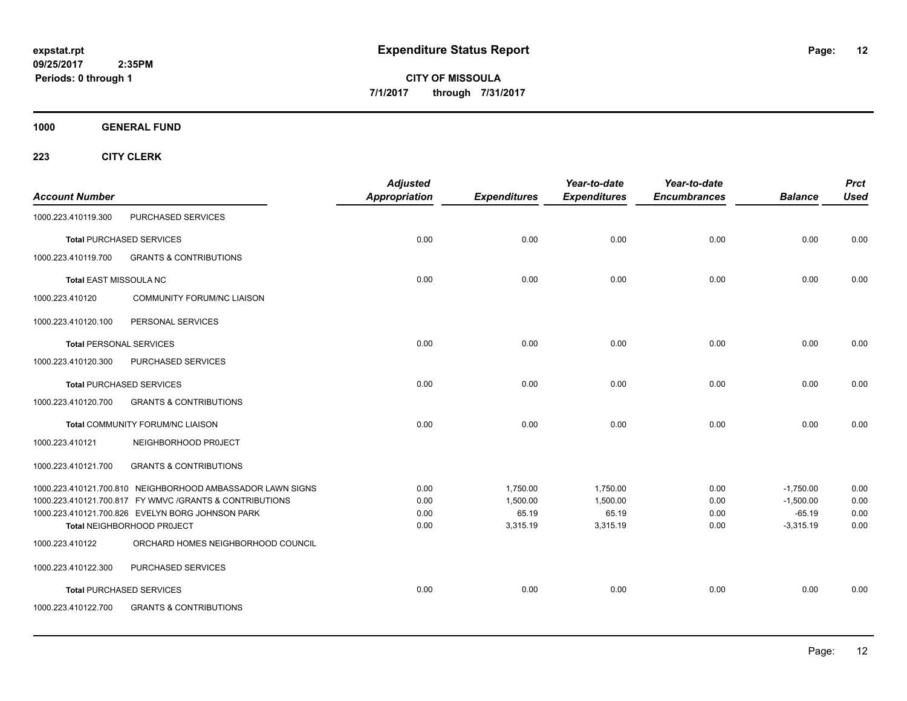**expstat.rpt**
**09/25/2017 2:35PM**
**Periods: 0 through 1**

# Expenditure Status Report

**CITY OF MISSOULA**
**7/1/2017 through 7/31/2017**

## 1000 GENERAL FUND

### 223 CITY CLERK

| Account Number | | Adjusted Appropriation | Expenditures | Year-to-date Expenditures | Year-to-date Encumbrances | Balance | Prct Used |
|---|---|---|---|---|---|---|---|
| 1000.223.410119.300 | PURCHASED SERVICES | | | | | | |
| **Total** PURCHASED SERVICES | | 0.00 | 0.00 | 0.00 | 0.00 | 0.00 | 0.00 |
| 1000.223.410119.700 | GRANTS & CONTRIBUTIONS | | | | | | |
| **Total** EAST MISSOULA NC | | 0.00 | 0.00 | 0.00 | 0.00 | 0.00 | 0.00 |
| 1000.223.410120 | COMMUNITY FORUM/NC LIAISON | | | | | | |
| 1000.223.410120.100 | PERSONAL SERVICES | | | | | | |
| **Total** PERSONAL SERVICES | | 0.00 | 0.00 | 0.00 | 0.00 | 0.00 | 0.00 |
| 1000.223.410120.300 | PURCHASED SERVICES | | | | | | |
| **Total** PURCHASED SERVICES | | 0.00 | 0.00 | 0.00 | 0.00 | 0.00 | 0.00 |
| 1000.223.410120.700 | GRANTS & CONTRIBUTIONS | | | | | | |
| **Total** COMMUNITY FORUM/NC LIAISON | | 0.00 | 0.00 | 0.00 | 0.00 | 0.00 | 0.00 |
| 1000.223.410121 | NEIGHBORHOOD PR0JECT | | | | | | |
| 1000.223.410121.700 | GRANTS & CONTRIBUTIONS | | | | | | |
| 1000.223.410121.700.810 | NEIGHBORHOOD AMBASSADOR LAWN SIGNS | 0.00 | 1,750.00 | 1,750.00 | 0.00 | -1,750.00 | 0.00 |
| 1000.223.410121.700.817 | FY WMVC /GRANTS & CONTRIBUTIONS | 0.00 | 1,500.00 | 1,500.00 | 0.00 | -1,500.00 | 0.00 |
| 1000.223.410121.700.826 | EVELYN BORG JOHNSON PARK | 0.00 | 65.19 | 65.19 | 0.00 | -65.19 | 0.00 |
| **Total** NEIGHBORHOOD PR0JECT | | 0.00 | 3,315.19 | 3,315.19 | 0.00 | -3,315.19 | 0.00 |
| 1000.223.410122 | ORCHARD HOMES NEIGHBORHOOD COUNCIL | | | | | | |
| 1000.223.410122.300 | PURCHASED SERVICES | | | | | | |
| **Total** PURCHASED SERVICES | | 0.00 | 0.00 | 0.00 | 0.00 | 0.00 | 0.00 |
| 1000.223.410122.700 | GRANTS & CONTRIBUTIONS | | | | | | |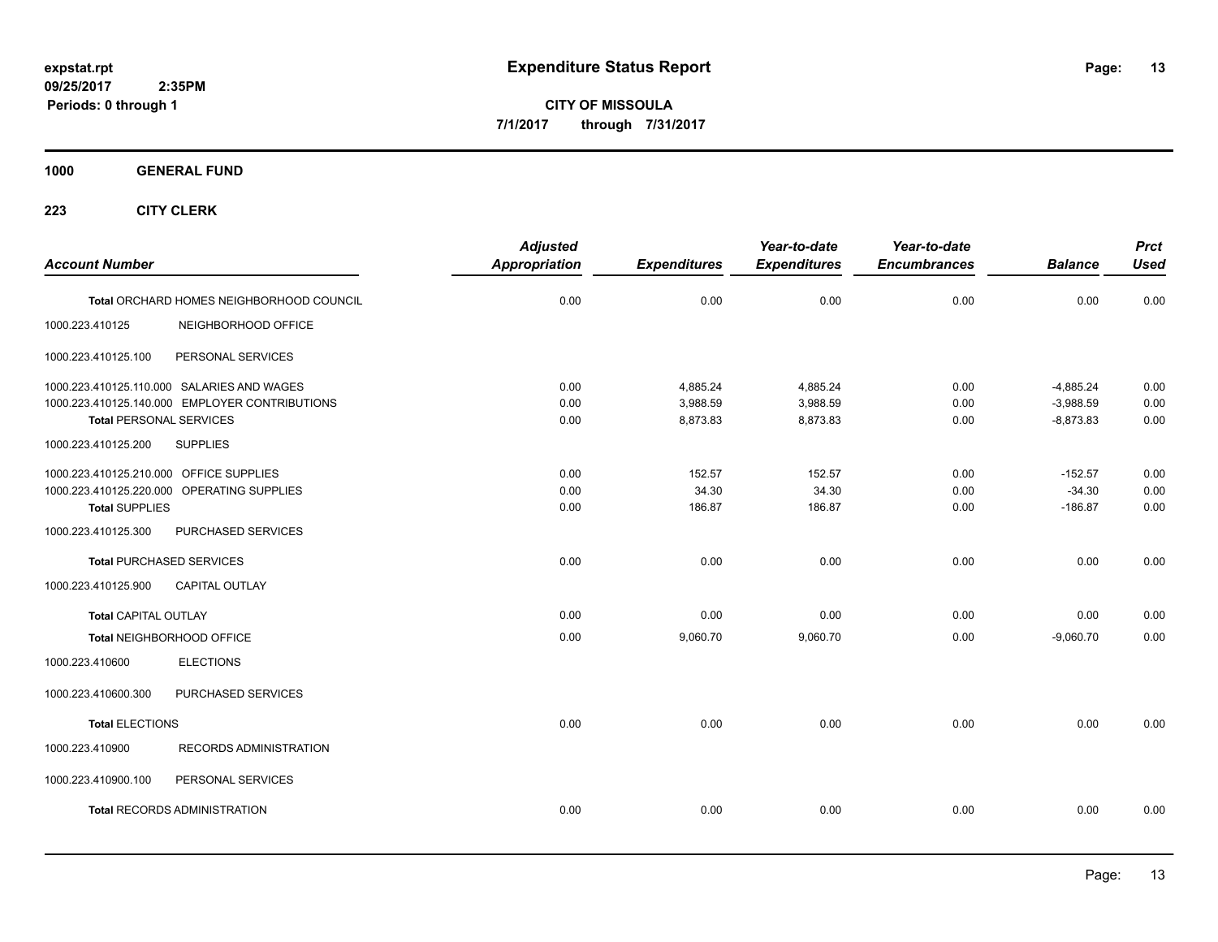# Expenditure Status Report

**CITY OF MISSOULA**

**7/1/2017 through 7/31/2017**

expstat.rpt
09/25/2017 2:35PM
Periods: 0 through 1

**1000 GENERAL FUND**

**223 CITY CLERK**

| Account Number | | Adjusted Appropriation | Expenditures | Year-to-date Expenditures | Year-to-date Encumbrances | Balance | Prct Used |
|---|---|---|---|---|---|---|---|
| **Total** ORCHARD HOMES NEIGHBORHOOD COUNCIL | | 0.00 | 0.00 | 0.00 | 0.00 | 0.00 | 0.00 |
| 1000.223.410125 | NEIGHBORHOOD OFFICE | | | | | | |
| 1000.223.410125.100 | PERSONAL SERVICES | | | | | | |
| 1000.223.410125.110.000 | SALARIES AND WAGES | 0.00 | 4,885.24 | 4,885.24 | 0.00 | -4,885.24 | 0.00 |
| 1000.223.410125.140.000 | EMPLOYER CONTRIBUTIONS | 0.00 | 3,988.59 | 3,988.59 | 0.00 | -3,988.59 | 0.00 |
| **Total** PERSONAL SERVICES | | 0.00 | 8,873.83 | 8,873.83 | 0.00 | -8,873.83 | 0.00 |
| 1000.223.410125.200 | SUPPLIES | | | | | | |
| 1000.223.410125.210.000 | OFFICE SUPPLIES | 0.00 | 152.57 | 152.57 | 0.00 | -152.57 | 0.00 |
| 1000.223.410125.220.000 | OPERATING SUPPLIES | 0.00 | 34.30 | 34.30 | 0.00 | -34.30 | 0.00 |
| **Total** SUPPLIES | | 0.00 | 186.87 | 186.87 | 0.00 | -186.87 | 0.00 |
| 1000.223.410125.300 | PURCHASED SERVICES | | | | | | |
| **Total** PURCHASED SERVICES | | 0.00 | 0.00 | 0.00 | 0.00 | 0.00 | 0.00 |
| 1000.223.410125.900 | CAPITAL OUTLAY | | | | | | |
| **Total** CAPITAL OUTLAY | | 0.00 | 0.00 | 0.00 | 0.00 | 0.00 | 0.00 |
| **Total** NEIGHBORHOOD OFFICE | | 0.00 | 9,060.70 | 9,060.70 | 0.00 | -9,060.70 | 0.00 |
| 1000.223.410600 | ELECTIONS | | | | | | |
| 1000.223.410600.300 | PURCHASED SERVICES | | | | | | |
| **Total** ELECTIONS | | 0.00 | 0.00 | 0.00 | 0.00 | 0.00 | 0.00 |
| 1000.223.410900 | RECORDS ADMINISTRATION | | | | | | |
| 1000.223.410900.100 | PERSONAL SERVICES | | | | | | |
| **Total** RECORDS ADMINISTRATION | | 0.00 | 0.00 | 0.00 | 0.00 | 0.00 | 0.00 |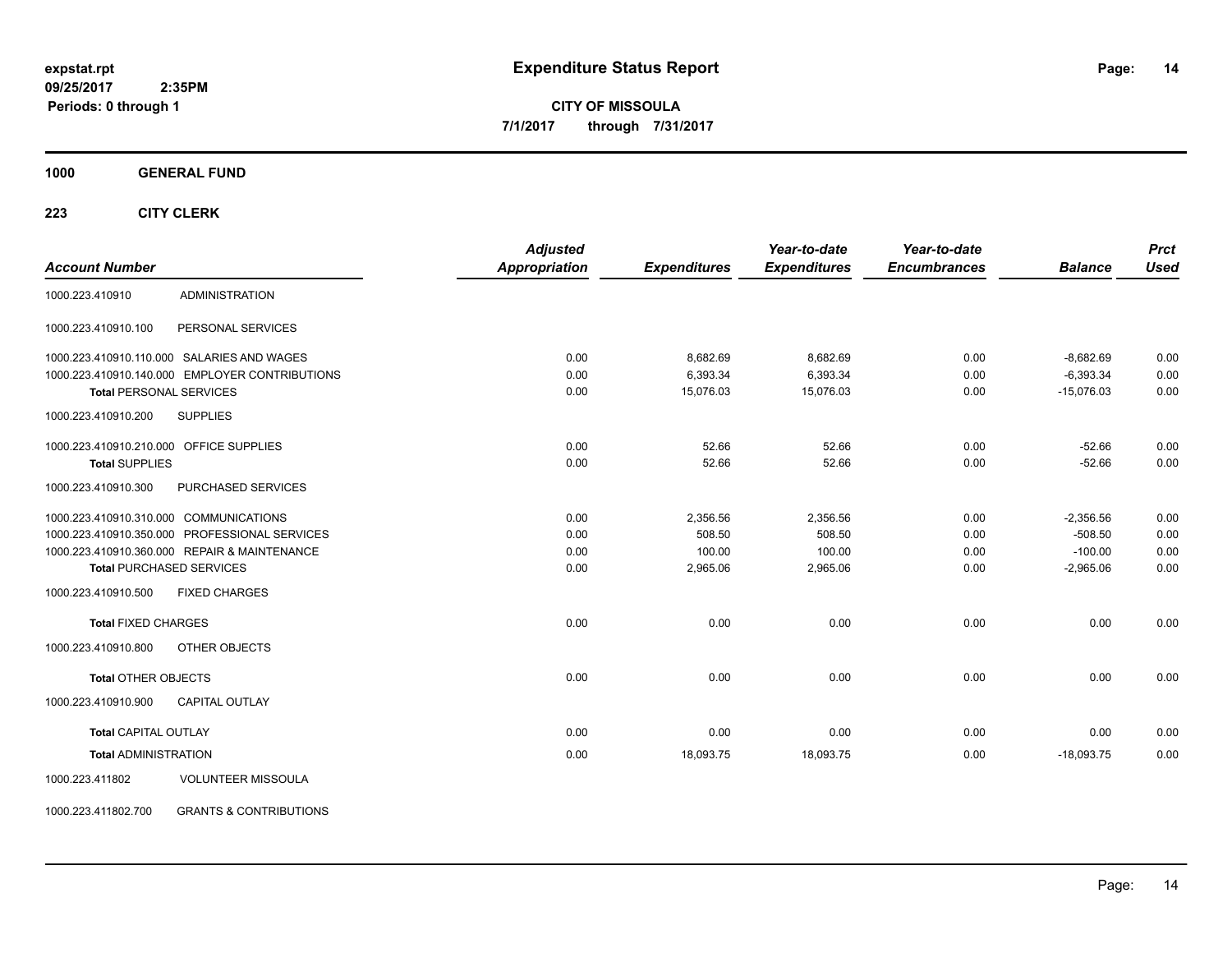**expstat.rpt**
**09/25/2017 2:35PM**
**Periods: 0 through 1**

# Expenditure Status Report

**CITY OF MISSOULA**
**7/1/2017 through 7/31/2017**

## 1000 GENERAL FUND

### 223 CITY CLERK

| Account Number | | Adjusted Appropriation | Expenditures | Year-to-date Expenditures | Year-to-date Encumbrances | Balance | Prct Used |
|---|---|---|---|---|---|---|---|
| 1000.223.410910 | ADMINISTRATION | | | | | | |
| 1000.223.410910.100 | PERSONAL SERVICES | | | | | | |
| 1000.223.410910.110.000 | SALARIES AND WAGES | 0.00 | 8,682.69 | 8,682.69 | 0.00 | -8,682.69 | 0.00 |
| 1000.223.410910.140.000 | EMPLOYER CONTRIBUTIONS | 0.00 | 6,393.34 | 6,393.34 | 0.00 | -6,393.34 | 0.00 |
| **Total** PERSONAL SERVICES | | 0.00 | 15,076.03 | 15,076.03 | 0.00 | -15,076.03 | 0.00 |
| 1000.223.410910.200 | SUPPLIES | | | | | | |
| 1000.223.410910.210.000 | OFFICE SUPPLIES | 0.00 | 52.66 | 52.66 | 0.00 | -52.66 | 0.00 |
| **Total** SUPPLIES | | 0.00 | 52.66 | 52.66 | 0.00 | -52.66 | 0.00 |
| 1000.223.410910.300 | PURCHASED SERVICES | | | | | | |
| 1000.223.410910.310.000 | COMMUNICATIONS | 0.00 | 2,356.56 | 2,356.56 | 0.00 | -2,356.56 | 0.00 |
| 1000.223.410910.350.000 | PROFESSIONAL SERVICES | 0.00 | 508.50 | 508.50 | 0.00 | -508.50 | 0.00 |
| 1000.223.410910.360.000 | REPAIR & MAINTENANCE | 0.00 | 100.00 | 100.00 | 0.00 | -100.00 | 0.00 |
| **Total** PURCHASED SERVICES | | 0.00 | 2,965.06 | 2,965.06 | 0.00 | -2,965.06 | 0.00 |
| 1000.223.410910.500 | FIXED CHARGES | | | | | | |
| **Total** FIXED CHARGES | | 0.00 | 0.00 | 0.00 | 0.00 | 0.00 | 0.00 |
| 1000.223.410910.800 | OTHER OBJECTS | | | | | | |
| **Total** OTHER OBJECTS | | 0.00 | 0.00 | 0.00 | 0.00 | 0.00 | 0.00 |
| 1000.223.410910.900 | CAPITAL OUTLAY | | | | | | |
| **Total** CAPITAL OUTLAY | | 0.00 | 0.00 | 0.00 | 0.00 | 0.00 | 0.00 |
| **Total** ADMINISTRATION | | 0.00 | 18,093.75 | 18,093.75 | 0.00 | -18,093.75 | 0.00 |
| 1000.223.411802 | VOLUNTEER MISSOULA | | | | | | |
| 1000.223.411802.700 | GRANTS & CONTRIBUTIONS | | | | | | |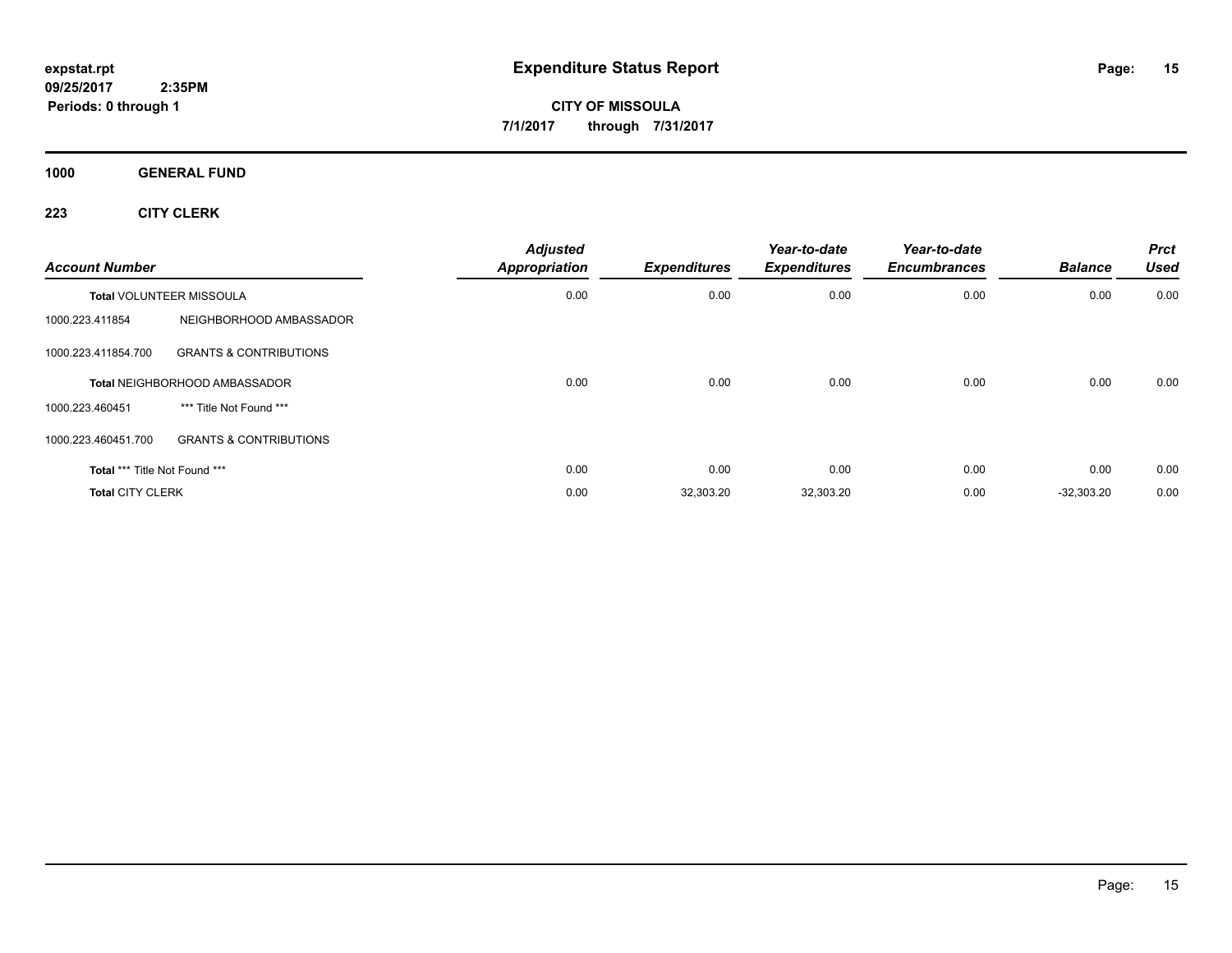# Expenditure Status Report

expstat.rpt
09/25/2017 2:35PM
Periods: 0 through 1

**CITY OF MISSOULA**
7/1/2017 through 7/31/2017

## 1000 GENERAL FUND

### 223 CITY CLERK

| Account Number | | Adjusted Appropriation | Expenditures | Year-to-date Expenditures | Year-to-date Encumbrances | Balance | Prct Used |
|---|---|---|---|---|---|---|---|
| Total VOLUNTEER MISSOULA | | 0.00 | 0.00 | 0.00 | 0.00 | 0.00 | 0.00 |
| 1000.223.411854 | NEIGHBORHOOD AMBASSADOR | | | | | | |
| 1000.223.411854.700 | GRANTS & CONTRIBUTIONS | | | | | | |
| Total NEIGHBORHOOD AMBASSADOR | | 0.00 | 0.00 | 0.00 | 0.00 | 0.00 | 0.00 |
| 1000.223.460451 | *** Title Not Found *** | | | | | | |
| 1000.223.460451.700 | GRANTS & CONTRIBUTIONS | | | | | | |
| Total *** Title Not Found *** | | 0.00 | 0.00 | 0.00 | 0.00 | 0.00 | 0.00 |
| Total CITY CLERK | | 0.00 | 32,303.20 | 32,303.20 | 0.00 | -32,303.20 | 0.00 |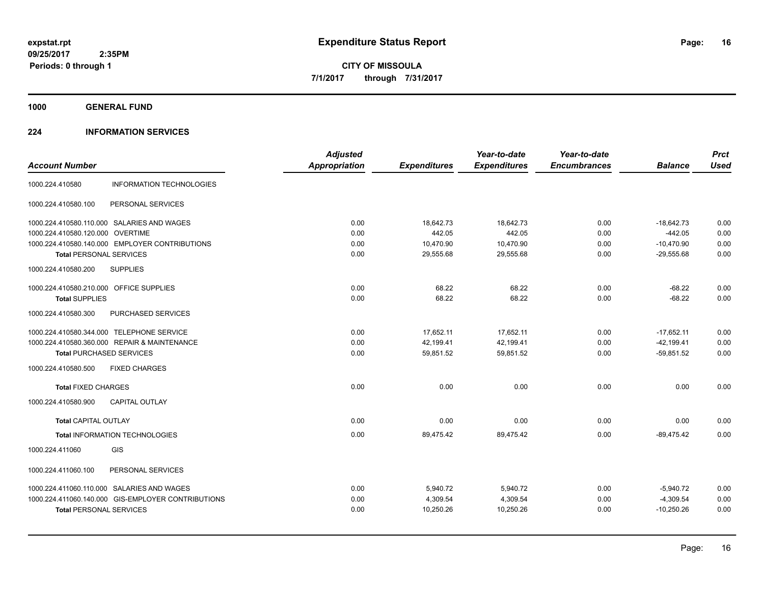**expstat.rpt**
**09/25/2017 2:35PM**
**Periods: 0 through 1**

# Expenditure Status Report

**CITY OF MISSOULA**
**7/1/2017 through 7/31/2017**

## 1000 GENERAL FUND

### 224 INFORMATION SERVICES

| Account Number | | Adjusted Appropriation | Expenditures | Year-to-date Expenditures | Year-to-date Encumbrances | Balance | Prct Used |
|---|---|---|---|---|---|---|---|
| 1000.224.410580 | INFORMATION TECHNOLOGIES | | | | | | |
| 1000.224.410580.100 | PERSONAL SERVICES | | | | | | |
| 1000.224.410580.110.000 | SALARIES AND WAGES | 0.00 | 18,642.73 | 18,642.73 | 0.00 | -18,642.73 | 0.00 |
| 1000.224.410580.120.000 | OVERTIME | 0.00 | 442.05 | 442.05 | 0.00 | -442.05 | 0.00 |
| 1000.224.410580.140.000 | EMPLOYER CONTRIBUTIONS | 0.00 | 10,470.90 | 10,470.90 | 0.00 | -10,470.90 | 0.00 |
| **Total** PERSONAL SERVICES | | 0.00 | 29,555.68 | 29,555.68 | 0.00 | -29,555.68 | 0.00 |
| 1000.224.410580.200 | SUPPLIES | | | | | | |
| 1000.224.410580.210.000 | OFFICE SUPPLIES | 0.00 | 68.22 | 68.22 | 0.00 | -68.22 | 0.00 |
| **Total** SUPPLIES | | 0.00 | 68.22 | 68.22 | 0.00 | -68.22 | 0.00 |
| 1000.224.410580.300 | PURCHASED SERVICES | | | | | | |
| 1000.224.410580.344.000 | TELEPHONE SERVICE | 0.00 | 17,652.11 | 17,652.11 | 0.00 | -17,652.11 | 0.00 |
| 1000.224.410580.360.000 | REPAIR & MAINTENANCE | 0.00 | 42,199.41 | 42,199.41 | 0.00 | -42,199.41 | 0.00 |
| **Total** PURCHASED SERVICES | | 0.00 | 59,851.52 | 59,851.52 | 0.00 | -59,851.52 | 0.00 |
| 1000.224.410580.500 | FIXED CHARGES | | | | | | |
| **Total** FIXED CHARGES | | 0.00 | 0.00 | 0.00 | 0.00 | 0.00 | 0.00 |
| 1000.224.410580.900 | CAPITAL OUTLAY | | | | | | |
| **Total** CAPITAL OUTLAY | | 0.00 | 0.00 | 0.00 | 0.00 | 0.00 | 0.00 |
| **Total** INFORMATION TECHNOLOGIES | | 0.00 | 89,475.42 | 89,475.42 | 0.00 | -89,475.42 | 0.00 |
| 1000.224.411060 | GIS | | | | | | |
| 1000.224.411060.100 | PERSONAL SERVICES | | | | | | |
| 1000.224.411060.110.000 | SALARIES AND WAGES | 0.00 | 5,940.72 | 5,940.72 | 0.00 | -5,940.72 | 0.00 |
| 1000.224.411060.140.000 | GIS-EMPLOYER CONTRIBUTIONS | 0.00 | 4,309.54 | 4,309.54 | 0.00 | -4,309.54 | 0.00 |
| **Total** PERSONAL SERVICES | | 0.00 | 10,250.26 | 10,250.26 | 0.00 | -10,250.26 | 0.00 |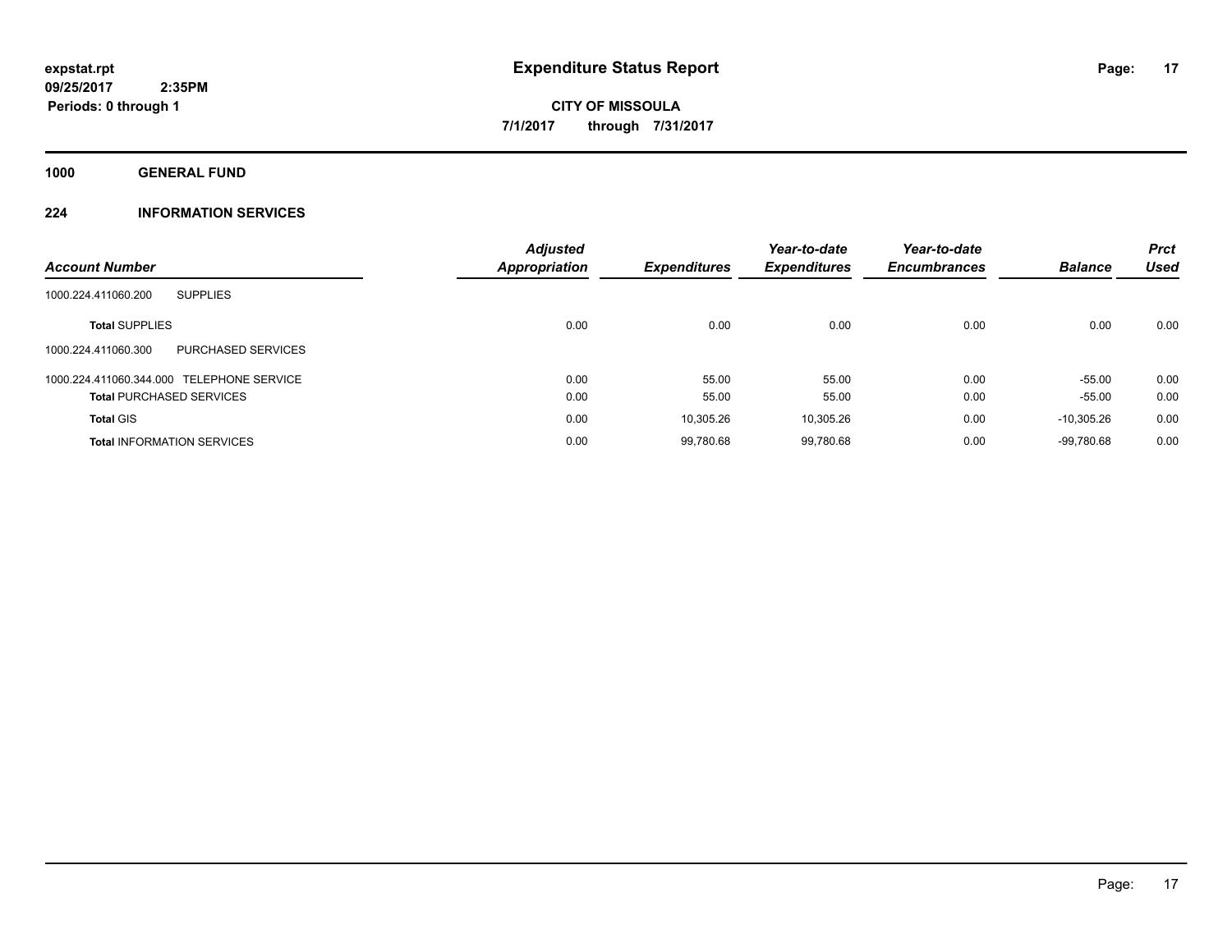**expstat.rpt**
**09/25/2017 2:35PM**
**Periods: 0 through 1**

# Expenditure Status Report

**CITY OF MISSOULA**
**7/1/2017 through 7/31/2017**

## 1000 GENERAL FUND

## 224 INFORMATION SERVICES

| Account Number | Adjusted Appropriation | Expenditures | Year-to-date Expenditures | Year-to-date Encumbrances | Balance | Prct Used |
|---|---|---|---|---|---|---|
| 1000.224.411060.200 SUPPLIES | | | | | | |
| **Total** SUPPLIES | 0.00 | 0.00 | 0.00 | 0.00 | 0.00 | 0.00 |
| 1000.224.411060.300 PURCHASED SERVICES | | | | | | |
| 1000.224.411060.344.000 TELEPHONE SERVICE | 0.00 | 55.00 | 55.00 | 0.00 | -55.00 | 0.00 |
| **Total** PURCHASED SERVICES | 0.00 | 55.00 | 55.00 | 0.00 | -55.00 | 0.00 |
| **Total** GIS | 0.00 | 10,305.26 | 10,305.26 | 0.00 | -10,305.26 | 0.00 |
| **Total** INFORMATION SERVICES | 0.00 | 99,780.68 | 99,780.68 | 0.00 | -99,780.68 | 0.00 |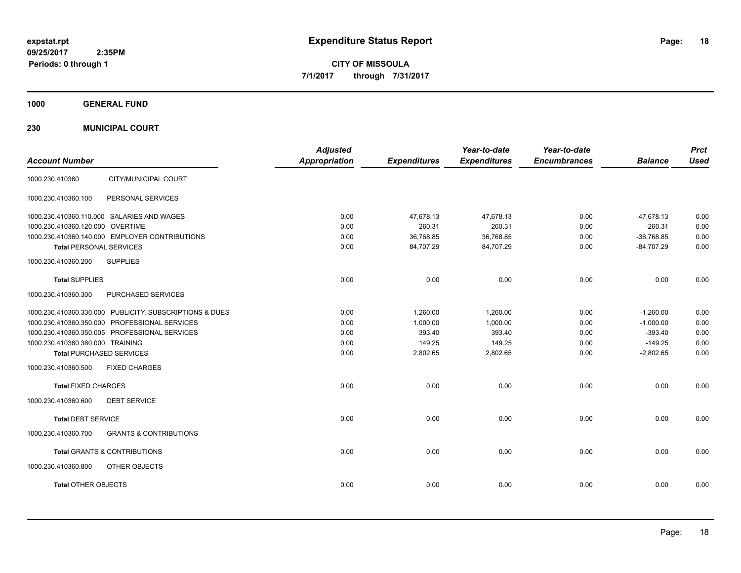expstat.rpt
09/25/2017 2:35PM
Periods: 0 through 1

# Expenditure Status Report

**CITY OF MISSOULA**
**7/1/2017 through 7/31/2017**

## 1000 GENERAL FUND

### 230 MUNICIPAL COURT

| Account Number | | Adjusted Appropriation | Expenditures | Year-to-date Expenditures | Year-to-date Encumbrances | Balance | Prct Used |
|---|---|---|---|---|---|---|---|
| 1000.230.410360 | CITY/MUNICIPAL COURT | | | | | | |
| 1000.230.410360.100 | PERSONAL SERVICES | | | | | | |
| 1000.230.410360.110.000 | SALARIES AND WAGES | 0.00 | 47,678.13 | 47,678.13 | 0.00 | -47,678.13 | 0.00 |
| 1000.230.410360.120.000 | OVERTIME | 0.00 | 260.31 | 260.31 | 0.00 | -260.31 | 0.00 |
| 1000.230.410360.140.000 | EMPLOYER CONTRIBUTIONS | 0.00 | 36,768.85 | 36,768.85 | 0.00 | -36,768.85 | 0.00 |
| **Total** PERSONAL SERVICES | | 0.00 | 84,707.29 | 84,707.29 | 0.00 | -84,707.29 | 0.00 |
| 1000.230.410360.200 | SUPPLIES | | | | | | |
| **Total** SUPPLIES | | 0.00 | 0.00 | 0.00 | 0.00 | 0.00 | 0.00 |
| 1000.230.410360.300 | PURCHASED SERVICES | | | | | | |
| 1000.230.410360.330.000 | PUBLICITY, SUBSCRIPTIONS & DUES | 0.00 | 1,260.00 | 1,260.00 | 0.00 | -1,260.00 | 0.00 |
| 1000.230.410360.350.000 | PROFESSIONAL SERVICES | 0.00 | 1,000.00 | 1,000.00 | 0.00 | -1,000.00 | 0.00 |
| 1000.230.410360.350.005 | PROFESSIONAL SERVICES | 0.00 | 393.40 | 393.40 | 0.00 | -393.40 | 0.00 |
| 1000.230.410360.380.000 | TRAINING | 0.00 | 149.25 | 149.25 | 0.00 | -149.25 | 0.00 |
| **Total** PURCHASED SERVICES | | 0.00 | 2,802.65 | 2,802.65 | 0.00 | -2,802.65 | 0.00 |
| 1000.230.410360.500 | FIXED CHARGES | | | | | | |
| **Total** FIXED CHARGES | | 0.00 | 0.00 | 0.00 | 0.00 | 0.00 | 0.00 |
| 1000.230.410360.600 | DEBT SERVICE | | | | | | |
| **Total** DEBT SERVICE | | 0.00 | 0.00 | 0.00 | 0.00 | 0.00 | 0.00 |
| 1000.230.410360.700 | GRANTS & CONTRIBUTIONS | | | | | | |
| **Total** GRANTS & CONTRIBUTIONS | | 0.00 | 0.00 | 0.00 | 0.00 | 0.00 | 0.00 |
| 1000.230.410360.800 | OTHER OBJECTS | | | | | | |
| **Total** OTHER OBJECTS | | 0.00 | 0.00 | 0.00 | 0.00 | 0.00 | 0.00 |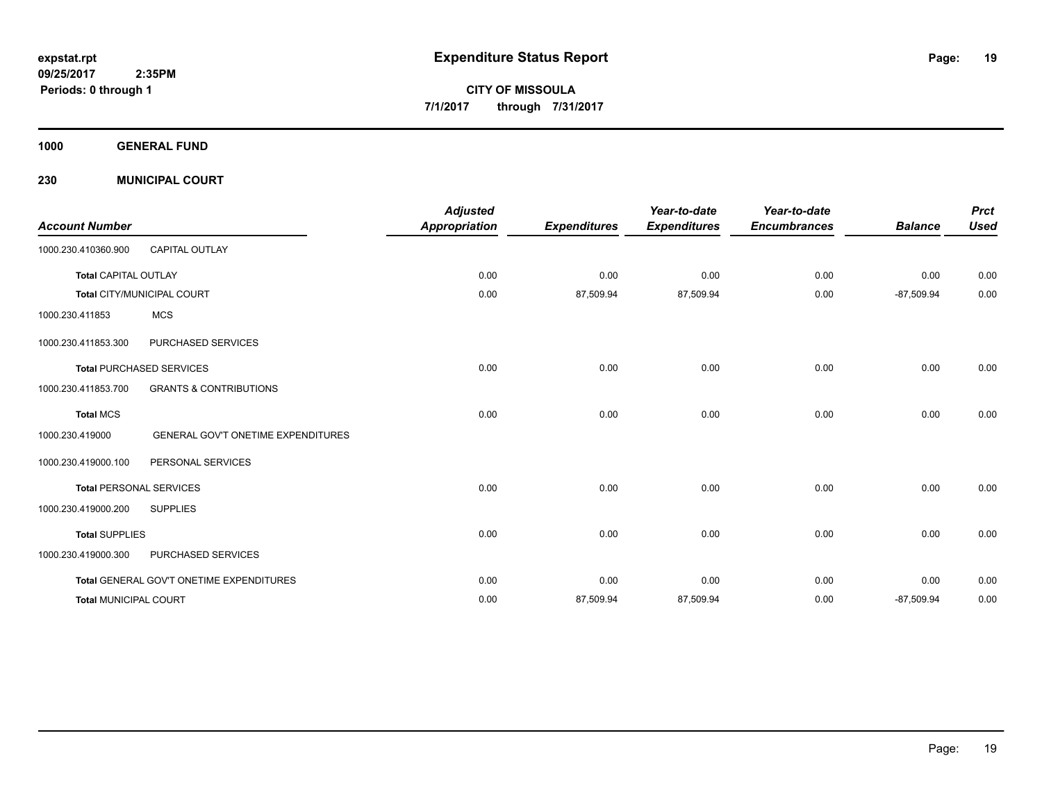**expstat.rpt**
**09/25/2017 2:35PM**
**Periods: 0 through 1**

# Expenditure Status Report

**CITY OF MISSOULA**
**7/1/2017 through 7/31/2017**

## 1000 GENERAL FUND

## 230 MUNICIPAL COURT

| Account Number | | Adjusted Appropriation | Expenditures | Year-to-date Expenditures | Year-to-date Encumbrances | Balance | Prct Used |
|---|---|---|---|---|---|---|---|
| 1000.230.410360.900 | CAPITAL OUTLAY | | | | | | |
| **Total** CAPITAL OUTLAY | | 0.00 | 0.00 | 0.00 | 0.00 | 0.00 | 0.00 |
| **Total** CITY/MUNICIPAL COURT | | 0.00 | 87,509.94 | 87,509.94 | 0.00 | -87,509.94 | 0.00 |
| 1000.230.411853 | MCS | | | | | | |
| 1000.230.411853.300 | PURCHASED SERVICES | | | | | | |
| **Total** PURCHASED SERVICES | | 0.00 | 0.00 | 0.00 | 0.00 | 0.00 | 0.00 |
| 1000.230.411853.700 | GRANTS & CONTRIBUTIONS | | | | | | |
| **Total** MCS | | 0.00 | 0.00 | 0.00 | 0.00 | 0.00 | 0.00 |
| 1000.230.419000 | GENERAL GOV'T ONETIME EXPENDITURES | | | | | | |
| 1000.230.419000.100 | PERSONAL SERVICES | | | | | | |
| **Total** PERSONAL SERVICES | | 0.00 | 0.00 | 0.00 | 0.00 | 0.00 | 0.00 |
| 1000.230.419000.200 | SUPPLIES | | | | | | |
| **Total** SUPPLIES | | 0.00 | 0.00 | 0.00 | 0.00 | 0.00 | 0.00 |
| 1000.230.419000.300 | PURCHASED SERVICES | | | | | | |
| **Total** GENERAL GOV'T ONETIME EXPENDITURES | | 0.00 | 0.00 | 0.00 | 0.00 | 0.00 | 0.00 |
| **Total** MUNICIPAL COURT | | 0.00 | 87,509.94 | 87,509.94 | 0.00 | -87,509.94 | 0.00 |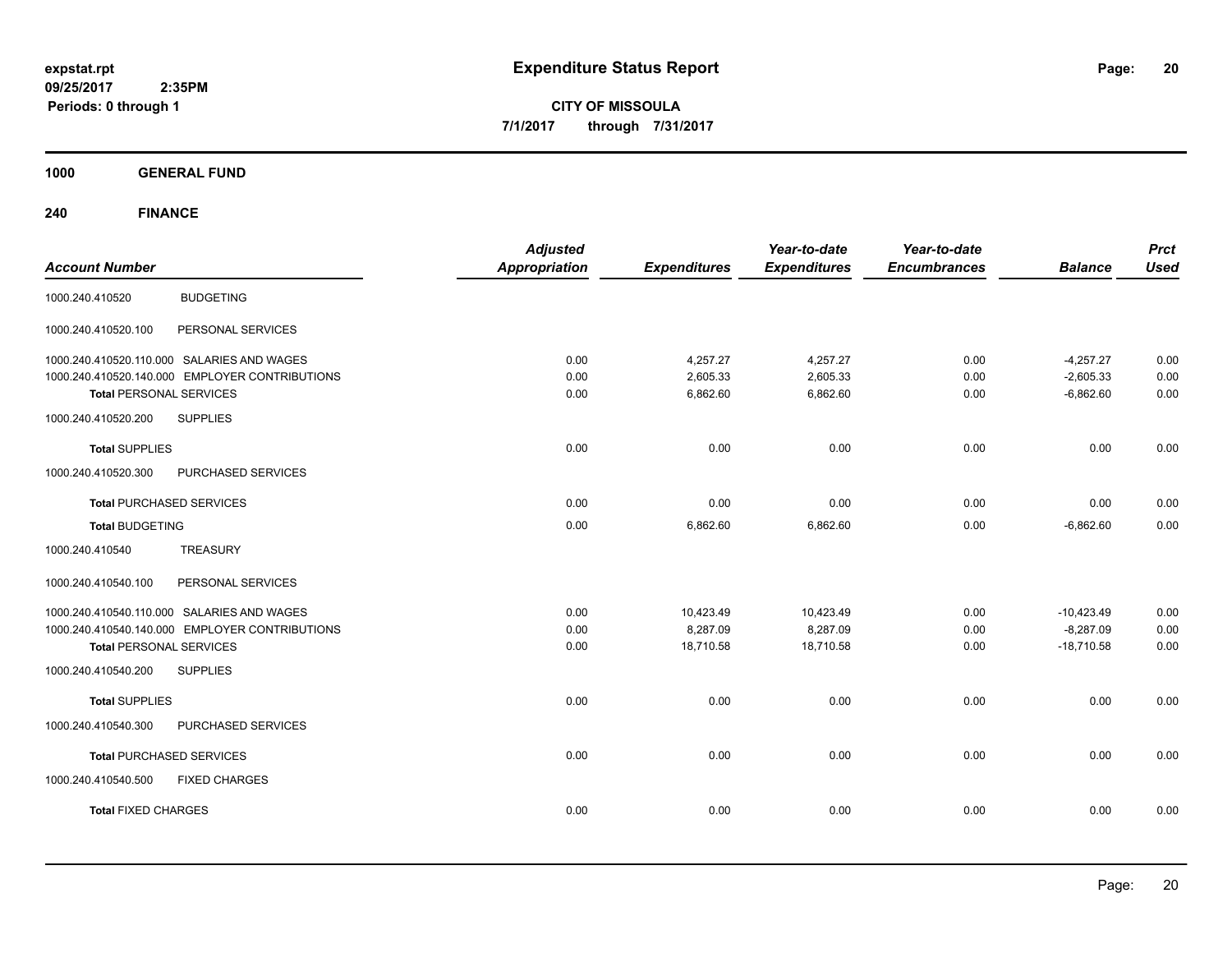# Expenditure Status Report

expstat.rpt
09/25/2017 2:35PM
Periods: 0 through 1

**CITY OF MISSOULA**
**7/1/2017 through 7/31/2017**

## 1000 GENERAL FUND

## 240 FINANCE

| Account Number | | Adjusted Appropriation | Expenditures | Year-to-date Expenditures | Year-to-date Encumbrances | Balance | Prct Used |
|---|---|---|---|---|---|---|---|
| 1000.240.410520 | BUDGETING | | | | | | |
| 1000.240.410520.100 | PERSONAL SERVICES | | | | | | |
| 1000.240.410520.110.000 | SALARIES AND WAGES | 0.00 | 4,257.27 | 4,257.27 | 0.00 | -4,257.27 | 0.00 |
| 1000.240.410520.140.000 | EMPLOYER CONTRIBUTIONS | 0.00 | 2,605.33 | 2,605.33 | 0.00 | -2,605.33 | 0.00 |
| **Total** PERSONAL SERVICES | | 0.00 | 6,862.60 | 6,862.60 | 0.00 | -6,862.60 | 0.00 |
| 1000.240.410520.200 | SUPPLIES | | | | | | |
| **Total** SUPPLIES | | 0.00 | 0.00 | 0.00 | 0.00 | 0.00 | 0.00 |
| 1000.240.410520.300 | PURCHASED SERVICES | | | | | | |
| **Total** PURCHASED SERVICES | | 0.00 | 0.00 | 0.00 | 0.00 | 0.00 | 0.00 |
| **Total** BUDGETING | | 0.00 | 6,862.60 | 6,862.60 | 0.00 | -6,862.60 | 0.00 |
| 1000.240.410540 | TREASURY | | | | | | |
| 1000.240.410540.100 | PERSONAL SERVICES | | | | | | |
| 1000.240.410540.110.000 | SALARIES AND WAGES | 0.00 | 10,423.49 | 10,423.49 | 0.00 | -10,423.49 | 0.00 |
| 1000.240.410540.140.000 | EMPLOYER CONTRIBUTIONS | 0.00 | 8,287.09 | 8,287.09 | 0.00 | -8,287.09 | 0.00 |
| **Total** PERSONAL SERVICES | | 0.00 | 18,710.58 | 18,710.58 | 0.00 | -18,710.58 | 0.00 |
| 1000.240.410540.200 | SUPPLIES | | | | | | |
| **Total** SUPPLIES | | 0.00 | 0.00 | 0.00 | 0.00 | 0.00 | 0.00 |
| 1000.240.410540.300 | PURCHASED SERVICES | | | | | | |
| **Total** PURCHASED SERVICES | | 0.00 | 0.00 | 0.00 | 0.00 | 0.00 | 0.00 |
| 1000.240.410540.500 | FIXED CHARGES | | | | | | |
| **Total** FIXED CHARGES | | 0.00 | 0.00 | 0.00 | 0.00 | 0.00 | 0.00 |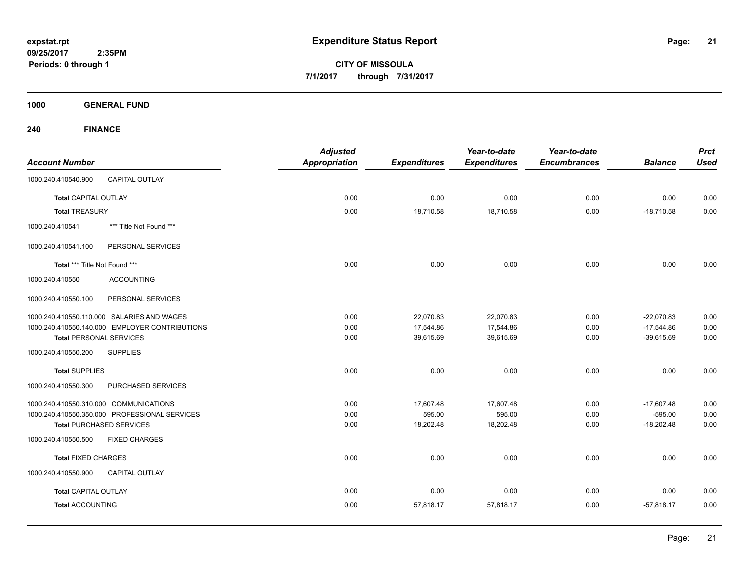**expstat.rpt**
**09/25/2017 2:35PM**
**Periods: 0 through 1**

# Expenditure Status Report

**CITY OF MISSOULA**
**7/1/2017 through 7/31/2017**

## 1000 GENERAL FUND

### 240 FINANCE

| Account Number | | Adjusted Appropriation | Expenditures | Year-to-date Expenditures | Year-to-date Encumbrances | Balance | Prct Used |
|---|---|---|---|---|---|---|---|
| 1000.240.410540.900 | CAPITAL OUTLAY | | | | | | |
| **Total** CAPITAL OUTLAY | | 0.00 | 0.00 | 0.00 | 0.00 | 0.00 | 0.00 |
| **Total** TREASURY | | 0.00 | 18,710.58 | 18,710.58 | 0.00 | -18,710.58 | 0.00 |
| 1000.240.410541 | *** Title Not Found *** | | | | | | |
| 1000.240.410541.100 | PERSONAL SERVICES | | | | | | |
| **Total** *** Title Not Found *** | | 0.00 | 0.00 | 0.00 | 0.00 | 0.00 | 0.00 |
| 1000.240.410550 | ACCOUNTING | | | | | | |
| 1000.240.410550.100 | PERSONAL SERVICES | | | | | | |
| 1000.240.410550.110.000 | SALARIES AND WAGES | 0.00 | 22,070.83 | 22,070.83 | 0.00 | -22,070.83 | 0.00 |
| 1000.240.410550.140.000 | EMPLOYER CONTRIBUTIONS | 0.00 | 17,544.86 | 17,544.86 | 0.00 | -17,544.86 | 0.00 |
| **Total** PERSONAL SERVICES | | 0.00 | 39,615.69 | 39,615.69 | 0.00 | -39,615.69 | 0.00 |
| 1000.240.410550.200 | SUPPLIES | | | | | | |
| **Total** SUPPLIES | | 0.00 | 0.00 | 0.00 | 0.00 | 0.00 | 0.00 |
| 1000.240.410550.300 | PURCHASED SERVICES | | | | | | |
| 1000.240.410550.310.000 | COMMUNICATIONS | 0.00 | 17,607.48 | 17,607.48 | 0.00 | -17,607.48 | 0.00 |
| 1000.240.410550.350.000 | PROFESSIONAL SERVICES | 0.00 | 595.00 | 595.00 | 0.00 | -595.00 | 0.00 |
| **Total** PURCHASED SERVICES | | 0.00 | 18,202.48 | 18,202.48 | 0.00 | -18,202.48 | 0.00 |
| 1000.240.410550.500 | FIXED CHARGES | | | | | | |
| **Total** FIXED CHARGES | | 0.00 | 0.00 | 0.00 | 0.00 | 0.00 | 0.00 |
| 1000.240.410550.900 | CAPITAL OUTLAY | | | | | | |
| **Total** CAPITAL OUTLAY | | 0.00 | 0.00 | 0.00 | 0.00 | 0.00 | 0.00 |
| **Total** ACCOUNTING | | 0.00 | 57,818.17 | 57,818.17 | 0.00 | -57,818.17 | 0.00 |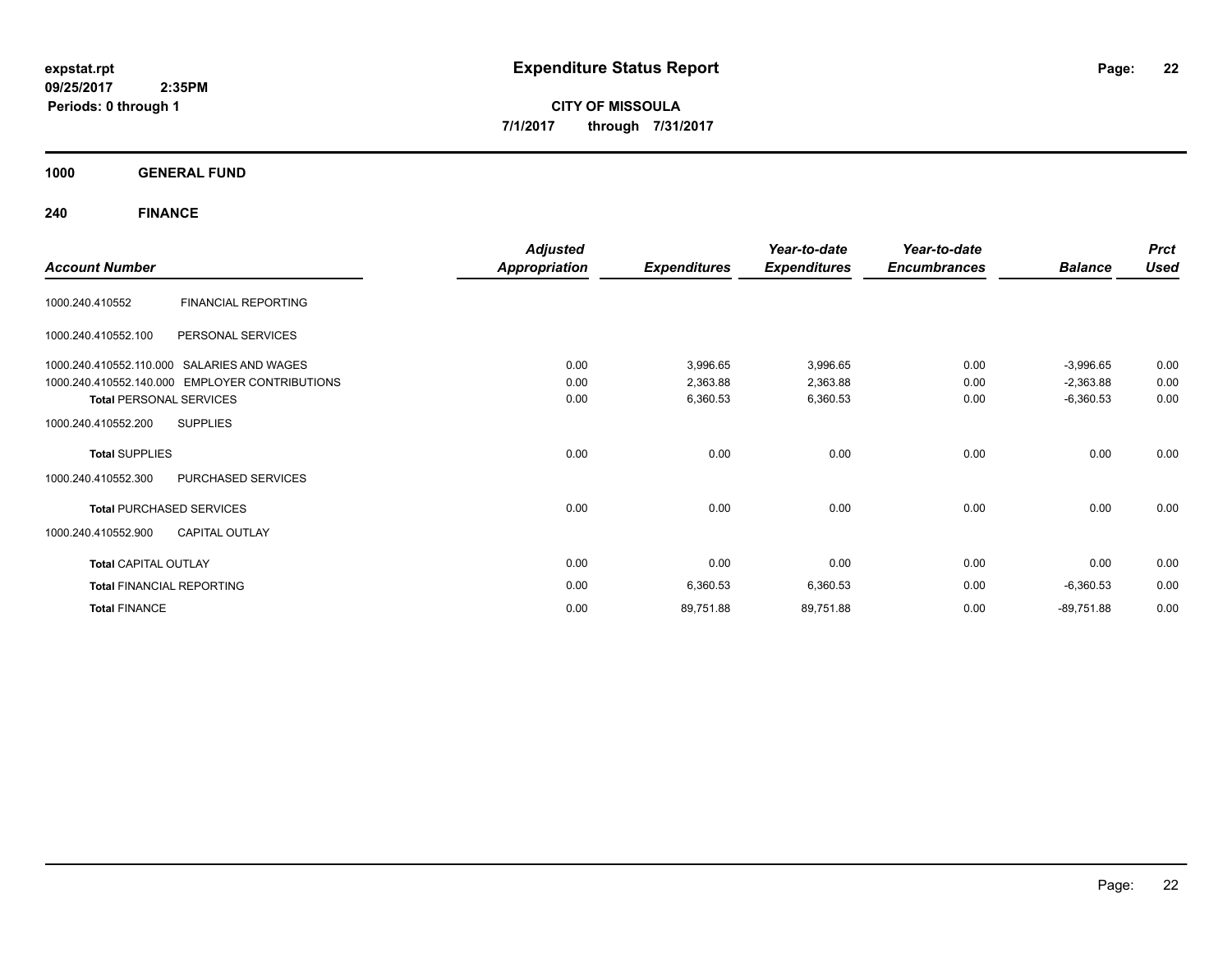# Expenditure Status Report

expstat.rpt
09/25/2017 2:35PM
Periods: 0 through 1

**CITY OF MISSOULA**
**7/1/2017 through 7/31/2017**

**1000 GENERAL FUND**

**240 FINANCE**

| Account Number | | Adjusted Appropriation | Expenditures | Year-to-date Expenditures | Year-to-date Encumbrances | Balance | Prct Used |
|---|---|---|---|---|---|---|---|
| 1000.240.410552 | FINANCIAL REPORTING | | | | | | |
| 1000.240.410552.100 | PERSONAL SERVICES | | | | | | |
| 1000.240.410552.110.000 | SALARIES AND WAGES | 0.00 | 3,996.65 | 3,996.65 | 0.00 | -3,996.65 | 0.00 |
| 1000.240.410552.140.000 | EMPLOYER CONTRIBUTIONS | 0.00 | 2,363.88 | 2,363.88 | 0.00 | -2,363.88 | 0.00 |
| **Total** PERSONAL SERVICES | | 0.00 | 6,360.53 | 6,360.53 | 0.00 | -6,360.53 | 0.00 |
| 1000.240.410552.200 | SUPPLIES | | | | | | |
| **Total** SUPPLIES | | 0.00 | 0.00 | 0.00 | 0.00 | 0.00 | 0.00 |
| 1000.240.410552.300 | PURCHASED SERVICES | | | | | | |
| **Total** PURCHASED SERVICES | | 0.00 | 0.00 | 0.00 | 0.00 | 0.00 | 0.00 |
| 1000.240.410552.900 | CAPITAL OUTLAY | | | | | | |
| **Total** CAPITAL OUTLAY | | 0.00 | 0.00 | 0.00 | 0.00 | 0.00 | 0.00 |
| **Total** FINANCIAL REPORTING | | 0.00 | 6,360.53 | 6,360.53 | 0.00 | -6,360.53 | 0.00 |
| **Total** FINANCE | | 0.00 | 89,751.88 | 89,751.88 | 0.00 | -89,751.88 | 0.00 |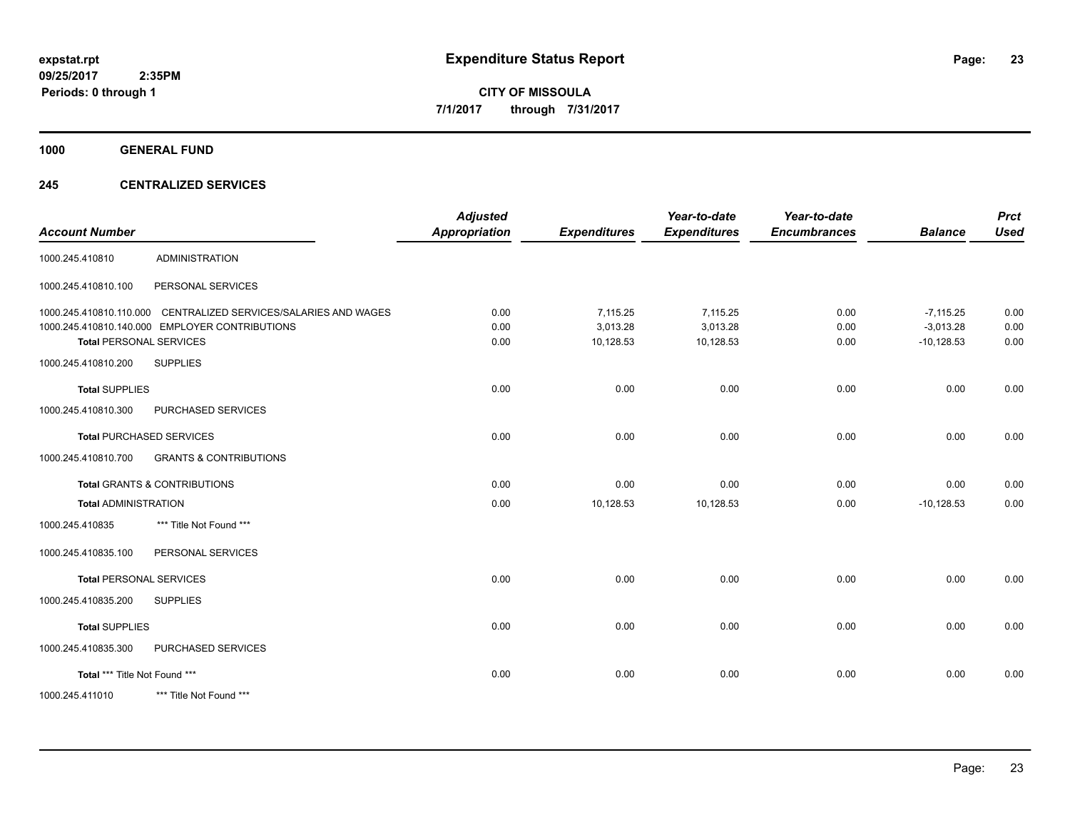# Expenditure Status Report

**expstat.rpt**
**09/25/2017 2:35PM**
**Periods: 0 through 1**

**CITY OF MISSOULA**
**7/1/2017 through 7/31/2017**

**1000 GENERAL FUND**

**245 CENTRALIZED SERVICES**

| Account Number | | Adjusted Appropriation | Expenditures | Year-to-date Expenditures | Year-to-date Encumbrances | Balance | Prct Used |
|---|---|---|---|---|---|---|---|
| 1000.245.410810 | ADMINISTRATION | | | | | | |
| 1000.245.410810.100 | PERSONAL SERVICES | | | | | | |
| 1000.245.410810.110.000 | CENTRALIZED SERVICES/SALARIES AND WAGES | 0.00 | 7,115.25 | 7,115.25 | 0.00 | -7,115.25 | 0.00 |
| 1000.245.410810.140.000 | EMPLOYER CONTRIBUTIONS | 0.00 | 3,013.28 | 3,013.28 | 0.00 | -3,013.28 | 0.00 |
| **Total** PERSONAL SERVICES | | 0.00 | 10,128.53 | 10,128.53 | 0.00 | -10,128.53 | 0.00 |
| 1000.245.410810.200 | SUPPLIES | | | | | | |
| **Total** SUPPLIES | | 0.00 | 0.00 | 0.00 | 0.00 | 0.00 | 0.00 |
| 1000.245.410810.300 | PURCHASED SERVICES | | | | | | |
| **Total** PURCHASED SERVICES | | 0.00 | 0.00 | 0.00 | 0.00 | 0.00 | 0.00 |
| 1000.245.410810.700 | GRANTS & CONTRIBUTIONS | | | | | | |
| **Total** GRANTS & CONTRIBUTIONS | | 0.00 | 0.00 | 0.00 | 0.00 | 0.00 | 0.00 |
| **Total** ADMINISTRATION | | 0.00 | 10,128.53 | 10,128.53 | 0.00 | -10,128.53 | 0.00 |
| 1000.245.410835 | *** Title Not Found *** | | | | | | |
| 1000.245.410835.100 | PERSONAL SERVICES | | | | | | |
| **Total** PERSONAL SERVICES | | 0.00 | 0.00 | 0.00 | 0.00 | 0.00 | 0.00 |
| 1000.245.410835.200 | SUPPLIES | | | | | | |
| **Total** SUPPLIES | | 0.00 | 0.00 | 0.00 | 0.00 | 0.00 | 0.00 |
| 1000.245.410835.300 | PURCHASED SERVICES | | | | | | |
| **Total** *** Title Not Found *** | | 0.00 | 0.00 | 0.00 | 0.00 | 0.00 | 0.00 |
| 1000.245.411010 | *** Title Not Found *** | | | | | | |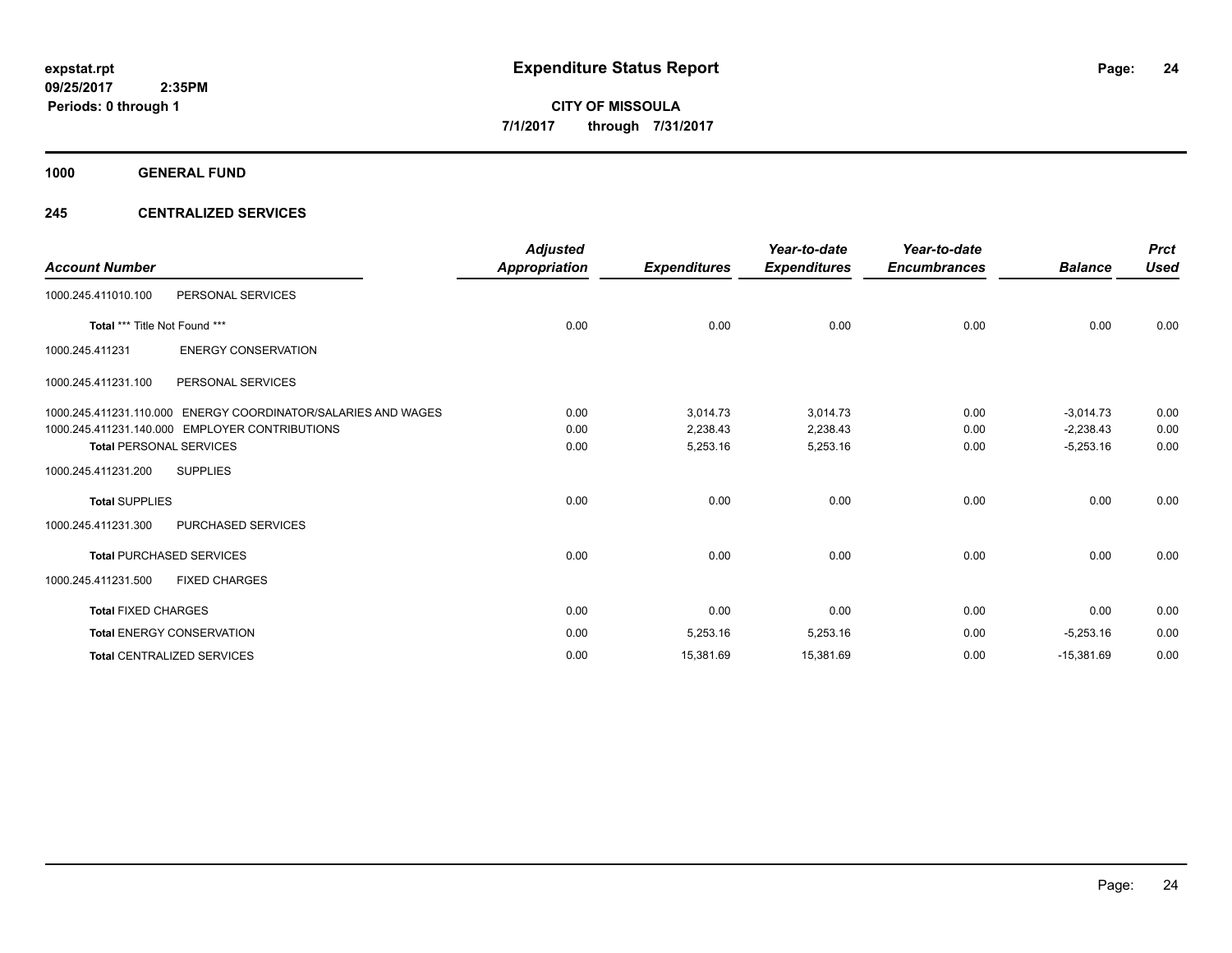**expstat.rpt**
**09/25/2017 2:35PM**
**Periods: 0 through 1**

# Expenditure Status Report

**CITY OF MISSOULA**
**7/1/2017 through 7/31/2017**

## 1000 GENERAL FUND

## 245 CENTRALIZED SERVICES

| Account Number | | Adjusted Appropriation | Expenditures | Year-to-date Expenditures | Year-to-date Encumbrances | Balance | Prct Used |
|---|---|---|---|---|---|---|---|
| 1000.245.411010.100 | PERSONAL SERVICES | | | | | | |
| **Total** *** Title Not Found *** | | 0.00 | 0.00 | 0.00 | 0.00 | 0.00 | 0.00 |
| 1000.245.411231 | ENERGY CONSERVATION | | | | | | |
| 1000.245.411231.100 | PERSONAL SERVICES | | | | | | |
| 1000.245.411231.110.000 | ENERGY COORDINATOR/SALARIES AND WAGES | 0.00 | 3,014.73 | 3,014.73 | 0.00 | -3,014.73 | 0.00 |
| 1000.245.411231.140.000 | EMPLOYER CONTRIBUTIONS | 0.00 | 2,238.43 | 2,238.43 | 0.00 | -2,238.43 | 0.00 |
| **Total** PERSONAL SERVICES | | 0.00 | 5,253.16 | 5,253.16 | 0.00 | -5,253.16 | 0.00 |
| 1000.245.411231.200 | SUPPLIES | | | | | | |
| **Total** SUPPLIES | | 0.00 | 0.00 | 0.00 | 0.00 | 0.00 | 0.00 |
| 1000.245.411231.300 | PURCHASED SERVICES | | | | | | |
| **Total** PURCHASED SERVICES | | 0.00 | 0.00 | 0.00 | 0.00 | 0.00 | 0.00 |
| 1000.245.411231.500 | FIXED CHARGES | | | | | | |
| **Total** FIXED CHARGES | | 0.00 | 0.00 | 0.00 | 0.00 | 0.00 | 0.00 |
| **Total** ENERGY CONSERVATION | | 0.00 | 5,253.16 | 5,253.16 | 0.00 | -5,253.16 | 0.00 |
| **Total** CENTRALIZED SERVICES | | 0.00 | 15,381.69 | 15,381.69 | 0.00 | -15,381.69 | 0.00 |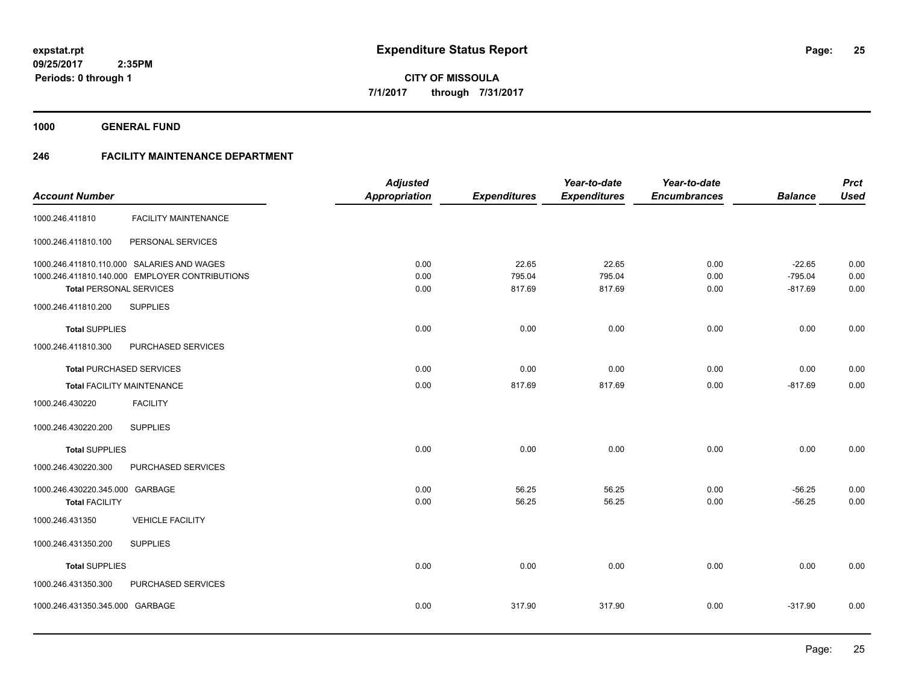expstat.rpt
09/25/2017 2:35PM
Periods: 0 through 1

# Expenditure Status Report

**CITY OF MISSOULA**
**7/1/2017 through 7/31/2017**

**1000 GENERAL FUND**

**246 FACILITY MAINTENANCE DEPARTMENT**

| Account Number | | Adjusted Appropriation | Expenditures | Year-to-date Expenditures | Year-to-date Encumbrances | Balance | Prct Used |
|---|---|---|---|---|---|---|---|
| 1000.246.411810 | FACILITY MAINTENANCE | | | | | | |
| 1000.246.411810.100 | PERSONAL SERVICES | | | | | | |
| 1000.246.411810.110.000 | SALARIES AND WAGES | 0.00 | 22.65 | 22.65 | 0.00 | -22.65 | 0.00 |
| 1000.246.411810.140.000 | EMPLOYER CONTRIBUTIONS | 0.00 | 795.04 | 795.04 | 0.00 | -795.04 | 0.00 |
| **Total** PERSONAL SERVICES | | 0.00 | 817.69 | 817.69 | 0.00 | -817.69 | 0.00 |
| 1000.246.411810.200 | SUPPLIES | | | | | | |
| **Total** SUPPLIES | | 0.00 | 0.00 | 0.00 | 0.00 | 0.00 | 0.00 |
| 1000.246.411810.300 | PURCHASED SERVICES | | | | | | |
| **Total** PURCHASED SERVICES | | 0.00 | 0.00 | 0.00 | 0.00 | 0.00 | 0.00 |
| **Total** FACILITY MAINTENANCE | | 0.00 | 817.69 | 817.69 | 0.00 | -817.69 | 0.00 |
| 1000.246.430220 | FACILITY | | | | | | |
| 1000.246.430220.200 | SUPPLIES | | | | | | |
| **Total** SUPPLIES | | 0.00 | 0.00 | 0.00 | 0.00 | 0.00 | 0.00 |
| 1000.246.430220.300 | PURCHASED SERVICES | | | | | | |
| 1000.246.430220.345.000 | GARBAGE | 0.00 | 56.25 | 56.25 | 0.00 | -56.25 | 0.00 |
| **Total** FACILITY | | 0.00 | 56.25 | 56.25 | 0.00 | -56.25 | 0.00 |
| 1000.246.431350 | VEHICLE FACILITY | | | | | | |
| 1000.246.431350.200 | SUPPLIES | | | | | | |
| **Total** SUPPLIES | | 0.00 | 0.00 | 0.00 | 0.00 | 0.00 | 0.00 |
| 1000.246.431350.300 | PURCHASED SERVICES | | | | | | |
| 1000.246.431350.345.000 | GARBAGE | 0.00 | 317.90 | 317.90 | 0.00 | -317.90 | 0.00 |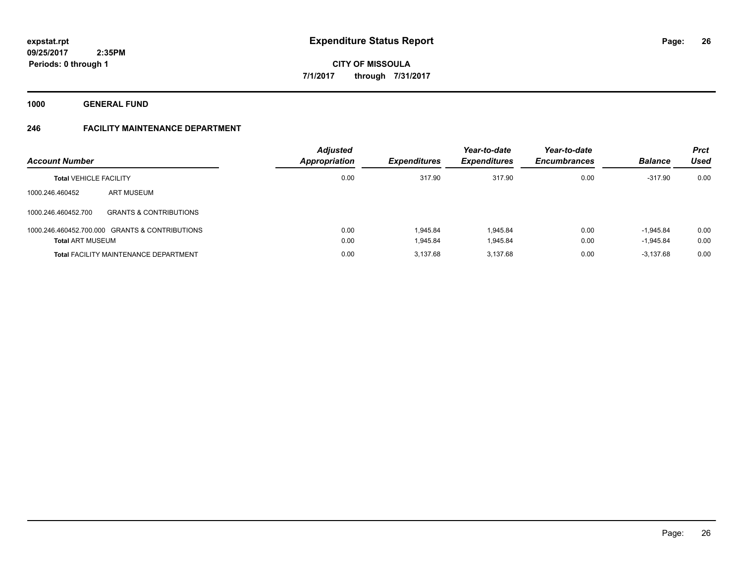# Expenditure Status Report

**expstat.rpt**
**09/25/2017 2:35PM**
**Periods: 0 through 1**

**CITY OF MISSOULA**
**7/1/2017 through 7/31/2017**

**1000 GENERAL FUND**

**246 FACILITY MAINTENANCE DEPARTMENT**

| Account Number | | Adjusted Appropriation | Expenditures | Year-to-date Expenditures | Year-to-date Encumbrances | Balance | Prct Used |
|---|---|---|---|---|---|---|---|
| **Total** VEHICLE FACILITY | | 0.00 | 317.90 | 317.90 | 0.00 | -317.90 | 0.00 |
| 1000.246.460452 | ART MUSEUM | | | | | | |
| 1000.246.460452.700 | GRANTS & CONTRIBUTIONS | | | | | | |
| 1000.246.460452.700.000 | GRANTS & CONTRIBUTIONS | 0.00 | 1,945.84 | 1,945.84 | 0.00 | -1,945.84 | 0.00 |
| **Total** ART MUSEUM | | 0.00 | 1,945.84 | 1,945.84 | 0.00 | -1,945.84 | 0.00 |
| **Total** FACILITY MAINTENANCE DEPARTMENT | | 0.00 | 3,137.68 | 3,137.68 | 0.00 | -3,137.68 | 0.00 |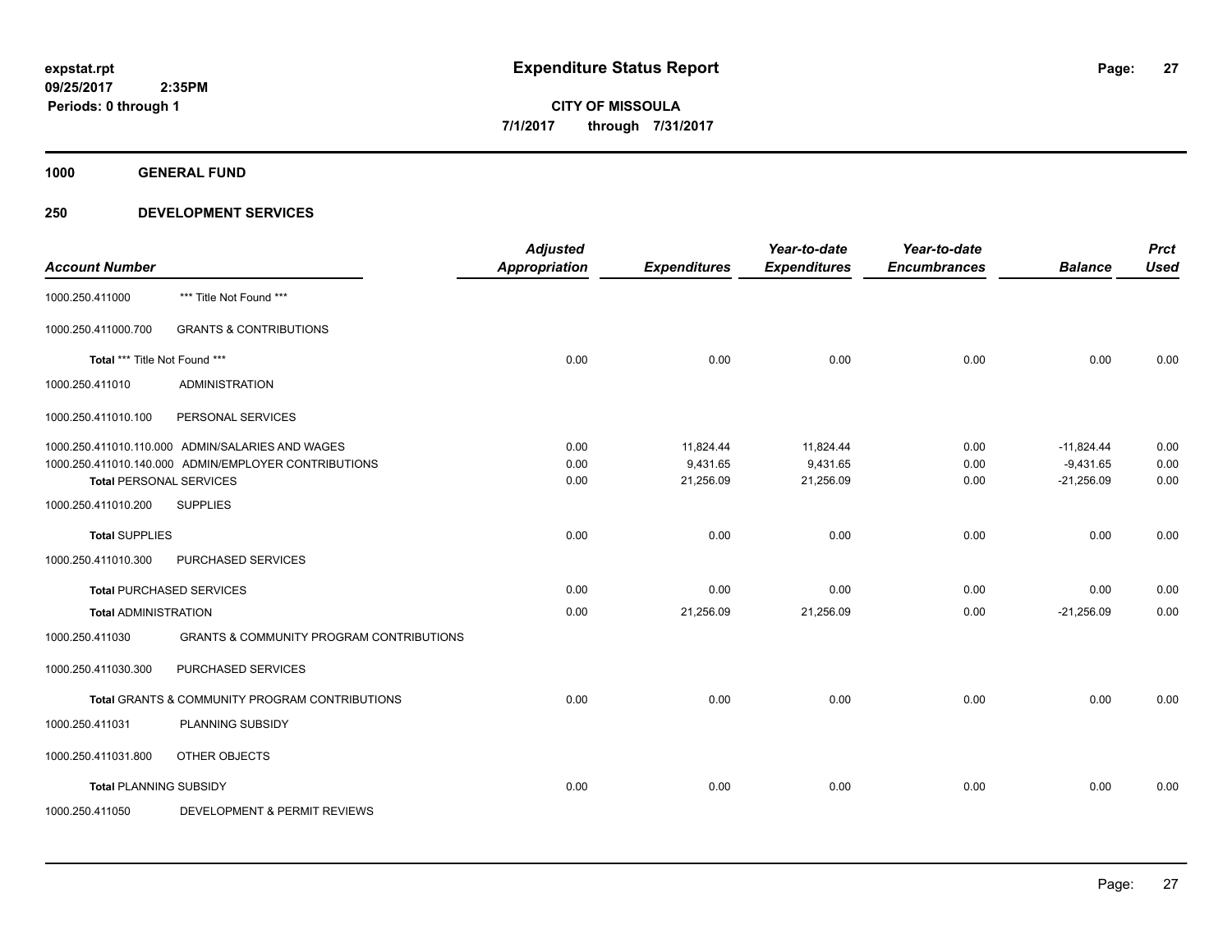# Expenditure Status Report

expstat.rpt
09/25/2017 2:35PM
Periods: 0 through 1

**CITY OF MISSOULA**
**7/1/2017 through 7/31/2017**

## 1000 GENERAL FUND

## 250 DEVELOPMENT SERVICES

| Account Number | | Adjusted Appropriation | Expenditures | Year-to-date Expenditures | Year-to-date Encumbrances | Balance | Prct Used |
|---|---|---|---|---|---|---|---|
| 1000.250.411000 | *** Title Not Found *** | | | | | | |
| 1000.250.411000.700 | GRANTS & CONTRIBUTIONS | | | | | | |
| **Total** *** Title Not Found *** | | 0.00 | 0.00 | 0.00 | 0.00 | 0.00 | 0.00 |
| 1000.250.411010 | ADMINISTRATION | | | | | | |
| 1000.250.411010.100 | PERSONAL SERVICES | | | | | | |
| 1000.250.411010.110.000 | ADMIN/SALARIES AND WAGES | 0.00 | 11,824.44 | 11,824.44 | 0.00 | -11,824.44 | 0.00 |
| 1000.250.411010.140.000 | ADMIN/EMPLOYER CONTRIBUTIONS | 0.00 | 9,431.65 | 9,431.65 | 0.00 | -9,431.65 | 0.00 |
| **Total** PERSONAL SERVICES | | 0.00 | 21,256.09 | 21,256.09 | 0.00 | -21,256.09 | 0.00 |
| 1000.250.411010.200 | SUPPLIES | | | | | | |
| **Total** SUPPLIES | | 0.00 | 0.00 | 0.00 | 0.00 | 0.00 | 0.00 |
| 1000.250.411010.300 | PURCHASED SERVICES | | | | | | |
| **Total** PURCHASED SERVICES | | 0.00 | 0.00 | 0.00 | 0.00 | 0.00 | 0.00 |
| **Total** ADMINISTRATION | | 0.00 | 21,256.09 | 21,256.09 | 0.00 | -21,256.09 | 0.00 |
| 1000.250.411030 | GRANTS & COMMUNITY PROGRAM CONTRIBUTIONS | | | | | | |
| 1000.250.411030.300 | PURCHASED SERVICES | | | | | | |
| **Total** GRANTS & COMMUNITY PROGRAM CONTRIBUTIONS | | 0.00 | 0.00 | 0.00 | 0.00 | 0.00 | 0.00 |
| 1000.250.411031 | PLANNING SUBSIDY | | | | | | |
| 1000.250.411031.800 | OTHER OBJECTS | | | | | | |
| **Total** PLANNING SUBSIDY | | 0.00 | 0.00 | 0.00 | 0.00 | 0.00 | 0.00 |
| 1000.250.411050 | DEVELOPMENT & PERMIT REVIEWS | | | | | | |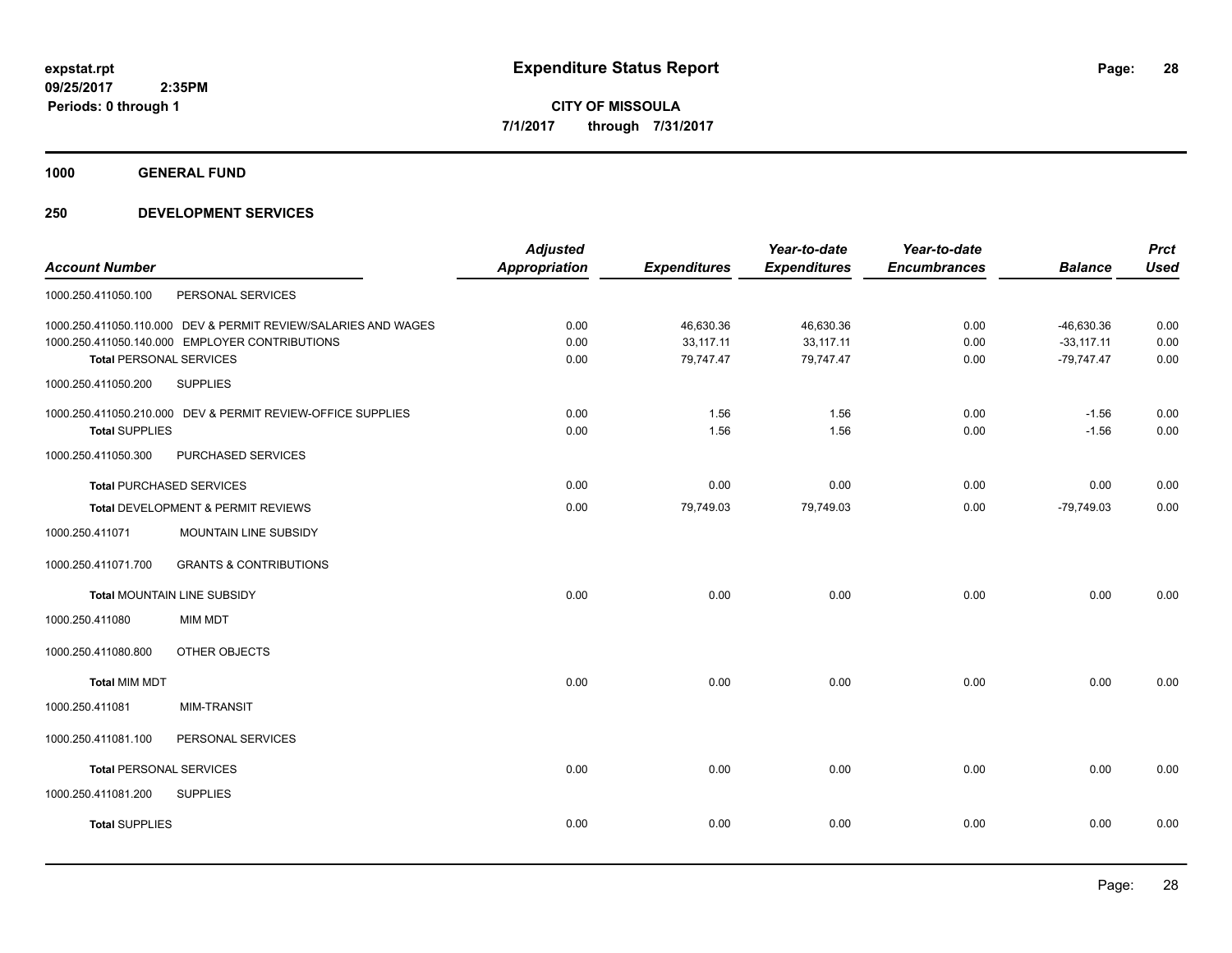**expstat.rpt**
**09/25/2017 2:35PM**
**Periods: 0 through 1**

# Expenditure Status Report

**CITY OF MISSOULA**
**7/1/2017 through 7/31/2017**

## 1000 GENERAL FUND

## 250 DEVELOPMENT SERVICES

| Account Number | | Adjusted Appropriation | Expenditures | Year-to-date Expenditures | Year-to-date Encumbrances | Balance | Prct Used |
|---|---|---|---|---|---|---|---|
| 1000.250.411050.100 | PERSONAL SERVICES | | | | | | |
| 1000.250.411050.110.000 | DEV & PERMIT REVIEW/SALARIES AND WAGES | 0.00 | 46,630.36 | 46,630.36 | 0.00 | -46,630.36 | 0.00 |
| 1000.250.411050.140.000 | EMPLOYER CONTRIBUTIONS | 0.00 | 33,117.11 | 33,117.11 | 0.00 | -33,117.11 | 0.00 |
| **Total** PERSONAL SERVICES | | 0.00 | 79,747.47 | 79,747.47 | 0.00 | -79,747.47 | 0.00 |
| 1000.250.411050.200 | SUPPLIES | | | | | | |
| 1000.250.411050.210.000 | DEV & PERMIT REVIEW-OFFICE SUPPLIES | 0.00 | 1.56 | 1.56 | 0.00 | -1.56 | 0.00 |
| **Total** SUPPLIES | | 0.00 | 1.56 | 1.56 | 0.00 | -1.56 | 0.00 |
| 1000.250.411050.300 | PURCHASED SERVICES | | | | | | |
| **Total** PURCHASED SERVICES | | 0.00 | 0.00 | 0.00 | 0.00 | 0.00 | 0.00 |
| **Total** DEVELOPMENT & PERMIT REVIEWS | | 0.00 | 79,749.03 | 79,749.03 | 0.00 | -79,749.03 | 0.00 |
| 1000.250.411071 | MOUNTAIN LINE SUBSIDY | | | | | | |
| 1000.250.411071.700 | GRANTS & CONTRIBUTIONS | | | | | | |
| **Total** MOUNTAIN LINE SUBSIDY | | 0.00 | 0.00 | 0.00 | 0.00 | 0.00 | 0.00 |
| 1000.250.411080 | MIM MDT | | | | | | |
| 1000.250.411080.800 | OTHER OBJECTS | | | | | | |
| **Total** MIM MDT | | 0.00 | 0.00 | 0.00 | 0.00 | 0.00 | 0.00 |
| 1000.250.411081 | MIM-TRANSIT | | | | | | |
| 1000.250.411081.100 | PERSONAL SERVICES | | | | | | |
| **Total** PERSONAL SERVICES | | 0.00 | 0.00 | 0.00 | 0.00 | 0.00 | 0.00 |
| 1000.250.411081.200 | SUPPLIES | | | | | | |
| **Total** SUPPLIES | | 0.00 | 0.00 | 0.00 | 0.00 | 0.00 | 0.00 |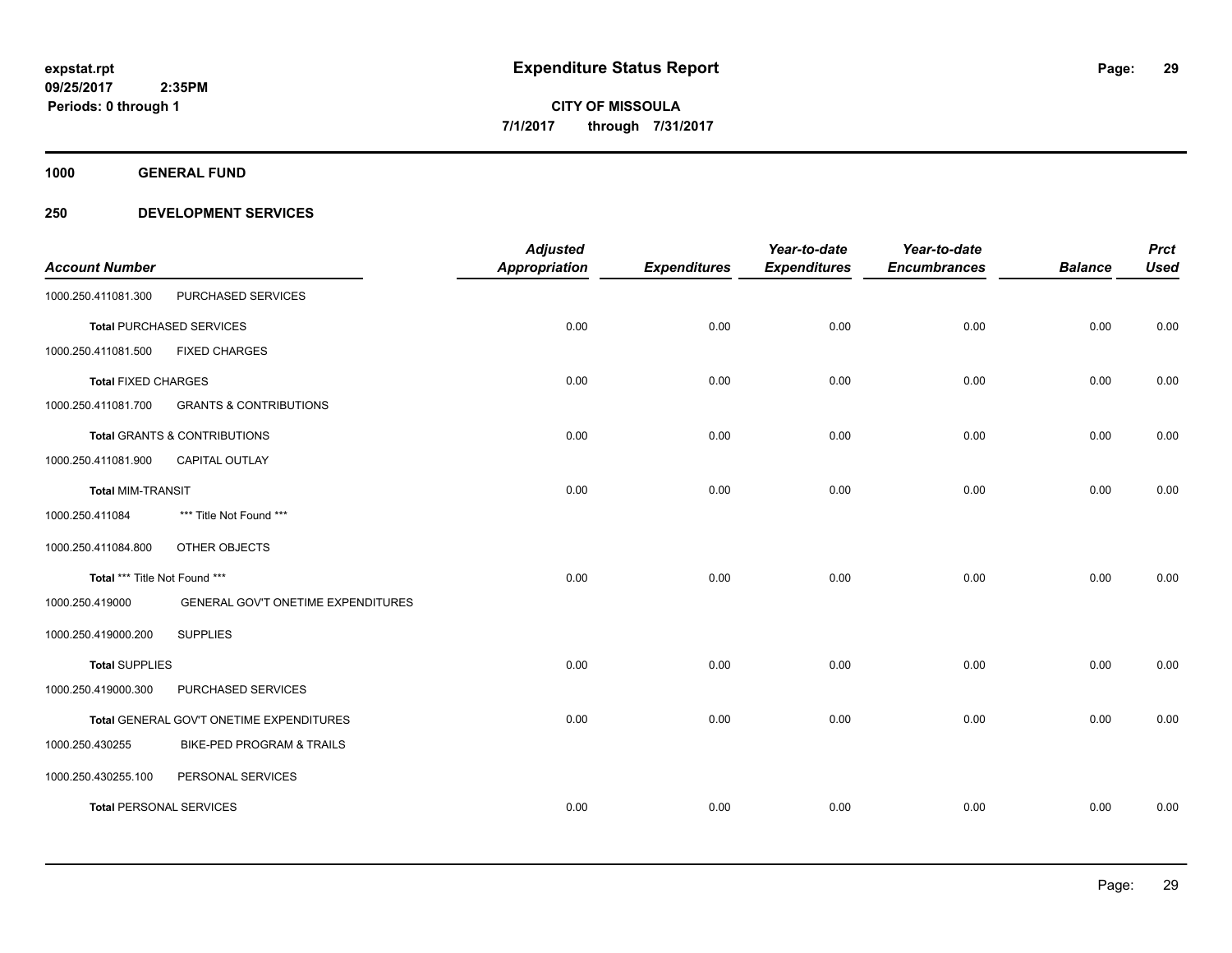**expstat.rpt**
**09/25/2017 2:35PM**
**Periods: 0 through 1**

# Expenditure Status Report

**CITY OF MISSOULA**
**7/1/2017 through 7/31/2017**

## 1000 GENERAL FUND

### 250 DEVELOPMENT SERVICES

| Account Number | | Adjusted Appropriation | Expenditures | Year-to-date Expenditures | Year-to-date Encumbrances | Balance | Prct Used |
|---|---|---|---|---|---|---|---|
| 1000.250.411081.300 | PURCHASED SERVICES | | | | | | |
| **Total** PURCHASED SERVICES | | 0.00 | 0.00 | 0.00 | 0.00 | 0.00 | 0.00 |
| 1000.250.411081.500 | FIXED CHARGES | | | | | | |
| **Total** FIXED CHARGES | | 0.00 | 0.00 | 0.00 | 0.00 | 0.00 | 0.00 |
| 1000.250.411081.700 | GRANTS & CONTRIBUTIONS | | | | | | |
| **Total** GRANTS & CONTRIBUTIONS | | 0.00 | 0.00 | 0.00 | 0.00 | 0.00 | 0.00 |
| 1000.250.411081.900 | CAPITAL OUTLAY | | | | | | |
| **Total** MIM-TRANSIT | | 0.00 | 0.00 | 0.00 | 0.00 | 0.00 | 0.00 |
| 1000.250.411084 | *** Title Not Found *** | | | | | | |
| 1000.250.411084.800 | OTHER OBJECTS | | | | | | |
| **Total** *** Title Not Found *** | | 0.00 | 0.00 | 0.00 | 0.00 | 0.00 | 0.00 |
| 1000.250.419000 | GENERAL GOV'T ONETIME EXPENDITURES | | | | | | |
| 1000.250.419000.200 | SUPPLIES | | | | | | |
| **Total** SUPPLIES | | 0.00 | 0.00 | 0.00 | 0.00 | 0.00 | 0.00 |
| 1000.250.419000.300 | PURCHASED SERVICES | | | | | | |
| **Total** GENERAL GOV'T ONETIME EXPENDITURES | | 0.00 | 0.00 | 0.00 | 0.00 | 0.00 | 0.00 |
| 1000.250.430255 | BIKE-PED PROGRAM & TRAILS | | | | | | |
| 1000.250.430255.100 | PERSONAL SERVICES | | | | | | |
| **Total** PERSONAL SERVICES | | 0.00 | 0.00 | 0.00 | 0.00 | 0.00 | 0.00 |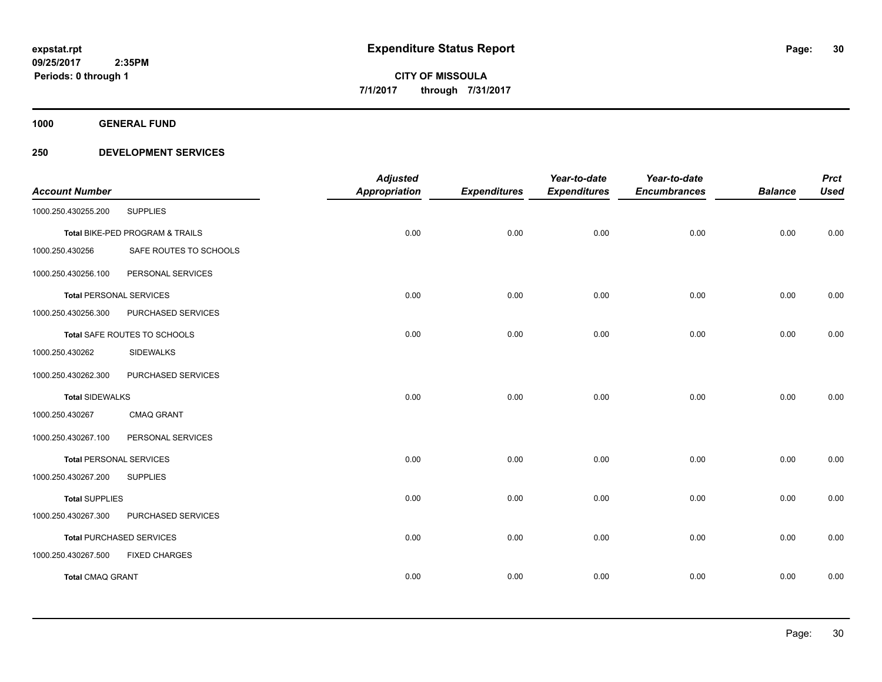**expstat.rpt**
**09/25/2017 2:35PM**
**Periods: 0 through 1**

# Expenditure Status Report

**CITY OF MISSOULA**
**7/1/2017 through 7/31/2017**

**1000 GENERAL FUND**

**250 DEVELOPMENT SERVICES**

| Account Number | | Adjusted Appropriation | Expenditures | Year-to-date Expenditures | Year-to-date Encumbrances | Balance | Prct Used |
|---|---|---|---|---|---|---|---|
| 1000.250.430255.200 | SUPPLIES | | | | | | |
| **Total** BIKE-PED PROGRAM & TRAILS | | 0.00 | 0.00 | 0.00 | 0.00 | 0.00 | 0.00 |
| 1000.250.430256 | SAFE ROUTES TO SCHOOLS | | | | | | |
| 1000.250.430256.100 | PERSONAL SERVICES | | | | | | |
| **Total** PERSONAL SERVICES | | 0.00 | 0.00 | 0.00 | 0.00 | 0.00 | 0.00 |
| 1000.250.430256.300 | PURCHASED SERVICES | | | | | | |
| **Total** SAFE ROUTES TO SCHOOLS | | 0.00 | 0.00 | 0.00 | 0.00 | 0.00 | 0.00 |
| 1000.250.430262 | SIDEWALKS | | | | | | |
| 1000.250.430262.300 | PURCHASED SERVICES | | | | | | |
| **Total** SIDEWALKS | | 0.00 | 0.00 | 0.00 | 0.00 | 0.00 | 0.00 |
| 1000.250.430267 | CMAQ GRANT | | | | | | |
| 1000.250.430267.100 | PERSONAL SERVICES | | | | | | |
| **Total** PERSONAL SERVICES | | 0.00 | 0.00 | 0.00 | 0.00 | 0.00 | 0.00 |
| 1000.250.430267.200 | SUPPLIES | | | | | | |
| **Total** SUPPLIES | | 0.00 | 0.00 | 0.00 | 0.00 | 0.00 | 0.00 |
| 1000.250.430267.300 | PURCHASED SERVICES | | | | | | |
| **Total** PURCHASED SERVICES | | 0.00 | 0.00 | 0.00 | 0.00 | 0.00 | 0.00 |
| 1000.250.430267.500 | FIXED CHARGES | | | | | | |
| **Total** CMAQ GRANT | | 0.00 | 0.00 | 0.00 | 0.00 | 0.00 | 0.00 |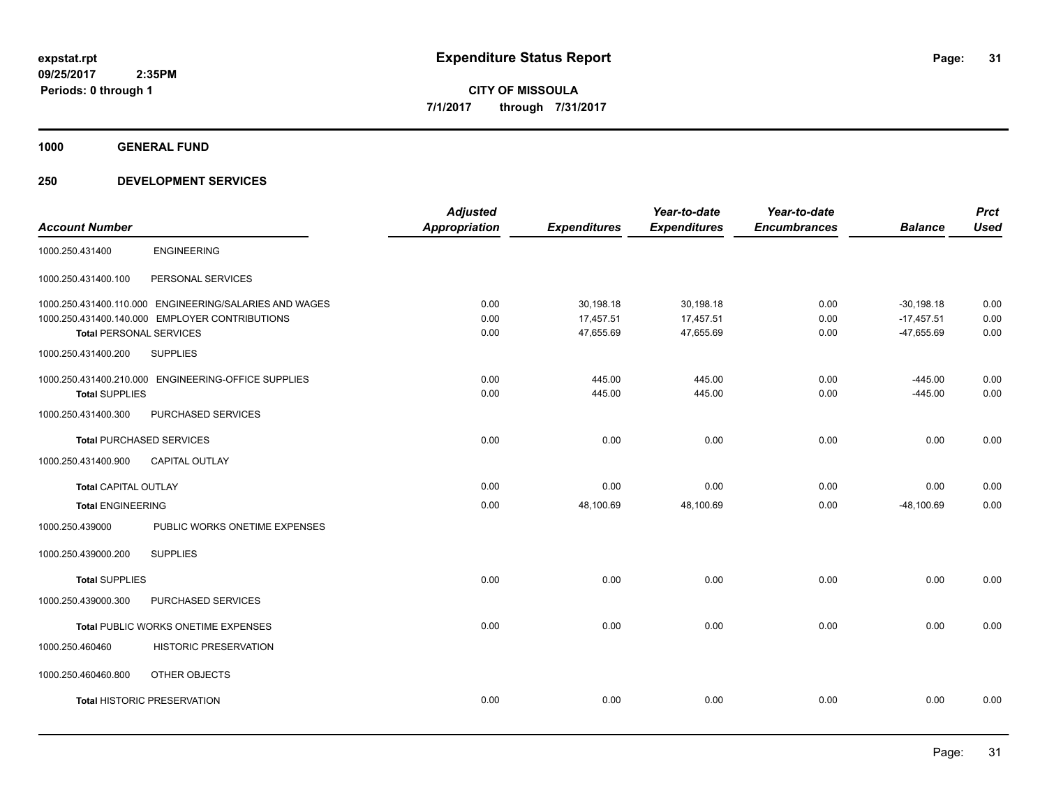**expstat.rpt**
**09/25/2017 2:35PM**
**Periods: 0 through 1**

# Expenditure Status Report

**CITY OF MISSOULA**
**7/1/2017 through 7/31/2017**

## 1000 GENERAL FUND

### 250 DEVELOPMENT SERVICES

| Account Number | | Adjusted Appropriation | Expenditures | Year-to-date Expenditures | Year-to-date Encumbrances | Balance | Prct Used |
|---|---|---|---|---|---|---|---|
| 1000.250.431400 | ENGINEERING | | | | | | |
| 1000.250.431400.100 | PERSONAL SERVICES | | | | | | |
| 1000.250.431400.110.000 | ENGINEERING/SALARIES AND WAGES | 0.00 | 30,198.18 | 30,198.18 | 0.00 | -30,198.18 | 0.00 |
| 1000.250.431400.140.000 | EMPLOYER CONTRIBUTIONS | 0.00 | 17,457.51 | 17,457.51 | 0.00 | -17,457.51 | 0.00 |
| **Total** PERSONAL SERVICES | | 0.00 | 47,655.69 | 47,655.69 | 0.00 | -47,655.69 | 0.00 |
| 1000.250.431400.200 | SUPPLIES | | | | | | |
| 1000.250.431400.210.000 | ENGINEERING-OFFICE SUPPLIES | 0.00 | 445.00 | 445.00 | 0.00 | -445.00 | 0.00 |
| **Total** SUPPLIES | | 0.00 | 445.00 | 445.00 | 0.00 | -445.00 | 0.00 |
| 1000.250.431400.300 | PURCHASED SERVICES | | | | | | |
| **Total** PURCHASED SERVICES | | 0.00 | 0.00 | 0.00 | 0.00 | 0.00 | 0.00 |
| 1000.250.431400.900 | CAPITAL OUTLAY | | | | | | |
| **Total** CAPITAL OUTLAY | | 0.00 | 0.00 | 0.00 | 0.00 | 0.00 | 0.00 |
| **Total** ENGINEERING | | 0.00 | 48,100.69 | 48,100.69 | 0.00 | -48,100.69 | 0.00 |
| 1000.250.439000 | PUBLIC WORKS ONETIME EXPENSES | | | | | | |
| 1000.250.439000.200 | SUPPLIES | | | | | | |
| **Total** SUPPLIES | | 0.00 | 0.00 | 0.00 | 0.00 | 0.00 | 0.00 |
| 1000.250.439000.300 | PURCHASED SERVICES | | | | | | |
| **Total** PUBLIC WORKS ONETIME EXPENSES | | 0.00 | 0.00 | 0.00 | 0.00 | 0.00 | 0.00 |
| 1000.250.460460 | HISTORIC PRESERVATION | | | | | | |
| 1000.250.460460.800 | OTHER OBJECTS | | | | | | |
| **Total** HISTORIC PRESERVATION | | 0.00 | 0.00 | 0.00 | 0.00 | 0.00 | 0.00 |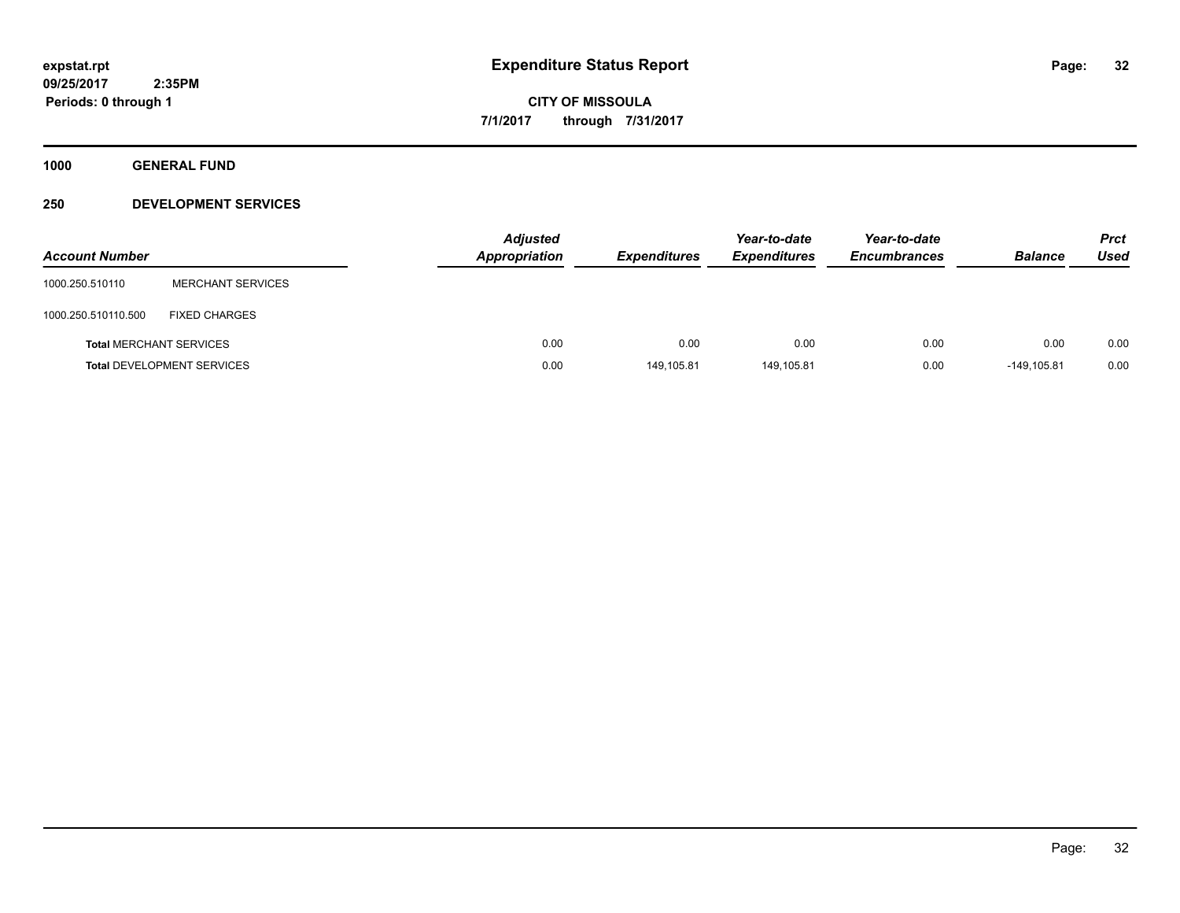expstat.rpt
09/25/2017 2:35PM
Periods: 0 through 1

# Expenditure Status Report

**CITY OF MISSOULA**
**7/1/2017 through 7/31/2017**

## 1000 GENERAL FUND

### 250 DEVELOPMENT SERVICES

| Account Number | | Adjusted Appropriation | Expenditures | Year-to-date Expenditures | Year-to-date Encumbrances | Balance | Prct Used |
|---|---|---|---|---|---|---|---|
| 1000.250.510110 | MERCHANT SERVICES | | | | | | |
| 1000.250.510110.500 | FIXED CHARGES | | | | | | |
| **Total** MERCHANT SERVICES | | 0.00 | 0.00 | 0.00 | 0.00 | 0.00 | 0.00 |
| **Total** DEVELOPMENT SERVICES | | 0.00 | 149,105.81 | 149,105.81 | 0.00 | -149,105.81 | 0.00 |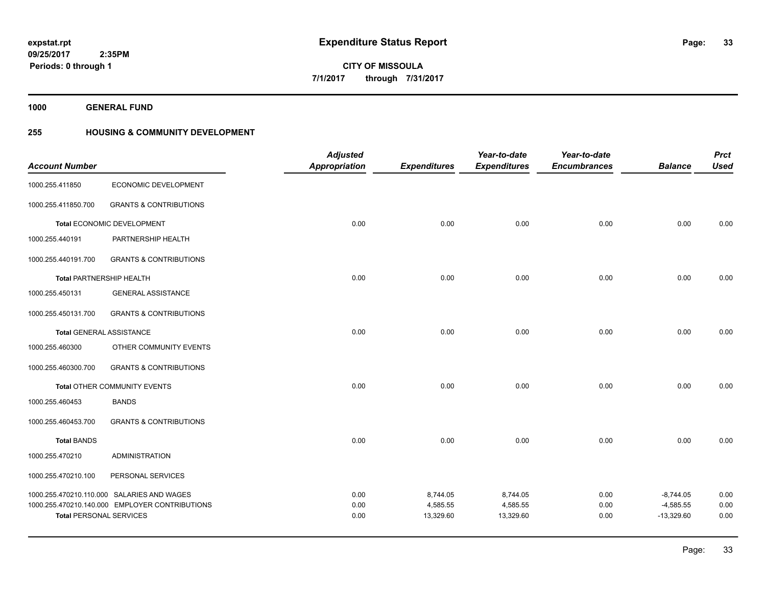# Expenditure Status Report

expstat.rpt
09/25/2017 2:35PM
Periods: 0 through 1

**CITY OF MISSOULA**
**7/1/2017 through 7/31/2017**

**1000 GENERAL FUND**

**255 HOUSING & COMMUNITY DEVELOPMENT**

| Account Number | | Adjusted Appropriation | Expenditures | Year-to-date Expenditures | Year-to-date Encumbrances | Balance | Prct Used |
|---|---|---|---|---|---|---|---|
| 1000.255.411850 | ECONOMIC DEVELOPMENT | | | | | | |
| 1000.255.411850.700 | GRANTS & CONTRIBUTIONS | | | | | | |
| **Total** ECONOMIC DEVELOPMENT | | 0.00 | 0.00 | 0.00 | 0.00 | 0.00 | 0.00 |
| 1000.255.440191 | PARTNERSHIP HEALTH | | | | | | |
| 1000.255.440191.700 | GRANTS & CONTRIBUTIONS | | | | | | |
| **Total** PARTNERSHIP HEALTH | | 0.00 | 0.00 | 0.00 | 0.00 | 0.00 | 0.00 |
| 1000.255.450131 | GENERAL ASSISTANCE | | | | | | |
| 1000.255.450131.700 | GRANTS & CONTRIBUTIONS | | | | | | |
| **Total** GENERAL ASSISTANCE | | 0.00 | 0.00 | 0.00 | 0.00 | 0.00 | 0.00 |
| 1000.255.460300 | OTHER COMMUNITY EVENTS | | | | | | |
| 1000.255.460300.700 | GRANTS & CONTRIBUTIONS | | | | | | |
| **Total** OTHER COMMUNITY EVENTS | | 0.00 | 0.00 | 0.00 | 0.00 | 0.00 | 0.00 |
| 1000.255.460453 | BANDS | | | | | | |
| 1000.255.460453.700 | GRANTS & CONTRIBUTIONS | | | | | | |
| **Total** BANDS | | 0.00 | 0.00 | 0.00 | 0.00 | 0.00 | 0.00 |
| 1000.255.470210 | ADMINISTRATION | | | | | | |
| 1000.255.470210.100 | PERSONAL SERVICES | | | | | | |
| 1000.255.470210.110.000 | SALARIES AND WAGES | 0.00 | 8,744.05 | 8,744.05 | 0.00 | -8,744.05 | 0.00 |
| 1000.255.470210.140.000 | EMPLOYER CONTRIBUTIONS | 0.00 | 4,585.55 | 4,585.55 | 0.00 | -4,585.55 | 0.00 |
| **Total** PERSONAL SERVICES | | 0.00 | 13,329.60 | 13,329.60 | 0.00 | -13,329.60 | 0.00 |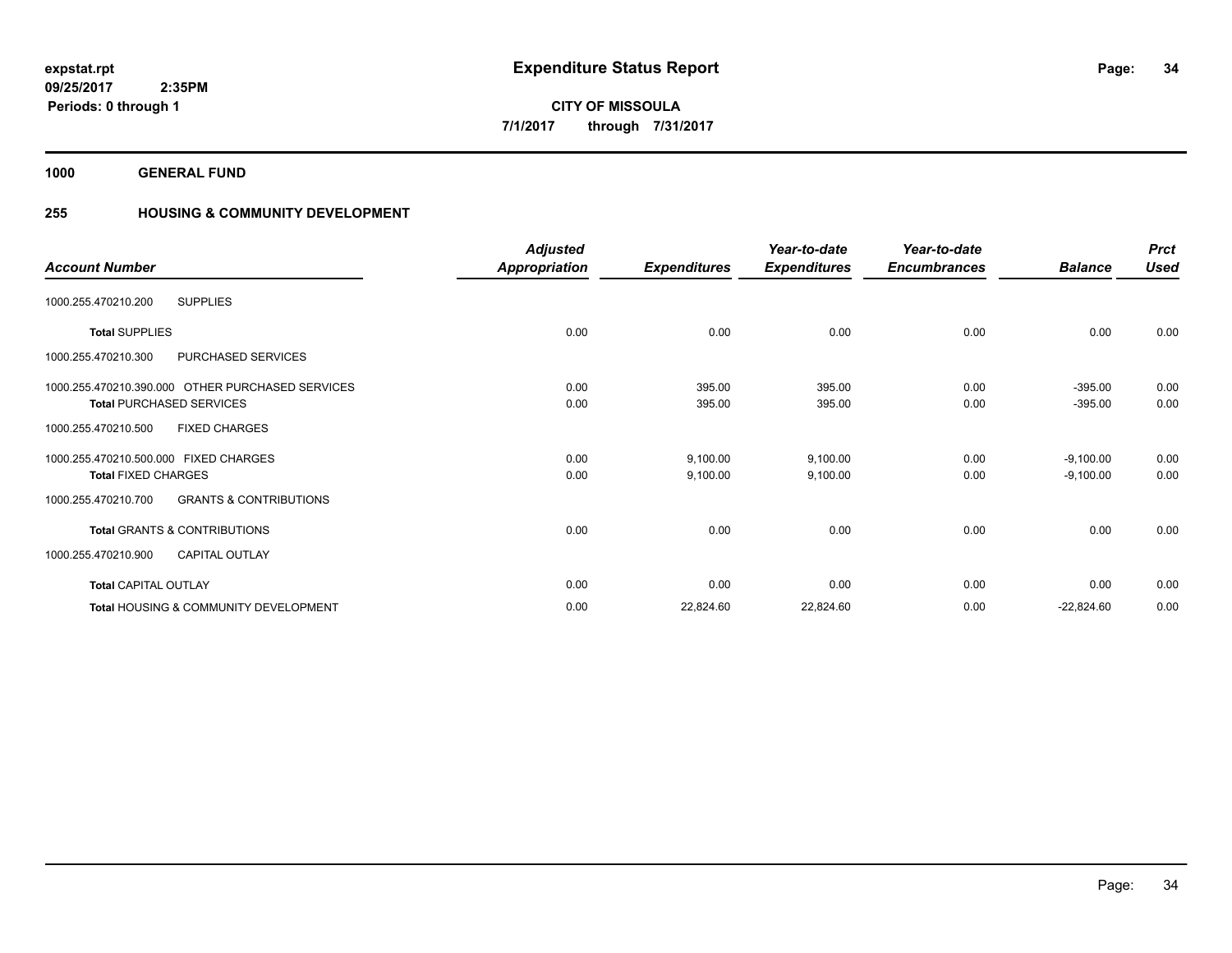**expstat.rpt**
**09/25/2017 2:35PM**
**Periods: 0 through 1**

# Expenditure Status Report

**CITY OF MISSOULA**
**7/1/2017 through 7/31/2017**

## 1000 GENERAL FUND

## 255 HOUSING & COMMUNITY DEVELOPMENT

| Account Number | Adjusted Appropriation | Expenditures | Year-to-date Expenditures | Year-to-date Encumbrances | Balance | Prct Used |
|---|---|---|---|---|---|---|
| 1000.255.470210.200 SUPPLIES | | | | | | |
| **Total** SUPPLIES | 0.00 | 0.00 | 0.00 | 0.00 | 0.00 | 0.00 |
| 1000.255.470210.300 PURCHASED SERVICES | | | | | | |
| 1000.255.470210.390.000 OTHER PURCHASED SERVICES | 0.00 | 395.00 | 395.00 | 0.00 | -395.00 | 0.00 |
| **Total** PURCHASED SERVICES | 0.00 | 395.00 | 395.00 | 0.00 | -395.00 | 0.00 |
| 1000.255.470210.500 FIXED CHARGES | | | | | | |
| 1000.255.470210.500.000 FIXED CHARGES | 0.00 | 9,100.00 | 9,100.00 | 0.00 | -9,100.00 | 0.00 |
| **Total** FIXED CHARGES | 0.00 | 9,100.00 | 9,100.00 | 0.00 | -9,100.00 | 0.00 |
| 1000.255.470210.700 GRANTS & CONTRIBUTIONS | | | | | | |
| **Total** GRANTS & CONTRIBUTIONS | 0.00 | 0.00 | 0.00 | 0.00 | 0.00 | 0.00 |
| 1000.255.470210.900 CAPITAL OUTLAY | | | | | | |
| **Total** CAPITAL OUTLAY | 0.00 | 0.00 | 0.00 | 0.00 | 0.00 | 0.00 |
| **Total** HOUSING & COMMUNITY DEVELOPMENT | 0.00 | 22,824.60 | 22,824.60 | 0.00 | -22,824.60 | 0.00 |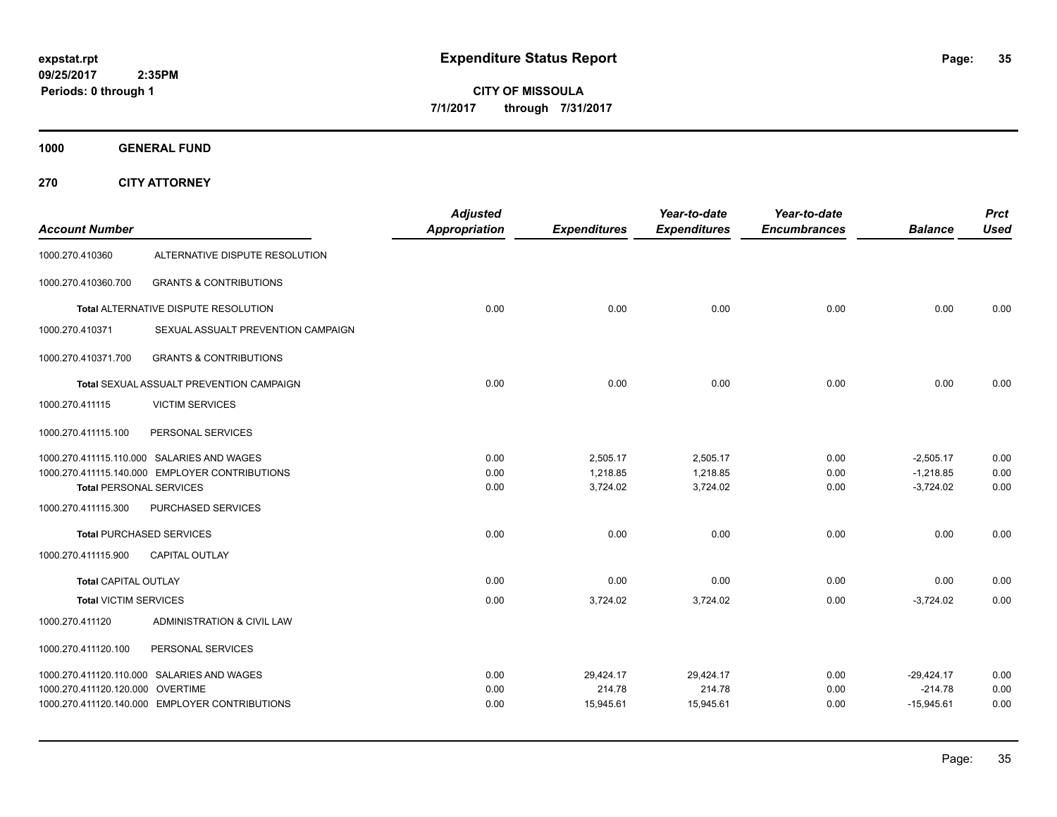# Expenditure Status Report

expstat.rpt
09/25/2017 2:35PM
Periods: 0 through 1

**CITY OF MISSOULA**
**7/1/2017 through 7/31/2017**

**1000 GENERAL FUND**

**270 CITY ATTORNEY**

| Account Number | | Adjusted Appropriation | Expenditures | Year-to-date Expenditures | Year-to-date Encumbrances | Balance | Prct Used |
|---|---|---|---|---|---|---|---|
| 1000.270.410360 | ALTERNATIVE DISPUTE RESOLUTION | | | | | | |
| 1000.270.410360.700 | GRANTS & CONTRIBUTIONS | | | | | | |
| | **Total** ALTERNATIVE DISPUTE RESOLUTION | 0.00 | 0.00 | 0.00 | 0.00 | 0.00 | 0.00 |
| 1000.270.410371 | SEXUAL ASSUALT PREVENTION CAMPAIGN | | | | | | |
| 1000.270.410371.700 | GRANTS & CONTRIBUTIONS | | | | | | |
| | **Total** SEXUAL ASSUALT PREVENTION CAMPAIGN | 0.00 | 0.00 | 0.00 | 0.00 | 0.00 | 0.00 |
| 1000.270.411115 | VICTIM SERVICES | | | | | | |
| 1000.270.411115.100 | PERSONAL SERVICES | | | | | | |
| 1000.270.411115.110.000 | SALARIES AND WAGES | 0.00 | 2,505.17 | 2,505.17 | 0.00 | -2,505.17 | 0.00 |
| 1000.270.411115.140.000 | EMPLOYER CONTRIBUTIONS | 0.00 | 1,218.85 | 1,218.85 | 0.00 | -1,218.85 | 0.00 |
| | **Total** PERSONAL SERVICES | 0.00 | 3,724.02 | 3,724.02 | 0.00 | -3,724.02 | 0.00 |
| 1000.270.411115.300 | PURCHASED SERVICES | | | | | | |
| | **Total** PURCHASED SERVICES | 0.00 | 0.00 | 0.00 | 0.00 | 0.00 | 0.00 |
| 1000.270.411115.900 | CAPITAL OUTLAY | | | | | | |
| | **Total** CAPITAL OUTLAY | 0.00 | 0.00 | 0.00 | 0.00 | 0.00 | 0.00 |
| | **Total** VICTIM SERVICES | 0.00 | 3,724.02 | 3,724.02 | 0.00 | -3,724.02 | 0.00 |
| 1000.270.411120 | ADMINISTRATION & CIVIL LAW | | | | | | |
| 1000.270.411120.100 | PERSONAL SERVICES | | | | | | |
| 1000.270.411120.110.000 | SALARIES AND WAGES | 0.00 | 29,424.17 | 29,424.17 | 0.00 | -29,424.17 | 0.00 |
| 1000.270.411120.120.000 | OVERTIME | 0.00 | 214.78 | 214.78 | 0.00 | -214.78 | 0.00 |
| 1000.270.411120.140.000 | EMPLOYER CONTRIBUTIONS | 0.00 | 15,945.61 | 15,945.61 | 0.00 | -15,945.61 | 0.00 |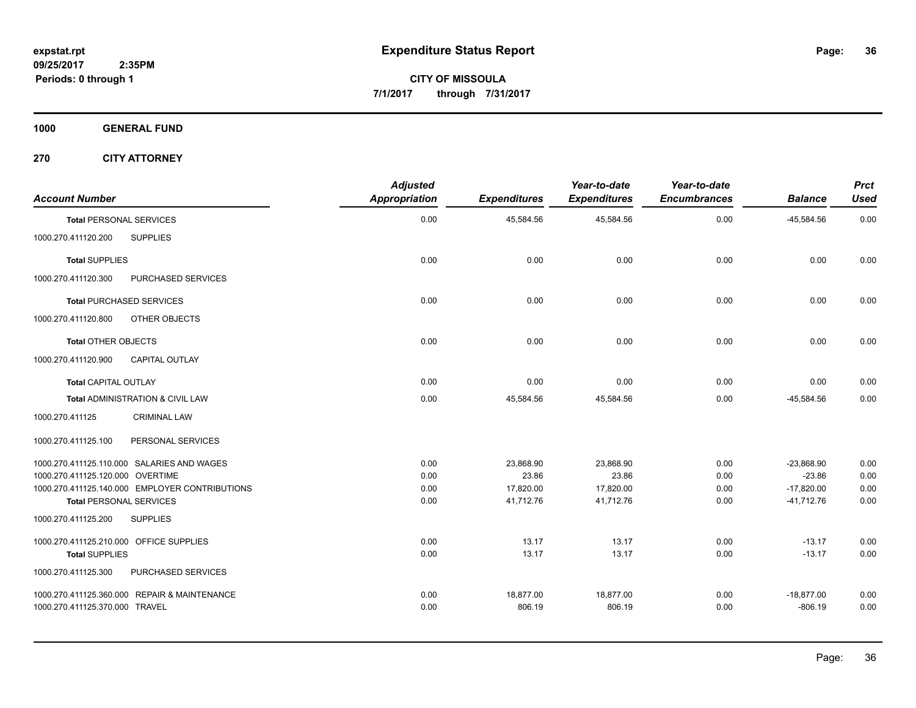**expstat.rpt**
**09/25/2017 2:35PM**
**Periods: 0 through 1**

# Expenditure Status Report

**CITY OF MISSOULA**
**7/1/2017 through 7/31/2017**

**1000 GENERAL FUND**

**270 CITY ATTORNEY**

| Account Number | Adjusted Appropriation | Expenditures | Year-to-date Expenditures | Year-to-date Encumbrances | Balance | Prct Used |
|---|---|---|---|---|---|---|
| **Total** PERSONAL SERVICES | 0.00 | 45,584.56 | 45,584.56 | 0.00 | -45,584.56 | 0.00 |
| 1000.270.411120.200 SUPPLIES | | | | | | |
| **Total** SUPPLIES | 0.00 | 0.00 | 0.00 | 0.00 | 0.00 | 0.00 |
| 1000.270.411120.300 PURCHASED SERVICES | | | | | | |
| **Total** PURCHASED SERVICES | 0.00 | 0.00 | 0.00 | 0.00 | 0.00 | 0.00 |
| 1000.270.411120.800 OTHER OBJECTS | | | | | | |
| **Total** OTHER OBJECTS | 0.00 | 0.00 | 0.00 | 0.00 | 0.00 | 0.00 |
| 1000.270.411120.900 CAPITAL OUTLAY | | | | | | |
| **Total** CAPITAL OUTLAY | 0.00 | 0.00 | 0.00 | 0.00 | 0.00 | 0.00 |
| **Total** ADMINISTRATION & CIVIL LAW | 0.00 | 45,584.56 | 45,584.56 | 0.00 | -45,584.56 | 0.00 |
| 1000.270.411125 CRIMINAL LAW | | | | | | |
| 1000.270.411125.100 PERSONAL SERVICES | | | | | | |
| 1000.270.411125.110.000 SALARIES AND WAGES | 0.00 | 23,868.90 | 23,868.90 | 0.00 | -23,868.90 | 0.00 |
| 1000.270.411125.120.000 OVERTIME | 0.00 | 23.86 | 23.86 | 0.00 | -23.86 | 0.00 |
| 1000.270.411125.140.000 EMPLOYER CONTRIBUTIONS | 0.00 | 17,820.00 | 17,820.00 | 0.00 | -17,820.00 | 0.00 |
| **Total** PERSONAL SERVICES | 0.00 | 41,712.76 | 41,712.76 | 0.00 | -41,712.76 | 0.00 |
| 1000.270.411125.200 SUPPLIES | | | | | | |
| 1000.270.411125.210.000 OFFICE SUPPLIES | 0.00 | 13.17 | 13.17 | 0.00 | -13.17 | 0.00 |
| **Total** SUPPLIES | 0.00 | 13.17 | 13.17 | 0.00 | -13.17 | 0.00 |
| 1000.270.411125.300 PURCHASED SERVICES | | | | | | |
| 1000.270.411125.360.000 REPAIR & MAINTENANCE | 0.00 | 18,877.00 | 18,877.00 | 0.00 | -18,877.00 | 0.00 |
| 1000.270.411125.370.000 TRAVEL | 0.00 | 806.19 | 806.19 | 0.00 | -806.19 | 0.00 |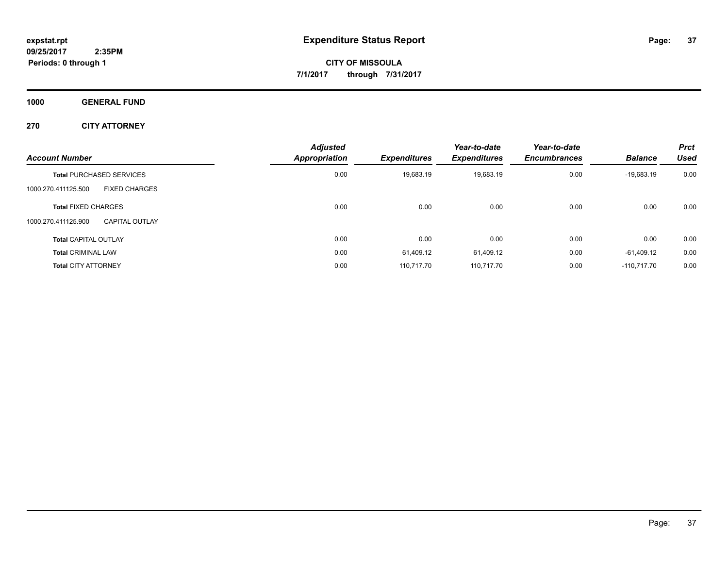# Expenditure Status Report

expstat.rpt
09/25/2017 2:35PM
Periods: 0 through 1

**CITY OF MISSOULA**
**7/1/2017 through 7/31/2017**

**1000 GENERAL FUND**

**270 CITY ATTORNEY**

| Account Number | | Adjusted Appropriation | Expenditures | Year-to-date Expenditures | Year-to-date Encumbrances | Balance | Prct Used |
|---|---|---|---|---|---|---|---|
| **Total** PURCHASED SERVICES | | 0.00 | 19,683.19 | 19,683.19 | 0.00 | -19,683.19 | 0.00 |
| 1000.270.411125.500 | FIXED CHARGES | | | | | | |
| **Total** FIXED CHARGES | | 0.00 | 0.00 | 0.00 | 0.00 | 0.00 | 0.00 |
| 1000.270.411125.900 | CAPITAL OUTLAY | | | | | | |
| **Total** CAPITAL OUTLAY | | 0.00 | 0.00 | 0.00 | 0.00 | 0.00 | 0.00 |
| **Total** CRIMINAL LAW | | 0.00 | 61,409.12 | 61,409.12 | 0.00 | -61,409.12 | 0.00 |
| **Total** CITY ATTORNEY | | 0.00 | 110,717.70 | 110,717.70 | 0.00 | -110,717.70 | 0.00 |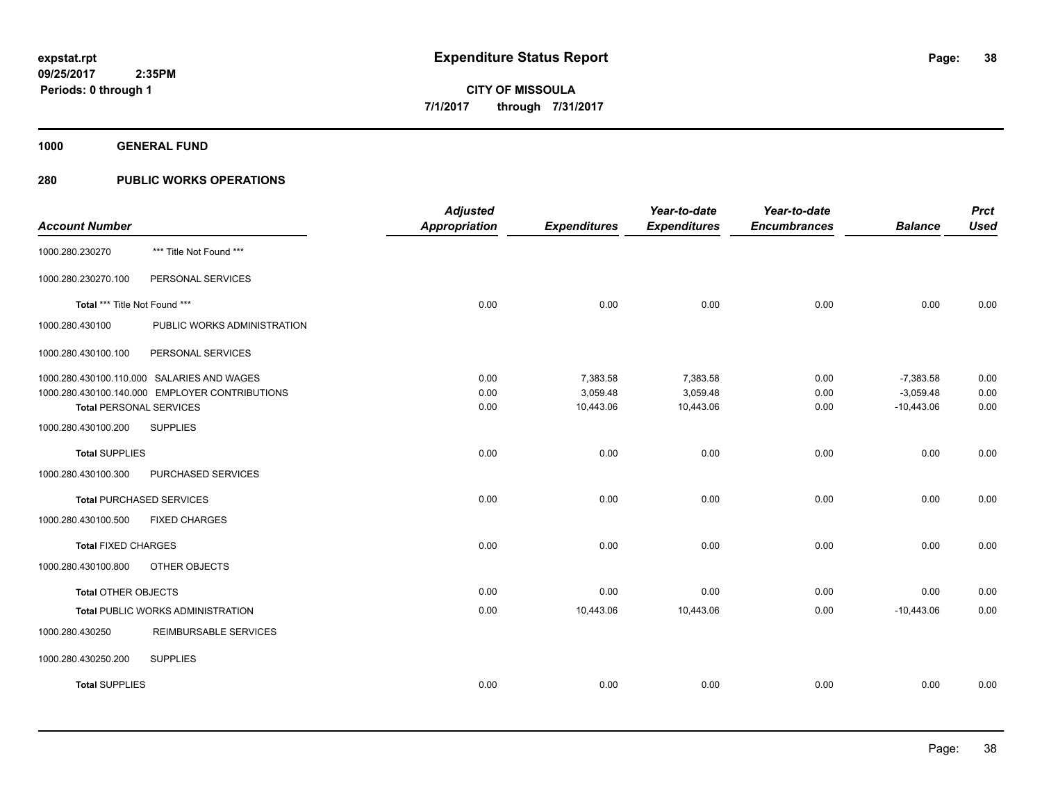# Expenditure Status Report

expstat.rpt
09/25/2017 2:35PM
Periods: 0 through 1

**CITY OF MISSOULA**
**7/1/2017 through 7/31/2017**

**1000 GENERAL FUND**

**280 PUBLIC WORKS OPERATIONS**

| Account Number | | Adjusted Appropriation | Expenditures | Year-to-date Expenditures | Year-to-date Encumbrances | Balance | Prct Used |
|---|---|---|---|---|---|---|---|
| 1000.280.230270 | *** Title Not Found *** | | | | | | |
| 1000.280.230270.100 | PERSONAL SERVICES | | | | | | |
| Total *** Title Not Found *** | | 0.00 | 0.00 | 0.00 | 0.00 | 0.00 | 0.00 |
| 1000.280.430100 | PUBLIC WORKS ADMINISTRATION | | | | | | |
| 1000.280.430100.100 | PERSONAL SERVICES | | | | | | |
| 1000.280.430100.110.000 | SALARIES AND WAGES | 0.00 | 7,383.58 | 7,383.58 | 0.00 | -7,383.58 | 0.00 |
| 1000.280.430100.140.000 | EMPLOYER CONTRIBUTIONS | 0.00 | 3,059.48 | 3,059.48 | 0.00 | -3,059.48 | 0.00 |
| Total PERSONAL SERVICES | | 0.00 | 10,443.06 | 10,443.06 | 0.00 | -10,443.06 | 0.00 |
| 1000.280.430100.200 | SUPPLIES | | | | | | |
| Total SUPPLIES | | 0.00 | 0.00 | 0.00 | 0.00 | 0.00 | 0.00 |
| 1000.280.430100.300 | PURCHASED SERVICES | | | | | | |
| Total PURCHASED SERVICES | | 0.00 | 0.00 | 0.00 | 0.00 | 0.00 | 0.00 |
| 1000.280.430100.500 | FIXED CHARGES | | | | | | |
| Total FIXED CHARGES | | 0.00 | 0.00 | 0.00 | 0.00 | 0.00 | 0.00 |
| 1000.280.430100.800 | OTHER OBJECTS | | | | | | |
| Total OTHER OBJECTS | | 0.00 | 0.00 | 0.00 | 0.00 | 0.00 | 0.00 |
| Total PUBLIC WORKS ADMINISTRATION | | 0.00 | 10,443.06 | 10,443.06 | 0.00 | -10,443.06 | 0.00 |
| 1000.280.430250 | REIMBURSABLE SERVICES | | | | | | |
| 1000.280.430250.200 | SUPPLIES | | | | | | |
| Total SUPPLIES | | 0.00 | 0.00 | 0.00 | 0.00 | 0.00 | 0.00 |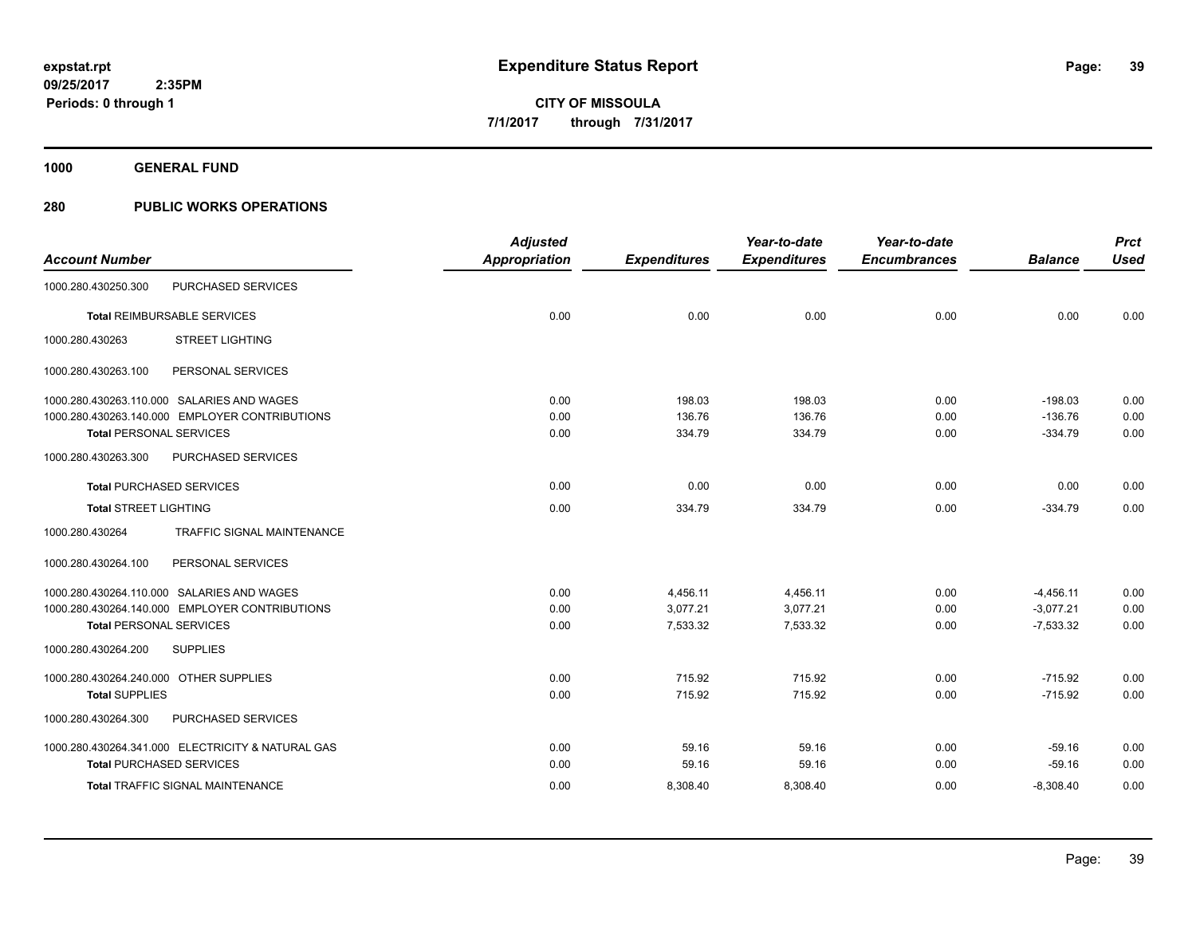**expstat.rpt**
**09/25/2017 2:35PM**
**Periods: 0 through 1**

# Expenditure Status Report

**CITY OF MISSOULA**
**7/1/2017 through 7/31/2017**

## 1000 GENERAL FUND

## 280 PUBLIC WORKS OPERATIONS

| Account Number | | Adjusted Appropriation | Expenditures | Year-to-date Expenditures | Year-to-date Encumbrances | Balance | Prct Used |
|---|---|---|---|---|---|---|---|
| 1000.280.430250.300 | PURCHASED SERVICES | | | | | | |
| **Total** REIMBURSABLE SERVICES | | 0.00 | 0.00 | 0.00 | 0.00 | 0.00 | 0.00 |
| 1000.280.430263 | STREET LIGHTING | | | | | | |
| 1000.280.430263.100 | PERSONAL SERVICES | | | | | | |
| 1000.280.430263.110.000 | SALARIES AND WAGES | 0.00 | 198.03 | 198.03 | 0.00 | -198.03 | 0.00 |
| 1000.280.430263.140.000 | EMPLOYER CONTRIBUTIONS | 0.00 | 136.76 | 136.76 | 0.00 | -136.76 | 0.00 |
| **Total** PERSONAL SERVICES | | 0.00 | 334.79 | 334.79 | 0.00 | -334.79 | 0.00 |
| 1000.280.430263.300 | PURCHASED SERVICES | | | | | | |
| **Total** PURCHASED SERVICES | | 0.00 | 0.00 | 0.00 | 0.00 | 0.00 | 0.00 |
| **Total** STREET LIGHTING | | 0.00 | 334.79 | 334.79 | 0.00 | -334.79 | 0.00 |
| 1000.280.430264 | TRAFFIC SIGNAL MAINTENANCE | | | | | | |
| 1000.280.430264.100 | PERSONAL SERVICES | | | | | | |
| 1000.280.430264.110.000 | SALARIES AND WAGES | 0.00 | 4,456.11 | 4,456.11 | 0.00 | -4,456.11 | 0.00 |
| 1000.280.430264.140.000 | EMPLOYER CONTRIBUTIONS | 0.00 | 3,077.21 | 3,077.21 | 0.00 | -3,077.21 | 0.00 |
| **Total** PERSONAL SERVICES | | 0.00 | 7,533.32 | 7,533.32 | 0.00 | -7,533.32 | 0.00 |
| 1000.280.430264.200 | SUPPLIES | | | | | | |
| 1000.280.430264.240.000 | OTHER SUPPLIES | 0.00 | 715.92 | 715.92 | 0.00 | -715.92 | 0.00 |
| **Total** SUPPLIES | | 0.00 | 715.92 | 715.92 | 0.00 | -715.92 | 0.00 |
| 1000.280.430264.300 | PURCHASED SERVICES | | | | | | |
| 1000.280.430264.341.000 | ELECTRICITY & NATURAL GAS | 0.00 | 59.16 | 59.16 | 0.00 | -59.16 | 0.00 |
| **Total** PURCHASED SERVICES | | 0.00 | 59.16 | 59.16 | 0.00 | -59.16 | 0.00 |
| **Total** TRAFFIC SIGNAL MAINTENANCE | | 0.00 | 8,308.40 | 8,308.40 | 0.00 | -8,308.40 | 0.00 |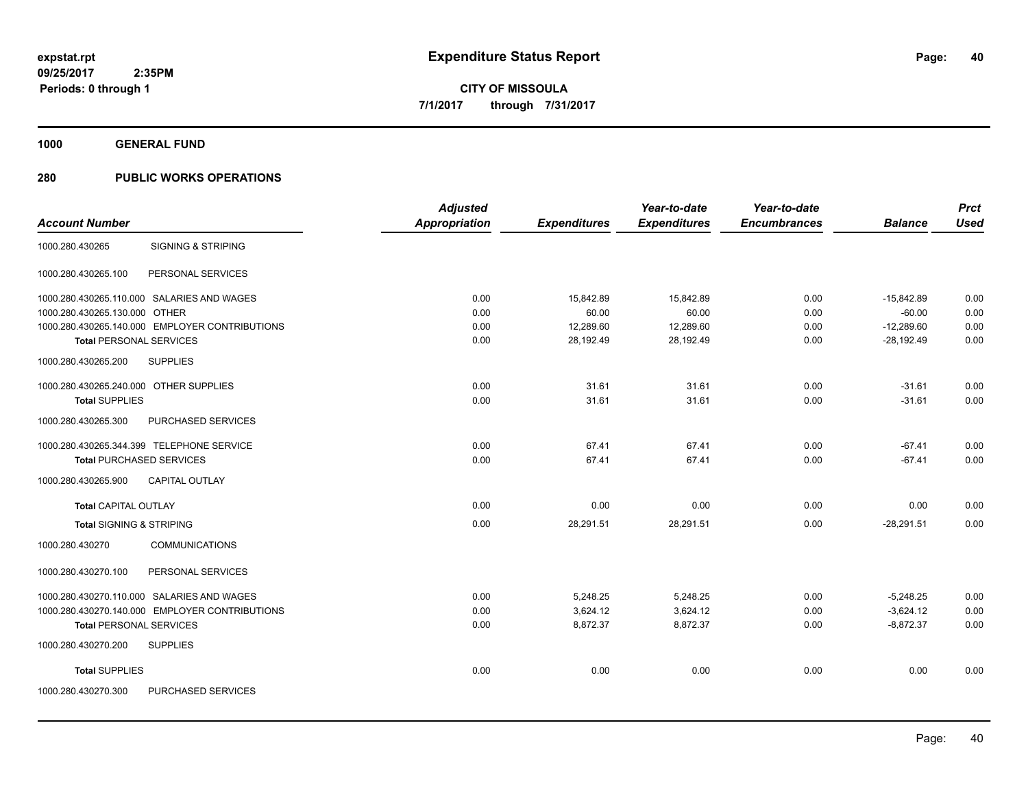**expstat.rpt**
**09/25/2017 2:35PM**
**Periods: 0 through 1**

# Expenditure Status Report

**CITY OF MISSOULA**
**7/1/2017 through 7/31/2017**

## 1000 GENERAL FUND

## 280 PUBLIC WORKS OPERATIONS

| Account Number | | Adjusted Appropriation | Expenditures | Year-to-date Expenditures | Year-to-date Encumbrances | Balance | Prct Used |
|---|---|---|---|---|---|---|---|
| 1000.280.430265 | SIGNING & STRIPING | | | | | | |
| 1000.280.430265.100 | PERSONAL SERVICES | | | | | | |
| 1000.280.430265.110.000 | SALARIES AND WAGES | 0.00 | 15,842.89 | 15,842.89 | 0.00 | -15,842.89 | 0.00 |
| 1000.280.430265.130.000 | OTHER | 0.00 | 60.00 | 60.00 | 0.00 | -60.00 | 0.00 |
| 1000.280.430265.140.000 | EMPLOYER CONTRIBUTIONS | 0.00 | 12,289.60 | 12,289.60 | 0.00 | -12,289.60 | 0.00 |
| **Total** PERSONAL SERVICES | | 0.00 | 28,192.49 | 28,192.49 | 0.00 | -28,192.49 | 0.00 |
| 1000.280.430265.200 | SUPPLIES | | | | | | |
| 1000.280.430265.240.000 | OTHER SUPPLIES | 0.00 | 31.61 | 31.61 | 0.00 | -31.61 | 0.00 |
| **Total** SUPPLIES | | 0.00 | 31.61 | 31.61 | 0.00 | -31.61 | 0.00 |
| 1000.280.430265.300 | PURCHASED SERVICES | | | | | | |
| 1000.280.430265.344.399 | TELEPHONE SERVICE | 0.00 | 67.41 | 67.41 | 0.00 | -67.41 | 0.00 |
| **Total** PURCHASED SERVICES | | 0.00 | 67.41 | 67.41 | 0.00 | -67.41 | 0.00 |
| 1000.280.430265.900 | CAPITAL OUTLAY | | | | | | |
| **Total** CAPITAL OUTLAY | | 0.00 | 0.00 | 0.00 | 0.00 | 0.00 | 0.00 |
| **Total** SIGNING & STRIPING | | 0.00 | 28,291.51 | 28,291.51 | 0.00 | -28,291.51 | 0.00 |
| 1000.280.430270 | COMMUNICATIONS | | | | | | |
| 1000.280.430270.100 | PERSONAL SERVICES | | | | | | |
| 1000.280.430270.110.000 | SALARIES AND WAGES | 0.00 | 5,248.25 | 5,248.25 | 0.00 | -5,248.25 | 0.00 |
| 1000.280.430270.140.000 | EMPLOYER CONTRIBUTIONS | 0.00 | 3,624.12 | 3,624.12 | 0.00 | -3,624.12 | 0.00 |
| **Total** PERSONAL SERVICES | | 0.00 | 8,872.37 | 8,872.37 | 0.00 | -8,872.37 | 0.00 |
| 1000.280.430270.200 | SUPPLIES | | | | | | |
| **Total** SUPPLIES | | 0.00 | 0.00 | 0.00 | 0.00 | 0.00 | 0.00 |
| 1000.280.430270.300 | PURCHASED SERVICES | | | | | | |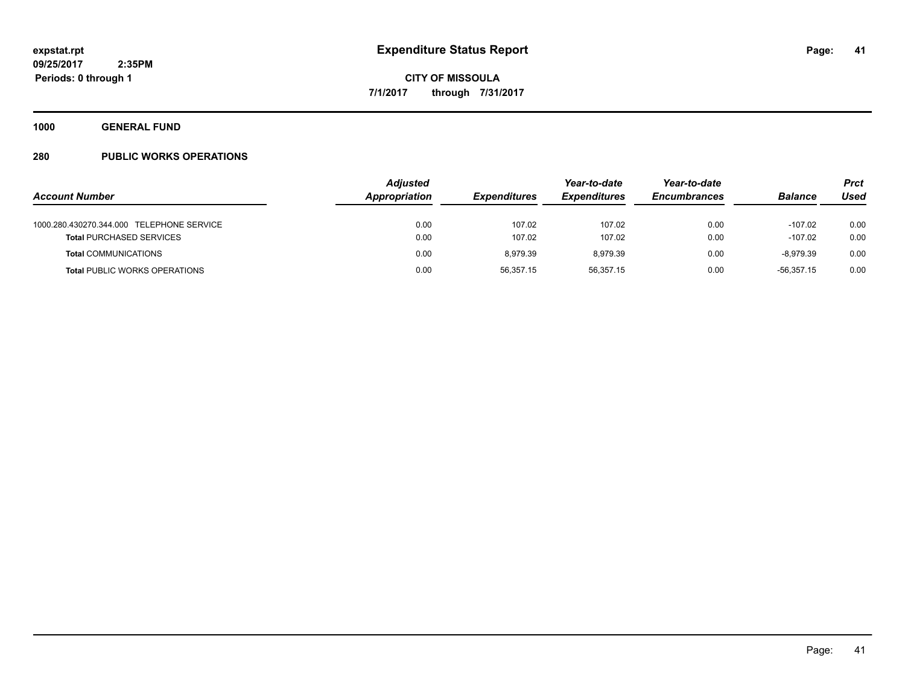**expstat.rpt**
**09/25/2017 2:35PM**
**Periods: 0 through 1**

# Expenditure Status Report

**CITY OF MISSOULA**
**7/1/2017 through 7/31/2017**

## 1000 GENERAL FUND

## 280 PUBLIC WORKS OPERATIONS

| Account Number | Adjusted Appropriation | Expenditures | Year-to-date Expenditures | Year-to-date Encumbrances | Balance | Prct Used |
|---|---|---|---|---|---|---|
| 1000.280.430270.344.000 TELEPHONE SERVICE | 0.00 | 107.02 | 107.02 | 0.00 | -107.02 | 0.00 |
| **Total** PURCHASED SERVICES | 0.00 | 107.02 | 107.02 | 0.00 | -107.02 | 0.00 |
| **Total** COMMUNICATIONS | 0.00 | 8,979.39 | 8,979.39 | 0.00 | -8,979.39 | 0.00 |
| **Total** PUBLIC WORKS OPERATIONS | 0.00 | 56,357.15 | 56,357.15 | 0.00 | -56,357.15 | 0.00 |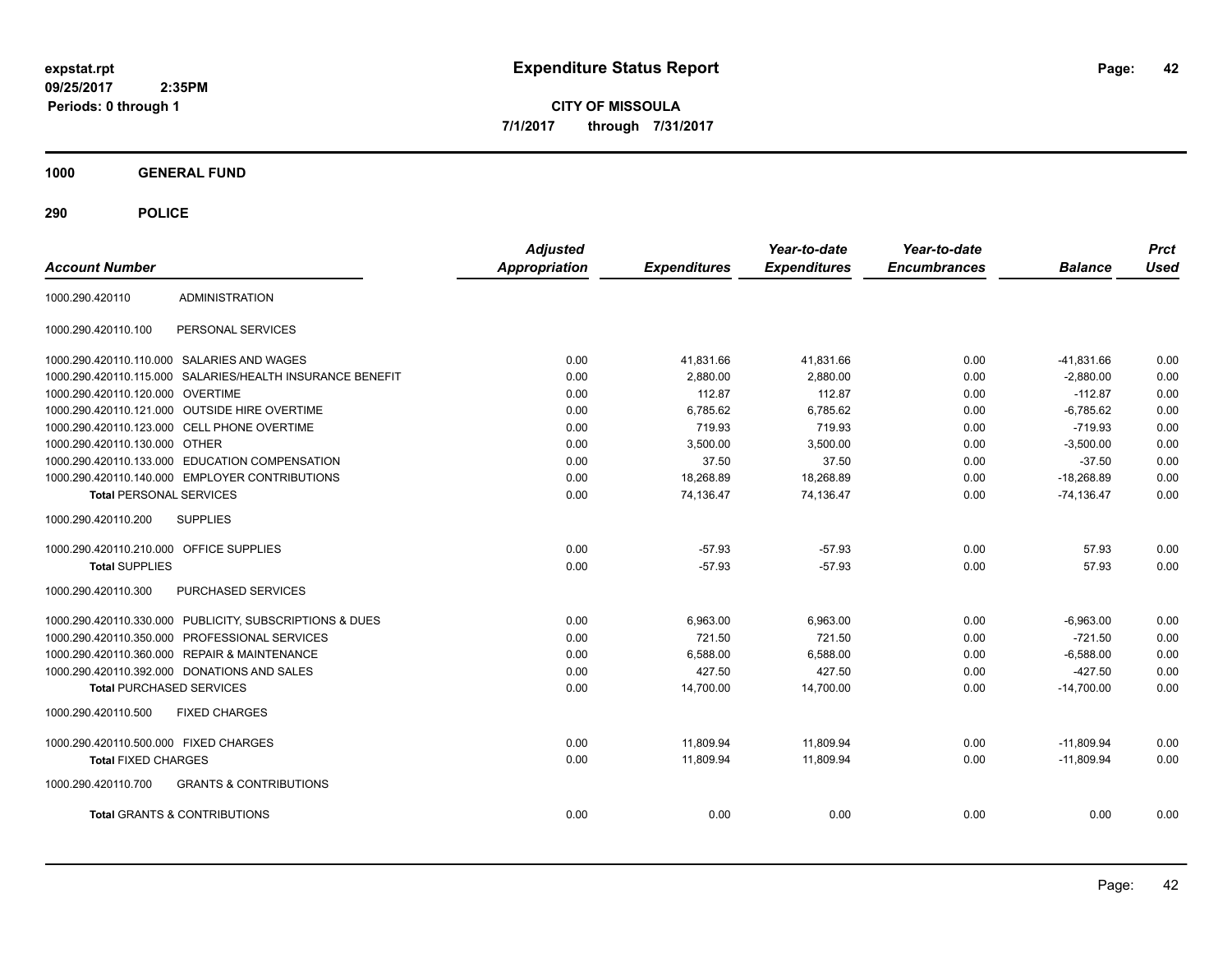expstat.rpt
09/25/2017 2:35PM
Periods: 0 through 1

# Expenditure Status Report

**CITY OF MISSOULA**
**7/1/2017 through 7/31/2017**

## 1000 GENERAL FUND

## 290 POLICE

| Account Number | | Adjusted Appropriation | Expenditures | Year-to-date Expenditures | Year-to-date Encumbrances | Balance | Prct Used |
|---|---|---|---|---|---|---|---|
| 1000.290.420110 | ADMINISTRATION | | | | | | |
| 1000.290.420110.100 | PERSONAL SERVICES | | | | | | |
| 1000.290.420110.110.000 | SALARIES AND WAGES | 0.00 | 41,831.66 | 41,831.66 | 0.00 | -41,831.66 | 0.00 |
| 1000.290.420110.115.000 | SALARIES/HEALTH INSURANCE BENEFIT | 0.00 | 2,880.00 | 2,880.00 | 0.00 | -2,880.00 | 0.00 |
| 1000.290.420110.120.000 | OVERTIME | 0.00 | 112.87 | 112.87 | 0.00 | -112.87 | 0.00 |
| 1000.290.420110.121.000 | OUTSIDE HIRE OVERTIME | 0.00 | 6,785.62 | 6,785.62 | 0.00 | -6,785.62 | 0.00 |
| 1000.290.420110.123.000 | CELL PHONE OVERTIME | 0.00 | 719.93 | 719.93 | 0.00 | -719.93 | 0.00 |
| 1000.290.420110.130.000 | OTHER | 0.00 | 3,500.00 | 3,500.00 | 0.00 | -3,500.00 | 0.00 |
| 1000.290.420110.133.000 | EDUCATION COMPENSATION | 0.00 | 37.50 | 37.50 | 0.00 | -37.50 | 0.00 |
| 1000.290.420110.140.000 | EMPLOYER CONTRIBUTIONS | 0.00 | 18,268.89 | 18,268.89 | 0.00 | -18,268.89 | 0.00 |
| **Total** PERSONAL SERVICES | | 0.00 | 74,136.47 | 74,136.47 | 0.00 | -74,136.47 | 0.00 |
| 1000.290.420110.200 | SUPPLIES | | | | | | |
| 1000.290.420110.210.000 | OFFICE SUPPLIES | 0.00 | -57.93 | -57.93 | 0.00 | 57.93 | 0.00 |
| **Total** SUPPLIES | | 0.00 | -57.93 | -57.93 | 0.00 | 57.93 | 0.00 |
| 1000.290.420110.300 | PURCHASED SERVICES | | | | | | |
| 1000.290.420110.330.000 | PUBLICITY, SUBSCRIPTIONS & DUES | 0.00 | 6,963.00 | 6,963.00 | 0.00 | -6,963.00 | 0.00 |
| 1000.290.420110.350.000 | PROFESSIONAL SERVICES | 0.00 | 721.50 | 721.50 | 0.00 | -721.50 | 0.00 |
| 1000.290.420110.360.000 | REPAIR & MAINTENANCE | 0.00 | 6,588.00 | 6,588.00 | 0.00 | -6,588.00 | 0.00 |
| 1000.290.420110.392.000 | DONATIONS AND SALES | 0.00 | 427.50 | 427.50 | 0.00 | -427.50 | 0.00 |
| **Total** PURCHASED SERVICES | | 0.00 | 14,700.00 | 14,700.00 | 0.00 | -14,700.00 | 0.00 |
| 1000.290.420110.500 | FIXED CHARGES | | | | | | |
| 1000.290.420110.500.000 | FIXED CHARGES | 0.00 | 11,809.94 | 11,809.94 | 0.00 | -11,809.94 | 0.00 |
| **Total** FIXED CHARGES | | 0.00 | 11,809.94 | 11,809.94 | 0.00 | -11,809.94 | 0.00 |
| 1000.290.420110.700 | GRANTS & CONTRIBUTIONS | | | | | | |
| **Total** GRANTS & CONTRIBUTIONS | | 0.00 | 0.00 | 0.00 | 0.00 | 0.00 | 0.00 |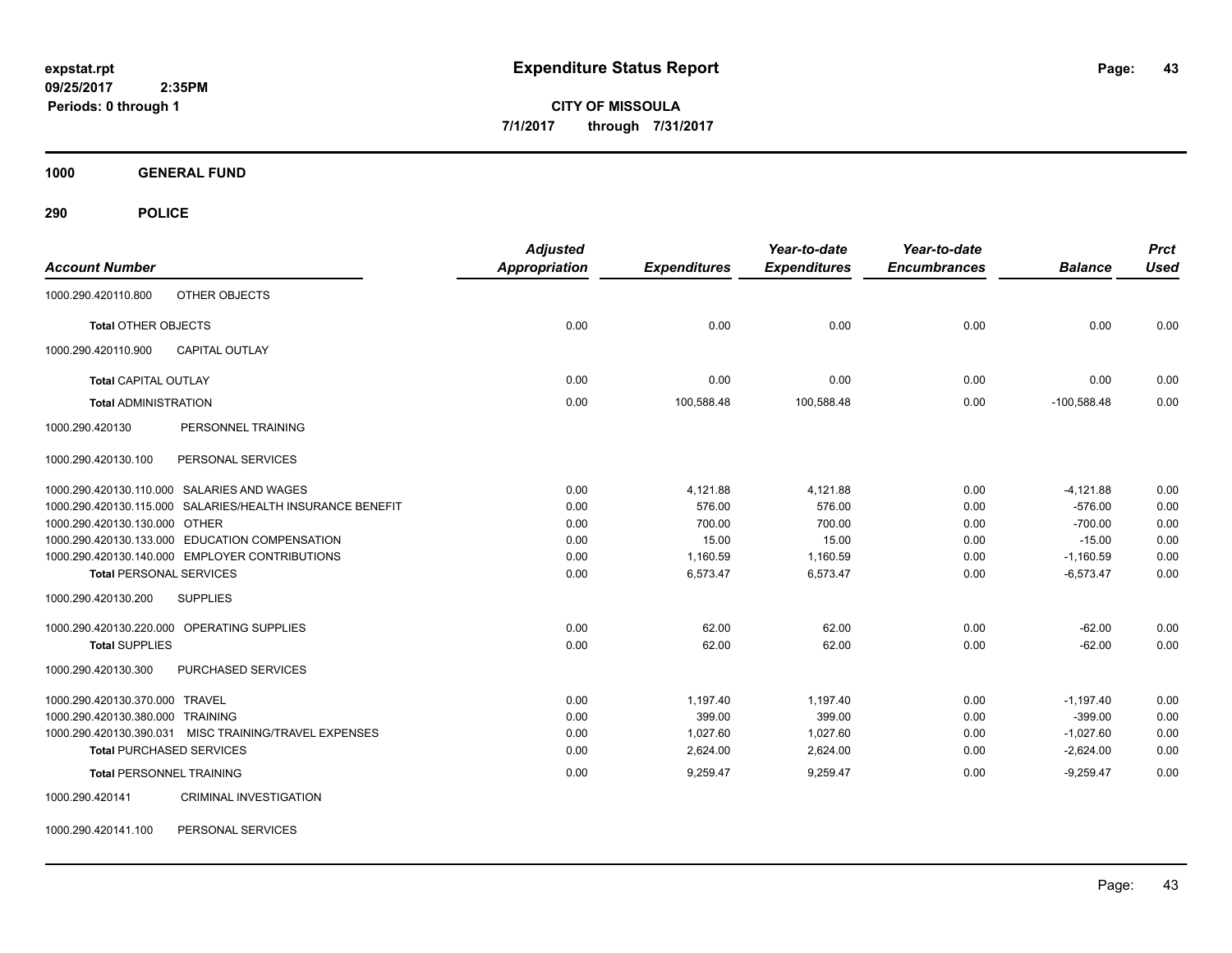# Expenditure Status Report

**CITY OF MISSOULA**

**7/1/2017 through 7/31/2017**

expstat.rpt
09/25/2017 2:35PM
Periods: 0 through 1

**1000 GENERAL FUND**

**290 POLICE**

| Account Number | | Adjusted Appropriation | Expenditures | Year-to-date Expenditures | Year-to-date Encumbrances | Balance | Prct Used |
|---|---|---|---|---|---|---|---|
| 1000.290.420110.800 | OTHER OBJECTS | | | | | | |
| **Total** OTHER OBJECTS | | 0.00 | 0.00 | 0.00 | 0.00 | 0.00 | 0.00 |
| 1000.290.420110.900 | CAPITAL OUTLAY | | | | | | |
| **Total** CAPITAL OUTLAY | | 0.00 | 0.00 | 0.00 | 0.00 | 0.00 | 0.00 |
| **Total** ADMINISTRATION | | 0.00 | 100,588.48 | 100,588.48 | 0.00 | -100,588.48 | 0.00 |
| 1000.290.420130 | PERSONNEL TRAINING | | | | | | |
| 1000.290.420130.100 | PERSONAL SERVICES | | | | | | |
| 1000.290.420130.110.000 | SALARIES AND WAGES | 0.00 | 4,121.88 | 4,121.88 | 0.00 | -4,121.88 | 0.00 |
| 1000.290.420130.115.000 | SALARIES/HEALTH INSURANCE BENEFIT | 0.00 | 576.00 | 576.00 | 0.00 | -576.00 | 0.00 |
| 1000.290.420130.130.000 | OTHER | 0.00 | 700.00 | 700.00 | 0.00 | -700.00 | 0.00 |
| 1000.290.420130.133.000 | EDUCATION COMPENSATION | 0.00 | 15.00 | 15.00 | 0.00 | -15.00 | 0.00 |
| 1000.290.420130.140.000 | EMPLOYER CONTRIBUTIONS | 0.00 | 1,160.59 | 1,160.59 | 0.00 | -1,160.59 | 0.00 |
| **Total** PERSONAL SERVICES | | 0.00 | 6,573.47 | 6,573.47 | 0.00 | -6,573.47 | 0.00 |
| 1000.290.420130.200 | SUPPLIES | | | | | | |
| 1000.290.420130.220.000 | OPERATING SUPPLIES | 0.00 | 62.00 | 62.00 | 0.00 | -62.00 | 0.00 |
| **Total** SUPPLIES | | 0.00 | 62.00 | 62.00 | 0.00 | -62.00 | 0.00 |
| 1000.290.420130.300 | PURCHASED SERVICES | | | | | | |
| 1000.290.420130.370.000 | TRAVEL | 0.00 | 1,197.40 | 1,197.40 | 0.00 | -1,197.40 | 0.00 |
| 1000.290.420130.380.000 | TRAINING | 0.00 | 399.00 | 399.00 | 0.00 | -399.00 | 0.00 |
| 1000.290.420130.390.031 | MISC TRAINING/TRAVEL EXPENSES | 0.00 | 1,027.60 | 1,027.60 | 0.00 | -1,027.60 | 0.00 |
| **Total** PURCHASED SERVICES | | 0.00 | 2,624.00 | 2,624.00 | 0.00 | -2,624.00 | 0.00 |
| **Total** PERSONNEL TRAINING | | 0.00 | 9,259.47 | 9,259.47 | 0.00 | -9,259.47 | 0.00 |
| 1000.290.420141 | CRIMINAL INVESTIGATION | | | | | | |
| 1000.290.420141.100 | PERSONAL SERVICES | | | | | | |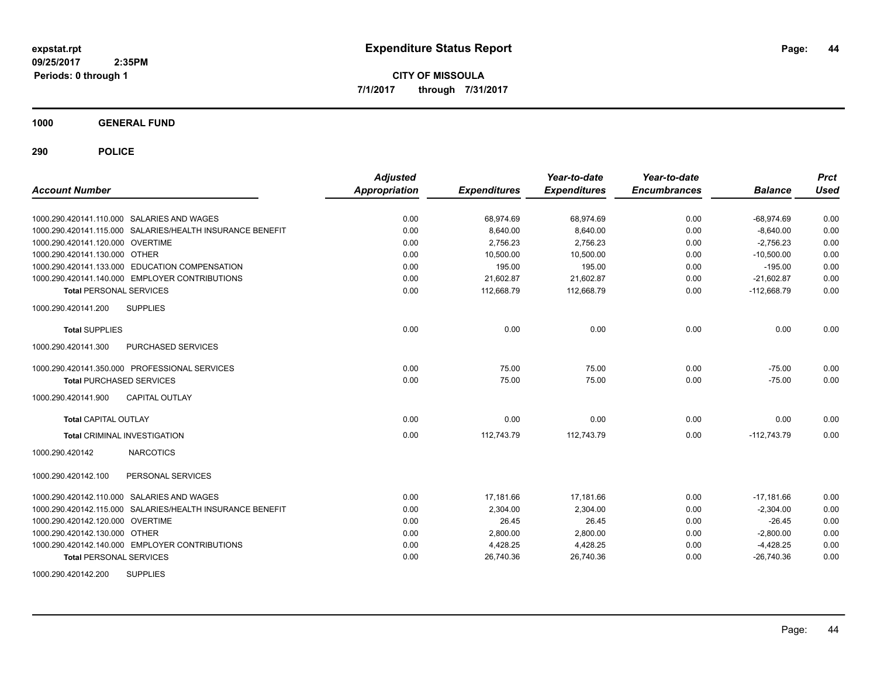**expstat.rpt**
**09/25/2017 2:35PM**
**Periods: 0 through 1**

# Expenditure Status Report

**CITY OF MISSOULA**
**7/1/2017 through 7/31/2017**

## 1000 GENERAL FUND

## 290 POLICE

| Account Number | | Adjusted Appropriation | Expenditures | Year-to-date Expenditures | Year-to-date Encumbrances | Balance | Prct Used |
|---|---|---|---|---|---|---|---|
| 1000.290.420141.110.000 | SALARIES AND WAGES | 0.00 | 68,974.69 | 68,974.69 | 0.00 | -68,974.69 | 0.00 |
| 1000.290.420141.115.000 | SALARIES/HEALTH INSURANCE BENEFIT | 0.00 | 8,640.00 | 8,640.00 | 0.00 | -8,640.00 | 0.00 |
| 1000.290.420141.120.000 | OVERTIME | 0.00 | 2,756.23 | 2,756.23 | 0.00 | -2,756.23 | 0.00 |
| 1000.290.420141.130.000 | OTHER | 0.00 | 10,500.00 | 10,500.00 | 0.00 | -10,500.00 | 0.00 |
| 1000.290.420141.133.000 | EDUCATION COMPENSATION | 0.00 | 195.00 | 195.00 | 0.00 | -195.00 | 0.00 |
| 1000.290.420141.140.000 | EMPLOYER CONTRIBUTIONS | 0.00 | 21,602.87 | 21,602.87 | 0.00 | -21,602.87 | 0.00 |
| **Total** PERSONAL SERVICES | | 0.00 | 112,668.79 | 112,668.79 | 0.00 | -112,668.79 | 0.00 |
| 1000.290.420141.200 | SUPPLIES | | | | | | |
| **Total** SUPPLIES | | 0.00 | 0.00 | 0.00 | 0.00 | 0.00 | 0.00 |
| 1000.290.420141.300 | PURCHASED SERVICES | | | | | | |
| 1000.290.420141.350.000 | PROFESSIONAL SERVICES | 0.00 | 75.00 | 75.00 | 0.00 | -75.00 | 0.00 |
| **Total** PURCHASED SERVICES | | 0.00 | 75.00 | 75.00 | 0.00 | -75.00 | 0.00 |
| 1000.290.420141.900 | CAPITAL OUTLAY | | | | | | |
| **Total** CAPITAL OUTLAY | | 0.00 | 0.00 | 0.00 | 0.00 | 0.00 | 0.00 |
| **Total** CRIMINAL INVESTIGATION | | 0.00 | 112,743.79 | 112,743.79 | 0.00 | -112,743.79 | 0.00 |
| 1000.290.420142 | NARCOTICS | | | | | | |
| 1000.290.420142.100 | PERSONAL SERVICES | | | | | | |
| 1000.290.420142.110.000 | SALARIES AND WAGES | 0.00 | 17,181.66 | 17,181.66 | 0.00 | -17,181.66 | 0.00 |
| 1000.290.420142.115.000 | SALARIES/HEALTH INSURANCE BENEFIT | 0.00 | 2,304.00 | 2,304.00 | 0.00 | -2,304.00 | 0.00 |
| 1000.290.420142.120.000 | OVERTIME | 0.00 | 26.45 | 26.45 | 0.00 | -26.45 | 0.00 |
| 1000.290.420142.130.000 | OTHER | 0.00 | 2,800.00 | 2,800.00 | 0.00 | -2,800.00 | 0.00 |
| 1000.290.420142.140.000 | EMPLOYER CONTRIBUTIONS | 0.00 | 4,428.25 | 4,428.25 | 0.00 | -4,428.25 | 0.00 |
| **Total** PERSONAL SERVICES | | 0.00 | 26,740.36 | 26,740.36 | 0.00 | -26,740.36 | 0.00 |
| 1000.290.420142.200 | SUPPLIES | | | | | | |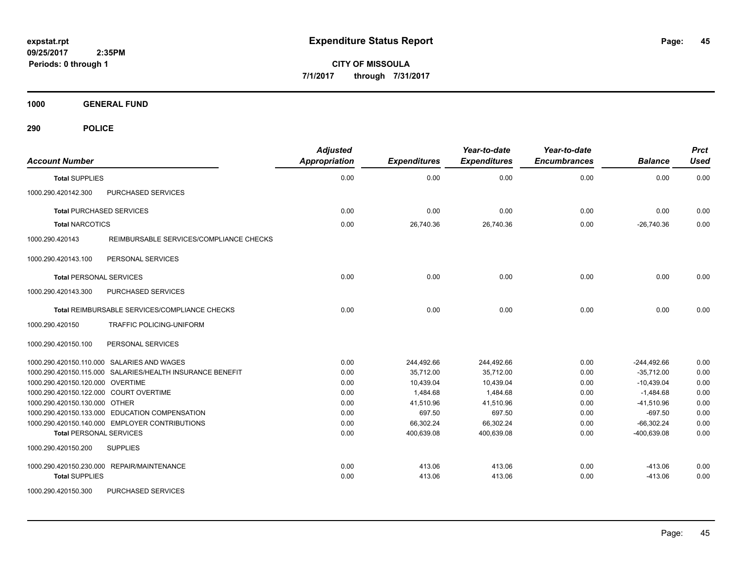# Expenditure Status Report

**CITY OF MISSOULA**
**7/1/2017 through 7/31/2017**

expstat.rpt
09/25/2017 2:35PM
Periods: 0 through 1

**1000 GENERAL FUND**

**290 POLICE**

| Account Number | | Adjusted Appropriation | Expenditures | Year-to-date Expenditures | Year-to-date Encumbrances | Balance | Prct Used |
|---|---|---|---|---|---|---|---|
| **Total** SUPPLIES | | 0.00 | 0.00 | 0.00 | 0.00 | 0.00 | 0.00 |
| 1000.290.420142.300 | PURCHASED SERVICES | | | | | | |
| **Total** PURCHASED SERVICES | | 0.00 | 0.00 | 0.00 | 0.00 | 0.00 | 0.00 |
| **Total** NARCOTICS | | 0.00 | 26,740.36 | 26,740.36 | 0.00 | -26,740.36 | 0.00 |
| 1000.290.420143 | REIMBURSABLE SERVICES/COMPLIANCE CHECKS | | | | | | |
| 1000.290.420143.100 | PERSONAL SERVICES | | | | | | |
| **Total** PERSONAL SERVICES | | 0.00 | 0.00 | 0.00 | 0.00 | 0.00 | 0.00 |
| 1000.290.420143.300 | PURCHASED SERVICES | | | | | | |
| **Total** REIMBURSABLE SERVICES/COMPLIANCE CHECKS | | 0.00 | 0.00 | 0.00 | 0.00 | 0.00 | 0.00 |
| 1000.290.420150 | TRAFFIC POLICING-UNIFORM | | | | | | |
| 1000.290.420150.100 | PERSONAL SERVICES | | | | | | |
| 1000.290.420150.110.000 | SALARIES AND WAGES | 0.00 | 244,492.66 | 244,492.66 | 0.00 | -244,492.66 | 0.00 |
| 1000.290.420150.115.000 | SALARIES/HEALTH INSURANCE BENEFIT | 0.00 | 35,712.00 | 35,712.00 | 0.00 | -35,712.00 | 0.00 |
| 1000.290.420150.120.000 | OVERTIME | 0.00 | 10,439.04 | 10,439.04 | 0.00 | -10,439.04 | 0.00 |
| 1000.290.420150.122.000 | COURT OVERTIME | 0.00 | 1,484.68 | 1,484.68 | 0.00 | -1,484.68 | 0.00 |
| 1000.290.420150.130.000 | OTHER | 0.00 | 41,510.96 | 41,510.96 | 0.00 | -41,510.96 | 0.00 |
| 1000.290.420150.133.000 | EDUCATION COMPENSATION | 0.00 | 697.50 | 697.50 | 0.00 | -697.50 | 0.00 |
| 1000.290.420150.140.000 | EMPLOYER CONTRIBUTIONS | 0.00 | 66,302.24 | 66,302.24 | 0.00 | -66,302.24 | 0.00 |
| **Total** PERSONAL SERVICES | | 0.00 | 400,639.08 | 400,639.08 | 0.00 | -400,639.08 | 0.00 |
| 1000.290.420150.200 | SUPPLIES | | | | | | |
| 1000.290.420150.230.000 | REPAIR/MAINTENANCE | 0.00 | 413.06 | 413.06 | 0.00 | -413.06 | 0.00 |
| **Total** SUPPLIES | | 0.00 | 413.06 | 413.06 | 0.00 | -413.06 | 0.00 |
| 1000.290.420150.300 | PURCHASED SERVICES | | | | | | |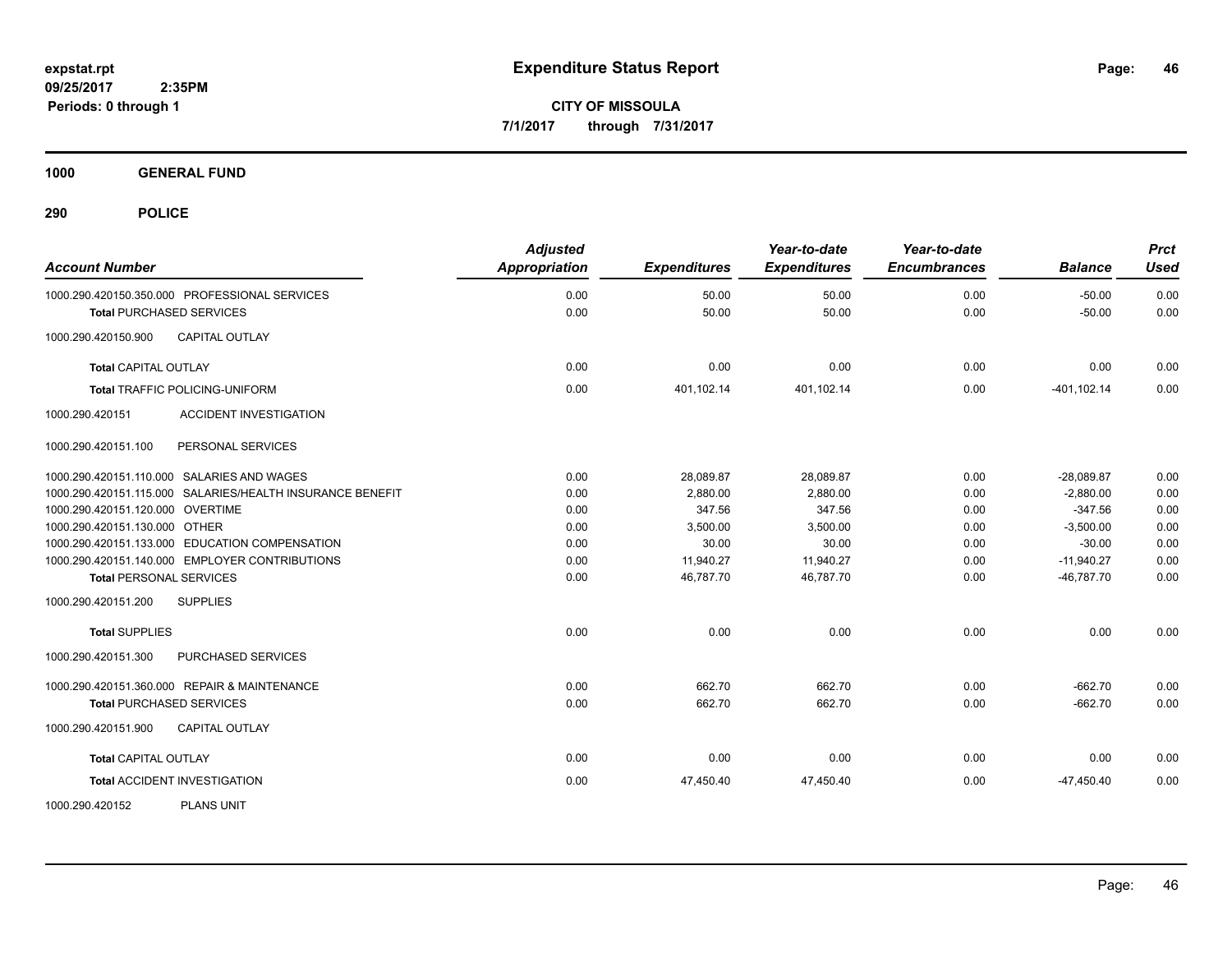**expstat.rpt**
**09/25/2017 2:35PM**
**Periods: 0 through 1**

# Expenditure Status Report

**CITY OF MISSOULA**
**7/1/2017 through 7/31/2017**

## 1000 GENERAL FUND

## 290 POLICE

| Account Number | Adjusted Appropriation | Expenditures | Year-to-date Expenditures | Year-to-date Encumbrances | Balance | Prct Used |
|---|---|---|---|---|---|---|
| 1000.290.420150.350.000 PROFESSIONAL SERVICES | 0.00 | 50.00 | 50.00 | 0.00 | -50.00 | 0.00 |
| **Total** PURCHASED SERVICES | 0.00 | 50.00 | 50.00 | 0.00 | -50.00 | 0.00 |
| 1000.290.420150.900 CAPITAL OUTLAY | | | | | | |
| **Total** CAPITAL OUTLAY | 0.00 | 0.00 | 0.00 | 0.00 | 0.00 | 0.00 |
| **Total** TRAFFIC POLICING-UNIFORM | 0.00 | 401,102.14 | 401,102.14 | 0.00 | -401,102.14 | 0.00 |
| 1000.290.420151 ACCIDENT INVESTIGATION | | | | | | |
| 1000.290.420151.100 PERSONAL SERVICES | | | | | | |
| 1000.290.420151.110.000 SALARIES AND WAGES | 0.00 | 28,089.87 | 28,089.87 | 0.00 | -28,089.87 | 0.00 |
| 1000.290.420151.115.000 SALARIES/HEALTH INSURANCE BENEFIT | 0.00 | 2,880.00 | 2,880.00 | 0.00 | -2,880.00 | 0.00 |
| 1000.290.420151.120.000 OVERTIME | 0.00 | 347.56 | 347.56 | 0.00 | -347.56 | 0.00 |
| 1000.290.420151.130.000 OTHER | 0.00 | 3,500.00 | 3,500.00 | 0.00 | -3,500.00 | 0.00 |
| 1000.290.420151.133.000 EDUCATION COMPENSATION | 0.00 | 30.00 | 30.00 | 0.00 | -30.00 | 0.00 |
| 1000.290.420151.140.000 EMPLOYER CONTRIBUTIONS | 0.00 | 11,940.27 | 11,940.27 | 0.00 | -11,940.27 | 0.00 |
| **Total** PERSONAL SERVICES | 0.00 | 46,787.70 | 46,787.70 | 0.00 | -46,787.70 | 0.00 |
| 1000.290.420151.200 SUPPLIES | | | | | | |
| **Total** SUPPLIES | 0.00 | 0.00 | 0.00 | 0.00 | 0.00 | 0.00 |
| 1000.290.420151.300 PURCHASED SERVICES | | | | | | |
| 1000.290.420151.360.000 REPAIR & MAINTENANCE | 0.00 | 662.70 | 662.70 | 0.00 | -662.70 | 0.00 |
| **Total** PURCHASED SERVICES | 0.00 | 662.70 | 662.70 | 0.00 | -662.70 | 0.00 |
| 1000.290.420151.900 CAPITAL OUTLAY | | | | | | |
| **Total** CAPITAL OUTLAY | 0.00 | 0.00 | 0.00 | 0.00 | 0.00 | 0.00 |
| **Total** ACCIDENT INVESTIGATION | 0.00 | 47,450.40 | 47,450.40 | 0.00 | -47,450.40 | 0.00 |
| 1000.290.420152 PLANS UNIT | | | | | | |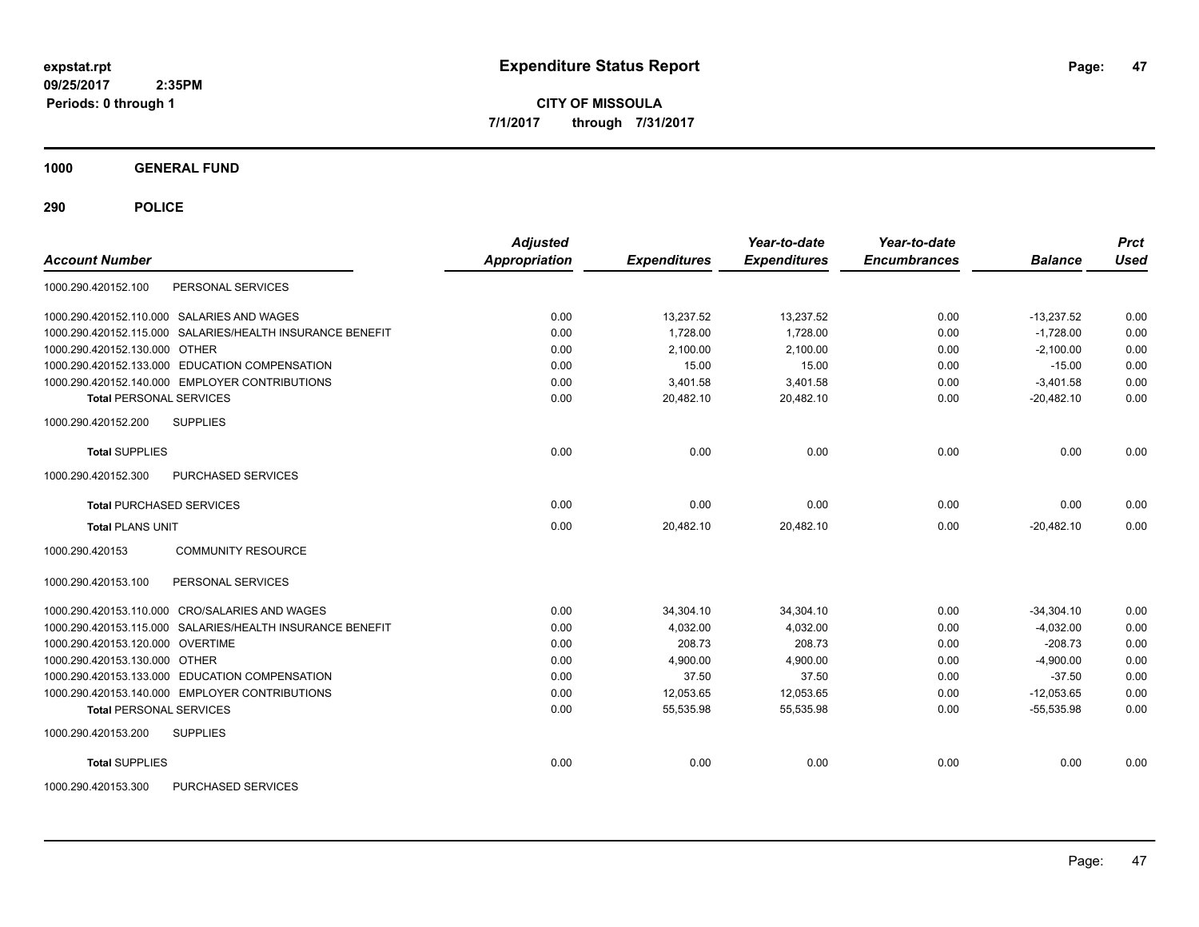# Expenditure Status Report

**CITY OF MISSOULA**

**7/1/2017 through 7/31/2017**

expstat.rpt
09/25/2017 2:35PM
Periods: 0 through 1

## 1000 GENERAL FUND

### 290 POLICE

| Account Number | | Adjusted Appropriation | Expenditures | Year-to-date Expenditures | Year-to-date Encumbrances | Balance | Prct Used |
|---|---|---|---|---|---|---|---|
| 1000.290.420152.100 | PERSONAL SERVICES | | | | | | |
| 1000.290.420152.110.000 | SALARIES AND WAGES | 0.00 | 13,237.52 | 13,237.52 | 0.00 | -13,237.52 | 0.00 |
| 1000.290.420152.115.000 | SALARIES/HEALTH INSURANCE BENEFIT | 0.00 | 1,728.00 | 1,728.00 | 0.00 | -1,728.00 | 0.00 |
| 1000.290.420152.130.000 | OTHER | 0.00 | 2,100.00 | 2,100.00 | 0.00 | -2,100.00 | 0.00 |
| 1000.290.420152.133.000 | EDUCATION COMPENSATION | 0.00 | 15.00 | 15.00 | 0.00 | -15.00 | 0.00 |
| 1000.290.420152.140.000 | EMPLOYER CONTRIBUTIONS | 0.00 | 3,401.58 | 3,401.58 | 0.00 | -3,401.58 | 0.00 |
| **Total** PERSONAL SERVICES | | 0.00 | 20,482.10 | 20,482.10 | 0.00 | -20,482.10 | 0.00 |
| 1000.290.420152.200 | SUPPLIES | | | | | | |
| **Total** SUPPLIES | | 0.00 | 0.00 | 0.00 | 0.00 | 0.00 | 0.00 |
| 1000.290.420152.300 | PURCHASED SERVICES | | | | | | |
| **Total** PURCHASED SERVICES | | 0.00 | 0.00 | 0.00 | 0.00 | 0.00 | 0.00 |
| **Total** PLANS UNIT | | 0.00 | 20,482.10 | 20,482.10 | 0.00 | -20,482.10 | 0.00 |
| 1000.290.420153 | COMMUNITY RESOURCE | | | | | | |
| 1000.290.420153.100 | PERSONAL SERVICES | | | | | | |
| 1000.290.420153.110.000 | CRO/SALARIES AND WAGES | 0.00 | 34,304.10 | 34,304.10 | 0.00 | -34,304.10 | 0.00 |
| 1000.290.420153.115.000 | SALARIES/HEALTH INSURANCE BENEFIT | 0.00 | 4,032.00 | 4,032.00 | 0.00 | -4,032.00 | 0.00 |
| 1000.290.420153.120.000 | OVERTIME | 0.00 | 208.73 | 208.73 | 0.00 | -208.73 | 0.00 |
| 1000.290.420153.130.000 | OTHER | 0.00 | 4,900.00 | 4,900.00 | 0.00 | -4,900.00 | 0.00 |
| 1000.290.420153.133.000 | EDUCATION COMPENSATION | 0.00 | 37.50 | 37.50 | 0.00 | -37.50 | 0.00 |
| 1000.290.420153.140.000 | EMPLOYER CONTRIBUTIONS | 0.00 | 12,053.65 | 12,053.65 | 0.00 | -12,053.65 | 0.00 |
| **Total** PERSONAL SERVICES | | 0.00 | 55,535.98 | 55,535.98 | 0.00 | -55,535.98 | 0.00 |
| 1000.290.420153.200 | SUPPLIES | | | | | | |
| **Total** SUPPLIES | | 0.00 | 0.00 | 0.00 | 0.00 | 0.00 | 0.00 |
| 1000.290.420153.300 | PURCHASED SERVICES | | | | | | |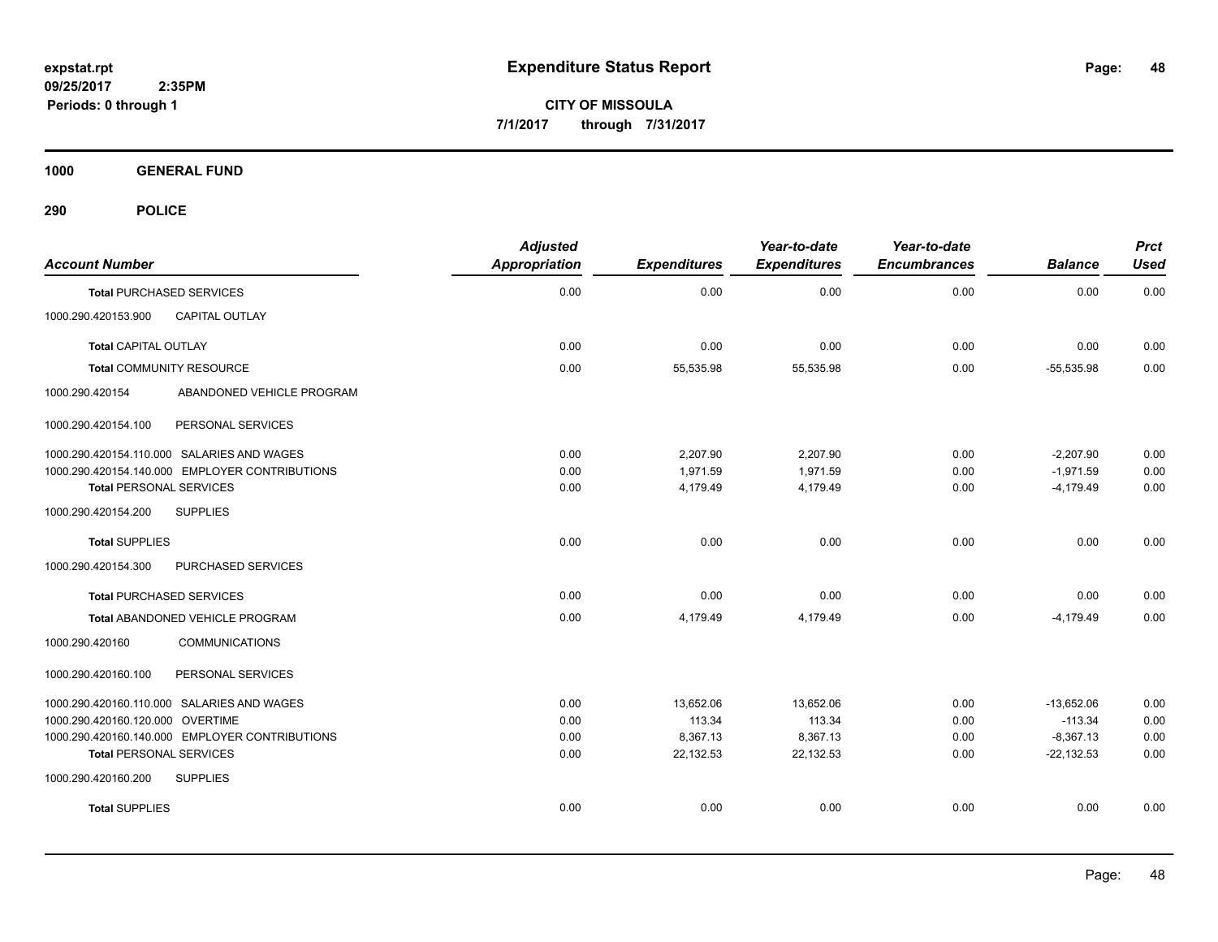# Expenditure Status Report

**CITY OF MISSOULA**

**7/1/2017 through 7/31/2017**

**1000 GENERAL FUND**

**290 POLICE**

| Account Number | | Adjusted Appropriation | Expenditures | Year-to-date Expenditures | Year-to-date Encumbrances | Balance | Prct Used |
|---|---|---|---|---|---|---|---|
| **Total** PURCHASED SERVICES | | 0.00 | 0.00 | 0.00 | 0.00 | 0.00 | 0.00 |
| 1000.290.420153.900 | CAPITAL OUTLAY | | | | | | |
| **Total** CAPITAL OUTLAY | | 0.00 | 0.00 | 0.00 | 0.00 | 0.00 | 0.00 |
| **Total** COMMUNITY RESOURCE | | 0.00 | 55,535.98 | 55,535.98 | 0.00 | -55,535.98 | 0.00 |
| 1000.290.420154 | ABANDONED VEHICLE PROGRAM | | | | | | |
| 1000.290.420154.100 | PERSONAL SERVICES | | | | | | |
| 1000.290.420154.110.000 | SALARIES AND WAGES | 0.00 | 2,207.90 | 2,207.90 | 0.00 | -2,207.90 | 0.00 |
| 1000.290.420154.140.000 | EMPLOYER CONTRIBUTIONS | 0.00 | 1,971.59 | 1,971.59 | 0.00 | -1,971.59 | 0.00 |
| **Total** PERSONAL SERVICES | | 0.00 | 4,179.49 | 4,179.49 | 0.00 | -4,179.49 | 0.00 |
| 1000.290.420154.200 | SUPPLIES | | | | | | |
| **Total** SUPPLIES | | 0.00 | 0.00 | 0.00 | 0.00 | 0.00 | 0.00 |
| 1000.290.420154.300 | PURCHASED SERVICES | | | | | | |
| **Total** PURCHASED SERVICES | | 0.00 | 0.00 | 0.00 | 0.00 | 0.00 | 0.00 |
| **Total** ABANDONED VEHICLE PROGRAM | | 0.00 | 4,179.49 | 4,179.49 | 0.00 | -4,179.49 | 0.00 |
| 1000.290.420160 | COMMUNICATIONS | | | | | | |
| 1000.290.420160.100 | PERSONAL SERVICES | | | | | | |
| 1000.290.420160.110.000 | SALARIES AND WAGES | 0.00 | 13,652.06 | 13,652.06 | 0.00 | -13,652.06 | 0.00 |
| 1000.290.420160.120.000 | OVERTIME | 0.00 | 113.34 | 113.34 | 0.00 | -113.34 | 0.00 |
| 1000.290.420160.140.000 | EMPLOYER CONTRIBUTIONS | 0.00 | 8,367.13 | 8,367.13 | 0.00 | -8,367.13 | 0.00 |
| **Total** PERSONAL SERVICES | | 0.00 | 22,132.53 | 22,132.53 | 0.00 | -22,132.53 | 0.00 |
| 1000.290.420160.200 | SUPPLIES | | | | | | |
| **Total** SUPPLIES | | 0.00 | 0.00 | 0.00 | 0.00 | 0.00 | 0.00 |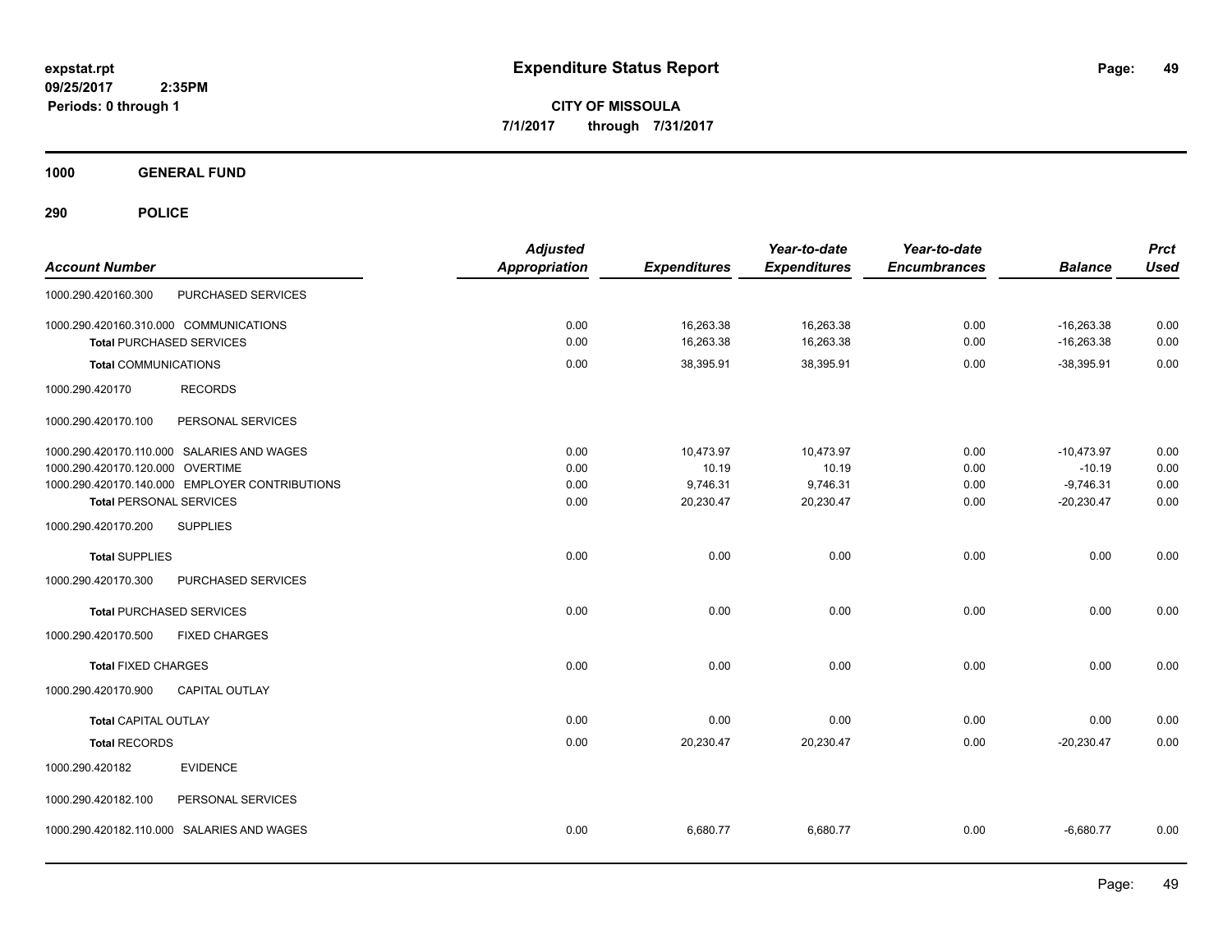**expstat.rpt**
**09/25/2017 2:35PM**
**Periods: 0 through 1**

# Expenditure Status Report

**CITY OF MISSOULA**
**7/1/2017 through 7/31/2017**

**1000 GENERAL FUND**

**290 POLICE**

| Account Number | | Adjusted Appropriation | Expenditures | Year-to-date Expenditures | Year-to-date Encumbrances | Balance | Prct Used |
|---|---|---|---|---|---|---|---|
| 1000.290.420160.300 | PURCHASED SERVICES | | | | | | |
| 1000.290.420160.310.000 | COMMUNICATIONS | 0.00 | 16,263.38 | 16,263.38 | 0.00 | -16,263.38 | 0.00 |
| **Total** PURCHASED SERVICES | | 0.00 | 16,263.38 | 16,263.38 | 0.00 | -16,263.38 | 0.00 |
| **Total** COMMUNICATIONS | | 0.00 | 38,395.91 | 38,395.91 | 0.00 | -38,395.91 | 0.00 |
| 1000.290.420170 | RECORDS | | | | | | |
| 1000.290.420170.100 | PERSONAL SERVICES | | | | | | |
| 1000.290.420170.110.000 | SALARIES AND WAGES | 0.00 | 10,473.97 | 10,473.97 | 0.00 | -10,473.97 | 0.00 |
| 1000.290.420170.120.000 | OVERTIME | 0.00 | 10.19 | 10.19 | 0.00 | -10.19 | 0.00 |
| 1000.290.420170.140.000 | EMPLOYER CONTRIBUTIONS | 0.00 | 9,746.31 | 9,746.31 | 0.00 | -9,746.31 | 0.00 |
| **Total** PERSONAL SERVICES | | 0.00 | 20,230.47 | 20,230.47 | 0.00 | -20,230.47 | 0.00 |
| 1000.290.420170.200 | SUPPLIES | | | | | | |
| **Total** SUPPLIES | | 0.00 | 0.00 | 0.00 | 0.00 | 0.00 | 0.00 |
| 1000.290.420170.300 | PURCHASED SERVICES | | | | | | |
| **Total** PURCHASED SERVICES | | 0.00 | 0.00 | 0.00 | 0.00 | 0.00 | 0.00 |
| 1000.290.420170.500 | FIXED CHARGES | | | | | | |
| **Total** FIXED CHARGES | | 0.00 | 0.00 | 0.00 | 0.00 | 0.00 | 0.00 |
| 1000.290.420170.900 | CAPITAL OUTLAY | | | | | | |
| **Total** CAPITAL OUTLAY | | 0.00 | 0.00 | 0.00 | 0.00 | 0.00 | 0.00 |
| **Total** RECORDS | | 0.00 | 20,230.47 | 20,230.47 | 0.00 | -20,230.47 | 0.00 |
| 1000.290.420182 | EVIDENCE | | | | | | |
| 1000.290.420182.100 | PERSONAL SERVICES | | | | | | |
| 1000.290.420182.110.000 | SALARIES AND WAGES | 0.00 | 6,680.77 | 6,680.77 | 0.00 | -6,680.77 | 0.00 |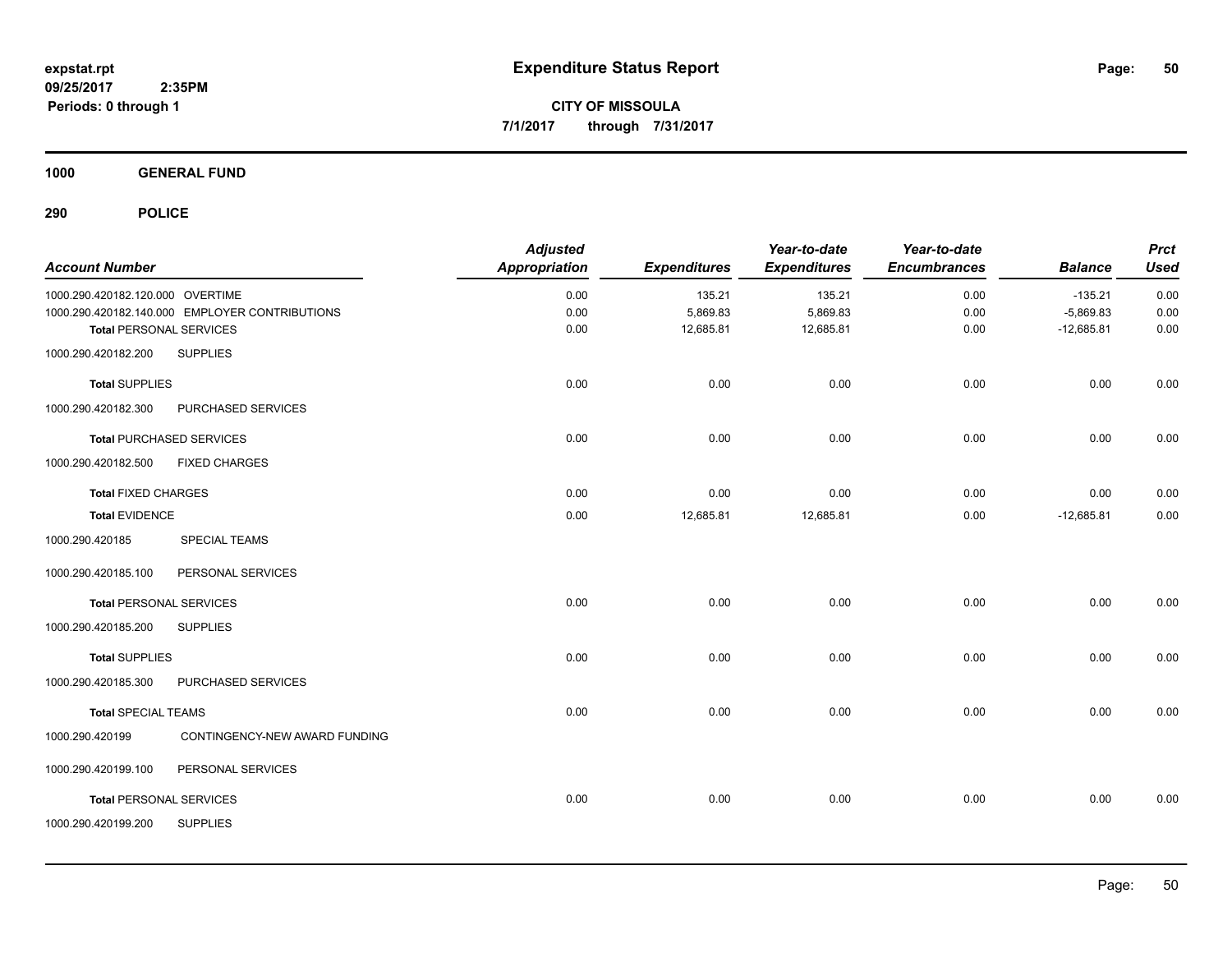**expstat.rpt**
**09/25/2017 2:35PM**
**Periods: 0 through 1**

# Expenditure Status Report

**CITY OF MISSOULA**
**7/1/2017 through 7/31/2017**

## 1000 GENERAL FUND

### 290 POLICE

| Account Number | | Adjusted Appropriation | Expenditures | Year-to-date Expenditures | Year-to-date Encumbrances | Balance | Prct Used |
|---|---|---|---|---|---|---|---|
| 1000.290.420182.120.000 | OVERTIME | 0.00 | 135.21 | 135.21 | 0.00 | -135.21 | 0.00 |
| 1000.290.420182.140.000 | EMPLOYER CONTRIBUTIONS | 0.00 | 5,869.83 | 5,869.83 | 0.00 | -5,869.83 | 0.00 |
| **Total** PERSONAL SERVICES | | 0.00 | 12,685.81 | 12,685.81 | 0.00 | -12,685.81 | 0.00 |
| 1000.290.420182.200 | SUPPLIES | | | | | | |
| **Total** SUPPLIES | | 0.00 | 0.00 | 0.00 | 0.00 | 0.00 | 0.00 |
| 1000.290.420182.300 | PURCHASED SERVICES | | | | | | |
| **Total** PURCHASED SERVICES | | 0.00 | 0.00 | 0.00 | 0.00 | 0.00 | 0.00 |
| 1000.290.420182.500 | FIXED CHARGES | | | | | | |
| **Total** FIXED CHARGES | | 0.00 | 0.00 | 0.00 | 0.00 | 0.00 | 0.00 |
| **Total** EVIDENCE | | 0.00 | 12,685.81 | 12,685.81 | 0.00 | -12,685.81 | 0.00 |
| 1000.290.420185 | SPECIAL TEAMS | | | | | | |
| 1000.290.420185.100 | PERSONAL SERVICES | | | | | | |
| **Total** PERSONAL SERVICES | | 0.00 | 0.00 | 0.00 | 0.00 | 0.00 | 0.00 |
| 1000.290.420185.200 | SUPPLIES | | | | | | |
| **Total** SUPPLIES | | 0.00 | 0.00 | 0.00 | 0.00 | 0.00 | 0.00 |
| 1000.290.420185.300 | PURCHASED SERVICES | | | | | | |
| **Total** SPECIAL TEAMS | | 0.00 | 0.00 | 0.00 | 0.00 | 0.00 | 0.00 |
| 1000.290.420199 | CONTINGENCY-NEW AWARD FUNDING | | | | | | |
| 1000.290.420199.100 | PERSONAL SERVICES | | | | | | |
| **Total** PERSONAL SERVICES | | 0.00 | 0.00 | 0.00 | 0.00 | 0.00 | 0.00 |
| 1000.290.420199.200 | SUPPLIES | | | | | | |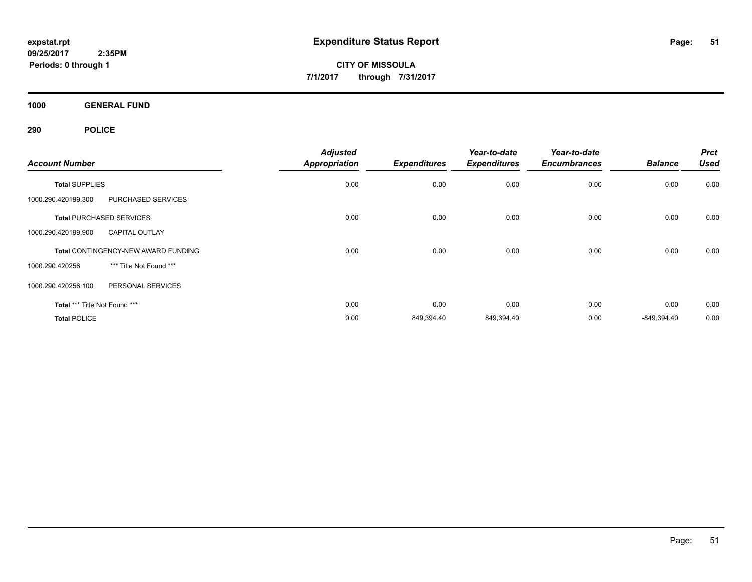**expstat.rpt**
**09/25/2017 2:35PM**
**Periods: 0 through 1**

# Expenditure Status Report

**CITY OF MISSOULA**
**7/1/2017 through 7/31/2017**

## 1000 GENERAL FUND

### 290 POLICE

| Account Number | | Adjusted Appropriation | Expenditures | Year-to-date Expenditures | Year-to-date Encumbrances | Balance | Prct Used |
|---|---|---|---|---|---|---|---|
| **Total** SUPPLIES | | 0.00 | 0.00 | 0.00 | 0.00 | 0.00 | 0.00 |
| 1000.290.420199.300 | PURCHASED SERVICES | | | | | | |
| **Total** PURCHASED SERVICES | | 0.00 | 0.00 | 0.00 | 0.00 | 0.00 | 0.00 |
| 1000.290.420199.900 | CAPITAL OUTLAY | | | | | | |
| **Total** CONTINGENCY-NEW AWARD FUNDING | | 0.00 | 0.00 | 0.00 | 0.00 | 0.00 | 0.00 |
| 1000.290.420256 | *** Title Not Found *** | | | | | | |
| 1000.290.420256.100 | PERSONAL SERVICES | | | | | | |
| **Total** *** Title Not Found *** | | 0.00 | 0.00 | 0.00 | 0.00 | 0.00 | 0.00 |
| **Total** POLICE | | 0.00 | 849,394.40 | 849,394.40 | 0.00 | -849,394.40 | 0.00 |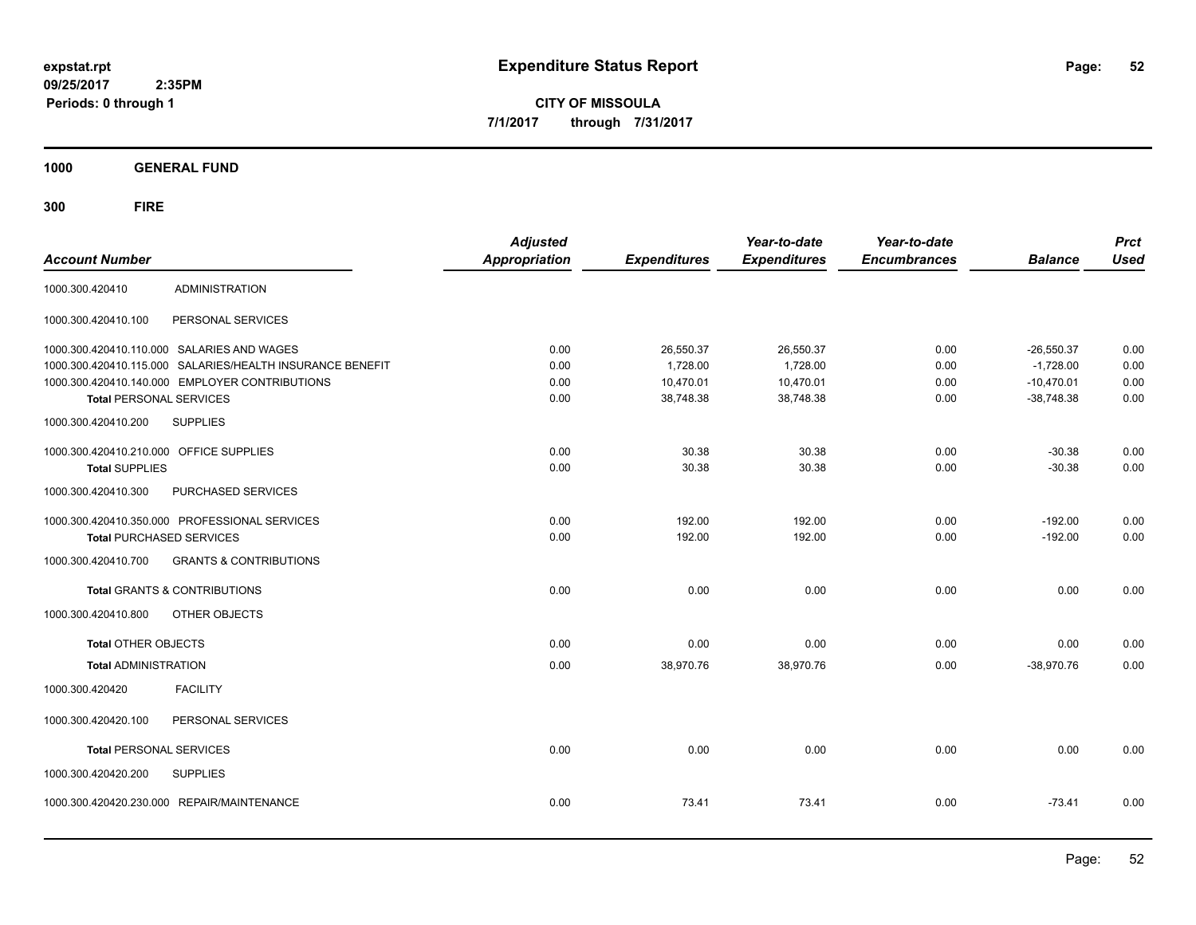# Expenditure Status Report

expstat.rpt
09/25/2017 2:35PM
Periods: 0 through 1

**CITY OF MISSOULA**
**7/1/2017 through 7/31/2017**

## 1000 GENERAL FUND

## 300 FIRE

| Account Number | | Adjusted Appropriation | Expenditures | Year-to-date Expenditures | Year-to-date Encumbrances | Balance | Prct Used |
|---|---|---|---|---|---|---|---|
| 1000.300.420410 | ADMINISTRATION | | | | | | |
| 1000.300.420410.100 | PERSONAL SERVICES | | | | | | |
| 1000.300.420410.110.000 | SALARIES AND WAGES | 0.00 | 26,550.37 | 26,550.37 | 0.00 | -26,550.37 | 0.00 |
| 1000.300.420410.115.000 | SALARIES/HEALTH INSURANCE BENEFIT | 0.00 | 1,728.00 | 1,728.00 | 0.00 | -1,728.00 | 0.00 |
| 1000.300.420410.140.000 | EMPLOYER CONTRIBUTIONS | 0.00 | 10,470.01 | 10,470.01 | 0.00 | -10,470.01 | 0.00 |
| **Total** PERSONAL SERVICES | | 0.00 | 38,748.38 | 38,748.38 | 0.00 | -38,748.38 | 0.00 |
| 1000.300.420410.200 | SUPPLIES | | | | | | |
| 1000.300.420410.210.000 | OFFICE SUPPLIES | 0.00 | 30.38 | 30.38 | 0.00 | -30.38 | 0.00 |
| **Total** SUPPLIES | | 0.00 | 30.38 | 30.38 | 0.00 | -30.38 | 0.00 |
| 1000.300.420410.300 | PURCHASED SERVICES | | | | | | |
| 1000.300.420410.350.000 | PROFESSIONAL SERVICES | 0.00 | 192.00 | 192.00 | 0.00 | -192.00 | 0.00 |
| **Total** PURCHASED SERVICES | | 0.00 | 192.00 | 192.00 | 0.00 | -192.00 | 0.00 |
| 1000.300.420410.700 | GRANTS & CONTRIBUTIONS | | | | | | |
| **Total** GRANTS & CONTRIBUTIONS | | 0.00 | 0.00 | 0.00 | 0.00 | 0.00 | 0.00 |
| 1000.300.420410.800 | OTHER OBJECTS | | | | | | |
| **Total** OTHER OBJECTS | | 0.00 | 0.00 | 0.00 | 0.00 | 0.00 | 0.00 |
| **Total** ADMINISTRATION | | 0.00 | 38,970.76 | 38,970.76 | 0.00 | -38,970.76 | 0.00 |
| 1000.300.420420 | FACILITY | | | | | | |
| 1000.300.420420.100 | PERSONAL SERVICES | | | | | | |
| **Total** PERSONAL SERVICES | | 0.00 | 0.00 | 0.00 | 0.00 | 0.00 | 0.00 |
| 1000.300.420420.200 | SUPPLIES | | | | | | |
| 1000.300.420420.230.000 | REPAIR/MAINTENANCE | 0.00 | 73.41 | 73.41 | 0.00 | -73.41 | 0.00 |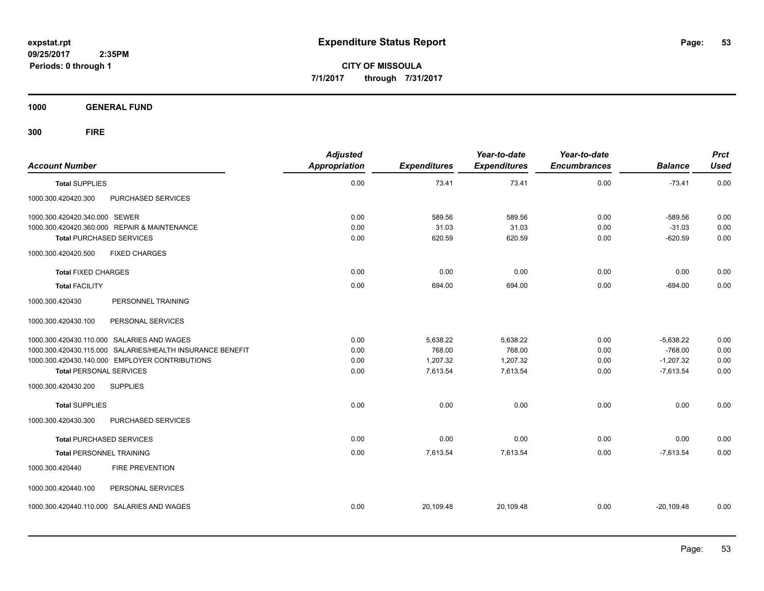# Expenditure Status Report

expstat.rpt
09/25/2017 2:35PM
Periods: 0 through 1

**CITY OF MISSOULA**
**7/1/2017 through 7/31/2017**

**1000 GENERAL FUND**

**300 FIRE**

| Account Number | Adjusted Appropriation | Expenditures | Year-to-date Expenditures | Year-to-date Encumbrances | Balance | Prct Used |
|---|---|---|---|---|---|---|
| **Total** SUPPLIES | 0.00 | 73.41 | 73.41 | 0.00 | -73.41 | 0.00 |
| 1000.300.420420.300 PURCHASED SERVICES | | | | | | |
| 1000.300.420420.340.000 SEWER | 0.00 | 589.56 | 589.56 | 0.00 | -589.56 | 0.00 |
| 1000.300.420420.360.000 REPAIR & MAINTENANCE | 0.00 | 31.03 | 31.03 | 0.00 | -31.03 | 0.00 |
| **Total** PURCHASED SERVICES | 0.00 | 620.59 | 620.59 | 0.00 | -620.59 | 0.00 |
| 1000.300.420420.500 FIXED CHARGES | | | | | | |
| **Total** FIXED CHARGES | 0.00 | 0.00 | 0.00 | 0.00 | 0.00 | 0.00 |
| **Total** FACILITY | 0.00 | 694.00 | 694.00 | 0.00 | -694.00 | 0.00 |
| 1000.300.420430 PERSONNEL TRAINING | | | | | | |
| 1000.300.420430.100 PERSONAL SERVICES | | | | | | |
| 1000.300.420430.110.000 SALARIES AND WAGES | 0.00 | 5,638.22 | 5,638.22 | 0.00 | -5,638.22 | 0.00 |
| 1000.300.420430.115.000 SALARIES/HEALTH INSURANCE BENEFIT | 0.00 | 768.00 | 768.00 | 0.00 | -768.00 | 0.00 |
| 1000.300.420430.140.000 EMPLOYER CONTRIBUTIONS | 0.00 | 1,207.32 | 1,207.32 | 0.00 | -1,207.32 | 0.00 |
| **Total** PERSONAL SERVICES | 0.00 | 7,613.54 | 7,613.54 | 0.00 | -7,613.54 | 0.00 |
| 1000.300.420430.200 SUPPLIES | | | | | | |
| **Total** SUPPLIES | 0.00 | 0.00 | 0.00 | 0.00 | 0.00 | 0.00 |
| 1000.300.420430.300 PURCHASED SERVICES | | | | | | |
| **Total** PURCHASED SERVICES | 0.00 | 0.00 | 0.00 | 0.00 | 0.00 | 0.00 |
| **Total** PERSONNEL TRAINING | 0.00 | 7,613.54 | 7,613.54 | 0.00 | -7,613.54 | 0.00 |
| 1000.300.420440 FIRE PREVENTION | | | | | | |
| 1000.300.420440.100 PERSONAL SERVICES | | | | | | |
| 1000.300.420440.110.000 SALARIES AND WAGES | 0.00 | 20,109.48 | 20,109.48 | 0.00 | -20,109.48 | 0.00 |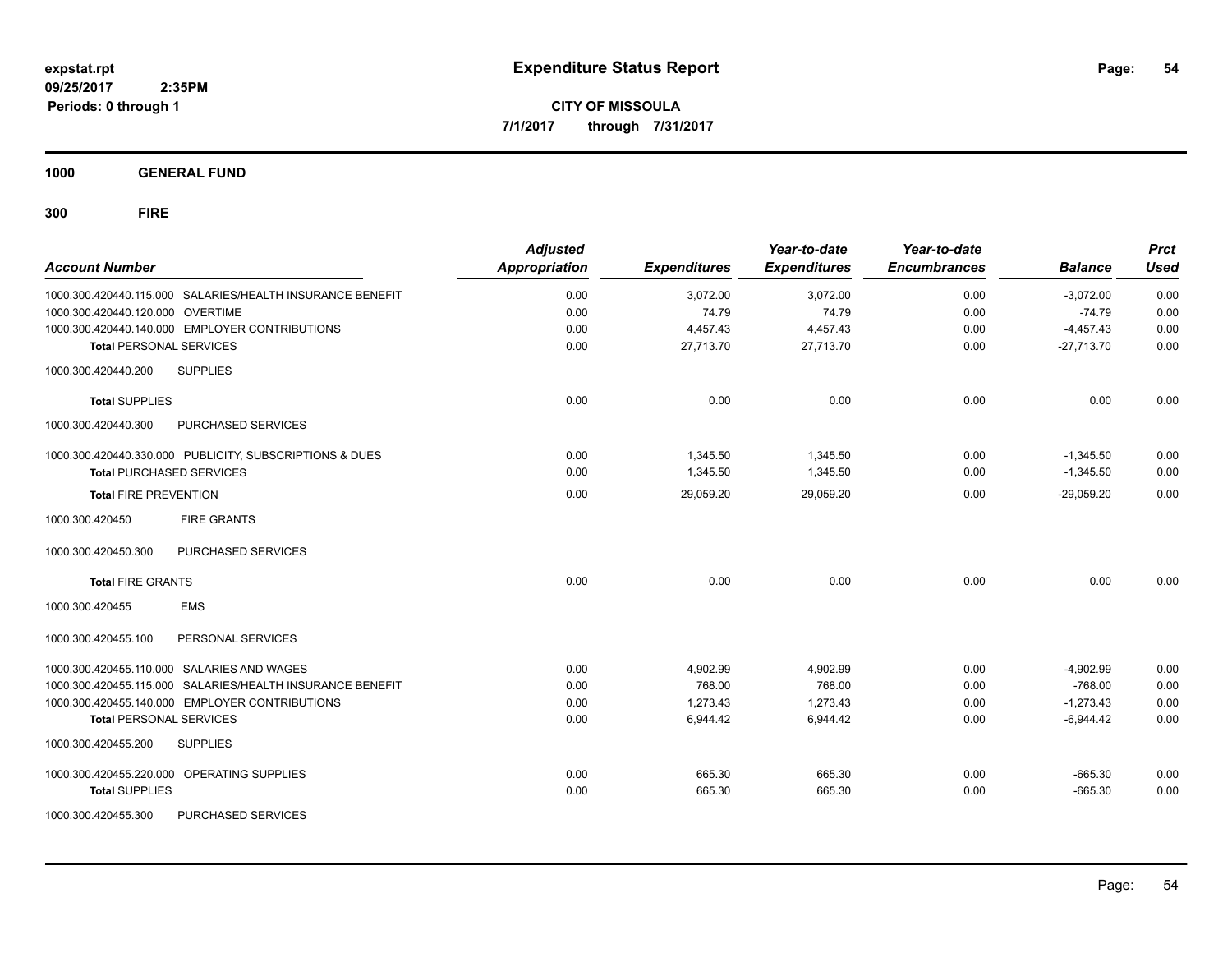**expstat.rpt**
**09/25/2017 2:35PM**
**Periods: 0 through 1**

# Expenditure Status Report

**CITY OF MISSOULA**
**7/1/2017 through 7/31/2017**

## 1000 GENERAL FUND

## 300 FIRE

| Account Number | | Adjusted Appropriation | Expenditures | Year-to-date Expenditures | Year-to-date Encumbrances | Balance | Prct Used |
|---|---|---|---|---|---|---|---|
| 1000.300.420440.115.000 | SALARIES/HEALTH INSURANCE BENEFIT | 0.00 | 3,072.00 | 3,072.00 | 0.00 | -3,072.00 | 0.00 |
| 1000.300.420440.120.000 | OVERTIME | 0.00 | 74.79 | 74.79 | 0.00 | -74.79 | 0.00 |
| 1000.300.420440.140.000 | EMPLOYER CONTRIBUTIONS | 0.00 | 4,457.43 | 4,457.43 | 0.00 | -4,457.43 | 0.00 |
| **Total** PERSONAL SERVICES | | 0.00 | 27,713.70 | 27,713.70 | 0.00 | -27,713.70 | 0.00 |
| 1000.300.420440.200 | SUPPLIES | | | | | | |
| **Total** SUPPLIES | | 0.00 | 0.00 | 0.00 | 0.00 | 0.00 | 0.00 |
| 1000.300.420440.300 | PURCHASED SERVICES | | | | | | |
| 1000.300.420440.330.000 | PUBLICITY, SUBSCRIPTIONS & DUES | 0.00 | 1,345.50 | 1,345.50 | 0.00 | -1,345.50 | 0.00 |
| **Total** PURCHASED SERVICES | | 0.00 | 1,345.50 | 1,345.50 | 0.00 | -1,345.50 | 0.00 |
| **Total** FIRE PREVENTION | | 0.00 | 29,059.20 | 29,059.20 | 0.00 | -29,059.20 | 0.00 |
| 1000.300.420450 | FIRE GRANTS | | | | | | |
| 1000.300.420450.300 | PURCHASED SERVICES | | | | | | |
| **Total** FIRE GRANTS | | 0.00 | 0.00 | 0.00 | 0.00 | 0.00 | 0.00 |
| 1000.300.420455 | EMS | | | | | | |
| 1000.300.420455.100 | PERSONAL SERVICES | | | | | | |
| 1000.300.420455.110.000 | SALARIES AND WAGES | 0.00 | 4,902.99 | 4,902.99 | 0.00 | -4,902.99 | 0.00 |
| 1000.300.420455.115.000 | SALARIES/HEALTH INSURANCE BENEFIT | 0.00 | 768.00 | 768.00 | 0.00 | -768.00 | 0.00 |
| 1000.300.420455.140.000 | EMPLOYER CONTRIBUTIONS | 0.00 | 1,273.43 | 1,273.43 | 0.00 | -1,273.43 | 0.00 |
| **Total** PERSONAL SERVICES | | 0.00 | 6,944.42 | 6,944.42 | 0.00 | -6,944.42 | 0.00 |
| 1000.300.420455.200 | SUPPLIES | | | | | | |
| 1000.300.420455.220.000 | OPERATING SUPPLIES | 0.00 | 665.30 | 665.30 | 0.00 | -665.30 | 0.00 |
| **Total** SUPPLIES | | 0.00 | 665.30 | 665.30 | 0.00 | -665.30 | 0.00 |
| 1000.300.420455.300 | PURCHASED SERVICES | | | | | | |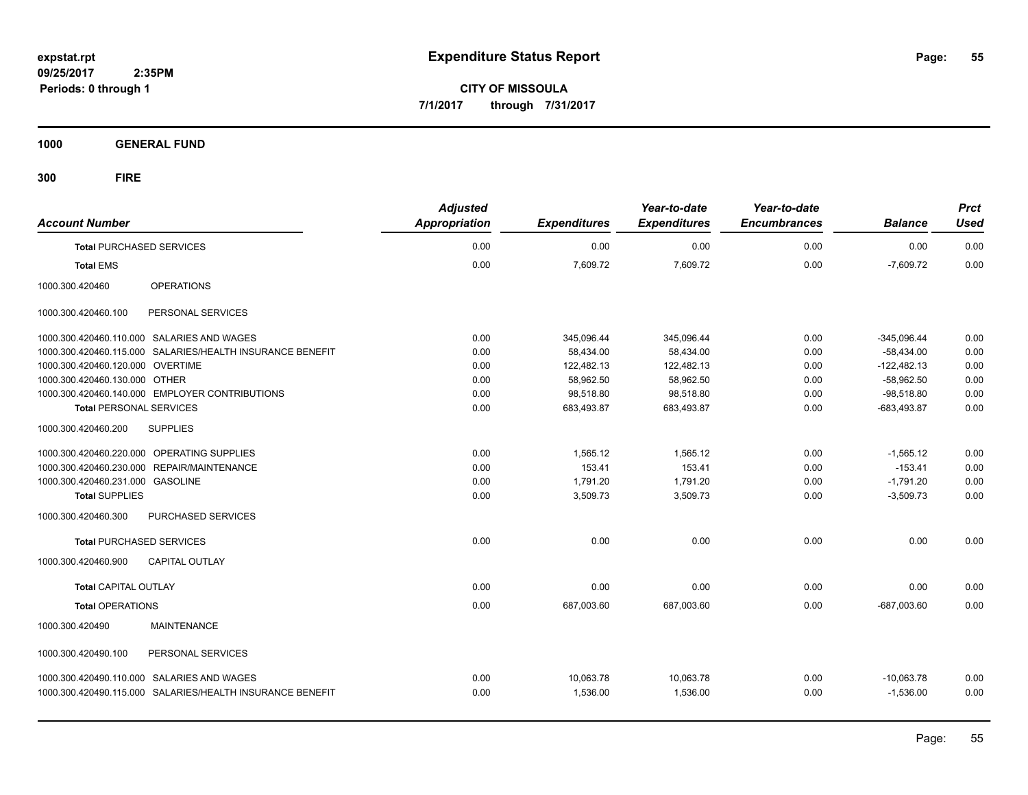# Expenditure Status Report

**CITY OF MISSOULA**
**7/1/2017 through 7/31/2017**

expstat.rpt
09/25/2017 2:35PM
Periods: 0 through 1

## 1000 GENERAL FUND

## 300 FIRE

| Account Number | | Adjusted Appropriation | Expenditures | Year-to-date Expenditures | Year-to-date Encumbrances | Balance | Prct Used |
|---|---|---|---|---|---|---|---|
| **Total** PURCHASED SERVICES | | 0.00 | 0.00 | 0.00 | 0.00 | 0.00 | 0.00 |
| **Total** EMS | | 0.00 | 7,609.72 | 7,609.72 | 0.00 | -7,609.72 | 0.00 |
| 1000.300.420460 | OPERATIONS | | | | | | |
| 1000.300.420460.100 | PERSONAL SERVICES | | | | | | |
| 1000.300.420460.110.000 | SALARIES AND WAGES | 0.00 | 345,096.44 | 345,096.44 | 0.00 | -345,096.44 | 0.00 |
| 1000.300.420460.115.000 | SALARIES/HEALTH INSURANCE BENEFIT | 0.00 | 58,434.00 | 58,434.00 | 0.00 | -58,434.00 | 0.00 |
| 1000.300.420460.120.000 | OVERTIME | 0.00 | 122,482.13 | 122,482.13 | 0.00 | -122,482.13 | 0.00 |
| 1000.300.420460.130.000 | OTHER | 0.00 | 58,962.50 | 58,962.50 | 0.00 | -58,962.50 | 0.00 |
| 1000.300.420460.140.000 | EMPLOYER CONTRIBUTIONS | 0.00 | 98,518.80 | 98,518.80 | 0.00 | -98,518.80 | 0.00 |
| **Total** PERSONAL SERVICES | | 0.00 | 683,493.87 | 683,493.87 | 0.00 | -683,493.87 | 0.00 |
| 1000.300.420460.200 | SUPPLIES | | | | | | |
| 1000.300.420460.220.000 | OPERATING SUPPLIES | 0.00 | 1,565.12 | 1,565.12 | 0.00 | -1,565.12 | 0.00 |
| 1000.300.420460.230.000 | REPAIR/MAINTENANCE | 0.00 | 153.41 | 153.41 | 0.00 | -153.41 | 0.00 |
| 1000.300.420460.231.000 | GASOLINE | 0.00 | 1,791.20 | 1,791.20 | 0.00 | -1,791.20 | 0.00 |
| **Total** SUPPLIES | | 0.00 | 3,509.73 | 3,509.73 | 0.00 | -3,509.73 | 0.00 |
| 1000.300.420460.300 | PURCHASED SERVICES | | | | | | |
| **Total** PURCHASED SERVICES | | 0.00 | 0.00 | 0.00 | 0.00 | 0.00 | 0.00 |
| 1000.300.420460.900 | CAPITAL OUTLAY | | | | | | |
| **Total** CAPITAL OUTLAY | | 0.00 | 0.00 | 0.00 | 0.00 | 0.00 | 0.00 |
| **Total** OPERATIONS | | 0.00 | 687,003.60 | 687,003.60 | 0.00 | -687,003.60 | 0.00 |
| 1000.300.420490 | MAINTENANCE | | | | | | |
| 1000.300.420490.100 | PERSONAL SERVICES | | | | | | |
| 1000.300.420490.110.000 | SALARIES AND WAGES | 0.00 | 10,063.78 | 10,063.78 | 0.00 | -10,063.78 | 0.00 |
| 1000.300.420490.115.000 | SALARIES/HEALTH INSURANCE BENEFIT | 0.00 | 1,536.00 | 1,536.00 | 0.00 | -1,536.00 | 0.00 |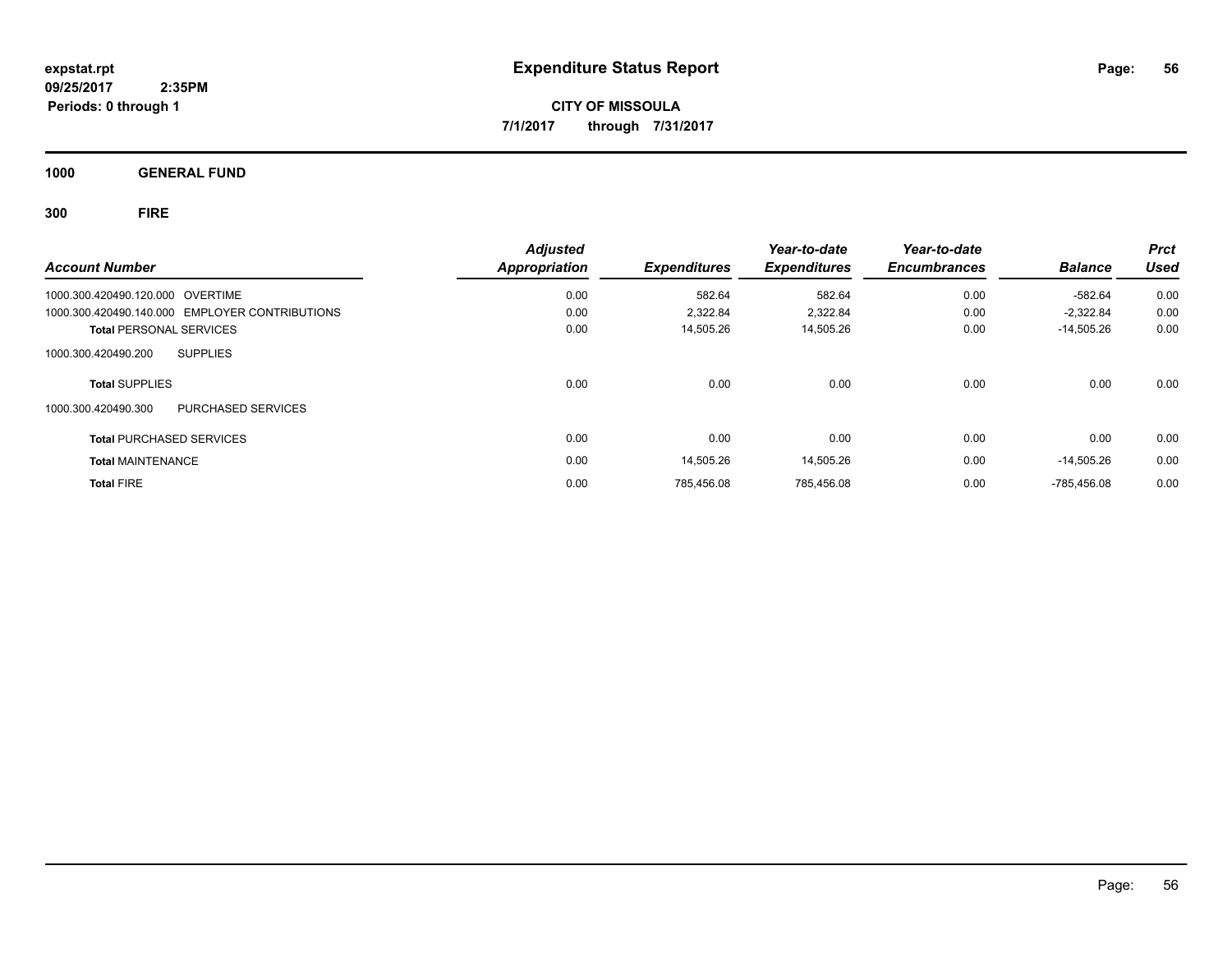# Expenditure Status Report

expstat.rpt
09/25/2017 2:35PM
Periods: 0 through 1

**CITY OF MISSOULA**
**7/1/2017 through 7/31/2017**

## 1000 GENERAL FUND

### 300 FIRE

| Account Number | Adjusted Appropriation | Expenditures | Year-to-date Expenditures | Year-to-date Encumbrances | Balance | Prct Used |
|---|---|---|---|---|---|---|
| 1000.300.420490.120.000 OVERTIME | 0.00 | 582.64 | 582.64 | 0.00 | -582.64 | 0.00 |
| 1000.300.420490.140.000 EMPLOYER CONTRIBUTIONS | 0.00 | 2,322.84 | 2,322.84 | 0.00 | -2,322.84 | 0.00 |
| **Total** PERSONAL SERVICES | 0.00 | 14,505.26 | 14,505.26 | 0.00 | -14,505.26 | 0.00 |
| 1000.300.420490.200 SUPPLIES | | | | | | |
| **Total** SUPPLIES | 0.00 | 0.00 | 0.00 | 0.00 | 0.00 | 0.00 |
| 1000.300.420490.300 PURCHASED SERVICES | | | | | | |
| **Total** PURCHASED SERVICES | 0.00 | 0.00 | 0.00 | 0.00 | 0.00 | 0.00 |
| **Total** MAINTENANCE | 0.00 | 14,505.26 | 14,505.26 | 0.00 | -14,505.26 | 0.00 |
| **Total** FIRE | 0.00 | 785,456.08 | 785,456.08 | 0.00 | -785,456.08 | 0.00 |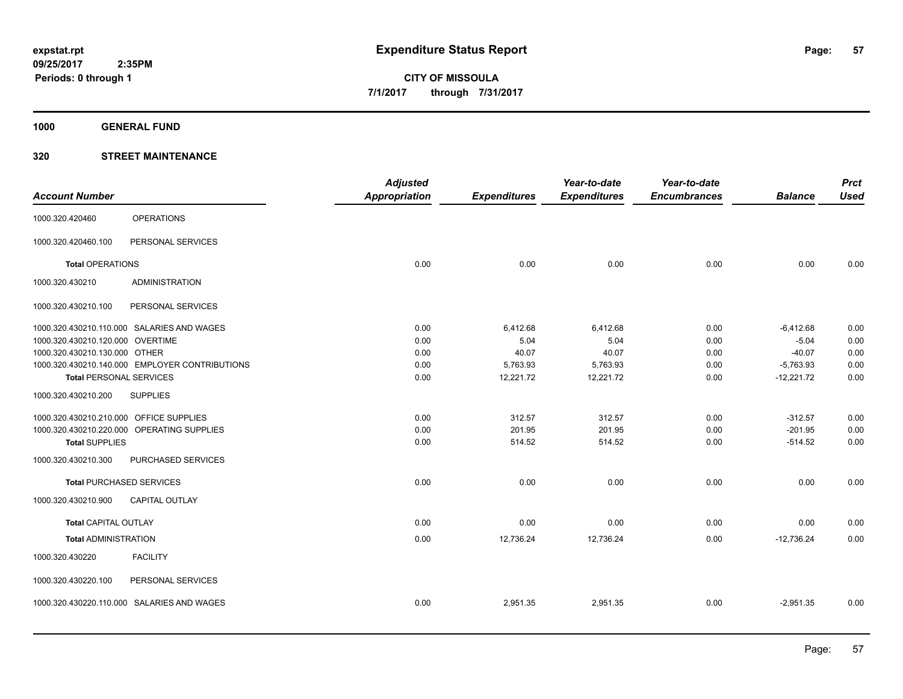# Expenditure Status Report

expstat.rpt
09/25/2017 2:35PM
Periods: 0 through 1

**CITY OF MISSOULA**
**7/1/2017 through 7/31/2017**

**1000 GENERAL FUND**

**320 STREET MAINTENANCE**

| Account Number | | Adjusted Appropriation | Expenditures | Year-to-date Expenditures | Year-to-date Encumbrances | Balance | Prct Used |
|---|---|---|---|---|---|---|---|
| 1000.320.420460 | OPERATIONS | | | | | | |
| 1000.320.420460.100 | PERSONAL SERVICES | | | | | | |
| **Total** OPERATIONS | | 0.00 | 0.00 | 0.00 | 0.00 | 0.00 | 0.00 |
| 1000.320.430210 | ADMINISTRATION | | | | | | |
| 1000.320.430210.100 | PERSONAL SERVICES | | | | | | |
| 1000.320.430210.110.000 | SALARIES AND WAGES | 0.00 | 6,412.68 | 6,412.68 | 0.00 | -6,412.68 | 0.00 |
| 1000.320.430210.120.000 | OVERTIME | 0.00 | 5.04 | 5.04 | 0.00 | -5.04 | 0.00 |
| 1000.320.430210.130.000 | OTHER | 0.00 | 40.07 | 40.07 | 0.00 | -40.07 | 0.00 |
| 1000.320.430210.140.000 | EMPLOYER CONTRIBUTIONS | 0.00 | 5,763.93 | 5,763.93 | 0.00 | -5,763.93 | 0.00 |
| **Total** PERSONAL SERVICES | | 0.00 | 12,221.72 | 12,221.72 | 0.00 | -12,221.72 | 0.00 |
| 1000.320.430210.200 | SUPPLIES | | | | | | |
| 1000.320.430210.210.000 | OFFICE SUPPLIES | 0.00 | 312.57 | 312.57 | 0.00 | -312.57 | 0.00 |
| 1000.320.430210.220.000 | OPERATING SUPPLIES | 0.00 | 201.95 | 201.95 | 0.00 | -201.95 | 0.00 |
| **Total** SUPPLIES | | 0.00 | 514.52 | 514.52 | 0.00 | -514.52 | 0.00 |
| 1000.320.430210.300 | PURCHASED SERVICES | | | | | | |
| **Total** PURCHASED SERVICES | | 0.00 | 0.00 | 0.00 | 0.00 | 0.00 | 0.00 |
| 1000.320.430210.900 | CAPITAL OUTLAY | | | | | | |
| **Total** CAPITAL OUTLAY | | 0.00 | 0.00 | 0.00 | 0.00 | 0.00 | 0.00 |
| **Total** ADMINISTRATION | | 0.00 | 12,736.24 | 12,736.24 | 0.00 | -12,736.24 | 0.00 |
| 1000.320.430220 | FACILITY | | | | | | |
| 1000.320.430220.100 | PERSONAL SERVICES | | | | | | |
| 1000.320.430220.110.000 | SALARIES AND WAGES | 0.00 | 2,951.35 | 2,951.35 | 0.00 | -2,951.35 | 0.00 |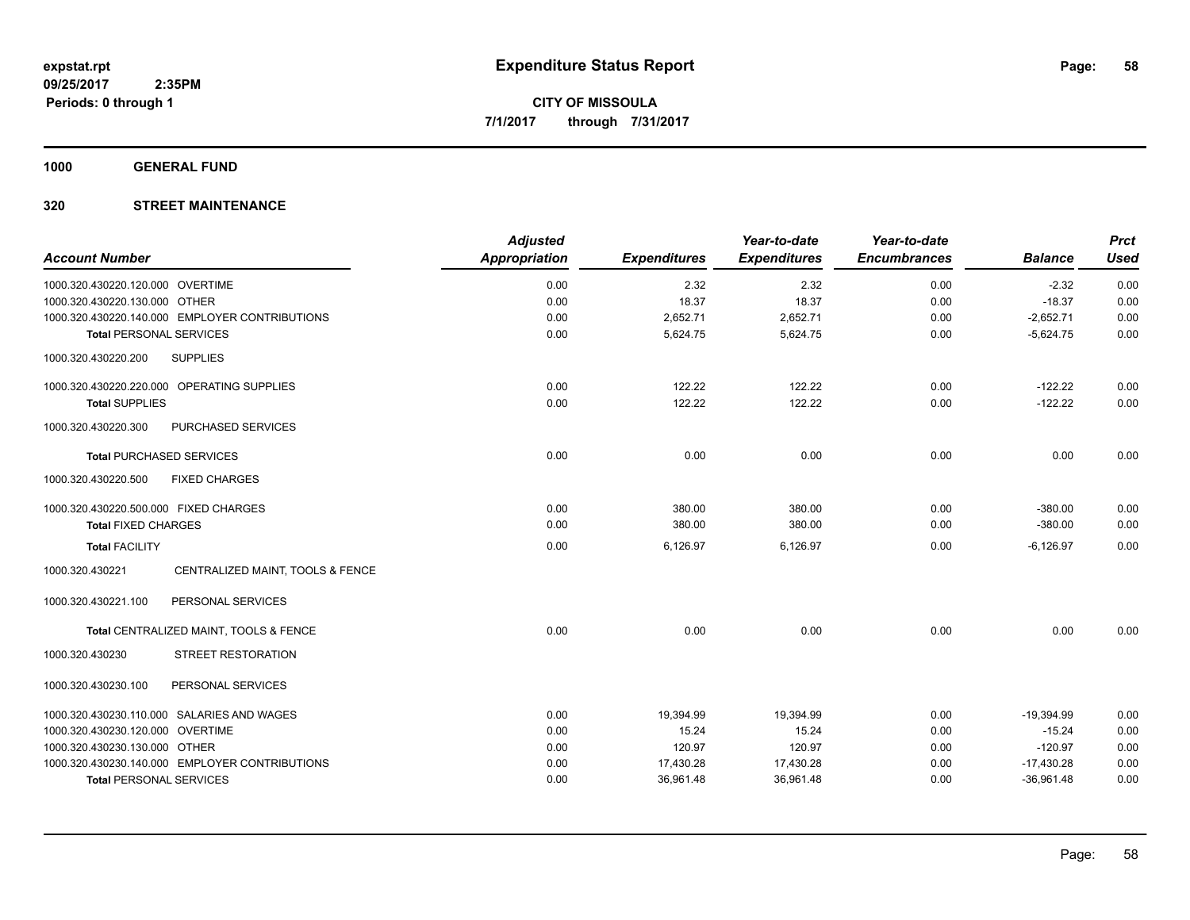**expstat.rpt**
**09/25/2017 2:35PM**
**Periods: 0 through 1**

# Expenditure Status Report

**CITY OF MISSOULA**
**7/1/2017 through 7/31/2017**

## 1000 GENERAL FUND

### 320 STREET MAINTENANCE

| Account Number | | Adjusted Appropriation | Expenditures | Year-to-date Expenditures | Year-to-date Encumbrances | Balance | Prct Used |
|---|---|---|---|---|---|---|---|
| 1000.320.430220.120.000 | OVERTIME | 0.00 | 2.32 | 2.32 | 0.00 | -2.32 | 0.00 |
| 1000.320.430220.130.000 | OTHER | 0.00 | 18.37 | 18.37 | 0.00 | -18.37 | 0.00 |
| 1000.320.430220.140.000 | EMPLOYER CONTRIBUTIONS | 0.00 | 2,652.71 | 2,652.71 | 0.00 | -2,652.71 | 0.00 |
| **Total** PERSONAL SERVICES | | 0.00 | 5,624.75 | 5,624.75 | 0.00 | -5,624.75 | 0.00 |
| 1000.320.430220.200 | SUPPLIES | | | | | | |
| 1000.320.430220.220.000 | OPERATING SUPPLIES | 0.00 | 122.22 | 122.22 | 0.00 | -122.22 | 0.00 |
| **Total** SUPPLIES | | 0.00 | 122.22 | 122.22 | 0.00 | -122.22 | 0.00 |
| 1000.320.430220.300 | PURCHASED SERVICES | | | | | | |
| **Total** PURCHASED SERVICES | | 0.00 | 0.00 | 0.00 | 0.00 | 0.00 | 0.00 |
| 1000.320.430220.500 | FIXED CHARGES | | | | | | |
| 1000.320.430220.500.000 | FIXED CHARGES | 0.00 | 380.00 | 380.00 | 0.00 | -380.00 | 0.00 |
| **Total** FIXED CHARGES | | 0.00 | 380.00 | 380.00 | 0.00 | -380.00 | 0.00 |
| **Total** FACILITY | | 0.00 | 6,126.97 | 6,126.97 | 0.00 | -6,126.97 | 0.00 |
| 1000.320.430221 | CENTRALIZED MAINT, TOOLS & FENCE | | | | | | |
| 1000.320.430221.100 | PERSONAL SERVICES | | | | | | |
| **Total** CENTRALIZED MAINT, TOOLS & FENCE | | 0.00 | 0.00 | 0.00 | 0.00 | 0.00 | 0.00 |
| 1000.320.430230 | STREET RESTORATION | | | | | | |
| 1000.320.430230.100 | PERSONAL SERVICES | | | | | | |
| 1000.320.430230.110.000 | SALARIES AND WAGES | 0.00 | 19,394.99 | 19,394.99 | 0.00 | -19,394.99 | 0.00 |
| 1000.320.430230.120.000 | OVERTIME | 0.00 | 15.24 | 15.24 | 0.00 | -15.24 | 0.00 |
| 1000.320.430230.130.000 | OTHER | 0.00 | 120.97 | 120.97 | 0.00 | -120.97 | 0.00 |
| 1000.320.430230.140.000 | EMPLOYER CONTRIBUTIONS | 0.00 | 17,430.28 | 17,430.28 | 0.00 | -17,430.28 | 0.00 |
| **Total** PERSONAL SERVICES | | 0.00 | 36,961.48 | 36,961.48 | 0.00 | -36,961.48 | 0.00 |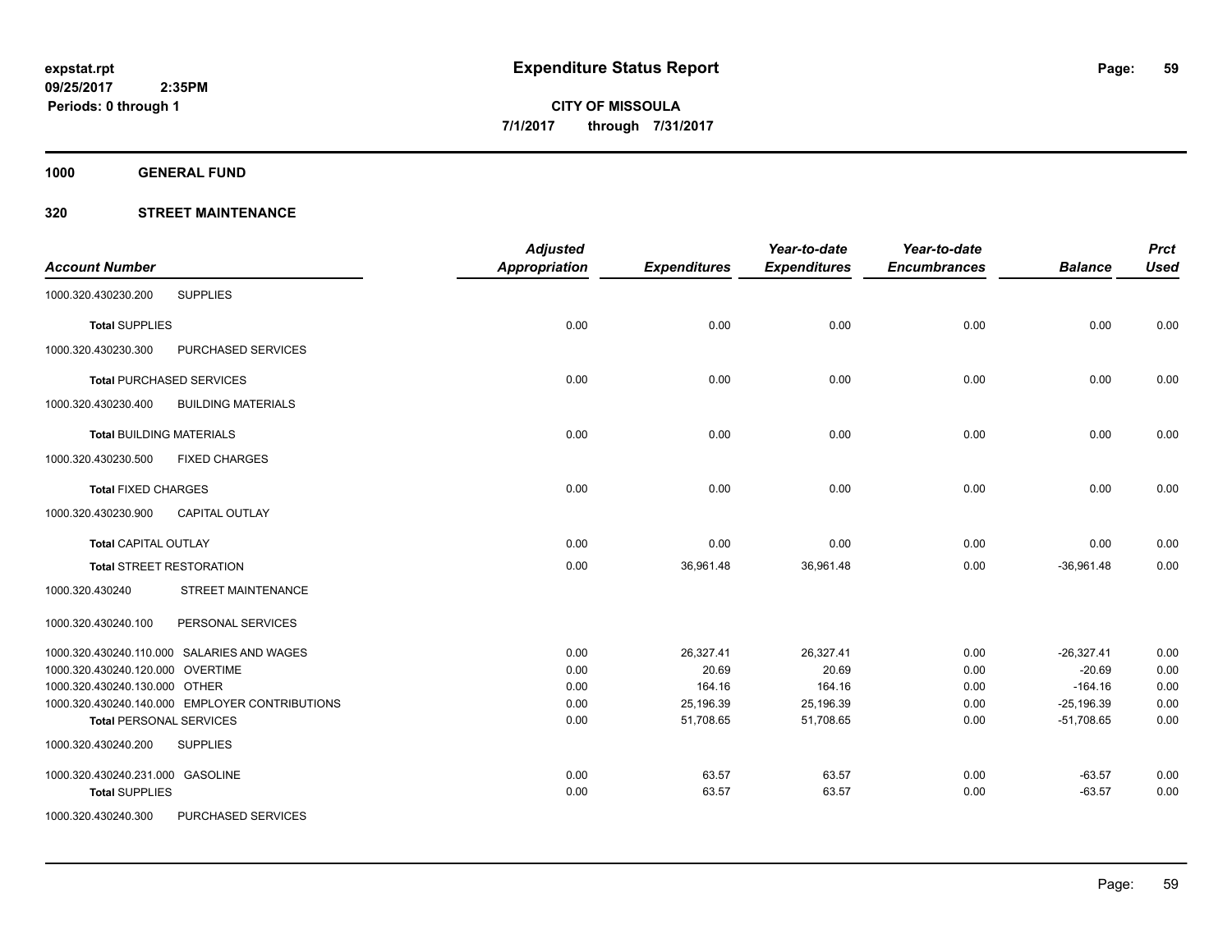**expstat.rpt**
**09/25/2017 2:35PM**
**Periods: 0 through 1**

# Expenditure Status Report

**CITY OF MISSOULA**
**7/1/2017 through 7/31/2017**

## 1000 GENERAL FUND

### 320 STREET MAINTENANCE

| Account Number | | Adjusted Appropriation | Expenditures | Year-to-date Expenditures | Year-to-date Encumbrances | Balance | Prct Used |
|---|---|---|---|---|---|---|---|
| 1000.320.430230.200 | SUPPLIES | | | | | | |
| **Total** SUPPLIES | | 0.00 | 0.00 | 0.00 | 0.00 | 0.00 | 0.00 |
| 1000.320.430230.300 | PURCHASED SERVICES | | | | | | |
| **Total** PURCHASED SERVICES | | 0.00 | 0.00 | 0.00 | 0.00 | 0.00 | 0.00 |
| 1000.320.430230.400 | BUILDING MATERIALS | | | | | | |
| **Total** BUILDING MATERIALS | | 0.00 | 0.00 | 0.00 | 0.00 | 0.00 | 0.00 |
| 1000.320.430230.500 | FIXED CHARGES | | | | | | |
| **Total** FIXED CHARGES | | 0.00 | 0.00 | 0.00 | 0.00 | 0.00 | 0.00 |
| 1000.320.430230.900 | CAPITAL OUTLAY | | | | | | |
| **Total** CAPITAL OUTLAY | | 0.00 | 0.00 | 0.00 | 0.00 | 0.00 | 0.00 |
| **Total** STREET RESTORATION | | 0.00 | 36,961.48 | 36,961.48 | 0.00 | -36,961.48 | 0.00 |
| 1000.320.430240 | STREET MAINTENANCE | | | | | | |
| 1000.320.430240.100 | PERSONAL SERVICES | | | | | | |
| 1000.320.430240.110.000 | SALARIES AND WAGES | 0.00 | 26,327.41 | 26,327.41 | 0.00 | -26,327.41 | 0.00 |
| 1000.320.430240.120.000 | OVERTIME | 0.00 | 20.69 | 20.69 | 0.00 | -20.69 | 0.00 |
| 1000.320.430240.130.000 | OTHER | 0.00 | 164.16 | 164.16 | 0.00 | -164.16 | 0.00 |
| 1000.320.430240.140.000 | EMPLOYER CONTRIBUTIONS | 0.00 | 25,196.39 | 25,196.39 | 0.00 | -25,196.39 | 0.00 |
| **Total** PERSONAL SERVICES | | 0.00 | 51,708.65 | 51,708.65 | 0.00 | -51,708.65 | 0.00 |
| 1000.320.430240.200 | SUPPLIES | | | | | | |
| 1000.320.430240.231.000 | GASOLINE | 0.00 | 63.57 | 63.57 | 0.00 | -63.57 | 0.00 |
| **Total** SUPPLIES | | 0.00 | 63.57 | 63.57 | 0.00 | -63.57 | 0.00 |
| 1000.320.430240.300 | PURCHASED SERVICES | | | | | | |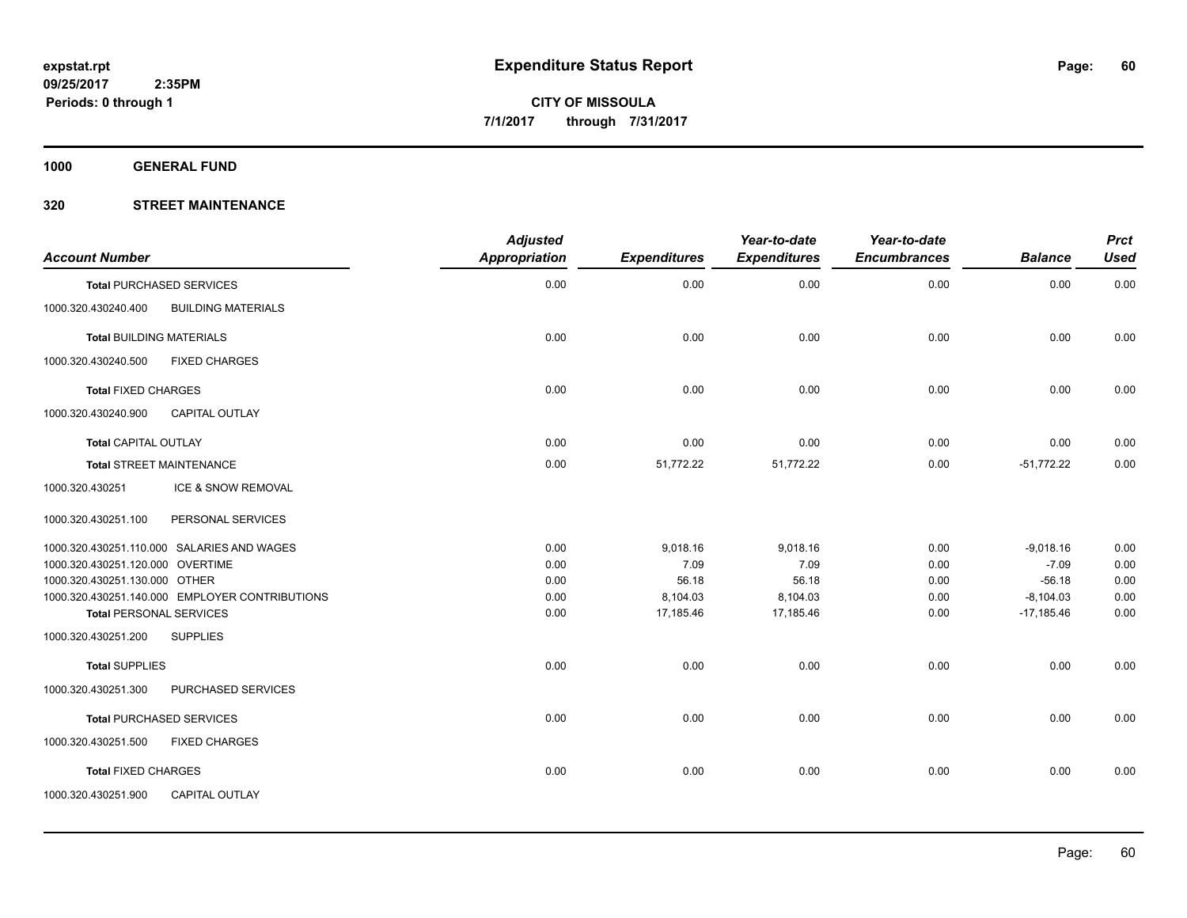**expstat.rpt**
**09/25/2017 2:35PM**
**Periods: 0 through 1**

# Expenditure Status Report

**CITY OF MISSOULA**
**7/1/2017 through 7/31/2017**

## 1000 GENERAL FUND

### 320 STREET MAINTENANCE

| Account Number | | Adjusted Appropriation | Expenditures | Year-to-date Expenditures | Year-to-date Encumbrances | Balance | Prct Used |
|---|---|---|---|---|---|---|---|
| **Total** PURCHASED SERVICES | | 0.00 | 0.00 | 0.00 | 0.00 | 0.00 | 0.00 |
| 1000.320.430240.400 | BUILDING MATERIALS | | | | | | |
| **Total** BUILDING MATERIALS | | 0.00 | 0.00 | 0.00 | 0.00 | 0.00 | 0.00 |
| 1000.320.430240.500 | FIXED CHARGES | | | | | | |
| **Total** FIXED CHARGES | | 0.00 | 0.00 | 0.00 | 0.00 | 0.00 | 0.00 |
| 1000.320.430240.900 | CAPITAL OUTLAY | | | | | | |
| **Total** CAPITAL OUTLAY | | 0.00 | 0.00 | 0.00 | 0.00 | 0.00 | 0.00 |
| **Total** STREET MAINTENANCE | | 0.00 | 51,772.22 | 51,772.22 | 0.00 | -51,772.22 | 0.00 |
| 1000.320.430251 | ICE & SNOW REMOVAL | | | | | | |
| 1000.320.430251.100 | PERSONAL SERVICES | | | | | | |
| 1000.320.430251.110.000 | SALARIES AND WAGES | 0.00 | 9,018.16 | 9,018.16 | 0.00 | -9,018.16 | 0.00 |
| 1000.320.430251.120.000 | OVERTIME | 0.00 | 7.09 | 7.09 | 0.00 | -7.09 | 0.00 |
| 1000.320.430251.130.000 | OTHER | 0.00 | 56.18 | 56.18 | 0.00 | -56.18 | 0.00 |
| 1000.320.430251.140.000 | EMPLOYER CONTRIBUTIONS | 0.00 | 8,104.03 | 8,104.03 | 0.00 | -8,104.03 | 0.00 |
| **Total** PERSONAL SERVICES | | 0.00 | 17,185.46 | 17,185.46 | 0.00 | -17,185.46 | 0.00 |
| 1000.320.430251.200 | SUPPLIES | | | | | | |
| **Total** SUPPLIES | | 0.00 | 0.00 | 0.00 | 0.00 | 0.00 | 0.00 |
| 1000.320.430251.300 | PURCHASED SERVICES | | | | | | |
| **Total** PURCHASED SERVICES | | 0.00 | 0.00 | 0.00 | 0.00 | 0.00 | 0.00 |
| 1000.320.430251.500 | FIXED CHARGES | | | | | | |
| **Total** FIXED CHARGES | | 0.00 | 0.00 | 0.00 | 0.00 | 0.00 | 0.00 |
| 1000.320.430251.900 | CAPITAL OUTLAY | | | | | | |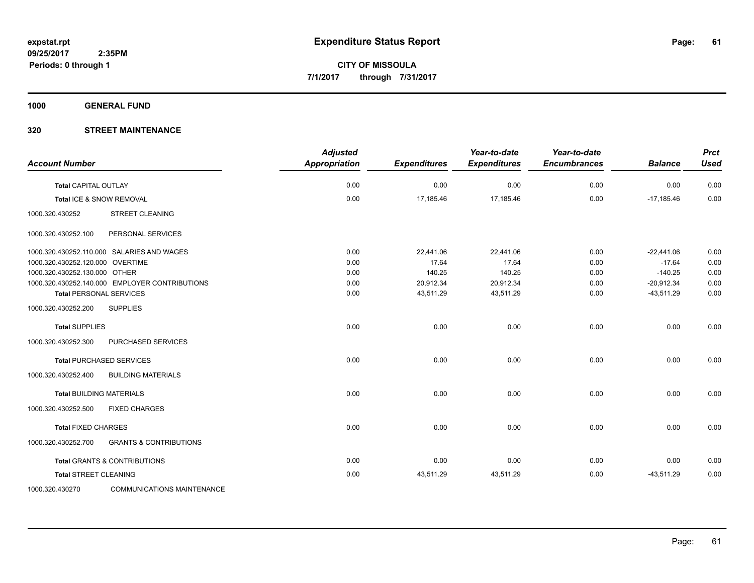# Expenditure Status Report

expstat.rpt
09/25/2017 2:35PM
Periods: 0 through 1

**CITY OF MISSOULA**
**7/1/2017 through 7/31/2017**

**1000 GENERAL FUND**

**320 STREET MAINTENANCE**

| Account Number | | Adjusted Appropriation | Expenditures | Year-to-date Expenditures | Year-to-date Encumbrances | Balance | Prct Used |
|---|---|---|---|---|---|---|---|
| **Total** CAPITAL OUTLAY | | 0.00 | 0.00 | 0.00 | 0.00 | 0.00 | 0.00 |
| **Total** ICE & SNOW REMOVAL | | 0.00 | 17,185.46 | 17,185.46 | 0.00 | -17,185.46 | 0.00 |
| 1000.320.430252 | STREET CLEANING | | | | | | |
| 1000.320.430252.100 | PERSONAL SERVICES | | | | | | |
| 1000.320.430252.110.000 | SALARIES AND WAGES | 0.00 | 22,441.06 | 22,441.06 | 0.00 | -22,441.06 | 0.00 |
| 1000.320.430252.120.000 | OVERTIME | 0.00 | 17.64 | 17.64 | 0.00 | -17.64 | 0.00 |
| 1000.320.430252.130.000 | OTHER | 0.00 | 140.25 | 140.25 | 0.00 | -140.25 | 0.00 |
| 1000.320.430252.140.000 | EMPLOYER CONTRIBUTIONS | 0.00 | 20,912.34 | 20,912.34 | 0.00 | -20,912.34 | 0.00 |
| **Total** PERSONAL SERVICES | | 0.00 | 43,511.29 | 43,511.29 | 0.00 | -43,511.29 | 0.00 |
| 1000.320.430252.200 | SUPPLIES | | | | | | |
| **Total** SUPPLIES | | 0.00 | 0.00 | 0.00 | 0.00 | 0.00 | 0.00 |
| 1000.320.430252.300 | PURCHASED SERVICES | | | | | | |
| **Total** PURCHASED SERVICES | | 0.00 | 0.00 | 0.00 | 0.00 | 0.00 | 0.00 |
| 1000.320.430252.400 | BUILDING MATERIALS | | | | | | |
| **Total** BUILDING MATERIALS | | 0.00 | 0.00 | 0.00 | 0.00 | 0.00 | 0.00 |
| 1000.320.430252.500 | FIXED CHARGES | | | | | | |
| **Total** FIXED CHARGES | | 0.00 | 0.00 | 0.00 | 0.00 | 0.00 | 0.00 |
| 1000.320.430252.700 | GRANTS & CONTRIBUTIONS | | | | | | |
| **Total** GRANTS & CONTRIBUTIONS | | 0.00 | 0.00 | 0.00 | 0.00 | 0.00 | 0.00 |
| **Total** STREET CLEANING | | 0.00 | 43,511.29 | 43,511.29 | 0.00 | -43,511.29 | 0.00 |
| 1000.320.430270 | COMMUNICATIONS MAINTENANCE | | | | | | |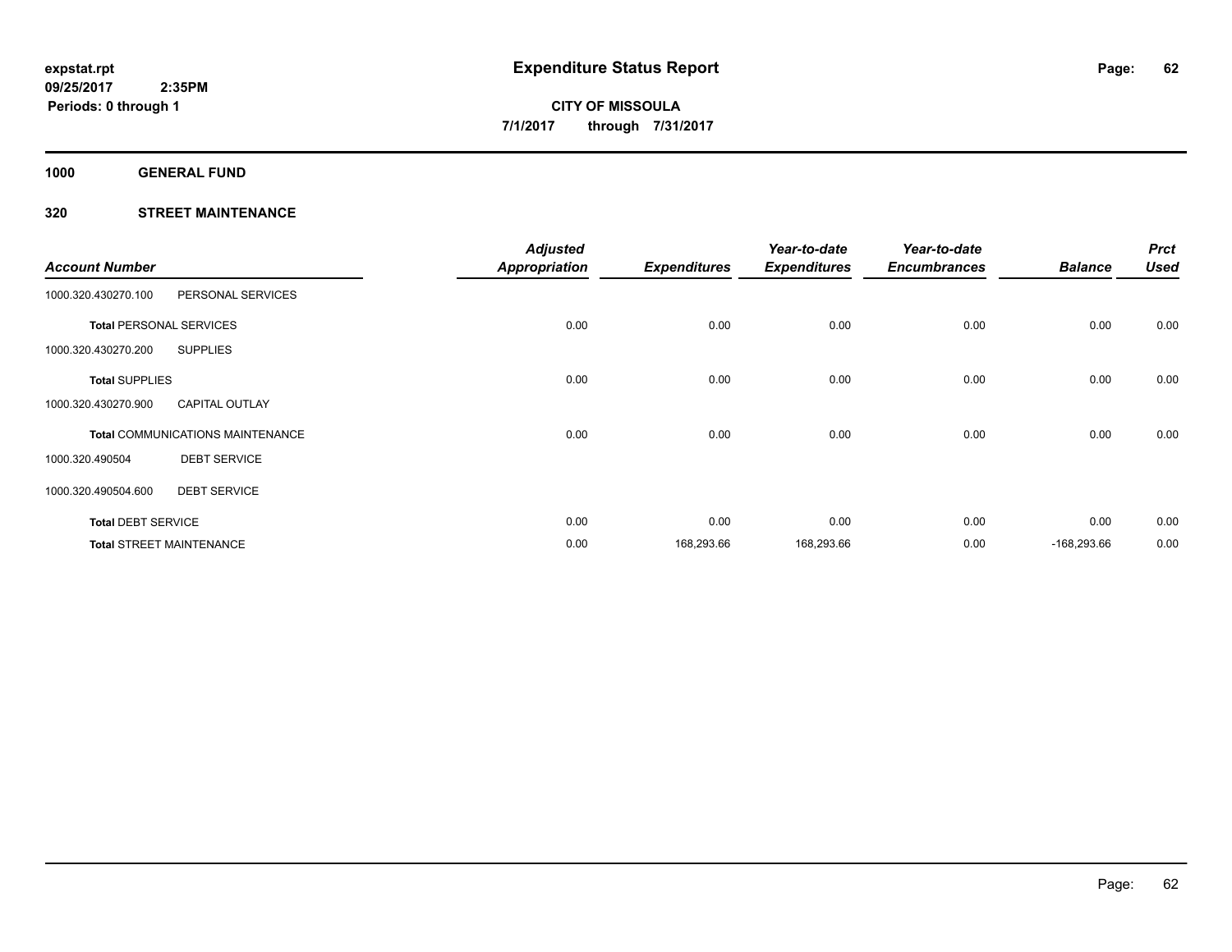**expstat.rpt**
**09/25/2017 2:35PM**
**Periods: 0 through 1**

# Expenditure Status Report

**CITY OF MISSOULA**
**7/1/2017 through 7/31/2017**

## 1000 GENERAL FUND

### 320 STREET MAINTENANCE

| Account Number | | Adjusted Appropriation | Expenditures | Year-to-date Expenditures | Year-to-date Encumbrances | Balance | Prct Used |
|---|---|---|---|---|---|---|---|
| 1000.320.430270.100 | PERSONAL SERVICES | | | | | | |
| **Total** PERSONAL SERVICES | | 0.00 | 0.00 | 0.00 | 0.00 | 0.00 | 0.00 |
| 1000.320.430270.200 | SUPPLIES | | | | | | |
| **Total** SUPPLIES | | 0.00 | 0.00 | 0.00 | 0.00 | 0.00 | 0.00 |
| 1000.320.430270.900 | CAPITAL OUTLAY | | | | | | |
| **Total** COMMUNICATIONS MAINTENANCE | | 0.00 | 0.00 | 0.00 | 0.00 | 0.00 | 0.00 |
| 1000.320.490504 | DEBT SERVICE | | | | | | |
| 1000.320.490504.600 | DEBT SERVICE | | | | | | |
| **Total** DEBT SERVICE | | 0.00 | 0.00 | 0.00 | 0.00 | 0.00 | 0.00 |
| **Total** STREET MAINTENANCE | | 0.00 | 168,293.66 | 168,293.66 | 0.00 | -168,293.66 | 0.00 |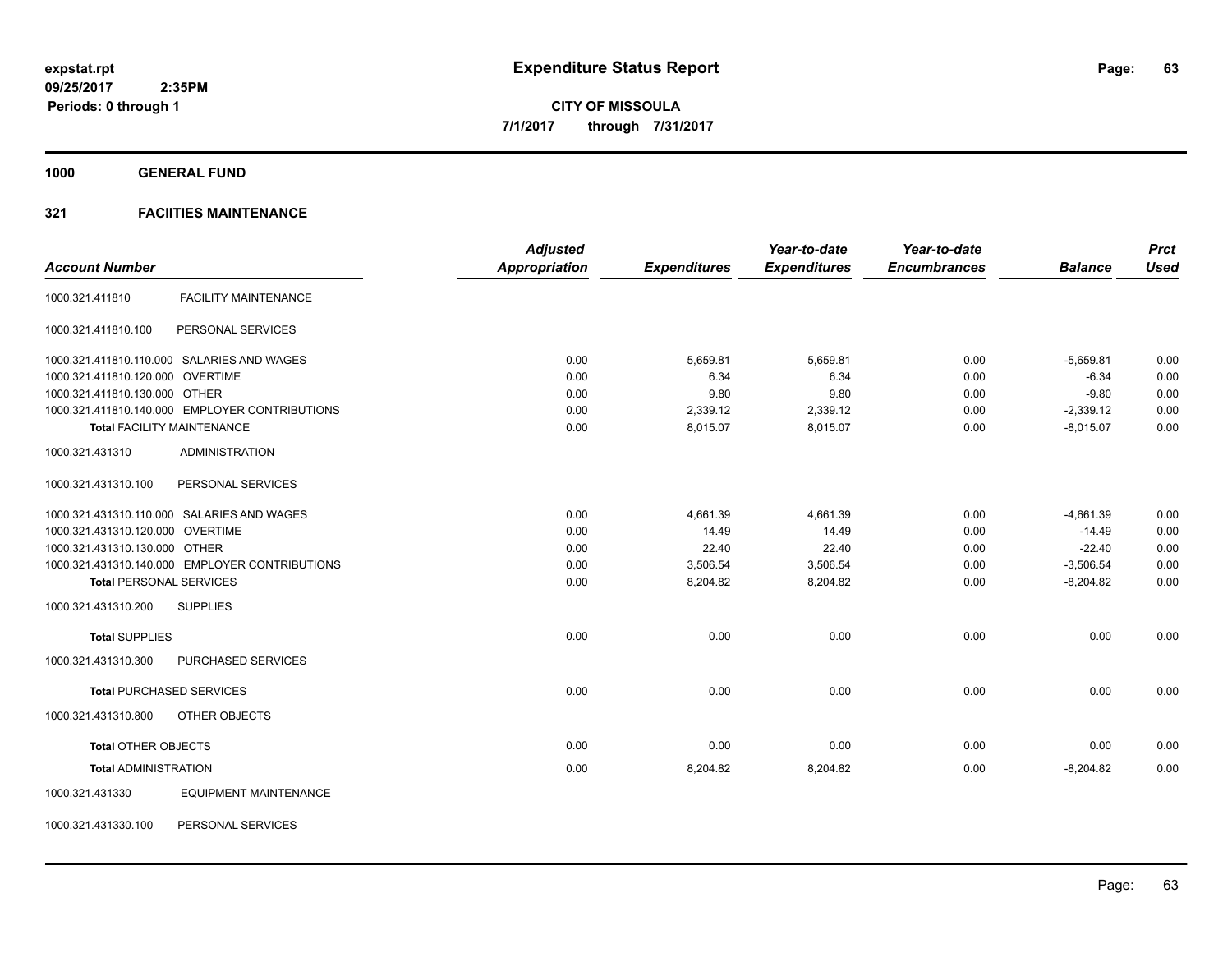**Expenditure Status Report**

**CITY OF MISSOULA**

**7/1/2017 through 7/31/2017**

expstat.rpt
09/25/2017 2:35PM
Periods: 0 through 1

**1000 GENERAL FUND**

**321 FACIITIES MAINTENANCE**

| Account Number | | Adjusted Appropriation | Expenditures | Year-to-date Expenditures | Year-to-date Encumbrances | Balance | Prct Used |
|---|---|---|---|---|---|---|---|
| 1000.321.411810 | FACILITY MAINTENANCE | | | | | | |
| 1000.321.411810.100 | PERSONAL SERVICES | | | | | | |
| 1000.321.411810.110.000 | SALARIES AND WAGES | 0.00 | 5,659.81 | 5,659.81 | 0.00 | -5,659.81 | 0.00 |
| 1000.321.411810.120.000 | OVERTIME | 0.00 | 6.34 | 6.34 | 0.00 | -6.34 | 0.00 |
| 1000.321.411810.130.000 | OTHER | 0.00 | 9.80 | 9.80 | 0.00 | -9.80 | 0.00 |
| 1000.321.411810.140.000 | EMPLOYER CONTRIBUTIONS | 0.00 | 2,339.12 | 2,339.12 | 0.00 | -2,339.12 | 0.00 |
| **Total** FACILITY MAINTENANCE | | 0.00 | 8,015.07 | 8,015.07 | 0.00 | -8,015.07 | 0.00 |
| 1000.321.431310 | ADMINISTRATION | | | | | | |
| 1000.321.431310.100 | PERSONAL SERVICES | | | | | | |
| 1000.321.431310.110.000 | SALARIES AND WAGES | 0.00 | 4,661.39 | 4,661.39 | 0.00 | -4,661.39 | 0.00 |
| 1000.321.431310.120.000 | OVERTIME | 0.00 | 14.49 | 14.49 | 0.00 | -14.49 | 0.00 |
| 1000.321.431310.130.000 | OTHER | 0.00 | 22.40 | 22.40 | 0.00 | -22.40 | 0.00 |
| 1000.321.431310.140.000 | EMPLOYER CONTRIBUTIONS | 0.00 | 3,506.54 | 3,506.54 | 0.00 | -3,506.54 | 0.00 |
| **Total** PERSONAL SERVICES | | 0.00 | 8,204.82 | 8,204.82 | 0.00 | -8,204.82 | 0.00 |
| 1000.321.431310.200 | SUPPLIES | | | | | | |
| **Total** SUPPLIES | | 0.00 | 0.00 | 0.00 | 0.00 | 0.00 | 0.00 |
| 1000.321.431310.300 | PURCHASED SERVICES | | | | | | |
| **Total** PURCHASED SERVICES | | 0.00 | 0.00 | 0.00 | 0.00 | 0.00 | 0.00 |
| 1000.321.431310.800 | OTHER OBJECTS | | | | | | |
| **Total** OTHER OBJECTS | | 0.00 | 0.00 | 0.00 | 0.00 | 0.00 | 0.00 |
| **Total** ADMINISTRATION | | 0.00 | 8,204.82 | 8,204.82 | 0.00 | -8,204.82 | 0.00 |
| 1000.321.431330 | EQUIPMENT MAINTENANCE | | | | | | |
| 1000.321.431330.100 | PERSONAL SERVICES | | | | | | |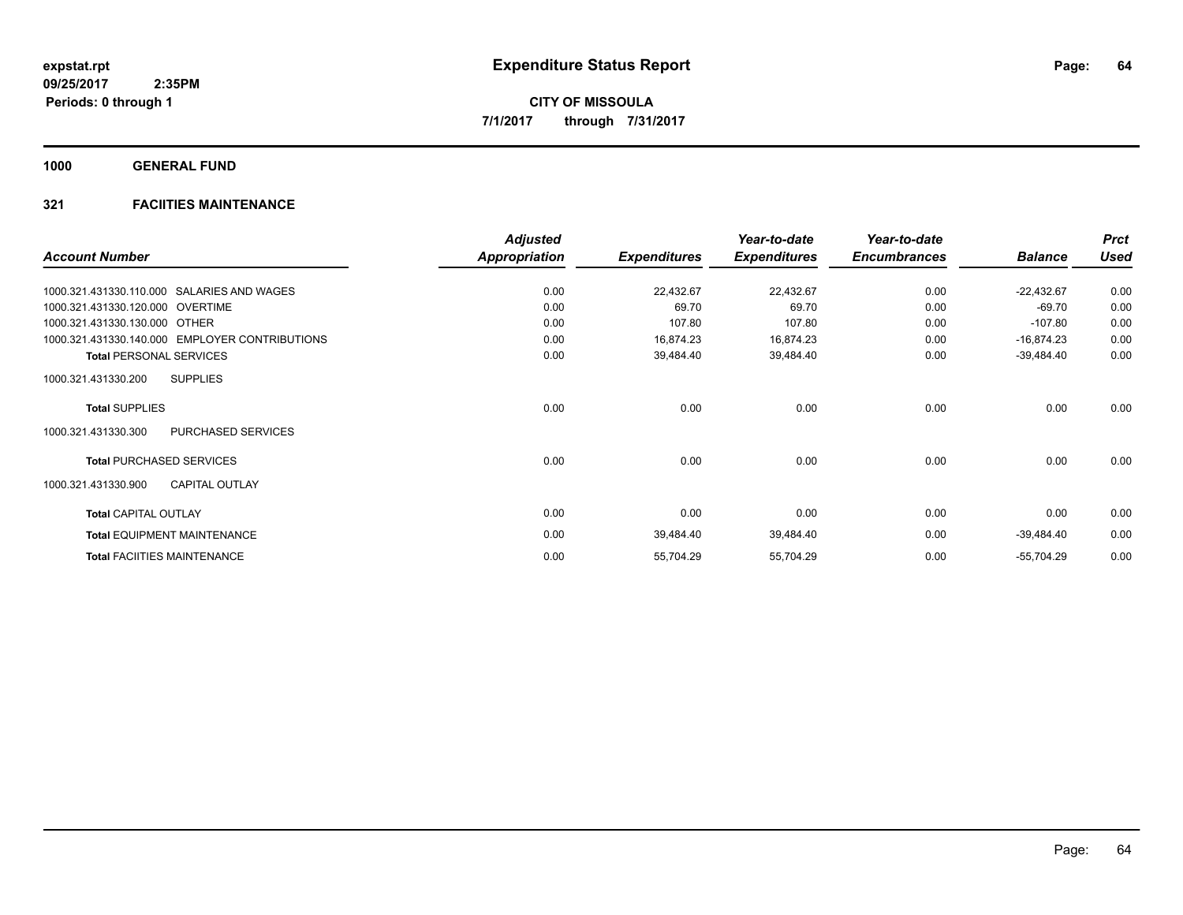**expstat.rpt**
**09/25/2017 2:35PM**
**Periods: 0 through 1**

# Expenditure Status Report

**CITY OF MISSOULA**
**7/1/2017 through 7/31/2017**

## 1000 GENERAL FUND

### 321 FACIITIES MAINTENANCE

| Account Number | Adjusted Appropriation | Expenditures | Year-to-date Expenditures | Year-to-date Encumbrances | Balance | Prct Used |
|---|---|---|---|---|---|---|
| 1000.321.431330.110.000 SALARIES AND WAGES | 0.00 | 22,432.67 | 22,432.67 | 0.00 | -22,432.67 | 0.00 |
| 1000.321.431330.120.000 OVERTIME | 0.00 | 69.70 | 69.70 | 0.00 | -69.70 | 0.00 |
| 1000.321.431330.130.000 OTHER | 0.00 | 107.80 | 107.80 | 0.00 | -107.80 | 0.00 |
| 1000.321.431330.140.000 EMPLOYER CONTRIBUTIONS | 0.00 | 16,874.23 | 16,874.23 | 0.00 | -16,874.23 | 0.00 |
| **Total** PERSONAL SERVICES | 0.00 | 39,484.40 | 39,484.40 | 0.00 | -39,484.40 | 0.00 |
| 1000.321.431330.200 SUPPLIES | | | | | | |
| **Total** SUPPLIES | 0.00 | 0.00 | 0.00 | 0.00 | 0.00 | 0.00 |
| 1000.321.431330.300 PURCHASED SERVICES | | | | | | |
| **Total** PURCHASED SERVICES | 0.00 | 0.00 | 0.00 | 0.00 | 0.00 | 0.00 |
| 1000.321.431330.900 CAPITAL OUTLAY | | | | | | |
| **Total** CAPITAL OUTLAY | 0.00 | 0.00 | 0.00 | 0.00 | 0.00 | 0.00 |
| **Total** EQUIPMENT MAINTENANCE | 0.00 | 39,484.40 | 39,484.40 | 0.00 | -39,484.40 | 0.00 |
| **Total** FACIITIES MAINTENANCE | 0.00 | 55,704.29 | 55,704.29 | 0.00 | -55,704.29 | 0.00 |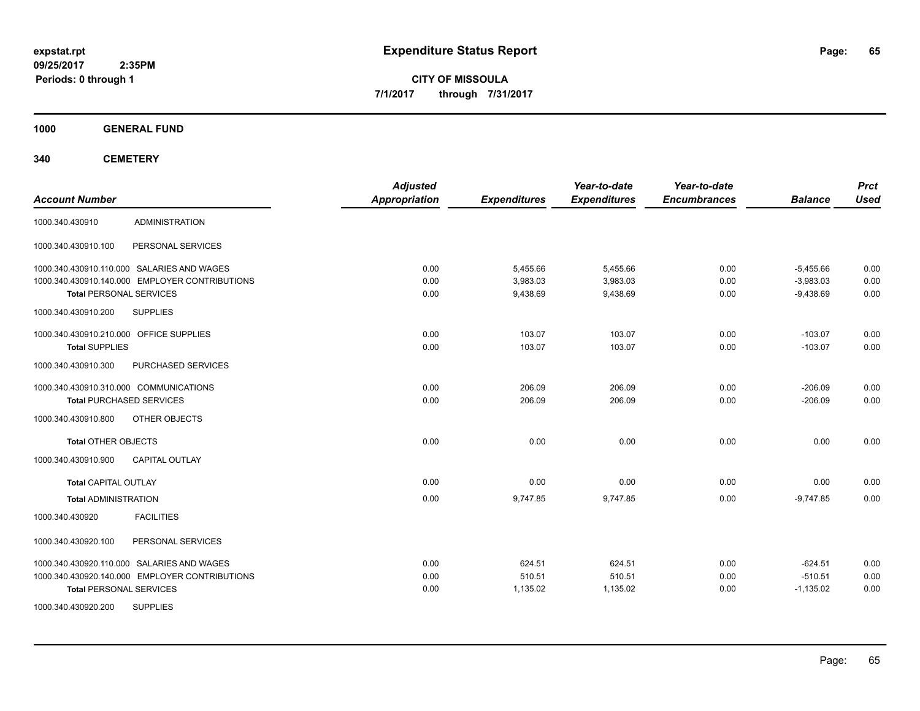# Expenditure Status Report

expstat.rpt
09/25/2017 2:35PM
Periods: 0 through 1

**CITY OF MISSOULA**
**7/1/2017 through 7/31/2017**

**1000 GENERAL FUND**

**340 CEMETERY**

| Account Number | | Adjusted Appropriation | Expenditures | Year-to-date Expenditures | Year-to-date Encumbrances | Balance | Prct Used |
|---|---|---|---|---|---|---|---|
| 1000.340.430910 | ADMINISTRATION | | | | | | |
| 1000.340.430910.100 | PERSONAL SERVICES | | | | | | |
| 1000.340.430910.110.000 | SALARIES AND WAGES | 0.00 | 5,455.66 | 5,455.66 | 0.00 | -5,455.66 | 0.00 |
| 1000.340.430910.140.000 | EMPLOYER CONTRIBUTIONS | 0.00 | 3,983.03 | 3,983.03 | 0.00 | -3,983.03 | 0.00 |
| **Total** PERSONAL SERVICES | | 0.00 | 9,438.69 | 9,438.69 | 0.00 | -9,438.69 | 0.00 |
| 1000.340.430910.200 | SUPPLIES | | | | | | |
| 1000.340.430910.210.000 | OFFICE SUPPLIES | 0.00 | 103.07 | 103.07 | 0.00 | -103.07 | 0.00 |
| **Total** SUPPLIES | | 0.00 | 103.07 | 103.07 | 0.00 | -103.07 | 0.00 |
| 1000.340.430910.300 | PURCHASED SERVICES | | | | | | |
| 1000.340.430910.310.000 | COMMUNICATIONS | 0.00 | 206.09 | 206.09 | 0.00 | -206.09 | 0.00 |
| **Total** PURCHASED SERVICES | | 0.00 | 206.09 | 206.09 | 0.00 | -206.09 | 0.00 |
| 1000.340.430910.800 | OTHER OBJECTS | | | | | | |
| **Total** OTHER OBJECTS | | 0.00 | 0.00 | 0.00 | 0.00 | 0.00 | 0.00 |
| 1000.340.430910.900 | CAPITAL OUTLAY | | | | | | |
| **Total** CAPITAL OUTLAY | | 0.00 | 0.00 | 0.00 | 0.00 | 0.00 | 0.00 |
| **Total** ADMINISTRATION | | 0.00 | 9,747.85 | 9,747.85 | 0.00 | -9,747.85 | 0.00 |
| 1000.340.430920 | FACILITIES | | | | | | |
| 1000.340.430920.100 | PERSONAL SERVICES | | | | | | |
| 1000.340.430920.110.000 | SALARIES AND WAGES | 0.00 | 624.51 | 624.51 | 0.00 | -624.51 | 0.00 |
| 1000.340.430920.140.000 | EMPLOYER CONTRIBUTIONS | 0.00 | 510.51 | 510.51 | 0.00 | -510.51 | 0.00 |
| **Total** PERSONAL SERVICES | | 0.00 | 1,135.02 | 1,135.02 | 0.00 | -1,135.02 | 0.00 |
| 1000.340.430920.200 | SUPPLIES | | | | | | |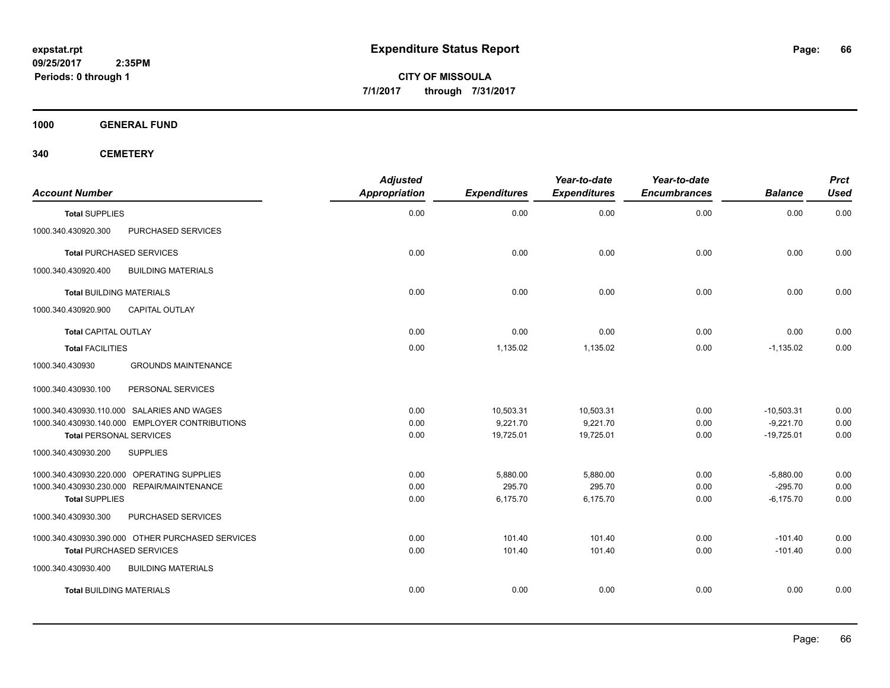# Expenditure Status Report

expstat.rpt
09/25/2017 2:35PM
Periods: 0 through 1

**CITY OF MISSOULA**
**7/1/2017 through 7/31/2017**

**1000 GENERAL FUND**

**340 CEMETERY**

| Account Number | | Adjusted Appropriation | Expenditures | Year-to-date Expenditures | Year-to-date Encumbrances | Balance | Prct Used |
|---|---|---|---|---|---|---|---|
| Total SUPPLIES | | 0.00 | 0.00 | 0.00 | 0.00 | 0.00 | 0.00 |
| 1000.340.430920.300 | PURCHASED SERVICES | | | | | | |
| Total PURCHASED SERVICES | | 0.00 | 0.00 | 0.00 | 0.00 | 0.00 | 0.00 |
| 1000.340.430920.400 | BUILDING MATERIALS | | | | | | |
| Total BUILDING MATERIALS | | 0.00 | 0.00 | 0.00 | 0.00 | 0.00 | 0.00 |
| 1000.340.430920.900 | CAPITAL OUTLAY | | | | | | |
| Total CAPITAL OUTLAY | | 0.00 | 0.00 | 0.00 | 0.00 | 0.00 | 0.00 |
| Total FACILITIES | | 0.00 | 1,135.02 | 1,135.02 | 0.00 | -1,135.02 | 0.00 |
| 1000.340.430930 | GROUNDS MAINTENANCE | | | | | | |
| 1000.340.430930.100 | PERSONAL SERVICES | | | | | | |
| 1000.340.430930.110.000 | SALARIES AND WAGES | 0.00 | 10,503.31 | 10,503.31 | 0.00 | -10,503.31 | 0.00 |
| 1000.340.430930.140.000 | EMPLOYER CONTRIBUTIONS | 0.00 | 9,221.70 | 9,221.70 | 0.00 | -9,221.70 | 0.00 |
| Total PERSONAL SERVICES | | 0.00 | 19,725.01 | 19,725.01 | 0.00 | -19,725.01 | 0.00 |
| 1000.340.430930.200 | SUPPLIES | | | | | | |
| 1000.340.430930.220.000 | OPERATING SUPPLIES | 0.00 | 5,880.00 | 5,880.00 | 0.00 | -5,880.00 | 0.00 |
| 1000.340.430930.230.000 | REPAIR/MAINTENANCE | 0.00 | 295.70 | 295.70 | 0.00 | -295.70 | 0.00 |
| Total SUPPLIES | | 0.00 | 6,175.70 | 6,175.70 | 0.00 | -6,175.70 | 0.00 |
| 1000.340.430930.300 | PURCHASED SERVICES | | | | | | |
| 1000.340.430930.390.000 | OTHER PURCHASED SERVICES | 0.00 | 101.40 | 101.40 | 0.00 | -101.40 | 0.00 |
| Total PURCHASED SERVICES | | 0.00 | 101.40 | 101.40 | 0.00 | -101.40 | 0.00 |
| 1000.340.430930.400 | BUILDING MATERIALS | | | | | | |
| Total BUILDING MATERIALS | | 0.00 | 0.00 | 0.00 | 0.00 | 0.00 | 0.00 |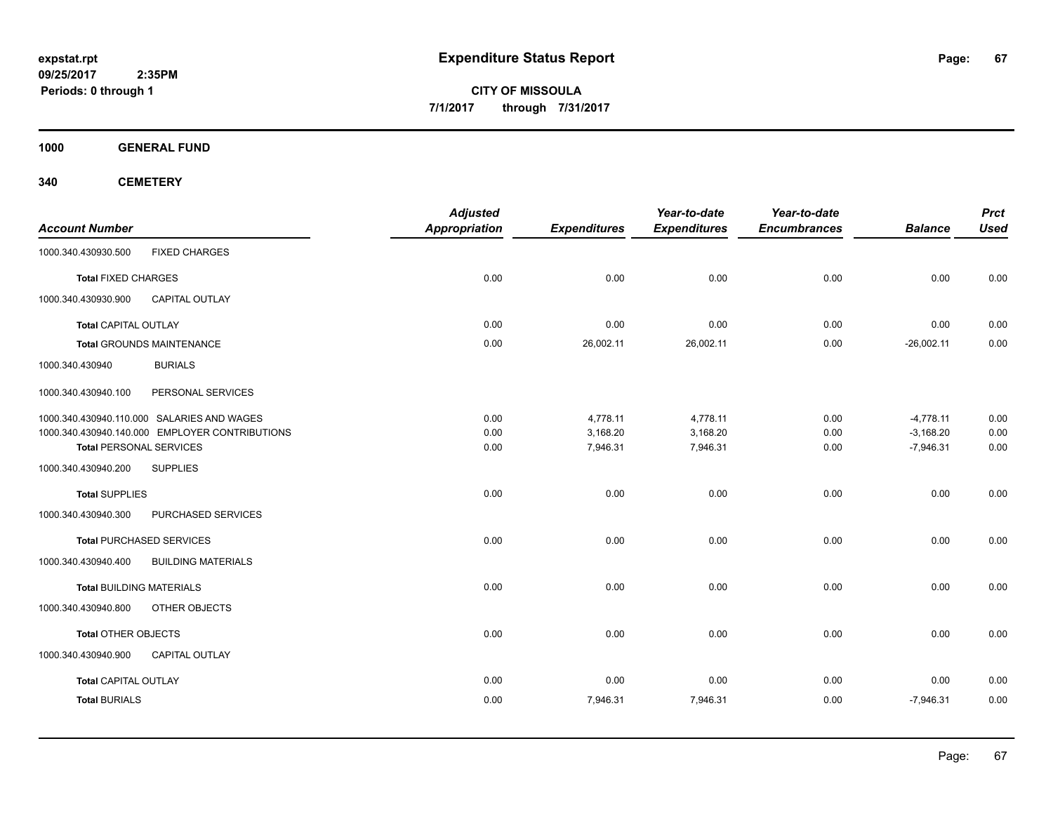# Expenditure Status Report

expstat.rpt
09/25/2017 2:35PM
Periods: 0 through 1

**CITY OF MISSOULA**
**7/1/2017 through 7/31/2017**

**1000 GENERAL FUND**

**340 CEMETERY**

| Account Number | | Adjusted Appropriation | Expenditures | Year-to-date Expenditures | Year-to-date Encumbrances | Balance | Prct Used |
|---|---|---|---|---|---|---|---|
| 1000.340.430930.500 | FIXED CHARGES | | | | | | |
| Total FIXED CHARGES | | 0.00 | 0.00 | 0.00 | 0.00 | 0.00 | 0.00 |
| 1000.340.430930.900 | CAPITAL OUTLAY | | | | | | |
| Total CAPITAL OUTLAY | | 0.00 | 0.00 | 0.00 | 0.00 | 0.00 | 0.00 |
| Total GROUNDS MAINTENANCE | | 0.00 | 26,002.11 | 26,002.11 | 0.00 | -26,002.11 | 0.00 |
| 1000.340.430940 | BURIALS | | | | | | |
| 1000.340.430940.100 | PERSONAL SERVICES | | | | | | |
| 1000.340.430940.110.000 | SALARIES AND WAGES | 0.00 | 4,778.11 | 4,778.11 | 0.00 | -4,778.11 | 0.00 |
| 1000.340.430940.140.000 | EMPLOYER CONTRIBUTIONS | 0.00 | 3,168.20 | 3,168.20 | 0.00 | -3,168.20 | 0.00 |
| Total PERSONAL SERVICES | | 0.00 | 7,946.31 | 7,946.31 | 0.00 | -7,946.31 | 0.00 |
| 1000.340.430940.200 | SUPPLIES | | | | | | |
| Total SUPPLIES | | 0.00 | 0.00 | 0.00 | 0.00 | 0.00 | 0.00 |
| 1000.340.430940.300 | PURCHASED SERVICES | | | | | | |
| Total PURCHASED SERVICES | | 0.00 | 0.00 | 0.00 | 0.00 | 0.00 | 0.00 |
| 1000.340.430940.400 | BUILDING MATERIALS | | | | | | |
| Total BUILDING MATERIALS | | 0.00 | 0.00 | 0.00 | 0.00 | 0.00 | 0.00 |
| 1000.340.430940.800 | OTHER OBJECTS | | | | | | |
| Total OTHER OBJECTS | | 0.00 | 0.00 | 0.00 | 0.00 | 0.00 | 0.00 |
| 1000.340.430940.900 | CAPITAL OUTLAY | | | | | | |
| Total CAPITAL OUTLAY | | 0.00 | 0.00 | 0.00 | 0.00 | 0.00 | 0.00 |
| Total BURIALS | | 0.00 | 7,946.31 | 7,946.31 | 0.00 | -7,946.31 | 0.00 |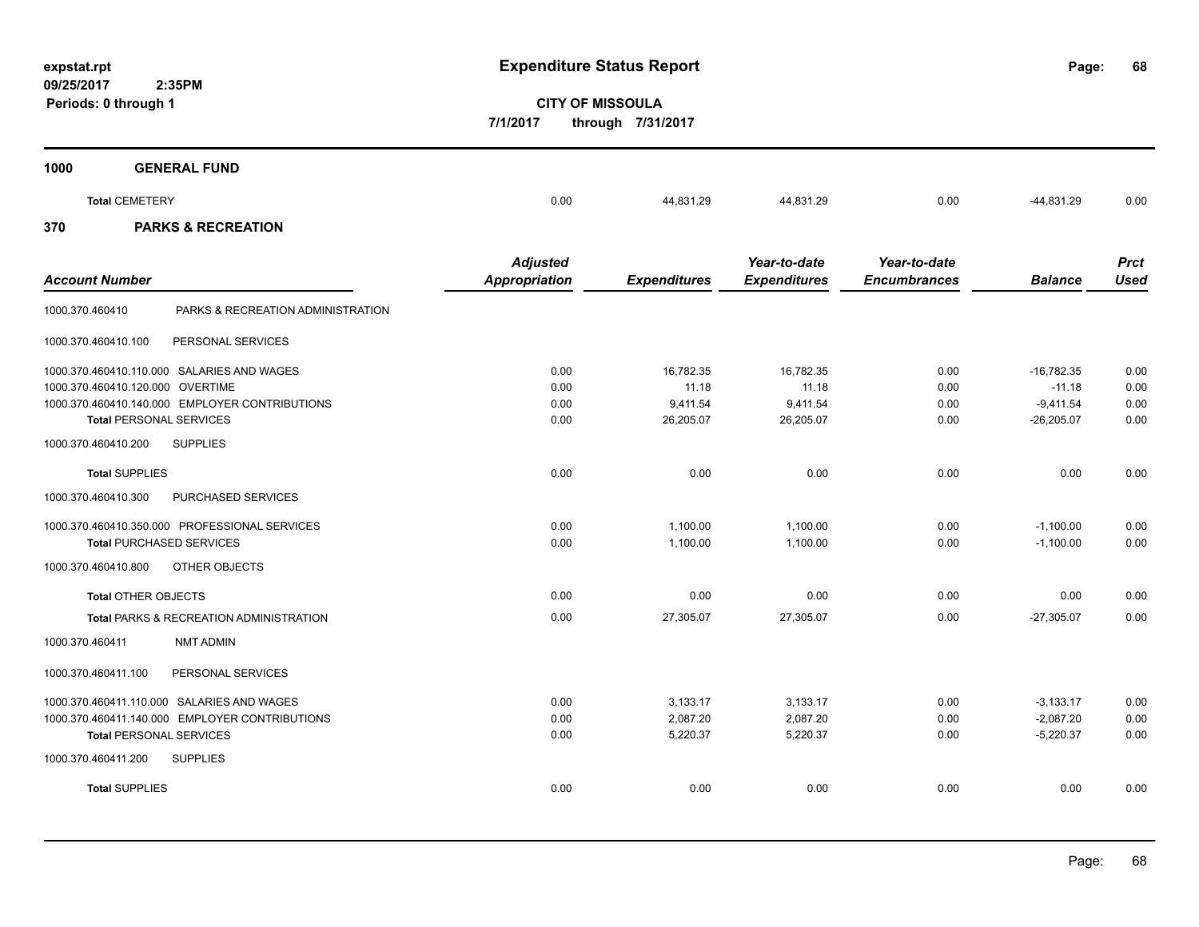# Expenditure Status Report

expstat.rpt
09/25/2017 2:35PM
Periods: 0 through 1

**CITY OF MISSOULA**
7/1/2017 through 7/31/2017

## 1000 GENERAL FUND

| | | | | | | |
|---|---|---|---|---|---|---|
| **Total** CEMETERY | 0.00 | 44,831.29 | 44,831.29 | 0.00 | -44,831.29 | 0.00 |

## 370 PARKS & RECREATION

| Account Number | Adjusted Appropriation | Expenditures | Year-to-date Expenditures | Year-to-date Encumbrances | Balance | Prct Used |
|---|---|---|---|---|---|---|
| 1000.370.460410 PARKS & RECREATION ADMINISTRATION | | | | | | |
| 1000.370.460410.100 PERSONAL SERVICES | | | | | | |
| 1000.370.460410.110.000 SALARIES AND WAGES | 0.00 | 16,782.35 | 16,782.35 | 0.00 | -16,782.35 | 0.00 |
| 1000.370.460410.120.000 OVERTIME | 0.00 | 11.18 | 11.18 | 0.00 | -11.18 | 0.00 |
| 1000.370.460410.140.000 EMPLOYER CONTRIBUTIONS | 0.00 | 9,411.54 | 9,411.54 | 0.00 | -9,411.54 | 0.00 |
| **Total** PERSONAL SERVICES | 0.00 | 26,205.07 | 26,205.07 | 0.00 | -26,205.07 | 0.00 |
| 1000.370.460410.200 SUPPLIES | | | | | | |
| **Total** SUPPLIES | 0.00 | 0.00 | 0.00 | 0.00 | 0.00 | 0.00 |
| 1000.370.460410.300 PURCHASED SERVICES | | | | | | |
| 1000.370.460410.350.000 PROFESSIONAL SERVICES | 0.00 | 1,100.00 | 1,100.00 | 0.00 | -1,100.00 | 0.00 |
| **Total** PURCHASED SERVICES | 0.00 | 1,100.00 | 1,100.00 | 0.00 | -1,100.00 | 0.00 |
| 1000.370.460410.800 OTHER OBJECTS | | | | | | |
| **Total** OTHER OBJECTS | 0.00 | 0.00 | 0.00 | 0.00 | 0.00 | 0.00 |
| **Total** PARKS & RECREATION ADMINISTRATION | 0.00 | 27,305.07 | 27,305.07 | 0.00 | -27,305.07 | 0.00 |
| 1000.370.460411 NMT ADMIN | | | | | | |
| 1000.370.460411.100 PERSONAL SERVICES | | | | | | |
| 1000.370.460411.110.000 SALARIES AND WAGES | 0.00 | 3,133.17 | 3,133.17 | 0.00 | -3,133.17 | 0.00 |
| 1000.370.460411.140.000 EMPLOYER CONTRIBUTIONS | 0.00 | 2,087.20 | 2,087.20 | 0.00 | -2,087.20 | 0.00 |
| **Total** PERSONAL SERVICES | 0.00 | 5,220.37 | 5,220.37 | 0.00 | -5,220.37 | 0.00 |
| 1000.370.460411.200 SUPPLIES | | | | | | |
| **Total** SUPPLIES | 0.00 | 0.00 | 0.00 | 0.00 | 0.00 | 0.00 |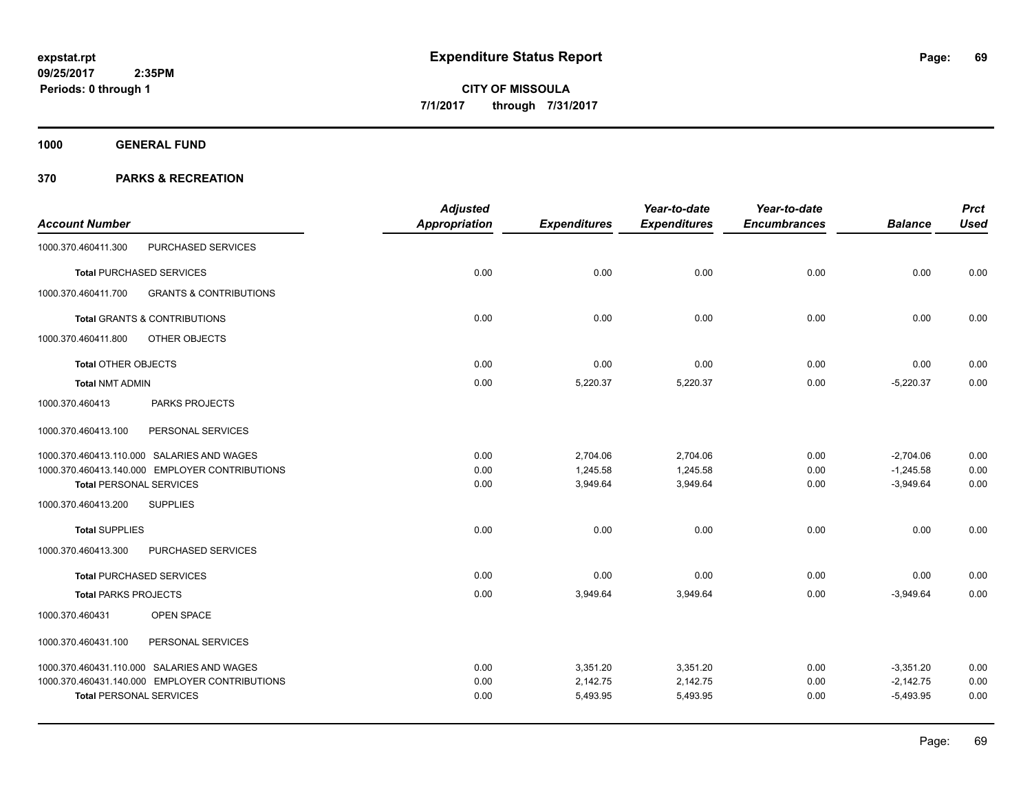**expstat.rpt**
**09/25/2017 2:35PM**
**Periods: 0 through 1**

# Expenditure Status Report

**CITY OF MISSOULA**
**7/1/2017 through 7/31/2017**

## 1000 GENERAL FUND

## 370 PARKS & RECREATION

| Account Number | | Adjusted Appropriation | Expenditures | Year-to-date Expenditures | Year-to-date Encumbrances | Balance | Prct Used |
|---|---|---|---|---|---|---|---|
| 1000.370.460411.300 | PURCHASED SERVICES | | | | | | |
| **Total** PURCHASED SERVICES | | 0.00 | 0.00 | 0.00 | 0.00 | 0.00 | 0.00 |
| 1000.370.460411.700 | GRANTS & CONTRIBUTIONS | | | | | | |
| **Total** GRANTS & CONTRIBUTIONS | | 0.00 | 0.00 | 0.00 | 0.00 | 0.00 | 0.00 |
| 1000.370.460411.800 | OTHER OBJECTS | | | | | | |
| **Total** OTHER OBJECTS | | 0.00 | 0.00 | 0.00 | 0.00 | 0.00 | 0.00 |
| **Total** NMT ADMIN | | 0.00 | 5,220.37 | 5,220.37 | 0.00 | -5,220.37 | 0.00 |
| 1000.370.460413 | PARKS PROJECTS | | | | | | |
| 1000.370.460413.100 | PERSONAL SERVICES | | | | | | |
| 1000.370.460413.110.000 | SALARIES AND WAGES | 0.00 | 2,704.06 | 2,704.06 | 0.00 | -2,704.06 | 0.00 |
| 1000.370.460413.140.000 | EMPLOYER CONTRIBUTIONS | 0.00 | 1,245.58 | 1,245.58 | 0.00 | -1,245.58 | 0.00 |
| **Total** PERSONAL SERVICES | | 0.00 | 3,949.64 | 3,949.64 | 0.00 | -3,949.64 | 0.00 |
| 1000.370.460413.200 | SUPPLIES | | | | | | |
| **Total** SUPPLIES | | 0.00 | 0.00 | 0.00 | 0.00 | 0.00 | 0.00 |
| 1000.370.460413.300 | PURCHASED SERVICES | | | | | | |
| **Total** PURCHASED SERVICES | | 0.00 | 0.00 | 0.00 | 0.00 | 0.00 | 0.00 |
| **Total** PARKS PROJECTS | | 0.00 | 3,949.64 | 3,949.64 | 0.00 | -3,949.64 | 0.00 |
| 1000.370.460431 | OPEN SPACE | | | | | | |
| 1000.370.460431.100 | PERSONAL SERVICES | | | | | | |
| 1000.370.460431.110.000 | SALARIES AND WAGES | 0.00 | 3,351.20 | 3,351.20 | 0.00 | -3,351.20 | 0.00 |
| 1000.370.460431.140.000 | EMPLOYER CONTRIBUTIONS | 0.00 | 2,142.75 | 2,142.75 | 0.00 | -2,142.75 | 0.00 |
| **Total** PERSONAL SERVICES | | 0.00 | 5,493.95 | 5,493.95 | 0.00 | -5,493.95 | 0.00 |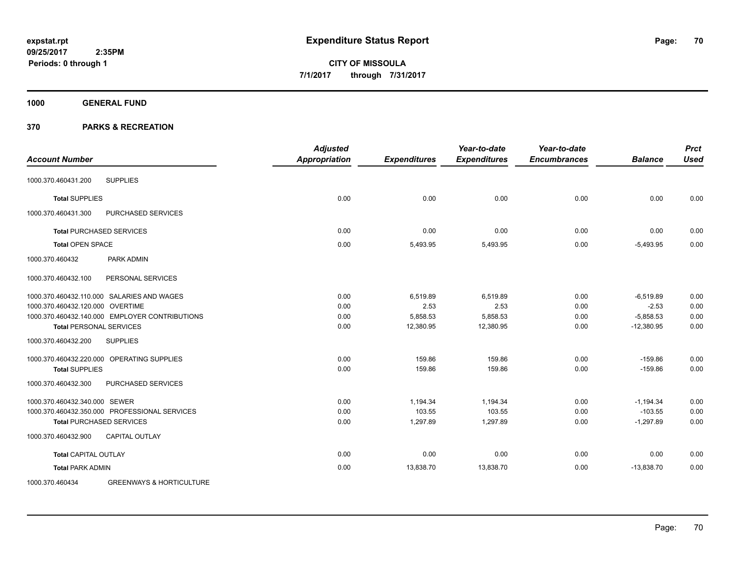**expstat.rpt**
**09/25/2017 2:35PM**
**Periods: 0 through 1**

# Expenditure Status Report

**CITY OF MISSOULA**
**7/1/2017 through 7/31/2017**

## 1000 GENERAL FUND

## 370 PARKS & RECREATION

| Account Number | Adjusted Appropriation | Expenditures | Year-to-date Expenditures | Year-to-date Encumbrances | Balance | Prct Used |
|---|---|---|---|---|---|---|
| 1000.370.460431.200 SUPPLIES | | | | | | |
| **Total** SUPPLIES | 0.00 | 0.00 | 0.00 | 0.00 | 0.00 | 0.00 |
| 1000.370.460431.300 PURCHASED SERVICES | | | | | | |
| **Total** PURCHASED SERVICES | 0.00 | 0.00 | 0.00 | 0.00 | 0.00 | 0.00 |
| **Total** OPEN SPACE | 0.00 | 5,493.95 | 5,493.95 | 0.00 | -5,493.95 | 0.00 |
| 1000.370.460432 PARK ADMIN | | | | | | |
| 1000.370.460432.100 PERSONAL SERVICES | | | | | | |
| 1000.370.460432.110.000 SALARIES AND WAGES | 0.00 | 6,519.89 | 6,519.89 | 0.00 | -6,519.89 | 0.00 |
| 1000.370.460432.120.000 OVERTIME | 0.00 | 2.53 | 2.53 | 0.00 | -2.53 | 0.00 |
| 1000.370.460432.140.000 EMPLOYER CONTRIBUTIONS | 0.00 | 5,858.53 | 5,858.53 | 0.00 | -5,858.53 | 0.00 |
| **Total** PERSONAL SERVICES | 0.00 | 12,380.95 | 12,380.95 | 0.00 | -12,380.95 | 0.00 |
| 1000.370.460432.200 SUPPLIES | | | | | | |
| 1000.370.460432.220.000 OPERATING SUPPLIES | 0.00 | 159.86 | 159.86 | 0.00 | -159.86 | 0.00 |
| **Total** SUPPLIES | 0.00 | 159.86 | 159.86 | 0.00 | -159.86 | 0.00 |
| 1000.370.460432.300 PURCHASED SERVICES | | | | | | |
| 1000.370.460432.340.000 SEWER | 0.00 | 1,194.34 | 1,194.34 | 0.00 | -1,194.34 | 0.00 |
| 1000.370.460432.350.000 PROFESSIONAL SERVICES | 0.00 | 103.55 | 103.55 | 0.00 | -103.55 | 0.00 |
| **Total** PURCHASED SERVICES | 0.00 | 1,297.89 | 1,297.89 | 0.00 | -1,297.89 | 0.00 |
| 1000.370.460432.900 CAPITAL OUTLAY | | | | | | |
| **Total** CAPITAL OUTLAY | 0.00 | 0.00 | 0.00 | 0.00 | 0.00 | 0.00 |
| **Total** PARK ADMIN | 0.00 | 13,838.70 | 13,838.70 | 0.00 | -13,838.70 | 0.00 |
| 1000.370.460434 GREENWAYS & HORTICULTURE | | | | | | |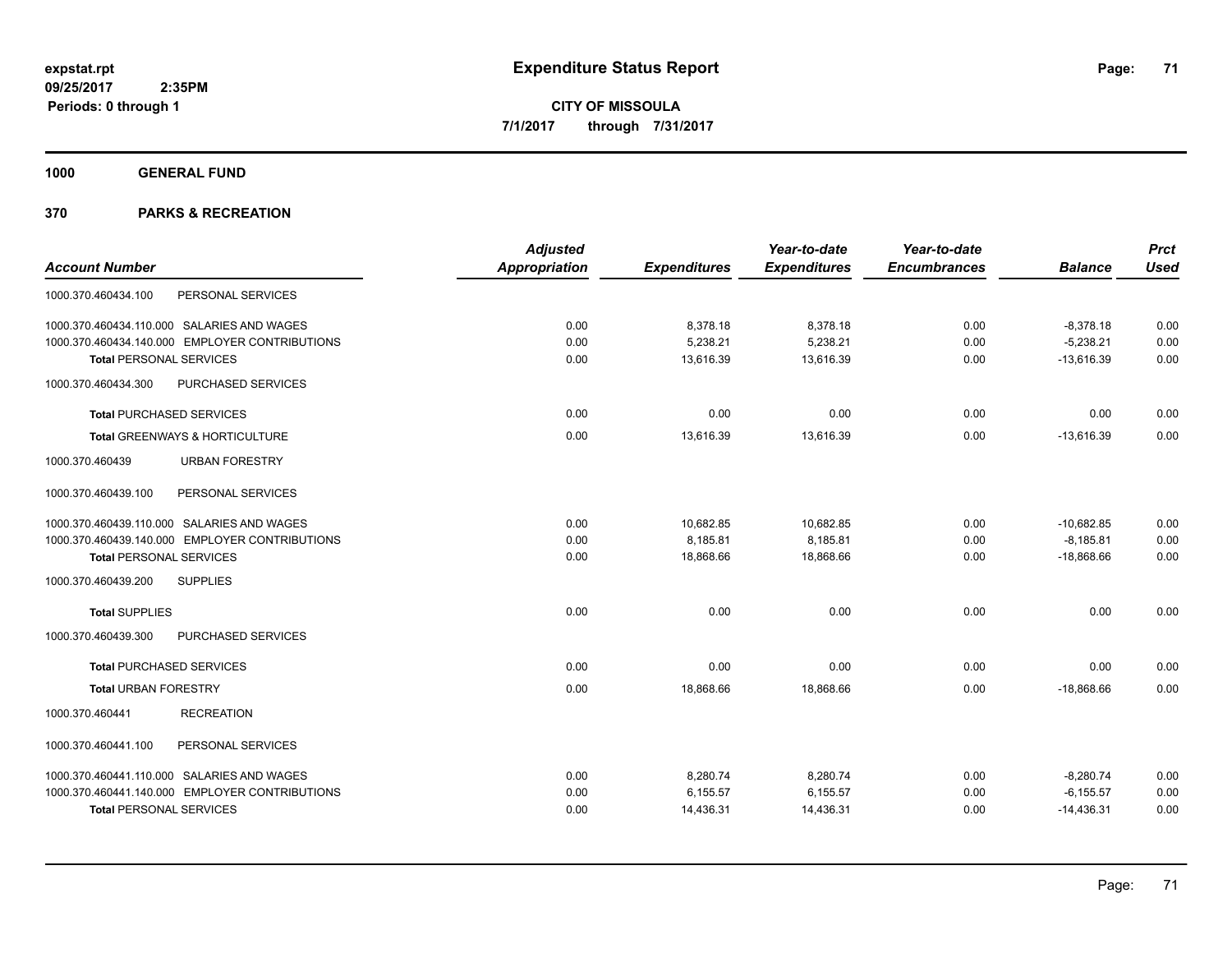**expstat.rpt**
**09/25/2017 2:35PM**
**Periods: 0 through 1**

# Expenditure Status Report

**CITY OF MISSOULA**
**7/1/2017 through 7/31/2017**

## 1000 GENERAL FUND

## 370 PARKS & RECREATION

| Account Number | | Adjusted Appropriation | Expenditures | Year-to-date Expenditures | Year-to-date Encumbrances | Balance | Prct Used |
|---|---|---|---|---|---|---|---|
| 1000.370.460434.100 | PERSONAL SERVICES | | | | | | |
| 1000.370.460434.110.000 | SALARIES AND WAGES | 0.00 | 8,378.18 | 8,378.18 | 0.00 | -8,378.18 | 0.00 |
| 1000.370.460434.140.000 | EMPLOYER CONTRIBUTIONS | 0.00 | 5,238.21 | 5,238.21 | 0.00 | -5,238.21 | 0.00 |
| **Total** PERSONAL SERVICES | | 0.00 | 13,616.39 | 13,616.39 | 0.00 | -13,616.39 | 0.00 |
| 1000.370.460434.300 | PURCHASED SERVICES | | | | | | |
| **Total** PURCHASED SERVICES | | 0.00 | 0.00 | 0.00 | 0.00 | 0.00 | 0.00 |
| **Total** GREENWAYS & HORTICULTURE | | 0.00 | 13,616.39 | 13,616.39 | 0.00 | -13,616.39 | 0.00 |
| 1000.370.460439 | URBAN FORESTRY | | | | | | |
| 1000.370.460439.100 | PERSONAL SERVICES | | | | | | |
| 1000.370.460439.110.000 | SALARIES AND WAGES | 0.00 | 10,682.85 | 10,682.85 | 0.00 | -10,682.85 | 0.00 |
| 1000.370.460439.140.000 | EMPLOYER CONTRIBUTIONS | 0.00 | 8,185.81 | 8,185.81 | 0.00 | -8,185.81 | 0.00 |
| **Total** PERSONAL SERVICES | | 0.00 | 18,868.66 | 18,868.66 | 0.00 | -18,868.66 | 0.00 |
| 1000.370.460439.200 | SUPPLIES | | | | | | |
| **Total** SUPPLIES | | 0.00 | 0.00 | 0.00 | 0.00 | 0.00 | 0.00 |
| 1000.370.460439.300 | PURCHASED SERVICES | | | | | | |
| **Total** PURCHASED SERVICES | | 0.00 | 0.00 | 0.00 | 0.00 | 0.00 | 0.00 |
| **Total** URBAN FORESTRY | | 0.00 | 18,868.66 | 18,868.66 | 0.00 | -18,868.66 | 0.00 |
| 1000.370.460441 | RECREATION | | | | | | |
| 1000.370.460441.100 | PERSONAL SERVICES | | | | | | |
| 1000.370.460441.110.000 | SALARIES AND WAGES | 0.00 | 8,280.74 | 8,280.74 | 0.00 | -8,280.74 | 0.00 |
| 1000.370.460441.140.000 | EMPLOYER CONTRIBUTIONS | 0.00 | 6,155.57 | 6,155.57 | 0.00 | -6,155.57 | 0.00 |
| **Total** PERSONAL SERVICES | | 0.00 | 14,436.31 | 14,436.31 | 0.00 | -14,436.31 | 0.00 |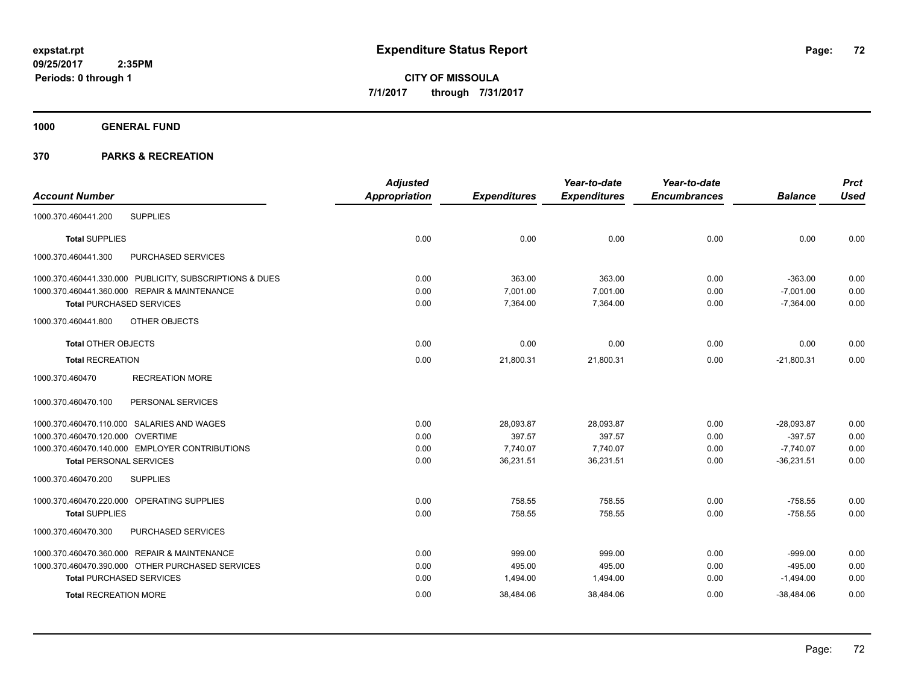**expstat.rpt**
**09/25/2017 2:35PM**
**Periods: 0 through 1**

# Expenditure Status Report

**CITY OF MISSOULA**
**7/1/2017 through 7/31/2017**

## 1000 GENERAL FUND

### 370 PARKS & RECREATION

| Account Number | Adjusted Appropriation | Expenditures | Year-to-date Expenditures | Year-to-date Encumbrances | Balance | Prct Used |
|---|---|---|---|---|---|---|
| 1000.370.460441.200 SUPPLIES | | | | | | |
| **Total** SUPPLIES | 0.00 | 0.00 | 0.00 | 0.00 | 0.00 | 0.00 |
| 1000.370.460441.300 PURCHASED SERVICES | | | | | | |
| 1000.370.460441.330.000 PUBLICITY, SUBSCRIPTIONS & DUES | 0.00 | 363.00 | 363.00 | 0.00 | -363.00 | 0.00 |
| 1000.370.460441.360.000 REPAIR & MAINTENANCE | 0.00 | 7,001.00 | 7,001.00 | 0.00 | -7,001.00 | 0.00 |
| **Total** PURCHASED SERVICES | 0.00 | 7,364.00 | 7,364.00 | 0.00 | -7,364.00 | 0.00 |
| 1000.370.460441.800 OTHER OBJECTS | | | | | | |
| **Total** OTHER OBJECTS | 0.00 | 0.00 | 0.00 | 0.00 | 0.00 | 0.00 |
| **Total** RECREATION | 0.00 | 21,800.31 | 21,800.31 | 0.00 | -21,800.31 | 0.00 |
| 1000.370.460470 RECREATION MORE | | | | | | |
| 1000.370.460470.100 PERSONAL SERVICES | | | | | | |
| 1000.370.460470.110.000 SALARIES AND WAGES | 0.00 | 28,093.87 | 28,093.87 | 0.00 | -28,093.87 | 0.00 |
| 1000.370.460470.120.000 OVERTIME | 0.00 | 397.57 | 397.57 | 0.00 | -397.57 | 0.00 |
| 1000.370.460470.140.000 EMPLOYER CONTRIBUTIONS | 0.00 | 7,740.07 | 7,740.07 | 0.00 | -7,740.07 | 0.00 |
| **Total** PERSONAL SERVICES | 0.00 | 36,231.51 | 36,231.51 | 0.00 | -36,231.51 | 0.00 |
| 1000.370.460470.200 SUPPLIES | | | | | | |
| 1000.370.460470.220.000 OPERATING SUPPLIES | 0.00 | 758.55 | 758.55 | 0.00 | -758.55 | 0.00 |
| **Total** SUPPLIES | 0.00 | 758.55 | 758.55 | 0.00 | -758.55 | 0.00 |
| 1000.370.460470.300 PURCHASED SERVICES | | | | | | |
| 1000.370.460470.360.000 REPAIR & MAINTENANCE | 0.00 | 999.00 | 999.00 | 0.00 | -999.00 | 0.00 |
| 1000.370.460470.390.000 OTHER PURCHASED SERVICES | 0.00 | 495.00 | 495.00 | 0.00 | -495.00 | 0.00 |
| **Total** PURCHASED SERVICES | 0.00 | 1,494.00 | 1,494.00 | 0.00 | -1,494.00 | 0.00 |
| **Total** RECREATION MORE | 0.00 | 38,484.06 | 38,484.06 | 0.00 | -38,484.06 | 0.00 |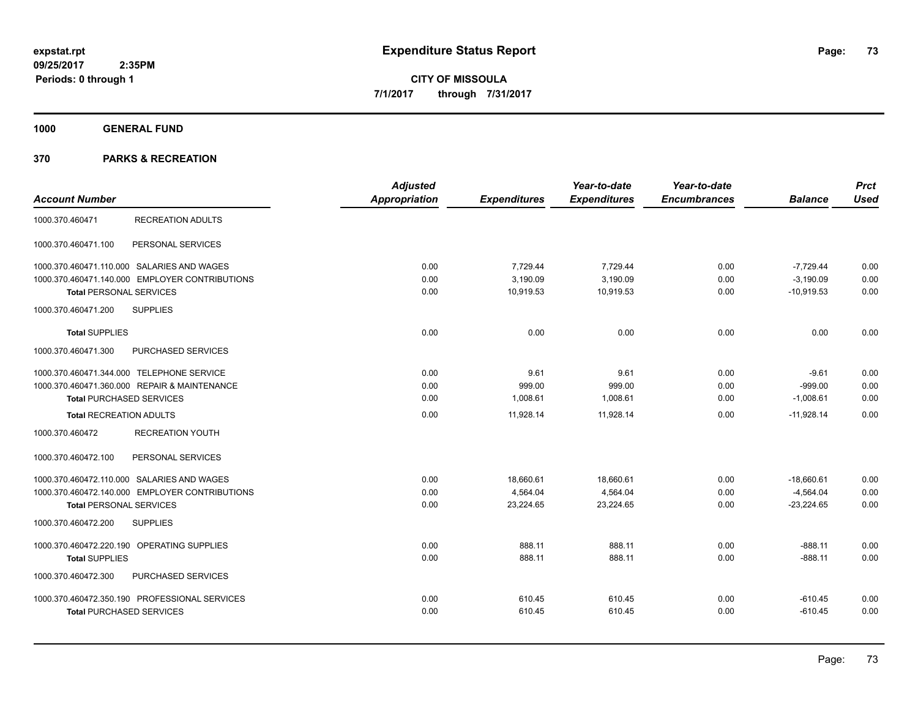**expstat.rpt**
**09/25/2017 2:35PM**
**Periods: 0 through 1**

# Expenditure Status Report

**CITY OF MISSOULA**
**7/1/2017 through 7/31/2017**

## 1000 GENERAL FUND

## 370 PARKS & RECREATION

| Account Number | | Adjusted Appropriation | Expenditures | Year-to-date Expenditures | Year-to-date Encumbrances | Balance | Prct Used |
|---|---|---|---|---|---|---|---|
| 1000.370.460471 | RECREATION ADULTS | | | | | | |
| 1000.370.460471.100 | PERSONAL SERVICES | | | | | | |
| 1000.370.460471.110.000 | SALARIES AND WAGES | 0.00 | 7,729.44 | 7,729.44 | 0.00 | -7,729.44 | 0.00 |
| 1000.370.460471.140.000 | EMPLOYER CONTRIBUTIONS | 0.00 | 3,190.09 | 3,190.09 | 0.00 | -3,190.09 | 0.00 |
| **Total** PERSONAL SERVICES | | 0.00 | 10,919.53 | 10,919.53 | 0.00 | -10,919.53 | 0.00 |
| 1000.370.460471.200 | SUPPLIES | | | | | | |
| **Total** SUPPLIES | | 0.00 | 0.00 | 0.00 | 0.00 | 0.00 | 0.00 |
| 1000.370.460471.300 | PURCHASED SERVICES | | | | | | |
| 1000.370.460471.344.000 | TELEPHONE SERVICE | 0.00 | 9.61 | 9.61 | 0.00 | -9.61 | 0.00 |
| 1000.370.460471.360.000 | REPAIR & MAINTENANCE | 0.00 | 999.00 | 999.00 | 0.00 | -999.00 | 0.00 |
| **Total** PURCHASED SERVICES | | 0.00 | 1,008.61 | 1,008.61 | 0.00 | -1,008.61 | 0.00 |
| **Total** RECREATION ADULTS | | 0.00 | 11,928.14 | 11,928.14 | 0.00 | -11,928.14 | 0.00 |
| 1000.370.460472 | RECREATION YOUTH | | | | | | |
| 1000.370.460472.100 | PERSONAL SERVICES | | | | | | |
| 1000.370.460472.110.000 | SALARIES AND WAGES | 0.00 | 18,660.61 | 18,660.61 | 0.00 | -18,660.61 | 0.00 |
| 1000.370.460472.140.000 | EMPLOYER CONTRIBUTIONS | 0.00 | 4,564.04 | 4,564.04 | 0.00 | -4,564.04 | 0.00 |
| **Total** PERSONAL SERVICES | | 0.00 | 23,224.65 | 23,224.65 | 0.00 | -23,224.65 | 0.00 |
| 1000.370.460472.200 | SUPPLIES | | | | | | |
| 1000.370.460472.220.190 | OPERATING SUPPLIES | 0.00 | 888.11 | 888.11 | 0.00 | -888.11 | 0.00 |
| **Total** SUPPLIES | | 0.00 | 888.11 | 888.11 | 0.00 | -888.11 | 0.00 |
| 1000.370.460472.300 | PURCHASED SERVICES | | | | | | |
| 1000.370.460472.350.190 | PROFESSIONAL SERVICES | 0.00 | 610.45 | 610.45 | 0.00 | -610.45 | 0.00 |
| **Total** PURCHASED SERVICES | | 0.00 | 610.45 | 610.45 | 0.00 | -610.45 | 0.00 |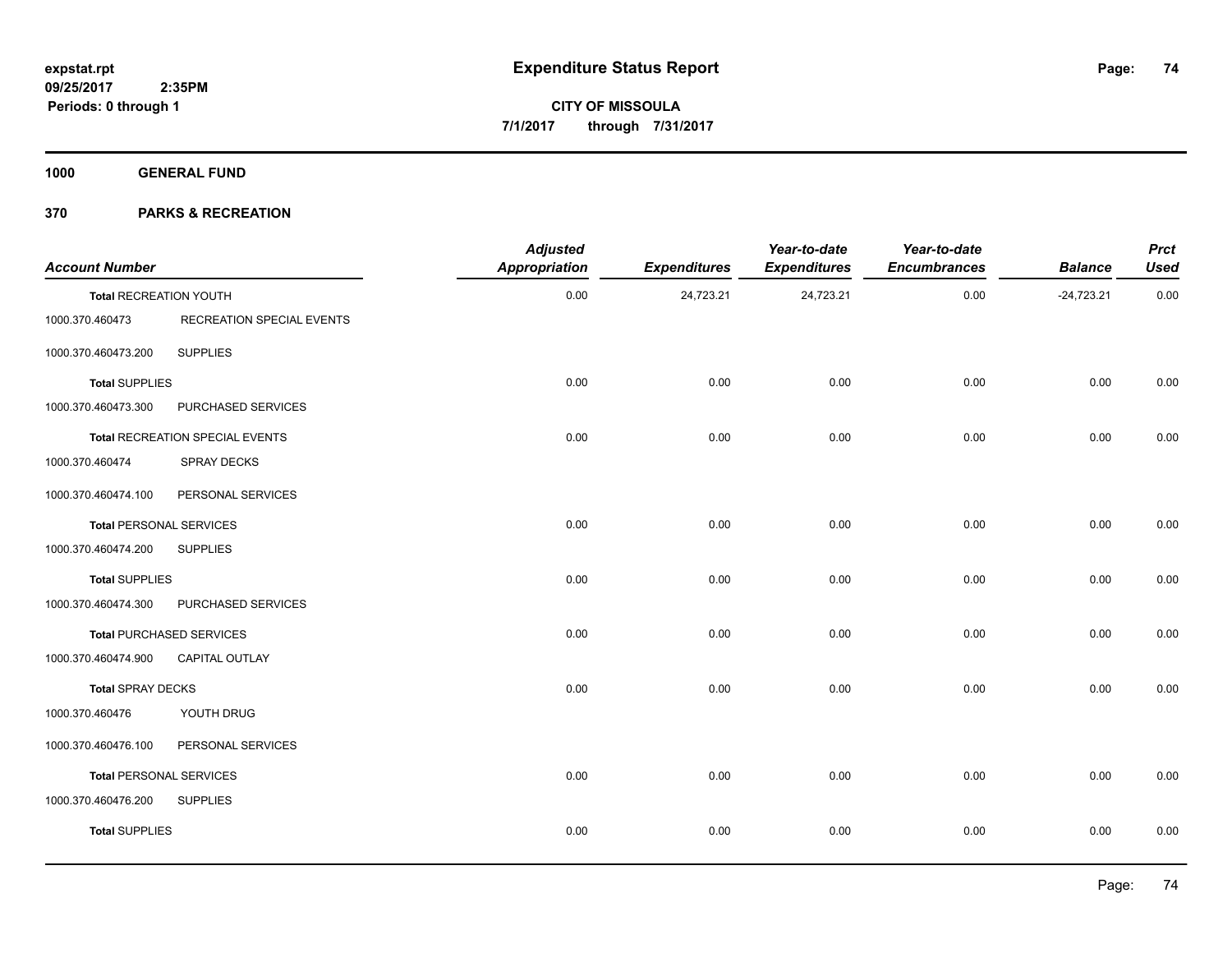# Expenditure Status Report

**CITY OF MISSOULA**

**7/1/2017 through 7/31/2017**

expstat.rpt
09/25/2017 2:35PM
Periods: 0 through 1

**1000 GENERAL FUND**

**370 PARKS & RECREATION**

| Account Number | | Adjusted Appropriation | Expenditures | Year-to-date Expenditures | Year-to-date Encumbrances | Balance | Prct Used |
|---|---|---|---|---|---|---|---|
| **Total** RECREATION YOUTH | | 0.00 | 24,723.21 | 24,723.21 | 0.00 | -24,723.21 | 0.00 |
| 1000.370.460473 | RECREATION SPECIAL EVENTS | | | | | | |
| 1000.370.460473.200 | SUPPLIES | | | | | | |
| **Total** SUPPLIES | | 0.00 | 0.00 | 0.00 | 0.00 | 0.00 | 0.00 |
| 1000.370.460473.300 | PURCHASED SERVICES | | | | | | |
| **Total** RECREATION SPECIAL EVENTS | | 0.00 | 0.00 | 0.00 | 0.00 | 0.00 | 0.00 |
| 1000.370.460474 | SPRAY DECKS | | | | | | |
| 1000.370.460474.100 | PERSONAL SERVICES | | | | | | |
| **Total** PERSONAL SERVICES | | 0.00 | 0.00 | 0.00 | 0.00 | 0.00 | 0.00 |
| 1000.370.460474.200 | SUPPLIES | | | | | | |
| **Total** SUPPLIES | | 0.00 | 0.00 | 0.00 | 0.00 | 0.00 | 0.00 |
| 1000.370.460474.300 | PURCHASED SERVICES | | | | | | |
| **Total** PURCHASED SERVICES | | 0.00 | 0.00 | 0.00 | 0.00 | 0.00 | 0.00 |
| 1000.370.460474.900 | CAPITAL OUTLAY | | | | | | |
| **Total** SPRAY DECKS | | 0.00 | 0.00 | 0.00 | 0.00 | 0.00 | 0.00 |
| 1000.370.460476 | YOUTH DRUG | | | | | | |
| 1000.370.460476.100 | PERSONAL SERVICES | | | | | | |
| **Total** PERSONAL SERVICES | | 0.00 | 0.00 | 0.00 | 0.00 | 0.00 | 0.00 |
| 1000.370.460476.200 | SUPPLIES | | | | | | |
| **Total** SUPPLIES | | 0.00 | 0.00 | 0.00 | 0.00 | 0.00 | 0.00 |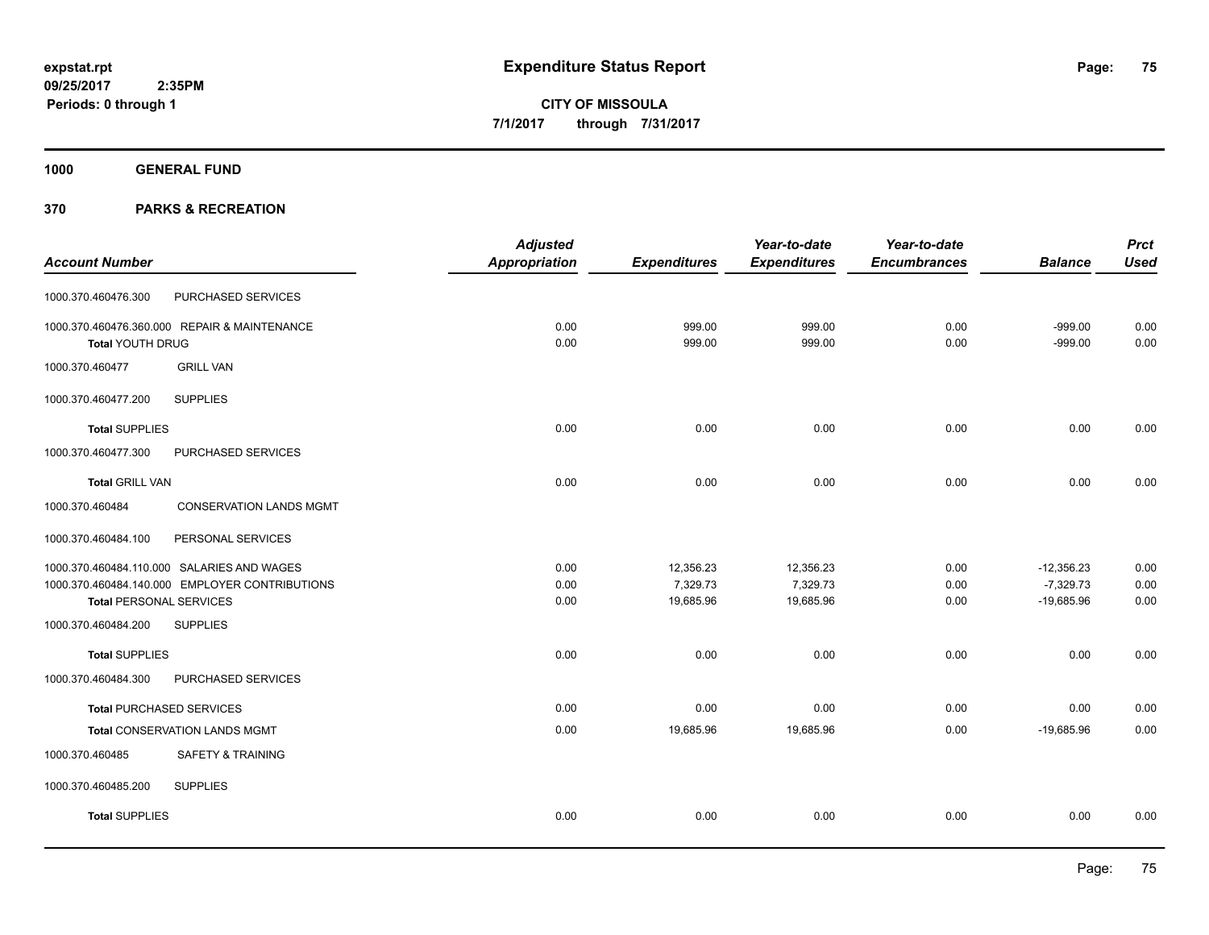**expstat.rpt**
**09/25/2017 2:35PM**
**Periods: 0 through 1**

# Expenditure Status Report

**CITY OF MISSOULA**
**7/1/2017 through 7/31/2017**

## 1000 GENERAL FUND

## 370 PARKS & RECREATION

| Account Number | | Adjusted Appropriation | Expenditures | Year-to-date Expenditures | Year-to-date Encumbrances | Balance | Prct Used |
|---|---|---|---|---|---|---|---|
| 1000.370.460476.300 | PURCHASED SERVICES | | | | | | |
| 1000.370.460476.360.000 | REPAIR & MAINTENANCE | 0.00 | 999.00 | 999.00 | 0.00 | -999.00 | 0.00 |
| **Total** YOUTH DRUG | | 0.00 | 999.00 | 999.00 | 0.00 | -999.00 | 0.00 |
| 1000.370.460477 | GRILL VAN | | | | | | |
| 1000.370.460477.200 | SUPPLIES | | | | | | |
| **Total** SUPPLIES | | 0.00 | 0.00 | 0.00 | 0.00 | 0.00 | 0.00 |
| 1000.370.460477.300 | PURCHASED SERVICES | | | | | | |
| **Total** GRILL VAN | | 0.00 | 0.00 | 0.00 | 0.00 | 0.00 | 0.00 |
| 1000.370.460484 | CONSERVATION LANDS MGMT | | | | | | |
| 1000.370.460484.100 | PERSONAL SERVICES | | | | | | |
| 1000.370.460484.110.000 | SALARIES AND WAGES | 0.00 | 12,356.23 | 12,356.23 | 0.00 | -12,356.23 | 0.00 |
| 1000.370.460484.140.000 | EMPLOYER CONTRIBUTIONS | 0.00 | 7,329.73 | 7,329.73 | 0.00 | -7,329.73 | 0.00 |
| **Total** PERSONAL SERVICES | | 0.00 | 19,685.96 | 19,685.96 | 0.00 | -19,685.96 | 0.00 |
| 1000.370.460484.200 | SUPPLIES | | | | | | |
| **Total** SUPPLIES | | 0.00 | 0.00 | 0.00 | 0.00 | 0.00 | 0.00 |
| 1000.370.460484.300 | PURCHASED SERVICES | | | | | | |
| **Total** PURCHASED SERVICES | | 0.00 | 0.00 | 0.00 | 0.00 | 0.00 | 0.00 |
| **Total** CONSERVATION LANDS MGMT | | 0.00 | 19,685.96 | 19,685.96 | 0.00 | -19,685.96 | 0.00 |
| 1000.370.460485 | SAFETY & TRAINING | | | | | | |
| 1000.370.460485.200 | SUPPLIES | | | | | | |
| **Total** SUPPLIES | | 0.00 | 0.00 | 0.00 | 0.00 | 0.00 | 0.00 |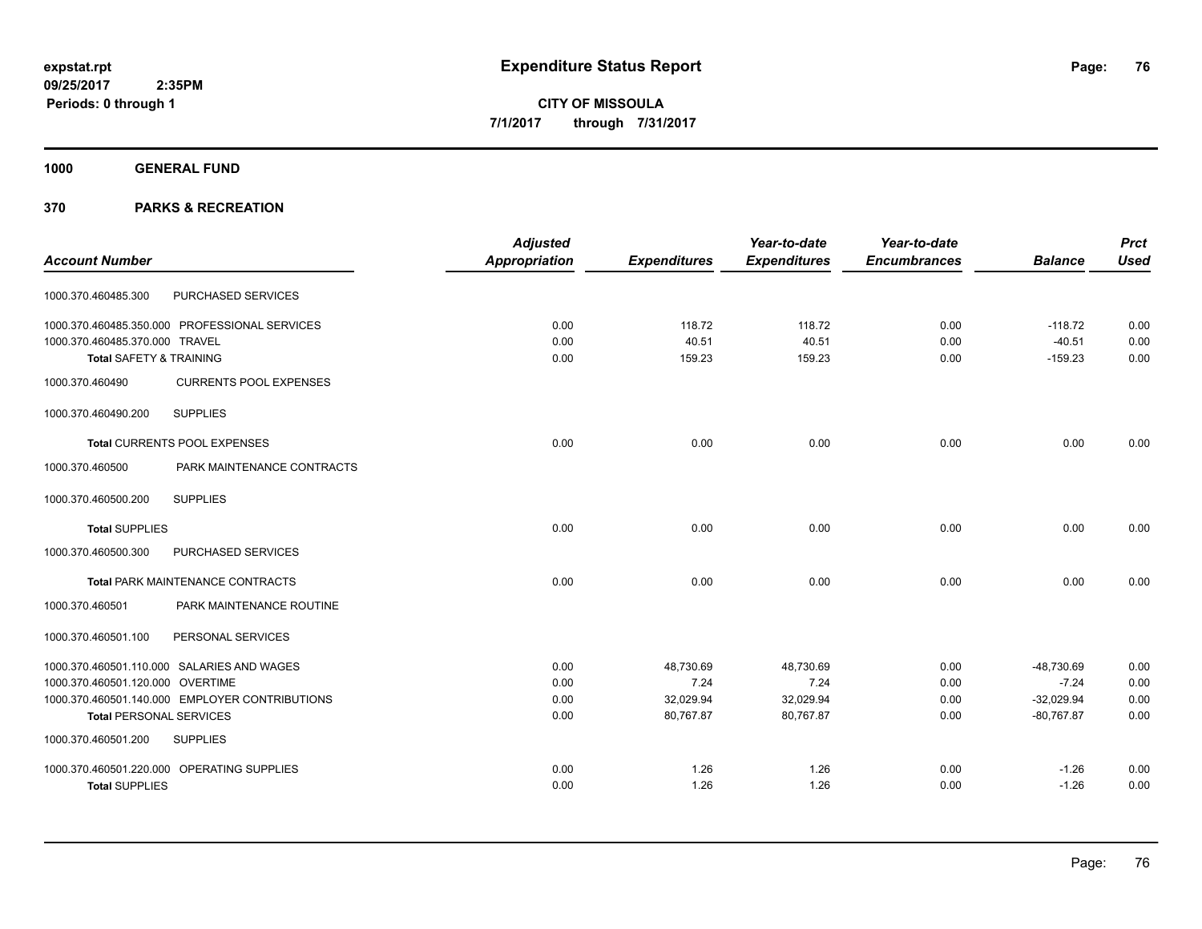expstat.rpt
09/25/2017 2:35PM
Periods: 0 through 1

# Expenditure Status Report

CITY OF MISSOULA
7/1/2017 through 7/31/2017

## 1000 GENERAL FUND

## 370 PARKS & RECREATION

| Account Number | | Adjusted Appropriation | Expenditures | Year-to-date Expenditures | Year-to-date Encumbrances | Balance | Prct Used |
|---|---|---|---|---|---|---|---|
| 1000.370.460485.300 | PURCHASED SERVICES | | | | | | |
| 1000.370.460485.350.000 | PROFESSIONAL SERVICES | 0.00 | 118.72 | 118.72 | 0.00 | -118.72 | 0.00 |
| 1000.370.460485.370.000 | TRAVEL | 0.00 | 40.51 | 40.51 | 0.00 | -40.51 | 0.00 |
| **Total** SAFETY & TRAINING | | 0.00 | 159.23 | 159.23 | 0.00 | -159.23 | 0.00 |
| 1000.370.460490 | CURRENTS POOL EXPENSES | | | | | | |
| 1000.370.460490.200 | SUPPLIES | | | | | | |
| **Total** CURRENTS POOL EXPENSES | | 0.00 | 0.00 | 0.00 | 0.00 | 0.00 | 0.00 |
| 1000.370.460500 | PARK MAINTENANCE CONTRACTS | | | | | | |
| 1000.370.460500.200 | SUPPLIES | | | | | | |
| **Total** SUPPLIES | | 0.00 | 0.00 | 0.00 | 0.00 | 0.00 | 0.00 |
| 1000.370.460500.300 | PURCHASED SERVICES | | | | | | |
| **Total** PARK MAINTENANCE CONTRACTS | | 0.00 | 0.00 | 0.00 | 0.00 | 0.00 | 0.00 |
| 1000.370.460501 | PARK MAINTENANCE ROUTINE | | | | | | |
| 1000.370.460501.100 | PERSONAL SERVICES | | | | | | |
| 1000.370.460501.110.000 | SALARIES AND WAGES | 0.00 | 48,730.69 | 48,730.69 | 0.00 | -48,730.69 | 0.00 |
| 1000.370.460501.120.000 | OVERTIME | 0.00 | 7.24 | 7.24 | 0.00 | -7.24 | 0.00 |
| 1000.370.460501.140.000 | EMPLOYER CONTRIBUTIONS | 0.00 | 32,029.94 | 32,029.94 | 0.00 | -32,029.94 | 0.00 |
| **Total** PERSONAL SERVICES | | 0.00 | 80,767.87 | 80,767.87 | 0.00 | -80,767.87 | 0.00 |
| 1000.370.460501.200 | SUPPLIES | | | | | | |
| 1000.370.460501.220.000 | OPERATING SUPPLIES | 0.00 | 1.26 | 1.26 | 0.00 | -1.26 | 0.00 |
| **Total** SUPPLIES | | 0.00 | 1.26 | 1.26 | 0.00 | -1.26 | 0.00 |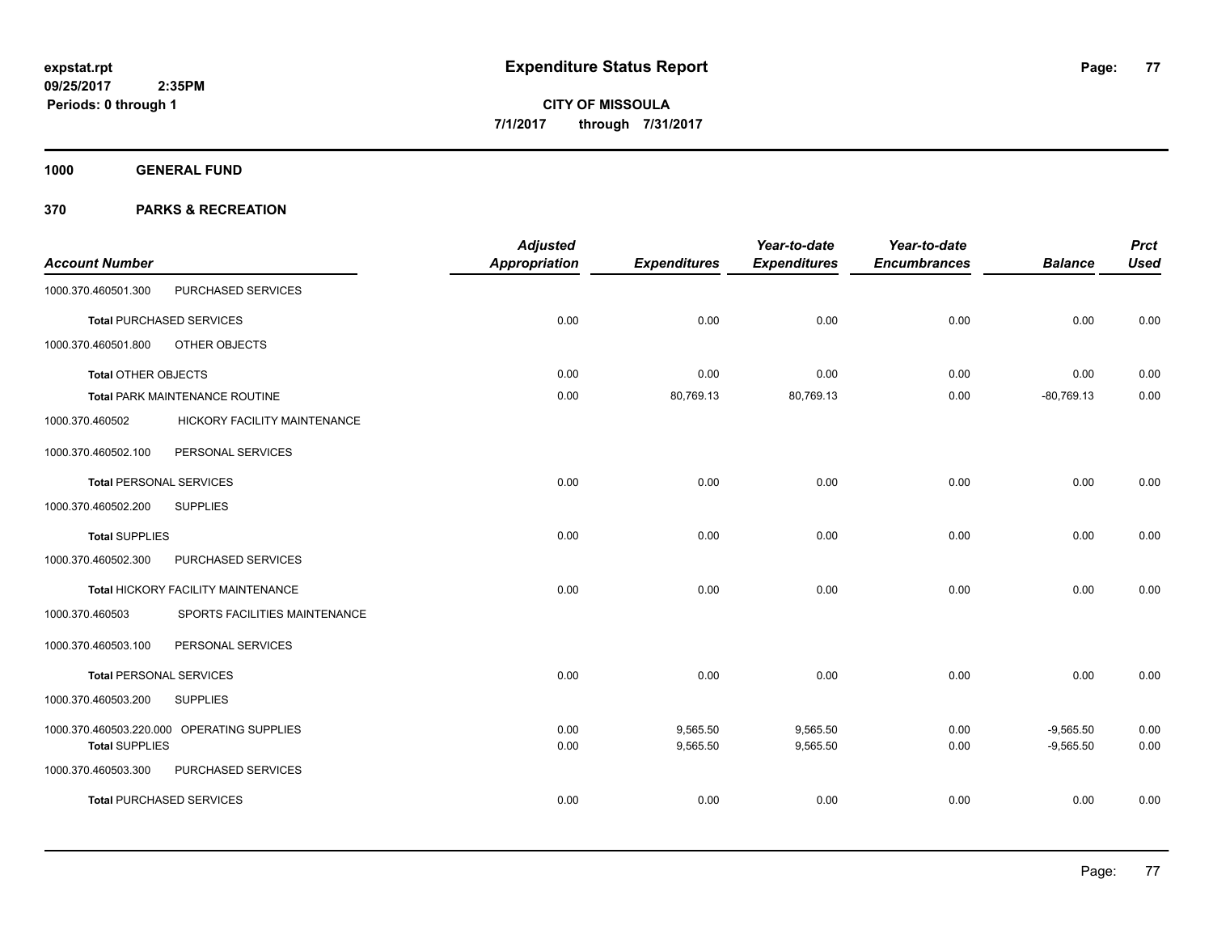**expstat.rpt**
**09/25/2017 2:35PM**
**Periods: 0 through 1**

# Expenditure Status Report

**CITY OF MISSOULA**
**7/1/2017 through 7/31/2017**

## 1000 GENERAL FUND

### 370 PARKS & RECREATION

| Account Number | | Adjusted Appropriation | Expenditures | Year-to-date Expenditures | Year-to-date Encumbrances | Balance | Prct Used |
|---|---|---|---|---|---|---|---|
| 1000.370.460501.300 | PURCHASED SERVICES | | | | | | |
| **Total** PURCHASED SERVICES | | 0.00 | 0.00 | 0.00 | 0.00 | 0.00 | 0.00 |
| 1000.370.460501.800 | OTHER OBJECTS | | | | | | |
| **Total** OTHER OBJECTS | | 0.00 | 0.00 | 0.00 | 0.00 | 0.00 | 0.00 |
| **Total** PARK MAINTENANCE ROUTINE | | 0.00 | 80,769.13 | 80,769.13 | 0.00 | -80,769.13 | 0.00 |
| 1000.370.460502 | HICKORY FACILITY MAINTENANCE | | | | | | |
| 1000.370.460502.100 | PERSONAL SERVICES | | | | | | |
| **Total** PERSONAL SERVICES | | 0.00 | 0.00 | 0.00 | 0.00 | 0.00 | 0.00 |
| 1000.370.460502.200 | SUPPLIES | | | | | | |
| **Total** SUPPLIES | | 0.00 | 0.00 | 0.00 | 0.00 | 0.00 | 0.00 |
| 1000.370.460502.300 | PURCHASED SERVICES | | | | | | |
| **Total** HICKORY FACILITY MAINTENANCE | | 0.00 | 0.00 | 0.00 | 0.00 | 0.00 | 0.00 |
| 1000.370.460503 | SPORTS FACILITIES MAINTENANCE | | | | | | |
| 1000.370.460503.100 | PERSONAL SERVICES | | | | | | |
| **Total** PERSONAL SERVICES | | 0.00 | 0.00 | 0.00 | 0.00 | 0.00 | 0.00 |
| 1000.370.460503.200 | SUPPLIES | | | | | | |
| 1000.370.460503.220.000 | OPERATING SUPPLIES | 0.00 | 9,565.50 | 9,565.50 | 0.00 | -9,565.50 | 0.00 |
| **Total** SUPPLIES | | 0.00 | 9,565.50 | 9,565.50 | 0.00 | -9,565.50 | 0.00 |
| 1000.370.460503.300 | PURCHASED SERVICES | | | | | | |
| **Total** PURCHASED SERVICES | | 0.00 | 0.00 | 0.00 | 0.00 | 0.00 | 0.00 |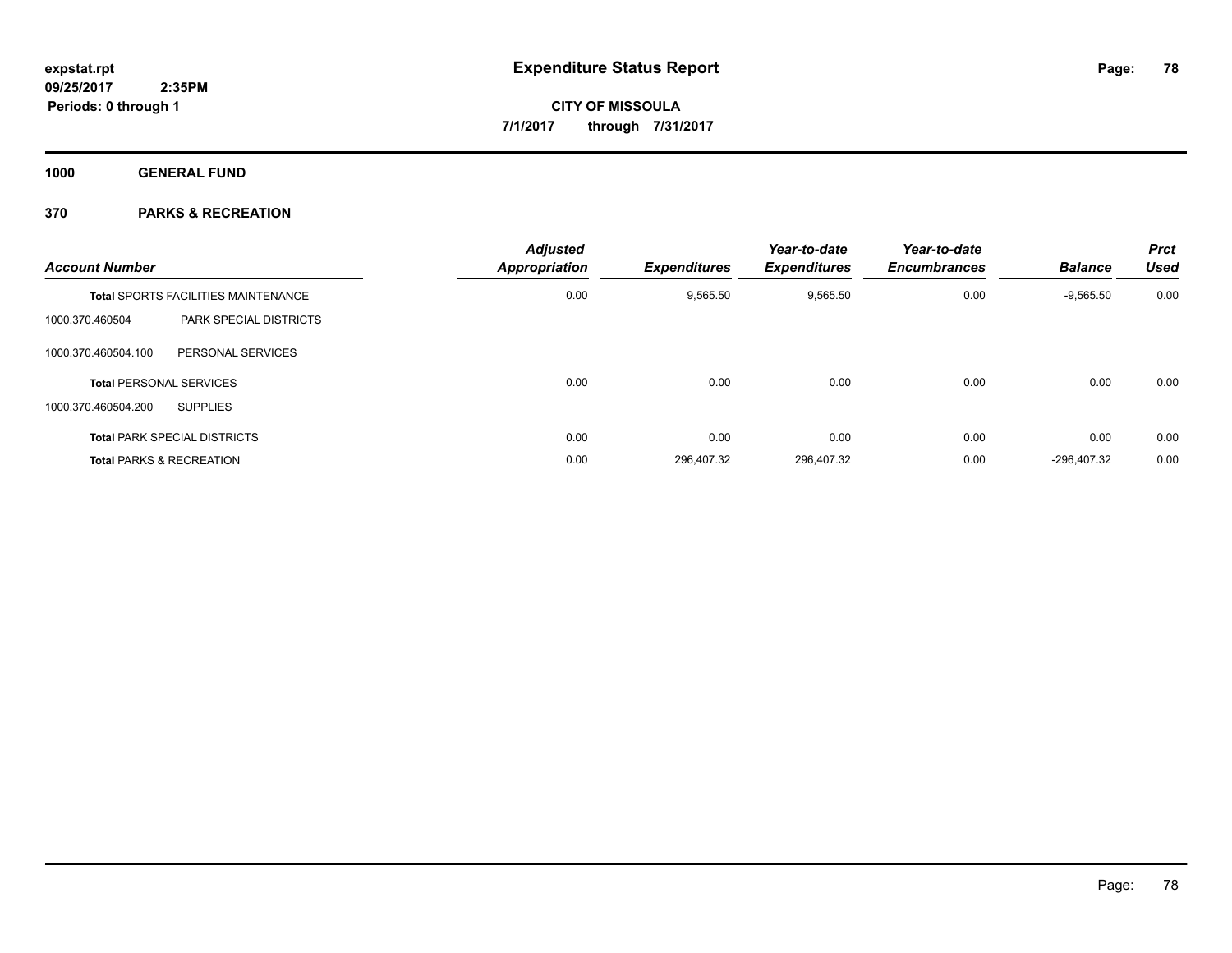# Expenditure Status Report

expstat.rpt
09/25/2017 2:35PM
Periods: 0 through 1

**CITY OF MISSOULA**
**7/1/2017 through 7/31/2017**

**1000 GENERAL FUND**

**370 PARKS & RECREATION**

| Account Number | | Adjusted Appropriation | Expenditures | Year-to-date Expenditures | Year-to-date Encumbrances | Balance | Prct Used |
|---|---|---|---|---|---|---|---|
| **Total** SPORTS FACILITIES MAINTENANCE | | 0.00 | 9,565.50 | 9,565.50 | 0.00 | -9,565.50 | 0.00 |
| 1000.370.460504 | PARK SPECIAL DISTRICTS | | | | | | |
| 1000.370.460504.100 | PERSONAL SERVICES | | | | | | |
| **Total** PERSONAL SERVICES | | 0.00 | 0.00 | 0.00 | 0.00 | 0.00 | 0.00 |
| 1000.370.460504.200 | SUPPLIES | | | | | | |
| **Total** PARK SPECIAL DISTRICTS | | 0.00 | 0.00 | 0.00 | 0.00 | 0.00 | 0.00 |
| **Total** PARKS & RECREATION | | 0.00 | 296,407.32 | 296,407.32 | 0.00 | -296,407.32 | 0.00 |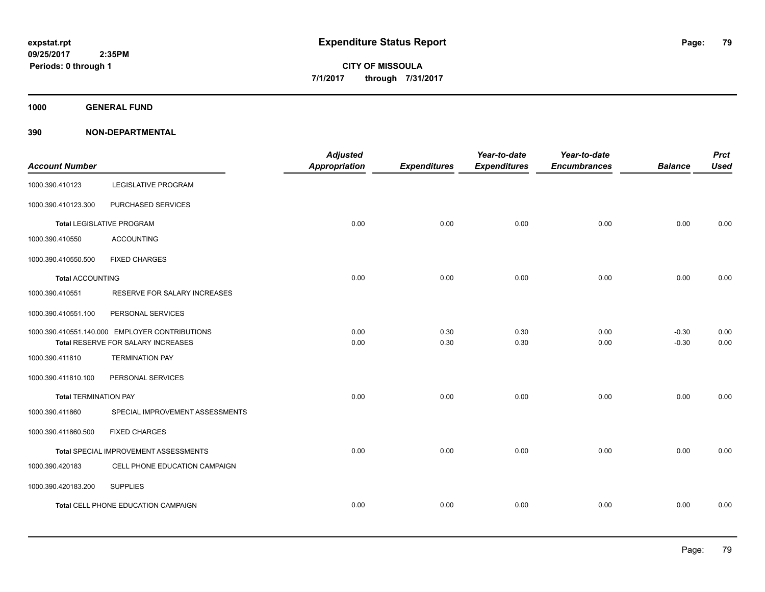**expstat.rpt**
**09/25/2017 2:35PM**
**Periods: 0 through 1**

# Expenditure Status Report

**CITY OF MISSOULA**
**7/1/2017 through 7/31/2017**

## 1000 GENERAL FUND

## 390 NON-DEPARTMENTAL

| Account Number | | Adjusted Appropriation | Expenditures | Year-to-date Expenditures | Year-to-date Encumbrances | Balance | Prct Used |
|---|---|---|---|---|---|---|---|
| 1000.390.410123 | LEGISLATIVE PROGRAM | | | | | | |
| 1000.390.410123.300 | PURCHASED SERVICES | | | | | | |
| Total LEGISLATIVE PROGRAM | | 0.00 | 0.00 | 0.00 | 0.00 | 0.00 | 0.00 |
| 1000.390.410550 | ACCOUNTING | | | | | | |
| 1000.390.410550.500 | FIXED CHARGES | | | | | | |
| Total ACCOUNTING | | 0.00 | 0.00 | 0.00 | 0.00 | 0.00 | 0.00 |
| 1000.390.410551 | RESERVE FOR SALARY INCREASES | | | | | | |
| 1000.390.410551.100 | PERSONAL SERVICES | | | | | | |
| 1000.390.410551.140.000 | EMPLOYER CONTRIBUTIONS | 0.00 | 0.30 | 0.30 | 0.00 | -0.30 | 0.00 |
| Total RESERVE FOR SALARY INCREASES | | 0.00 | 0.30 | 0.30 | 0.00 | -0.30 | 0.00 |
| 1000.390.411810 | TERMINATION PAY | | | | | | |
| 1000.390.411810.100 | PERSONAL SERVICES | | | | | | |
| Total TERMINATION PAY | | 0.00 | 0.00 | 0.00 | 0.00 | 0.00 | 0.00 |
| 1000.390.411860 | SPECIAL IMPROVEMENT ASSESSMENTS | | | | | | |
| 1000.390.411860.500 | FIXED CHARGES | | | | | | |
| Total SPECIAL IMPROVEMENT ASSESSMENTS | | 0.00 | 0.00 | 0.00 | 0.00 | 0.00 | 0.00 |
| 1000.390.420183 | CELL PHONE EDUCATION CAMPAIGN | | | | | | |
| 1000.390.420183.200 | SUPPLIES | | | | | | |
| Total CELL PHONE EDUCATION CAMPAIGN | | 0.00 | 0.00 | 0.00 | 0.00 | 0.00 | 0.00 |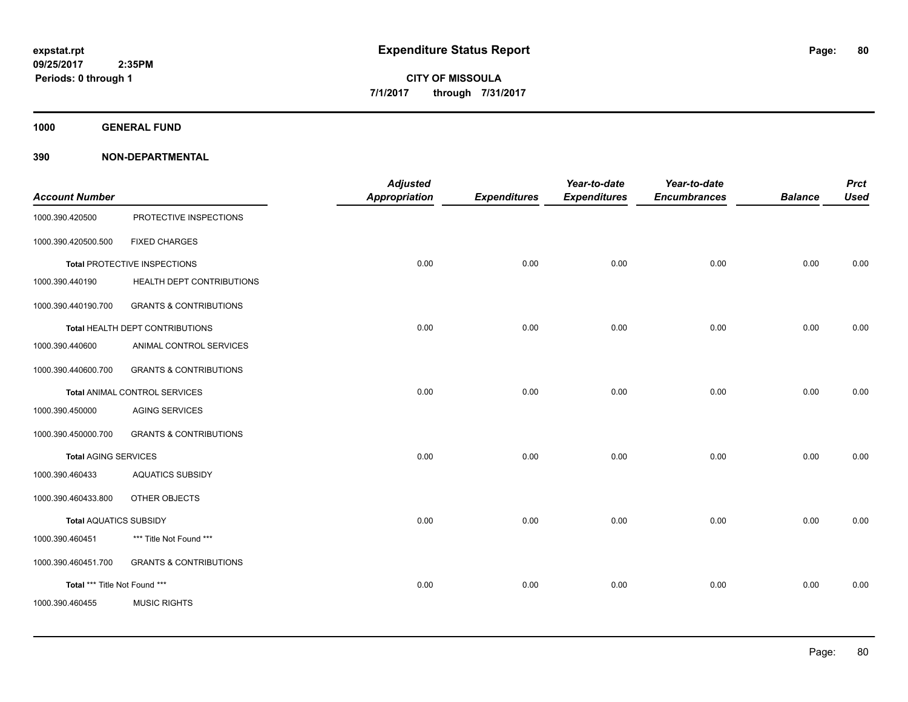**expstat.rpt**
**09/25/2017 2:35PM**
**Periods: 0 through 1**

# Expenditure Status Report

**CITY OF MISSOULA**
**7/1/2017 through 7/31/2017**

## 1000 GENERAL FUND

## 390 NON-DEPARTMENTAL

| Account Number | | Adjusted Appropriation | Expenditures | Year-to-date Expenditures | Year-to-date Encumbrances | Balance | Prct Used |
|---|---|---|---|---|---|---|---|
| 1000.390.420500 | PROTECTIVE INSPECTIONS | | | | | | |
| 1000.390.420500.500 | FIXED CHARGES | | | | | | |
| **Total** PROTECTIVE INSPECTIONS | | 0.00 | 0.00 | 0.00 | 0.00 | 0.00 | 0.00 |
| 1000.390.440190 | HEALTH DEPT CONTRIBUTIONS | | | | | | |
| 1000.390.440190.700 | GRANTS & CONTRIBUTIONS | | | | | | |
| **Total** HEALTH DEPT CONTRIBUTIONS | | 0.00 | 0.00 | 0.00 | 0.00 | 0.00 | 0.00 |
| 1000.390.440600 | ANIMAL CONTROL SERVICES | | | | | | |
| 1000.390.440600.700 | GRANTS & CONTRIBUTIONS | | | | | | |
| **Total** ANIMAL CONTROL SERVICES | | 0.00 | 0.00 | 0.00 | 0.00 | 0.00 | 0.00 |
| 1000.390.450000 | AGING SERVICES | | | | | | |
| 1000.390.450000.700 | GRANTS & CONTRIBUTIONS | | | | | | |
| **Total** AGING SERVICES | | 0.00 | 0.00 | 0.00 | 0.00 | 0.00 | 0.00 |
| 1000.390.460433 | AQUATICS SUBSIDY | | | | | | |
| 1000.390.460433.800 | OTHER OBJECTS | | | | | | |
| **Total** AQUATICS SUBSIDY | | 0.00 | 0.00 | 0.00 | 0.00 | 0.00 | 0.00 |
| 1000.390.460451 | *** Title Not Found *** | | | | | | |
| 1000.390.460451.700 | GRANTS & CONTRIBUTIONS | | | | | | |
| **Total** *** Title Not Found *** | | 0.00 | 0.00 | 0.00 | 0.00 | 0.00 | 0.00 |
| 1000.390.460455 | MUSIC RIGHTS | | | | | | |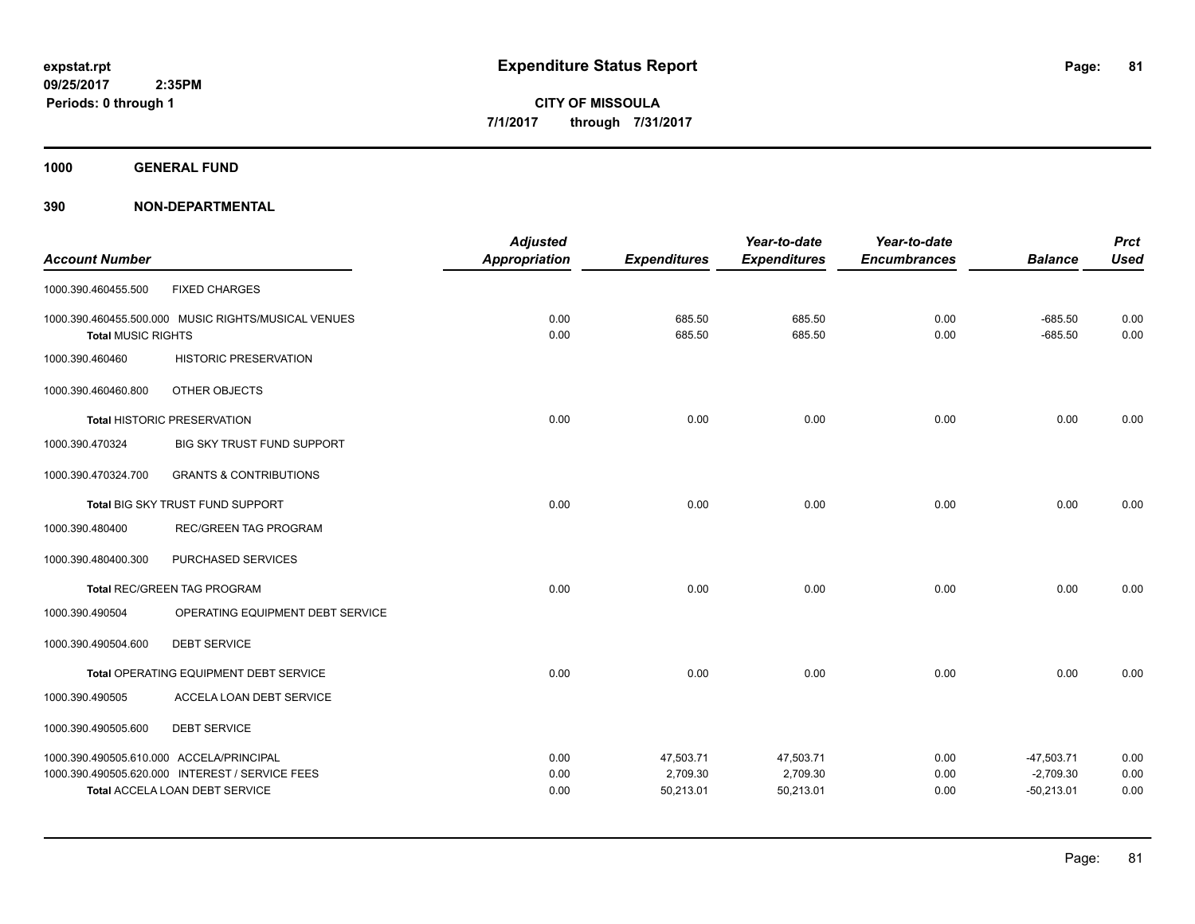expstat.rpt
09/25/2017 2:35PM
Periods: 0 through 1

# Expenditure Status Report

**CITY OF MISSOULA**
**7/1/2017 through 7/31/2017**

**1000 GENERAL FUND**

**390 NON-DEPARTMENTAL**

| Account Number | | Adjusted Appropriation | Expenditures | Year-to-date Expenditures | Year-to-date Encumbrances | Balance | Prct Used |
|---|---|---|---|---|---|---|---|
| 1000.390.460455.500 | FIXED CHARGES | | | | | | |
| 1000.390.460455.500.000 | MUSIC RIGHTS/MUSICAL VENUES | 0.00 | 685.50 | 685.50 | 0.00 | -685.50 | 0.00 |
| **Total** MUSIC RIGHTS | | 0.00 | 685.50 | 685.50 | 0.00 | -685.50 | 0.00 |
| 1000.390.460460 | HISTORIC PRESERVATION | | | | | | |
| 1000.390.460460.800 | OTHER OBJECTS | | | | | | |
| **Total** HISTORIC PRESERVATION | | 0.00 | 0.00 | 0.00 | 0.00 | 0.00 | 0.00 |
| 1000.390.470324 | BIG SKY TRUST FUND SUPPORT | | | | | | |
| 1000.390.470324.700 | GRANTS & CONTRIBUTIONS | | | | | | |
| **Total** BIG SKY TRUST FUND SUPPORT | | 0.00 | 0.00 | 0.00 | 0.00 | 0.00 | 0.00 |
| 1000.390.480400 | REC/GREEN TAG PROGRAM | | | | | | |
| 1000.390.480400.300 | PURCHASED SERVICES | | | | | | |
| **Total** REC/GREEN TAG PROGRAM | | 0.00 | 0.00 | 0.00 | 0.00 | 0.00 | 0.00 |
| 1000.390.490504 | OPERATING EQUIPMENT DEBT SERVICE | | | | | | |
| 1000.390.490504.600 | DEBT SERVICE | | | | | | |
| **Total** OPERATING EQUIPMENT DEBT SERVICE | | 0.00 | 0.00 | 0.00 | 0.00 | 0.00 | 0.00 |
| 1000.390.490505 | ACCELA LOAN DEBT SERVICE | | | | | | |
| 1000.390.490505.600 | DEBT SERVICE | | | | | | |
| 1000.390.490505.610.000 | ACCELA/PRINCIPAL | 0.00 | 47,503.71 | 47,503.71 | 0.00 | -47,503.71 | 0.00 |
| 1000.390.490505.620.000 | INTEREST / SERVICE FEES | 0.00 | 2,709.30 | 2,709.30 | 0.00 | -2,709.30 | 0.00 |
| **Total** ACCELA LOAN DEBT SERVICE | | 0.00 | 50,213.01 | 50,213.01 | 0.00 | -50,213.01 | 0.00 |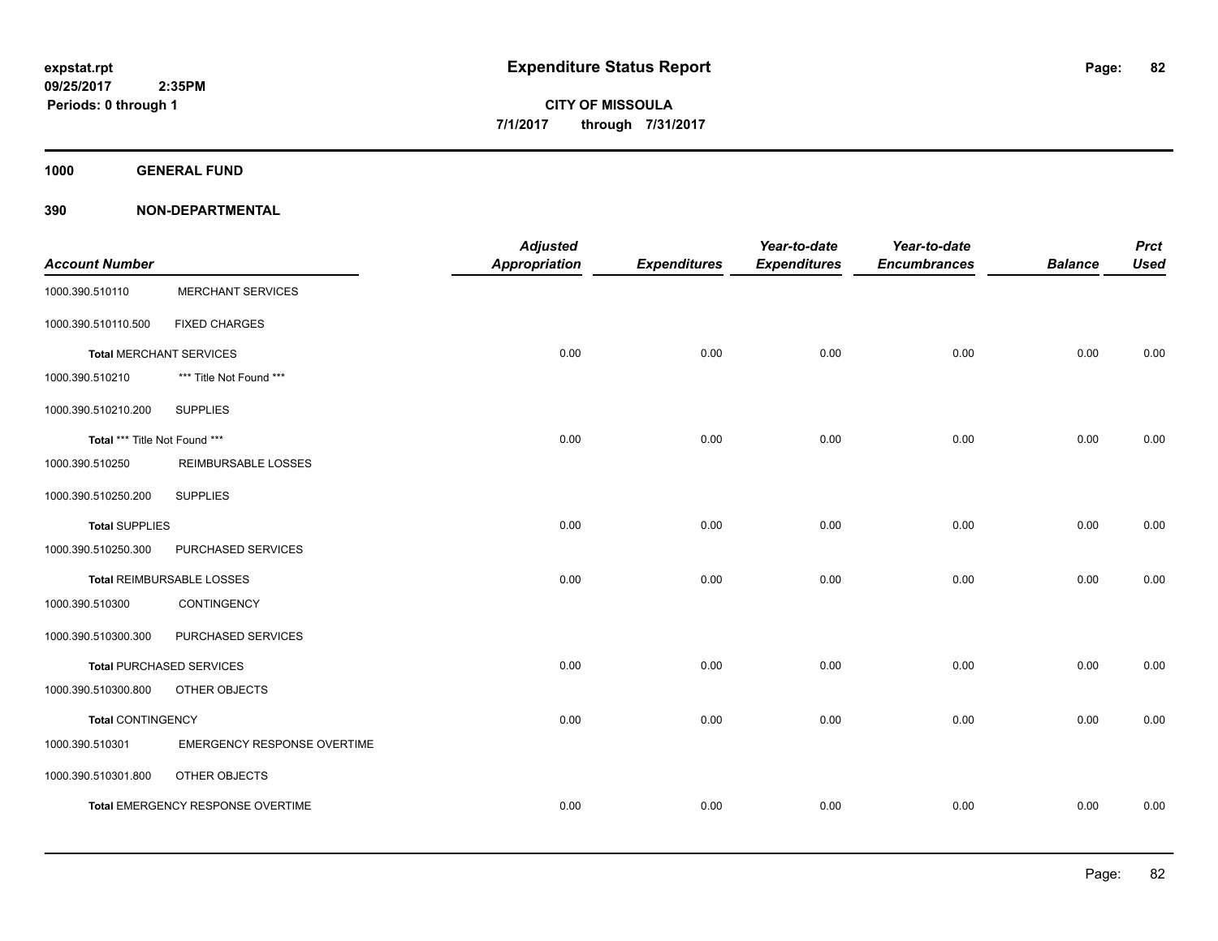# Expenditure Status Report

expstat.rpt
09/25/2017 2:35PM
Periods: 0 through 1

**CITY OF MISSOULA**
**7/1/2017 through 7/31/2017**

**1000 GENERAL FUND**

**390 NON-DEPARTMENTAL**

| Account Number | | Adjusted Appropriation | Expenditures | Year-to-date Expenditures | Year-to-date Encumbrances | Balance | Prct Used |
|---|---|---|---|---|---|---|---|
| 1000.390.510110 | MERCHANT SERVICES | | | | | | |
| 1000.390.510110.500 | FIXED CHARGES | | | | | | |
| **Total** MERCHANT SERVICES | | 0.00 | 0.00 | 0.00 | 0.00 | 0.00 | 0.00 |
| 1000.390.510210 | *** Title Not Found *** | | | | | | |
| 1000.390.510210.200 | SUPPLIES | | | | | | |
| **Total** *** Title Not Found *** | | 0.00 | 0.00 | 0.00 | 0.00 | 0.00 | 0.00 |
| 1000.390.510250 | REIMBURSABLE LOSSES | | | | | | |
| 1000.390.510250.200 | SUPPLIES | | | | | | |
| **Total** SUPPLIES | | 0.00 | 0.00 | 0.00 | 0.00 | 0.00 | 0.00 |
| 1000.390.510250.300 | PURCHASED SERVICES | | | | | | |
| **Total** REIMBURSABLE LOSSES | | 0.00 | 0.00 | 0.00 | 0.00 | 0.00 | 0.00 |
| 1000.390.510300 | CONTINGENCY | | | | | | |
| 1000.390.510300.300 | PURCHASED SERVICES | | | | | | |
| **Total** PURCHASED SERVICES | | 0.00 | 0.00 | 0.00 | 0.00 | 0.00 | 0.00 |
| 1000.390.510300.800 | OTHER OBJECTS | | | | | | |
| **Total** CONTINGENCY | | 0.00 | 0.00 | 0.00 | 0.00 | 0.00 | 0.00 |
| 1000.390.510301 | EMERGENCY RESPONSE OVERTIME | | | | | | |
| 1000.390.510301.800 | OTHER OBJECTS | | | | | | |
| **Total** EMERGENCY RESPONSE OVERTIME | | 0.00 | 0.00 | 0.00 | 0.00 | 0.00 | 0.00 |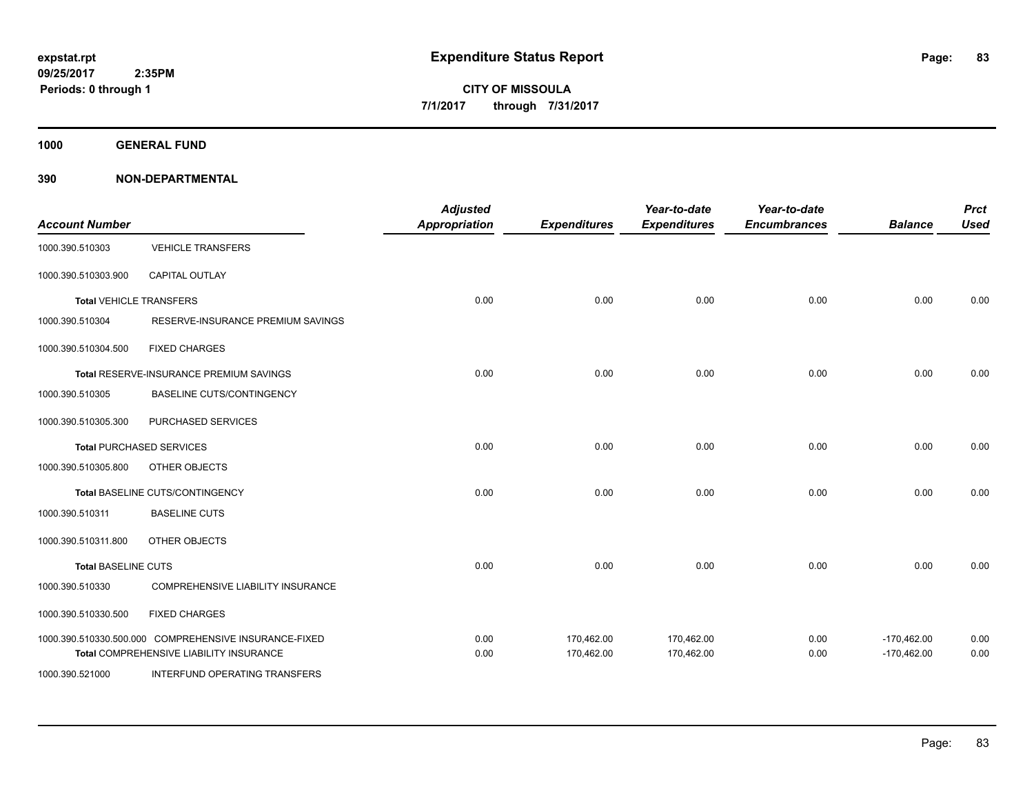# Expenditure Status Report

**expstat.rpt**
**09/25/2017 2:35PM**
**Periods: 0 through 1**

**CITY OF MISSOULA**
**7/1/2017 through 7/31/2017**

**1000 GENERAL FUND**

**390 NON-DEPARTMENTAL**

| Account Number | | Adjusted Appropriation | Expenditures | Year-to-date Expenditures | Year-to-date Encumbrances | Balance | Prct Used |
|---|---|---|---|---|---|---|---|
| 1000.390.510303 | VEHICLE TRANSFERS | | | | | | |
| 1000.390.510303.900 | CAPITAL OUTLAY | | | | | | |
| **Total** VEHICLE TRANSFERS | | 0.00 | 0.00 | 0.00 | 0.00 | 0.00 | 0.00 |
| 1000.390.510304 | RESERVE-INSURANCE PREMIUM SAVINGS | | | | | | |
| 1000.390.510304.500 | FIXED CHARGES | | | | | | |
| **Total** RESERVE-INSURANCE PREMIUM SAVINGS | | 0.00 | 0.00 | 0.00 | 0.00 | 0.00 | 0.00 |
| 1000.390.510305 | BASELINE CUTS/CONTINGENCY | | | | | | |
| 1000.390.510305.300 | PURCHASED SERVICES | | | | | | |
| **Total** PURCHASED SERVICES | | 0.00 | 0.00 | 0.00 | 0.00 | 0.00 | 0.00 |
| 1000.390.510305.800 | OTHER OBJECTS | | | | | | |
| **Total** BASELINE CUTS/CONTINGENCY | | 0.00 | 0.00 | 0.00 | 0.00 | 0.00 | 0.00 |
| 1000.390.510311 | BASELINE CUTS | | | | | | |
| 1000.390.510311.800 | OTHER OBJECTS | | | | | | |
| **Total** BASELINE CUTS | | 0.00 | 0.00 | 0.00 | 0.00 | 0.00 | 0.00 |
| 1000.390.510330 | COMPREHENSIVE LIABILITY INSURANCE | | | | | | |
| 1000.390.510330.500 | FIXED CHARGES | | | | | | |
| 1000.390.510330.500.000 | COMPREHENSIVE INSURANCE-FIXED | 0.00 | 170,462.00 | 170,462.00 | 0.00 | -170,462.00 | 0.00 |
| **Total** COMPREHENSIVE LIABILITY INSURANCE | | 0.00 | 170,462.00 | 170,462.00 | 0.00 | -170,462.00 | 0.00 |
| 1000.390.521000 | INTERFUND OPERATING TRANSFERS | | | | | | |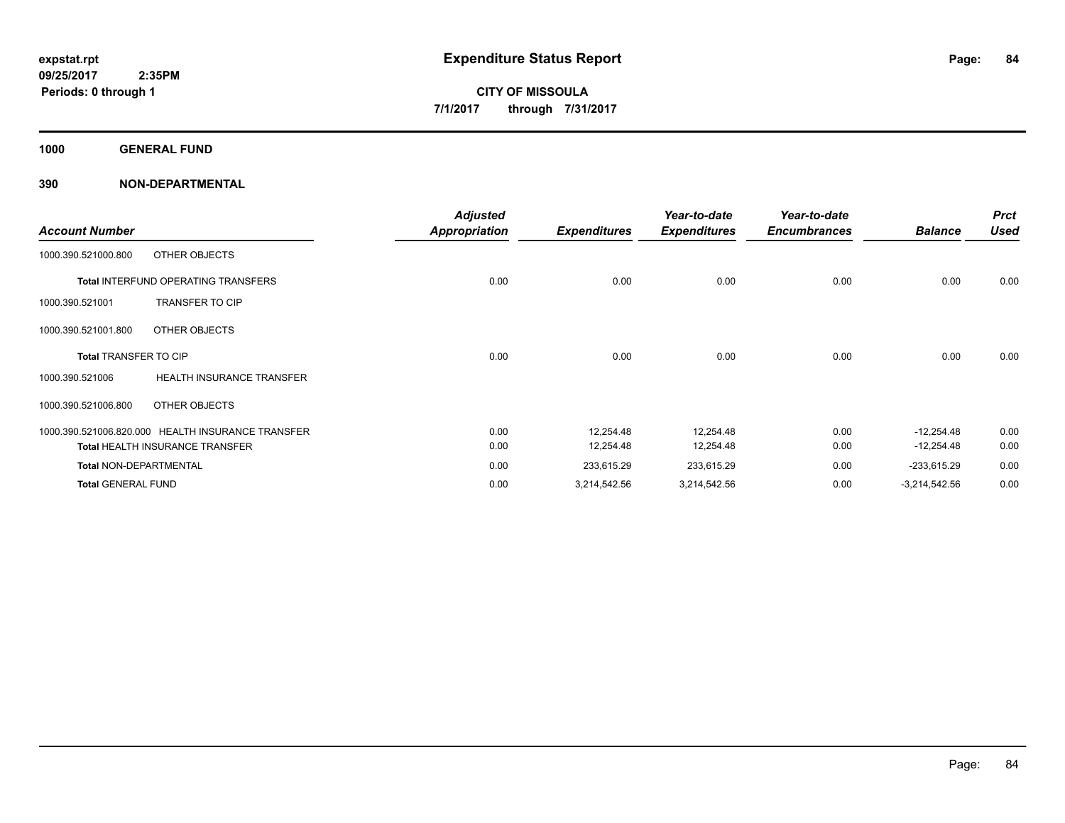**expstat.rpt**
**09/25/2017 2:35PM**
**Periods: 0 through 1**

# Expenditure Status Report

**CITY OF MISSOULA**
**7/1/2017 through 7/31/2017**

## 1000 GENERAL FUND

## 390 NON-DEPARTMENTAL

| Account Number | | Adjusted Appropriation | Expenditures | Year-to-date Expenditures | Year-to-date Encumbrances | Balance | Prct Used |
|---|---|---|---|---|---|---|---|
| 1000.390.521000.800 | OTHER OBJECTS | | | | | | |
| **Total** INTERFUND OPERATING TRANSFERS | | 0.00 | 0.00 | 0.00 | 0.00 | 0.00 | 0.00 |
| 1000.390.521001 | TRANSFER TO CIP | | | | | | |
| 1000.390.521001.800 | OTHER OBJECTS | | | | | | |
| **Total** TRANSFER TO CIP | | 0.00 | 0.00 | 0.00 | 0.00 | 0.00 | 0.00 |
| 1000.390.521006 | HEALTH INSURANCE TRANSFER | | | | | | |
| 1000.390.521006.800 | OTHER OBJECTS | | | | | | |
| 1000.390.521006.820.000 | HEALTH INSURANCE TRANSFER | 0.00 | 12,254.48 | 12,254.48 | 0.00 | -12,254.48 | 0.00 |
| **Total** HEALTH INSURANCE TRANSFER | | 0.00 | 12,254.48 | 12,254.48 | 0.00 | -12,254.48 | 0.00 |
| **Total** NON-DEPARTMENTAL | | 0.00 | 233,615.29 | 233,615.29 | 0.00 | -233,615.29 | 0.00 |
| **Total** GENERAL FUND | | 0.00 | 3,214,542.56 | 3,214,542.56 | 0.00 | -3,214,542.56 | 0.00 |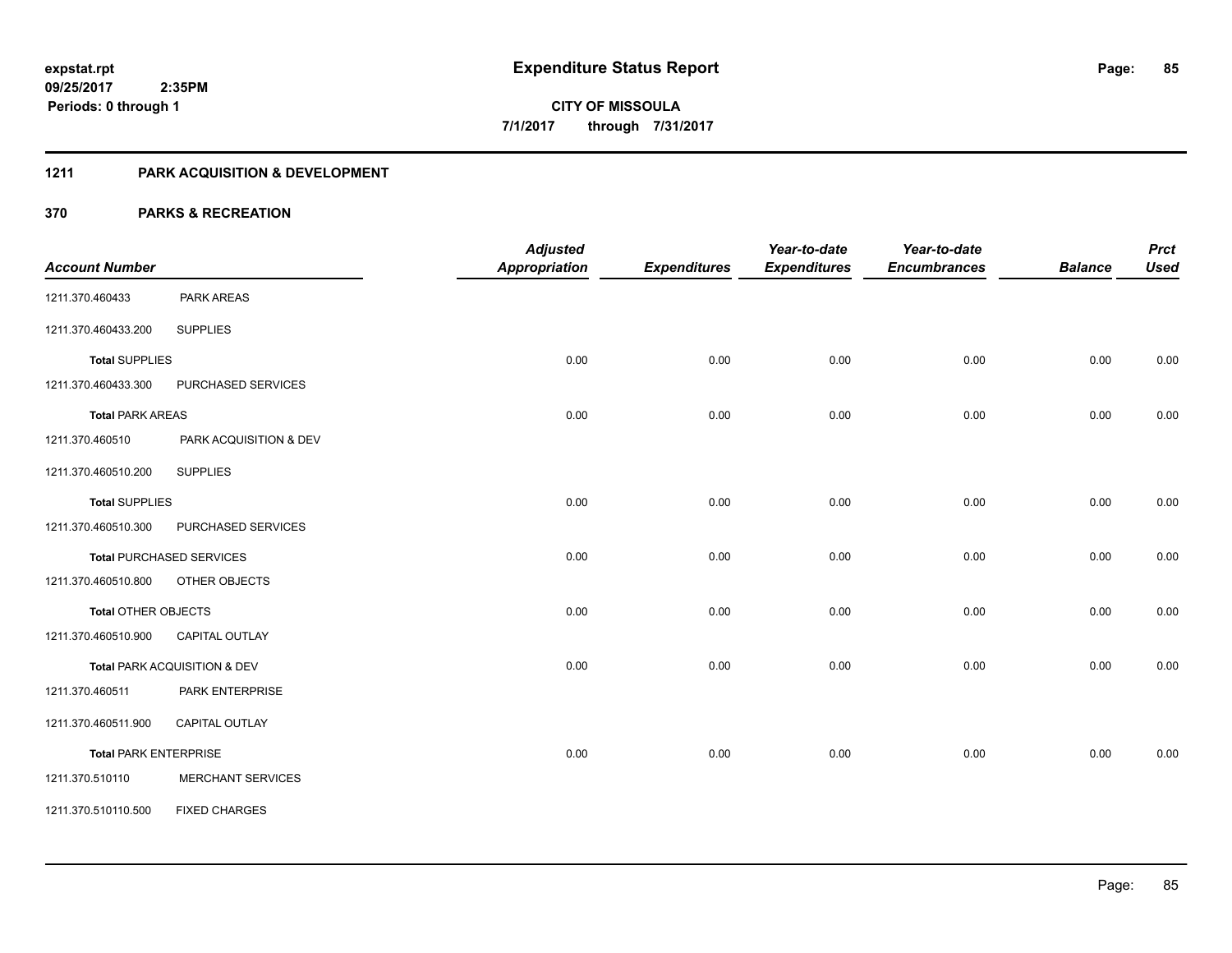**expstat.rpt**
**09/25/2017 2:35PM**
**Periods: 0 through 1**

# Expenditure Status Report

**CITY OF MISSOULA**
**7/1/2017 through 7/31/2017**

## 1211 PARK ACQUISITION & DEVELOPMENT

## 370 PARKS & RECREATION

| Account Number | | Adjusted Appropriation | Expenditures | Year-to-date Expenditures | Year-to-date Encumbrances | Balance | Prct Used |
|---|---|---|---|---|---|---|---|
| 1211.370.460433 | PARK AREAS | | | | | | |
| 1211.370.460433.200 | SUPPLIES | | | | | | |
| **Total** SUPPLIES | | 0.00 | 0.00 | 0.00 | 0.00 | 0.00 | 0.00 |
| 1211.370.460433.300 | PURCHASED SERVICES | | | | | | |
| **Total** PARK AREAS | | 0.00 | 0.00 | 0.00 | 0.00 | 0.00 | 0.00 |
| 1211.370.460510 | PARK ACQUISITION & DEV | | | | | | |
| 1211.370.460510.200 | SUPPLIES | | | | | | |
| **Total** SUPPLIES | | 0.00 | 0.00 | 0.00 | 0.00 | 0.00 | 0.00 |
| 1211.370.460510.300 | PURCHASED SERVICES | | | | | | |
| **Total** PURCHASED SERVICES | | 0.00 | 0.00 | 0.00 | 0.00 | 0.00 | 0.00 |
| 1211.370.460510.800 | OTHER OBJECTS | | | | | | |
| **Total** OTHER OBJECTS | | 0.00 | 0.00 | 0.00 | 0.00 | 0.00 | 0.00 |
| 1211.370.460510.900 | CAPITAL OUTLAY | | | | | | |
| **Total** PARK ACQUISITION & DEV | | 0.00 | 0.00 | 0.00 | 0.00 | 0.00 | 0.00 |
| 1211.370.460511 | PARK ENTERPRISE | | | | | | |
| 1211.370.460511.900 | CAPITAL OUTLAY | | | | | | |
| **Total** PARK ENTERPRISE | | 0.00 | 0.00 | 0.00 | 0.00 | 0.00 | 0.00 |
| 1211.370.510110 | MERCHANT SERVICES | | | | | | |
| 1211.370.510110.500 | FIXED CHARGES | | | | | | |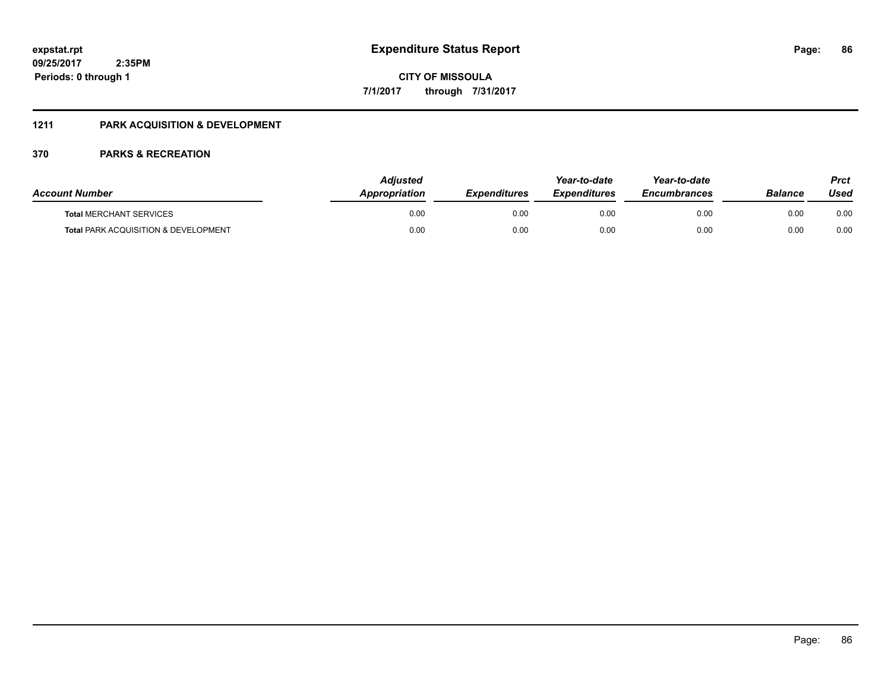# Expenditure Status Report

**CITY OF MISSOULA**

**7/1/2017 through 7/31/2017**

expstat.rpt
09/25/2017 2:35PM
Periods: 0 through 1

## 1211 PARK ACQUISITION & DEVELOPMENT

### 370 PARKS & RECREATION

| Account Number | Adjusted Appropriation | Expenditures | Year-to-date Expenditures | Year-to-date Encumbrances | Balance | Prct Used |
|---|---|---|---|---|---|---|
| **Total** MERCHANT SERVICES | 0.00 | 0.00 | 0.00 | 0.00 | 0.00 | 0.00 |
| **Total** PARK ACQUISITION & DEVELOPMENT | 0.00 | 0.00 | 0.00 | 0.00 | 0.00 | 0.00 |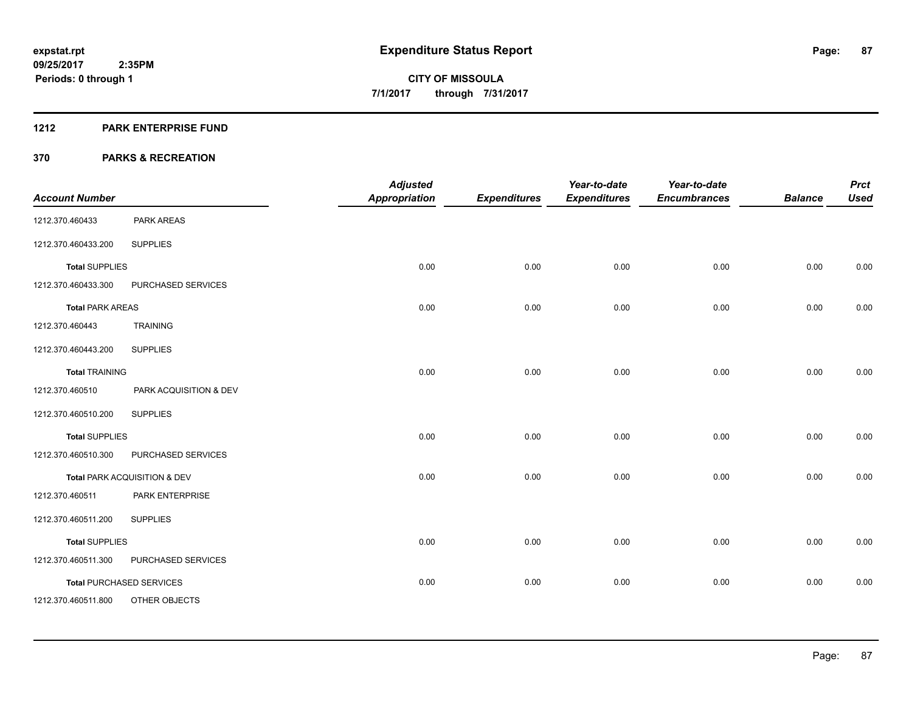# Expenditure Status Report

expstat.rpt
09/25/2017 2:35PM
Periods: 0 through 1

**CITY OF MISSOULA**
**7/1/2017 through 7/31/2017**

## 1212 PARK ENTERPRISE FUND

### 370 PARKS & RECREATION

| Account Number | | Adjusted Appropriation | Expenditures | Year-to-date Expenditures | Year-to-date Encumbrances | Balance | Prct Used |
|---|---|---|---|---|---|---|---|
| 1212.370.460433 | PARK AREAS | | | | | | |
| 1212.370.460433.200 | SUPPLIES | | | | | | |
| **Total** SUPPLIES | | 0.00 | 0.00 | 0.00 | 0.00 | 0.00 | 0.00 |
| 1212.370.460433.300 | PURCHASED SERVICES | | | | | | |
| **Total** PARK AREAS | | 0.00 | 0.00 | 0.00 | 0.00 | 0.00 | 0.00 |
| 1212.370.460443 | TRAINING | | | | | | |
| 1212.370.460443.200 | SUPPLIES | | | | | | |
| **Total** TRAINING | | 0.00 | 0.00 | 0.00 | 0.00 | 0.00 | 0.00 |
| 1212.370.460510 | PARK ACQUISITION & DEV | | | | | | |
| 1212.370.460510.200 | SUPPLIES | | | | | | |
| **Total** SUPPLIES | | 0.00 | 0.00 | 0.00 | 0.00 | 0.00 | 0.00 |
| 1212.370.460510.300 | PURCHASED SERVICES | | | | | | |
| **Total** PARK ACQUISITION & DEV | | 0.00 | 0.00 | 0.00 | 0.00 | 0.00 | 0.00 |
| 1212.370.460511 | PARK ENTERPRISE | | | | | | |
| 1212.370.460511.200 | SUPPLIES | | | | | | |
| **Total** SUPPLIES | | 0.00 | 0.00 | 0.00 | 0.00 | 0.00 | 0.00 |
| 1212.370.460511.300 | PURCHASED SERVICES | | | | | | |
| **Total** PURCHASED SERVICES | | 0.00 | 0.00 | 0.00 | 0.00 | 0.00 | 0.00 |
| 1212.370.460511.800 | OTHER OBJECTS | | | | | | |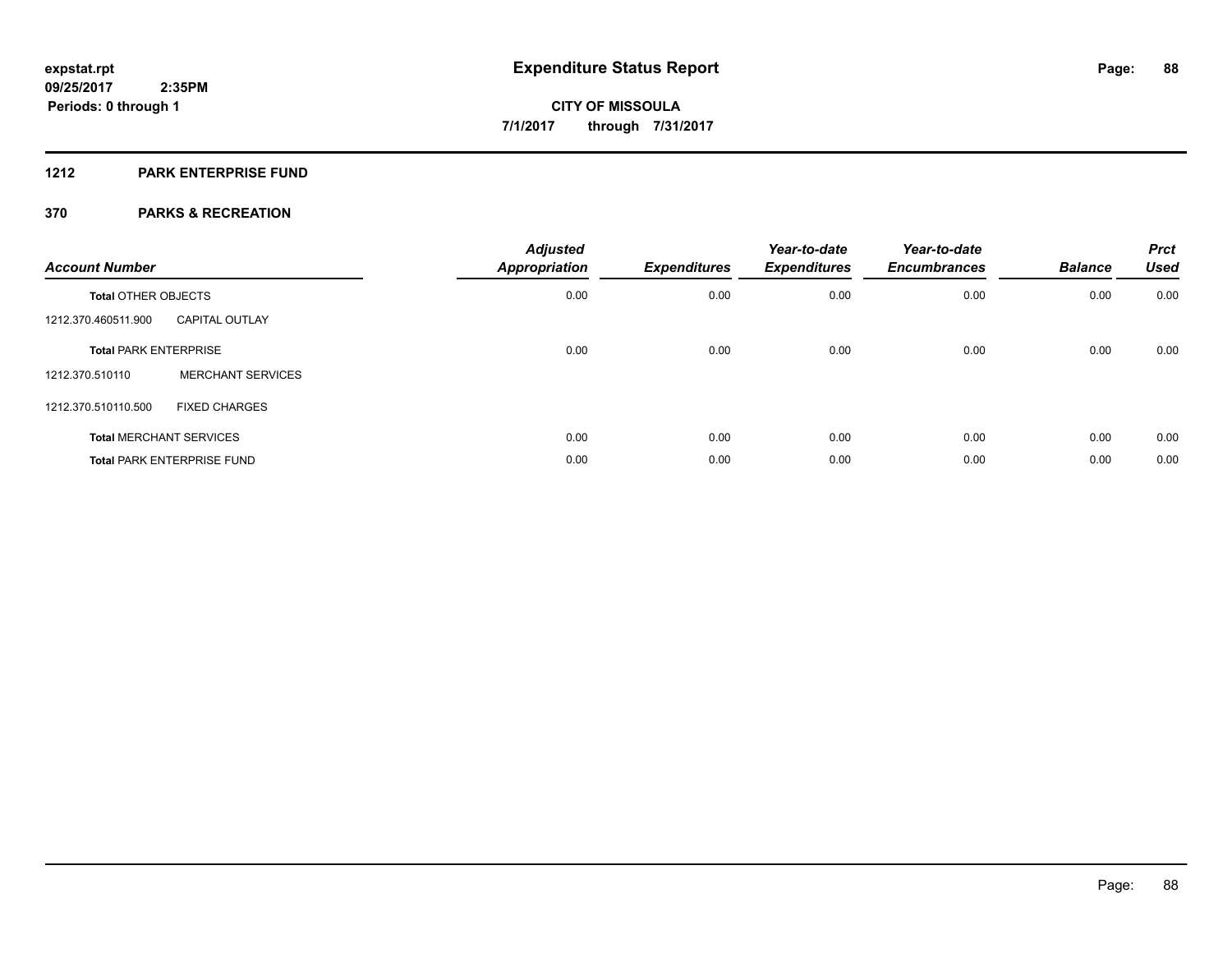**expstat.rpt**
**09/25/2017 2:35PM**
**Periods: 0 through 1**

# Expenditure Status Report

**CITY OF MISSOULA**
**7/1/2017 through 7/31/2017**

## 1212 PARK ENTERPRISE FUND

## 370 PARKS & RECREATION

| Account Number | | Adjusted Appropriation | Expenditures | Year-to-date Expenditures | Year-to-date Encumbrances | Balance | Prct Used |
|---|---|---|---|---|---|---|---|
| **Total** OTHER OBJECTS | | 0.00 | 0.00 | 0.00 | 0.00 | 0.00 | 0.00 |
| 1212.370.460511.900 | CAPITAL OUTLAY | | | | | | |
| **Total** PARK ENTERPRISE | | 0.00 | 0.00 | 0.00 | 0.00 | 0.00 | 0.00 |
| 1212.370.510110 | MERCHANT SERVICES | | | | | | |
| 1212.370.510110.500 | FIXED CHARGES | | | | | | |
| **Total** MERCHANT SERVICES | | 0.00 | 0.00 | 0.00 | 0.00 | 0.00 | 0.00 |
| **Total** PARK ENTERPRISE FUND | | 0.00 | 0.00 | 0.00 | 0.00 | 0.00 | 0.00 |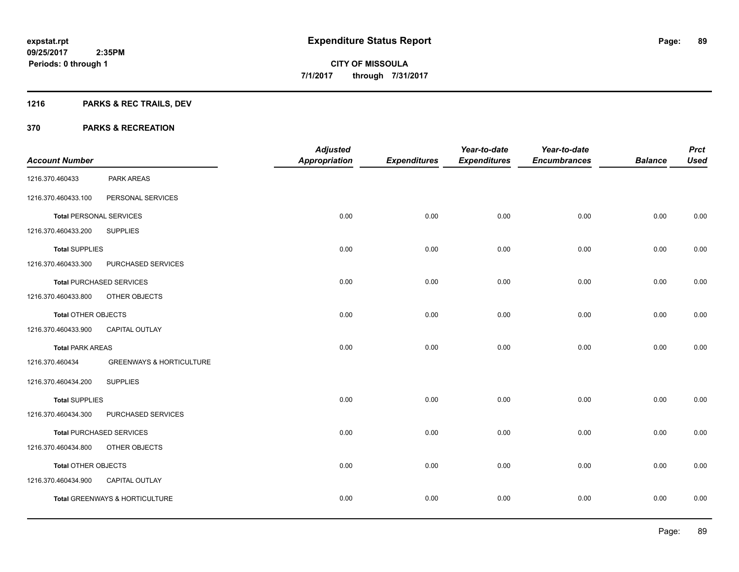# Expenditure Status Report

**CITY OF MISSOULA**

**7/1/2017 through 7/31/2017**

expstat.rpt
09/25/2017 2:35PM
Periods: 0 through 1

## 1216 PARKS & REC TRAILS, DEV

## 370 PARKS & RECREATION

| Account Number | | Adjusted Appropriation | Expenditures | Year-to-date Expenditures | Year-to-date Encumbrances | Balance | Prct Used |
|---|---|---|---|---|---|---|---|
| 1216.370.460433 | PARK AREAS | | | | | | |
| 1216.370.460433.100 | PERSONAL SERVICES | | | | | | |
| **Total** PERSONAL SERVICES | | 0.00 | 0.00 | 0.00 | 0.00 | 0.00 | 0.00 |
| 1216.370.460433.200 | SUPPLIES | | | | | | |
| **Total** SUPPLIES | | 0.00 | 0.00 | 0.00 | 0.00 | 0.00 | 0.00 |
| 1216.370.460433.300 | PURCHASED SERVICES | | | | | | |
| **Total** PURCHASED SERVICES | | 0.00 | 0.00 | 0.00 | 0.00 | 0.00 | 0.00 |
| 1216.370.460433.800 | OTHER OBJECTS | | | | | | |
| **Total** OTHER OBJECTS | | 0.00 | 0.00 | 0.00 | 0.00 | 0.00 | 0.00 |
| 1216.370.460433.900 | CAPITAL OUTLAY | | | | | | |
| **Total** PARK AREAS | | 0.00 | 0.00 | 0.00 | 0.00 | 0.00 | 0.00 |
| 1216.370.460434 | GREENWAYS & HORTICULTURE | | | | | | |
| 1216.370.460434.200 | SUPPLIES | | | | | | |
| **Total** SUPPLIES | | 0.00 | 0.00 | 0.00 | 0.00 | 0.00 | 0.00 |
| 1216.370.460434.300 | PURCHASED SERVICES | | | | | | |
| **Total** PURCHASED SERVICES | | 0.00 | 0.00 | 0.00 | 0.00 | 0.00 | 0.00 |
| 1216.370.460434.800 | OTHER OBJECTS | | | | | | |
| **Total** OTHER OBJECTS | | 0.00 | 0.00 | 0.00 | 0.00 | 0.00 | 0.00 |
| 1216.370.460434.900 | CAPITAL OUTLAY | | | | | | |
| **Total** GREENWAYS & HORTICULTURE | | 0.00 | 0.00 | 0.00 | 0.00 | 0.00 | 0.00 |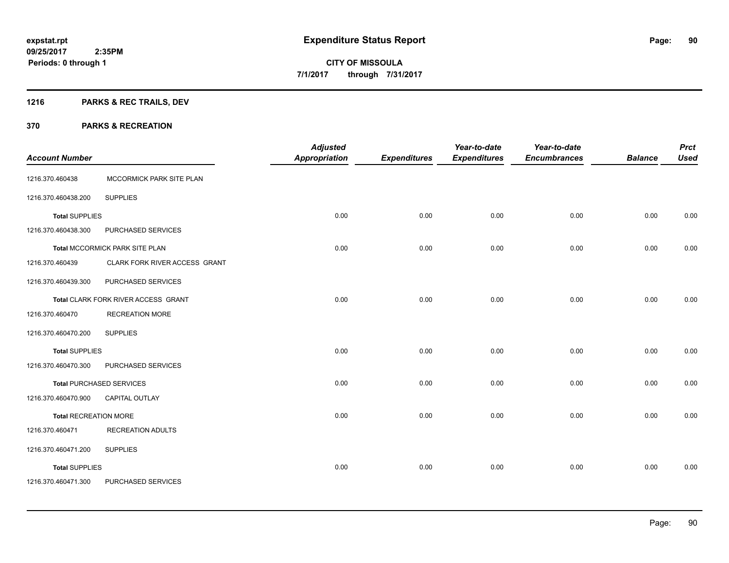**Expenditure Status Report**

**CITY OF MISSOULA**

**7/1/2017 through 7/31/2017**

expstat.rpt
09/25/2017 2:35PM
Periods: 0 through 1

## 1216 PARKS & REC TRAILS, DEV

## 370 PARKS & RECREATION

| Account Number | | Adjusted Appropriation | Expenditures | Year-to-date Expenditures | Year-to-date Encumbrances | Balance | Prct Used |
|---|---|---|---|---|---|---|---|
| 1216.370.460438 | MCCORMICK PARK SITE PLAN | | | | | | |
| 1216.370.460438.200 | SUPPLIES | | | | | | |
| **Total** SUPPLIES | | 0.00 | 0.00 | 0.00 | 0.00 | 0.00 | 0.00 |
| 1216.370.460438.300 | PURCHASED SERVICES | | | | | | |
| **Total** MCCORMICK PARK SITE PLAN | | 0.00 | 0.00 | 0.00 | 0.00 | 0.00 | 0.00 |
| 1216.370.460439 | CLARK FORK RIVER ACCESS GRANT | | | | | | |
| 1216.370.460439.300 | PURCHASED SERVICES | | | | | | |
| **Total** CLARK FORK RIVER ACCESS GRANT | | 0.00 | 0.00 | 0.00 | 0.00 | 0.00 | 0.00 |
| 1216.370.460470 | RECREATION MORE | | | | | | |
| 1216.370.460470.200 | SUPPLIES | | | | | | |
| **Total** SUPPLIES | | 0.00 | 0.00 | 0.00 | 0.00 | 0.00 | 0.00 |
| 1216.370.460470.300 | PURCHASED SERVICES | | | | | | |
| **Total** PURCHASED SERVICES | | 0.00 | 0.00 | 0.00 | 0.00 | 0.00 | 0.00 |
| 1216.370.460470.900 | CAPITAL OUTLAY | | | | | | |
| **Total** RECREATION MORE | | 0.00 | 0.00 | 0.00 | 0.00 | 0.00 | 0.00 |
| 1216.370.460471 | RECREATION ADULTS | | | | | | |
| 1216.370.460471.200 | SUPPLIES | | | | | | |
| **Total** SUPPLIES | | 0.00 | 0.00 | 0.00 | 0.00 | 0.00 | 0.00 |
| 1216.370.460471.300 | PURCHASED SERVICES | | | | | | |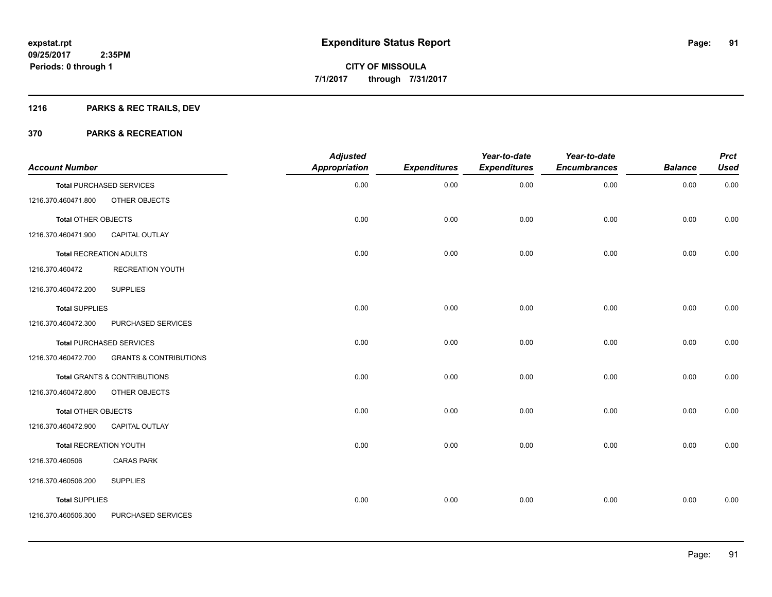**expstat.rpt**
**09/25/2017 2:35PM**
**Periods: 0 through 1**

# Expenditure Status Report

**CITY OF MISSOULA**
**7/1/2017 through 7/31/2017**

## 1216 PARKS & REC TRAILS, DEV

## 370 PARKS & RECREATION

| Account Number | | Adjusted Appropriation | Expenditures | Year-to-date Expenditures | Year-to-date Encumbrances | Balance | Prct Used |
|---|---|---|---|---|---|---|---|
| **Total** PURCHASED SERVICES | | 0.00 | 0.00 | 0.00 | 0.00 | 0.00 | 0.00 |
| 1216.370.460471.800 | OTHER OBJECTS | | | | | | |
| **Total** OTHER OBJECTS | | 0.00 | 0.00 | 0.00 | 0.00 | 0.00 | 0.00 |
| 1216.370.460471.900 | CAPITAL OUTLAY | | | | | | |
| **Total** RECREATION ADULTS | | 0.00 | 0.00 | 0.00 | 0.00 | 0.00 | 0.00 |
| 1216.370.460472 | RECREATION YOUTH | | | | | | |
| 1216.370.460472.200 | SUPPLIES | | | | | | |
| **Total** SUPPLIES | | 0.00 | 0.00 | 0.00 | 0.00 | 0.00 | 0.00 |
| 1216.370.460472.300 | PURCHASED SERVICES | | | | | | |
| **Total** PURCHASED SERVICES | | 0.00 | 0.00 | 0.00 | 0.00 | 0.00 | 0.00 |
| 1216.370.460472.700 | GRANTS & CONTRIBUTIONS | | | | | | |
| **Total** GRANTS & CONTRIBUTIONS | | 0.00 | 0.00 | 0.00 | 0.00 | 0.00 | 0.00 |
| 1216.370.460472.800 | OTHER OBJECTS | | | | | | |
| **Total** OTHER OBJECTS | | 0.00 | 0.00 | 0.00 | 0.00 | 0.00 | 0.00 |
| 1216.370.460472.900 | CAPITAL OUTLAY | | | | | | |
| **Total** RECREATION YOUTH | | 0.00 | 0.00 | 0.00 | 0.00 | 0.00 | 0.00 |
| 1216.370.460506 | CARAS PARK | | | | | | |
| 1216.370.460506.200 | SUPPLIES | | | | | | |
| **Total** SUPPLIES | | 0.00 | 0.00 | 0.00 | 0.00 | 0.00 | 0.00 |
| 1216.370.460506.300 | PURCHASED SERVICES | | | | | | |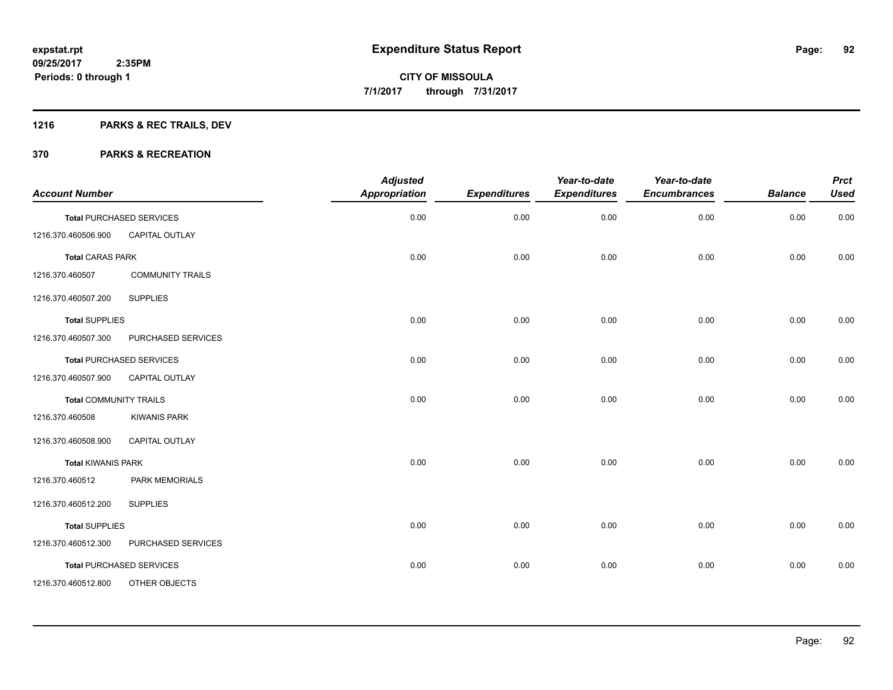**expstat.rpt**
**09/25/2017 2:35PM**
**Periods: 0 through 1**

# Expenditure Status Report

**CITY OF MISSOULA**
**7/1/2017 through 7/31/2017**

## 1216 PARKS & REC TRAILS, DEV

## 370 PARKS & RECREATION

| Account Number | | Adjusted Appropriation | Expenditures | Year-to-date Expenditures | Year-to-date Encumbrances | Balance | Prct Used |
|---|---|---|---|---|---|---|---|
| **Total** PURCHASED SERVICES | | 0.00 | 0.00 | 0.00 | 0.00 | 0.00 | 0.00 |
| 1216.370.460506.900 | CAPITAL OUTLAY | | | | | | |
| **Total** CARAS PARK | | 0.00 | 0.00 | 0.00 | 0.00 | 0.00 | 0.00 |
| 1216.370.460507 | COMMUNITY TRAILS | | | | | | |
| 1216.370.460507.200 | SUPPLIES | | | | | | |
| **Total** SUPPLIES | | 0.00 | 0.00 | 0.00 | 0.00 | 0.00 | 0.00 |
| 1216.370.460507.300 | PURCHASED SERVICES | | | | | | |
| **Total** PURCHASED SERVICES | | 0.00 | 0.00 | 0.00 | 0.00 | 0.00 | 0.00 |
| 1216.370.460507.900 | CAPITAL OUTLAY | | | | | | |
| **Total** COMMUNITY TRAILS | | 0.00 | 0.00 | 0.00 | 0.00 | 0.00 | 0.00 |
| 1216.370.460508 | KIWANIS PARK | | | | | | |
| 1216.370.460508.900 | CAPITAL OUTLAY | | | | | | |
| **Total** KIWANIS PARK | | 0.00 | 0.00 | 0.00 | 0.00 | 0.00 | 0.00 |
| 1216.370.460512 | PARK MEMORIALS | | | | | | |
| 1216.370.460512.200 | SUPPLIES | | | | | | |
| **Total** SUPPLIES | | 0.00 | 0.00 | 0.00 | 0.00 | 0.00 | 0.00 |
| 1216.370.460512.300 | PURCHASED SERVICES | | | | | | |
| **Total** PURCHASED SERVICES | | 0.00 | 0.00 | 0.00 | 0.00 | 0.00 | 0.00 |
| 1216.370.460512.800 | OTHER OBJECTS | | | | | | |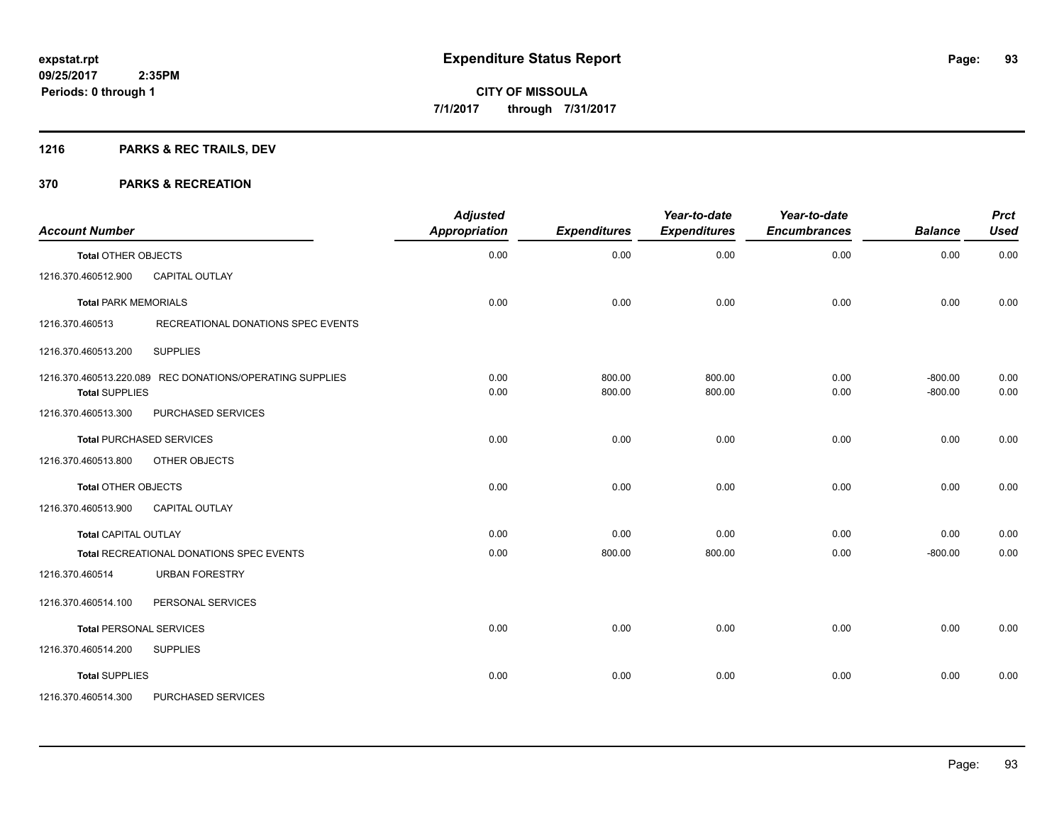**expstat.rpt**
**09/25/2017 2:35PM**
**Periods: 0 through 1**

# Expenditure Status Report

**CITY OF MISSOULA**
**7/1/2017 through 7/31/2017**

## 1216 PARKS & REC TRAILS, DEV

## 370 PARKS & RECREATION

| Account Number | | Adjusted Appropriation | Expenditures | Year-to-date Expenditures | Year-to-date Encumbrances | Balance | Prct Used |
|---|---|---|---|---|---|---|---|
| **Total** OTHER OBJECTS | | 0.00 | 0.00 | 0.00 | 0.00 | 0.00 | 0.00 |
| 1216.370.460512.900 | CAPITAL OUTLAY | | | | | | |
| **Total** PARK MEMORIALS | | 0.00 | 0.00 | 0.00 | 0.00 | 0.00 | 0.00 |
| 1216.370.460513 | RECREATIONAL DONATIONS SPEC EVENTS | | | | | | |
| 1216.370.460513.200 | SUPPLIES | | | | | | |
| 1216.370.460513.220.089 | REC DONATIONS/OPERATING SUPPLIES | 0.00 | 800.00 | 800.00 | 0.00 | -800.00 | 0.00 |
| **Total** SUPPLIES | | 0.00 | 800.00 | 800.00 | 0.00 | -800.00 | 0.00 |
| 1216.370.460513.300 | PURCHASED SERVICES | | | | | | |
| **Total** PURCHASED SERVICES | | 0.00 | 0.00 | 0.00 | 0.00 | 0.00 | 0.00 |
| 1216.370.460513.800 | OTHER OBJECTS | | | | | | |
| **Total** OTHER OBJECTS | | 0.00 | 0.00 | 0.00 | 0.00 | 0.00 | 0.00 |
| 1216.370.460513.900 | CAPITAL OUTLAY | | | | | | |
| **Total** CAPITAL OUTLAY | | 0.00 | 0.00 | 0.00 | 0.00 | 0.00 | 0.00 |
| **Total** RECREATIONAL DONATIONS SPEC EVENTS | | 0.00 | 800.00 | 800.00 | 0.00 | -800.00 | 0.00 |
| 1216.370.460514 | URBAN FORESTRY | | | | | | |
| 1216.370.460514.100 | PERSONAL SERVICES | | | | | | |
| **Total** PERSONAL SERVICES | | 0.00 | 0.00 | 0.00 | 0.00 | 0.00 | 0.00 |
| 1216.370.460514.200 | SUPPLIES | | | | | | |
| **Total** SUPPLIES | | 0.00 | 0.00 | 0.00 | 0.00 | 0.00 | 0.00 |
| 1216.370.460514.300 | PURCHASED SERVICES | | | | | | |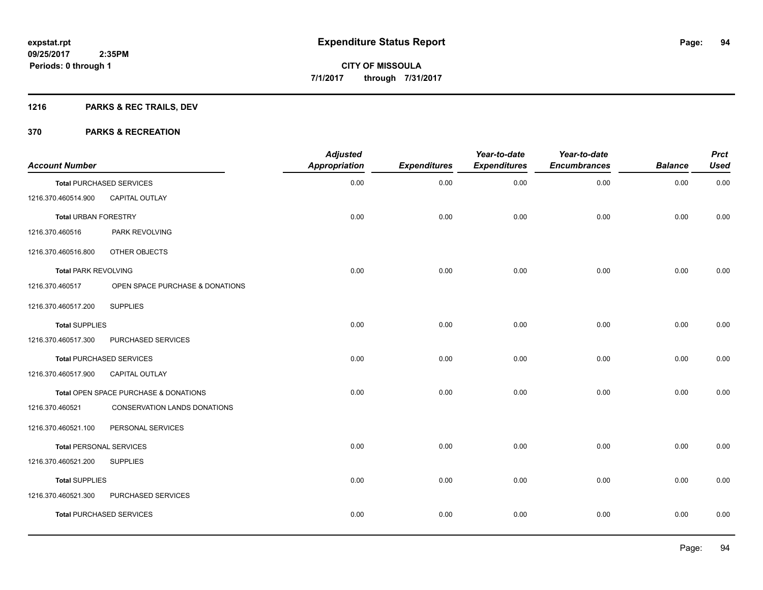**expstat.rpt**
**09/25/2017 2:35PM**
**Periods: 0 through 1**

# Expenditure Status Report

**CITY OF MISSOULA**
**7/1/2017 through 7/31/2017**

## 1216 PARKS & REC TRAILS, DEV

## 370 PARKS & RECREATION

| Account Number | | Adjusted Appropriation | Expenditures | Year-to-date Expenditures | Year-to-date Encumbrances | Balance | Prct Used |
|---|---|---|---|---|---|---|---|
| **Total** PURCHASED SERVICES | | 0.00 | 0.00 | 0.00 | 0.00 | 0.00 | 0.00 |
| 1216.370.460514.900 | CAPITAL OUTLAY | | | | | | |
| **Total** URBAN FORESTRY | | 0.00 | 0.00 | 0.00 | 0.00 | 0.00 | 0.00 |
| 1216.370.460516 | PARK REVOLVING | | | | | | |
| 1216.370.460516.800 | OTHER OBJECTS | | | | | | |
| **Total** PARK REVOLVING | | 0.00 | 0.00 | 0.00 | 0.00 | 0.00 | 0.00 |
| 1216.370.460517 | OPEN SPACE PURCHASE & DONATIONS | | | | | | |
| 1216.370.460517.200 | SUPPLIES | | | | | | |
| **Total** SUPPLIES | | 0.00 | 0.00 | 0.00 | 0.00 | 0.00 | 0.00 |
| 1216.370.460517.300 | PURCHASED SERVICES | | | | | | |
| **Total** PURCHASED SERVICES | | 0.00 | 0.00 | 0.00 | 0.00 | 0.00 | 0.00 |
| 1216.370.460517.900 | CAPITAL OUTLAY | | | | | | |
| **Total** OPEN SPACE PURCHASE & DONATIONS | | 0.00 | 0.00 | 0.00 | 0.00 | 0.00 | 0.00 |
| 1216.370.460521 | CONSERVATION LANDS DONATIONS | | | | | | |
| 1216.370.460521.100 | PERSONAL SERVICES | | | | | | |
| **Total** PERSONAL SERVICES | | 0.00 | 0.00 | 0.00 | 0.00 | 0.00 | 0.00 |
| 1216.370.460521.200 | SUPPLIES | | | | | | |
| **Total** SUPPLIES | | 0.00 | 0.00 | 0.00 | 0.00 | 0.00 | 0.00 |
| 1216.370.460521.300 | PURCHASED SERVICES | | | | | | |
| **Total** PURCHASED SERVICES | | 0.00 | 0.00 | 0.00 | 0.00 | 0.00 | 0.00 |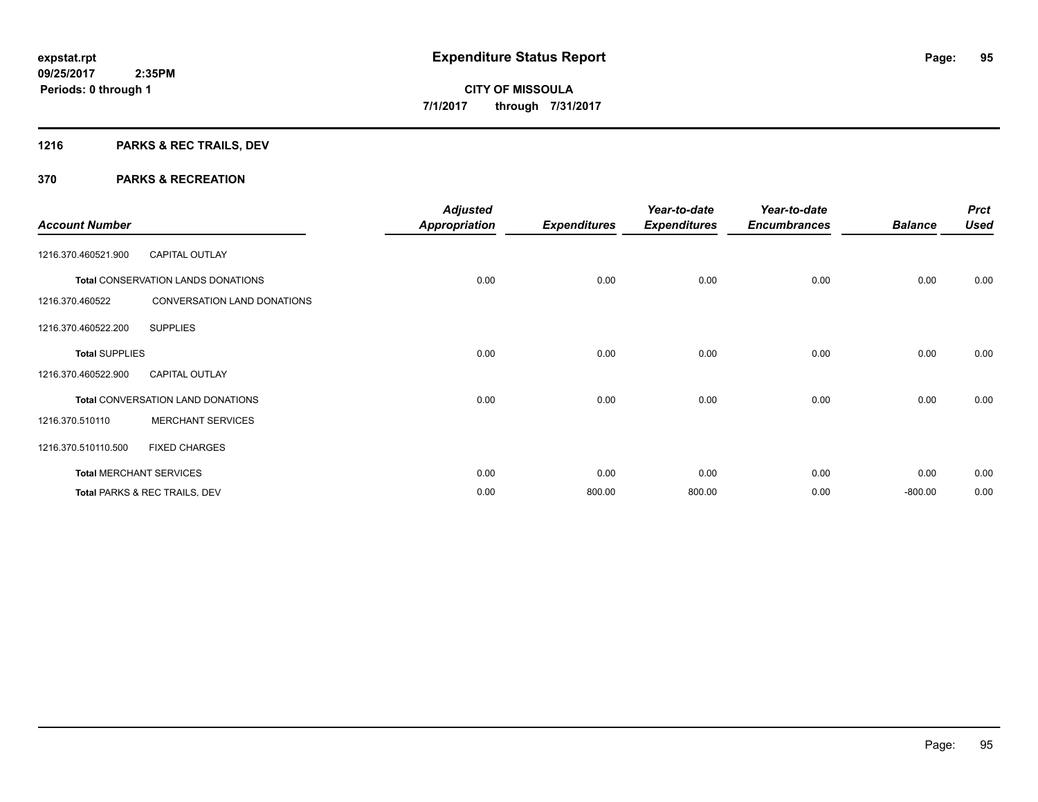# Expenditure Status Report

expstat.rpt
09/25/2017 2:35PM
Periods: 0 through 1

**CITY OF MISSOULA**
**7/1/2017 through 7/31/2017**

## 1216 PARKS & REC TRAILS, DEV

## 370 PARKS & RECREATION

| Account Number | | Adjusted Appropriation | Expenditures | Year-to-date Expenditures | Year-to-date Encumbrances | Balance | Prct Used |
|---|---|---|---|---|---|---|---|
| 1216.370.460521.900 | CAPITAL OUTLAY | | | | | | |
| **Total** CONSERVATION LANDS DONATIONS | | 0.00 | 0.00 | 0.00 | 0.00 | 0.00 | 0.00 |
| 1216.370.460522 | CONVERSATION LAND DONATIONS | | | | | | |
| 1216.370.460522.200 | SUPPLIES | | | | | | |
| **Total SUPPLIES** | | 0.00 | 0.00 | 0.00 | 0.00 | 0.00 | 0.00 |
| 1216.370.460522.900 | CAPITAL OUTLAY | | | | | | |
| **Total** CONVERSATION LAND DONATIONS | | 0.00 | 0.00 | 0.00 | 0.00 | 0.00 | 0.00 |
| 1216.370.510110 | MERCHANT SERVICES | | | | | | |
| 1216.370.510110.500 | FIXED CHARGES | | | | | | |
| **Total** MERCHANT SERVICES | | 0.00 | 0.00 | 0.00 | 0.00 | 0.00 | 0.00 |
| **Total** PARKS & REC TRAILS, DEV | | 0.00 | 800.00 | 800.00 | 0.00 | -800.00 | 0.00 |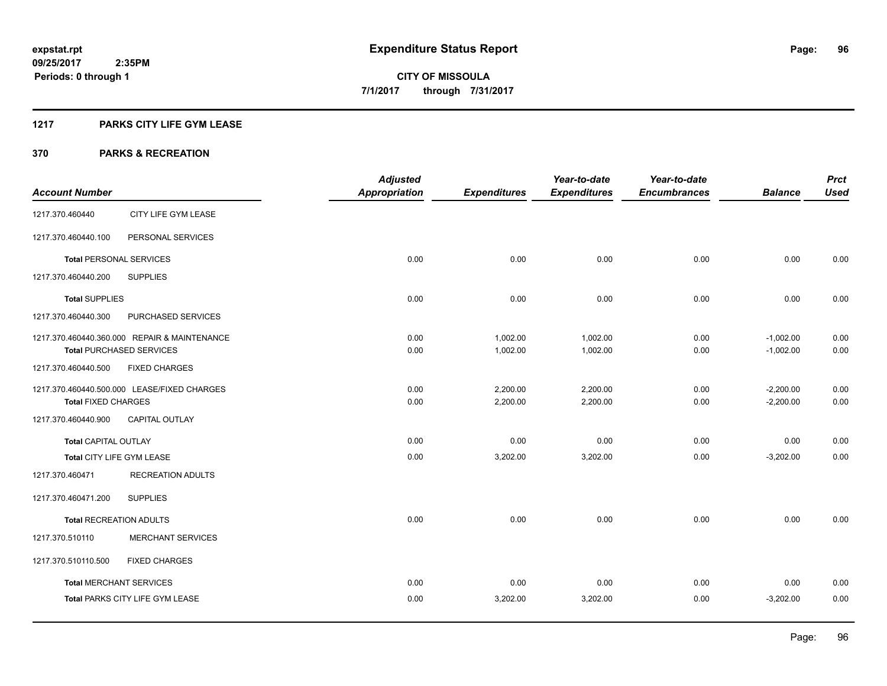expstat.rpt
09/25/2017 2:35PM
Periods: 0 through 1

# Expenditure Status Report

**CITY OF MISSOULA**
**7/1/2017 through 7/31/2017**

## 1217 PARKS CITY LIFE GYM LEASE

## 370 PARKS & RECREATION

| Account Number | | Adjusted Appropriation | Expenditures | Year-to-date Expenditures | Year-to-date Encumbrances | Balance | Prct Used |
|---|---|---|---|---|---|---|---|
| 1217.370.460440 | CITY LIFE GYM LEASE | | | | | | |
| 1217.370.460440.100 | PERSONAL SERVICES | | | | | | |
| **Total** PERSONAL SERVICES | | 0.00 | 0.00 | 0.00 | 0.00 | 0.00 | 0.00 |
| 1217.370.460440.200 | SUPPLIES | | | | | | |
| **Total** SUPPLIES | | 0.00 | 0.00 | 0.00 | 0.00 | 0.00 | 0.00 |
| 1217.370.460440.300 | PURCHASED SERVICES | | | | | | |
| 1217.370.460440.360.000 | REPAIR & MAINTENANCE | 0.00 | 1,002.00 | 1,002.00 | 0.00 | -1,002.00 | 0.00 |
| **Total** PURCHASED SERVICES | | 0.00 | 1,002.00 | 1,002.00 | 0.00 | -1,002.00 | 0.00 |
| 1217.370.460440.500 | FIXED CHARGES | | | | | | |
| 1217.370.460440.500.000 | LEASE/FIXED CHARGES | 0.00 | 2,200.00 | 2,200.00 | 0.00 | -2,200.00 | 0.00 |
| **Total** FIXED CHARGES | | 0.00 | 2,200.00 | 2,200.00 | 0.00 | -2,200.00 | 0.00 |
| 1217.370.460440.900 | CAPITAL OUTLAY | | | | | | |
| **Total** CAPITAL OUTLAY | | 0.00 | 0.00 | 0.00 | 0.00 | 0.00 | 0.00 |
| **Total** CITY LIFE GYM LEASE | | 0.00 | 3,202.00 | 3,202.00 | 0.00 | -3,202.00 | 0.00 |
| 1217.370.460471 | RECREATION ADULTS | | | | | | |
| 1217.370.460471.200 | SUPPLIES | | | | | | |
| **Total** RECREATION ADULTS | | 0.00 | 0.00 | 0.00 | 0.00 | 0.00 | 0.00 |
| 1217.370.510110 | MERCHANT SERVICES | | | | | | |
| 1217.370.510110.500 | FIXED CHARGES | | | | | | |
| **Total** MERCHANT SERVICES | | 0.00 | 0.00 | 0.00 | 0.00 | 0.00 | 0.00 |
| **Total** PARKS CITY LIFE GYM LEASE | | 0.00 | 3,202.00 | 3,202.00 | 0.00 | -3,202.00 | 0.00 |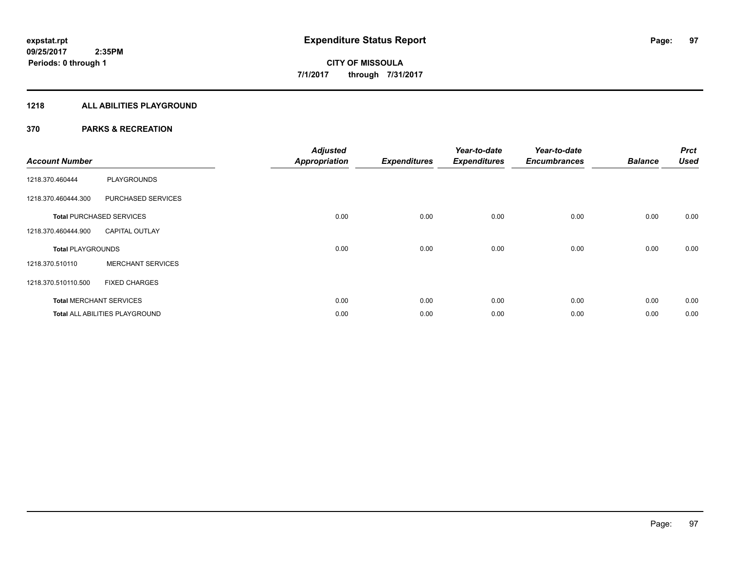# Expenditure Status Report

**CITY OF MISSOULA**

**7/1/2017 through 7/31/2017**

expstat.rpt
09/25/2017 2:35PM
Periods: 0 through 1

## 1218 ALL ABILITIES PLAYGROUND

### 370 PARKS & RECREATION

| Account Number | | Adjusted Appropriation | Expenditures | Year-to-date Expenditures | Year-to-date Encumbrances | Balance | Prct Used |
|---|---|---|---|---|---|---|---|
| 1218.370.460444 | PLAYGROUNDS | | | | | | |
| 1218.370.460444.300 | PURCHASED SERVICES | | | | | | |
| **Total** PURCHASED SERVICES | | 0.00 | 0.00 | 0.00 | 0.00 | 0.00 | 0.00 |
| 1218.370.460444.900 | CAPITAL OUTLAY | | | | | | |
| **Total** PLAYGROUNDS | | 0.00 | 0.00 | 0.00 | 0.00 | 0.00 | 0.00 |
| 1218.370.510110 | MERCHANT SERVICES | | | | | | |
| 1218.370.510110.500 | FIXED CHARGES | | | | | | |
| **Total** MERCHANT SERVICES | | 0.00 | 0.00 | 0.00 | 0.00 | 0.00 | 0.00 |
| **Total** ALL ABILITIES PLAYGROUND | | 0.00 | 0.00 | 0.00 | 0.00 | 0.00 | 0.00 |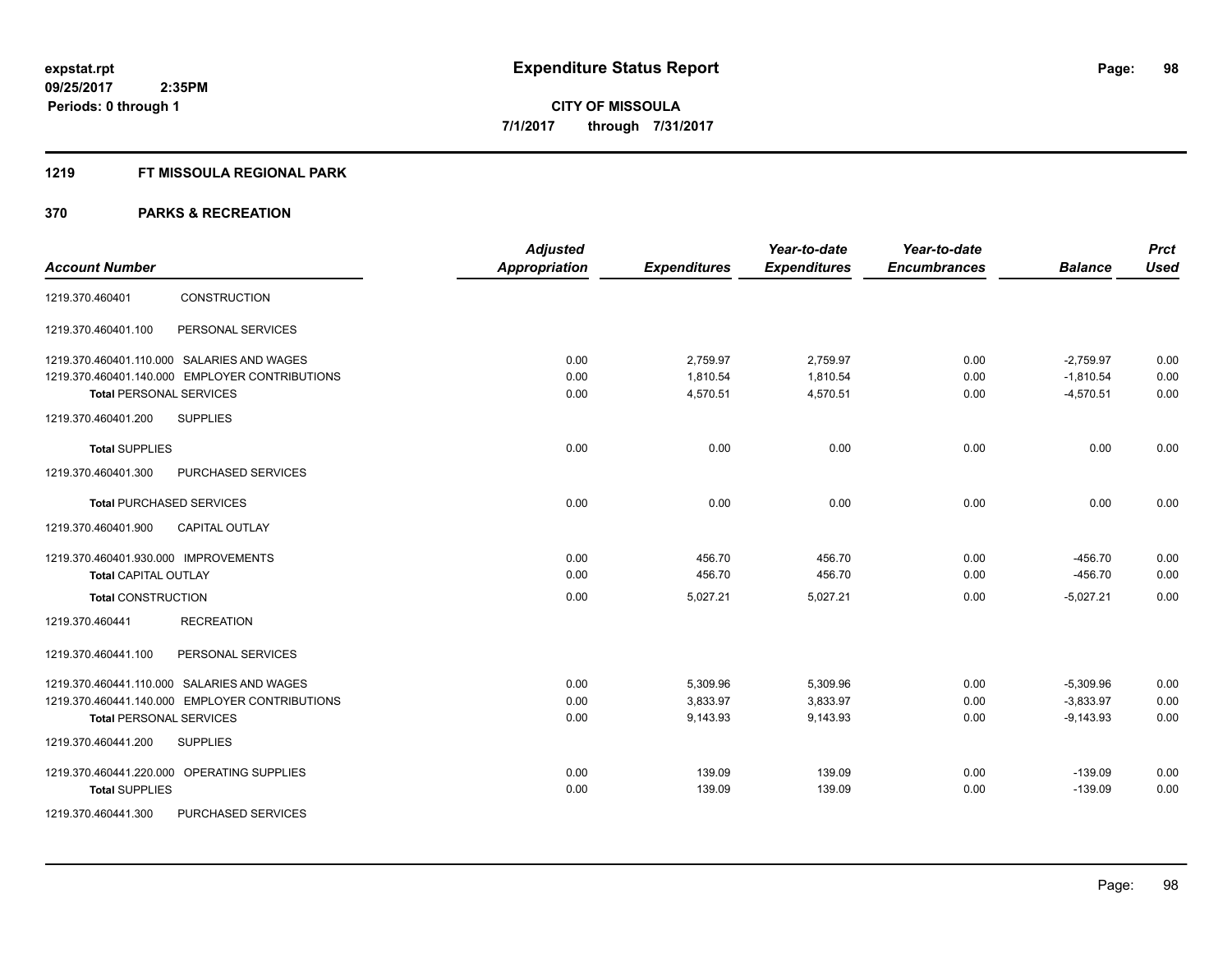# Expenditure Status Report

expstat.rpt
09/25/2017 2:35PM
Periods: 0 through 1

**CITY OF MISSOULA**
**7/1/2017 through 7/31/2017**

## 1219 FT MISSOULA REGIONAL PARK

### 370 PARKS & RECREATION

| Account Number | | Adjusted Appropriation | Expenditures | Year-to-date Expenditures | Year-to-date Encumbrances | Balance | Prct Used |
|---|---|---|---|---|---|---|---|
| 1219.370.460401 | CONSTRUCTION | | | | | | |
| 1219.370.460401.100 | PERSONAL SERVICES | | | | | | |
| 1219.370.460401.110.000 | SALARIES AND WAGES | 0.00 | 2,759.97 | 2,759.97 | 0.00 | -2,759.97 | 0.00 |
| 1219.370.460401.140.000 | EMPLOYER CONTRIBUTIONS | 0.00 | 1,810.54 | 1,810.54 | 0.00 | -1,810.54 | 0.00 |
| **Total** PERSONAL SERVICES | | 0.00 | 4,570.51 | 4,570.51 | 0.00 | -4,570.51 | 0.00 |
| 1219.370.460401.200 | SUPPLIES | | | | | | |
| **Total** SUPPLIES | | 0.00 | 0.00 | 0.00 | 0.00 | 0.00 | 0.00 |
| 1219.370.460401.300 | PURCHASED SERVICES | | | | | | |
| **Total** PURCHASED SERVICES | | 0.00 | 0.00 | 0.00 | 0.00 | 0.00 | 0.00 |
| 1219.370.460401.900 | CAPITAL OUTLAY | | | | | | |
| 1219.370.460401.930.000 | IMPROVEMENTS | 0.00 | 456.70 | 456.70 | 0.00 | -456.70 | 0.00 |
| **Total** CAPITAL OUTLAY | | 0.00 | 456.70 | 456.70 | 0.00 | -456.70 | 0.00 |
| **Total** CONSTRUCTION | | 0.00 | 5,027.21 | 5,027.21 | 0.00 | -5,027.21 | 0.00 |
| 1219.370.460441 | RECREATION | | | | | | |
| 1219.370.460441.100 | PERSONAL SERVICES | | | | | | |
| 1219.370.460441.110.000 | SALARIES AND WAGES | 0.00 | 5,309.96 | 5,309.96 | 0.00 | -5,309.96 | 0.00 |
| 1219.370.460441.140.000 | EMPLOYER CONTRIBUTIONS | 0.00 | 3,833.97 | 3,833.97 | 0.00 | -3,833.97 | 0.00 |
| **Total** PERSONAL SERVICES | | 0.00 | 9,143.93 | 9,143.93 | 0.00 | -9,143.93 | 0.00 |
| 1219.370.460441.200 | SUPPLIES | | | | | | |
| 1219.370.460441.220.000 | OPERATING SUPPLIES | 0.00 | 139.09 | 139.09 | 0.00 | -139.09 | 0.00 |
| **Total** SUPPLIES | | 0.00 | 139.09 | 139.09 | 0.00 | -139.09 | 0.00 |
| 1219.370.460441.300 | PURCHASED SERVICES | | | | | | |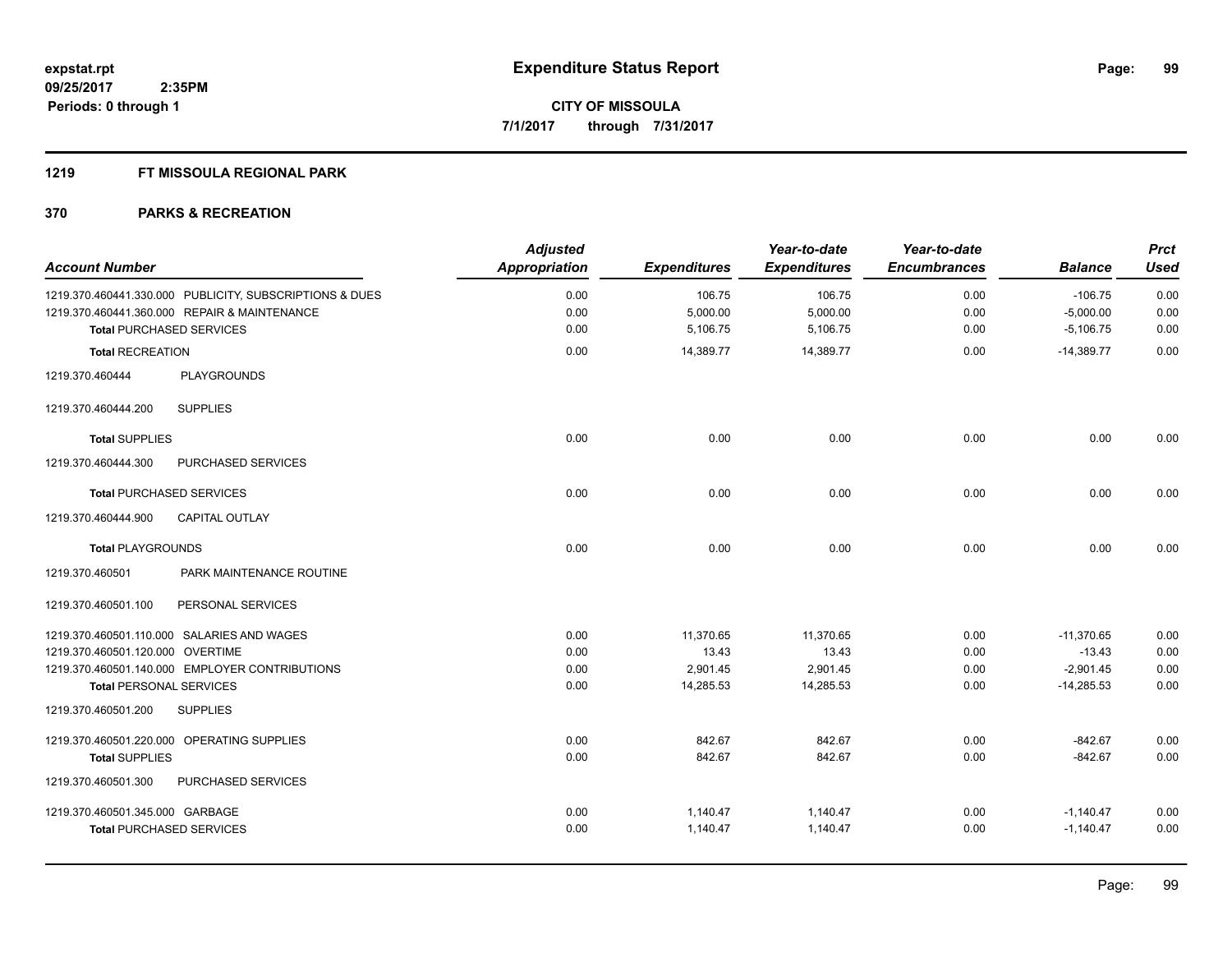**expstat.rpt**
**09/25/2017 2:35PM**
**Periods: 0 through 1**

# Expenditure Status Report

**CITY OF MISSOULA**
**7/1/2017 through 7/31/2017**

## 1219 FT MISSOULA REGIONAL PARK

## 370 PARKS & RECREATION

| Account Number | Adjusted Appropriation | Expenditures | Year-to-date Expenditures | Year-to-date Encumbrances | Balance | Prct Used |
|---|---|---|---|---|---|---|
| 1219.370.460441.330.000 PUBLICITY, SUBSCRIPTIONS & DUES | 0.00 | 106.75 | 106.75 | 0.00 | -106.75 | 0.00 |
| 1219.370.460441.360.000 REPAIR & MAINTENANCE | 0.00 | 5,000.00 | 5,000.00 | 0.00 | -5,000.00 | 0.00 |
| **Total** PURCHASED SERVICES | 0.00 | 5,106.75 | 5,106.75 | 0.00 | -5,106.75 | 0.00 |
| **Total** RECREATION | 0.00 | 14,389.77 | 14,389.77 | 0.00 | -14,389.77 | 0.00 |
| 1219.370.460444 PLAYGROUNDS | | | | | | |
| 1219.370.460444.200 SUPPLIES | | | | | | |
| **Total** SUPPLIES | 0.00 | 0.00 | 0.00 | 0.00 | 0.00 | 0.00 |
| 1219.370.460444.300 PURCHASED SERVICES | | | | | | |
| **Total** PURCHASED SERVICES | 0.00 | 0.00 | 0.00 | 0.00 | 0.00 | 0.00 |
| 1219.370.460444.900 CAPITAL OUTLAY | | | | | | |
| **Total** PLAYGROUNDS | 0.00 | 0.00 | 0.00 | 0.00 | 0.00 | 0.00 |
| 1219.370.460501 PARK MAINTENANCE ROUTINE | | | | | | |
| 1219.370.460501.100 PERSONAL SERVICES | | | | | | |
| 1219.370.460501.110.000 SALARIES AND WAGES | 0.00 | 11,370.65 | 11,370.65 | 0.00 | -11,370.65 | 0.00 |
| 1219.370.460501.120.000 OVERTIME | 0.00 | 13.43 | 13.43 | 0.00 | -13.43 | 0.00 |
| 1219.370.460501.140.000 EMPLOYER CONTRIBUTIONS | 0.00 | 2,901.45 | 2,901.45 | 0.00 | -2,901.45 | 0.00 |
| **Total** PERSONAL SERVICES | 0.00 | 14,285.53 | 14,285.53 | 0.00 | -14,285.53 | 0.00 |
| 1219.370.460501.200 SUPPLIES | | | | | | |
| 1219.370.460501.220.000 OPERATING SUPPLIES | 0.00 | 842.67 | 842.67 | 0.00 | -842.67 | 0.00 |
| **Total** SUPPLIES | 0.00 | 842.67 | 842.67 | 0.00 | -842.67 | 0.00 |
| 1219.370.460501.300 PURCHASED SERVICES | | | | | | |
| 1219.370.460501.345.000 GARBAGE | 0.00 | 1,140.47 | 1,140.47 | 0.00 | -1,140.47 | 0.00 |
| **Total** PURCHASED SERVICES | 0.00 | 1,140.47 | 1,140.47 | 0.00 | -1,140.47 | 0.00 |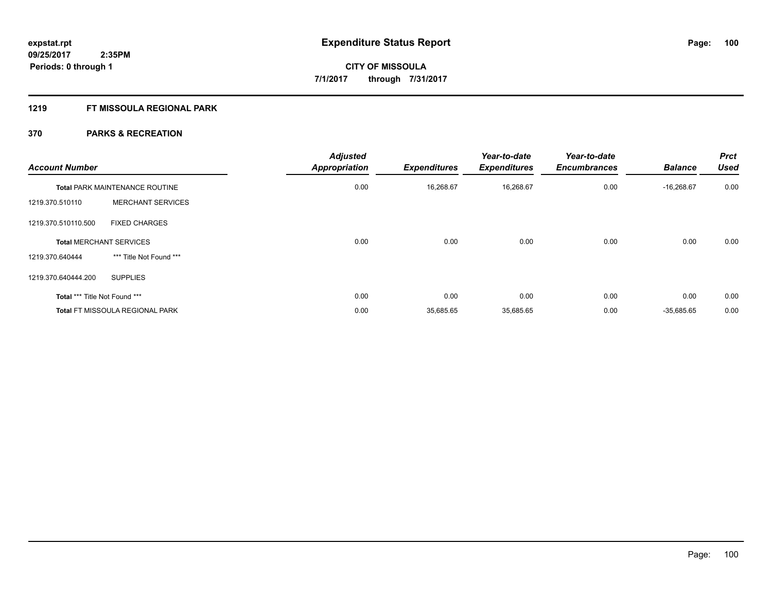**expstat.rpt**
**09/25/2017 2:35PM**
**Periods: 0 through 1**

# Expenditure Status Report

**CITY OF MISSOULA**
**7/1/2017 through 7/31/2017**

## 1219 FT MISSOULA REGIONAL PARK

## 370 PARKS & RECREATION

| Account Number | | Adjusted Appropriation | Expenditures | Year-to-date Expenditures | Year-to-date Encumbrances | Balance | Prct Used |
|---|---|---|---|---|---|---|---|
| **Total** PARK MAINTENANCE ROUTINE | | 0.00 | 16,268.67 | 16,268.67 | 0.00 | -16,268.67 | 0.00 |
| 1219.370.510110 | MERCHANT SERVICES | | | | | | |
| 1219.370.510110.500 | FIXED CHARGES | | | | | | |
| **Total** MERCHANT SERVICES | | 0.00 | 0.00 | 0.00 | 0.00 | 0.00 | 0.00 |
| 1219.370.640444 | *** Title Not Found *** | | | | | | |
| 1219.370.640444.200 | SUPPLIES | | | | | | |
| **Total** *** Title Not Found *** | | 0.00 | 0.00 | 0.00 | 0.00 | 0.00 | 0.00 |
| **Total** FT MISSOULA REGIONAL PARK | | 0.00 | 35,685.65 | 35,685.65 | 0.00 | -35,685.65 | 0.00 |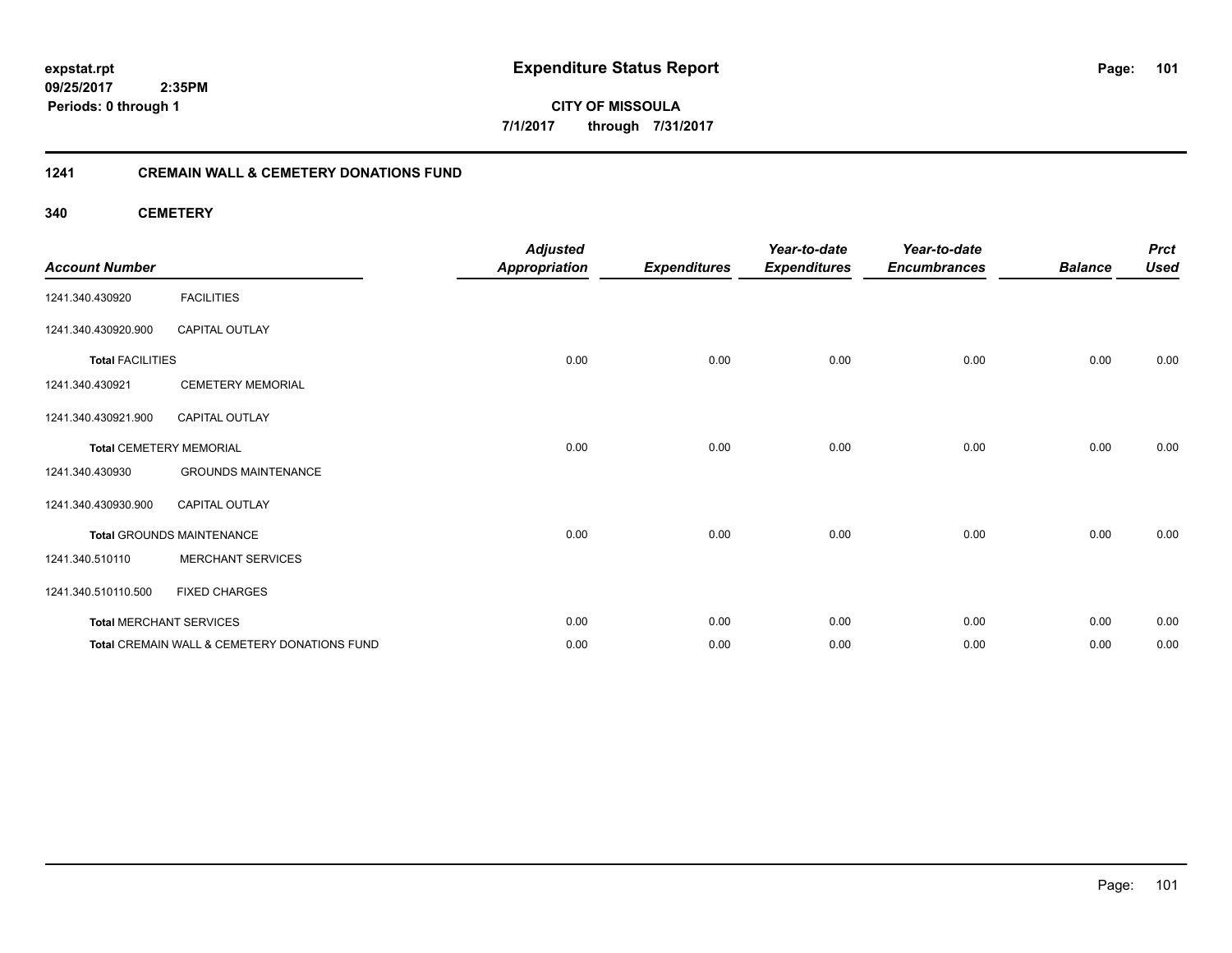**expstat.rpt**
**09/25/2017 2:35PM**
**Periods: 0 through 1**

# Expenditure Status Report

**CITY OF MISSOULA**
**7/1/2017 through 7/31/2017**

## 1241 CREMAIN WALL & CEMETERY DONATIONS FUND

### 340 CEMETERY

| Account Number | | Adjusted Appropriation | Expenditures | Year-to-date Expenditures | Year-to-date Encumbrances | Balance | Prct Used |
|---|---|---|---|---|---|---|---|
| 1241.340.430920 | FACILITIES | | | | | | |
| 1241.340.430920.900 | CAPITAL OUTLAY | | | | | | |
| **Total** FACILITIES | | 0.00 | 0.00 | 0.00 | 0.00 | 0.00 | 0.00 |
| 1241.340.430921 | CEMETERY MEMORIAL | | | | | | |
| 1241.340.430921.900 | CAPITAL OUTLAY | | | | | | |
| **Total** CEMETERY MEMORIAL | | 0.00 | 0.00 | 0.00 | 0.00 | 0.00 | 0.00 |
| 1241.340.430930 | GROUNDS MAINTENANCE | | | | | | |
| 1241.340.430930.900 | CAPITAL OUTLAY | | | | | | |
| **Total** GROUNDS MAINTENANCE | | 0.00 | 0.00 | 0.00 | 0.00 | 0.00 | 0.00 |
| 1241.340.510110 | MERCHANT SERVICES | | | | | | |
| 1241.340.510110.500 | FIXED CHARGES | | | | | | |
| **Total** MERCHANT SERVICES | | 0.00 | 0.00 | 0.00 | 0.00 | 0.00 | 0.00 |
| **Total** CREMAIN WALL & CEMETERY DONATIONS FUND | | 0.00 | 0.00 | 0.00 | 0.00 | 0.00 | 0.00 |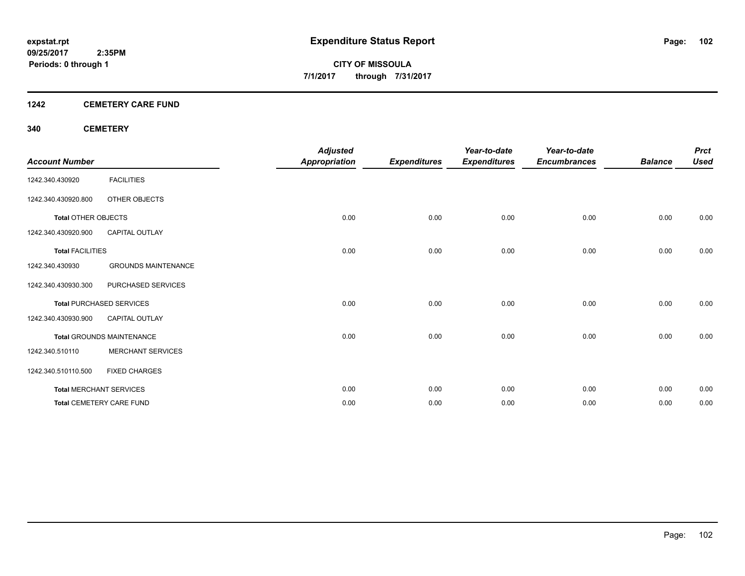expstat.rpt
09/25/2017 2:35PM
Periods: 0 through 1

# Expenditure Status Report

CITY OF MISSOULA
7/1/2017 through 7/31/2017

## 1242 CEMETERY CARE FUND

### 340 CEMETERY

| Account Number | | Adjusted Appropriation | Expenditures | Year-to-date Expenditures | Year-to-date Encumbrances | Balance | Prct Used |
|---|---|---|---|---|---|---|---|
| 1242.340.430920 | FACILITIES | | | | | | |
| 1242.340.430920.800 | OTHER OBJECTS | | | | | | |
| **Total** OTHER OBJECTS | | 0.00 | 0.00 | 0.00 | 0.00 | 0.00 | 0.00 |
| 1242.340.430920.900 | CAPITAL OUTLAY | | | | | | |
| **Total** FACILITIES | | 0.00 | 0.00 | 0.00 | 0.00 | 0.00 | 0.00 |
| 1242.340.430930 | GROUNDS MAINTENANCE | | | | | | |
| 1242.340.430930.300 | PURCHASED SERVICES | | | | | | |
| **Total** PURCHASED SERVICES | | 0.00 | 0.00 | 0.00 | 0.00 | 0.00 | 0.00 |
| 1242.340.430930.900 | CAPITAL OUTLAY | | | | | | |
| **Total** GROUNDS MAINTENANCE | | 0.00 | 0.00 | 0.00 | 0.00 | 0.00 | 0.00 |
| 1242.340.510110 | MERCHANT SERVICES | | | | | | |
| 1242.340.510110.500 | FIXED CHARGES | | | | | | |
| **Total** MERCHANT SERVICES | | 0.00 | 0.00 | 0.00 | 0.00 | 0.00 | 0.00 |
| **Total** CEMETERY CARE FUND | | 0.00 | 0.00 | 0.00 | 0.00 | 0.00 | 0.00 |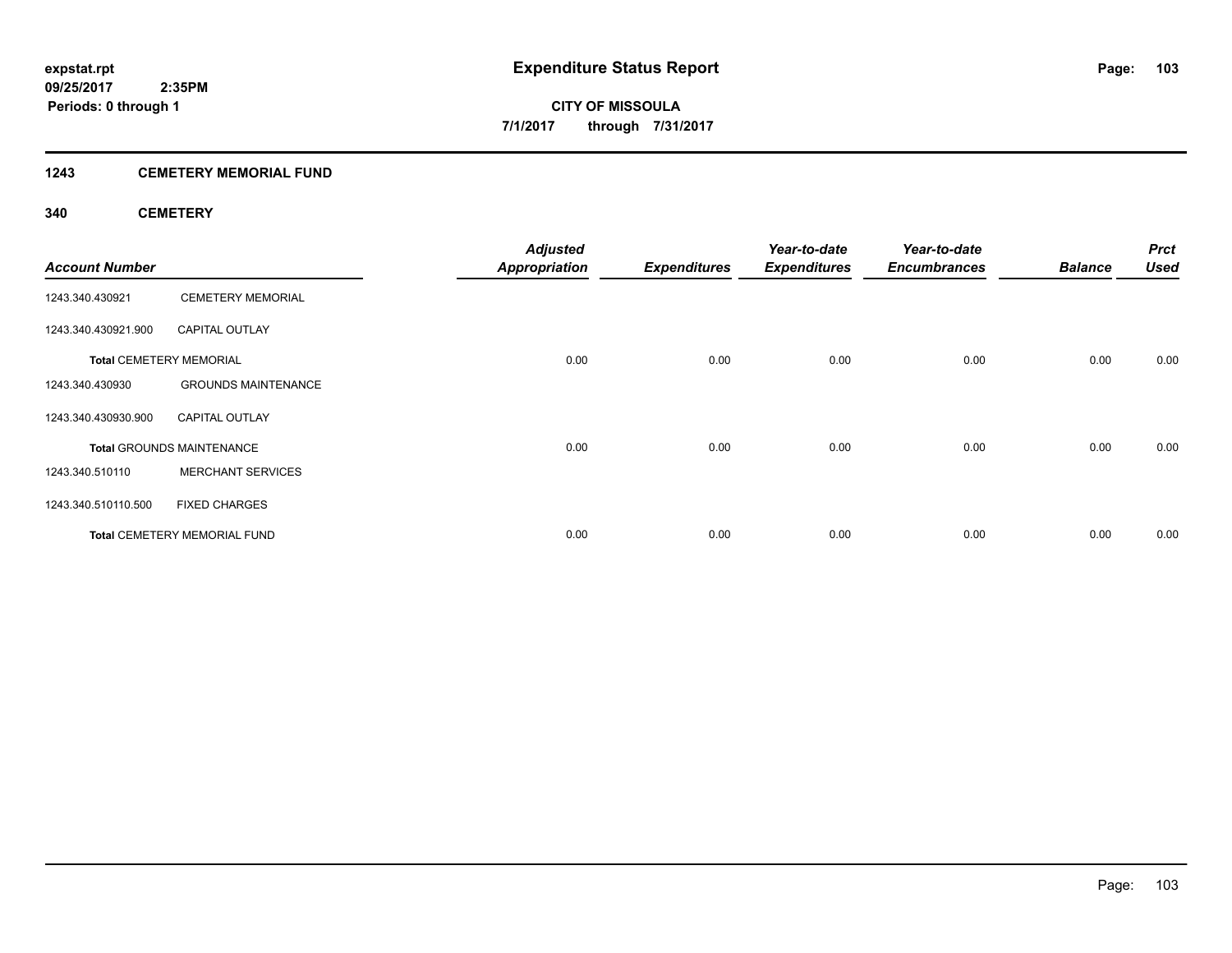# Expenditure Status Report

expstat.rpt
09/25/2017 2:35PM
Periods: 0 through 1

**CITY OF MISSOULA**
**7/1/2017 through 7/31/2017**

## 1243 CEMETERY MEMORIAL FUND

### 340 CEMETERY

| Account Number | | Adjusted Appropriation | Expenditures | Year-to-date Expenditures | Year-to-date Encumbrances | Balance | Prct Used |
|---|---|---|---|---|---|---|---|
| 1243.340.430921 | CEMETERY MEMORIAL | | | | | | |
| 1243.340.430921.900 | CAPITAL OUTLAY | | | | | | |
| **Total** CEMETERY MEMORIAL | | 0.00 | 0.00 | 0.00 | 0.00 | 0.00 | 0.00 |
| 1243.340.430930 | GROUNDS MAINTENANCE | | | | | | |
| 1243.340.430930.900 | CAPITAL OUTLAY | | | | | | |
| **Total** GROUNDS MAINTENANCE | | 0.00 | 0.00 | 0.00 | 0.00 | 0.00 | 0.00 |
| 1243.340.510110 | MERCHANT SERVICES | | | | | | |
| 1243.340.510110.500 | FIXED CHARGES | | | | | | |
| **Total** CEMETERY MEMORIAL FUND | | 0.00 | 0.00 | 0.00 | 0.00 | 0.00 | 0.00 |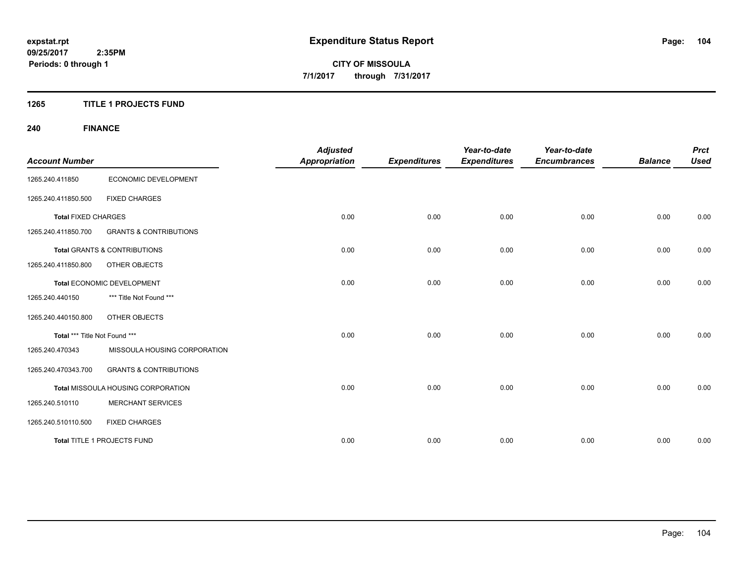**Expenditure Status Report**

**CITY OF MISSOULA**
**7/1/2017 through 7/31/2017**

expstat.rpt
09/25/2017 2:35PM
Periods: 0 through 1

## 1265 TITLE 1 PROJECTS FUND

## 240 FINANCE

| Account Number | | Adjusted Appropriation | Expenditures | Year-to-date Expenditures | Year-to-date Encumbrances | Balance | Prct Used |
|---|---|---|---|---|---|---|---|
| 1265.240.411850 | ECONOMIC DEVELOPMENT | | | | | | |
| 1265.240.411850.500 | FIXED CHARGES | | | | | | |
| **Total** FIXED CHARGES | | 0.00 | 0.00 | 0.00 | 0.00 | 0.00 | 0.00 |
| 1265.240.411850.700 | GRANTS & CONTRIBUTIONS | | | | | | |
| **Total** GRANTS & CONTRIBUTIONS | | 0.00 | 0.00 | 0.00 | 0.00 | 0.00 | 0.00 |
| 1265.240.411850.800 | OTHER OBJECTS | | | | | | |
| **Total** ECONOMIC DEVELOPMENT | | 0.00 | 0.00 | 0.00 | 0.00 | 0.00 | 0.00 |
| 1265.240.440150 | *** Title Not Found *** | | | | | | |
| 1265.240.440150.800 | OTHER OBJECTS | | | | | | |
| **Total** *** Title Not Found *** | | 0.00 | 0.00 | 0.00 | 0.00 | 0.00 | 0.00 |
| 1265.240.470343 | MISSOULA HOUSING CORPORATION | | | | | | |
| 1265.240.470343.700 | GRANTS & CONTRIBUTIONS | | | | | | |
| **Total** MISSOULA HOUSING CORPORATION | | 0.00 | 0.00 | 0.00 | 0.00 | 0.00 | 0.00 |
| 1265.240.510110 | MERCHANT SERVICES | | | | | | |
| 1265.240.510110.500 | FIXED CHARGES | | | | | | |
| **Total** TITLE 1 PROJECTS FUND | | 0.00 | 0.00 | 0.00 | 0.00 | 0.00 | 0.00 |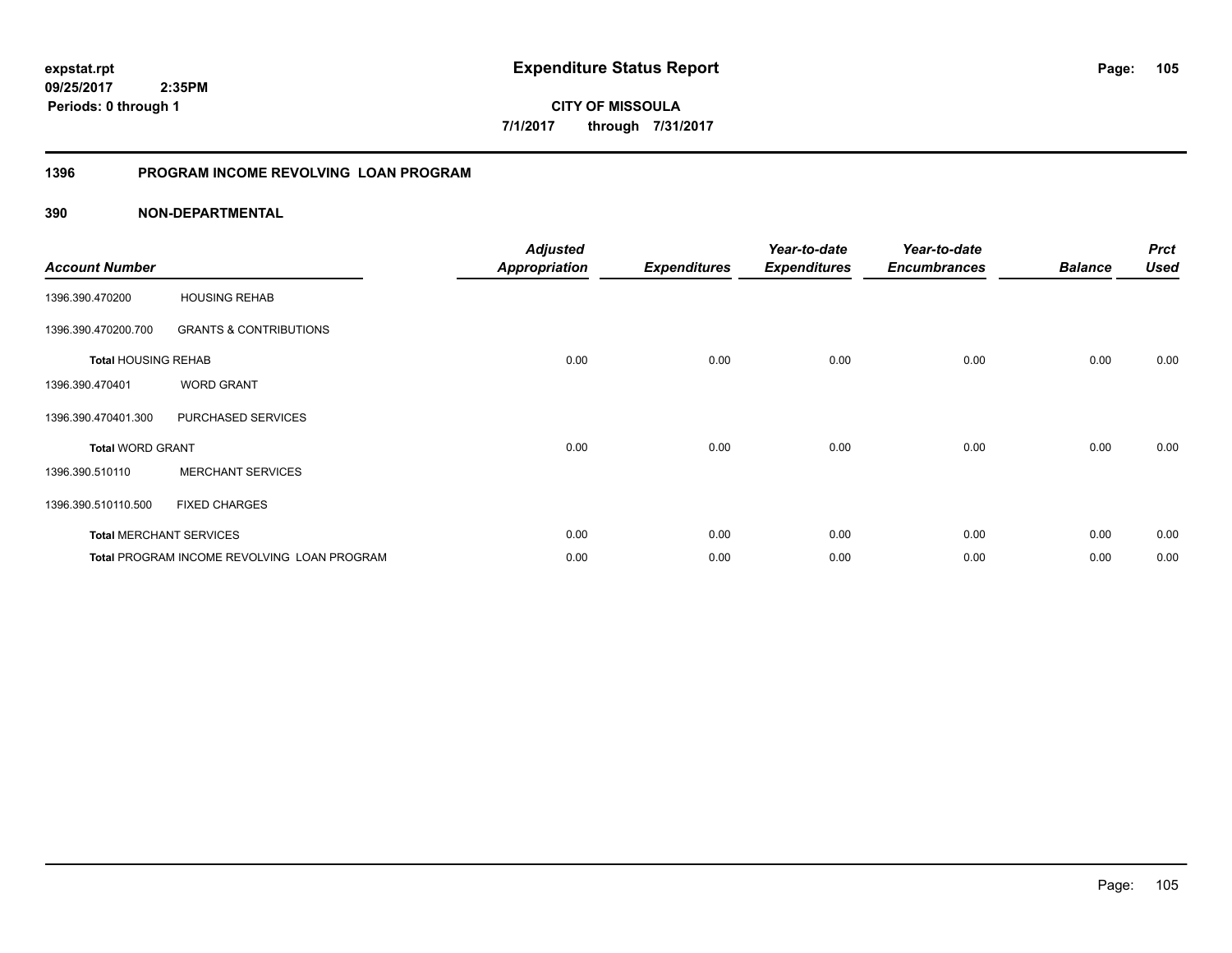**expstat.rpt**
**09/25/2017 2:35PM**
**Periods: 0 through 1**

# Expenditure Status Report

**CITY OF MISSOULA**
**7/1/2017 through 7/31/2017**

## 1396 PROGRAM INCOME REVOLVING LOAN PROGRAM

### 390 NON-DEPARTMENTAL

| Account Number | | Adjusted Appropriation | Expenditures | Year-to-date Expenditures | Year-to-date Encumbrances | Balance | Prct Used |
|---|---|---|---|---|---|---|---|
| 1396.390.470200 | HOUSING REHAB | | | | | | |
| 1396.390.470200.700 | GRANTS & CONTRIBUTIONS | | | | | | |
| **Total** HOUSING REHAB | | 0.00 | 0.00 | 0.00 | 0.00 | 0.00 | 0.00 |
| 1396.390.470401 | WORD GRANT | | | | | | |
| 1396.390.470401.300 | PURCHASED SERVICES | | | | | | |
| **Total** WORD GRANT | | 0.00 | 0.00 | 0.00 | 0.00 | 0.00 | 0.00 |
| 1396.390.510110 | MERCHANT SERVICES | | | | | | |
| 1396.390.510110.500 | FIXED CHARGES | | | | | | |
| **Total** MERCHANT SERVICES | | 0.00 | 0.00 | 0.00 | 0.00 | 0.00 | 0.00 |
| **Total** PROGRAM INCOME REVOLVING LOAN PROGRAM | | 0.00 | 0.00 | 0.00 | 0.00 | 0.00 | 0.00 |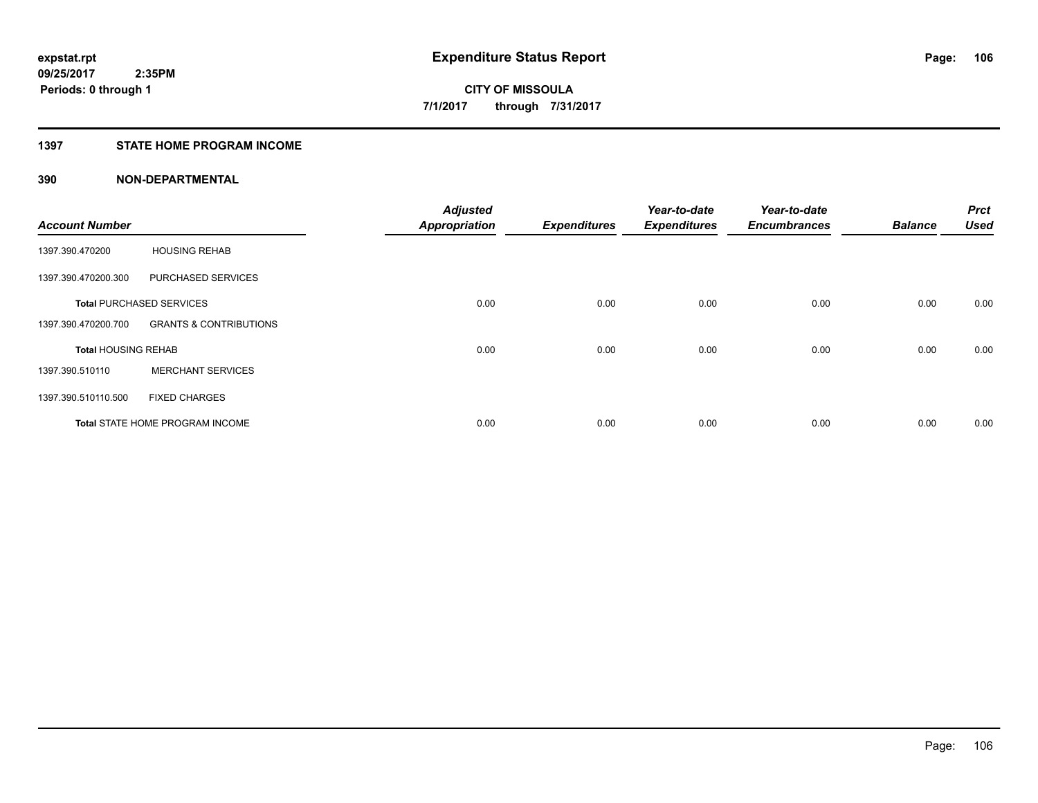# Expenditure Status Report

expstat.rpt
09/25/2017 2:35PM
Periods: 0 through 1

**CITY OF MISSOULA**
**7/1/2017 through 7/31/2017**

## 1397 STATE HOME PROGRAM INCOME

### 390 NON-DEPARTMENTAL

| Account Number | | Adjusted Appropriation | Expenditures | Year-to-date Expenditures | Year-to-date Encumbrances | Balance | Prct Used |
|---|---|---|---|---|---|---|---|
| 1397.390.470200 | HOUSING REHAB | | | | | | |
| 1397.390.470200.300 | PURCHASED SERVICES | | | | | | |
| **Total** PURCHASED SERVICES | | 0.00 | 0.00 | 0.00 | 0.00 | 0.00 | 0.00 |
| 1397.390.470200.700 | GRANTS & CONTRIBUTIONS | | | | | | |
| **Total** HOUSING REHAB | | 0.00 | 0.00 | 0.00 | 0.00 | 0.00 | 0.00 |
| 1397.390.510110 | MERCHANT SERVICES | | | | | | |
| 1397.390.510110.500 | FIXED CHARGES | | | | | | |
| **Total** STATE HOME PROGRAM INCOME | | 0.00 | 0.00 | 0.00 | 0.00 | 0.00 | 0.00 |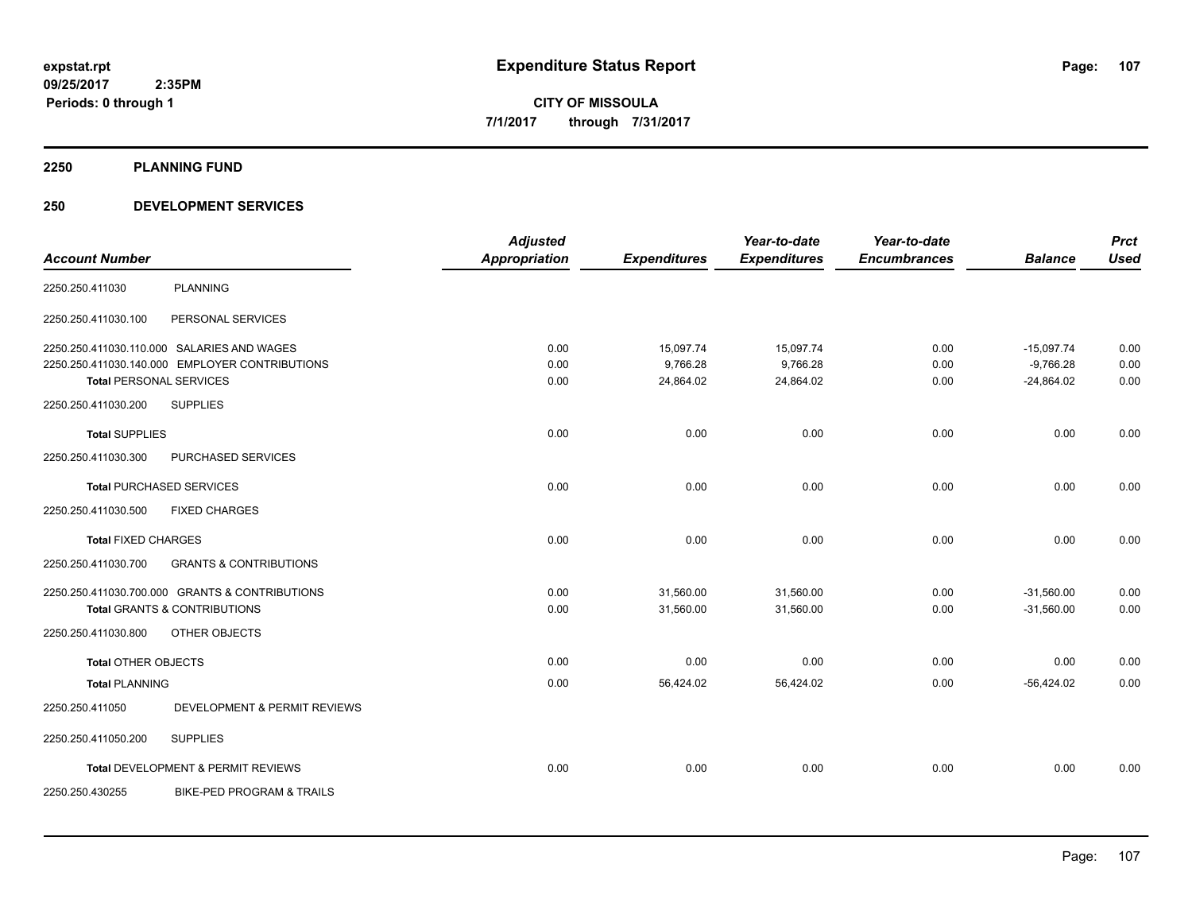**expstat.rpt**
**09/25/2017 2:35PM**
**Periods: 0 through 1**

# Expenditure Status Report

**CITY OF MISSOULA**
**7/1/2017 through 7/31/2017**

## 2250 PLANNING FUND

## 250 DEVELOPMENT SERVICES

| Account Number | | Adjusted Appropriation | Expenditures | Year-to-date Expenditures | Year-to-date Encumbrances | Balance | Prct Used |
|---|---|---|---|---|---|---|---|
| 2250.250.411030 | PLANNING | | | | | | |
| 2250.250.411030.100 | PERSONAL SERVICES | | | | | | |
| 2250.250.411030.110.000 | SALARIES AND WAGES | 0.00 | 15,097.74 | 15,097.74 | 0.00 | -15,097.74 | 0.00 |
| 2250.250.411030.140.000 | EMPLOYER CONTRIBUTIONS | 0.00 | 9,766.28 | 9,766.28 | 0.00 | -9,766.28 | 0.00 |
| **Total** PERSONAL SERVICES | | 0.00 | 24,864.02 | 24,864.02 | 0.00 | -24,864.02 | 0.00 |
| 2250.250.411030.200 | SUPPLIES | | | | | | |
| **Total** SUPPLIES | | 0.00 | 0.00 | 0.00 | 0.00 | 0.00 | 0.00 |
| 2250.250.411030.300 | PURCHASED SERVICES | | | | | | |
| **Total** PURCHASED SERVICES | | 0.00 | 0.00 | 0.00 | 0.00 | 0.00 | 0.00 |
| 2250.250.411030.500 | FIXED CHARGES | | | | | | |
| **Total** FIXED CHARGES | | 0.00 | 0.00 | 0.00 | 0.00 | 0.00 | 0.00 |
| 2250.250.411030.700 | GRANTS & CONTRIBUTIONS | | | | | | |
| 2250.250.411030.700.000 | GRANTS & CONTRIBUTIONS | 0.00 | 31,560.00 | 31,560.00 | 0.00 | -31,560.00 | 0.00 |
| **Total** GRANTS & CONTRIBUTIONS | | 0.00 | 31,560.00 | 31,560.00 | 0.00 | -31,560.00 | 0.00 |
| 2250.250.411030.800 | OTHER OBJECTS | | | | | | |
| **Total** OTHER OBJECTS | | 0.00 | 0.00 | 0.00 | 0.00 | 0.00 | 0.00 |
| **Total** PLANNING | | 0.00 | 56,424.02 | 56,424.02 | 0.00 | -56,424.02 | 0.00 |
| 2250.250.411050 | DEVELOPMENT & PERMIT REVIEWS | | | | | | |
| 2250.250.411050.200 | SUPPLIES | | | | | | |
| **Total** DEVELOPMENT & PERMIT REVIEWS | | 0.00 | 0.00 | 0.00 | 0.00 | 0.00 | 0.00 |
| 2250.250.430255 | BIKE-PED PROGRAM & TRAILS | | | | | | |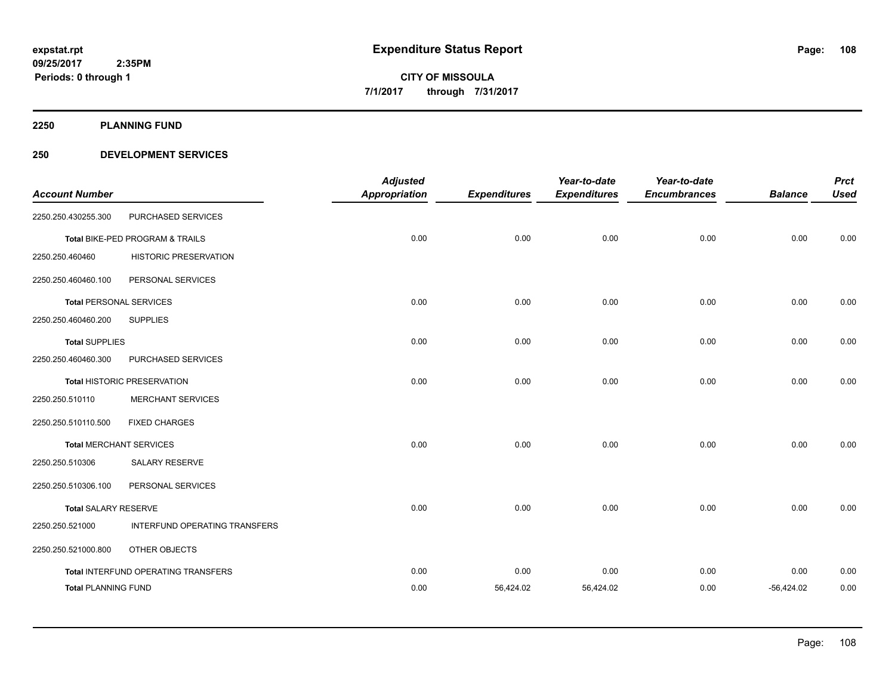**expstat.rpt**
**09/25/2017 2:35PM**
**Periods: 0 through 1**

# Expenditure Status Report

**CITY OF MISSOULA**
**7/1/2017 through 7/31/2017**

## 2250 PLANNING FUND

## 250 DEVELOPMENT SERVICES

| Account Number | | Adjusted Appropriation | Expenditures | Year-to-date Expenditures | Year-to-date Encumbrances | Balance | Prct Used |
|---|---|---|---|---|---|---|---|
| 2250.250.430255.300 | PURCHASED SERVICES | | | | | | |
| **Total** BIKE-PED PROGRAM & TRAILS | | 0.00 | 0.00 | 0.00 | 0.00 | 0.00 | 0.00 |
| 2250.250.460460 | HISTORIC PRESERVATION | | | | | | |
| 2250.250.460460.100 | PERSONAL SERVICES | | | | | | |
| **Total** PERSONAL SERVICES | | 0.00 | 0.00 | 0.00 | 0.00 | 0.00 | 0.00 |
| 2250.250.460460.200 | SUPPLIES | | | | | | |
| **Total** SUPPLIES | | 0.00 | 0.00 | 0.00 | 0.00 | 0.00 | 0.00 |
| 2250.250.460460.300 | PURCHASED SERVICES | | | | | | |
| **Total** HISTORIC PRESERVATION | | 0.00 | 0.00 | 0.00 | 0.00 | 0.00 | 0.00 |
| 2250.250.510110 | MERCHANT SERVICES | | | | | | |
| 2250.250.510110.500 | FIXED CHARGES | | | | | | |
| **Total** MERCHANT SERVICES | | 0.00 | 0.00 | 0.00 | 0.00 | 0.00 | 0.00 |
| 2250.250.510306 | SALARY RESERVE | | | | | | |
| 2250.250.510306.100 | PERSONAL SERVICES | | | | | | |
| **Total** SALARY RESERVE | | 0.00 | 0.00 | 0.00 | 0.00 | 0.00 | 0.00 |
| 2250.250.521000 | INTERFUND OPERATING TRANSFERS | | | | | | |
| 2250.250.521000.800 | OTHER OBJECTS | | | | | | |
| **Total** INTERFUND OPERATING TRANSFERS | | 0.00 | 0.00 | 0.00 | 0.00 | 0.00 | 0.00 |
| **Total** PLANNING FUND | | 0.00 | 56,424.02 | 56,424.02 | 0.00 | -56,424.02 | 0.00 |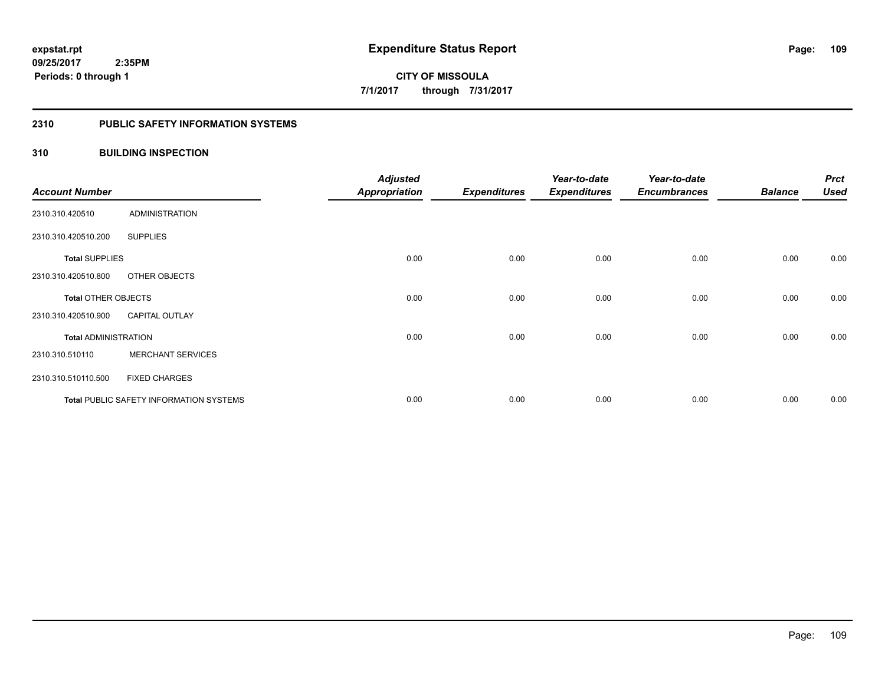# Expenditure Status Report

expstat.rpt
09/25/2017 2:35PM
Periods: 0 through 1

**CITY OF MISSOULA**
**7/1/2017 through 7/31/2017**

## 2310 PUBLIC SAFETY INFORMATION SYSTEMS

## 310 BUILDING INSPECTION

| Account Number | | Adjusted Appropriation | Expenditures | Year-to-date Expenditures | Year-to-date Encumbrances | Balance | Prct Used |
|---|---|---|---|---|---|---|---|
| 2310.310.420510 | ADMINISTRATION | | | | | | |
| 2310.310.420510.200 | SUPPLIES | | | | | | |
| **Total** SUPPLIES | | 0.00 | 0.00 | 0.00 | 0.00 | 0.00 | 0.00 |
| 2310.310.420510.800 | OTHER OBJECTS | | | | | | |
| **Total** OTHER OBJECTS | | 0.00 | 0.00 | 0.00 | 0.00 | 0.00 | 0.00 |
| 2310.310.420510.900 | CAPITAL OUTLAY | | | | | | |
| **Total** ADMINISTRATION | | 0.00 | 0.00 | 0.00 | 0.00 | 0.00 | 0.00 |
| 2310.310.510110 | MERCHANT SERVICES | | | | | | |
| 2310.310.510110.500 | FIXED CHARGES | | | | | | |
| **Total** PUBLIC SAFETY INFORMATION SYSTEMS | | 0.00 | 0.00 | 0.00 | 0.00 | 0.00 | 0.00 |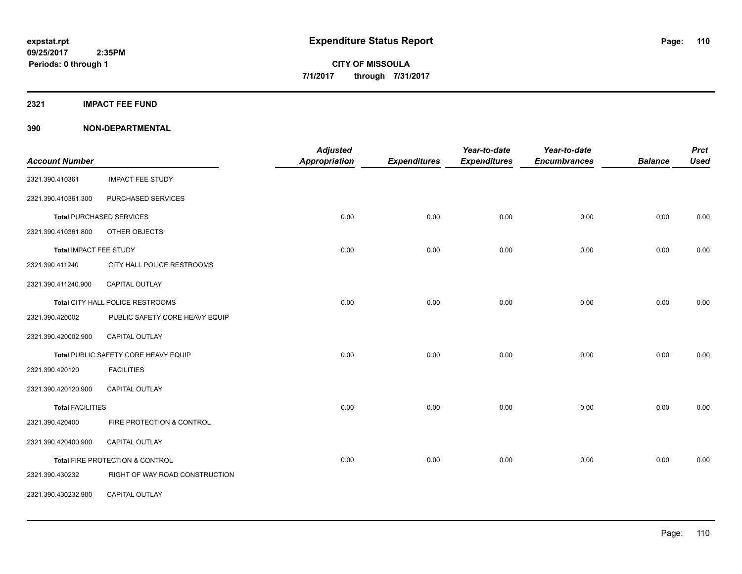**expstat.rpt**
**09/25/2017 2:35PM**
**Periods: 0 through 1**

# Expenditure Status Report

**CITY OF MISSOULA**
**7/1/2017 through 7/31/2017**

## 2321 IMPACT FEE FUND

## 390 NON-DEPARTMENTAL

| Account Number | | Adjusted Appropriation | Expenditures | Year-to-date Expenditures | Year-to-date Encumbrances | Balance | Prct Used |
|---|---|---|---|---|---|---|---|
| 2321.390.410361 | IMPACT FEE STUDY | | | | | | |
| 2321.390.410361.300 | PURCHASED SERVICES | | | | | | |
| **Total** PURCHASED SERVICES | | 0.00 | 0.00 | 0.00 | 0.00 | 0.00 | 0.00 |
| 2321.390.410361.800 | OTHER OBJECTS | | | | | | |
| **Total** IMPACT FEE STUDY | | 0.00 | 0.00 | 0.00 | 0.00 | 0.00 | 0.00 |
| 2321.390.411240 | CITY HALL POLICE RESTROOMS | | | | | | |
| 2321.390.411240.900 | CAPITAL OUTLAY | | | | | | |
| **Total** CITY HALL POLICE RESTROOMS | | 0.00 | 0.00 | 0.00 | 0.00 | 0.00 | 0.00 |
| 2321.390.420002 | PUBLIC SAFETY CORE HEAVY EQUIP | | | | | | |
| 2321.390.420002.900 | CAPITAL OUTLAY | | | | | | |
| **Total** PUBLIC SAFETY CORE HEAVY EQUIP | | 0.00 | 0.00 | 0.00 | 0.00 | 0.00 | 0.00 |
| 2321.390.420120 | FACILITIES | | | | | | |
| 2321.390.420120.900 | CAPITAL OUTLAY | | | | | | |
| **Total** FACILITIES | | 0.00 | 0.00 | 0.00 | 0.00 | 0.00 | 0.00 |
| 2321.390.420400 | FIRE PROTECTION & CONTROL | | | | | | |
| 2321.390.420400.900 | CAPITAL OUTLAY | | | | | | |
| **Total** FIRE PROTECTION & CONTROL | | 0.00 | 0.00 | 0.00 | 0.00 | 0.00 | 0.00 |
| 2321.390.430232 | RIGHT OF WAY ROAD CONSTRUCTION | | | | | | |
| 2321.390.430232.900 | CAPITAL OUTLAY | | | | | | |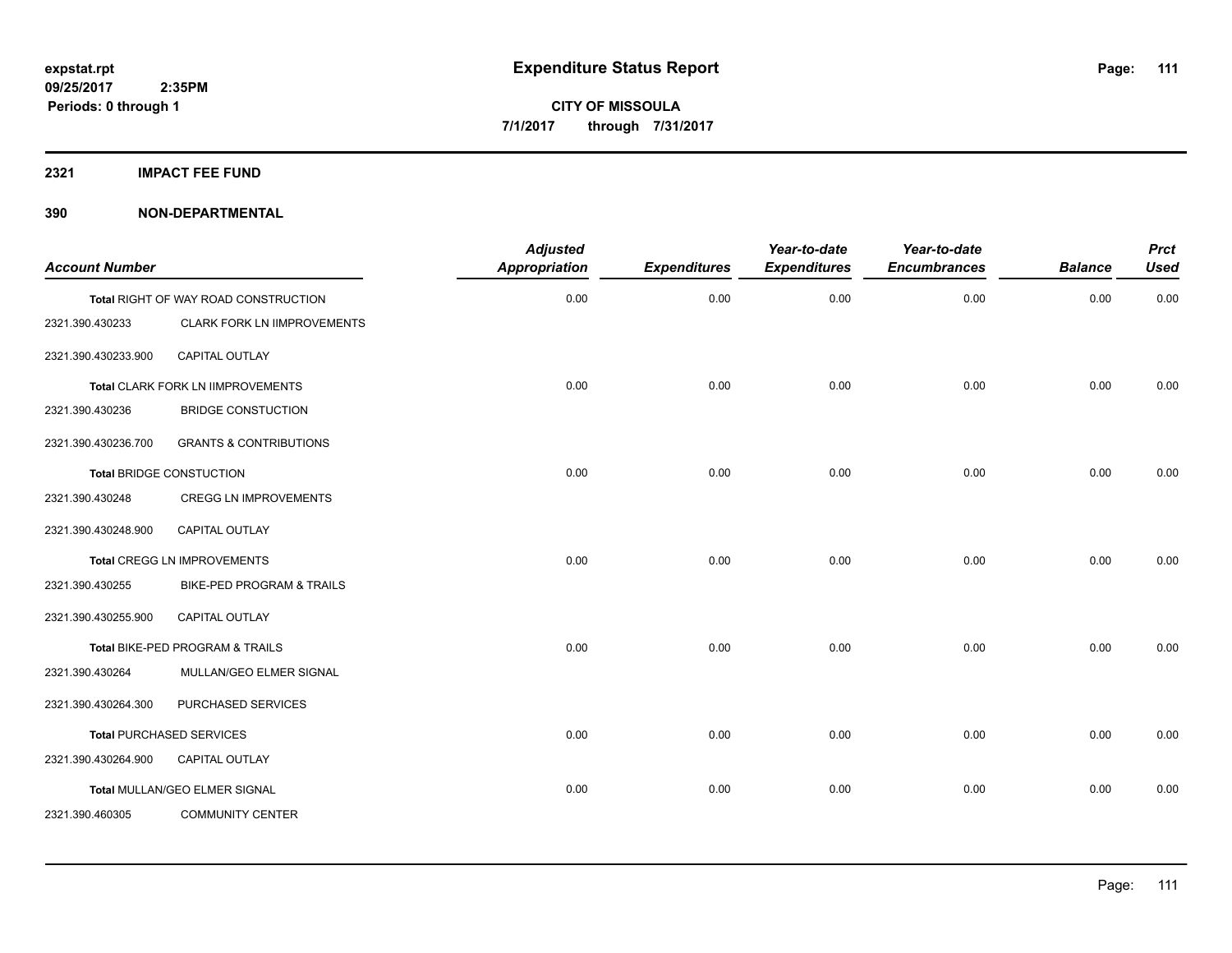# Expenditure Status Report

expstat.rpt
09/25/2017 2:35PM
Periods: 0 through 1

**CITY OF MISSOULA**
**7/1/2017 through 7/31/2017**

## 2321 IMPACT FEE FUND

## 390 NON-DEPARTMENTAL

| Account Number | | Adjusted Appropriation | Expenditures | Year-to-date Expenditures | Year-to-date Encumbrances | Balance | Prct Used |
|---|---|---|---|---|---|---|---|
| Total RIGHT OF WAY ROAD CONSTRUCTION | | 0.00 | 0.00 | 0.00 | 0.00 | 0.00 | 0.00 |
| 2321.390.430233 | CLARK FORK LN IIMPROVEMENTS | | | | | | |
| 2321.390.430233.900 | CAPITAL OUTLAY | | | | | | |
| Total CLARK FORK LN IIMPROVEMENTS | | 0.00 | 0.00 | 0.00 | 0.00 | 0.00 | 0.00 |
| 2321.390.430236 | BRIDGE CONSTUCTION | | | | | | |
| 2321.390.430236.700 | GRANTS & CONTRIBUTIONS | | | | | | |
| Total BRIDGE CONSTUCTION | | 0.00 | 0.00 | 0.00 | 0.00 | 0.00 | 0.00 |
| 2321.390.430248 | CREGG LN IMPROVEMENTS | | | | | | |
| 2321.390.430248.900 | CAPITAL OUTLAY | | | | | | |
| Total CREGG LN IMPROVEMENTS | | 0.00 | 0.00 | 0.00 | 0.00 | 0.00 | 0.00 |
| 2321.390.430255 | BIKE-PED PROGRAM & TRAILS | | | | | | |
| 2321.390.430255.900 | CAPITAL OUTLAY | | | | | | |
| Total BIKE-PED PROGRAM & TRAILS | | 0.00 | 0.00 | 0.00 | 0.00 | 0.00 | 0.00 |
| 2321.390.430264 | MULLAN/GEO ELMER SIGNAL | | | | | | |
| 2321.390.430264.300 | PURCHASED SERVICES | | | | | | |
| Total PURCHASED SERVICES | | 0.00 | 0.00 | 0.00 | 0.00 | 0.00 | 0.00 |
| 2321.390.430264.900 | CAPITAL OUTLAY | | | | | | |
| Total MULLAN/GEO ELMER SIGNAL | | 0.00 | 0.00 | 0.00 | 0.00 | 0.00 | 0.00 |
| 2321.390.460305 | COMMUNITY CENTER | | | | | | |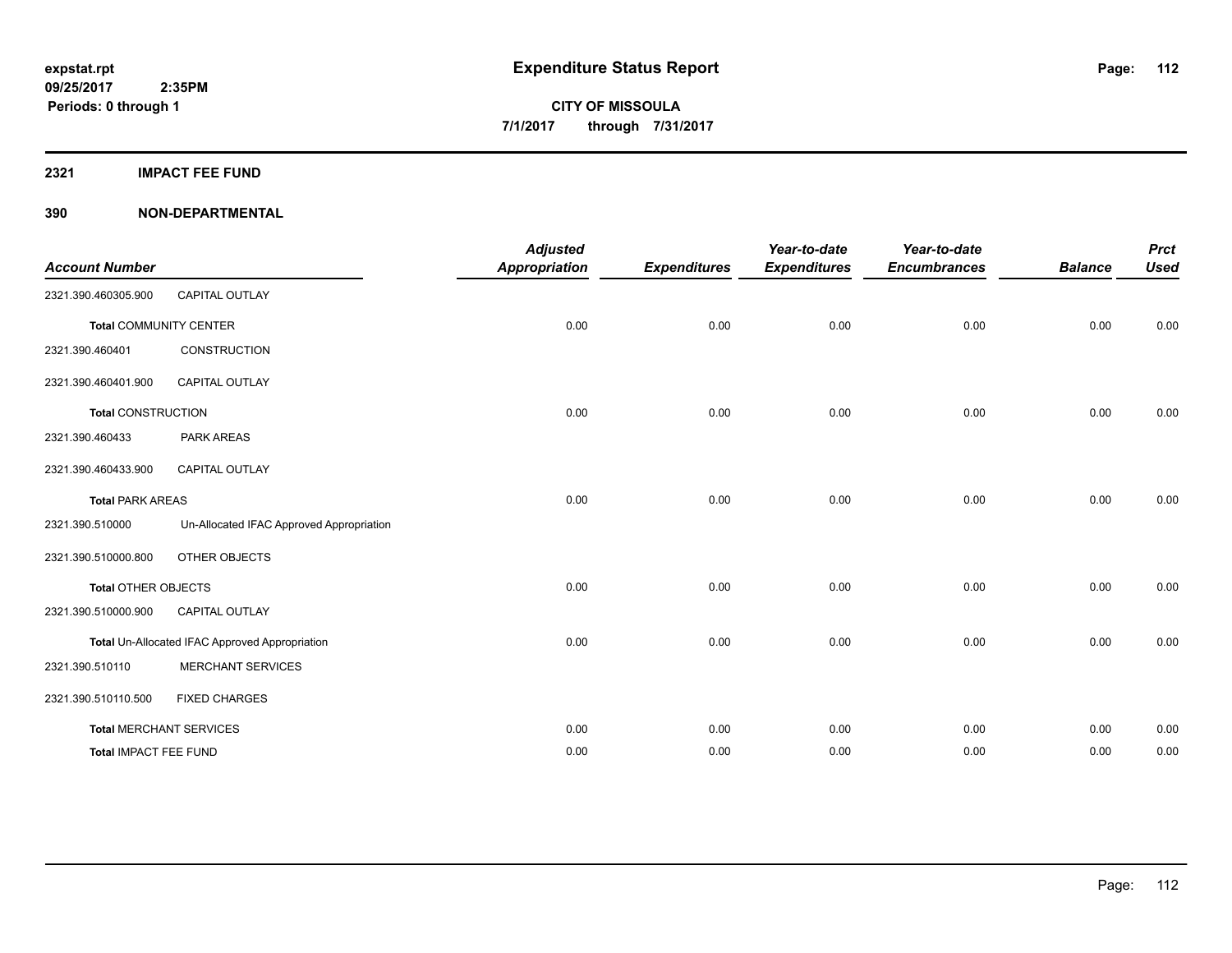**expstat.rpt**
**09/25/2017 2:35PM**
**Periods: 0 through 1**

# Expenditure Status Report

**CITY OF MISSOULA**
**7/1/2017 through 7/31/2017**

## 2321 IMPACT FEE FUND

## 390 NON-DEPARTMENTAL

| Account Number | | Adjusted Appropriation | Expenditures | Year-to-date Expenditures | Year-to-date Encumbrances | Balance | Prct Used |
|---|---|---|---|---|---|---|---|
| 2321.390.460305.900 | CAPITAL OUTLAY | | | | | | |
| **Total** COMMUNITY CENTER | | 0.00 | 0.00 | 0.00 | 0.00 | 0.00 | 0.00 |
| 2321.390.460401 | CONSTRUCTION | | | | | | |
| 2321.390.460401.900 | CAPITAL OUTLAY | | | | | | |
| **Total** CONSTRUCTION | | 0.00 | 0.00 | 0.00 | 0.00 | 0.00 | 0.00 |
| 2321.390.460433 | PARK AREAS | | | | | | |
| 2321.390.460433.900 | CAPITAL OUTLAY | | | | | | |
| **Total** PARK AREAS | | 0.00 | 0.00 | 0.00 | 0.00 | 0.00 | 0.00 |
| 2321.390.510000 | Un-Allocated IFAC Approved Appropriation | | | | | | |
| 2321.390.510000.800 | OTHER OBJECTS | | | | | | |
| **Total** OTHER OBJECTS | | 0.00 | 0.00 | 0.00 | 0.00 | 0.00 | 0.00 |
| 2321.390.510000.900 | CAPITAL OUTLAY | | | | | | |
| **Total** Un-Allocated IFAC Approved Appropriation | | 0.00 | 0.00 | 0.00 | 0.00 | 0.00 | 0.00 |
| 2321.390.510110 | MERCHANT SERVICES | | | | | | |
| 2321.390.510110.500 | FIXED CHARGES | | | | | | |
| **Total** MERCHANT SERVICES | | 0.00 | 0.00 | 0.00 | 0.00 | 0.00 | 0.00 |
| **Total** IMPACT FEE FUND | | 0.00 | 0.00 | 0.00 | 0.00 | 0.00 | 0.00 |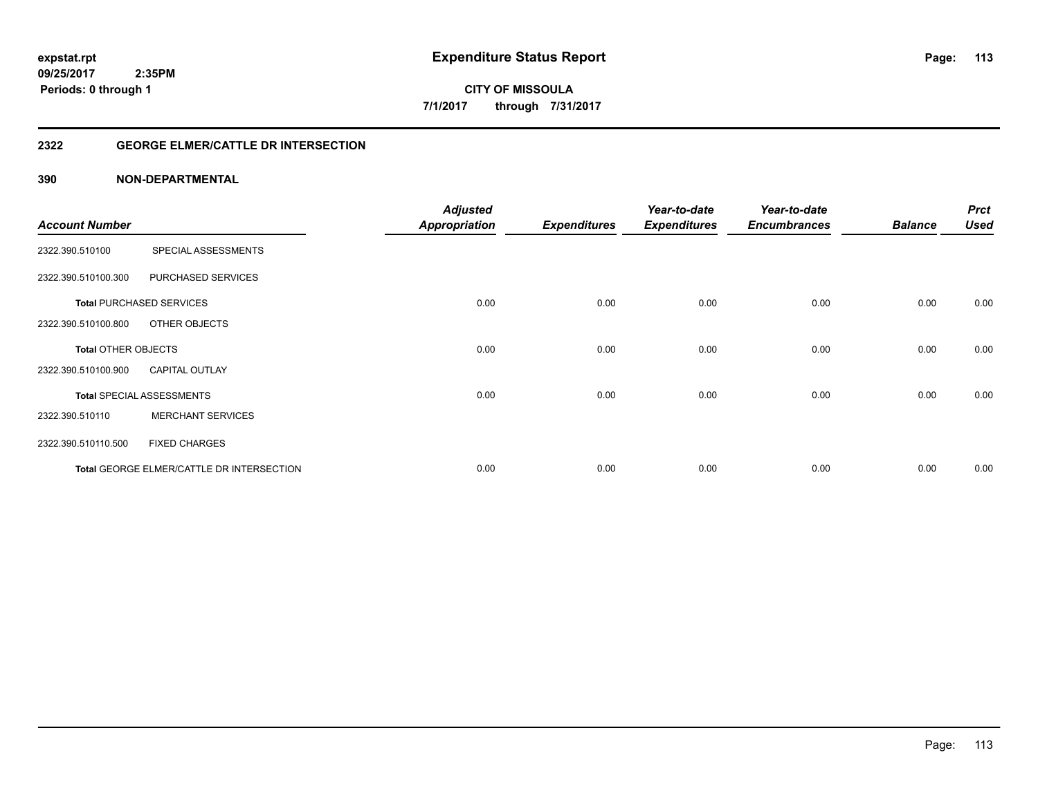# Expenditure Status Report

expstat.rpt
09/25/2017 2:35PM
Periods: 0 through 1

**CITY OF MISSOULA**
**7/1/2017 through 7/31/2017**

## 2322 GEORGE ELMER/CATTLE DR INTERSECTION

### 390 NON-DEPARTMENTAL

| Account Number | | Adjusted Appropriation | Expenditures | Year-to-date Expenditures | Year-to-date Encumbrances | Balance | Prct Used |
|---|---|---|---|---|---|---|---|
| 2322.390.510100 | SPECIAL ASSESSMENTS | | | | | | |
| 2322.390.510100.300 | PURCHASED SERVICES | | | | | | |
| **Total** PURCHASED SERVICES | | 0.00 | 0.00 | 0.00 | 0.00 | 0.00 | 0.00 |
| 2322.390.510100.800 | OTHER OBJECTS | | | | | | |
| **Total** OTHER OBJECTS | | 0.00 | 0.00 | 0.00 | 0.00 | 0.00 | 0.00 |
| 2322.390.510100.900 | CAPITAL OUTLAY | | | | | | |
| **Total** SPECIAL ASSESSMENTS | | 0.00 | 0.00 | 0.00 | 0.00 | 0.00 | 0.00 |
| 2322.390.510110 | MERCHANT SERVICES | | | | | | |
| 2322.390.510110.500 | FIXED CHARGES | | | | | | |
| **Total** GEORGE ELMER/CATTLE DR INTERSECTION | | 0.00 | 0.00 | 0.00 | 0.00 | 0.00 | 0.00 |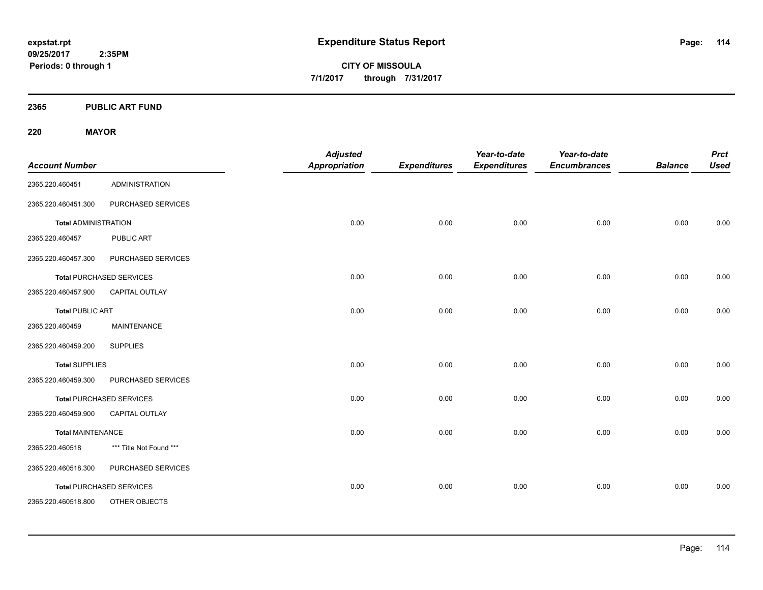# Expenditure Status Report

expstat.rpt
09/25/2017 2:35PM
Periods: 0 through 1

**CITY OF MISSOULA**
**7/1/2017 through 7/31/2017**

## 2365 PUBLIC ART FUND

### 220 MAYOR

| Account Number | | Adjusted Appropriation | Expenditures | Year-to-date Expenditures | Year-to-date Encumbrances | Balance | Prct Used |
|---|---|---|---|---|---|---|---|
| 2365.220.460451 | ADMINISTRATION | | | | | | |
| 2365.220.460451.300 | PURCHASED SERVICES | | | | | | |
| **Total** ADMINISTRATION | | 0.00 | 0.00 | 0.00 | 0.00 | 0.00 | 0.00 |
| 2365.220.460457 | PUBLIC ART | | | | | | |
| 2365.220.460457.300 | PURCHASED SERVICES | | | | | | |
| **Total** PURCHASED SERVICES | | 0.00 | 0.00 | 0.00 | 0.00 | 0.00 | 0.00 |
| 2365.220.460457.900 | CAPITAL OUTLAY | | | | | | |
| **Total** PUBLIC ART | | 0.00 | 0.00 | 0.00 | 0.00 | 0.00 | 0.00 |
| 2365.220.460459 | MAINTENANCE | | | | | | |
| 2365.220.460459.200 | SUPPLIES | | | | | | |
| **Total** SUPPLIES | | 0.00 | 0.00 | 0.00 | 0.00 | 0.00 | 0.00 |
| 2365.220.460459.300 | PURCHASED SERVICES | | | | | | |
| **Total** PURCHASED SERVICES | | 0.00 | 0.00 | 0.00 | 0.00 | 0.00 | 0.00 |
| 2365.220.460459.900 | CAPITAL OUTLAY | | | | | | |
| **Total** MAINTENANCE | | 0.00 | 0.00 | 0.00 | 0.00 | 0.00 | 0.00 |
| 2365.220.460518 | *** Title Not Found *** | | | | | | |
| 2365.220.460518.300 | PURCHASED SERVICES | | | | | | |
| **Total** PURCHASED SERVICES | | 0.00 | 0.00 | 0.00 | 0.00 | 0.00 | 0.00 |
| 2365.220.460518.800 | OTHER OBJECTS | | | | | | |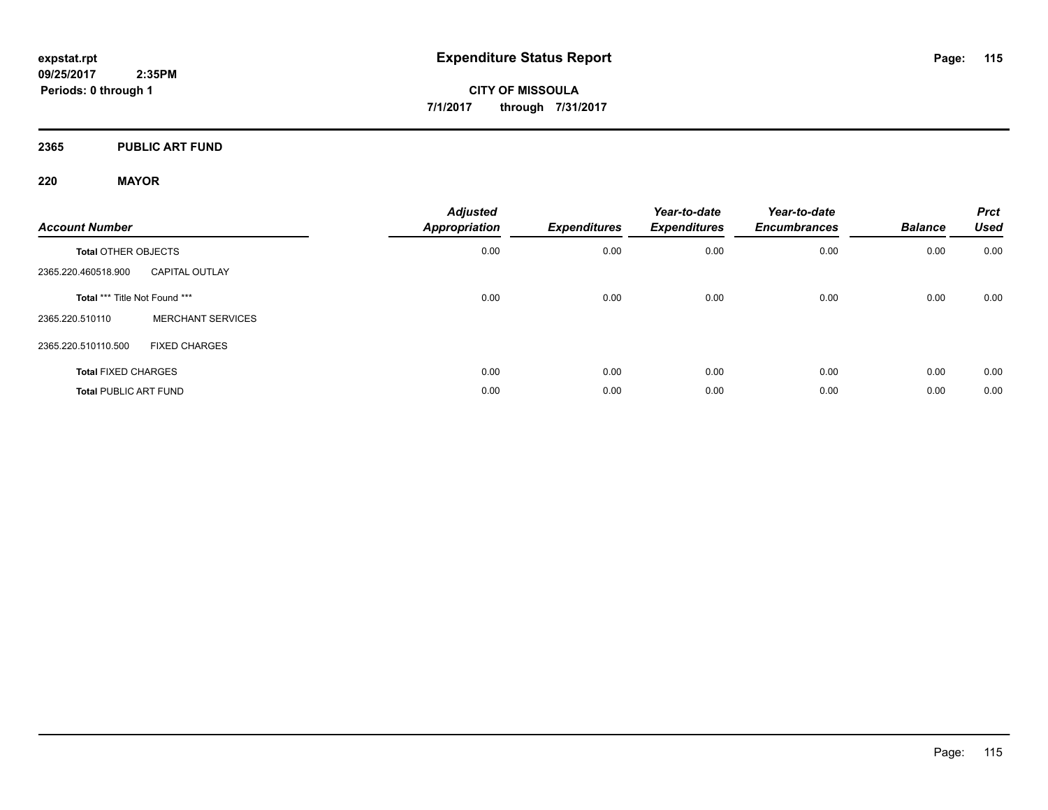**expstat.rpt**
**09/25/2017 2:35PM**
**Periods: 0 through 1**

# Expenditure Status Report

**CITY OF MISSOULA**
**7/1/2017 through 7/31/2017**

## 2365 PUBLIC ART FUND

## 220 MAYOR

| Account Number | | Adjusted Appropriation | Expenditures | Year-to-date Expenditures | Year-to-date Encumbrances | Balance | Prct Used |
|---|---|---|---|---|---|---|---|
| **Total** OTHER OBJECTS | | 0.00 | 0.00 | 0.00 | 0.00 | 0.00 | 0.00 |
| 2365.220.460518.900 | CAPITAL OUTLAY | | | | | | |
| **Total** *** Title Not Found *** | | 0.00 | 0.00 | 0.00 | 0.00 | 0.00 | 0.00 |
| 2365.220.510110 | MERCHANT SERVICES | | | | | | |
| 2365.220.510110.500 | FIXED CHARGES | | | | | | |
| **Total** FIXED CHARGES | | 0.00 | 0.00 | 0.00 | 0.00 | 0.00 | 0.00 |
| **Total** PUBLIC ART FUND | | 0.00 | 0.00 | 0.00 | 0.00 | 0.00 | 0.00 |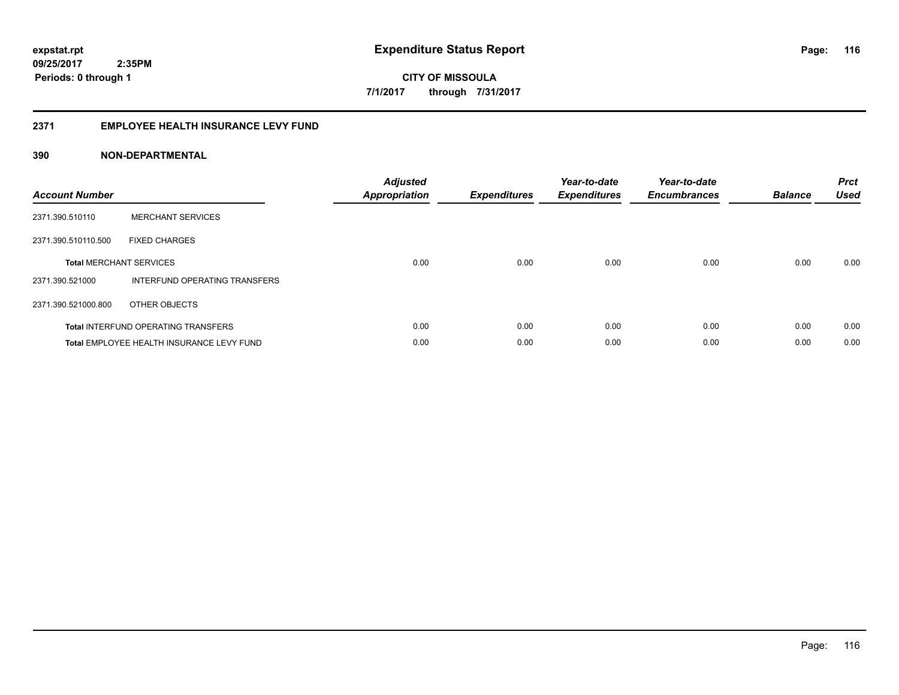expstat.rpt
09/25/2017 2:35PM
Periods: 0 through 1

# Expenditure Status Report

**CITY OF MISSOULA**
**7/1/2017 through 7/31/2017**

## 2371 EMPLOYEE HEALTH INSURANCE LEVY FUND

### 390 NON-DEPARTMENTAL

| Account Number | | Adjusted Appropriation | Expenditures | Year-to-date Expenditures | Year-to-date Encumbrances | Balance | Prct Used |
|---|---|---|---|---|---|---|---|
| 2371.390.510110 | MERCHANT SERVICES | | | | | | |
| 2371.390.510110.500 | FIXED CHARGES | | | | | | |
| **Total** MERCHANT SERVICES | | 0.00 | 0.00 | 0.00 | 0.00 | 0.00 | 0.00 |
| 2371.390.521000 | INTERFUND OPERATING TRANSFERS | | | | | | |
| 2371.390.521000.800 | OTHER OBJECTS | | | | | | |
| **Total** INTERFUND OPERATING TRANSFERS | | 0.00 | 0.00 | 0.00 | 0.00 | 0.00 | 0.00 |
| **Total** EMPLOYEE HEALTH INSURANCE LEVY FUND | | 0.00 | 0.00 | 0.00 | 0.00 | 0.00 | 0.00 |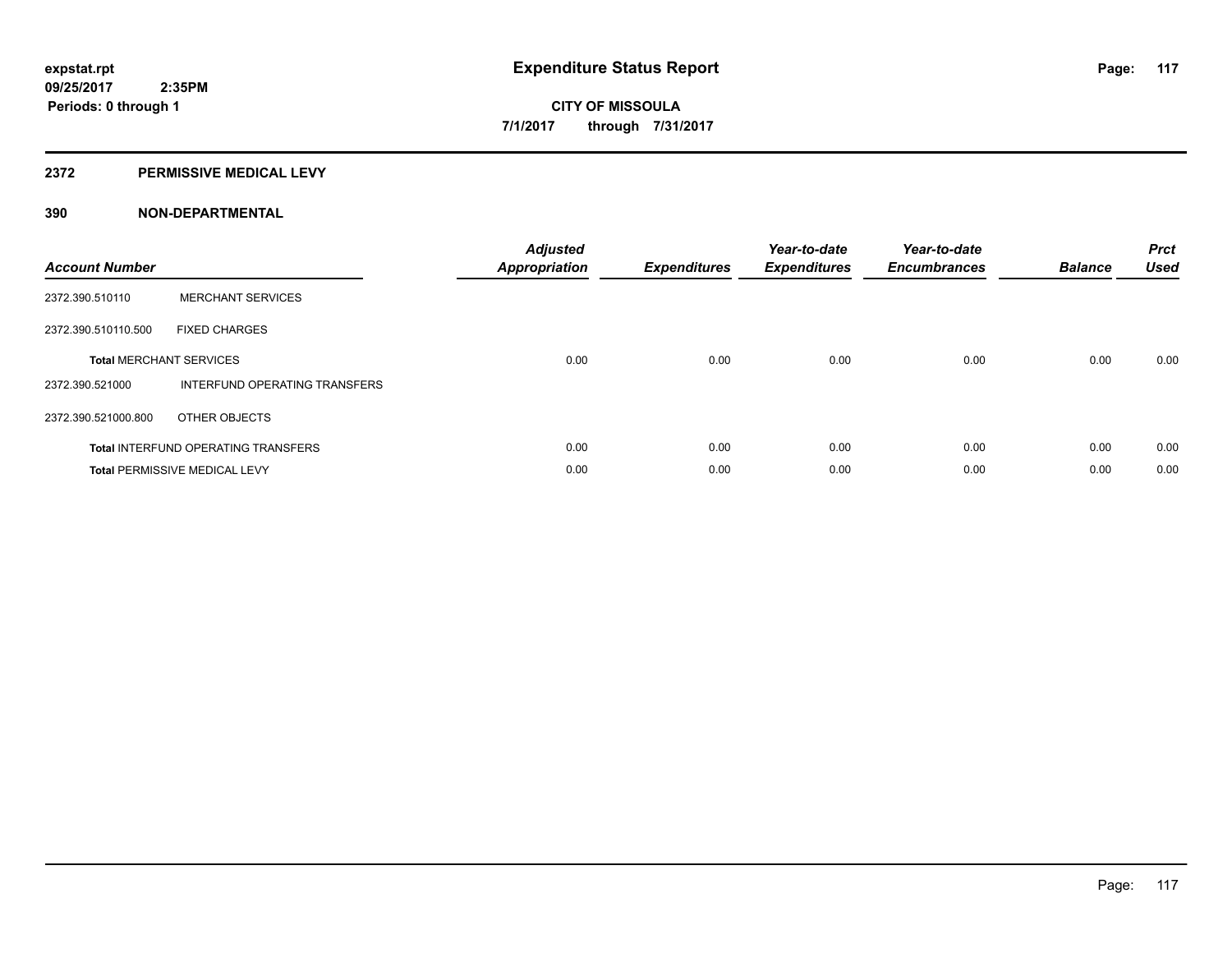**expstat.rpt**
**09/25/2017 2:35PM**
**Periods: 0 through 1**

# Expenditure Status Report

**CITY OF MISSOULA**
**7/1/2017 through 7/31/2017**

## 2372 PERMISSIVE MEDICAL LEVY

### 390 NON-DEPARTMENTAL

| Account Number | | Adjusted Appropriation | Expenditures | Year-to-date Expenditures | Year-to-date Encumbrances | Balance | Prct Used |
|---|---|---|---|---|---|---|---|
| 2372.390.510110 | MERCHANT SERVICES | | | | | | |
| 2372.390.510110.500 | FIXED CHARGES | | | | | | |
| **Total** MERCHANT SERVICES | | 0.00 | 0.00 | 0.00 | 0.00 | 0.00 | 0.00 |
| 2372.390.521000 | INTERFUND OPERATING TRANSFERS | | | | | | |
| 2372.390.521000.800 | OTHER OBJECTS | | | | | | |
| **Total** INTERFUND OPERATING TRANSFERS | | 0.00 | 0.00 | 0.00 | 0.00 | 0.00 | 0.00 |
| **Total** PERMISSIVE MEDICAL LEVY | | 0.00 | 0.00 | 0.00 | 0.00 | 0.00 | 0.00 |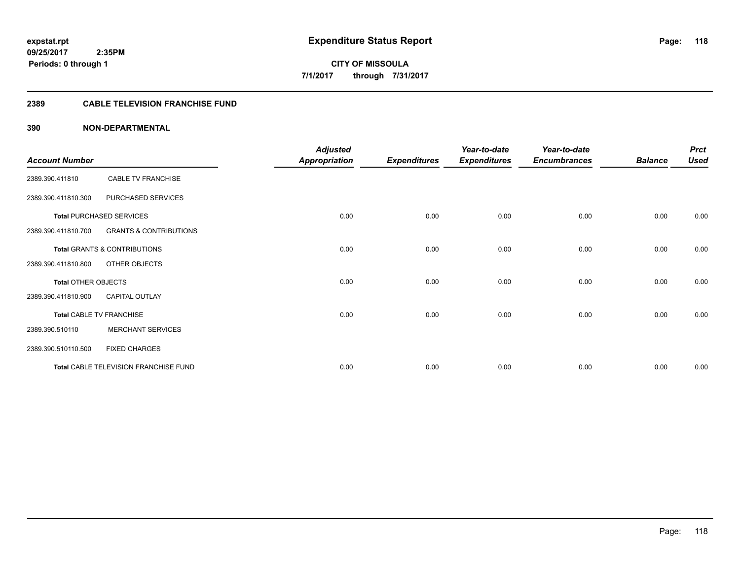**expstat.rpt**
**09/25/2017 2:35PM**
**Periods: 0 through 1**

# Expenditure Status Report

**CITY OF MISSOULA**
**7/1/2017 through 7/31/2017**

## 2389 CABLE TELEVISION FRANCHISE FUND

## 390 NON-DEPARTMENTAL

| Account Number | | Adjusted Appropriation | Expenditures | Year-to-date Expenditures | Year-to-date Encumbrances | Balance | Prct Used |
|---|---|---|---|---|---|---|---|
| 2389.390.411810 | CABLE TV FRANCHISE | | | | | | |
| 2389.390.411810.300 | PURCHASED SERVICES | | | | | | |
| **Total** PURCHASED SERVICES | | 0.00 | 0.00 | 0.00 | 0.00 | 0.00 | 0.00 |
| 2389.390.411810.700 | GRANTS & CONTRIBUTIONS | | | | | | |
| **Total** GRANTS & CONTRIBUTIONS | | 0.00 | 0.00 | 0.00 | 0.00 | 0.00 | 0.00 |
| 2389.390.411810.800 | OTHER OBJECTS | | | | | | |
| **Total** OTHER OBJECTS | | 0.00 | 0.00 | 0.00 | 0.00 | 0.00 | 0.00 |
| 2389.390.411810.900 | CAPITAL OUTLAY | | | | | | |
| **Total** CABLE TV FRANCHISE | | 0.00 | 0.00 | 0.00 | 0.00 | 0.00 | 0.00 |
| 2389.390.510110 | MERCHANT SERVICES | | | | | | |
| 2389.390.510110.500 | FIXED CHARGES | | | | | | |
| **Total** CABLE TELEVISION FRANCHISE FUND | | 0.00 | 0.00 | 0.00 | 0.00 | 0.00 | 0.00 |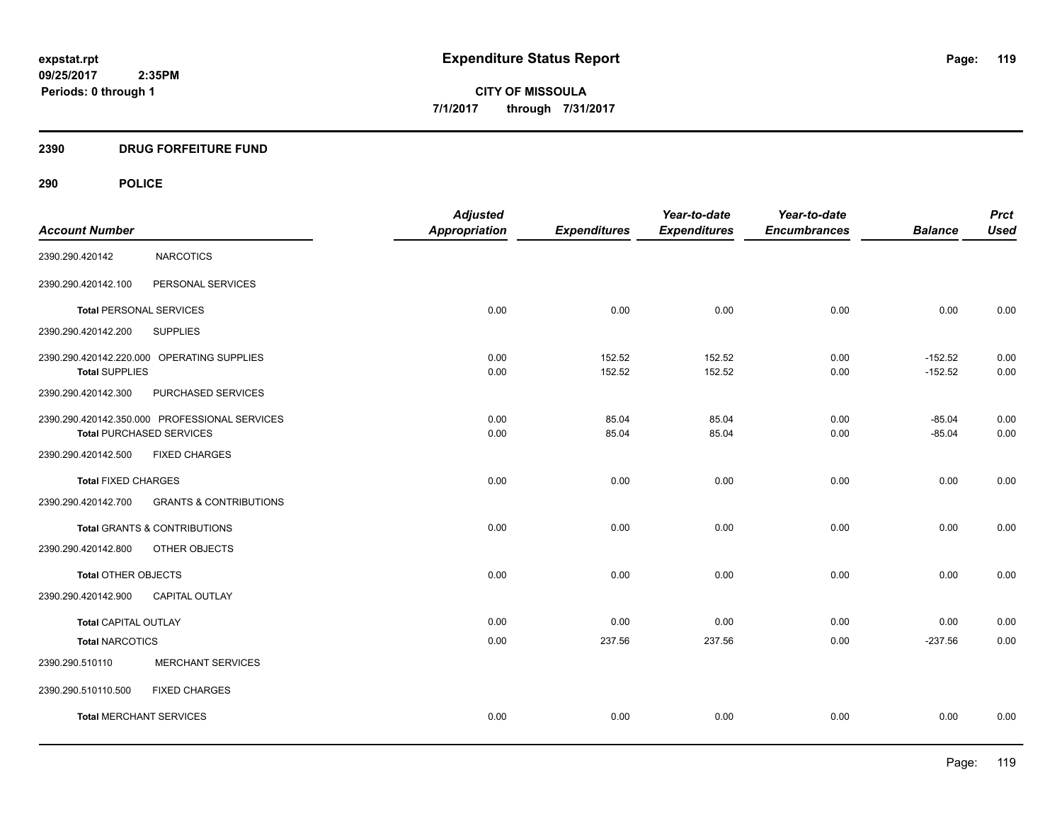# Expenditure Status Report

**CITY OF MISSOULA**

**7/1/2017 through 7/31/2017**

expstat.rpt
09/25/2017 2:35PM
Periods: 0 through 1

## 2390 DRUG FORFEITURE FUND

## 290 POLICE

| Account Number | | Adjusted Appropriation | Expenditures | Year-to-date Expenditures | Year-to-date Encumbrances | Balance | Prct Used |
|---|---|---|---|---|---|---|---|
| 2390.290.420142 | NARCOTICS | | | | | | |
| 2390.290.420142.100 | PERSONAL SERVICES | | | | | | |
| **Total** PERSONAL SERVICES | | 0.00 | 0.00 | 0.00 | 0.00 | 0.00 | 0.00 |
| 2390.290.420142.200 | SUPPLIES | | | | | | |
| 2390.290.420142.220.000 | OPERATING SUPPLIES | 0.00 | 152.52 | 152.52 | 0.00 | -152.52 | 0.00 |
| **Total SUPPLIES** | | 0.00 | 152.52 | 152.52 | 0.00 | -152.52 | 0.00 |
| 2390.290.420142.300 | PURCHASED SERVICES | | | | | | |
| 2390.290.420142.350.000 | PROFESSIONAL SERVICES | 0.00 | 85.04 | 85.04 | 0.00 | -85.04 | 0.00 |
| **Total** PURCHASED SERVICES | | 0.00 | 85.04 | 85.04 | 0.00 | -85.04 | 0.00 |
| 2390.290.420142.500 | FIXED CHARGES | | | | | | |
| **Total** FIXED CHARGES | | 0.00 | 0.00 | 0.00 | 0.00 | 0.00 | 0.00 |
| 2390.290.420142.700 | GRANTS & CONTRIBUTIONS | | | | | | |
| **Total** GRANTS & CONTRIBUTIONS | | 0.00 | 0.00 | 0.00 | 0.00 | 0.00 | 0.00 |
| 2390.290.420142.800 | OTHER OBJECTS | | | | | | |
| **Total** OTHER OBJECTS | | 0.00 | 0.00 | 0.00 | 0.00 | 0.00 | 0.00 |
| 2390.290.420142.900 | CAPITAL OUTLAY | | | | | | |
| **Total** CAPITAL OUTLAY | | 0.00 | 0.00 | 0.00 | 0.00 | 0.00 | 0.00 |
| **Total** NARCOTICS | | 0.00 | 237.56 | 237.56 | 0.00 | -237.56 | 0.00 |
| 2390.290.510110 | MERCHANT SERVICES | | | | | | |
| 2390.290.510110.500 | FIXED CHARGES | | | | | | |
| **Total** MERCHANT SERVICES | | 0.00 | 0.00 | 0.00 | 0.00 | 0.00 | 0.00 |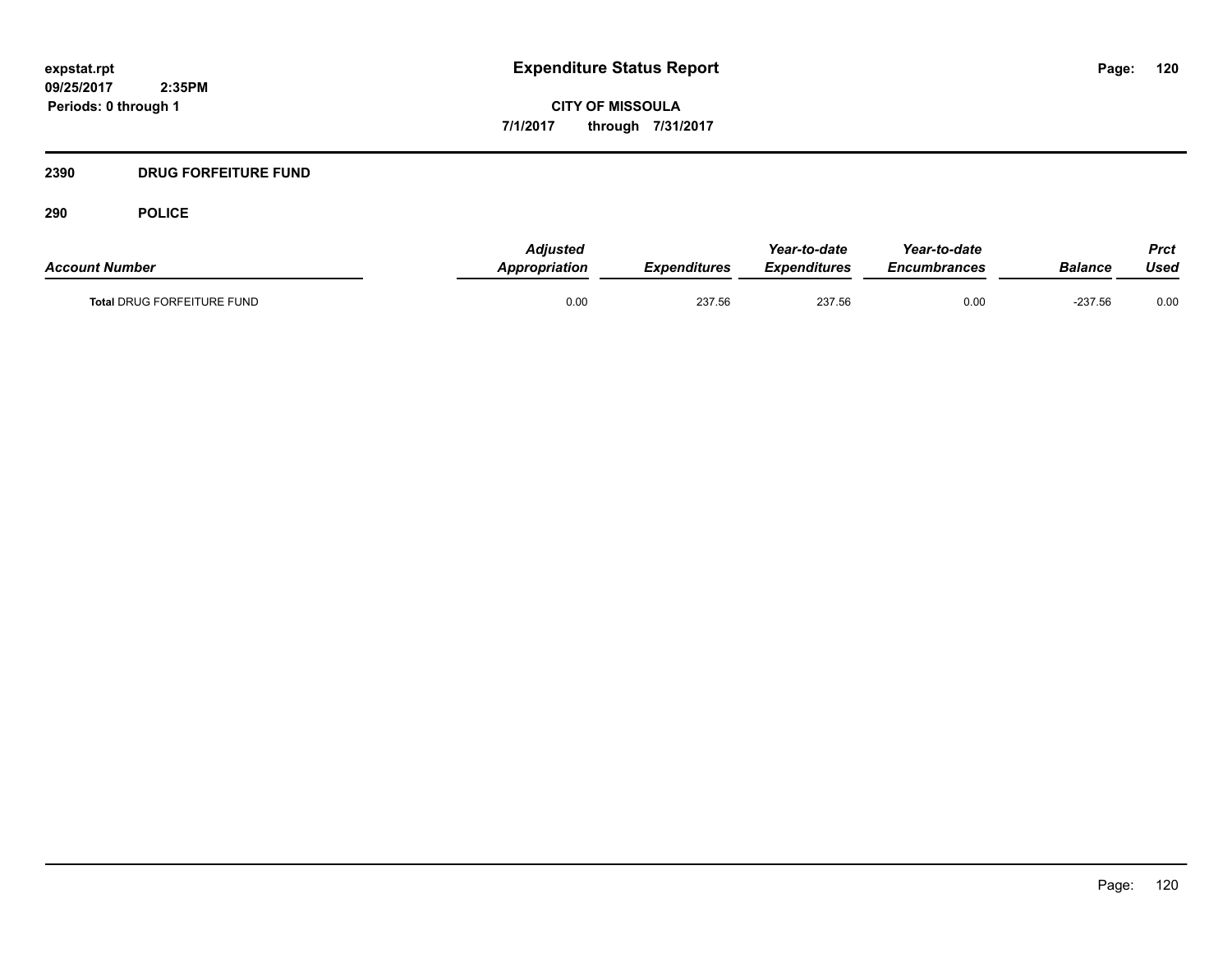**Expenditure Status Report**

**CITY OF MISSOULA**

**7/1/2017 through 7/31/2017**

expstat.rpt
09/25/2017 2:35PM
Periods: 0 through 1

## 2390 DRUG FORFEITURE FUND

## 290 POLICE

| *Account Number* | *Adjusted Appropriation* | *Expenditures* | *Year-to-date Expenditures* | *Year-to-date Encumbrances* | *Balance* | *Prct Used* |
|---|---|---|---|---|---|---|
| **Total** DRUG FORFEITURE FUND | 0.00 | 237.56 | 237.56 | 0.00 | -237.56 | 0.00 |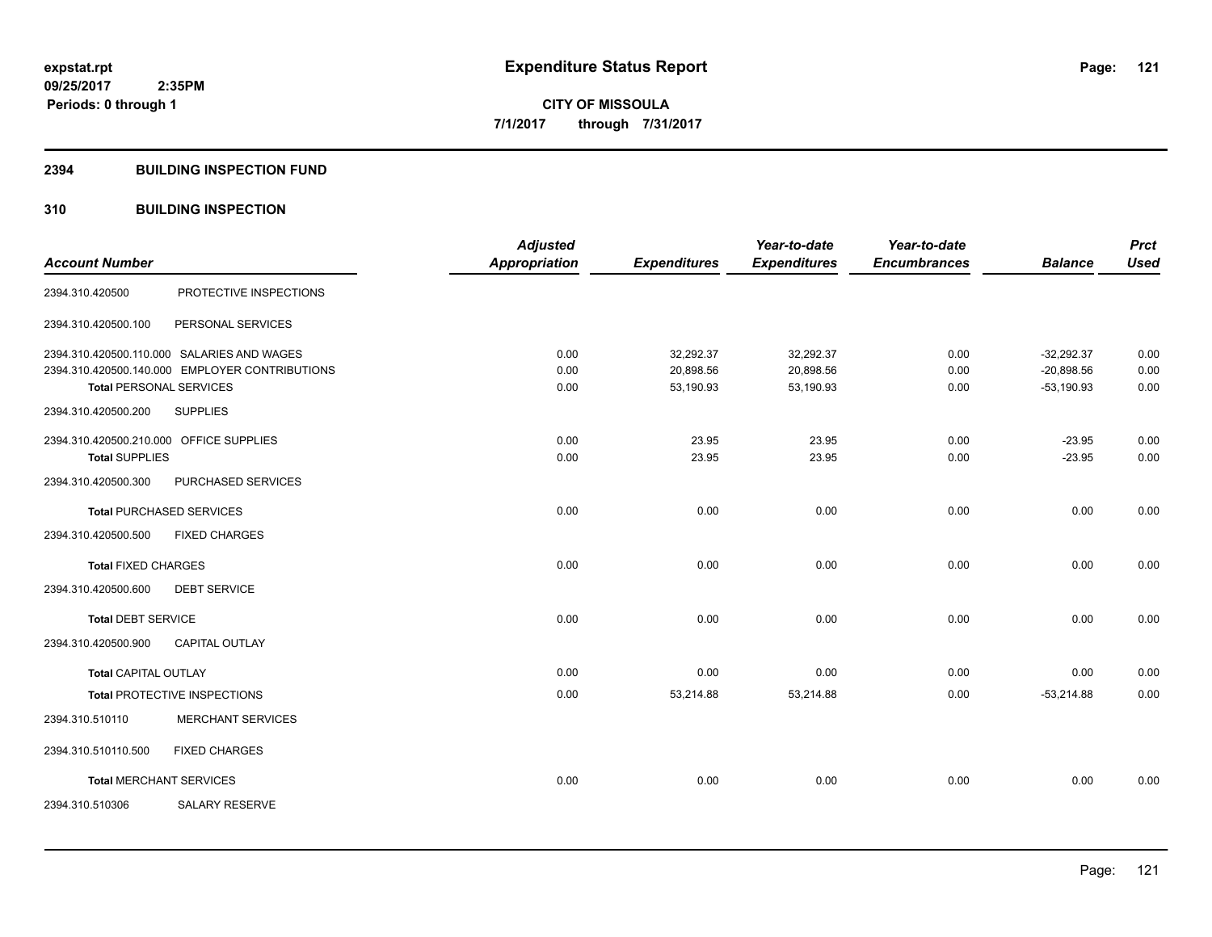# Expenditure Status Report

**CITY OF MISSOULA**

**7/1/2017 through 7/31/2017**

expstat.rpt
09/25/2017 2:35PM
Periods: 0 through 1

## 2394 BUILDING INSPECTION FUND

## 310 BUILDING INSPECTION

| Account Number | | Adjusted Appropriation | Expenditures | Year-to-date Expenditures | Year-to-date Encumbrances | Balance | Prct Used |
|---|---|---|---|---|---|---|---|
| 2394.310.420500 | PROTECTIVE INSPECTIONS | | | | | | |
| 2394.310.420500.100 | PERSONAL SERVICES | | | | | | |
| 2394.310.420500.110.000 | SALARIES AND WAGES | 0.00 | 32,292.37 | 32,292.37 | 0.00 | -32,292.37 | 0.00 |
| 2394.310.420500.140.000 | EMPLOYER CONTRIBUTIONS | 0.00 | 20,898.56 | 20,898.56 | 0.00 | -20,898.56 | 0.00 |
| **Total** PERSONAL SERVICES | | 0.00 | 53,190.93 | 53,190.93 | 0.00 | -53,190.93 | 0.00 |
| 2394.310.420500.200 | SUPPLIES | | | | | | |
| 2394.310.420500.210.000 | OFFICE SUPPLIES | 0.00 | 23.95 | 23.95 | 0.00 | -23.95 | 0.00 |
| **Total** SUPPLIES | | 0.00 | 23.95 | 23.95 | 0.00 | -23.95 | 0.00 |
| 2394.310.420500.300 | PURCHASED SERVICES | | | | | | |
| **Total** PURCHASED SERVICES | | 0.00 | 0.00 | 0.00 | 0.00 | 0.00 | 0.00 |
| 2394.310.420500.500 | FIXED CHARGES | | | | | | |
| **Total** FIXED CHARGES | | 0.00 | 0.00 | 0.00 | 0.00 | 0.00 | 0.00 |
| 2394.310.420500.600 | DEBT SERVICE | | | | | | |
| **Total** DEBT SERVICE | | 0.00 | 0.00 | 0.00 | 0.00 | 0.00 | 0.00 |
| 2394.310.420500.900 | CAPITAL OUTLAY | | | | | | |
| **Total** CAPITAL OUTLAY | | 0.00 | 0.00 | 0.00 | 0.00 | 0.00 | 0.00 |
| **Total** PROTECTIVE INSPECTIONS | | 0.00 | 53,214.88 | 53,214.88 | 0.00 | -53,214.88 | 0.00 |
| 2394.310.510110 | MERCHANT SERVICES | | | | | | |
| 2394.310.510110.500 | FIXED CHARGES | | | | | | |
| **Total** MERCHANT SERVICES | | 0.00 | 0.00 | 0.00 | 0.00 | 0.00 | 0.00 |
| 2394.310.510306 | SALARY RESERVE | | | | | | |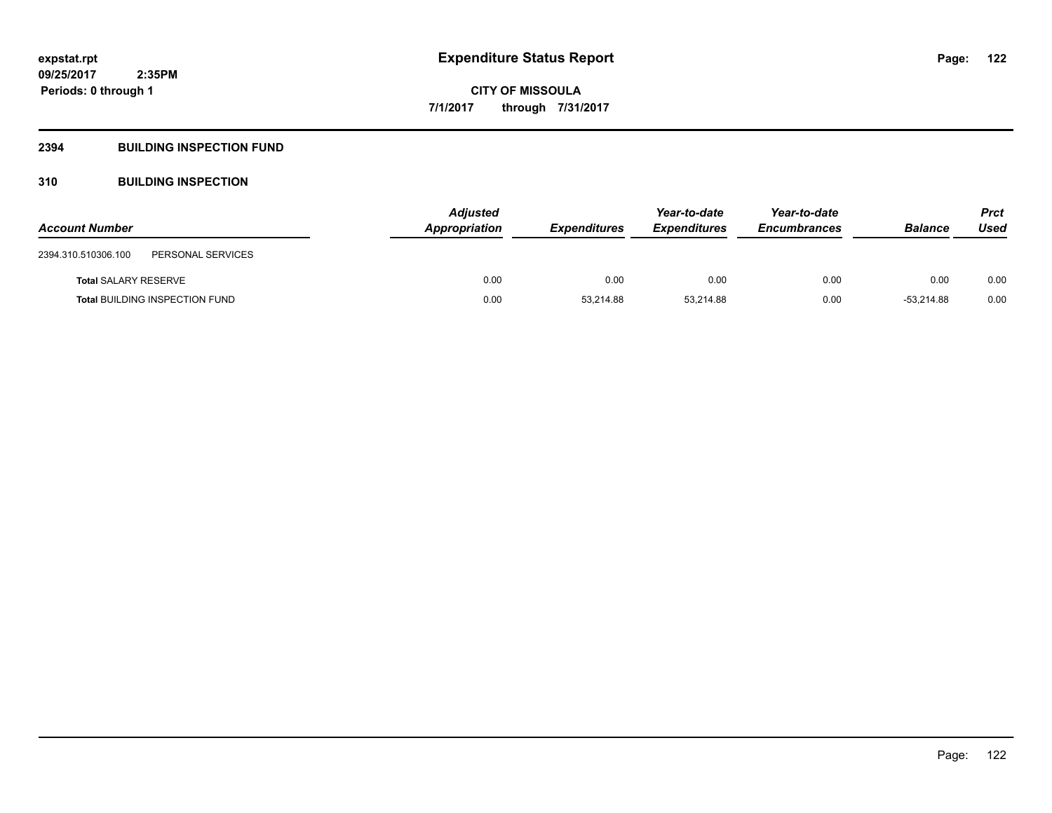**expstat.rpt**
**09/25/2017 2:35PM**
**Periods: 0 through 1**

# Expenditure Status Report

**CITY OF MISSOULA**
**7/1/2017 through 7/31/2017**

## 2394 BUILDING INSPECTION FUND

### 310 BUILDING INSPECTION

| Account Number | | Adjusted Appropriation | Expenditures | Year-to-date Expenditures | Year-to-date Encumbrances | Balance | Prct Used |
|---|---|---|---|---|---|---|---|
| 2394.310.510306.100 | PERSONAL SERVICES | | | | | | |
| **Total** SALARY RESERVE | | 0.00 | 0.00 | 0.00 | 0.00 | 0.00 | 0.00 |
| **Total** BUILDING INSPECTION FUND | | 0.00 | 53,214.88 | 53,214.88 | 0.00 | -53,214.88 | 0.00 |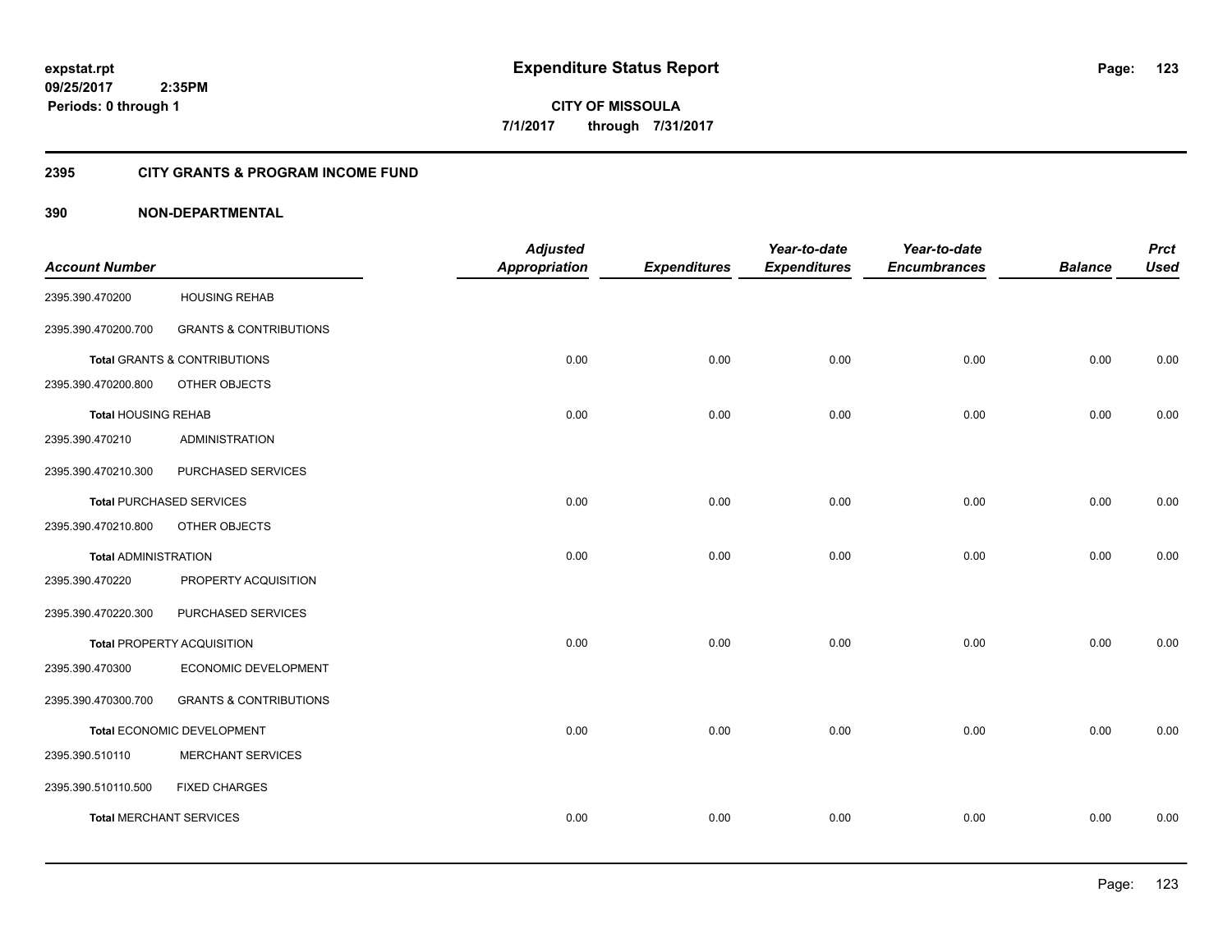**expstat.rpt**
**09/25/2017 2:35PM**
**Periods: 0 through 1**

# Expenditure Status Report

**CITY OF MISSOULA**
**7/1/2017 through 7/31/2017**

## 2395 CITY GRANTS & PROGRAM INCOME FUND

### 390 NON-DEPARTMENTAL

| Account Number | | Adjusted Appropriation | Expenditures | Year-to-date Expenditures | Year-to-date Encumbrances | Balance | Prct Used |
|---|---|---|---|---|---|---|---|
| 2395.390.470200 | HOUSING REHAB | | | | | | |
| 2395.390.470200.700 | GRANTS & CONTRIBUTIONS | | | | | | |
| **Total** GRANTS & CONTRIBUTIONS | | 0.00 | 0.00 | 0.00 | 0.00 | 0.00 | 0.00 |
| 2395.390.470200.800 | OTHER OBJECTS | | | | | | |
| **Total** HOUSING REHAB | | 0.00 | 0.00 | 0.00 | 0.00 | 0.00 | 0.00 |
| 2395.390.470210 | ADMINISTRATION | | | | | | |
| 2395.390.470210.300 | PURCHASED SERVICES | | | | | | |
| **Total** PURCHASED SERVICES | | 0.00 | 0.00 | 0.00 | 0.00 | 0.00 | 0.00 |
| 2395.390.470210.800 | OTHER OBJECTS | | | | | | |
| **Total** ADMINISTRATION | | 0.00 | 0.00 | 0.00 | 0.00 | 0.00 | 0.00 |
| 2395.390.470220 | PROPERTY ACQUISITION | | | | | | |
| 2395.390.470220.300 | PURCHASED SERVICES | | | | | | |
| **Total** PROPERTY ACQUISITION | | 0.00 | 0.00 | 0.00 | 0.00 | 0.00 | 0.00 |
| 2395.390.470300 | ECONOMIC DEVELOPMENT | | | | | | |
| 2395.390.470300.700 | GRANTS & CONTRIBUTIONS | | | | | | |
| **Total** ECONOMIC DEVELOPMENT | | 0.00 | 0.00 | 0.00 | 0.00 | 0.00 | 0.00 |
| 2395.390.510110 | MERCHANT SERVICES | | | | | | |
| 2395.390.510110.500 | FIXED CHARGES | | | | | | |
| **Total** MERCHANT SERVICES | | 0.00 | 0.00 | 0.00 | 0.00 | 0.00 | 0.00 |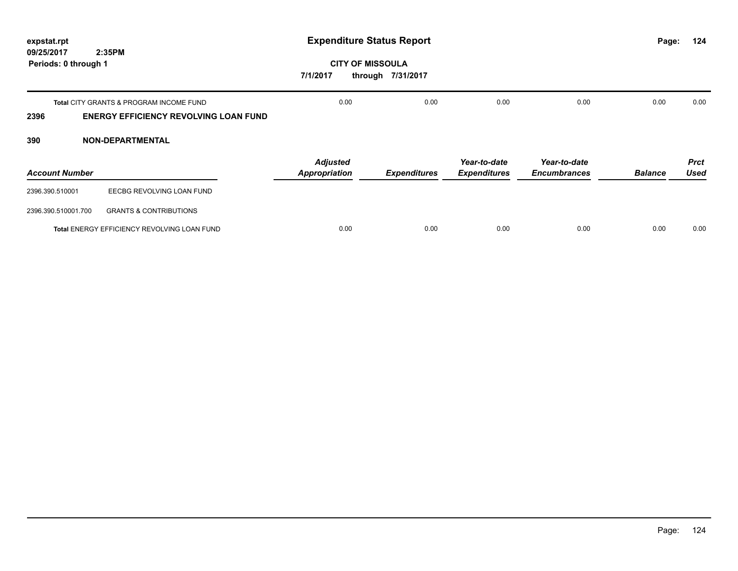| | Adjusted Appropriation | Expenditures | Year-to-date Expenditures | Year-to-date Encumbrances | Balance | Prct Used |
|---|---|---|---|---|---|---|
| **Total** CITY GRANTS & PROGRAM INCOME FUND | 0.00 | 0.00 | 0.00 | 0.00 | 0.00 | 0.00 |

## 2396 ENERGY EFFICIENCY REVOLVING LOAN FUND

### 390 NON-DEPARTMENTAL

| Account Number | | Adjusted Appropriation | Expenditures | Year-to-date Expenditures | Year-to-date Encumbrances | Balance | Prct Used |
|---|---|---|---|---|---|---|---|
| 2396.390.510001 | EECBG REVOLVING LOAN FUND | | | | | | |
| 2396.390.510001.700 | GRANTS & CONTRIBUTIONS | | | | | | |
| **Total** ENERGY EFFICIENCY REVOLVING LOAN FUND | | 0.00 | 0.00 | 0.00 | 0.00 | 0.00 | 0.00 |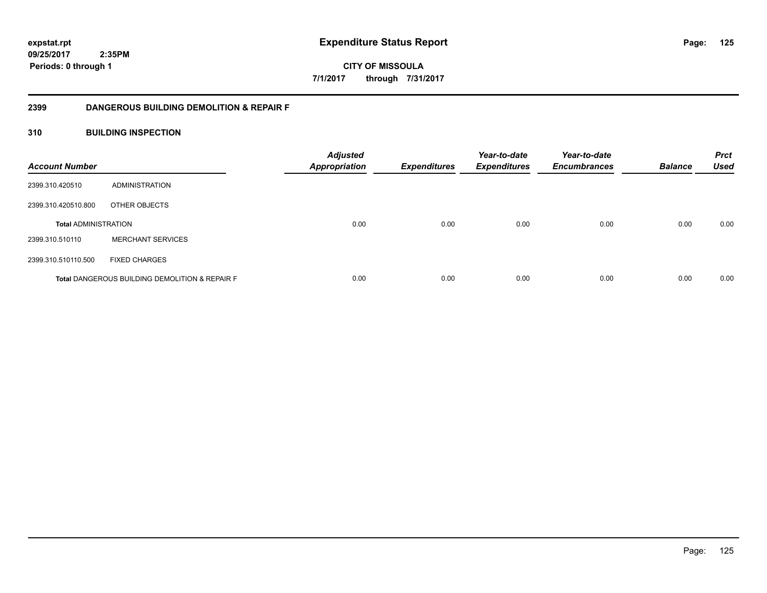# Expenditure Status Report

expstat.rpt
09/25/2017 2:35PM
Periods: 0 through 1

**CITY OF MISSOULA**
**7/1/2017 through 7/31/2017**

## 2399 DANGEROUS BUILDING DEMOLITION & REPAIR F

### 310 BUILDING INSPECTION

| Account Number | | Adjusted Appropriation | Expenditures | Year-to-date Expenditures | Year-to-date Encumbrances | Balance | Prct Used |
|---|---|---|---|---|---|---|---|
| 2399.310.420510 | ADMINISTRATION | | | | | | |
| 2399.310.420510.800 | OTHER OBJECTS | | | | | | |
| **Total** ADMINISTRATION | | 0.00 | 0.00 | 0.00 | 0.00 | 0.00 | 0.00 |
| 2399.310.510110 | MERCHANT SERVICES | | | | | | |
| 2399.310.510110.500 | FIXED CHARGES | | | | | | |
| **Total** DANGEROUS BUILDING DEMOLITION & REPAIR F | | 0.00 | 0.00 | 0.00 | 0.00 | 0.00 | 0.00 |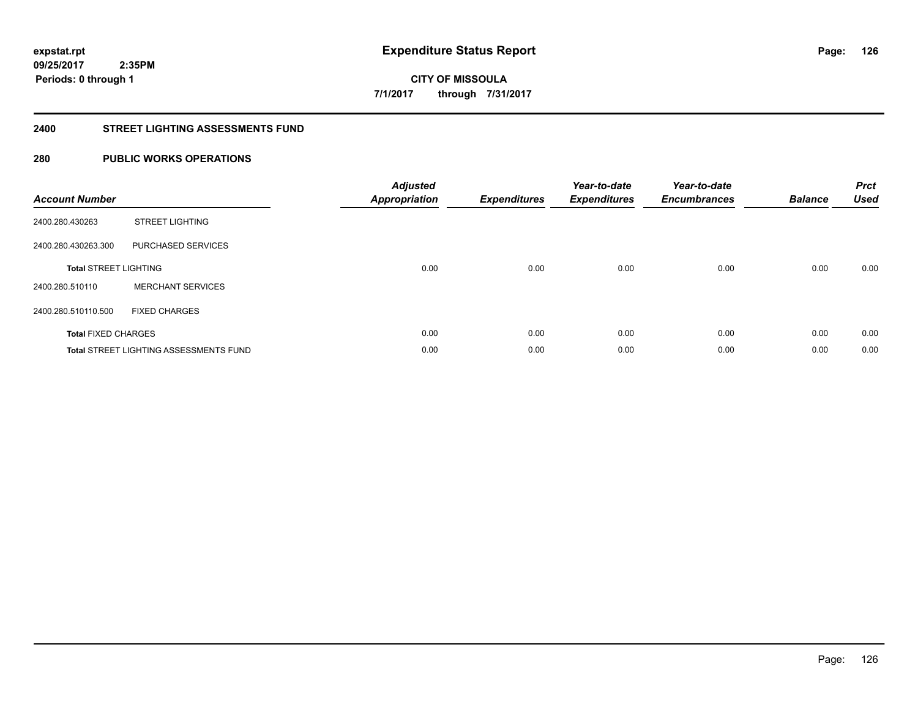**expstat.rpt**
**09/25/2017 2:35PM**
**Periods: 0 through 1**

# Expenditure Status Report

**CITY OF MISSOULA**
**7/1/2017 through 7/31/2017**

## 2400 STREET LIGHTING ASSESSMENTS FUND

## 280 PUBLIC WORKS OPERATIONS

| Account Number | | Adjusted Appropriation | Expenditures | Year-to-date Expenditures | Year-to-date Encumbrances | Balance | Prct Used |
|---|---|---|---|---|---|---|---|
| 2400.280.430263 | STREET LIGHTING | | | | | | |
| 2400.280.430263.300 | PURCHASED SERVICES | | | | | | |
| **Total** STREET LIGHTING | | 0.00 | 0.00 | 0.00 | 0.00 | 0.00 | 0.00 |
| 2400.280.510110 | MERCHANT SERVICES | | | | | | |
| 2400.280.510110.500 | FIXED CHARGES | | | | | | |
| **Total** FIXED CHARGES | | 0.00 | 0.00 | 0.00 | 0.00 | 0.00 | 0.00 |
| **Total** STREET LIGHTING ASSESSMENTS FUND | | 0.00 | 0.00 | 0.00 | 0.00 | 0.00 | 0.00 |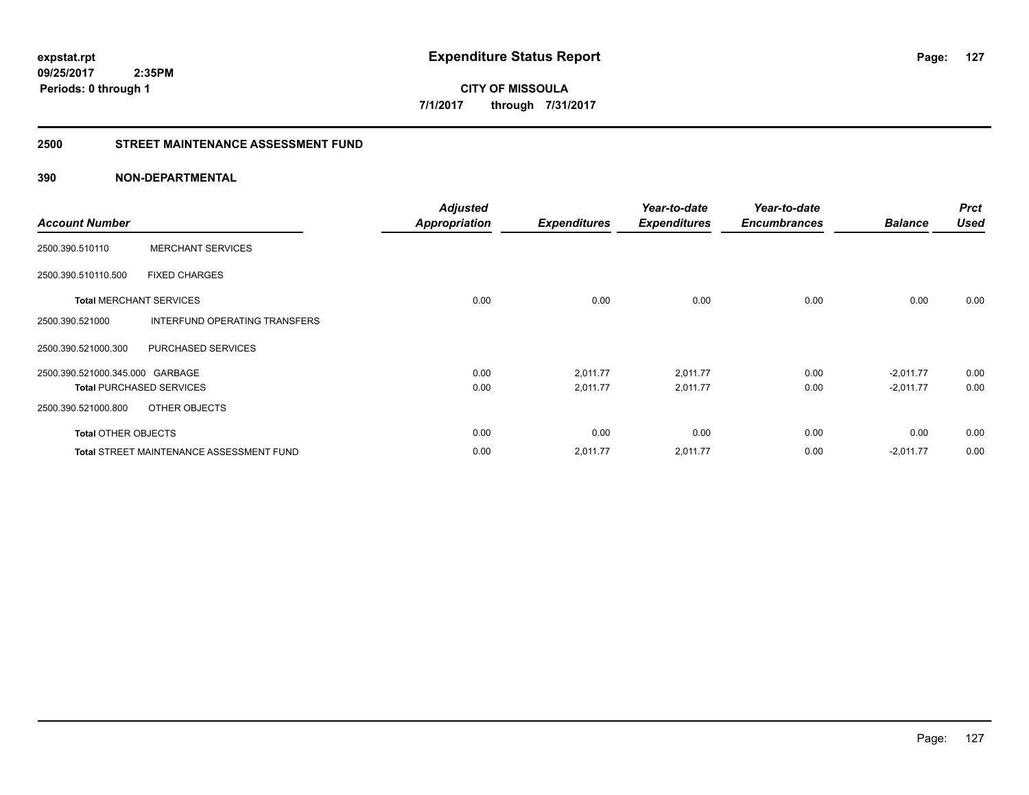expstat.rpt
09/25/2017 2:35PM
Periods: 0 through 1

# Expenditure Status Report

CITY OF MISSOULA
7/1/2017 through 7/31/2017

## 2500 STREET MAINTENANCE ASSESSMENT FUND

### 390 NON-DEPARTMENTAL

| Account Number | | Adjusted Appropriation | Expenditures | Year-to-date Expenditures | Year-to-date Encumbrances | Balance | Prct Used |
|---|---|---|---|---|---|---|---|
| 2500.390.510110 | MERCHANT SERVICES | | | | | | |
| 2500.390.510110.500 | FIXED CHARGES | | | | | | |
| **Total** MERCHANT SERVICES | | 0.00 | 0.00 | 0.00 | 0.00 | 0.00 | 0.00 |
| 2500.390.521000 | INTERFUND OPERATING TRANSFERS | | | | | | |
| 2500.390.521000.300 | PURCHASED SERVICES | | | | | | |
| 2500.390.521000.345.000 | GARBAGE | 0.00 | 2,011.77 | 2,011.77 | 0.00 | -2,011.77 | 0.00 |
| **Total** PURCHASED SERVICES | | 0.00 | 2,011.77 | 2,011.77 | 0.00 | -2,011.77 | 0.00 |
| 2500.390.521000.800 | OTHER OBJECTS | | | | | | |
| **Total** OTHER OBJECTS | | 0.00 | 0.00 | 0.00 | 0.00 | 0.00 | 0.00 |
| **Total** STREET MAINTENANCE ASSESSMENT FUND | | 0.00 | 2,011.77 | 2,011.77 | 0.00 | -2,011.77 | 0.00 |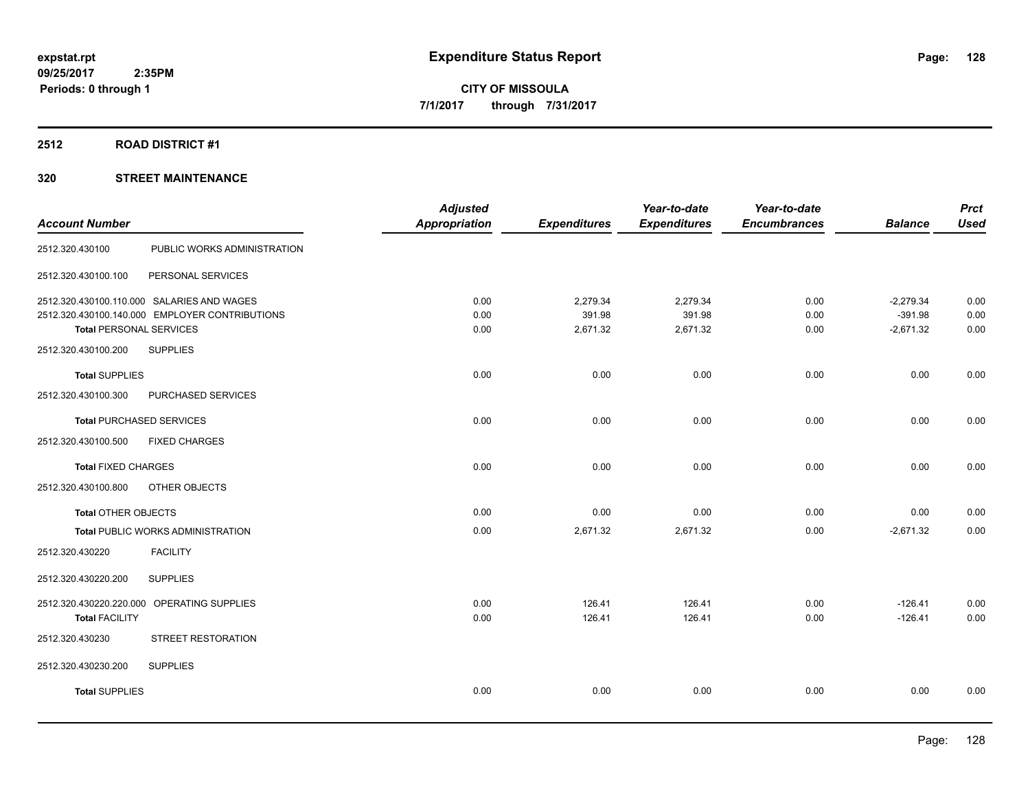# Expenditure Status Report

expstat.rpt
09/25/2017 2:35PM
Periods: 0 through 1

**CITY OF MISSOULA**
**7/1/2017 through 7/31/2017**

## 2512 ROAD DISTRICT #1

## 320 STREET MAINTENANCE

| Account Number | | Adjusted Appropriation | Expenditures | Year-to-date Expenditures | Year-to-date Encumbrances | Balance | Prct Used |
|---|---|---|---|---|---|---|---|
| 2512.320.430100 | PUBLIC WORKS ADMINISTRATION | | | | | | |
| 2512.320.430100.100 | PERSONAL SERVICES | | | | | | |
| 2512.320.430100.110.000 | SALARIES AND WAGES | 0.00 | 2,279.34 | 2,279.34 | 0.00 | -2,279.34 | 0.00 |
| 2512.320.430100.140.000 | EMPLOYER CONTRIBUTIONS | 0.00 | 391.98 | 391.98 | 0.00 | -391.98 | 0.00 |
| **Total** PERSONAL SERVICES | | 0.00 | 2,671.32 | 2,671.32 | 0.00 | -2,671.32 | 0.00 |
| 2512.320.430100.200 | SUPPLIES | | | | | | |
| **Total** SUPPLIES | | 0.00 | 0.00 | 0.00 | 0.00 | 0.00 | 0.00 |
| 2512.320.430100.300 | PURCHASED SERVICES | | | | | | |
| **Total** PURCHASED SERVICES | | 0.00 | 0.00 | 0.00 | 0.00 | 0.00 | 0.00 |
| 2512.320.430100.500 | FIXED CHARGES | | | | | | |
| **Total** FIXED CHARGES | | 0.00 | 0.00 | 0.00 | 0.00 | 0.00 | 0.00 |
| 2512.320.430100.800 | OTHER OBJECTS | | | | | | |
| **Total** OTHER OBJECTS | | 0.00 | 0.00 | 0.00 | 0.00 | 0.00 | 0.00 |
| **Total** PUBLIC WORKS ADMINISTRATION | | 0.00 | 2,671.32 | 2,671.32 | 0.00 | -2,671.32 | 0.00 |
| 2512.320.430220 | FACILITY | | | | | | |
| 2512.320.430220.200 | SUPPLIES | | | | | | |
| 2512.320.430220.220.000 | OPERATING SUPPLIES | 0.00 | 126.41 | 126.41 | 0.00 | -126.41 | 0.00 |
| **Total** FACILITY | | 0.00 | 126.41 | 126.41 | 0.00 | -126.41 | 0.00 |
| 2512.320.430230 | STREET RESTORATION | | | | | | |
| 2512.320.430230.200 | SUPPLIES | | | | | | |
| **Total** SUPPLIES | | 0.00 | 0.00 | 0.00 | 0.00 | 0.00 | 0.00 |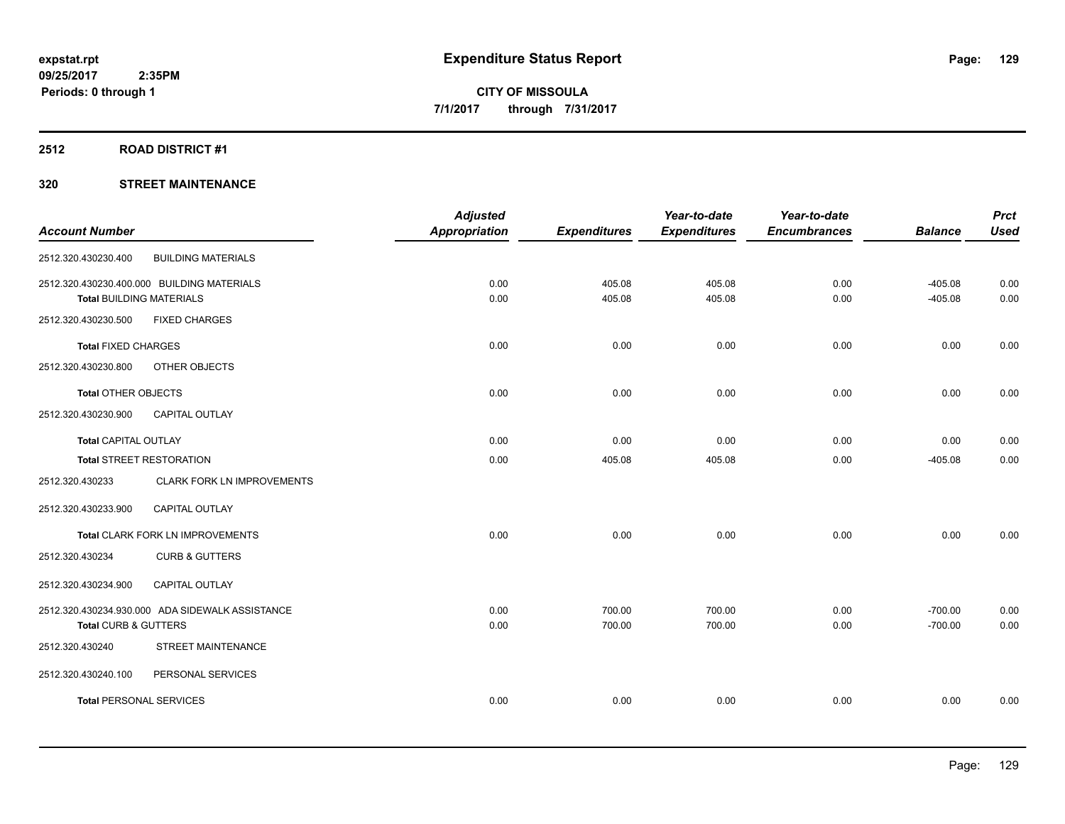# Expenditure Status Report

expstat.rpt
09/25/2017 2:35PM
Periods: 0 through 1

**CITY OF MISSOULA**
**7/1/2017 through 7/31/2017**

## 2512 ROAD DISTRICT #1

## 320 STREET MAINTENANCE

| Account Number | | Adjusted Appropriation | Expenditures | Year-to-date Expenditures | Year-to-date Encumbrances | Balance | Prct Used |
|---|---|---|---|---|---|---|---|
| 2512.320.430230.400 | BUILDING MATERIALS | | | | | | |
| 2512.320.430230.400.000 BUILDING MATERIALS | | 0.00 | 405.08 | 405.08 | 0.00 | -405.08 | 0.00 |
| **Total** BUILDING MATERIALS | | 0.00 | 405.08 | 405.08 | 0.00 | -405.08 | 0.00 |
| 2512.320.430230.500 | FIXED CHARGES | | | | | | |
| **Total** FIXED CHARGES | | 0.00 | 0.00 | 0.00 | 0.00 | 0.00 | 0.00 |
| 2512.320.430230.800 | OTHER OBJECTS | | | | | | |
| **Total** OTHER OBJECTS | | 0.00 | 0.00 | 0.00 | 0.00 | 0.00 | 0.00 |
| 2512.320.430230.900 | CAPITAL OUTLAY | | | | | | |
| **Total** CAPITAL OUTLAY | | 0.00 | 0.00 | 0.00 | 0.00 | 0.00 | 0.00 |
| **Total** STREET RESTORATION | | 0.00 | 405.08 | 405.08 | 0.00 | -405.08 | 0.00 |
| 2512.320.430233 | CLARK FORK LN IMPROVEMENTS | | | | | | |
| 2512.320.430233.900 | CAPITAL OUTLAY | | | | | | |
| **Total** CLARK FORK LN IMPROVEMENTS | | 0.00 | 0.00 | 0.00 | 0.00 | 0.00 | 0.00 |
| 2512.320.430234 | CURB & GUTTERS | | | | | | |
| 2512.320.430234.900 | CAPITAL OUTLAY | | | | | | |
| 2512.320.430234.930.000 ADA SIDEWALK ASSISTANCE | | 0.00 | 700.00 | 700.00 | 0.00 | -700.00 | 0.00 |
| **Total** CURB & GUTTERS | | 0.00 | 700.00 | 700.00 | 0.00 | -700.00 | 0.00 |
| 2512.320.430240 | STREET MAINTENANCE | | | | | | |
| 2512.320.430240.100 | PERSONAL SERVICES | | | | | | |
| **Total** PERSONAL SERVICES | | 0.00 | 0.00 | 0.00 | 0.00 | 0.00 | 0.00 |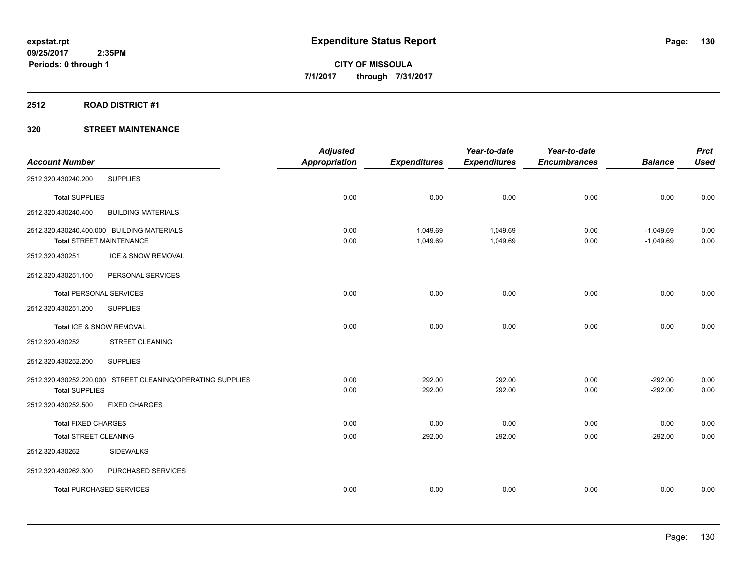**expstat.rpt**
**09/25/2017 2:35PM**
**Periods: 0 through 1**

# Expenditure Status Report

**CITY OF MISSOULA**
**7/1/2017 through 7/31/2017**

## 2512 ROAD DISTRICT #1

## 320 STREET MAINTENANCE

| Account Number | | Adjusted Appropriation | Expenditures | Year-to-date Expenditures | Year-to-date Encumbrances | Balance | Prct Used |
|---|---|---|---|---|---|---|---|
| 2512.320.430240.200 | SUPPLIES | | | | | | |
| **Total** SUPPLIES | | 0.00 | 0.00 | 0.00 | 0.00 | 0.00 | 0.00 |
| 2512.320.430240.400 | BUILDING MATERIALS | | | | | | |
| 2512.320.430240.400.000 | BUILDING MATERIALS | 0.00 | 1,049.69 | 1,049.69 | 0.00 | -1,049.69 | 0.00 |
| **Total** STREET MAINTENANCE | | 0.00 | 1,049.69 | 1,049.69 | 0.00 | -1,049.69 | 0.00 |
| 2512.320.430251 | ICE & SNOW REMOVAL | | | | | | |
| 2512.320.430251.100 | PERSONAL SERVICES | | | | | | |
| **Total** PERSONAL SERVICES | | 0.00 | 0.00 | 0.00 | 0.00 | 0.00 | 0.00 |
| 2512.320.430251.200 | SUPPLIES | | | | | | |
| **Total** ICE & SNOW REMOVAL | | 0.00 | 0.00 | 0.00 | 0.00 | 0.00 | 0.00 |
| 2512.320.430252 | STREET CLEANING | | | | | | |
| 2512.320.430252.200 | SUPPLIES | | | | | | |
| 2512.320.430252.220.000 | STREET CLEANING/OPERATING SUPPLIES | 0.00 | 292.00 | 292.00 | 0.00 | -292.00 | 0.00 |
| **Total** SUPPLIES | | 0.00 | 292.00 | 292.00 | 0.00 | -292.00 | 0.00 |
| 2512.320.430252.500 | FIXED CHARGES | | | | | | |
| **Total** FIXED CHARGES | | 0.00 | 0.00 | 0.00 | 0.00 | 0.00 | 0.00 |
| **Total** STREET CLEANING | | 0.00 | 292.00 | 292.00 | 0.00 | -292.00 | 0.00 |
| 2512.320.430262 | SIDEWALKS | | | | | | |
| 2512.320.430262.300 | PURCHASED SERVICES | | | | | | |
| **Total** PURCHASED SERVICES | | 0.00 | 0.00 | 0.00 | 0.00 | 0.00 | 0.00 |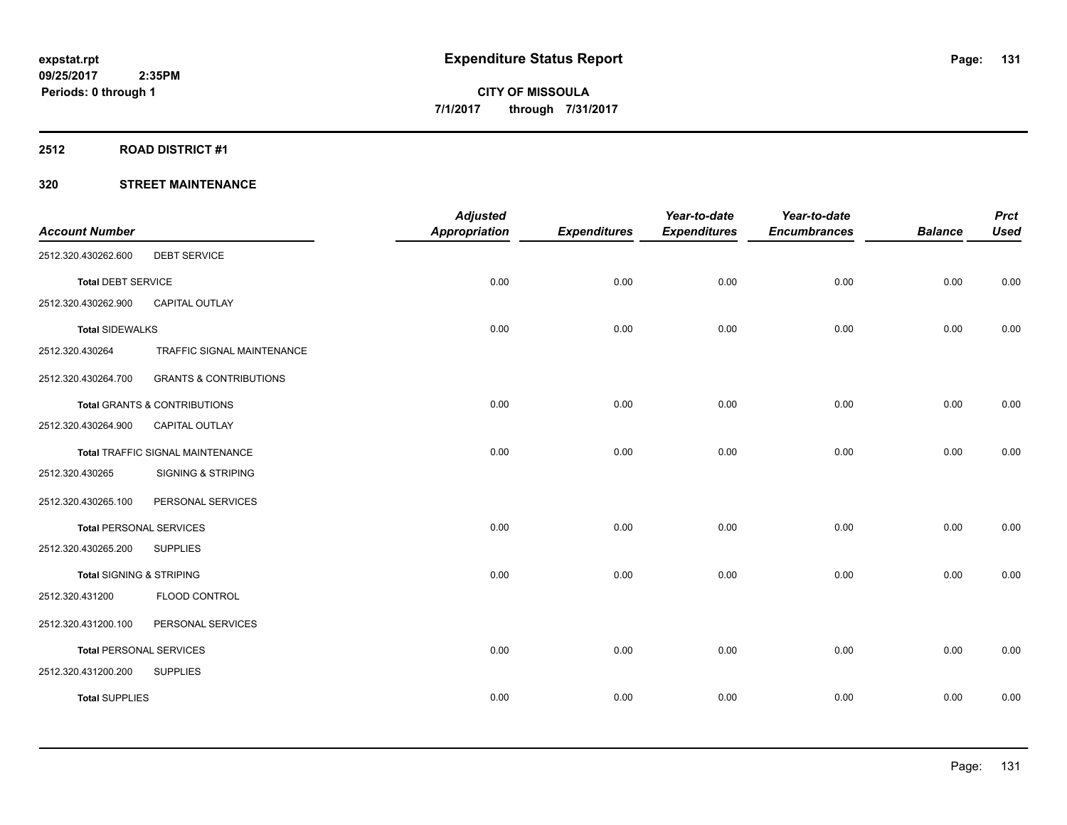# Expenditure Status Report

expstat.rpt
09/25/2017 2:35PM
Periods: 0 through 1

**CITY OF MISSOULA**
**7/1/2017 through 7/31/2017**

## 2512 ROAD DISTRICT #1

### 320 STREET MAINTENANCE

| Account Number | | Adjusted Appropriation | Expenditures | Year-to-date Expenditures | Year-to-date Encumbrances | Balance | Prct Used |
|---|---|---|---|---|---|---|---|
| 2512.320.430262.600 | DEBT SERVICE | | | | | | |
| **Total** DEBT SERVICE | | 0.00 | 0.00 | 0.00 | 0.00 | 0.00 | 0.00 |
| 2512.320.430262.900 | CAPITAL OUTLAY | | | | | | |
| **Total** SIDEWALKS | | 0.00 | 0.00 | 0.00 | 0.00 | 0.00 | 0.00 |
| 2512.320.430264 | TRAFFIC SIGNAL MAINTENANCE | | | | | | |
| 2512.320.430264.700 | GRANTS & CONTRIBUTIONS | | | | | | |
| **Total** GRANTS & CONTRIBUTIONS | | 0.00 | 0.00 | 0.00 | 0.00 | 0.00 | 0.00 |
| 2512.320.430264.900 | CAPITAL OUTLAY | | | | | | |
| **Total** TRAFFIC SIGNAL MAINTENANCE | | 0.00 | 0.00 | 0.00 | 0.00 | 0.00 | 0.00 |
| 2512.320.430265 | SIGNING & STRIPING | | | | | | |
| 2512.320.430265.100 | PERSONAL SERVICES | | | | | | |
| **Total** PERSONAL SERVICES | | 0.00 | 0.00 | 0.00 | 0.00 | 0.00 | 0.00 |
| 2512.320.430265.200 | SUPPLIES | | | | | | |
| **Total** SIGNING & STRIPING | | 0.00 | 0.00 | 0.00 | 0.00 | 0.00 | 0.00 |
| 2512.320.431200 | FLOOD CONTROL | | | | | | |
| 2512.320.431200.100 | PERSONAL SERVICES | | | | | | |
| **Total** PERSONAL SERVICES | | 0.00 | 0.00 | 0.00 | 0.00 | 0.00 | 0.00 |
| 2512.320.431200.200 | SUPPLIES | | | | | | |
| **Total** SUPPLIES | | 0.00 | 0.00 | 0.00 | 0.00 | 0.00 | 0.00 |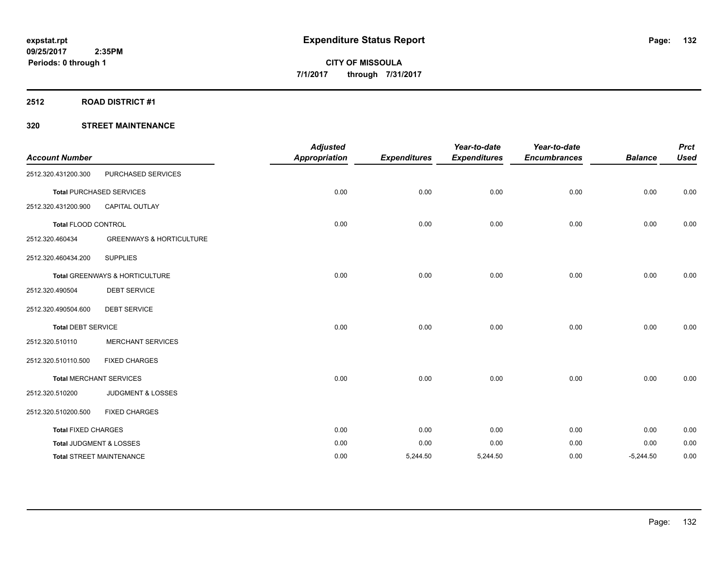# Expenditure Status Report

expstat.rpt
09/25/2017 2:35PM
Periods: 0 through 1

**CITY OF MISSOULA**
**7/1/2017 through 7/31/2017**

## 2512 ROAD DISTRICT #1

### 320 STREET MAINTENANCE

| Account Number | | Adjusted Appropriation | Expenditures | Year-to-date Expenditures | Year-to-date Encumbrances | Balance | Prct Used |
|---|---|---|---|---|---|---|---|
| 2512.320.431200.300 | PURCHASED SERVICES | | | | | | |
| **Total** PURCHASED SERVICES | | 0.00 | 0.00 | 0.00 | 0.00 | 0.00 | 0.00 |
| 2512.320.431200.900 | CAPITAL OUTLAY | | | | | | |
| **Total** FLOOD CONTROL | | 0.00 | 0.00 | 0.00 | 0.00 | 0.00 | 0.00 |
| 2512.320.460434 | GREENWAYS & HORTICULTURE | | | | | | |
| 2512.320.460434.200 | SUPPLIES | | | | | | |
| **Total** GREENWAYS & HORTICULTURE | | 0.00 | 0.00 | 0.00 | 0.00 | 0.00 | 0.00 |
| 2512.320.490504 | DEBT SERVICE | | | | | | |
| 2512.320.490504.600 | DEBT SERVICE | | | | | | |
| **Total** DEBT SERVICE | | 0.00 | 0.00 | 0.00 | 0.00 | 0.00 | 0.00 |
| 2512.320.510110 | MERCHANT SERVICES | | | | | | |
| 2512.320.510110.500 | FIXED CHARGES | | | | | | |
| **Total** MERCHANT SERVICES | | 0.00 | 0.00 | 0.00 | 0.00 | 0.00 | 0.00 |
| 2512.320.510200 | JUDGMENT & LOSSES | | | | | | |
| 2512.320.510200.500 | FIXED CHARGES | | | | | | |
| **Total** FIXED CHARGES | | 0.00 | 0.00 | 0.00 | 0.00 | 0.00 | 0.00 |
| **Total** JUDGMENT & LOSSES | | 0.00 | 0.00 | 0.00 | 0.00 | 0.00 | 0.00 |
| **Total** STREET MAINTENANCE | | 0.00 | 5,244.50 | 5,244.50 | 0.00 | -5,244.50 | 0.00 |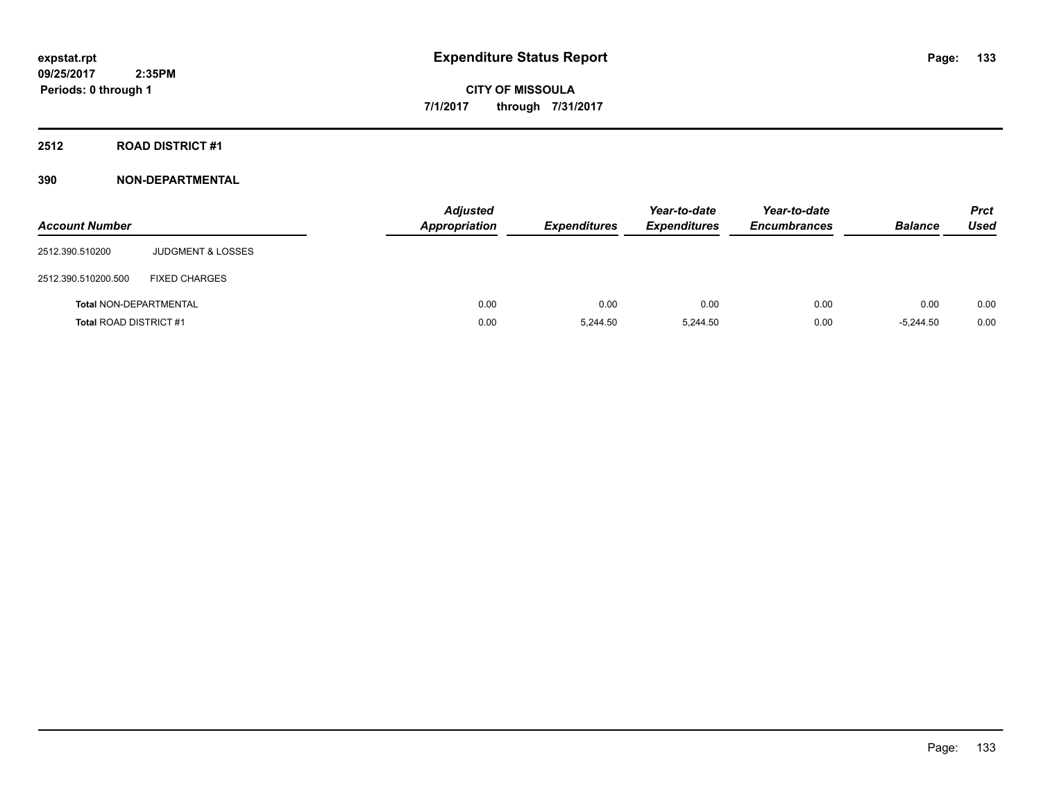**expstat.rpt**
**09/25/2017 2:35PM**
**Periods: 0 through 1**

# Expenditure Status Report

**CITY OF MISSOULA**
**7/1/2017 through 7/31/2017**

## 2512 ROAD DISTRICT #1

### 390 NON-DEPARTMENTAL

| Account Number | | Adjusted Appropriation | Expenditures | Year-to-date Expenditures | Year-to-date Encumbrances | Balance | Prct Used |
|---|---|---|---|---|---|---|---|
| 2512.390.510200 | JUDGMENT & LOSSES | | | | | | |
| 2512.390.510200.500 | FIXED CHARGES | | | | | | |
| **Total** NON-DEPARTMENTAL | | 0.00 | 0.00 | 0.00 | 0.00 | 0.00 | 0.00 |
| **Total** ROAD DISTRICT #1 | | 0.00 | 5,244.50 | 5,244.50 | 0.00 | -5,244.50 | 0.00 |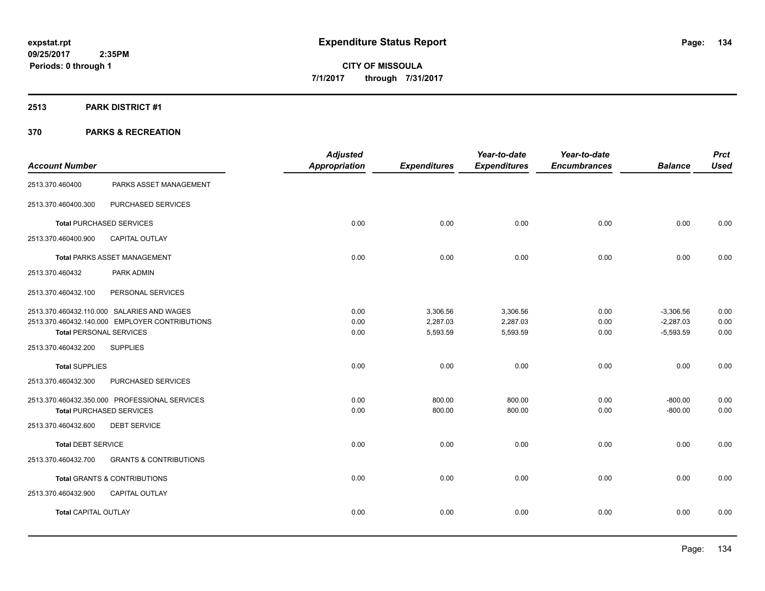**expstat.rpt**
**09/25/2017 2:35PM**
**Periods: 0 through 1**

# Expenditure Status Report

**CITY OF MISSOULA**
**7/1/2017 through 7/31/2017**

## 2513 PARK DISTRICT #1

## 370 PARKS & RECREATION

| Account Number | | Adjusted Appropriation | Expenditures | Year-to-date Expenditures | Year-to-date Encumbrances | Balance | Prct Used |
|---|---|---|---|---|---|---|---|
| 2513.370.460400 | PARKS ASSET MANAGEMENT | | | | | | |
| 2513.370.460400.300 | PURCHASED SERVICES | | | | | | |
| **Total** PURCHASED SERVICES | | 0.00 | 0.00 | 0.00 | 0.00 | 0.00 | 0.00 |
| 2513.370.460400.900 | CAPITAL OUTLAY | | | | | | |
| **Total** PARKS ASSET MANAGEMENT | | 0.00 | 0.00 | 0.00 | 0.00 | 0.00 | 0.00 |
| 2513.370.460432 | PARK ADMIN | | | | | | |
| 2513.370.460432.100 | PERSONAL SERVICES | | | | | | |
| 2513.370.460432.110.000 | SALARIES AND WAGES | 0.00 | 3,306.56 | 3,306.56 | 0.00 | -3,306.56 | 0.00 |
| 2513.370.460432.140.000 | EMPLOYER CONTRIBUTIONS | 0.00 | 2,287.03 | 2,287.03 | 0.00 | -2,287.03 | 0.00 |
| **Total** PERSONAL SERVICES | | 0.00 | 5,593.59 | 5,593.59 | 0.00 | -5,593.59 | 0.00 |
| 2513.370.460432.200 | SUPPLIES | | | | | | |
| **Total** SUPPLIES | | 0.00 | 0.00 | 0.00 | 0.00 | 0.00 | 0.00 |
| 2513.370.460432.300 | PURCHASED SERVICES | | | | | | |
| 2513.370.460432.350.000 | PROFESSIONAL SERVICES | 0.00 | 800.00 | 800.00 | 0.00 | -800.00 | 0.00 |
| **Total** PURCHASED SERVICES | | 0.00 | 800.00 | 800.00 | 0.00 | -800.00 | 0.00 |
| 2513.370.460432.600 | DEBT SERVICE | | | | | | |
| **Total** DEBT SERVICE | | 0.00 | 0.00 | 0.00 | 0.00 | 0.00 | 0.00 |
| 2513.370.460432.700 | GRANTS & CONTRIBUTIONS | | | | | | |
| **Total** GRANTS & CONTRIBUTIONS | | 0.00 | 0.00 | 0.00 | 0.00 | 0.00 | 0.00 |
| 2513.370.460432.900 | CAPITAL OUTLAY | | | | | | |
| **Total** CAPITAL OUTLAY | | 0.00 | 0.00 | 0.00 | 0.00 | 0.00 | 0.00 |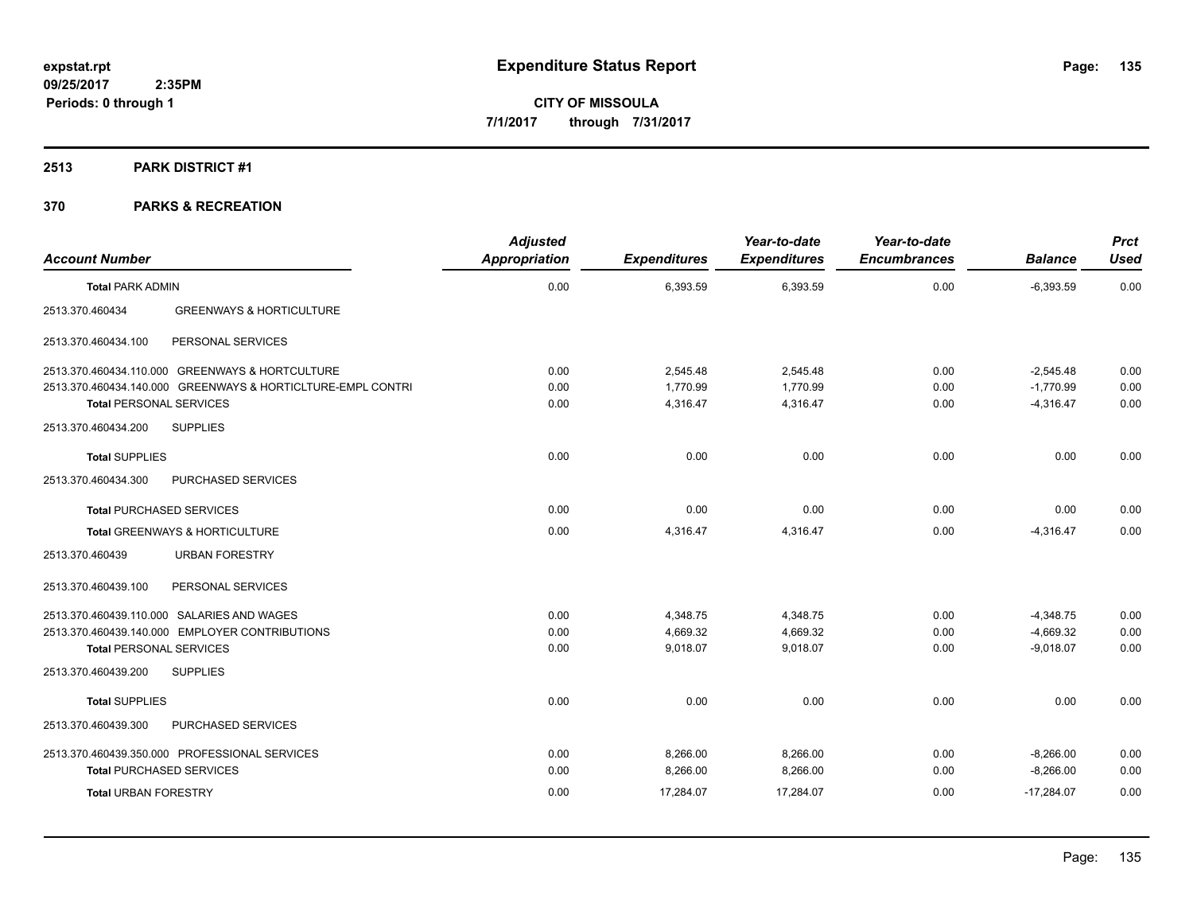**Expenditure Status Report**

**CITY OF MISSOULA**
**7/1/2017 through 7/31/2017**

expstat.rpt
09/25/2017 2:35PM
Periods: 0 through 1

## 2513 PARK DISTRICT #1

## 370 PARKS & RECREATION

| Account Number | | Adjusted Appropriation | Expenditures | Year-to-date Expenditures | Year-to-date Encumbrances | Balance | Prct Used |
|---|---|---|---|---|---|---|---|
| **Total PARK ADMIN** | | 0.00 | 6,393.59 | 6,393.59 | 0.00 | -6,393.59 | 0.00 |
| 2513.370.460434 | GREENWAYS & HORTICULTURE | | | | | | |
| 2513.370.460434.100 | PERSONAL SERVICES | | | | | | |
| 2513.370.460434.110.000 | GREENWAYS & HORTCULTURE | 0.00 | 2,545.48 | 2,545.48 | 0.00 | -2,545.48 | 0.00 |
| 2513.370.460434.140.000 | GREENWAYS & HORTICLTURE-EMPL CONTRI | 0.00 | 1,770.99 | 1,770.99 | 0.00 | -1,770.99 | 0.00 |
| **Total PERSONAL SERVICES** | | 0.00 | 4,316.47 | 4,316.47 | 0.00 | -4,316.47 | 0.00 |
| 2513.370.460434.200 | SUPPLIES | | | | | | |
| **Total SUPPLIES** | | 0.00 | 0.00 | 0.00 | 0.00 | 0.00 | 0.00 |
| 2513.370.460434.300 | PURCHASED SERVICES | | | | | | |
| **Total PURCHASED SERVICES** | | 0.00 | 0.00 | 0.00 | 0.00 | 0.00 | 0.00 |
| **Total GREENWAYS & HORTICULTURE** | | 0.00 | 4,316.47 | 4,316.47 | 0.00 | -4,316.47 | 0.00 |
| 2513.370.460439 | URBAN FORESTRY | | | | | | |
| 2513.370.460439.100 | PERSONAL SERVICES | | | | | | |
| 2513.370.460439.110.000 | SALARIES AND WAGES | 0.00 | 4,348.75 | 4,348.75 | 0.00 | -4,348.75 | 0.00 |
| 2513.370.460439.140.000 | EMPLOYER CONTRIBUTIONS | 0.00 | 4,669.32 | 4,669.32 | 0.00 | -4,669.32 | 0.00 |
| **Total PERSONAL SERVICES** | | 0.00 | 9,018.07 | 9,018.07 | 0.00 | -9,018.07 | 0.00 |
| 2513.370.460439.200 | SUPPLIES | | | | | | |
| **Total SUPPLIES** | | 0.00 | 0.00 | 0.00 | 0.00 | 0.00 | 0.00 |
| 2513.370.460439.300 | PURCHASED SERVICES | | | | | | |
| 2513.370.460439.350.000 | PROFESSIONAL SERVICES | 0.00 | 8,266.00 | 8,266.00 | 0.00 | -8,266.00 | 0.00 |
| **Total PURCHASED SERVICES** | | 0.00 | 8,266.00 | 8,266.00 | 0.00 | -8,266.00 | 0.00 |
| **Total URBAN FORESTRY** | | 0.00 | 17,284.07 | 17,284.07 | 0.00 | -17,284.07 | 0.00 |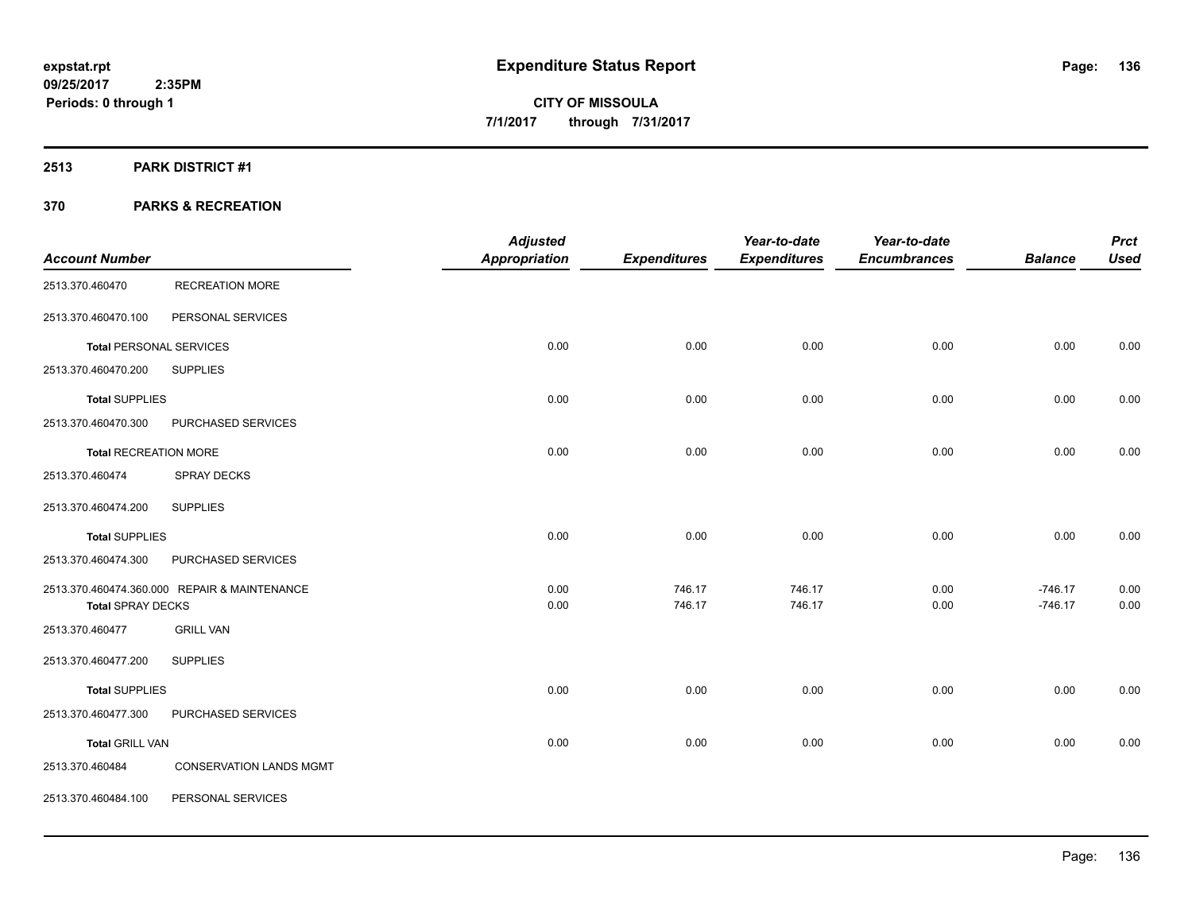expstat.rpt
09/25/2017 2:35PM
Periods: 0 through 1

# Expenditure Status Report

**CITY OF MISSOULA**
**7/1/2017 through 7/31/2017**

## 2513 PARK DISTRICT #1

## 370 PARKS & RECREATION

| Account Number | | Adjusted Appropriation | Expenditures | Year-to-date Expenditures | Year-to-date Encumbrances | Balance | Prct Used |
|---|---|---|---|---|---|---|---|
| 2513.370.460470 | RECREATION MORE | | | | | | |
| 2513.370.460470.100 | PERSONAL SERVICES | | | | | | |
| **Total** PERSONAL SERVICES | | 0.00 | 0.00 | 0.00 | 0.00 | 0.00 | 0.00 |
| 2513.370.460470.200 | SUPPLIES | | | | | | |
| **Total** SUPPLIES | | 0.00 | 0.00 | 0.00 | 0.00 | 0.00 | 0.00 |
| 2513.370.460470.300 | PURCHASED SERVICES | | | | | | |
| **Total** RECREATION MORE | | 0.00 | 0.00 | 0.00 | 0.00 | 0.00 | 0.00 |
| 2513.370.460474 | SPRAY DECKS | | | | | | |
| 2513.370.460474.200 | SUPPLIES | | | | | | |
| **Total** SUPPLIES | | 0.00 | 0.00 | 0.00 | 0.00 | 0.00 | 0.00 |
| 2513.370.460474.300 | PURCHASED SERVICES | | | | | | |
| 2513.370.460474.360.000 | REPAIR & MAINTENANCE | 0.00 | 746.17 | 746.17 | 0.00 | -746.17 | 0.00 |
| **Total** SPRAY DECKS | | 0.00 | 746.17 | 746.17 | 0.00 | -746.17 | 0.00 |
| 2513.370.460477 | GRILL VAN | | | | | | |
| 2513.370.460477.200 | SUPPLIES | | | | | | |
| **Total** SUPPLIES | | 0.00 | 0.00 | 0.00 | 0.00 | 0.00 | 0.00 |
| 2513.370.460477.300 | PURCHASED SERVICES | | | | | | |
| **Total** GRILL VAN | | 0.00 | 0.00 | 0.00 | 0.00 | 0.00 | 0.00 |
| 2513.370.460484 | CONSERVATION LANDS MGMT | | | | | | |
| 2513.370.460484.100 | PERSONAL SERVICES | | | | | | |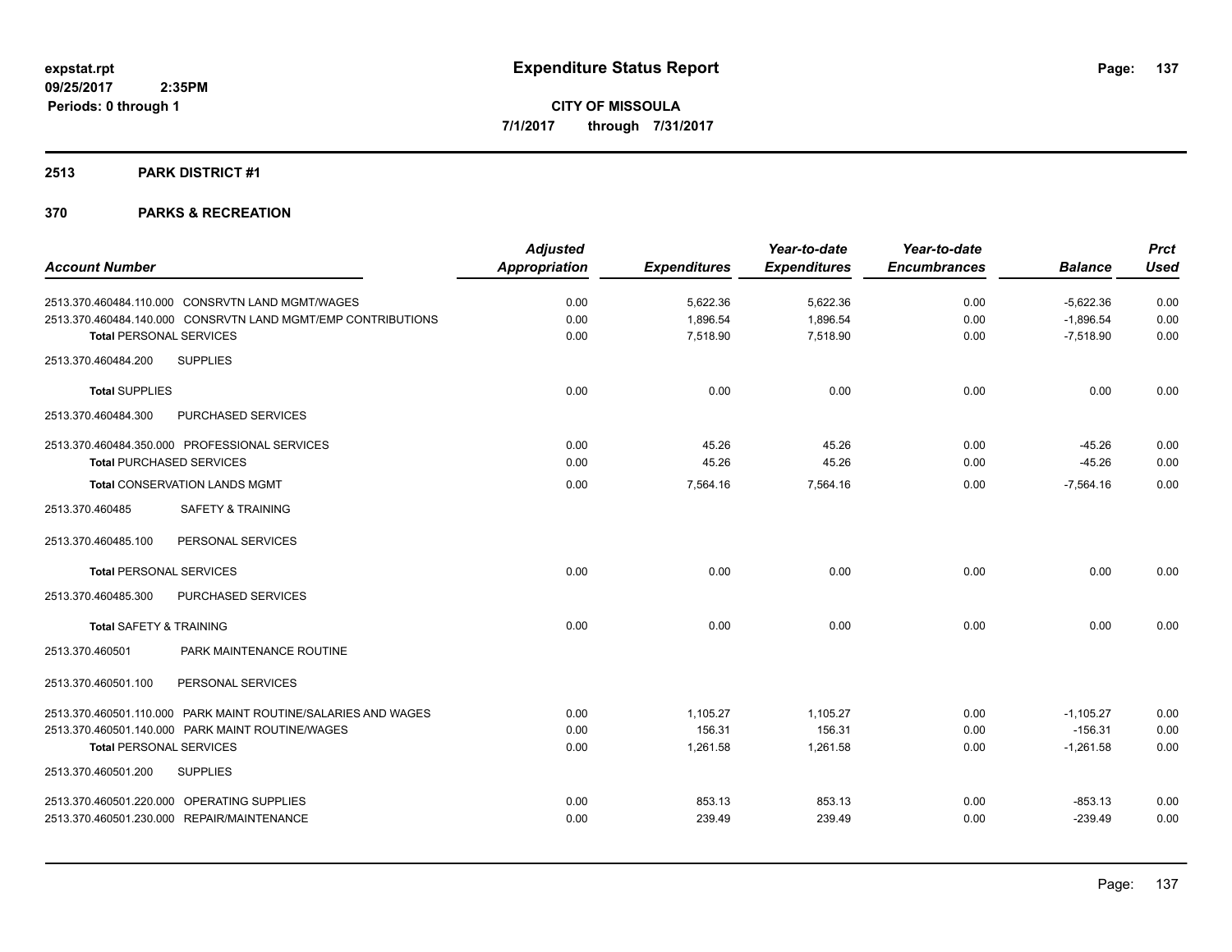# Expenditure Status Report

expstat.rpt
09/25/2017 2:35PM
Periods: 0 through 1

**CITY OF MISSOULA**
**7/1/2017 through 7/31/2017**

## 2513 PARK DISTRICT #1

### 370 PARKS & RECREATION

| Account Number | Adjusted Appropriation | Expenditures | Year-to-date Expenditures | Year-to-date Encumbrances | Balance | Prct Used |
|---|---|---|---|---|---|---|
| 2513.370.460484.110.000 CONSRVTN LAND MGMT/WAGES | 0.00 | 5,622.36 | 5,622.36 | 0.00 | -5,622.36 | 0.00 |
| 2513.370.460484.140.000 CONSRVTN LAND MGMT/EMP CONTRIBUTIONS | 0.00 | 1,896.54 | 1,896.54 | 0.00 | -1,896.54 | 0.00 |
| **Total** PERSONAL SERVICES | 0.00 | 7,518.90 | 7,518.90 | 0.00 | -7,518.90 | 0.00 |
| 2513.370.460484.200 SUPPLIES | | | | | | |
| **Total** SUPPLIES | 0.00 | 0.00 | 0.00 | 0.00 | 0.00 | 0.00 |
| 2513.370.460484.300 PURCHASED SERVICES | | | | | | |
| 2513.370.460484.350.000 PROFESSIONAL SERVICES | 0.00 | 45.26 | 45.26 | 0.00 | -45.26 | 0.00 |
| **Total** PURCHASED SERVICES | 0.00 | 45.26 | 45.26 | 0.00 | -45.26 | 0.00 |
| **Total** CONSERVATION LANDS MGMT | 0.00 | 7,564.16 | 7,564.16 | 0.00 | -7,564.16 | 0.00 |
| 2513.370.460485 SAFETY & TRAINING | | | | | | |
| 2513.370.460485.100 PERSONAL SERVICES | | | | | | |
| **Total** PERSONAL SERVICES | 0.00 | 0.00 | 0.00 | 0.00 | 0.00 | 0.00 |
| 2513.370.460485.300 PURCHASED SERVICES | | | | | | |
| **Total** SAFETY & TRAINING | 0.00 | 0.00 | 0.00 | 0.00 | 0.00 | 0.00 |
| 2513.370.460501 PARK MAINTENANCE ROUTINE | | | | | | |
| 2513.370.460501.100 PERSONAL SERVICES | | | | | | |
| 2513.370.460501.110.000 PARK MAINT ROUTINE/SALARIES AND WAGES | 0.00 | 1,105.27 | 1,105.27 | 0.00 | -1,105.27 | 0.00 |
| 2513.370.460501.140.000 PARK MAINT ROUTINE/WAGES | 0.00 | 156.31 | 156.31 | 0.00 | -156.31 | 0.00 |
| **Total** PERSONAL SERVICES | 0.00 | 1,261.58 | 1,261.58 | 0.00 | -1,261.58 | 0.00 |
| 2513.370.460501.200 SUPPLIES | | | | | | |
| 2513.370.460501.220.000 OPERATING SUPPLIES | 0.00 | 853.13 | 853.13 | 0.00 | -853.13 | 0.00 |
| 2513.370.460501.230.000 REPAIR/MAINTENANCE | 0.00 | 239.49 | 239.49 | 0.00 | -239.49 | 0.00 |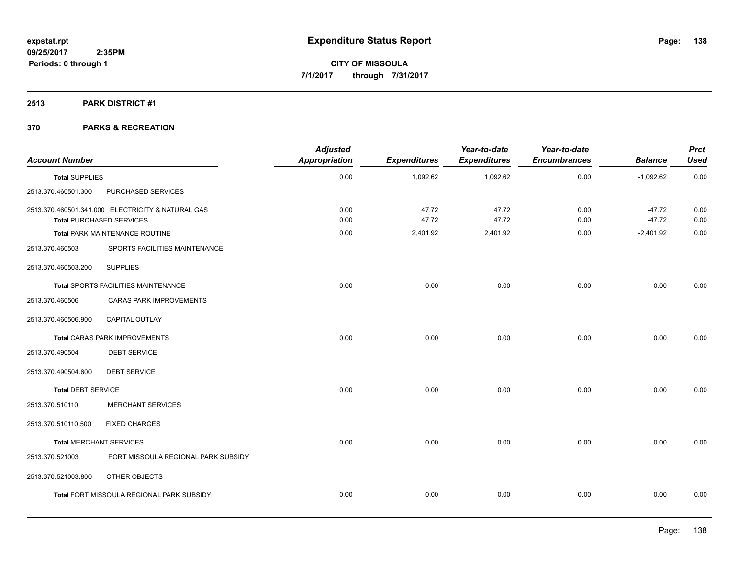**expstat.rpt**
**09/25/2017 2:35PM**
**Periods: 0 through 1**

# Expenditure Status Report

**CITY OF MISSOULA**
**7/1/2017 through 7/31/2017**

## 2513 PARK DISTRICT #1

### 370 PARKS & RECREATION

| Account Number | | Adjusted Appropriation | Expenditures | Year-to-date Expenditures | Year-to-date Encumbrances | Balance | Prct Used |
|---|---|---|---|---|---|---|---|
| **Total SUPPLIES** | | 0.00 | 1,092.62 | 1,092.62 | 0.00 | -1,092.62 | 0.00 |
| 2513.370.460501.300 | PURCHASED SERVICES | | | | | | |
| 2513.370.460501.341.000 | ELECTRICITY & NATURAL GAS | 0.00 | 47.72 | 47.72 | 0.00 | -47.72 | 0.00 |
| **Total PURCHASED SERVICES** | | 0.00 | 47.72 | 47.72 | 0.00 | -47.72 | 0.00 |
| **Total PARK MAINTENANCE ROUTINE** | | 0.00 | 2,401.92 | 2,401.92 | 0.00 | -2,401.92 | 0.00 |
| 2513.370.460503 | SPORTS FACILITIES MAINTENANCE | | | | | | |
| 2513.370.460503.200 | SUPPLIES | | | | | | |
| **Total SPORTS FACILITIES MAINTENANCE** | | 0.00 | 0.00 | 0.00 | 0.00 | 0.00 | 0.00 |
| 2513.370.460506 | CARAS PARK IMPROVEMENTS | | | | | | |
| 2513.370.460506.900 | CAPITAL OUTLAY | | | | | | |
| **Total CARAS PARK IMPROVEMENTS** | | 0.00 | 0.00 | 0.00 | 0.00 | 0.00 | 0.00 |
| 2513.370.490504 | DEBT SERVICE | | | | | | |
| 2513.370.490504.600 | DEBT SERVICE | | | | | | |
| **Total DEBT SERVICE** | | 0.00 | 0.00 | 0.00 | 0.00 | 0.00 | 0.00 |
| 2513.370.510110 | MERCHANT SERVICES | | | | | | |
| 2513.370.510110.500 | FIXED CHARGES | | | | | | |
| **Total MERCHANT SERVICES** | | 0.00 | 0.00 | 0.00 | 0.00 | 0.00 | 0.00 |
| 2513.370.521003 | FORT MISSOULA REGIONAL PARK SUBSIDY | | | | | | |
| 2513.370.521003.800 | OTHER OBJECTS | | | | | | |
| **Total FORT MISSOULA REGIONAL PARK SUBSIDY** | | 0.00 | 0.00 | 0.00 | 0.00 | 0.00 | 0.00 |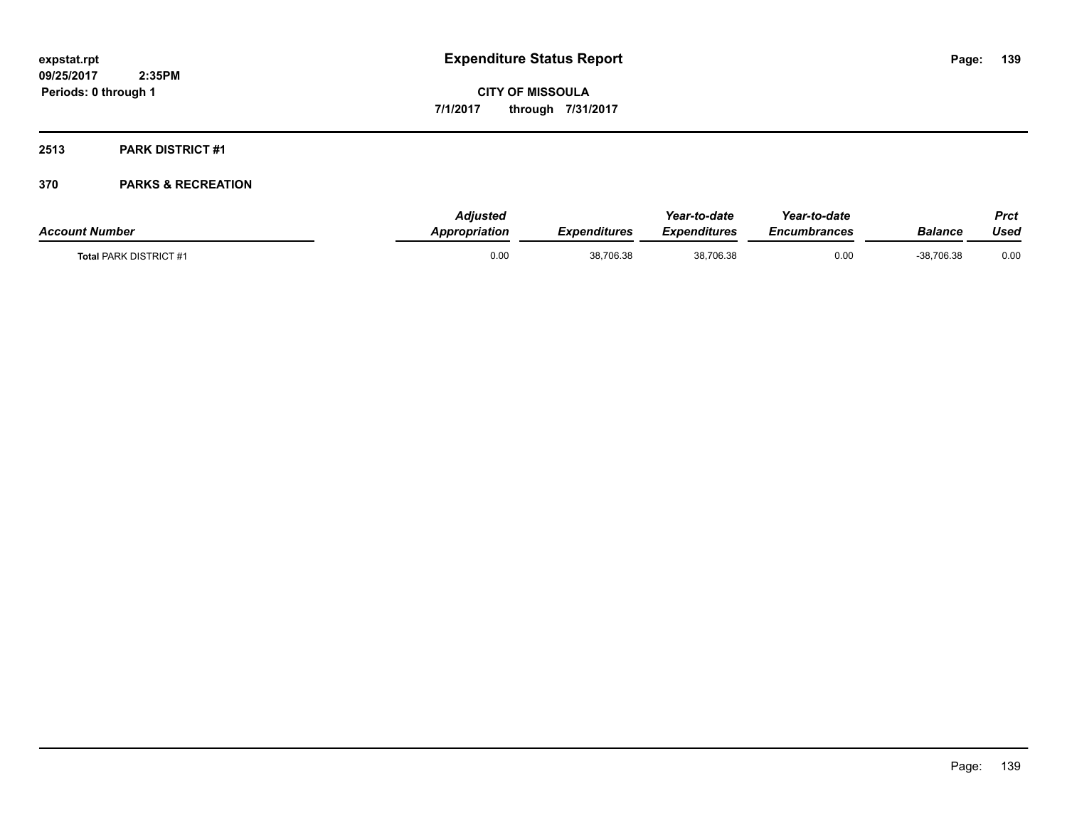**expstat.rpt**
**09/25/2017 2:35PM**
**Periods: 0 through 1**

# Expenditure Status Report

**CITY OF MISSOULA**
**7/1/2017 through 7/31/2017**

## 2513 PARK DISTRICT #1

## 370 PARKS & RECREATION

| *Account Number* | *Adjusted Appropriation* | *Expenditures* | *Year-to-date Expenditures* | *Year-to-date Encumbrances* | *Balance* | *Prct Used* |
|---|---|---|---|---|---|---|
| **Total** PARK DISTRICT #1 | 0.00 | 38,706.38 | 38,706.38 | 0.00 | -38,706.38 | 0.00 |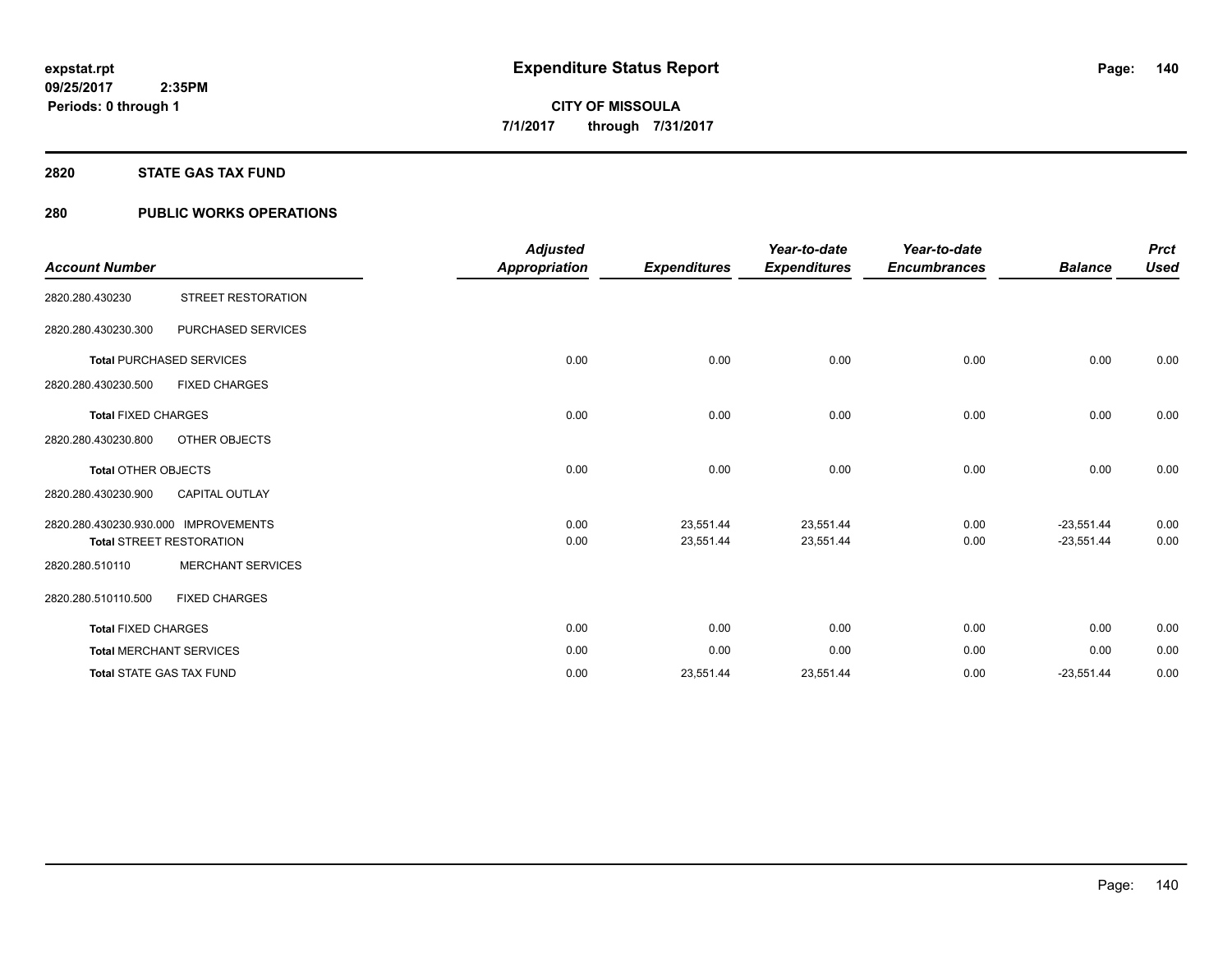**expstat.rpt**
**09/25/2017 2:35PM**
**Periods: 0 through 1**

# Expenditure Status Report

**CITY OF MISSOULA**
**7/1/2017 through 7/31/2017**

## 2820 STATE GAS TAX FUND

## 280 PUBLIC WORKS OPERATIONS

| Account Number | | Adjusted Appropriation | Expenditures | Year-to-date Expenditures | Year-to-date Encumbrances | Balance | Prct Used |
|---|---|---|---|---|---|---|---|
| 2820.280.430230 | STREET RESTORATION | | | | | | |
| 2820.280.430230.300 | PURCHASED SERVICES | | | | | | |
| **Total** PURCHASED SERVICES | | 0.00 | 0.00 | 0.00 | 0.00 | 0.00 | 0.00 |
| 2820.280.430230.500 | FIXED CHARGES | | | | | | |
| **Total** FIXED CHARGES | | 0.00 | 0.00 | 0.00 | 0.00 | 0.00 | 0.00 |
| 2820.280.430230.800 | OTHER OBJECTS | | | | | | |
| **Total** OTHER OBJECTS | | 0.00 | 0.00 | 0.00 | 0.00 | 0.00 | 0.00 |
| 2820.280.430230.900 | CAPITAL OUTLAY | | | | | | |
| 2820.280.430230.930.000 | IMPROVEMENTS | 0.00 | 23,551.44 | 23,551.44 | 0.00 | -23,551.44 | 0.00 |
| **Total** STREET RESTORATION | | 0.00 | 23,551.44 | 23,551.44 | 0.00 | -23,551.44 | 0.00 |
| 2820.280.510110 | MERCHANT SERVICES | | | | | | |
| 2820.280.510110.500 | FIXED CHARGES | | | | | | |
| **Total** FIXED CHARGES | | 0.00 | 0.00 | 0.00 | 0.00 | 0.00 | 0.00 |
| **Total** MERCHANT SERVICES | | 0.00 | 0.00 | 0.00 | 0.00 | 0.00 | 0.00 |
| **Total** STATE GAS TAX FUND | | 0.00 | 23,551.44 | 23,551.44 | 0.00 | -23,551.44 | 0.00 |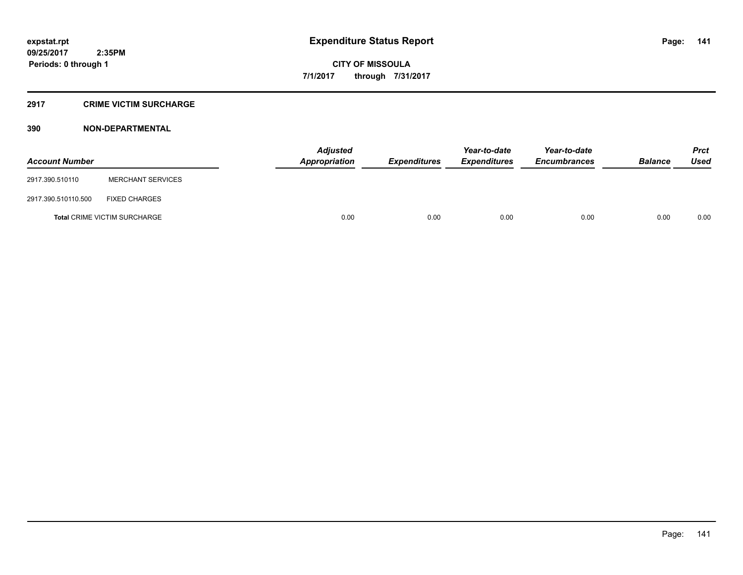expstat.rpt
09/25/2017 2:35PM
Periods: 0 through 1

# Expenditure Status Report

CITY OF MISSOULA
7/1/2017 through 7/31/2017

## 2917 CRIME VICTIM SURCHARGE

## 390 NON-DEPARTMENTAL

| Account Number | | Adjusted Appropriation | Expenditures | Year-to-date Expenditures | Year-to-date Encumbrances | Balance | Prct Used |
|---|---|---|---|---|---|---|---|
| 2917.390.510110 | MERCHANT SERVICES | | | | | | |
| 2917.390.510110.500 | FIXED CHARGES | | | | | | |
| **Total** CRIME VICTIM SURCHARGE | | 0.00 | 0.00 | 0.00 | 0.00 | 0.00 | 0.00 |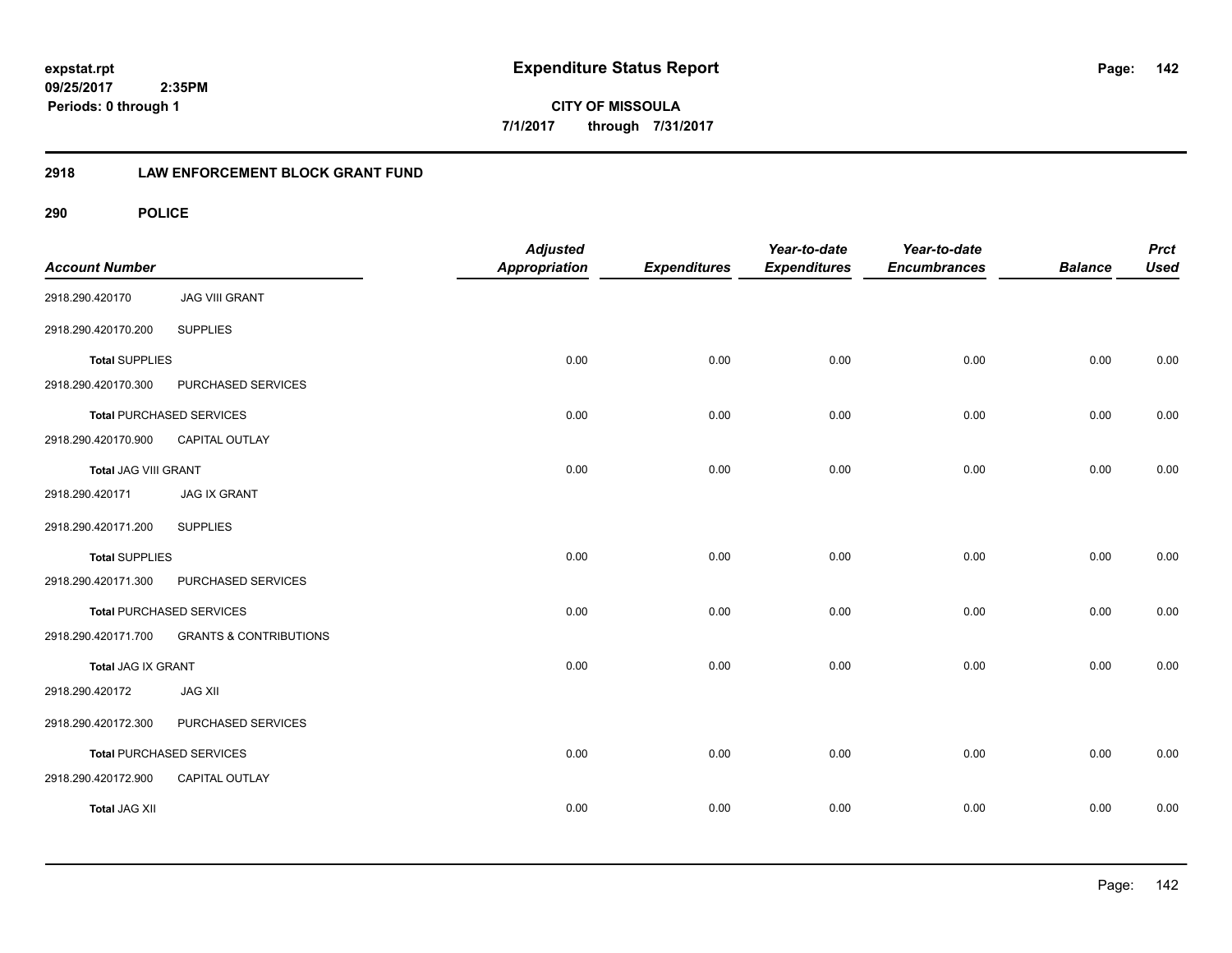# Expenditure Status Report

**CITY OF MISSOULA**

**7/1/2017 through 7/31/2017**

expstat.rpt
09/25/2017 2:35PM
Periods: 0 through 1

## 2918 LAW ENFORCEMENT BLOCK GRANT FUND

### 290 POLICE

| Account Number | | Adjusted Appropriation | Expenditures | Year-to-date Expenditures | Year-to-date Encumbrances | Balance | Prct Used |
|---|---|---|---|---|---|---|---|
| 2918.290.420170 | JAG VIII GRANT | | | | | | |
| 2918.290.420170.200 | SUPPLIES | | | | | | |
| **Total** SUPPLIES | | 0.00 | 0.00 | 0.00 | 0.00 | 0.00 | 0.00 |
| 2918.290.420170.300 | PURCHASED SERVICES | | | | | | |
| **Total** PURCHASED SERVICES | | 0.00 | 0.00 | 0.00 | 0.00 | 0.00 | 0.00 |
| 2918.290.420170.900 | CAPITAL OUTLAY | | | | | | |
| **Total** JAG VIII GRANT | | 0.00 | 0.00 | 0.00 | 0.00 | 0.00 | 0.00 |
| 2918.290.420171 | JAG IX GRANT | | | | | | |
| 2918.290.420171.200 | SUPPLIES | | | | | | |
| **Total** SUPPLIES | | 0.00 | 0.00 | 0.00 | 0.00 | 0.00 | 0.00 |
| 2918.290.420171.300 | PURCHASED SERVICES | | | | | | |
| **Total** PURCHASED SERVICES | | 0.00 | 0.00 | 0.00 | 0.00 | 0.00 | 0.00 |
| 2918.290.420171.700 | GRANTS & CONTRIBUTIONS | | | | | | |
| **Total** JAG IX GRANT | | 0.00 | 0.00 | 0.00 | 0.00 | 0.00 | 0.00 |
| 2918.290.420172 | JAG XII | | | | | | |
| 2918.290.420172.300 | PURCHASED SERVICES | | | | | | |
| **Total** PURCHASED SERVICES | | 0.00 | 0.00 | 0.00 | 0.00 | 0.00 | 0.00 |
| 2918.290.420172.900 | CAPITAL OUTLAY | | | | | | |
| **Total** JAG XII | | 0.00 | 0.00 | 0.00 | 0.00 | 0.00 | 0.00 |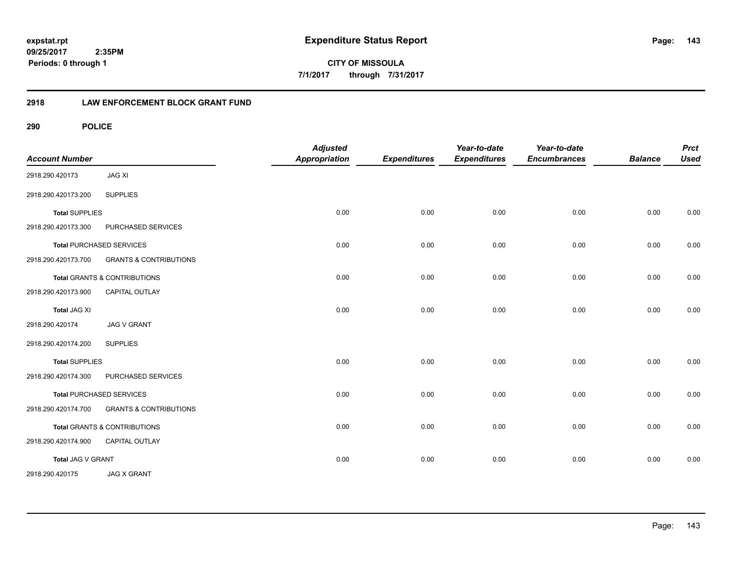# Expenditure Status Report

**CITY OF MISSOULA**

**7/1/2017 through 7/31/2017**

expstat.rpt
09/25/2017 2:35PM
Periods: 0 through 1

## 2918 LAW ENFORCEMENT BLOCK GRANT FUND

### 290 POLICE

| Account Number | | Adjusted Appropriation | Expenditures | Year-to-date Expenditures | Year-to-date Encumbrances | Balance | Prct Used |
|---|---|---|---|---|---|---|---|
| 2918.290.420173 | JAG XI | | | | | | |
| 2918.290.420173.200 | SUPPLIES | | | | | | |
| **Total** SUPPLIES | | 0.00 | 0.00 | 0.00 | 0.00 | 0.00 | 0.00 |
| 2918.290.420173.300 | PURCHASED SERVICES | | | | | | |
| **Total** PURCHASED SERVICES | | 0.00 | 0.00 | 0.00 | 0.00 | 0.00 | 0.00 |
| 2918.290.420173.700 | GRANTS & CONTRIBUTIONS | | | | | | |
| **Total** GRANTS & CONTRIBUTIONS | | 0.00 | 0.00 | 0.00 | 0.00 | 0.00 | 0.00 |
| 2918.290.420173.900 | CAPITAL OUTLAY | | | | | | |
| **Total** JAG XI | | 0.00 | 0.00 | 0.00 | 0.00 | 0.00 | 0.00 |
| 2918.290.420174 | JAG V GRANT | | | | | | |
| 2918.290.420174.200 | SUPPLIES | | | | | | |
| **Total** SUPPLIES | | 0.00 | 0.00 | 0.00 | 0.00 | 0.00 | 0.00 |
| 2918.290.420174.300 | PURCHASED SERVICES | | | | | | |
| **Total** PURCHASED SERVICES | | 0.00 | 0.00 | 0.00 | 0.00 | 0.00 | 0.00 |
| 2918.290.420174.700 | GRANTS & CONTRIBUTIONS | | | | | | |
| **Total** GRANTS & CONTRIBUTIONS | | 0.00 | 0.00 | 0.00 | 0.00 | 0.00 | 0.00 |
| 2918.290.420174.900 | CAPITAL OUTLAY | | | | | | |
| **Total** JAG V GRANT | | 0.00 | 0.00 | 0.00 | 0.00 | 0.00 | 0.00 |
| 2918.290.420175 | JAG X GRANT | | | | | | |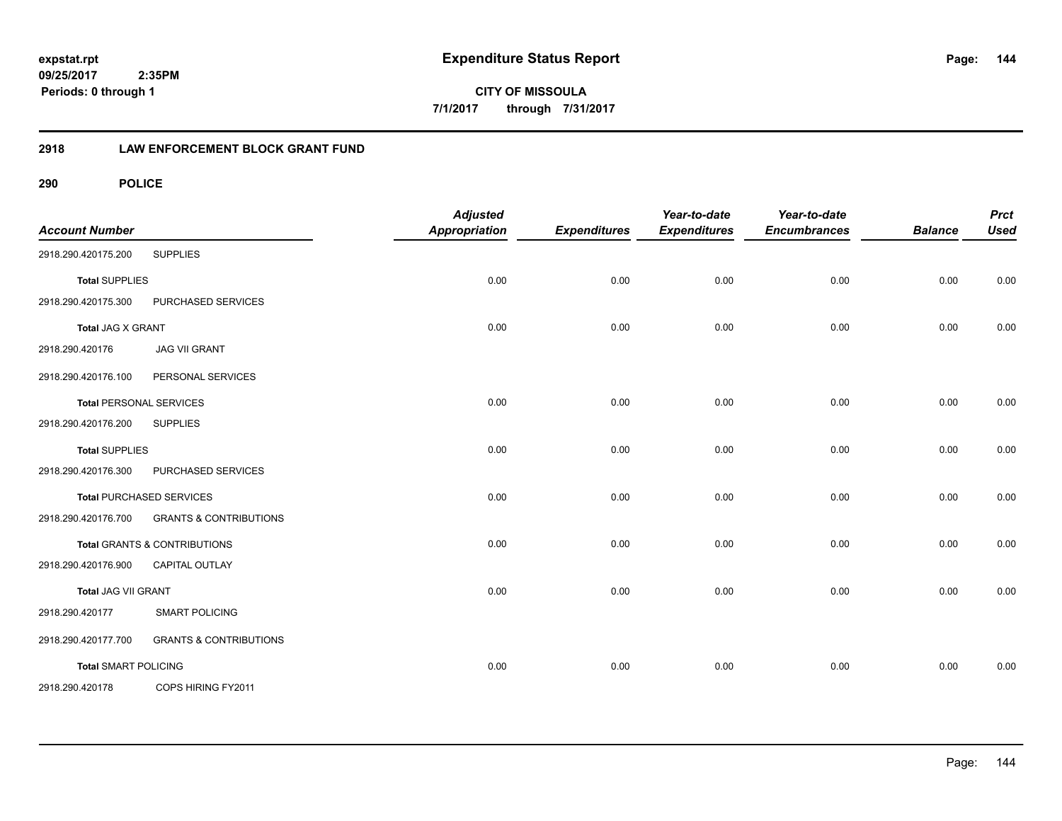# Expenditure Status Report

**CITY OF MISSOULA**

**7/1/2017 through 7/31/2017**

expstat.rpt
09/25/2017 2:35PM
Periods: 0 through 1

## 2918 LAW ENFORCEMENT BLOCK GRANT FUND

### 290 POLICE

| Account Number | | Adjusted Appropriation | Expenditures | Year-to-date Expenditures | Year-to-date Encumbrances | Balance | Prct Used |
|---|---|---|---|---|---|---|---|
| 2918.290.420175.200 | SUPPLIES | | | | | | |
| Total SUPPLIES | | 0.00 | 0.00 | 0.00 | 0.00 | 0.00 | 0.00 |
| 2918.290.420175.300 | PURCHASED SERVICES | | | | | | |
| Total JAG X GRANT | | 0.00 | 0.00 | 0.00 | 0.00 | 0.00 | 0.00 |
| 2918.290.420176 | JAG VII GRANT | | | | | | |
| 2918.290.420176.100 | PERSONAL SERVICES | | | | | | |
| Total PERSONAL SERVICES | | 0.00 | 0.00 | 0.00 | 0.00 | 0.00 | 0.00 |
| 2918.290.420176.200 | SUPPLIES | | | | | | |
| Total SUPPLIES | | 0.00 | 0.00 | 0.00 | 0.00 | 0.00 | 0.00 |
| 2918.290.420176.300 | PURCHASED SERVICES | | | | | | |
| Total PURCHASED SERVICES | | 0.00 | 0.00 | 0.00 | 0.00 | 0.00 | 0.00 |
| 2918.290.420176.700 | GRANTS & CONTRIBUTIONS | | | | | | |
| Total GRANTS & CONTRIBUTIONS | | 0.00 | 0.00 | 0.00 | 0.00 | 0.00 | 0.00 |
| 2918.290.420176.900 | CAPITAL OUTLAY | | | | | | |
| Total JAG VII GRANT | | 0.00 | 0.00 | 0.00 | 0.00 | 0.00 | 0.00 |
| 2918.290.420177 | SMART POLICING | | | | | | |
| 2918.290.420177.700 | GRANTS & CONTRIBUTIONS | | | | | | |
| Total SMART POLICING | | 0.00 | 0.00 | 0.00 | 0.00 | 0.00 | 0.00 |
| 2918.290.420178 | COPS HIRING FY2011 | | | | | | |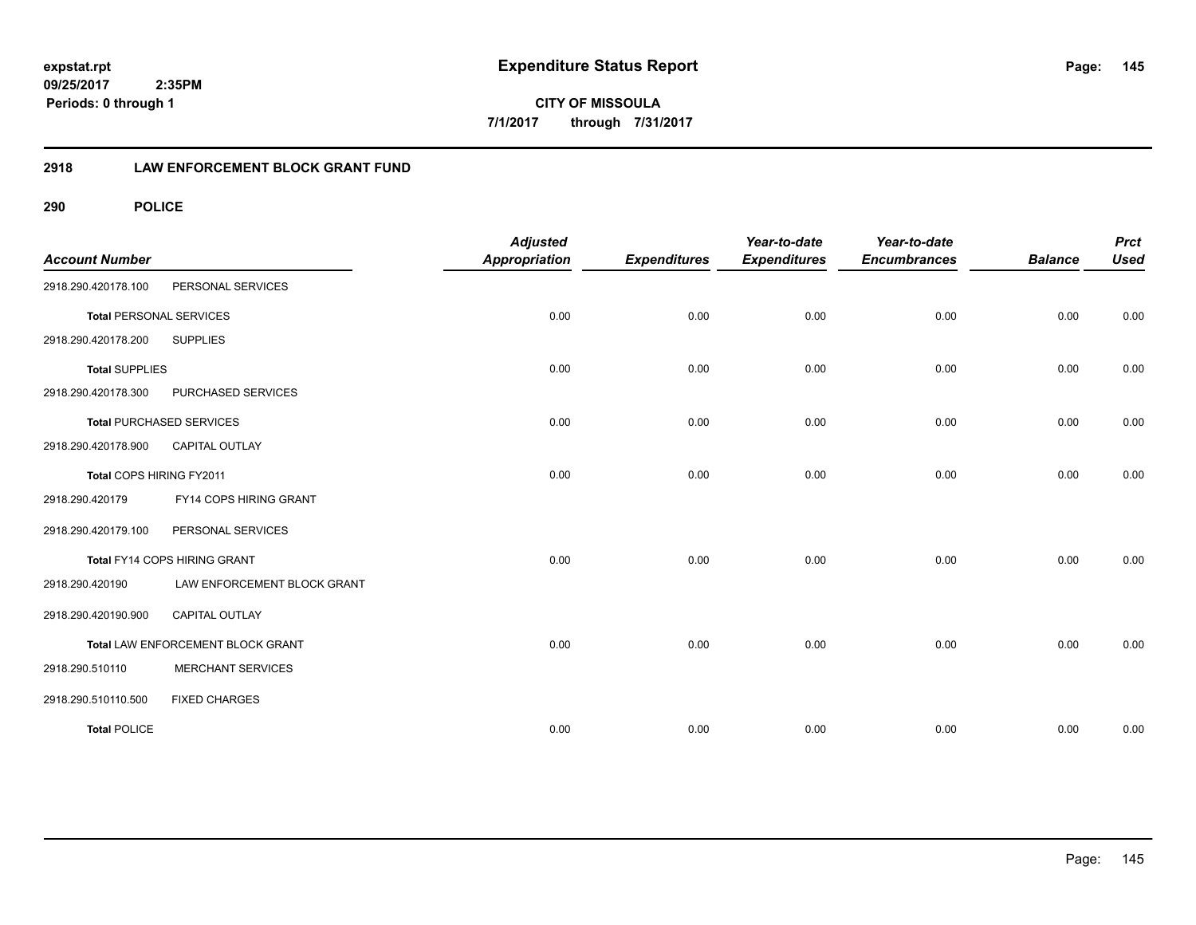**expstat.rpt**
**09/25/2017 2:35PM**
**Periods: 0 through 1**

# Expenditure Status Report

**CITY OF MISSOULA**
**7/1/2017 through 7/31/2017**

## 2918 LAW ENFORCEMENT BLOCK GRANT FUND

### 290 POLICE

| Account Number | | Adjusted Appropriation | Expenditures | Year-to-date Expenditures | Year-to-date Encumbrances | Balance | Prct Used |
|---|---|---|---|---|---|---|---|
| 2918.290.420178.100 | PERSONAL SERVICES | | | | | | |
| **Total** PERSONAL SERVICES | | 0.00 | 0.00 | 0.00 | 0.00 | 0.00 | 0.00 |
| 2918.290.420178.200 | SUPPLIES | | | | | | |
| **Total** SUPPLIES | | 0.00 | 0.00 | 0.00 | 0.00 | 0.00 | 0.00 |
| 2918.290.420178.300 | PURCHASED SERVICES | | | | | | |
| **Total** PURCHASED SERVICES | | 0.00 | 0.00 | 0.00 | 0.00 | 0.00 | 0.00 |
| 2918.290.420178.900 | CAPITAL OUTLAY | | | | | | |
| Total COPS HIRING FY2011 | | 0.00 | 0.00 | 0.00 | 0.00 | 0.00 | 0.00 |
| 2918.290.420179 | FY14 COPS HIRING GRANT | | | | | | |
| 2918.290.420179.100 | PERSONAL SERVICES | | | | | | |
| Total FY14 COPS HIRING GRANT | | 0.00 | 0.00 | 0.00 | 0.00 | 0.00 | 0.00 |
| 2918.290.420190 | LAW ENFORCEMENT BLOCK GRANT | | | | | | |
| 2918.290.420190.900 | CAPITAL OUTLAY | | | | | | |
| Total LAW ENFORCEMENT BLOCK GRANT | | 0.00 | 0.00 | 0.00 | 0.00 | 0.00 | 0.00 |
| 2918.290.510110 | MERCHANT SERVICES | | | | | | |
| 2918.290.510110.500 | FIXED CHARGES | | | | | | |
| **Total** POLICE | | 0.00 | 0.00 | 0.00 | 0.00 | 0.00 | 0.00 |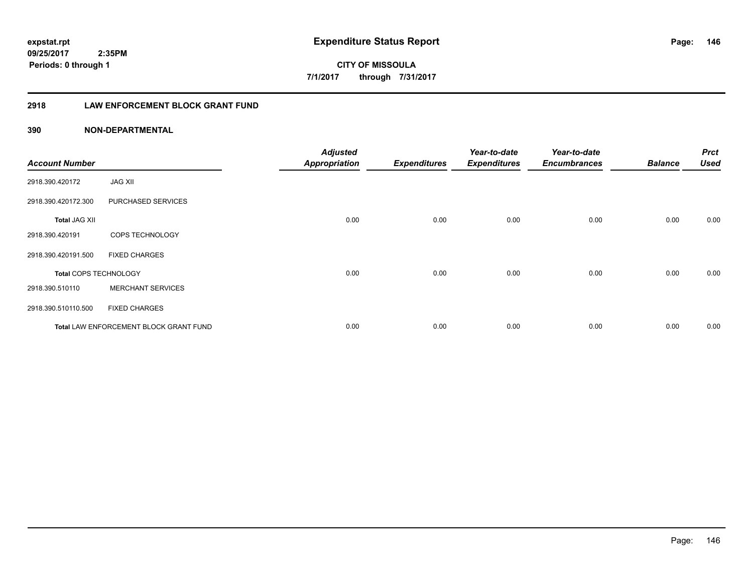**Expenditure Status Report**

**CITY OF MISSOULA**

**7/1/2017 through 7/31/2017**

expstat.rpt
09/25/2017 2:35PM
Periods: 0 through 1

## 2918 LAW ENFORCEMENT BLOCK GRANT FUND

### 390 NON-DEPARTMENTAL

| Account Number | | Adjusted Appropriation | Expenditures | Year-to-date Expenditures | Year-to-date Encumbrances | Balance | Prct Used |
|---|---|---|---|---|---|---|---|
| 2918.390.420172 | JAG XII | | | | | | |
| 2918.390.420172.300 | PURCHASED SERVICES | | | | | | |
| **Total** JAG XII | | 0.00 | 0.00 | 0.00 | 0.00 | 0.00 | 0.00 |
| 2918.390.420191 | COPS TECHNOLOGY | | | | | | |
| 2918.390.420191.500 | FIXED CHARGES | | | | | | |
| **Total** COPS TECHNOLOGY | | 0.00 | 0.00 | 0.00 | 0.00 | 0.00 | 0.00 |
| 2918.390.510110 | MERCHANT SERVICES | | | | | | |
| 2918.390.510110.500 | FIXED CHARGES | | | | | | |
| **Total** LAW ENFORCEMENT BLOCK GRANT FUND | | 0.00 | 0.00 | 0.00 | 0.00 | 0.00 | 0.00 |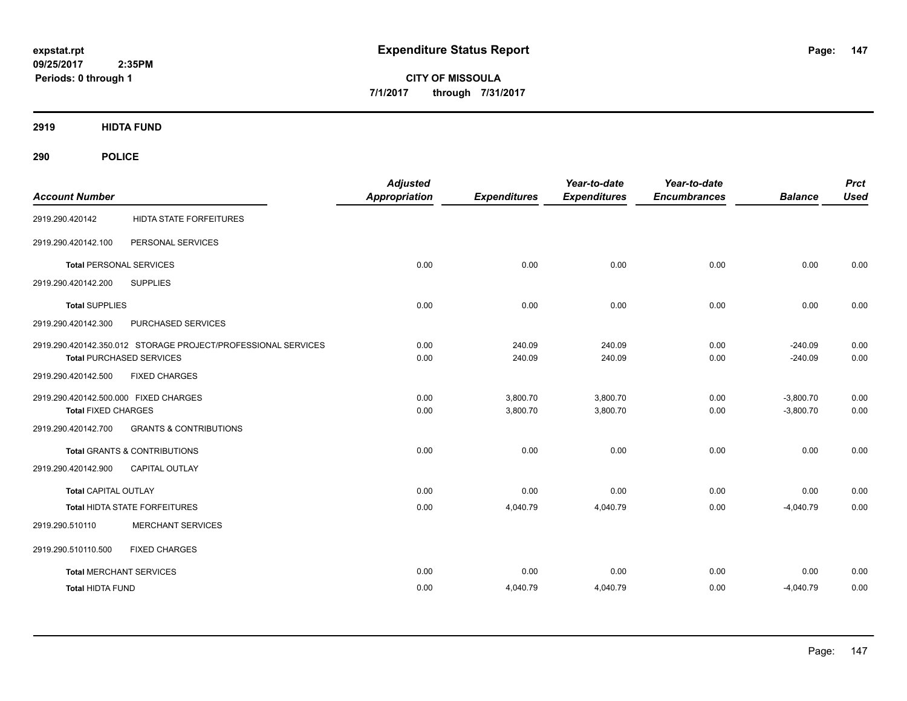expstat.rpt
09/25/2017 2:35PM
Periods: 0 through 1

# Expenditure Status Report

**CITY OF MISSOULA**
**7/1/2017 through 7/31/2017**

## 2919 HIDTA FUND

## 290 POLICE

| Account Number | | Adjusted Appropriation | Expenditures | Year-to-date Expenditures | Year-to-date Encumbrances | Balance | Prct Used |
|---|---|---|---|---|---|---|---|
| 2919.290.420142 | HIDTA STATE FORFEITURES | | | | | | |
| 2919.290.420142.100 | PERSONAL SERVICES | | | | | | |
| **Total** PERSONAL SERVICES | | 0.00 | 0.00 | 0.00 | 0.00 | 0.00 | 0.00 |
| 2919.290.420142.200 | SUPPLIES | | | | | | |
| **Total** SUPPLIES | | 0.00 | 0.00 | 0.00 | 0.00 | 0.00 | 0.00 |
| 2919.290.420142.300 | PURCHASED SERVICES | | | | | | |
| 2919.290.420142.350.012 | STORAGE PROJECT/PROFESSIONAL SERVICES | 0.00 | 240.09 | 240.09 | 0.00 | -240.09 | 0.00 |
| **Total** PURCHASED SERVICES | | 0.00 | 240.09 | 240.09 | 0.00 | -240.09 | 0.00 |
| 2919.290.420142.500 | FIXED CHARGES | | | | | | |
| 2919.290.420142.500.000 | FIXED CHARGES | 0.00 | 3,800.70 | 3,800.70 | 0.00 | -3,800.70 | 0.00 |
| **Total** FIXED CHARGES | | 0.00 | 3,800.70 | 3,800.70 | 0.00 | -3,800.70 | 0.00 |
| 2919.290.420142.700 | GRANTS & CONTRIBUTIONS | | | | | | |
| **Total** GRANTS & CONTRIBUTIONS | | 0.00 | 0.00 | 0.00 | 0.00 | 0.00 | 0.00 |
| 2919.290.420142.900 | CAPITAL OUTLAY | | | | | | |
| **Total** CAPITAL OUTLAY | | 0.00 | 0.00 | 0.00 | 0.00 | 0.00 | 0.00 |
| **Total** HIDTA STATE FORFEITURES | | 0.00 | 4,040.79 | 4,040.79 | 0.00 | -4,040.79 | 0.00 |
| 2919.290.510110 | MERCHANT SERVICES | | | | | | |
| 2919.290.510110.500 | FIXED CHARGES | | | | | | |
| **Total** MERCHANT SERVICES | | 0.00 | 0.00 | 0.00 | 0.00 | 0.00 | 0.00 |
| **Total HIDTA FUND** | | 0.00 | 4,040.79 | 4,040.79 | 0.00 | -4,040.79 | 0.00 |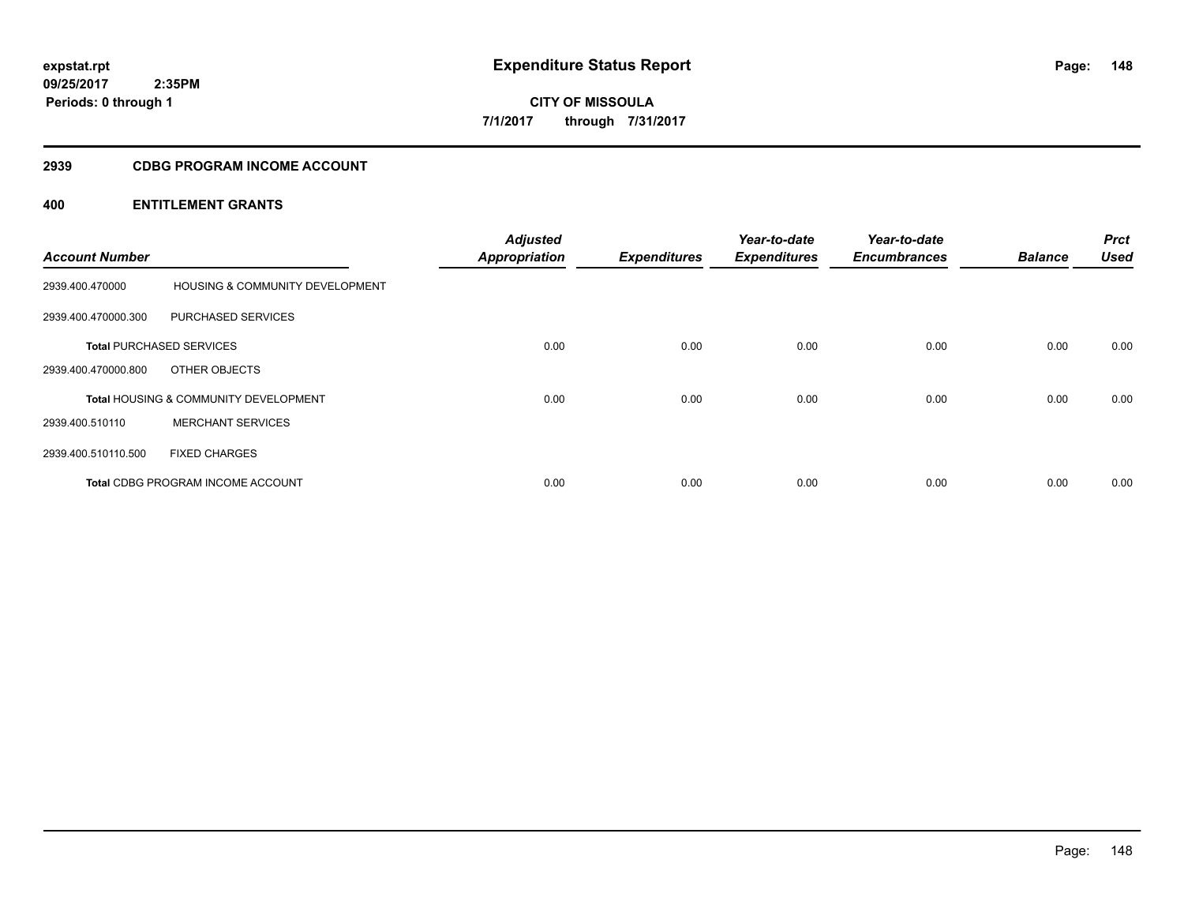# Expenditure Status Report

expstat.rpt
09/25/2017 2:35PM
Periods: 0 through 1

**CITY OF MISSOULA**
**7/1/2017 through 7/31/2017**

## 2939 CDBG PROGRAM INCOME ACCOUNT

### 400 ENTITLEMENT GRANTS

| Account Number | | Adjusted Appropriation | Expenditures | Year-to-date Expenditures | Year-to-date Encumbrances | Balance | Prct Used |
|---|---|---|---|---|---|---|---|
| 2939.400.470000 | HOUSING & COMMUNITY DEVELOPMENT | | | | | | |
| 2939.400.470000.300 | PURCHASED SERVICES | | | | | | |
| **Total** PURCHASED SERVICES | | 0.00 | 0.00 | 0.00 | 0.00 | 0.00 | 0.00 |
| 2939.400.470000.800 | OTHER OBJECTS | | | | | | |
| **Total** HOUSING & COMMUNITY DEVELOPMENT | | 0.00 | 0.00 | 0.00 | 0.00 | 0.00 | 0.00 |
| 2939.400.510110 | MERCHANT SERVICES | | | | | | |
| 2939.400.510110.500 | FIXED CHARGES | | | | | | |
| **Total** CDBG PROGRAM INCOME ACCOUNT | | 0.00 | 0.00 | 0.00 | 0.00 | 0.00 | 0.00 |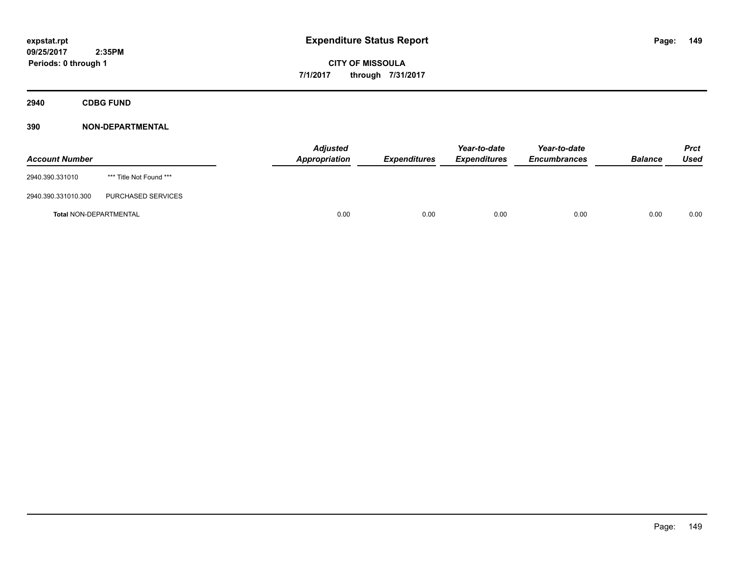expstat.rpt
09/25/2017 2:35PM
Periods: 0 through 1

# Expenditure Status Report

**CITY OF MISSOULA**
**7/1/2017 through 7/31/2017**

## 2940 CDBG FUND

### 390 NON-DEPARTMENTAL

| Account Number | | Adjusted Appropriation | Expenditures | Year-to-date Expenditures | Year-to-date Encumbrances | Balance | Prct Used |
|---|---|---|---|---|---|---|---|
| 2940.390.331010 | *** Title Not Found *** | | | | | | |
| 2940.390.331010.300 | PURCHASED SERVICES | | | | | | |
| **Total** NON-DEPARTMENTAL | | 0.00 | 0.00 | 0.00 | 0.00 | 0.00 | 0.00 |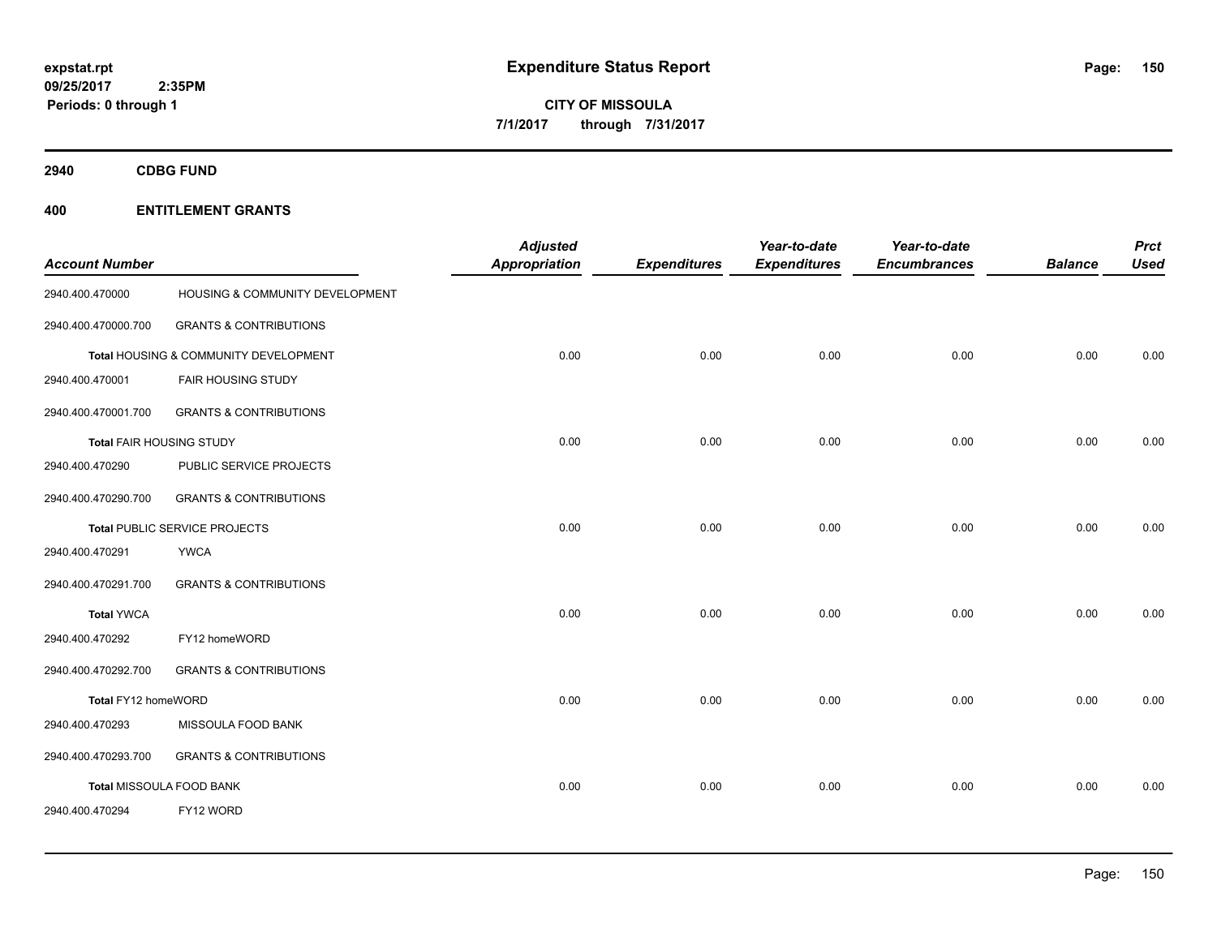**expstat.rpt**
**09/25/2017 2:35PM**
**Periods: 0 through 1**

# Expenditure Status Report

**CITY OF MISSOULA**
**7/1/2017 through 7/31/2017**

## 2940 CDBG FUND

## 400 ENTITLEMENT GRANTS

| Account Number | | Adjusted Appropriation | Expenditures | Year-to-date Expenditures | Year-to-date Encumbrances | Balance | Prct Used |
|---|---|---|---|---|---|---|---|
| 2940.400.470000 | HOUSING & COMMUNITY DEVELOPMENT | | | | | | |
| 2940.400.470000.700 | GRANTS & CONTRIBUTIONS | | | | | | |
| | Total HOUSING & COMMUNITY DEVELOPMENT | 0.00 | 0.00 | 0.00 | 0.00 | 0.00 | 0.00 |
| 2940.400.470001 | FAIR HOUSING STUDY | | | | | | |
| 2940.400.470001.700 | GRANTS & CONTRIBUTIONS | | | | | | |
| | Total FAIR HOUSING STUDY | 0.00 | 0.00 | 0.00 | 0.00 | 0.00 | 0.00 |
| 2940.400.470290 | PUBLIC SERVICE PROJECTS | | | | | | |
| 2940.400.470290.700 | GRANTS & CONTRIBUTIONS | | | | | | |
| | Total PUBLIC SERVICE PROJECTS | 0.00 | 0.00 | 0.00 | 0.00 | 0.00 | 0.00 |
| 2940.400.470291 | YWCA | | | | | | |
| 2940.400.470291.700 | GRANTS & CONTRIBUTIONS | | | | | | |
| | Total YWCA | 0.00 | 0.00 | 0.00 | 0.00 | 0.00 | 0.00 |
| 2940.400.470292 | FY12 homeWORD | | | | | | |
| 2940.400.470292.700 | GRANTS & CONTRIBUTIONS | | | | | | |
| | Total FY12 homeWORD | 0.00 | 0.00 | 0.00 | 0.00 | 0.00 | 0.00 |
| 2940.400.470293 | MISSOULA FOOD BANK | | | | | | |
| 2940.400.470293.700 | GRANTS & CONTRIBUTIONS | | | | | | |
| | Total MISSOULA FOOD BANK | 0.00 | 0.00 | 0.00 | 0.00 | 0.00 | 0.00 |
| 2940.400.470294 | FY12 WORD | | | | | | |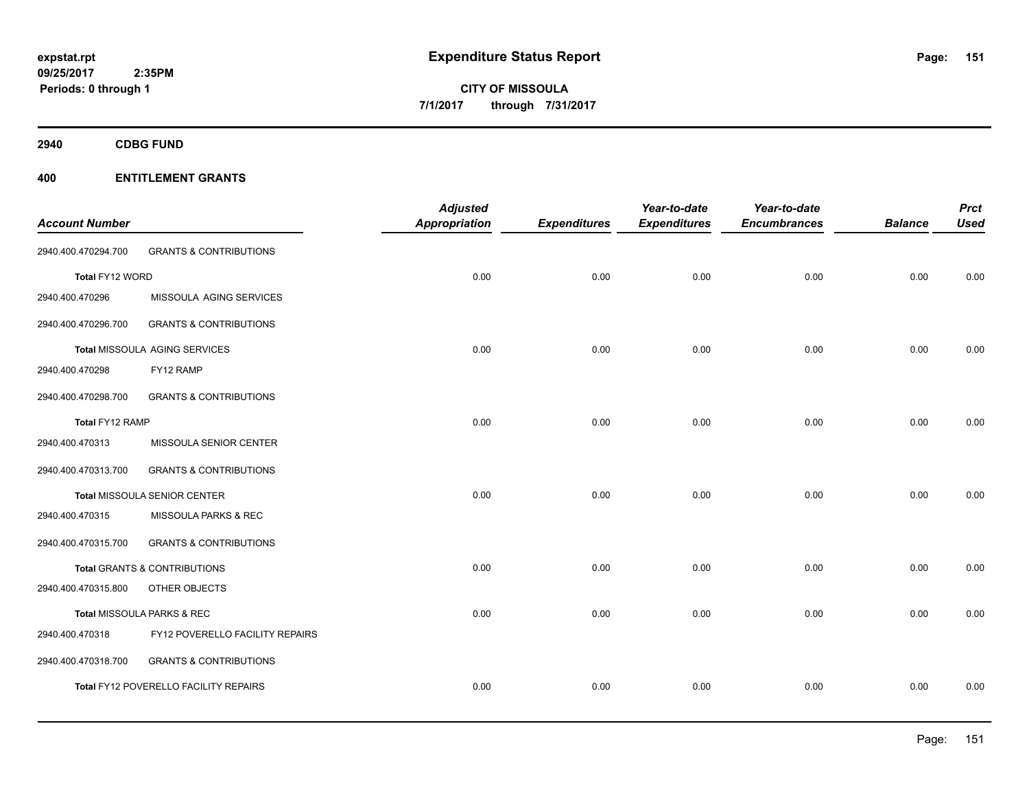**Expenditure Status Report**

**CITY OF MISSOULA**
**7/1/2017 through 7/31/2017**

expstat.rpt
09/25/2017 2:35PM
Periods: 0 through 1

## 2940 CDBG FUND

### 400 ENTITLEMENT GRANTS

| Account Number | | Adjusted Appropriation | Expenditures | Year-to-date Expenditures | Year-to-date Encumbrances | Balance | Prct Used |
|---|---|---|---|---|---|---|---|
| 2940.400.470294.700 | GRANTS & CONTRIBUTIONS | | | | | | |
| Total FY12 WORD | | 0.00 | 0.00 | 0.00 | 0.00 | 0.00 | 0.00 |
| 2940.400.470296 | MISSOULA AGING SERVICES | | | | | | |
| 2940.400.470296.700 | GRANTS & CONTRIBUTIONS | | | | | | |
| Total MISSOULA AGING SERVICES | | 0.00 | 0.00 | 0.00 | 0.00 | 0.00 | 0.00 |
| 2940.400.470298 | FY12 RAMP | | | | | | |
| 2940.400.470298.700 | GRANTS & CONTRIBUTIONS | | | | | | |
| Total FY12 RAMP | | 0.00 | 0.00 | 0.00 | 0.00 | 0.00 | 0.00 |
| 2940.400.470313 | MISSOULA SENIOR CENTER | | | | | | |
| 2940.400.470313.700 | GRANTS & CONTRIBUTIONS | | | | | | |
| Total MISSOULA SENIOR CENTER | | 0.00 | 0.00 | 0.00 | 0.00 | 0.00 | 0.00 |
| 2940.400.470315 | MISSOULA PARKS & REC | | | | | | |
| 2940.400.470315.700 | GRANTS & CONTRIBUTIONS | | | | | | |
| Total GRANTS & CONTRIBUTIONS | | 0.00 | 0.00 | 0.00 | 0.00 | 0.00 | 0.00 |
| 2940.400.470315.800 | OTHER OBJECTS | | | | | | |
| Total MISSOULA PARKS & REC | | 0.00 | 0.00 | 0.00 | 0.00 | 0.00 | 0.00 |
| 2940.400.470318 | FY12 POVERELLO FACILITY REPAIRS | | | | | | |
| 2940.400.470318.700 | GRANTS & CONTRIBUTIONS | | | | | | |
| Total FY12 POVERELLO FACILITY REPAIRS | | 0.00 | 0.00 | 0.00 | 0.00 | 0.00 | 0.00 |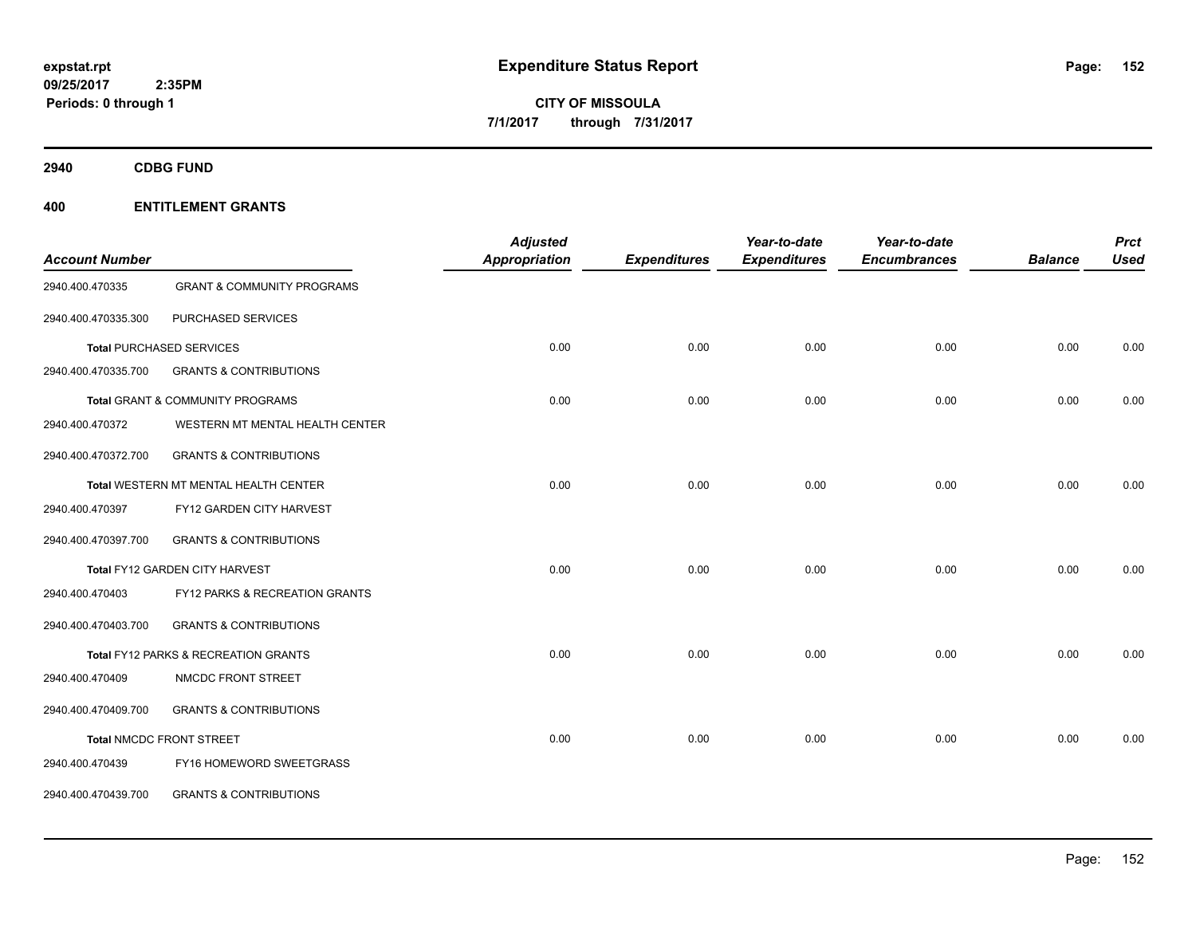expstat.rpt
09/25/2017 2:35PM
Periods: 0 through 1

# Expenditure Status Report

**CITY OF MISSOULA**
**7/1/2017 through 7/31/2017**

## 2940 CDBG FUND

## 400 ENTITLEMENT GRANTS

| Account Number | | Adjusted Appropriation | Expenditures | Year-to-date Expenditures | Year-to-date Encumbrances | Balance | Prct Used |
|---|---|---|---|---|---|---|---|
| 2940.400.470335 | GRANT & COMMUNITY PROGRAMS | | | | | | |
| 2940.400.470335.300 | PURCHASED SERVICES | | | | | | |
| **Total** PURCHASED SERVICES | | 0.00 | 0.00 | 0.00 | 0.00 | 0.00 | 0.00 |
| 2940.400.470335.700 | GRANTS & CONTRIBUTIONS | | | | | | |
| **Total** GRANT & COMMUNITY PROGRAMS | | 0.00 | 0.00 | 0.00 | 0.00 | 0.00 | 0.00 |
| 2940.400.470372 | WESTERN MT MENTAL HEALTH CENTER | | | | | | |
| 2940.400.470372.700 | GRANTS & CONTRIBUTIONS | | | | | | |
| **Total** WESTERN MT MENTAL HEALTH CENTER | | 0.00 | 0.00 | 0.00 | 0.00 | 0.00 | 0.00 |
| 2940.400.470397 | FY12 GARDEN CITY HARVEST | | | | | | |
| 2940.400.470397.700 | GRANTS & CONTRIBUTIONS | | | | | | |
| **Total** FY12 GARDEN CITY HARVEST | | 0.00 | 0.00 | 0.00 | 0.00 | 0.00 | 0.00 |
| 2940.400.470403 | FY12 PARKS & RECREATION GRANTS | | | | | | |
| 2940.400.470403.700 | GRANTS & CONTRIBUTIONS | | | | | | |
| **Total** FY12 PARKS & RECREATION GRANTS | | 0.00 | 0.00 | 0.00 | 0.00 | 0.00 | 0.00 |
| 2940.400.470409 | NMCDC FRONT STREET | | | | | | |
| 2940.400.470409.700 | GRANTS & CONTRIBUTIONS | | | | | | |
| **Total** NMCDC FRONT STREET | | 0.00 | 0.00 | 0.00 | 0.00 | 0.00 | 0.00 |
| 2940.400.470439 | FY16 HOMEWORD SWEETGRASS | | | | | | |
| 2940.400.470439.700 | GRANTS & CONTRIBUTIONS | | | | | | |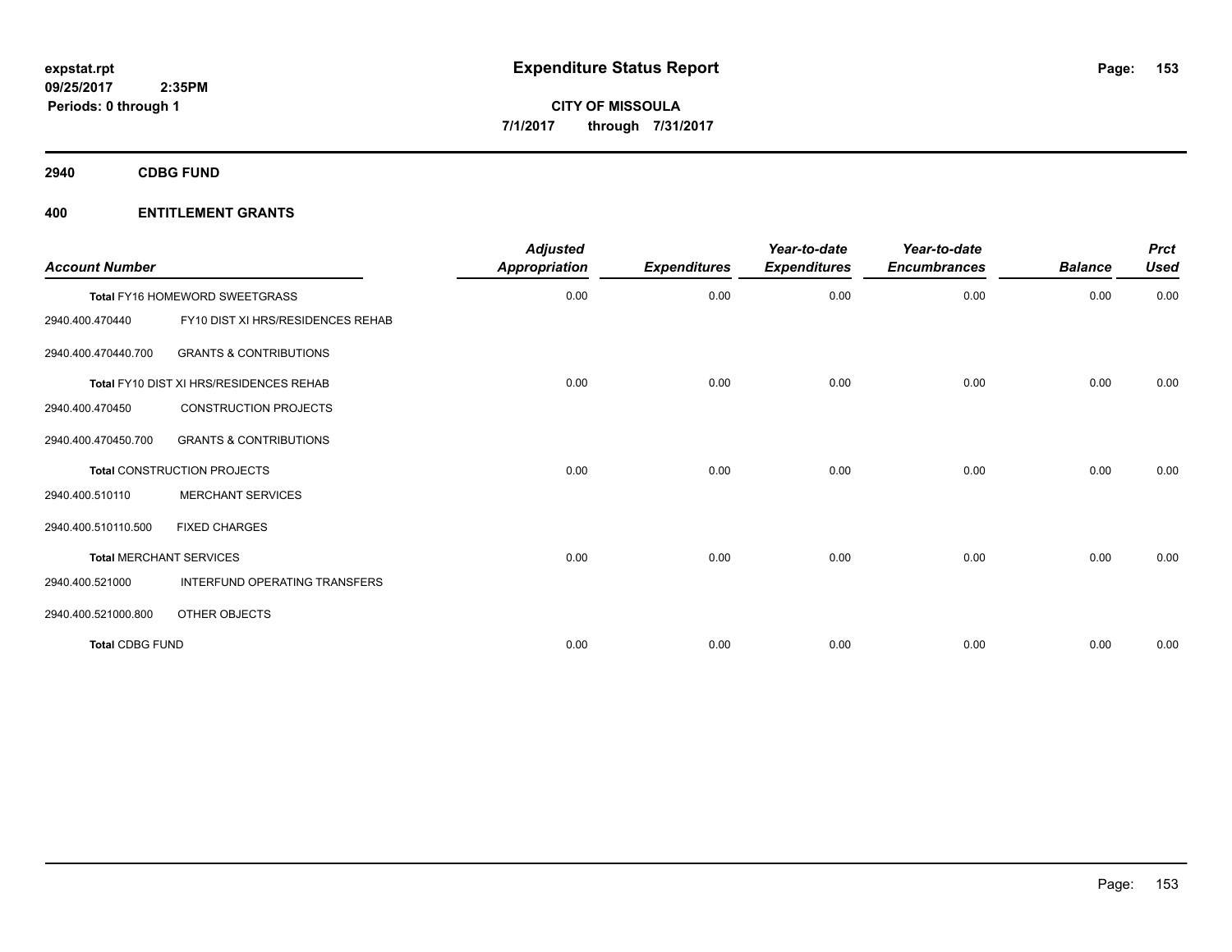**expstat.rpt**
**09/25/2017 2:35PM**
**Periods: 0 through 1**

# Expenditure Status Report

**CITY OF MISSOULA**
**7/1/2017 through 7/31/2017**

## 2940 CDBG FUND

## 400 ENTITLEMENT GRANTS

| Account Number | | Adjusted Appropriation | Expenditures | Year-to-date Expenditures | Year-to-date Encumbrances | Balance | Prct Used |
|---|---|---|---|---|---|---|---|
| **Total FY16 HOMEWORD SWEETGRASS** | | 0.00 | 0.00 | 0.00 | 0.00 | 0.00 | 0.00 |
| 2940.400.470440 | FY10 DIST XI HRS/RESIDENCES REHAB | | | | | | |
| 2940.400.470440.700 | GRANTS & CONTRIBUTIONS | | | | | | |
| **Total FY10 DIST XI HRS/RESIDENCES REHAB** | | 0.00 | 0.00 | 0.00 | 0.00 | 0.00 | 0.00 |
| 2940.400.470450 | CONSTRUCTION PROJECTS | | | | | | |
| 2940.400.470450.700 | GRANTS & CONTRIBUTIONS | | | | | | |
| **Total CONSTRUCTION PROJECTS** | | 0.00 | 0.00 | 0.00 | 0.00 | 0.00 | 0.00 |
| 2940.400.510110 | MERCHANT SERVICES | | | | | | |
| 2940.400.510110.500 | FIXED CHARGES | | | | | | |
| **Total MERCHANT SERVICES** | | 0.00 | 0.00 | 0.00 | 0.00 | 0.00 | 0.00 |
| 2940.400.521000 | INTERFUND OPERATING TRANSFERS | | | | | | |
| 2940.400.521000.800 | OTHER OBJECTS | | | | | | |
| **Total CDBG FUND** | | 0.00 | 0.00 | 0.00 | 0.00 | 0.00 | 0.00 |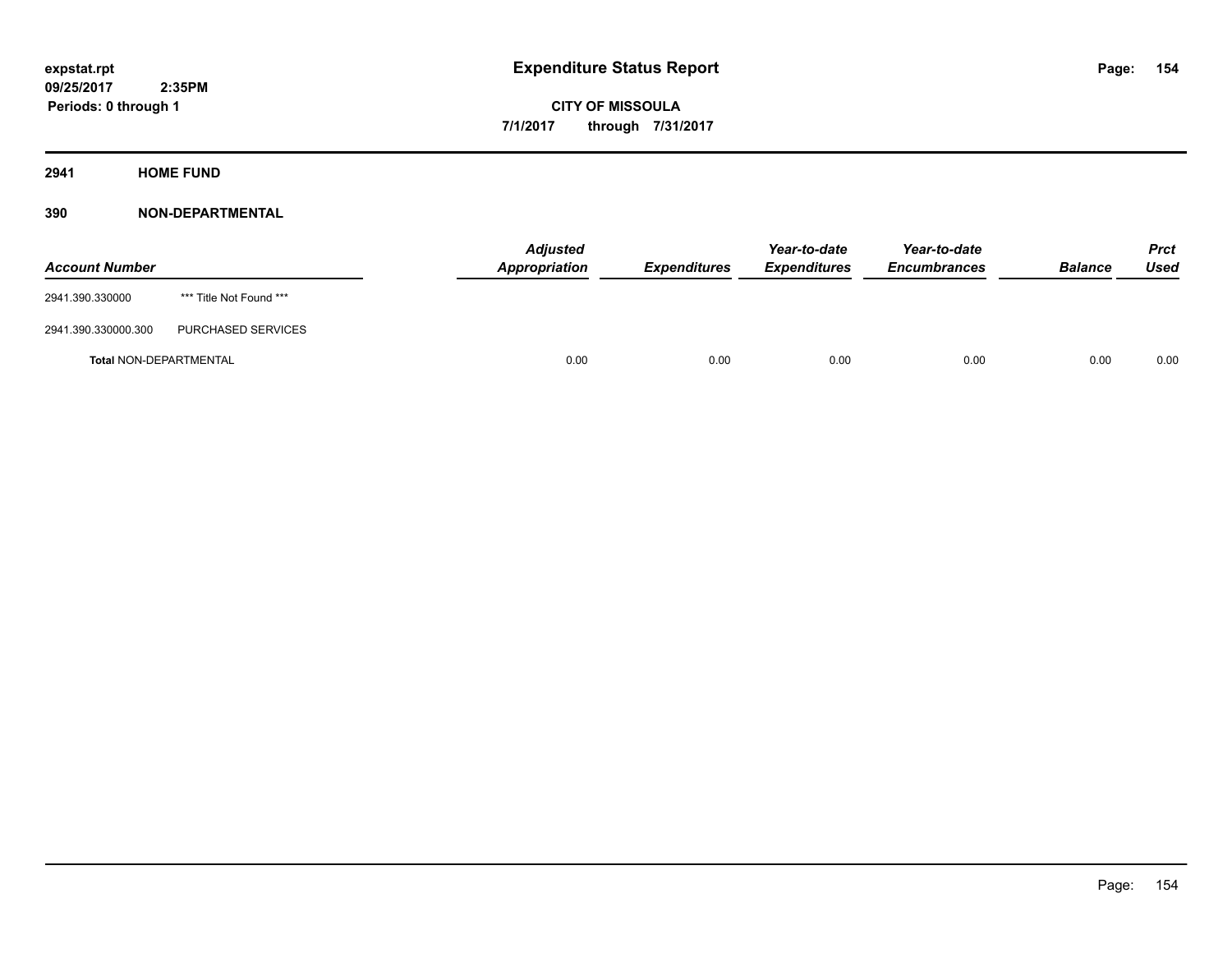# Expenditure Status Report

expstat.rpt
09/25/2017 2:35PM
Periods: 0 through 1

**CITY OF MISSOULA**
**7/1/2017 through 7/31/2017**

## 2941 HOME FUND

### 390 NON-DEPARTMENTAL

| Account Number | | Adjusted Appropriation | Expenditures | Year-to-date Expenditures | Year-to-date Encumbrances | Balance | Prct Used |
|---|---|---|---|---|---|---|---|
| 2941.390.330000 | *** Title Not Found *** | | | | | | |
| 2941.390.330000.300 | PURCHASED SERVICES | | | | | | |
| **Total** NON-DEPARTMENTAL | | 0.00 | 0.00 | 0.00 | 0.00 | 0.00 | 0.00 |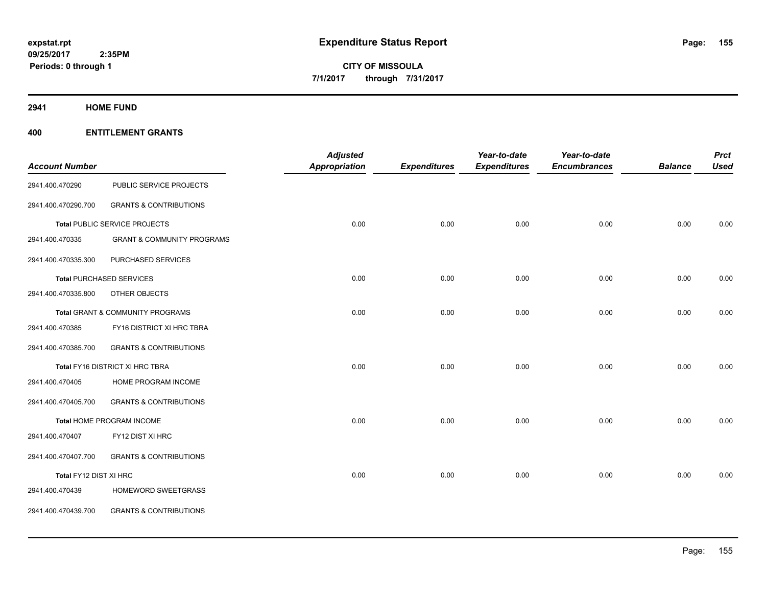**expstat.rpt**
**09/25/2017 2:35PM**
**Periods: 0 through 1**

# Expenditure Status Report

**CITY OF MISSOULA**
**7/1/2017 through 7/31/2017**

## 2941 HOME FUND

## 400 ENTITLEMENT GRANTS

| Account Number | | Adjusted Appropriation | Expenditures | Year-to-date Expenditures | Year-to-date Encumbrances | Balance | Prct Used |
|---|---|---|---|---|---|---|---|
| 2941.400.470290 | PUBLIC SERVICE PROJECTS | | | | | | |
| 2941.400.470290.700 | GRANTS & CONTRIBUTIONS | | | | | | |
| **Total** PUBLIC SERVICE PROJECTS | | 0.00 | 0.00 | 0.00 | 0.00 | 0.00 | 0.00 |
| 2941.400.470335 | GRANT & COMMUNITY PROGRAMS | | | | | | |
| 2941.400.470335.300 | PURCHASED SERVICES | | | | | | |
| **Total** PURCHASED SERVICES | | 0.00 | 0.00 | 0.00 | 0.00 | 0.00 | 0.00 |
| 2941.400.470335.800 | OTHER OBJECTS | | | | | | |
| **Total** GRANT & COMMUNITY PROGRAMS | | 0.00 | 0.00 | 0.00 | 0.00 | 0.00 | 0.00 |
| 2941.400.470385 | FY16 DISTRICT XI HRC TBRA | | | | | | |
| 2941.400.470385.700 | GRANTS & CONTRIBUTIONS | | | | | | |
| **Total** FY16 DISTRICT XI HRC TBRA | | 0.00 | 0.00 | 0.00 | 0.00 | 0.00 | 0.00 |
| 2941.400.470405 | HOME PROGRAM INCOME | | | | | | |
| 2941.400.470405.700 | GRANTS & CONTRIBUTIONS | | | | | | |
| **Total** HOME PROGRAM INCOME | | 0.00 | 0.00 | 0.00 | 0.00 | 0.00 | 0.00 |
| 2941.400.470407 | FY12 DIST XI HRC | | | | | | |
| 2941.400.470407.700 | GRANTS & CONTRIBUTIONS | | | | | | |
| **Total** FY12 DIST XI HRC | | 0.00 | 0.00 | 0.00 | 0.00 | 0.00 | 0.00 |
| 2941.400.470439 | HOMEWORD SWEETGRASS | | | | | | |
| 2941.400.470439.700 | GRANTS & CONTRIBUTIONS | | | | | | |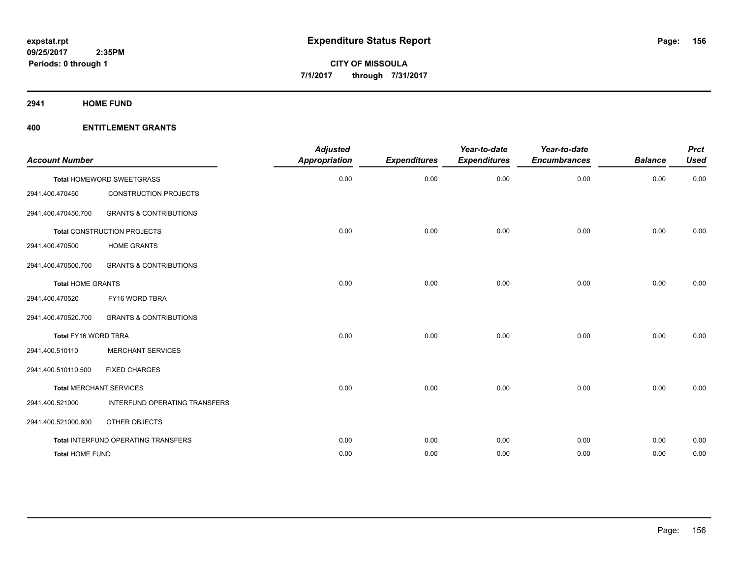# Expenditure Status Report

expstat.rpt
09/25/2017 2:35PM
Periods: 0 through 1

CITY OF MISSOULA
7/1/2017 through 7/31/2017

## 2941 HOME FUND

### 400 ENTITLEMENT GRANTS

| Account Number | | Adjusted Appropriation | Expenditures | Year-to-date Expenditures | Year-to-date Encumbrances | Balance | Prct Used |
|---|---|---|---|---|---|---|---|
| **Total** HOMEWORD SWEETGRASS | | 0.00 | 0.00 | 0.00 | 0.00 | 0.00 | 0.00 |
| 2941.400.470450 | CONSTRUCTION PROJECTS | | | | | | |
| 2941.400.470450.700 | GRANTS & CONTRIBUTIONS | | | | | | |
| **Total** CONSTRUCTION PROJECTS | | 0.00 | 0.00 | 0.00 | 0.00 | 0.00 | 0.00 |
| 2941.400.470500 | HOME GRANTS | | | | | | |
| 2941.400.470500.700 | GRANTS & CONTRIBUTIONS | | | | | | |
| **Total** HOME GRANTS | | 0.00 | 0.00 | 0.00 | 0.00 | 0.00 | 0.00 |
| 2941.400.470520 | FY16 WORD TBRA | | | | | | |
| 2941.400.470520.700 | GRANTS & CONTRIBUTIONS | | | | | | |
| **Total** FY16 WORD TBRA | | 0.00 | 0.00 | 0.00 | 0.00 | 0.00 | 0.00 |
| 2941.400.510110 | MERCHANT SERVICES | | | | | | |
| 2941.400.510110.500 | FIXED CHARGES | | | | | | |
| **Total** MERCHANT SERVICES | | 0.00 | 0.00 | 0.00 | 0.00 | 0.00 | 0.00 |
| 2941.400.521000 | INTERFUND OPERATING TRANSFERS | | | | | | |
| 2941.400.521000.800 | OTHER OBJECTS | | | | | | |
| **Total** INTERFUND OPERATING TRANSFERS | | 0.00 | 0.00 | 0.00 | 0.00 | 0.00 | 0.00 |
| **Total** HOME FUND | | 0.00 | 0.00 | 0.00 | 0.00 | 0.00 | 0.00 |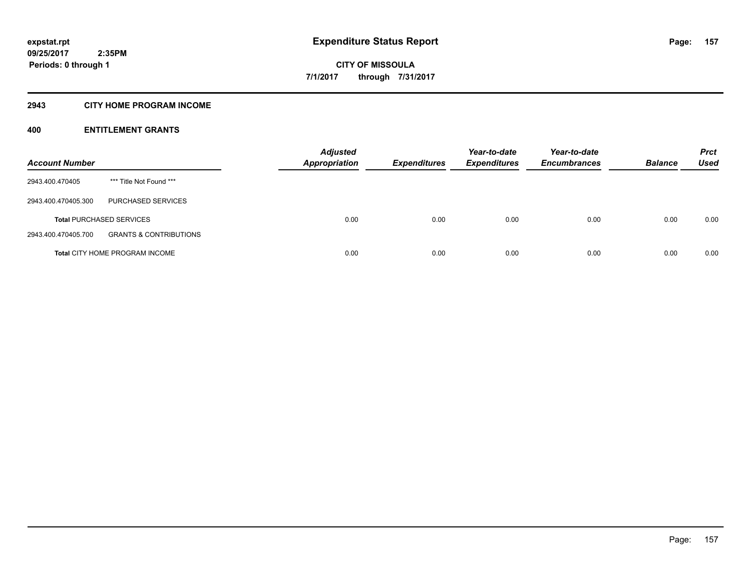**expstat.rpt**
**09/25/2017 2:35PM**
**Periods: 0 through 1**

# Expenditure Status Report

**CITY OF MISSOULA**
**7/1/2017 through 7/31/2017**

## 2943 CITY HOME PROGRAM INCOME

### 400 ENTITLEMENT GRANTS

| Account Number | | Adjusted Appropriation | Expenditures | Year-to-date Expenditures | Year-to-date Encumbrances | Balance | Prct Used |
|---|---|---|---|---|---|---|---|
| 2943.400.470405 | *** Title Not Found *** | | | | | | |
| 2943.400.470405.300 | PURCHASED SERVICES | | | | | | |
| **Total** PURCHASED SERVICES | | 0.00 | 0.00 | 0.00 | 0.00 | 0.00 | 0.00 |
| 2943.400.470405.700 | GRANTS & CONTRIBUTIONS | | | | | | |
| **Total** CITY HOME PROGRAM INCOME | | 0.00 | 0.00 | 0.00 | 0.00 | 0.00 | 0.00 |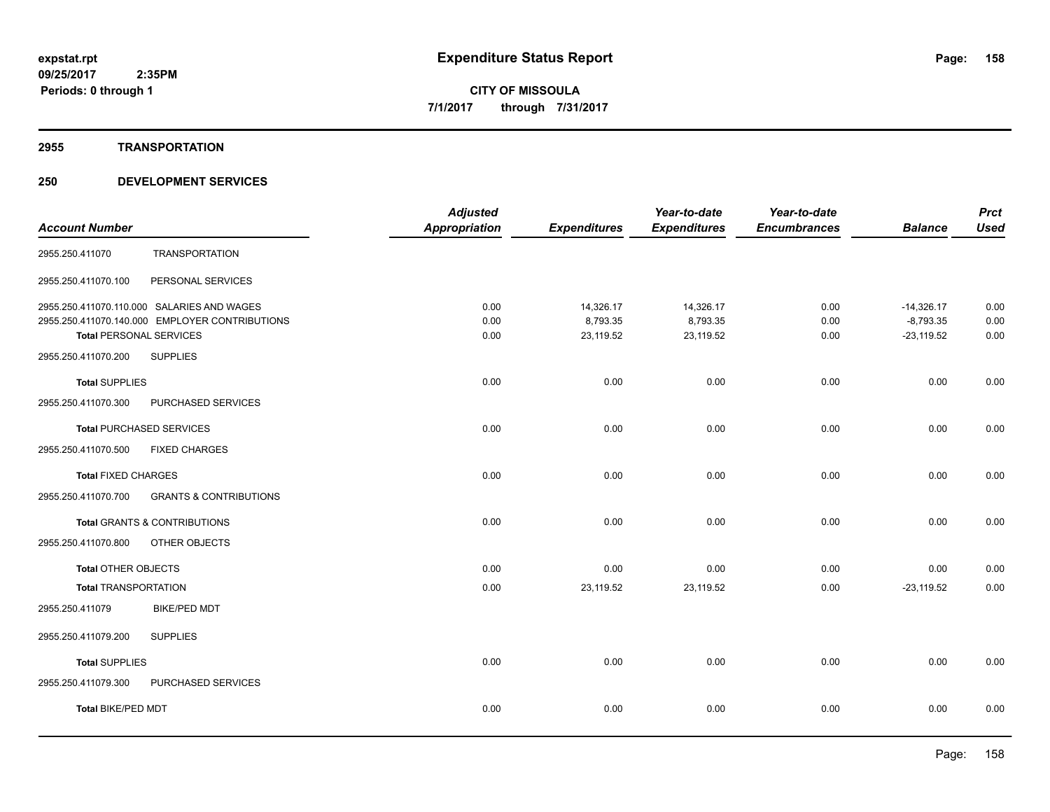expstat.rpt
09/25/2017 2:35PM
Periods: 0 through 1

# Expenditure Status Report

**CITY OF MISSOULA**
**7/1/2017 through 7/31/2017**

## 2955 TRANSPORTATION

## 250 DEVELOPMENT SERVICES

| Account Number | | Adjusted Appropriation | Expenditures | Year-to-date Expenditures | Year-to-date Encumbrances | Balance | Prct Used |
|---|---|---|---|---|---|---|---|
| 2955.250.411070 | TRANSPORTATION | | | | | | |
| 2955.250.411070.100 | PERSONAL SERVICES | | | | | | |
| 2955.250.411070.110.000 | SALARIES AND WAGES | 0.00 | 14,326.17 | 14,326.17 | 0.00 | -14,326.17 | 0.00 |
| 2955.250.411070.140.000 | EMPLOYER CONTRIBUTIONS | 0.00 | 8,793.35 | 8,793.35 | 0.00 | -8,793.35 | 0.00 |
| **Total** PERSONAL SERVICES | | 0.00 | 23,119.52 | 23,119.52 | 0.00 | -23,119.52 | 0.00 |
| 2955.250.411070.200 | SUPPLIES | | | | | | |
| **Total** SUPPLIES | | 0.00 | 0.00 | 0.00 | 0.00 | 0.00 | 0.00 |
| 2955.250.411070.300 | PURCHASED SERVICES | | | | | | |
| **Total** PURCHASED SERVICES | | 0.00 | 0.00 | 0.00 | 0.00 | 0.00 | 0.00 |
| 2955.250.411070.500 | FIXED CHARGES | | | | | | |
| **Total** FIXED CHARGES | | 0.00 | 0.00 | 0.00 | 0.00 | 0.00 | 0.00 |
| 2955.250.411070.700 | GRANTS & CONTRIBUTIONS | | | | | | |
| **Total** GRANTS & CONTRIBUTIONS | | 0.00 | 0.00 | 0.00 | 0.00 | 0.00 | 0.00 |
| 2955.250.411070.800 | OTHER OBJECTS | | | | | | |
| **Total** OTHER OBJECTS | | 0.00 | 0.00 | 0.00 | 0.00 | 0.00 | 0.00 |
| **Total** TRANSPORTATION | | 0.00 | 23,119.52 | 23,119.52 | 0.00 | -23,119.52 | 0.00 |
| 2955.250.411079 | BIKE/PED MDT | | | | | | |
| 2955.250.411079.200 | SUPPLIES | | | | | | |
| **Total** SUPPLIES | | 0.00 | 0.00 | 0.00 | 0.00 | 0.00 | 0.00 |
| 2955.250.411079.300 | PURCHASED SERVICES | | | | | | |
| **Total** BIKE/PED MDT | | 0.00 | 0.00 | 0.00 | 0.00 | 0.00 | 0.00 |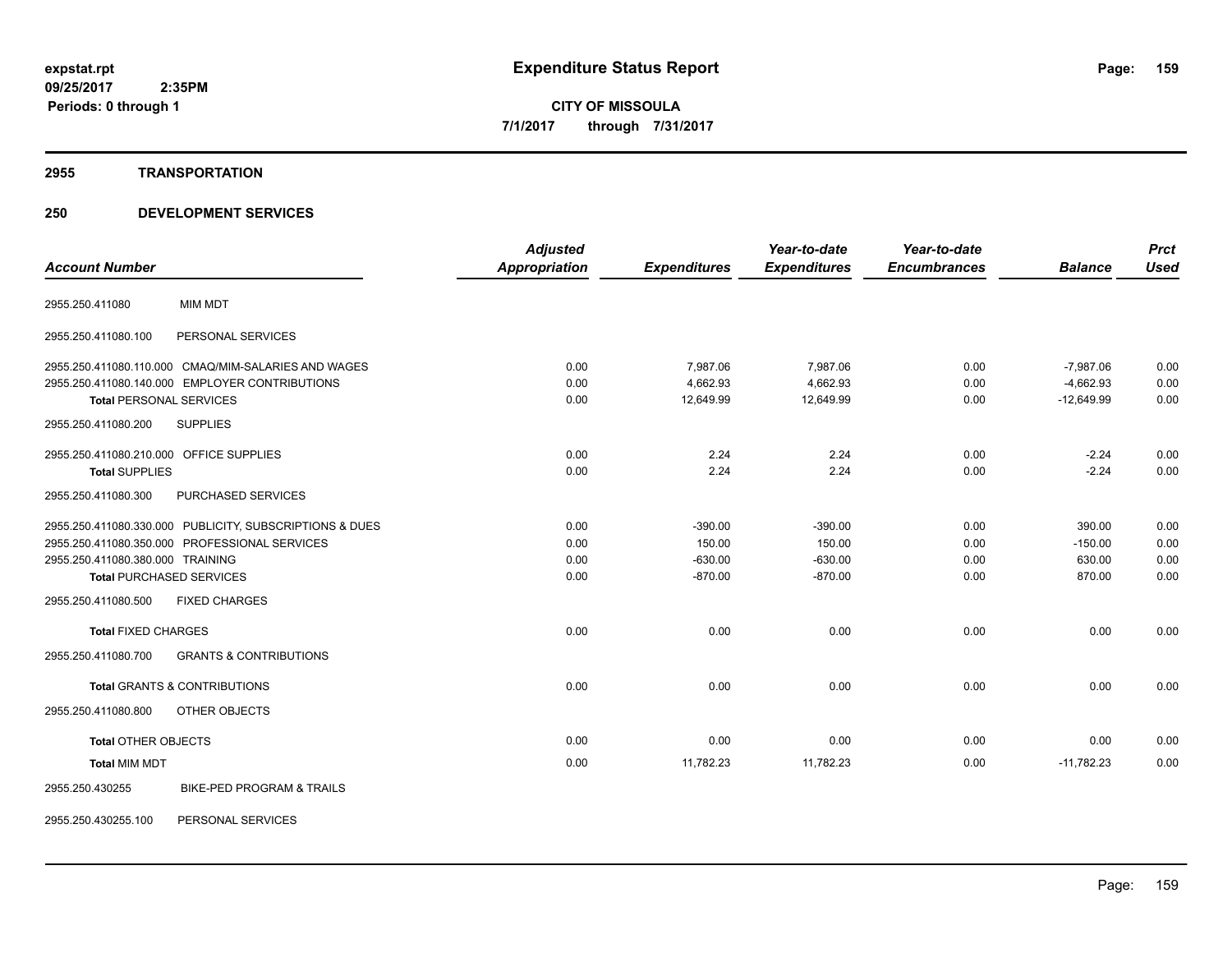expstat.rpt
09/25/2017 2:35PM
Periods: 0 through 1

# Expenditure Status Report

CITY OF MISSOULA
7/1/2017 through 7/31/2017

## 2955 TRANSPORTATION

## 250 DEVELOPMENT SERVICES

| Account Number | | Adjusted Appropriation | Expenditures | Year-to-date Expenditures | Year-to-date Encumbrances | Balance | Prct Used |
|---|---|---|---|---|---|---|---|
| 2955.250.411080 | MIM MDT | | | | | | |
| 2955.250.411080.100 | PERSONAL SERVICES | | | | | | |
| 2955.250.411080.110.000 | CMAQ/MIM-SALARIES AND WAGES | 0.00 | 7,987.06 | 7,987.06 | 0.00 | -7,987.06 | 0.00 |
| 2955.250.411080.140.000 | EMPLOYER CONTRIBUTIONS | 0.00 | 4,662.93 | 4,662.93 | 0.00 | -4,662.93 | 0.00 |
| **Total** PERSONAL SERVICES | | 0.00 | 12,649.99 | 12,649.99 | 0.00 | -12,649.99 | 0.00 |
| 2955.250.411080.200 | SUPPLIES | | | | | | |
| 2955.250.411080.210.000 | OFFICE SUPPLIES | 0.00 | 2.24 | 2.24 | 0.00 | -2.24 | 0.00 |
| **Total** SUPPLIES | | 0.00 | 2.24 | 2.24 | 0.00 | -2.24 | 0.00 |
| 2955.250.411080.300 | PURCHASED SERVICES | | | | | | |
| 2955.250.411080.330.000 | PUBLICITY, SUBSCRIPTIONS & DUES | 0.00 | -390.00 | -390.00 | 0.00 | 390.00 | 0.00 |
| 2955.250.411080.350.000 | PROFESSIONAL SERVICES | 0.00 | 150.00 | 150.00 | 0.00 | -150.00 | 0.00 |
| 2955.250.411080.380.000 | TRAINING | 0.00 | -630.00 | -630.00 | 0.00 | 630.00 | 0.00 |
| **Total** PURCHASED SERVICES | | 0.00 | -870.00 | -870.00 | 0.00 | 870.00 | 0.00 |
| 2955.250.411080.500 | FIXED CHARGES | | | | | | |
| **Total** FIXED CHARGES | | 0.00 | 0.00 | 0.00 | 0.00 | 0.00 | 0.00 |
| 2955.250.411080.700 | GRANTS & CONTRIBUTIONS | | | | | | |
| **Total** GRANTS & CONTRIBUTIONS | | 0.00 | 0.00 | 0.00 | 0.00 | 0.00 | 0.00 |
| 2955.250.411080.800 | OTHER OBJECTS | | | | | | |
| **Total** OTHER OBJECTS | | 0.00 | 0.00 | 0.00 | 0.00 | 0.00 | 0.00 |
| **Total** MIM MDT | | 0.00 | 11,782.23 | 11,782.23 | 0.00 | -11,782.23 | 0.00 |
| 2955.250.430255 | BIKE-PED PROGRAM & TRAILS | | | | | | |
| 2955.250.430255.100 | PERSONAL SERVICES | | | | | | |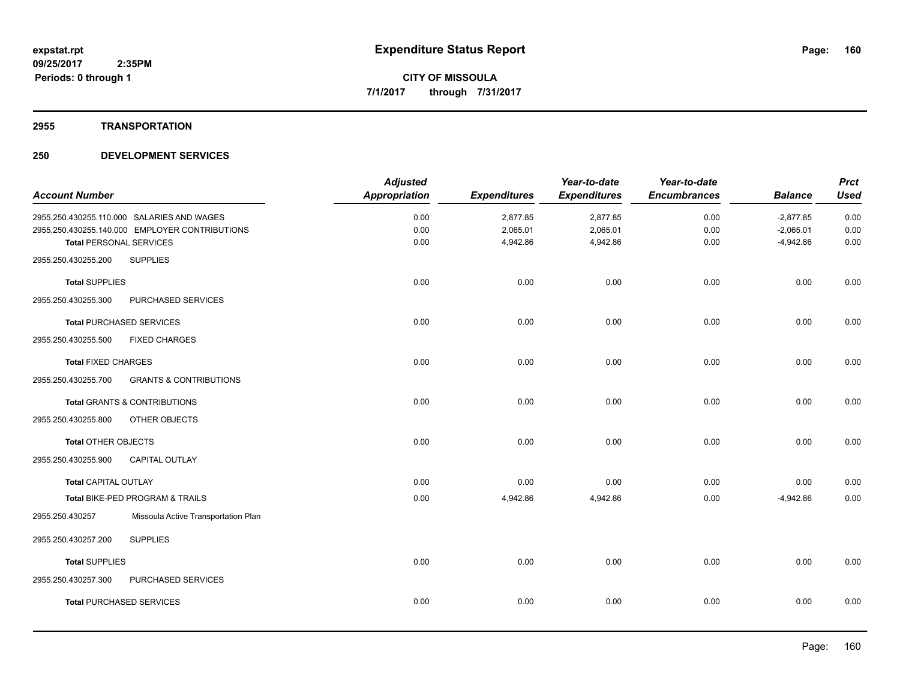**expstat.rpt**
**09/25/2017 2:35PM**
**Periods: 0 through 1**

# Expenditure Status Report

**CITY OF MISSOULA**
**7/1/2017 through 7/31/2017**

## 2955 TRANSPORTATION

## 250 DEVELOPMENT SERVICES

| Account Number | Adjusted Appropriation | Expenditures | Year-to-date Expenditures | Year-to-date Encumbrances | Balance | Prct Used |
|---|---|---|---|---|---|---|
| 2955.250.430255.110.000 SALARIES AND WAGES | 0.00 | 2,877.85 | 2,877.85 | 0.00 | -2,877.85 | 0.00 |
| 2955.250.430255.140.000 EMPLOYER CONTRIBUTIONS | 0.00 | 2,065.01 | 2,065.01 | 0.00 | -2,065.01 | 0.00 |
| **Total** PERSONAL SERVICES | 0.00 | 4,942.86 | 4,942.86 | 0.00 | -4,942.86 | 0.00 |
| 2955.250.430255.200 SUPPLIES | | | | | | |
| **Total** SUPPLIES | 0.00 | 0.00 | 0.00 | 0.00 | 0.00 | 0.00 |
| 2955.250.430255.300 PURCHASED SERVICES | | | | | | |
| **Total** PURCHASED SERVICES | 0.00 | 0.00 | 0.00 | 0.00 | 0.00 | 0.00 |
| 2955.250.430255.500 FIXED CHARGES | | | | | | |
| **Total** FIXED CHARGES | 0.00 | 0.00 | 0.00 | 0.00 | 0.00 | 0.00 |
| 2955.250.430255.700 GRANTS & CONTRIBUTIONS | | | | | | |
| **Total** GRANTS & CONTRIBUTIONS | 0.00 | 0.00 | 0.00 | 0.00 | 0.00 | 0.00 |
| 2955.250.430255.800 OTHER OBJECTS | | | | | | |
| **Total** OTHER OBJECTS | 0.00 | 0.00 | 0.00 | 0.00 | 0.00 | 0.00 |
| 2955.250.430255.900 CAPITAL OUTLAY | | | | | | |
| **Total** CAPITAL OUTLAY | 0.00 | 0.00 | 0.00 | 0.00 | 0.00 | 0.00 |
| **Total** BIKE-PED PROGRAM & TRAILS | 0.00 | 4,942.86 | 4,942.86 | 0.00 | -4,942.86 | 0.00 |
| 2955.250.430257 Missoula Active Transportation Plan | | | | | | |
| 2955.250.430257.200 SUPPLIES | | | | | | |
| **Total** SUPPLIES | 0.00 | 0.00 | 0.00 | 0.00 | 0.00 | 0.00 |
| 2955.250.430257.300 PURCHASED SERVICES | | | | | | |
| **Total** PURCHASED SERVICES | 0.00 | 0.00 | 0.00 | 0.00 | 0.00 | 0.00 |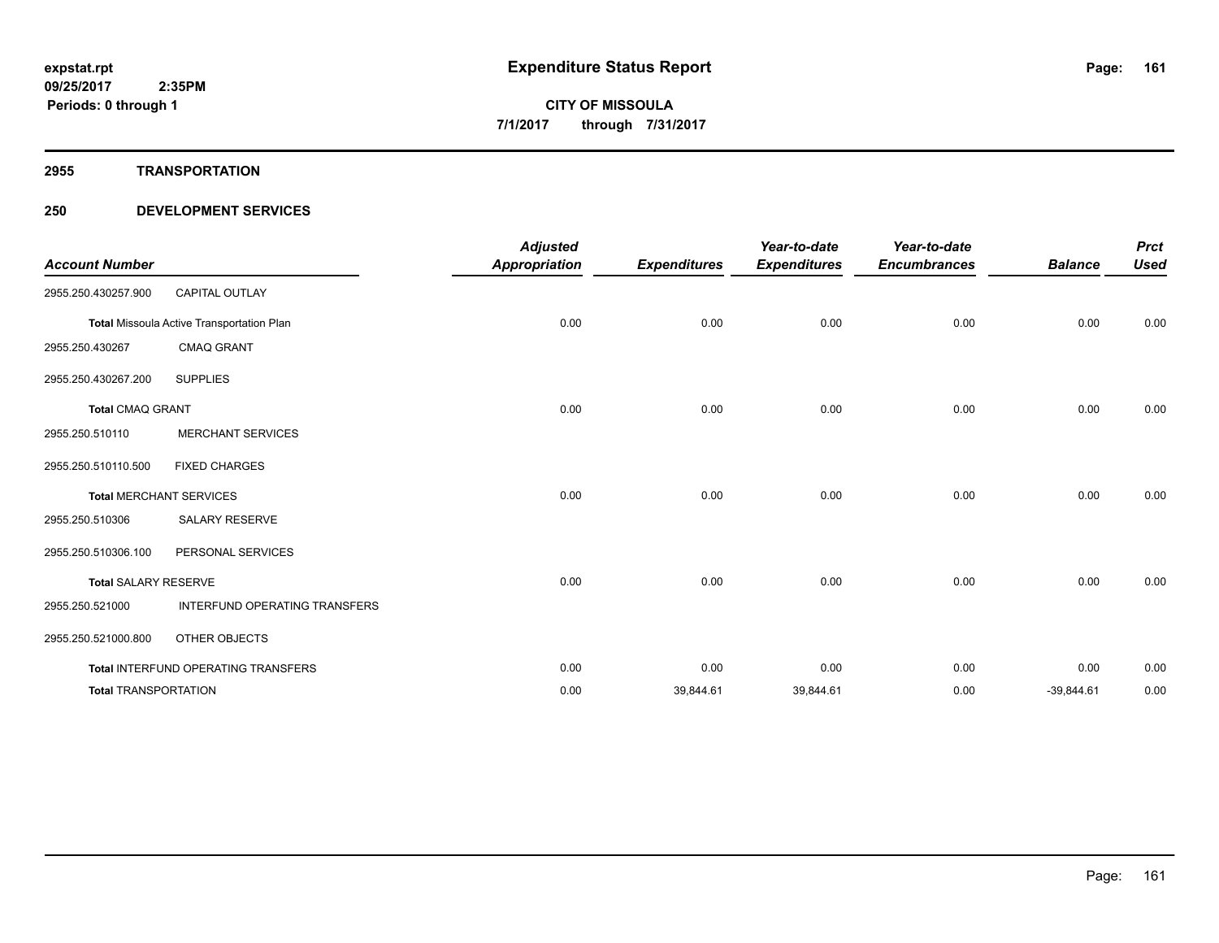**Expenditure Status Report**

**CITY OF MISSOULA**
**7/1/2017 through 7/31/2017**

expstat.rpt
09/25/2017 2:35PM
Periods: 0 through 1

## 2955 TRANSPORTATION

## 250 DEVELOPMENT SERVICES

| Account Number | | Adjusted Appropriation | Expenditures | Year-to-date Expenditures | Year-to-date Encumbrances | Balance | Prct Used |
|---|---|---|---|---|---|---|---|
| 2955.250.430257.900 | CAPITAL OUTLAY | | | | | | |
| **Total** Missoula Active Transportation Plan | | 0.00 | 0.00 | 0.00 | 0.00 | 0.00 | 0.00 |
| 2955.250.430267 | CMAQ GRANT | | | | | | |
| 2955.250.430267.200 | SUPPLIES | | | | | | |
| **Total** CMAQ GRANT | | 0.00 | 0.00 | 0.00 | 0.00 | 0.00 | 0.00 |
| 2955.250.510110 | MERCHANT SERVICES | | | | | | |
| 2955.250.510110.500 | FIXED CHARGES | | | | | | |
| **Total** MERCHANT SERVICES | | 0.00 | 0.00 | 0.00 | 0.00 | 0.00 | 0.00 |
| 2955.250.510306 | SALARY RESERVE | | | | | | |
| 2955.250.510306.100 | PERSONAL SERVICES | | | | | | |
| **Total** SALARY RESERVE | | 0.00 | 0.00 | 0.00 | 0.00 | 0.00 | 0.00 |
| 2955.250.521000 | INTERFUND OPERATING TRANSFERS | | | | | | |
| 2955.250.521000.800 | OTHER OBJECTS | | | | | | |
| **Total** INTERFUND OPERATING TRANSFERS | | 0.00 | 0.00 | 0.00 | 0.00 | 0.00 | 0.00 |
| **Total** TRANSPORTATION | | 0.00 | 39,844.61 | 39,844.61 | 0.00 | -39,844.61 | 0.00 |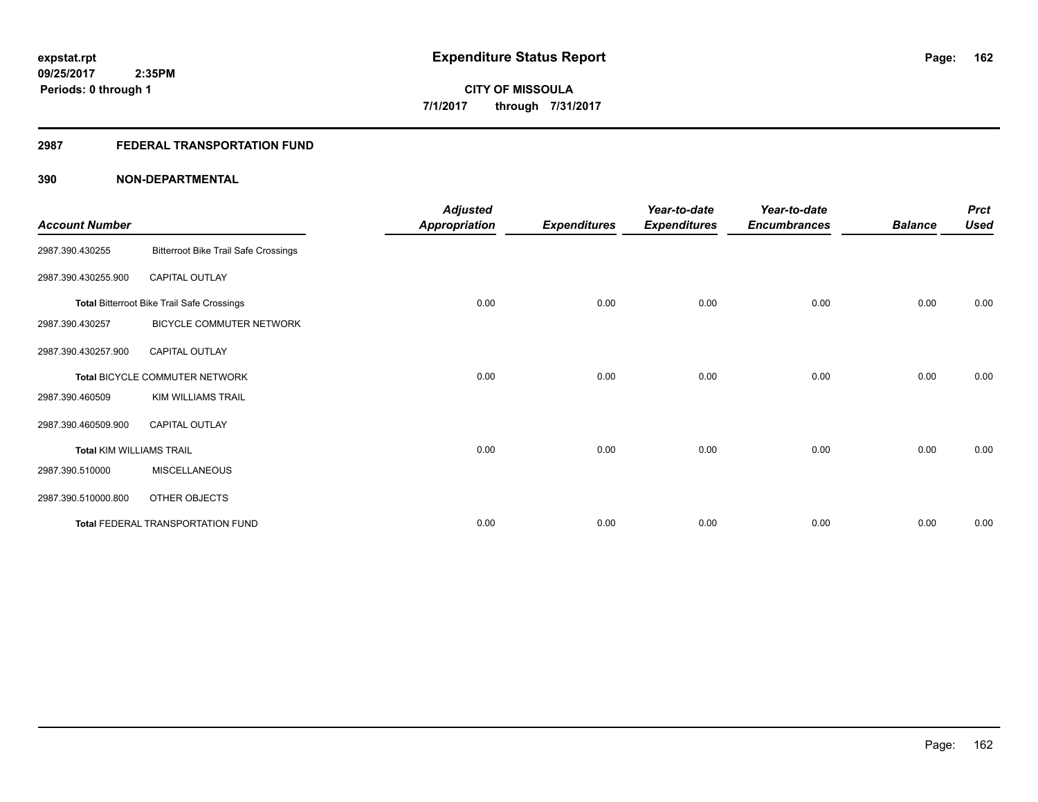# Expenditure Status Report

expstat.rpt
09/25/2017 2:35PM
Periods: 0 through 1

**CITY OF MISSOULA**
**7/1/2017 through 7/31/2017**

## 2987 FEDERAL TRANSPORTATION FUND

### 390 NON-DEPARTMENTAL

| Account Number | | Adjusted Appropriation | Expenditures | Year-to-date Expenditures | Year-to-date Encumbrances | Balance | Prct Used |
|---|---|---|---|---|---|---|---|
| 2987.390.430255 | Bitterroot Bike Trail Safe Crossings | | | | | | |
| 2987.390.430255.900 | CAPITAL OUTLAY | | | | | | |
| **Total** Bitterroot Bike Trail Safe Crossings | | 0.00 | 0.00 | 0.00 | 0.00 | 0.00 | 0.00 |
| 2987.390.430257 | BICYCLE COMMUTER NETWORK | | | | | | |
| 2987.390.430257.900 | CAPITAL OUTLAY | | | | | | |
| **Total** BICYCLE COMMUTER NETWORK | | 0.00 | 0.00 | 0.00 | 0.00 | 0.00 | 0.00 |
| 2987.390.460509 | KIM WILLIAMS TRAIL | | | | | | |
| 2987.390.460509.900 | CAPITAL OUTLAY | | | | | | |
| **Total** KIM WILLIAMS TRAIL | | 0.00 | 0.00 | 0.00 | 0.00 | 0.00 | 0.00 |
| 2987.390.510000 | MISCELLANEOUS | | | | | | |
| 2987.390.510000.800 | OTHER OBJECTS | | | | | | |
| **Total** FEDERAL TRANSPORTATION FUND | | 0.00 | 0.00 | 0.00 | 0.00 | 0.00 | 0.00 |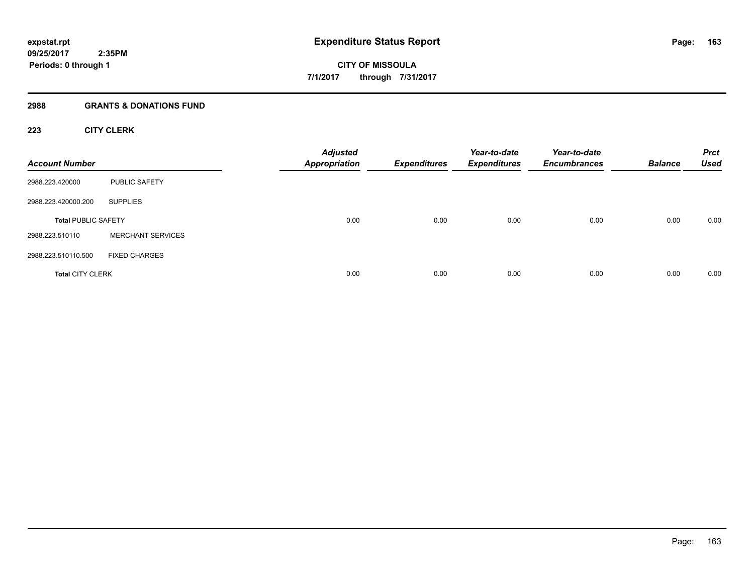**expstat.rpt**
**09/25/2017 2:35PM**
**Periods: 0 through 1**

# Expenditure Status Report

**CITY OF MISSOULA**
**7/1/2017 through 7/31/2017**

## 2988 GRANTS & DONATIONS FUND

### 223 CITY CLERK

| Account Number | | Adjusted Appropriation | Expenditures | Year-to-date Expenditures | Year-to-date Encumbrances | Balance | Prct Used |
|---|---|---|---|---|---|---|---|
| 2988.223.420000 | PUBLIC SAFETY | | | | | | |
| 2988.223.420000.200 | SUPPLIES | | | | | | |
| **Total** PUBLIC SAFETY | | 0.00 | 0.00 | 0.00 | 0.00 | 0.00 | 0.00 |
| 2988.223.510110 | MERCHANT SERVICES | | | | | | |
| 2988.223.510110.500 | FIXED CHARGES | | | | | | |
| **Total** CITY CLERK | | 0.00 | 0.00 | 0.00 | 0.00 | 0.00 | 0.00 |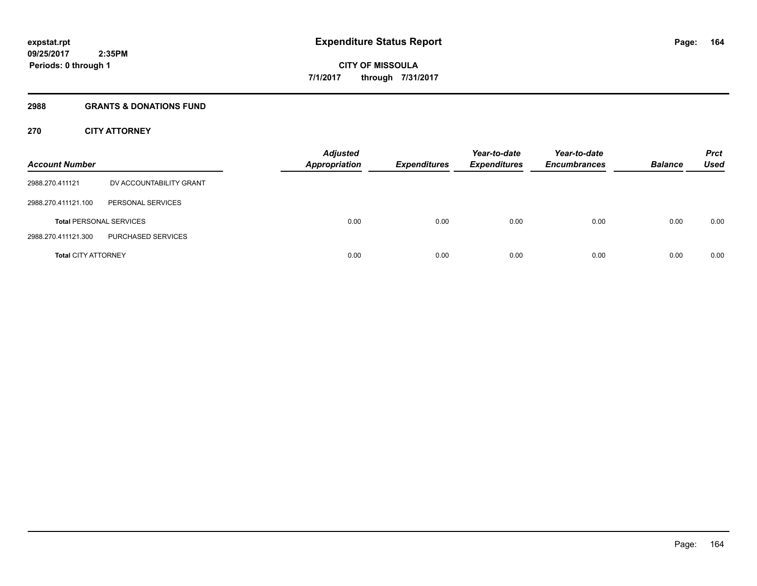**expstat.rpt**
**09/25/2017 2:35PM**
**Periods: 0 through 1**

# Expenditure Status Report

**CITY OF MISSOULA**
**7/1/2017 through 7/31/2017**

## 2988 GRANTS & DONATIONS FUND

### 270 CITY ATTORNEY

| Account Number | | Adjusted Appropriation | Expenditures | Year-to-date Expenditures | Year-to-date Encumbrances | Balance | Prct Used |
|---|---|---|---|---|---|---|---|
| 2988.270.411121 | DV ACCOUNTABILITY GRANT | | | | | | |
| 2988.270.411121.100 | PERSONAL SERVICES | | | | | | |
| **Total** PERSONAL SERVICES | | 0.00 | 0.00 | 0.00 | 0.00 | 0.00 | 0.00 |
| 2988.270.411121.300 | PURCHASED SERVICES | | | | | | |
| **Total** CITY ATTORNEY | | 0.00 | 0.00 | 0.00 | 0.00 | 0.00 | 0.00 |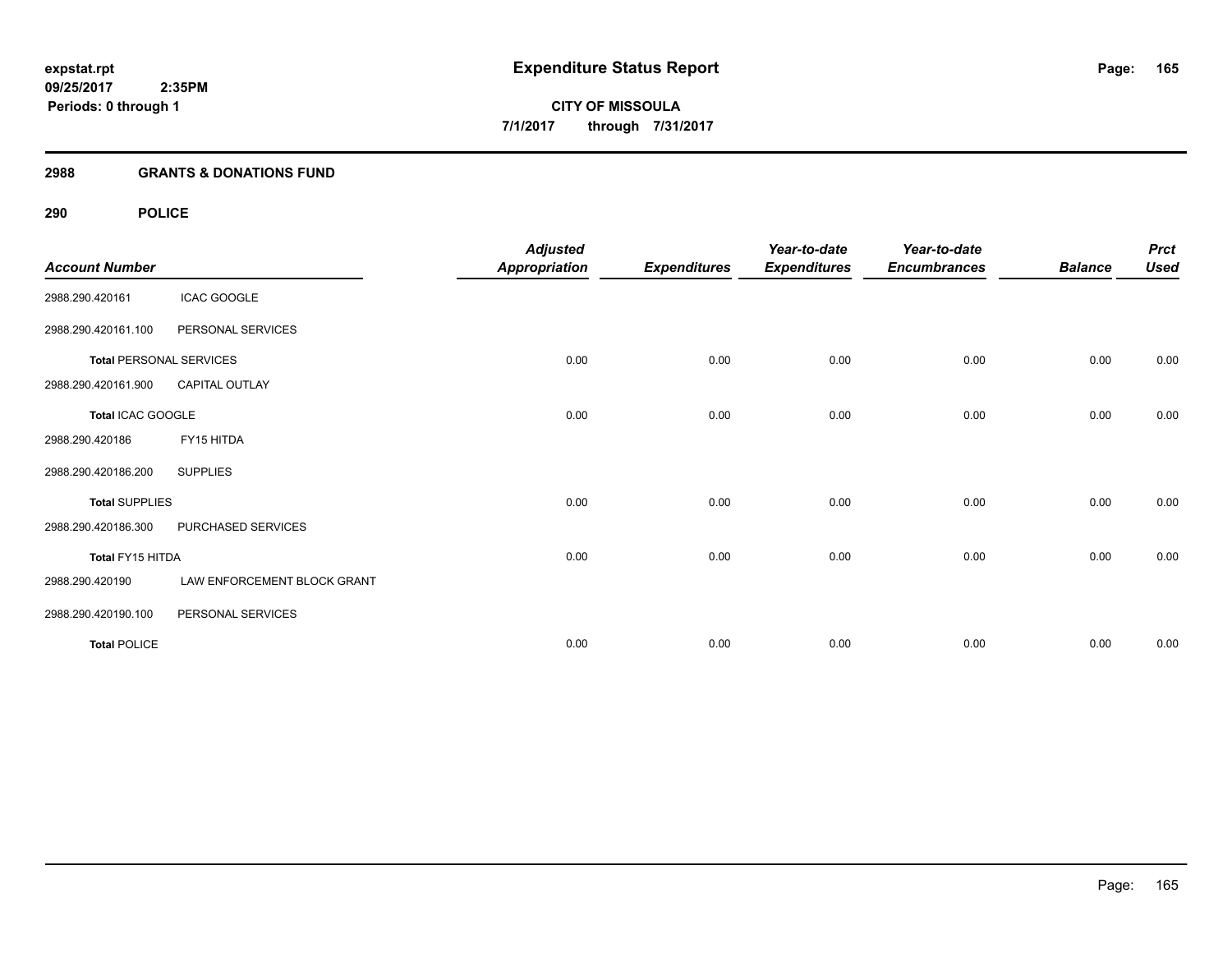**expstat.rpt**
**09/25/2017 2:35PM**
**Periods: 0 through 1**

# Expenditure Status Report

**CITY OF MISSOULA**
**7/1/2017 through 7/31/2017**

## 2988 GRANTS & DONATIONS FUND

## 290 POLICE

| Account Number | | Adjusted Appropriation | Expenditures | Year-to-date Expenditures | Year-to-date Encumbrances | Balance | Prct Used |
|---|---|---|---|---|---|---|---|
| 2988.290.420161 | ICAC GOOGLE | | | | | | |
| 2988.290.420161.100 | PERSONAL SERVICES | | | | | | |
| **Total** PERSONAL SERVICES | | 0.00 | 0.00 | 0.00 | 0.00 | 0.00 | 0.00 |
| 2988.290.420161.900 | CAPITAL OUTLAY | | | | | | |
| **Total** ICAC GOOGLE | | 0.00 | 0.00 | 0.00 | 0.00 | 0.00 | 0.00 |
| 2988.290.420186 | FY15 HITDA | | | | | | |
| 2988.290.420186.200 | SUPPLIES | | | | | | |
| **Total** SUPPLIES | | 0.00 | 0.00 | 0.00 | 0.00 | 0.00 | 0.00 |
| 2988.290.420186.300 | PURCHASED SERVICES | | | | | | |
| **Total** FY15 HITDA | | 0.00 | 0.00 | 0.00 | 0.00 | 0.00 | 0.00 |
| 2988.290.420190 | LAW ENFORCEMENT BLOCK GRANT | | | | | | |
| 2988.290.420190.100 | PERSONAL SERVICES | | | | | | |
| **Total** POLICE | | 0.00 | 0.00 | 0.00 | 0.00 | 0.00 | 0.00 |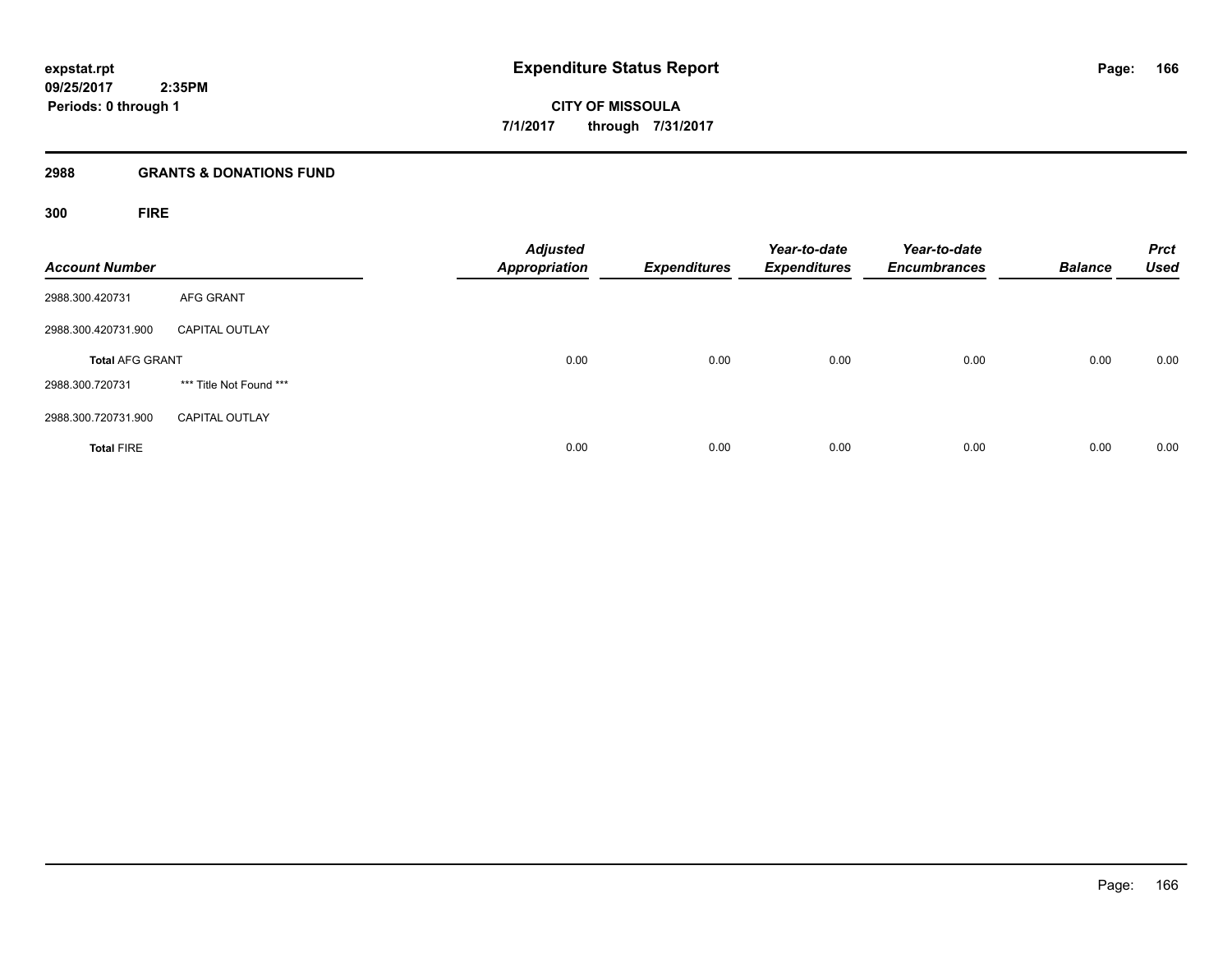expstat.rpt
09/25/2017 2:35PM
Periods: 0 through 1

# Expenditure Status Report

CITY OF MISSOULA
7/1/2017 through 7/31/2017

## 2988 GRANTS & DONATIONS FUND

### 300 FIRE

| Account Number | | Adjusted Appropriation | Expenditures | Year-to-date Expenditures | Year-to-date Encumbrances | Balance | Prct Used |
|---|---|---|---|---|---|---|---|
| 2988.300.420731 | AFG GRANT | | | | | | |
| 2988.300.420731.900 | CAPITAL OUTLAY | | | | | | |
| **Total** AFG GRANT | | 0.00 | 0.00 | 0.00 | 0.00 | 0.00 | 0.00 |
| 2988.300.720731 | *** Title Not Found *** | | | | | | |
| 2988.300.720731.900 | CAPITAL OUTLAY | | | | | | |
| **Total** FIRE | | 0.00 | 0.00 | 0.00 | 0.00 | 0.00 | 0.00 |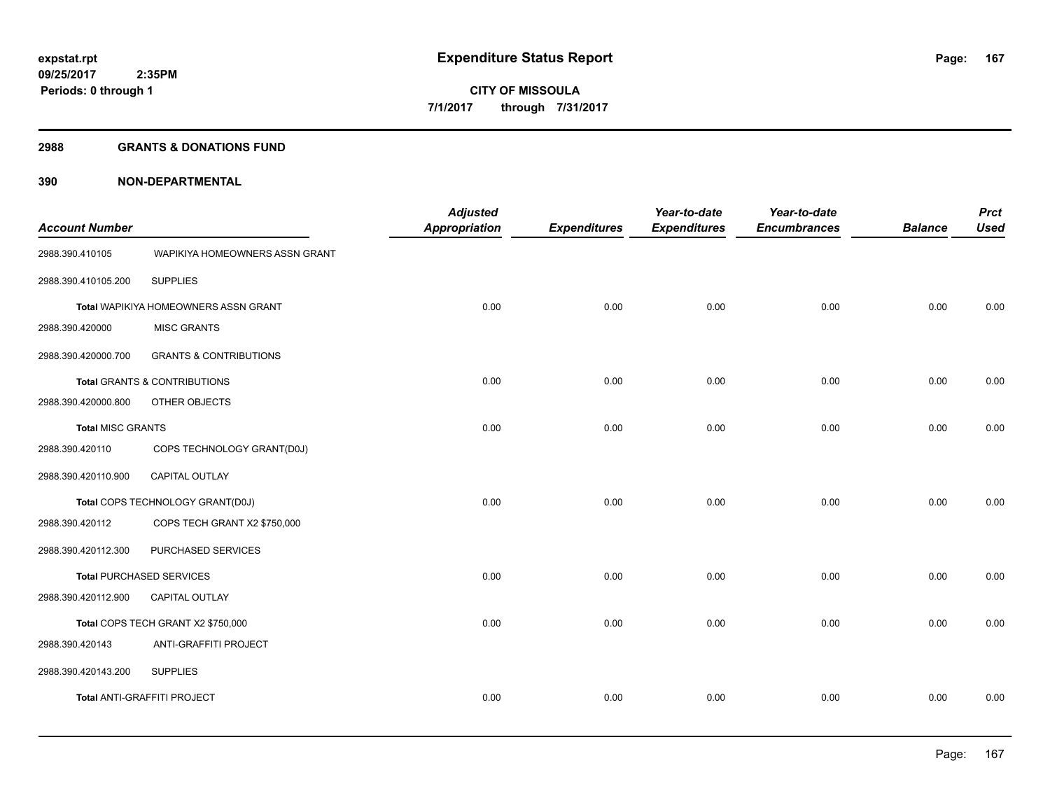**expstat.rpt**
**09/25/2017 2:35PM**
**Periods: 0 through 1**

# Expenditure Status Report

**CITY OF MISSOULA**
**7/1/2017 through 7/31/2017**

## 2988 GRANTS & DONATIONS FUND

## 390 NON-DEPARTMENTAL

| Account Number | | Adjusted Appropriation | Expenditures | Year-to-date Expenditures | Year-to-date Encumbrances | Balance | Prct Used |
|---|---|---|---|---|---|---|---|
| 2988.390.410105 | WAPIKIYA HOMEOWNERS ASSN GRANT | | | | | | |
| 2988.390.410105.200 | SUPPLIES | | | | | | |
| **Total** WAPIKIYA HOMEOWNERS ASSN GRANT | | 0.00 | 0.00 | 0.00 | 0.00 | 0.00 | 0.00 |
| 2988.390.420000 | MISC GRANTS | | | | | | |
| 2988.390.420000.700 | GRANTS & CONTRIBUTIONS | | | | | | |
| **Total** GRANTS & CONTRIBUTIONS | | 0.00 | 0.00 | 0.00 | 0.00 | 0.00 | 0.00 |
| 2988.390.420000.800 | OTHER OBJECTS | | | | | | |
| **Total** MISC GRANTS | | 0.00 | 0.00 | 0.00 | 0.00 | 0.00 | 0.00 |
| 2988.390.420110 | COPS TECHNOLOGY GRANT(D0J) | | | | | | |
| 2988.390.420110.900 | CAPITAL OUTLAY | | | | | | |
| **Total** COPS TECHNOLOGY GRANT(D0J) | | 0.00 | 0.00 | 0.00 | 0.00 | 0.00 | 0.00 |
| 2988.390.420112 | COPS TECH GRANT X2 $750,000 | | | | | | |
| 2988.390.420112.300 | PURCHASED SERVICES | | | | | | |
| **Total** PURCHASED SERVICES | | 0.00 | 0.00 | 0.00 | 0.00 | 0.00 | 0.00 |
| 2988.390.420112.900 | CAPITAL OUTLAY | | | | | | |
| **Total** COPS TECH GRANT X2 $750,000 | | 0.00 | 0.00 | 0.00 | 0.00 | 0.00 | 0.00 |
| 2988.390.420143 | ANTI-GRAFFITI PROJECT | | | | | | |
| 2988.390.420143.200 | SUPPLIES | | | | | | |
| **Total** ANTI-GRAFFITI PROJECT | | 0.00 | 0.00 | 0.00 | 0.00 | 0.00 | 0.00 |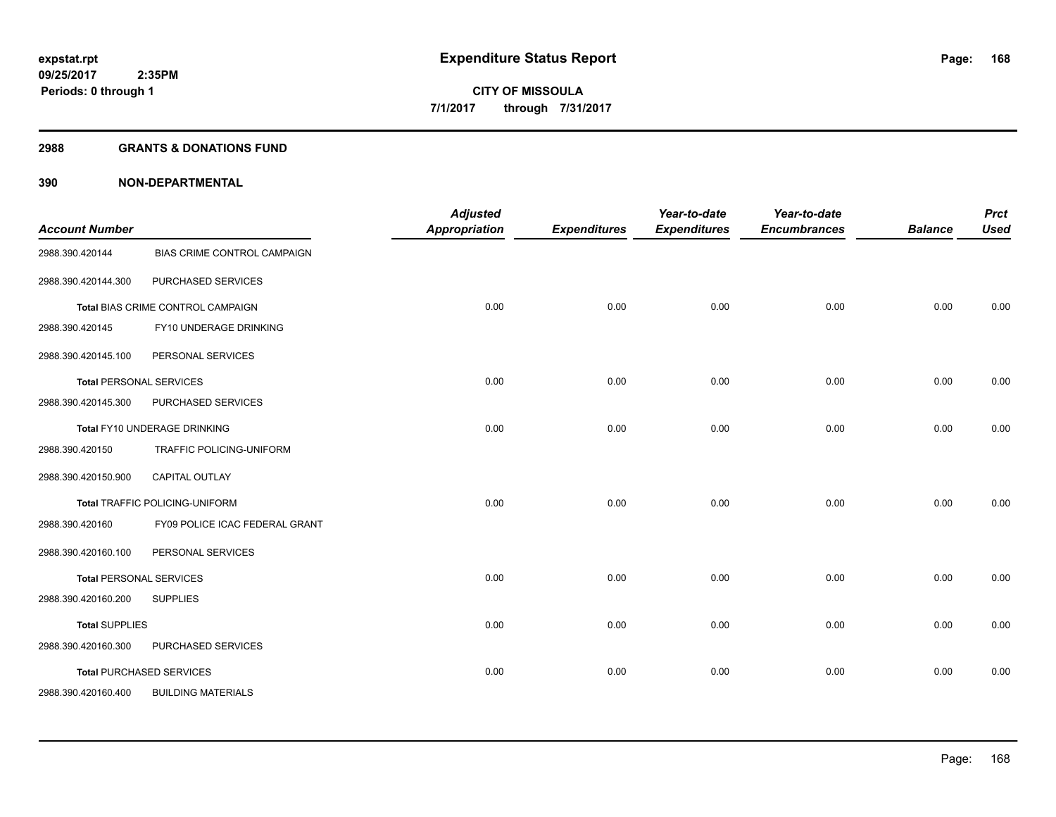# Expenditure Status Report

**CITY OF MISSOULA**
**7/1/2017 through 7/31/2017**

expstat.rpt
09/25/2017 2:35PM
Periods: 0 through 1

## 2988 GRANTS & DONATIONS FUND

### 390 NON-DEPARTMENTAL

| Account Number | | Adjusted Appropriation | Expenditures | Year-to-date Expenditures | Year-to-date Encumbrances | Balance | Prct Used |
|---|---|---|---|---|---|---|---|
| 2988.390.420144 | BIAS CRIME CONTROL CAMPAIGN | | | | | | |
| 2988.390.420144.300 | PURCHASED SERVICES | | | | | | |
| **Total** BIAS CRIME CONTROL CAMPAIGN | | 0.00 | 0.00 | 0.00 | 0.00 | 0.00 | 0.00 |
| 2988.390.420145 | FY10 UNDERAGE DRINKING | | | | | | |
| 2988.390.420145.100 | PERSONAL SERVICES | | | | | | |
| **Total** PERSONAL SERVICES | | 0.00 | 0.00 | 0.00 | 0.00 | 0.00 | 0.00 |
| 2988.390.420145.300 | PURCHASED SERVICES | | | | | | |
| **Total** FY10 UNDERAGE DRINKING | | 0.00 | 0.00 | 0.00 | 0.00 | 0.00 | 0.00 |
| 2988.390.420150 | TRAFFIC POLICING-UNIFORM | | | | | | |
| 2988.390.420150.900 | CAPITAL OUTLAY | | | | | | |
| **Total** TRAFFIC POLICING-UNIFORM | | 0.00 | 0.00 | 0.00 | 0.00 | 0.00 | 0.00 |
| 2988.390.420160 | FY09 POLICE ICAC FEDERAL GRANT | | | | | | |
| 2988.390.420160.100 | PERSONAL SERVICES | | | | | | |
| **Total** PERSONAL SERVICES | | 0.00 | 0.00 | 0.00 | 0.00 | 0.00 | 0.00 |
| 2988.390.420160.200 | SUPPLIES | | | | | | |
| **Total** SUPPLIES | | 0.00 | 0.00 | 0.00 | 0.00 | 0.00 | 0.00 |
| 2988.390.420160.300 | PURCHASED SERVICES | | | | | | |
| **Total** PURCHASED SERVICES | | 0.00 | 0.00 | 0.00 | 0.00 | 0.00 | 0.00 |
| 2988.390.420160.400 | BUILDING MATERIALS | | | | | | |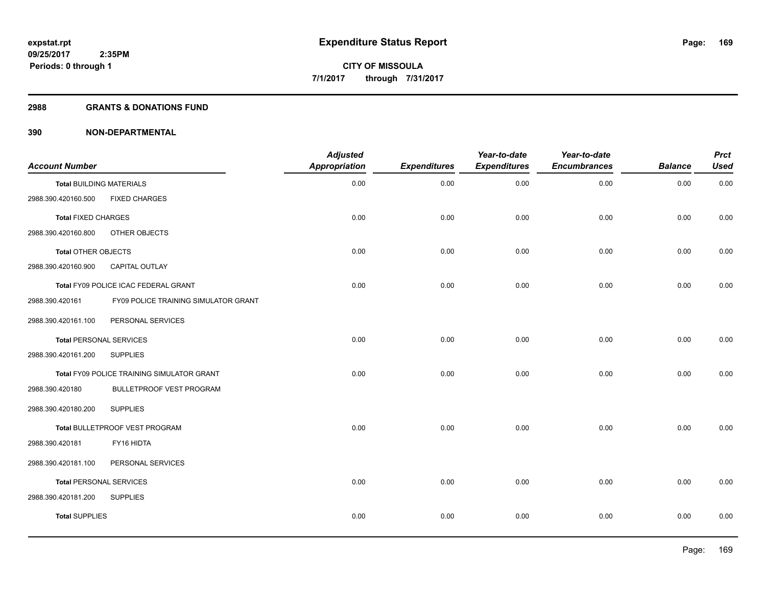# Expenditure Status Report

expstat.rpt
09/25/2017 2:35PM
Periods: 0 through 1

**CITY OF MISSOULA**
**7/1/2017 through 7/31/2017**

## 2988 GRANTS & DONATIONS FUND

### 390 NON-DEPARTMENTAL

| Account Number | | Adjusted Appropriation | Expenditures | Year-to-date Expenditures | Year-to-date Encumbrances | Balance | Prct Used |
|---|---|---|---|---|---|---|---|
| **Total** BUILDING MATERIALS | | 0.00 | 0.00 | 0.00 | 0.00 | 0.00 | 0.00 |
| 2988.390.420160.500 | FIXED CHARGES | | | | | | |
| **Total** FIXED CHARGES | | 0.00 | 0.00 | 0.00 | 0.00 | 0.00 | 0.00 |
| 2988.390.420160.800 | OTHER OBJECTS | | | | | | |
| **Total** OTHER OBJECTS | | 0.00 | 0.00 | 0.00 | 0.00 | 0.00 | 0.00 |
| 2988.390.420160.900 | CAPITAL OUTLAY | | | | | | |
| **Total** FY09 POLICE ICAC FEDERAL GRANT | | 0.00 | 0.00 | 0.00 | 0.00 | 0.00 | 0.00 |
| 2988.390.420161 | FY09 POLICE TRAINING SIMULATOR GRANT | | | | | | |
| 2988.390.420161.100 | PERSONAL SERVICES | | | | | | |
| **Total** PERSONAL SERVICES | | 0.00 | 0.00 | 0.00 | 0.00 | 0.00 | 0.00 |
| 2988.390.420161.200 | SUPPLIES | | | | | | |
| **Total** FY09 POLICE TRAINING SIMULATOR GRANT | | 0.00 | 0.00 | 0.00 | 0.00 | 0.00 | 0.00 |
| 2988.390.420180 | BULLETPROOF VEST PROGRAM | | | | | | |
| 2988.390.420180.200 | SUPPLIES | | | | | | |
| **Total** BULLETPROOF VEST PROGRAM | | 0.00 | 0.00 | 0.00 | 0.00 | 0.00 | 0.00 |
| 2988.390.420181 | FY16 HIDTA | | | | | | |
| 2988.390.420181.100 | PERSONAL SERVICES | | | | | | |
| **Total** PERSONAL SERVICES | | 0.00 | 0.00 | 0.00 | 0.00 | 0.00 | 0.00 |
| 2988.390.420181.200 | SUPPLIES | | | | | | |
| **Total** SUPPLIES | | 0.00 | 0.00 | 0.00 | 0.00 | 0.00 | 0.00 |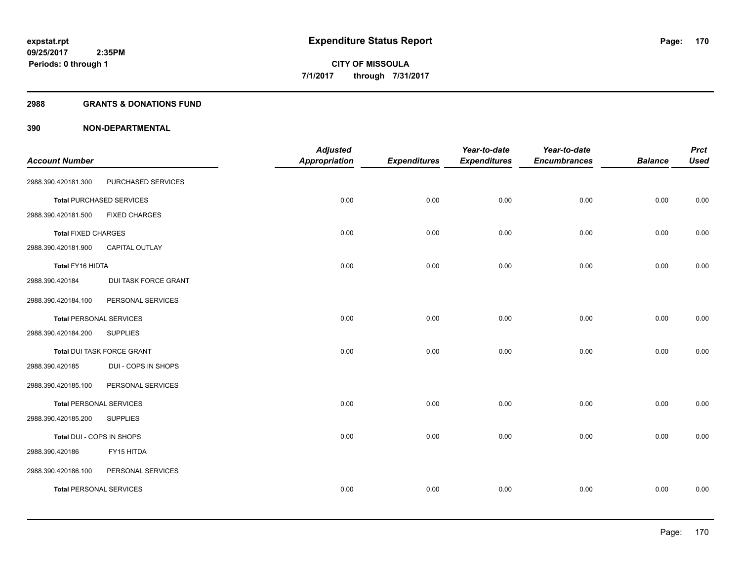**expstat.rpt**
**09/25/2017 2:35PM**
**Periods: 0 through 1**

# Expenditure Status Report

**CITY OF MISSOULA**
**7/1/2017 through 7/31/2017**

## 2988 GRANTS & DONATIONS FUND

## 390 NON-DEPARTMENTAL

| Account Number | | Adjusted Appropriation | Expenditures | Year-to-date Expenditures | Year-to-date Encumbrances | Balance | Prct Used |
|---|---|---|---|---|---|---|---|
| 2988.390.420181.300 | PURCHASED SERVICES | | | | | | |
| Total PURCHASED SERVICES | | 0.00 | 0.00 | 0.00 | 0.00 | 0.00 | 0.00 |
| 2988.390.420181.500 | FIXED CHARGES | | | | | | |
| Total FIXED CHARGES | | 0.00 | 0.00 | 0.00 | 0.00 | 0.00 | 0.00 |
| 2988.390.420181.900 | CAPITAL OUTLAY | | | | | | |
| Total FY16 HIDTA | | 0.00 | 0.00 | 0.00 | 0.00 | 0.00 | 0.00 |
| 2988.390.420184 | DUI TASK FORCE GRANT | | | | | | |
| 2988.390.420184.100 | PERSONAL SERVICES | | | | | | |
| Total PERSONAL SERVICES | | 0.00 | 0.00 | 0.00 | 0.00 | 0.00 | 0.00 |
| 2988.390.420184.200 | SUPPLIES | | | | | | |
| Total DUI TASK FORCE GRANT | | 0.00 | 0.00 | 0.00 | 0.00 | 0.00 | 0.00 |
| 2988.390.420185 | DUI - COPS IN SHOPS | | | | | | |
| 2988.390.420185.100 | PERSONAL SERVICES | | | | | | |
| Total PERSONAL SERVICES | | 0.00 | 0.00 | 0.00 | 0.00 | 0.00 | 0.00 |
| 2988.390.420185.200 | SUPPLIES | | | | | | |
| Total DUI - COPS IN SHOPS | | 0.00 | 0.00 | 0.00 | 0.00 | 0.00 | 0.00 |
| 2988.390.420186 | FY15 HITDA | | | | | | |
| 2988.390.420186.100 | PERSONAL SERVICES | | | | | | |
| Total PERSONAL SERVICES | | 0.00 | 0.00 | 0.00 | 0.00 | 0.00 | 0.00 |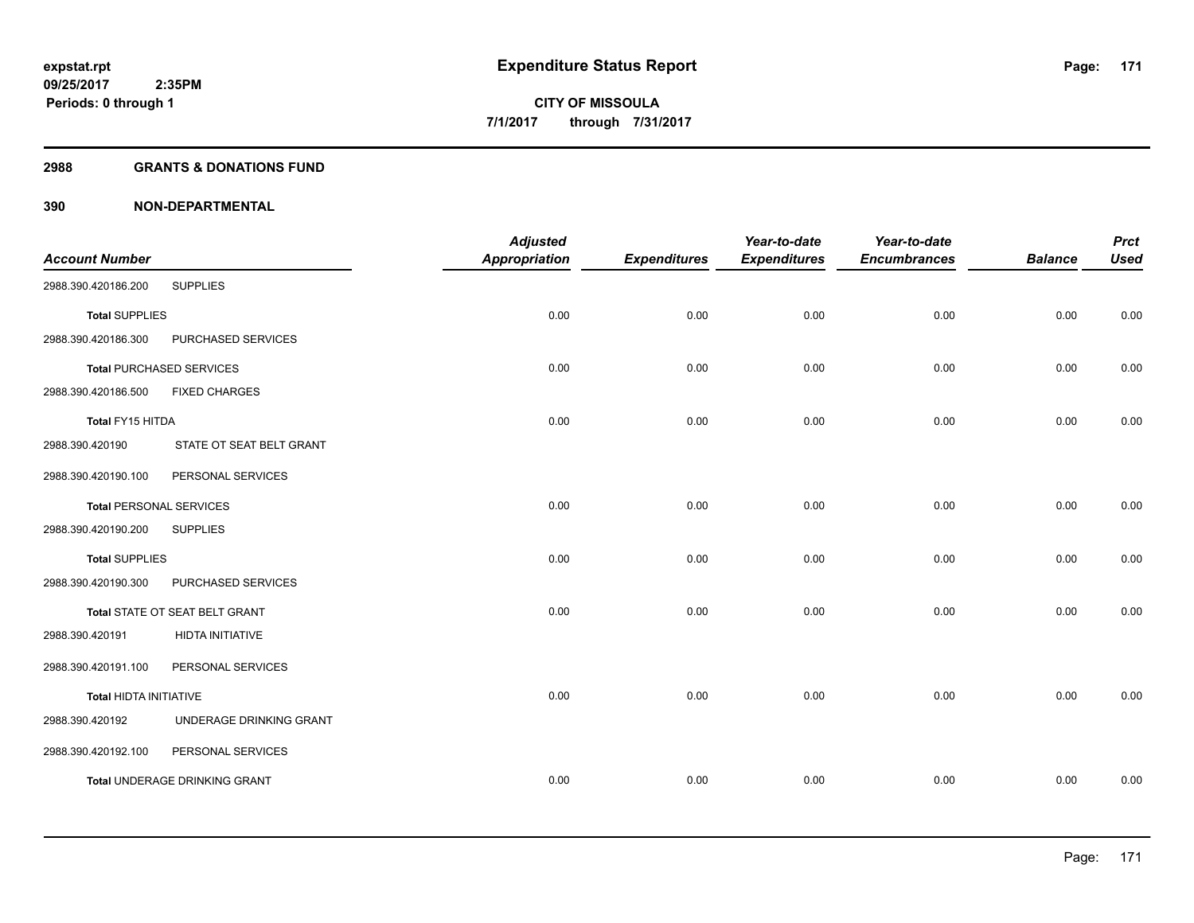## 2988 GRANTS & DONATIONS FUND

### 390 NON-DEPARTMENTAL

| Account Number | | Adjusted Appropriation | Expenditures | Year-to-date Expenditures | Year-to-date Encumbrances | Balance | Prct Used |
|---|---|---|---|---|---|---|---|
| 2988.390.420186.200 | SUPPLIES | | | | | | |
| **Total** SUPPLIES | | 0.00 | 0.00 | 0.00 | 0.00 | 0.00 | 0.00 |
| 2988.390.420186.300 | PURCHASED SERVICES | | | | | | |
| **Total** PURCHASED SERVICES | | 0.00 | 0.00 | 0.00 | 0.00 | 0.00 | 0.00 |
| 2988.390.420186.500 | FIXED CHARGES | | | | | | |
| **Total** FY15 HITDA | | 0.00 | 0.00 | 0.00 | 0.00 | 0.00 | 0.00 |
| 2988.390.420190 | STATE OT SEAT BELT GRANT | | | | | | |
| 2988.390.420190.100 | PERSONAL SERVICES | | | | | | |
| **Total** PERSONAL SERVICES | | 0.00 | 0.00 | 0.00 | 0.00 | 0.00 | 0.00 |
| 2988.390.420190.200 | SUPPLIES | | | | | | |
| **Total** SUPPLIES | | 0.00 | 0.00 | 0.00 | 0.00 | 0.00 | 0.00 |
| 2988.390.420190.300 | PURCHASED SERVICES | | | | | | |
| **Total** STATE OT SEAT BELT GRANT | | 0.00 | 0.00 | 0.00 | 0.00 | 0.00 | 0.00 |
| 2988.390.420191 | HIDTA INITIATIVE | | | | | | |
| 2988.390.420191.100 | PERSONAL SERVICES | | | | | | |
| **Total** HIDTA INITIATIVE | | 0.00 | 0.00 | 0.00 | 0.00 | 0.00 | 0.00 |
| 2988.390.420192 | UNDERAGE DRINKING GRANT | | | | | | |
| 2988.390.420192.100 | PERSONAL SERVICES | | | | | | |
| **Total** UNDERAGE DRINKING GRANT | | 0.00 | 0.00 | 0.00 | 0.00 | 0.00 | 0.00 |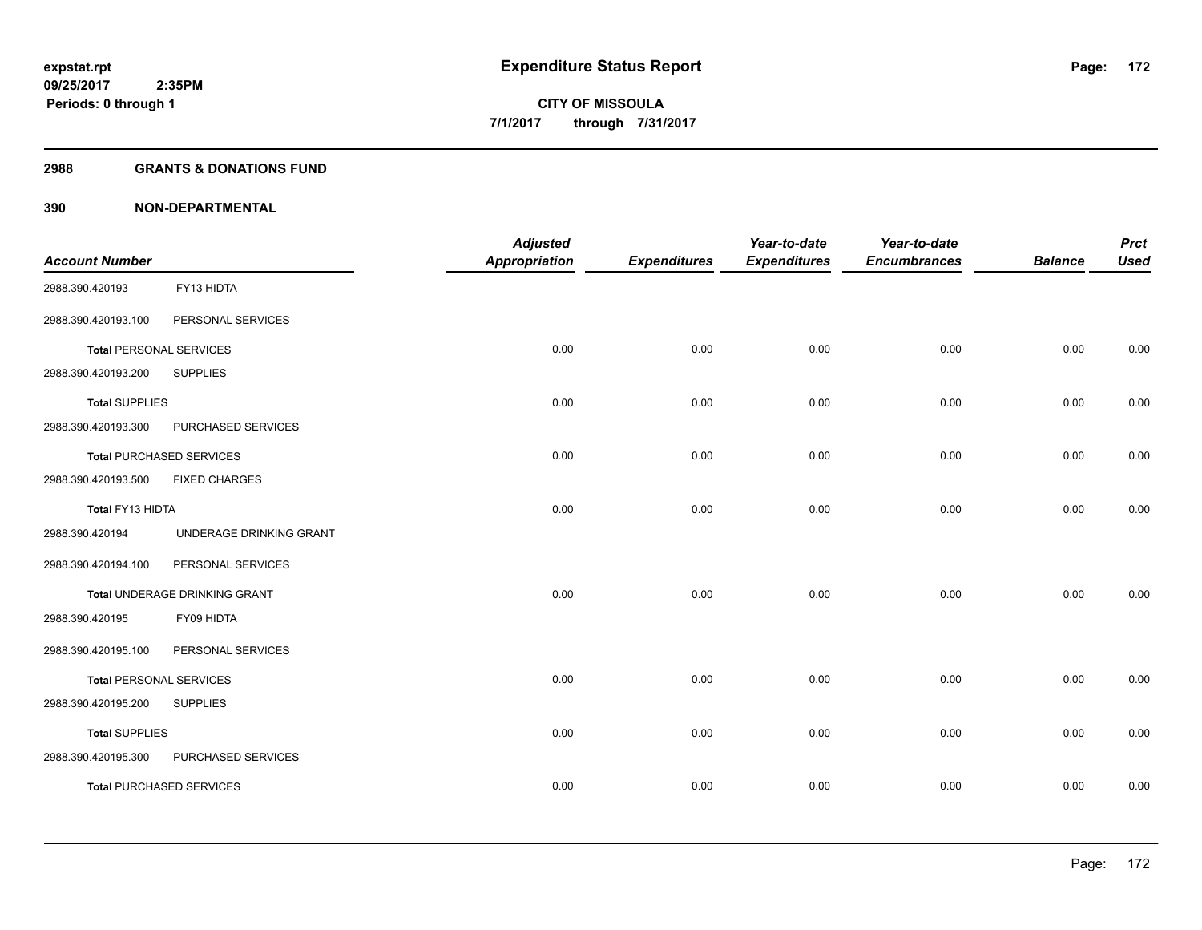**expstat.rpt**
**09/25/2017 2:35PM**
**Periods: 0 through 1**

# Expenditure Status Report

**CITY OF MISSOULA**
**7/1/2017 through 7/31/2017**

## 2988 GRANTS & DONATIONS FUND

### 390 NON-DEPARTMENTAL

| Account Number | | Adjusted Appropriation | Expenditures | Year-to-date Expenditures | Year-to-date Encumbrances | Balance | Prct Used |
|---|---|---|---|---|---|---|---|
| 2988.390.420193 | FY13 HIDTA | | | | | | |
| 2988.390.420193.100 | PERSONAL SERVICES | | | | | | |
| **Total** PERSONAL SERVICES | | 0.00 | 0.00 | 0.00 | 0.00 | 0.00 | 0.00 |
| 2988.390.420193.200 | SUPPLIES | | | | | | |
| **Total** SUPPLIES | | 0.00 | 0.00 | 0.00 | 0.00 | 0.00 | 0.00 |
| 2988.390.420193.300 | PURCHASED SERVICES | | | | | | |
| **Total** PURCHASED SERVICES | | 0.00 | 0.00 | 0.00 | 0.00 | 0.00 | 0.00 |
| 2988.390.420193.500 | FIXED CHARGES | | | | | | |
| **Total** FY13 HIDTA | | 0.00 | 0.00 | 0.00 | 0.00 | 0.00 | 0.00 |
| 2988.390.420194 | UNDERAGE DRINKING GRANT | | | | | | |
| 2988.390.420194.100 | PERSONAL SERVICES | | | | | | |
| **Total** UNDERAGE DRINKING GRANT | | 0.00 | 0.00 | 0.00 | 0.00 | 0.00 | 0.00 |
| 2988.390.420195 | FY09 HIDTA | | | | | | |
| 2988.390.420195.100 | PERSONAL SERVICES | | | | | | |
| **Total** PERSONAL SERVICES | | 0.00 | 0.00 | 0.00 | 0.00 | 0.00 | 0.00 |
| 2988.390.420195.200 | SUPPLIES | | | | | | |
| **Total** SUPPLIES | | 0.00 | 0.00 | 0.00 | 0.00 | 0.00 | 0.00 |
| 2988.390.420195.300 | PURCHASED SERVICES | | | | | | |
| **Total** PURCHASED SERVICES | | 0.00 | 0.00 | 0.00 | 0.00 | 0.00 | 0.00 |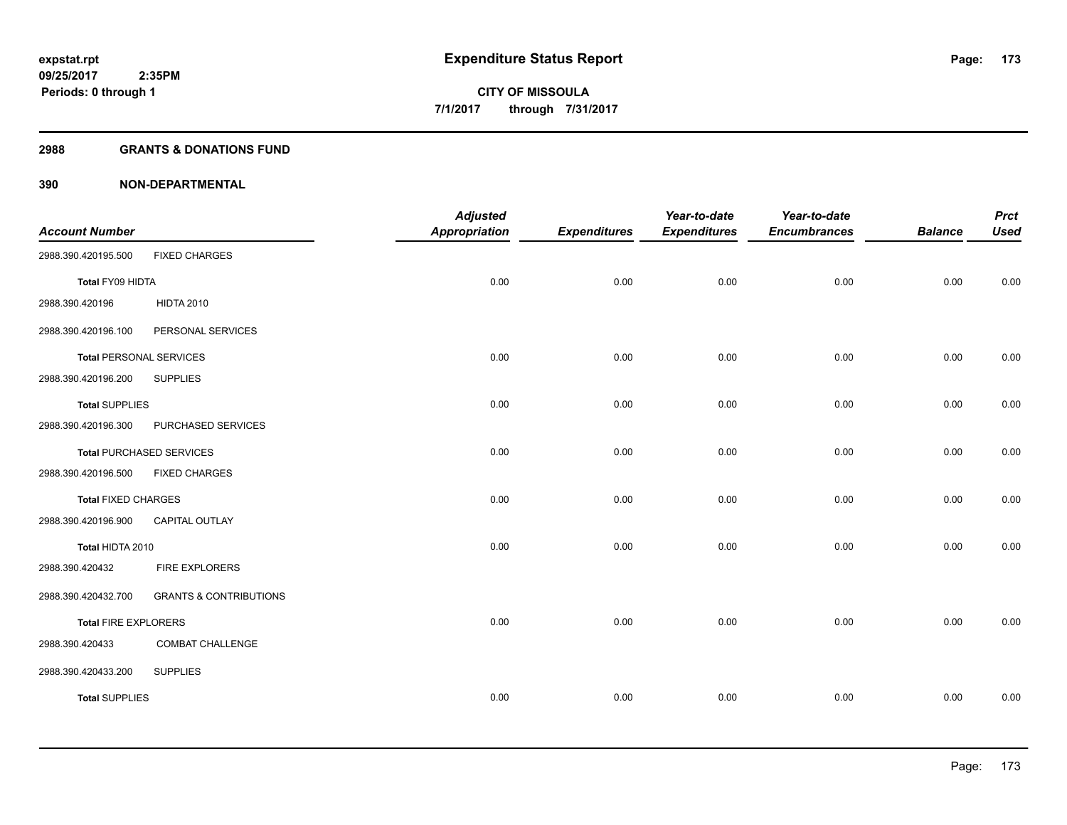expstat.rpt
09/25/2017 2:35PM
Periods: 0 through 1

# Expenditure Status Report

**CITY OF MISSOULA**
**7/1/2017 through 7/31/2017**

## 2988 GRANTS & DONATIONS FUND

## 390 NON-DEPARTMENTAL

| Account Number | | Adjusted Appropriation | Expenditures | Year-to-date Expenditures | Year-to-date Encumbrances | Balance | Prct Used |
|---|---|---|---|---|---|---|---|
| 2988.390.420195.500 | FIXED CHARGES | | | | | | |
| **Total** FY09 HIDTA | | 0.00 | 0.00 | 0.00 | 0.00 | 0.00 | 0.00 |
| 2988.390.420196 | HIDTA 2010 | | | | | | |
| 2988.390.420196.100 | PERSONAL SERVICES | | | | | | |
| **Total** PERSONAL SERVICES | | 0.00 | 0.00 | 0.00 | 0.00 | 0.00 | 0.00 |
| 2988.390.420196.200 | SUPPLIES | | | | | | |
| **Total** SUPPLIES | | 0.00 | 0.00 | 0.00 | 0.00 | 0.00 | 0.00 |
| 2988.390.420196.300 | PURCHASED SERVICES | | | | | | |
| **Total** PURCHASED SERVICES | | 0.00 | 0.00 | 0.00 | 0.00 | 0.00 | 0.00 |
| 2988.390.420196.500 | FIXED CHARGES | | | | | | |
| **Total** FIXED CHARGES | | 0.00 | 0.00 | 0.00 | 0.00 | 0.00 | 0.00 |
| 2988.390.420196.900 | CAPITAL OUTLAY | | | | | | |
| **Total** HIDTA 2010 | | 0.00 | 0.00 | 0.00 | 0.00 | 0.00 | 0.00 |
| 2988.390.420432 | FIRE EXPLORERS | | | | | | |
| 2988.390.420432.700 | GRANTS & CONTRIBUTIONS | | | | | | |
| **Total** FIRE EXPLORERS | | 0.00 | 0.00 | 0.00 | 0.00 | 0.00 | 0.00 |
| 2988.390.420433 | COMBAT CHALLENGE | | | | | | |
| 2988.390.420433.200 | SUPPLIES | | | | | | |
| **Total** SUPPLIES | | 0.00 | 0.00 | 0.00 | 0.00 | 0.00 | 0.00 |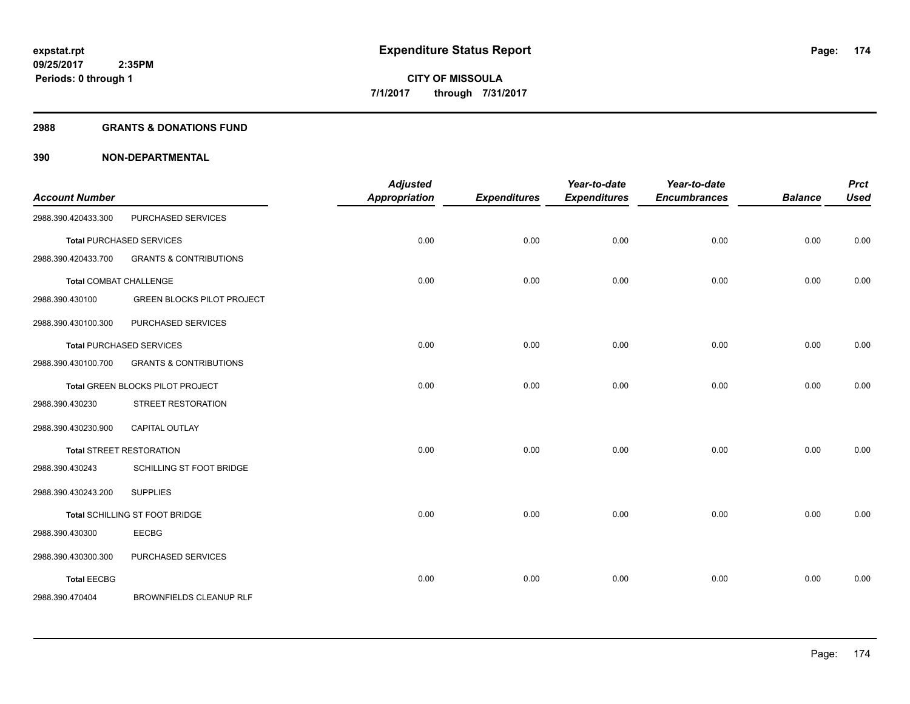**Expenditure Status Report**

**CITY OF MISSOULA**
**7/1/2017 through 7/31/2017**

expstat.rpt
09/25/2017 2:35PM
Periods: 0 through 1

## 2988 GRANTS & DONATIONS FUND

## 390 NON-DEPARTMENTAL

| Account Number | | Adjusted Appropriation | Expenditures | Year-to-date Expenditures | Year-to-date Encumbrances | Balance | Prct Used |
|---|---|---|---|---|---|---|---|
| 2988.390.420433.300 | PURCHASED SERVICES | | | | | | |
| **Total** PURCHASED SERVICES | | 0.00 | 0.00 | 0.00 | 0.00 | 0.00 | 0.00 |
| 2988.390.420433.700 | GRANTS & CONTRIBUTIONS | | | | | | |
| **Total** COMBAT CHALLENGE | | 0.00 | 0.00 | 0.00 | 0.00 | 0.00 | 0.00 |
| 2988.390.430100 | GREEN BLOCKS PILOT PROJECT | | | | | | |
| 2988.390.430100.300 | PURCHASED SERVICES | | | | | | |
| **Total** PURCHASED SERVICES | | 0.00 | 0.00 | 0.00 | 0.00 | 0.00 | 0.00 |
| 2988.390.430100.700 | GRANTS & CONTRIBUTIONS | | | | | | |
| **Total** GREEN BLOCKS PILOT PROJECT | | 0.00 | 0.00 | 0.00 | 0.00 | 0.00 | 0.00 |
| 2988.390.430230 | STREET RESTORATION | | | | | | |
| 2988.390.430230.900 | CAPITAL OUTLAY | | | | | | |
| **Total** STREET RESTORATION | | 0.00 | 0.00 | 0.00 | 0.00 | 0.00 | 0.00 |
| 2988.390.430243 | SCHILLING ST FOOT BRIDGE | | | | | | |
| 2988.390.430243.200 | SUPPLIES | | | | | | |
| **Total** SCHILLING ST FOOT BRIDGE | | 0.00 | 0.00 | 0.00 | 0.00 | 0.00 | 0.00 |
| 2988.390.430300 | EECBG | | | | | | |
| 2988.390.430300.300 | PURCHASED SERVICES | | | | | | |
| **Total** EECBG | | 0.00 | 0.00 | 0.00 | 0.00 | 0.00 | 0.00 |
| 2988.390.470404 | BROWNFIELDS CLEANUP RLF | | | | | | |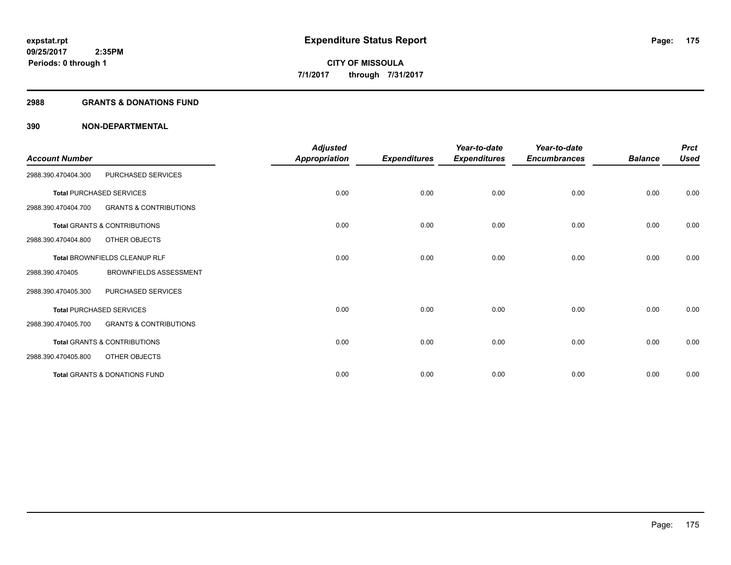**2988 GRANTS & DONATIONS FUND**

**390 NON-DEPARTMENTAL**

| Account Number | | Adjusted Appropriation | Expenditures | Year-to-date Expenditures | Year-to-date Encumbrances | Balance | Prct Used |
|---|---|---|---|---|---|---|---|
| 2988.390.470404.300 | PURCHASED SERVICES | | | | | | |
| **Total** PURCHASED SERVICES | | 0.00 | 0.00 | 0.00 | 0.00 | 0.00 | 0.00 |
| 2988.390.470404.700 | GRANTS & CONTRIBUTIONS | | | | | | |
| **Total** GRANTS & CONTRIBUTIONS | | 0.00 | 0.00 | 0.00 | 0.00 | 0.00 | 0.00 |
| 2988.390.470404.800 | OTHER OBJECTS | | | | | | |
| **Total** BROWNFIELDS CLEANUP RLF | | 0.00 | 0.00 | 0.00 | 0.00 | 0.00 | 0.00 |
| 2988.390.470405 | BROWNFIELDS ASSESSMENT | | | | | | |
| 2988.390.470405.300 | PURCHASED SERVICES | | | | | | |
| **Total** PURCHASED SERVICES | | 0.00 | 0.00 | 0.00 | 0.00 | 0.00 | 0.00 |
| 2988.390.470405.700 | GRANTS & CONTRIBUTIONS | | | | | | |
| **Total** GRANTS & CONTRIBUTIONS | | 0.00 | 0.00 | 0.00 | 0.00 | 0.00 | 0.00 |
| 2988.390.470405.800 | OTHER OBJECTS | | | | | | |
| **Total** GRANTS & DONATIONS FUND | | 0.00 | 0.00 | 0.00 | 0.00 | 0.00 | 0.00 |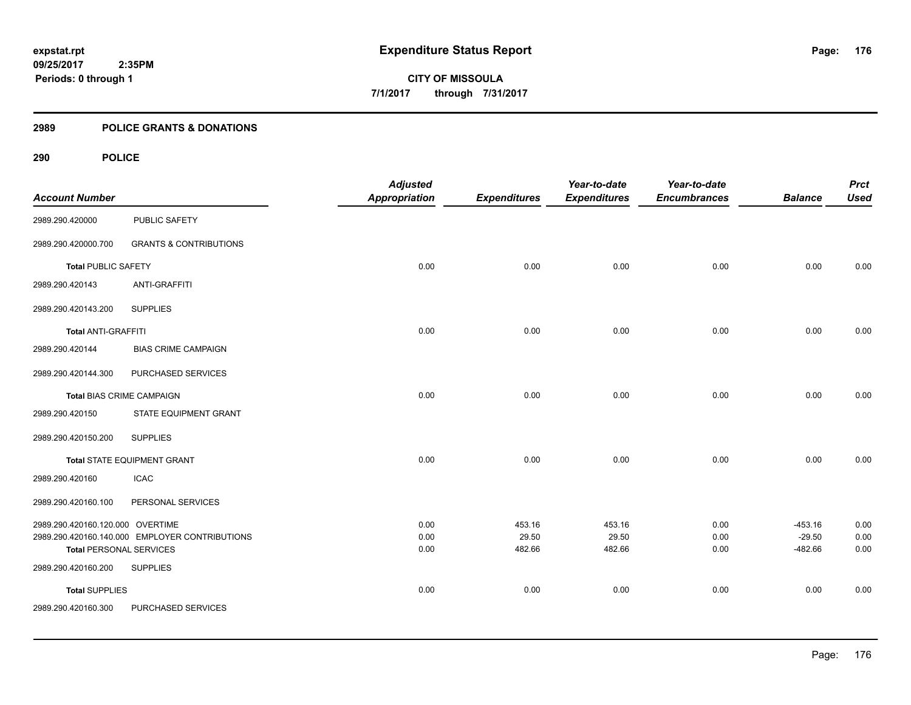# Expenditure Status Report

expstat.rpt
09/25/2017 2:35PM
Periods: 0 through 1

**CITY OF MISSOULA**
7/1/2017 through 7/31/2017

## 2989 POLICE GRANTS & DONATIONS

### 290 POLICE

| Account Number | | Adjusted Appropriation | Expenditures | Year-to-date Expenditures | Year-to-date Encumbrances | Balance | Prct Used |
|---|---|---|---|---|---|---|---|
| 2989.290.420000 | PUBLIC SAFETY | | | | | | |
| 2989.290.420000.700 | GRANTS & CONTRIBUTIONS | | | | | | |
| **Total** PUBLIC SAFETY | | 0.00 | 0.00 | 0.00 | 0.00 | 0.00 | 0.00 |
| 2989.290.420143 | ANTI-GRAFFITI | | | | | | |
| 2989.290.420143.200 | SUPPLIES | | | | | | |
| **Total** ANTI-GRAFFITI | | 0.00 | 0.00 | 0.00 | 0.00 | 0.00 | 0.00 |
| 2989.290.420144 | BIAS CRIME CAMPAIGN | | | | | | |
| 2989.290.420144.300 | PURCHASED SERVICES | | | | | | |
| **Total** BIAS CRIME CAMPAIGN | | 0.00 | 0.00 | 0.00 | 0.00 | 0.00 | 0.00 |
| 2989.290.420150 | STATE EQUIPMENT GRANT | | | | | | |
| 2989.290.420150.200 | SUPPLIES | | | | | | |
| **Total** STATE EQUIPMENT GRANT | | 0.00 | 0.00 | 0.00 | 0.00 | 0.00 | 0.00 |
| 2989.290.420160 | ICAC | | | | | | |
| 2989.290.420160.100 | PERSONAL SERVICES | | | | | | |
| 2989.290.420160.120.000 | OVERTIME | 0.00 | 453.16 | 453.16 | 0.00 | -453.16 | 0.00 |
| 2989.290.420160.140.000 | EMPLOYER CONTRIBUTIONS | 0.00 | 29.50 | 29.50 | 0.00 | -29.50 | 0.00 |
| **Total** PERSONAL SERVICES | | 0.00 | 482.66 | 482.66 | 0.00 | -482.66 | 0.00 |
| 2989.290.420160.200 | SUPPLIES | | | | | | |
| **Total** SUPPLIES | | 0.00 | 0.00 | 0.00 | 0.00 | 0.00 | 0.00 |
| 2989.290.420160.300 | PURCHASED SERVICES | | | | | | |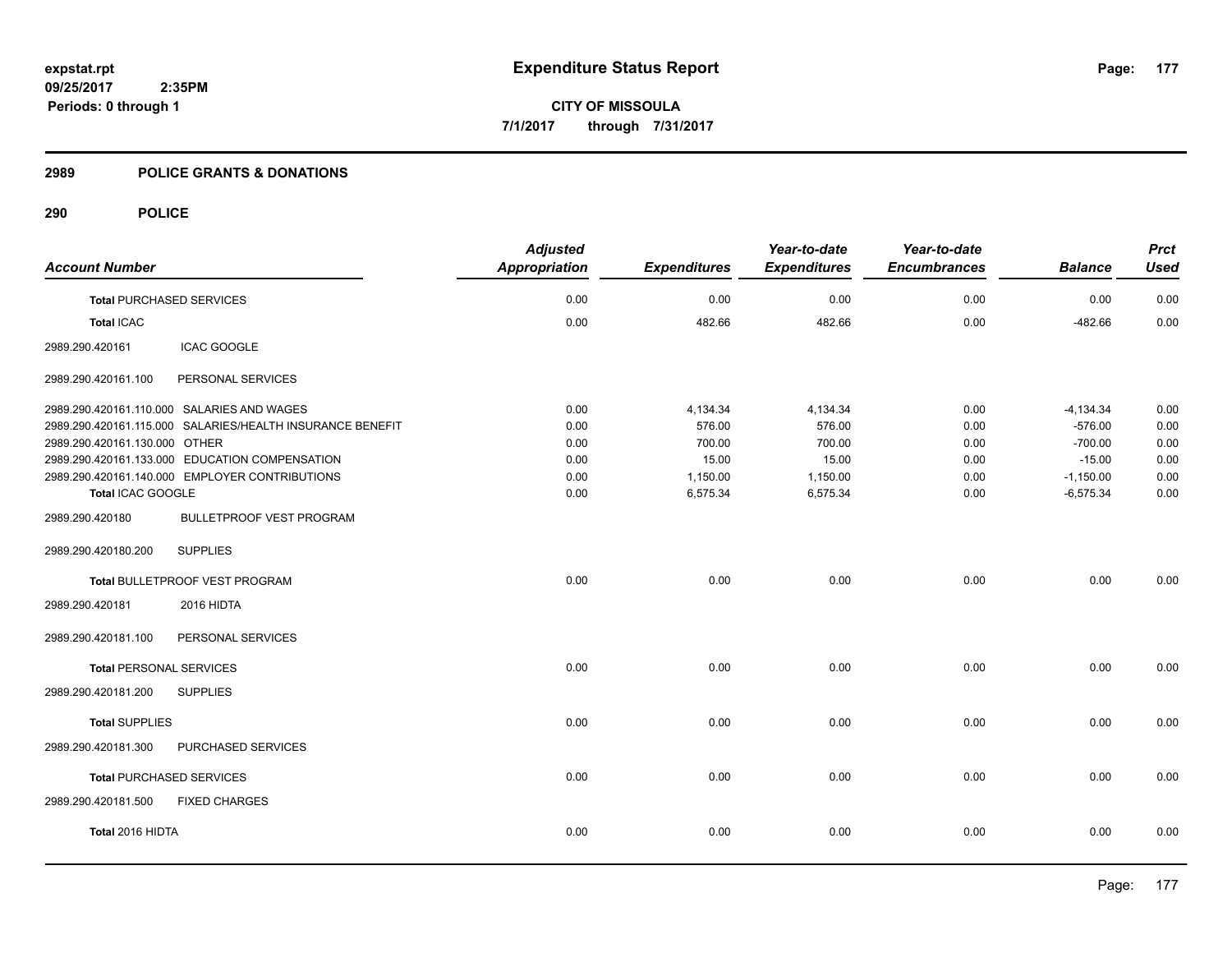**expstat.rpt**
**09/25/2017 2:35PM**
**Periods: 0 through 1**

# Expenditure Status Report

**CITY OF MISSOULA**
**7/1/2017 through 7/31/2017**

## 2989 POLICE GRANTS & DONATIONS

## 290 POLICE

| Account Number | | Adjusted Appropriation | Expenditures | Year-to-date Expenditures | Year-to-date Encumbrances | Balance | Prct Used |
|---|---|---|---|---|---|---|---|
| **Total** PURCHASED SERVICES | | 0.00 | 0.00 | 0.00 | 0.00 | 0.00 | 0.00 |
| **Total** ICAC | | 0.00 | 482.66 | 482.66 | 0.00 | -482.66 | 0.00 |
| 2989.290.420161 | ICAC GOOGLE | | | | | | |
| 2989.290.420161.100 | PERSONAL SERVICES | | | | | | |
| 2989.290.420161.110.000 | SALARIES AND WAGES | 0.00 | 4,134.34 | 4,134.34 | 0.00 | -4,134.34 | 0.00 |
| 2989.290.420161.115.000 | SALARIES/HEALTH INSURANCE BENEFIT | 0.00 | 576.00 | 576.00 | 0.00 | -576.00 | 0.00 |
| 2989.290.420161.130.000 | OTHER | 0.00 | 700.00 | 700.00 | 0.00 | -700.00 | 0.00 |
| 2989.290.420161.133.000 | EDUCATION COMPENSATION | 0.00 | 15.00 | 15.00 | 0.00 | -15.00 | 0.00 |
| 2989.290.420161.140.000 | EMPLOYER CONTRIBUTIONS | 0.00 | 1,150.00 | 1,150.00 | 0.00 | -1,150.00 | 0.00 |
| **Total** ICAC GOOGLE | | 0.00 | 6,575.34 | 6,575.34 | 0.00 | -6,575.34 | 0.00 |
| 2989.290.420180 | BULLETPROOF VEST PROGRAM | | | | | | |
| 2989.290.420180.200 | SUPPLIES | | | | | | |
| **Total** BULLETPROOF VEST PROGRAM | | 0.00 | 0.00 | 0.00 | 0.00 | 0.00 | 0.00 |
| 2989.290.420181 | 2016 HIDTA | | | | | | |
| 2989.290.420181.100 | PERSONAL SERVICES | | | | | | |
| **Total** PERSONAL SERVICES | | 0.00 | 0.00 | 0.00 | 0.00 | 0.00 | 0.00 |
| 2989.290.420181.200 | SUPPLIES | | | | | | |
| **Total** SUPPLIES | | 0.00 | 0.00 | 0.00 | 0.00 | 0.00 | 0.00 |
| 2989.290.420181.300 | PURCHASED SERVICES | | | | | | |
| **Total** PURCHASED SERVICES | | 0.00 | 0.00 | 0.00 | 0.00 | 0.00 | 0.00 |
| 2989.290.420181.500 | FIXED CHARGES | | | | | | |
| **Total** 2016 HIDTA | | 0.00 | 0.00 | 0.00 | 0.00 | 0.00 | 0.00 |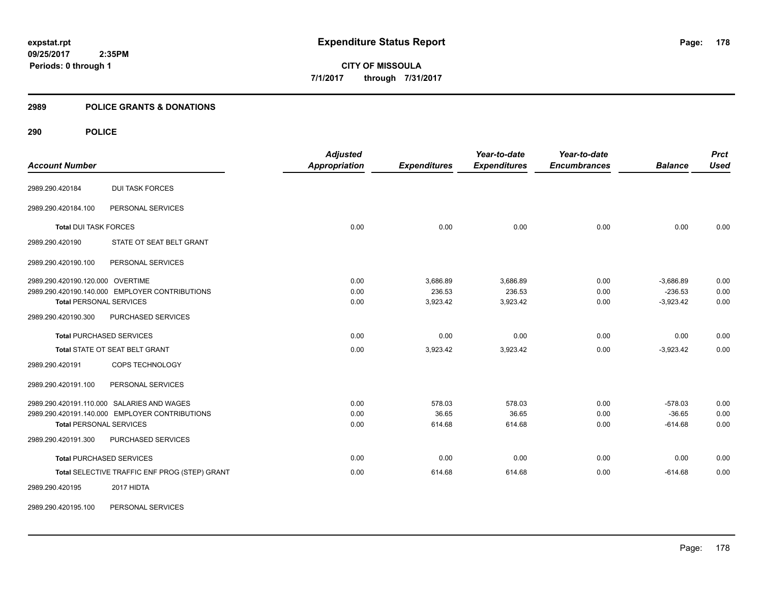**expstat.rpt**
**09/25/2017 2:35PM**
**Periods: 0 through 1**

# Expenditure Status Report

**CITY OF MISSOULA**
**7/1/2017 through 7/31/2017**

## 2989 POLICE GRANTS & DONATIONS

## 290 POLICE

| Account Number | | Adjusted Appropriation | Expenditures | Year-to-date Expenditures | Year-to-date Encumbrances | Balance | Prct Used |
|---|---|---|---|---|---|---|---|
| 2989.290.420184 | DUI TASK FORCES | | | | | | |
| 2989.290.420184.100 | PERSONAL SERVICES | | | | | | |
| **Total** DUI TASK FORCES | | 0.00 | 0.00 | 0.00 | 0.00 | 0.00 | 0.00 |
| 2989.290.420190 | STATE OT SEAT BELT GRANT | | | | | | |
| 2989.290.420190.100 | PERSONAL SERVICES | | | | | | |
| 2989.290.420190.120.000 | OVERTIME | 0.00 | 3,686.89 | 3,686.89 | 0.00 | -3,686.89 | 0.00 |
| 2989.290.420190.140.000 | EMPLOYER CONTRIBUTIONS | 0.00 | 236.53 | 236.53 | 0.00 | -236.53 | 0.00 |
| **Total** PERSONAL SERVICES | | 0.00 | 3,923.42 | 3,923.42 | 0.00 | -3,923.42 | 0.00 |
| 2989.290.420190.300 | PURCHASED SERVICES | | | | | | |
| **Total** PURCHASED SERVICES | | 0.00 | 0.00 | 0.00 | 0.00 | 0.00 | 0.00 |
| **Total** STATE OT SEAT BELT GRANT | | 0.00 | 3,923.42 | 3,923.42 | 0.00 | -3,923.42 | 0.00 |
| 2989.290.420191 | COPS TECHNOLOGY | | | | | | |
| 2989.290.420191.100 | PERSONAL SERVICES | | | | | | |
| 2989.290.420191.110.000 | SALARIES AND WAGES | 0.00 | 578.03 | 578.03 | 0.00 | -578.03 | 0.00 |
| 2989.290.420191.140.000 | EMPLOYER CONTRIBUTIONS | 0.00 | 36.65 | 36.65 | 0.00 | -36.65 | 0.00 |
| **Total** PERSONAL SERVICES | | 0.00 | 614.68 | 614.68 | 0.00 | -614.68 | 0.00 |
| 2989.290.420191.300 | PURCHASED SERVICES | | | | | | |
| **Total** PURCHASED SERVICES | | 0.00 | 0.00 | 0.00 | 0.00 | 0.00 | 0.00 |
| **Total** SELECTIVE TRAFFIC ENF PROG (STEP) GRANT | | 0.00 | 614.68 | 614.68 | 0.00 | -614.68 | 0.00 |
| 2989.290.420195 | 2017 HIDTA | | | | | | |
| 2989.290.420195.100 | PERSONAL SERVICES | | | | | | |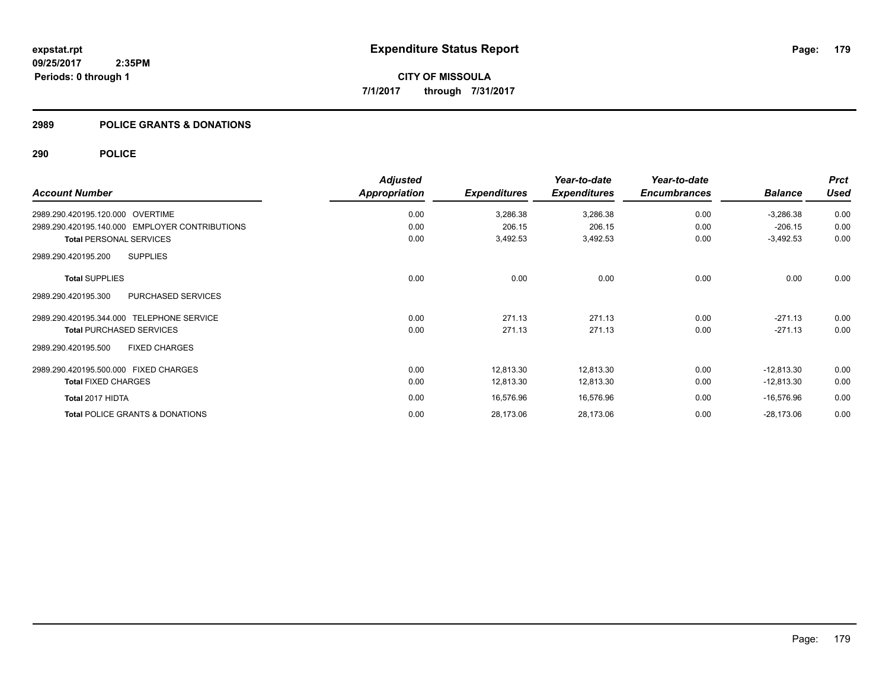# Expenditure Status Report

expstat.rpt
09/25/2017 2:35PM
Periods: 0 through 1

**CITY OF MISSOULA**
**7/1/2017 through 7/31/2017**

## 2989 POLICE GRANTS & DONATIONS

### 290 POLICE

| Account Number | Adjusted Appropriation | Expenditures | Year-to-date Expenditures | Year-to-date Encumbrances | Balance | Prct Used |
|---|---|---|---|---|---|---|
| 2989.290.420195.120.000 OVERTIME | 0.00 | 3,286.38 | 3,286.38 | 0.00 | -3,286.38 | 0.00 |
| 2989.290.420195.140.000 EMPLOYER CONTRIBUTIONS | 0.00 | 206.15 | 206.15 | 0.00 | -206.15 | 0.00 |
| **Total** PERSONAL SERVICES | 0.00 | 3,492.53 | 3,492.53 | 0.00 | -3,492.53 | 0.00 |
| 2989.290.420195.200 SUPPLIES | | | | | | |
| **Total** SUPPLIES | 0.00 | 0.00 | 0.00 | 0.00 | 0.00 | 0.00 |
| 2989.290.420195.300 PURCHASED SERVICES | | | | | | |
| 2989.290.420195.344.000 TELEPHONE SERVICE | 0.00 | 271.13 | 271.13 | 0.00 | -271.13 | 0.00 |
| **Total** PURCHASED SERVICES | 0.00 | 271.13 | 271.13 | 0.00 | -271.13 | 0.00 |
| 2989.290.420195.500 FIXED CHARGES | | | | | | |
| 2989.290.420195.500.000 FIXED CHARGES | 0.00 | 12,813.30 | 12,813.30 | 0.00 | -12,813.30 | 0.00 |
| **Total** FIXED CHARGES | 0.00 | 12,813.30 | 12,813.30 | 0.00 | -12,813.30 | 0.00 |
| **Total 2017 HIDTA** | 0.00 | 16,576.96 | 16,576.96 | 0.00 | -16,576.96 | 0.00 |
| **Total** POLICE GRANTS & DONATIONS | 0.00 | 28,173.06 | 28,173.06 | 0.00 | -28,173.06 | 0.00 |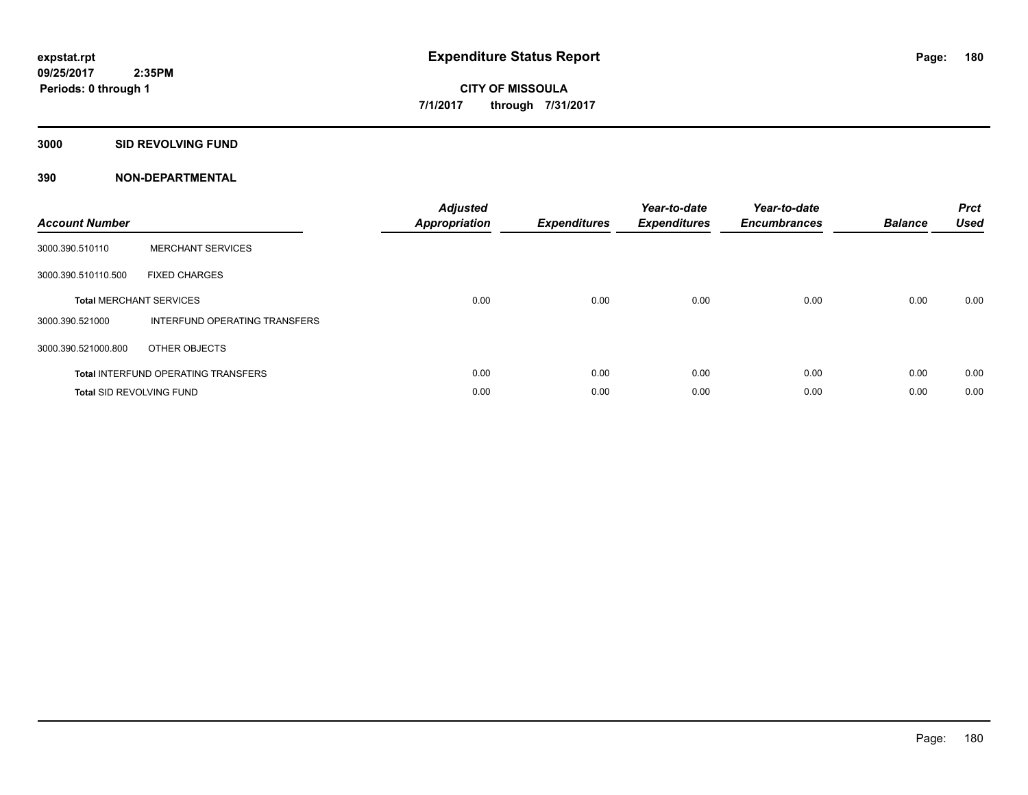# Expenditure Status Report

expstat.rpt
09/25/2017 2:35PM
Periods: 0 through 1

**CITY OF MISSOULA**
**7/1/2017 through 7/31/2017**

## 3000 SID REVOLVING FUND

### 390 NON-DEPARTMENTAL

| Account Number | | Adjusted Appropriation | Expenditures | Year-to-date Expenditures | Year-to-date Encumbrances | Balance | Prct Used |
|---|---|---|---|---|---|---|---|
| 3000.390.510110 | MERCHANT SERVICES | | | | | | |
| 3000.390.510110.500 | FIXED CHARGES | | | | | | |
| **Total** MERCHANT SERVICES | | 0.00 | 0.00 | 0.00 | 0.00 | 0.00 | 0.00 |
| 3000.390.521000 | INTERFUND OPERATING TRANSFERS | | | | | | |
| 3000.390.521000.800 | OTHER OBJECTS | | | | | | |
| **Total** INTERFUND OPERATING TRANSFERS | | 0.00 | 0.00 | 0.00 | 0.00 | 0.00 | 0.00 |
| **Total** SID REVOLVING FUND | | 0.00 | 0.00 | 0.00 | 0.00 | 0.00 | 0.00 |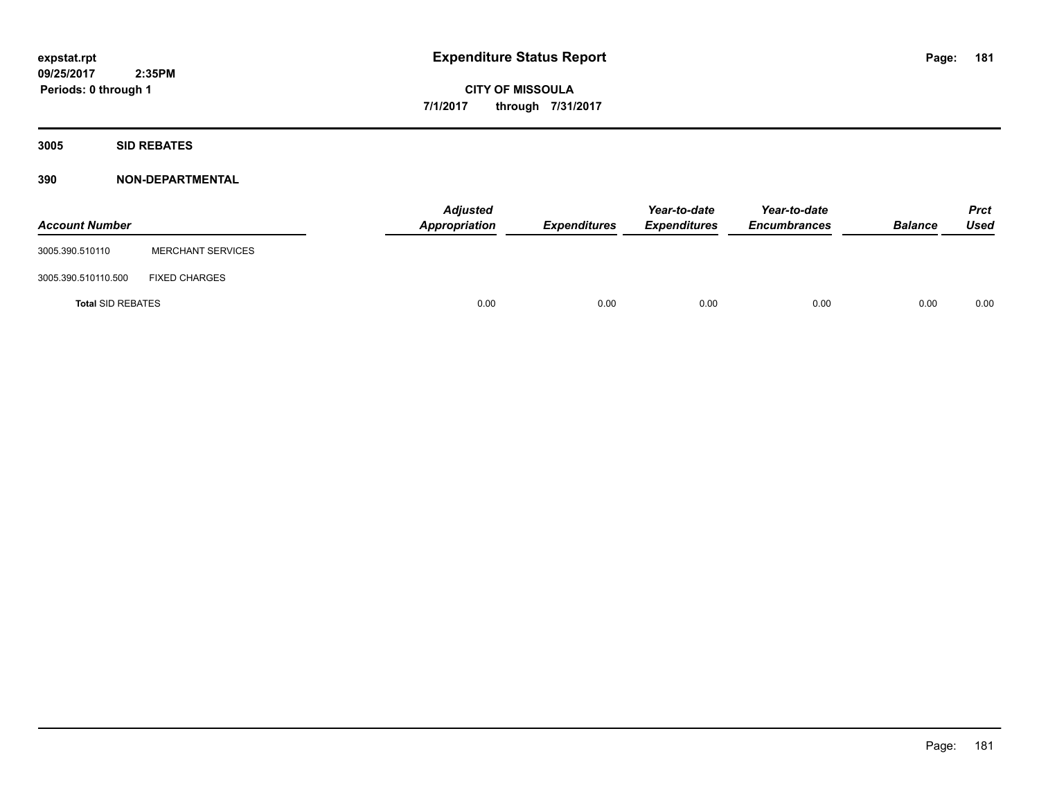# Expenditure Status Report

expstat.rpt
09/25/2017 2:35PM
Periods: 0 through 1

CITY OF MISSOULA
7/1/2017 through 7/31/2017

## 3005 SID REBATES

### 390 NON-DEPARTMENTAL

| Account Number | | Adjusted Appropriation | Expenditures | Year-to-date Expenditures | Year-to-date Encumbrances | Balance | Prct Used |
|---|---|---|---|---|---|---|---|
| 3005.390.510110 | MERCHANT SERVICES | | | | | | |
| 3005.390.510110.500 | FIXED CHARGES | | | | | | |
| **Total** SID REBATES | | 0.00 | 0.00 | 0.00 | 0.00 | 0.00 | 0.00 |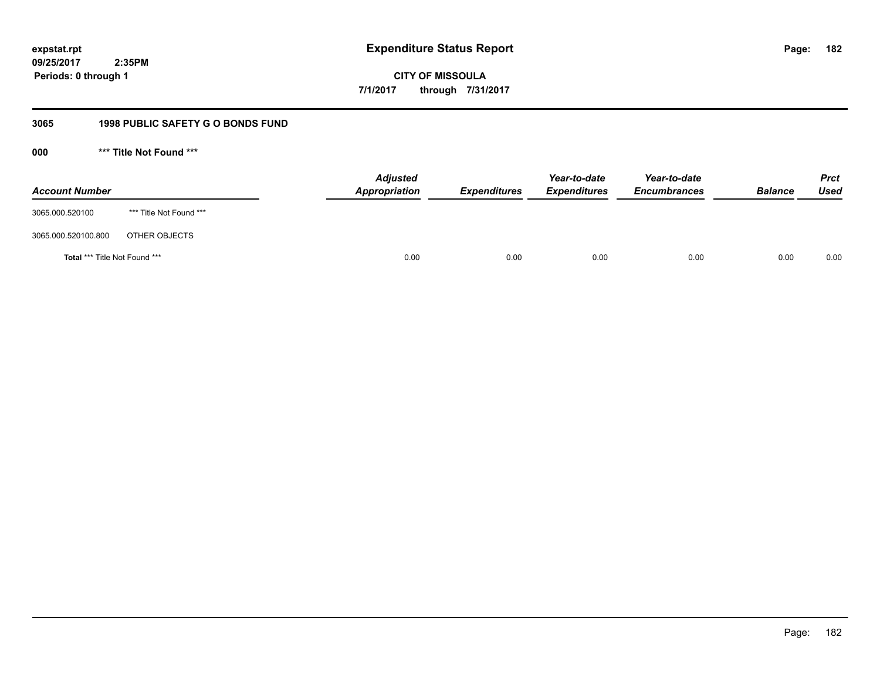**expstat.rpt**
**09/25/2017 2:35PM**
**Periods: 0 through 1**

# Expenditure Status Report

**CITY OF MISSOULA**
**7/1/2017 through 7/31/2017**

## 3065 1998 PUBLIC SAFETY G O BONDS FUND

### 000 *** Title Not Found ***

| Account Number | | Adjusted Appropriation | Expenditures | Year-to-date Expenditures | Year-to-date Encumbrances | Balance | Prct Used |
|---|---|---|---|---|---|---|---|
| 3065.000.520100 | *** Title Not Found *** | | | | | | |
| 3065.000.520100.800 | OTHER OBJECTS | | | | | | |
| **Total** *** Title Not Found *** | | 0.00 | 0.00 | 0.00 | 0.00 | 0.00 | 0.00 |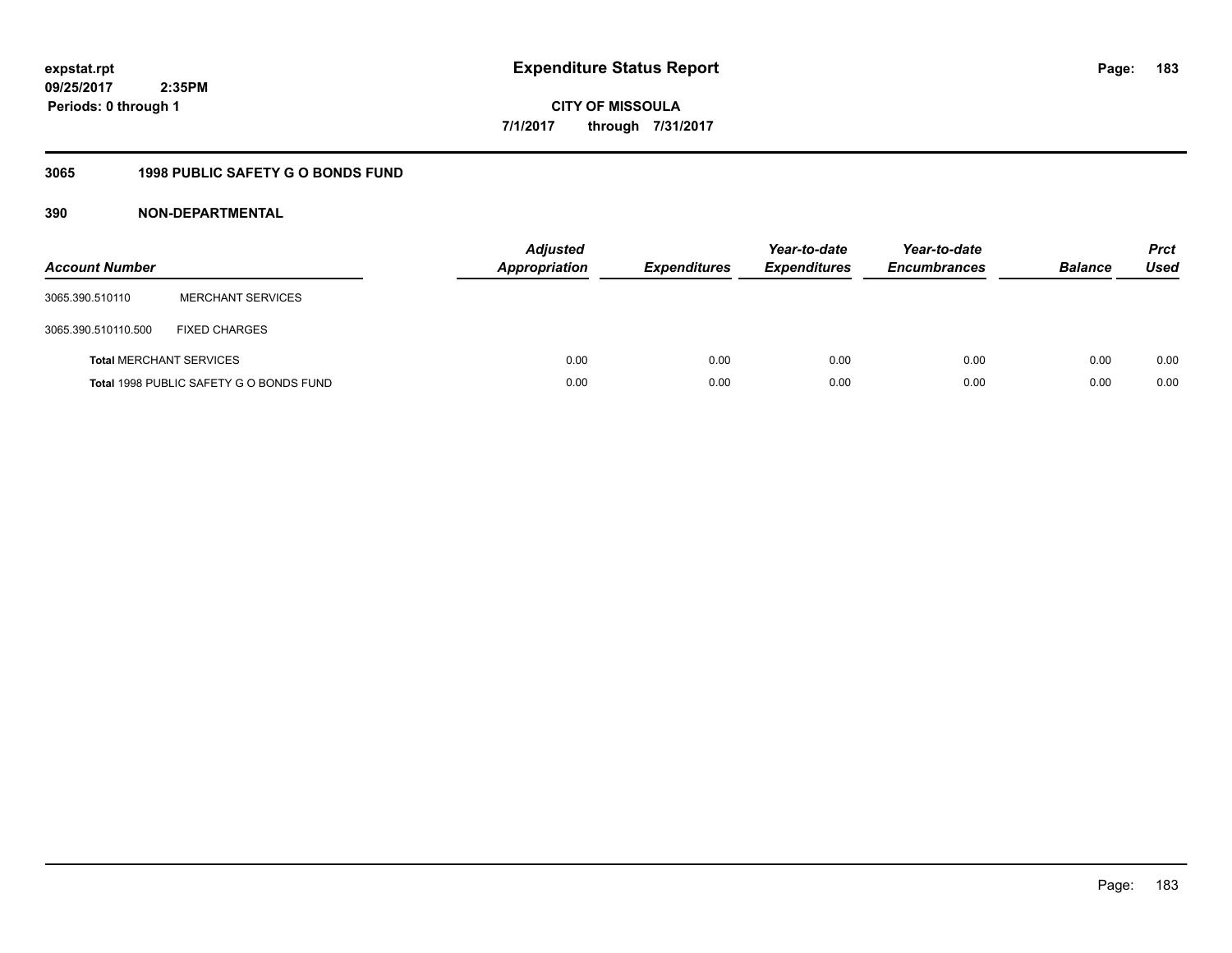# Expenditure Status Report

expstat.rpt
09/25/2017 2:35PM
Periods: 0 through 1

**CITY OF MISSOULA**
**7/1/2017 through 7/31/2017**

## 3065 1998 PUBLIC SAFETY G O BONDS FUND

### 390 NON-DEPARTMENTAL

| Account Number | | Adjusted Appropriation | Expenditures | Year-to-date Expenditures | Year-to-date Encumbrances | Balance | Prct Used |
|---|---|---|---|---|---|---|---|
| 3065.390.510110 | MERCHANT SERVICES | | | | | | |
| 3065.390.510110.500 | FIXED CHARGES | | | | | | |
| **Total** MERCHANT SERVICES | | 0.00 | 0.00 | 0.00 | 0.00 | 0.00 | 0.00 |
| **Total** 1998 PUBLIC SAFETY G O BONDS FUND | | 0.00 | 0.00 | 0.00 | 0.00 | 0.00 | 0.00 |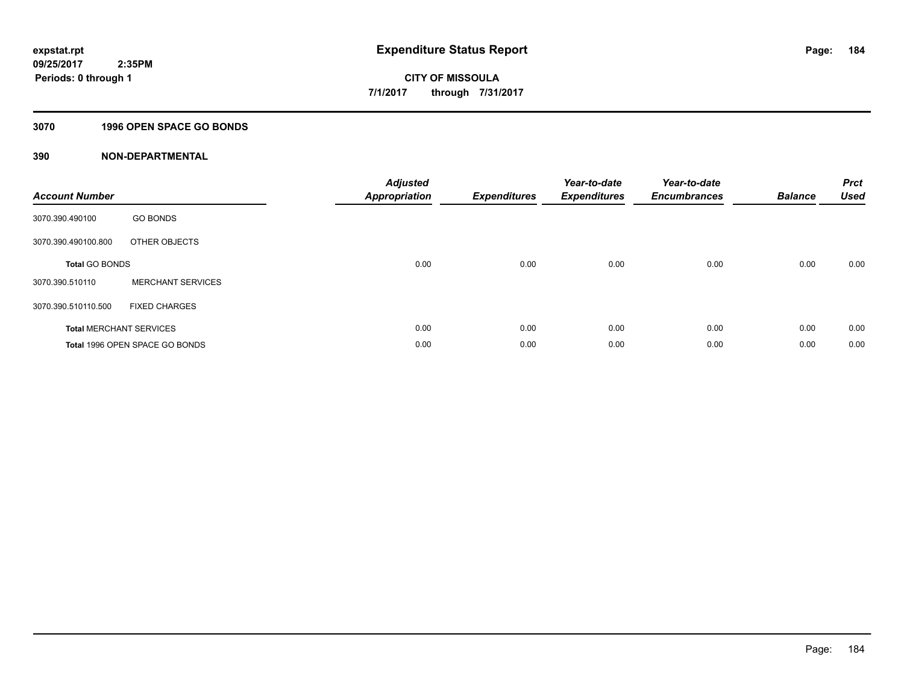**expstat.rpt**
**09/25/2017 2:35PM**
**Periods: 0 through 1**

# Expenditure Status Report

**CITY OF MISSOULA**
**7/1/2017 through 7/31/2017**

## 3070 1996 OPEN SPACE GO BONDS

## 390 NON-DEPARTMENTAL

| Account Number | | Adjusted Appropriation | Expenditures | Year-to-date Expenditures | Year-to-date Encumbrances | Balance | Prct Used |
|---|---|---|---|---|---|---|---|
| 3070.390.490100 | GO BONDS | | | | | | |
| 3070.390.490100.800 | OTHER OBJECTS | | | | | | |
| **Total** GO BONDS | | 0.00 | 0.00 | 0.00 | 0.00 | 0.00 | 0.00 |
| 3070.390.510110 | MERCHANT SERVICES | | | | | | |
| 3070.390.510110.500 | FIXED CHARGES | | | | | | |
| **Total** MERCHANT SERVICES | | 0.00 | 0.00 | 0.00 | 0.00 | 0.00 | 0.00 |
| **Total** 1996 OPEN SPACE GO BONDS | | 0.00 | 0.00 | 0.00 | 0.00 | 0.00 | 0.00 |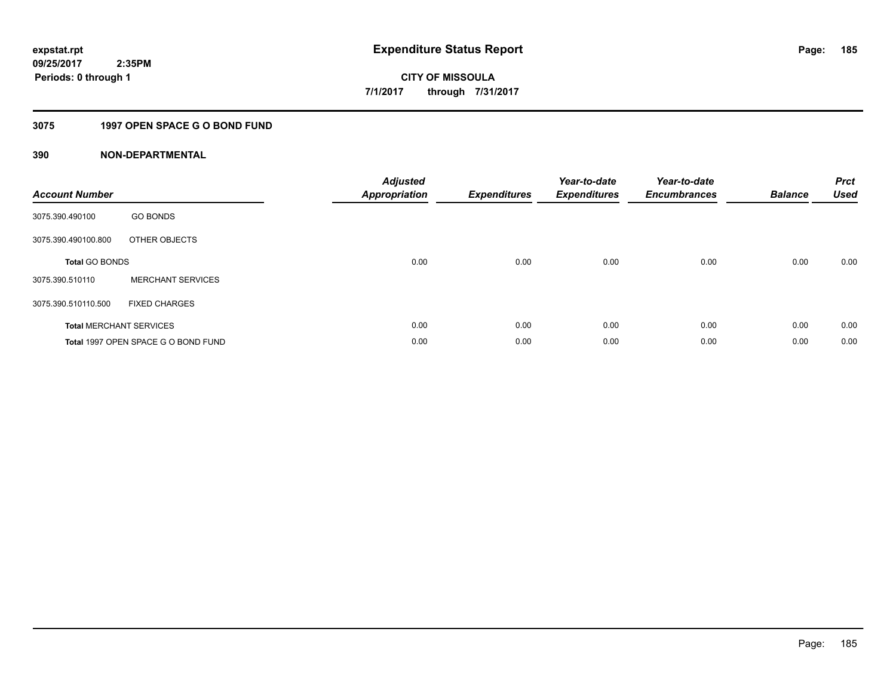# Expenditure Status Report

**expstat.rpt**
**09/25/2017 2:35PM**
**Periods: 0 through 1**

**CITY OF MISSOULA**
**7/1/2017 through 7/31/2017**

## 3075 1997 OPEN SPACE G O BOND FUND

### 390 NON-DEPARTMENTAL

| Account Number | | Adjusted Appropriation | Expenditures | Year-to-date Expenditures | Year-to-date Encumbrances | Balance | Prct Used |
|---|---|---|---|---|---|---|---|
| 3075.390.490100 | GO BONDS | | | | | | |
| 3075.390.490100.800 | OTHER OBJECTS | | | | | | |
| **Total** GO BONDS | | 0.00 | 0.00 | 0.00 | 0.00 | 0.00 | 0.00 |
| 3075.390.510110 | MERCHANT SERVICES | | | | | | |
| 3075.390.510110.500 | FIXED CHARGES | | | | | | |
| **Total** MERCHANT SERVICES | | 0.00 | 0.00 | 0.00 | 0.00 | 0.00 | 0.00 |
| **Total** 1997 OPEN SPACE G O BOND FUND | | 0.00 | 0.00 | 0.00 | 0.00 | 0.00 | 0.00 |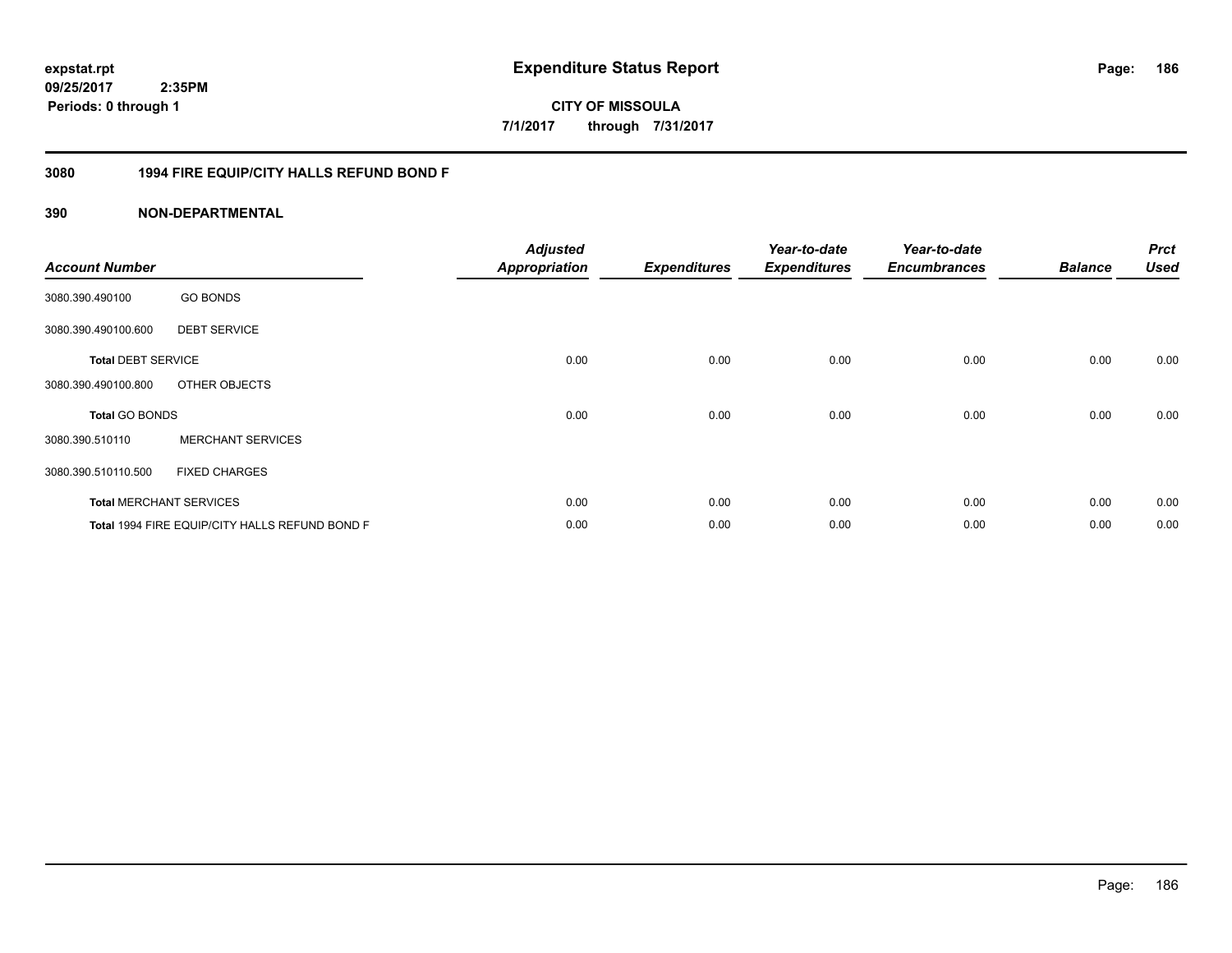expstat.rpt
09/25/2017 2:35PM
Periods: 0 through 1

# Expenditure Status Report

CITY OF MISSOULA
7/1/2017 through 7/31/2017

## 3080 1994 FIRE EQUIP/CITY HALLS REFUND BOND F

## 390 NON-DEPARTMENTAL

| Account Number | | Adjusted Appropriation | Expenditures | Year-to-date Expenditures | Year-to-date Encumbrances | Balance | Prct Used |
|---|---|---|---|---|---|---|---|
| 3080.390.490100 | GO BONDS | | | | | | |
| 3080.390.490100.600 | DEBT SERVICE | | | | | | |
| **Total** DEBT SERVICE | | 0.00 | 0.00 | 0.00 | 0.00 | 0.00 | 0.00 |
| 3080.390.490100.800 | OTHER OBJECTS | | | | | | |
| **Total** GO BONDS | | 0.00 | 0.00 | 0.00 | 0.00 | 0.00 | 0.00 |
| 3080.390.510110 | MERCHANT SERVICES | | | | | | |
| 3080.390.510110.500 | FIXED CHARGES | | | | | | |
| **Total** MERCHANT SERVICES | | 0.00 | 0.00 | 0.00 | 0.00 | 0.00 | 0.00 |
| **Total** 1994 FIRE EQUIP/CITY HALLS REFUND BOND F | | 0.00 | 0.00 | 0.00 | 0.00 | 0.00 | 0.00 |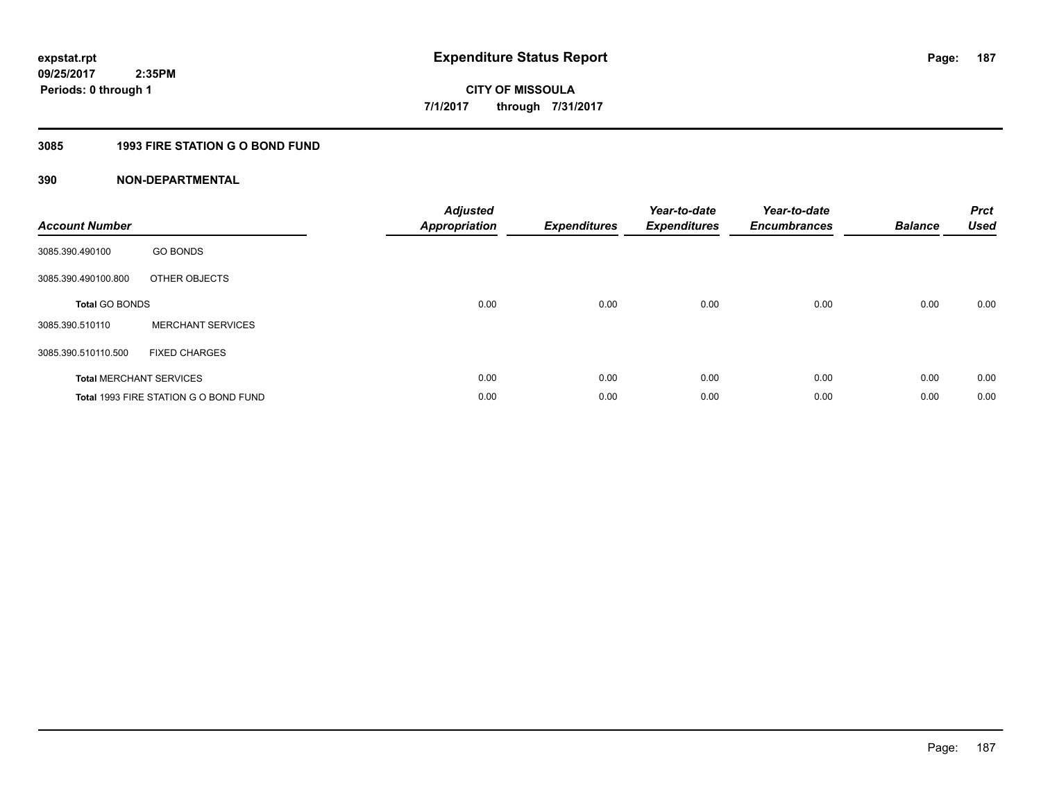# Expenditure Status Report

expstat.rpt
09/25/2017 2:35PM
Periods: 0 through 1

**CITY OF MISSOULA**
**7/1/2017 through 7/31/2017**

## 3085 1993 FIRE STATION G O BOND FUND

### 390 NON-DEPARTMENTAL

| Account Number | | Adjusted Appropriation | Expenditures | Year-to-date Expenditures | Year-to-date Encumbrances | Balance | Prct Used |
|---|---|---|---|---|---|---|---|
| 3085.390.490100 | GO BONDS | | | | | | |
| 3085.390.490100.800 | OTHER OBJECTS | | | | | | |
| **Total** GO BONDS | | 0.00 | 0.00 | 0.00 | 0.00 | 0.00 | 0.00 |
| 3085.390.510110 | MERCHANT SERVICES | | | | | | |
| 3085.390.510110.500 | FIXED CHARGES | | | | | | |
| **Total** MERCHANT SERVICES | | 0.00 | 0.00 | 0.00 | 0.00 | 0.00 | 0.00 |
| **Total** 1993 FIRE STATION G O BOND FUND | | 0.00 | 0.00 | 0.00 | 0.00 | 0.00 | 0.00 |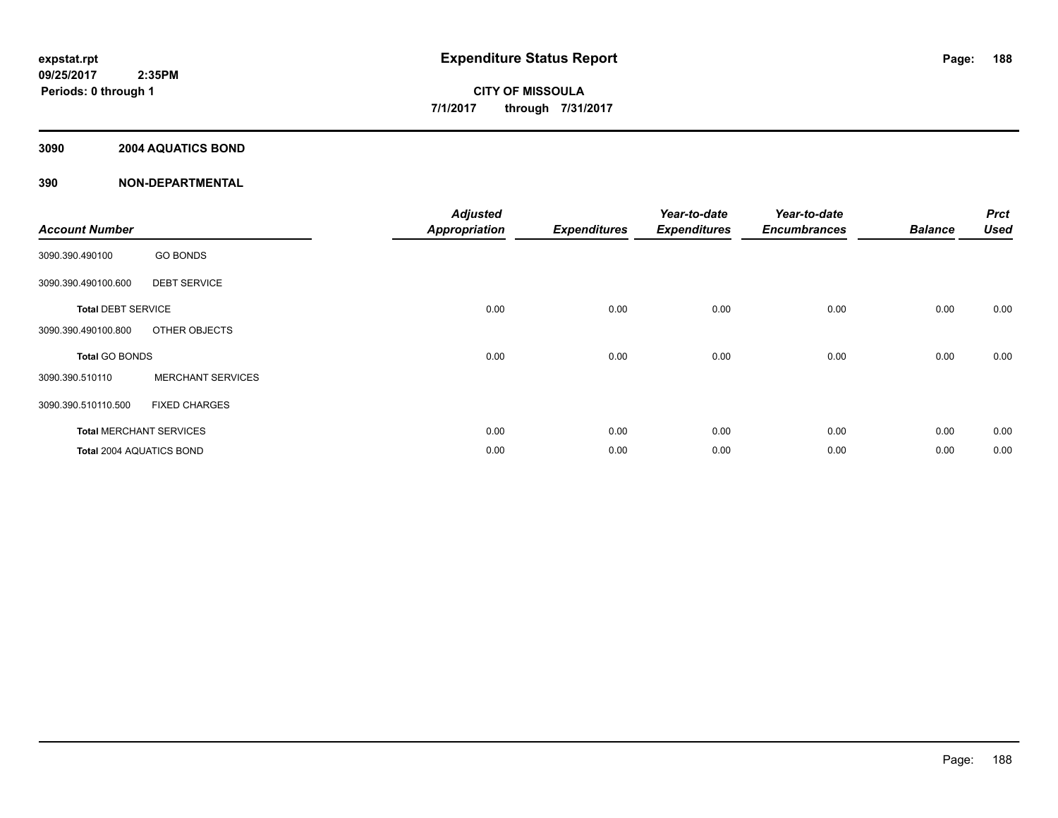**expstat.rpt**
**09/25/2017 2:35PM**
**Periods: 0 through 1**

# Expenditure Status Report

**CITY OF MISSOULA**
**7/1/2017 through 7/31/2017**

## 3090 2004 AQUATICS BOND

### 390 NON-DEPARTMENTAL

| Account Number | | Adjusted Appropriation | Expenditures | Year-to-date Expenditures | Year-to-date Encumbrances | Balance | Prct Used |
|---|---|---|---|---|---|---|---|
| 3090.390.490100 | GO BONDS | | | | | | |
| 3090.390.490100.600 | DEBT SERVICE | | | | | | |
| **Total** DEBT SERVICE | | 0.00 | 0.00 | 0.00 | 0.00 | 0.00 | 0.00 |
| 3090.390.490100.800 | OTHER OBJECTS | | | | | | |
| **Total** GO BONDS | | 0.00 | 0.00 | 0.00 | 0.00 | 0.00 | 0.00 |
| 3090.390.510110 | MERCHANT SERVICES | | | | | | |
| 3090.390.510110.500 | FIXED CHARGES | | | | | | |
| **Total** MERCHANT SERVICES | | 0.00 | 0.00 | 0.00 | 0.00 | 0.00 | 0.00 |
| **Total** 2004 AQUATICS BOND | | 0.00 | 0.00 | 0.00 | 0.00 | 0.00 | 0.00 |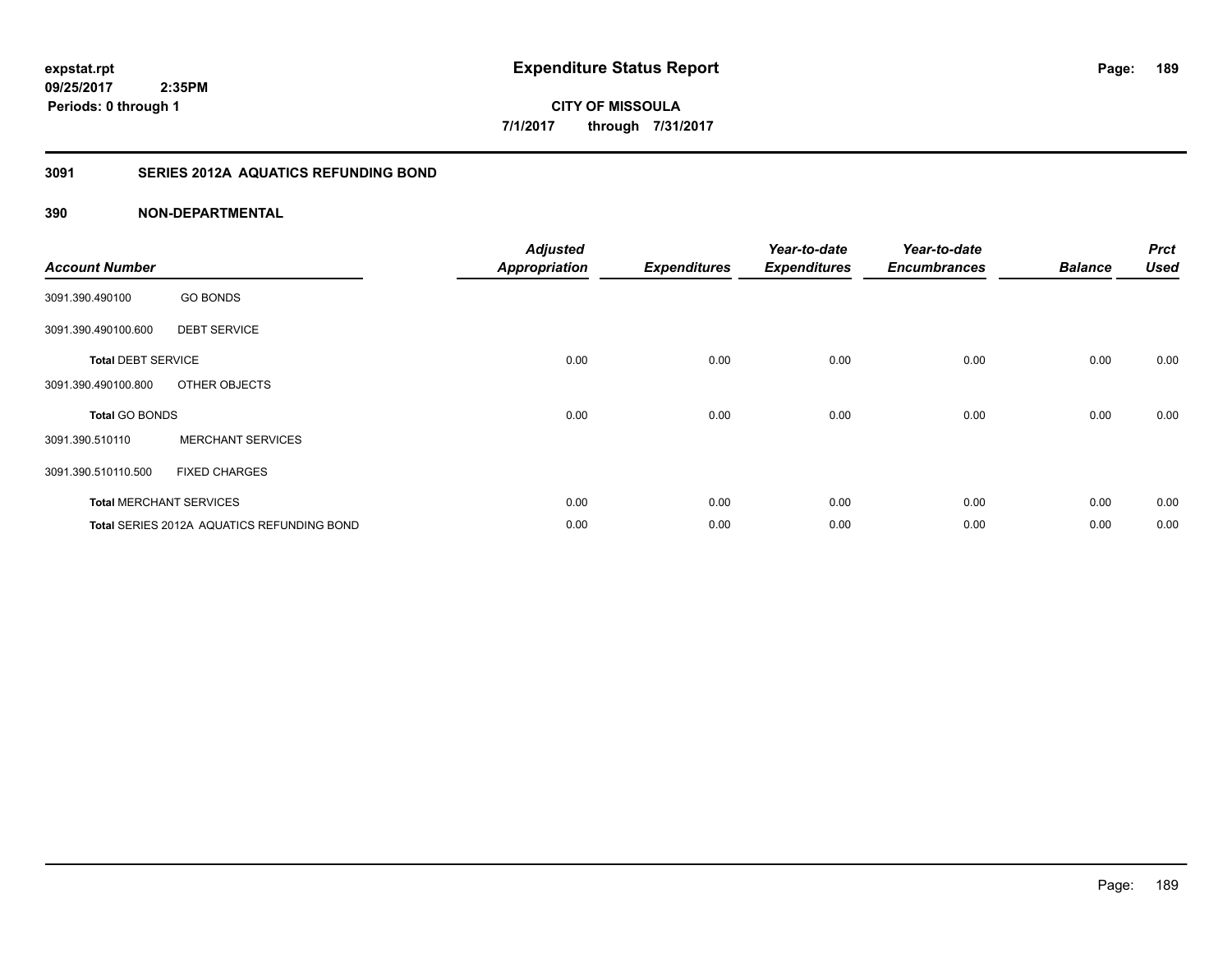expstat.rpt
09/25/2017 2:35PM
Periods: 0 through 1

# Expenditure Status Report

CITY OF MISSOULA
7/1/2017 through 7/31/2017

## 3091 SERIES 2012A AQUATICS REFUNDING BOND

### 390 NON-DEPARTMENTAL

| Account Number | | Adjusted Appropriation | Expenditures | Year-to-date Expenditures | Year-to-date Encumbrances | Balance | Prct Used |
|---|---|---|---|---|---|---|---|
| 3091.390.490100 | GO BONDS | | | | | | |
| 3091.390.490100.600 | DEBT SERVICE | | | | | | |
| **Total** DEBT SERVICE | | 0.00 | 0.00 | 0.00 | 0.00 | 0.00 | 0.00 |
| 3091.390.490100.800 | OTHER OBJECTS | | | | | | |
| **Total** GO BONDS | | 0.00 | 0.00 | 0.00 | 0.00 | 0.00 | 0.00 |
| 3091.390.510110 | MERCHANT SERVICES | | | | | | |
| 3091.390.510110.500 | FIXED CHARGES | | | | | | |
| **Total** MERCHANT SERVICES | | 0.00 | 0.00 | 0.00 | 0.00 | 0.00 | 0.00 |
| **Total** SERIES 2012A AQUATICS REFUNDING BOND | | 0.00 | 0.00 | 0.00 | 0.00 | 0.00 | 0.00 |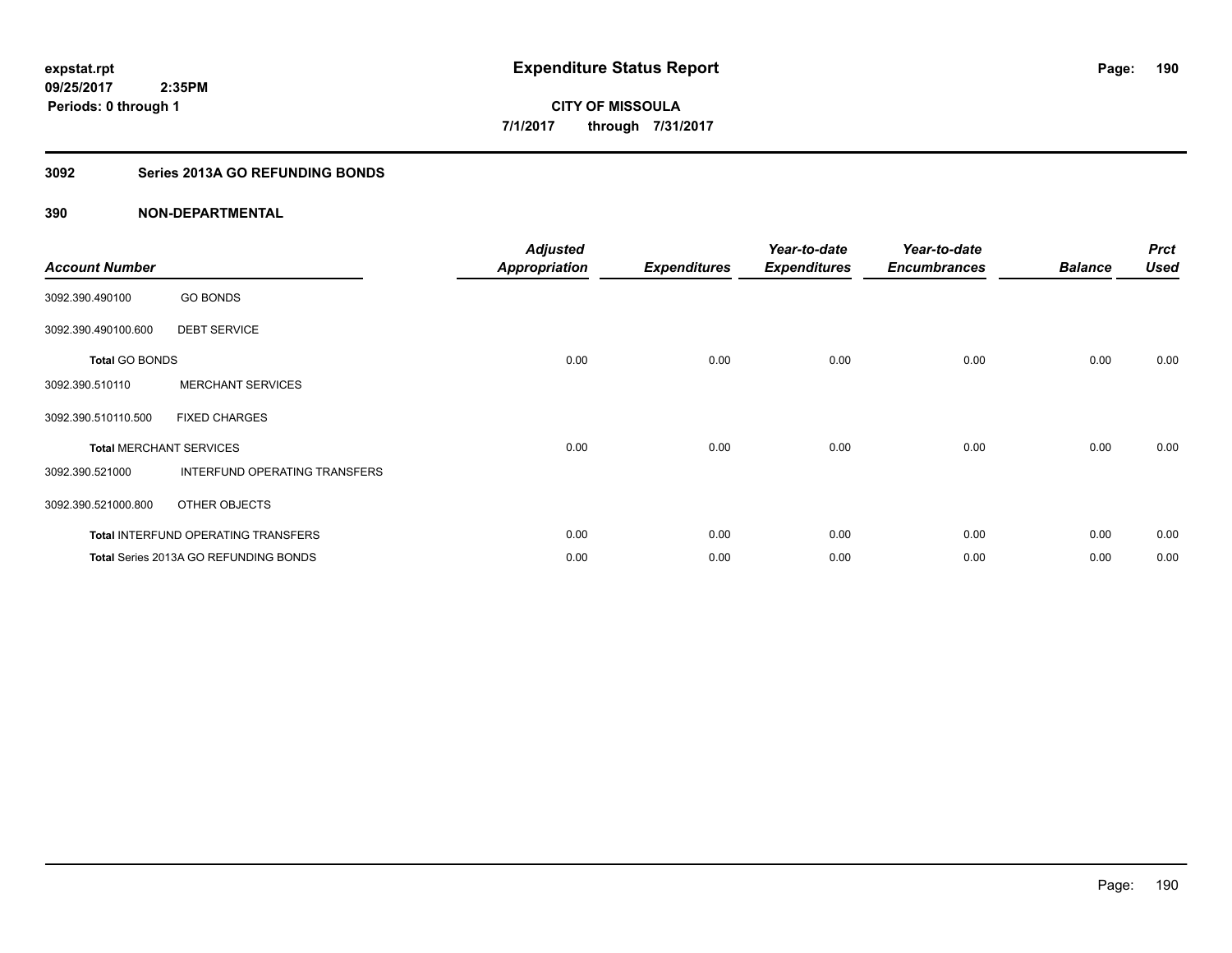# Expenditure Status Report

expstat.rpt
09/25/2017 2:35PM
Periods: 0 through 1

**CITY OF MISSOULA**
**7/1/2017 through 7/31/2017**

## 3092 Series 2013A GO REFUNDING BONDS

### 390 NON-DEPARTMENTAL

| Account Number | | Adjusted Appropriation | Expenditures | Year-to-date Expenditures | Year-to-date Encumbrances | Balance | Prct Used |
|---|---|---|---|---|---|---|---|
| 3092.390.490100 | GO BONDS | | | | | | |
| 3092.390.490100.600 | DEBT SERVICE | | | | | | |
| **Total** GO BONDS | | 0.00 | 0.00 | 0.00 | 0.00 | 0.00 | 0.00 |
| 3092.390.510110 | MERCHANT SERVICES | | | | | | |
| 3092.390.510110.500 | FIXED CHARGES | | | | | | |
| **Total** MERCHANT SERVICES | | 0.00 | 0.00 | 0.00 | 0.00 | 0.00 | 0.00 |
| 3092.390.521000 | INTERFUND OPERATING TRANSFERS | | | | | | |
| 3092.390.521000.800 | OTHER OBJECTS | | | | | | |
| **Total** INTERFUND OPERATING TRANSFERS | | 0.00 | 0.00 | 0.00 | 0.00 | 0.00 | 0.00 |
| **Total** Series 2013A GO REFUNDING BONDS | | 0.00 | 0.00 | 0.00 | 0.00 | 0.00 | 0.00 |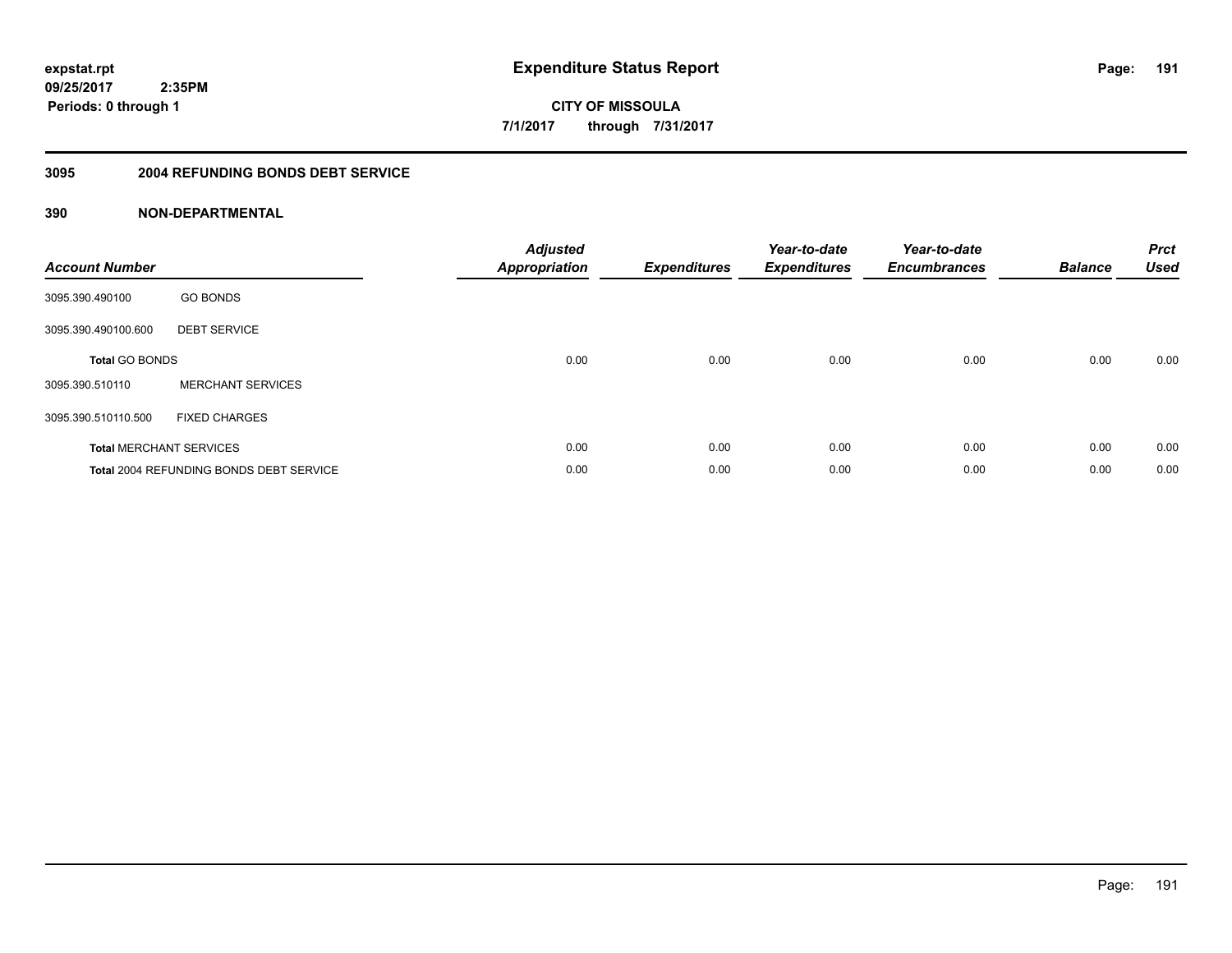# Expenditure Status Report

expstat.rpt
09/25/2017 2:35PM
Periods: 0 through 1

**CITY OF MISSOULA**
**7/1/2017 through 7/31/2017**

## 3095 2004 REFUNDING BONDS DEBT SERVICE

### 390 NON-DEPARTMENTAL

| Account Number | | Adjusted Appropriation | Expenditures | Year-to-date Expenditures | Year-to-date Encumbrances | Balance | Prct Used |
|---|---|---|---|---|---|---|---|
| 3095.390.490100 | GO BONDS | | | | | | |
| 3095.390.490100.600 | DEBT SERVICE | | | | | | |
| **Total** GO BONDS | | 0.00 | 0.00 | 0.00 | 0.00 | 0.00 | 0.00 |
| 3095.390.510110 | MERCHANT SERVICES | | | | | | |
| 3095.390.510110.500 | FIXED CHARGES | | | | | | |
| **Total** MERCHANT SERVICES | | 0.00 | 0.00 | 0.00 | 0.00 | 0.00 | 0.00 |
| **Total** 2004 REFUNDING BONDS DEBT SERVICE | | 0.00 | 0.00 | 0.00 | 0.00 | 0.00 | 0.00 |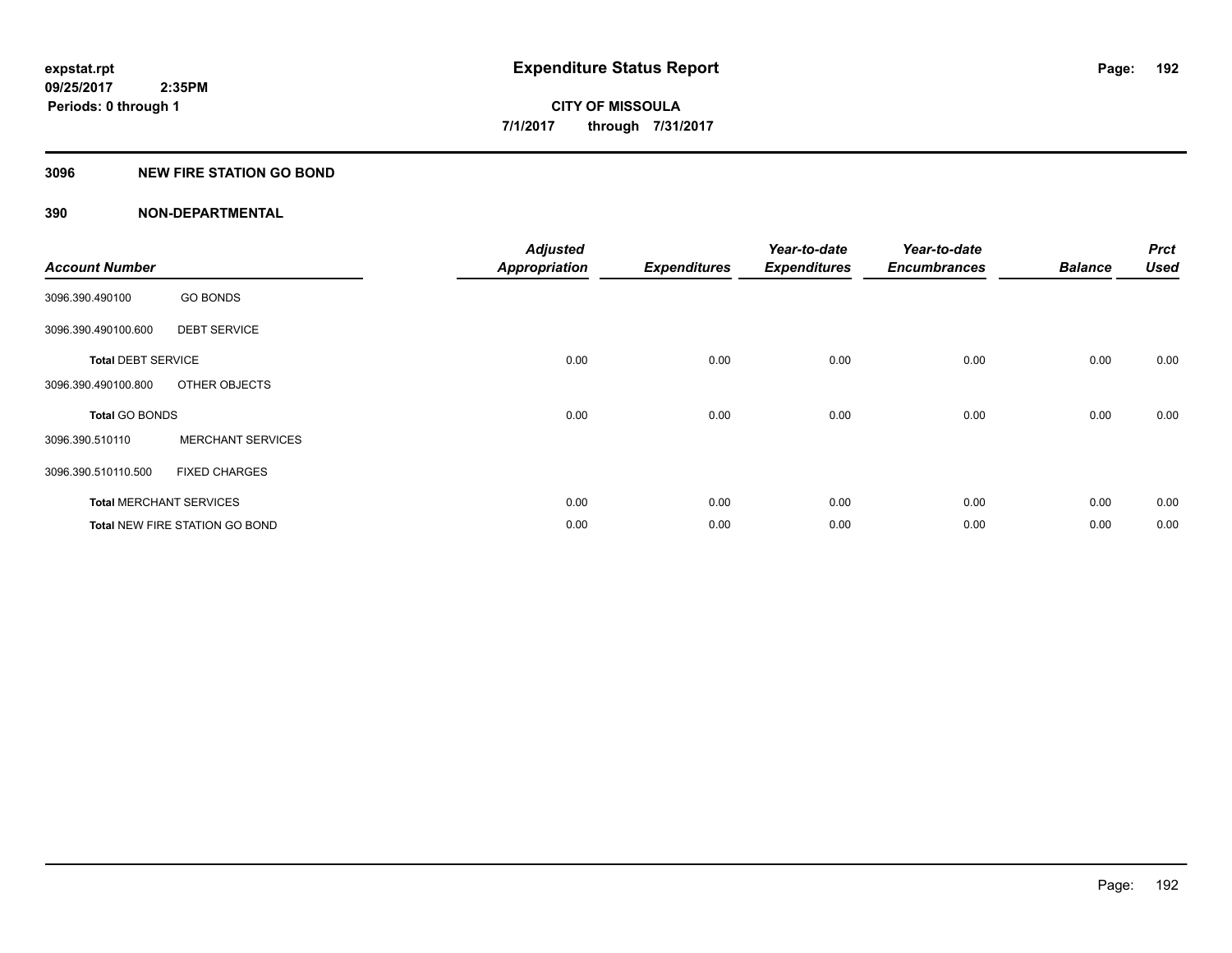**expstat.rpt**
**09/25/2017 2:35PM**
**Periods: 0 through 1**

# Expenditure Status Report

**CITY OF MISSOULA**
**7/1/2017 through 7/31/2017**

## 3096 NEW FIRE STATION GO BOND

## 390 NON-DEPARTMENTAL

| Account Number | | Adjusted Appropriation | Expenditures | Year-to-date Expenditures | Year-to-date Encumbrances | Balance | Prct Used |
|---|---|---|---|---|---|---|---|
| 3096.390.490100 | GO BONDS | | | | | | |
| 3096.390.490100.600 | DEBT SERVICE | | | | | | |
| **Total** DEBT SERVICE | | 0.00 | 0.00 | 0.00 | 0.00 | 0.00 | 0.00 |
| 3096.390.490100.800 | OTHER OBJECTS | | | | | | |
| **Total** GO BONDS | | 0.00 | 0.00 | 0.00 | 0.00 | 0.00 | 0.00 |
| 3096.390.510110 | MERCHANT SERVICES | | | | | | |
| 3096.390.510110.500 | FIXED CHARGES | | | | | | |
| **Total** MERCHANT SERVICES | | 0.00 | 0.00 | 0.00 | 0.00 | 0.00 | 0.00 |
| **Total** NEW FIRE STATION GO BOND | | 0.00 | 0.00 | 0.00 | 0.00 | 0.00 | 0.00 |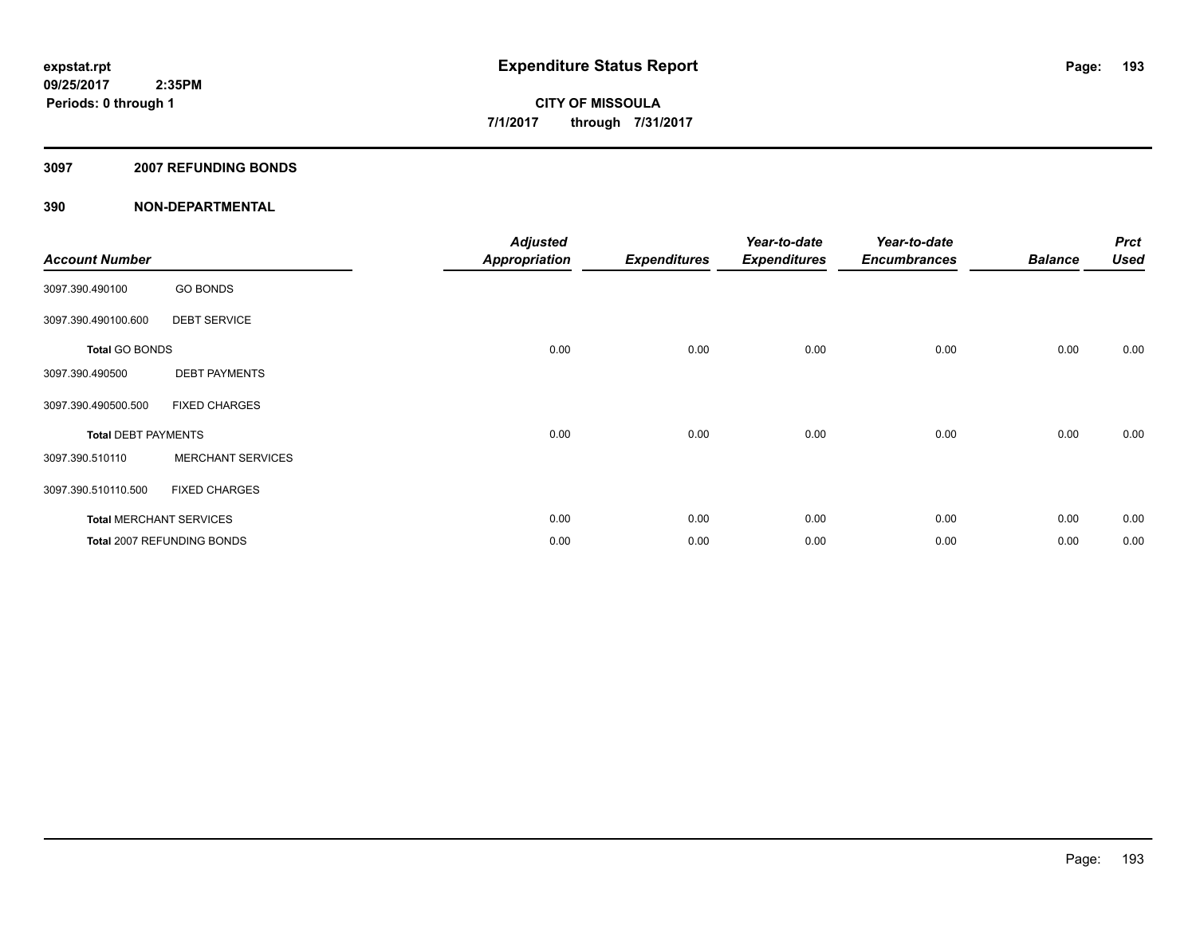expstat.rpt
09/25/2017 2:35PM
Periods: 0 through 1

# Expenditure Status Report

CITY OF MISSOULA
7/1/2017 through 7/31/2017

## 3097 2007 REFUNDING BONDS

## 390 NON-DEPARTMENTAL

| Account Number | | Adjusted Appropriation | Expenditures | Year-to-date Expenditures | Year-to-date Encumbrances | Balance | Prct Used |
|---|---|---|---|---|---|---|---|
| 3097.390.490100 | GO BONDS | | | | | | |
| 3097.390.490100.600 | DEBT SERVICE | | | | | | |
| **Total** GO BONDS | | 0.00 | 0.00 | 0.00 | 0.00 | 0.00 | 0.00 |
| 3097.390.490500 | DEBT PAYMENTS | | | | | | |
| 3097.390.490500.500 | FIXED CHARGES | | | | | | |
| **Total** DEBT PAYMENTS | | 0.00 | 0.00 | 0.00 | 0.00 | 0.00 | 0.00 |
| 3097.390.510110 | MERCHANT SERVICES | | | | | | |
| 3097.390.510110.500 | FIXED CHARGES | | | | | | |
| **Total** MERCHANT SERVICES | | 0.00 | 0.00 | 0.00 | 0.00 | 0.00 | 0.00 |
| **Total** 2007 REFUNDING BONDS | | 0.00 | 0.00 | 0.00 | 0.00 | 0.00 | 0.00 |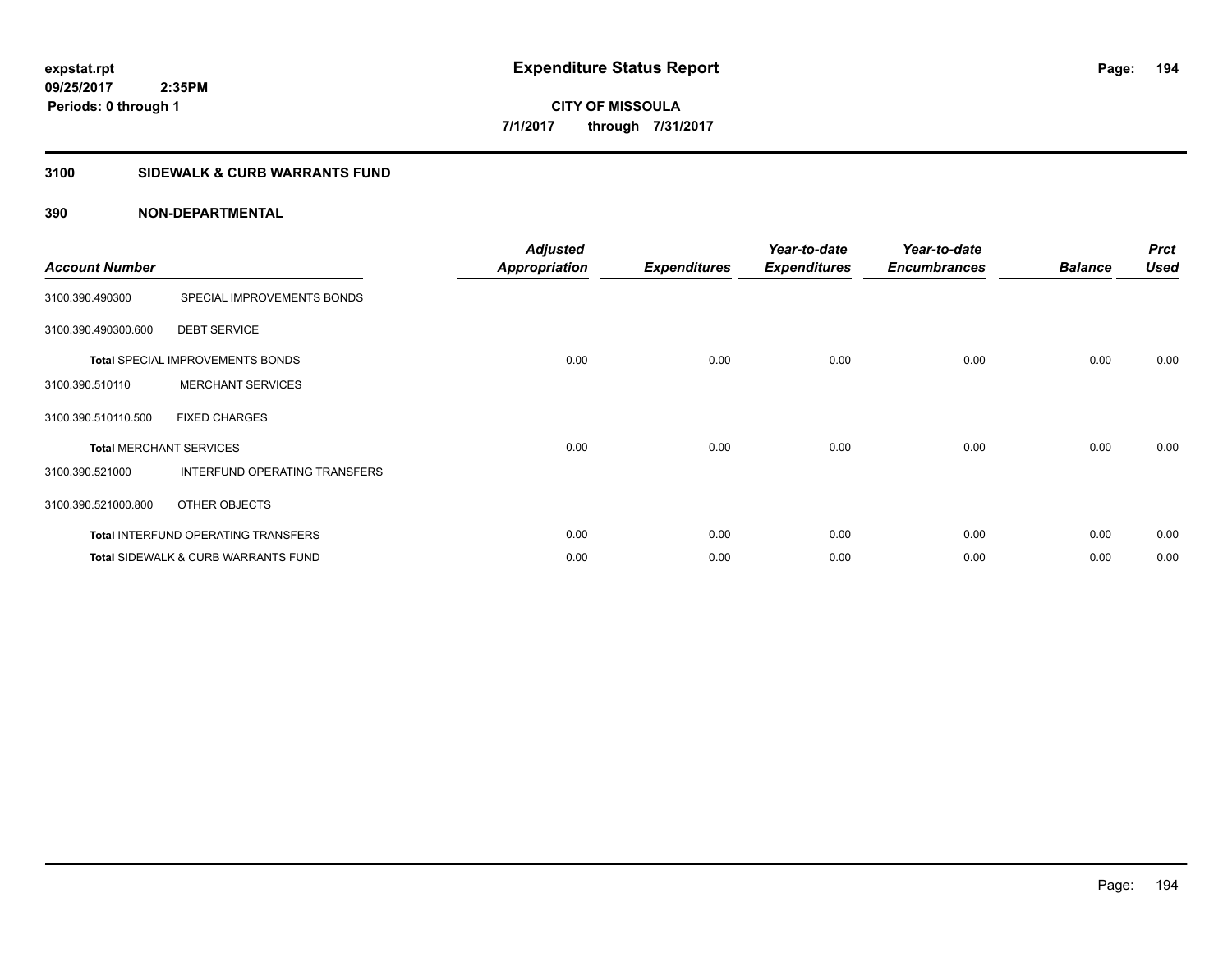**expstat.rpt**
**09/25/2017 2:35PM**
**Periods: 0 through 1**

# Expenditure Status Report

**CITY OF MISSOULA**
**7/1/2017 through 7/31/2017**

## 3100 SIDEWALK & CURB WARRANTS FUND

### 390 NON-DEPARTMENTAL

| Account Number | | Adjusted Appropriation | Expenditures | Year-to-date Expenditures | Year-to-date Encumbrances | Balance | Prct Used |
|---|---|---|---|---|---|---|---|
| 3100.390.490300 | SPECIAL IMPROVEMENTS BONDS | | | | | | |
| 3100.390.490300.600 | DEBT SERVICE | | | | | | |
| **Total** SPECIAL IMPROVEMENTS BONDS | | 0.00 | 0.00 | 0.00 | 0.00 | 0.00 | 0.00 |
| 3100.390.510110 | MERCHANT SERVICES | | | | | | |
| 3100.390.510110.500 | FIXED CHARGES | | | | | | |
| **Total** MERCHANT SERVICES | | 0.00 | 0.00 | 0.00 | 0.00 | 0.00 | 0.00 |
| 3100.390.521000 | INTERFUND OPERATING TRANSFERS | | | | | | |
| 3100.390.521000.800 | OTHER OBJECTS | | | | | | |
| **Total** INTERFUND OPERATING TRANSFERS | | 0.00 | 0.00 | 0.00 | 0.00 | 0.00 | 0.00 |
| **Total** SIDEWALK & CURB WARRANTS FUND | | 0.00 | 0.00 | 0.00 | 0.00 | 0.00 | 0.00 |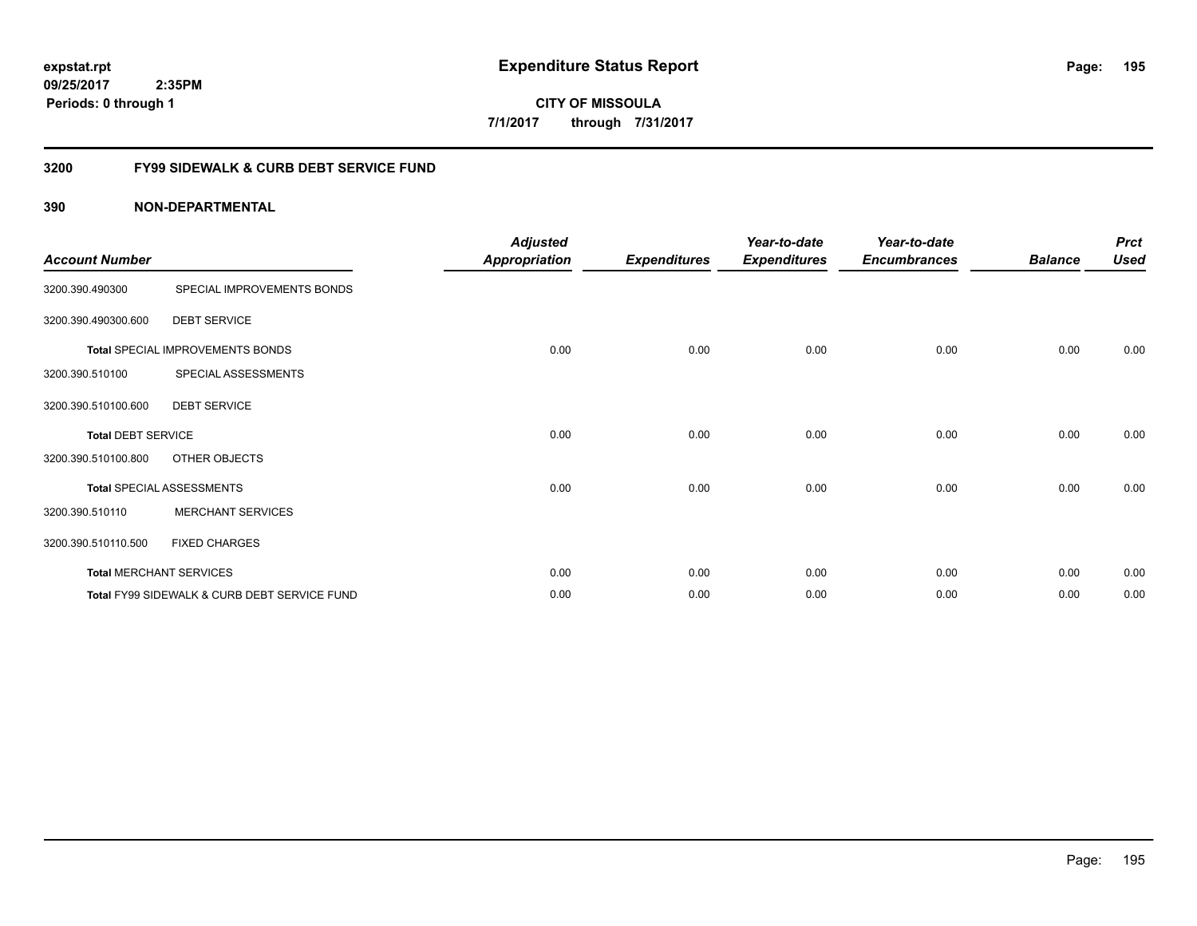**expstat.rpt**
**09/25/2017 2:35PM**
**Periods: 0 through 1**

# Expenditure Status Report

**CITY OF MISSOULA**
**7/1/2017 through 7/31/2017**

## 3200 FY99 SIDEWALK & CURB DEBT SERVICE FUND

## 390 NON-DEPARTMENTAL

| Account Number | | Adjusted Appropriation | Expenditures | Year-to-date Expenditures | Year-to-date Encumbrances | Balance | Prct Used |
|---|---|---|---|---|---|---|---|
| 3200.390.490300 | SPECIAL IMPROVEMENTS BONDS | | | | | | |
| 3200.390.490300.600 | DEBT SERVICE | | | | | | |
| **Total** SPECIAL IMPROVEMENTS BONDS | | 0.00 | 0.00 | 0.00 | 0.00 | 0.00 | 0.00 |
| 3200.390.510100 | SPECIAL ASSESSMENTS | | | | | | |
| 3200.390.510100.600 | DEBT SERVICE | | | | | | |
| **Total** DEBT SERVICE | | 0.00 | 0.00 | 0.00 | 0.00 | 0.00 | 0.00 |
| 3200.390.510100.800 | OTHER OBJECTS | | | | | | |
| **Total** SPECIAL ASSESSMENTS | | 0.00 | 0.00 | 0.00 | 0.00 | 0.00 | 0.00 |
| 3200.390.510110 | MERCHANT SERVICES | | | | | | |
| 3200.390.510110.500 | FIXED CHARGES | | | | | | |
| **Total** MERCHANT SERVICES | | 0.00 | 0.00 | 0.00 | 0.00 | 0.00 | 0.00 |
| **Total** FY99 SIDEWALK & CURB DEBT SERVICE FUND | | 0.00 | 0.00 | 0.00 | 0.00 | 0.00 | 0.00 |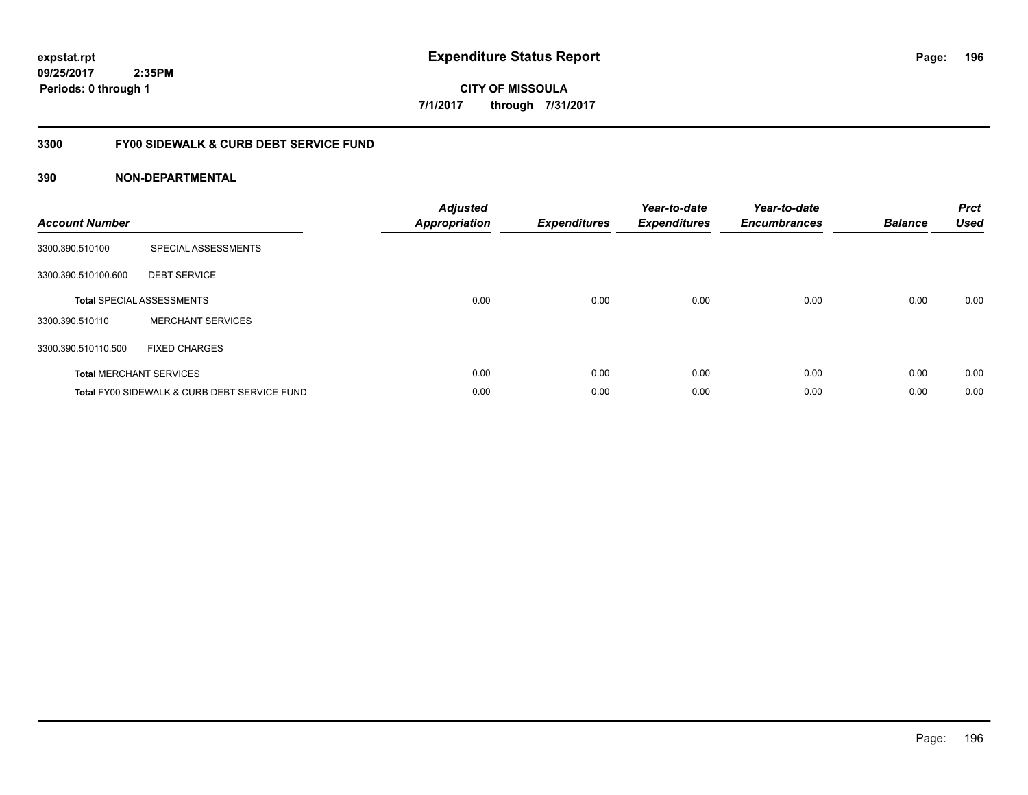# Expenditure Status Report

expstat.rpt
09/25/2017 2:35PM
Periods: 0 through 1

**CITY OF MISSOULA**
**7/1/2017 through 7/31/2017**

## 3300 FY00 SIDEWALK & CURB DEBT SERVICE FUND

### 390 NON-DEPARTMENTAL

| Account Number | | Adjusted Appropriation | Expenditures | Year-to-date Expenditures | Year-to-date Encumbrances | Balance | Prct Used |
|---|---|---|---|---|---|---|---|
| 3300.390.510100 | SPECIAL ASSESSMENTS | | | | | | |
| 3300.390.510100.600 | DEBT SERVICE | | | | | | |
| **Total** SPECIAL ASSESSMENTS | | 0.00 | 0.00 | 0.00 | 0.00 | 0.00 | 0.00 |
| 3300.390.510110 | MERCHANT SERVICES | | | | | | |
| 3300.390.510110.500 | FIXED CHARGES | | | | | | |
| **Total** MERCHANT SERVICES | | 0.00 | 0.00 | 0.00 | 0.00 | 0.00 | 0.00 |
| **Total** FY00 SIDEWALK & CURB DEBT SERVICE FUND | | 0.00 | 0.00 | 0.00 | 0.00 | 0.00 | 0.00 |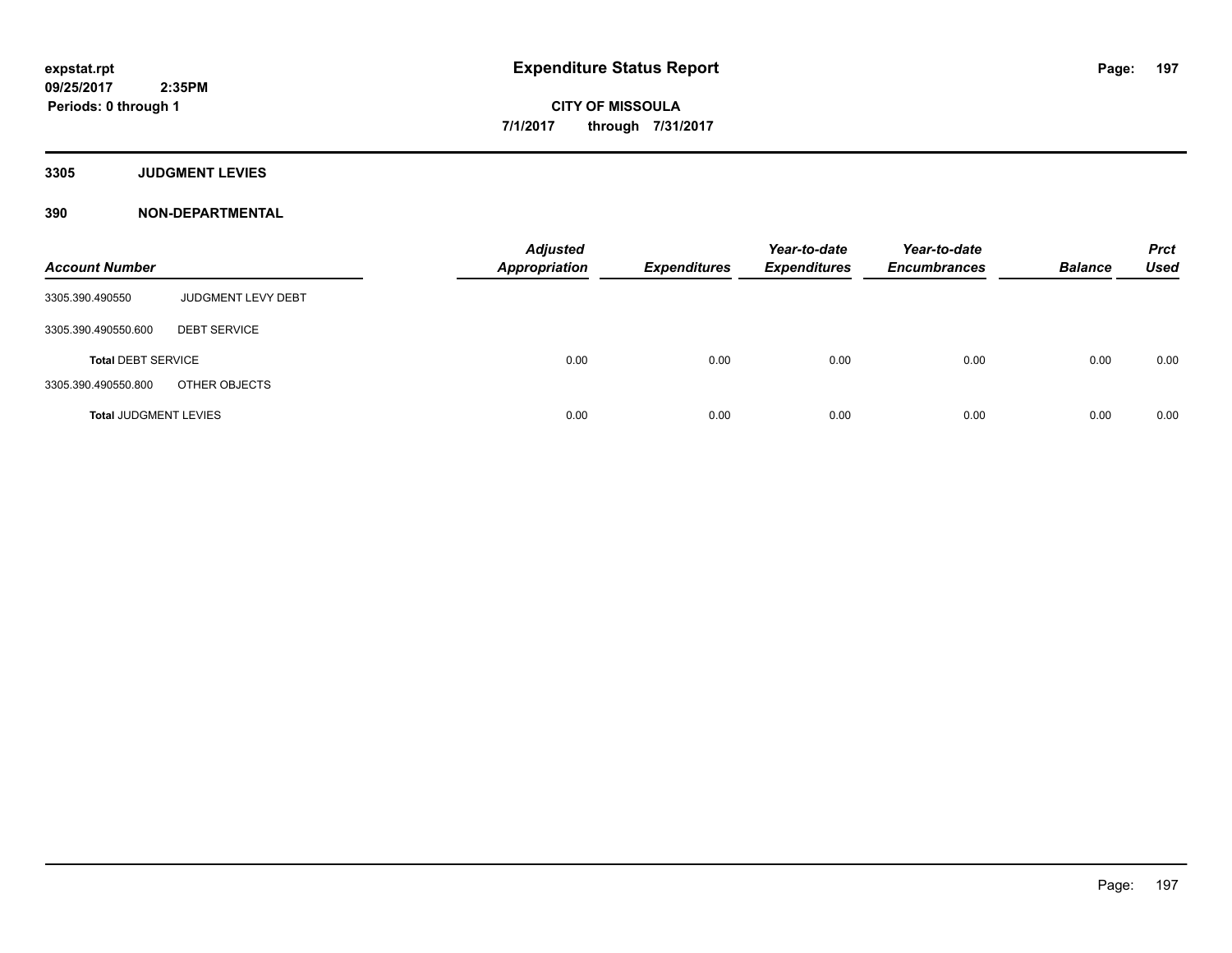**expstat.rpt**
**09/25/2017 2:35PM**
**Periods: 0 through 1**

# Expenditure Status Report

**CITY OF MISSOULA**
**7/1/2017 through 7/31/2017**

## 3305 JUDGMENT LEVIES

## 390 NON-DEPARTMENTAL

| Account Number | | Adjusted Appropriation | Expenditures | Year-to-date Expenditures | Year-to-date Encumbrances | Balance | Prct Used |
|---|---|---|---|---|---|---|---|
| 3305.390.490550 | JUDGMENT LEVY DEBT | | | | | | |
| 3305.390.490550.600 | DEBT SERVICE | | | | | | |
| **Total** DEBT SERVICE | | 0.00 | 0.00 | 0.00 | 0.00 | 0.00 | 0.00 |
| 3305.390.490550.800 | OTHER OBJECTS | | | | | | |
| **Total** JUDGMENT LEVIES | | 0.00 | 0.00 | 0.00 | 0.00 | 0.00 | 0.00 |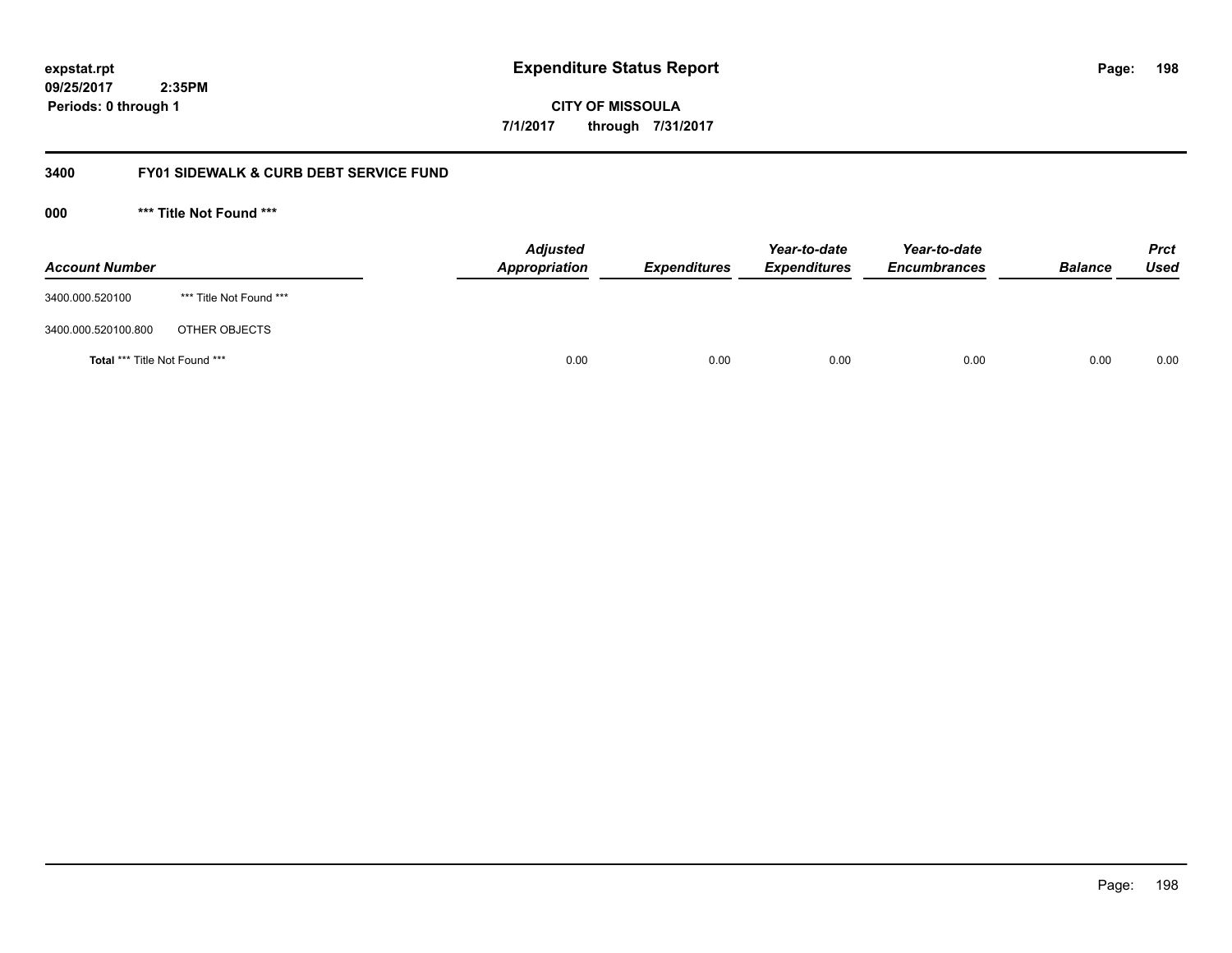expstat.rpt
09/25/2017 2:35PM
Periods: 0 through 1

# Expenditure Status Report

**CITY OF MISSOULA**
**7/1/2017 through 7/31/2017**

## 3400 FY01 SIDEWALK & CURB DEBT SERVICE FUND

### 000 *** Title Not Found ***

| Account Number | | Adjusted Appropriation | Expenditures | Year-to-date Expenditures | Year-to-date Encumbrances | Balance | Prct Used |
|---|---|---|---|---|---|---|---|
| 3400.000.520100 | *** Title Not Found *** | | | | | | |
| 3400.000.520100.800 | OTHER OBJECTS | | | | | | |
| **Total** *** Title Not Found *** | | 0.00 | 0.00 | 0.00 | 0.00 | 0.00 | 0.00 |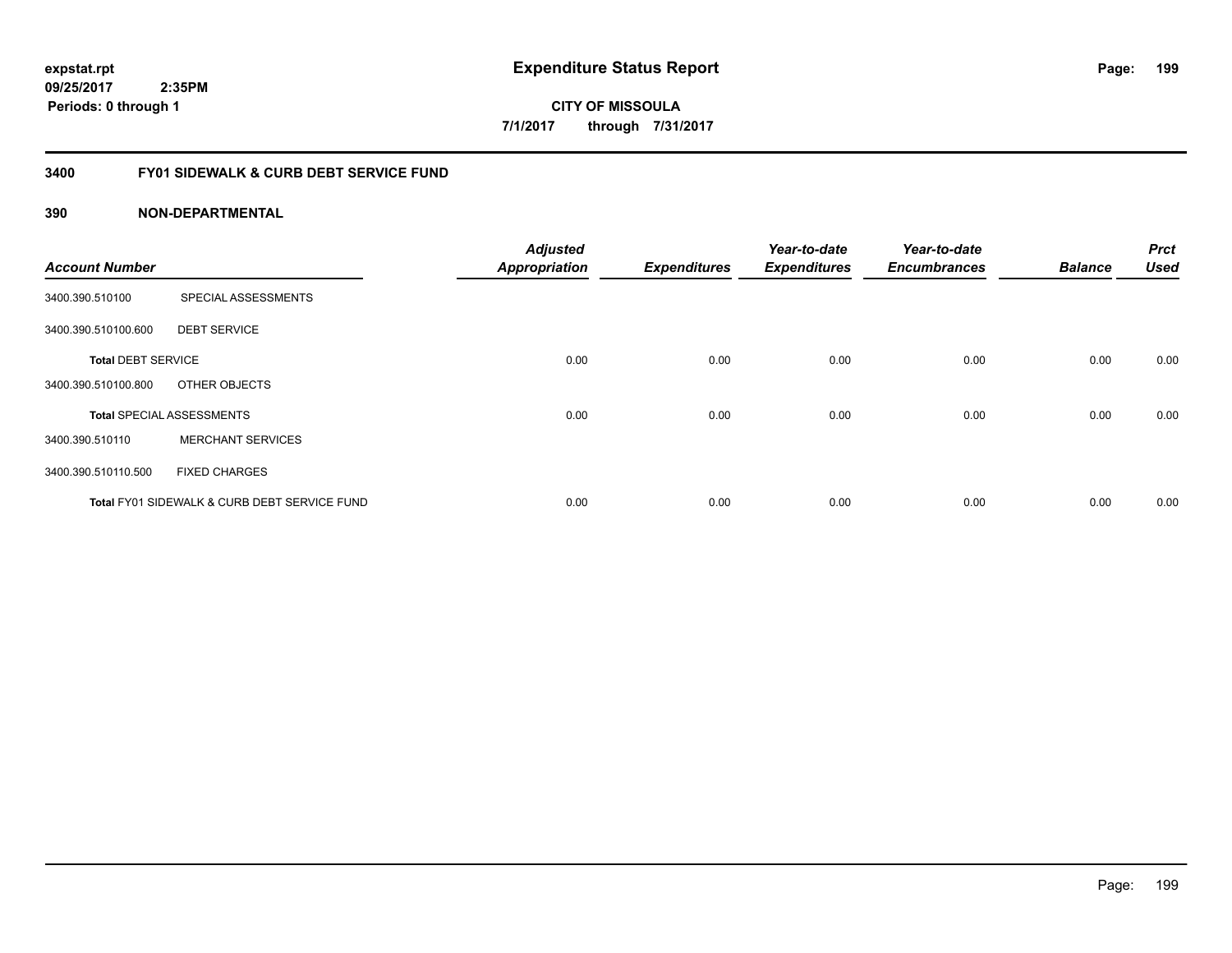expstat.rpt
09/25/2017 2:35PM
Periods: 0 through 1

# Expenditure Status Report

CITY OF MISSOULA
7/1/2017 through 7/31/2017

## 3400 FY01 SIDEWALK & CURB DEBT SERVICE FUND

### 390 NON-DEPARTMENTAL

| Account Number | | Adjusted Appropriation | Expenditures | Year-to-date Expenditures | Year-to-date Encumbrances | Balance | Prct Used |
|---|---|---|---|---|---|---|---|
| 3400.390.510100 | SPECIAL ASSESSMENTS | | | | | | |
| 3400.390.510100.600 | DEBT SERVICE | | | | | | |
| **Total** DEBT SERVICE | | 0.00 | 0.00 | 0.00 | 0.00 | 0.00 | 0.00 |
| 3400.390.510100.800 | OTHER OBJECTS | | | | | | |
| **Total** SPECIAL ASSESSMENTS | | 0.00 | 0.00 | 0.00 | 0.00 | 0.00 | 0.00 |
| 3400.390.510110 | MERCHANT SERVICES | | | | | | |
| 3400.390.510110.500 | FIXED CHARGES | | | | | | |
| **Total** FY01 SIDEWALK & CURB DEBT SERVICE FUND | | 0.00 | 0.00 | 0.00 | 0.00 | 0.00 | 0.00 |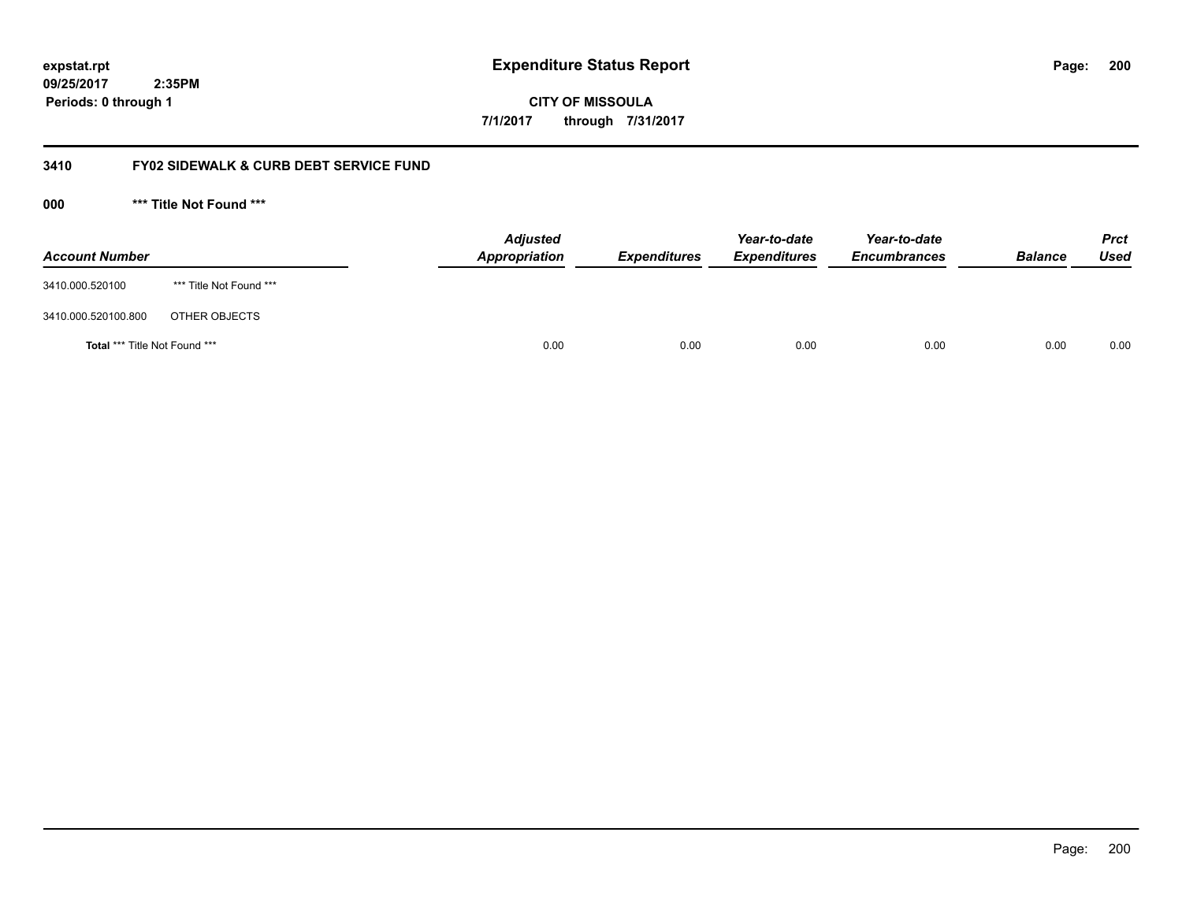# Expenditure Status Report

expstat.rpt
09/25/2017 2:35PM
Periods: 0 through 1

**CITY OF MISSOULA**
7/1/2017 through 7/31/2017

## 3410 FY02 SIDEWALK & CURB DEBT SERVICE FUND

### 000 *** Title Not Found ***

| Account Number | | Adjusted Appropriation | Expenditures | Year-to-date Expenditures | Year-to-date Encumbrances | Balance | Prct Used |
|---|---|---|---|---|---|---|---|
| 3410.000.520100 | *** Title Not Found *** | | | | | | |
| 3410.000.520100.800 | OTHER OBJECTS | | | | | | |
| **Total** *** Title Not Found *** | | 0.00 | 0.00 | 0.00 | 0.00 | 0.00 | 0.00 |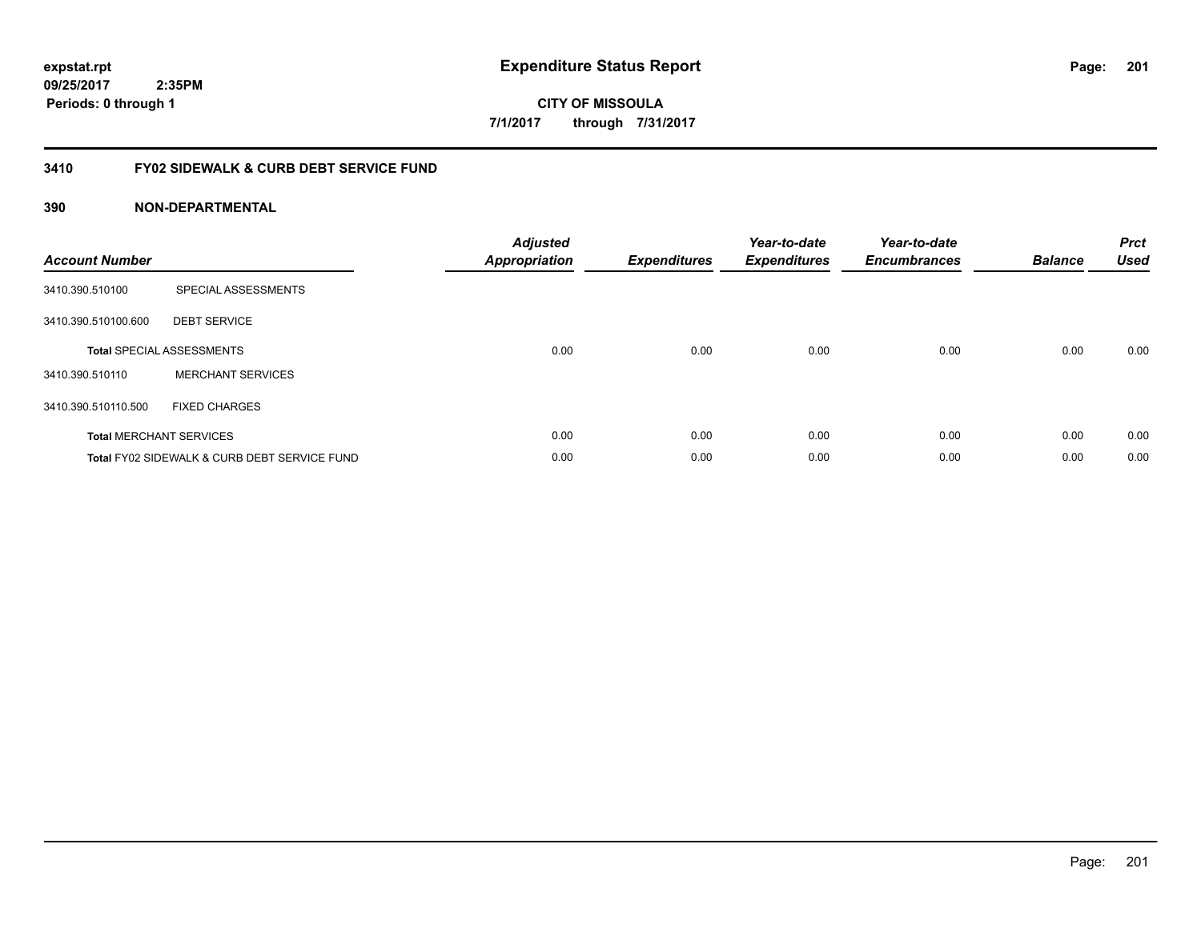# Expenditure Status Report

expstat.rpt
09/25/2017 2:35PM
Periods: 0 through 1

**CITY OF MISSOULA**
**7/1/2017 through 7/31/2017**

## 3410 FY02 SIDEWALK & CURB DEBT SERVICE FUND

### 390 NON-DEPARTMENTAL

| Account Number | | Adjusted Appropriation | Expenditures | Year-to-date Expenditures | Year-to-date Encumbrances | Balance | Prct Used |
|---|---|---|---|---|---|---|---|
| 3410.390.510100 | SPECIAL ASSESSMENTS | | | | | | |
| 3410.390.510100.600 | DEBT SERVICE | | | | | | |
| **Total** SPECIAL ASSESSMENTS | | 0.00 | 0.00 | 0.00 | 0.00 | 0.00 | 0.00 |
| 3410.390.510110 | MERCHANT SERVICES | | | | | | |
| 3410.390.510110.500 | FIXED CHARGES | | | | | | |
| **Total** MERCHANT SERVICES | | 0.00 | 0.00 | 0.00 | 0.00 | 0.00 | 0.00 |
| **Total** FY02 SIDEWALK & CURB DEBT SERVICE FUND | | 0.00 | 0.00 | 0.00 | 0.00 | 0.00 | 0.00 |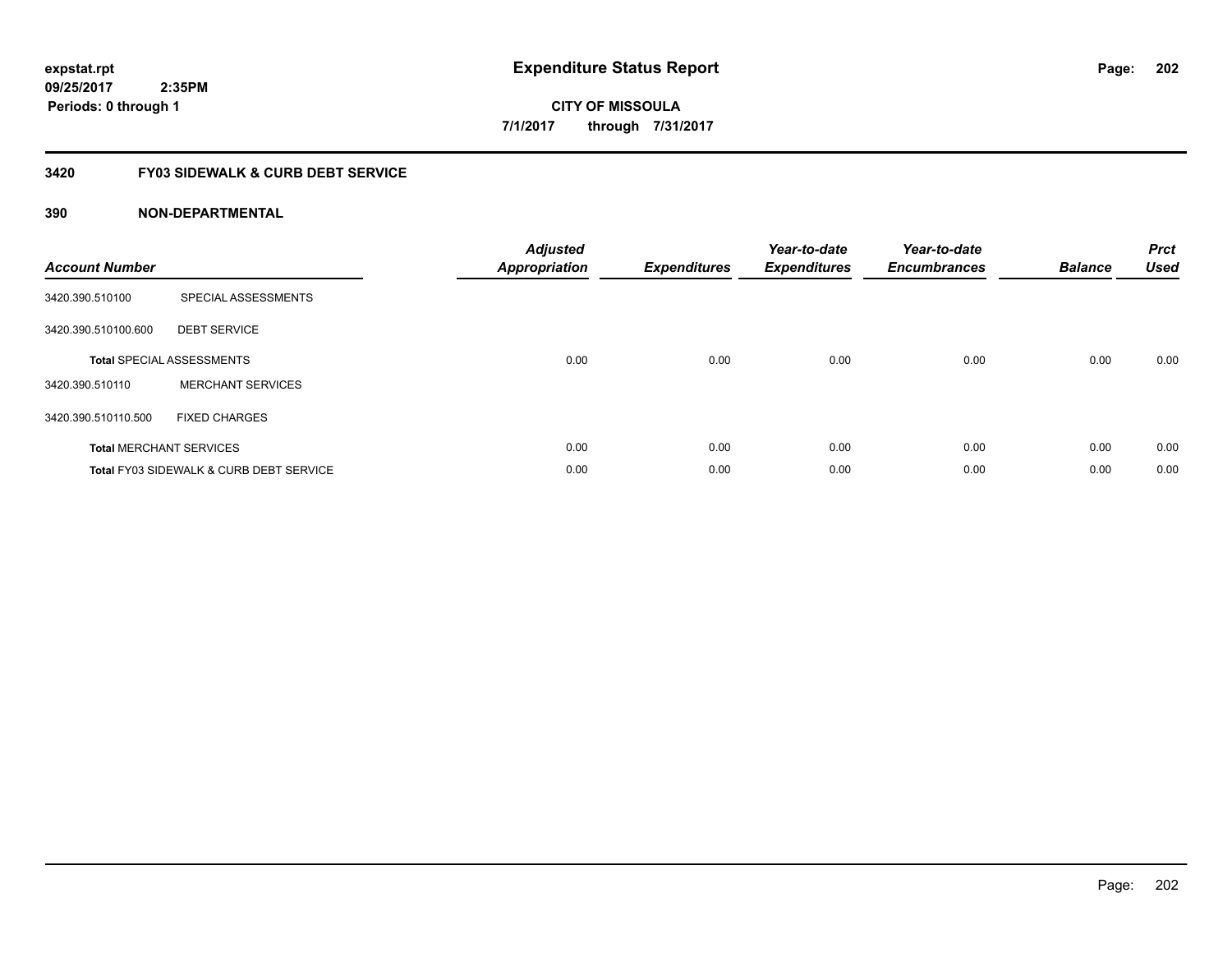# Expenditure Status Report

expstat.rpt
09/25/2017 2:35PM
Periods: 0 through 1

**CITY OF MISSOULA**
**7/1/2017 through 7/31/2017**

## 3420 FY03 SIDEWALK & CURB DEBT SERVICE

### 390 NON-DEPARTMENTAL

| Account Number | | Adjusted Appropriation | Expenditures | Year-to-date Expenditures | Year-to-date Encumbrances | Balance | Prct Used |
|---|---|---|---|---|---|---|---|
| 3420.390.510100 | SPECIAL ASSESSMENTS | | | | | | |
| 3420.390.510100.600 | DEBT SERVICE | | | | | | |
| **Total** SPECIAL ASSESSMENTS | | 0.00 | 0.00 | 0.00 | 0.00 | 0.00 | 0.00 |
| 3420.390.510110 | MERCHANT SERVICES | | | | | | |
| 3420.390.510110.500 | FIXED CHARGES | | | | | | |
| **Total** MERCHANT SERVICES | | 0.00 | 0.00 | 0.00 | 0.00 | 0.00 | 0.00 |
| **Total** FY03 SIDEWALK & CURB DEBT SERVICE | | 0.00 | 0.00 | 0.00 | 0.00 | 0.00 | 0.00 |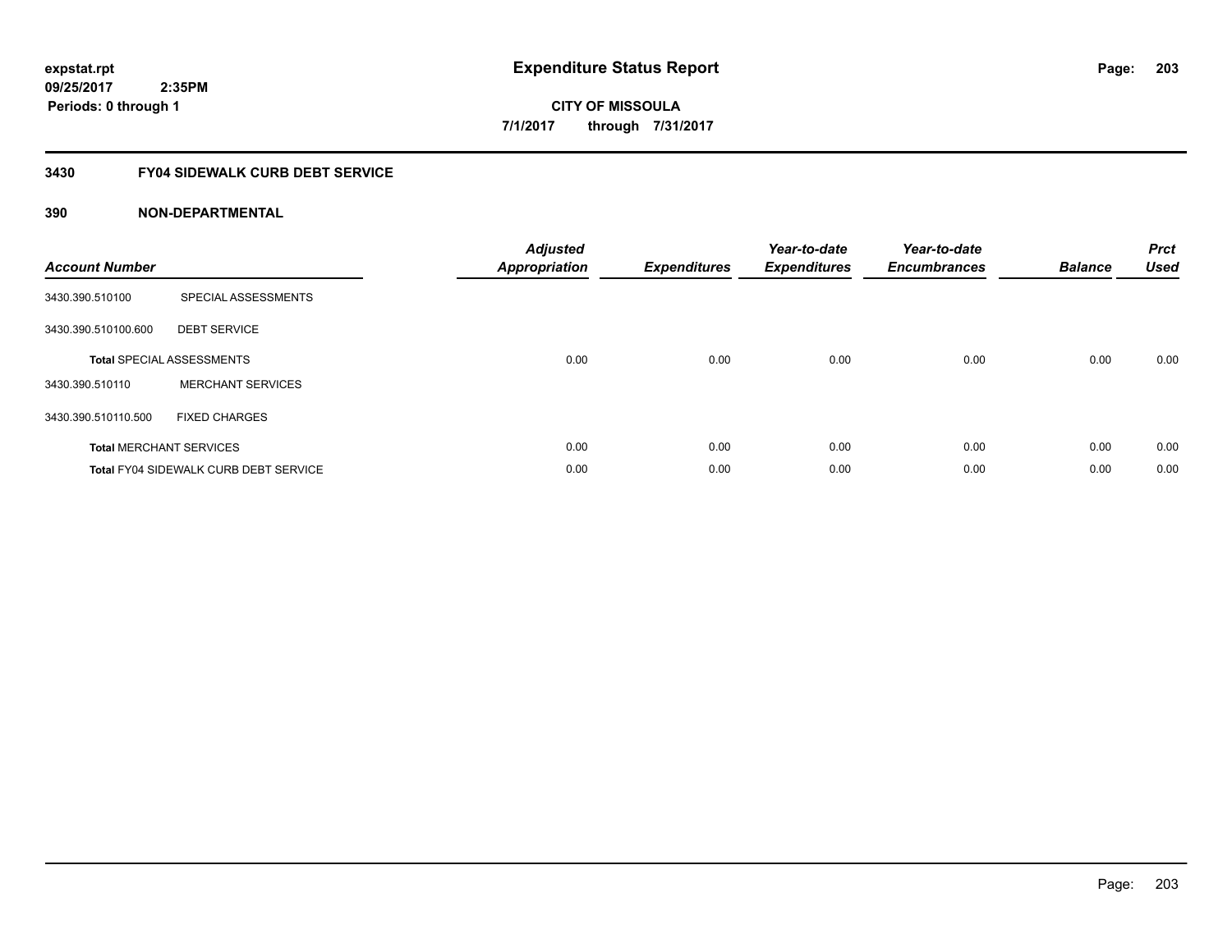expstat.rpt
09/25/2017 2:35PM
Periods: 0 through 1

# Expenditure Status Report

CITY OF MISSOULA
7/1/2017 through 7/31/2017

## 3430 FY04 SIDEWALK CURB DEBT SERVICE

### 390 NON-DEPARTMENTAL

| Account Number | | Adjusted Appropriation | Expenditures | Year-to-date Expenditures | Year-to-date Encumbrances | Balance | Prct Used |
|---|---|---|---|---|---|---|---|
| 3430.390.510100 | SPECIAL ASSESSMENTS | | | | | | |
| 3430.390.510100.600 | DEBT SERVICE | | | | | | |
| **Total** SPECIAL ASSESSMENTS | | 0.00 | 0.00 | 0.00 | 0.00 | 0.00 | 0.00 |
| 3430.390.510110 | MERCHANT SERVICES | | | | | | |
| 3430.390.510110.500 | FIXED CHARGES | | | | | | |
| **Total** MERCHANT SERVICES | | 0.00 | 0.00 | 0.00 | 0.00 | 0.00 | 0.00 |
| **Total** FY04 SIDEWALK CURB DEBT SERVICE | | 0.00 | 0.00 | 0.00 | 0.00 | 0.00 | 0.00 |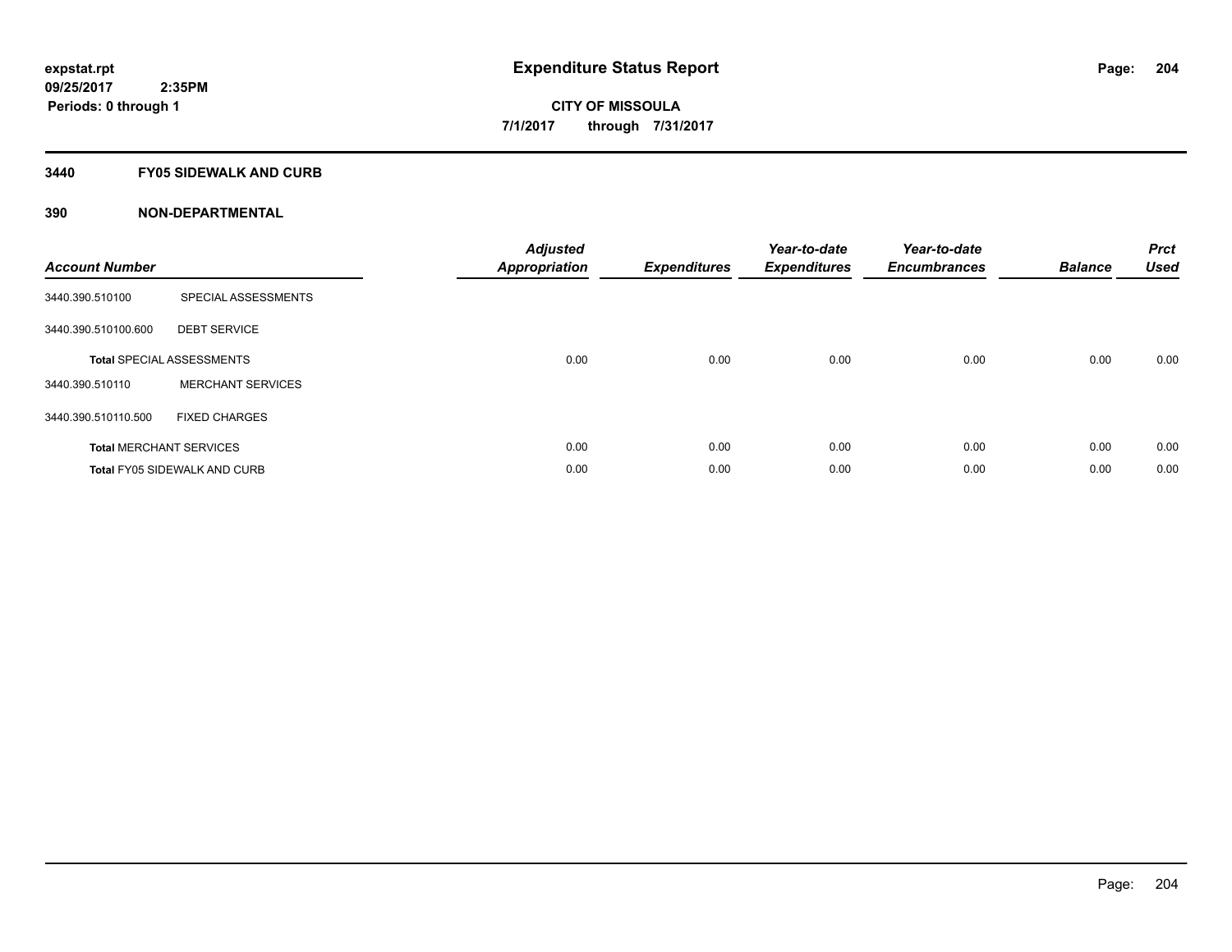**expstat.rpt**
**09/25/2017 2:35PM**
**Periods: 0 through 1**

# Expenditure Status Report

**CITY OF MISSOULA**
**7/1/2017 through 7/31/2017**

## 3440 FY05 SIDEWALK AND CURB

## 390 NON-DEPARTMENTAL

| Account Number | | Adjusted Appropriation | Expenditures | Year-to-date Expenditures | Year-to-date Encumbrances | Balance | Prct Used |
|---|---|---|---|---|---|---|---|
| 3440.390.510100 | SPECIAL ASSESSMENTS | | | | | | |
| 3440.390.510100.600 | DEBT SERVICE | | | | | | |
| **Total** SPECIAL ASSESSMENTS | | 0.00 | 0.00 | 0.00 | 0.00 | 0.00 | 0.00 |
| 3440.390.510110 | MERCHANT SERVICES | | | | | | |
| 3440.390.510110.500 | FIXED CHARGES | | | | | | |
| **Total** MERCHANT SERVICES | | 0.00 | 0.00 | 0.00 | 0.00 | 0.00 | 0.00 |
| **Total** FY05 SIDEWALK AND CURB | | 0.00 | 0.00 | 0.00 | 0.00 | 0.00 | 0.00 |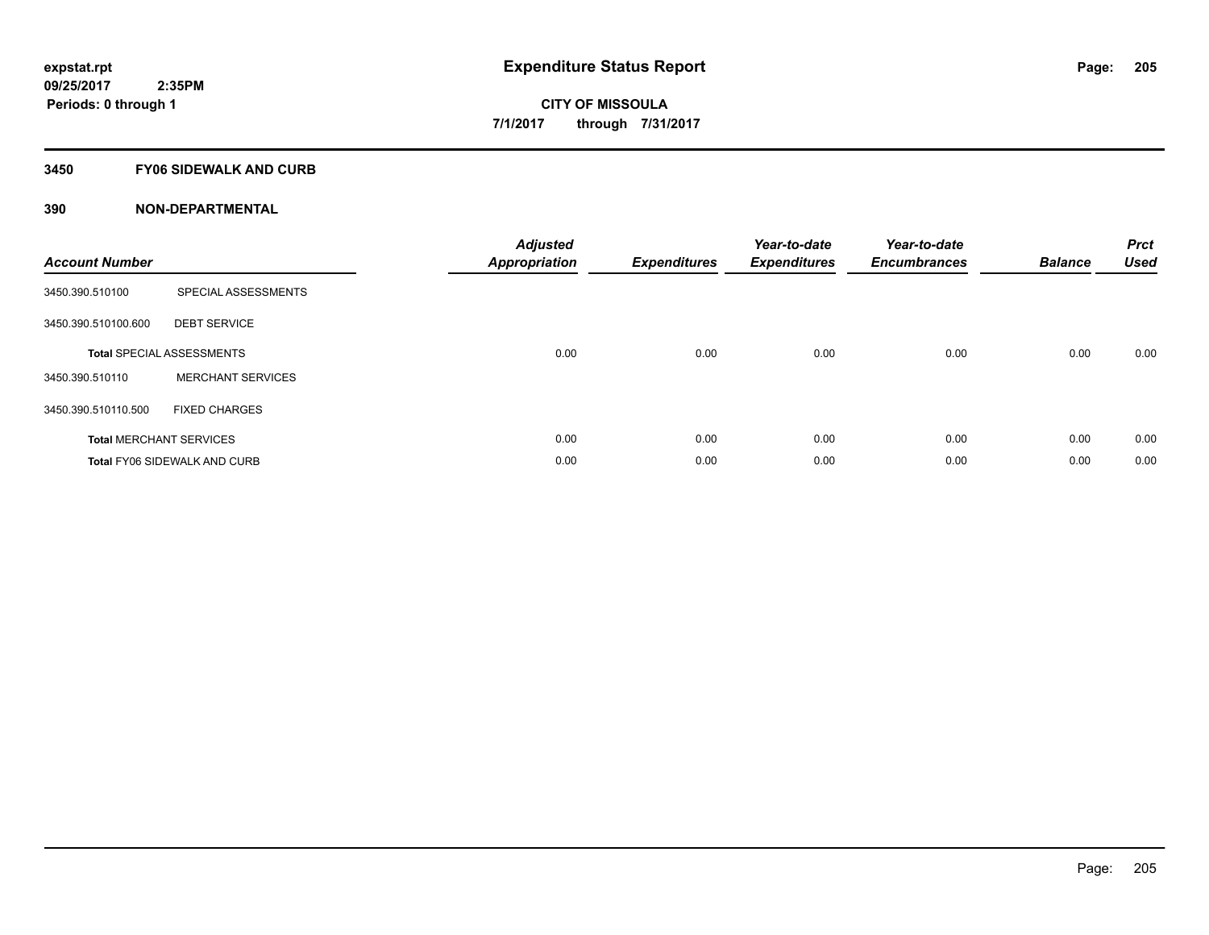**expstat.rpt**
**09/25/2017 2:35PM**
**Periods: 0 through 1**

# Expenditure Status Report

**CITY OF MISSOULA**
**7/1/2017 through 7/31/2017**

## 3450 FY06 SIDEWALK AND CURB

### 390 NON-DEPARTMENTAL

| Account Number | | Adjusted Appropriation | Expenditures | Year-to-date Expenditures | Year-to-date Encumbrances | Balance | Prct Used |
|---|---|---|---|---|---|---|---|
| 3450.390.510100 | SPECIAL ASSESSMENTS | | | | | | |
| 3450.390.510100.600 | DEBT SERVICE | | | | | | |
| **Total** SPECIAL ASSESSMENTS | | 0.00 | 0.00 | 0.00 | 0.00 | 0.00 | 0.00 |
| 3450.390.510110 | MERCHANT SERVICES | | | | | | |
| 3450.390.510110.500 | FIXED CHARGES | | | | | | |
| **Total** MERCHANT SERVICES | | 0.00 | 0.00 | 0.00 | 0.00 | 0.00 | 0.00 |
| **Total** FY06 SIDEWALK AND CURB | | 0.00 | 0.00 | 0.00 | 0.00 | 0.00 | 0.00 |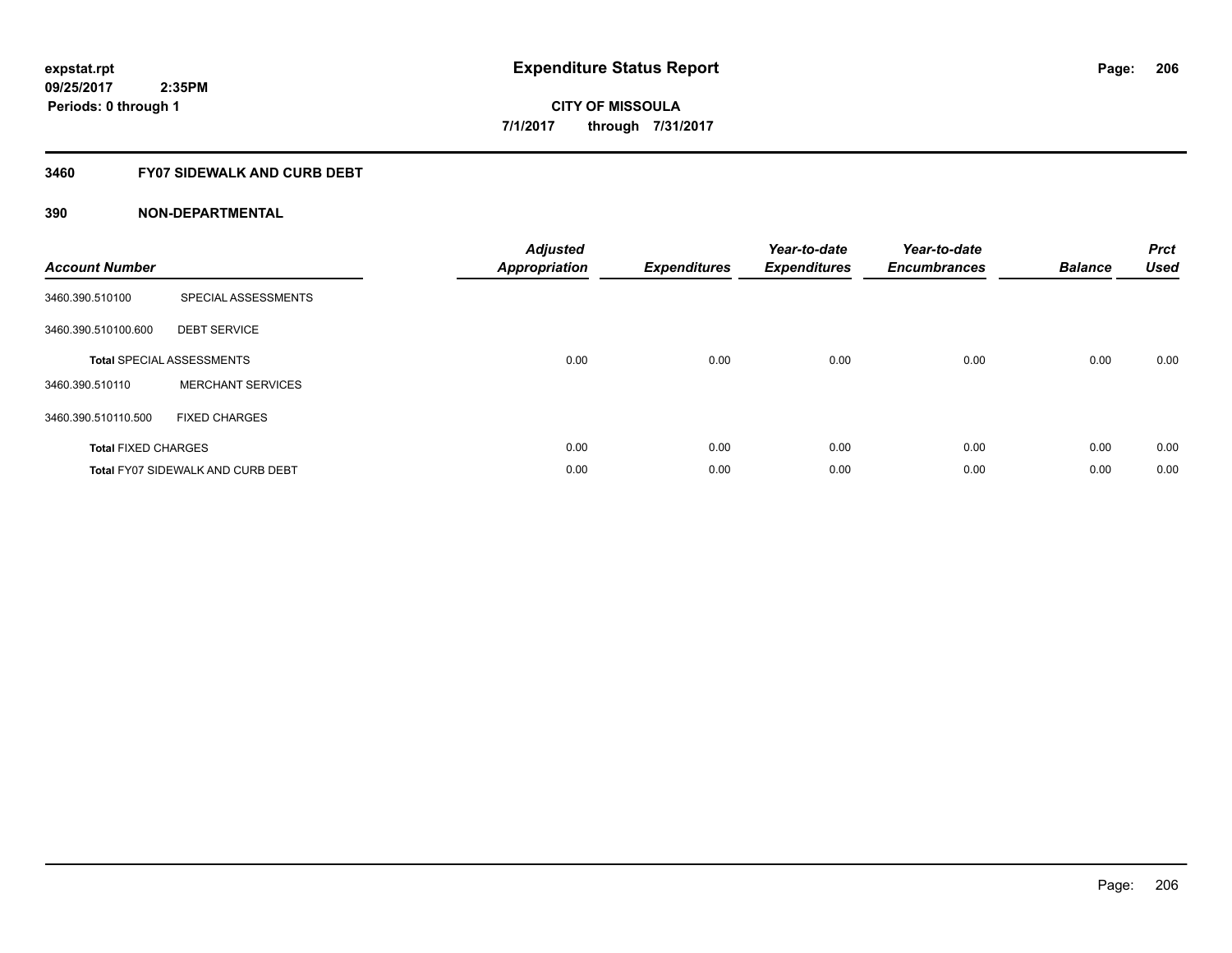expstat.rpt
09/25/2017 2:35PM
Periods: 0 through 1

# Expenditure Status Report

CITY OF MISSOULA
7/1/2017 through 7/31/2017

## 3460 FY07 SIDEWALK AND CURB DEBT

## 390 NON-DEPARTMENTAL

| Account Number | | Adjusted Appropriation | Expenditures | Year-to-date Expenditures | Year-to-date Encumbrances | Balance | Prct Used |
|---|---|---|---|---|---|---|---|
| 3460.390.510100 | SPECIAL ASSESSMENTS | | | | | | |
| 3460.390.510100.600 | DEBT SERVICE | | | | | | |
| **Total** SPECIAL ASSESSMENTS | | 0.00 | 0.00 | 0.00 | 0.00 | 0.00 | 0.00 |
| 3460.390.510110 | MERCHANT SERVICES | | | | | | |
| 3460.390.510110.500 | FIXED CHARGES | | | | | | |
| **Total** FIXED CHARGES | | 0.00 | 0.00 | 0.00 | 0.00 | 0.00 | 0.00 |
| **Total** FY07 SIDEWALK AND CURB DEBT | | 0.00 | 0.00 | 0.00 | 0.00 | 0.00 | 0.00 |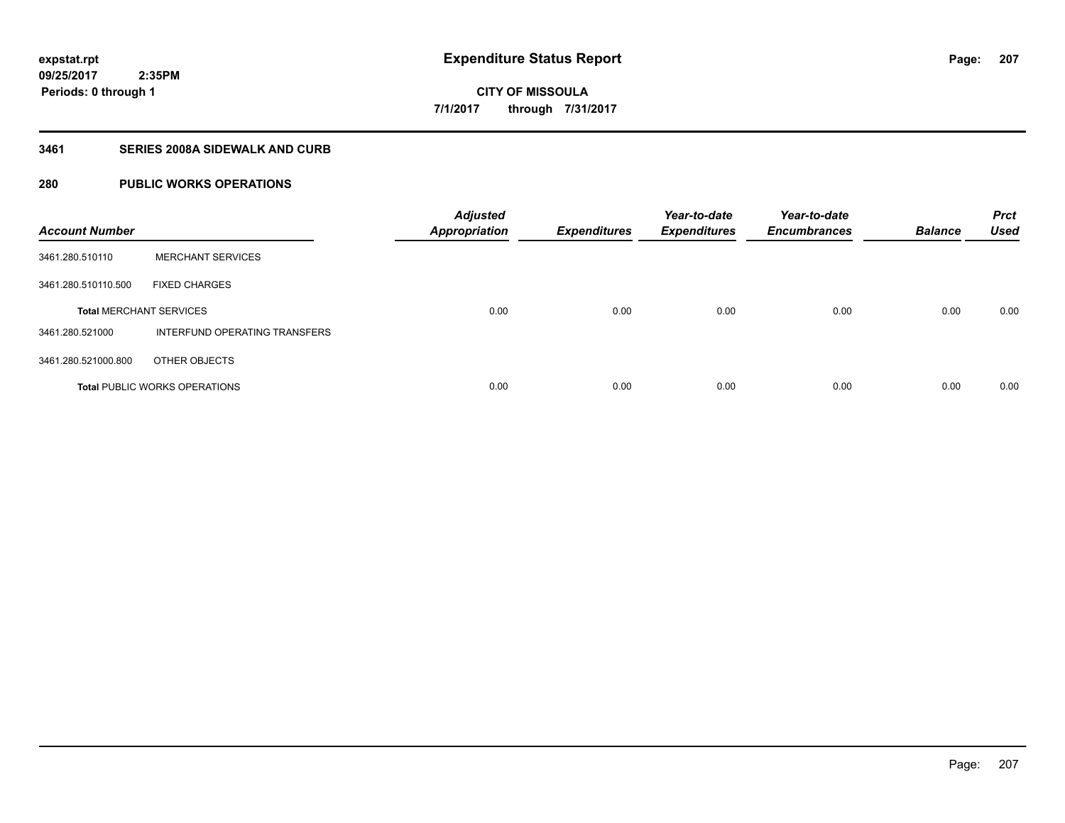# Expenditure Status Report

expstat.rpt
09/25/2017 2:35PM
Periods: 0 through 1

**CITY OF MISSOULA**
**7/1/2017 through 7/31/2017**

## 3461 SERIES 2008A SIDEWALK AND CURB

## 280 PUBLIC WORKS OPERATIONS

| Account Number | | Adjusted Appropriation | Expenditures | Year-to-date Expenditures | Year-to-date Encumbrances | Balance | Prct Used |
|---|---|---|---|---|---|---|---|
| 3461.280.510110 | MERCHANT SERVICES | | | | | | |
| 3461.280.510110.500 | FIXED CHARGES | | | | | | |
| **Total** MERCHANT SERVICES | | 0.00 | 0.00 | 0.00 | 0.00 | 0.00 | 0.00 |
| 3461.280.521000 | INTERFUND OPERATING TRANSFERS | | | | | | |
| 3461.280.521000.800 | OTHER OBJECTS | | | | | | |
| **Total** PUBLIC WORKS OPERATIONS | | 0.00 | 0.00 | 0.00 | 0.00 | 0.00 | 0.00 |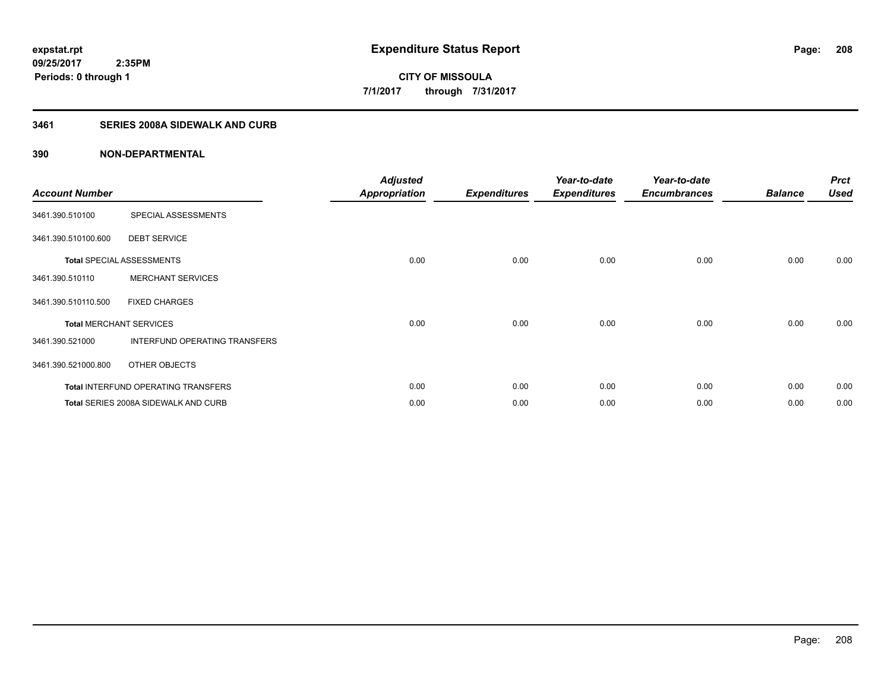expstat.rpt
09/25/2017 2:35PM
Periods: 0 through 1

# Expenditure Status Report

CITY OF MISSOULA
7/1/2017 through 7/31/2017

## 3461 SERIES 2008A SIDEWALK AND CURB

## 390 NON-DEPARTMENTAL

| Account Number | | Adjusted Appropriation | Expenditures | Year-to-date Expenditures | Year-to-date Encumbrances | Balance | Prct Used |
|---|---|---|---|---|---|---|---|
| 3461.390.510100 | SPECIAL ASSESSMENTS | | | | | | |
| 3461.390.510100.600 | DEBT SERVICE | | | | | | |
| **Total** SPECIAL ASSESSMENTS | | 0.00 | 0.00 | 0.00 | 0.00 | 0.00 | 0.00 |
| 3461.390.510110 | MERCHANT SERVICES | | | | | | |
| 3461.390.510110.500 | FIXED CHARGES | | | | | | |
| **Total** MERCHANT SERVICES | | 0.00 | 0.00 | 0.00 | 0.00 | 0.00 | 0.00 |
| 3461.390.521000 | INTERFUND OPERATING TRANSFERS | | | | | | |
| 3461.390.521000.800 | OTHER OBJECTS | | | | | | |
| **Total** INTERFUND OPERATING TRANSFERS | | 0.00 | 0.00 | 0.00 | 0.00 | 0.00 | 0.00 |
| **Total** SERIES 2008A SIDEWALK AND CURB | | 0.00 | 0.00 | 0.00 | 0.00 | 0.00 | 0.00 |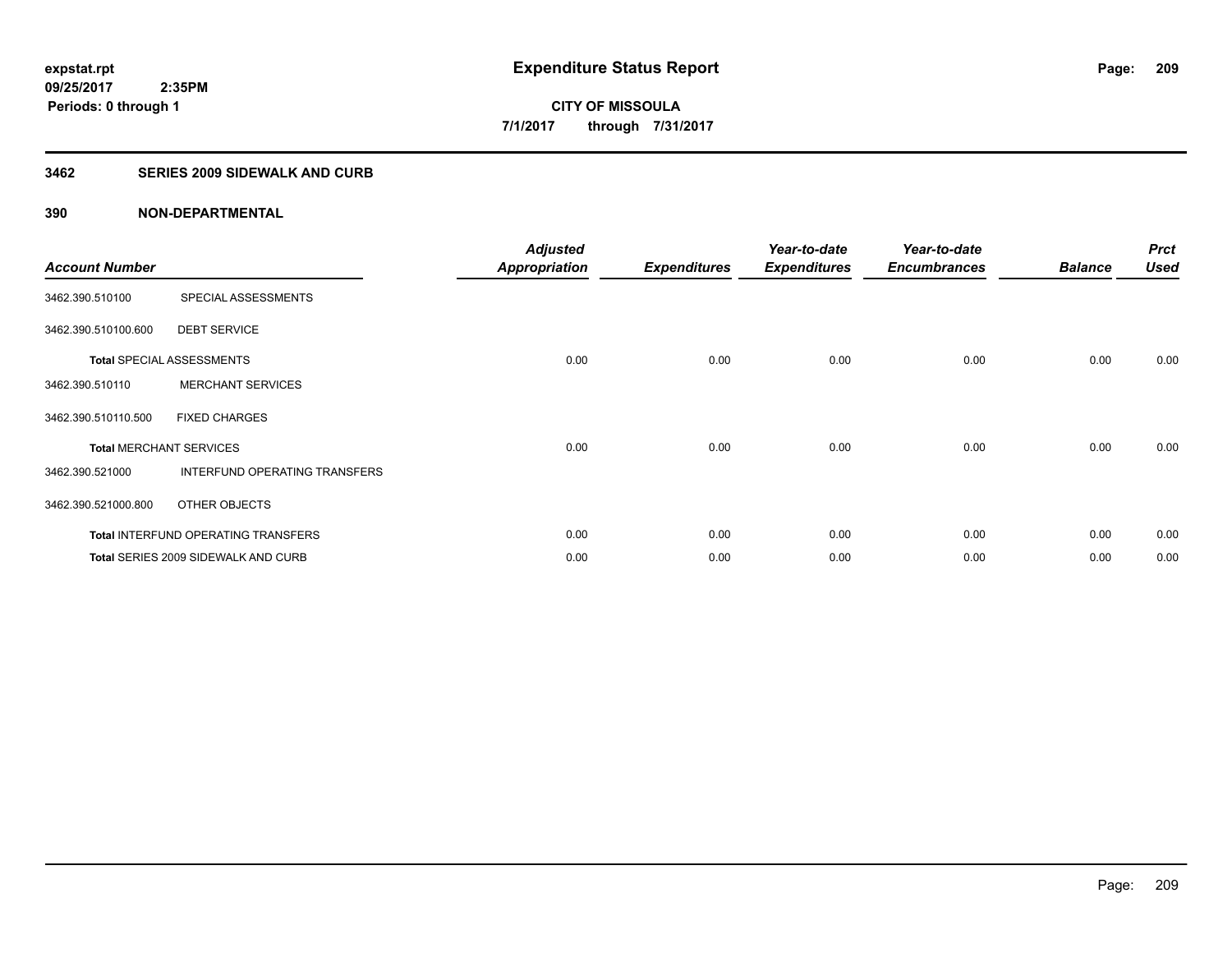**expstat.rpt**
**09/25/2017 2:35PM**
**Periods: 0 through 1**

# Expenditure Status Report

**CITY OF MISSOULA**
**7/1/2017 through 7/31/2017**

## 3462 SERIES 2009 SIDEWALK AND CURB

### 390 NON-DEPARTMENTAL

| Account Number | | Adjusted Appropriation | Expenditures | Year-to-date Expenditures | Year-to-date Encumbrances | Balance | Prct Used |
|---|---|---|---|---|---|---|---|
| 3462.390.510100 | SPECIAL ASSESSMENTS | | | | | | |
| 3462.390.510100.600 | DEBT SERVICE | | | | | | |
| **Total** SPECIAL ASSESSMENTS | | 0.00 | 0.00 | 0.00 | 0.00 | 0.00 | 0.00 |
| 3462.390.510110 | MERCHANT SERVICES | | | | | | |
| 3462.390.510110.500 | FIXED CHARGES | | | | | | |
| **Total** MERCHANT SERVICES | | 0.00 | 0.00 | 0.00 | 0.00 | 0.00 | 0.00 |
| 3462.390.521000 | INTERFUND OPERATING TRANSFERS | | | | | | |
| 3462.390.521000.800 | OTHER OBJECTS | | | | | | |
| **Total** INTERFUND OPERATING TRANSFERS | | 0.00 | 0.00 | 0.00 | 0.00 | 0.00 | 0.00 |
| **Total** SERIES 2009 SIDEWALK AND CURB | | 0.00 | 0.00 | 0.00 | 0.00 | 0.00 | 0.00 |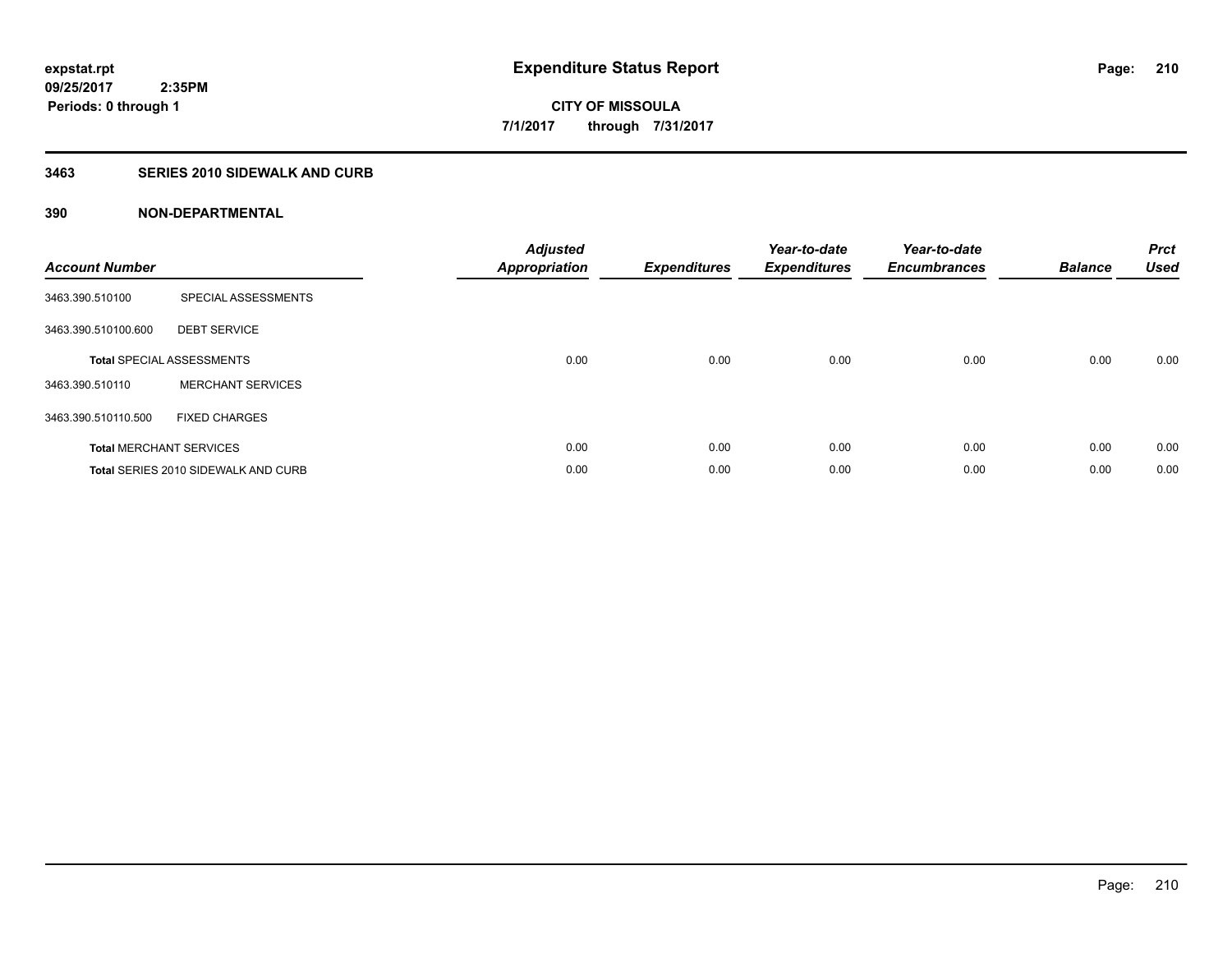# Expenditure Status Report

expstat.rpt
09/25/2017 2:35PM
Periods: 0 through 1

**CITY OF MISSOULA**
**7/1/2017 through 7/31/2017**

## 3463 SERIES 2010 SIDEWALK AND CURB

### 390 NON-DEPARTMENTAL

| Account Number | | Adjusted Appropriation | Expenditures | Year-to-date Expenditures | Year-to-date Encumbrances | Balance | Prct Used |
|---|---|---|---|---|---|---|---|
| 3463.390.510100 | SPECIAL ASSESSMENTS | | | | | | |
| 3463.390.510100.600 | DEBT SERVICE | | | | | | |
| **Total** SPECIAL ASSESSMENTS | | 0.00 | 0.00 | 0.00 | 0.00 | 0.00 | 0.00 |
| 3463.390.510110 | MERCHANT SERVICES | | | | | | |
| 3463.390.510110.500 | FIXED CHARGES | | | | | | |
| **Total** MERCHANT SERVICES | | 0.00 | 0.00 | 0.00 | 0.00 | 0.00 | 0.00 |
| **Total** SERIES 2010 SIDEWALK AND CURB | | 0.00 | 0.00 | 0.00 | 0.00 | 0.00 | 0.00 |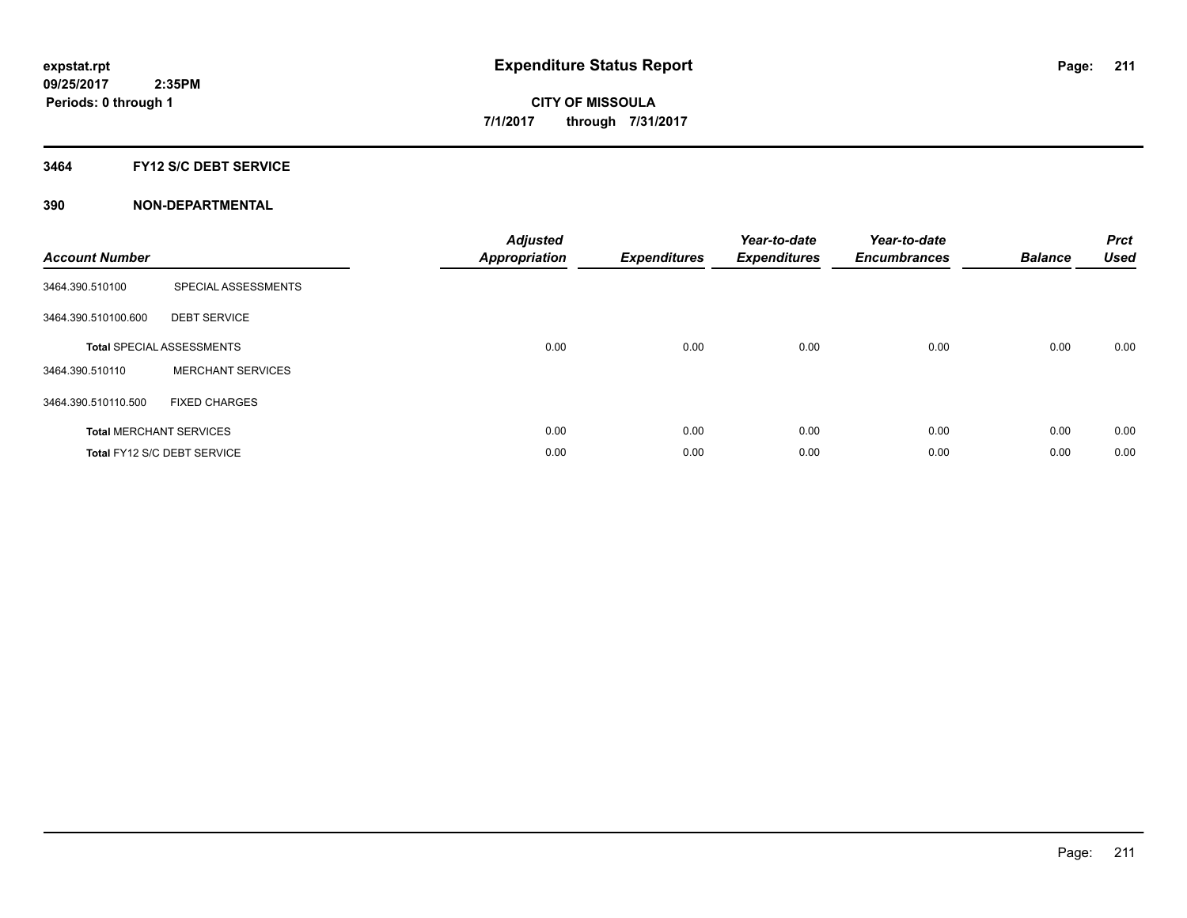# Expenditure Status Report

expstat.rpt
09/25/2017 2:35PM
Periods: 0 through 1

**CITY OF MISSOULA**
**7/1/2017 through 7/31/2017**

## 3464 FY12 S/C DEBT SERVICE

### 390 NON-DEPARTMENTAL

| Account Number | | Adjusted Appropriation | Expenditures | Year-to-date Expenditures | Year-to-date Encumbrances | Balance | Prct Used |
|---|---|---|---|---|---|---|---|
| 3464.390.510100 | SPECIAL ASSESSMENTS | | | | | | |
| 3464.390.510100.600 | DEBT SERVICE | | | | | | |
| **Total** SPECIAL ASSESSMENTS | | 0.00 | 0.00 | 0.00 | 0.00 | 0.00 | 0.00 |
| 3464.390.510110 | MERCHANT SERVICES | | | | | | |
| 3464.390.510110.500 | FIXED CHARGES | | | | | | |
| **Total** MERCHANT SERVICES | | 0.00 | 0.00 | 0.00 | 0.00 | 0.00 | 0.00 |
| **Total** FY12 S/C DEBT SERVICE | | 0.00 | 0.00 | 0.00 | 0.00 | 0.00 | 0.00 |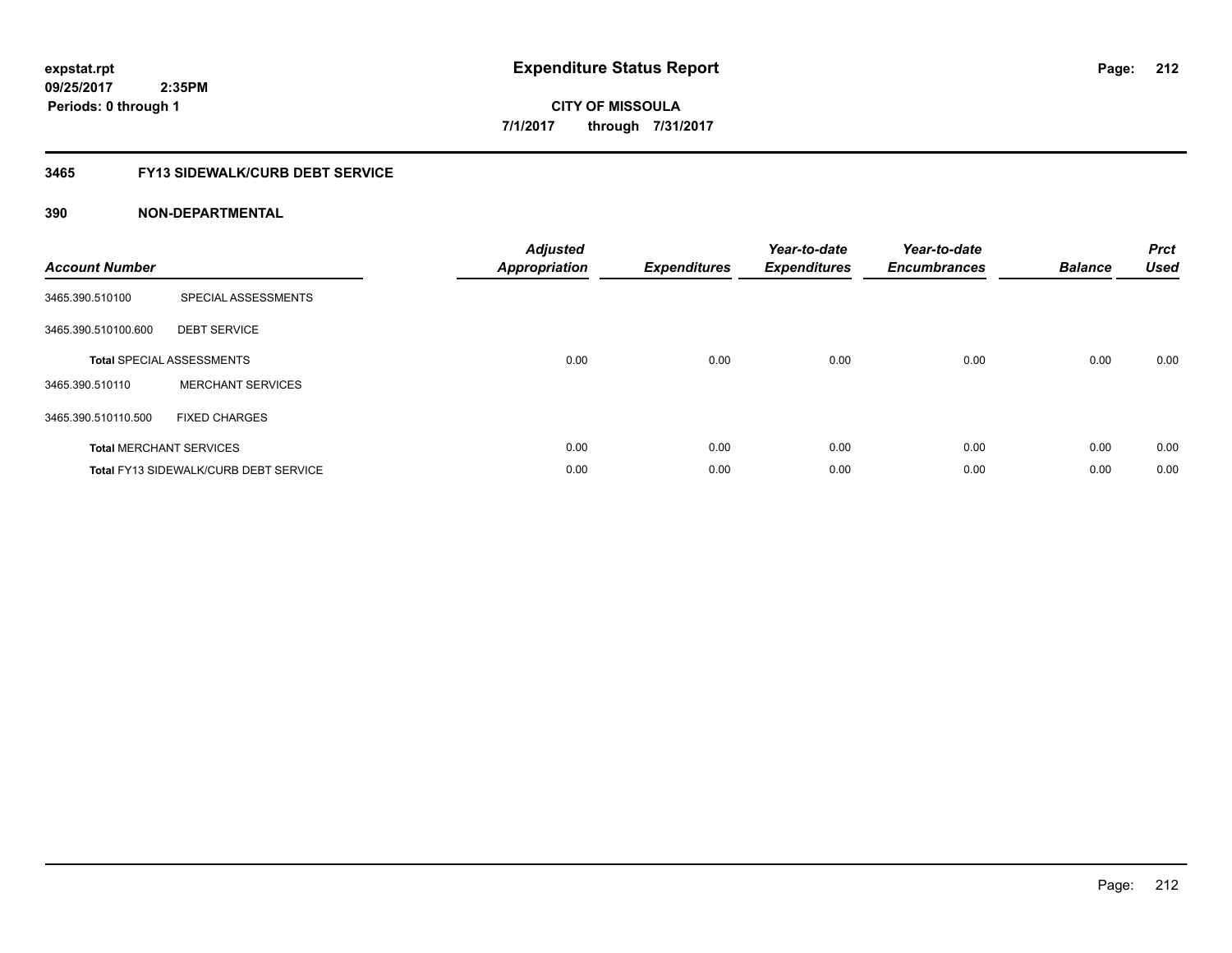**expstat.rpt**
**09/25/2017 2:35PM**
**Periods: 0 through 1**

# Expenditure Status Report

**CITY OF MISSOULA**
**7/1/2017 through 7/31/2017**

## 3465 FY13 SIDEWALK/CURB DEBT SERVICE

## 390 NON-DEPARTMENTAL

| Account Number | | Adjusted Appropriation | Expenditures | Year-to-date Expenditures | Year-to-date Encumbrances | Balance | Prct Used |
|---|---|---|---|---|---|---|---|
| 3465.390.510100 | SPECIAL ASSESSMENTS | | | | | | |
| 3465.390.510100.600 | DEBT SERVICE | | | | | | |
| **Total** SPECIAL ASSESSMENTS | | 0.00 | 0.00 | 0.00 | 0.00 | 0.00 | 0.00 |
| 3465.390.510110 | MERCHANT SERVICES | | | | | | |
| 3465.390.510110.500 | FIXED CHARGES | | | | | | |
| **Total** MERCHANT SERVICES | | 0.00 | 0.00 | 0.00 | 0.00 | 0.00 | 0.00 |
| **Total** FY13 SIDEWALK/CURB DEBT SERVICE | | 0.00 | 0.00 | 0.00 | 0.00 | 0.00 | 0.00 |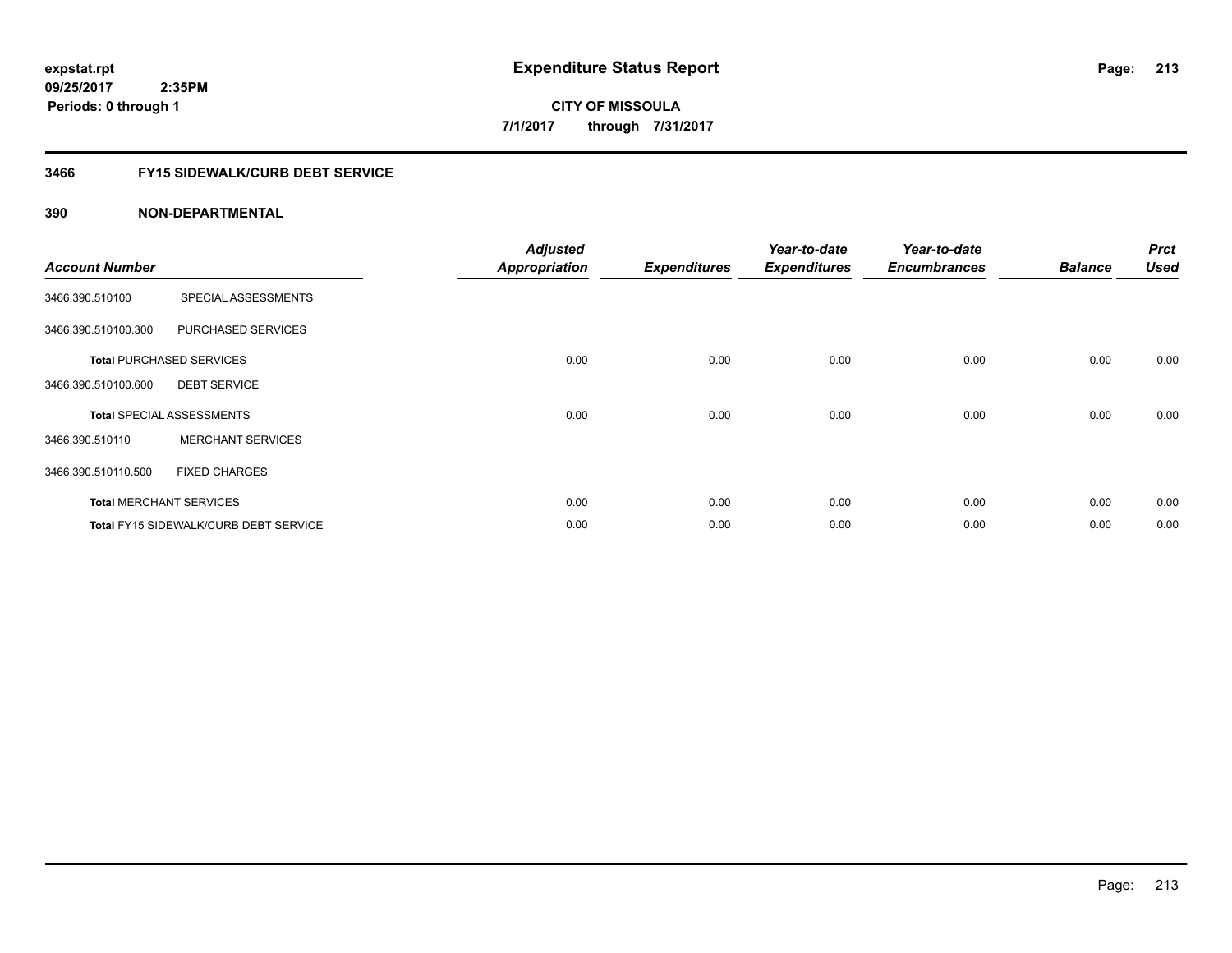# Expenditure Status Report

expstat.rpt
09/25/2017 2:35PM
Periods: 0 through 1

**CITY OF MISSOULA**
**7/1/2017 through 7/31/2017**

## 3466 FY15 SIDEWALK/CURB DEBT SERVICE

### 390 NON-DEPARTMENTAL

| Account Number | | Adjusted Appropriation | Expenditures | Year-to-date Expenditures | Year-to-date Encumbrances | Balance | Prct Used |
|---|---|---|---|---|---|---|---|
| 3466.390.510100 | SPECIAL ASSESSMENTS | | | | | | |
| 3466.390.510100.300 | PURCHASED SERVICES | | | | | | |
| **Total** PURCHASED SERVICES | | 0.00 | 0.00 | 0.00 | 0.00 | 0.00 | 0.00 |
| 3466.390.510100.600 | DEBT SERVICE | | | | | | |
| **Total** SPECIAL ASSESSMENTS | | 0.00 | 0.00 | 0.00 | 0.00 | 0.00 | 0.00 |
| 3466.390.510110 | MERCHANT SERVICES | | | | | | |
| 3466.390.510110.500 | FIXED CHARGES | | | | | | |
| **Total** MERCHANT SERVICES | | 0.00 | 0.00 | 0.00 | 0.00 | 0.00 | 0.00 |
| **Total** FY15 SIDEWALK/CURB DEBT SERVICE | | 0.00 | 0.00 | 0.00 | 0.00 | 0.00 | 0.00 |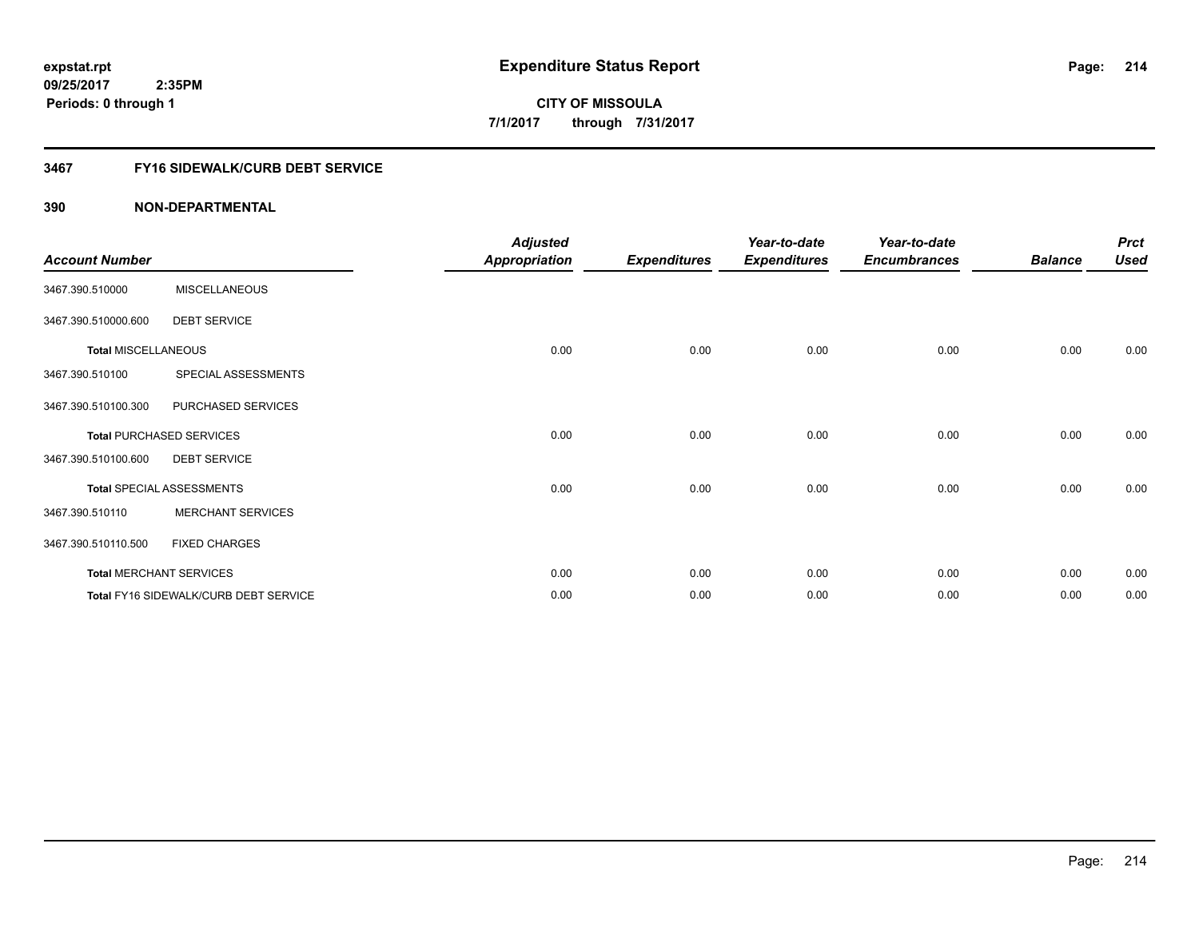**expstat.rpt**
**09/25/2017 2:35PM**
**Periods: 0 through 1**

# Expenditure Status Report

**CITY OF MISSOULA**
**7/1/2017 through 7/31/2017**

## 3467 FY16 SIDEWALK/CURB DEBT SERVICE

### 390 NON-DEPARTMENTAL

| Account Number | | Adjusted Appropriation | Expenditures | Year-to-date Expenditures | Year-to-date Encumbrances | Balance | Prct Used |
|---|---|---|---|---|---|---|---|
| 3467.390.510000 | MISCELLANEOUS | | | | | | |
| 3467.390.510000.600 | DEBT SERVICE | | | | | | |
| **Total** MISCELLANEOUS | | 0.00 | 0.00 | 0.00 | 0.00 | 0.00 | 0.00 |
| 3467.390.510100 | SPECIAL ASSESSMENTS | | | | | | |
| 3467.390.510100.300 | PURCHASED SERVICES | | | | | | |
| **Total** PURCHASED SERVICES | | 0.00 | 0.00 | 0.00 | 0.00 | 0.00 | 0.00 |
| 3467.390.510100.600 | DEBT SERVICE | | | | | | |
| **Total** SPECIAL ASSESSMENTS | | 0.00 | 0.00 | 0.00 | 0.00 | 0.00 | 0.00 |
| 3467.390.510110 | MERCHANT SERVICES | | | | | | |
| 3467.390.510110.500 | FIXED CHARGES | | | | | | |
| **Total** MERCHANT SERVICES | | 0.00 | 0.00 | 0.00 | 0.00 | 0.00 | 0.00 |
| **Total** FY16 SIDEWALK/CURB DEBT SERVICE | | 0.00 | 0.00 | 0.00 | 0.00 | 0.00 | 0.00 |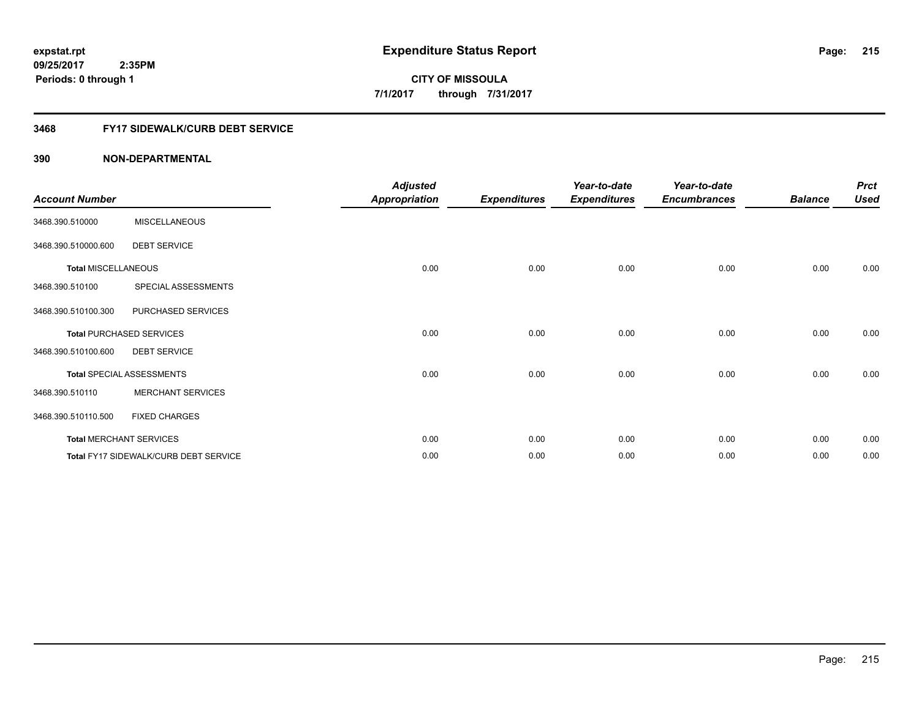# Expenditure Status Report

expstat.rpt
09/25/2017 2:35PM
Periods: 0 through 1

**CITY OF MISSOULA**
**7/1/2017 through 7/31/2017**

## 3468 FY17 SIDEWALK/CURB DEBT SERVICE

### 390 NON-DEPARTMENTAL

| Account Number | | Adjusted Appropriation | Expenditures | Year-to-date Expenditures | Year-to-date Encumbrances | Balance | Prct Used |
|---|---|---|---|---|---|---|---|
| 3468.390.510000 | MISCELLANEOUS | | | | | | |
| 3468.390.510000.600 | DEBT SERVICE | | | | | | |
| **Total** MISCELLANEOUS | | 0.00 | 0.00 | 0.00 | 0.00 | 0.00 | 0.00 |
| 3468.390.510100 | SPECIAL ASSESSMENTS | | | | | | |
| 3468.390.510100.300 | PURCHASED SERVICES | | | | | | |
| **Total** PURCHASED SERVICES | | 0.00 | 0.00 | 0.00 | 0.00 | 0.00 | 0.00 |
| 3468.390.510100.600 | DEBT SERVICE | | | | | | |
| **Total** SPECIAL ASSESSMENTS | | 0.00 | 0.00 | 0.00 | 0.00 | 0.00 | 0.00 |
| 3468.390.510110 | MERCHANT SERVICES | | | | | | |
| 3468.390.510110.500 | FIXED CHARGES | | | | | | |
| **Total** MERCHANT SERVICES | | 0.00 | 0.00 | 0.00 | 0.00 | 0.00 | 0.00 |
| **Total** FY17 SIDEWALK/CURB DEBT SERVICE | | 0.00 | 0.00 | 0.00 | 0.00 | 0.00 | 0.00 |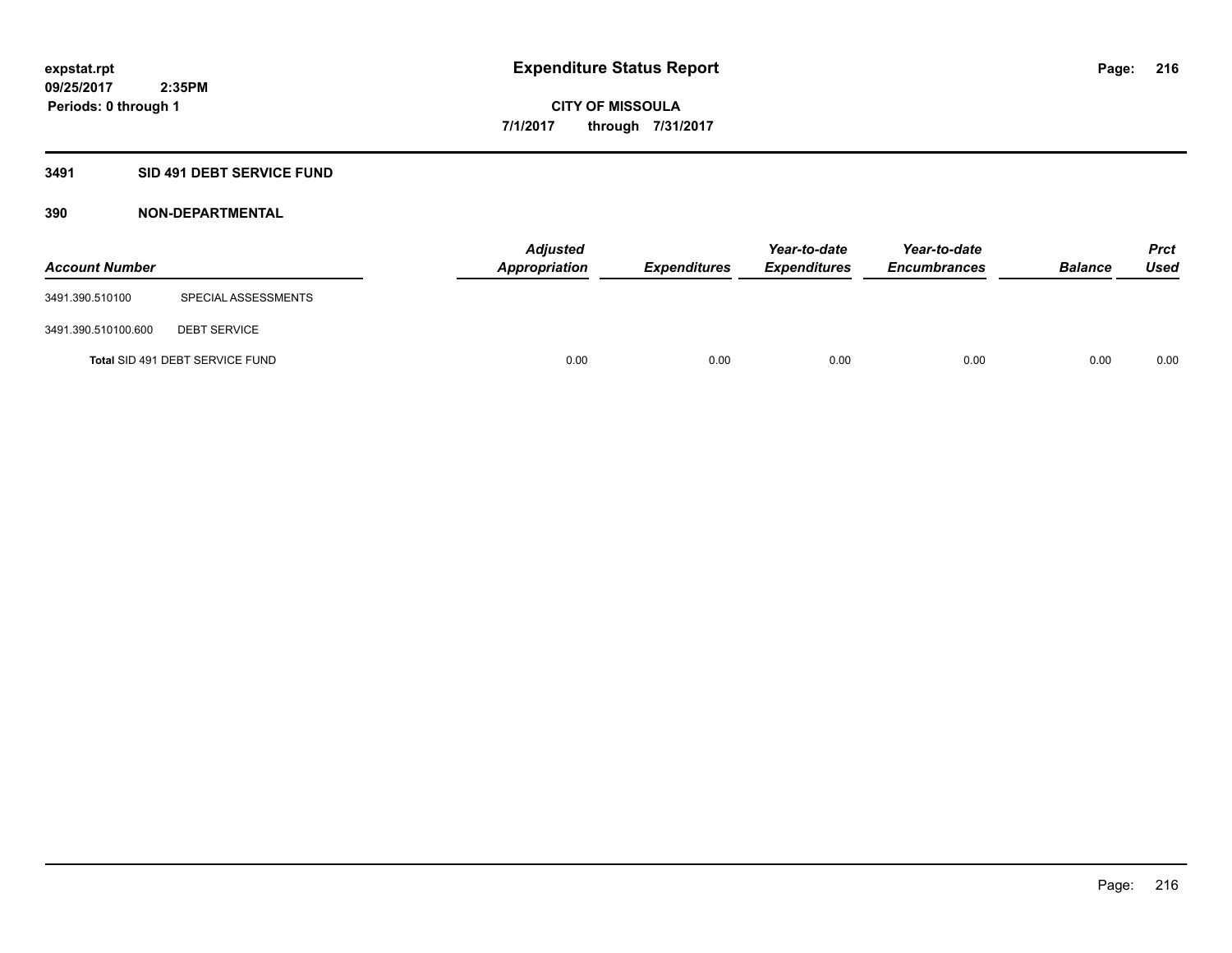# Expenditure Status Report

expstat.rpt
09/25/2017 2:35PM
Periods: 0 through 1

CITY OF MISSOULA
7/1/2017 through 7/31/2017

## 3491 SID 491 DEBT SERVICE FUND

### 390 NON-DEPARTMENTAL

| Account Number | | Adjusted Appropriation | Expenditures | Year-to-date Expenditures | Year-to-date Encumbrances | Balance | Prct Used |
|---|---|---|---|---|---|---|---|
| 3491.390.510100 | SPECIAL ASSESSMENTS | | | | | | |
| 3491.390.510100.600 | DEBT SERVICE | | | | | | |
| **Total** SID 491 DEBT SERVICE FUND | | 0.00 | 0.00 | 0.00 | 0.00 | 0.00 | 0.00 |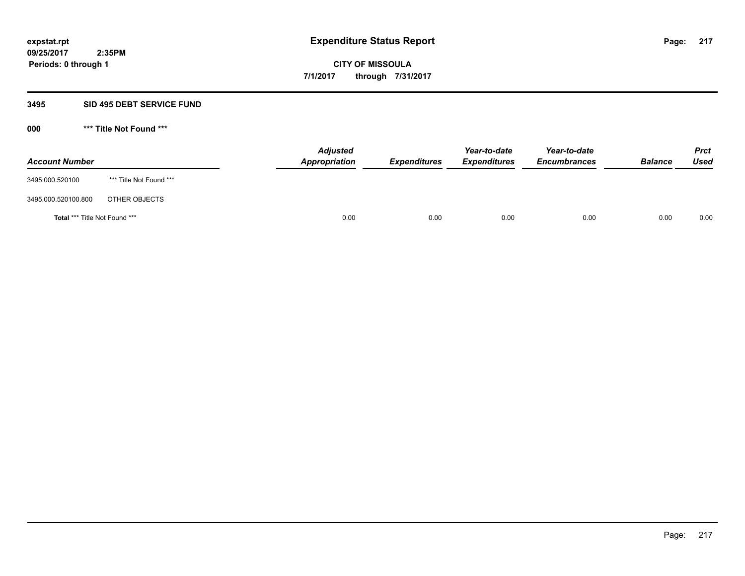expstat.rpt
09/25/2017 2:35PM
Periods: 0 through 1

# Expenditure Status Report

**CITY OF MISSOULA**
**7/1/2017 through 7/31/2017**

## 3495 SID 495 DEBT SERVICE FUND

### 000 *** Title Not Found ***

| Account Number | | Adjusted Appropriation | Expenditures | Year-to-date Expenditures | Year-to-date Encumbrances | Balance | Prct Used |
|---|---|---|---|---|---|---|---|
| 3495.000.520100 | *** Title Not Found *** | | | | | | |
| 3495.000.520100.800 | OTHER OBJECTS | | | | | | |
| **Total** *** Title Not Found *** | | 0.00 | 0.00 | 0.00 | 0.00 | 0.00 | 0.00 |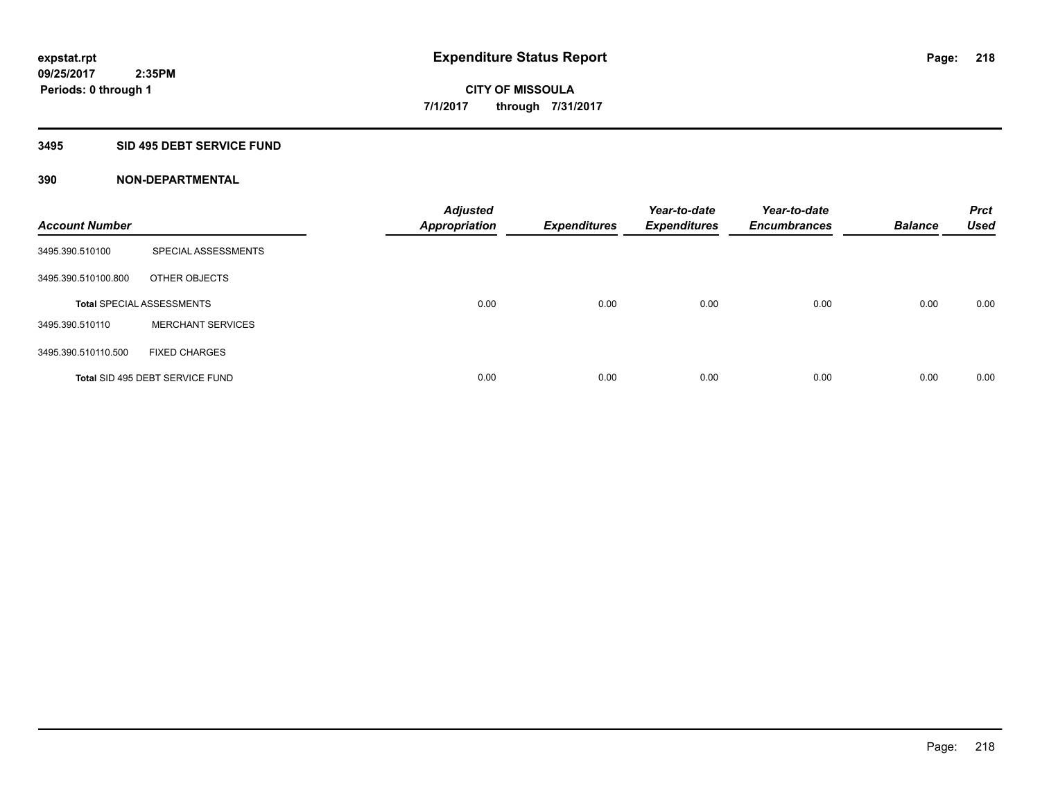# Expenditure Status Report

expstat.rpt
09/25/2017 2:35PM
Periods: 0 through 1

**CITY OF MISSOULA**
**7/1/2017 through 7/31/2017**

## 3495 SID 495 DEBT SERVICE FUND

### 390 NON-DEPARTMENTAL

| Account Number | | Adjusted Appropriation | Expenditures | Year-to-date Expenditures | Year-to-date Encumbrances | Balance | Prct Used |
|---|---|---|---|---|---|---|---|
| 3495.390.510100 | SPECIAL ASSESSMENTS | | | | | | |
| 3495.390.510100.800 | OTHER OBJECTS | | | | | | |
| Total SPECIAL ASSESSMENTS | | 0.00 | 0.00 | 0.00 | 0.00 | 0.00 | 0.00 |
| 3495.390.510110 | MERCHANT SERVICES | | | | | | |
| 3495.390.510110.500 | FIXED CHARGES | | | | | | |
| Total SID 495 DEBT SERVICE FUND | | 0.00 | 0.00 | 0.00 | 0.00 | 0.00 | 0.00 |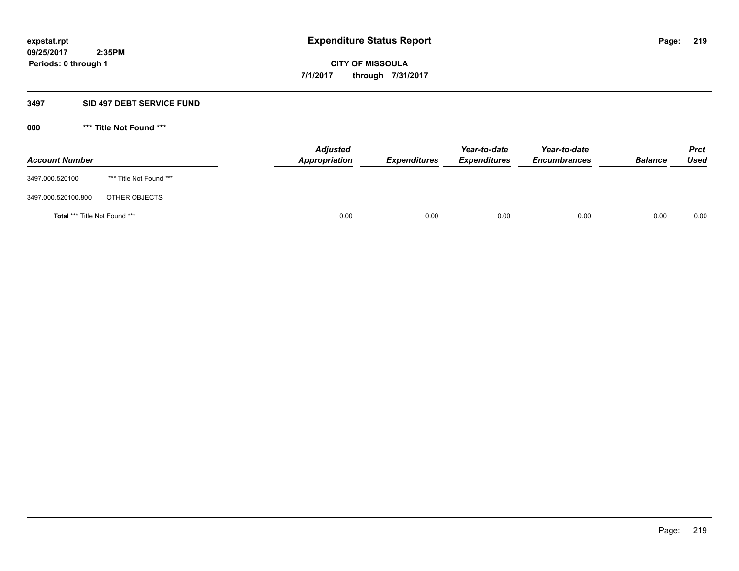**expstat.rpt**
**09/25/2017 2:35PM**
**Periods: 0 through 1**

# Expenditure Status Report

**CITY OF MISSOULA**
**7/1/2017 through 7/31/2017**

## 3497 SID 497 DEBT SERVICE FUND

### 000 *** Title Not Found ***

| Account Number | | Adjusted Appropriation | Expenditures | Year-to-date Expenditures | Year-to-date Encumbrances | Balance | Prct Used |
|---|---|---|---|---|---|---|---|
| 3497.000.520100 | *** Title Not Found *** | | | | | | |
| 3497.000.520100.800 | OTHER OBJECTS | | | | | | |
| **Total** *** Title Not Found *** | | 0.00 | 0.00 | 0.00 | 0.00 | 0.00 | 0.00 |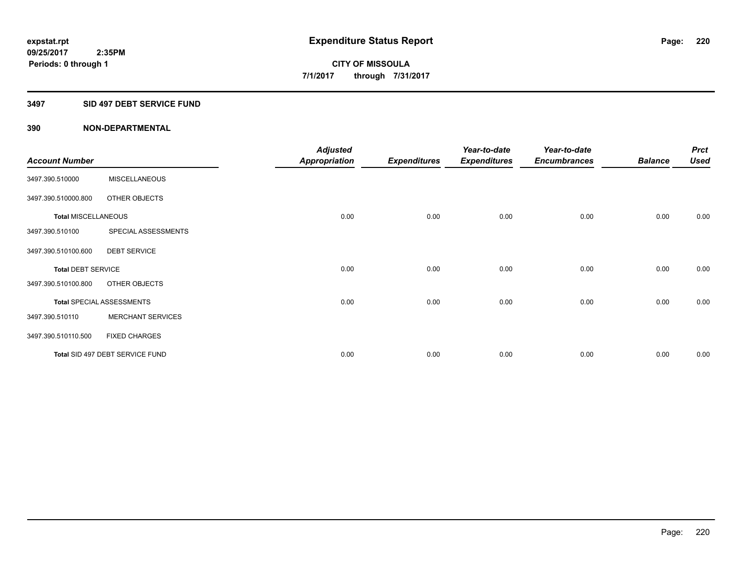**expstat.rpt**
**09/25/2017 2:35PM**
**Periods: 0 through 1**

# Expenditure Status Report

**CITY OF MISSOULA**
**7/1/2017 through 7/31/2017**

## 3497 SID 497 DEBT SERVICE FUND

## 390 NON-DEPARTMENTAL

| Account Number | | Adjusted Appropriation | Expenditures | Year-to-date Expenditures | Year-to-date Encumbrances | Balance | Prct Used |
|---|---|---|---|---|---|---|---|
| 3497.390.510000 | MISCELLANEOUS | | | | | | |
| 3497.390.510000.800 | OTHER OBJECTS | | | | | | |
| **Total** MISCELLANEOUS | | 0.00 | 0.00 | 0.00 | 0.00 | 0.00 | 0.00 |
| 3497.390.510100 | SPECIAL ASSESSMENTS | | | | | | |
| 3497.390.510100.600 | DEBT SERVICE | | | | | | |
| **Total** DEBT SERVICE | | 0.00 | 0.00 | 0.00 | 0.00 | 0.00 | 0.00 |
| 3497.390.510100.800 | OTHER OBJECTS | | | | | | |
| **Total** SPECIAL ASSESSMENTS | | 0.00 | 0.00 | 0.00 | 0.00 | 0.00 | 0.00 |
| 3497.390.510110 | MERCHANT SERVICES | | | | | | |
| 3497.390.510110.500 | FIXED CHARGES | | | | | | |
| **Total** SID 497 DEBT SERVICE FUND | | 0.00 | 0.00 | 0.00 | 0.00 | 0.00 | 0.00 |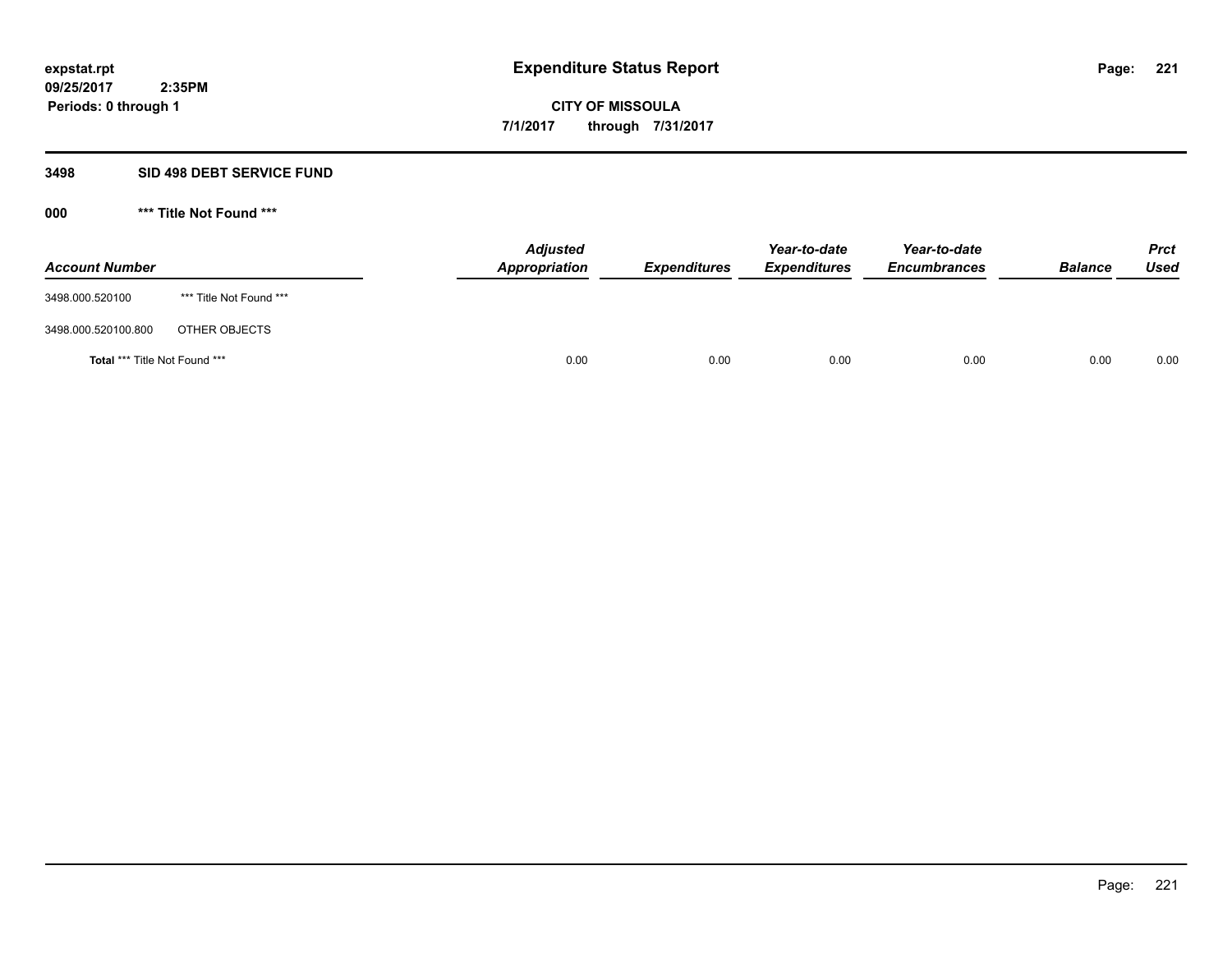expstat.rpt
09/25/2017 2:35PM
Periods: 0 through 1

# Expenditure Status Report

**CITY OF MISSOULA**
**7/1/2017 through 7/31/2017**

## 3498 SID 498 DEBT SERVICE FUND

### 000 *** Title Not Found ***

| Account Number | | Adjusted Appropriation | Expenditures | Year-to-date Expenditures | Year-to-date Encumbrances | Balance | Prct Used |
|---|---|---|---|---|---|---|---|
| 3498.000.520100 | *** Title Not Found *** | | | | | | |
| 3498.000.520100.800 | OTHER OBJECTS | | | | | | |
| **Total** *** Title Not Found *** | | 0.00 | 0.00 | 0.00 | 0.00 | 0.00 | 0.00 |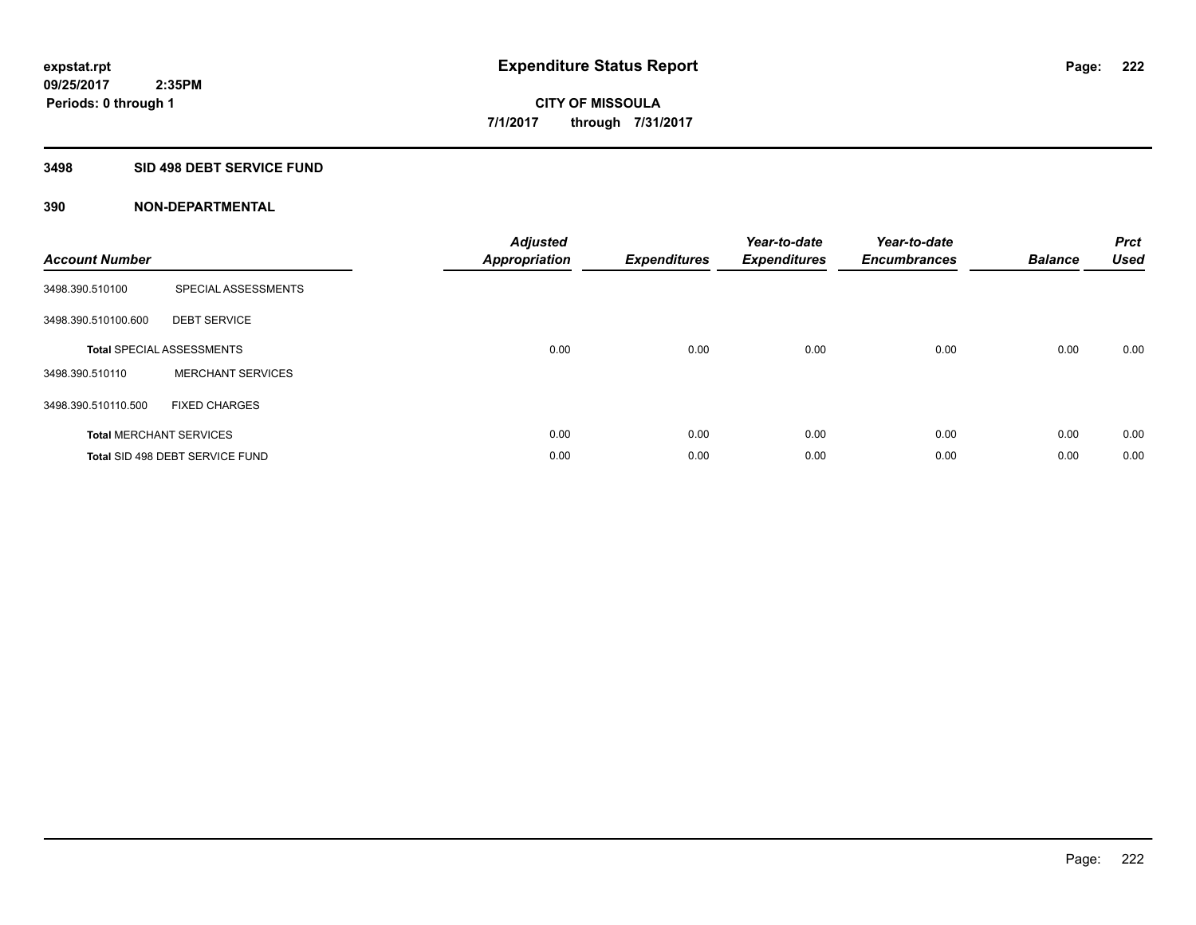**expstat.rpt**
**09/25/2017 2:35PM**
**Periods: 0 through 1**

# Expenditure Status Report

**CITY OF MISSOULA**
**7/1/2017 through 7/31/2017**

## 3498 SID 498 DEBT SERVICE FUND

### 390 NON-DEPARTMENTAL

| Account Number | | Adjusted Appropriation | Expenditures | Year-to-date Expenditures | Year-to-date Encumbrances | Balance | Prct Used |
|---|---|---|---|---|---|---|---|
| 3498.390.510100 | SPECIAL ASSESSMENTS | | | | | | |
| 3498.390.510100.600 | DEBT SERVICE | | | | | | |
| **Total** SPECIAL ASSESSMENTS | | 0.00 | 0.00 | 0.00 | 0.00 | 0.00 | 0.00 |
| 3498.390.510110 | MERCHANT SERVICES | | | | | | |
| 3498.390.510110.500 | FIXED CHARGES | | | | | | |
| **Total** MERCHANT SERVICES | | 0.00 | 0.00 | 0.00 | 0.00 | 0.00 | 0.00 |
| **Total** SID 498 DEBT SERVICE FUND | | 0.00 | 0.00 | 0.00 | 0.00 | 0.00 | 0.00 |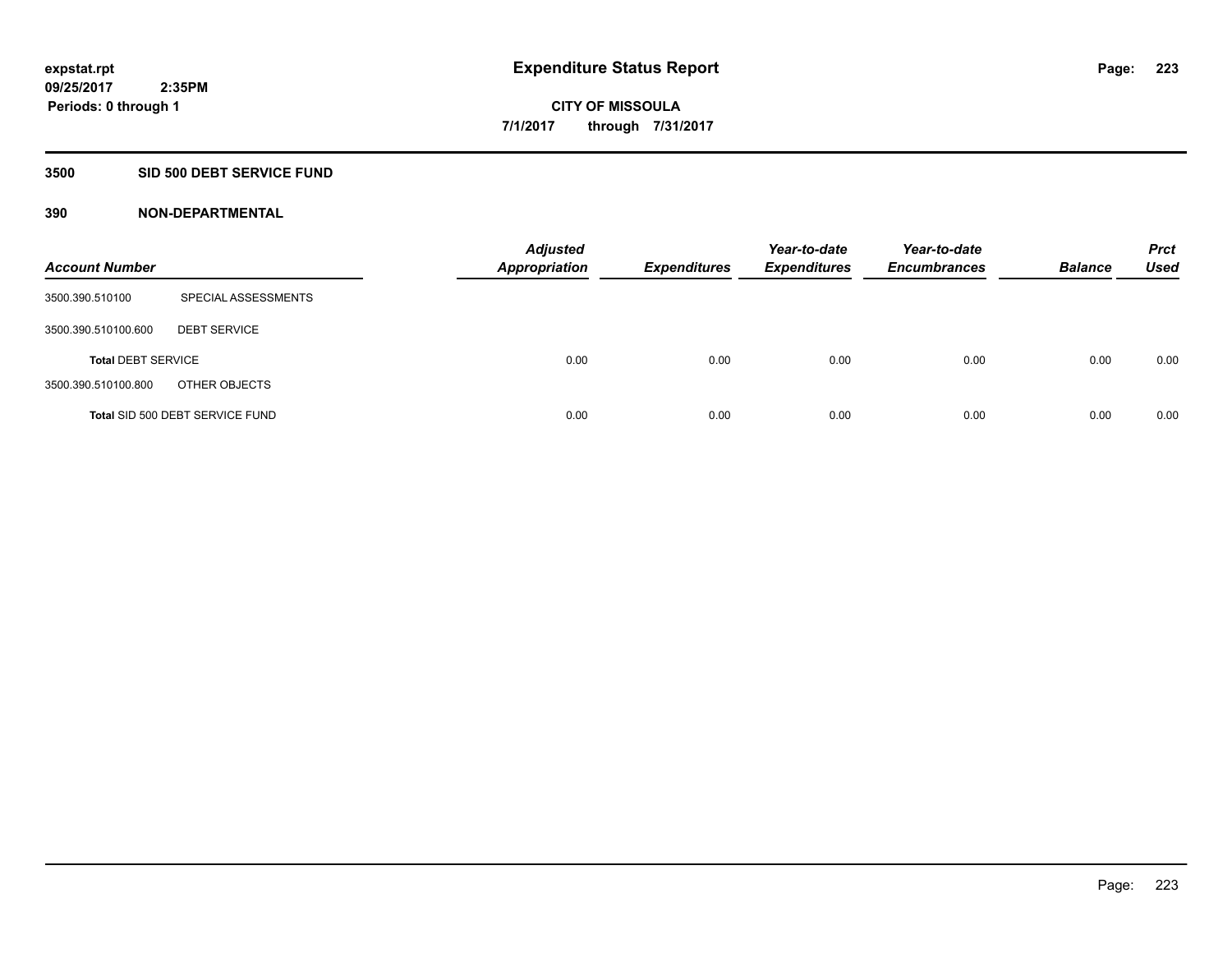**expstat.rpt**
**09/25/2017 2:35PM**
**Periods: 0 through 1**

# Expenditure Status Report

**CITY OF MISSOULA**
**7/1/2017 through 7/31/2017**

## 3500 SID 500 DEBT SERVICE FUND

### 390 NON-DEPARTMENTAL

| Account Number | | Adjusted Appropriation | Expenditures | Year-to-date Expenditures | Year-to-date Encumbrances | Balance | Prct Used |
|---|---|---|---|---|---|---|---|
| 3500.390.510100 | SPECIAL ASSESSMENTS | | | | | | |
| 3500.390.510100.600 | DEBT SERVICE | | | | | | |
| **Total** DEBT SERVICE | | 0.00 | 0.00 | 0.00 | 0.00 | 0.00 | 0.00 |
| 3500.390.510100.800 | OTHER OBJECTS | | | | | | |
| **Total** SID 500 DEBT SERVICE FUND | | 0.00 | 0.00 | 0.00 | 0.00 | 0.00 | 0.00 |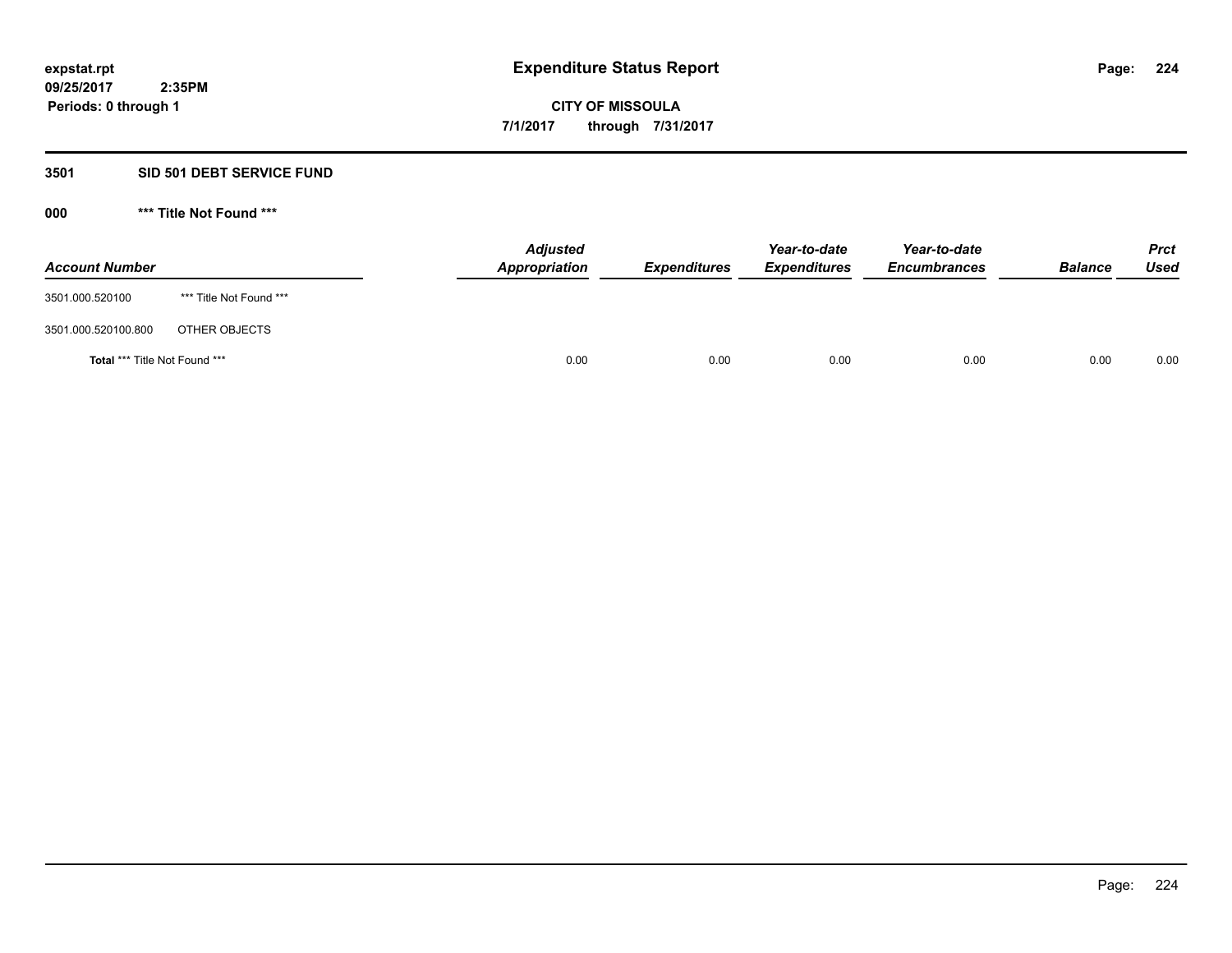# Expenditure Status Report

expstat.rpt
09/25/2017 2:35PM
Periods: 0 through 1

**CITY OF MISSOULA**
**7/1/2017 through 7/31/2017**

## 3501 SID 501 DEBT SERVICE FUND

### 000 *** Title Not Found ***

| Account Number | | Adjusted Appropriation | Expenditures | Year-to-date Expenditures | Year-to-date Encumbrances | Balance | Prct Used |
|---|---|---|---|---|---|---|---|
| 3501.000.520100 | *** Title Not Found *** | | | | | | |
| 3501.000.520100.800 | OTHER OBJECTS | | | | | | |
| **Total** *** Title Not Found *** | | 0.00 | 0.00 | 0.00 | 0.00 | 0.00 | 0.00 |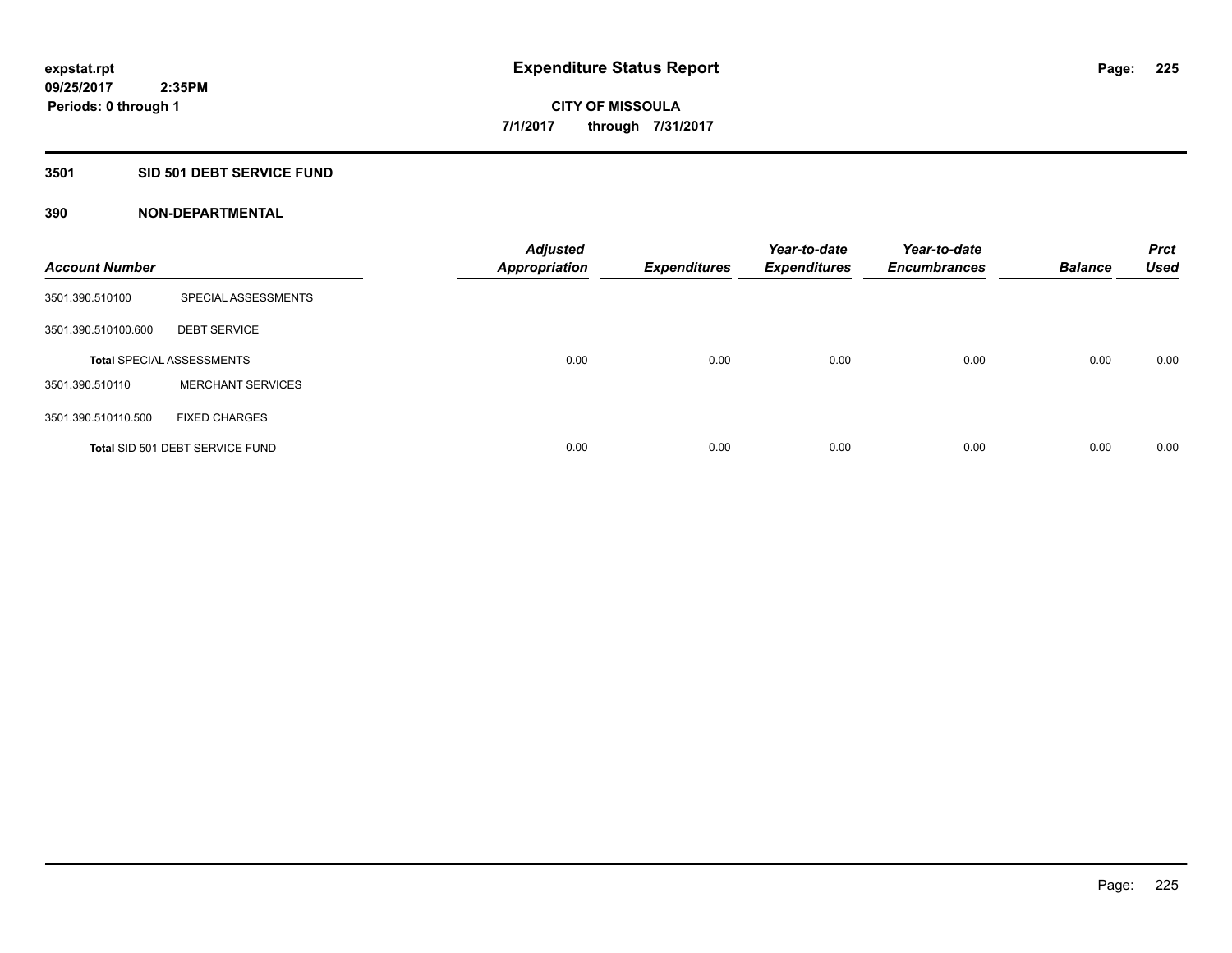# Expenditure Status Report

expstat.rpt
09/25/2017 2:35PM
Periods: 0 through 1

**CITY OF MISSOULA**
**7/1/2017 through 7/31/2017**

## 3501 SID 501 DEBT SERVICE FUND

### 390 NON-DEPARTMENTAL

| Account Number | | Adjusted Appropriation | Expenditures | Year-to-date Expenditures | Year-to-date Encumbrances | Balance | Prct Used |
|---|---|---|---|---|---|---|---|
| 3501.390.510100 | SPECIAL ASSESSMENTS | | | | | | |
| 3501.390.510100.600 | DEBT SERVICE | | | | | | |
| **Total** SPECIAL ASSESSMENTS | | 0.00 | 0.00 | 0.00 | 0.00 | 0.00 | 0.00 |
| 3501.390.510110 | MERCHANT SERVICES | | | | | | |
| 3501.390.510110.500 | FIXED CHARGES | | | | | | |
| **Total** SID 501 DEBT SERVICE FUND | | 0.00 | 0.00 | 0.00 | 0.00 | 0.00 | 0.00 |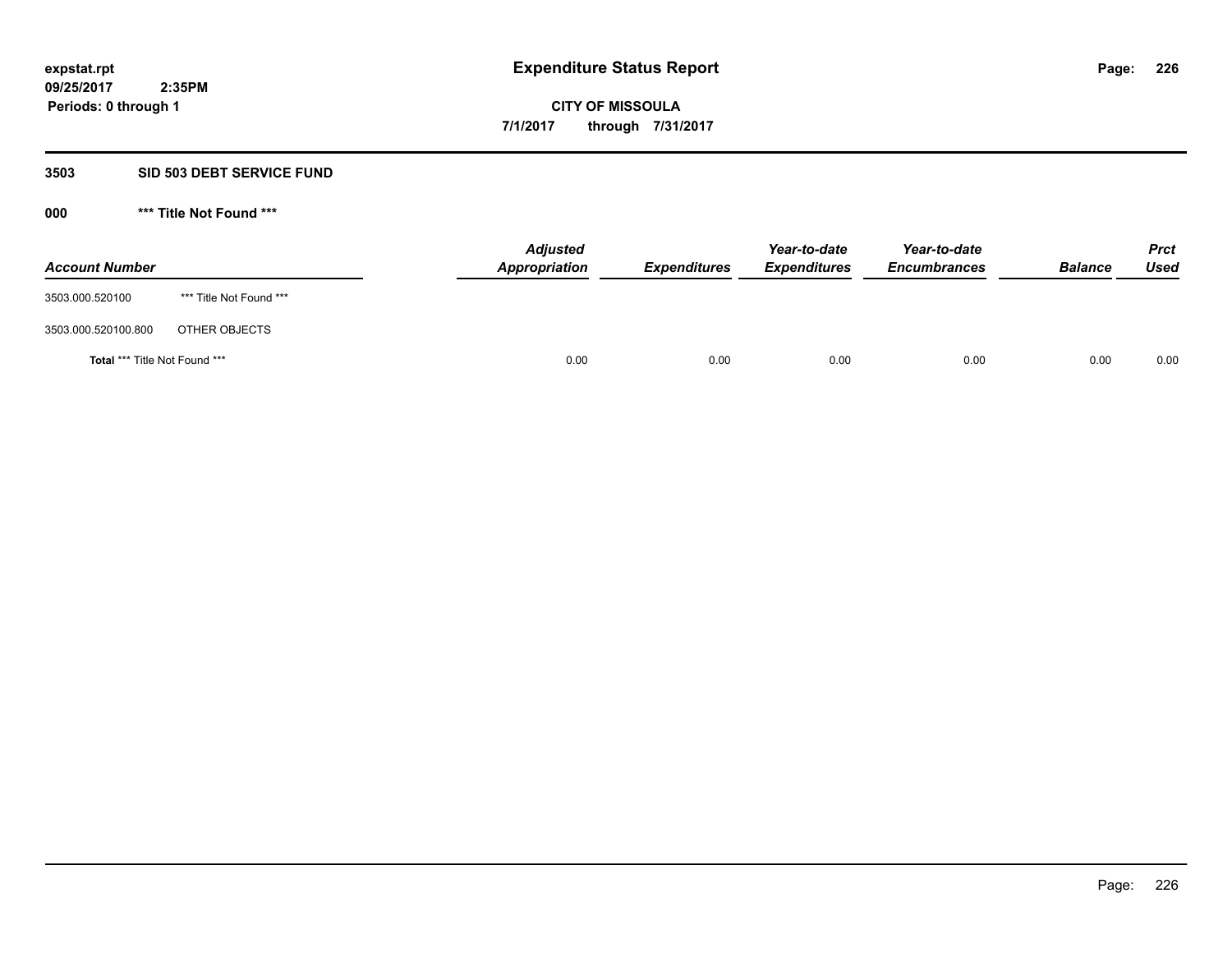# Expenditure Status Report

expstat.rpt
09/25/2017 2:35PM
Periods: 0 through 1

**CITY OF MISSOULA**
**7/1/2017 through 7/31/2017**

## 3503 SID 503 DEBT SERVICE FUND

### 000 *** Title Not Found ***

| Account Number | | Adjusted Appropriation | Expenditures | Year-to-date Expenditures | Year-to-date Encumbrances | Balance | Prct Used |
|---|---|---|---|---|---|---|---|
| 3503.000.520100 | *** Title Not Found *** | | | | | | |
| 3503.000.520100.800 | OTHER OBJECTS | | | | | | |
| **Total** *** Title Not Found *** | | 0.00 | 0.00 | 0.00 | 0.00 | 0.00 | 0.00 |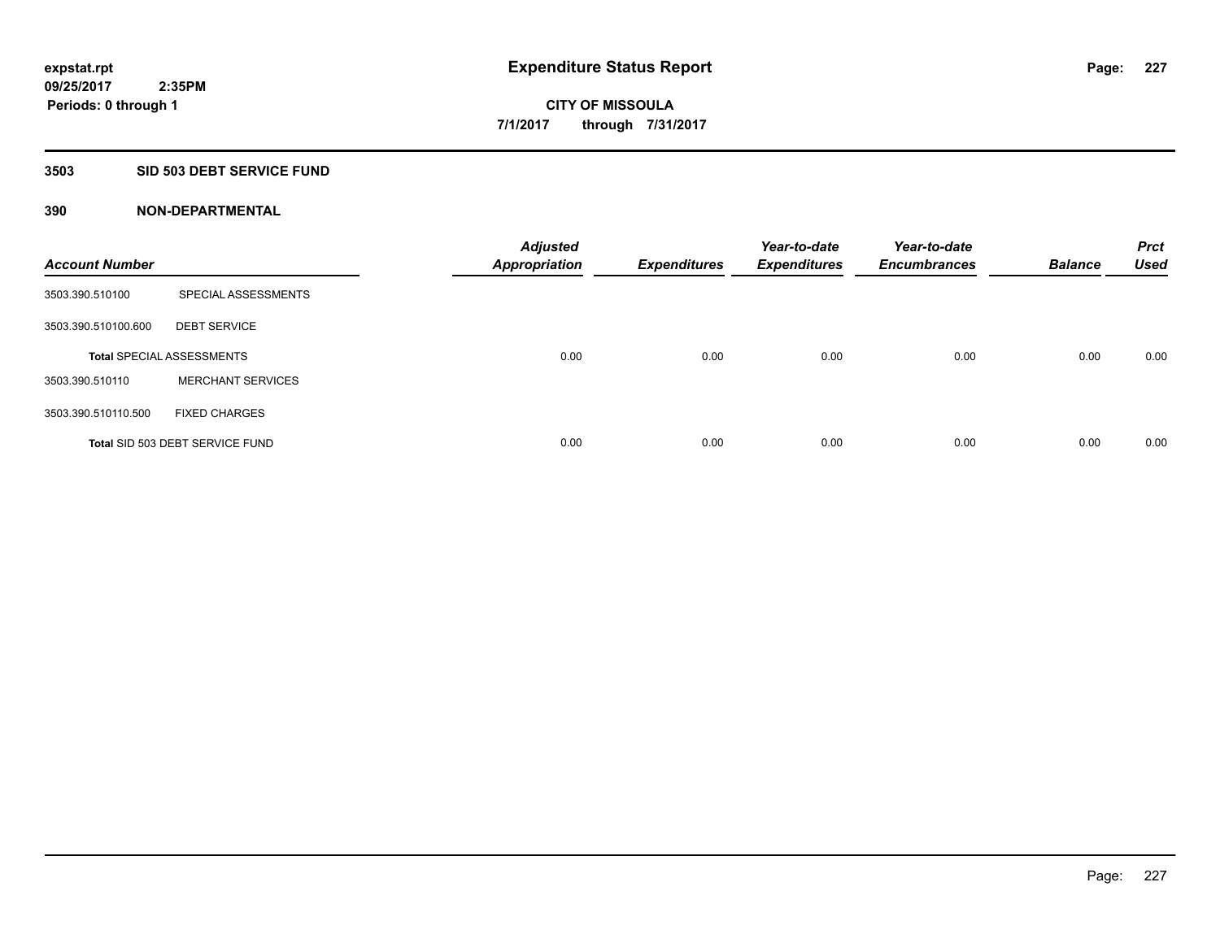expstat.rpt
09/25/2017 2:35PM
Periods: 0 through 1

# Expenditure Status Report

CITY OF MISSOULA
7/1/2017 through 7/31/2017

## 3503 SID 503 DEBT SERVICE FUND

### 390 NON-DEPARTMENTAL

| Account Number | | Adjusted Appropriation | Expenditures | Year-to-date Expenditures | Year-to-date Encumbrances | Balance | Prct Used |
|---|---|---|---|---|---|---|---|
| 3503.390.510100 | SPECIAL ASSESSMENTS | | | | | | |
| 3503.390.510100.600 | DEBT SERVICE | | | | | | |
| **Total** SPECIAL ASSESSMENTS | | 0.00 | 0.00 | 0.00 | 0.00 | 0.00 | 0.00 |
| 3503.390.510110 | MERCHANT SERVICES | | | | | | |
| 3503.390.510110.500 | FIXED CHARGES | | | | | | |
| **Total** SID 503 DEBT SERVICE FUND | | 0.00 | 0.00 | 0.00 | 0.00 | 0.00 | 0.00 |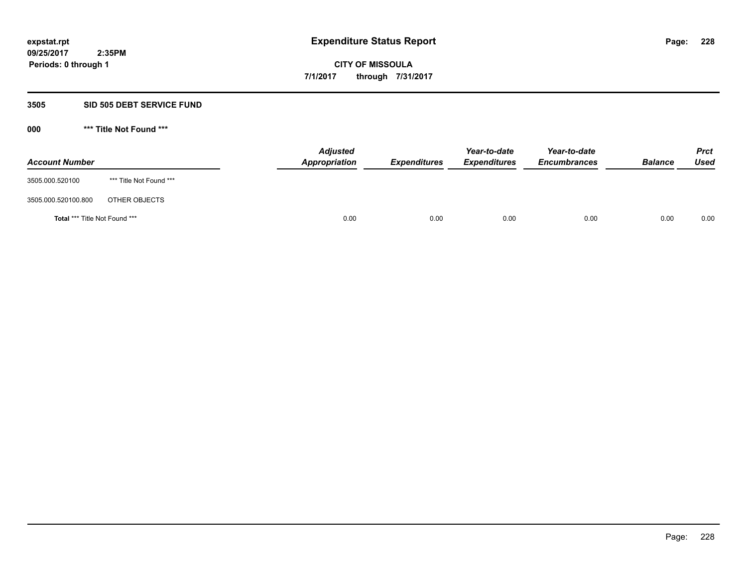# Expenditure Status Report

expstat.rpt
09/25/2017 2:35PM
Periods: 0 through 1

**CITY OF MISSOULA**
**7/1/2017 through 7/31/2017**

## 3505 SID 505 DEBT SERVICE FUND

### 000 *** Title Not Found ***

| Account Number | | Adjusted Appropriation | Expenditures | Year-to-date Expenditures | Year-to-date Encumbrances | Balance | Prct Used |
|---|---|---|---|---|---|---|---|
| 3505.000.520100 | *** Title Not Found *** | | | | | | |
| 3505.000.520100.800 | OTHER OBJECTS | | | | | | |
| **Total** *** Title Not Found *** | | 0.00 | 0.00 | 0.00 | 0.00 | 0.00 | 0.00 |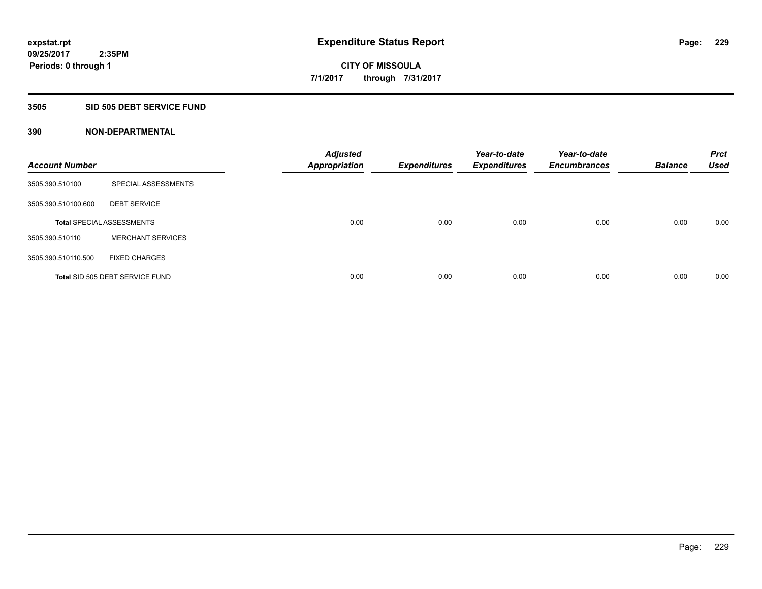# Expenditure Status Report

expstat.rpt
09/25/2017 2:35PM
Periods: 0 through 1

**CITY OF MISSOULA**
**7/1/2017 through 7/31/2017**

## 3505 SID 505 DEBT SERVICE FUND

### 390 NON-DEPARTMENTAL

| Account Number | | Adjusted Appropriation | Expenditures | Year-to-date Expenditures | Year-to-date Encumbrances | Balance | Prct Used |
|---|---|---|---|---|---|---|---|
| 3505.390.510100 | SPECIAL ASSESSMENTS | | | | | | |
| 3505.390.510100.600 | DEBT SERVICE | | | | | | |
| Total SPECIAL ASSESSMENTS | | 0.00 | 0.00 | 0.00 | 0.00 | 0.00 | 0.00 |
| 3505.390.510110 | MERCHANT SERVICES | | | | | | |
| 3505.390.510110.500 | FIXED CHARGES | | | | | | |
| Total SID 505 DEBT SERVICE FUND | | 0.00 | 0.00 | 0.00 | 0.00 | 0.00 | 0.00 |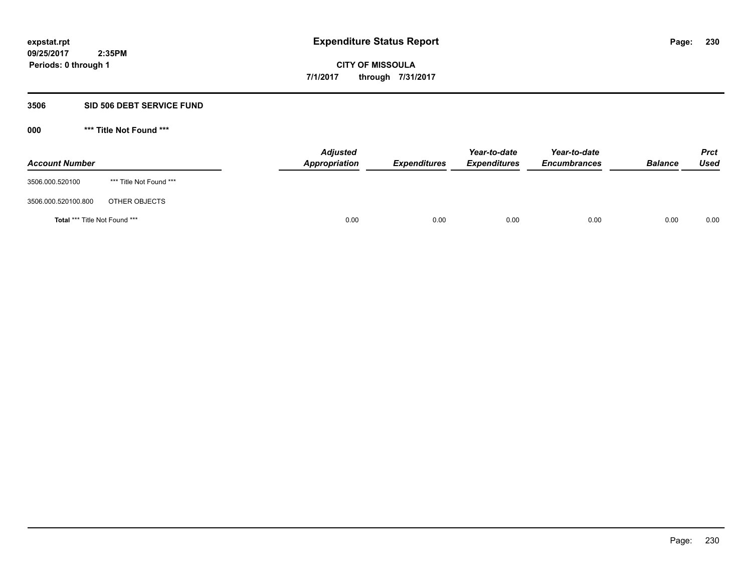**expstat.rpt**
**09/25/2017 2:35PM**
**Periods: 0 through 1**

# Expenditure Status Report

**CITY OF MISSOULA**
**7/1/2017 through 7/31/2017**

## 3506 SID 506 DEBT SERVICE FUND

### 000 *** Title Not Found ***

| Account Number | | Adjusted Appropriation | Expenditures | Year-to-date Expenditures | Year-to-date Encumbrances | Balance | Prct Used |
|---|---|---|---|---|---|---|---|
| 3506.000.520100 | *** Title Not Found *** | | | | | | |
| 3506.000.520100.800 | OTHER OBJECTS | | | | | | |
| **Total** *** Title Not Found *** | | 0.00 | 0.00 | 0.00 | 0.00 | 0.00 | 0.00 |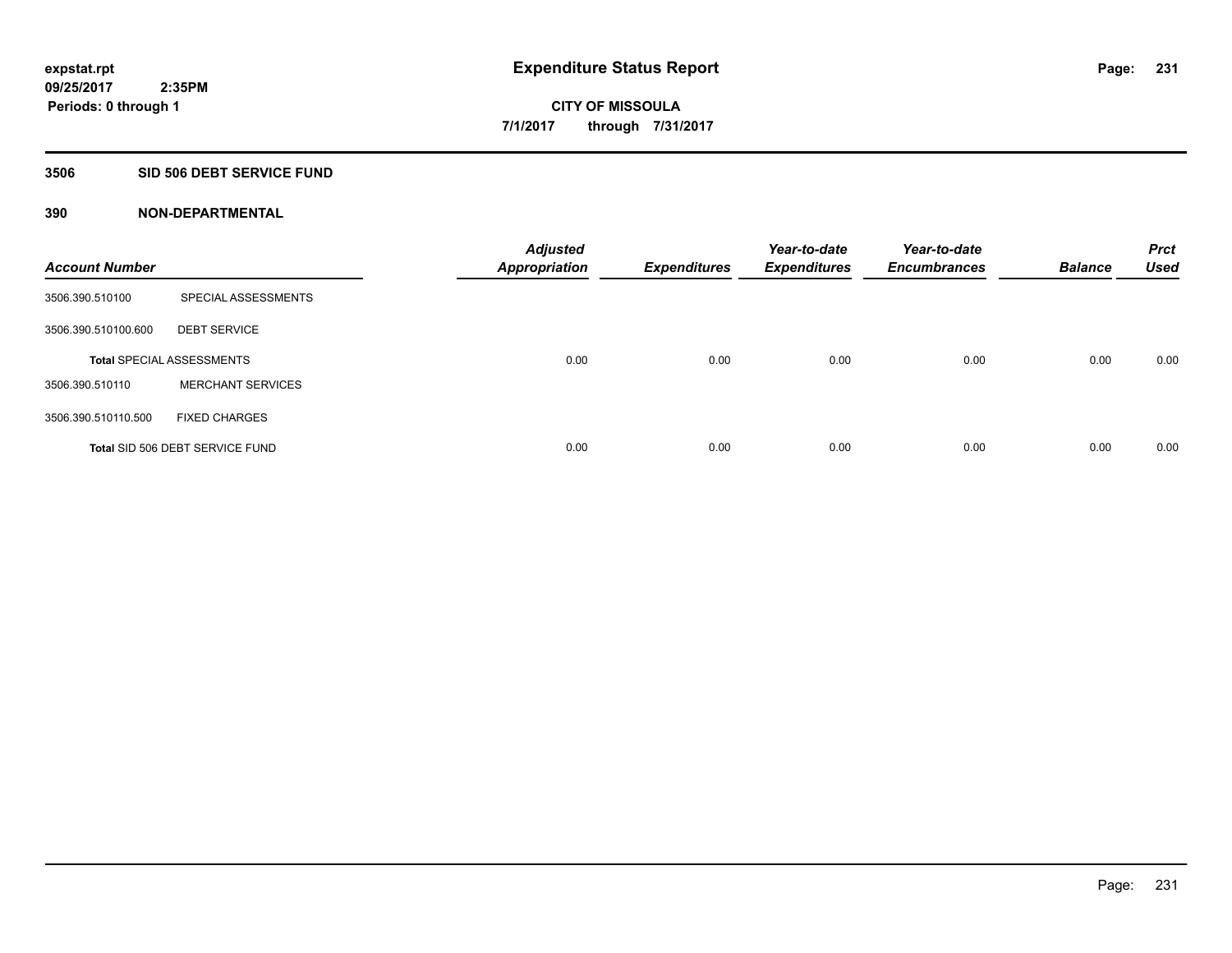**expstat.rpt**
**09/25/2017 2:35PM**
**Periods: 0 through 1**

# Expenditure Status Report

**CITY OF MISSOULA**
**7/1/2017 through 7/31/2017**

## 3506 SID 506 DEBT SERVICE FUND

### 390 NON-DEPARTMENTAL

| Account Number | | Adjusted Appropriation | Expenditures | Year-to-date Expenditures | Year-to-date Encumbrances | Balance | Prct Used |
|---|---|---|---|---|---|---|---|
| 3506.390.510100 | SPECIAL ASSESSMENTS | | | | | | |
| 3506.390.510100.600 | DEBT SERVICE | | | | | | |
| Total SPECIAL ASSESSMENTS | | 0.00 | 0.00 | 0.00 | 0.00 | 0.00 | 0.00 |
| 3506.390.510110 | MERCHANT SERVICES | | | | | | |
| 3506.390.510110.500 | FIXED CHARGES | | | | | | |
| Total SID 506 DEBT SERVICE FUND | | 0.00 | 0.00 | 0.00 | 0.00 | 0.00 | 0.00 |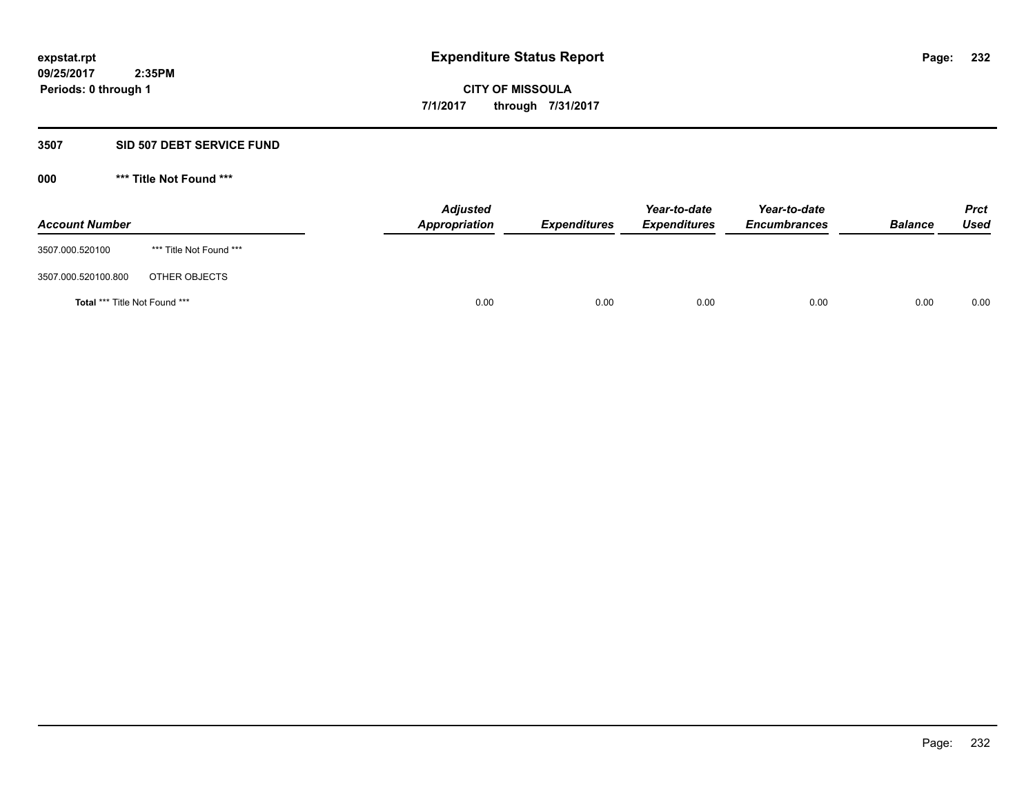**expstat.rpt**
**09/25/2017 2:35PM**
**Periods: 0 through 1**

# Expenditure Status Report

**CITY OF MISSOULA**
**7/1/2017 through 7/31/2017**

## 3507 SID 507 DEBT SERVICE FUND

### 000 *** Title Not Found ***

| Account Number | | Adjusted Appropriation | Expenditures | Year-to-date Expenditures | Year-to-date Encumbrances | Balance | Prct Used |
|---|---|---|---|---|---|---|---|
| 3507.000.520100 | *** Title Not Found *** | | | | | | |
| 3507.000.520100.800 | OTHER OBJECTS | | | | | | |
| **Total** *** Title Not Found *** | | 0.00 | 0.00 | 0.00 | 0.00 | 0.00 | 0.00 |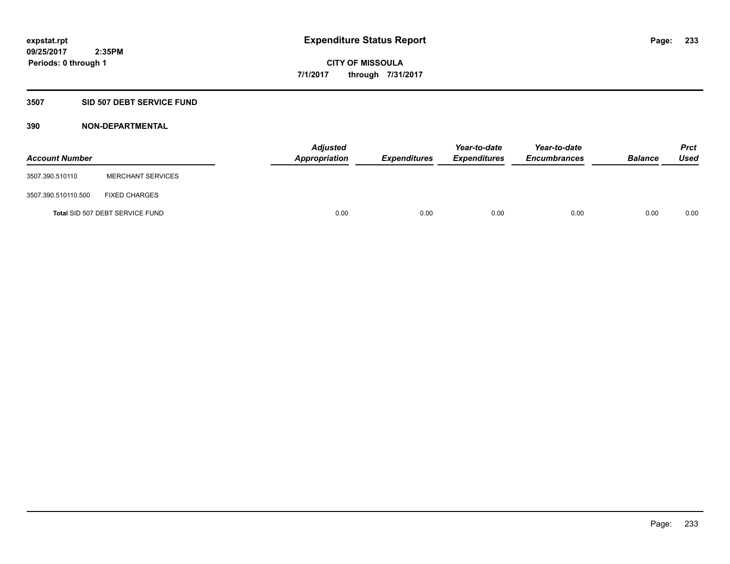# Expenditure Status Report

expstat.rpt
09/25/2017 2:35PM
Periods: 0 through 1

**CITY OF MISSOULA**
**7/1/2017 through 7/31/2017**

## 3507 SID 507 DEBT SERVICE FUND

### 390 NON-DEPARTMENTAL

| Account Number | | Adjusted Appropriation | Expenditures | Year-to-date Expenditures | Year-to-date Encumbrances | Balance | Prct Used |
|---|---|---|---|---|---|---|---|
| 3507.390.510110 | MERCHANT SERVICES | | | | | | |
| 3507.390.510110.500 | FIXED CHARGES | | | | | | |
| **Total** SID 507 DEBT SERVICE FUND | | 0.00 | 0.00 | 0.00 | 0.00 | 0.00 | 0.00 |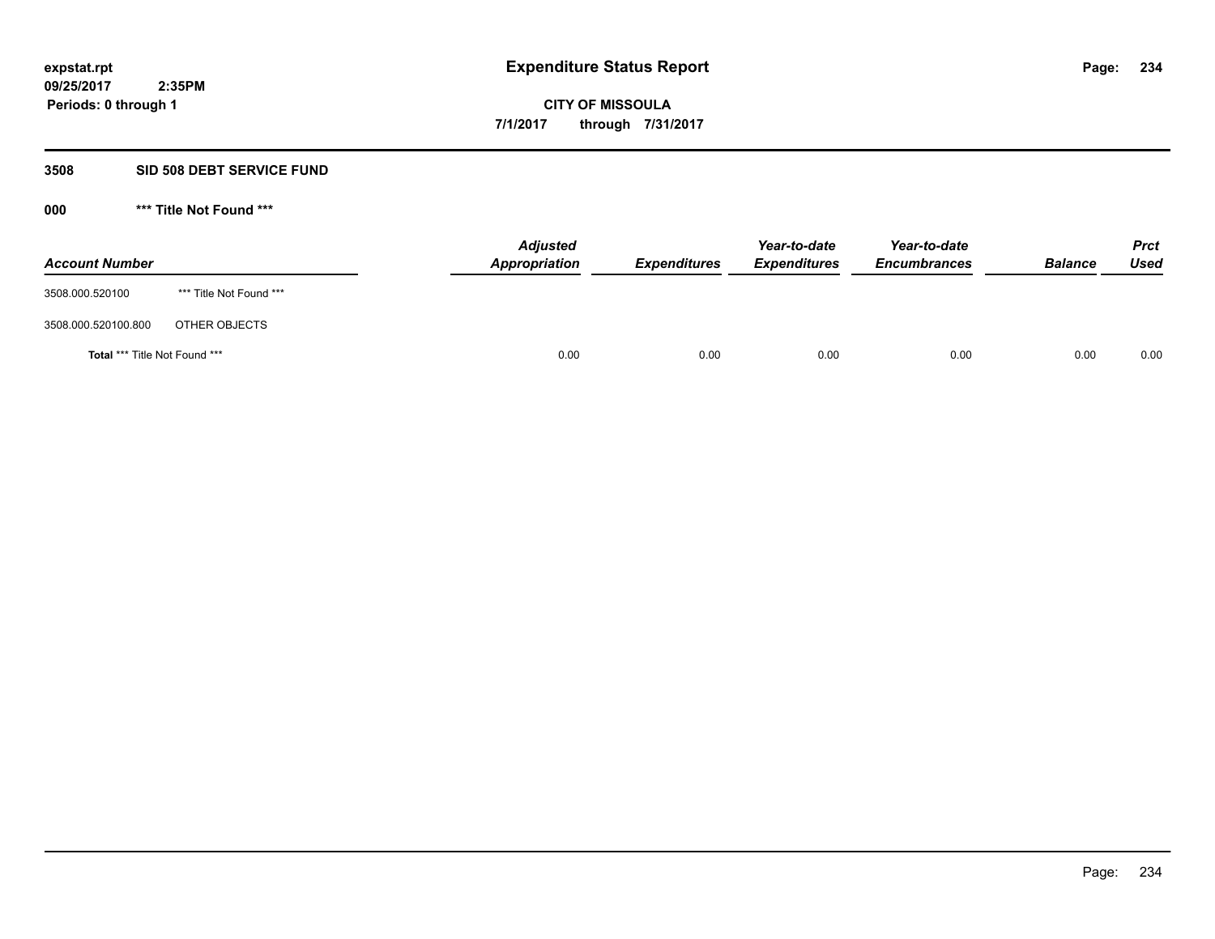# Expenditure Status Report

**expstat.rpt**
**09/25/2017 2:35PM**
**Periods: 0 through 1**

**CITY OF MISSOULA**
**7/1/2017 through 7/31/2017**

## 3508 SID 508 DEBT SERVICE FUND

### 000 *** Title Not Found ***

| Account Number | | Adjusted Appropriation | Expenditures | Year-to-date Expenditures | Year-to-date Encumbrances | Balance | Prct Used |
|---|---|---|---|---|---|---|---|
| 3508.000.520100 | *** Title Not Found *** | | | | | | |
| 3508.000.520100.800 | OTHER OBJECTS | | | | | | |
| **Total** *** Title Not Found *** | | 0.00 | 0.00 | 0.00 | 0.00 | 0.00 | 0.00 |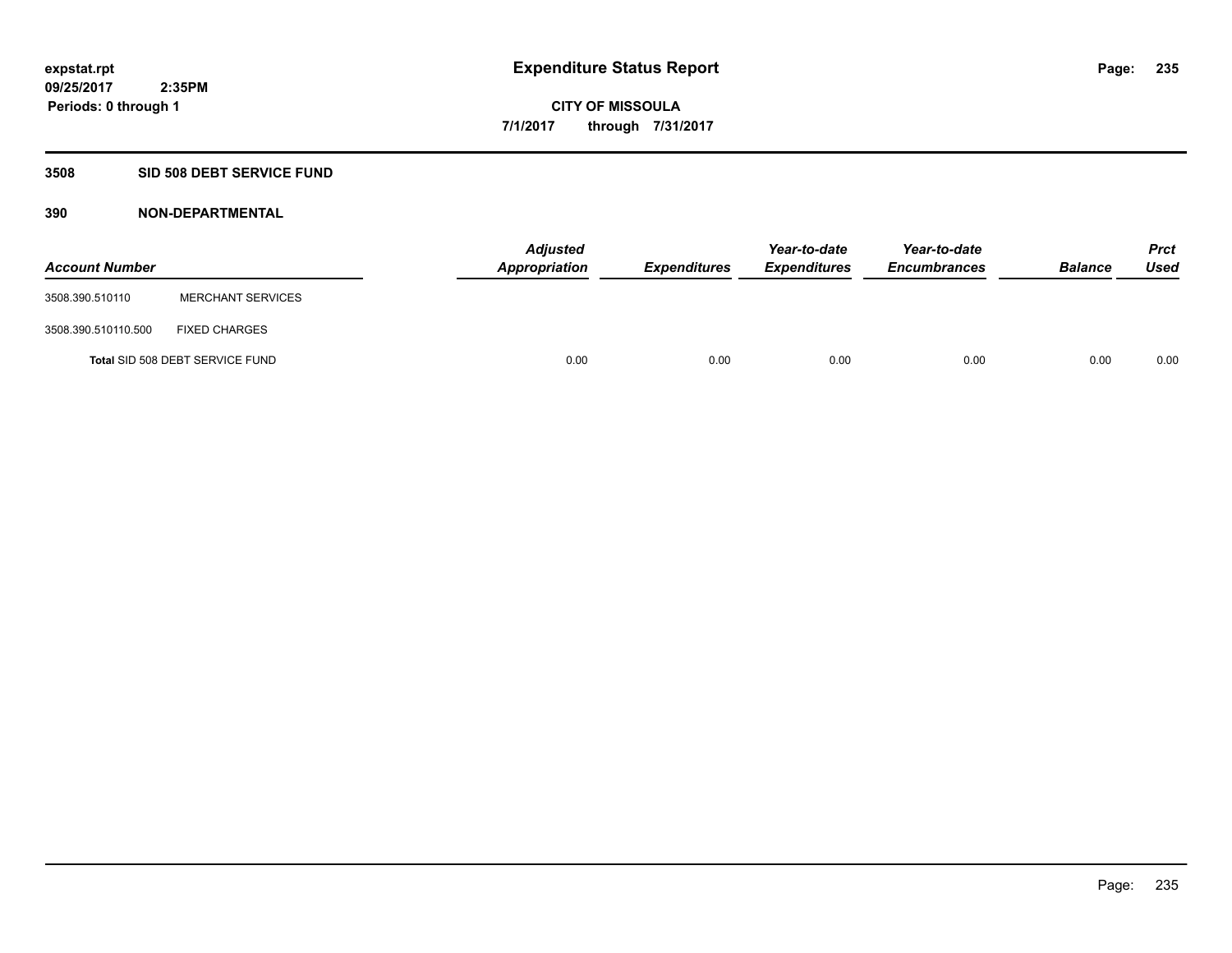**expstat.rpt**
**09/25/2017 2:35PM**
**Periods: 0 through 1**

# Expenditure Status Report

**CITY OF MISSOULA**
**7/1/2017 through 7/31/2017**

## 3508 SID 508 DEBT SERVICE FUND

### 390 NON-DEPARTMENTAL

| Account Number | | Adjusted Appropriation | Expenditures | Year-to-date Expenditures | Year-to-date Encumbrances | Balance | Prct Used |
|---|---|---|---|---|---|---|---|
| 3508.390.510110 | MERCHANT SERVICES | | | | | | |
| 3508.390.510110.500 | FIXED CHARGES | | | | | | |
| **Total** SID 508 DEBT SERVICE FUND | | 0.00 | 0.00 | 0.00 | 0.00 | 0.00 | 0.00 |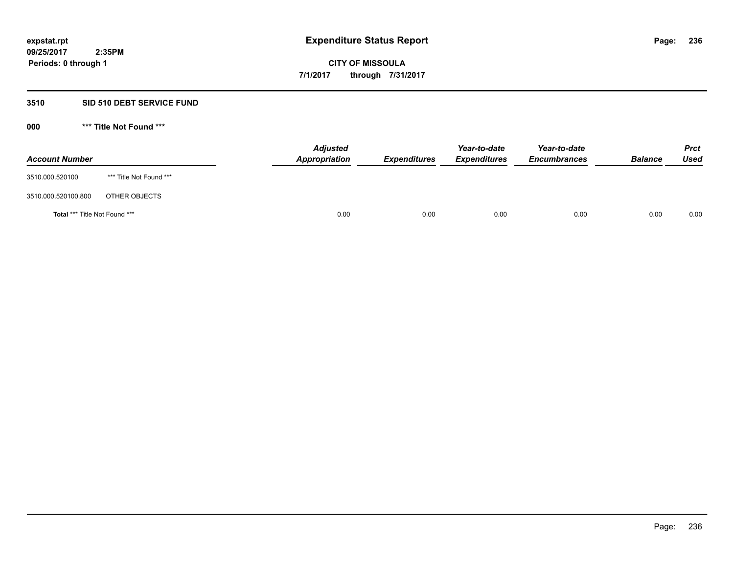**expstat.rpt**
**09/25/2017 2:35PM**
**Periods: 0 through 1**

# Expenditure Status Report

**CITY OF MISSOULA**
**7/1/2017 through 7/31/2017**

## 3510 SID 510 DEBT SERVICE FUND

### 000 *** Title Not Found ***

| Account Number | | Adjusted Appropriation | Expenditures | Year-to-date Expenditures | Year-to-date Encumbrances | Balance | Prct Used |
|---|---|---|---|---|---|---|---|
| 3510.000.520100 | *** Title Not Found *** | | | | | | |
| 3510.000.520100.800 | OTHER OBJECTS | | | | | | |
| **Total** *** Title Not Found *** | | 0.00 | 0.00 | 0.00 | 0.00 | 0.00 | 0.00 |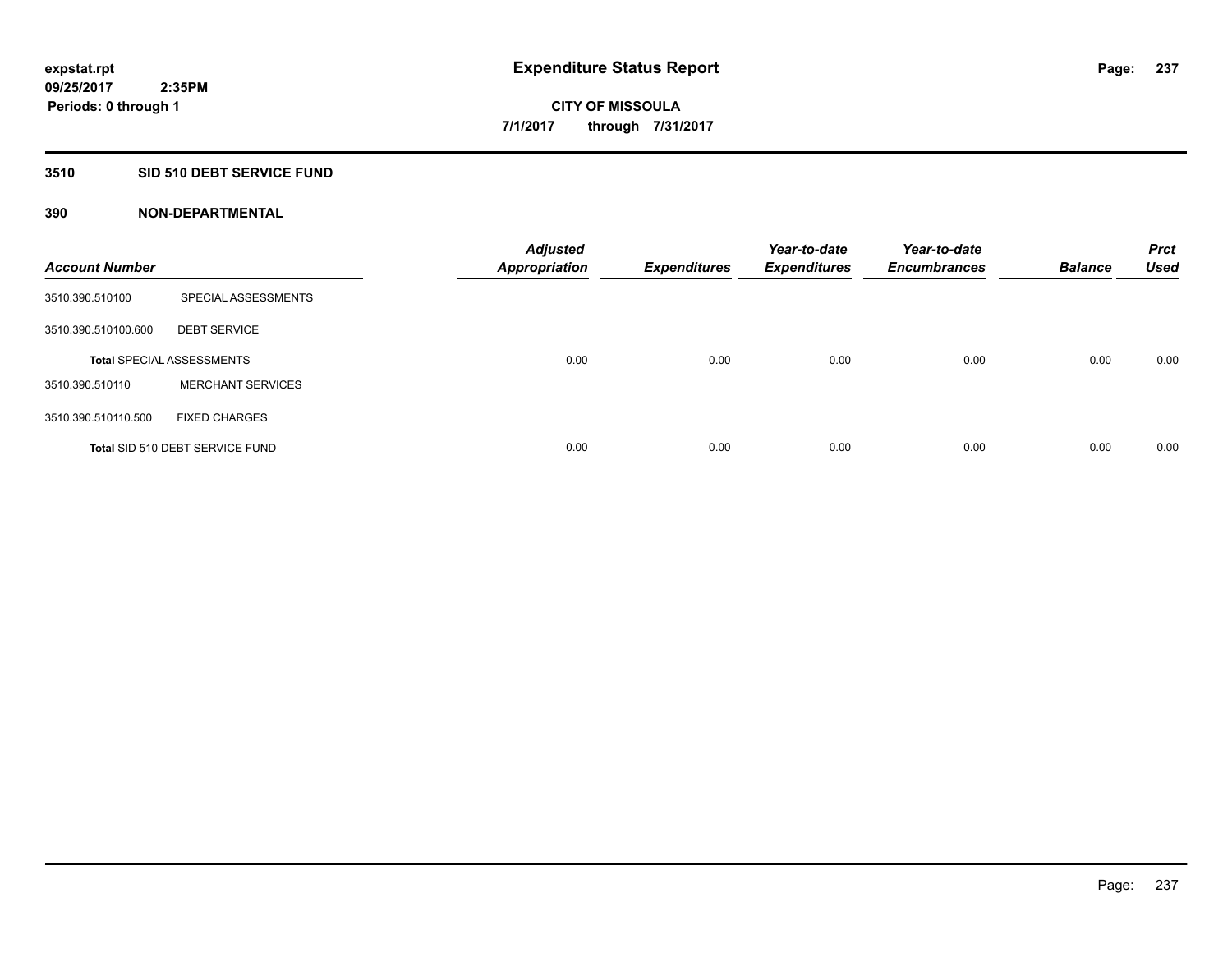**expstat.rpt**
**09/25/2017 2:35PM**
**Periods: 0 through 1**

# Expenditure Status Report

**CITY OF MISSOULA**
**7/1/2017 through 7/31/2017**

## 3510 SID 510 DEBT SERVICE FUND

### 390 NON-DEPARTMENTAL

| Account Number | | Adjusted Appropriation | Expenditures | Year-to-date Expenditures | Year-to-date Encumbrances | Balance | Prct Used |
|---|---|---|---|---|---|---|---|
| 3510.390.510100 | SPECIAL ASSESSMENTS | | | | | | |
| 3510.390.510100.600 | DEBT SERVICE | | | | | | |
| **Total** SPECIAL ASSESSMENTS | | 0.00 | 0.00 | 0.00 | 0.00 | 0.00 | 0.00 |
| 3510.390.510110 | MERCHANT SERVICES | | | | | | |
| 3510.390.510110.500 | FIXED CHARGES | | | | | | |
| **Total** SID 510 DEBT SERVICE FUND | | 0.00 | 0.00 | 0.00 | 0.00 | 0.00 | 0.00 |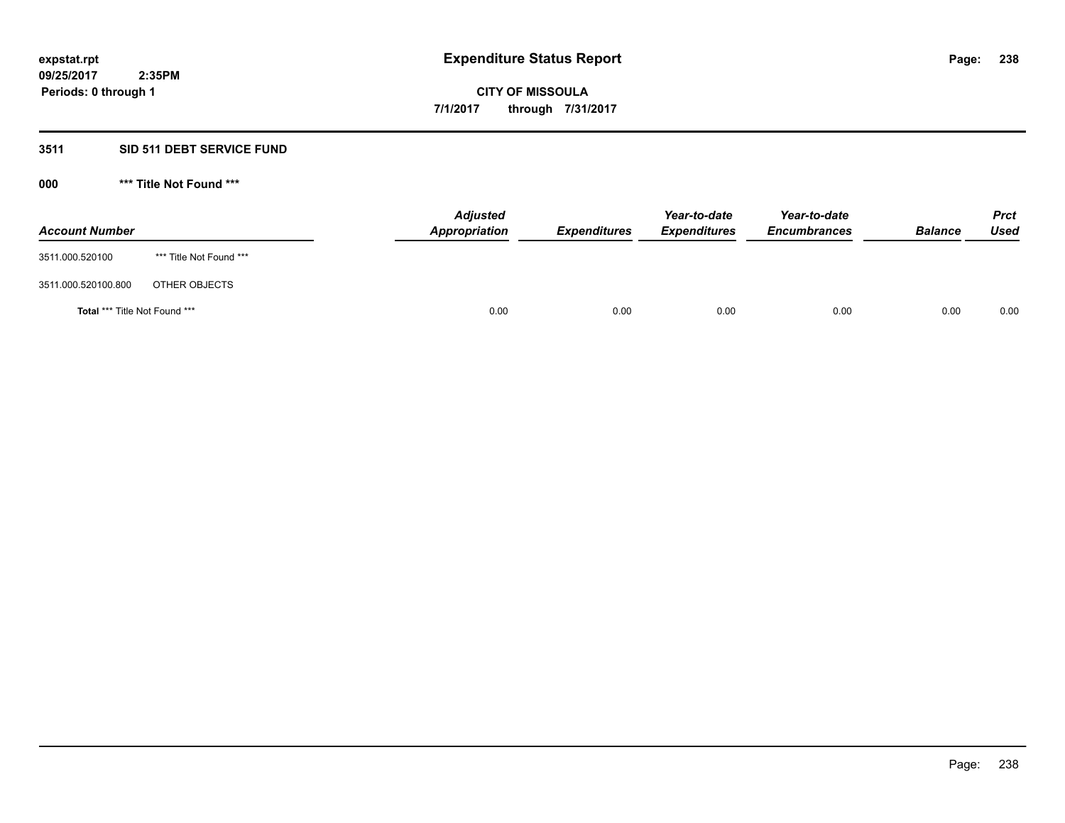# Expenditure Status Report

expstat.rpt
09/25/2017 2:35PM
Periods: 0 through 1

**CITY OF MISSOULA**
**7/1/2017 through 7/31/2017**

## 3511 SID 511 DEBT SERVICE FUND

### 000 *** Title Not Found ***

| Account Number | | Adjusted Appropriation | Expenditures | Year-to-date Expenditures | Year-to-date Encumbrances | Balance | Prct Used |
|---|---|---|---|---|---|---|---|
| 3511.000.520100 | *** Title Not Found *** | | | | | | |
| 3511.000.520100.800 | OTHER OBJECTS | | | | | | |
| **Total** *** Title Not Found *** | | 0.00 | 0.00 | 0.00 | 0.00 | 0.00 | 0.00 |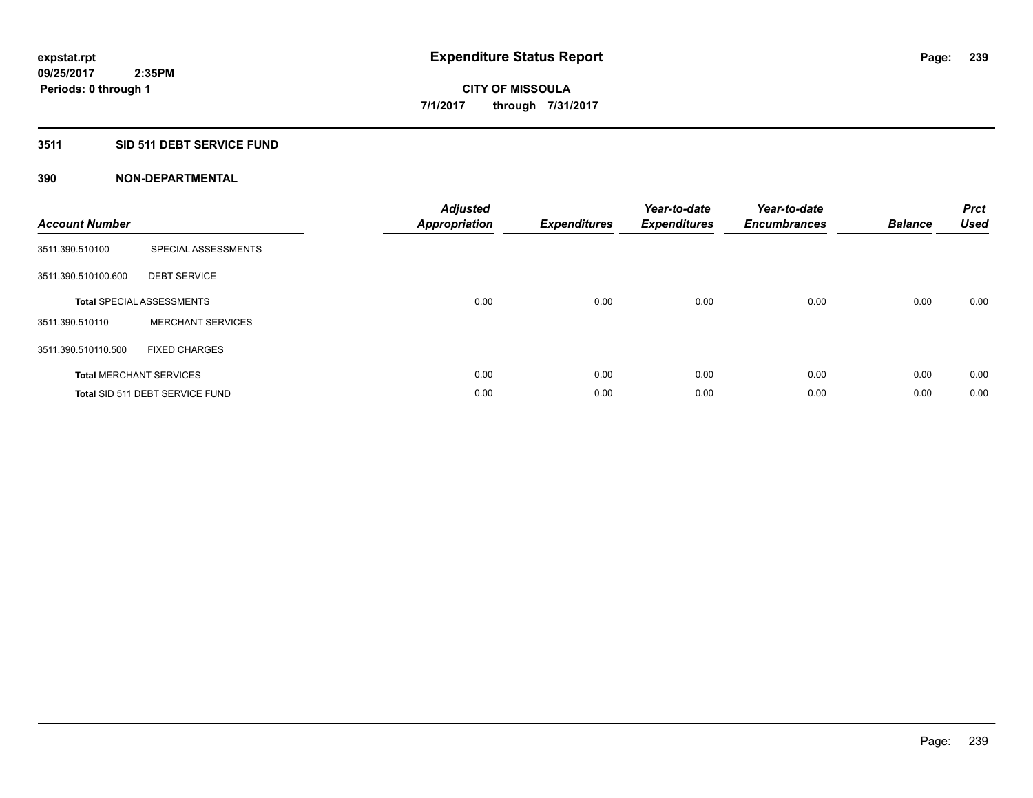**expstat.rpt**
**09/25/2017 2:35PM**
**Periods: 0 through 1**

# Expenditure Status Report

**CITY OF MISSOULA**
**7/1/2017 through 7/31/2017**

## 3511 SID 511 DEBT SERVICE FUND

### 390 NON-DEPARTMENTAL

| Account Number | | Adjusted Appropriation | Expenditures | Year-to-date Expenditures | Year-to-date Encumbrances | Balance | Prct Used |
|---|---|---|---|---|---|---|---|
| 3511.390.510100 | SPECIAL ASSESSMENTS | | | | | | |
| 3511.390.510100.600 | DEBT SERVICE | | | | | | |
| **Total** SPECIAL ASSESSMENTS | | 0.00 | 0.00 | 0.00 | 0.00 | 0.00 | 0.00 |
| 3511.390.510110 | MERCHANT SERVICES | | | | | | |
| 3511.390.510110.500 | FIXED CHARGES | | | | | | |
| **Total** MERCHANT SERVICES | | 0.00 | 0.00 | 0.00 | 0.00 | 0.00 | 0.00 |
| **Total** SID 511 DEBT SERVICE FUND | | 0.00 | 0.00 | 0.00 | 0.00 | 0.00 | 0.00 |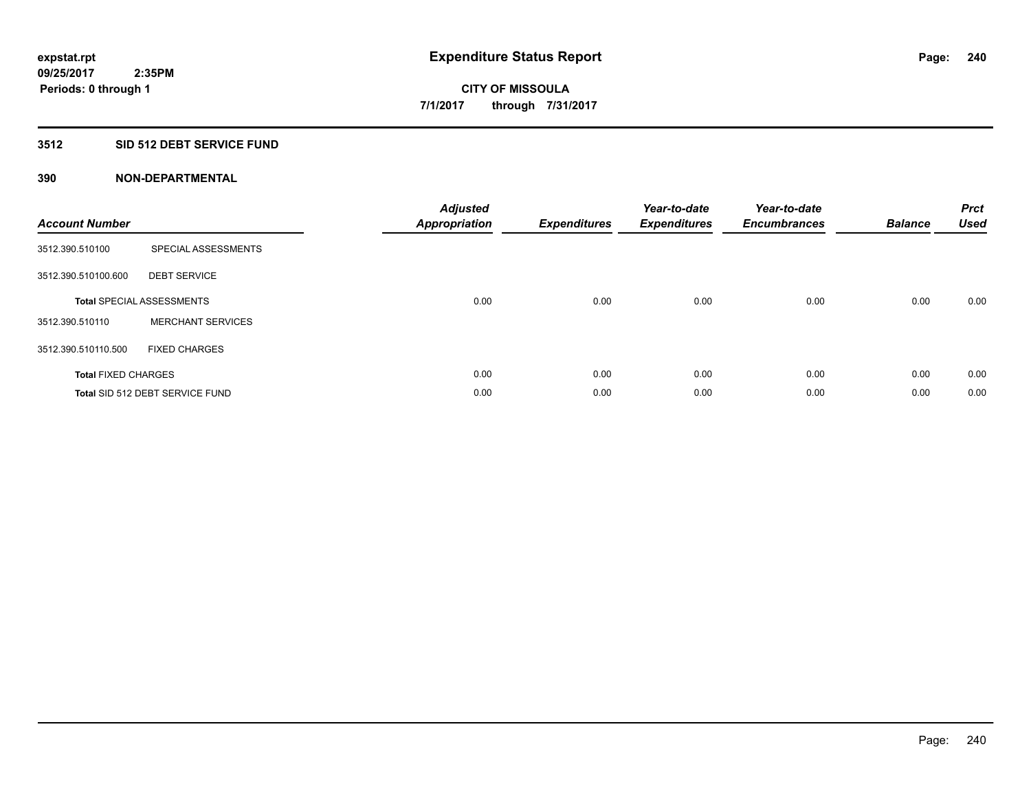**expstat.rpt**
**09/25/2017 2:35PM**
**Periods: 0 through 1**

# Expenditure Status Report

**CITY OF MISSOULA**
**7/1/2017 through 7/31/2017**

## 3512 SID 512 DEBT SERVICE FUND

### 390 NON-DEPARTMENTAL

| Account Number | | Adjusted Appropriation | Expenditures | Year-to-date Expenditures | Year-to-date Encumbrances | Balance | Prct Used |
|---|---|---|---|---|---|---|---|
| 3512.390.510100 | SPECIAL ASSESSMENTS | | | | | | |
| 3512.390.510100.600 | DEBT SERVICE | | | | | | |
| **Total** SPECIAL ASSESSMENTS | | 0.00 | 0.00 | 0.00 | 0.00 | 0.00 | 0.00 |
| 3512.390.510110 | MERCHANT SERVICES | | | | | | |
| 3512.390.510110.500 | FIXED CHARGES | | | | | | |
| **Total** FIXED CHARGES | | 0.00 | 0.00 | 0.00 | 0.00 | 0.00 | 0.00 |
| **Total** SID 512 DEBT SERVICE FUND | | 0.00 | 0.00 | 0.00 | 0.00 | 0.00 | 0.00 |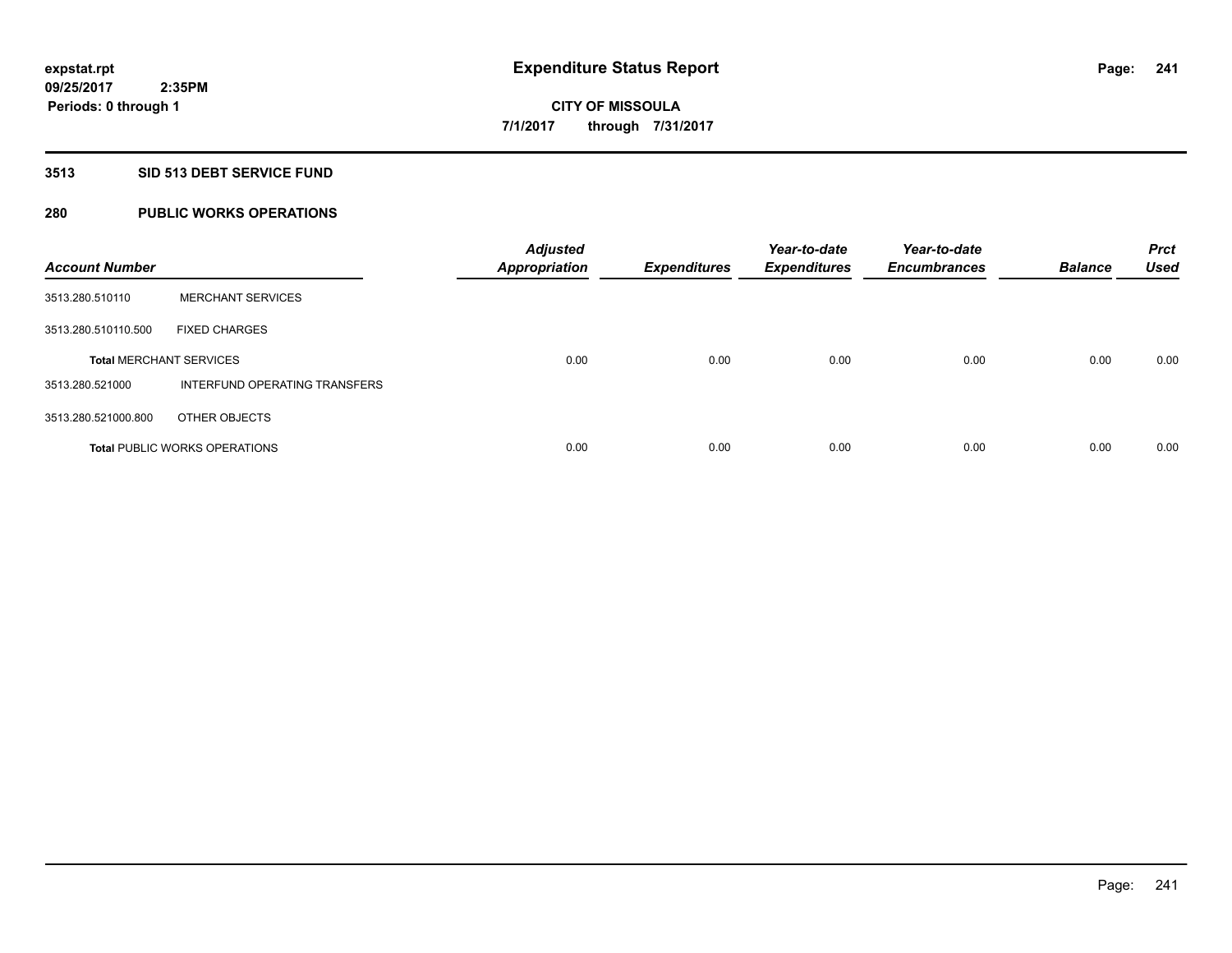# Expenditure Status Report

**CITY OF MISSOULA**

**7/1/2017 through 7/31/2017**

expstat.rpt
09/25/2017 2:35PM
Periods: 0 through 1

## 3513 SID 513 DEBT SERVICE FUND

### 280 PUBLIC WORKS OPERATIONS

| Account Number | | Adjusted Appropriation | Expenditures | Year-to-date Expenditures | Year-to-date Encumbrances | Balance | Prct Used |
|---|---|---|---|---|---|---|---|
| 3513.280.510110 | MERCHANT SERVICES | | | | | | |
| 3513.280.510110.500 | FIXED CHARGES | | | | | | |
| **Total** MERCHANT SERVICES | | 0.00 | 0.00 | 0.00 | 0.00 | 0.00 | 0.00 |
| 3513.280.521000 | INTERFUND OPERATING TRANSFERS | | | | | | |
| 3513.280.521000.800 | OTHER OBJECTS | | | | | | |
| **Total** PUBLIC WORKS OPERATIONS | | 0.00 | 0.00 | 0.00 | 0.00 | 0.00 | 0.00 |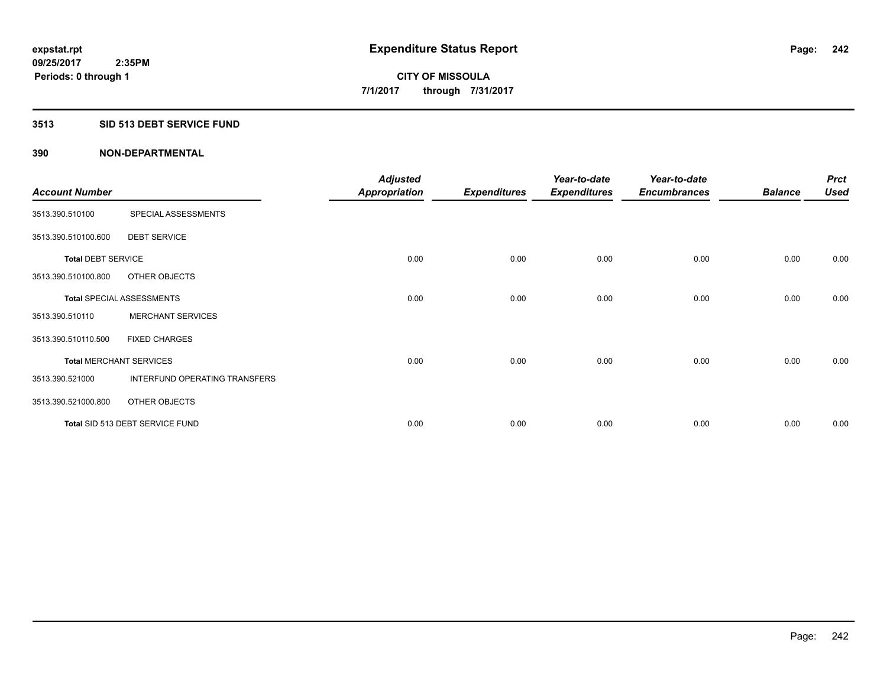**expstat.rpt**
**09/25/2017 2:35PM**
**Periods: 0 through 1**

# Expenditure Status Report

**CITY OF MISSOULA**
**7/1/2017 through 7/31/2017**

## 3513 SID 513 DEBT SERVICE FUND

### 390 NON-DEPARTMENTAL

| Account Number | | Adjusted Appropriation | Expenditures | Year-to-date Expenditures | Year-to-date Encumbrances | Balance | Prct Used |
|---|---|---|---|---|---|---|---|
| 3513.390.510100 | SPECIAL ASSESSMENTS | | | | | | |
| 3513.390.510100.600 | DEBT SERVICE | | | | | | |
| **Total** DEBT SERVICE | | 0.00 | 0.00 | 0.00 | 0.00 | 0.00 | 0.00 |
| 3513.390.510100.800 | OTHER OBJECTS | | | | | | |
| **Total** SPECIAL ASSESSMENTS | | 0.00 | 0.00 | 0.00 | 0.00 | 0.00 | 0.00 |
| 3513.390.510110 | MERCHANT SERVICES | | | | | | |
| 3513.390.510110.500 | FIXED CHARGES | | | | | | |
| **Total** MERCHANT SERVICES | | 0.00 | 0.00 | 0.00 | 0.00 | 0.00 | 0.00 |
| 3513.390.521000 | INTERFUND OPERATING TRANSFERS | | | | | | |
| 3513.390.521000.800 | OTHER OBJECTS | | | | | | |
| **Total** SID 513 DEBT SERVICE FUND | | 0.00 | 0.00 | 0.00 | 0.00 | 0.00 | 0.00 |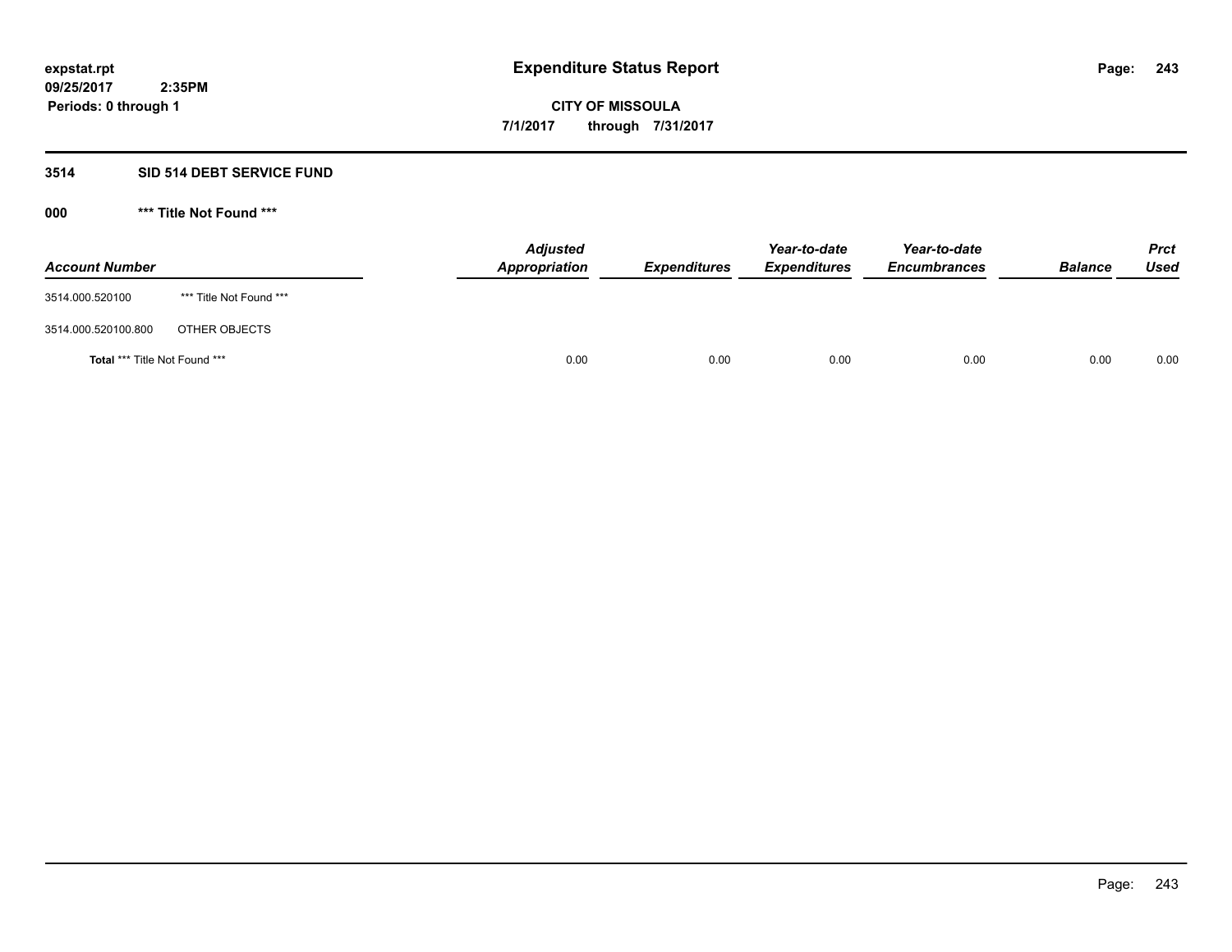expstat.rpt
09/25/2017 2:35PM
Periods: 0 through 1

# Expenditure Status Report

CITY OF MISSOULA
7/1/2017 through 7/31/2017

## 3514 SID 514 DEBT SERVICE FUND

### 000 *** Title Not Found ***

| Account Number | | Adjusted Appropriation | Expenditures | Year-to-date Expenditures | Year-to-date Encumbrances | Balance | Prct Used |
|---|---|---|---|---|---|---|---|
| 3514.000.520100 | *** Title Not Found *** | | | | | | |
| 3514.000.520100.800 | OTHER OBJECTS | | | | | | |
| **Total** *** Title Not Found *** | | 0.00 | 0.00 | 0.00 | 0.00 | 0.00 | 0.00 |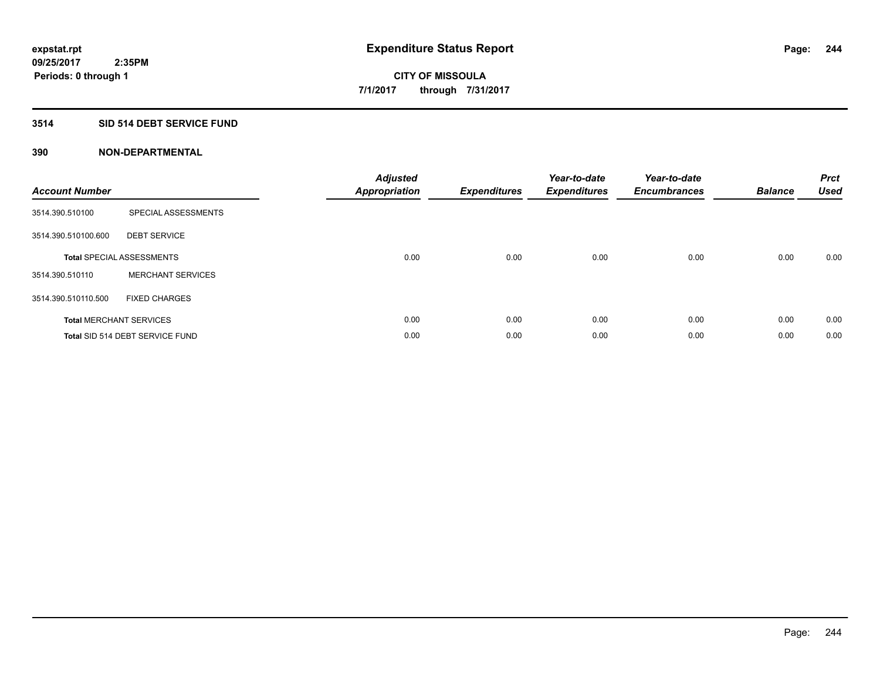**expstat.rpt**
**09/25/2017 2:35PM**
**Periods: 0 through 1**

# Expenditure Status Report

**CITY OF MISSOULA**
**7/1/2017 through 7/31/2017**

## 3514 SID 514 DEBT SERVICE FUND

## 390 NON-DEPARTMENTAL

| Account Number | | Adjusted Appropriation | Expenditures | Year-to-date Expenditures | Year-to-date Encumbrances | Balance | Prct Used |
|---|---|---|---|---|---|---|---|
| 3514.390.510100 | SPECIAL ASSESSMENTS | | | | | | |
| 3514.390.510100.600 | DEBT SERVICE | | | | | | |
| **Total** SPECIAL ASSESSMENTS | | 0.00 | 0.00 | 0.00 | 0.00 | 0.00 | 0.00 |
| 3514.390.510110 | MERCHANT SERVICES | | | | | | |
| 3514.390.510110.500 | FIXED CHARGES | | | | | | |
| **Total** MERCHANT SERVICES | | 0.00 | 0.00 | 0.00 | 0.00 | 0.00 | 0.00 |
| **Total** SID 514 DEBT SERVICE FUND | | 0.00 | 0.00 | 0.00 | 0.00 | 0.00 | 0.00 |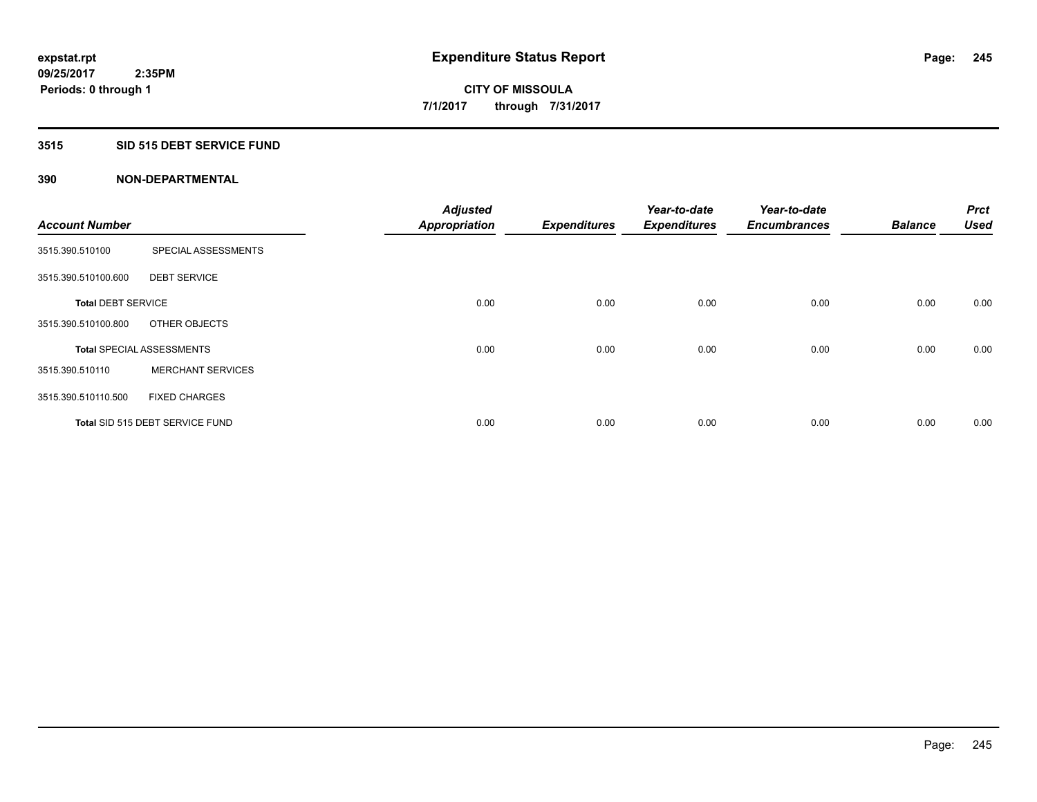# Expenditure Status Report

expstat.rpt
09/25/2017 2:35PM
Periods: 0 through 1

**CITY OF MISSOULA**
**7/1/2017 through 7/31/2017**

## 3515 SID 515 DEBT SERVICE FUND

### 390 NON-DEPARTMENTAL

| Account Number | | Adjusted Appropriation | Expenditures | Year-to-date Expenditures | Year-to-date Encumbrances | Balance | Prct Used |
|---|---|---|---|---|---|---|---|
| 3515.390.510100 | SPECIAL ASSESSMENTS | | | | | | |
| 3515.390.510100.600 | DEBT SERVICE | | | | | | |
| **Total** DEBT SERVICE | | 0.00 | 0.00 | 0.00 | 0.00 | 0.00 | 0.00 |
| 3515.390.510100.800 | OTHER OBJECTS | | | | | | |
| **Total** SPECIAL ASSESSMENTS | | 0.00 | 0.00 | 0.00 | 0.00 | 0.00 | 0.00 |
| 3515.390.510110 | MERCHANT SERVICES | | | | | | |
| 3515.390.510110.500 | FIXED CHARGES | | | | | | |
| **Total** SID 515 DEBT SERVICE FUND | | 0.00 | 0.00 | 0.00 | 0.00 | 0.00 | 0.00 |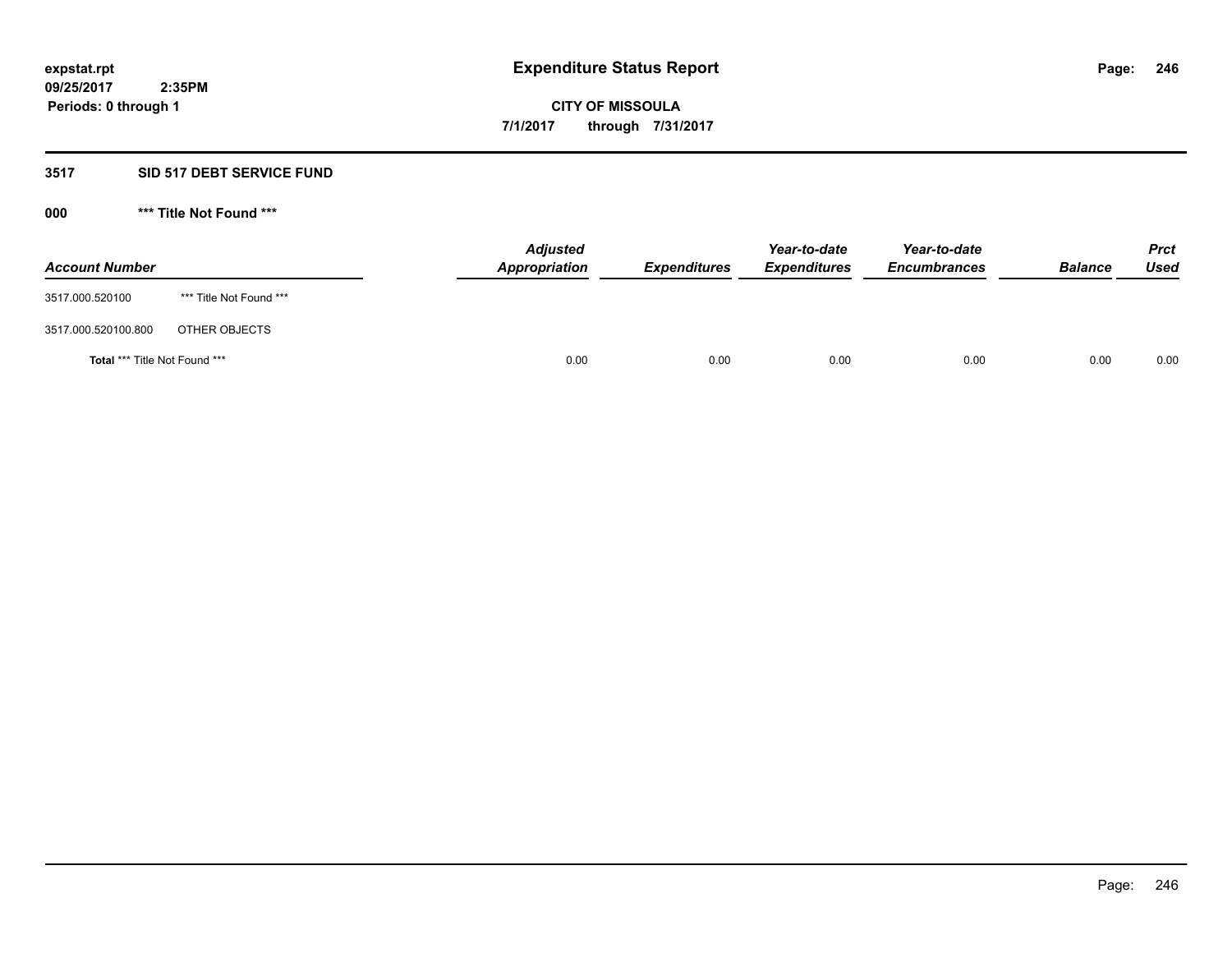# Expenditure Status Report

expstat.rpt
09/25/2017 2:35PM
Periods: 0 through 1

**CITY OF MISSOULA**
**7/1/2017 through 7/31/2017**

## 3517 SID 517 DEBT SERVICE FUND

### 000 *** Title Not Found ***

| Account Number | | Adjusted Appropriation | Expenditures | Year-to-date Expenditures | Year-to-date Encumbrances | Balance | Prct Used |
|---|---|---|---|---|---|---|---|
| 3517.000.520100 | *** Title Not Found *** | | | | | | |
| 3517.000.520100.800 | OTHER OBJECTS | | | | | | |
| **Total** *** Title Not Found *** | | 0.00 | 0.00 | 0.00 | 0.00 | 0.00 | 0.00 |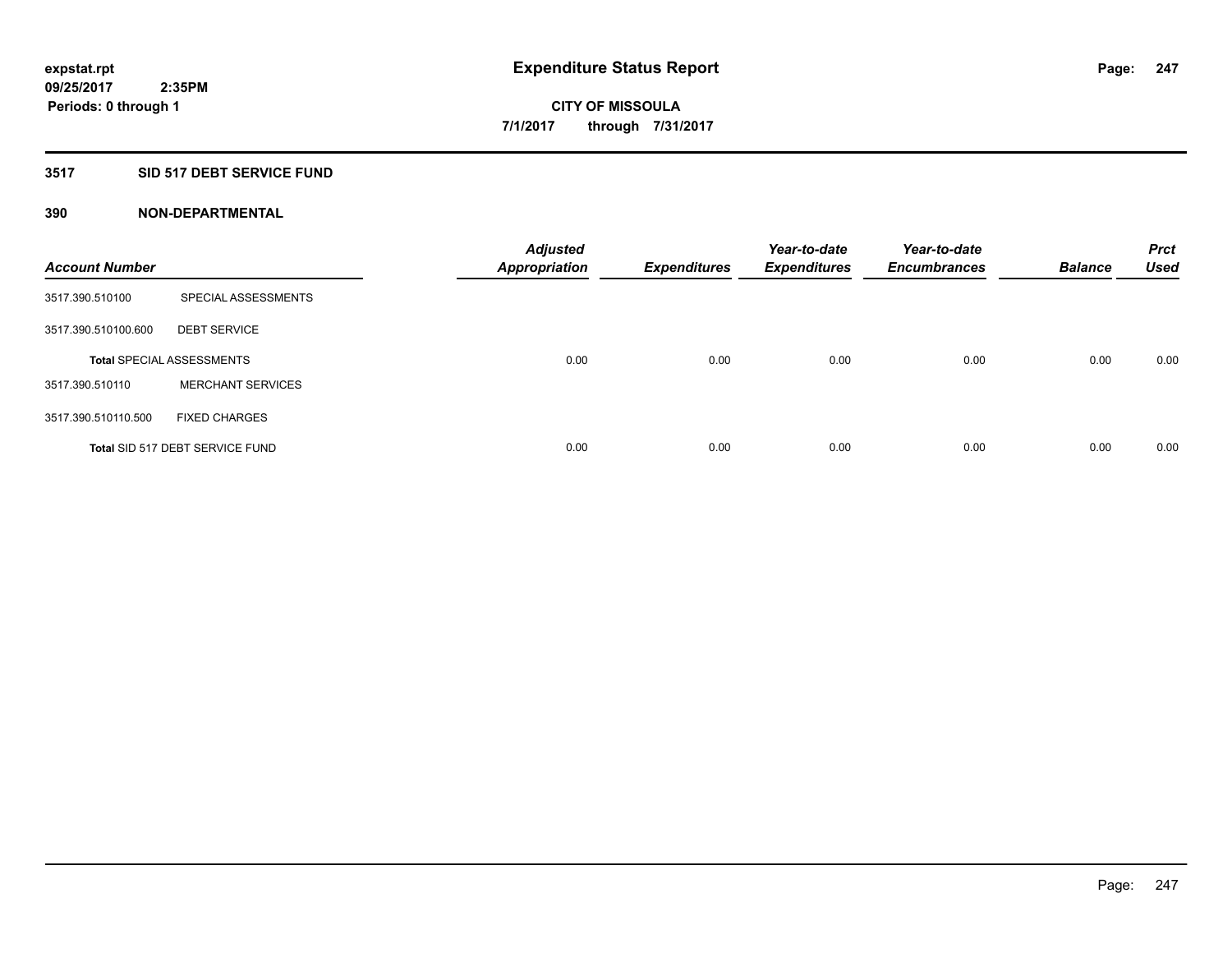**expstat.rpt**
**09/25/2017 2:35PM**
**Periods: 0 through 1**

# Expenditure Status Report

**CITY OF MISSOULA**
**7/1/2017 through 7/31/2017**

## 3517 SID 517 DEBT SERVICE FUND

### 390 NON-DEPARTMENTAL

| Account Number | | Adjusted Appropriation | Expenditures | Year-to-date Expenditures | Year-to-date Encumbrances | Balance | Prct Used |
|---|---|---|---|---|---|---|---|
| 3517.390.510100 | SPECIAL ASSESSMENTS | | | | | | |
| 3517.390.510100.600 | DEBT SERVICE | | | | | | |
| **Total** SPECIAL ASSESSMENTS | | 0.00 | 0.00 | 0.00 | 0.00 | 0.00 | 0.00 |
| 3517.390.510110 | MERCHANT SERVICES | | | | | | |
| 3517.390.510110.500 | FIXED CHARGES | | | | | | |
| **Total** SID 517 DEBT SERVICE FUND | | 0.00 | 0.00 | 0.00 | 0.00 | 0.00 | 0.00 |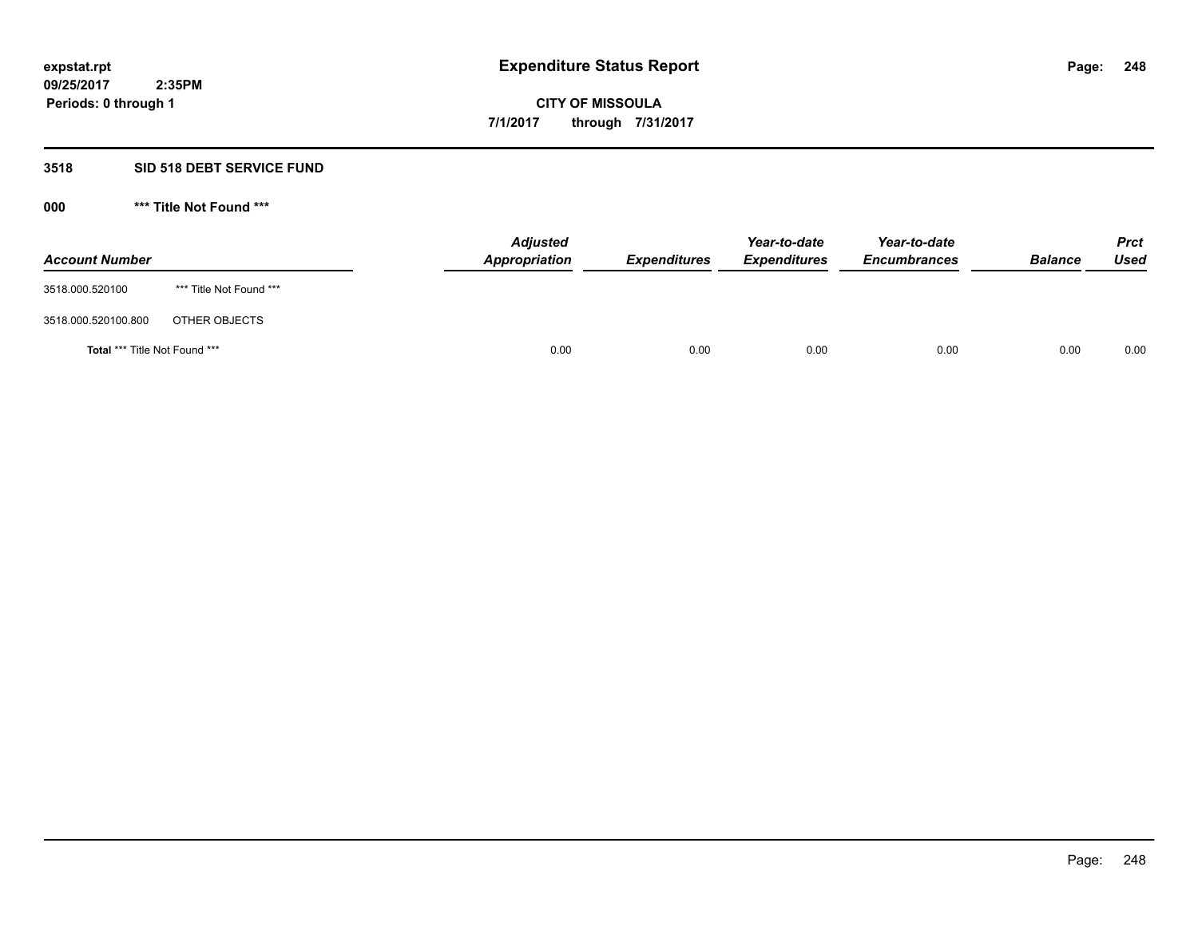expstat.rpt
09/25/2017 2:35PM
Periods: 0 through 1

# Expenditure Status Report

**CITY OF MISSOULA**
**7/1/2017 through 7/31/2017**

## 3518 SID 518 DEBT SERVICE FUND

### 000 *** Title Not Found ***

| Account Number | | Adjusted Appropriation | Expenditures | Year-to-date Expenditures | Year-to-date Encumbrances | Balance | Prct Used |
|---|---|---|---|---|---|---|---|
| 3518.000.520100 | *** Title Not Found *** | | | | | | |
| 3518.000.520100.800 | OTHER OBJECTS | | | | | | |
| **Total** *** Title Not Found *** | | 0.00 | 0.00 | 0.00 | 0.00 | 0.00 | 0.00 |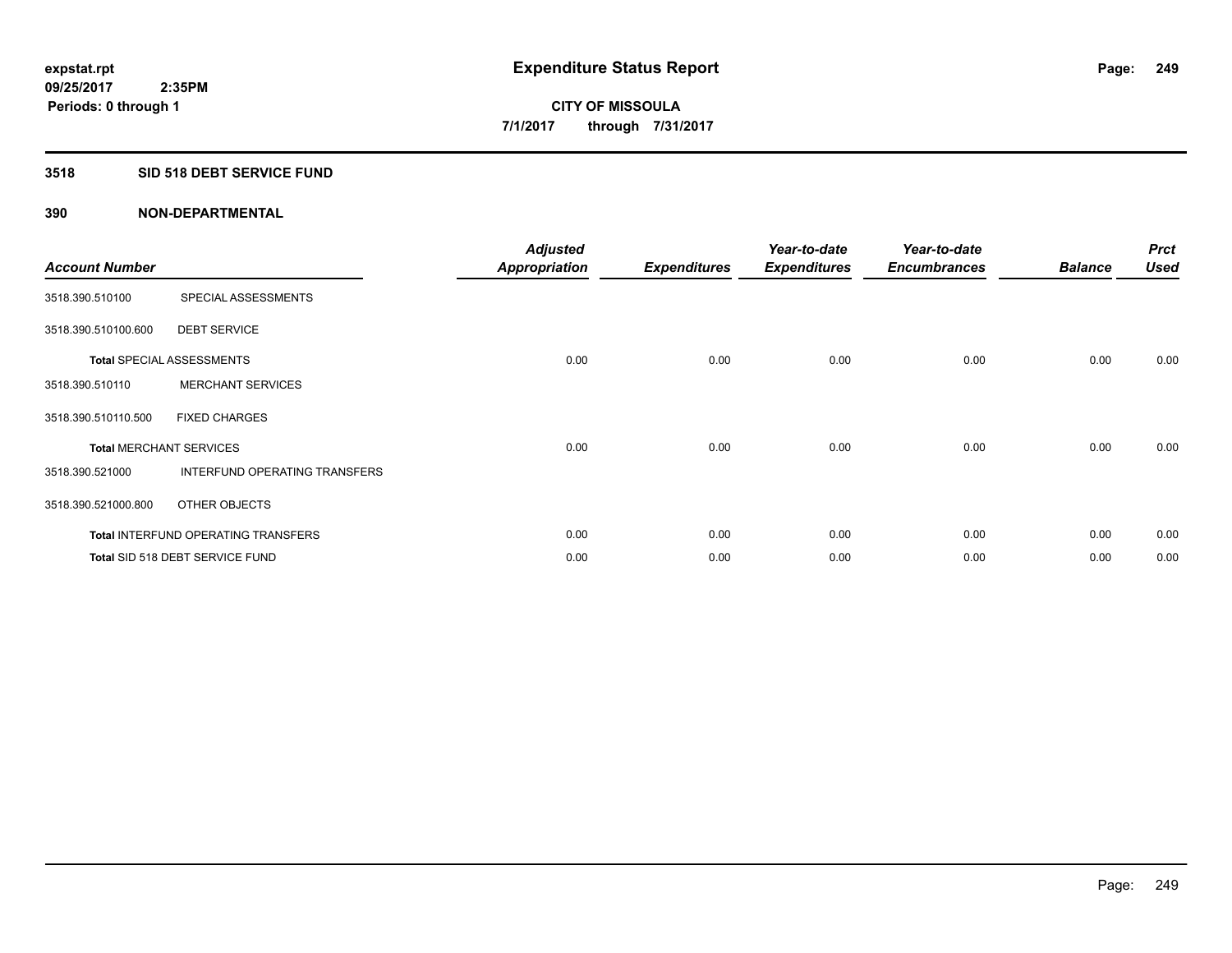**expstat.rpt**
**09/25/2017 2:35PM**
**Periods: 0 through 1**

# Expenditure Status Report

**CITY OF MISSOULA**
**7/1/2017 through 7/31/2017**

## 3518 SID 518 DEBT SERVICE FUND

### 390 NON-DEPARTMENTAL

| Account Number | | Adjusted Appropriation | Expenditures | Year-to-date Expenditures | Year-to-date Encumbrances | Balance | Prct Used |
|---|---|---|---|---|---|---|---|
| 3518.390.510100 | SPECIAL ASSESSMENTS | | | | | | |
| 3518.390.510100.600 | DEBT SERVICE | | | | | | |
| **Total** SPECIAL ASSESSMENTS | | 0.00 | 0.00 | 0.00 | 0.00 | 0.00 | 0.00 |
| 3518.390.510110 | MERCHANT SERVICES | | | | | | |
| 3518.390.510110.500 | FIXED CHARGES | | | | | | |
| **Total** MERCHANT SERVICES | | 0.00 | 0.00 | 0.00 | 0.00 | 0.00 | 0.00 |
| 3518.390.521000 | INTERFUND OPERATING TRANSFERS | | | | | | |
| 3518.390.521000.800 | OTHER OBJECTS | | | | | | |
| **Total** INTERFUND OPERATING TRANSFERS | | 0.00 | 0.00 | 0.00 | 0.00 | 0.00 | 0.00 |
| **Total** SID 518 DEBT SERVICE FUND | | 0.00 | 0.00 | 0.00 | 0.00 | 0.00 | 0.00 |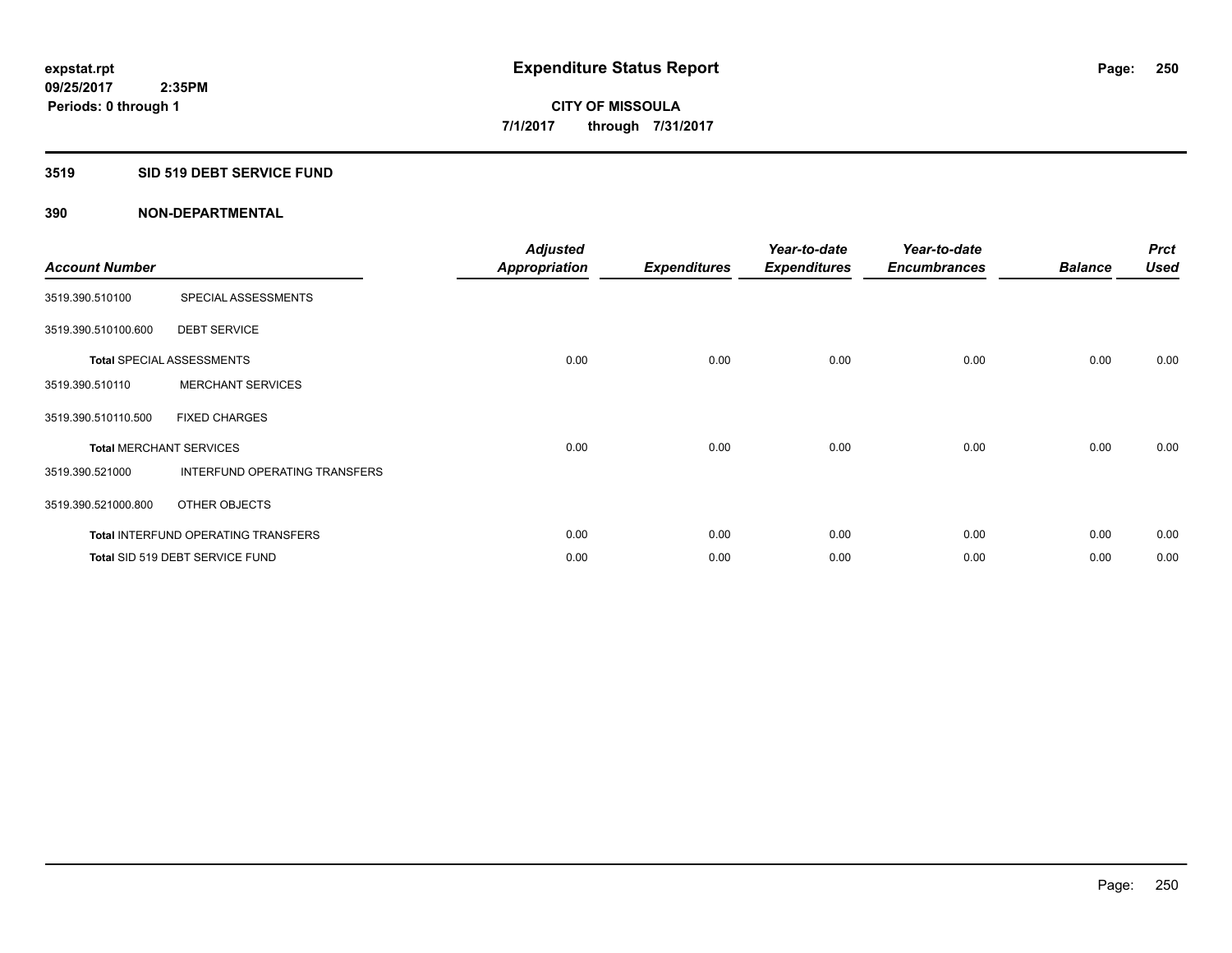**expstat.rpt**
**09/25/2017 2:35PM**
**Periods: 0 through 1**

# Expenditure Status Report

**CITY OF MISSOULA**
**7/1/2017 through 7/31/2017**

## 3519 SID 519 DEBT SERVICE FUND

### 390 NON-DEPARTMENTAL

| Account Number | | Adjusted Appropriation | Expenditures | Year-to-date Expenditures | Year-to-date Encumbrances | Balance | Prct Used |
|---|---|---|---|---|---|---|---|
| 3519.390.510100 | SPECIAL ASSESSMENTS | | | | | | |
| 3519.390.510100.600 | DEBT SERVICE | | | | | | |
| Total SPECIAL ASSESSMENTS | | 0.00 | 0.00 | 0.00 | 0.00 | 0.00 | 0.00 |
| 3519.390.510110 | MERCHANT SERVICES | | | | | | |
| 3519.390.510110.500 | FIXED CHARGES | | | | | | |
| Total MERCHANT SERVICES | | 0.00 | 0.00 | 0.00 | 0.00 | 0.00 | 0.00 |
| 3519.390.521000 | INTERFUND OPERATING TRANSFERS | | | | | | |
| 3519.390.521000.800 | OTHER OBJECTS | | | | | | |
| Total INTERFUND OPERATING TRANSFERS | | 0.00 | 0.00 | 0.00 | 0.00 | 0.00 | 0.00 |
| Total SID 519 DEBT SERVICE FUND | | 0.00 | 0.00 | 0.00 | 0.00 | 0.00 | 0.00 |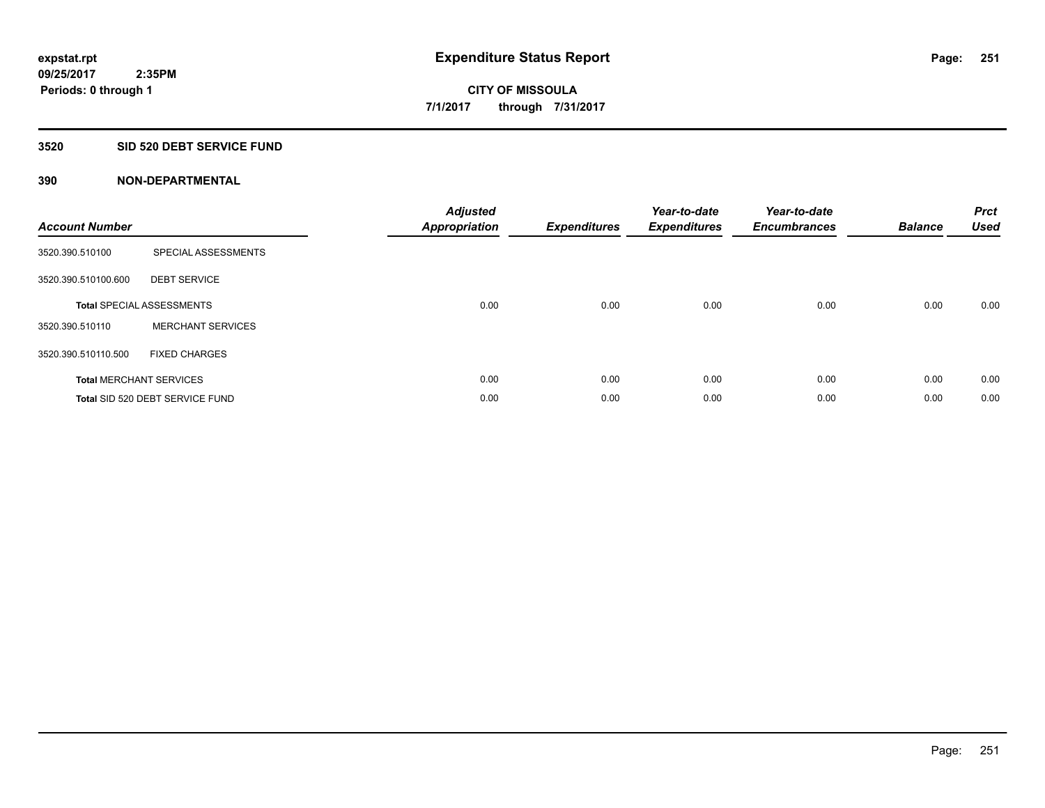**expstat.rpt**
**09/25/2017 2:35PM**
**Periods: 0 through 1**

# Expenditure Status Report

**CITY OF MISSOULA**
**7/1/2017 through 7/31/2017**

## 3520 SID 520 DEBT SERVICE FUND

### 390 NON-DEPARTMENTAL

| Account Number | | Adjusted Appropriation | Expenditures | Year-to-date Expenditures | Year-to-date Encumbrances | Balance | Prct Used |
|---|---|---|---|---|---|---|---|
| 3520.390.510100 | SPECIAL ASSESSMENTS | | | | | | |
| 3520.390.510100.600 | DEBT SERVICE | | | | | | |
| **Total** SPECIAL ASSESSMENTS | | 0.00 | 0.00 | 0.00 | 0.00 | 0.00 | 0.00 |
| 3520.390.510110 | MERCHANT SERVICES | | | | | | |
| 3520.390.510110.500 | FIXED CHARGES | | | | | | |
| **Total** MERCHANT SERVICES | | 0.00 | 0.00 | 0.00 | 0.00 | 0.00 | 0.00 |
| **Total** SID 520 DEBT SERVICE FUND | | 0.00 | 0.00 | 0.00 | 0.00 | 0.00 | 0.00 |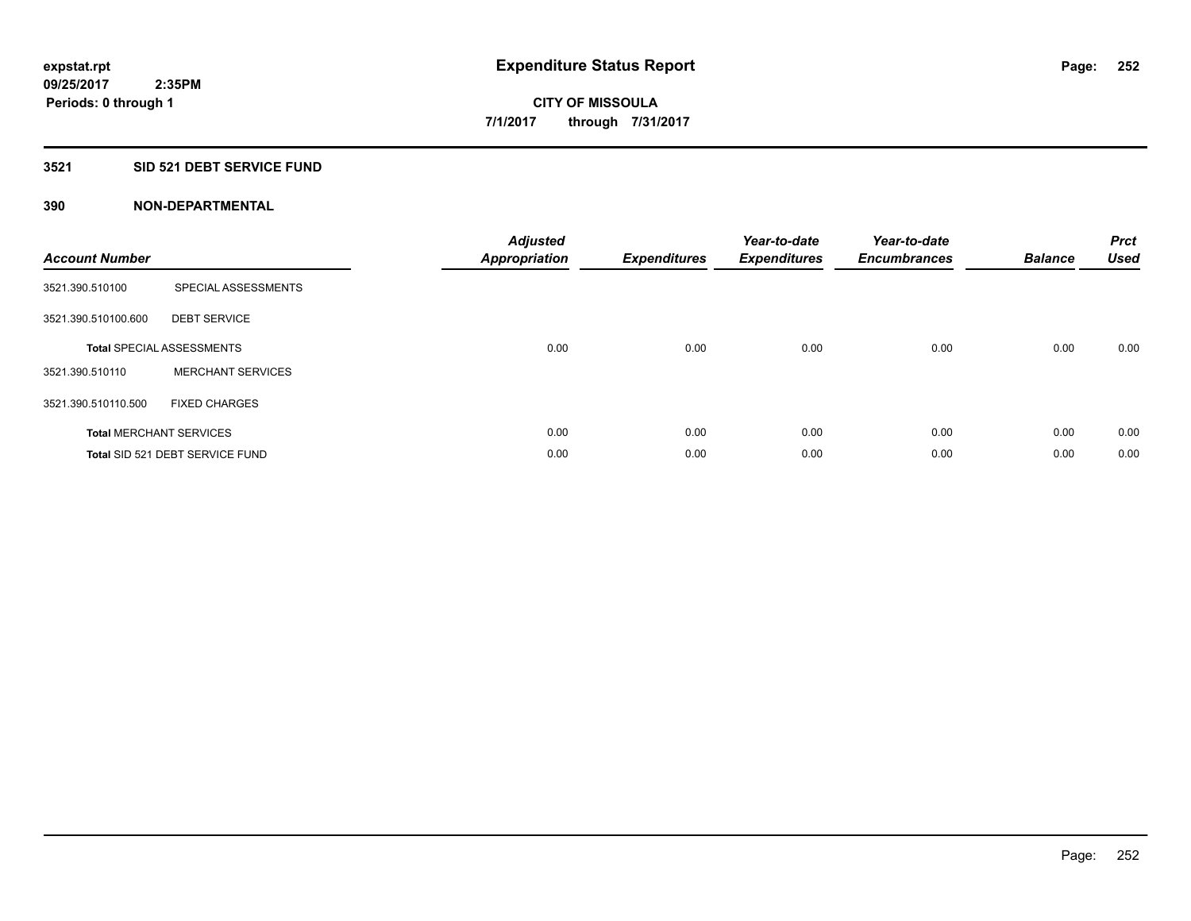**expstat.rpt**
**09/25/2017 2:35PM**
**Periods: 0 through 1**

# Expenditure Status Report

**CITY OF MISSOULA**
**7/1/2017 through 7/31/2017**

## 3521 SID 521 DEBT SERVICE FUND

### 390 NON-DEPARTMENTAL

| Account Number | | Adjusted Appropriation | Expenditures | Year-to-date Expenditures | Year-to-date Encumbrances | Balance | Prct Used |
|---|---|---|---|---|---|---|---|
| 3521.390.510100 | SPECIAL ASSESSMENTS | | | | | | |
| 3521.390.510100.600 | DEBT SERVICE | | | | | | |
| **Total** SPECIAL ASSESSMENTS | | 0.00 | 0.00 | 0.00 | 0.00 | 0.00 | 0.00 |
| 3521.390.510110 | MERCHANT SERVICES | | | | | | |
| 3521.390.510110.500 | FIXED CHARGES | | | | | | |
| **Total** MERCHANT SERVICES | | 0.00 | 0.00 | 0.00 | 0.00 | 0.00 | 0.00 |
| **Total** SID 521 DEBT SERVICE FUND | | 0.00 | 0.00 | 0.00 | 0.00 | 0.00 | 0.00 |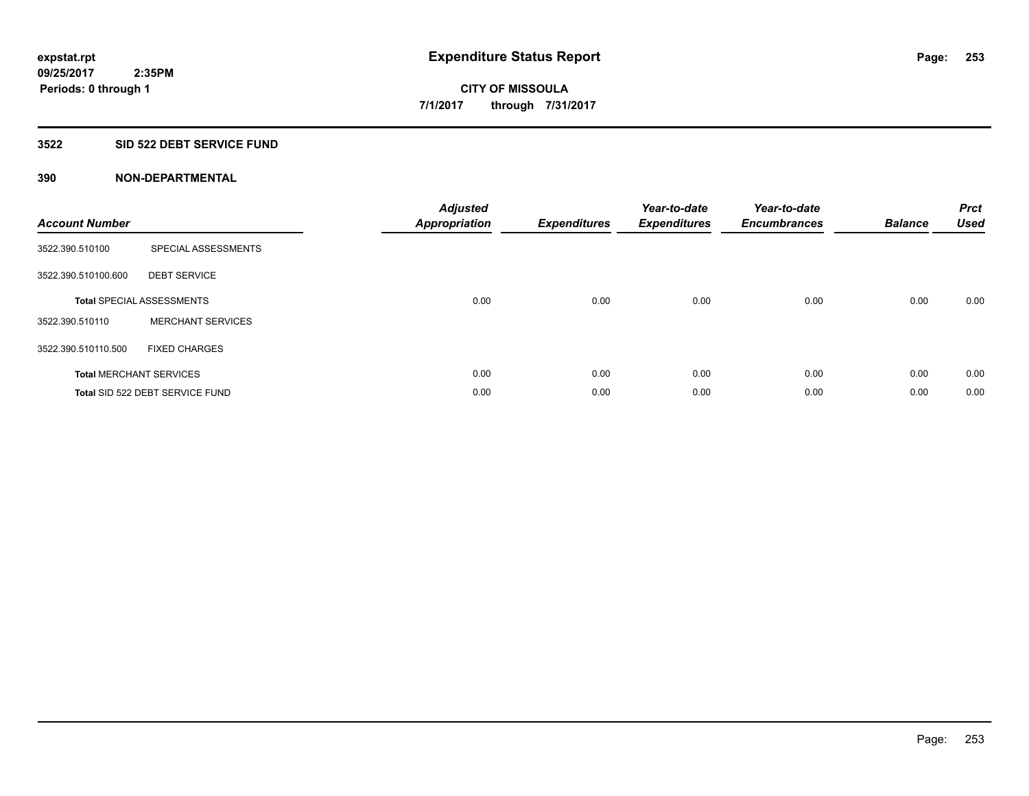**expstat.rpt**
**09/25/2017 2:35PM**
**Periods: 0 through 1**

# Expenditure Status Report

**CITY OF MISSOULA**
**7/1/2017 through 7/31/2017**

## 3522 SID 522 DEBT SERVICE FUND

### 390 NON-DEPARTMENTAL

| Account Number | | Adjusted Appropriation | Expenditures | Year-to-date Expenditures | Year-to-date Encumbrances | Balance | Prct Used |
|---|---|---|---|---|---|---|---|
| 3522.390.510100 | SPECIAL ASSESSMENTS | | | | | | |
| 3522.390.510100.600 | DEBT SERVICE | | | | | | |
| **Total** SPECIAL ASSESSMENTS | | 0.00 | 0.00 | 0.00 | 0.00 | 0.00 | 0.00 |
| 3522.390.510110 | MERCHANT SERVICES | | | | | | |
| 3522.390.510110.500 | FIXED CHARGES | | | | | | |
| **Total** MERCHANT SERVICES | | 0.00 | 0.00 | 0.00 | 0.00 | 0.00 | 0.00 |
| **Total** SID 522 DEBT SERVICE FUND | | 0.00 | 0.00 | 0.00 | 0.00 | 0.00 | 0.00 |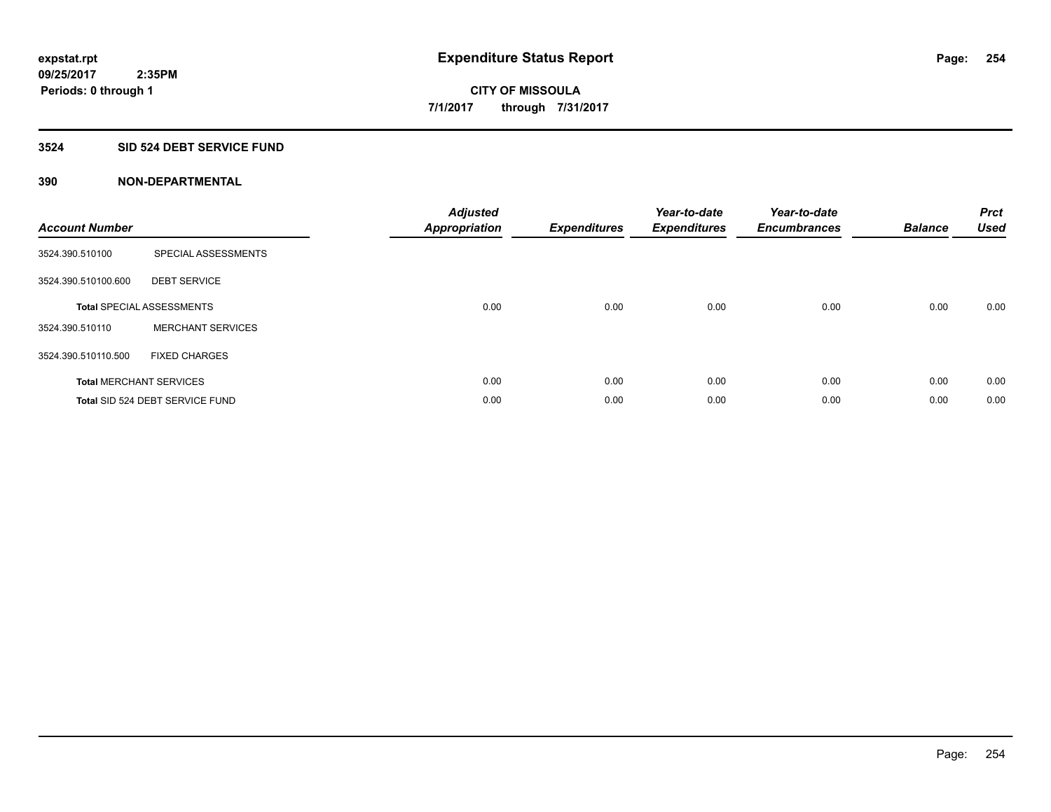# Expenditure Status Report

expstat.rpt
09/25/2017 2:35PM
Periods: 0 through 1

**CITY OF MISSOULA**
**7/1/2017 through 7/31/2017**

## 3524 SID 524 DEBT SERVICE FUND

### 390 NON-DEPARTMENTAL

| Account Number | | Adjusted Appropriation | Expenditures | Year-to-date Expenditures | Year-to-date Encumbrances | Balance | Prct Used |
|---|---|---|---|---|---|---|---|
| 3524.390.510100 | SPECIAL ASSESSMENTS | | | | | | |
| 3524.390.510100.600 | DEBT SERVICE | | | | | | |
| **Total** SPECIAL ASSESSMENTS | | 0.00 | 0.00 | 0.00 | 0.00 | 0.00 | 0.00 |
| 3524.390.510110 | MERCHANT SERVICES | | | | | | |
| 3524.390.510110.500 | FIXED CHARGES | | | | | | |
| **Total** MERCHANT SERVICES | | 0.00 | 0.00 | 0.00 | 0.00 | 0.00 | 0.00 |
| **Total** SID 524 DEBT SERVICE FUND | | 0.00 | 0.00 | 0.00 | 0.00 | 0.00 | 0.00 |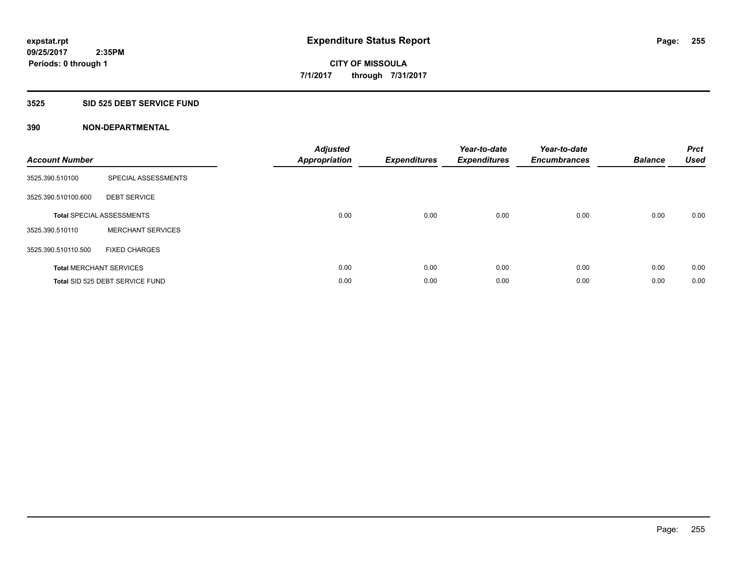expstat.rpt
09/25/2017 2:35PM
Periods: 0 through 1

# Expenditure Status Report

CITY OF MISSOULA
7/1/2017 through 7/31/2017

## 3525 SID 525 DEBT SERVICE FUND

### 390 NON-DEPARTMENTAL

| Account Number | | Adjusted Appropriation | Expenditures | Year-to-date Expenditures | Year-to-date Encumbrances | Balance | Prct Used |
|---|---|---|---|---|---|---|---|
| 3525.390.510100 | SPECIAL ASSESSMENTS | | | | | | |
| 3525.390.510100.600 | DEBT SERVICE | | | | | | |
| **Total** SPECIAL ASSESSMENTS | | 0.00 | 0.00 | 0.00 | 0.00 | 0.00 | 0.00 |
| 3525.390.510110 | MERCHANT SERVICES | | | | | | |
| 3525.390.510110.500 | FIXED CHARGES | | | | | | |
| **Total** MERCHANT SERVICES | | 0.00 | 0.00 | 0.00 | 0.00 | 0.00 | 0.00 |
| **Total** SID 525 DEBT SERVICE FUND | | 0.00 | 0.00 | 0.00 | 0.00 | 0.00 | 0.00 |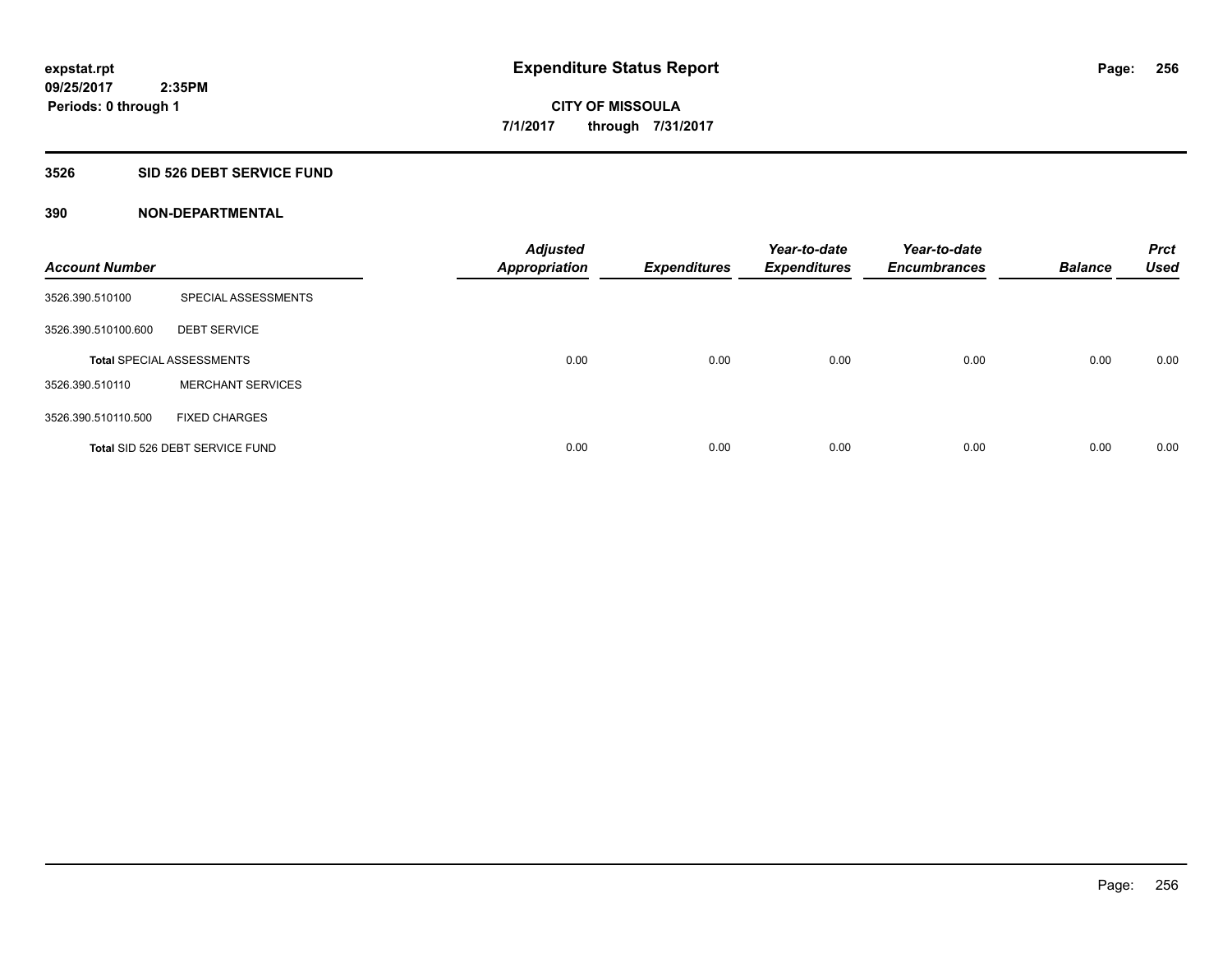**expstat.rpt**
**09/25/2017 2:35PM**
**Periods: 0 through 1**

# Expenditure Status Report

**CITY OF MISSOULA**
**7/1/2017 through 7/31/2017**

## 3526 SID 526 DEBT SERVICE FUND

### 390 NON-DEPARTMENTAL

| Account Number | | Adjusted Appropriation | Expenditures | Year-to-date Expenditures | Year-to-date Encumbrances | Balance | Prct Used |
|---|---|---|---|---|---|---|---|
| 3526.390.510100 | SPECIAL ASSESSMENTS | | | | | | |
| 3526.390.510100.600 | DEBT SERVICE | | | | | | |
| **Total** SPECIAL ASSESSMENTS | | 0.00 | 0.00 | 0.00 | 0.00 | 0.00 | 0.00 |
| 3526.390.510110 | MERCHANT SERVICES | | | | | | |
| 3526.390.510110.500 | FIXED CHARGES | | | | | | |
| **Total** SID 526 DEBT SERVICE FUND | | 0.00 | 0.00 | 0.00 | 0.00 | 0.00 | 0.00 |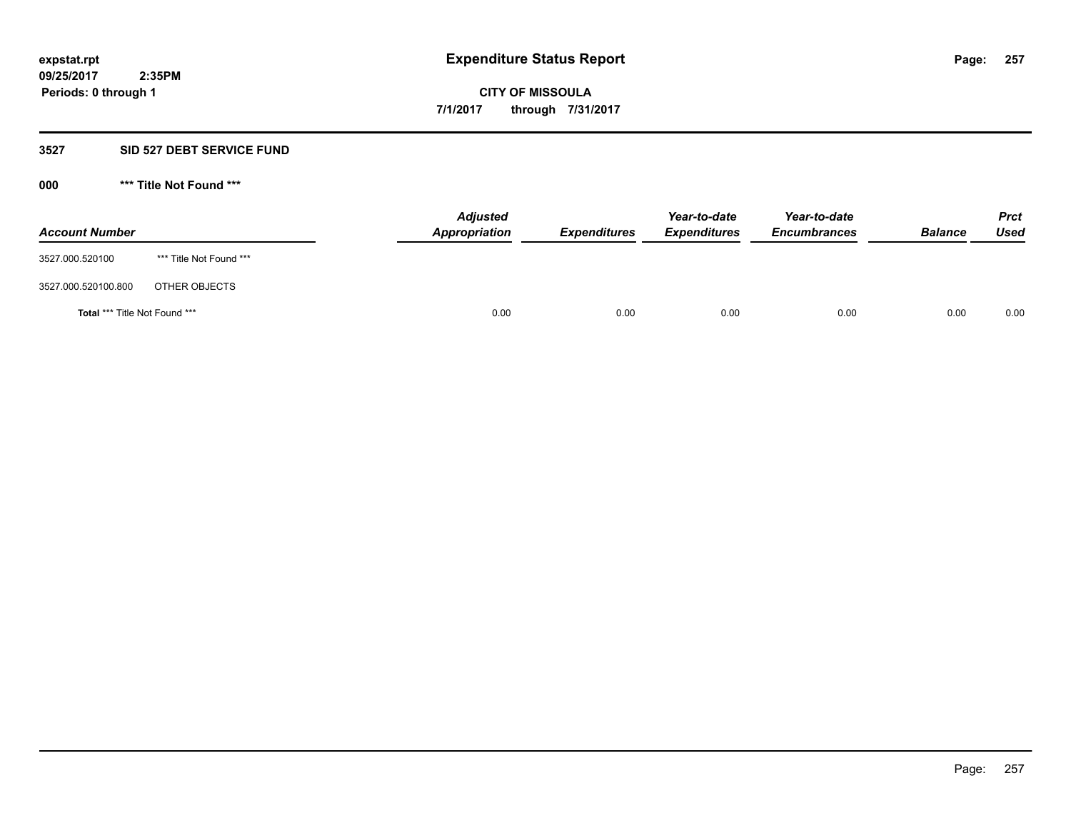# Expenditure Status Report

expstat.rpt
09/25/2017 2:35PM
Periods: 0 through 1

**CITY OF MISSOULA**
**7/1/2017 through 7/31/2017**

## 3527 SID 527 DEBT SERVICE FUND

### 000 *** Title Not Found ***

| Account Number | | Adjusted Appropriation | Expenditures | Year-to-date Expenditures | Year-to-date Encumbrances | Balance | Prct Used |
|---|---|---|---|---|---|---|---|
| 3527.000.520100 | *** Title Not Found *** | | | | | | |
| 3527.000.520100.800 | OTHER OBJECTS | | | | | | |
| **Total** *** Title Not Found *** | | 0.00 | 0.00 | 0.00 | 0.00 | 0.00 | 0.00 |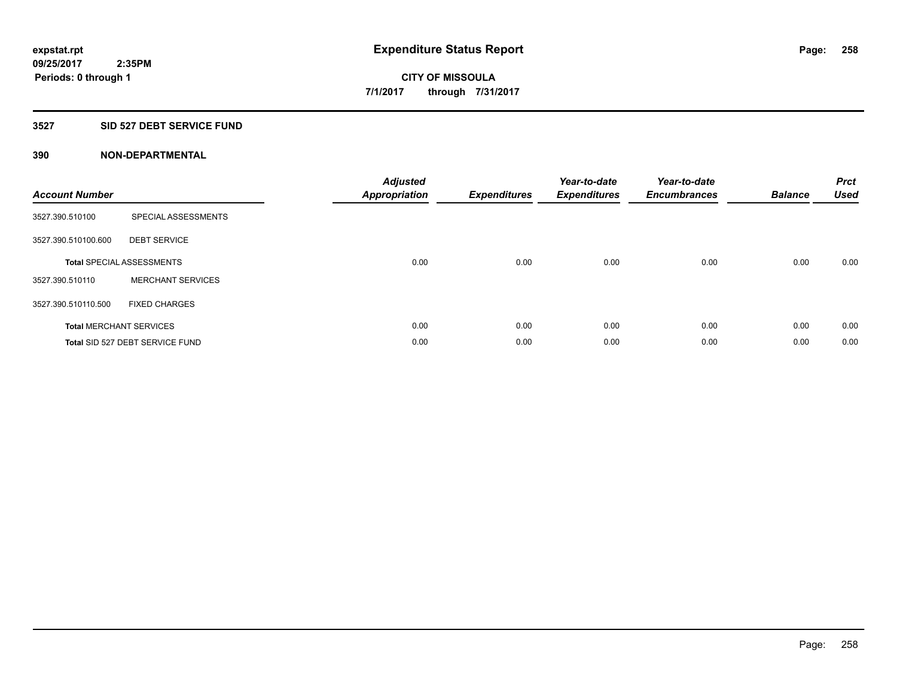# Expenditure Status Report

expstat.rpt
09/25/2017 2:35PM
Periods: 0 through 1

**CITY OF MISSOULA**
**7/1/2017 through 7/31/2017**

## 3527 SID 527 DEBT SERVICE FUND

### 390 NON-DEPARTMENTAL

| Account Number | | Adjusted Appropriation | Expenditures | Year-to-date Expenditures | Year-to-date Encumbrances | Balance | Prct Used |
|---|---|---|---|---|---|---|---|
| 3527.390.510100 | SPECIAL ASSESSMENTS | | | | | | |
| 3527.390.510100.600 | DEBT SERVICE | | | | | | |
| **Total** SPECIAL ASSESSMENTS | | 0.00 | 0.00 | 0.00 | 0.00 | 0.00 | 0.00 |
| 3527.390.510110 | MERCHANT SERVICES | | | | | | |
| 3527.390.510110.500 | FIXED CHARGES | | | | | | |
| **Total** MERCHANT SERVICES | | 0.00 | 0.00 | 0.00 | 0.00 | 0.00 | 0.00 |
| **Total** SID 527 DEBT SERVICE FUND | | 0.00 | 0.00 | 0.00 | 0.00 | 0.00 | 0.00 |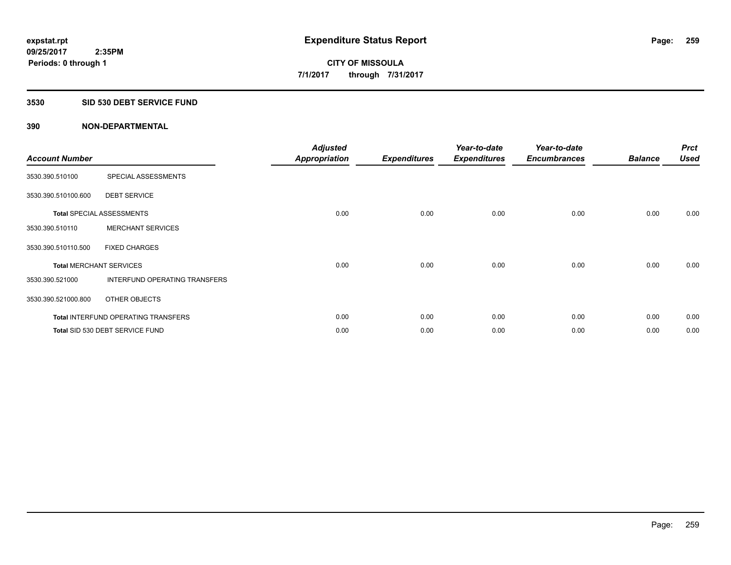**expstat.rpt**
**09/25/2017 2:35PM**
**Periods: 0 through 1**

# Expenditure Status Report

**CITY OF MISSOULA**
**7/1/2017 through 7/31/2017**

## 3530 SID 530 DEBT SERVICE FUND

### 390 NON-DEPARTMENTAL

| Account Number | | Adjusted Appropriation | Expenditures | Year-to-date Expenditures | Year-to-date Encumbrances | Balance | Prct Used |
|---|---|---|---|---|---|---|---|
| 3530.390.510100 | SPECIAL ASSESSMENTS | | | | | | |
| 3530.390.510100.600 | DEBT SERVICE | | | | | | |
| **Total** SPECIAL ASSESSMENTS | | 0.00 | 0.00 | 0.00 | 0.00 | 0.00 | 0.00 |
| 3530.390.510110 | MERCHANT SERVICES | | | | | | |
| 3530.390.510110.500 | FIXED CHARGES | | | | | | |
| **Total** MERCHANT SERVICES | | 0.00 | 0.00 | 0.00 | 0.00 | 0.00 | 0.00 |
| 3530.390.521000 | INTERFUND OPERATING TRANSFERS | | | | | | |
| 3530.390.521000.800 | OTHER OBJECTS | | | | | | |
| **Total** INTERFUND OPERATING TRANSFERS | | 0.00 | 0.00 | 0.00 | 0.00 | 0.00 | 0.00 |
| **Total** SID 530 DEBT SERVICE FUND | | 0.00 | 0.00 | 0.00 | 0.00 | 0.00 | 0.00 |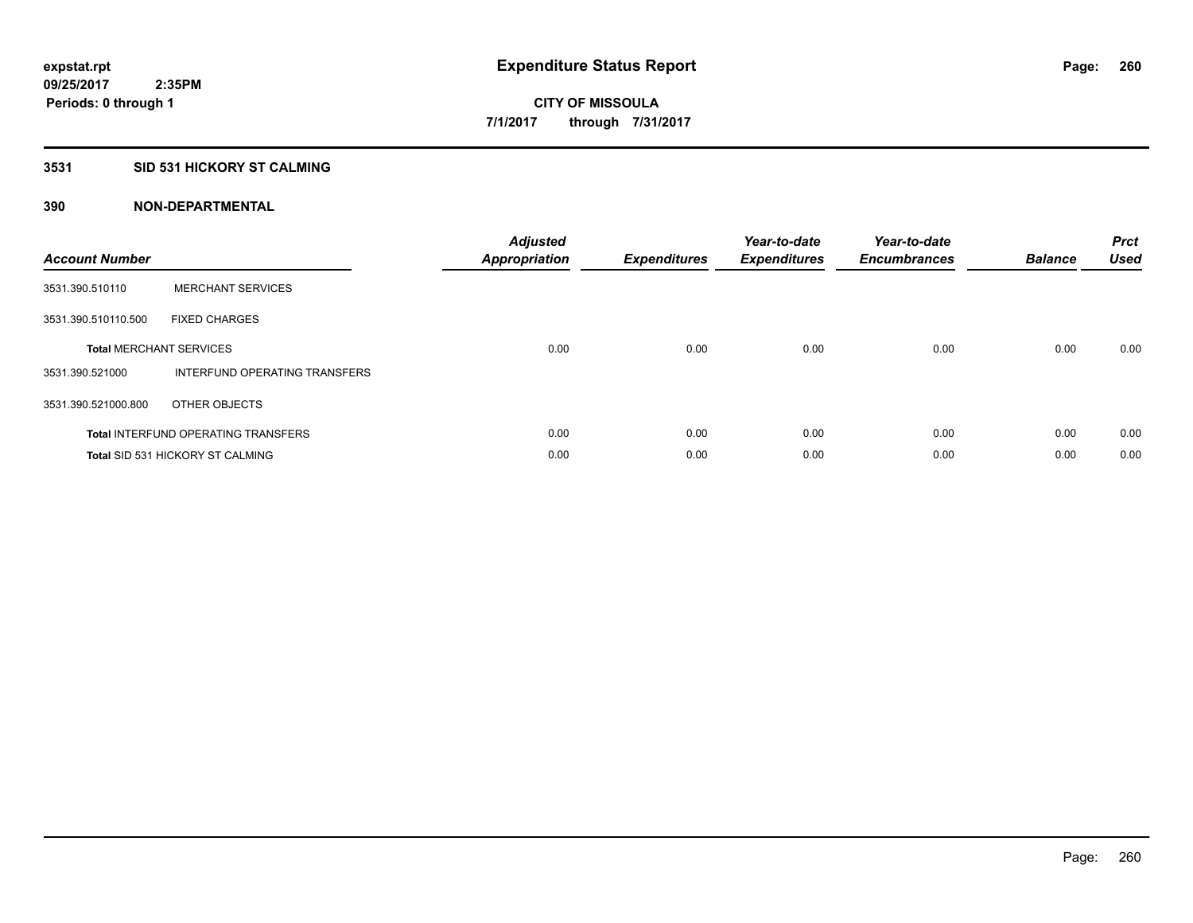expstat.rpt
09/25/2017 2:35PM
Periods: 0 through 1

# Expenditure Status Report

CITY OF MISSOULA
7/1/2017 through 7/31/2017

## 3531 SID 531 HICKORY ST CALMING

## 390 NON-DEPARTMENTAL

| Account Number | | Adjusted Appropriation | Expenditures | Year-to-date Expenditures | Year-to-date Encumbrances | Balance | Prct Used |
|---|---|---|---|---|---|---|---|
| 3531.390.510110 | MERCHANT SERVICES | | | | | | |
| 3531.390.510110.500 | FIXED CHARGES | | | | | | |
| **Total** MERCHANT SERVICES | | 0.00 | 0.00 | 0.00 | 0.00 | 0.00 | 0.00 |
| 3531.390.521000 | INTERFUND OPERATING TRANSFERS | | | | | | |
| 3531.390.521000.800 | OTHER OBJECTS | | | | | | |
| **Total** INTERFUND OPERATING TRANSFERS | | 0.00 | 0.00 | 0.00 | 0.00 | 0.00 | 0.00 |
| **Total** SID 531 HICKORY ST CALMING | | 0.00 | 0.00 | 0.00 | 0.00 | 0.00 | 0.00 |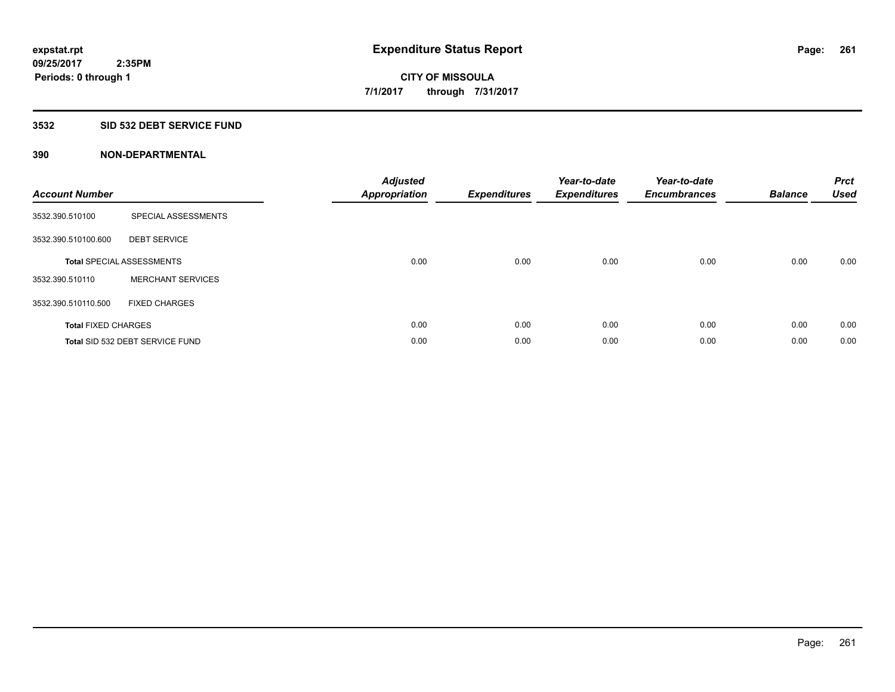# Expenditure Status Report

expstat.rpt
09/25/2017 2:35PM
Periods: 0 through 1

**CITY OF MISSOULA**
**7/1/2017 through 7/31/2017**

## 3532 SID 532 DEBT SERVICE FUND

### 390 NON-DEPARTMENTAL

| Account Number | | Adjusted Appropriation | Expenditures | Year-to-date Expenditures | Year-to-date Encumbrances | Balance | Prct Used |
|---|---|---|---|---|---|---|---|
| 3532.390.510100 | SPECIAL ASSESSMENTS | | | | | | |
| 3532.390.510100.600 | DEBT SERVICE | | | | | | |
| **Total** SPECIAL ASSESSMENTS | | 0.00 | 0.00 | 0.00 | 0.00 | 0.00 | 0.00 |
| 3532.390.510110 | MERCHANT SERVICES | | | | | | |
| 3532.390.510110.500 | FIXED CHARGES | | | | | | |
| **Total** FIXED CHARGES | | 0.00 | 0.00 | 0.00 | 0.00 | 0.00 | 0.00 |
| **Total** SID 532 DEBT SERVICE FUND | | 0.00 | 0.00 | 0.00 | 0.00 | 0.00 | 0.00 |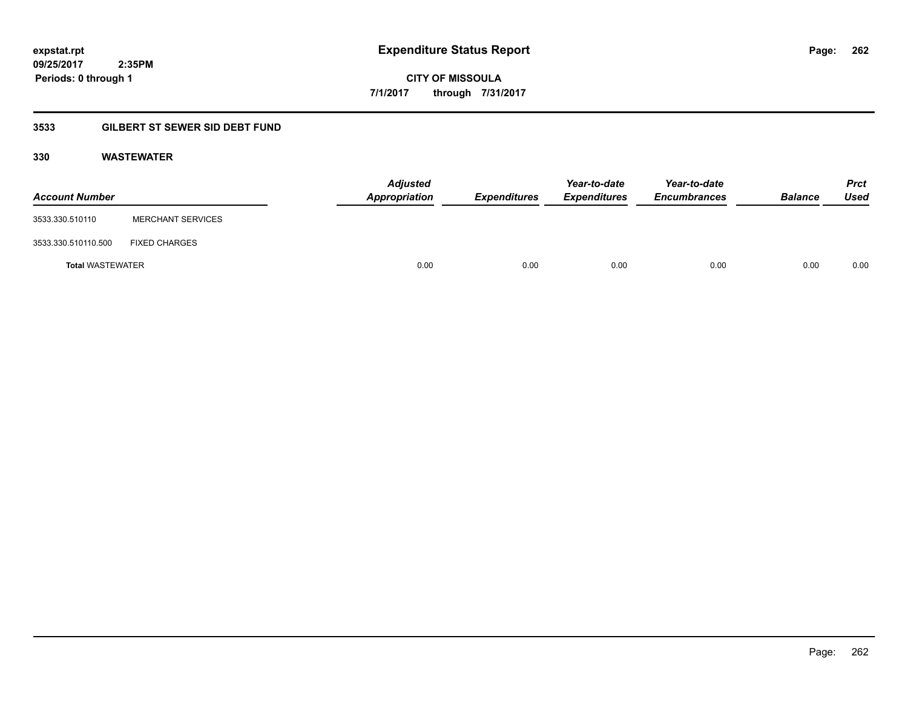# Expenditure Status Report

**CITY OF MISSOULA**

**7/1/2017 through 7/31/2017**

## 3533 GILBERT ST SEWER SID DEBT FUND

### 330 WASTEWATER

| Account Number | | Adjusted Appropriation | Expenditures | Year-to-date Expenditures | Year-to-date Encumbrances | Balance | Prct Used |
|---|---|---|---|---|---|---|---|
| 3533.330.510110 | MERCHANT SERVICES | | | | | | |
| 3533.330.510110.500 | FIXED CHARGES | | | | | | |
| **Total** WASTEWATER | | 0.00 | 0.00 | 0.00 | 0.00 | 0.00 | 0.00 |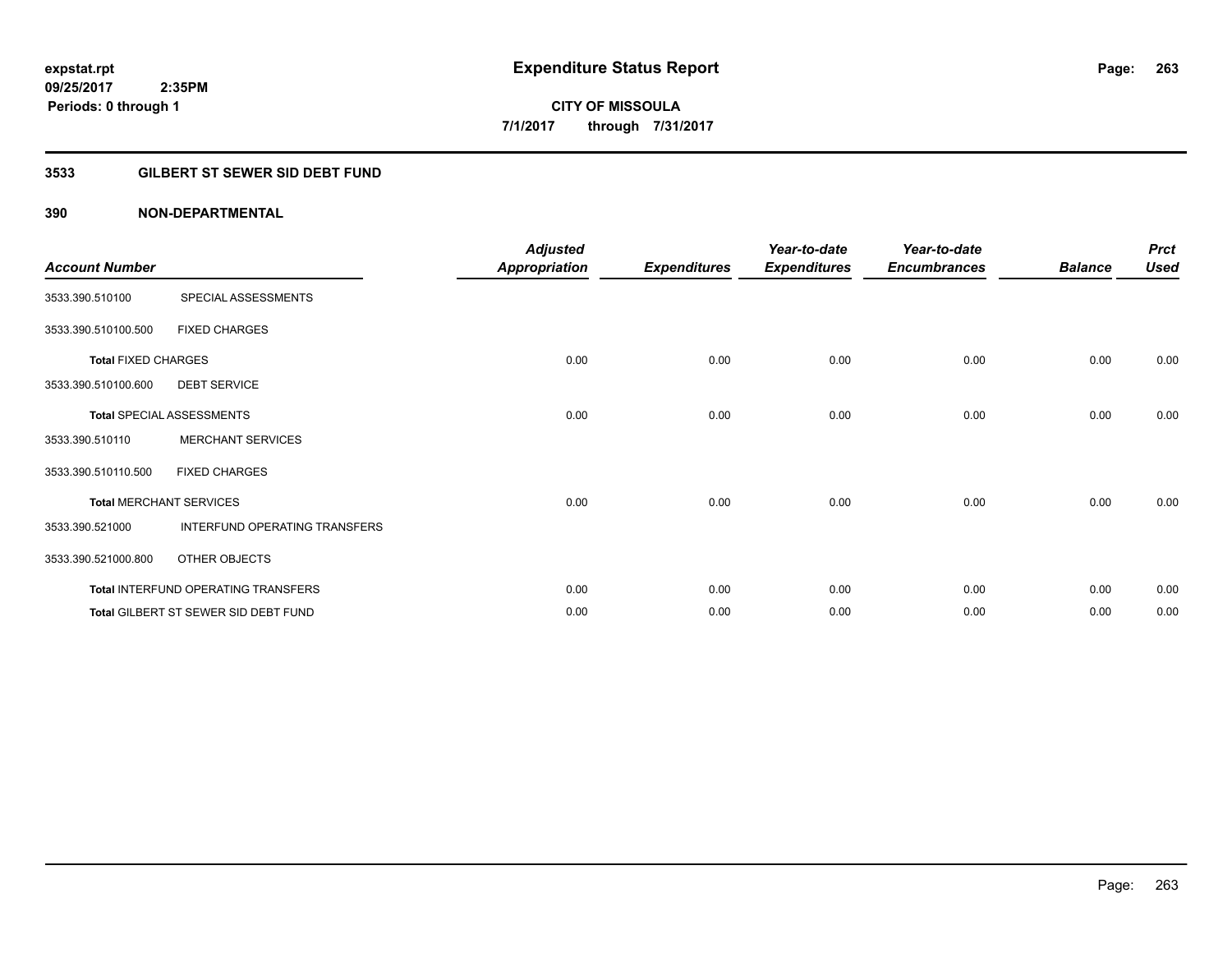# Expenditure Status Report

expstat.rpt
09/25/2017 2:35PM
Periods: 0 through 1

**CITY OF MISSOULA**
**7/1/2017 through 7/31/2017**

## 3533 GILBERT ST SEWER SID DEBT FUND

### 390 NON-DEPARTMENTAL

| Account Number | | Adjusted Appropriation | Expenditures | Year-to-date Expenditures | Year-to-date Encumbrances | Balance | Prct Used |
|---|---|---|---|---|---|---|---|
| 3533.390.510100 | SPECIAL ASSESSMENTS | | | | | | |
| 3533.390.510100.500 | FIXED CHARGES | | | | | | |
| **Total** FIXED CHARGES | | 0.00 | 0.00 | 0.00 | 0.00 | 0.00 | 0.00 |
| 3533.390.510100.600 | DEBT SERVICE | | | | | | |
| **Total** SPECIAL ASSESSMENTS | | 0.00 | 0.00 | 0.00 | 0.00 | 0.00 | 0.00 |
| 3533.390.510110 | MERCHANT SERVICES | | | | | | |
| 3533.390.510110.500 | FIXED CHARGES | | | | | | |
| **Total** MERCHANT SERVICES | | 0.00 | 0.00 | 0.00 | 0.00 | 0.00 | 0.00 |
| 3533.390.521000 | INTERFUND OPERATING TRANSFERS | | | | | | |
| 3533.390.521000.800 | OTHER OBJECTS | | | | | | |
| **Total** INTERFUND OPERATING TRANSFERS | | 0.00 | 0.00 | 0.00 | 0.00 | 0.00 | 0.00 |
| **Total** GILBERT ST SEWER SID DEBT FUND | | 0.00 | 0.00 | 0.00 | 0.00 | 0.00 | 0.00 |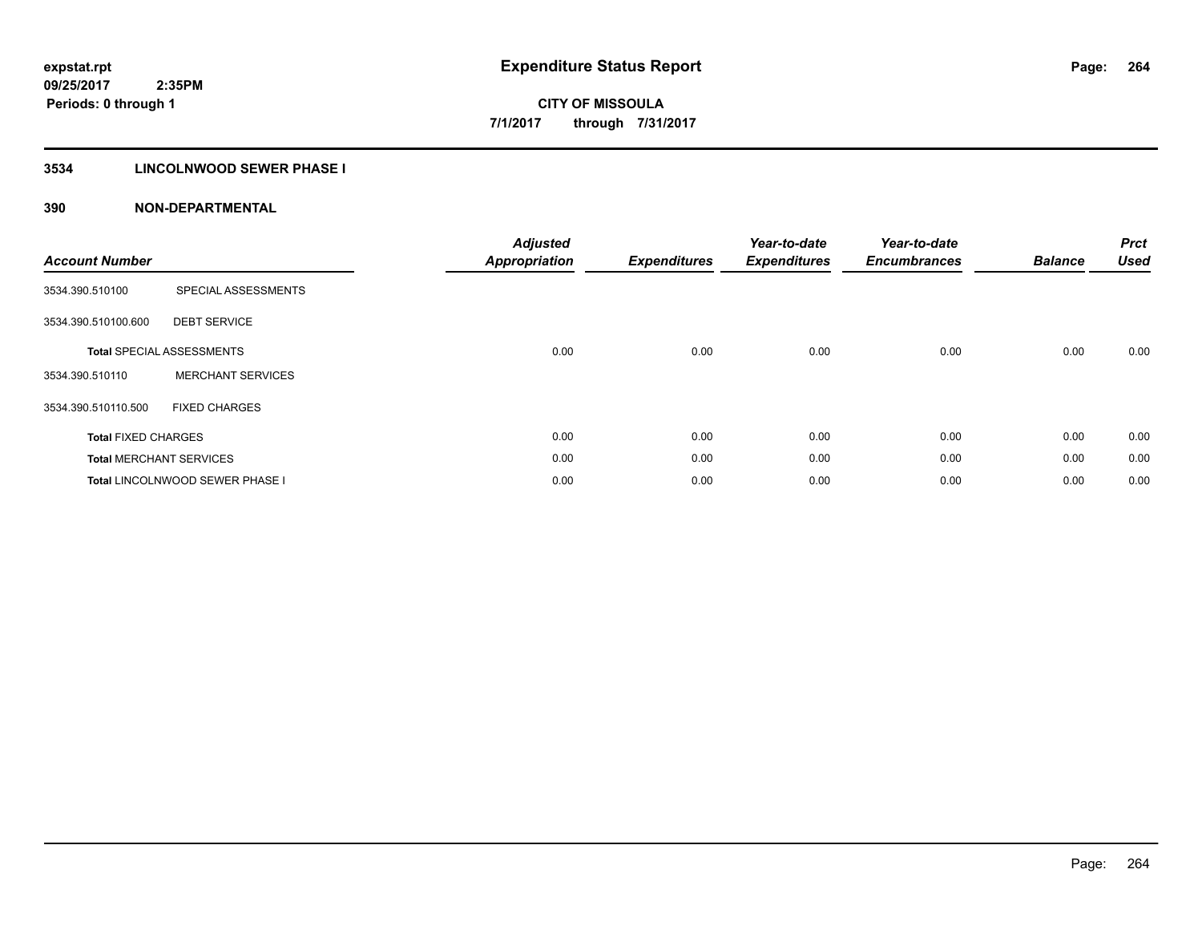# Expenditure Status Report

expstat.rpt
09/25/2017 2:35PM
Periods: 0 through 1

**CITY OF MISSOULA**
**7/1/2017 through 7/31/2017**

## 3534 LINCOLNWOOD SEWER PHASE I

### 390 NON-DEPARTMENTAL

| Account Number | | Adjusted Appropriation | Expenditures | Year-to-date Expenditures | Year-to-date Encumbrances | Balance | Prct Used |
|---|---|---|---|---|---|---|---|
| 3534.390.510100 | SPECIAL ASSESSMENTS | | | | | | |
| 3534.390.510100.600 | DEBT SERVICE | | | | | | |
| **Total** SPECIAL ASSESSMENTS | | 0.00 | 0.00 | 0.00 | 0.00 | 0.00 | 0.00 |
| 3534.390.510110 | MERCHANT SERVICES | | | | | | |
| 3534.390.510110.500 | FIXED CHARGES | | | | | | |
| **Total** FIXED CHARGES | | 0.00 | 0.00 | 0.00 | 0.00 | 0.00 | 0.00 |
| **Total** MERCHANT SERVICES | | 0.00 | 0.00 | 0.00 | 0.00 | 0.00 | 0.00 |
| **Total** LINCOLNWOOD SEWER PHASE I | | 0.00 | 0.00 | 0.00 | 0.00 | 0.00 | 0.00 |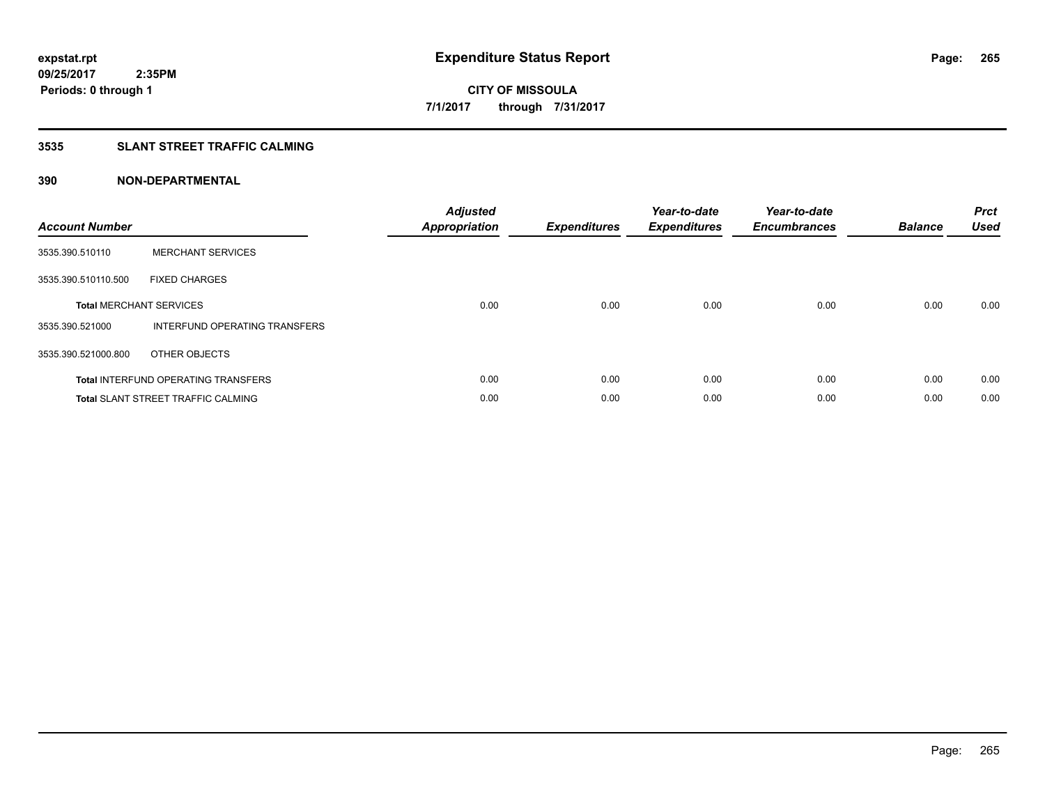**expstat.rpt**
**09/25/2017 2:35PM**
**Periods: 0 through 1**

# Expenditure Status Report

**CITY OF MISSOULA**
**7/1/2017 through 7/31/2017**

## 3535 SLANT STREET TRAFFIC CALMING

### 390 NON-DEPARTMENTAL

| Account Number | | Adjusted Appropriation | Expenditures | Year-to-date Expenditures | Year-to-date Encumbrances | Balance | Prct Used |
|---|---|---|---|---|---|---|---|
| 3535.390.510110 | MERCHANT SERVICES | | | | | | |
| 3535.390.510110.500 | FIXED CHARGES | | | | | | |
| **Total** MERCHANT SERVICES | | 0.00 | 0.00 | 0.00 | 0.00 | 0.00 | 0.00 |
| 3535.390.521000 | INTERFUND OPERATING TRANSFERS | | | | | | |
| 3535.390.521000.800 | OTHER OBJECTS | | | | | | |
| **Total** INTERFUND OPERATING TRANSFERS | | 0.00 | 0.00 | 0.00 | 0.00 | 0.00 | 0.00 |
| **Total** SLANT STREET TRAFFIC CALMING | | 0.00 | 0.00 | 0.00 | 0.00 | 0.00 | 0.00 |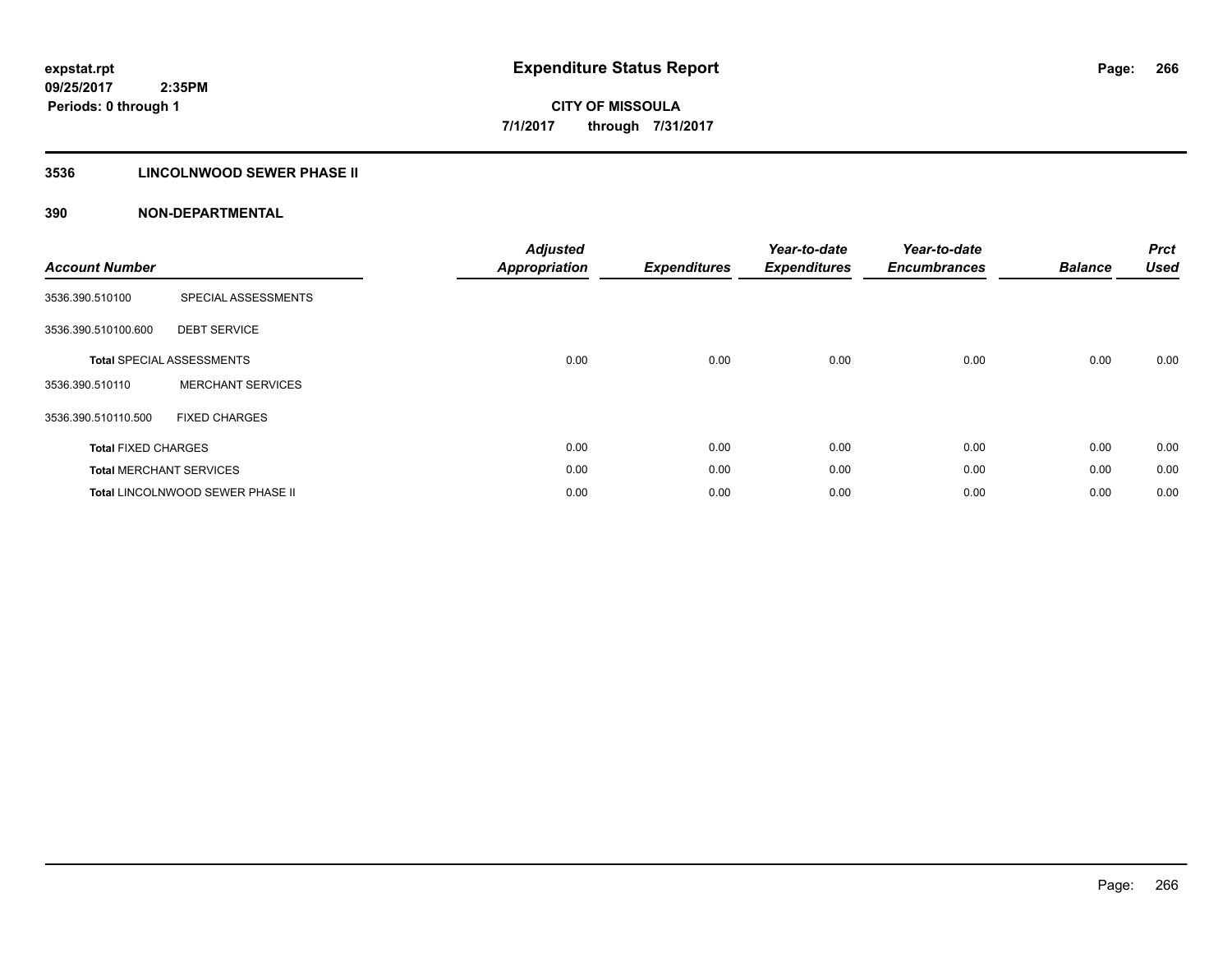expstat.rpt
09/25/2017 2:35PM
Periods: 0 through 1

# Expenditure Status Report

**CITY OF MISSOULA**
**7/1/2017 through 7/31/2017**

## 3536 LINCOLNWOOD SEWER PHASE II

## 390 NON-DEPARTMENTAL

| Account Number | | Adjusted Appropriation | Expenditures | Year-to-date Expenditures | Year-to-date Encumbrances | Balance | Prct Used |
|---|---|---|---|---|---|---|---|
| 3536.390.510100 | SPECIAL ASSESSMENTS | | | | | | |
| 3536.390.510100.600 | DEBT SERVICE | | | | | | |
| **Total** SPECIAL ASSESSMENTS | | 0.00 | 0.00 | 0.00 | 0.00 | 0.00 | 0.00 |
| 3536.390.510110 | MERCHANT SERVICES | | | | | | |
| 3536.390.510110.500 | FIXED CHARGES | | | | | | |
| **Total** FIXED CHARGES | | 0.00 | 0.00 | 0.00 | 0.00 | 0.00 | 0.00 |
| **Total** MERCHANT SERVICES | | 0.00 | 0.00 | 0.00 | 0.00 | 0.00 | 0.00 |
| **Total** LINCOLNWOOD SEWER PHASE II | | 0.00 | 0.00 | 0.00 | 0.00 | 0.00 | 0.00 |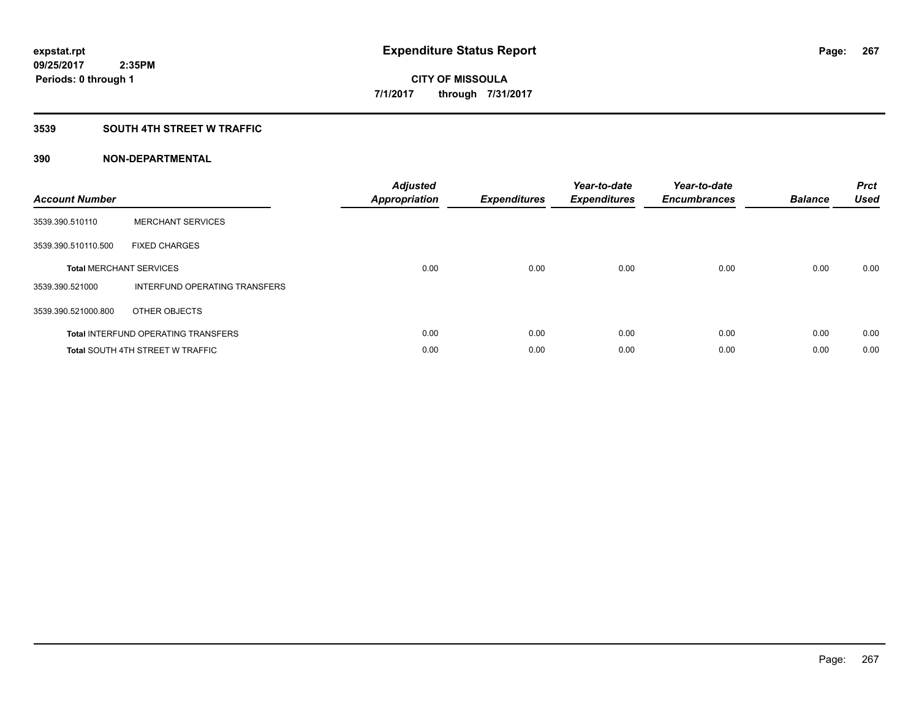# Expenditure Status Report

expstat.rpt
09/25/2017 2:35PM
Periods: 0 through 1

**CITY OF MISSOULA**
**7/1/2017 through 7/31/2017**

## 3539 SOUTH 4TH STREET W TRAFFIC

### 390 NON-DEPARTMENTAL

| Account Number | | Adjusted Appropriation | Expenditures | Year-to-date Expenditures | Year-to-date Encumbrances | Balance | Prct Used |
|---|---|---|---|---|---|---|---|
| 3539.390.510110 | MERCHANT SERVICES | | | | | | |
| 3539.390.510110.500 | FIXED CHARGES | | | | | | |
| **Total** MERCHANT SERVICES | | 0.00 | 0.00 | 0.00 | 0.00 | 0.00 | 0.00 |
| 3539.390.521000 | INTERFUND OPERATING TRANSFERS | | | | | | |
| 3539.390.521000.800 | OTHER OBJECTS | | | | | | |
| **Total** INTERFUND OPERATING TRANSFERS | | 0.00 | 0.00 | 0.00 | 0.00 | 0.00 | 0.00 |
| **Total** SOUTH 4TH STREET W TRAFFIC | | 0.00 | 0.00 | 0.00 | 0.00 | 0.00 | 0.00 |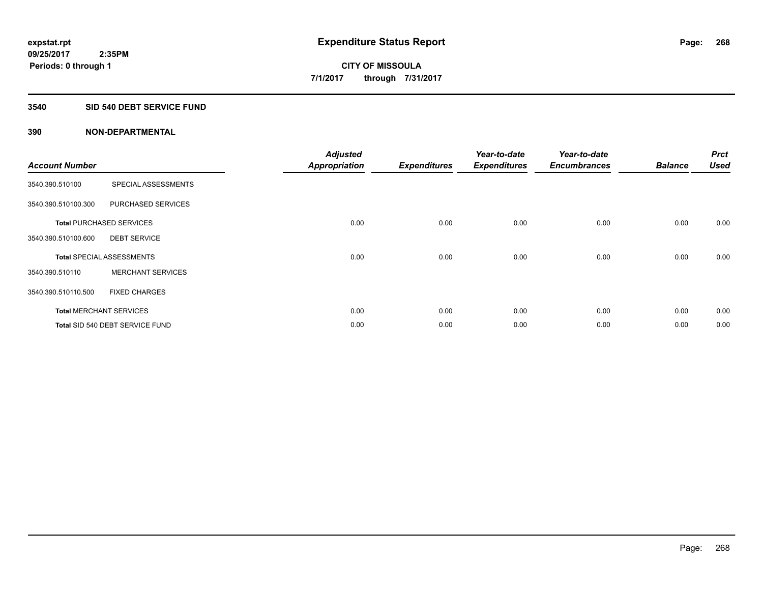# Expenditure Status Report

**CITY OF MISSOULA**

**7/1/2017 through 7/31/2017**

expstat.rpt
09/25/2017 2:35PM
Periods: 0 through 1

## 3540 SID 540 DEBT SERVICE FUND

## 390 NON-DEPARTMENTAL

| Account Number | | Adjusted Appropriation | Expenditures | Year-to-date Expenditures | Year-to-date Encumbrances | Balance | Prct Used |
|---|---|---|---|---|---|---|---|
| 3540.390.510100 | SPECIAL ASSESSMENTS | | | | | | |
| 3540.390.510100.300 | PURCHASED SERVICES | | | | | | |
| **Total** PURCHASED SERVICES | | 0.00 | 0.00 | 0.00 | 0.00 | 0.00 | 0.00 |
| 3540.390.510100.600 | DEBT SERVICE | | | | | | |
| **Total** SPECIAL ASSESSMENTS | | 0.00 | 0.00 | 0.00 | 0.00 | 0.00 | 0.00 |
| 3540.390.510110 | MERCHANT SERVICES | | | | | | |
| 3540.390.510110.500 | FIXED CHARGES | | | | | | |
| **Total** MERCHANT SERVICES | | 0.00 | 0.00 | 0.00 | 0.00 | 0.00 | 0.00 |
| **Total** SID 540 DEBT SERVICE FUND | | 0.00 | 0.00 | 0.00 | 0.00 | 0.00 | 0.00 |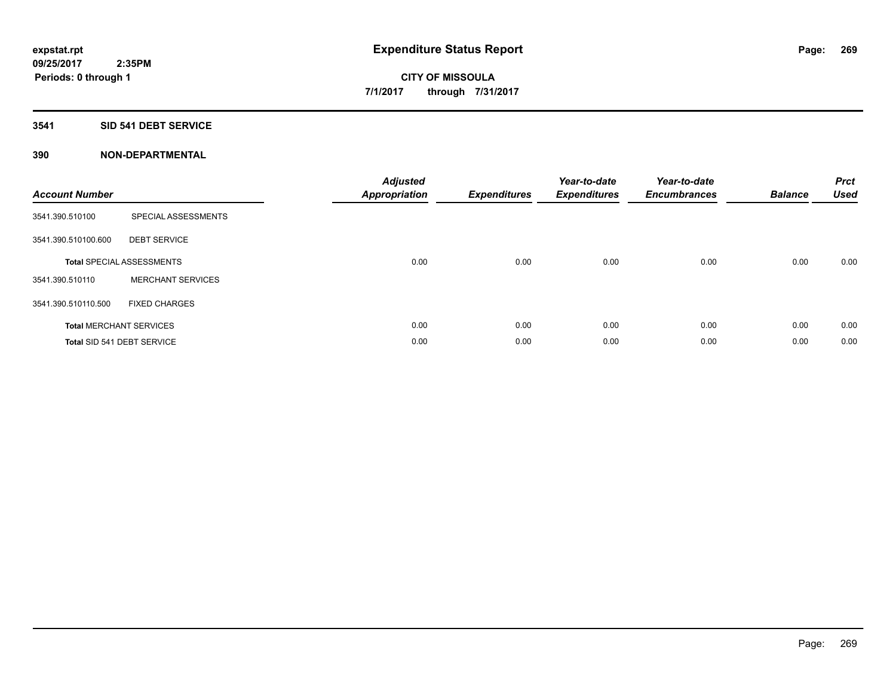# Expenditure Status Report

expstat.rpt
09/25/2017 2:35PM
Periods: 0 through 1

**CITY OF MISSOULA**
**7/1/2017 through 7/31/2017**

## 3541 SID 541 DEBT SERVICE

### 390 NON-DEPARTMENTAL

| Account Number | | Adjusted Appropriation | Expenditures | Year-to-date Expenditures | Year-to-date Encumbrances | Balance | Prct Used |
|---|---|---|---|---|---|---|---|
| 3541.390.510100 | SPECIAL ASSESSMENTS | | | | | | |
| 3541.390.510100.600 | DEBT SERVICE | | | | | | |
| Total SPECIAL ASSESSMENTS | | 0.00 | 0.00 | 0.00 | 0.00 | 0.00 | 0.00 |
| 3541.390.510110 | MERCHANT SERVICES | | | | | | |
| 3541.390.510110.500 | FIXED CHARGES | | | | | | |
| Total MERCHANT SERVICES | | 0.00 | 0.00 | 0.00 | 0.00 | 0.00 | 0.00 |
| Total SID 541 DEBT SERVICE | | 0.00 | 0.00 | 0.00 | 0.00 | 0.00 | 0.00 |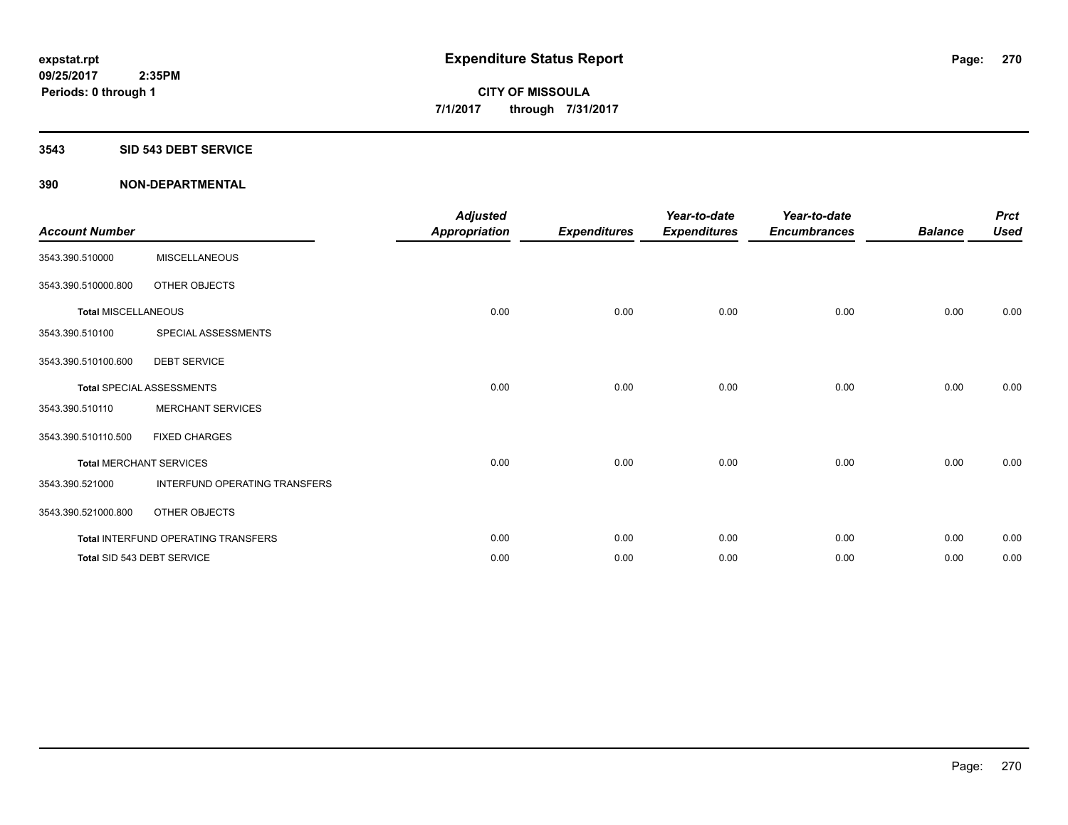**expstat.rpt**
**09/25/2017 2:35PM**
**Periods: 0 through 1**

# Expenditure Status Report

**CITY OF MISSOULA**
**7/1/2017 through 7/31/2017**

## 3543 SID 543 DEBT SERVICE

## 390 NON-DEPARTMENTAL

| Account Number | | Adjusted Appropriation | Expenditures | Year-to-date Expenditures | Year-to-date Encumbrances | Balance | Prct Used |
|---|---|---|---|---|---|---|---|
| 3543.390.510000 | MISCELLANEOUS | | | | | | |
| 3543.390.510000.800 | OTHER OBJECTS | | | | | | |
| **Total** MISCELLANEOUS | | 0.00 | 0.00 | 0.00 | 0.00 | 0.00 | 0.00 |
| 3543.390.510100 | SPECIAL ASSESSMENTS | | | | | | |
| 3543.390.510100.600 | DEBT SERVICE | | | | | | |
| **Total** SPECIAL ASSESSMENTS | | 0.00 | 0.00 | 0.00 | 0.00 | 0.00 | 0.00 |
| 3543.390.510110 | MERCHANT SERVICES | | | | | | |
| 3543.390.510110.500 | FIXED CHARGES | | | | | | |
| **Total** MERCHANT SERVICES | | 0.00 | 0.00 | 0.00 | 0.00 | 0.00 | 0.00 |
| 3543.390.521000 | INTERFUND OPERATING TRANSFERS | | | | | | |
| 3543.390.521000.800 | OTHER OBJECTS | | | | | | |
| **Total** INTERFUND OPERATING TRANSFERS | | 0.00 | 0.00 | 0.00 | 0.00 | 0.00 | 0.00 |
| **Total** SID 543 DEBT SERVICE | | 0.00 | 0.00 | 0.00 | 0.00 | 0.00 | 0.00 |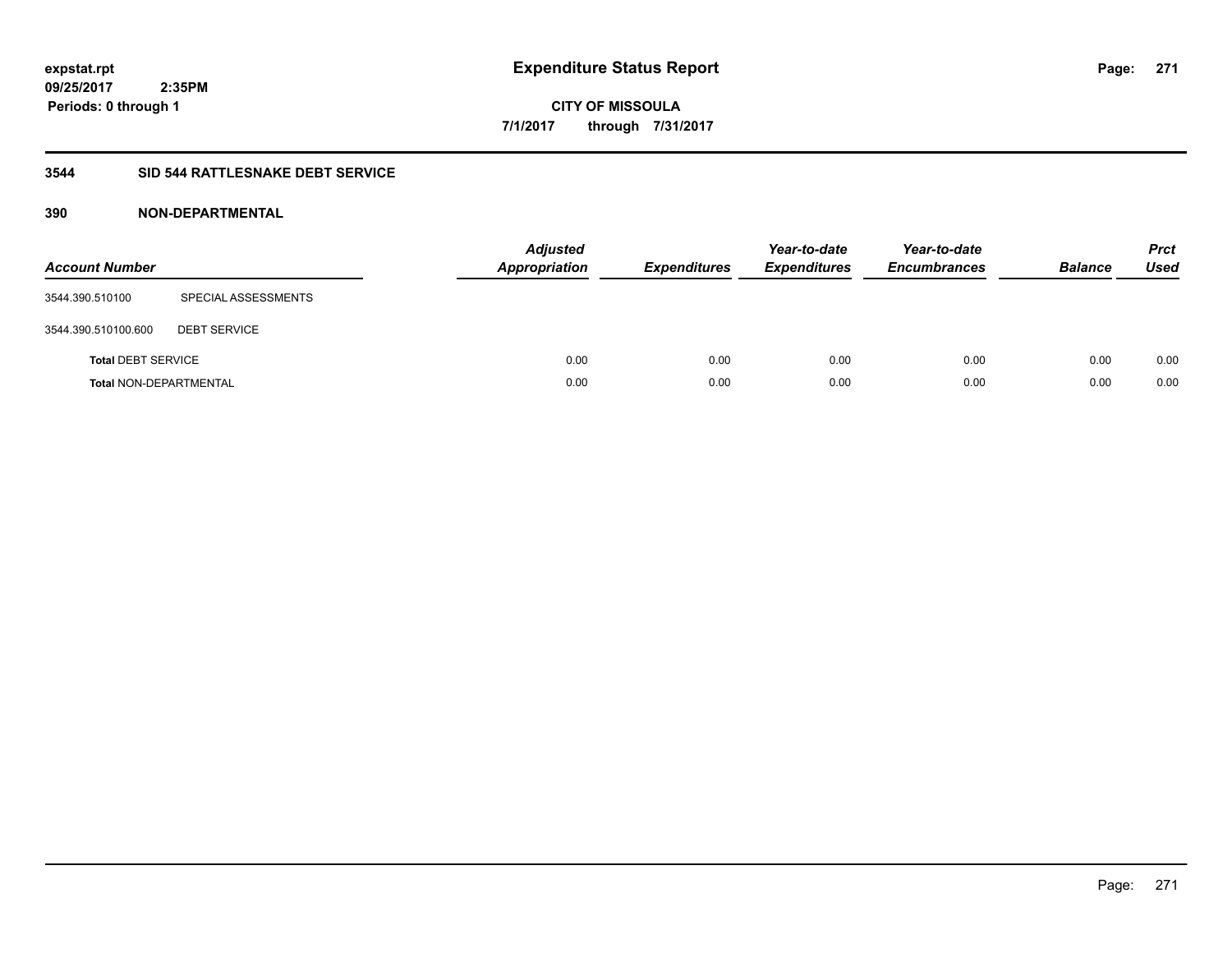# Expenditure Status Report

expstat.rpt
09/25/2017 2:35PM
Periods: 0 through 1

CITY OF MISSOULA
7/1/2017 through 7/31/2017

## 3544 SID 544 RATTLESNAKE DEBT SERVICE

### 390 NON-DEPARTMENTAL

| Account Number | | Adjusted Appropriation | Expenditures | Year-to-date Expenditures | Year-to-date Encumbrances | Balance | Prct Used |
|---|---|---|---|---|---|---|---|
| 3544.390.510100 | SPECIAL ASSESSMENTS | | | | | | |
| 3544.390.510100.600 | DEBT SERVICE | | | | | | |
| **Total** DEBT SERVICE | | 0.00 | 0.00 | 0.00 | 0.00 | 0.00 | 0.00 |
| **Total** NON-DEPARTMENTAL | | 0.00 | 0.00 | 0.00 | 0.00 | 0.00 | 0.00 |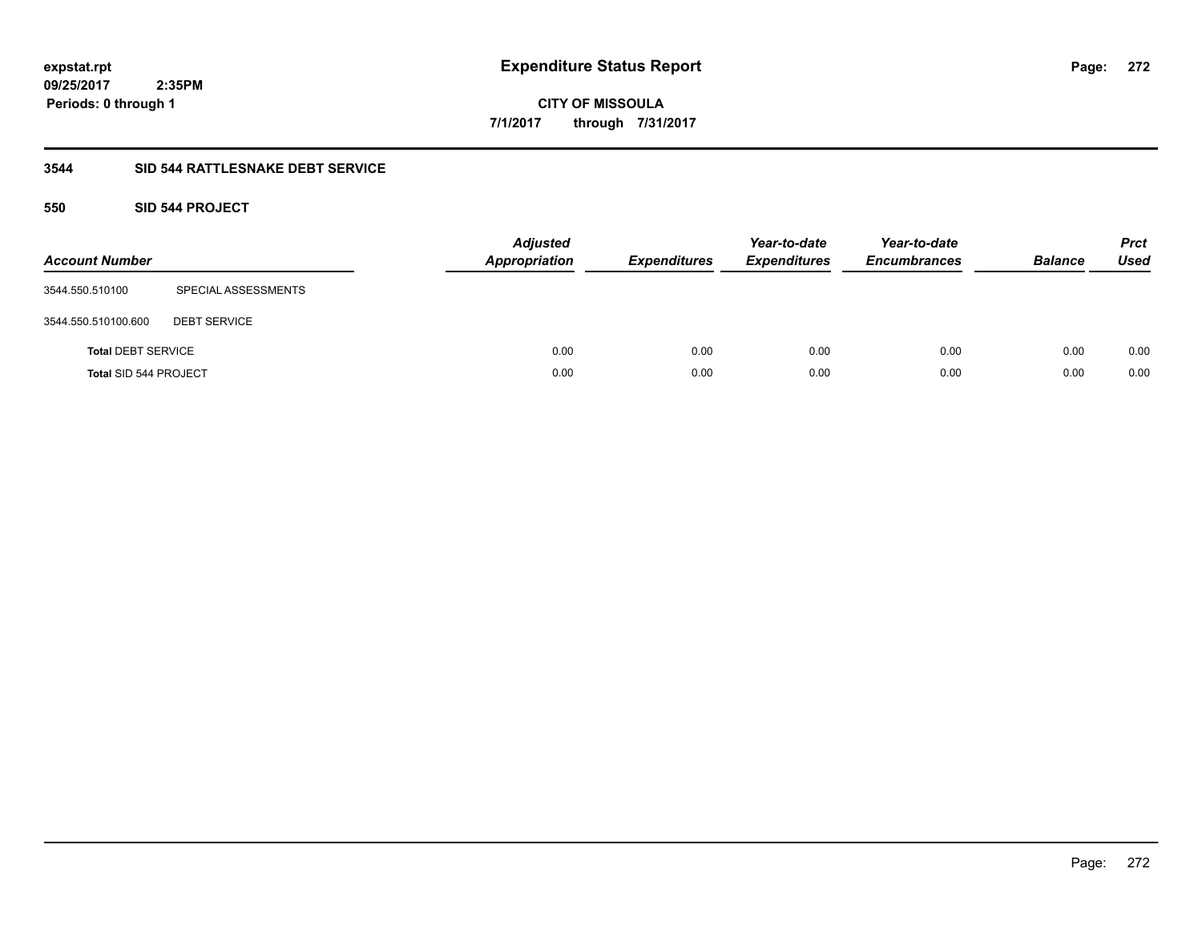**expstat.rpt**
**09/25/2017 2:35PM**
**Periods: 0 through 1**

# Expenditure Status Report

**CITY OF MISSOULA**
**7/1/2017 through 7/31/2017**

## 3544 SID 544 RATTLESNAKE DEBT SERVICE

### 550 SID 544 PROJECT

| Account Number | | Adjusted Appropriation | Expenditures | Year-to-date Expenditures | Year-to-date Encumbrances | Balance | Prct Used |
|---|---|---|---|---|---|---|---|
| 3544.550.510100 | SPECIAL ASSESSMENTS | | | | | | |
| 3544.550.510100.600 | DEBT SERVICE | | | | | | |
| **Total** DEBT SERVICE | | 0.00 | 0.00 | 0.00 | 0.00 | 0.00 | 0.00 |
| **Total** SID 544 PROJECT | | 0.00 | 0.00 | 0.00 | 0.00 | 0.00 | 0.00 |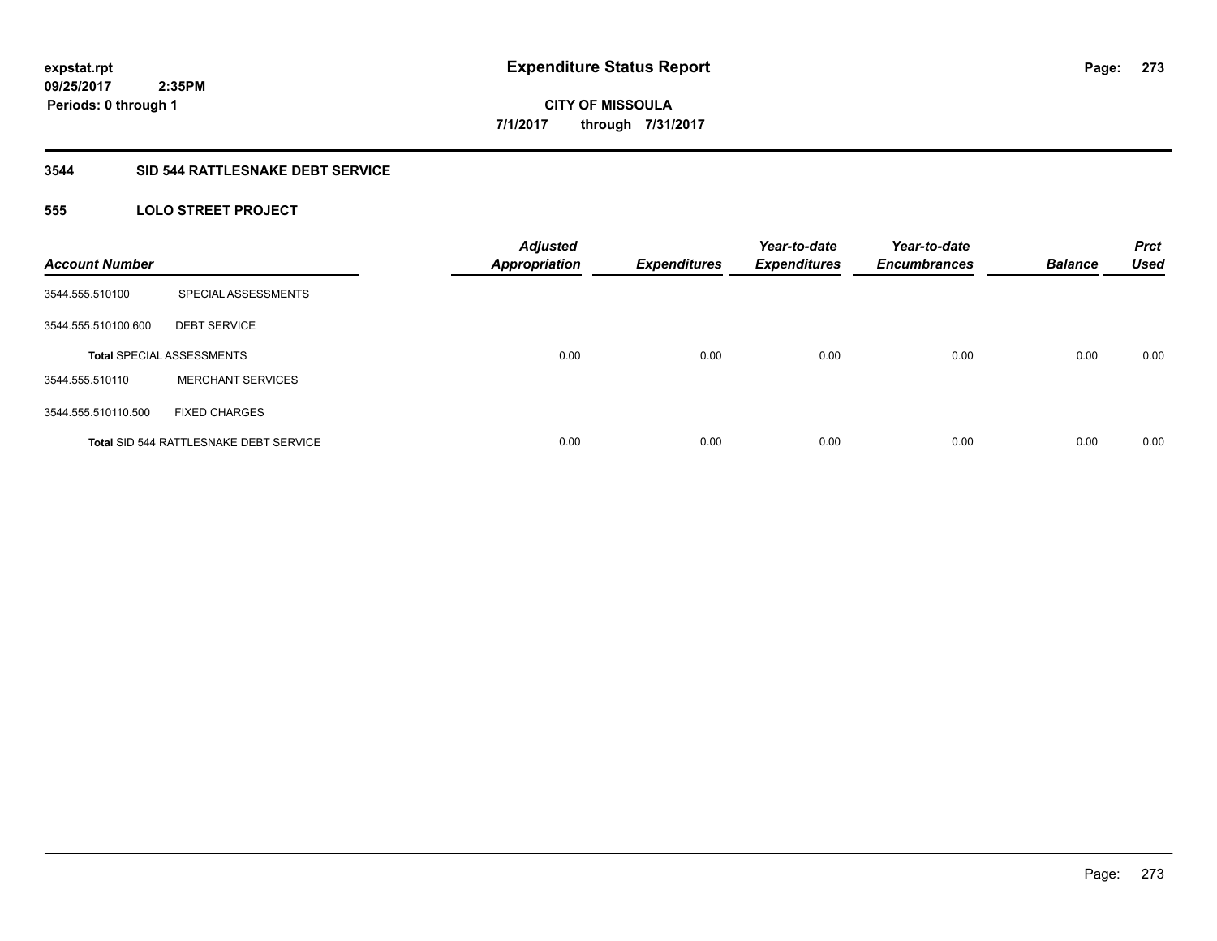expstat.rpt
09/25/2017 2:35PM
Periods: 0 through 1

# Expenditure Status Report

CITY OF MISSOULA
7/1/2017 through 7/31/2017

## 3544 SID 544 RATTLESNAKE DEBT SERVICE

### 555 LOLO STREET PROJECT

| Account Number | | Adjusted Appropriation | Expenditures | Year-to-date Expenditures | Year-to-date Encumbrances | Balance | Prct Used |
|---|---|---|---|---|---|---|---|
| 3544.555.510100 | SPECIAL ASSESSMENTS | | | | | | |
| 3544.555.510100.600 | DEBT SERVICE | | | | | | |
| Total SPECIAL ASSESSMENTS | | 0.00 | 0.00 | 0.00 | 0.00 | 0.00 | 0.00 |
| 3544.555.510110 | MERCHANT SERVICES | | | | | | |
| 3544.555.510110.500 | FIXED CHARGES | | | | | | |
| Total SID 544 RATTLESNAKE DEBT SERVICE | | 0.00 | 0.00 | 0.00 | 0.00 | 0.00 | 0.00 |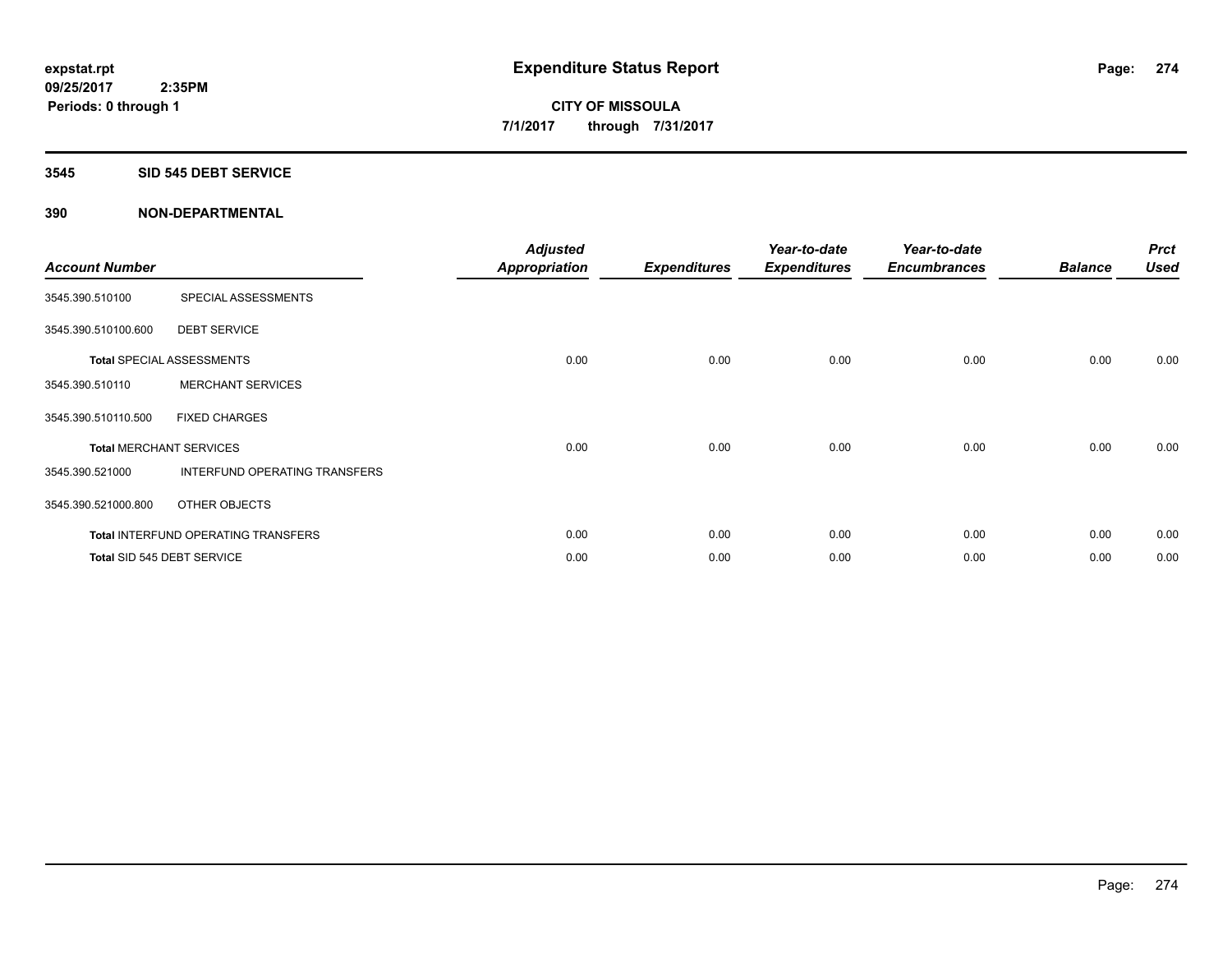**expstat.rpt**
**09/25/2017 2:35PM**
**Periods: 0 through 1**

# Expenditure Status Report

**CITY OF MISSOULA**
**7/1/2017 through 7/31/2017**

## 3545 SID 545 DEBT SERVICE

## 390 NON-DEPARTMENTAL

| Account Number | | Adjusted Appropriation | Expenditures | Year-to-date Expenditures | Year-to-date Encumbrances | Balance | Prct Used |
|---|---|---|---|---|---|---|---|
| 3545.390.510100 | SPECIAL ASSESSMENTS | | | | | | |
| 3545.390.510100.600 | DEBT SERVICE | | | | | | |
| **Total** SPECIAL ASSESSMENTS | | 0.00 | 0.00 | 0.00 | 0.00 | 0.00 | 0.00 |
| 3545.390.510110 | MERCHANT SERVICES | | | | | | |
| 3545.390.510110.500 | FIXED CHARGES | | | | | | |
| **Total** MERCHANT SERVICES | | 0.00 | 0.00 | 0.00 | 0.00 | 0.00 | 0.00 |
| 3545.390.521000 | INTERFUND OPERATING TRANSFERS | | | | | | |
| 3545.390.521000.800 | OTHER OBJECTS | | | | | | |
| **Total** INTERFUND OPERATING TRANSFERS | | 0.00 | 0.00 | 0.00 | 0.00 | 0.00 | 0.00 |
| **Total** SID 545 DEBT SERVICE | | 0.00 | 0.00 | 0.00 | 0.00 | 0.00 | 0.00 |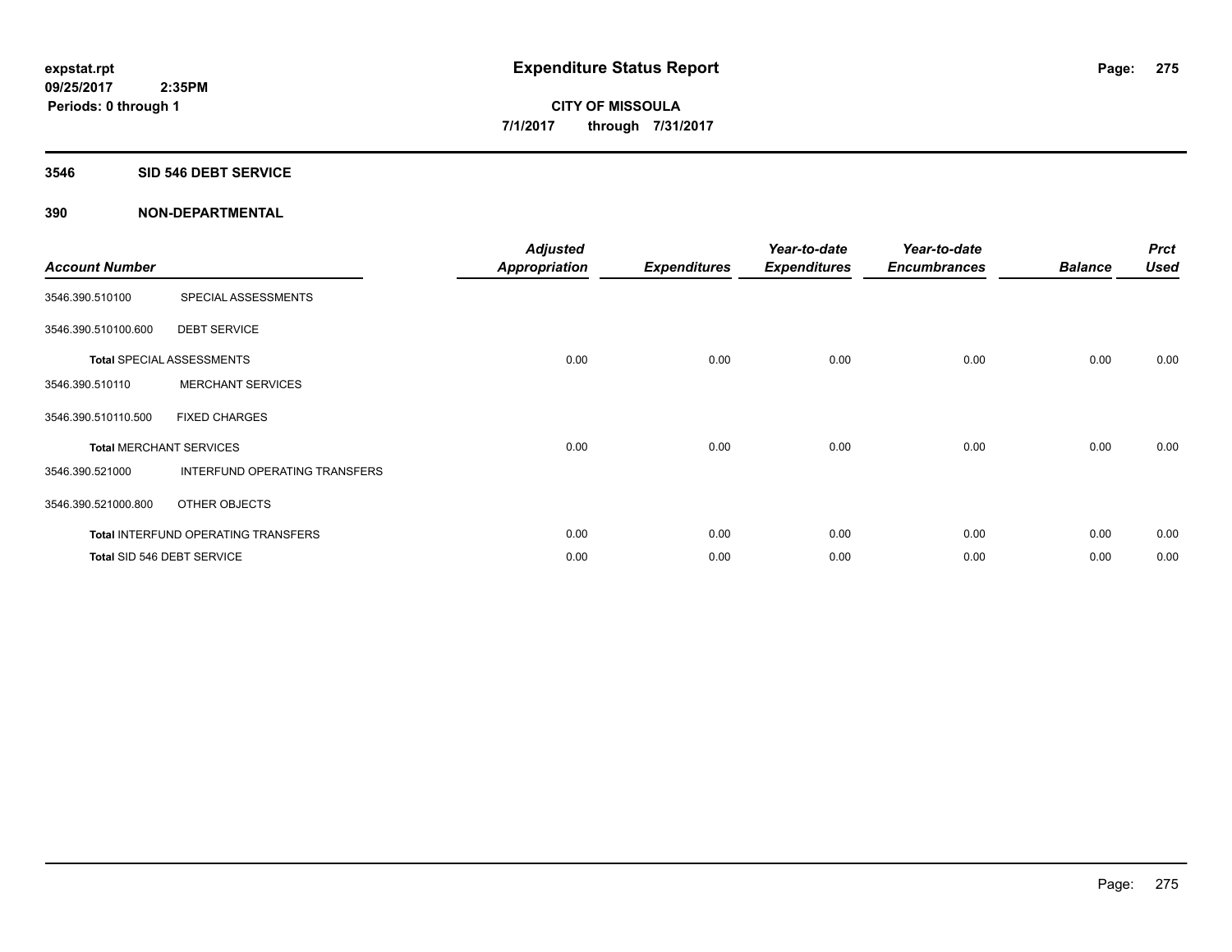# Expenditure Status Report

expstat.rpt
09/25/2017 2:35PM
Periods: 0 through 1

**CITY OF MISSOULA**
**7/1/2017 through 7/31/2017**

## 3546 SID 546 DEBT SERVICE

### 390 NON-DEPARTMENTAL

| Account Number | | Adjusted Appropriation | Expenditures | Year-to-date Expenditures | Year-to-date Encumbrances | Balance | Prct Used |
|---|---|---|---|---|---|---|---|
| 3546.390.510100 | SPECIAL ASSESSMENTS | | | | | | |
| 3546.390.510100.600 | DEBT SERVICE | | | | | | |
| **Total** SPECIAL ASSESSMENTS | | 0.00 | 0.00 | 0.00 | 0.00 | 0.00 | 0.00 |
| 3546.390.510110 | MERCHANT SERVICES | | | | | | |
| 3546.390.510110.500 | FIXED CHARGES | | | | | | |
| **Total** MERCHANT SERVICES | | 0.00 | 0.00 | 0.00 | 0.00 | 0.00 | 0.00 |
| 3546.390.521000 | INTERFUND OPERATING TRANSFERS | | | | | | |
| 3546.390.521000.800 | OTHER OBJECTS | | | | | | |
| **Total** INTERFUND OPERATING TRANSFERS | | 0.00 | 0.00 | 0.00 | 0.00 | 0.00 | 0.00 |
| **Total** SID 546 DEBT SERVICE | | 0.00 | 0.00 | 0.00 | 0.00 | 0.00 | 0.00 |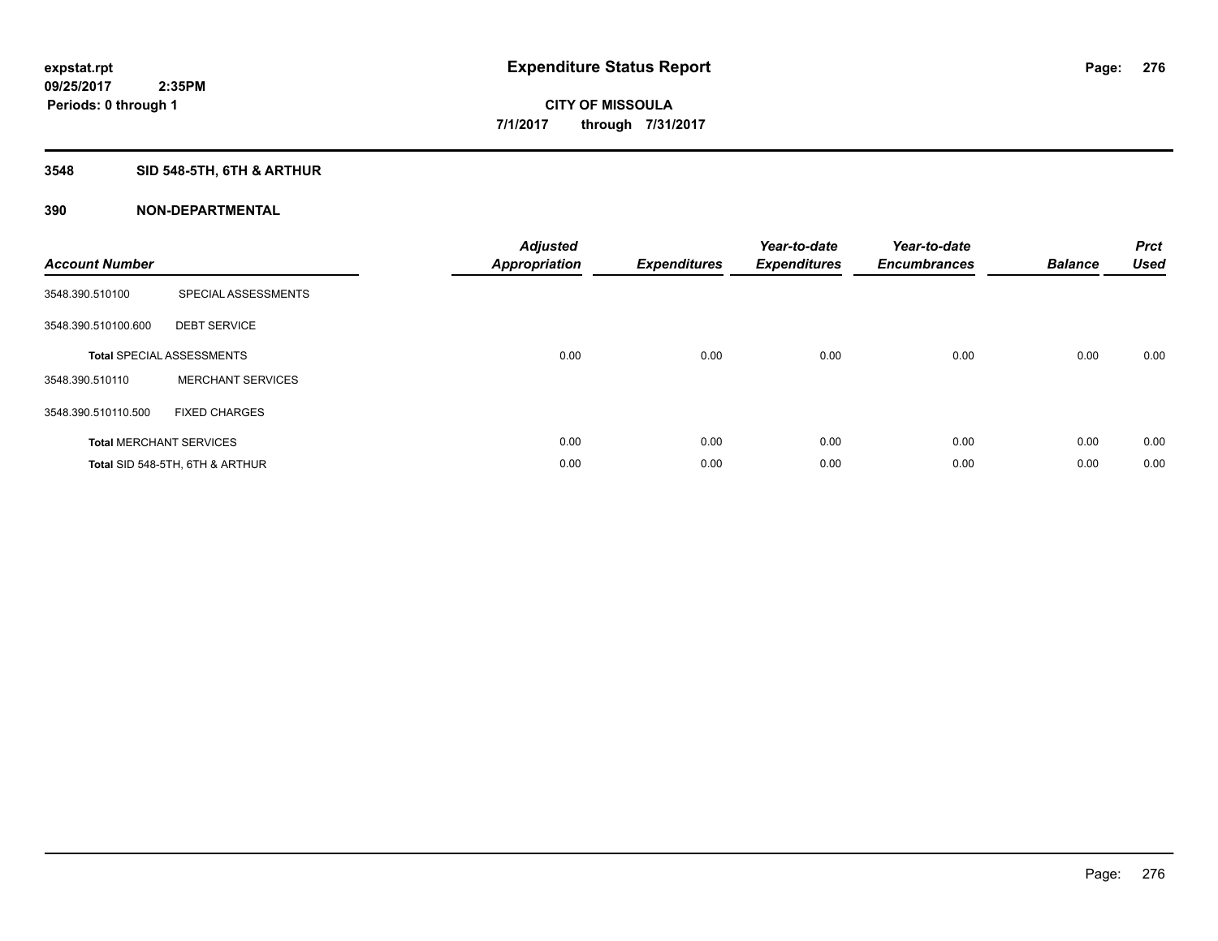expstat.rpt
09/25/2017 2:35PM
Periods: 0 through 1

# Expenditure Status Report

CITY OF MISSOULA
7/1/2017 through 7/31/2017

## 3548 SID 548-5TH, 6TH & ARTHUR

## 390 NON-DEPARTMENTAL

| Account Number | | Adjusted Appropriation | Expenditures | Year-to-date Expenditures | Year-to-date Encumbrances | Balance | Prct Used |
|---|---|---|---|---|---|---|---|
| 3548.390.510100 | SPECIAL ASSESSMENTS | | | | | | |
| 3548.390.510100.600 | DEBT SERVICE | | | | | | |
| **Total** SPECIAL ASSESSMENTS | | 0.00 | 0.00 | 0.00 | 0.00 | 0.00 | 0.00 |
| 3548.390.510110 | MERCHANT SERVICES | | | | | | |
| 3548.390.510110.500 | FIXED CHARGES | | | | | | |
| **Total** MERCHANT SERVICES | | 0.00 | 0.00 | 0.00 | 0.00 | 0.00 | 0.00 |
| **Total** SID 548-5TH, 6TH & ARTHUR | | 0.00 | 0.00 | 0.00 | 0.00 | 0.00 | 0.00 |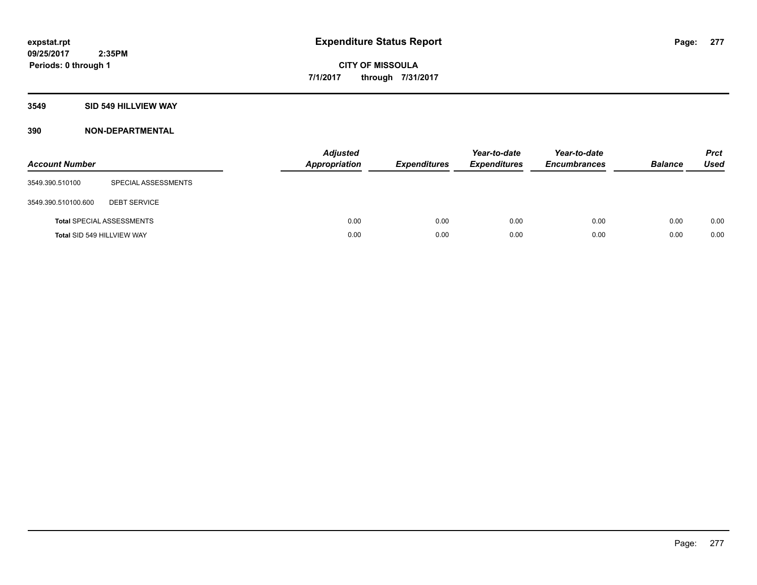# Expenditure Status Report

expstat.rpt
09/25/2017 2:35PM
Periods: 0 through 1

CITY OF MISSOULA
7/1/2017 through 7/31/2017

## 3549 SID 549 HILLVIEW WAY

### 390 NON-DEPARTMENTAL

| Account Number | | Adjusted Appropriation | Expenditures | Year-to-date Expenditures | Year-to-date Encumbrances | Balance | Prct Used |
|---|---|---|---|---|---|---|---|
| 3549.390.510100 | SPECIAL ASSESSMENTS | | | | | | |
| 3549.390.510100.600 | DEBT SERVICE | | | | | | |
| **Total** SPECIAL ASSESSMENTS | | 0.00 | 0.00 | 0.00 | 0.00 | 0.00 | 0.00 |
| **Total** SID 549 HILLVIEW WAY | | 0.00 | 0.00 | 0.00 | 0.00 | 0.00 | 0.00 |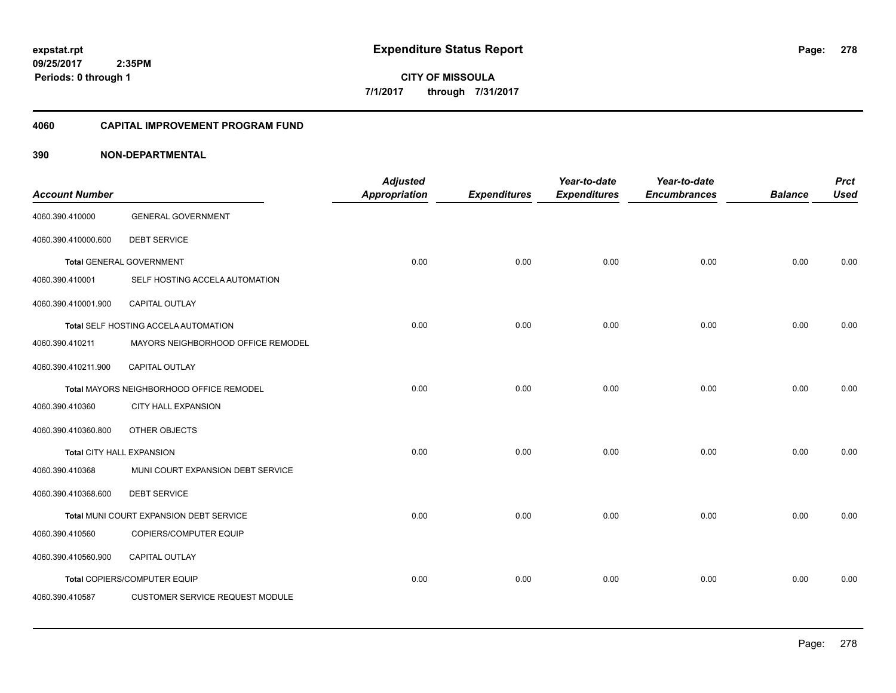# Expenditure Status Report

**CITY OF MISSOULA**

**7/1/2017 through 7/31/2017**

expstat.rpt
09/25/2017 2:35PM
Periods: 0 through 1

## 4060 CAPITAL IMPROVEMENT PROGRAM FUND

## 390 NON-DEPARTMENTAL

| Account Number | | Adjusted Appropriation | Expenditures | Year-to-date Expenditures | Year-to-date Encumbrances | Balance | Prct Used |
|---|---|---|---|---|---|---|---|
| 4060.390.410000 | GENERAL GOVERNMENT | | | | | | |
| 4060.390.410000.600 | DEBT SERVICE | | | | | | |
| **Total** GENERAL GOVERNMENT | | 0.00 | 0.00 | 0.00 | 0.00 | 0.00 | 0.00 |
| 4060.390.410001 | SELF HOSTING ACCELA AUTOMATION | | | | | | |
| 4060.390.410001.900 | CAPITAL OUTLAY | | | | | | |
| **Total** SELF HOSTING ACCELA AUTOMATION | | 0.00 | 0.00 | 0.00 | 0.00 | 0.00 | 0.00 |
| 4060.390.410211 | MAYORS NEIGHBORHOOD OFFICE REMODEL | | | | | | |
| 4060.390.410211.900 | CAPITAL OUTLAY | | | | | | |
| **Total** MAYORS NEIGHBORHOOD OFFICE REMODEL | | 0.00 | 0.00 | 0.00 | 0.00 | 0.00 | 0.00 |
| 4060.390.410360 | CITY HALL EXPANSION | | | | | | |
| 4060.390.410360.800 | OTHER OBJECTS | | | | | | |
| **Total** CITY HALL EXPANSION | | 0.00 | 0.00 | 0.00 | 0.00 | 0.00 | 0.00 |
| 4060.390.410368 | MUNI COURT EXPANSION DEBT SERVICE | | | | | | |
| 4060.390.410368.600 | DEBT SERVICE | | | | | | |
| **Total** MUNI COURT EXPANSION DEBT SERVICE | | 0.00 | 0.00 | 0.00 | 0.00 | 0.00 | 0.00 |
| 4060.390.410560 | COPIERS/COMPUTER EQUIP | | | | | | |
| 4060.390.410560.900 | CAPITAL OUTLAY | | | | | | |
| **Total** COPIERS/COMPUTER EQUIP | | 0.00 | 0.00 | 0.00 | 0.00 | 0.00 | 0.00 |
| 4060.390.410587 | CUSTOMER SERVICE REQUEST MODULE | | | | | | |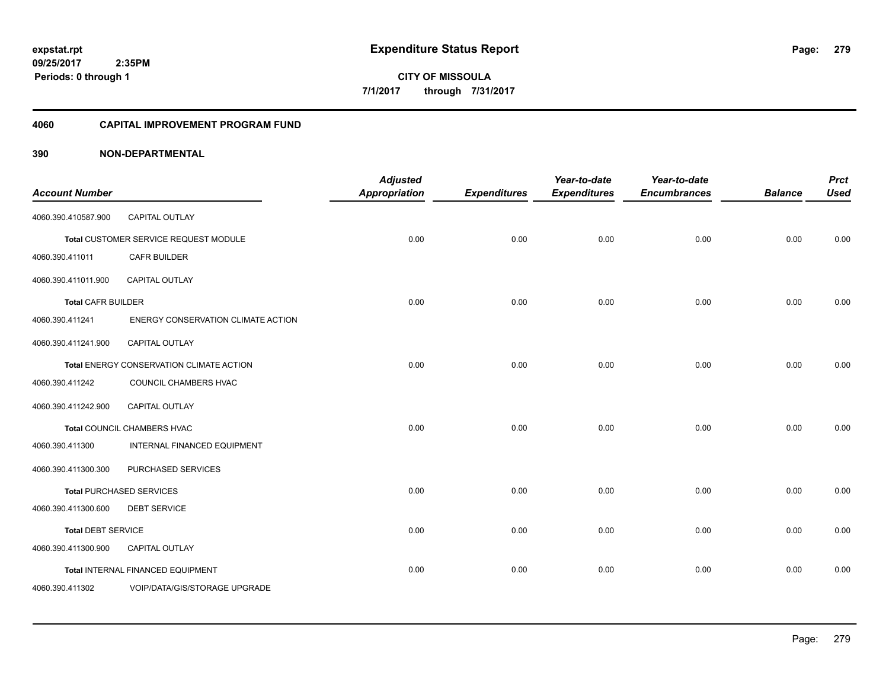**expstat.rpt**
**09/25/2017 2:35PM**
**Periods: 0 through 1**

# Expenditure Status Report

**CITY OF MISSOULA**
**7/1/2017 through 7/31/2017**

## 4060 CAPITAL IMPROVEMENT PROGRAM FUND

## 390 NON-DEPARTMENTAL

| Account Number | | Adjusted Appropriation | Expenditures | Year-to-date Expenditures | Year-to-date Encumbrances | Balance | Prct Used |
|---|---|---|---|---|---|---|---|
| 4060.390.410587.900 | CAPITAL OUTLAY | | | | | | |
| Total CUSTOMER SERVICE REQUEST MODULE | | 0.00 | 0.00 | 0.00 | 0.00 | 0.00 | 0.00 |
| 4060.390.411011 | CAFR BUILDER | | | | | | |
| 4060.390.411011.900 | CAPITAL OUTLAY | | | | | | |
| Total CAFR BUILDER | | 0.00 | 0.00 | 0.00 | 0.00 | 0.00 | 0.00 |
| 4060.390.411241 | ENERGY CONSERVATION CLIMATE ACTION | | | | | | |
| 4060.390.411241.900 | CAPITAL OUTLAY | | | | | | |
| Total ENERGY CONSERVATION CLIMATE ACTION | | 0.00 | 0.00 | 0.00 | 0.00 | 0.00 | 0.00 |
| 4060.390.411242 | COUNCIL CHAMBERS HVAC | | | | | | |
| 4060.390.411242.900 | CAPITAL OUTLAY | | | | | | |
| Total COUNCIL CHAMBERS HVAC | | 0.00 | 0.00 | 0.00 | 0.00 | 0.00 | 0.00 |
| 4060.390.411300 | INTERNAL FINANCED EQUIPMENT | | | | | | |
| 4060.390.411300.300 | PURCHASED SERVICES | | | | | | |
| Total PURCHASED SERVICES | | 0.00 | 0.00 | 0.00 | 0.00 | 0.00 | 0.00 |
| 4060.390.411300.600 | DEBT SERVICE | | | | | | |
| Total DEBT SERVICE | | 0.00 | 0.00 | 0.00 | 0.00 | 0.00 | 0.00 |
| 4060.390.411300.900 | CAPITAL OUTLAY | | | | | | |
| Total INTERNAL FINANCED EQUIPMENT | | 0.00 | 0.00 | 0.00 | 0.00 | 0.00 | 0.00 |
| 4060.390.411302 | VOIP/DATA/GIS/STORAGE UPGRADE | | | | | | |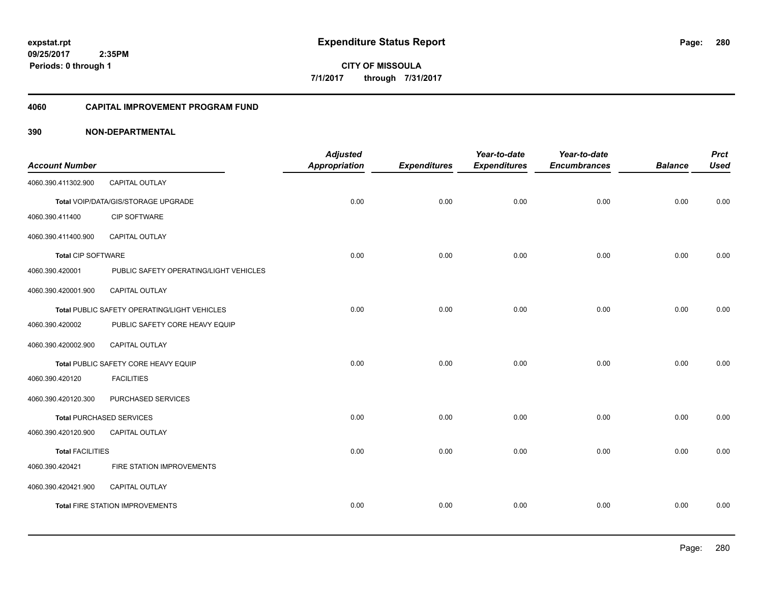# Expenditure Status Report

expstat.rpt
09/25/2017 2:35PM
Periods: 0 through 1

**CITY OF MISSOULA**
**7/1/2017 through 7/31/2017**

## 4060 CAPITAL IMPROVEMENT PROGRAM FUND

## 390 NON-DEPARTMENTAL

| Account Number | | Adjusted Appropriation | Expenditures | Year-to-date Expenditures | Year-to-date Encumbrances | Balance | Prct Used |
|---|---|---|---|---|---|---|---|
| 4060.390.411302.900 | CAPITAL OUTLAY | | | | | | |
| Total VOIP/DATA/GIS/STORAGE UPGRADE | | 0.00 | 0.00 | 0.00 | 0.00 | 0.00 | 0.00 |
| 4060.390.411400 | CIP SOFTWARE | | | | | | |
| 4060.390.411400.900 | CAPITAL OUTLAY | | | | | | |
| Total CIP SOFTWARE | | 0.00 | 0.00 | 0.00 | 0.00 | 0.00 | 0.00 |
| 4060.390.420001 | PUBLIC SAFETY OPERATING/LIGHT VEHICLES | | | | | | |
| 4060.390.420001.900 | CAPITAL OUTLAY | | | | | | |
| Total PUBLIC SAFETY OPERATING/LIGHT VEHICLES | | 0.00 | 0.00 | 0.00 | 0.00 | 0.00 | 0.00 |
| 4060.390.420002 | PUBLIC SAFETY CORE HEAVY EQUIP | | | | | | |
| 4060.390.420002.900 | CAPITAL OUTLAY | | | | | | |
| Total PUBLIC SAFETY CORE HEAVY EQUIP | | 0.00 | 0.00 | 0.00 | 0.00 | 0.00 | 0.00 |
| 4060.390.420120 | FACILITIES | | | | | | |
| 4060.390.420120.300 | PURCHASED SERVICES | | | | | | |
| Total PURCHASED SERVICES | | 0.00 | 0.00 | 0.00 | 0.00 | 0.00 | 0.00 |
| 4060.390.420120.900 | CAPITAL OUTLAY | | | | | | |
| Total FACILITIES | | 0.00 | 0.00 | 0.00 | 0.00 | 0.00 | 0.00 |
| 4060.390.420421 | FIRE STATION IMPROVEMENTS | | | | | | |
| 4060.390.420421.900 | CAPITAL OUTLAY | | | | | | |
| Total FIRE STATION IMPROVEMENTS | | 0.00 | 0.00 | 0.00 | 0.00 | 0.00 | 0.00 |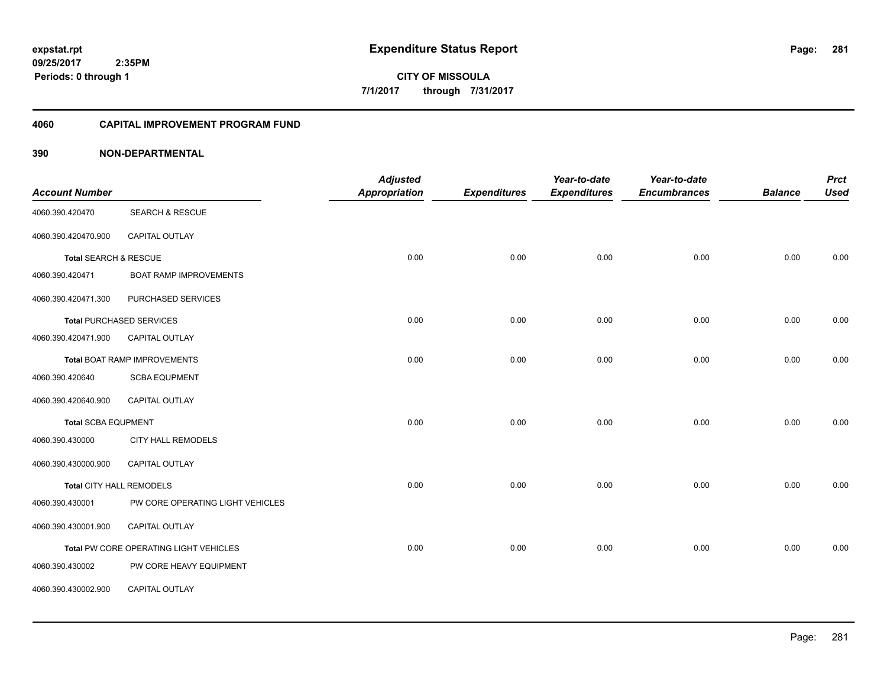**Expenditure Status Report**

**CITY OF MISSOULA**

**7/1/2017 through 7/31/2017**

expstat.rpt
09/25/2017 2:35PM
Periods: 0 through 1

## 4060 CAPITAL IMPROVEMENT PROGRAM FUND

## 390 NON-DEPARTMENTAL

| Account Number | | Adjusted Appropriation | Expenditures | Year-to-date Expenditures | Year-to-date Encumbrances | Balance | Prct Used |
|---|---|---|---|---|---|---|---|
| 4060.390.420470 | SEARCH & RESCUE | | | | | | |
| 4060.390.420470.900 | CAPITAL OUTLAY | | | | | | |
| Total SEARCH & RESCUE | | 0.00 | 0.00 | 0.00 | 0.00 | 0.00 | 0.00 |
| 4060.390.420471 | BOAT RAMP IMPROVEMENTS | | | | | | |
| 4060.390.420471.300 | PURCHASED SERVICES | | | | | | |
| Total PURCHASED SERVICES | | 0.00 | 0.00 | 0.00 | 0.00 | 0.00 | 0.00 |
| 4060.390.420471.900 | CAPITAL OUTLAY | | | | | | |
| Total BOAT RAMP IMPROVEMENTS | | 0.00 | 0.00 | 0.00 | 0.00 | 0.00 | 0.00 |
| 4060.390.420640 | SCBA EQUPMENT | | | | | | |
| 4060.390.420640.900 | CAPITAL OUTLAY | | | | | | |
| Total SCBA EQUPMENT | | 0.00 | 0.00 | 0.00 | 0.00 | 0.00 | 0.00 |
| 4060.390.430000 | CITY HALL REMODELS | | | | | | |
| 4060.390.430000.900 | CAPITAL OUTLAY | | | | | | |
| Total CITY HALL REMODELS | | 0.00 | 0.00 | 0.00 | 0.00 | 0.00 | 0.00 |
| 4060.390.430001 | PW CORE OPERATING LIGHT VEHICLES | | | | | | |
| 4060.390.430001.900 | CAPITAL OUTLAY | | | | | | |
| Total PW CORE OPERATING LIGHT VEHICLES | | 0.00 | 0.00 | 0.00 | 0.00 | 0.00 | 0.00 |
| 4060.390.430002 | PW CORE HEAVY EQUIPMENT | | | | | | |
| 4060.390.430002.900 | CAPITAL OUTLAY | | | | | | |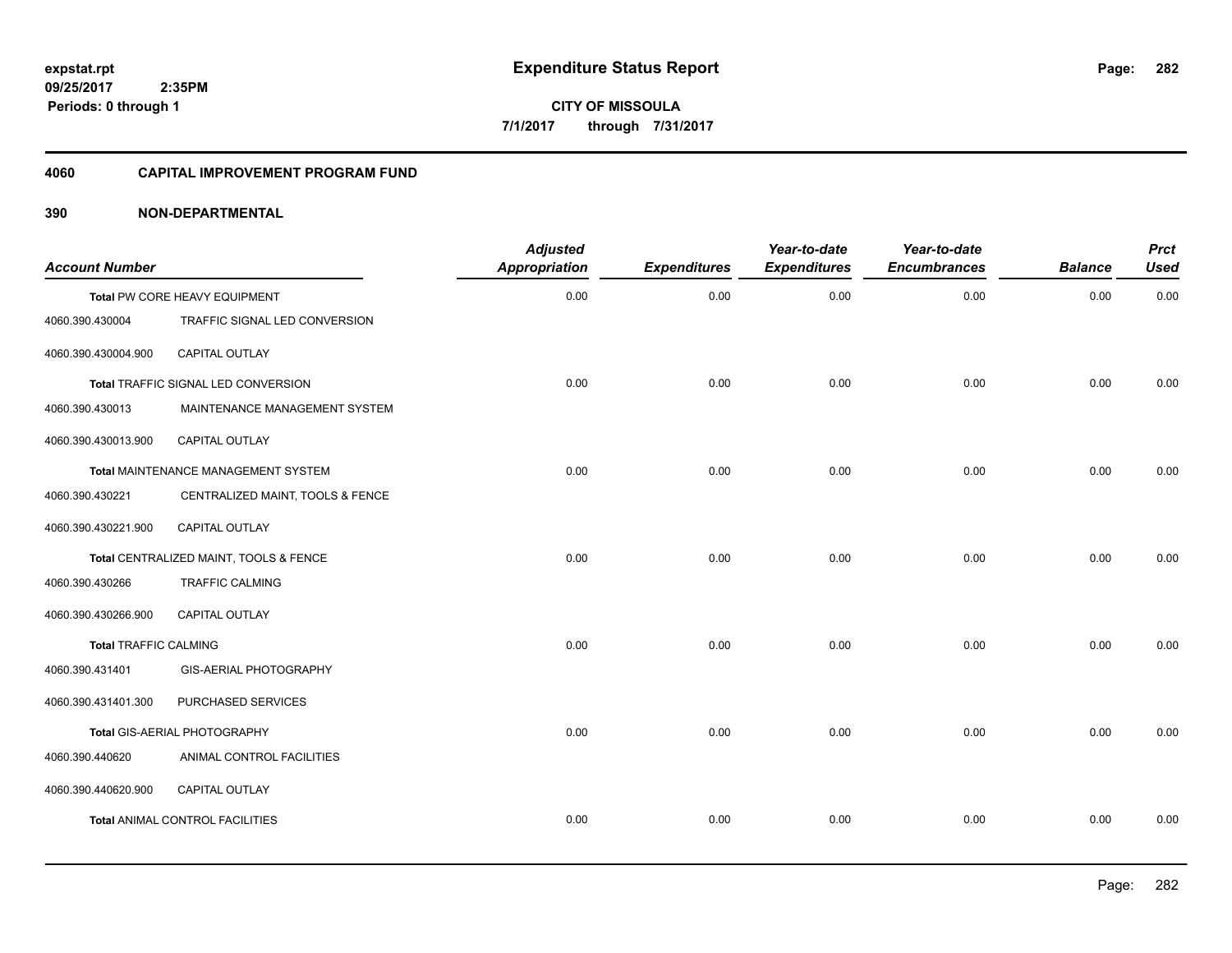# Expenditure Status Report

expstat.rpt
09/25/2017 2:35PM
Periods: 0 through 1

**CITY OF MISSOULA**
**7/1/2017 through 7/31/2017**

## 4060 CAPITAL IMPROVEMENT PROGRAM FUND

## 390 NON-DEPARTMENTAL

| Account Number | | Adjusted Appropriation | Expenditures | Year-to-date Expenditures | Year-to-date Encumbrances | Balance | Prct Used |
|---|---|---|---|---|---|---|---|
| **Total** PW CORE HEAVY EQUIPMENT | | 0.00 | 0.00 | 0.00 | 0.00 | 0.00 | 0.00 |
| 4060.390.430004 | TRAFFIC SIGNAL LED CONVERSION | | | | | | |
| 4060.390.430004.900 | CAPITAL OUTLAY | | | | | | |
| **Total** TRAFFIC SIGNAL LED CONVERSION | | 0.00 | 0.00 | 0.00 | 0.00 | 0.00 | 0.00 |
| 4060.390.430013 | MAINTENANCE MANAGEMENT SYSTEM | | | | | | |
| 4060.390.430013.900 | CAPITAL OUTLAY | | | | | | |
| **Total** MAINTENANCE MANAGEMENT SYSTEM | | 0.00 | 0.00 | 0.00 | 0.00 | 0.00 | 0.00 |
| 4060.390.430221 | CENTRALIZED MAINT, TOOLS & FENCE | | | | | | |
| 4060.390.430221.900 | CAPITAL OUTLAY | | | | | | |
| **Total** CENTRALIZED MAINT, TOOLS & FENCE | | 0.00 | 0.00 | 0.00 | 0.00 | 0.00 | 0.00 |
| 4060.390.430266 | TRAFFIC CALMING | | | | | | |
| 4060.390.430266.900 | CAPITAL OUTLAY | | | | | | |
| **Total** TRAFFIC CALMING | | 0.00 | 0.00 | 0.00 | 0.00 | 0.00 | 0.00 |
| 4060.390.431401 | GIS-AERIAL PHOTOGRAPHY | | | | | | |
| 4060.390.431401.300 | PURCHASED SERVICES | | | | | | |
| **Total** GIS-AERIAL PHOTOGRAPHY | | 0.00 | 0.00 | 0.00 | 0.00 | 0.00 | 0.00 |
| 4060.390.440620 | ANIMAL CONTROL FACILITIES | | | | | | |
| 4060.390.440620.900 | CAPITAL OUTLAY | | | | | | |
| **Total** ANIMAL CONTROL FACILITIES | | 0.00 | 0.00 | 0.00 | 0.00 | 0.00 | 0.00 |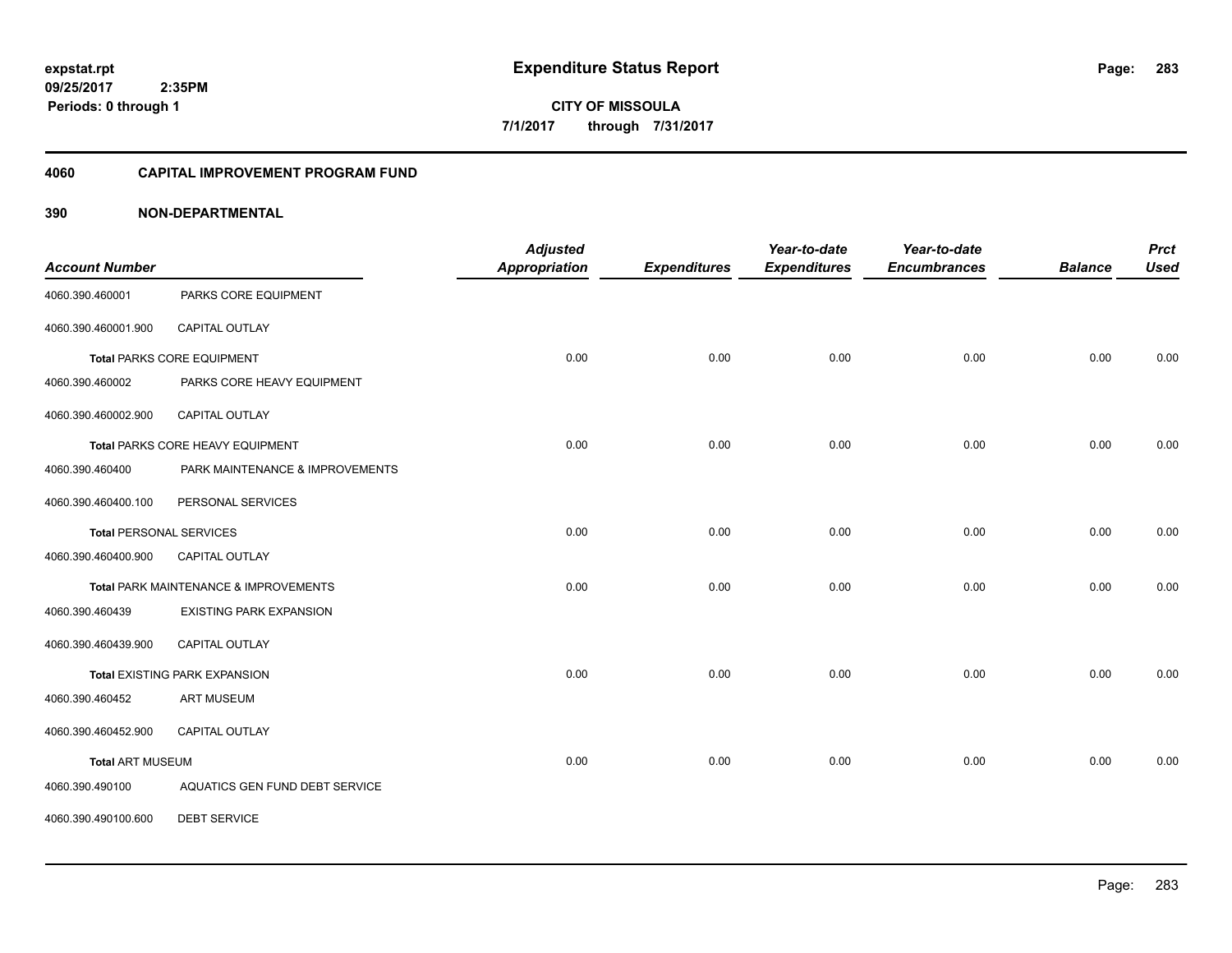**expstat.rpt**
**09/25/2017 2:35PM**
**Periods: 0 through 1**

# Expenditure Status Report

**CITY OF MISSOULA**
**7/1/2017 through 7/31/2017**

## 4060 CAPITAL IMPROVEMENT PROGRAM FUND

## 390 NON-DEPARTMENTAL

| Account Number | | Adjusted Appropriation | Expenditures | Year-to-date Expenditures | Year-to-date Encumbrances | Balance | Prct Used |
|---|---|---|---|---|---|---|---|
| 4060.390.460001 | PARKS CORE EQUIPMENT | | | | | | |
| 4060.390.460001.900 | CAPITAL OUTLAY | | | | | | |
| **Total** PARKS CORE EQUIPMENT | | 0.00 | 0.00 | 0.00 | 0.00 | 0.00 | 0.00 |
| 4060.390.460002 | PARKS CORE HEAVY EQUIPMENT | | | | | | |
| 4060.390.460002.900 | CAPITAL OUTLAY | | | | | | |
| **Total** PARKS CORE HEAVY EQUIPMENT | | 0.00 | 0.00 | 0.00 | 0.00 | 0.00 | 0.00 |
| 4060.390.460400 | PARK MAINTENANCE & IMPROVEMENTS | | | | | | |
| 4060.390.460400.100 | PERSONAL SERVICES | | | | | | |
| **Total** PERSONAL SERVICES | | 0.00 | 0.00 | 0.00 | 0.00 | 0.00 | 0.00 |
| 4060.390.460400.900 | CAPITAL OUTLAY | | | | | | |
| **Total** PARK MAINTENANCE & IMPROVEMENTS | | 0.00 | 0.00 | 0.00 | 0.00 | 0.00 | 0.00 |
| 4060.390.460439 | EXISTING PARK EXPANSION | | | | | | |
| 4060.390.460439.900 | CAPITAL OUTLAY | | | | | | |
| **Total** EXISTING PARK EXPANSION | | 0.00 | 0.00 | 0.00 | 0.00 | 0.00 | 0.00 |
| 4060.390.460452 | ART MUSEUM | | | | | | |
| 4060.390.460452.900 | CAPITAL OUTLAY | | | | | | |
| **Total** ART MUSEUM | | 0.00 | 0.00 | 0.00 | 0.00 | 0.00 | 0.00 |
| 4060.390.490100 | AQUATICS GEN FUND DEBT SERVICE | | | | | | |
| 4060.390.490100.600 | DEBT SERVICE | | | | | | |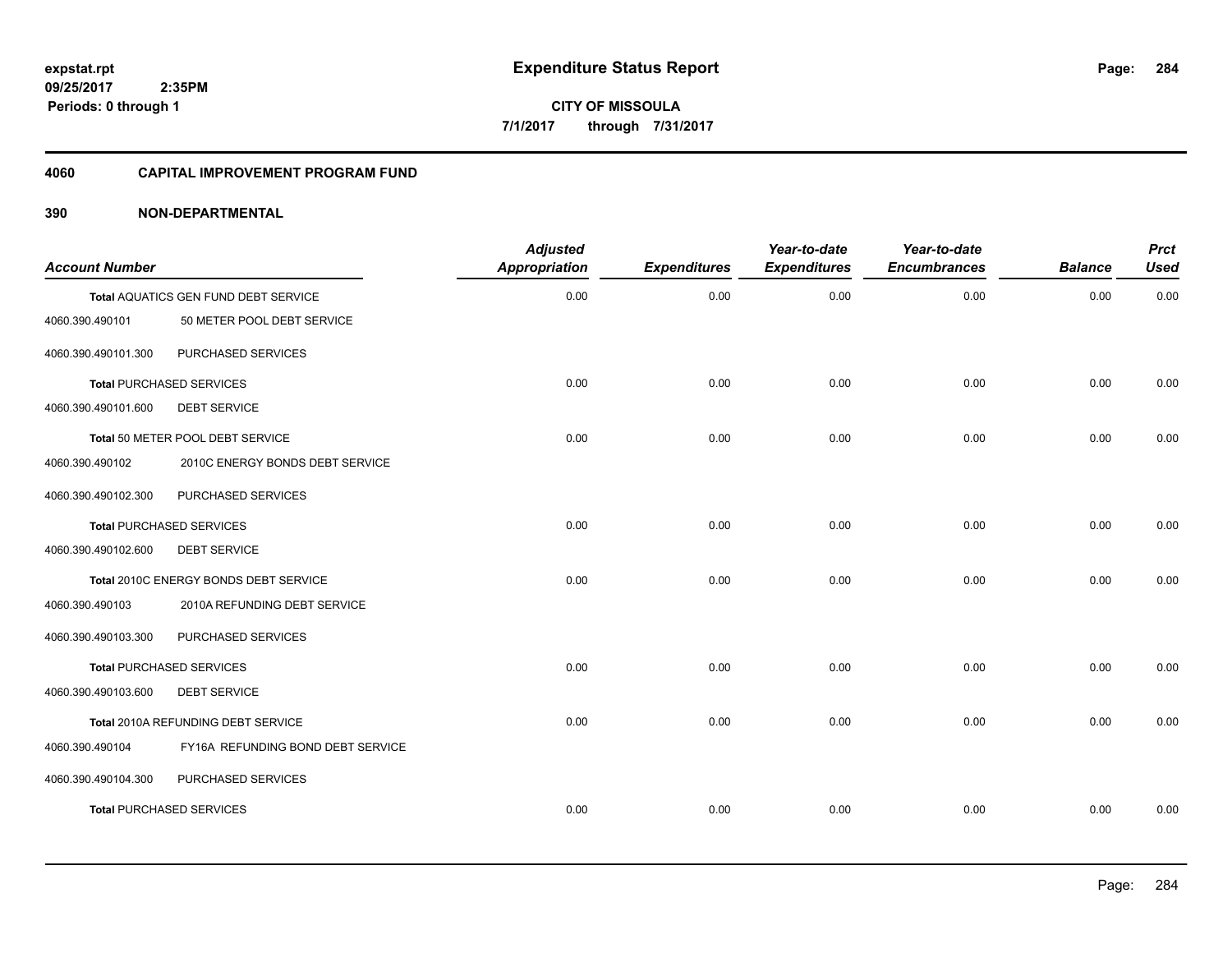**expstat.rpt**
**09/25/2017 2:35PM**
**Periods: 0 through 1**

# Expenditure Status Report

**CITY OF MISSOULA**
**7/1/2017 through 7/31/2017**

## 4060 CAPITAL IMPROVEMENT PROGRAM FUND

## 390 NON-DEPARTMENTAL

| Account Number | | Adjusted Appropriation | Expenditures | Year-to-date Expenditures | Year-to-date Encumbrances | Balance | Prct Used |
|---|---|---|---|---|---|---|---|
| Total AQUATICS GEN FUND DEBT SERVICE | | 0.00 | 0.00 | 0.00 | 0.00 | 0.00 | 0.00 |
| 4060.390.490101 | 50 METER POOL DEBT SERVICE | | | | | | |
| 4060.390.490101.300 | PURCHASED SERVICES | | | | | | |
| Total PURCHASED SERVICES | | 0.00 | 0.00 | 0.00 | 0.00 | 0.00 | 0.00 |
| 4060.390.490101.600 | DEBT SERVICE | | | | | | |
| Total 50 METER POOL DEBT SERVICE | | 0.00 | 0.00 | 0.00 | 0.00 | 0.00 | 0.00 |
| 4060.390.490102 | 2010C ENERGY BONDS DEBT SERVICE | | | | | | |
| 4060.390.490102.300 | PURCHASED SERVICES | | | | | | |
| Total PURCHASED SERVICES | | 0.00 | 0.00 | 0.00 | 0.00 | 0.00 | 0.00 |
| 4060.390.490102.600 | DEBT SERVICE | | | | | | |
| Total 2010C ENERGY BONDS DEBT SERVICE | | 0.00 | 0.00 | 0.00 | 0.00 | 0.00 | 0.00 |
| 4060.390.490103 | 2010A REFUNDING DEBT SERVICE | | | | | | |
| 4060.390.490103.300 | PURCHASED SERVICES | | | | | | |
| Total PURCHASED SERVICES | | 0.00 | 0.00 | 0.00 | 0.00 | 0.00 | 0.00 |
| 4060.390.490103.600 | DEBT SERVICE | | | | | | |
| Total 2010A REFUNDING DEBT SERVICE | | 0.00 | 0.00 | 0.00 | 0.00 | 0.00 | 0.00 |
| 4060.390.490104 | FY16A REFUNDING BOND DEBT SERVICE | | | | | | |
| 4060.390.490104.300 | PURCHASED SERVICES | | | | | | |
| Total PURCHASED SERVICES | | 0.00 | 0.00 | 0.00 | 0.00 | 0.00 | 0.00 |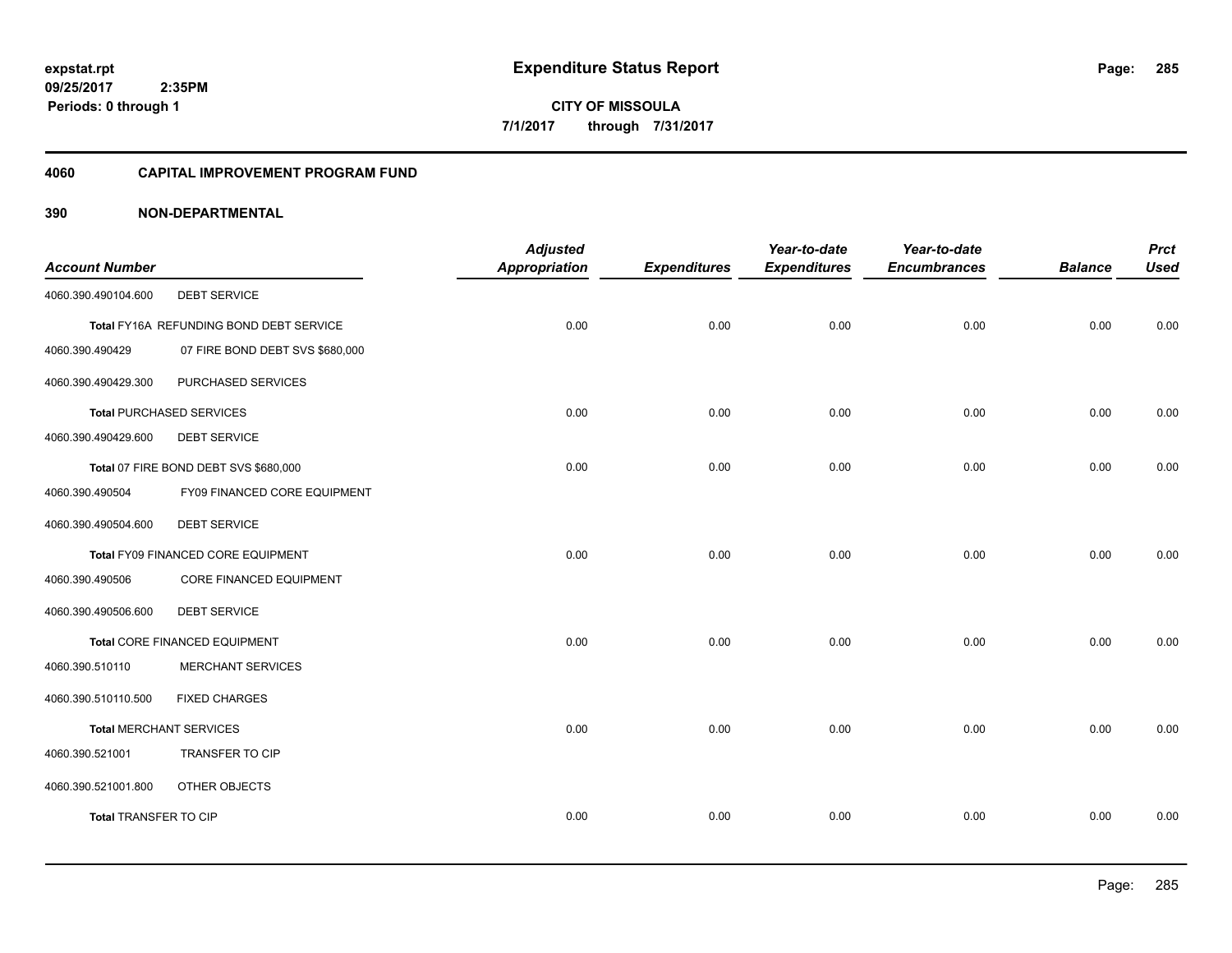**expstat.rpt**
**09/25/2017 2:35PM**
**Periods: 0 through 1**

# Expenditure Status Report

**CITY OF MISSOULA**
**7/1/2017 through 7/31/2017**

## 4060 CAPITAL IMPROVEMENT PROGRAM FUND

### 390 NON-DEPARTMENTAL

| Account Number | | Adjusted Appropriation | Expenditures | Year-to-date Expenditures | Year-to-date Encumbrances | Balance | Prct Used |
|---|---|---|---|---|---|---|---|
| 4060.390.490104.600 | DEBT SERVICE | | | | | | |
| Total FY16A REFUNDING BOND DEBT SERVICE | | 0.00 | 0.00 | 0.00 | 0.00 | 0.00 | 0.00 |
| 4060.390.490429 | 07 FIRE BOND DEBT SVS $680,000 | | | | | | |
| 4060.390.490429.300 | PURCHASED SERVICES | | | | | | |
| Total PURCHASED SERVICES | | 0.00 | 0.00 | 0.00 | 0.00 | 0.00 | 0.00 |
| 4060.390.490429.600 | DEBT SERVICE | | | | | | |
| Total 07 FIRE BOND DEBT SVS $680,000 | | 0.00 | 0.00 | 0.00 | 0.00 | 0.00 | 0.00 |
| 4060.390.490504 | FY09 FINANCED CORE EQUIPMENT | | | | | | |
| 4060.390.490504.600 | DEBT SERVICE | | | | | | |
| Total FY09 FINANCED CORE EQUIPMENT | | 0.00 | 0.00 | 0.00 | 0.00 | 0.00 | 0.00 |
| 4060.390.490506 | CORE FINANCED EQUIPMENT | | | | | | |
| 4060.390.490506.600 | DEBT SERVICE | | | | | | |
| Total CORE FINANCED EQUIPMENT | | 0.00 | 0.00 | 0.00 | 0.00 | 0.00 | 0.00 |
| 4060.390.510110 | MERCHANT SERVICES | | | | | | |
| 4060.390.510110.500 | FIXED CHARGES | | | | | | |
| Total MERCHANT SERVICES | | 0.00 | 0.00 | 0.00 | 0.00 | 0.00 | 0.00 |
| 4060.390.521001 | TRANSFER TO CIP | | | | | | |
| 4060.390.521001.800 | OTHER OBJECTS | | | | | | |
| Total TRANSFER TO CIP | | 0.00 | 0.00 | 0.00 | 0.00 | 0.00 | 0.00 |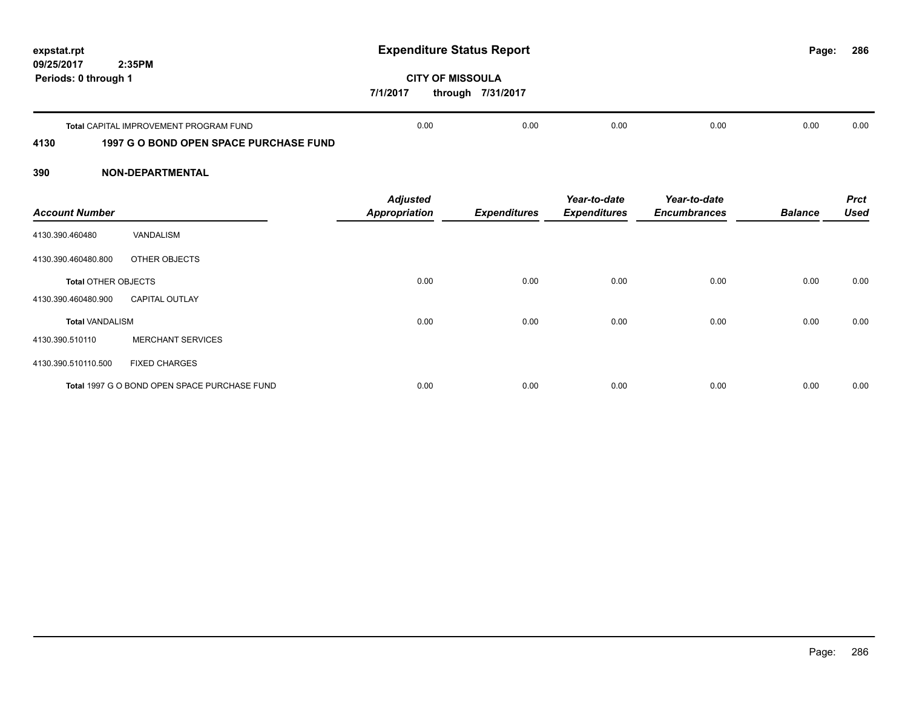# Expenditure Status Report

expstat.rpt
09/25/2017 2:35PM
Periods: 0 through 1

**CITY OF MISSOULA**
**7/1/2017 through 7/31/2017**

| | | | | | | |
|---|---|---|---|---|---|---|
| **Total** CAPITAL IMPROVEMENT PROGRAM FUND | 0.00 | 0.00 | 0.00 | 0.00 | 0.00 | 0.00 |

## 4130 1997 G O BOND OPEN SPACE PURCHASE FUND

## 390 NON-DEPARTMENTAL

| Account Number | | Adjusted Appropriation | Expenditures | Year-to-date Expenditures | Year-to-date Encumbrances | Balance | Prct Used |
|---|---|---|---|---|---|---|---|
| 4130.390.460480 | VANDALISM | | | | | | |
| 4130.390.460480.800 | OTHER OBJECTS | | | | | | |
| **Total** OTHER OBJECTS | | 0.00 | 0.00 | 0.00 | 0.00 | 0.00 | 0.00 |
| 4130.390.460480.900 | CAPITAL OUTLAY | | | | | | |
| **Total** VANDALISM | | 0.00 | 0.00 | 0.00 | 0.00 | 0.00 | 0.00 |
| 4130.390.510110 | MERCHANT SERVICES | | | | | | |
| 4130.390.510110.500 | FIXED CHARGES | | | | | | |
| **Total** 1997 G O BOND OPEN SPACE PURCHASE FUND | | 0.00 | 0.00 | 0.00 | 0.00 | 0.00 | 0.00 |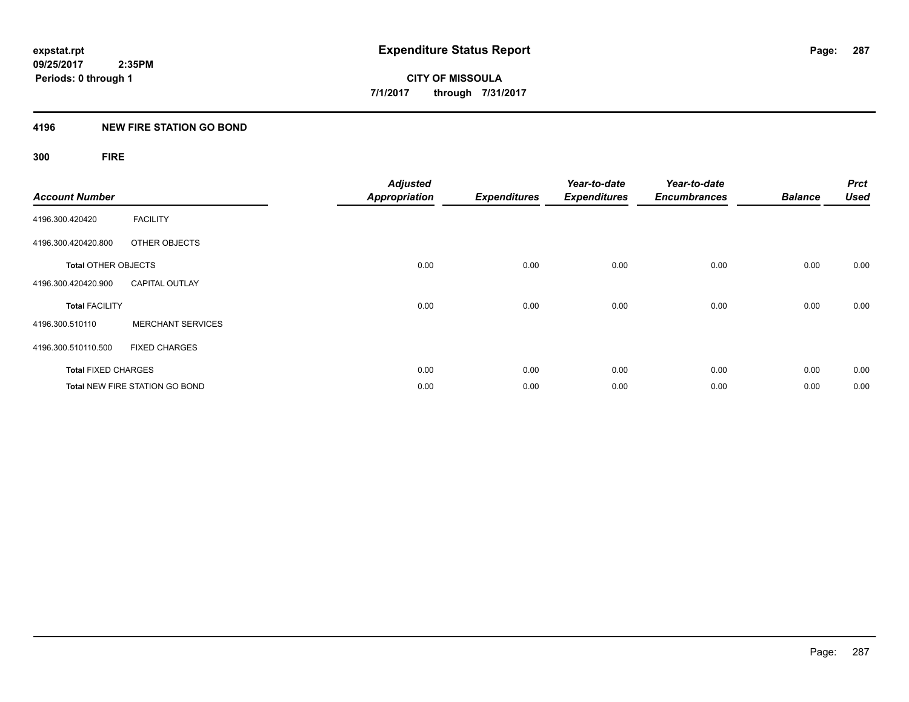expstat.rpt
09/25/2017 2:35PM
Periods: 0 through 1

# Expenditure Status Report

CITY OF MISSOULA
7/1/2017 through 7/31/2017

## 4196 NEW FIRE STATION GO BOND

### 300 FIRE

| Account Number | | Adjusted Appropriation | Expenditures | Year-to-date Expenditures | Year-to-date Encumbrances | Balance | Prct Used |
|---|---|---|---|---|---|---|---|
| 4196.300.420420 | FACILITY | | | | | | |
| 4196.300.420420.800 | OTHER OBJECTS | | | | | | |
| **Total** OTHER OBJECTS | | 0.00 | 0.00 | 0.00 | 0.00 | 0.00 | 0.00 |
| 4196.300.420420.900 | CAPITAL OUTLAY | | | | | | |
| **Total** FACILITY | | 0.00 | 0.00 | 0.00 | 0.00 | 0.00 | 0.00 |
| 4196.300.510110 | MERCHANT SERVICES | | | | | | |
| 4196.300.510110.500 | FIXED CHARGES | | | | | | |
| **Total** FIXED CHARGES | | 0.00 | 0.00 | 0.00 | 0.00 | 0.00 | 0.00 |
| **Total** NEW FIRE STATION GO BOND | | 0.00 | 0.00 | 0.00 | 0.00 | 0.00 | 0.00 |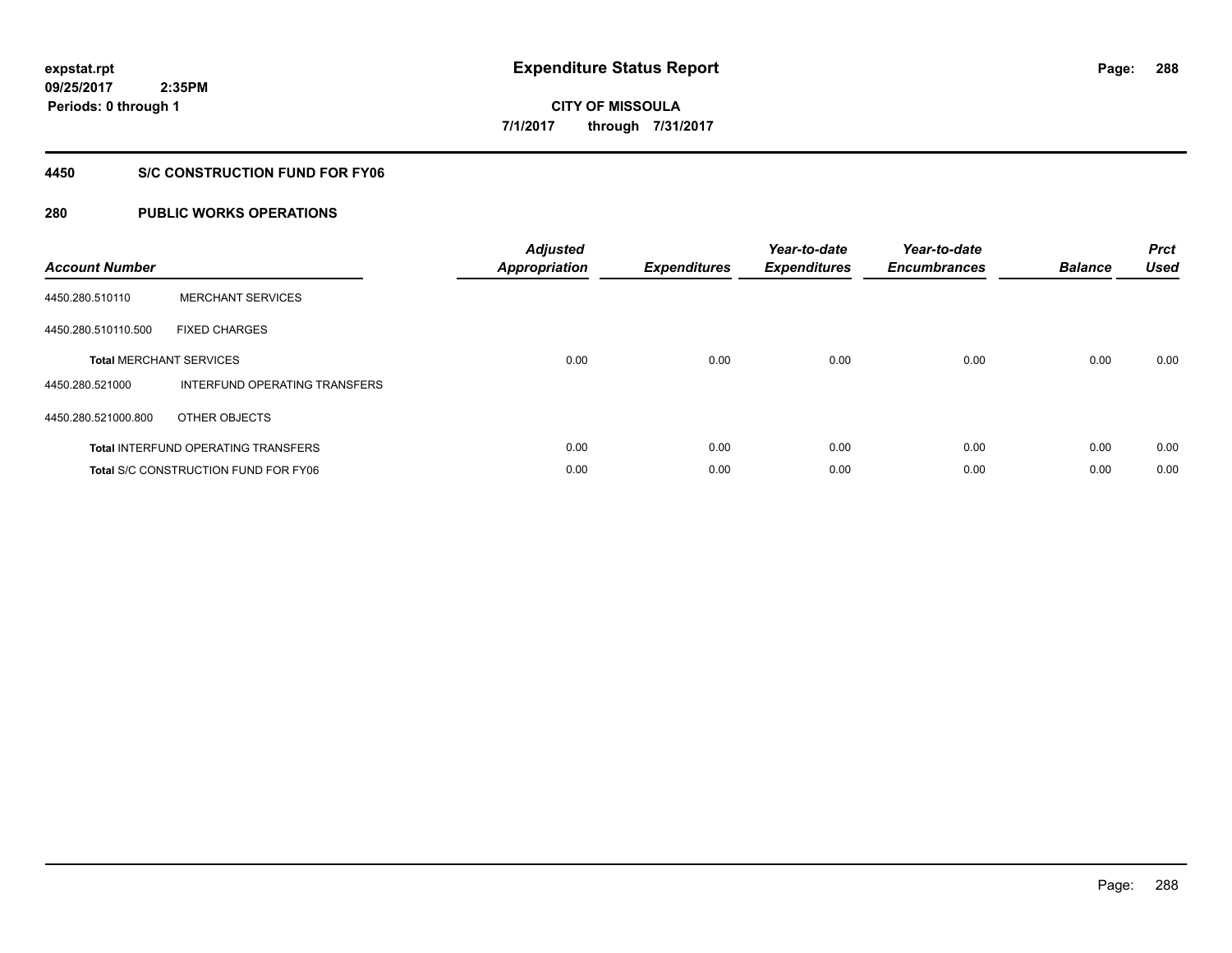**expstat.rpt**
**09/25/2017 2:35PM**
**Periods: 0 through 1**

# Expenditure Status Report

**CITY OF MISSOULA**
**7/1/2017 through 7/31/2017**

## 4450 S/C CONSTRUCTION FUND FOR FY06

## 280 PUBLIC WORKS OPERATIONS

| Account Number | | Adjusted Appropriation | Expenditures | Year-to-date Expenditures | Year-to-date Encumbrances | Balance | Prct Used |
|---|---|---|---|---|---|---|---|
| 4450.280.510110 | MERCHANT SERVICES | | | | | | |
| 4450.280.510110.500 | FIXED CHARGES | | | | | | |
| **Total** MERCHANT SERVICES | | 0.00 | 0.00 | 0.00 | 0.00 | 0.00 | 0.00 |
| 4450.280.521000 | INTERFUND OPERATING TRANSFERS | | | | | | |
| 4450.280.521000.800 | OTHER OBJECTS | | | | | | |
| **Total** INTERFUND OPERATING TRANSFERS | | 0.00 | 0.00 | 0.00 | 0.00 | 0.00 | 0.00 |
| **Total** S/C CONSTRUCTION FUND FOR FY06 | | 0.00 | 0.00 | 0.00 | 0.00 | 0.00 | 0.00 |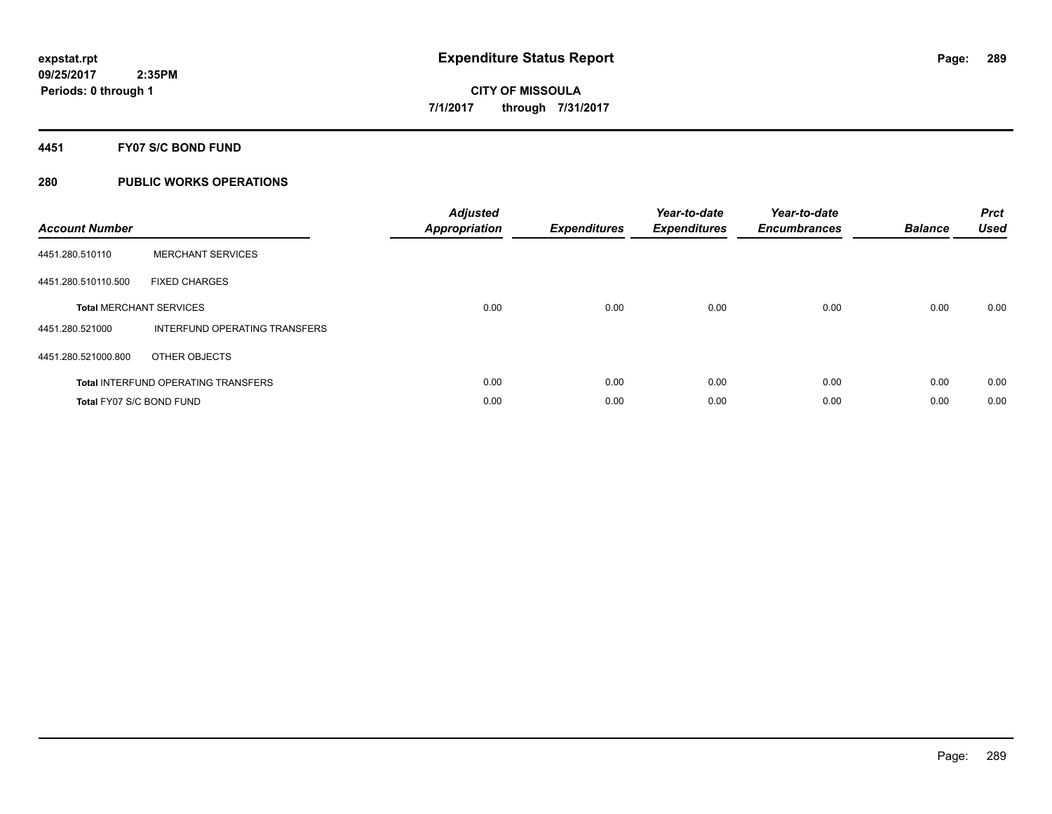**expstat.rpt**
**09/25/2017 2:35PM**
**Periods: 0 through 1**

# Expenditure Status Report

**CITY OF MISSOULA**
**7/1/2017 through 7/31/2017**

## 4451 FY07 S/C BOND FUND

## 280 PUBLIC WORKS OPERATIONS

| Account Number | | Adjusted Appropriation | Expenditures | Year-to-date Expenditures | Year-to-date Encumbrances | Balance | Prct Used |
|---|---|---|---|---|---|---|---|
| 4451.280.510110 | MERCHANT SERVICES | | | | | | |
| 4451.280.510110.500 | FIXED CHARGES | | | | | | |
| **Total** MERCHANT SERVICES | | 0.00 | 0.00 | 0.00 | 0.00 | 0.00 | 0.00 |
| 4451.280.521000 | INTERFUND OPERATING TRANSFERS | | | | | | |
| 4451.280.521000.800 | OTHER OBJECTS | | | | | | |
| **Total** INTERFUND OPERATING TRANSFERS | | 0.00 | 0.00 | 0.00 | 0.00 | 0.00 | 0.00 |
| **Total** FY07 S/C BOND FUND | | 0.00 | 0.00 | 0.00 | 0.00 | 0.00 | 0.00 |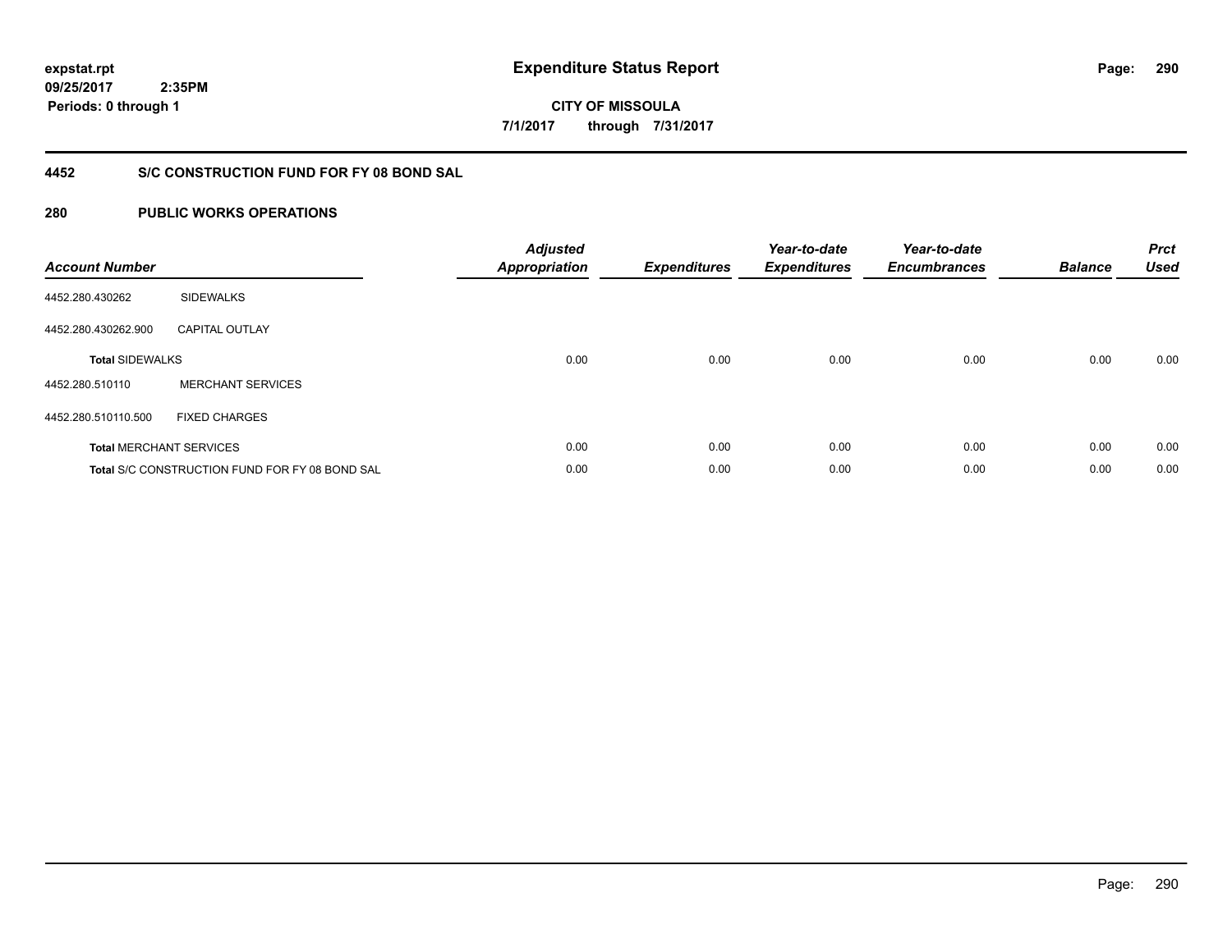expstat.rpt
09/25/2017 2:35PM
Periods: 0 through 1

# Expenditure Status Report

CITY OF MISSOULA
7/1/2017 through 7/31/2017

## 4452 S/C CONSTRUCTION FUND FOR FY 08 BOND SAL

## 280 PUBLIC WORKS OPERATIONS

| Account Number | | Adjusted Appropriation | Expenditures | Year-to-date Expenditures | Year-to-date Encumbrances | Balance | Prct Used |
|---|---|---|---|---|---|---|---|
| 4452.280.430262 | SIDEWALKS | | | | | | |
| 4452.280.430262.900 | CAPITAL OUTLAY | | | | | | |
| **Total** SIDEWALKS | | 0.00 | 0.00 | 0.00 | 0.00 | 0.00 | 0.00 |
| 4452.280.510110 | MERCHANT SERVICES | | | | | | |
| 4452.280.510110.500 | FIXED CHARGES | | | | | | |
| **Total** MERCHANT SERVICES | | 0.00 | 0.00 | 0.00 | 0.00 | 0.00 | 0.00 |
| **Total** S/C CONSTRUCTION FUND FOR FY 08 BOND SAL | | 0.00 | 0.00 | 0.00 | 0.00 | 0.00 | 0.00 |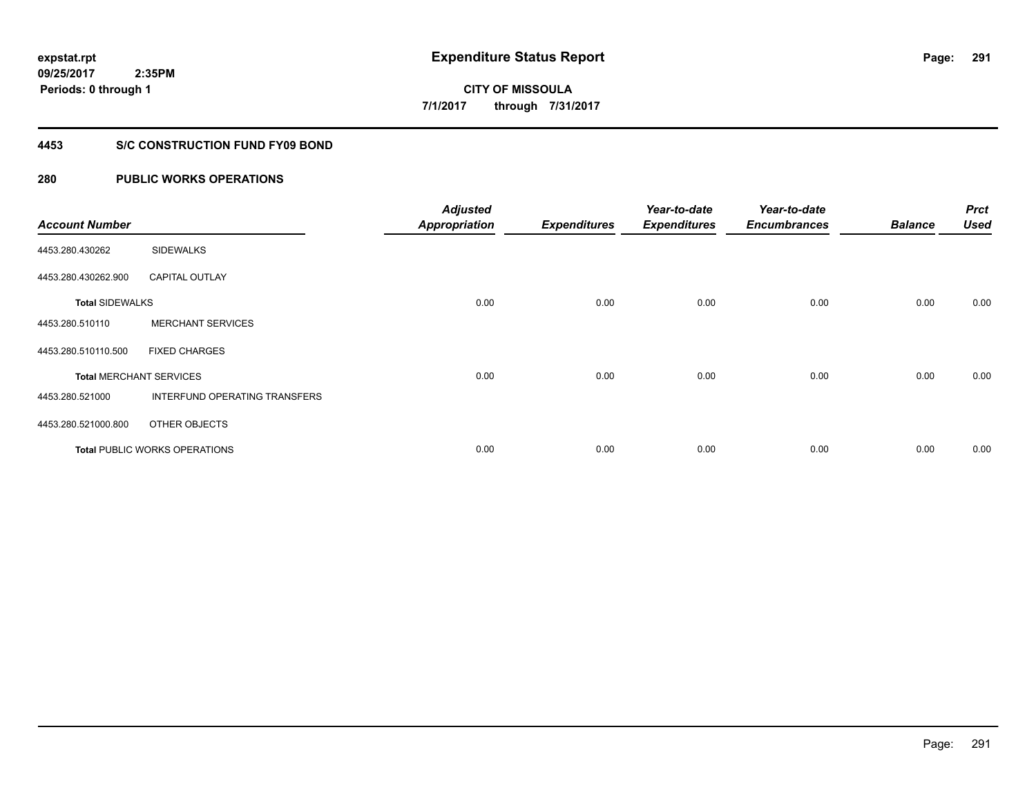# Expenditure Status Report

expstat.rpt
09/25/2017 2:35PM
Periods: 0 through 1

**CITY OF MISSOULA**
**7/1/2017 through 7/31/2017**

## 4453 S/C CONSTRUCTION FUND FY09 BOND

### 280 PUBLIC WORKS OPERATIONS

| Account Number | | Adjusted Appropriation | Expenditures | Year-to-date Expenditures | Year-to-date Encumbrances | Balance | Prct Used |
|---|---|---|---|---|---|---|---|
| 4453.280.430262 | SIDEWALKS | | | | | | |
| 4453.280.430262.900 | CAPITAL OUTLAY | | | | | | |
| **Total** SIDEWALKS | | 0.00 | 0.00 | 0.00 | 0.00 | 0.00 | 0.00 |
| 4453.280.510110 | MERCHANT SERVICES | | | | | | |
| 4453.280.510110.500 | FIXED CHARGES | | | | | | |
| **Total** MERCHANT SERVICES | | 0.00 | 0.00 | 0.00 | 0.00 | 0.00 | 0.00 |
| 4453.280.521000 | INTERFUND OPERATING TRANSFERS | | | | | | |
| 4453.280.521000.800 | OTHER OBJECTS | | | | | | |
| **Total** PUBLIC WORKS OPERATIONS | | 0.00 | 0.00 | 0.00 | 0.00 | 0.00 | 0.00 |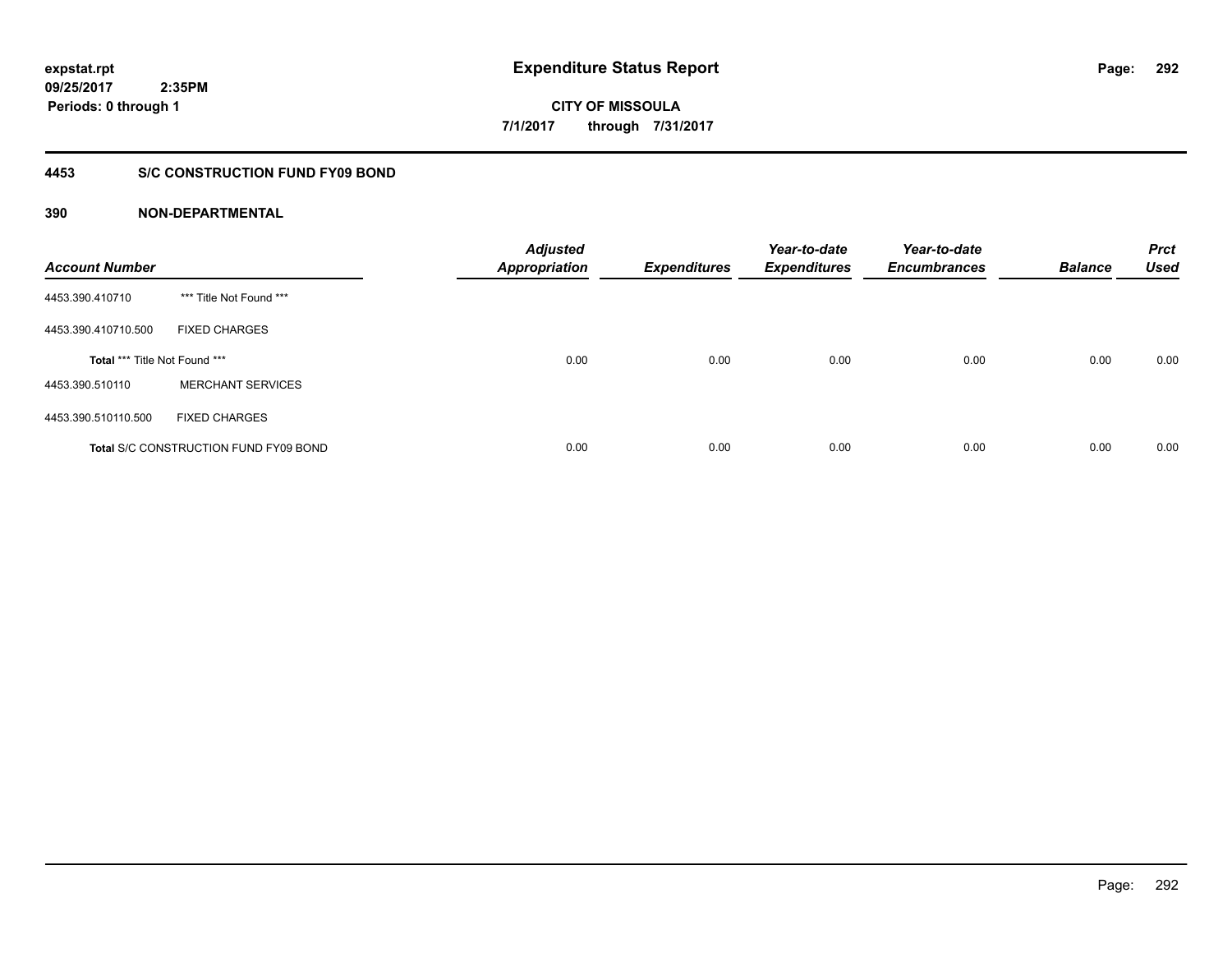**expstat.rpt**
**09/25/2017 2:35PM**
**Periods: 0 through 1**

# Expenditure Status Report

**CITY OF MISSOULA**
**7/1/2017 through 7/31/2017**

## 4453 S/C CONSTRUCTION FUND FY09 BOND

### 390 NON-DEPARTMENTAL

| Account Number | | Adjusted Appropriation | Expenditures | Year-to-date Expenditures | Year-to-date Encumbrances | Balance | Prct Used |
|---|---|---|---|---|---|---|---|
| 4453.390.410710 | *** Title Not Found *** | | | | | | |
| 4453.390.410710.500 | FIXED CHARGES | | | | | | |
| **Total** *** Title Not Found *** | | 0.00 | 0.00 | 0.00 | 0.00 | 0.00 | 0.00 |
| 4453.390.510110 | MERCHANT SERVICES | | | | | | |
| 4453.390.510110.500 | FIXED CHARGES | | | | | | |
| **Total** S/C CONSTRUCTION FUND FY09 BOND | | 0.00 | 0.00 | 0.00 | 0.00 | 0.00 | 0.00 |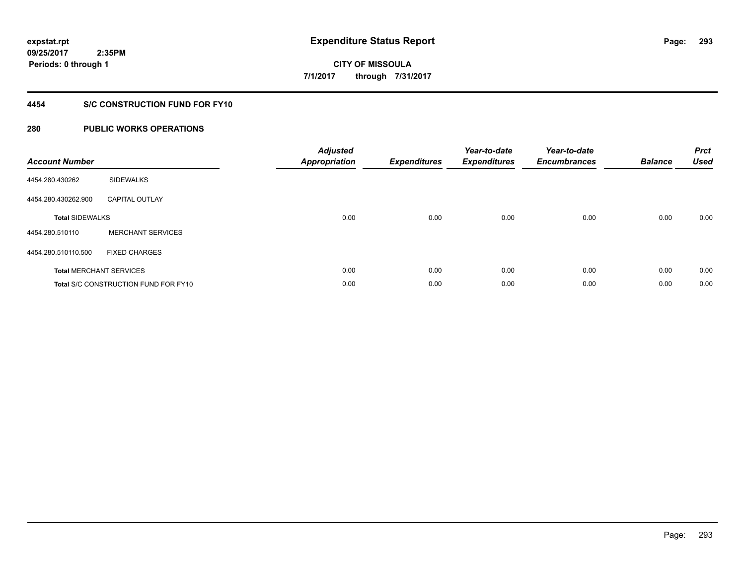# Expenditure Status Report

expstat.rpt
09/25/2017 2:35PM
Periods: 0 through 1

CITY OF MISSOULA
7/1/2017 through 7/31/2017

## 4454 S/C CONSTRUCTION FUND FOR FY10

## 280 PUBLIC WORKS OPERATIONS

| Account Number | | Adjusted Appropriation | Expenditures | Year-to-date Expenditures | Year-to-date Encumbrances | Balance | Prct Used |
|---|---|---|---|---|---|---|---|
| 4454.280.430262 | SIDEWALKS | | | | | | |
| 4454.280.430262.900 | CAPITAL OUTLAY | | | | | | |
| **Total** SIDEWALKS | | 0.00 | 0.00 | 0.00 | 0.00 | 0.00 | 0.00 |
| 4454.280.510110 | MERCHANT SERVICES | | | | | | |
| 4454.280.510110.500 | FIXED CHARGES | | | | | | |
| **Total** MERCHANT SERVICES | | 0.00 | 0.00 | 0.00 | 0.00 | 0.00 | 0.00 |
| **Total** S/C CONSTRUCTION FUND FOR FY10 | | 0.00 | 0.00 | 0.00 | 0.00 | 0.00 | 0.00 |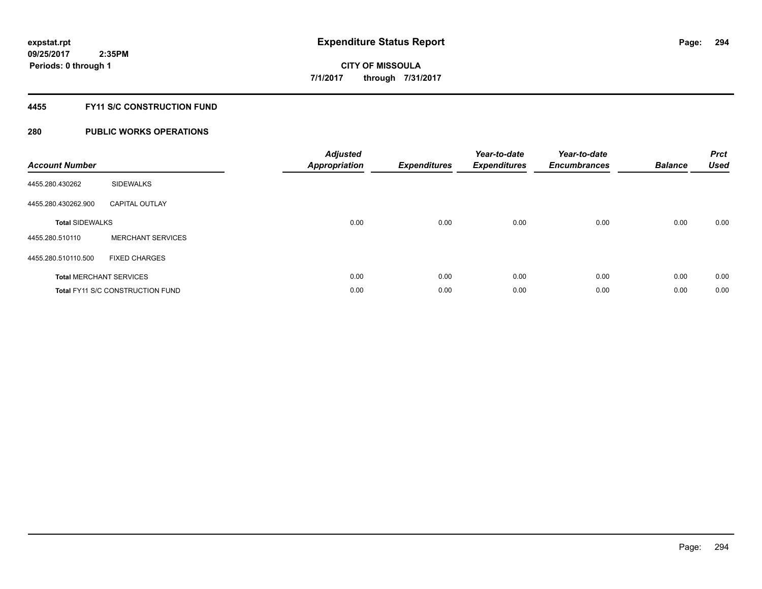**expstat.rpt**
**09/25/2017 2:35PM**
**Periods: 0 through 1**

# Expenditure Status Report

**CITY OF MISSOULA**
**7/1/2017 through 7/31/2017**

## 4455 FY11 S/C CONSTRUCTION FUND

## 280 PUBLIC WORKS OPERATIONS

| Account Number | | Adjusted Appropriation | Expenditures | Year-to-date Expenditures | Year-to-date Encumbrances | Balance | Prct Used |
|---|---|---|---|---|---|---|---|
| 4455.280.430262 | SIDEWALKS | | | | | | |
| 4455.280.430262.900 | CAPITAL OUTLAY | | | | | | |
| **Total** SIDEWALKS | | 0.00 | 0.00 | 0.00 | 0.00 | 0.00 | 0.00 |
| 4455.280.510110 | MERCHANT SERVICES | | | | | | |
| 4455.280.510110.500 | FIXED CHARGES | | | | | | |
| **Total** MERCHANT SERVICES | | 0.00 | 0.00 | 0.00 | 0.00 | 0.00 | 0.00 |
| **Total** FY11 S/C CONSTRUCTION FUND | | 0.00 | 0.00 | 0.00 | 0.00 | 0.00 | 0.00 |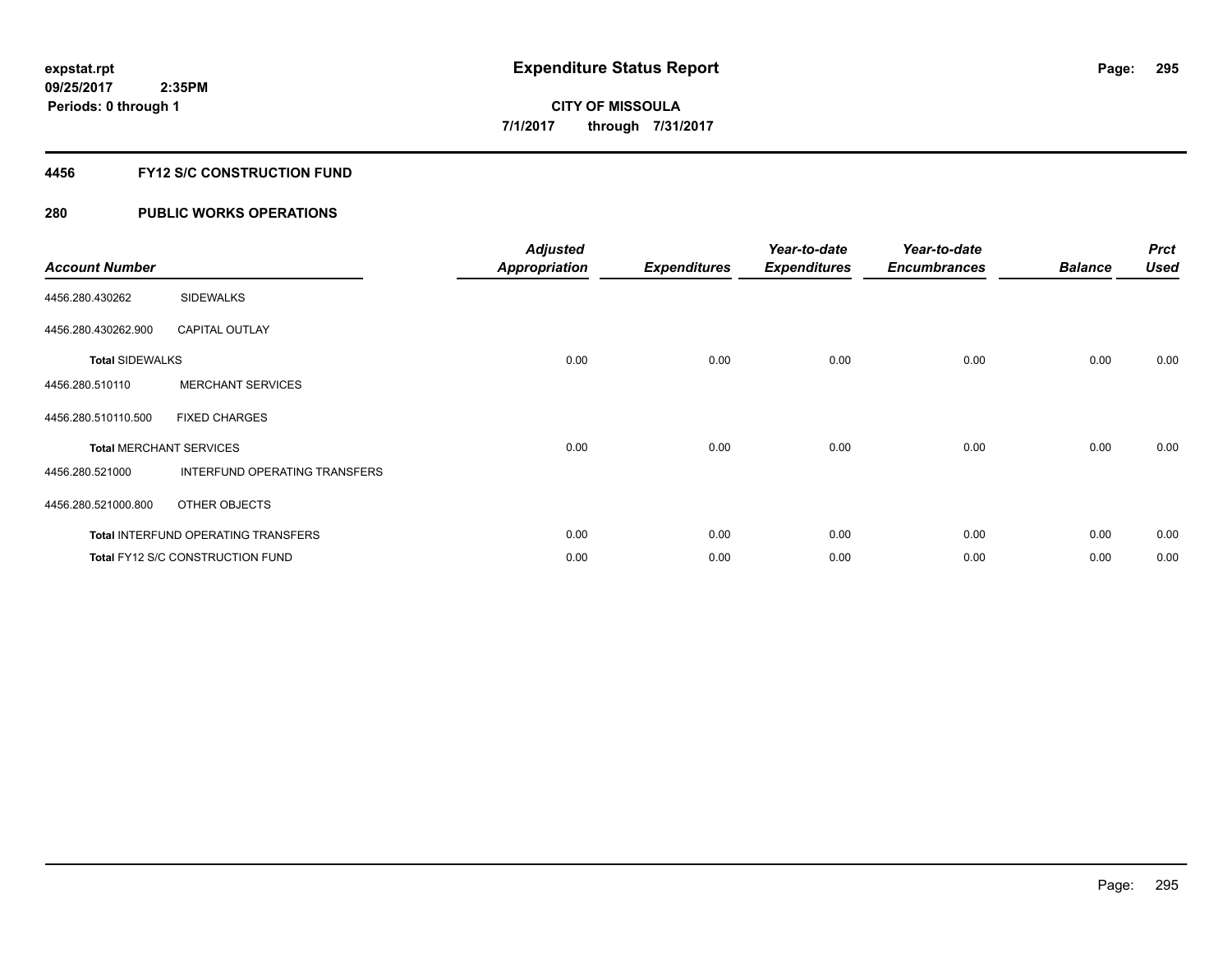expstat.rpt
09/25/2017 2:35PM
Periods: 0 through 1

# Expenditure Status Report

CITY OF MISSOULA
7/1/2017 through 7/31/2017

## 4456 FY12 S/C CONSTRUCTION FUND

## 280 PUBLIC WORKS OPERATIONS

| Account Number | | Adjusted Appropriation | Expenditures | Year-to-date Expenditures | Year-to-date Encumbrances | Balance | Prct Used |
|---|---|---|---|---|---|---|---|
| 4456.280.430262 | SIDEWALKS | | | | | | |
| 4456.280.430262.900 | CAPITAL OUTLAY | | | | | | |
| **Total SIDEWALKS** | | 0.00 | 0.00 | 0.00 | 0.00 | 0.00 | 0.00 |
| 4456.280.510110 | MERCHANT SERVICES | | | | | | |
| 4456.280.510110.500 | FIXED CHARGES | | | | | | |
| **Total MERCHANT SERVICES** | | 0.00 | 0.00 | 0.00 | 0.00 | 0.00 | 0.00 |
| 4456.280.521000 | INTERFUND OPERATING TRANSFERS | | | | | | |
| 4456.280.521000.800 | OTHER OBJECTS | | | | | | |
| **Total** INTERFUND OPERATING TRANSFERS | | 0.00 | 0.00 | 0.00 | 0.00 | 0.00 | 0.00 |
| **Total** FY12 S/C CONSTRUCTION FUND | | 0.00 | 0.00 | 0.00 | 0.00 | 0.00 | 0.00 |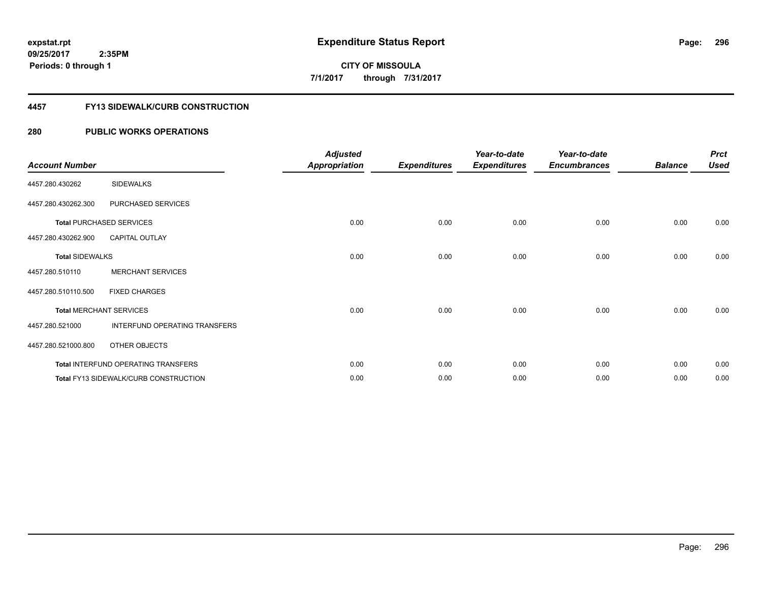# Expenditure Status Report

expstat.rpt
09/25/2017 2:35PM
Periods: 0 through 1

**CITY OF MISSOULA**
**7/1/2017 through 7/31/2017**

## 4457 FY13 SIDEWALK/CURB CONSTRUCTION

### 280 PUBLIC WORKS OPERATIONS

| Account Number | | Adjusted Appropriation | Expenditures | Year-to-date Expenditures | Year-to-date Encumbrances | Balance | Prct Used |
|---|---|---|---|---|---|---|---|
| 4457.280.430262 | SIDEWALKS | | | | | | |
| 4457.280.430262.300 | PURCHASED SERVICES | | | | | | |
| **Total** PURCHASED SERVICES | | 0.00 | 0.00 | 0.00 | 0.00 | 0.00 | 0.00 |
| 4457.280.430262.900 | CAPITAL OUTLAY | | | | | | |
| **Total** SIDEWALKS | | 0.00 | 0.00 | 0.00 | 0.00 | 0.00 | 0.00 |
| 4457.280.510110 | MERCHANT SERVICES | | | | | | |
| 4457.280.510110.500 | FIXED CHARGES | | | | | | |
| **Total** MERCHANT SERVICES | | 0.00 | 0.00 | 0.00 | 0.00 | 0.00 | 0.00 |
| 4457.280.521000 | INTERFUND OPERATING TRANSFERS | | | | | | |
| 4457.280.521000.800 | OTHER OBJECTS | | | | | | |
| **Total** INTERFUND OPERATING TRANSFERS | | 0.00 | 0.00 | 0.00 | 0.00 | 0.00 | 0.00 |
| **Total** FY13 SIDEWALK/CURB CONSTRUCTION | | 0.00 | 0.00 | 0.00 | 0.00 | 0.00 | 0.00 |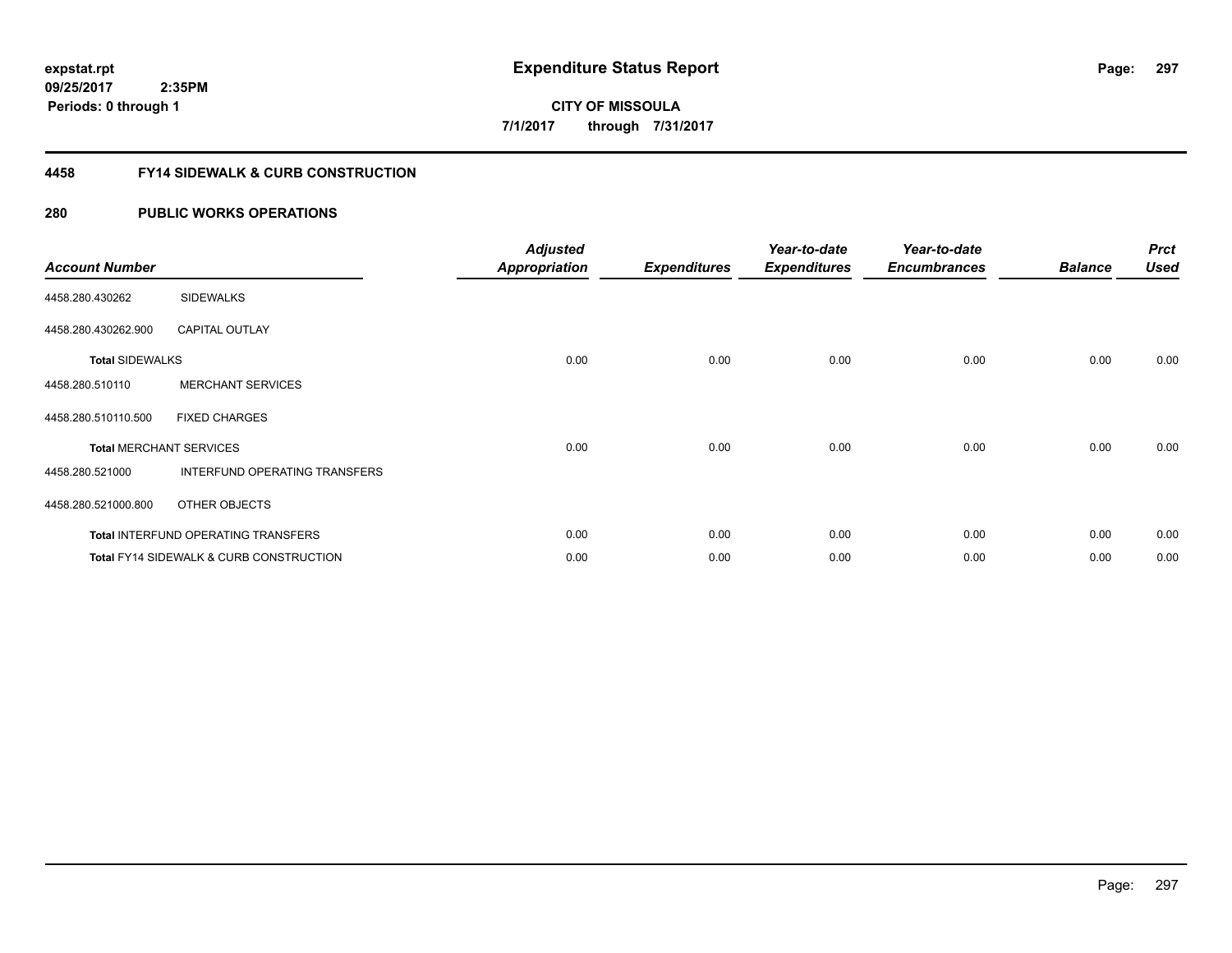**expstat.rpt**
**09/25/2017 2:35PM**
**Periods: 0 through 1**

# Expenditure Status Report

**CITY OF MISSOULA**
**7/1/2017 through 7/31/2017**

## 4458 FY14 SIDEWALK & CURB CONSTRUCTION

## 280 PUBLIC WORKS OPERATIONS

| Account Number | | Adjusted Appropriation | Expenditures | Year-to-date Expenditures | Year-to-date Encumbrances | Balance | Prct Used |
|---|---|---|---|---|---|---|---|
| 4458.280.430262 | SIDEWALKS | | | | | | |
| 4458.280.430262.900 | CAPITAL OUTLAY | | | | | | |
| **Total** SIDEWALKS | | 0.00 | 0.00 | 0.00 | 0.00 | 0.00 | 0.00 |
| 4458.280.510110 | MERCHANT SERVICES | | | | | | |
| 4458.280.510110.500 | FIXED CHARGES | | | | | | |
| **Total** MERCHANT SERVICES | | 0.00 | 0.00 | 0.00 | 0.00 | 0.00 | 0.00 |
| 4458.280.521000 | INTERFUND OPERATING TRANSFERS | | | | | | |
| 4458.280.521000.800 | OTHER OBJECTS | | | | | | |
| **Total** INTERFUND OPERATING TRANSFERS | | 0.00 | 0.00 | 0.00 | 0.00 | 0.00 | 0.00 |
| **Total** FY14 SIDEWALK & CURB CONSTRUCTION | | 0.00 | 0.00 | 0.00 | 0.00 | 0.00 | 0.00 |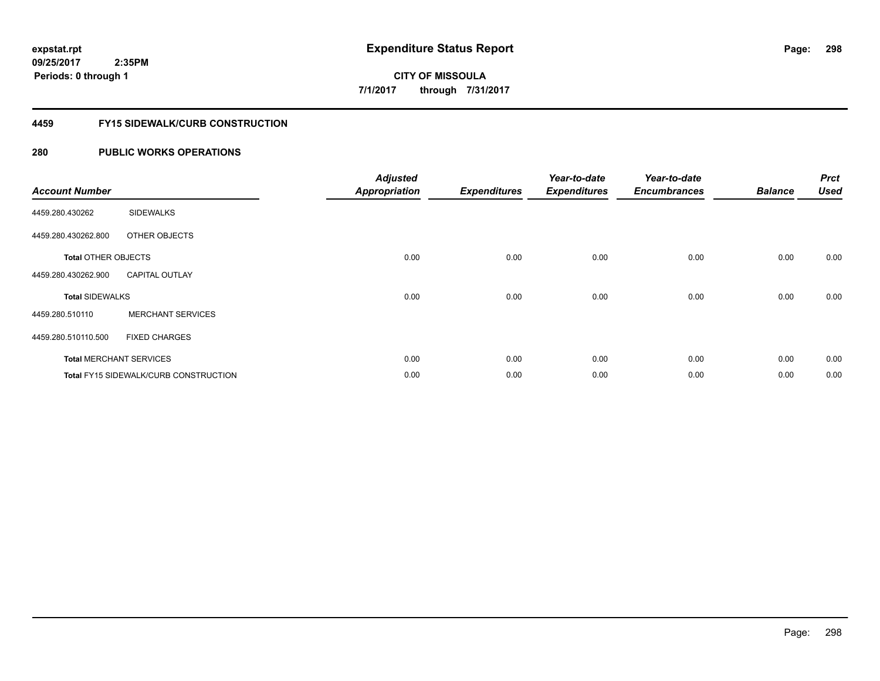**expstat.rpt**
**09/25/2017 2:35PM**
**Periods: 0 through 1**

# Expenditure Status Report

**CITY OF MISSOULA**
**7/1/2017 through 7/31/2017**

## 4459 FY15 SIDEWALK/CURB CONSTRUCTION

## 280 PUBLIC WORKS OPERATIONS

| Account Number | | Adjusted Appropriation | Expenditures | Year-to-date Expenditures | Year-to-date Encumbrances | Balance | Prct Used |
|---|---|---|---|---|---|---|---|
| 4459.280.430262 | SIDEWALKS | | | | | | |
| 4459.280.430262.800 | OTHER OBJECTS | | | | | | |
| **Total** OTHER OBJECTS | | 0.00 | 0.00 | 0.00 | 0.00 | 0.00 | 0.00 |
| 4459.280.430262.900 | CAPITAL OUTLAY | | | | | | |
| **Total** SIDEWALKS | | 0.00 | 0.00 | 0.00 | 0.00 | 0.00 | 0.00 |
| 4459.280.510110 | MERCHANT SERVICES | | | | | | |
| 4459.280.510110.500 | FIXED CHARGES | | | | | | |
| **Total** MERCHANT SERVICES | | 0.00 | 0.00 | 0.00 | 0.00 | 0.00 | 0.00 |
| **Total** FY15 SIDEWALK/CURB CONSTRUCTION | | 0.00 | 0.00 | 0.00 | 0.00 | 0.00 | 0.00 |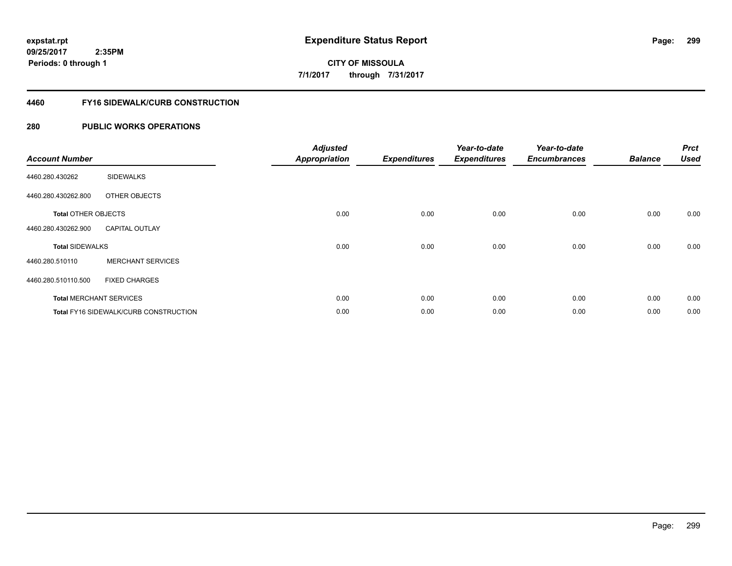**Expenditure Status Report**

**CITY OF MISSOULA**

**7/1/2017 through 7/31/2017**

expstat.rpt
09/25/2017 2:35PM
Periods: 0 through 1

## 4460 FY16 SIDEWALK/CURB CONSTRUCTION

## 280 PUBLIC WORKS OPERATIONS

| Account Number | | Adjusted Appropriation | Expenditures | Year-to-date Expenditures | Year-to-date Encumbrances | Balance | Prct Used |
|---|---|---|---|---|---|---|---|
| 4460.280.430262 | SIDEWALKS | | | | | | |
| 4460.280.430262.800 | OTHER OBJECTS | | | | | | |
| **Total** OTHER OBJECTS | | 0.00 | 0.00 | 0.00 | 0.00 | 0.00 | 0.00 |
| 4460.280.430262.900 | CAPITAL OUTLAY | | | | | | |
| **Total** SIDEWALKS | | 0.00 | 0.00 | 0.00 | 0.00 | 0.00 | 0.00 |
| 4460.280.510110 | MERCHANT SERVICES | | | | | | |
| 4460.280.510110.500 | FIXED CHARGES | | | | | | |
| **Total** MERCHANT SERVICES | | 0.00 | 0.00 | 0.00 | 0.00 | 0.00 | 0.00 |
| **Total** FY16 SIDEWALK/CURB CONSTRUCTION | | 0.00 | 0.00 | 0.00 | 0.00 | 0.00 | 0.00 |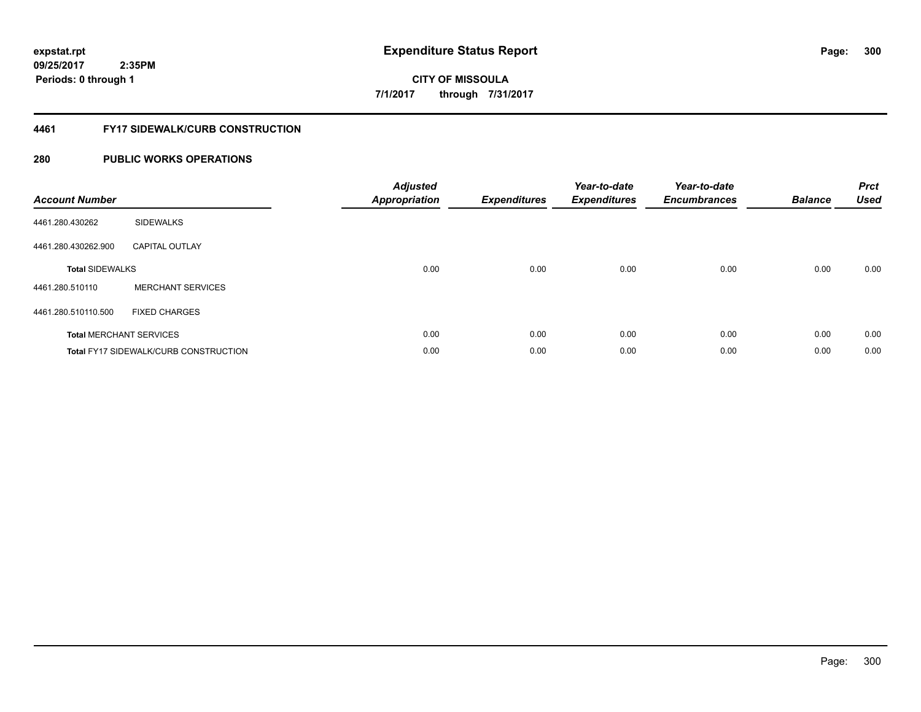**expstat.rpt**
**09/25/2017 2:35PM**
**Periods: 0 through 1**

# Expenditure Status Report

**CITY OF MISSOULA**
**7/1/2017 through 7/31/2017**

## 4461 FY17 SIDEWALK/CURB CONSTRUCTION

## 280 PUBLIC WORKS OPERATIONS

| Account Number | | Adjusted Appropriation | Expenditures | Year-to-date Expenditures | Year-to-date Encumbrances | Balance | Prct Used |
|---|---|---|---|---|---|---|---|
| 4461.280.430262 | SIDEWALKS | | | | | | |
| 4461.280.430262.900 | CAPITAL OUTLAY | | | | | | |
| **Total** SIDEWALKS | | 0.00 | 0.00 | 0.00 | 0.00 | 0.00 | 0.00 |
| 4461.280.510110 | MERCHANT SERVICES | | | | | | |
| 4461.280.510110.500 | FIXED CHARGES | | | | | | |
| **Total** MERCHANT SERVICES | | 0.00 | 0.00 | 0.00 | 0.00 | 0.00 | 0.00 |
| **Total** FY17 SIDEWALK/CURB CONSTRUCTION | | 0.00 | 0.00 | 0.00 | 0.00 | 0.00 | 0.00 |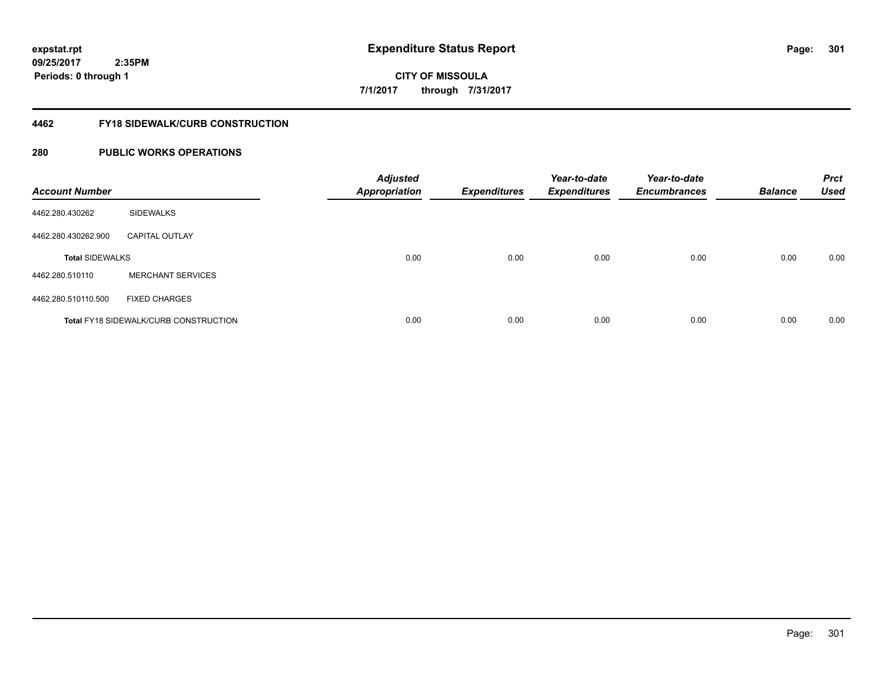expstat.rpt
09/25/2017 2:35PM
Periods: 0 through 1

# Expenditure Status Report

CITY OF MISSOULA
7/1/2017 through 7/31/2017

## 4462 FY18 SIDEWALK/CURB CONSTRUCTION

## 280 PUBLIC WORKS OPERATIONS

| Account Number | | Adjusted Appropriation | Expenditures | Year-to-date Expenditures | Year-to-date Encumbrances | Balance | Prct Used |
|---|---|---|---|---|---|---|---|
| 4462.280.430262 | SIDEWALKS | | | | | | |
| 4462.280.430262.900 | CAPITAL OUTLAY | | | | | | |
| **Total SIDEWALKS** | | 0.00 | 0.00 | 0.00 | 0.00 | 0.00 | 0.00 |
| 4462.280.510110 | MERCHANT SERVICES | | | | | | |
| 4462.280.510110.500 | FIXED CHARGES | | | | | | |
| **Total FY18 SIDEWALK/CURB CONSTRUCTION** | | 0.00 | 0.00 | 0.00 | 0.00 | 0.00 | 0.00 |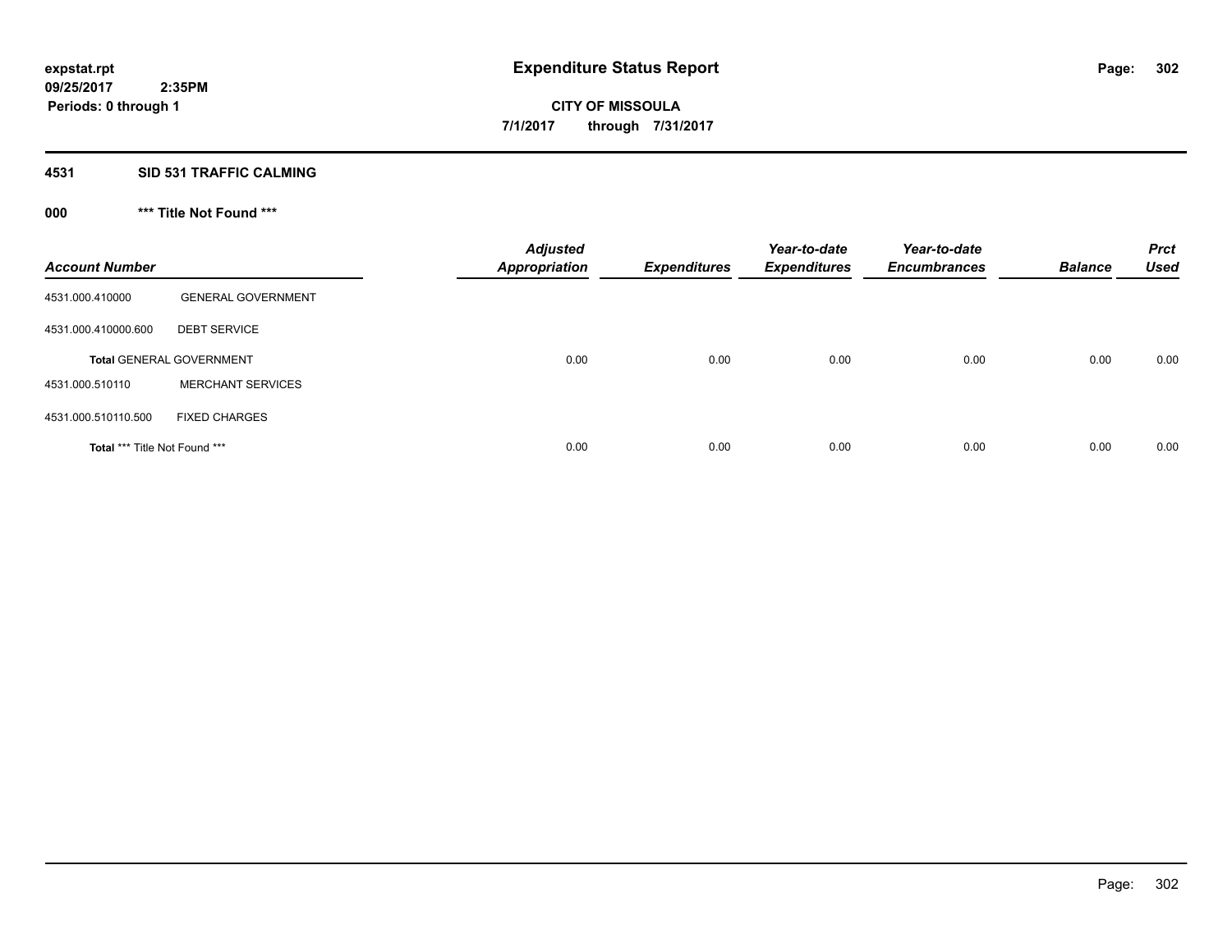expstat.rpt
09/25/2017 2:35PM
Periods: 0 through 1

# Expenditure Status Report

**CITY OF MISSOULA**
**7/1/2017 through 7/31/2017**

## 4531 SID 531 TRAFFIC CALMING

### 000 *** Title Not Found ***

| Account Number | | Adjusted Appropriation | Expenditures | Year-to-date Expenditures | Year-to-date Encumbrances | Balance | Prct Used |
|---|---|---|---|---|---|---|---|
| 4531.000.410000 | GENERAL GOVERNMENT | | | | | | |
| 4531.000.410000.600 | DEBT SERVICE | | | | | | |
| **Total** GENERAL GOVERNMENT | | 0.00 | 0.00 | 0.00 | 0.00 | 0.00 | 0.00 |
| 4531.000.510110 | MERCHANT SERVICES | | | | | | |
| 4531.000.510110.500 | FIXED CHARGES | | | | | | |
| **Total** *** Title Not Found *** | | 0.00 | 0.00 | 0.00 | 0.00 | 0.00 | 0.00 |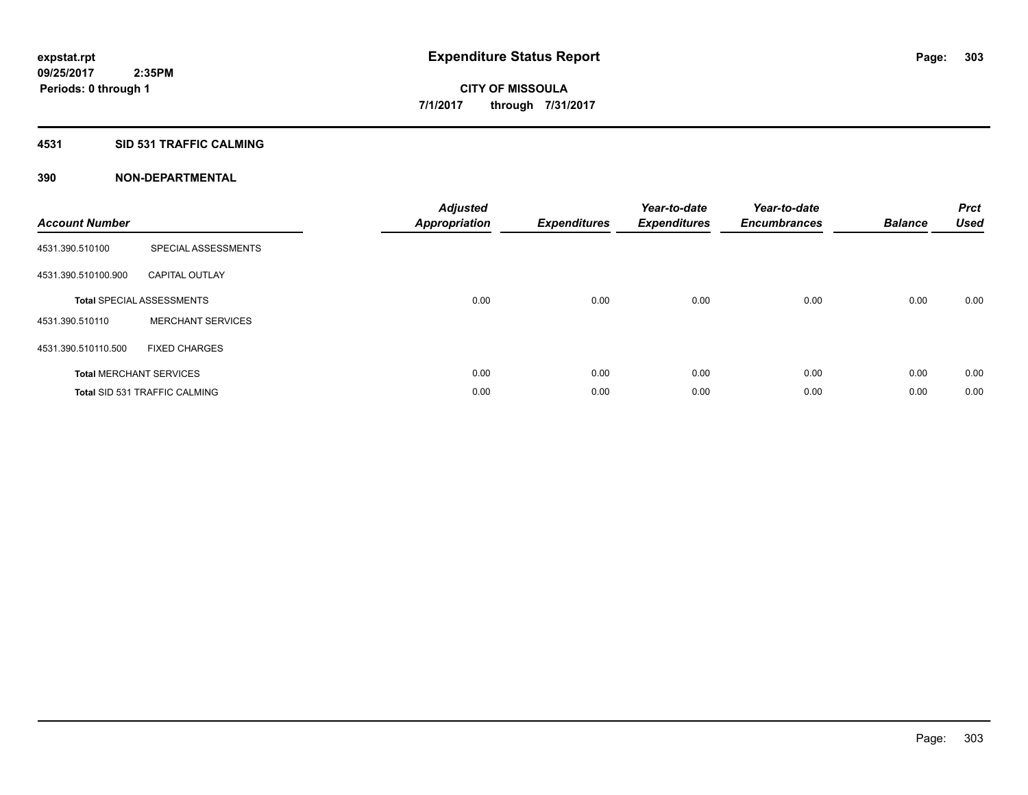# Expenditure Status Report

expstat.rpt
09/25/2017 2:35PM
Periods: 0 through 1

**CITY OF MISSOULA**
**7/1/2017 through 7/31/2017**

## 4531 SID 531 TRAFFIC CALMING

### 390 NON-DEPARTMENTAL

| Account Number | | Adjusted Appropriation | Expenditures | Year-to-date Expenditures | Year-to-date Encumbrances | Balance | Prct Used |
|---|---|---|---|---|---|---|---|
| 4531.390.510100 | SPECIAL ASSESSMENTS | | | | | | |
| 4531.390.510100.900 | CAPITAL OUTLAY | | | | | | |
| **Total** SPECIAL ASSESSMENTS | | 0.00 | 0.00 | 0.00 | 0.00 | 0.00 | 0.00 |
| 4531.390.510110 | MERCHANT SERVICES | | | | | | |
| 4531.390.510110.500 | FIXED CHARGES | | | | | | |
| **Total** MERCHANT SERVICES | | 0.00 | 0.00 | 0.00 | 0.00 | 0.00 | 0.00 |
| **Total** SID 531 TRAFFIC CALMING | | 0.00 | 0.00 | 0.00 | 0.00 | 0.00 | 0.00 |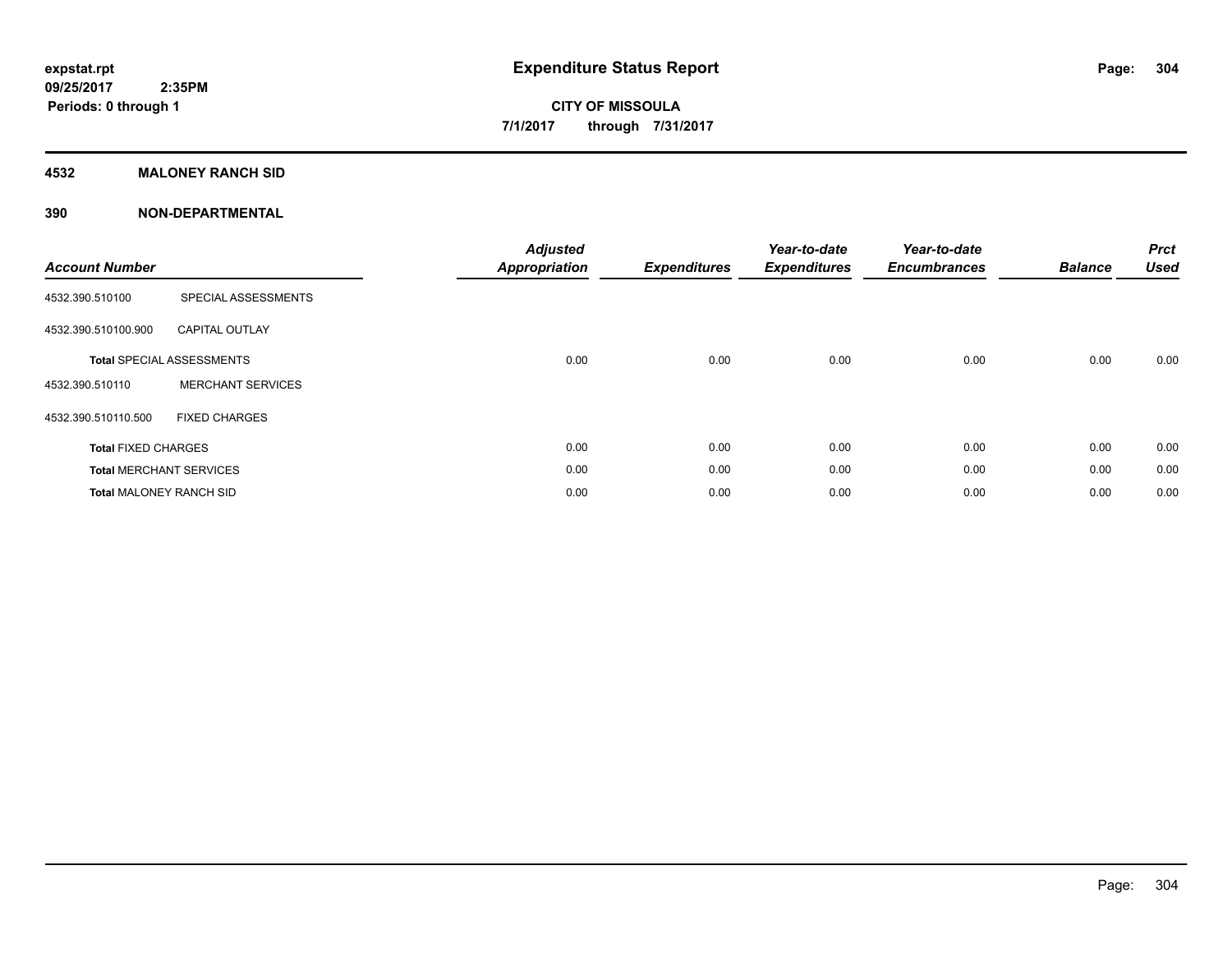# Expenditure Status Report

expstat.rpt
09/25/2017 2:35PM
Periods: 0 through 1

**CITY OF MISSOULA**
**7/1/2017 through 7/31/2017**

## 4532 MALONEY RANCH SID

## 390 NON-DEPARTMENTAL

| Account Number | | Adjusted Appropriation | Expenditures | Year-to-date Expenditures | Year-to-date Encumbrances | Balance | Prct Used |
|---|---|---|---|---|---|---|---|
| 4532.390.510100 | SPECIAL ASSESSMENTS | | | | | | |
| 4532.390.510100.900 | CAPITAL OUTLAY | | | | | | |
| **Total** SPECIAL ASSESSMENTS | | 0.00 | 0.00 | 0.00 | 0.00 | 0.00 | 0.00 |
| 4532.390.510110 | MERCHANT SERVICES | | | | | | |
| 4532.390.510110.500 | FIXED CHARGES | | | | | | |
| **Total** FIXED CHARGES | | 0.00 | 0.00 | 0.00 | 0.00 | 0.00 | 0.00 |
| **Total** MERCHANT SERVICES | | 0.00 | 0.00 | 0.00 | 0.00 | 0.00 | 0.00 |
| **Total** MALONEY RANCH SID | | 0.00 | 0.00 | 0.00 | 0.00 | 0.00 | 0.00 |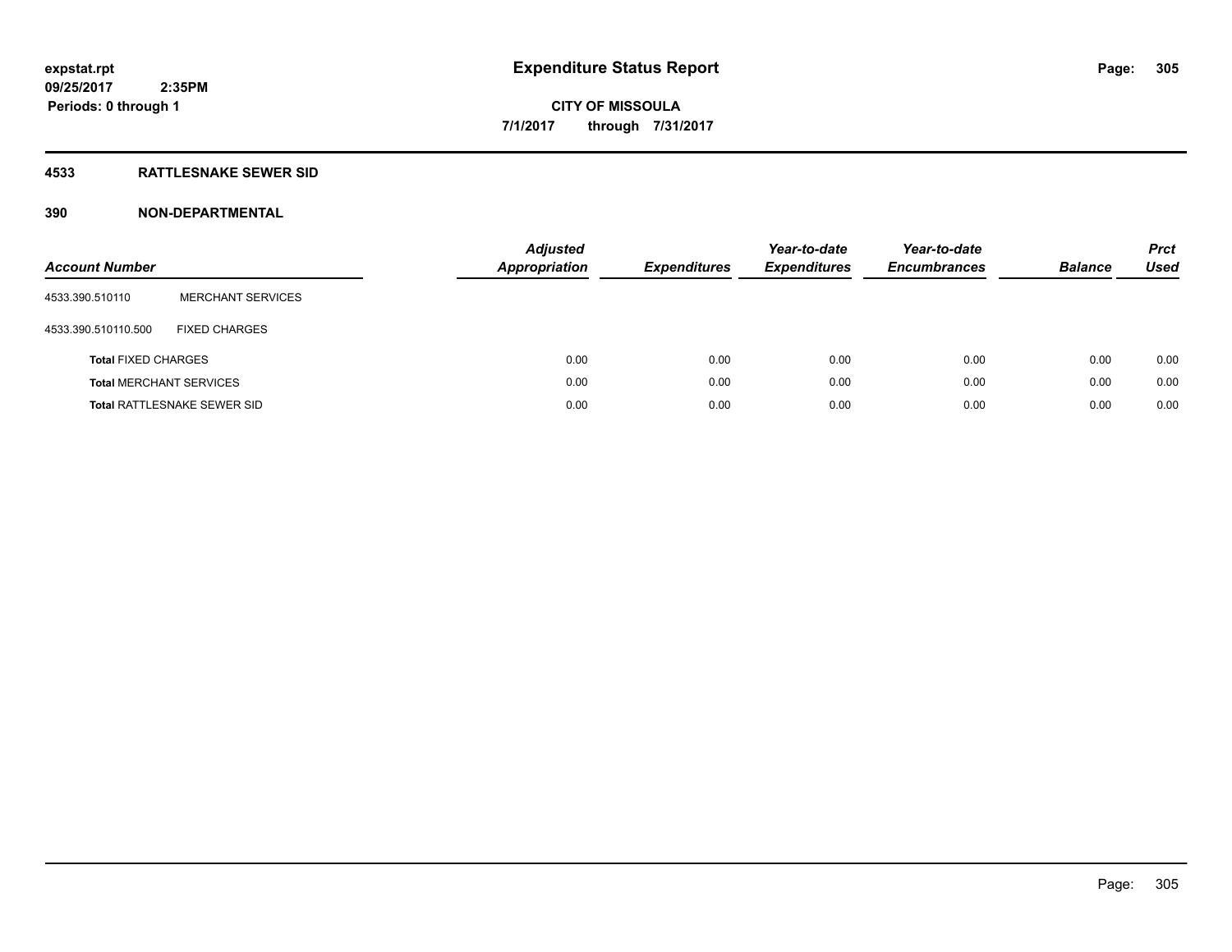# Expenditure Status Report

expstat.rpt
09/25/2017 2:35PM
Periods: 0 through 1

**CITY OF MISSOULA**
**7/1/2017 through 7/31/2017**

## 4533 RATTLESNAKE SEWER SID

## 390 NON-DEPARTMENTAL

| Account Number | | Adjusted Appropriation | Expenditures | Year-to-date Expenditures | Year-to-date Encumbrances | Balance | Prct Used |
|---|---|---|---|---|---|---|---|
| 4533.390.510110 | MERCHANT SERVICES | | | | | | |
| 4533.390.510110.500 | FIXED CHARGES | | | | | | |
| **Total** FIXED CHARGES | | 0.00 | 0.00 | 0.00 | 0.00 | 0.00 | 0.00 |
| **Total** MERCHANT SERVICES | | 0.00 | 0.00 | 0.00 | 0.00 | 0.00 | 0.00 |
| **Total** RATTLESNAKE SEWER SID | | 0.00 | 0.00 | 0.00 | 0.00 | 0.00 | 0.00 |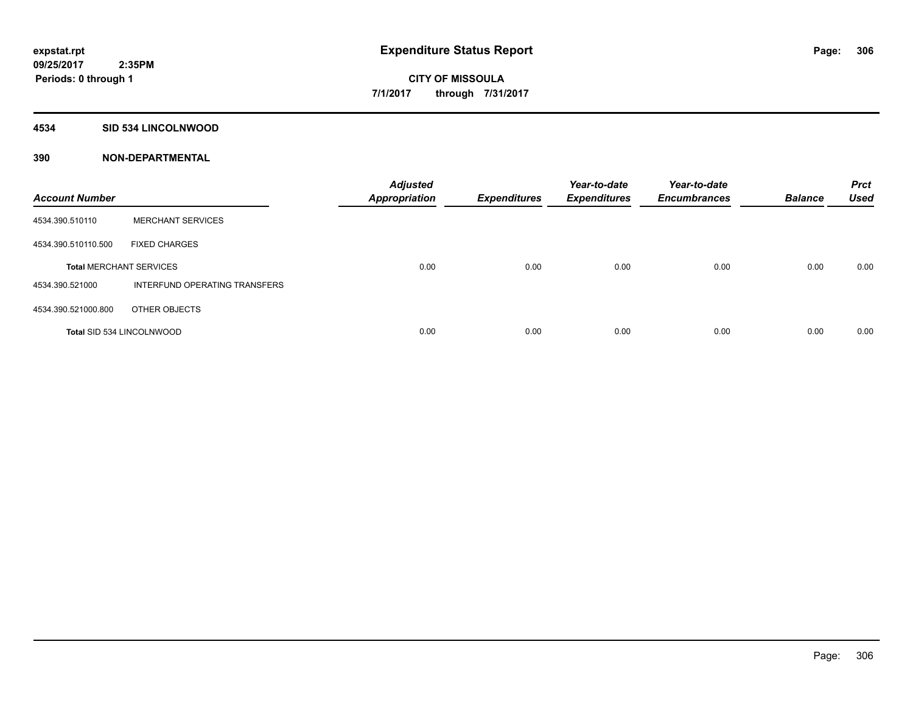**expstat.rpt**
**09/25/2017 2:35PM**
**Periods: 0 through 1**

# Expenditure Status Report

**CITY OF MISSOULA**
**7/1/2017 through 7/31/2017**

## 4534 SID 534 LINCOLNWOOD

## 390 NON-DEPARTMENTAL

| Account Number | | Adjusted Appropriation | Expenditures | Year-to-date Expenditures | Year-to-date Encumbrances | Balance | Prct Used |
|---|---|---|---|---|---|---|---|
| 4534.390.510110 | MERCHANT SERVICES | | | | | | |
| 4534.390.510110.500 | FIXED CHARGES | | | | | | |
| **Total** MERCHANT SERVICES | | 0.00 | 0.00 | 0.00 | 0.00 | 0.00 | 0.00 |
| 4534.390.521000 | INTERFUND OPERATING TRANSFERS | | | | | | |
| 4534.390.521000.800 | OTHER OBJECTS | | | | | | |
| **Total** SID 534 LINCOLNWOOD | | 0.00 | 0.00 | 0.00 | 0.00 | 0.00 | 0.00 |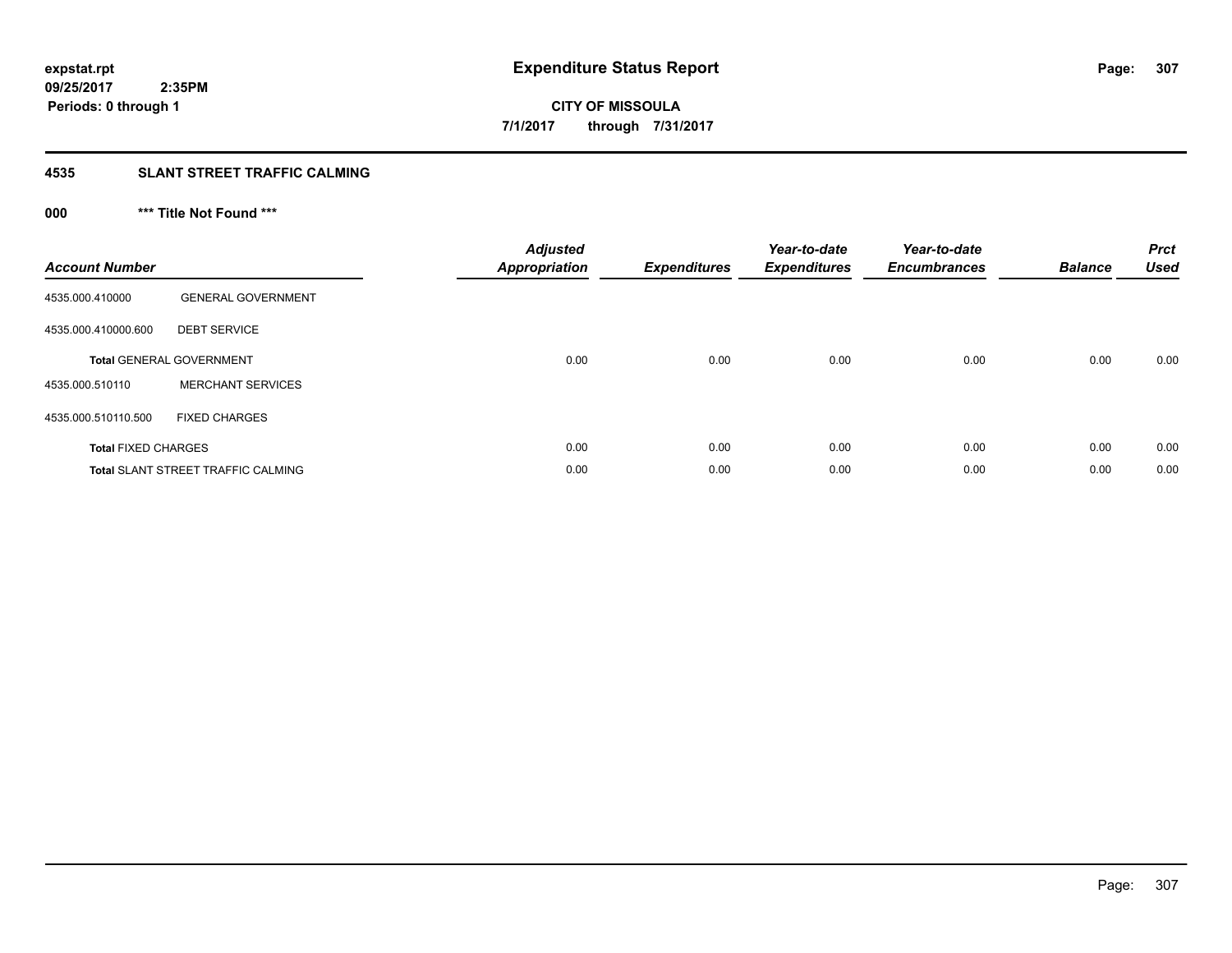expstat.rpt
09/25/2017 2:35PM
Periods: 0 through 1

# Expenditure Status Report

CITY OF MISSOULA
7/1/2017 through 7/31/2017

## 4535 SLANT STREET TRAFFIC CALMING

### 000 *** Title Not Found ***

| Account Number | | Adjusted Appropriation | Expenditures | Year-to-date Expenditures | Year-to-date Encumbrances | Balance | Prct Used |
|---|---|---|---|---|---|---|---|
| 4535.000.410000 | GENERAL GOVERNMENT | | | | | | |
| 4535.000.410000.600 | DEBT SERVICE | | | | | | |
| Total GENERAL GOVERNMENT | | 0.00 | 0.00 | 0.00 | 0.00 | 0.00 | 0.00 |
| 4535.000.510110 | MERCHANT SERVICES | | | | | | |
| 4535.000.510110.500 | FIXED CHARGES | | | | | | |
| Total FIXED CHARGES | | 0.00 | 0.00 | 0.00 | 0.00 | 0.00 | 0.00 |
| Total SLANT STREET TRAFFIC CALMING | | 0.00 | 0.00 | 0.00 | 0.00 | 0.00 | 0.00 |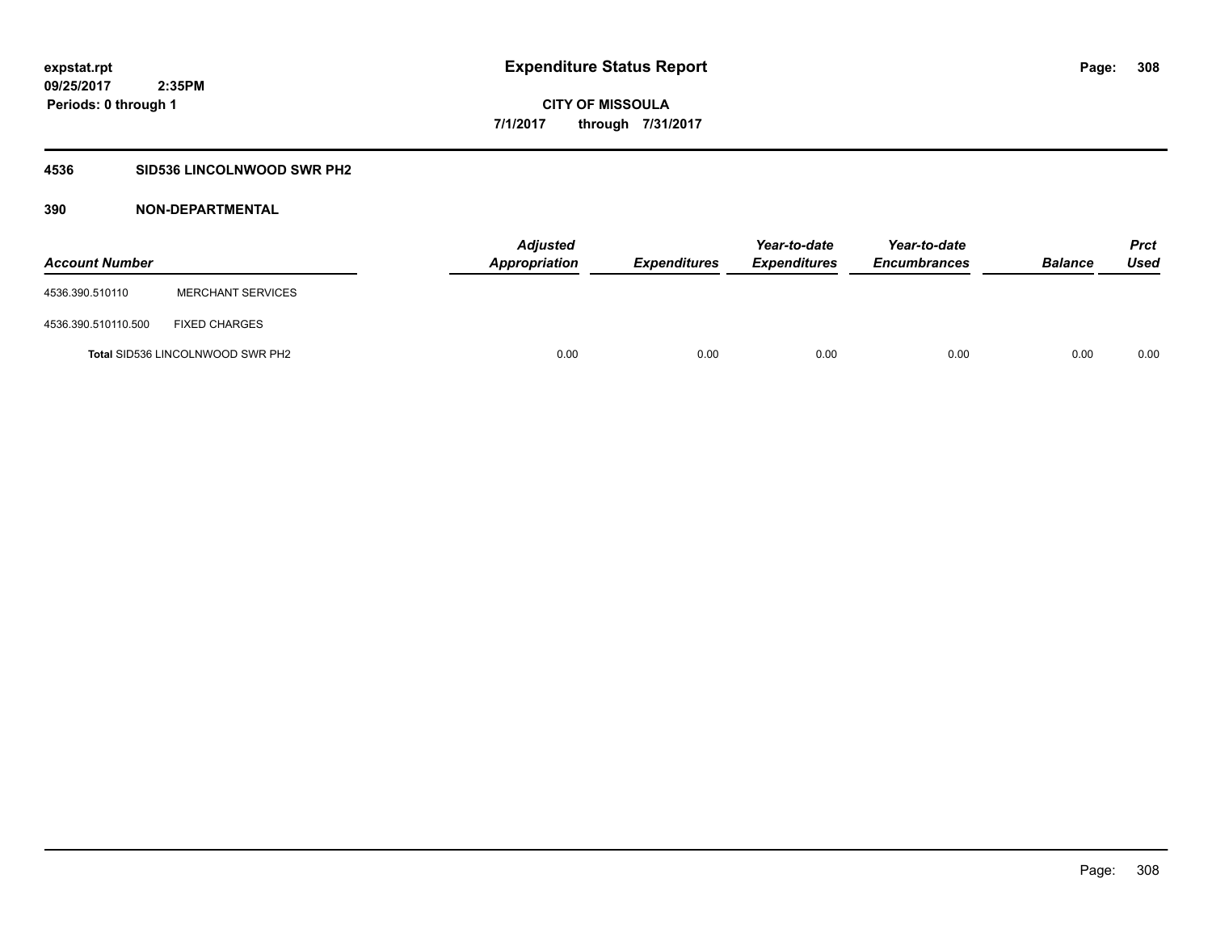**expstat.rpt**
**09/25/2017 2:35PM**
**Periods: 0 through 1**

# Expenditure Status Report

**CITY OF MISSOULA**
**7/1/2017 through 7/31/2017**

## 4536 SID536 LINCOLNWOOD SWR PH2

### 390 NON-DEPARTMENTAL

| Account Number | | Adjusted Appropriation | Expenditures | Year-to-date Expenditures | Year-to-date Encumbrances | Balance | Prct Used |
|---|---|---|---|---|---|---|---|
| 4536.390.510110 | MERCHANT SERVICES | | | | | | |
| 4536.390.510110.500 | FIXED CHARGES | | | | | | |
| **Total** SID536 LINCOLNWOOD SWR PH2 | | 0.00 | 0.00 | 0.00 | 0.00 | 0.00 | 0.00 |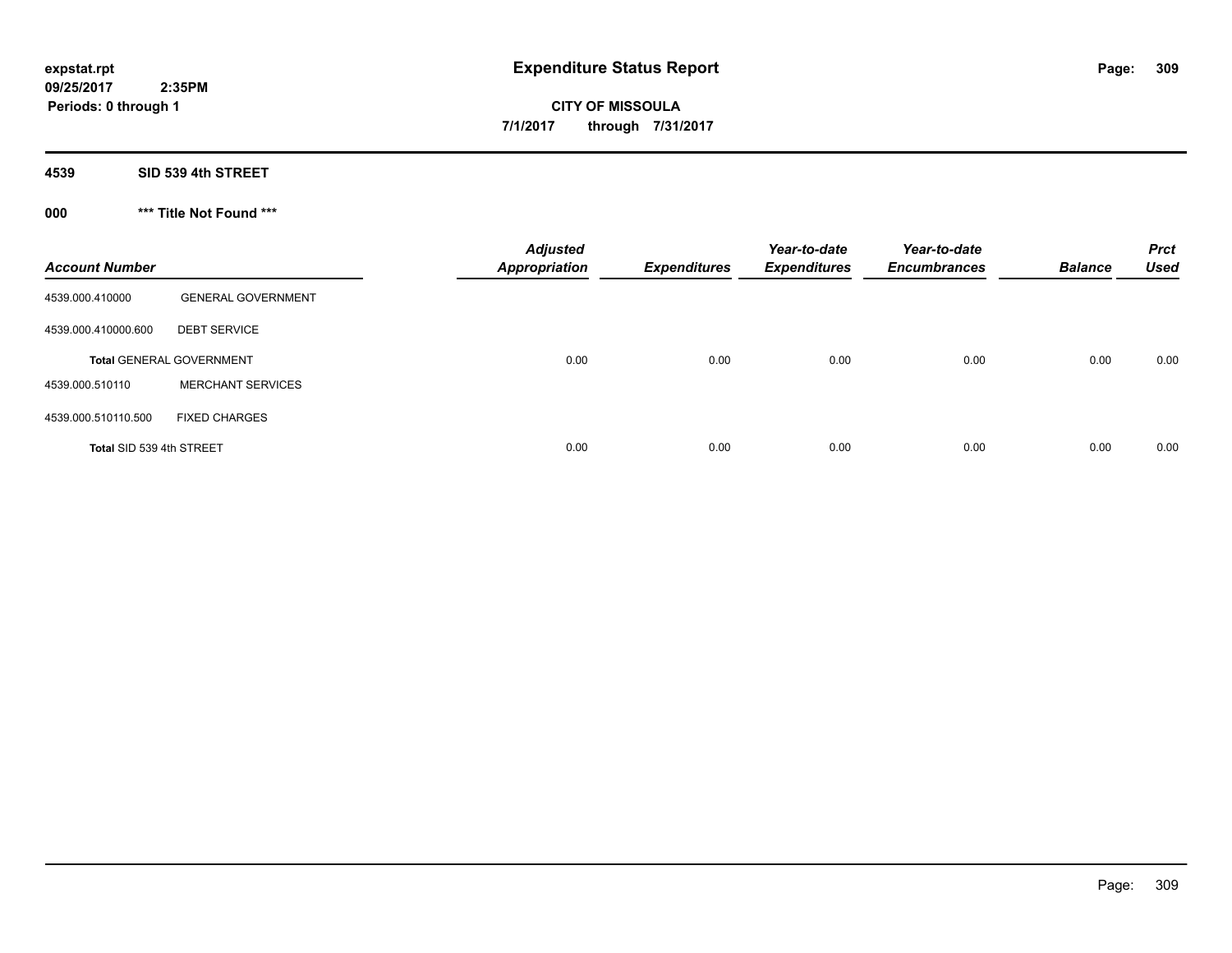# Expenditure Status Report

**expstat.rpt**
**09/25/2017 2:35PM**
**Periods: 0 through 1**

**CITY OF MISSOULA**
**7/1/2017 through 7/31/2017**

## 4539 SID 539 4th STREET

### 000 *** Title Not Found ***

| Account Number | | Adjusted Appropriation | Expenditures | Year-to-date Expenditures | Year-to-date Encumbrances | Balance | Prct Used |
|---|---|---|---|---|---|---|---|
| 4539.000.410000 | GENERAL GOVERNMENT | | | | | | |
| 4539.000.410000.600 | DEBT SERVICE | | | | | | |
| **Total GENERAL GOVERNMENT** | | 0.00 | 0.00 | 0.00 | 0.00 | 0.00 | 0.00 |
| 4539.000.510110 | MERCHANT SERVICES | | | | | | |
| 4539.000.510110.500 | FIXED CHARGES | | | | | | |
| **Total SID 539 4th STREET** | | 0.00 | 0.00 | 0.00 | 0.00 | 0.00 | 0.00 |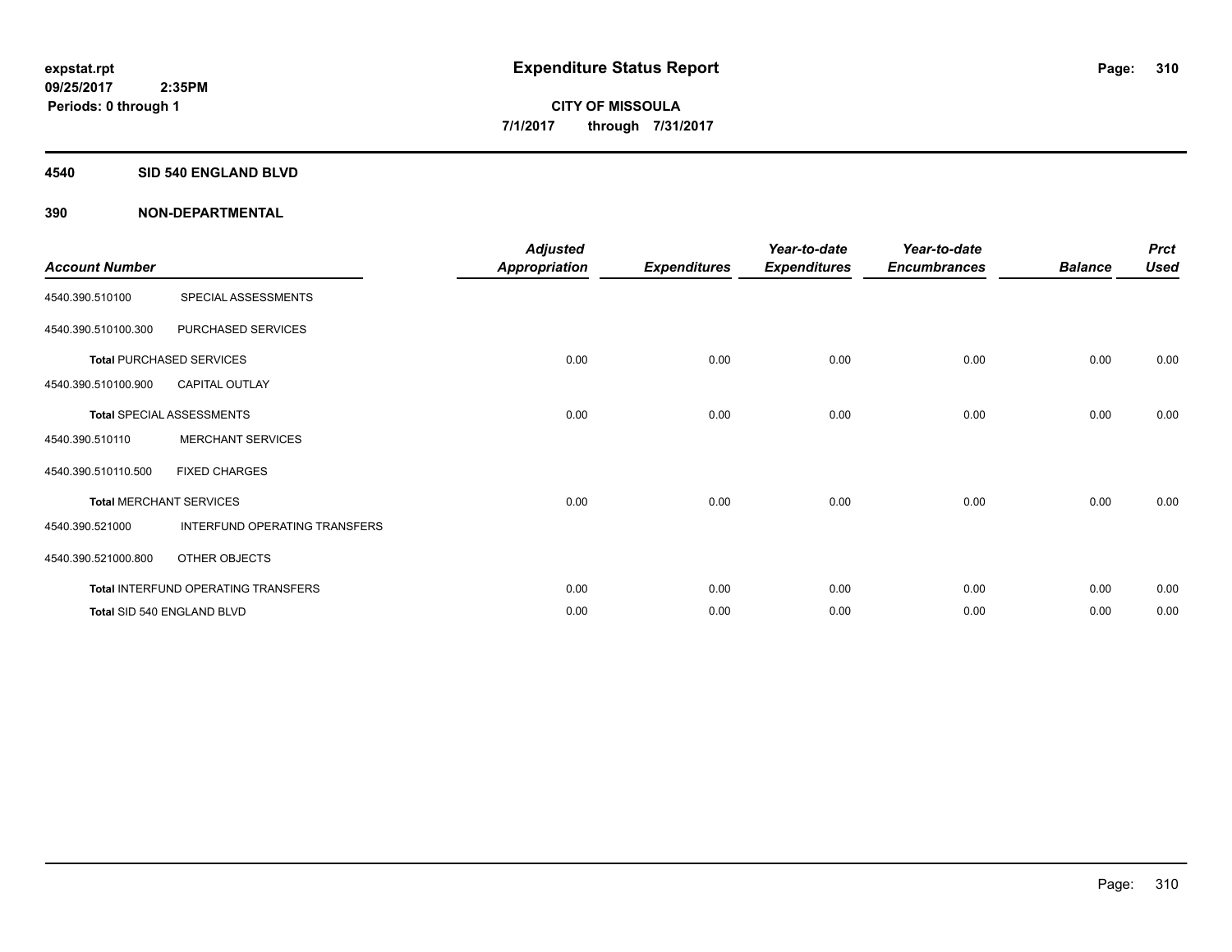expstat.rpt
09/25/2017 2:35PM
Periods: 0 through 1

# Expenditure Status Report

CITY OF MISSOULA
7/1/2017 through 7/31/2017

## 4540 SID 540 ENGLAND BLVD

## 390 NON-DEPARTMENTAL

| Account Number | | Adjusted Appropriation | Expenditures | Year-to-date Expenditures | Year-to-date Encumbrances | Balance | Prct Used |
|---|---|---|---|---|---|---|---|
| 4540.390.510100 | SPECIAL ASSESSMENTS | | | | | | |
| 4540.390.510100.300 | PURCHASED SERVICES | | | | | | |
| **Total** PURCHASED SERVICES | | 0.00 | 0.00 | 0.00 | 0.00 | 0.00 | 0.00 |
| 4540.390.510100.900 | CAPITAL OUTLAY | | | | | | |
| **Total** SPECIAL ASSESSMENTS | | 0.00 | 0.00 | 0.00 | 0.00 | 0.00 | 0.00 |
| 4540.390.510110 | MERCHANT SERVICES | | | | | | |
| 4540.390.510110.500 | FIXED CHARGES | | | | | | |
| **Total** MERCHANT SERVICES | | 0.00 | 0.00 | 0.00 | 0.00 | 0.00 | 0.00 |
| 4540.390.521000 | INTERFUND OPERATING TRANSFERS | | | | | | |
| 4540.390.521000.800 | OTHER OBJECTS | | | | | | |
| **Total** INTERFUND OPERATING TRANSFERS | | 0.00 | 0.00 | 0.00 | 0.00 | 0.00 | 0.00 |
| **Total** SID 540 ENGLAND BLVD | | 0.00 | 0.00 | 0.00 | 0.00 | 0.00 | 0.00 |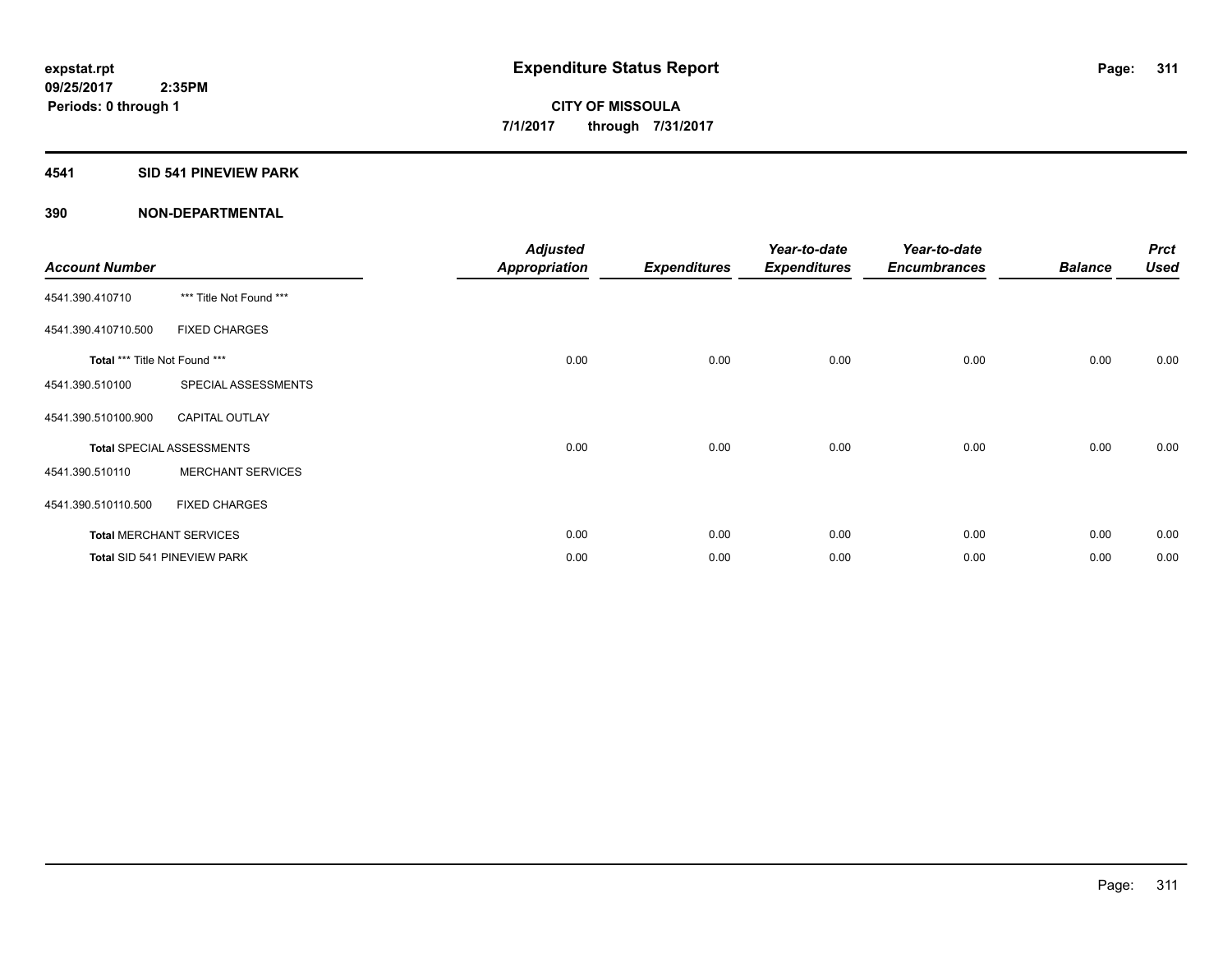**expstat.rpt**
**09/25/2017 2:35PM**
**Periods: 0 through 1**

# Expenditure Status Report

**CITY OF MISSOULA**
**7/1/2017 through 7/31/2017**

## 4541 SID 541 PINEVIEW PARK

## 390 NON-DEPARTMENTAL

| Account Number | | Adjusted Appropriation | Expenditures | Year-to-date Expenditures | Year-to-date Encumbrances | Balance | Prct Used |
|---|---|---|---|---|---|---|---|
| 4541.390.410710 | *** Title Not Found *** | | | | | | |
| 4541.390.410710.500 | FIXED CHARGES | | | | | | |
| **Total** *** Title Not Found *** | | 0.00 | 0.00 | 0.00 | 0.00 | 0.00 | 0.00 |
| 4541.390.510100 | SPECIAL ASSESSMENTS | | | | | | |
| 4541.390.510100.900 | CAPITAL OUTLAY | | | | | | |
| **Total** SPECIAL ASSESSMENTS | | 0.00 | 0.00 | 0.00 | 0.00 | 0.00 | 0.00 |
| 4541.390.510110 | MERCHANT SERVICES | | | | | | |
| 4541.390.510110.500 | FIXED CHARGES | | | | | | |
| **Total** MERCHANT SERVICES | | 0.00 | 0.00 | 0.00 | 0.00 | 0.00 | 0.00 |
| **Total** SID 541 PINEVIEW PARK | | 0.00 | 0.00 | 0.00 | 0.00 | 0.00 | 0.00 |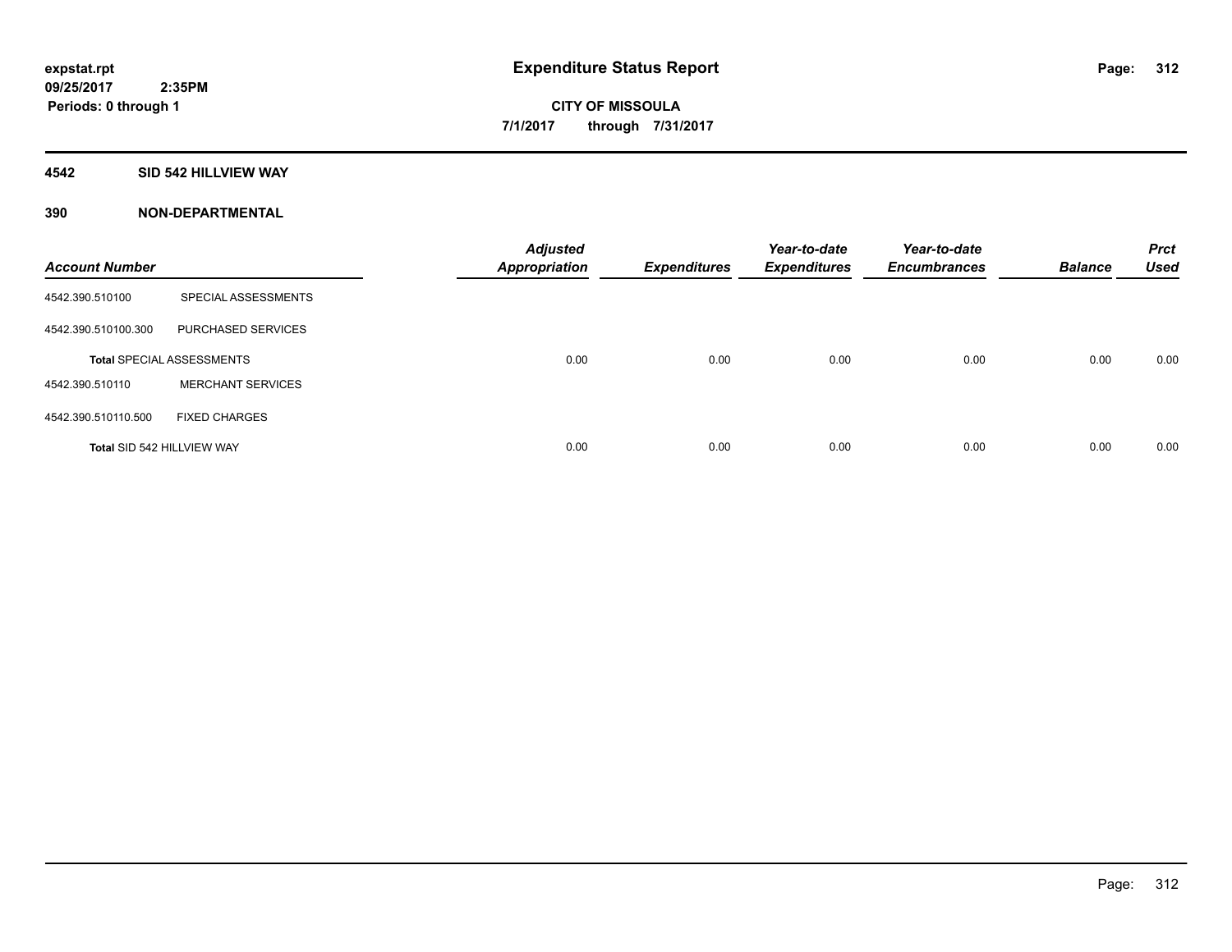# Expenditure Status Report

expstat.rpt
09/25/2017 2:35PM
Periods: 0 through 1

**CITY OF MISSOULA**
**7/1/2017 through 7/31/2017**

## 4542 SID 542 HILLVIEW WAY

### 390 NON-DEPARTMENTAL

| Account Number | | Adjusted Appropriation | Expenditures | Year-to-date Expenditures | Year-to-date Encumbrances | Balance | Prct Used |
|---|---|---|---|---|---|---|---|
| 4542.390.510100 | SPECIAL ASSESSMENTS | | | | | | |
| 4542.390.510100.300 | PURCHASED SERVICES | | | | | | |
| **Total** SPECIAL ASSESSMENTS | | 0.00 | 0.00 | 0.00 | 0.00 | 0.00 | 0.00 |
| 4542.390.510110 | MERCHANT SERVICES | | | | | | |
| 4542.390.510110.500 | FIXED CHARGES | | | | | | |
| **Total** SID 542 HILLVIEW WAY | | 0.00 | 0.00 | 0.00 | 0.00 | 0.00 | 0.00 |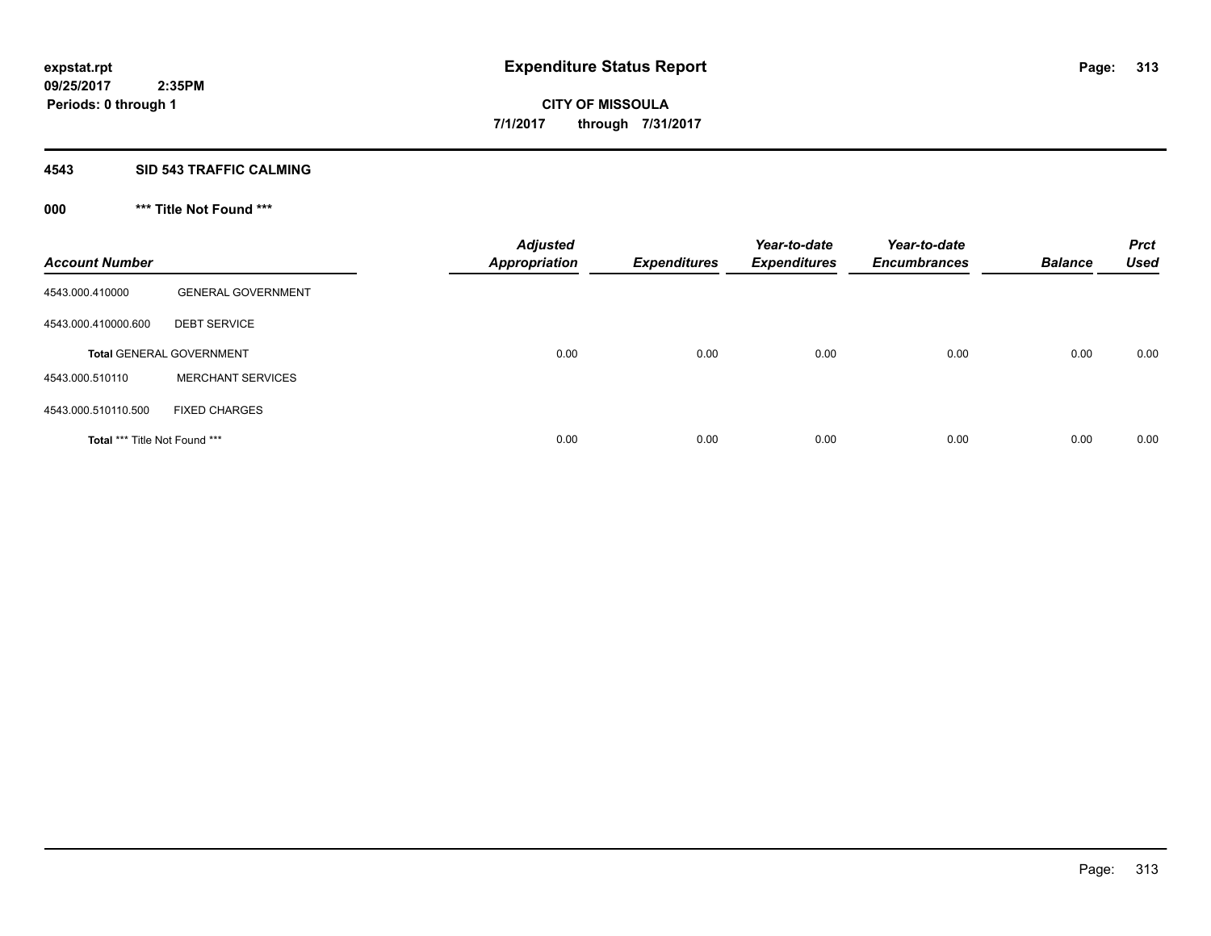# Expenditure Status Report

expstat.rpt
09/25/2017 2:35PM
Periods: 0 through 1

**CITY OF MISSOULA**
**7/1/2017 through 7/31/2017**

## 4543 SID 543 TRAFFIC CALMING

### 000 *** Title Not Found ***

| Account Number | | Adjusted Appropriation | Expenditures | Year-to-date Expenditures | Year-to-date Encumbrances | Balance | Prct Used |
|---|---|---|---|---|---|---|---|
| 4543.000.410000 | GENERAL GOVERNMENT | | | | | | |
| 4543.000.410000.600 | DEBT SERVICE | | | | | | |
| **Total** GENERAL GOVERNMENT | | 0.00 | 0.00 | 0.00 | 0.00 | 0.00 | 0.00 |
| 4543.000.510110 | MERCHANT SERVICES | | | | | | |
| 4543.000.510110.500 | FIXED CHARGES | | | | | | |
| **Total** *** Title Not Found *** | | 0.00 | 0.00 | 0.00 | 0.00 | 0.00 | 0.00 |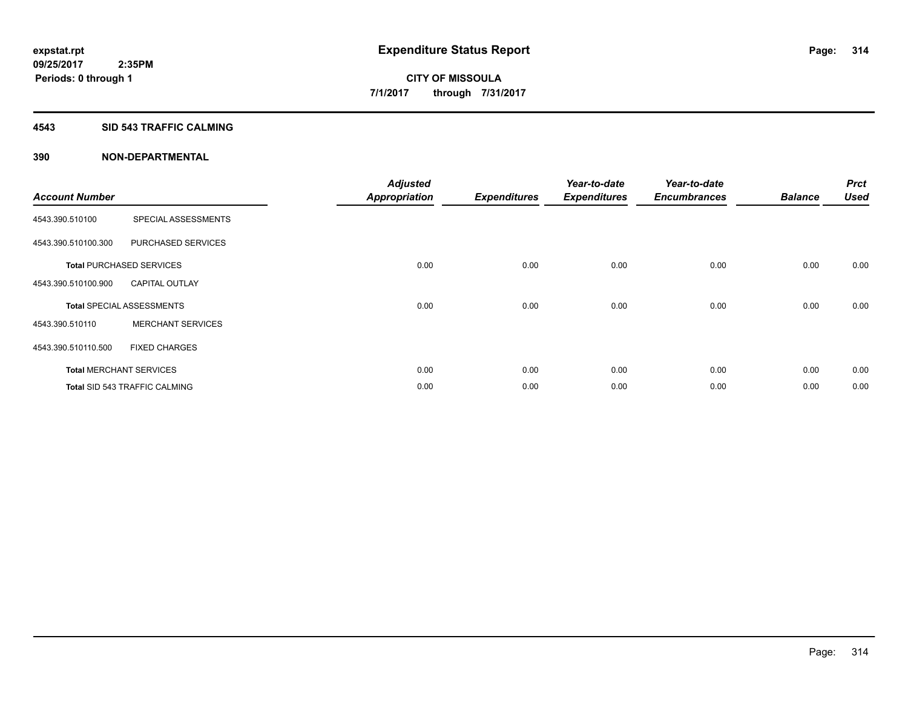# Expenditure Status Report

expstat.rpt
09/25/2017 2:35PM
Periods: 0 through 1

**CITY OF MISSOULA**
**7/1/2017 through 7/31/2017**

## 4543 SID 543 TRAFFIC CALMING

### 390 NON-DEPARTMENTAL

| Account Number | | Adjusted Appropriation | Expenditures | Year-to-date Expenditures | Year-to-date Encumbrances | Balance | Prct Used |
|---|---|---|---|---|---|---|---|
| 4543.390.510100 | SPECIAL ASSESSMENTS | | | | | | |
| 4543.390.510100.300 | PURCHASED SERVICES | | | | | | |
| **Total** PURCHASED SERVICES | | 0.00 | 0.00 | 0.00 | 0.00 | 0.00 | 0.00 |
| 4543.390.510100.900 | CAPITAL OUTLAY | | | | | | |
| **Total** SPECIAL ASSESSMENTS | | 0.00 | 0.00 | 0.00 | 0.00 | 0.00 | 0.00 |
| 4543.390.510110 | MERCHANT SERVICES | | | | | | |
| 4543.390.510110.500 | FIXED CHARGES | | | | | | |
| **Total** MERCHANT SERVICES | | 0.00 | 0.00 | 0.00 | 0.00 | 0.00 | 0.00 |
| **Total** SID 543 TRAFFIC CALMING | | 0.00 | 0.00 | 0.00 | 0.00 | 0.00 | 0.00 |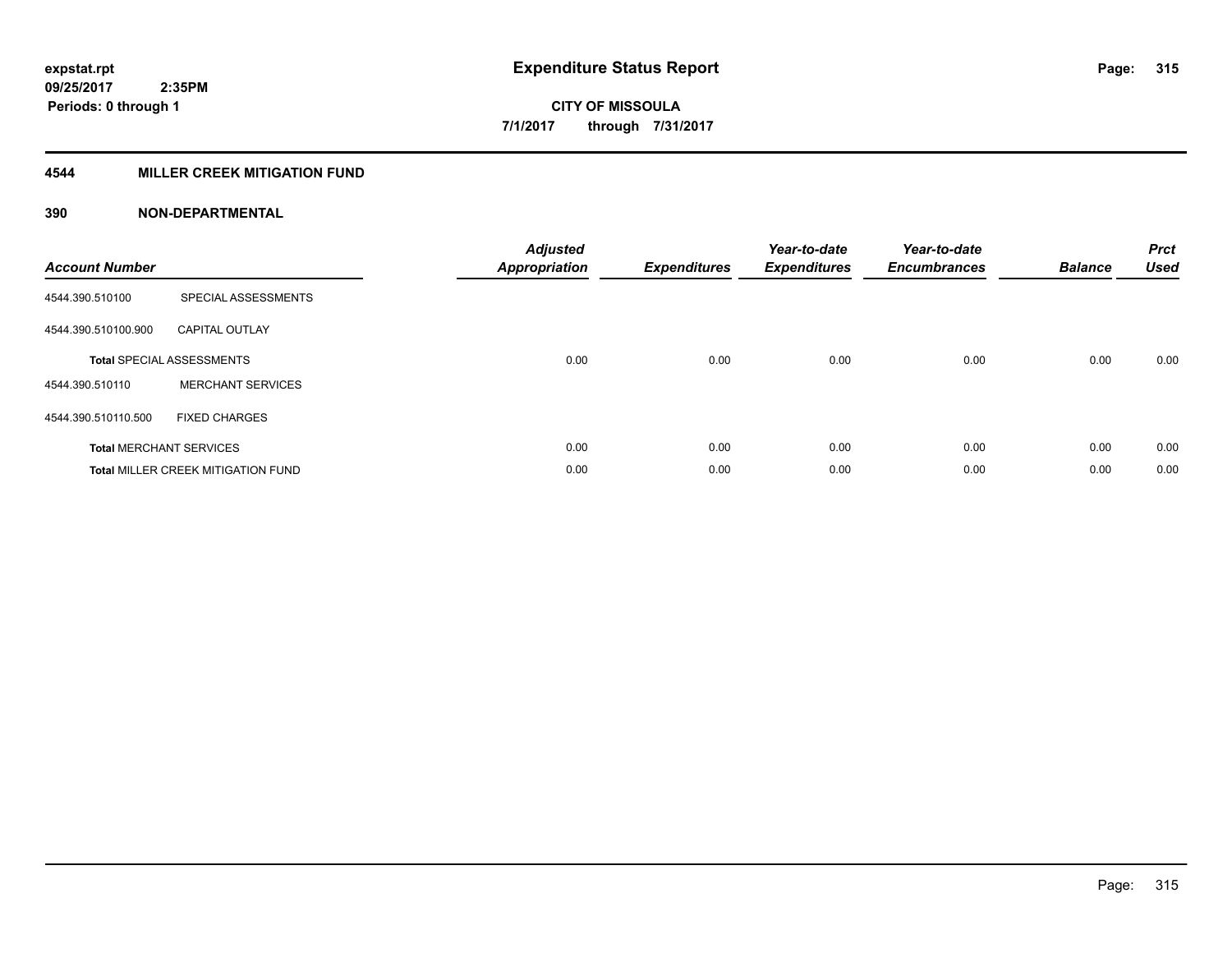**expstat.rpt**
**09/25/2017 2:35PM**
**Periods: 0 through 1**

# Expenditure Status Report

**CITY OF MISSOULA**
**7/1/2017 through 7/31/2017**

## 4544 MILLER CREEK MITIGATION FUND

### 390 NON-DEPARTMENTAL

| Account Number | | Adjusted Appropriation | Expenditures | Year-to-date Expenditures | Year-to-date Encumbrances | Balance | Prct Used |
|---|---|---|---|---|---|---|---|
| 4544.390.510100 | SPECIAL ASSESSMENTS | | | | | | |
| 4544.390.510100.900 | CAPITAL OUTLAY | | | | | | |
| **Total** SPECIAL ASSESSMENTS | | 0.00 | 0.00 | 0.00 | 0.00 | 0.00 | 0.00 |
| 4544.390.510110 | MERCHANT SERVICES | | | | | | |
| 4544.390.510110.500 | FIXED CHARGES | | | | | | |
| **Total** MERCHANT SERVICES | | 0.00 | 0.00 | 0.00 | 0.00 | 0.00 | 0.00 |
| **Total** MILLER CREEK MITIGATION FUND | | 0.00 | 0.00 | 0.00 | 0.00 | 0.00 | 0.00 |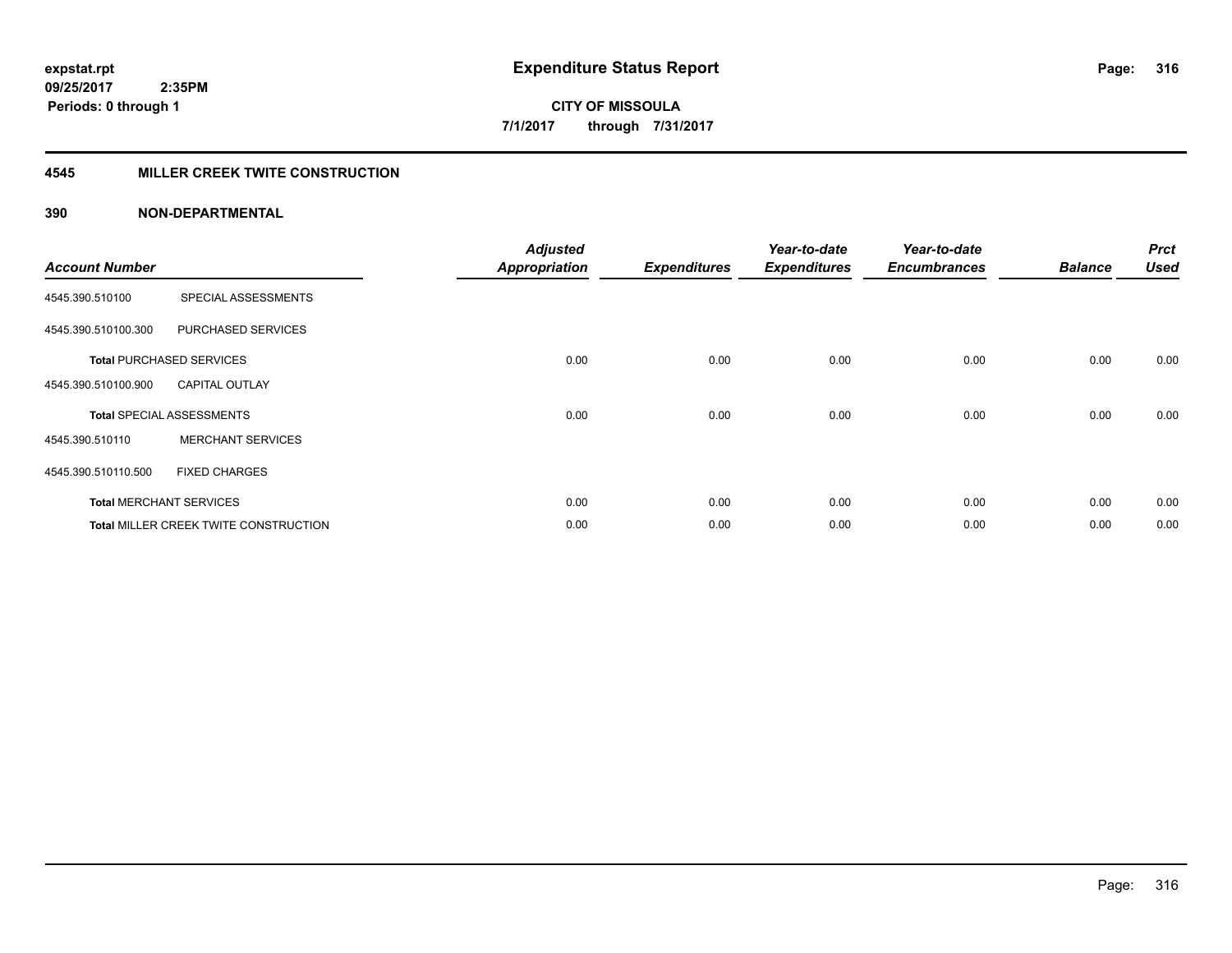**expstat.rpt**
**09/25/2017 2:35PM**
**Periods: 0 through 1**

# Expenditure Status Report

**CITY OF MISSOULA**
**7/1/2017 through 7/31/2017**

## 4545 MILLER CREEK TWITE CONSTRUCTION

### 390 NON-DEPARTMENTAL

| Account Number | | Adjusted Appropriation | Expenditures | Year-to-date Expenditures | Year-to-date Encumbrances | Balance | Prct Used |
|---|---|---|---|---|---|---|---|
| 4545.390.510100 | SPECIAL ASSESSMENTS | | | | | | |
| 4545.390.510100.300 | PURCHASED SERVICES | | | | | | |
| **Total** PURCHASED SERVICES | | 0.00 | 0.00 | 0.00 | 0.00 | 0.00 | 0.00 |
| 4545.390.510100.900 | CAPITAL OUTLAY | | | | | | |
| **Total** SPECIAL ASSESSMENTS | | 0.00 | 0.00 | 0.00 | 0.00 | 0.00 | 0.00 |
| 4545.390.510110 | MERCHANT SERVICES | | | | | | |
| 4545.390.510110.500 | FIXED CHARGES | | | | | | |
| **Total** MERCHANT SERVICES | | 0.00 | 0.00 | 0.00 | 0.00 | 0.00 | 0.00 |
| **Total** MILLER CREEK TWITE CONSTRUCTION | | 0.00 | 0.00 | 0.00 | 0.00 | 0.00 | 0.00 |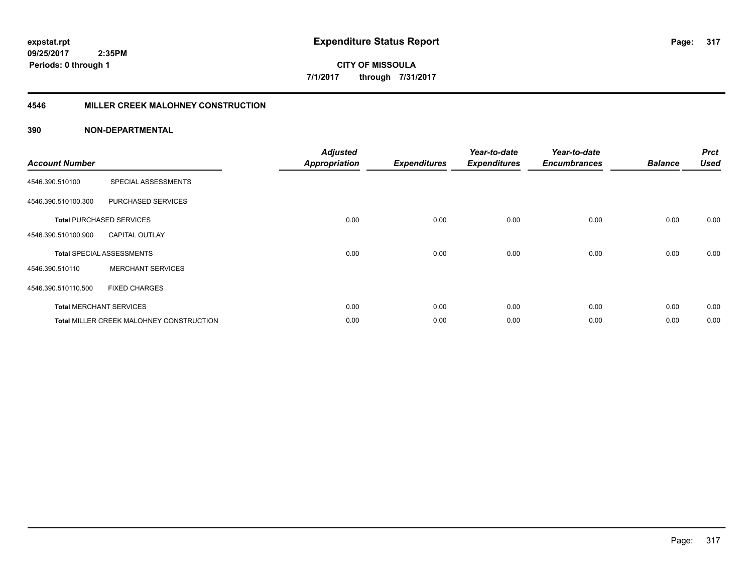**expstat.rpt**
**09/25/2017 2:35PM**
**Periods: 0 through 1**

# Expenditure Status Report

**CITY OF MISSOULA**
**7/1/2017 through 7/31/2017**

## 4546 MILLER CREEK MALOHNEY CONSTRUCTION

### 390 NON-DEPARTMENTAL

| Account Number | | Adjusted Appropriation | Expenditures | Year-to-date Expenditures | Year-to-date Encumbrances | Balance | Prct Used |
|---|---|---|---|---|---|---|---|
| 4546.390.510100 | SPECIAL ASSESSMENTS | | | | | | |
| 4546.390.510100.300 | PURCHASED SERVICES | | | | | | |
| **Total** PURCHASED SERVICES | | 0.00 | 0.00 | 0.00 | 0.00 | 0.00 | 0.00 |
| 4546.390.510100.900 | CAPITAL OUTLAY | | | | | | |
| **Total** SPECIAL ASSESSMENTS | | 0.00 | 0.00 | 0.00 | 0.00 | 0.00 | 0.00 |
| 4546.390.510110 | MERCHANT SERVICES | | | | | | |
| 4546.390.510110.500 | FIXED CHARGES | | | | | | |
| **Total** MERCHANT SERVICES | | 0.00 | 0.00 | 0.00 | 0.00 | 0.00 | 0.00 |
| **Total** MILLER CREEK MALOHNEY CONSTRUCTION | | 0.00 | 0.00 | 0.00 | 0.00 | 0.00 | 0.00 |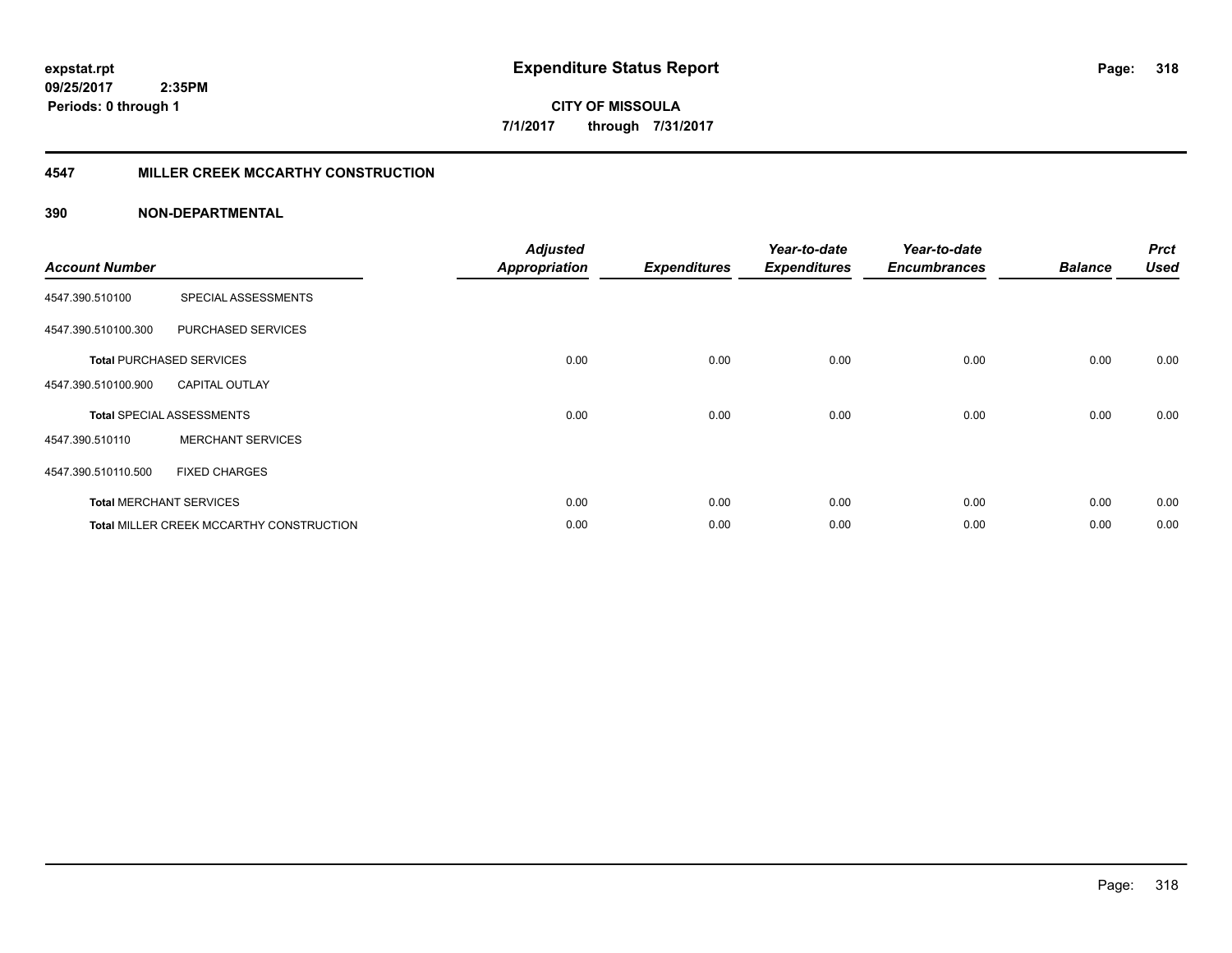**expstat.rpt**
**09/25/2017 2:35PM**
**Periods: 0 through 1**

# Expenditure Status Report

**CITY OF MISSOULA**
**7/1/2017 through 7/31/2017**

## 4547 MILLER CREEK MCCARTHY CONSTRUCTION

### 390 NON-DEPARTMENTAL

| Account Number | | Adjusted Appropriation | Expenditures | Year-to-date Expenditures | Year-to-date Encumbrances | Balance | Prct Used |
|---|---|---|---|---|---|---|---|
| 4547.390.510100 | SPECIAL ASSESSMENTS | | | | | | |
| 4547.390.510100.300 | PURCHASED SERVICES | | | | | | |
| **Total** PURCHASED SERVICES | | 0.00 | 0.00 | 0.00 | 0.00 | 0.00 | 0.00 |
| 4547.390.510100.900 | CAPITAL OUTLAY | | | | | | |
| **Total** SPECIAL ASSESSMENTS | | 0.00 | 0.00 | 0.00 | 0.00 | 0.00 | 0.00 |
| 4547.390.510110 | MERCHANT SERVICES | | | | | | |
| 4547.390.510110.500 | FIXED CHARGES | | | | | | |
| **Total** MERCHANT SERVICES | | 0.00 | 0.00 | 0.00 | 0.00 | 0.00 | 0.00 |
| **Total** MILLER CREEK MCCARTHY CONSTRUCTION | | 0.00 | 0.00 | 0.00 | 0.00 | 0.00 | 0.00 |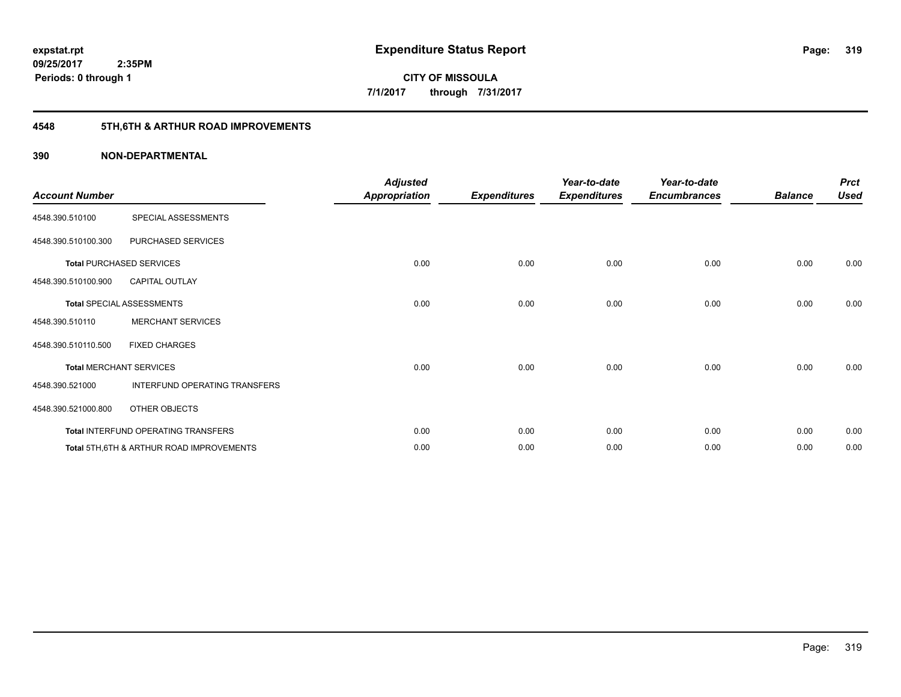**expstat.rpt**
**09/25/2017 2:35PM**
**Periods: 0 through 1**

# Expenditure Status Report

**CITY OF MISSOULA**
**7/1/2017 through 7/31/2017**

## 4548 5TH,6TH & ARTHUR ROAD IMPROVEMENTS

### 390 NON-DEPARTMENTAL

| Account Number | | Adjusted Appropriation | Expenditures | Year-to-date Expenditures | Year-to-date Encumbrances | Balance | Prct Used |
|---|---|---|---|---|---|---|---|
| 4548.390.510100 | SPECIAL ASSESSMENTS | | | | | | |
| 4548.390.510100.300 | PURCHASED SERVICES | | | | | | |
| **Total** PURCHASED SERVICES | | 0.00 | 0.00 | 0.00 | 0.00 | 0.00 | 0.00 |
| 4548.390.510100.900 | CAPITAL OUTLAY | | | | | | |
| **Total** SPECIAL ASSESSMENTS | | 0.00 | 0.00 | 0.00 | 0.00 | 0.00 | 0.00 |
| 4548.390.510110 | MERCHANT SERVICES | | | | | | |
| 4548.390.510110.500 | FIXED CHARGES | | | | | | |
| **Total** MERCHANT SERVICES | | 0.00 | 0.00 | 0.00 | 0.00 | 0.00 | 0.00 |
| 4548.390.521000 | INTERFUND OPERATING TRANSFERS | | | | | | |
| 4548.390.521000.800 | OTHER OBJECTS | | | | | | |
| **Total** INTERFUND OPERATING TRANSFERS | | 0.00 | 0.00 | 0.00 | 0.00 | 0.00 | 0.00 |
| **Total** 5TH,6TH & ARTHUR ROAD IMPROVEMENTS | | 0.00 | 0.00 | 0.00 | 0.00 | 0.00 | 0.00 |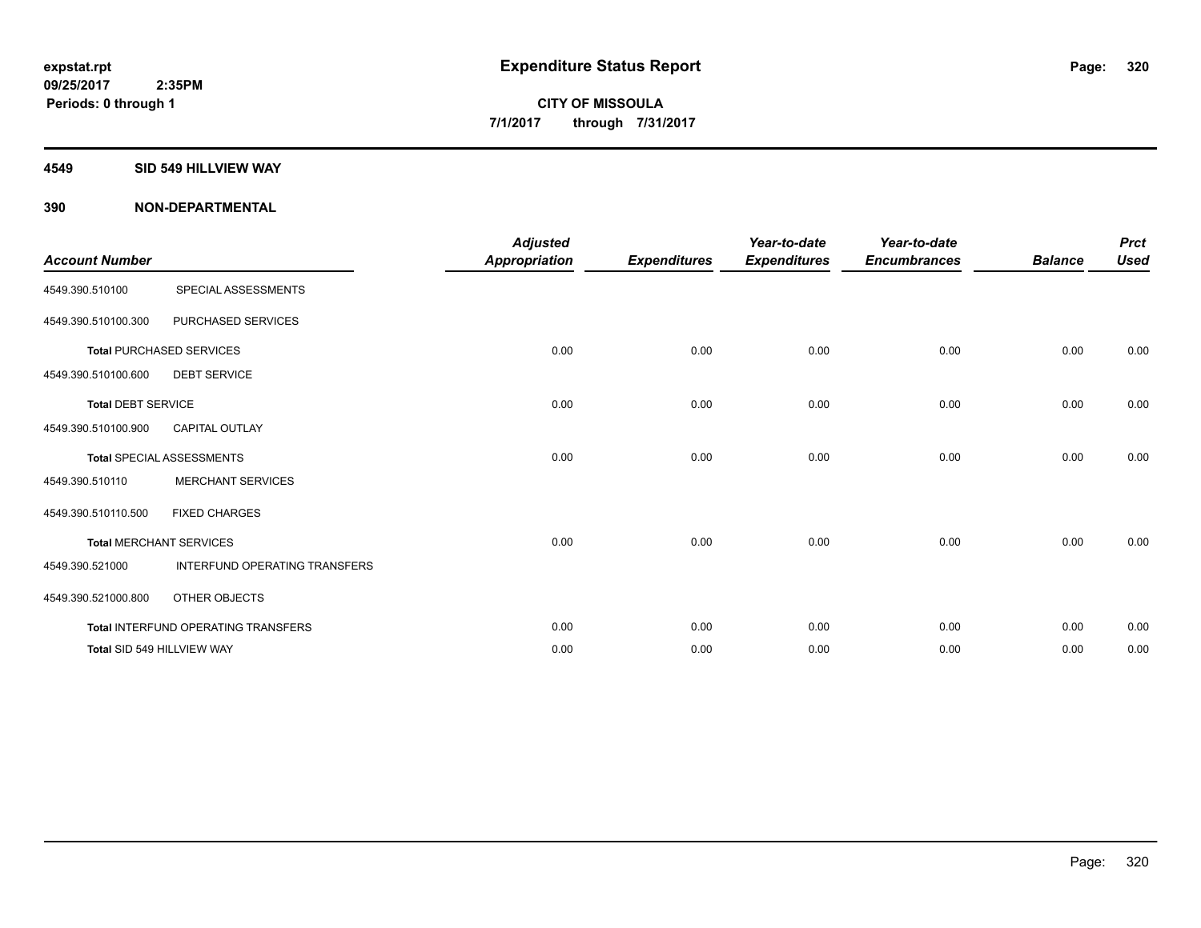**expstat.rpt**
**09/25/2017 2:35PM**
**Periods: 0 through 1**

# Expenditure Status Report

**CITY OF MISSOULA**
**7/1/2017 through 7/31/2017**

## 4549 SID 549 HILLVIEW WAY

## 390 NON-DEPARTMENTAL

| Account Number | | Adjusted Appropriation | Expenditures | Year-to-date Expenditures | Year-to-date Encumbrances | Balance | Prct Used |
|---|---|---|---|---|---|---|---|
| 4549.390.510100 | SPECIAL ASSESSMENTS | | | | | | |
| 4549.390.510100.300 | PURCHASED SERVICES | | | | | | |
| Total PURCHASED SERVICES | | 0.00 | 0.00 | 0.00 | 0.00 | 0.00 | 0.00 |
| 4549.390.510100.600 | DEBT SERVICE | | | | | | |
| Total DEBT SERVICE | | 0.00 | 0.00 | 0.00 | 0.00 | 0.00 | 0.00 |
| 4549.390.510100.900 | CAPITAL OUTLAY | | | | | | |
| Total SPECIAL ASSESSMENTS | | 0.00 | 0.00 | 0.00 | 0.00 | 0.00 | 0.00 |
| 4549.390.510110 | MERCHANT SERVICES | | | | | | |
| 4549.390.510110.500 | FIXED CHARGES | | | | | | |
| Total MERCHANT SERVICES | | 0.00 | 0.00 | 0.00 | 0.00 | 0.00 | 0.00 |
| 4549.390.521000 | INTERFUND OPERATING TRANSFERS | | | | | | |
| 4549.390.521000.800 | OTHER OBJECTS | | | | | | |
| Total INTERFUND OPERATING TRANSFERS | | 0.00 | 0.00 | 0.00 | 0.00 | 0.00 | 0.00 |
| Total SID 549 HILLVIEW WAY | | 0.00 | 0.00 | 0.00 | 0.00 | 0.00 | 0.00 |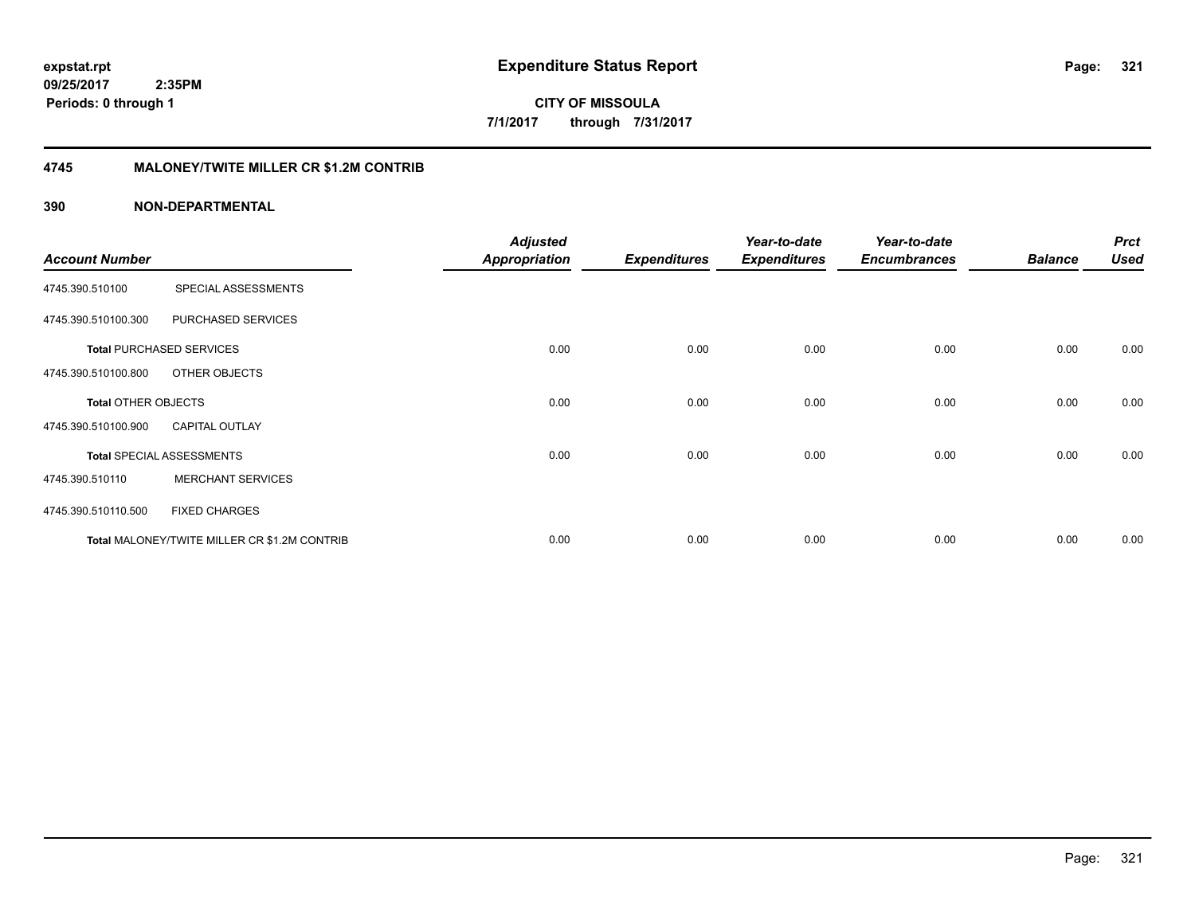# Expenditure Status Report

expstat.rpt
09/25/2017 2:35PM
Periods: 0 through 1

**CITY OF MISSOULA**
**7/1/2017 through 7/31/2017**

## 4745 MALONEY/TWITE MILLER CR $1.2M CONTRIB

### 390 NON-DEPARTMENTAL

| Account Number | | Adjusted Appropriation | Expenditures | Year-to-date Expenditures | Year-to-date Encumbrances | Balance | Prct Used |
|---|---|---|---|---|---|---|---|
| 4745.390.510100 | SPECIAL ASSESSMENTS | | | | | | |
| 4745.390.510100.300 | PURCHASED SERVICES | | | | | | |
| **Total** PURCHASED SERVICES | | 0.00 | 0.00 | 0.00 | 0.00 | 0.00 | 0.00 |
| 4745.390.510100.800 | OTHER OBJECTS | | | | | | |
| **Total** OTHER OBJECTS | | 0.00 | 0.00 | 0.00 | 0.00 | 0.00 | 0.00 |
| 4745.390.510100.900 | CAPITAL OUTLAY | | | | | | |
| **Total** SPECIAL ASSESSMENTS | | 0.00 | 0.00 | 0.00 | 0.00 | 0.00 | 0.00 |
| 4745.390.510110 | MERCHANT SERVICES | | | | | | |
| 4745.390.510110.500 | FIXED CHARGES | | | | | | |
| **Total** MALONEY/TWITE MILLER CR $1.2M CONTRIB | | 0.00 | 0.00 | 0.00 | 0.00 | 0.00 | 0.00 |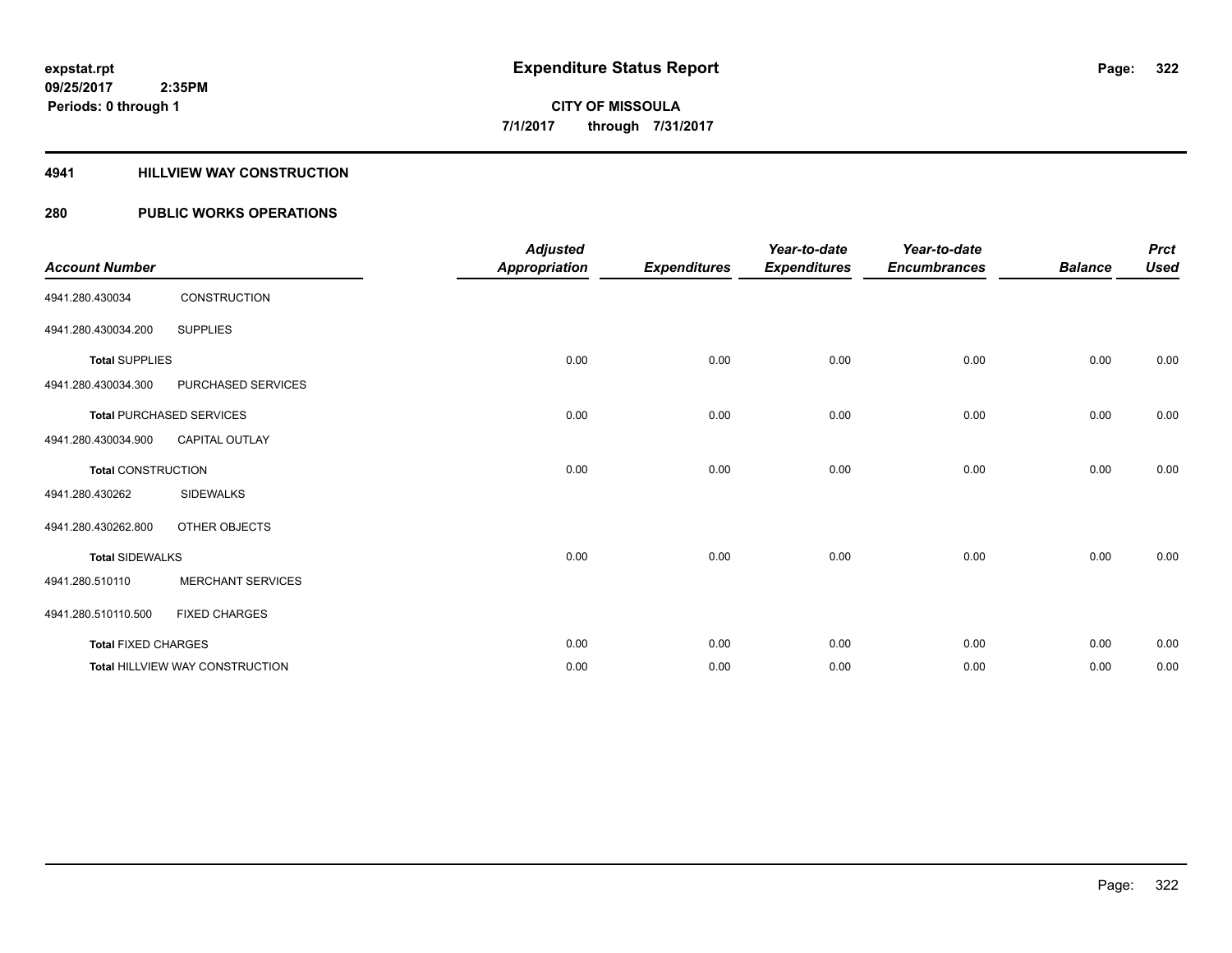**expstat.rpt**
**09/25/2017 2:35PM**
**Periods: 0 through 1**

# Expenditure Status Report

**CITY OF MISSOULA**
**7/1/2017 through 7/31/2017**

## 4941 HILLVIEW WAY CONSTRUCTION

## 280 PUBLIC WORKS OPERATIONS

| Account Number | | Adjusted Appropriation | Expenditures | Year-to-date Expenditures | Year-to-date Encumbrances | Balance | Prct Used |
|---|---|---|---|---|---|---|---|
| 4941.280.430034 | CONSTRUCTION | | | | | | |
| 4941.280.430034.200 | SUPPLIES | | | | | | |
| **Total** SUPPLIES | | 0.00 | 0.00 | 0.00 | 0.00 | 0.00 | 0.00 |
| 4941.280.430034.300 | PURCHASED SERVICES | | | | | | |
| **Total** PURCHASED SERVICES | | 0.00 | 0.00 | 0.00 | 0.00 | 0.00 | 0.00 |
| 4941.280.430034.900 | CAPITAL OUTLAY | | | | | | |
| **Total** CONSTRUCTION | | 0.00 | 0.00 | 0.00 | 0.00 | 0.00 | 0.00 |
| 4941.280.430262 | SIDEWALKS | | | | | | |
| 4941.280.430262.800 | OTHER OBJECTS | | | | | | |
| **Total** SIDEWALKS | | 0.00 | 0.00 | 0.00 | 0.00 | 0.00 | 0.00 |
| 4941.280.510110 | MERCHANT SERVICES | | | | | | |
| 4941.280.510110.500 | FIXED CHARGES | | | | | | |
| **Total** FIXED CHARGES | | 0.00 | 0.00 | 0.00 | 0.00 | 0.00 | 0.00 |
| **Total** HILLVIEW WAY CONSTRUCTION | | 0.00 | 0.00 | 0.00 | 0.00 | 0.00 | 0.00 |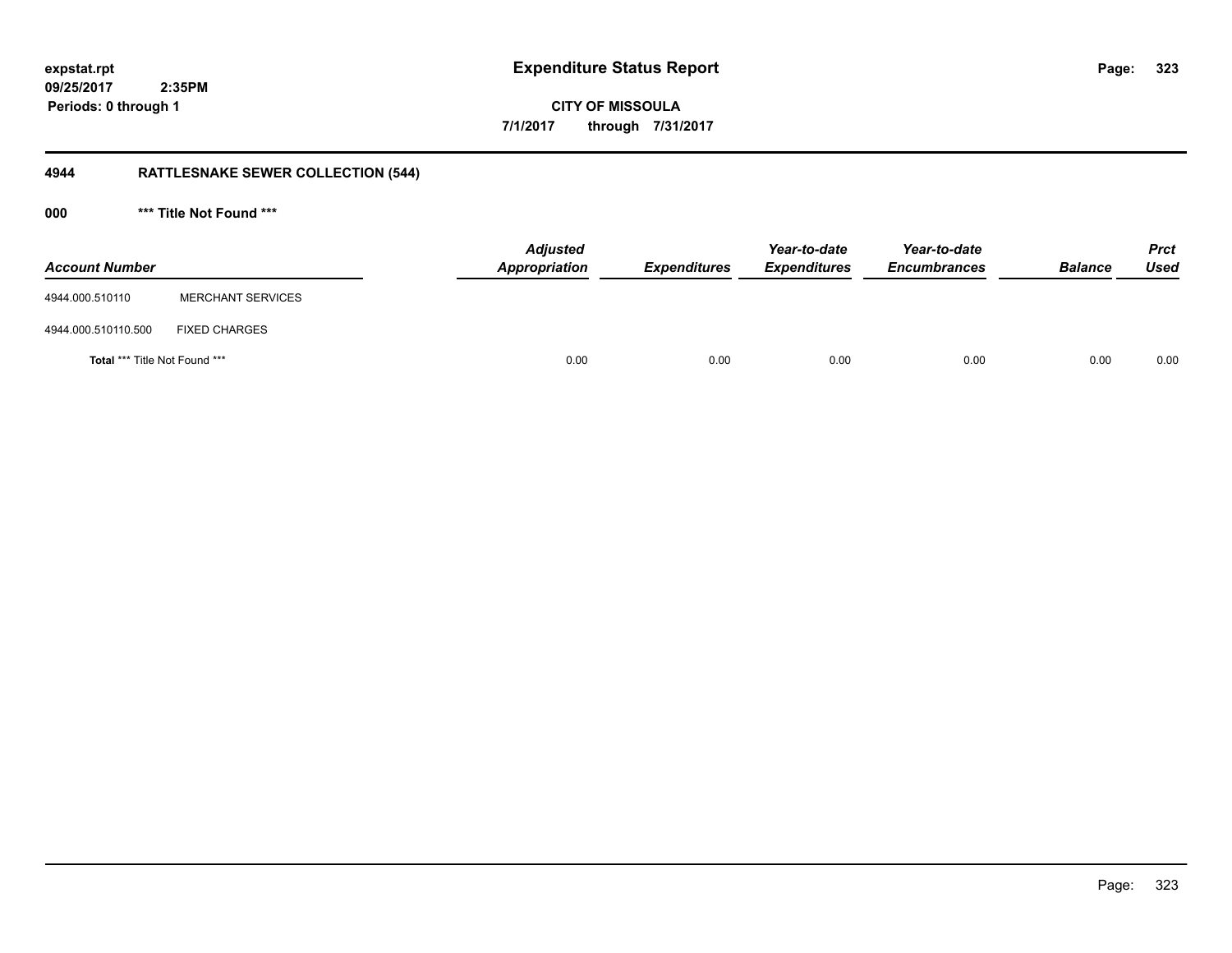**expstat.rpt**
**09/25/2017 2:35PM**
**Periods: 0 through 1**

# Expenditure Status Report

**CITY OF MISSOULA**
**7/1/2017 through 7/31/2017**

## 4944 RATTLESNAKE SEWER COLLECTION (544)

### 000 *** Title Not Found ***

| Account Number | | Adjusted Appropriation | Expenditures | Year-to-date Expenditures | Year-to-date Encumbrances | Balance | Prct Used |
|---|---|---|---|---|---|---|---|
| 4944.000.510110 | MERCHANT SERVICES | | | | | | |
| 4944.000.510110.500 | FIXED CHARGES | | | | | | |
| **Total** *** Title Not Found *** | | 0.00 | 0.00 | 0.00 | 0.00 | 0.00 | 0.00 |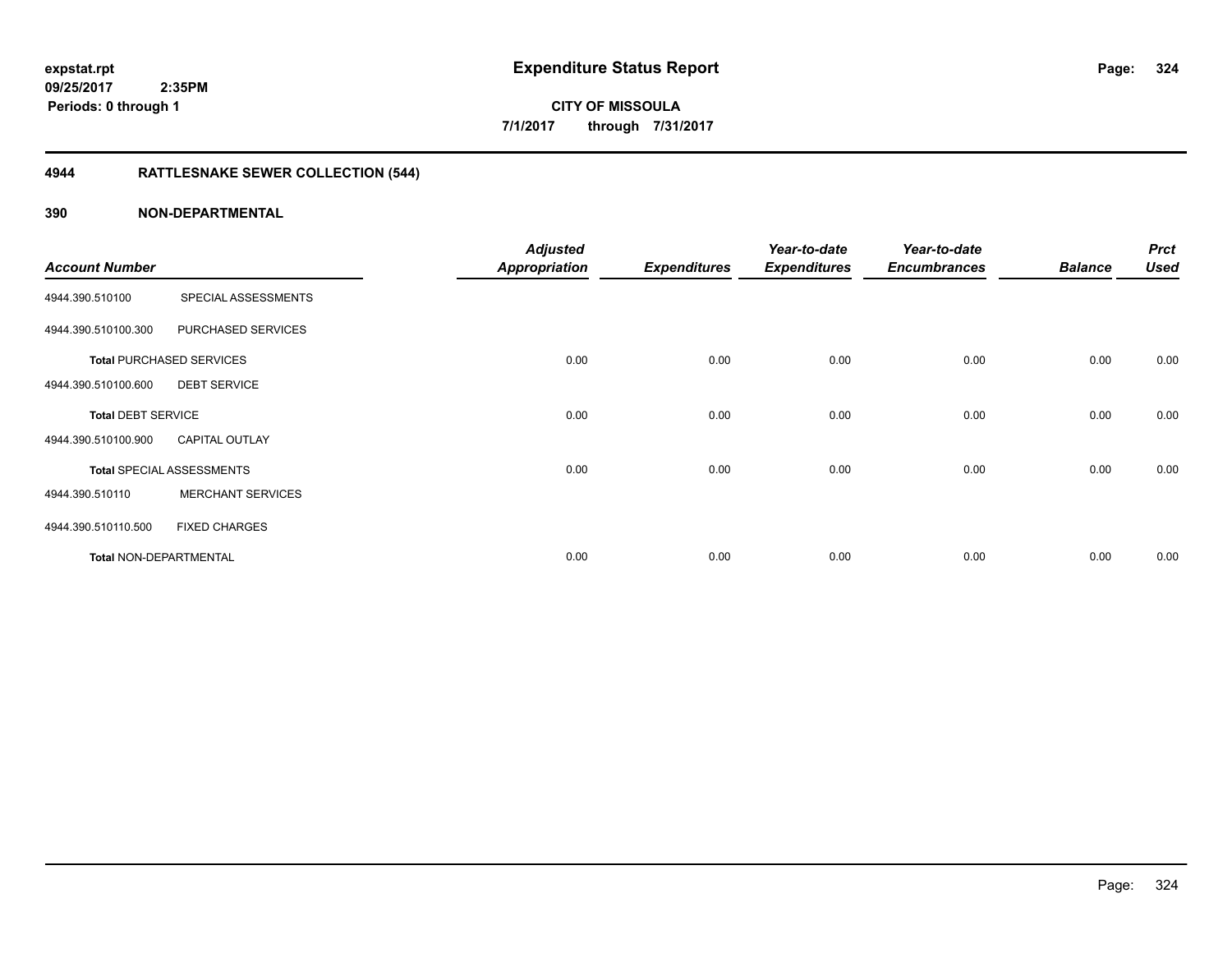**expstat.rpt**
**09/25/2017 2:35PM**
**Periods: 0 through 1**

# Expenditure Status Report

**CITY OF MISSOULA**
**7/1/2017 through 7/31/2017**

## 4944 RATTLESNAKE SEWER COLLECTION (544)

## 390 NON-DEPARTMENTAL

| Account Number | | Adjusted Appropriation | Expenditures | Year-to-date Expenditures | Year-to-date Encumbrances | Balance | Prct Used |
|---|---|---|---|---|---|---|---|
| 4944.390.510100 | SPECIAL ASSESSMENTS | | | | | | |
| 4944.390.510100.300 | PURCHASED SERVICES | | | | | | |
| **Total** PURCHASED SERVICES | | 0.00 | 0.00 | 0.00 | 0.00 | 0.00 | 0.00 |
| 4944.390.510100.600 | DEBT SERVICE | | | | | | |
| **Total** DEBT SERVICE | | 0.00 | 0.00 | 0.00 | 0.00 | 0.00 | 0.00 |
| 4944.390.510100.900 | CAPITAL OUTLAY | | | | | | |
| **Total** SPECIAL ASSESSMENTS | | 0.00 | 0.00 | 0.00 | 0.00 | 0.00 | 0.00 |
| 4944.390.510110 | MERCHANT SERVICES | | | | | | |
| 4944.390.510110.500 | FIXED CHARGES | | | | | | |
| **Total** NON-DEPARTMENTAL | | 0.00 | 0.00 | 0.00 | 0.00 | 0.00 | 0.00 |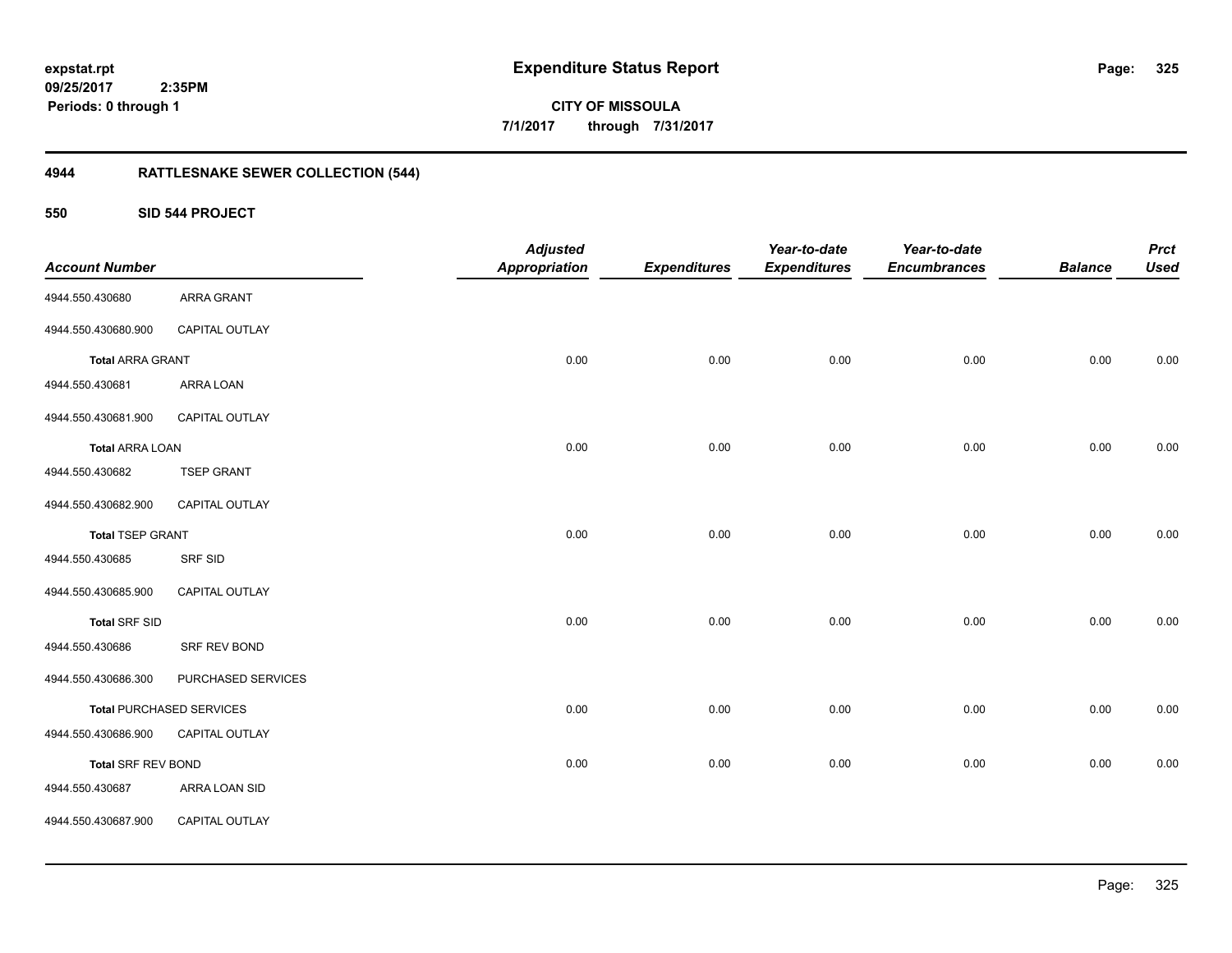**expstat.rpt**
**09/25/2017 2:35PM**
**Periods: 0 through 1**

# Expenditure Status Report

**CITY OF MISSOULA**
**7/1/2017 through 7/31/2017**

## 4944 RATTLESNAKE SEWER COLLECTION (544)

### 550 SID 544 PROJECT

| Account Number | | Adjusted Appropriation | Expenditures | Year-to-date Expenditures | Year-to-date Encumbrances | Balance | Prct Used |
|---|---|---|---|---|---|---|---|
| 4944.550.430680 | ARRA GRANT | | | | | | |
| 4944.550.430680.900 | CAPITAL OUTLAY | | | | | | |
| **Total** ARRA GRANT | | 0.00 | 0.00 | 0.00 | 0.00 | 0.00 | 0.00 |
| 4944.550.430681 | ARRA LOAN | | | | | | |
| 4944.550.430681.900 | CAPITAL OUTLAY | | | | | | |
| **Total** ARRA LOAN | | 0.00 | 0.00 | 0.00 | 0.00 | 0.00 | 0.00 |
| 4944.550.430682 | TSEP GRANT | | | | | | |
| 4944.550.430682.900 | CAPITAL OUTLAY | | | | | | |
| **Total** TSEP GRANT | | 0.00 | 0.00 | 0.00 | 0.00 | 0.00 | 0.00 |
| 4944.550.430685 | SRF SID | | | | | | |
| 4944.550.430685.900 | CAPITAL OUTLAY | | | | | | |
| **Total** SRF SID | | 0.00 | 0.00 | 0.00 | 0.00 | 0.00 | 0.00 |
| 4944.550.430686 | SRF REV BOND | | | | | | |
| 4944.550.430686.300 | PURCHASED SERVICES | | | | | | |
| **Total** PURCHASED SERVICES | | 0.00 | 0.00 | 0.00 | 0.00 | 0.00 | 0.00 |
| 4944.550.430686.900 | CAPITAL OUTLAY | | | | | | |
| **Total** SRF REV BOND | | 0.00 | 0.00 | 0.00 | 0.00 | 0.00 | 0.00 |
| 4944.550.430687 | ARRA LOAN SID | | | | | | |
| 4944.550.430687.900 | CAPITAL OUTLAY | | | | | | |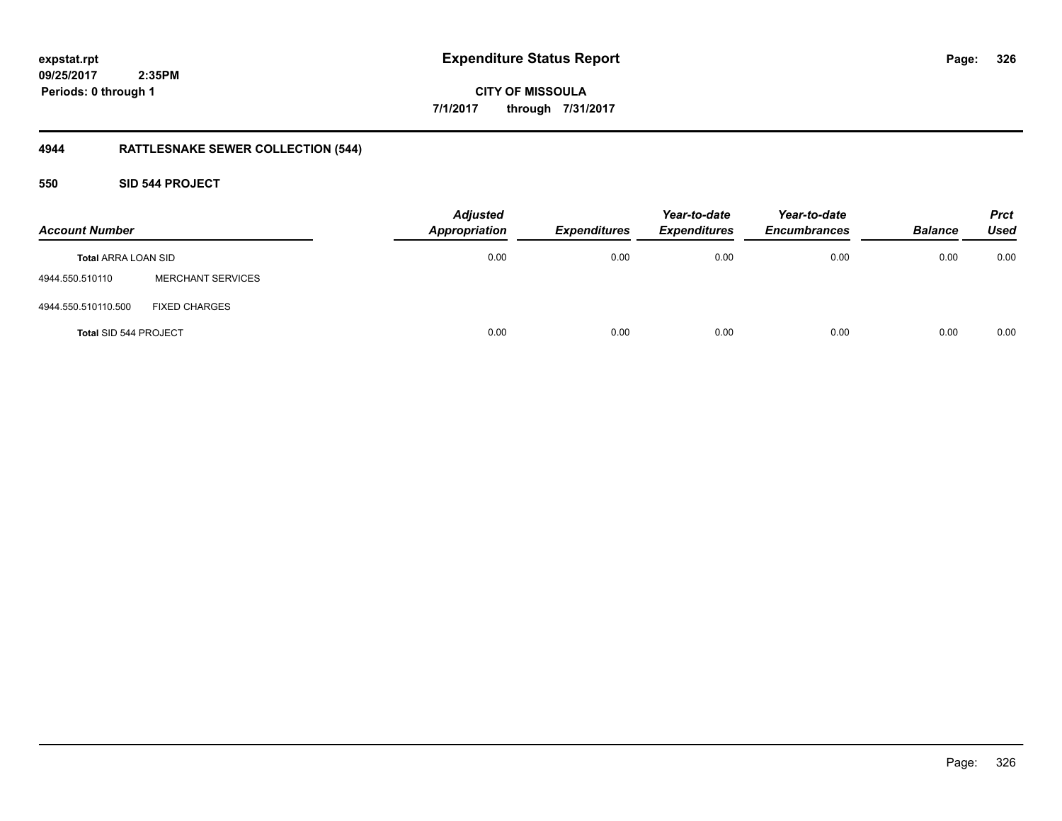**expstat.rpt**
**09/25/2017 2:35PM**
**Periods: 0 through 1**

# Expenditure Status Report

**CITY OF MISSOULA**
**7/1/2017 through 7/31/2017**

## 4944 RATTLESNAKE SEWER COLLECTION (544)

### 550 SID 544 PROJECT

| Account Number | | Adjusted Appropriation | Expenditures | Year-to-date Expenditures | Year-to-date Encumbrances | Balance | Prct Used |
|---|---|---|---|---|---|---|---|
| **Total** ARRA LOAN SID | | 0.00 | 0.00 | 0.00 | 0.00 | 0.00 | 0.00 |
| 4944.550.510110 | MERCHANT SERVICES | | | | | | |
| 4944.550.510110.500 | FIXED CHARGES | | | | | | |
| **Total** SID 544 PROJECT | | 0.00 | 0.00 | 0.00 | 0.00 | 0.00 | 0.00 |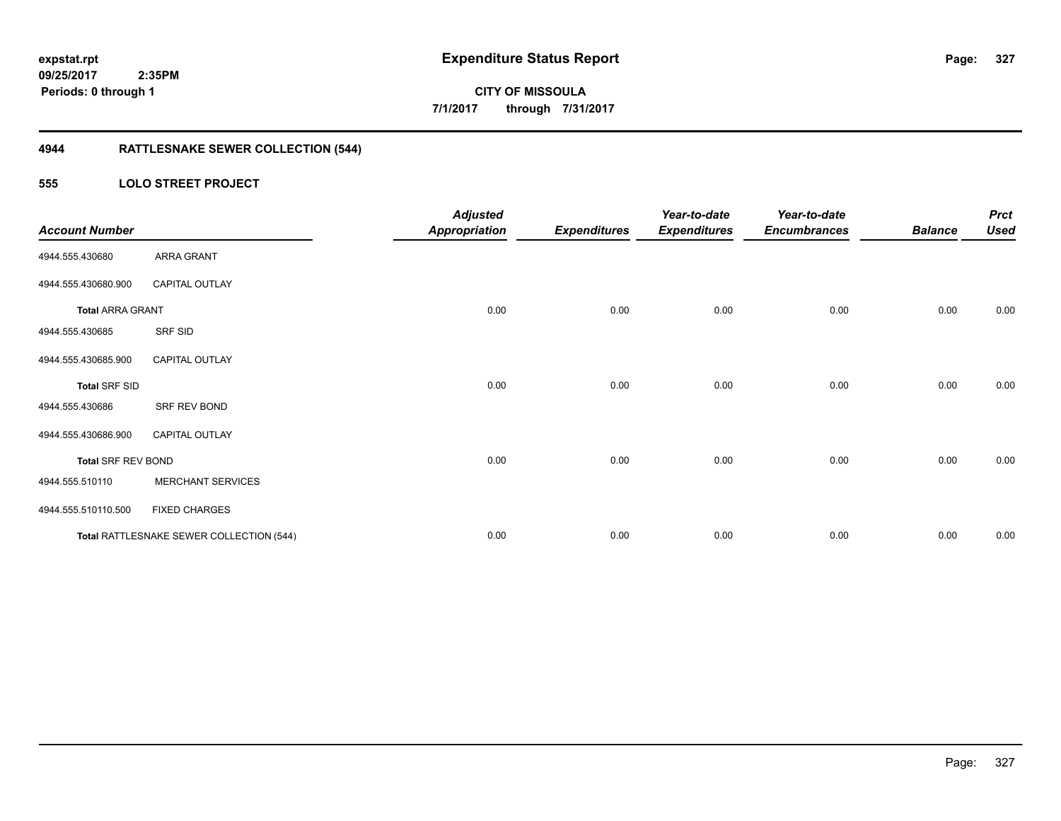expstat.rpt
09/25/2017 2:35PM
Periods: 0 through 1

# Expenditure Status Report

CITY OF MISSOULA
7/1/2017 through 7/31/2017

## 4944 RATTLESNAKE SEWER COLLECTION (544)

### 555 LOLO STREET PROJECT

| Account Number | | Adjusted Appropriation | Expenditures | Year-to-date Expenditures | Year-to-date Encumbrances | Balance | Prct Used |
|---|---|---|---|---|---|---|---|
| 4944.555.430680 | ARRA GRANT | | | | | | |
| 4944.555.430680.900 | CAPITAL OUTLAY | | | | | | |
| **Total** ARRA GRANT | | 0.00 | 0.00 | 0.00 | 0.00 | 0.00 | 0.00 |
| 4944.555.430685 | SRF SID | | | | | | |
| 4944.555.430685.900 | CAPITAL OUTLAY | | | | | | |
| **Total** SRF SID | | 0.00 | 0.00 | 0.00 | 0.00 | 0.00 | 0.00 |
| 4944.555.430686 | SRF REV BOND | | | | | | |
| 4944.555.430686.900 | CAPITAL OUTLAY | | | | | | |
| **Total** SRF REV BOND | | 0.00 | 0.00 | 0.00 | 0.00 | 0.00 | 0.00 |
| 4944.555.510110 | MERCHANT SERVICES | | | | | | |
| 4944.555.510110.500 | FIXED CHARGES | | | | | | |
| **Total** RATTLESNAKE SEWER COLLECTION (544) | | 0.00 | 0.00 | 0.00 | 0.00 | 0.00 | 0.00 |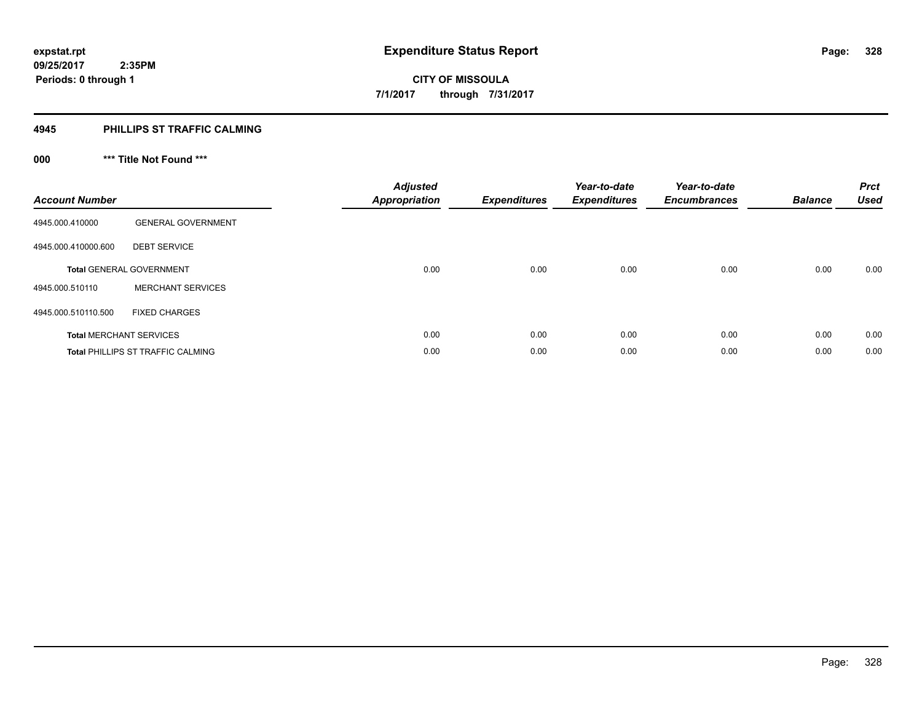# Expenditure Status Report

expstat.rpt
09/25/2017 2:35PM
Periods: 0 through 1

**CITY OF MISSOULA**
**7/1/2017 through 7/31/2017**

## 4945 PHILLIPS ST TRAFFIC CALMING

### 000 *** Title Not Found ***

| Account Number | | Adjusted Appropriation | Expenditures | Year-to-date Expenditures | Year-to-date Encumbrances | Balance | Prct Used |
|---|---|---|---|---|---|---|---|
| 4945.000.410000 | GENERAL GOVERNMENT | | | | | | |
| 4945.000.410000.600 | DEBT SERVICE | | | | | | |
| **Total** GENERAL GOVERNMENT | | 0.00 | 0.00 | 0.00 | 0.00 | 0.00 | 0.00 |
| 4945.000.510110 | MERCHANT SERVICES | | | | | | |
| 4945.000.510110.500 | FIXED CHARGES | | | | | | |
| **Total** MERCHANT SERVICES | | 0.00 | 0.00 | 0.00 | 0.00 | 0.00 | 0.00 |
| **Total** PHILLIPS ST TRAFFIC CALMING | | 0.00 | 0.00 | 0.00 | 0.00 | 0.00 | 0.00 |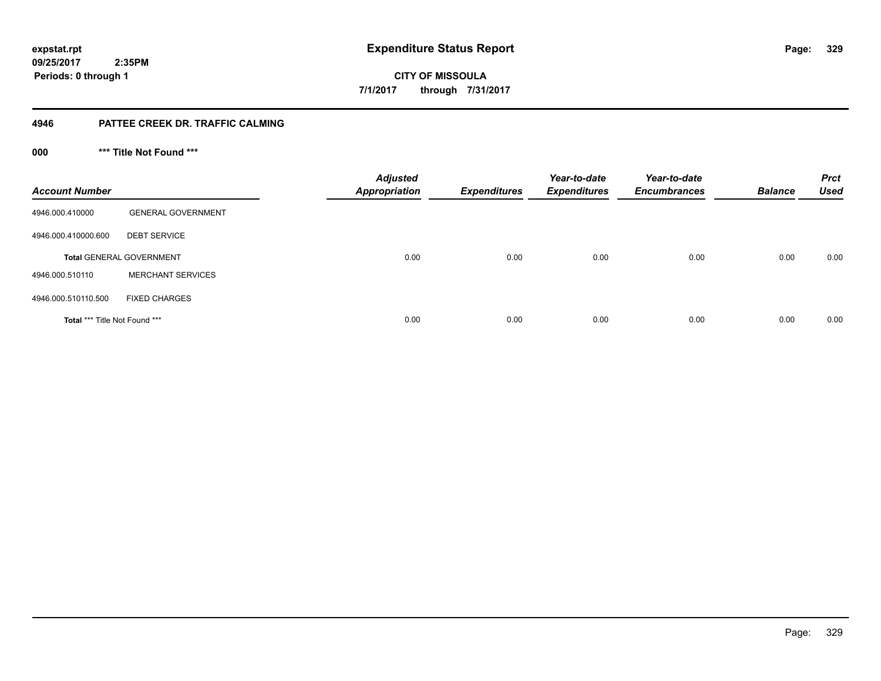# Expenditure Status Report

expstat.rpt
09/25/2017 2:35PM
Periods: 0 through 1

**CITY OF MISSOULA**
**7/1/2017 through 7/31/2017**

## 4946 PATTEE CREEK DR. TRAFFIC CALMING

### 000 *** Title Not Found ***

| Account Number | | Adjusted Appropriation | Expenditures | Year-to-date Expenditures | Year-to-date Encumbrances | Balance | Prct Used |
|---|---|---|---|---|---|---|---|
| 4946.000.410000 | GENERAL GOVERNMENT | | | | | | |
| 4946.000.410000.600 | DEBT SERVICE | | | | | | |
| **Total** GENERAL GOVERNMENT | | 0.00 | 0.00 | 0.00 | 0.00 | 0.00 | 0.00 |
| 4946.000.510110 | MERCHANT SERVICES | | | | | | |
| 4946.000.510110.500 | FIXED CHARGES | | | | | | |
| **Total** *** Title Not Found *** | | 0.00 | 0.00 | 0.00 | 0.00 | 0.00 | 0.00 |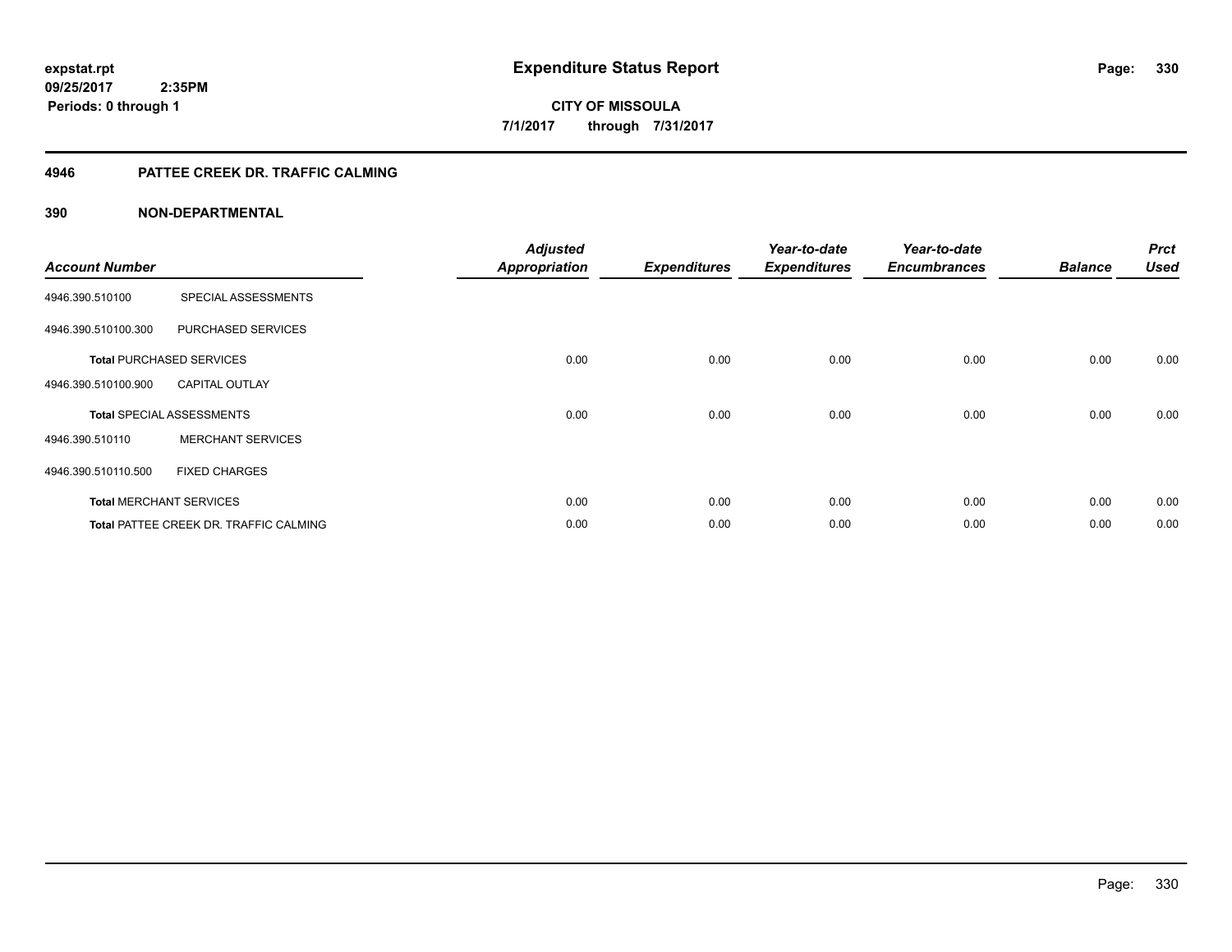expstat.rpt
09/25/2017 2:35PM
Periods: 0 through 1

# Expenditure Status Report

CITY OF MISSOULA
7/1/2017 through 7/31/2017

## 4946 PATTEE CREEK DR. TRAFFIC CALMING

## 390 NON-DEPARTMENTAL

| Account Number | | Adjusted Appropriation | Expenditures | Year-to-date Expenditures | Year-to-date Encumbrances | Balance | Prct Used |
|---|---|---|---|---|---|---|---|
| 4946.390.510100 | SPECIAL ASSESSMENTS | | | | | | |
| 4946.390.510100.300 | PURCHASED SERVICES | | | | | | |
| **Total** PURCHASED SERVICES | | 0.00 | 0.00 | 0.00 | 0.00 | 0.00 | 0.00 |
| 4946.390.510100.900 | CAPITAL OUTLAY | | | | | | |
| **Total** SPECIAL ASSESSMENTS | | 0.00 | 0.00 | 0.00 | 0.00 | 0.00 | 0.00 |
| 4946.390.510110 | MERCHANT SERVICES | | | | | | |
| 4946.390.510110.500 | FIXED CHARGES | | | | | | |
| **Total** MERCHANT SERVICES | | 0.00 | 0.00 | 0.00 | 0.00 | 0.00 | 0.00 |
| **Total** PATTEE CREEK DR. TRAFFIC CALMING | | 0.00 | 0.00 | 0.00 | 0.00 | 0.00 | 0.00 |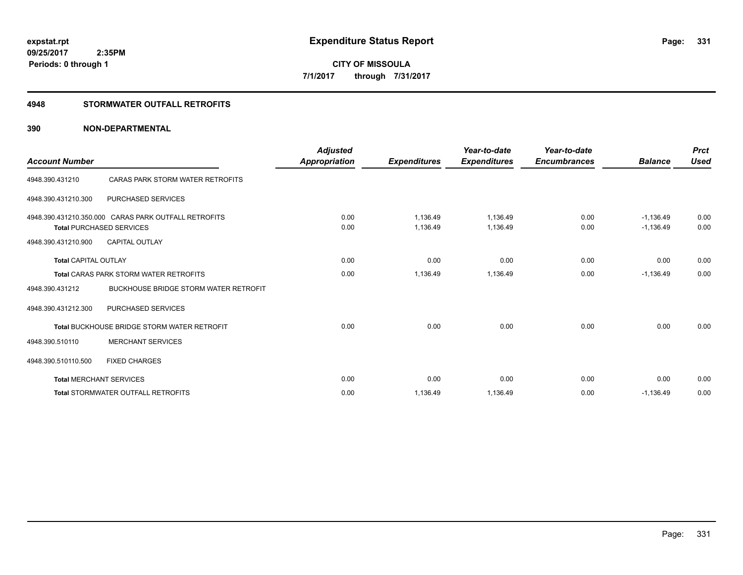**expstat.rpt**
**09/25/2017 2:35PM**
**Periods: 0 through 1**

# Expenditure Status Report

**CITY OF MISSOULA**
**7/1/2017 through 7/31/2017**

## 4948 STORMWATER OUTFALL RETROFITS

## 390 NON-DEPARTMENTAL

| Account Number | | Adjusted Appropriation | Expenditures | Year-to-date Expenditures | Year-to-date Encumbrances | Balance | Prct Used |
|---|---|---|---|---|---|---|---|
| 4948.390.431210 | CARAS PARK STORM WATER RETROFITS | | | | | | |
| 4948.390.431210.300 | PURCHASED SERVICES | | | | | | |
| 4948.390.431210.350.000 | CARAS PARK OUTFALL RETROFITS | 0.00 | 1,136.49 | 1,136.49 | 0.00 | -1,136.49 | 0.00 |
| **Total** PURCHASED SERVICES | | 0.00 | 1,136.49 | 1,136.49 | 0.00 | -1,136.49 | 0.00 |
| 4948.390.431210.900 | CAPITAL OUTLAY | | | | | | |
| **Total** CAPITAL OUTLAY | | 0.00 | 0.00 | 0.00 | 0.00 | 0.00 | 0.00 |
| **Total** CARAS PARK STORM WATER RETROFITS | | 0.00 | 1,136.49 | 1,136.49 | 0.00 | -1,136.49 | 0.00 |
| 4948.390.431212 | BUCKHOUSE BRIDGE STORM WATER RETROFIT | | | | | | |
| 4948.390.431212.300 | PURCHASED SERVICES | | | | | | |
| **Total** BUCKHOUSE BRIDGE STORM WATER RETROFIT | | 0.00 | 0.00 | 0.00 | 0.00 | 0.00 | 0.00 |
| 4948.390.510110 | MERCHANT SERVICES | | | | | | |
| 4948.390.510110.500 | FIXED CHARGES | | | | | | |
| **Total** MERCHANT SERVICES | | 0.00 | 0.00 | 0.00 | 0.00 | 0.00 | 0.00 |
| **Total** STORMWATER OUTFALL RETROFITS | | 0.00 | 1,136.49 | 1,136.49 | 0.00 | -1,136.49 | 0.00 |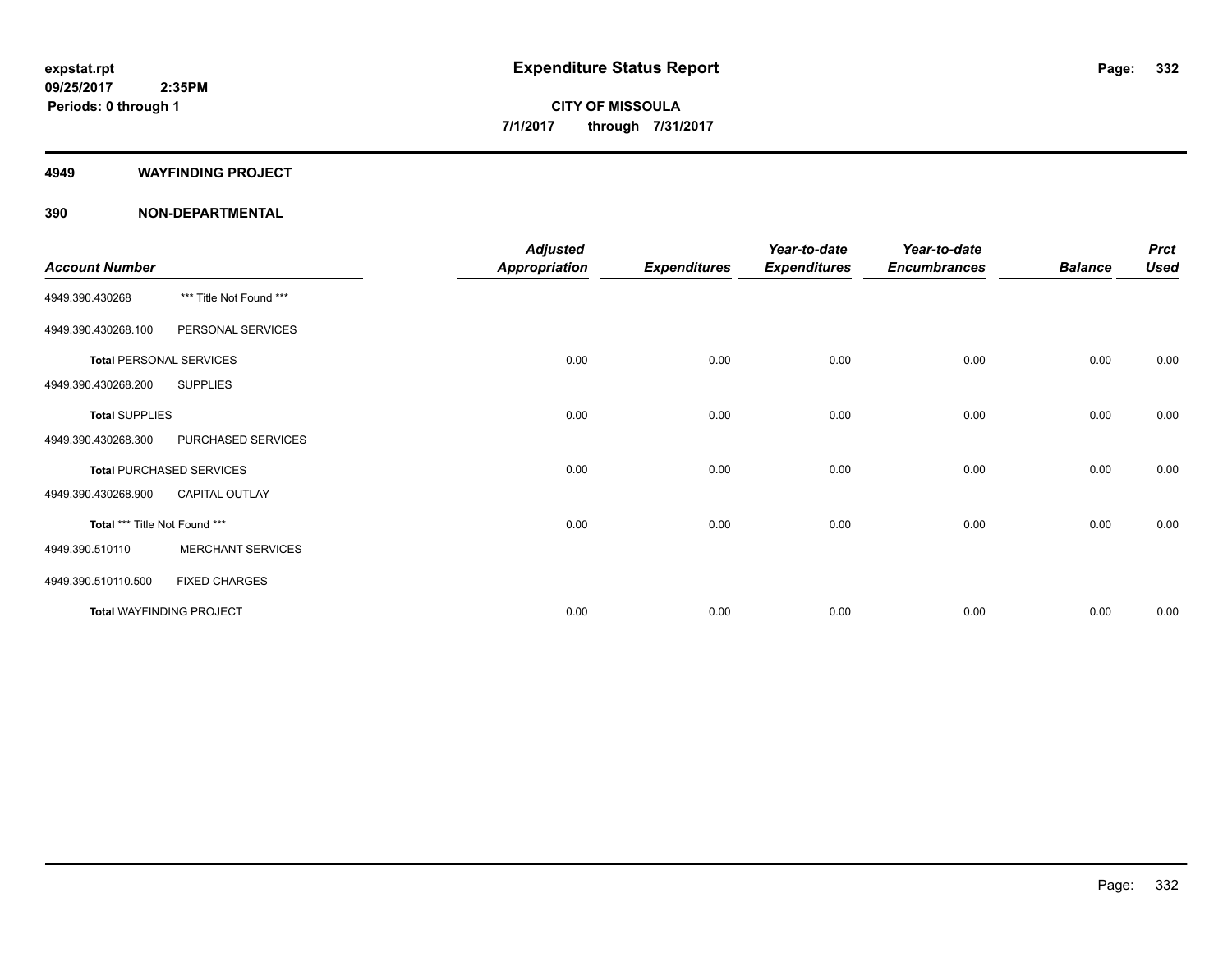**expstat.rpt**
**09/25/2017 2:35PM**
**Periods: 0 through 1**

# Expenditure Status Report

**CITY OF MISSOULA**
**7/1/2017 through 7/31/2017**

## 4949 WAYFINDING PROJECT

## 390 NON-DEPARTMENTAL

| Account Number | | Adjusted Appropriation | Expenditures | Year-to-date Expenditures | Year-to-date Encumbrances | Balance | Prct Used |
|---|---|---|---|---|---|---|---|
| 4949.390.430268 | *** Title Not Found *** | | | | | | |
| 4949.390.430268.100 | PERSONAL SERVICES | | | | | | |
| **Total** PERSONAL SERVICES | | 0.00 | 0.00 | 0.00 | 0.00 | 0.00 | 0.00 |
| 4949.390.430268.200 | SUPPLIES | | | | | | |
| **Total** SUPPLIES | | 0.00 | 0.00 | 0.00 | 0.00 | 0.00 | 0.00 |
| 4949.390.430268.300 | PURCHASED SERVICES | | | | | | |
| **Total** PURCHASED SERVICES | | 0.00 | 0.00 | 0.00 | 0.00 | 0.00 | 0.00 |
| 4949.390.430268.900 | CAPITAL OUTLAY | | | | | | |
| **Total** *** Title Not Found *** | | 0.00 | 0.00 | 0.00 | 0.00 | 0.00 | 0.00 |
| 4949.390.510110 | MERCHANT SERVICES | | | | | | |
| 4949.390.510110.500 | FIXED CHARGES | | | | | | |
| **Total** WAYFINDING PROJECT | | 0.00 | 0.00 | 0.00 | 0.00 | 0.00 | 0.00 |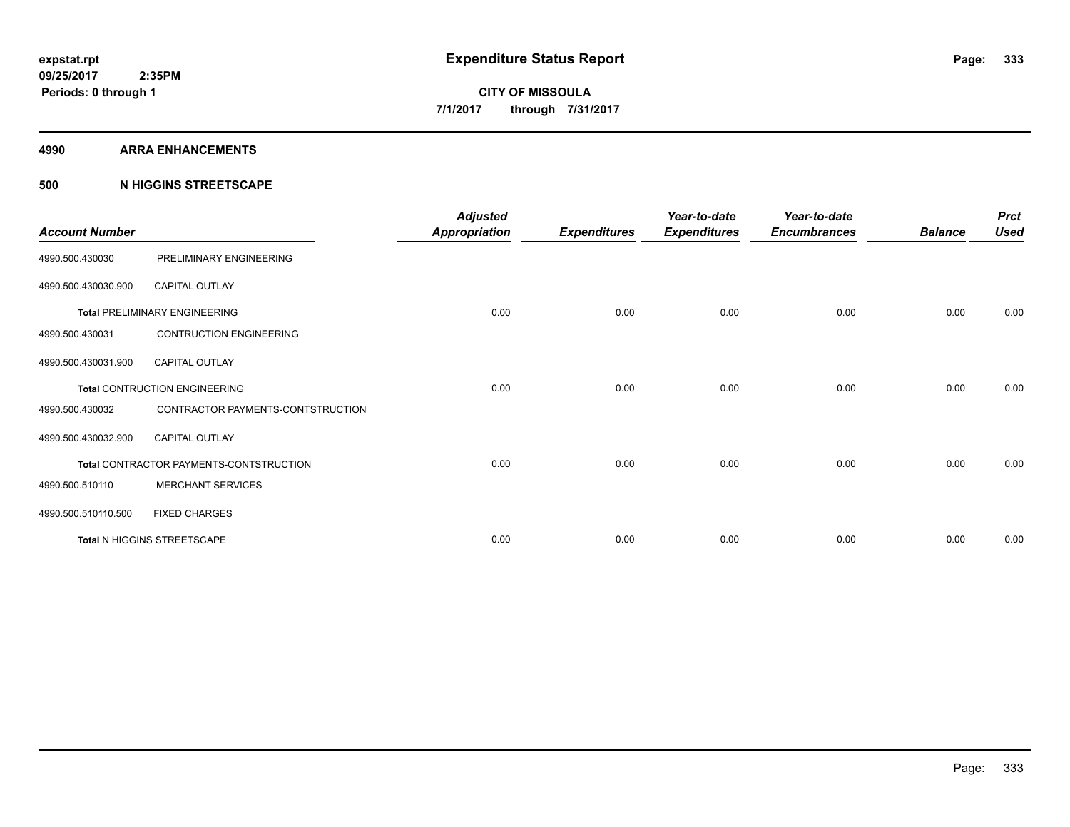**expstat.rpt**
**09/25/2017 2:35PM**
**Periods: 0 through 1**

# Expenditure Status Report

**CITY OF MISSOULA**
**7/1/2017 through 7/31/2017**

## 4990 ARRA ENHANCEMENTS

### 500 N HIGGINS STREETSCAPE

| Account Number | | Adjusted Appropriation | Expenditures | Year-to-date Expenditures | Year-to-date Encumbrances | Balance | Prct Used |
|---|---|---|---|---|---|---|---|
| 4990.500.430030 | PRELIMINARY ENGINEERING | | | | | | |
| 4990.500.430030.900 | CAPITAL OUTLAY | | | | | | |
| **Total** PRELIMINARY ENGINEERING | | 0.00 | 0.00 | 0.00 | 0.00 | 0.00 | 0.00 |
| 4990.500.430031 | CONTRUCTION ENGINEERING | | | | | | |
| 4990.500.430031.900 | CAPITAL OUTLAY | | | | | | |
| **Total** CONTRUCTION ENGINEERING | | 0.00 | 0.00 | 0.00 | 0.00 | 0.00 | 0.00 |
| 4990.500.430032 | CONTRACTOR PAYMENTS-CONTSTRUCTION | | | | | | |
| 4990.500.430032.900 | CAPITAL OUTLAY | | | | | | |
| **Total** CONTRACTOR PAYMENTS-CONTSTRUCTION | | 0.00 | 0.00 | 0.00 | 0.00 | 0.00 | 0.00 |
| 4990.500.510110 | MERCHANT SERVICES | | | | | | |
| 4990.500.510110.500 | FIXED CHARGES | | | | | | |
| **Total** N HIGGINS STREETSCAPE | | 0.00 | 0.00 | 0.00 | 0.00 | 0.00 | 0.00 |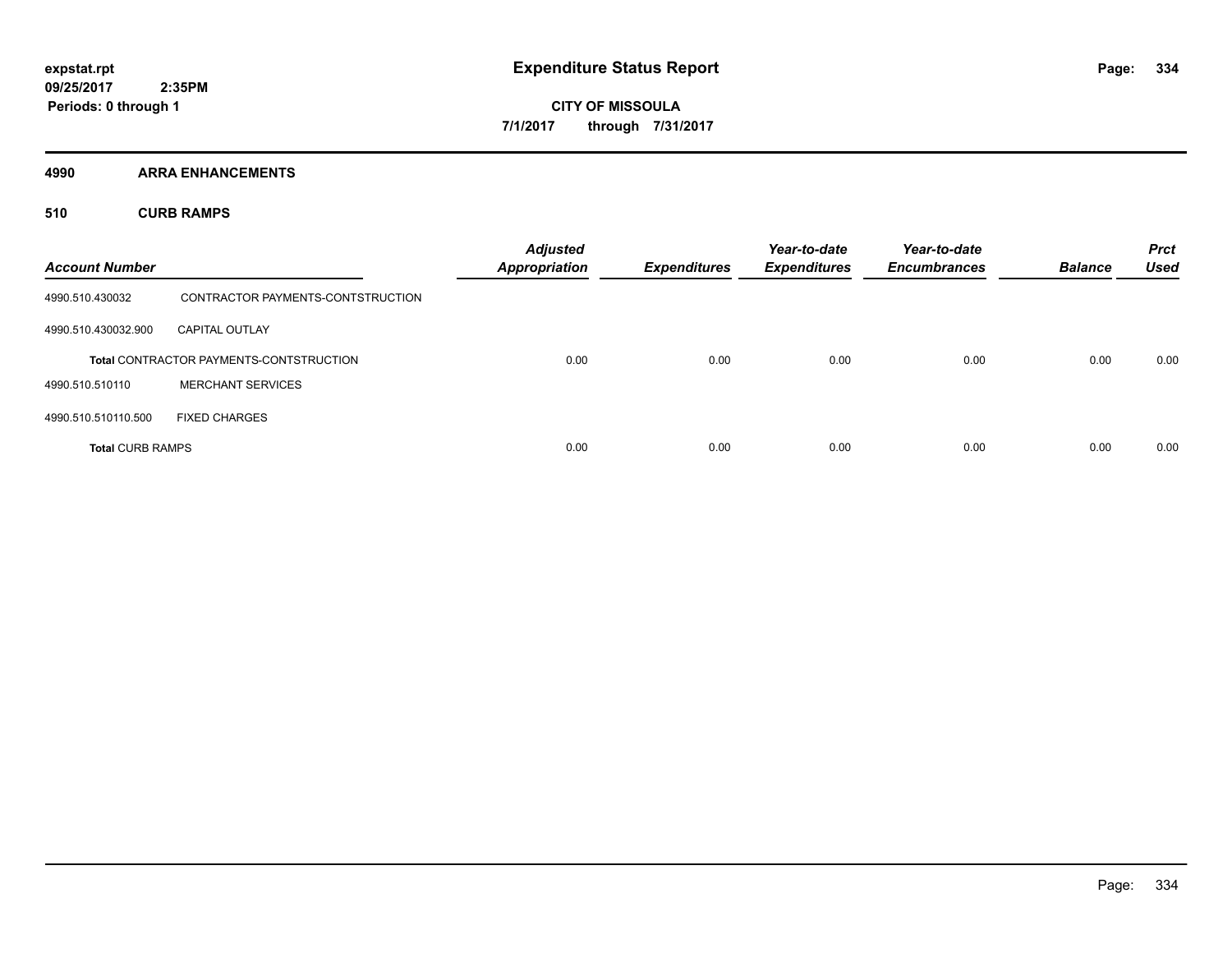# Expenditure Status Report

expstat.rpt
09/25/2017 2:35PM
Periods: 0 through 1

**CITY OF MISSOULA**
**7/1/2017 through 7/31/2017**

## 4990 ARRA ENHANCEMENTS

### 510 CURB RAMPS

| Account Number | | Adjusted Appropriation | Expenditures | Year-to-date Expenditures | Year-to-date Encumbrances | Balance | Prct Used |
|---|---|---|---|---|---|---|---|
| 4990.510.430032 | CONTRACTOR PAYMENTS-CONTSTRUCTION | | | | | | |
| 4990.510.430032.900 | CAPITAL OUTLAY | | | | | | |
| **Total** CONTRACTOR PAYMENTS-CONTSTRUCTION | | 0.00 | 0.00 | 0.00 | 0.00 | 0.00 | 0.00 |
| 4990.510.510110 | MERCHANT SERVICES | | | | | | |
| 4990.510.510110.500 | FIXED CHARGES | | | | | | |
| **Total** CURB RAMPS | | 0.00 | 0.00 | 0.00 | 0.00 | 0.00 | 0.00 |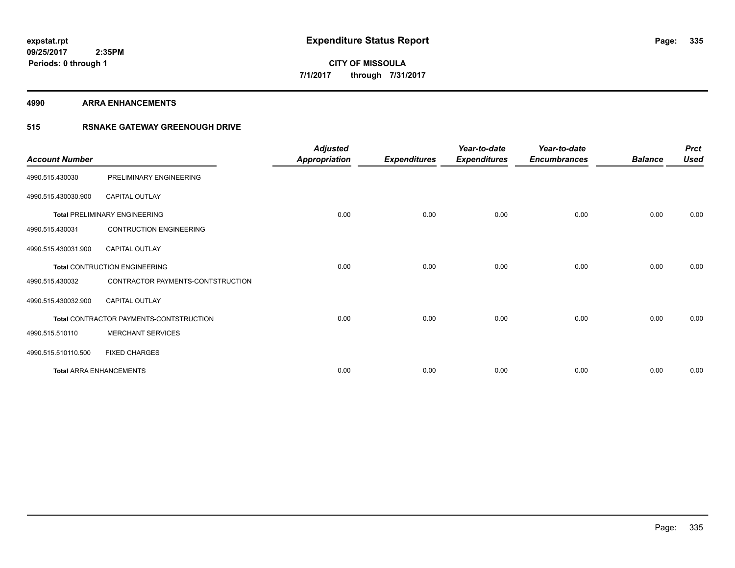# Expenditure Status Report

expstat.rpt
09/25/2017 2:35PM
Periods: 0 through 1

**CITY OF MISSOULA**
**7/1/2017 through 7/31/2017**

## 4990 ARRA ENHANCEMENTS

### 515 RSNAKE GATEWAY GREENOUGH DRIVE

| Account Number | | Adjusted Appropriation | Expenditures | Year-to-date Expenditures | Year-to-date Encumbrances | Balance | Prct Used |
|---|---|---|---|---|---|---|---|
| 4990.515.430030 | PRELIMINARY ENGINEERING | | | | | | |
| 4990.515.430030.900 | CAPITAL OUTLAY | | | | | | |
| **Total** PRELIMINARY ENGINEERING | | 0.00 | 0.00 | 0.00 | 0.00 | 0.00 | 0.00 |
| 4990.515.430031 | CONTRUCTION ENGINEERING | | | | | | |
| 4990.515.430031.900 | CAPITAL OUTLAY | | | | | | |
| **Total** CONTRUCTION ENGINEERING | | 0.00 | 0.00 | 0.00 | 0.00 | 0.00 | 0.00 |
| 4990.515.430032 | CONTRACTOR PAYMENTS-CONTSTRUCTION | | | | | | |
| 4990.515.430032.900 | CAPITAL OUTLAY | | | | | | |
| **Total** CONTRACTOR PAYMENTS-CONTSTRUCTION | | 0.00 | 0.00 | 0.00 | 0.00 | 0.00 | 0.00 |
| 4990.515.510110 | MERCHANT SERVICES | | | | | | |
| 4990.515.510110.500 | FIXED CHARGES | | | | | | |
| **Total** ARRA ENHANCEMENTS | | 0.00 | 0.00 | 0.00 | 0.00 | 0.00 | 0.00 |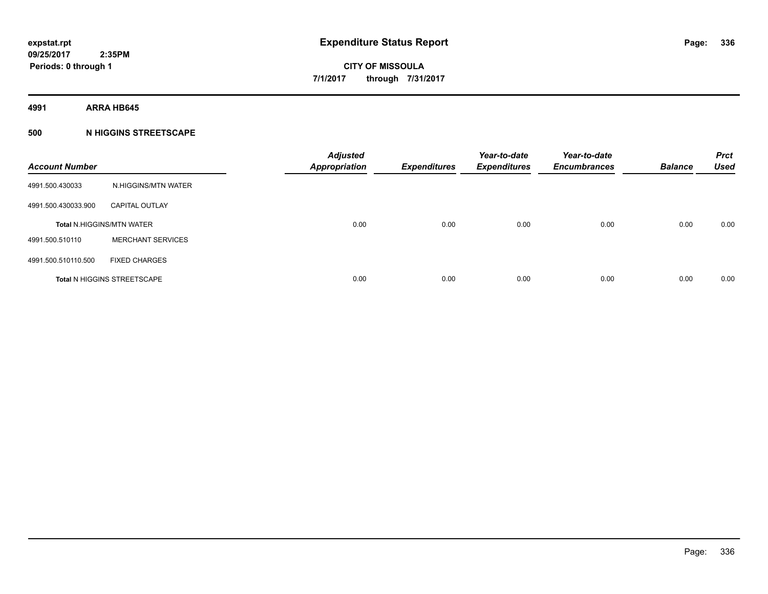**expstat.rpt**
**09/25/2017 2:35PM**
**Periods: 0 through 1**

# Expenditure Status Report

**CITY OF MISSOULA**
**7/1/2017 through 7/31/2017**

**4991 ARRA HB645**

**500 N HIGGINS STREETSCAPE**

| Account Number | | Adjusted Appropriation | Expenditures | Year-to-date Expenditures | Year-to-date Encumbrances | Balance | Prct Used |
|---|---|---|---|---|---|---|---|
| 4991.500.430033 | N.HIGGINS/MTN WATER | | | | | | |
| 4991.500.430033.900 | CAPITAL OUTLAY | | | | | | |
| **Total** N.HIGGINS/MTN WATER | | 0.00 | 0.00 | 0.00 | 0.00 | 0.00 | 0.00 |
| 4991.500.510110 | MERCHANT SERVICES | | | | | | |
| 4991.500.510110.500 | FIXED CHARGES | | | | | | |
| **Total** N HIGGINS STREETSCAPE | | 0.00 | 0.00 | 0.00 | 0.00 | 0.00 | 0.00 |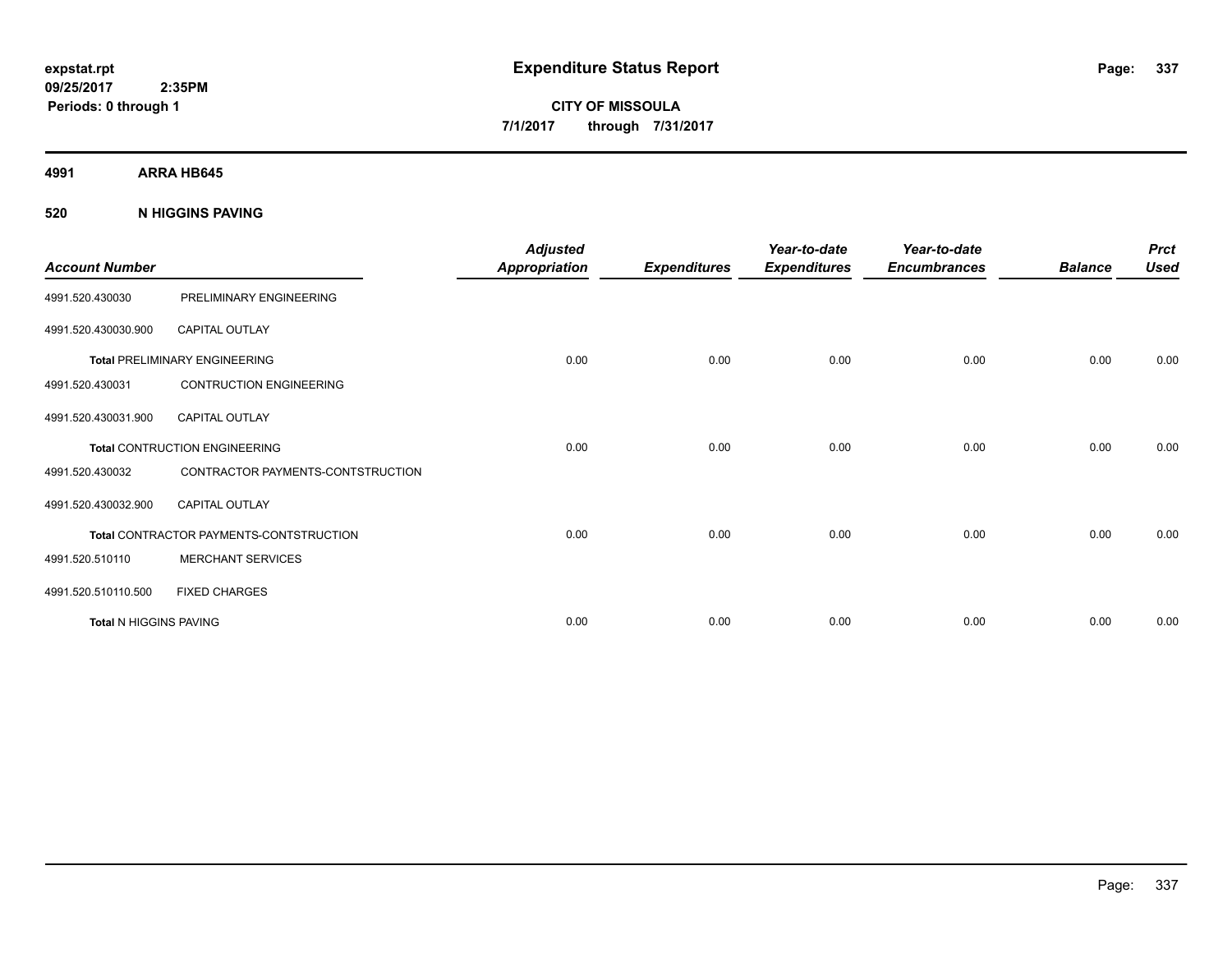**expstat.rpt**
**09/25/2017 2:35PM**
**Periods: 0 through 1**

# Expenditure Status Report

**CITY OF MISSOULA**
**7/1/2017 through 7/31/2017**

## 4991 ARRA HB645

## 520 N HIGGINS PAVING

| Account Number | | Adjusted Appropriation | Expenditures | Year-to-date Expenditures | Year-to-date Encumbrances | Balance | Prct Used |
|---|---|---|---|---|---|---|---|
| 4991.520.430030 | PRELIMINARY ENGINEERING | | | | | | |
| 4991.520.430030.900 | CAPITAL OUTLAY | | | | | | |
| **Total** PRELIMINARY ENGINEERING | | 0.00 | 0.00 | 0.00 | 0.00 | 0.00 | 0.00 |
| 4991.520.430031 | CONTRUCTION ENGINEERING | | | | | | |
| 4991.520.430031.900 | CAPITAL OUTLAY | | | | | | |
| **Total** CONTRUCTION ENGINEERING | | 0.00 | 0.00 | 0.00 | 0.00 | 0.00 | 0.00 |
| 4991.520.430032 | CONTRACTOR PAYMENTS-CONTSTRUCTION | | | | | | |
| 4991.520.430032.900 | CAPITAL OUTLAY | | | | | | |
| **Total** CONTRACTOR PAYMENTS-CONTSTRUCTION | | 0.00 | 0.00 | 0.00 | 0.00 | 0.00 | 0.00 |
| 4991.520.510110 | MERCHANT SERVICES | | | | | | |
| 4991.520.510110.500 | FIXED CHARGES | | | | | | |
| **Total** N HIGGINS PAVING | | 0.00 | 0.00 | 0.00 | 0.00 | 0.00 | 0.00 |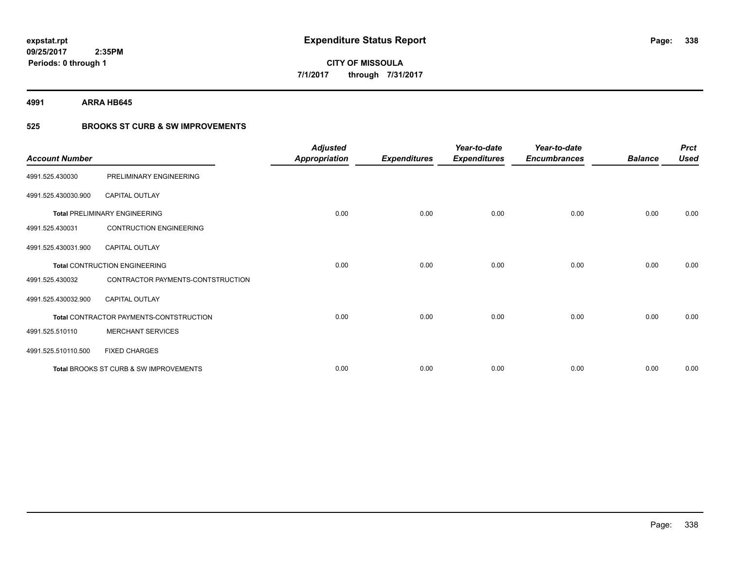**expstat.rpt**
**09/25/2017 2:35PM**
**Periods: 0 through 1**

# Expenditure Status Report

**CITY OF MISSOULA**
**7/1/2017 through 7/31/2017**

## 4991 ARRA HB645

### 525 BROOKS ST CURB & SW IMPROVEMENTS

| Account Number | | Adjusted Appropriation | Expenditures | Year-to-date Expenditures | Year-to-date Encumbrances | Balance | Prct Used |
|---|---|---|---|---|---|---|---|
| 4991.525.430030 | PRELIMINARY ENGINEERING | | | | | | |
| 4991.525.430030.900 | CAPITAL OUTLAY | | | | | | |
| **Total** PRELIMINARY ENGINEERING | | 0.00 | 0.00 | 0.00 | 0.00 | 0.00 | 0.00 |
| 4991.525.430031 | CONTRUCTION ENGINEERING | | | | | | |
| 4991.525.430031.900 | CAPITAL OUTLAY | | | | | | |
| **Total** CONTRUCTION ENGINEERING | | 0.00 | 0.00 | 0.00 | 0.00 | 0.00 | 0.00 |
| 4991.525.430032 | CONTRACTOR PAYMENTS-CONTSTRUCTION | | | | | | |
| 4991.525.430032.900 | CAPITAL OUTLAY | | | | | | |
| **Total** CONTRACTOR PAYMENTS-CONTSTRUCTION | | 0.00 | 0.00 | 0.00 | 0.00 | 0.00 | 0.00 |
| 4991.525.510110 | MERCHANT SERVICES | | | | | | |
| 4991.525.510110.500 | FIXED CHARGES | | | | | | |
| **Total** BROOKS ST CURB & SW IMPROVEMENTS | | 0.00 | 0.00 | 0.00 | 0.00 | 0.00 | 0.00 |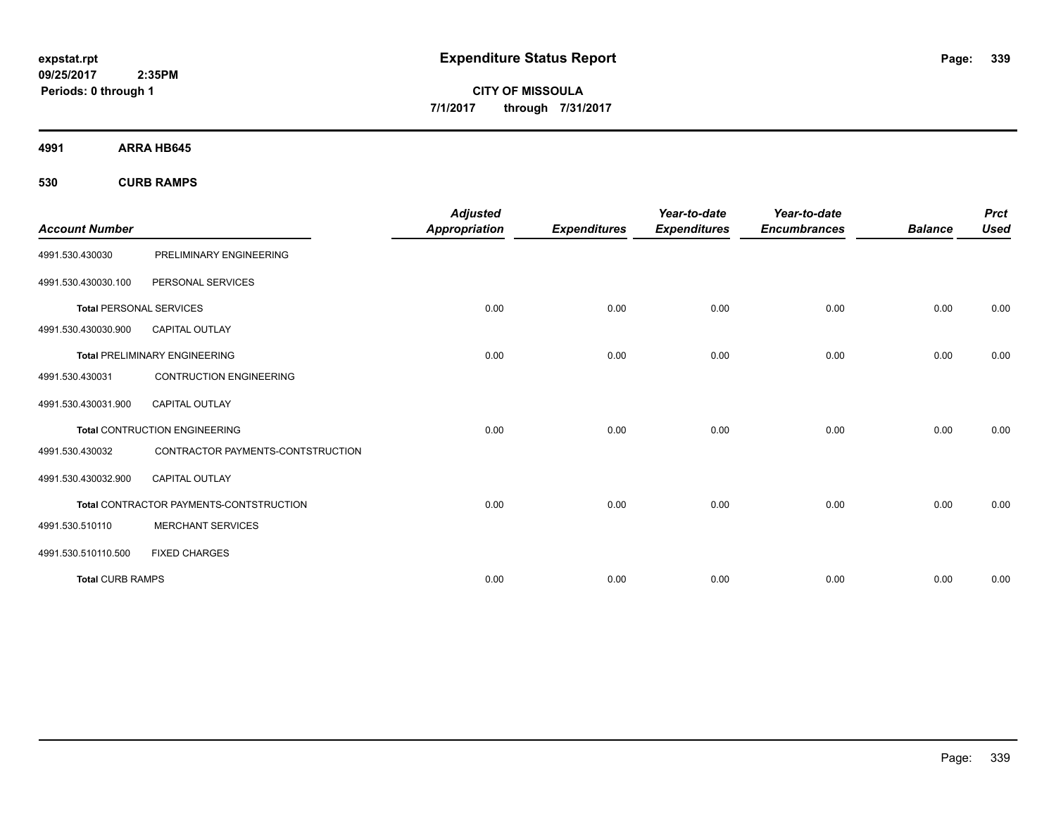# Expenditure Status Report

expstat.rpt
09/25/2017 2:35PM
Periods: 0 through 1

**CITY OF MISSOULA**
**7/1/2017 through 7/31/2017**

**4991 ARRA HB645**

**530 CURB RAMPS**

| Account Number | | Adjusted Appropriation | Expenditures | Year-to-date Expenditures | Year-to-date Encumbrances | Balance | Prct Used |
|---|---|---|---|---|---|---|---|
| 4991.530.430030 | PRELIMINARY ENGINEERING | | | | | | |
| 4991.530.430030.100 | PERSONAL SERVICES | | | | | | |
| **Total** PERSONAL SERVICES | | 0.00 | 0.00 | 0.00 | 0.00 | 0.00 | 0.00 |
| 4991.530.430030.900 | CAPITAL OUTLAY | | | | | | |
| **Total** PRELIMINARY ENGINEERING | | 0.00 | 0.00 | 0.00 | 0.00 | 0.00 | 0.00 |
| 4991.530.430031 | CONTRUCTION ENGINEERING | | | | | | |
| 4991.530.430031.900 | CAPITAL OUTLAY | | | | | | |
| **Total** CONTRUCTION ENGINEERING | | 0.00 | 0.00 | 0.00 | 0.00 | 0.00 | 0.00 |
| 4991.530.430032 | CONTRACTOR PAYMENTS-CONTSTRUCTION | | | | | | |
| 4991.530.430032.900 | CAPITAL OUTLAY | | | | | | |
| **Total** CONTRACTOR PAYMENTS-CONTSTRUCTION | | 0.00 | 0.00 | 0.00 | 0.00 | 0.00 | 0.00 |
| 4991.530.510110 | MERCHANT SERVICES | | | | | | |
| 4991.530.510110.500 | FIXED CHARGES | | | | | | |
| **Total** CURB RAMPS | | 0.00 | 0.00 | 0.00 | 0.00 | 0.00 | 0.00 |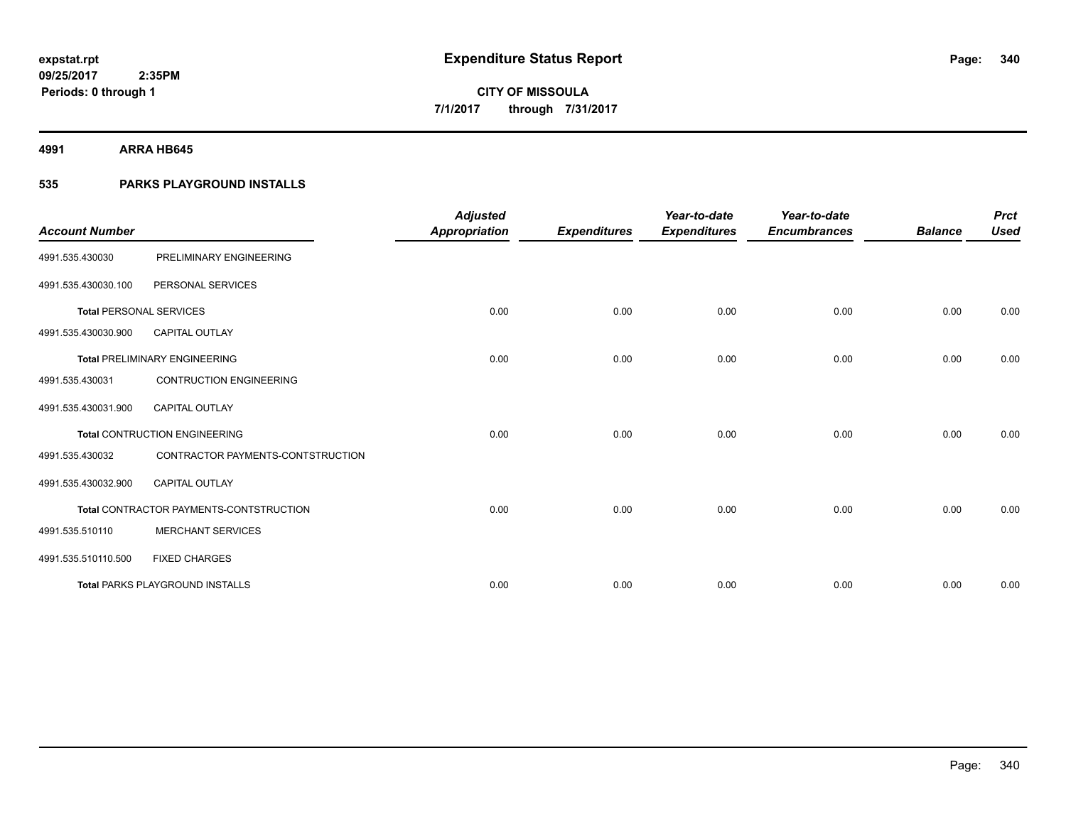**expstat.rpt**
**09/25/2017 2:35PM**
**Periods: 0 through 1**

# Expenditure Status Report

**CITY OF MISSOULA**
**7/1/2017 through 7/31/2017**

## 4991 ARRA HB645

## 535 PARKS PLAYGROUND INSTALLS

| Account Number | | Adjusted Appropriation | Expenditures | Year-to-date Expenditures | Year-to-date Encumbrances | Balance | Prct Used |
|---|---|---|---|---|---|---|---|
| 4991.535.430030 | PRELIMINARY ENGINEERING | | | | | | |
| 4991.535.430030.100 | PERSONAL SERVICES | | | | | | |
| **Total** PERSONAL SERVICES | | 0.00 | 0.00 | 0.00 | 0.00 | 0.00 | 0.00 |
| 4991.535.430030.900 | CAPITAL OUTLAY | | | | | | |
| **Total** PRELIMINARY ENGINEERING | | 0.00 | 0.00 | 0.00 | 0.00 | 0.00 | 0.00 |
| 4991.535.430031 | CONTRUCTION ENGINEERING | | | | | | |
| 4991.535.430031.900 | CAPITAL OUTLAY | | | | | | |
| **Total** CONTRUCTION ENGINEERING | | 0.00 | 0.00 | 0.00 | 0.00 | 0.00 | 0.00 |
| 4991.535.430032 | CONTRACTOR PAYMENTS-CONTSTRUCTION | | | | | | |
| 4991.535.430032.900 | CAPITAL OUTLAY | | | | | | |
| **Total** CONTRACTOR PAYMENTS-CONTSTRUCTION | | 0.00 | 0.00 | 0.00 | 0.00 | 0.00 | 0.00 |
| 4991.535.510110 | MERCHANT SERVICES | | | | | | |
| 4991.535.510110.500 | FIXED CHARGES | | | | | | |
| **Total** PARKS PLAYGROUND INSTALLS | | 0.00 | 0.00 | 0.00 | 0.00 | 0.00 | 0.00 |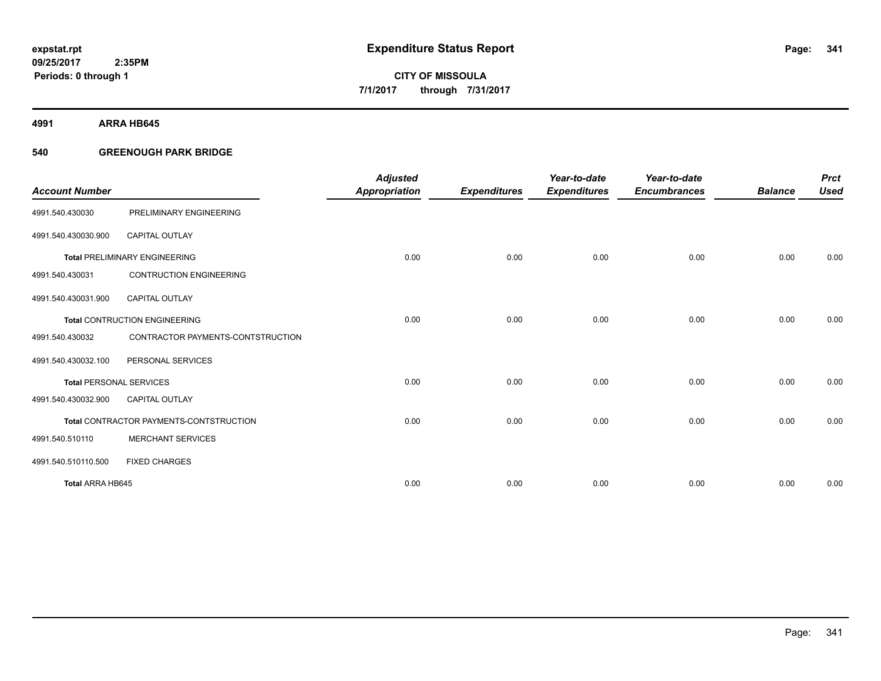**expstat.rpt**
**09/25/2017 2:35PM**
**Periods: 0 through 1**

# Expenditure Status Report

**CITY OF MISSOULA**
**7/1/2017 through 7/31/2017**

## 4991 ARRA HB645

### 540 GREENOUGH PARK BRIDGE

| Account Number | | Adjusted Appropriation | Expenditures | Year-to-date Expenditures | Year-to-date Encumbrances | Balance | Prct Used |
|---|---|---|---|---|---|---|---|
| 4991.540.430030 | PRELIMINARY ENGINEERING | | | | | | |
| 4991.540.430030.900 | CAPITAL OUTLAY | | | | | | |
| **Total** PRELIMINARY ENGINEERING | | 0.00 | 0.00 | 0.00 | 0.00 | 0.00 | 0.00 |
| 4991.540.430031 | CONTRUCTION ENGINEERING | | | | | | |
| 4991.540.430031.900 | CAPITAL OUTLAY | | | | | | |
| **Total** CONTRUCTION ENGINEERING | | 0.00 | 0.00 | 0.00 | 0.00 | 0.00 | 0.00 |
| 4991.540.430032 | CONTRACTOR PAYMENTS-CONTSTRUCTION | | | | | | |
| 4991.540.430032.100 | PERSONAL SERVICES | | | | | | |
| **Total** PERSONAL SERVICES | | 0.00 | 0.00 | 0.00 | 0.00 | 0.00 | 0.00 |
| 4991.540.430032.900 | CAPITAL OUTLAY | | | | | | |
| **Total** CONTRACTOR PAYMENTS-CONTSTRUCTION | | 0.00 | 0.00 | 0.00 | 0.00 | 0.00 | 0.00 |
| 4991.540.510110 | MERCHANT SERVICES | | | | | | |
| 4991.540.510110.500 | FIXED CHARGES | | | | | | |
| **Total ARRA HB645** | | 0.00 | 0.00 | 0.00 | 0.00 | 0.00 | 0.00 |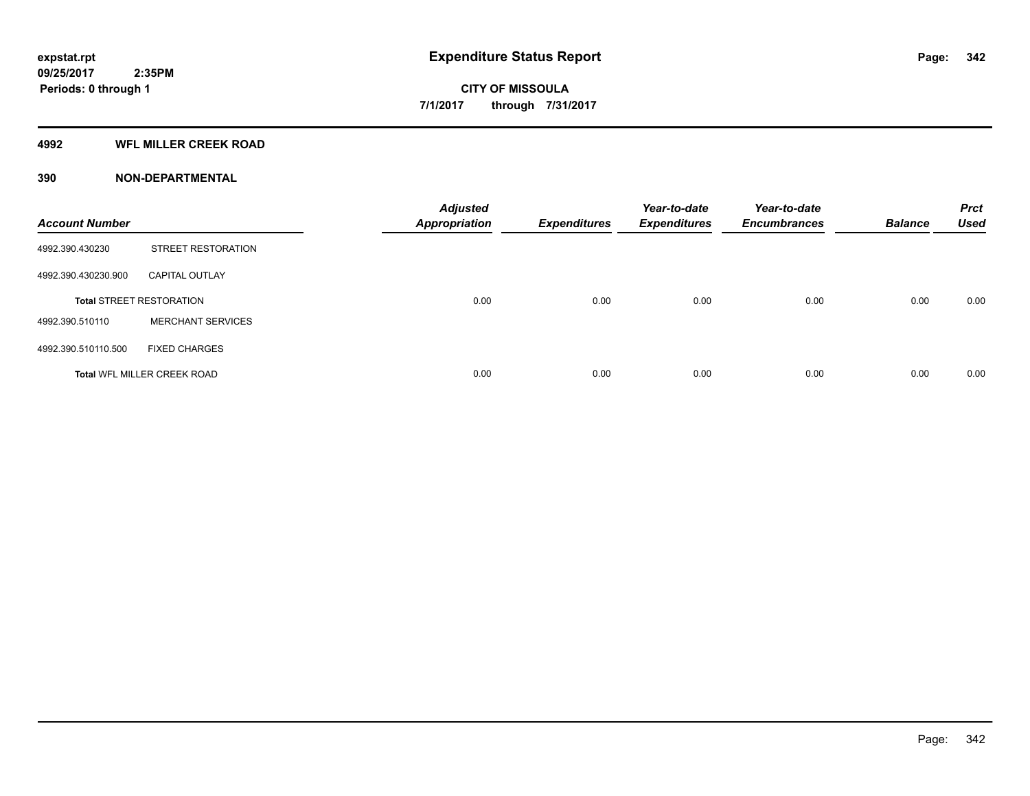expstat.rpt
09/25/2017 2:35PM
Periods: 0 through 1

# Expenditure Status Report

CITY OF MISSOULA
7/1/2017 through 7/31/2017

## 4992 WFL MILLER CREEK ROAD

## 390 NON-DEPARTMENTAL

| Account Number | | Adjusted Appropriation | Expenditures | Year-to-date Expenditures | Year-to-date Encumbrances | Balance | Prct Used |
|---|---|---|---|---|---|---|---|
| 4992.390.430230 | STREET RESTORATION | | | | | | |
| 4992.390.430230.900 | CAPITAL OUTLAY | | | | | | |
| **Total** STREET RESTORATION | | 0.00 | 0.00 | 0.00 | 0.00 | 0.00 | 0.00 |
| 4992.390.510110 | MERCHANT SERVICES | | | | | | |
| 4992.390.510110.500 | FIXED CHARGES | | | | | | |
| **Total** WFL MILLER CREEK ROAD | | 0.00 | 0.00 | 0.00 | 0.00 | 0.00 | 0.00 |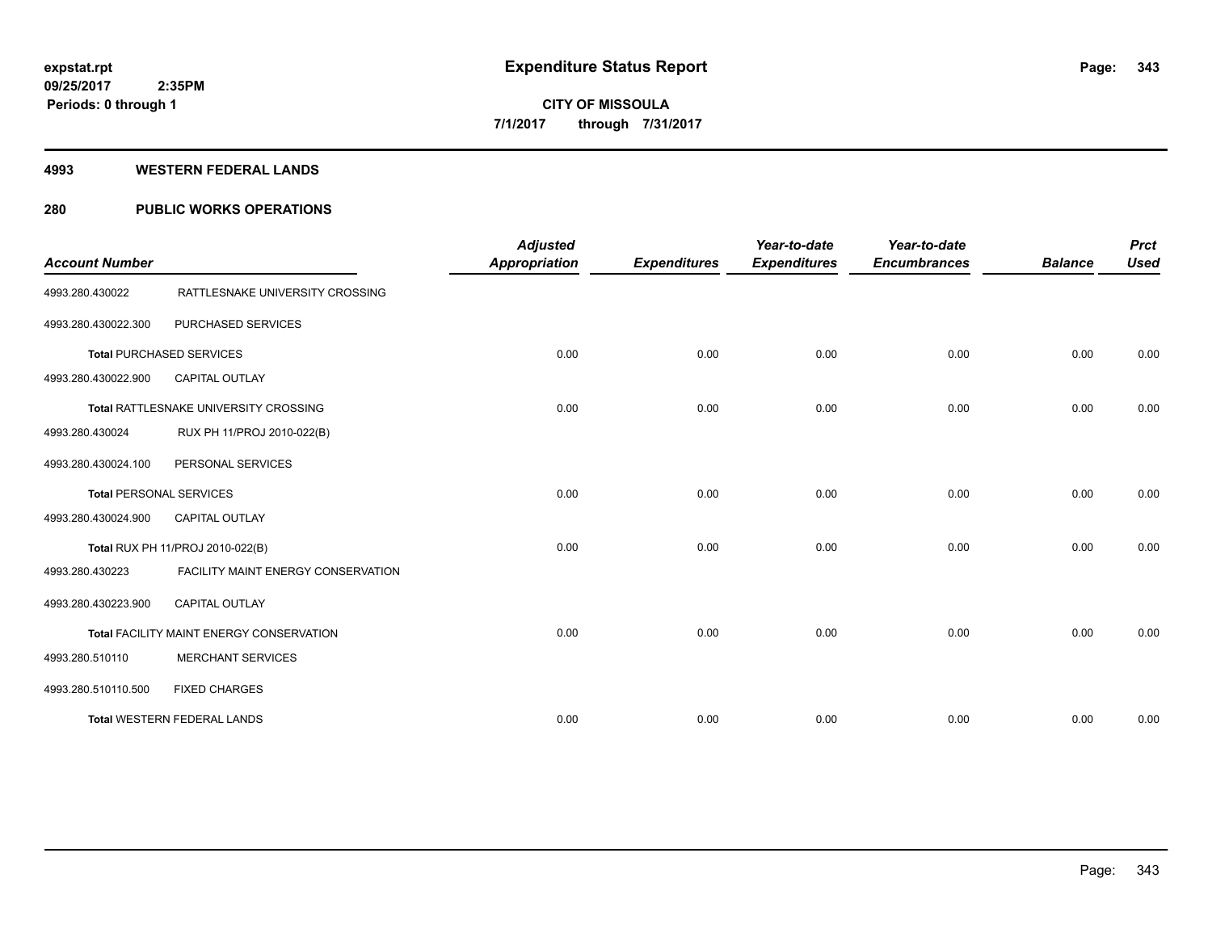**expstat.rpt**
**09/25/2017 2:35PM**
**Periods: 0 through 1**

# Expenditure Status Report

**CITY OF MISSOULA**
**7/1/2017 through 7/31/2017**

## 4993 WESTERN FEDERAL LANDS

## 280 PUBLIC WORKS OPERATIONS

| Account Number | | Adjusted Appropriation | Expenditures | Year-to-date Expenditures | Year-to-date Encumbrances | Balance | Prct Used |
|---|---|---|---|---|---|---|---|
| 4993.280.430022 | RATTLESNAKE UNIVERSITY CROSSING | | | | | | |
| 4993.280.430022.300 | PURCHASED SERVICES | | | | | | |
| **Total** PURCHASED SERVICES | | 0.00 | 0.00 | 0.00 | 0.00 | 0.00 | 0.00 |
| 4993.280.430022.900 | CAPITAL OUTLAY | | | | | | |
| **Total** RATTLESNAKE UNIVERSITY CROSSING | | 0.00 | 0.00 | 0.00 | 0.00 | 0.00 | 0.00 |
| 4993.280.430024 | RUX PH 11/PROJ 2010-022(B) | | | | | | |
| 4993.280.430024.100 | PERSONAL SERVICES | | | | | | |
| **Total** PERSONAL SERVICES | | 0.00 | 0.00 | 0.00 | 0.00 | 0.00 | 0.00 |
| 4993.280.430024.900 | CAPITAL OUTLAY | | | | | | |
| **Total** RUX PH 11/PROJ 2010-022(B) | | 0.00 | 0.00 | 0.00 | 0.00 | 0.00 | 0.00 |
| 4993.280.430223 | FACILITY MAINT ENERGY CONSERVATION | | | | | | |
| 4993.280.430223.900 | CAPITAL OUTLAY | | | | | | |
| **Total** FACILITY MAINT ENERGY CONSERVATION | | 0.00 | 0.00 | 0.00 | 0.00 | 0.00 | 0.00 |
| 4993.280.510110 | MERCHANT SERVICES | | | | | | |
| 4993.280.510110.500 | FIXED CHARGES | | | | | | |
| **Total** WESTERN FEDERAL LANDS | | 0.00 | 0.00 | 0.00 | 0.00 | 0.00 | 0.00 |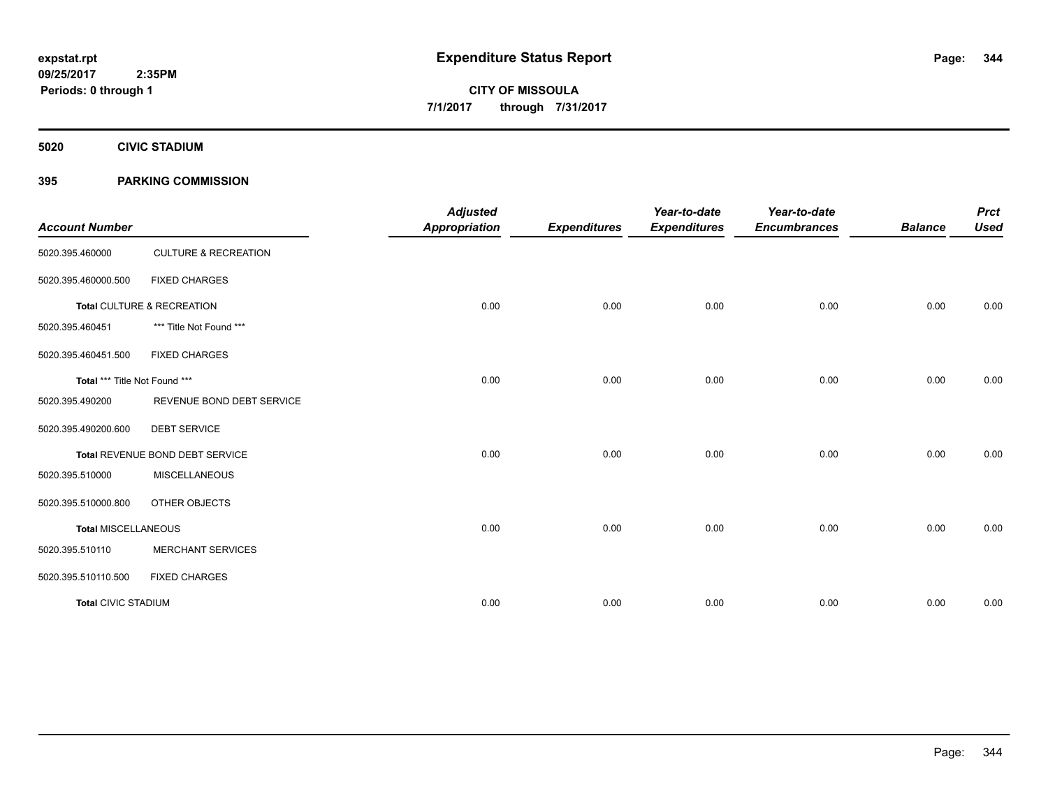**expstat.rpt**
**09/25/2017 2:35PM**
**Periods: 0 through 1**

# Expenditure Status Report

**CITY OF MISSOULA**
**7/1/2017 through 7/31/2017**

## 5020 CIVIC STADIUM

## 395 PARKING COMMISSION

| Account Number | | Adjusted Appropriation | Expenditures | Year-to-date Expenditures | Year-to-date Encumbrances | Balance | Prct Used |
|---|---|---|---|---|---|---|---|
| 5020.395.460000 | CULTURE & RECREATION | | | | | | |
| 5020.395.460000.500 | FIXED CHARGES | | | | | | |
| **Total** CULTURE & RECREATION | | 0.00 | 0.00 | 0.00 | 0.00 | 0.00 | 0.00 |
| 5020.395.460451 | *** Title Not Found *** | | | | | | |
| 5020.395.460451.500 | FIXED CHARGES | | | | | | |
| **Total** *** Title Not Found *** | | 0.00 | 0.00 | 0.00 | 0.00 | 0.00 | 0.00 |
| 5020.395.490200 | REVENUE BOND DEBT SERVICE | | | | | | |
| 5020.395.490200.600 | DEBT SERVICE | | | | | | |
| **Total** REVENUE BOND DEBT SERVICE | | 0.00 | 0.00 | 0.00 | 0.00 | 0.00 | 0.00 |
| 5020.395.510000 | MISCELLANEOUS | | | | | | |
| 5020.395.510000.800 | OTHER OBJECTS | | | | | | |
| **Total MISCELLANEOUS** | | 0.00 | 0.00 | 0.00 | 0.00 | 0.00 | 0.00 |
| 5020.395.510110 | MERCHANT SERVICES | | | | | | |
| 5020.395.510110.500 | FIXED CHARGES | | | | | | |
| **Total** CIVIC STADIUM | | 0.00 | 0.00 | 0.00 | 0.00 | 0.00 | 0.00 |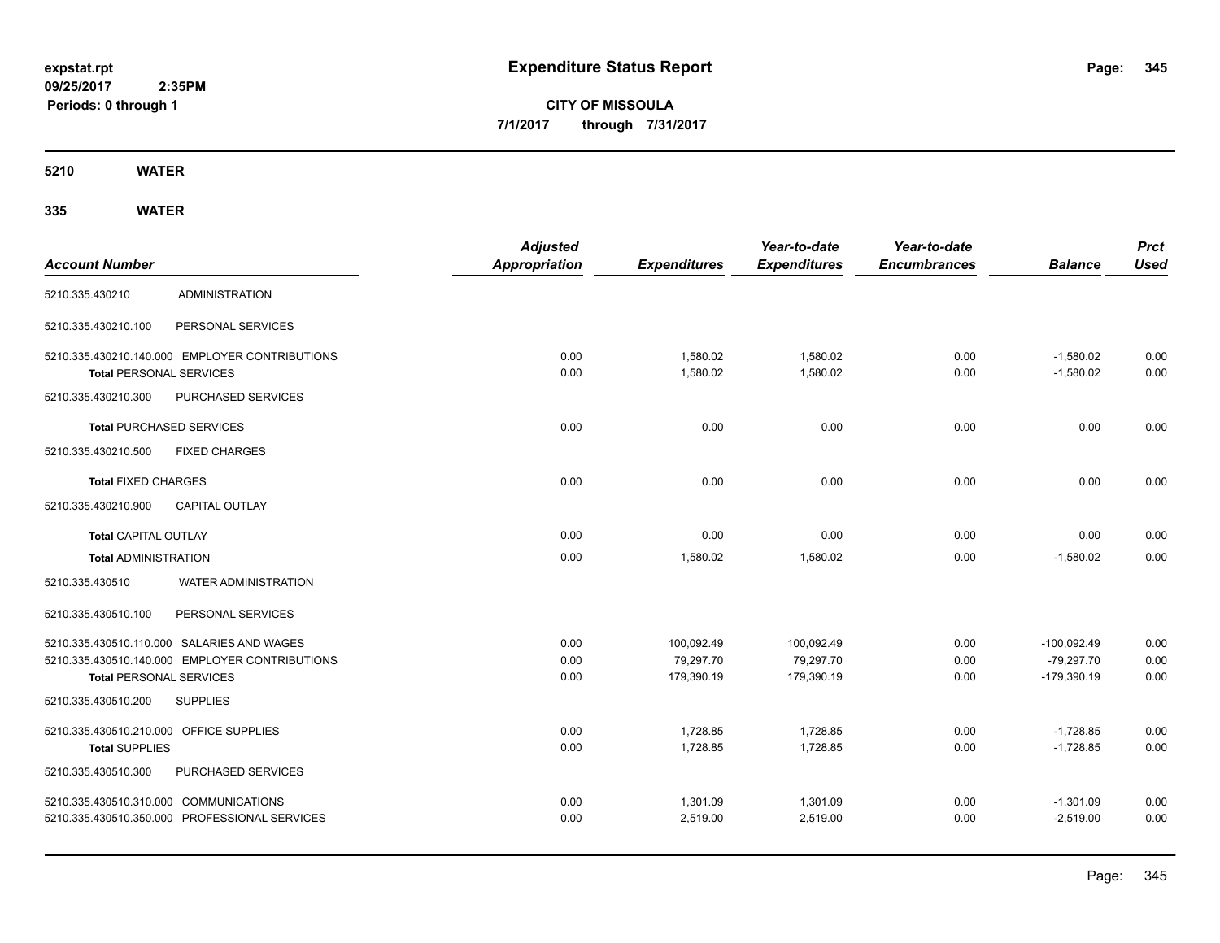# Expenditure Status Report

expstat.rpt
09/25/2017 2:35PM
Periods: 0 through 1

**CITY OF MISSOULA**
**7/1/2017 through 7/31/2017**

## 5210 WATER

### 335 WATER

| Account Number | | Adjusted Appropriation | Expenditures | Year-to-date Expenditures | Year-to-date Encumbrances | Balance | Prct Used |
|---|---|---|---|---|---|---|---|
| 5210.335.430210 | ADMINISTRATION | | | | | | |
| 5210.335.430210.100 | PERSONAL SERVICES | | | | | | |
| 5210.335.430210.140.000 | EMPLOYER CONTRIBUTIONS | 0.00 | 1,580.02 | 1,580.02 | 0.00 | -1,580.02 | 0.00 |
| **Total** PERSONAL SERVICES | | 0.00 | 1,580.02 | 1,580.02 | 0.00 | -1,580.02 | 0.00 |
| 5210.335.430210.300 | PURCHASED SERVICES | | | | | | |
| **Total** PURCHASED SERVICES | | 0.00 | 0.00 | 0.00 | 0.00 | 0.00 | 0.00 |
| 5210.335.430210.500 | FIXED CHARGES | | | | | | |
| **Total** FIXED CHARGES | | 0.00 | 0.00 | 0.00 | 0.00 | 0.00 | 0.00 |
| 5210.335.430210.900 | CAPITAL OUTLAY | | | | | | |
| **Total** CAPITAL OUTLAY | | 0.00 | 0.00 | 0.00 | 0.00 | 0.00 | 0.00 |
| **Total** ADMINISTRATION | | 0.00 | 1,580.02 | 1,580.02 | 0.00 | -1,580.02 | 0.00 |
| 5210.335.430510 | WATER ADMINISTRATION | | | | | | |
| 5210.335.430510.100 | PERSONAL SERVICES | | | | | | |
| 5210.335.430510.110.000 | SALARIES AND WAGES | 0.00 | 100,092.49 | 100,092.49 | 0.00 | -100,092.49 | 0.00 |
| 5210.335.430510.140.000 | EMPLOYER CONTRIBUTIONS | 0.00 | 79,297.70 | 79,297.70 | 0.00 | -79,297.70 | 0.00 |
| **Total** PERSONAL SERVICES | | 0.00 | 179,390.19 | 179,390.19 | 0.00 | -179,390.19 | 0.00 |
| 5210.335.430510.200 | SUPPLIES | | | | | | |
| 5210.335.430510.210.000 | OFFICE SUPPLIES | 0.00 | 1,728.85 | 1,728.85 | 0.00 | -1,728.85 | 0.00 |
| **Total** SUPPLIES | | 0.00 | 1,728.85 | 1,728.85 | 0.00 | -1,728.85 | 0.00 |
| 5210.335.430510.300 | PURCHASED SERVICES | | | | | | |
| 5210.335.430510.310.000 | COMMUNICATIONS | 0.00 | 1,301.09 | 1,301.09 | 0.00 | -1,301.09 | 0.00 |
| 5210.335.430510.350.000 | PROFESSIONAL SERVICES | 0.00 | 2,519.00 | 2,519.00 | 0.00 | -2,519.00 | 0.00 |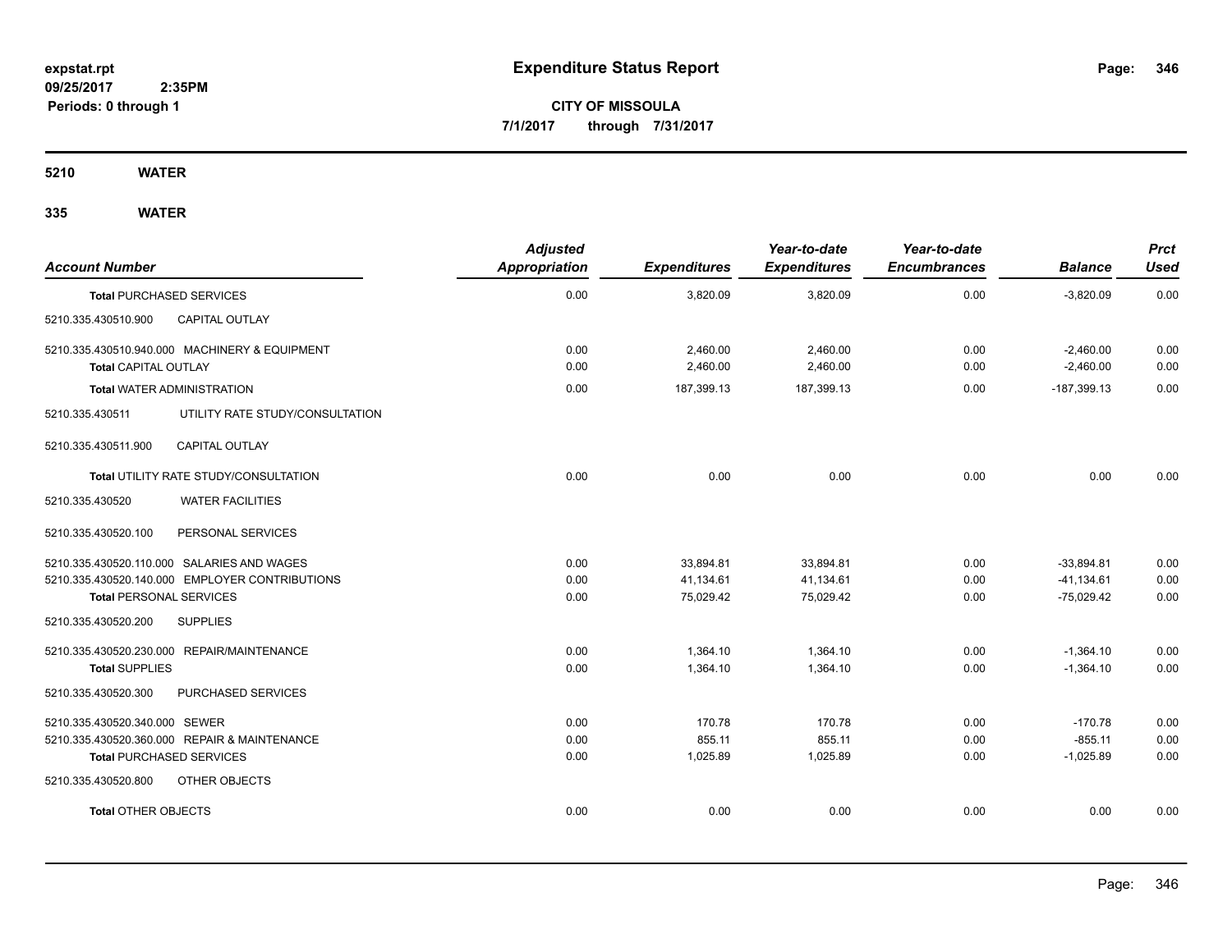**expstat.rpt**
**09/25/2017 2:35PM**
**Periods: 0 through 1**

# Expenditure Status Report

**CITY OF MISSOULA**
**7/1/2017 through 7/31/2017**

## 5210 WATER

## 335 WATER

| Account Number | | Adjusted Appropriation | Expenditures | Year-to-date Expenditures | Year-to-date Encumbrances | Balance | Prct Used |
|---|---|---|---|---|---|---|---|
| **Total** PURCHASED SERVICES | | 0.00 | 3,820.09 | 3,820.09 | 0.00 | -3,820.09 | 0.00 |
| 5210.335.430510.900 | CAPITAL OUTLAY | | | | | | |
| 5210.335.430510.940.000 | MACHINERY & EQUIPMENT | 0.00 | 2,460.00 | 2,460.00 | 0.00 | -2,460.00 | 0.00 |
| **Total** CAPITAL OUTLAY | | 0.00 | 2,460.00 | 2,460.00 | 0.00 | -2,460.00 | 0.00 |
| **Total** WATER ADMINISTRATION | | 0.00 | 187,399.13 | 187,399.13 | 0.00 | -187,399.13 | 0.00 |
| 5210.335.430511 | UTILITY RATE STUDY/CONSULTATION | | | | | | |
| 5210.335.430511.900 | CAPITAL OUTLAY | | | | | | |
| **Total** UTILITY RATE STUDY/CONSULTATION | | 0.00 | 0.00 | 0.00 | 0.00 | 0.00 | 0.00 |
| 5210.335.430520 | WATER FACILITIES | | | | | | |
| 5210.335.430520.100 | PERSONAL SERVICES | | | | | | |
| 5210.335.430520.110.000 | SALARIES AND WAGES | 0.00 | 33,894.81 | 33,894.81 | 0.00 | -33,894.81 | 0.00 |
| 5210.335.430520.140.000 | EMPLOYER CONTRIBUTIONS | 0.00 | 41,134.61 | 41,134.61 | 0.00 | -41,134.61 | 0.00 |
| **Total** PERSONAL SERVICES | | 0.00 | 75,029.42 | 75,029.42 | 0.00 | -75,029.42 | 0.00 |
| 5210.335.430520.200 | SUPPLIES | | | | | | |
| 5210.335.430520.230.000 | REPAIR/MAINTENANCE | 0.00 | 1,364.10 | 1,364.10 | 0.00 | -1,364.10 | 0.00 |
| **Total** SUPPLIES | | 0.00 | 1,364.10 | 1,364.10 | 0.00 | -1,364.10 | 0.00 |
| 5210.335.430520.300 | PURCHASED SERVICES | | | | | | |
| 5210.335.430520.340.000 | SEWER | 0.00 | 170.78 | 170.78 | 0.00 | -170.78 | 0.00 |
| 5210.335.430520.360.000 | REPAIR & MAINTENANCE | 0.00 | 855.11 | 855.11 | 0.00 | -855.11 | 0.00 |
| **Total** PURCHASED SERVICES | | 0.00 | 1,025.89 | 1,025.89 | 0.00 | -1,025.89 | 0.00 |
| 5210.335.430520.800 | OTHER OBJECTS | | | | | | |
| **Total** OTHER OBJECTS | | 0.00 | 0.00 | 0.00 | 0.00 | 0.00 | 0.00 |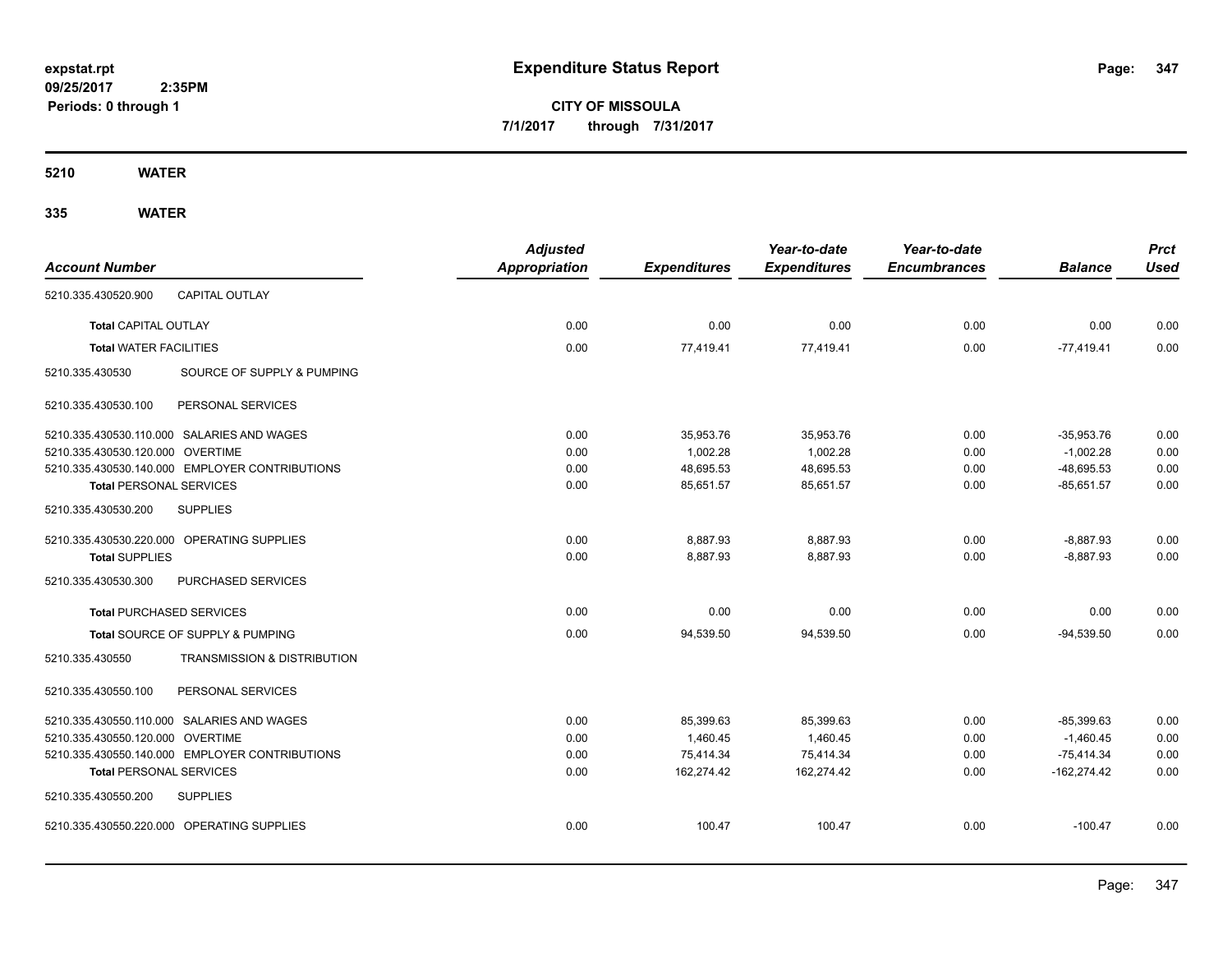**expstat.rpt**
**09/25/2017 2:35PM**
**Periods: 0 through 1**

# Expenditure Status Report

**CITY OF MISSOULA**
**7/1/2017 through 7/31/2017**

## 5210 WATER

## 335 WATER

| Account Number | | Adjusted Appropriation | Expenditures | Year-to-date Expenditures | Year-to-date Encumbrances | Balance | Prct Used |
|---|---|---|---|---|---|---|---|
| 5210.335.430520.900 | CAPITAL OUTLAY | | | | | | |
| Total CAPITAL OUTLAY | | 0.00 | 0.00 | 0.00 | 0.00 | 0.00 | 0.00 |
| Total WATER FACILITIES | | 0.00 | 77,419.41 | 77,419.41 | 0.00 | -77,419.41 | 0.00 |
| 5210.335.430530 | SOURCE OF SUPPLY & PUMPING | | | | | | |
| 5210.335.430530.100 | PERSONAL SERVICES | | | | | | |
| 5210.335.430530.110.000 | SALARIES AND WAGES | 0.00 | 35,953.76 | 35,953.76 | 0.00 | -35,953.76 | 0.00 |
| 5210.335.430530.120.000 | OVERTIME | 0.00 | 1,002.28 | 1,002.28 | 0.00 | -1,002.28 | 0.00 |
| 5210.335.430530.140.000 | EMPLOYER CONTRIBUTIONS | 0.00 | 48,695.53 | 48,695.53 | 0.00 | -48,695.53 | 0.00 |
| Total PERSONAL SERVICES | | 0.00 | 85,651.57 | 85,651.57 | 0.00 | -85,651.57 | 0.00 |
| 5210.335.430530.200 | SUPPLIES | | | | | | |
| 5210.335.430530.220.000 | OPERATING SUPPLIES | 0.00 | 8,887.93 | 8,887.93 | 0.00 | -8,887.93 | 0.00 |
| Total SUPPLIES | | 0.00 | 8,887.93 | 8,887.93 | 0.00 | -8,887.93 | 0.00 |
| 5210.335.430530.300 | PURCHASED SERVICES | | | | | | |
| Total PURCHASED SERVICES | | 0.00 | 0.00 | 0.00 | 0.00 | 0.00 | 0.00 |
| Total SOURCE OF SUPPLY & PUMPING | | 0.00 | 94,539.50 | 94,539.50 | 0.00 | -94,539.50 | 0.00 |
| 5210.335.430550 | TRANSMISSION & DISTRIBUTION | | | | | | |
| 5210.335.430550.100 | PERSONAL SERVICES | | | | | | |
| 5210.335.430550.110.000 | SALARIES AND WAGES | 0.00 | 85,399.63 | 85,399.63 | 0.00 | -85,399.63 | 0.00 |
| 5210.335.430550.120.000 | OVERTIME | 0.00 | 1,460.45 | 1,460.45 | 0.00 | -1,460.45 | 0.00 |
| 5210.335.430550.140.000 | EMPLOYER CONTRIBUTIONS | 0.00 | 75,414.34 | 75,414.34 | 0.00 | -75,414.34 | 0.00 |
| Total PERSONAL SERVICES | | 0.00 | 162,274.42 | 162,274.42 | 0.00 | -162,274.42 | 0.00 |
| 5210.335.430550.200 | SUPPLIES | | | | | | |
| 5210.335.430550.220.000 | OPERATING SUPPLIES | 0.00 | 100.47 | 100.47 | 0.00 | -100.47 | 0.00 |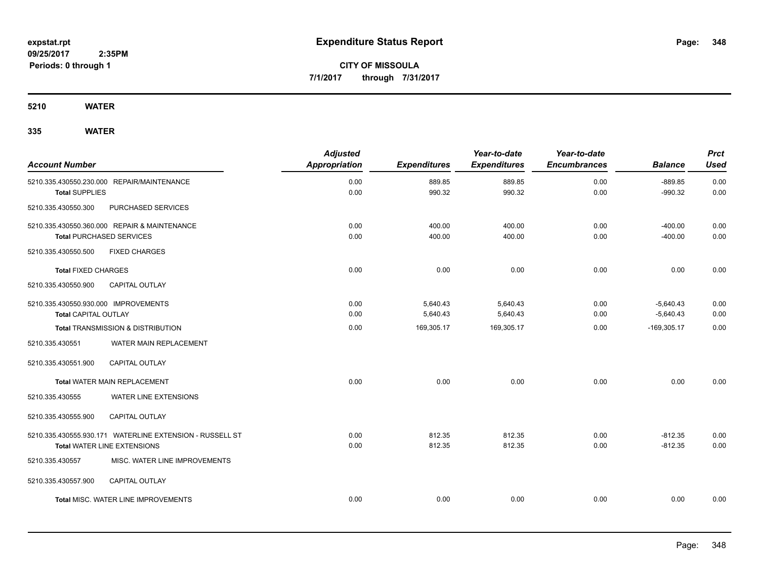**expstat.rpt**
**09/25/2017 2:35PM**
**Periods: 0 through 1**

# Expenditure Status Report

**CITY OF MISSOULA**
**7/1/2017 through 7/31/2017**

## 5210 WATER

### 335 WATER

| Account Number | Adjusted Appropriation | Expenditures | Year-to-date Expenditures | Year-to-date Encumbrances | Balance | Prct Used |
|---|---|---|---|---|---|---|
| 5210.335.430550.230.000 REPAIR/MAINTENANCE | 0.00 | 889.85 | 889.85 | 0.00 | -889.85 | 0.00 |
| **Total** SUPPLIES | 0.00 | 990.32 | 990.32 | 0.00 | -990.32 | 0.00 |
| 5210.335.430550.300 PURCHASED SERVICES | | | | | | |
| 5210.335.430550.360.000 REPAIR & MAINTENANCE | 0.00 | 400.00 | 400.00 | 0.00 | -400.00 | 0.00 |
| **Total** PURCHASED SERVICES | 0.00 | 400.00 | 400.00 | 0.00 | -400.00 | 0.00 |
| 5210.335.430550.500 FIXED CHARGES | | | | | | |
| **Total** FIXED CHARGES | 0.00 | 0.00 | 0.00 | 0.00 | 0.00 | 0.00 |
| 5210.335.430550.900 CAPITAL OUTLAY | | | | | | |
| 5210.335.430550.930.000 IMPROVEMENTS | 0.00 | 5,640.43 | 5,640.43 | 0.00 | -5,640.43 | 0.00 |
| **Total** CAPITAL OUTLAY | 0.00 | 5,640.43 | 5,640.43 | 0.00 | -5,640.43 | 0.00 |
| **Total** TRANSMISSION & DISTRIBUTION | 0.00 | 169,305.17 | 169,305.17 | 0.00 | -169,305.17 | 0.00 |
| 5210.335.430551 WATER MAIN REPLACEMENT | | | | | | |
| 5210.335.430551.900 CAPITAL OUTLAY | | | | | | |
| **Total** WATER MAIN REPLACEMENT | 0.00 | 0.00 | 0.00 | 0.00 | 0.00 | 0.00 |
| 5210.335.430555 WATER LINE EXTENSIONS | | | | | | |
| 5210.335.430555.900 CAPITAL OUTLAY | | | | | | |
| 5210.335.430555.930.171 WATERLINE EXTENSION - RUSSELL ST | 0.00 | 812.35 | 812.35 | 0.00 | -812.35 | 0.00 |
| **Total** WATER LINE EXTENSIONS | 0.00 | 812.35 | 812.35 | 0.00 | -812.35 | 0.00 |
| 5210.335.430557 MISC. WATER LINE IMPROVEMENTS | | | | | | |
| 5210.335.430557.900 CAPITAL OUTLAY | | | | | | |
| **Total** MISC. WATER LINE IMPROVEMENTS | 0.00 | 0.00 | 0.00 | 0.00 | 0.00 | 0.00 |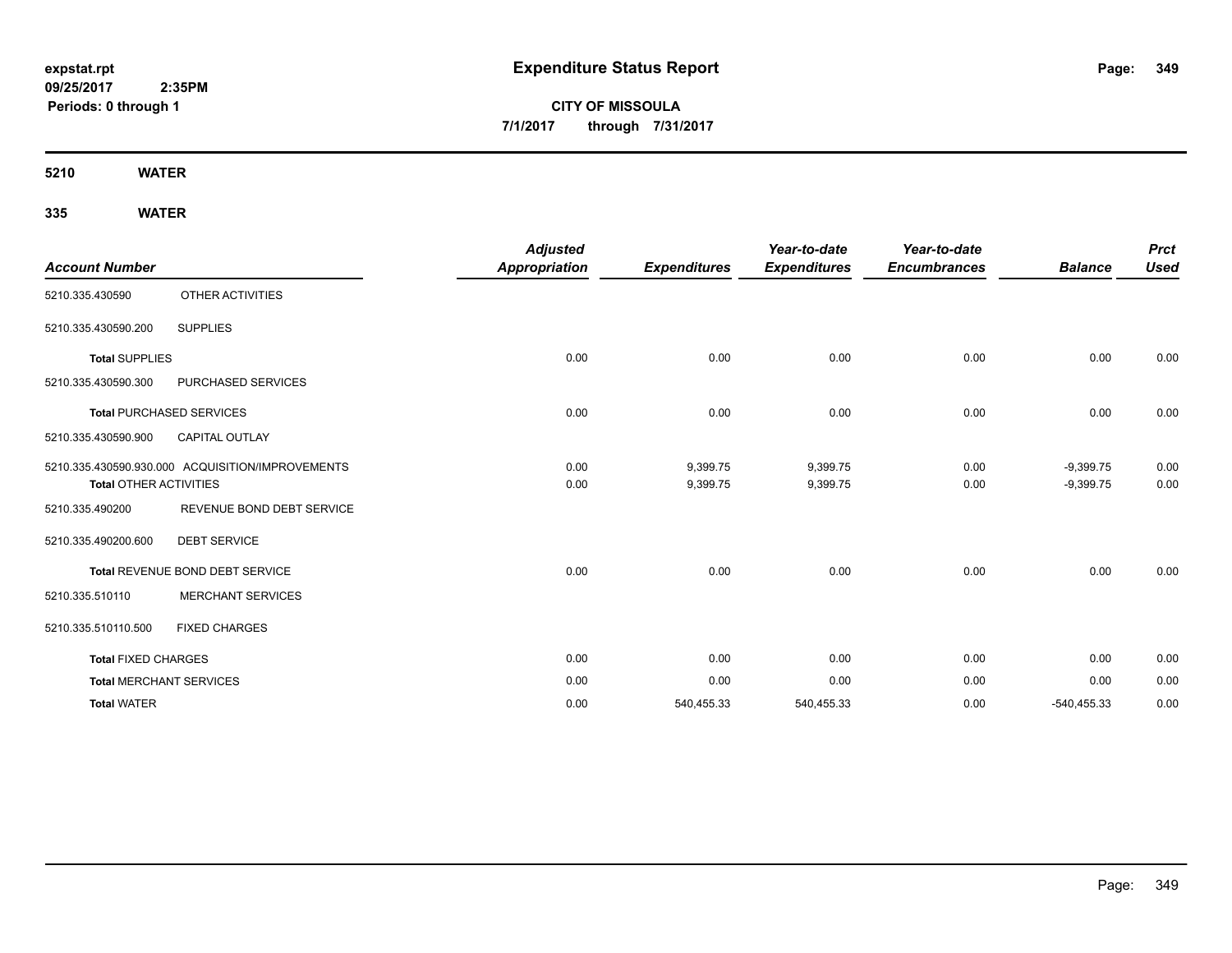**expstat.rpt**
**09/25/2017 2:35PM**
**Periods: 0 through 1**

# Expenditure Status Report

**CITY OF MISSOULA**
**7/1/2017 through 7/31/2017**

## 5210 WATER

## 335 WATER

| Account Number | | Adjusted Appropriation | Expenditures | Year-to-date Expenditures | Year-to-date Encumbrances | Balance | Prct Used |
|---|---|---|---|---|---|---|---|
| 5210.335.430590 | OTHER ACTIVITIES | | | | | | |
| 5210.335.430590.200 | SUPPLIES | | | | | | |
| **Total** SUPPLIES | | 0.00 | 0.00 | 0.00 | 0.00 | 0.00 | 0.00 |
| 5210.335.430590.300 | PURCHASED SERVICES | | | | | | |
| **Total** PURCHASED SERVICES | | 0.00 | 0.00 | 0.00 | 0.00 | 0.00 | 0.00 |
| 5210.335.430590.900 | CAPITAL OUTLAY | | | | | | |
| 5210.335.430590.930.000 | ACQUISITION/IMPROVEMENTS | 0.00 | 9,399.75 | 9,399.75 | 0.00 | -9,399.75 | 0.00 |
| **Total** OTHER ACTIVITIES | | 0.00 | 9,399.75 | 9,399.75 | 0.00 | -9,399.75 | 0.00 |
| 5210.335.490200 | REVENUE BOND DEBT SERVICE | | | | | | |
| 5210.335.490200.600 | DEBT SERVICE | | | | | | |
| **Total** REVENUE BOND DEBT SERVICE | | 0.00 | 0.00 | 0.00 | 0.00 | 0.00 | 0.00 |
| 5210.335.510110 | MERCHANT SERVICES | | | | | | |
| 5210.335.510110.500 | FIXED CHARGES | | | | | | |
| **Total** FIXED CHARGES | | 0.00 | 0.00 | 0.00 | 0.00 | 0.00 | 0.00 |
| **Total** MERCHANT SERVICES | | 0.00 | 0.00 | 0.00 | 0.00 | 0.00 | 0.00 |
| **Total** WATER | | 0.00 | 540,455.33 | 540,455.33 | 0.00 | -540,455.33 | 0.00 |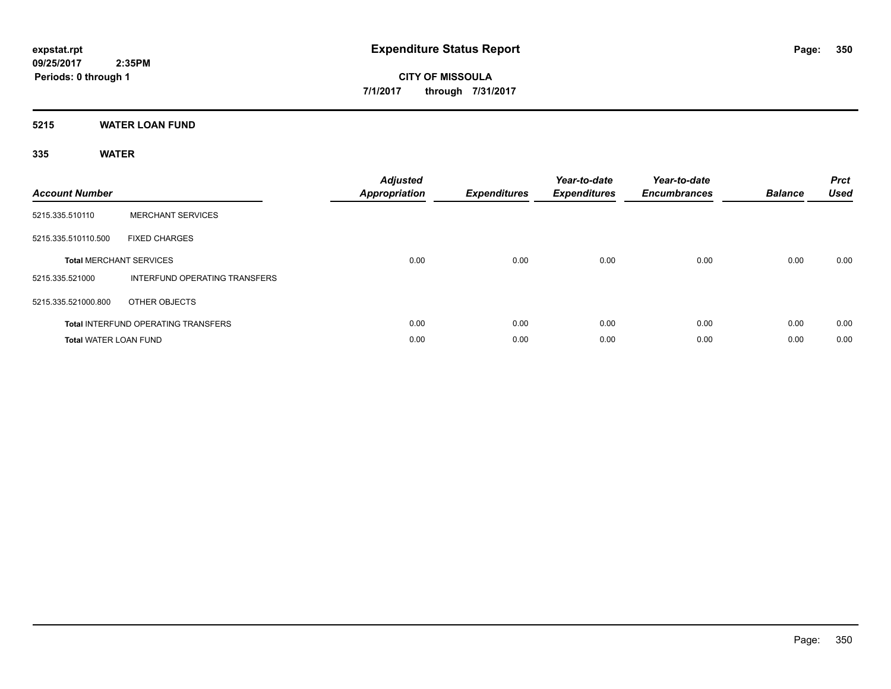**expstat.rpt**
**09/25/2017 2:35PM**
**Periods: 0 through 1**

# Expenditure Status Report

**CITY OF MISSOULA**
**7/1/2017 through 7/31/2017**

## 5215 WATER LOAN FUND

### 335 WATER

| Account Number | | Adjusted Appropriation | Expenditures | Year-to-date Expenditures | Year-to-date Encumbrances | Balance | Prct Used |
|---|---|---|---|---|---|---|---|
| 5215.335.510110 | MERCHANT SERVICES | | | | | | |
| 5215.335.510110.500 | FIXED CHARGES | | | | | | |
| **Total** MERCHANT SERVICES | | 0.00 | 0.00 | 0.00 | 0.00 | 0.00 | 0.00 |
| 5215.335.521000 | INTERFUND OPERATING TRANSFERS | | | | | | |
| 5215.335.521000.800 | OTHER OBJECTS | | | | | | |
| **Total** INTERFUND OPERATING TRANSFERS | | 0.00 | 0.00 | 0.00 | 0.00 | 0.00 | 0.00 |
| **Total** WATER LOAN FUND | | 0.00 | 0.00 | 0.00 | 0.00 | 0.00 | 0.00 |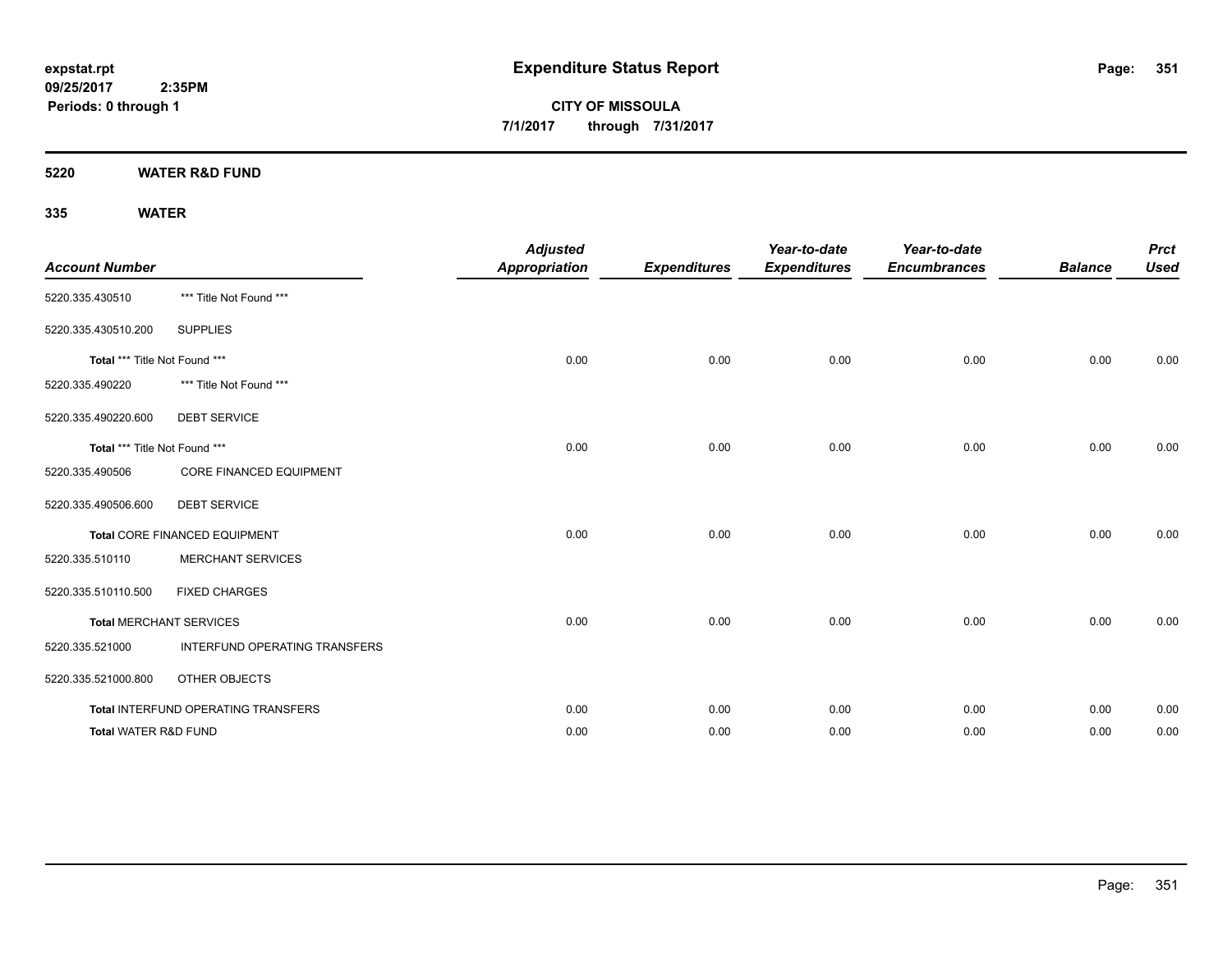**expstat.rpt**
**09/25/2017 2:35PM**
**Periods: 0 through 1**

# Expenditure Status Report

**CITY OF MISSOULA**
**7/1/2017 through 7/31/2017**

## 5220 WATER R&D FUND

### 335 WATER

| Account Number | | Adjusted Appropriation | Expenditures | Year-to-date Expenditures | Year-to-date Encumbrances | Balance | Prct Used |
|---|---|---|---|---|---|---|---|
| 5220.335.430510 | *** Title Not Found *** | | | | | | |
| 5220.335.430510.200 | SUPPLIES | | | | | | |
| **Total** *** Title Not Found *** | | 0.00 | 0.00 | 0.00 | 0.00 | 0.00 | 0.00 |
| 5220.335.490220 | *** Title Not Found *** | | | | | | |
| 5220.335.490220.600 | DEBT SERVICE | | | | | | |
| **Total** *** Title Not Found *** | | 0.00 | 0.00 | 0.00 | 0.00 | 0.00 | 0.00 |
| 5220.335.490506 | CORE FINANCED EQUIPMENT | | | | | | |
| 5220.335.490506.600 | DEBT SERVICE | | | | | | |
| **Total** CORE FINANCED EQUIPMENT | | 0.00 | 0.00 | 0.00 | 0.00 | 0.00 | 0.00 |
| 5220.335.510110 | MERCHANT SERVICES | | | | | | |
| 5220.335.510110.500 | FIXED CHARGES | | | | | | |
| **Total** MERCHANT SERVICES | | 0.00 | 0.00 | 0.00 | 0.00 | 0.00 | 0.00 |
| 5220.335.521000 | INTERFUND OPERATING TRANSFERS | | | | | | |
| 5220.335.521000.800 | OTHER OBJECTS | | | | | | |
| **Total** INTERFUND OPERATING TRANSFERS | | 0.00 | 0.00 | 0.00 | 0.00 | 0.00 | 0.00 |
| **Total** WATER R&D FUND | | 0.00 | 0.00 | 0.00 | 0.00 | 0.00 | 0.00 |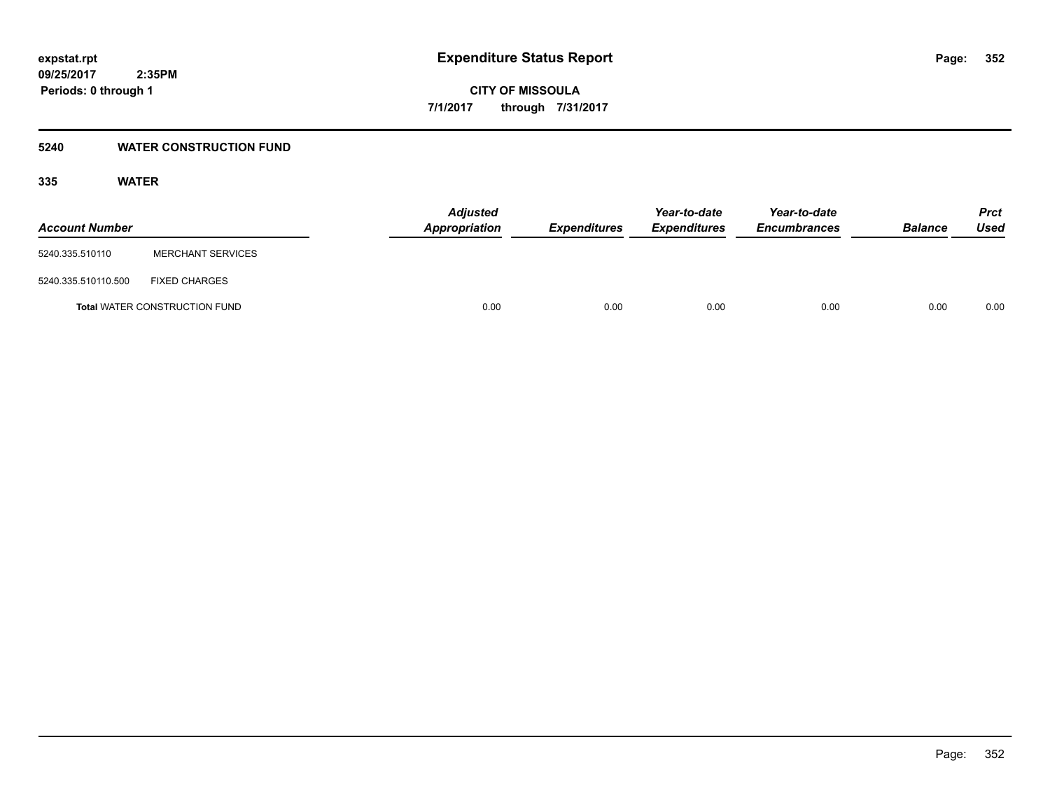# Expenditure Status Report

**CITY OF MISSOULA**

**7/1/2017 through 7/31/2017**

expstat.rpt
09/25/2017 2:35PM
Periods: 0 through 1

## 5240 WATER CONSTRUCTION FUND

### 335 WATER

| Account Number | | Adjusted Appropriation | Expenditures | Year-to-date Expenditures | Year-to-date Encumbrances | Balance | Prct Used |
|---|---|---|---|---|---|---|---|
| 5240.335.510110 | MERCHANT SERVICES | | | | | | |
| 5240.335.510110.500 | FIXED CHARGES | | | | | | |
| **Total** WATER CONSTRUCTION FUND | | 0.00 | 0.00 | 0.00 | 0.00 | 0.00 | 0.00 |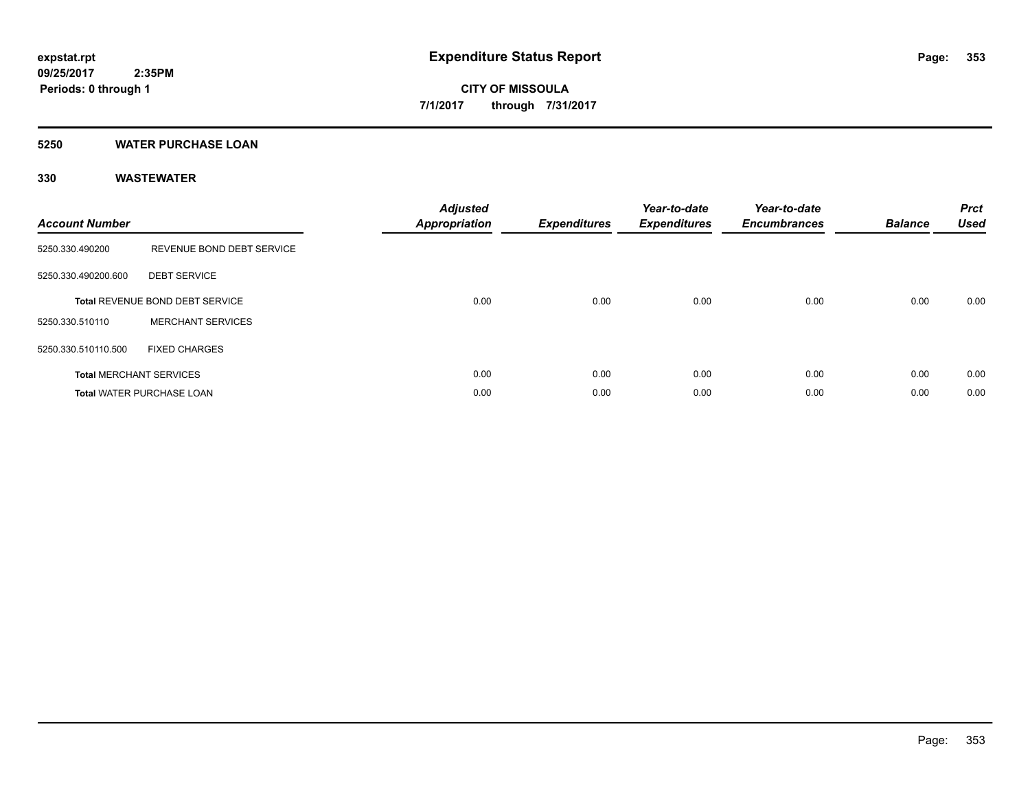# Expenditure Status Report

**CITY OF MISSOULA**

**7/1/2017 through 7/31/2017**

expstat.rpt
09/25/2017 2:35PM
Periods: 0 through 1

## 5250 WATER PURCHASE LOAN

### 330 WASTEWATER

| Account Number | | Adjusted Appropriation | Expenditures | Year-to-date Expenditures | Year-to-date Encumbrances | Balance | Prct Used |
|---|---|---|---|---|---|---|---|
| 5250.330.490200 | REVENUE BOND DEBT SERVICE | | | | | | |
| 5250.330.490200.600 | DEBT SERVICE | | | | | | |
| **Total** REVENUE BOND DEBT SERVICE | | 0.00 | 0.00 | 0.00 | 0.00 | 0.00 | 0.00 |
| 5250.330.510110 | MERCHANT SERVICES | | | | | | |
| 5250.330.510110.500 | FIXED CHARGES | | | | | | |
| **Total** MERCHANT SERVICES | | 0.00 | 0.00 | 0.00 | 0.00 | 0.00 | 0.00 |
| **Total** WATER PURCHASE LOAN | | 0.00 | 0.00 | 0.00 | 0.00 | 0.00 | 0.00 |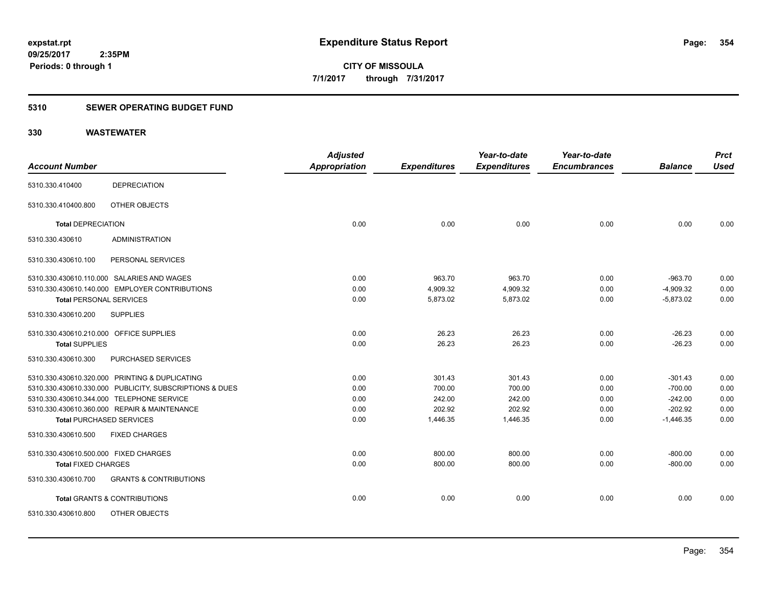expstat.rpt
09/25/2017 2:35PM
Periods: 0 through 1

# Expenditure Status Report

**CITY OF MISSOULA**
**7/1/2017 through 7/31/2017**

## 5310 SEWER OPERATING BUDGET FUND

## 330 WASTEWATER

| Account Number | | Adjusted Appropriation | Expenditures | Year-to-date Expenditures | Year-to-date Encumbrances | Balance | Prct Used |
|---|---|---|---|---|---|---|---|
| 5310.330.410400 | DEPRECIATION | | | | | | |
| 5310.330.410400.800 | OTHER OBJECTS | | | | | | |
| **Total** DEPRECIATION | | 0.00 | 0.00 | 0.00 | 0.00 | 0.00 | 0.00 |
| 5310.330.430610 | ADMINISTRATION | | | | | | |
| 5310.330.430610.100 | PERSONAL SERVICES | | | | | | |
| 5310.330.430610.110.000 | SALARIES AND WAGES | 0.00 | 963.70 | 963.70 | 0.00 | -963.70 | 0.00 |
| 5310.330.430610.140.000 | EMPLOYER CONTRIBUTIONS | 0.00 | 4,909.32 | 4,909.32 | 0.00 | -4,909.32 | 0.00 |
| **Total** PERSONAL SERVICES | | 0.00 | 5,873.02 | 5,873.02 | 0.00 | -5,873.02 | 0.00 |
| 5310.330.430610.200 | SUPPLIES | | | | | | |
| 5310.330.430610.210.000 | OFFICE SUPPLIES | 0.00 | 26.23 | 26.23 | 0.00 | -26.23 | 0.00 |
| **Total** SUPPLIES | | 0.00 | 26.23 | 26.23 | 0.00 | -26.23 | 0.00 |
| 5310.330.430610.300 | PURCHASED SERVICES | | | | | | |
| 5310.330.430610.320.000 | PRINTING & DUPLICATING | 0.00 | 301.43 | 301.43 | 0.00 | -301.43 | 0.00 |
| 5310.330.430610.330.000 | PUBLICITY, SUBSCRIPTIONS & DUES | 0.00 | 700.00 | 700.00 | 0.00 | -700.00 | 0.00 |
| 5310.330.430610.344.000 | TELEPHONE SERVICE | 0.00 | 242.00 | 242.00 | 0.00 | -242.00 | 0.00 |
| 5310.330.430610.360.000 | REPAIR & MAINTENANCE | 0.00 | 202.92 | 202.92 | 0.00 | -202.92 | 0.00 |
| **Total** PURCHASED SERVICES | | 0.00 | 1,446.35 | 1,446.35 | 0.00 | -1,446.35 | 0.00 |
| 5310.330.430610.500 | FIXED CHARGES | | | | | | |
| 5310.330.430610.500.000 | FIXED CHARGES | 0.00 | 800.00 | 800.00 | 0.00 | -800.00 | 0.00 |
| **Total** FIXED CHARGES | | 0.00 | 800.00 | 800.00 | 0.00 | -800.00 | 0.00 |
| 5310.330.430610.700 | GRANTS & CONTRIBUTIONS | | | | | | |
| **Total** GRANTS & CONTRIBUTIONS | | 0.00 | 0.00 | 0.00 | 0.00 | 0.00 | 0.00 |
| 5310.330.430610.800 | OTHER OBJECTS | | | | | | |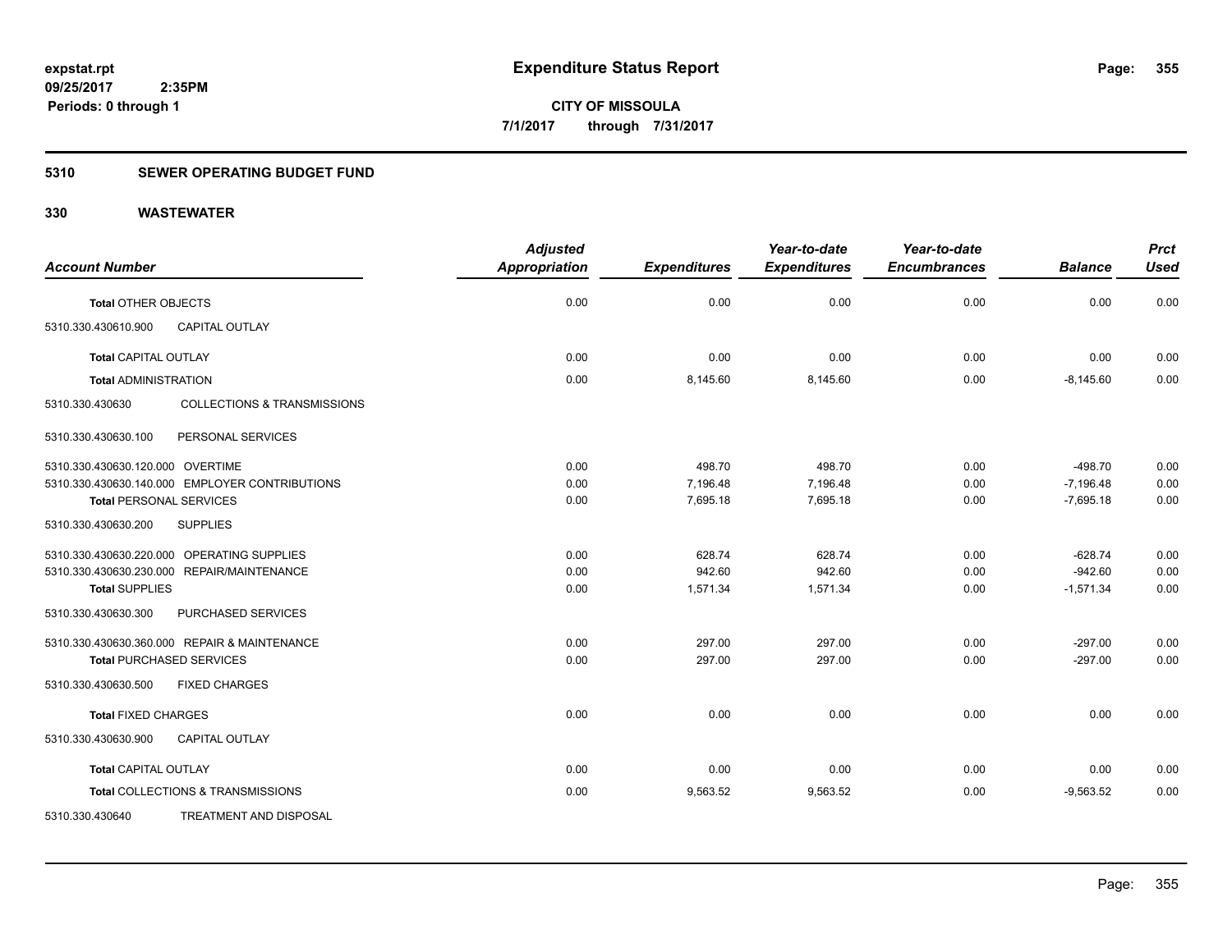**Expenditure Status Report**

expstat.rpt
09/25/2017 2:35PM
Periods: 0 through 1

**CITY OF MISSOULA**
**7/1/2017 through 7/31/2017**

## 5310 SEWER OPERATING BUDGET FUND

## 330 WASTEWATER

| Account Number | Adjusted Appropriation | Expenditures | Year-to-date Expenditures | Year-to-date Encumbrances | Balance | Prct Used |
|---|---|---|---|---|---|---|
| **Total** OTHER OBJECTS | 0.00 | 0.00 | 0.00 | 0.00 | 0.00 | 0.00 |
| 5310.330.430610.900 CAPITAL OUTLAY | | | | | | |
| **Total** CAPITAL OUTLAY | 0.00 | 0.00 | 0.00 | 0.00 | 0.00 | 0.00 |
| **Total** ADMINISTRATION | 0.00 | 8,145.60 | 8,145.60 | 0.00 | -8,145.60 | 0.00 |
| 5310.330.430630 COLLECTIONS & TRANSMISSIONS | | | | | | |
| 5310.330.430630.100 PERSONAL SERVICES | | | | | | |
| 5310.330.430630.120.000 OVERTIME | 0.00 | 498.70 | 498.70 | 0.00 | -498.70 | 0.00 |
| 5310.330.430630.140.000 EMPLOYER CONTRIBUTIONS | 0.00 | 7,196.48 | 7,196.48 | 0.00 | -7,196.48 | 0.00 |
| **Total** PERSONAL SERVICES | 0.00 | 7,695.18 | 7,695.18 | 0.00 | -7,695.18 | 0.00 |
| 5310.330.430630.200 SUPPLIES | | | | | | |
| 5310.330.430630.220.000 OPERATING SUPPLIES | 0.00 | 628.74 | 628.74 | 0.00 | -628.74 | 0.00 |
| 5310.330.430630.230.000 REPAIR/MAINTENANCE | 0.00 | 942.60 | 942.60 | 0.00 | -942.60 | 0.00 |
| **Total** SUPPLIES | 0.00 | 1,571.34 | 1,571.34 | 0.00 | -1,571.34 | 0.00 |
| 5310.330.430630.300 PURCHASED SERVICES | | | | | | |
| 5310.330.430630.360.000 REPAIR & MAINTENANCE | 0.00 | 297.00 | 297.00 | 0.00 | -297.00 | 0.00 |
| **Total** PURCHASED SERVICES | 0.00 | 297.00 | 297.00 | 0.00 | -297.00 | 0.00 |
| 5310.330.430630.500 FIXED CHARGES | | | | | | |
| **Total** FIXED CHARGES | 0.00 | 0.00 | 0.00 | 0.00 | 0.00 | 0.00 |
| 5310.330.430630.900 CAPITAL OUTLAY | | | | | | |
| **Total** CAPITAL OUTLAY | 0.00 | 0.00 | 0.00 | 0.00 | 0.00 | 0.00 |
| **Total** COLLECTIONS & TRANSMISSIONS | 0.00 | 9,563.52 | 9,563.52 | 0.00 | -9,563.52 | 0.00 |
| 5310.330.430640 TREATMENT AND DISPOSAL | | | | | | |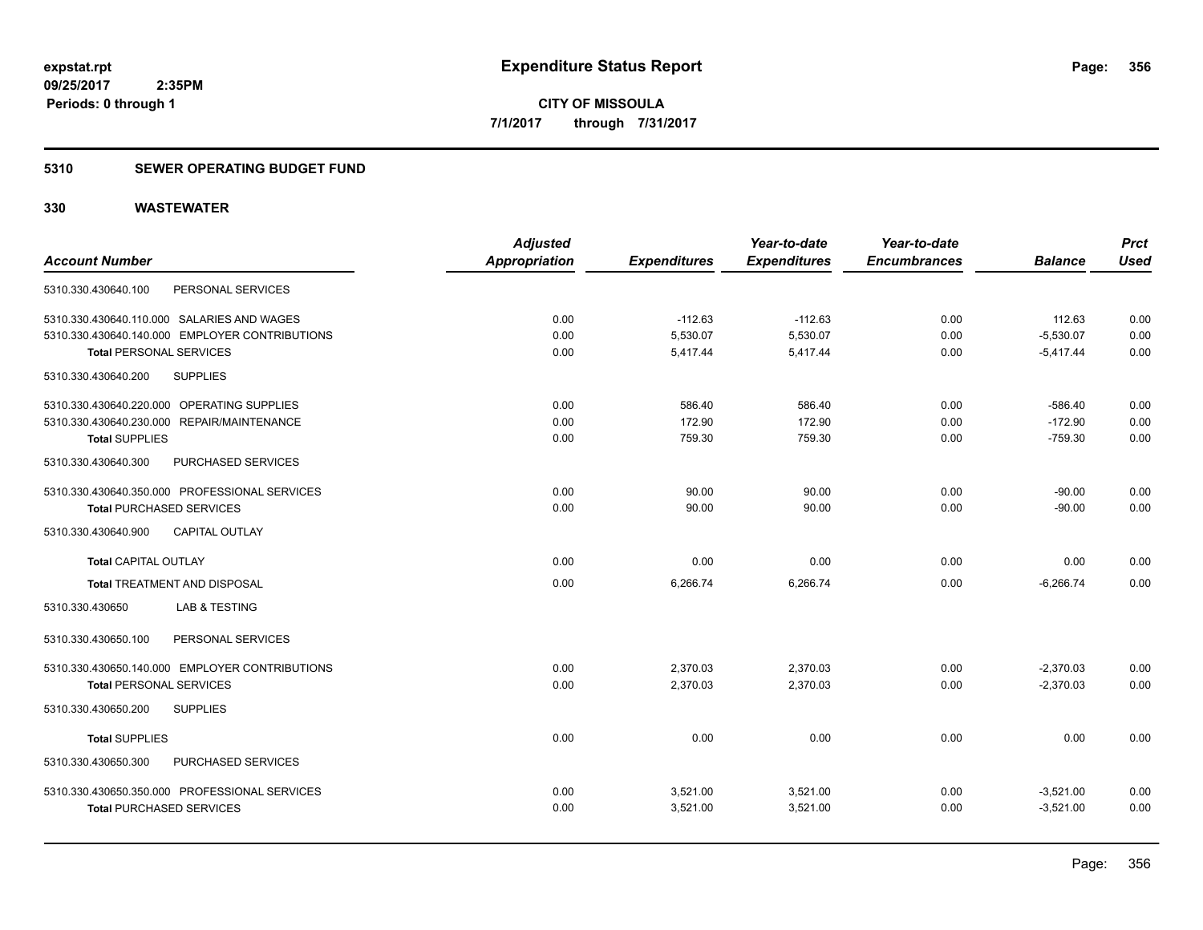# Expenditure Status Report

**CITY OF MISSOULA**

**7/1/2017 through 7/31/2017**

expstat.rpt
09/25/2017 2:35PM
Periods: 0 through 1

## 5310 SEWER OPERATING BUDGET FUND

## 330 WASTEWATER

| Account Number | Adjusted Appropriation | Expenditures | Year-to-date Expenditures | Year-to-date Encumbrances | Balance | Prct Used |
|---|---|---|---|---|---|---|
| 5310.330.430640.100 PERSONAL SERVICES | | | | | | |
| 5310.330.430640.110.000 SALARIES AND WAGES | 0.00 | -112.63 | -112.63 | 0.00 | 112.63 | 0.00 |
| 5310.330.430640.140.000 EMPLOYER CONTRIBUTIONS | 0.00 | 5,530.07 | 5,530.07 | 0.00 | -5,530.07 | 0.00 |
| **Total** PERSONAL SERVICES | 0.00 | 5,417.44 | 5,417.44 | 0.00 | -5,417.44 | 0.00 |
| 5310.330.430640.200 SUPPLIES | | | | | | |
| 5310.330.430640.220.000 OPERATING SUPPLIES | 0.00 | 586.40 | 586.40 | 0.00 | -586.40 | 0.00 |
| 5310.330.430640.230.000 REPAIR/MAINTENANCE | 0.00 | 172.90 | 172.90 | 0.00 | -172.90 | 0.00 |
| **Total** SUPPLIES | 0.00 | 759.30 | 759.30 | 0.00 | -759.30 | 0.00 |
| 5310.330.430640.300 PURCHASED SERVICES | | | | | | |
| 5310.330.430640.350.000 PROFESSIONAL SERVICES | 0.00 | 90.00 | 90.00 | 0.00 | -90.00 | 0.00 |
| **Total** PURCHASED SERVICES | 0.00 | 90.00 | 90.00 | 0.00 | -90.00 | 0.00 |
| 5310.330.430640.900 CAPITAL OUTLAY | | | | | | |
| **Total** CAPITAL OUTLAY | 0.00 | 0.00 | 0.00 | 0.00 | 0.00 | 0.00 |
| **Total** TREATMENT AND DISPOSAL | 0.00 | 6,266.74 | 6,266.74 | 0.00 | -6,266.74 | 0.00 |
| 5310.330.430650 LAB & TESTING | | | | | | |
| 5310.330.430650.100 PERSONAL SERVICES | | | | | | |
| 5310.330.430650.140.000 EMPLOYER CONTRIBUTIONS | 0.00 | 2,370.03 | 2,370.03 | 0.00 | -2,370.03 | 0.00 |
| **Total** PERSONAL SERVICES | 0.00 | 2,370.03 | 2,370.03 | 0.00 | -2,370.03 | 0.00 |
| 5310.330.430650.200 SUPPLIES | | | | | | |
| **Total** SUPPLIES | 0.00 | 0.00 | 0.00 | 0.00 | 0.00 | 0.00 |
| 5310.330.430650.300 PURCHASED SERVICES | | | | | | |
| 5310.330.430650.350.000 PROFESSIONAL SERVICES | 0.00 | 3,521.00 | 3,521.00 | 0.00 | -3,521.00 | 0.00 |
| **Total** PURCHASED SERVICES | 0.00 | 3,521.00 | 3,521.00 | 0.00 | -3,521.00 | 0.00 |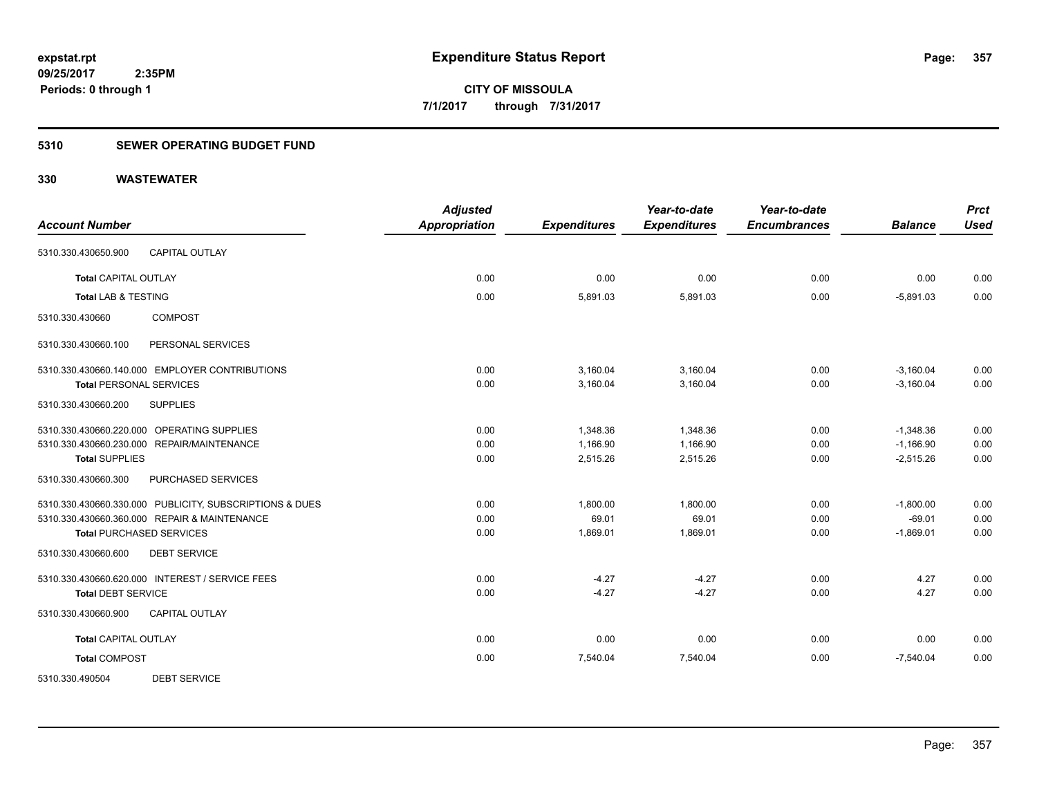**Expenditure Status Report**

**CITY OF MISSOULA**

**7/1/2017 through 7/31/2017**

expstat.rpt
09/25/2017 2:35PM
Periods: 0 through 1

## 5310 SEWER OPERATING BUDGET FUND

## 330 WASTEWATER

| Account Number | Adjusted Appropriation | Expenditures | Year-to-date Expenditures | Year-to-date Encumbrances | Balance | Prct Used |
|---|---|---|---|---|---|---|
| 5310.330.430650.900 CAPITAL OUTLAY | | | | | | |
| **Total** CAPITAL OUTLAY | 0.00 | 0.00 | 0.00 | 0.00 | 0.00 | 0.00 |
| **Total** LAB & TESTING | 0.00 | 5,891.03 | 5,891.03 | 0.00 | -5,891.03 | 0.00 |
| 5310.330.430660 COMPOST | | | | | | |
| 5310.330.430660.100 PERSONAL SERVICES | | | | | | |
| 5310.330.430660.140.000 EMPLOYER CONTRIBUTIONS | 0.00 | 3,160.04 | 3,160.04 | 0.00 | -3,160.04 | 0.00 |
| **Total** PERSONAL SERVICES | 0.00 | 3,160.04 | 3,160.04 | 0.00 | -3,160.04 | 0.00 |
| 5310.330.430660.200 SUPPLIES | | | | | | |
| 5310.330.430660.220.000 OPERATING SUPPLIES | 0.00 | 1,348.36 | 1,348.36 | 0.00 | -1,348.36 | 0.00 |
| 5310.330.430660.230.000 REPAIR/MAINTENANCE | 0.00 | 1,166.90 | 1,166.90 | 0.00 | -1,166.90 | 0.00 |
| **Total** SUPPLIES | 0.00 | 2,515.26 | 2,515.26 | 0.00 | -2,515.26 | 0.00 |
| 5310.330.430660.300 PURCHASED SERVICES | | | | | | |
| 5310.330.430660.330.000 PUBLICITY, SUBSCRIPTIONS & DUES | 0.00 | 1,800.00 | 1,800.00 | 0.00 | -1,800.00 | 0.00 |
| 5310.330.430660.360.000 REPAIR & MAINTENANCE | 0.00 | 69.01 | 69.01 | 0.00 | -69.01 | 0.00 |
| **Total** PURCHASED SERVICES | 0.00 | 1,869.01 | 1,869.01 | 0.00 | -1,869.01 | 0.00 |
| 5310.330.430660.600 DEBT SERVICE | | | | | | |
| 5310.330.430660.620.000 INTEREST / SERVICE FEES | 0.00 | -4.27 | -4.27 | 0.00 | 4.27 | 0.00 |
| **Total** DEBT SERVICE | 0.00 | -4.27 | -4.27 | 0.00 | 4.27 | 0.00 |
| 5310.330.430660.900 CAPITAL OUTLAY | | | | | | |
| **Total** CAPITAL OUTLAY | 0.00 | 0.00 | 0.00 | 0.00 | 0.00 | 0.00 |
| **Total** COMPOST | 0.00 | 7,540.04 | 7,540.04 | 0.00 | -7,540.04 | 0.00 |
| 5310.330.490504 DEBT SERVICE | | | | | | |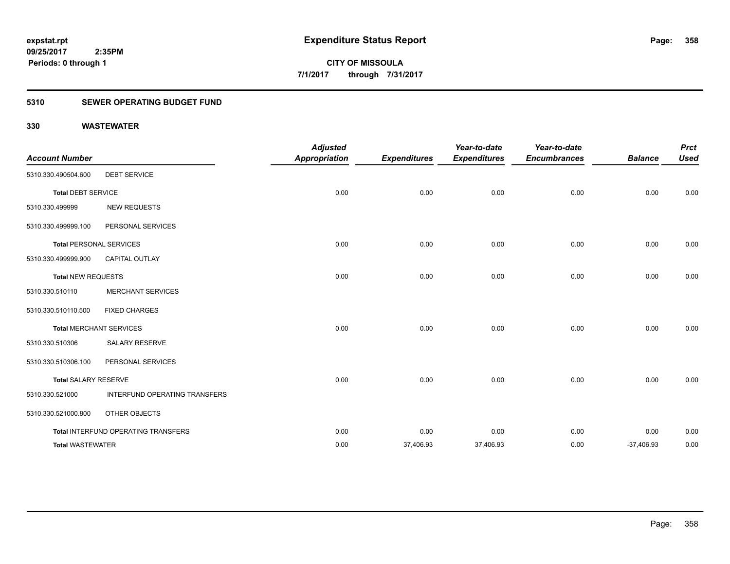**Expenditure Status Report**

**CITY OF MISSOULA**

**7/1/2017 through 7/31/2017**

expstat.rpt
09/25/2017 2:35PM
Periods: 0 through 1

## 5310 SEWER OPERATING BUDGET FUND

## 330 WASTEWATER

| Account Number | | Adjusted Appropriation | Expenditures | Year-to-date Expenditures | Year-to-date Encumbrances | Balance | Prct Used |
|---|---|---|---|---|---|---|---|
| 5310.330.490504.600 | DEBT SERVICE | | | | | | |
| **Total** DEBT SERVICE | | 0.00 | 0.00 | 0.00 | 0.00 | 0.00 | 0.00 |
| 5310.330.499999 | NEW REQUESTS | | | | | | |
| 5310.330.499999.100 | PERSONAL SERVICES | | | | | | |
| **Total** PERSONAL SERVICES | | 0.00 | 0.00 | 0.00 | 0.00 | 0.00 | 0.00 |
| 5310.330.499999.900 | CAPITAL OUTLAY | | | | | | |
| **Total** NEW REQUESTS | | 0.00 | 0.00 | 0.00 | 0.00 | 0.00 | 0.00 |
| 5310.330.510110 | MERCHANT SERVICES | | | | | | |
| 5310.330.510110.500 | FIXED CHARGES | | | | | | |
| **Total** MERCHANT SERVICES | | 0.00 | 0.00 | 0.00 | 0.00 | 0.00 | 0.00 |
| 5310.330.510306 | SALARY RESERVE | | | | | | |
| 5310.330.510306.100 | PERSONAL SERVICES | | | | | | |
| **Total** SALARY RESERVE | | 0.00 | 0.00 | 0.00 | 0.00 | 0.00 | 0.00 |
| 5310.330.521000 | INTERFUND OPERATING TRANSFERS | | | | | | |
| 5310.330.521000.800 | OTHER OBJECTS | | | | | | |
| **Total** INTERFUND OPERATING TRANSFERS | | 0.00 | 0.00 | 0.00 | 0.00 | 0.00 | 0.00 |
| **Total** WASTEWATER | | 0.00 | 37,406.93 | 37,406.93 | 0.00 | -37,406.93 | 0.00 |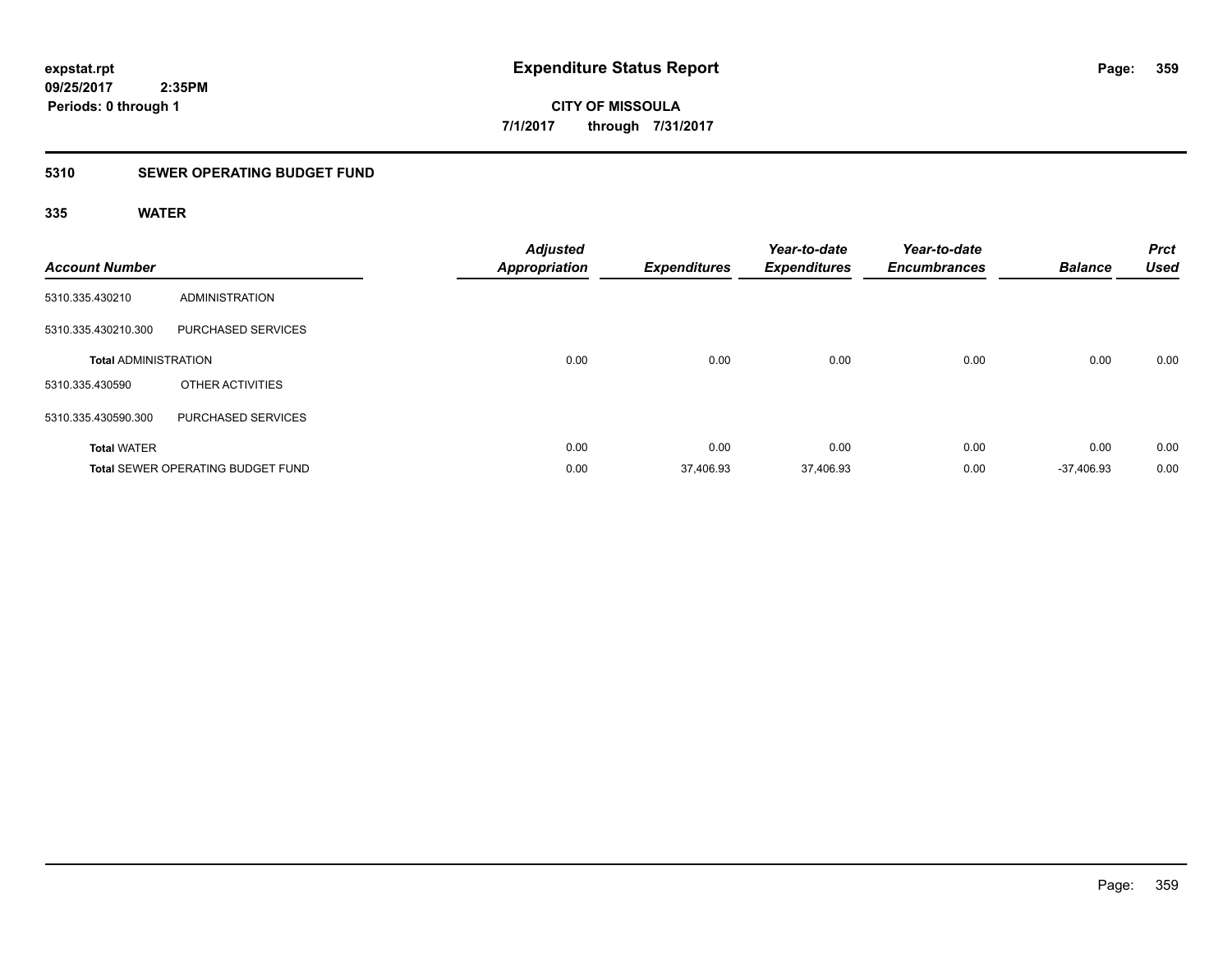# Expenditure Status Report

expstat.rpt
09/25/2017 2:35PM
Periods: 0 through 1

**CITY OF MISSOULA**
**7/1/2017 through 7/31/2017**

## 5310 SEWER OPERATING BUDGET FUND

### 335 WATER

| Account Number | | Adjusted Appropriation | Expenditures | Year-to-date Expenditures | Year-to-date Encumbrances | Balance | Prct Used |
|---|---|---|---|---|---|---|---|
| 5310.335.430210 | ADMINISTRATION | | | | | | |
| 5310.335.430210.300 | PURCHASED SERVICES | | | | | | |
| **Total** ADMINISTRATION | | 0.00 | 0.00 | 0.00 | 0.00 | 0.00 | 0.00 |
| 5310.335.430590 | OTHER ACTIVITIES | | | | | | |
| 5310.335.430590.300 | PURCHASED SERVICES | | | | | | |
| **Total** WATER | | 0.00 | 0.00 | 0.00 | 0.00 | 0.00 | 0.00 |
| **Total** SEWER OPERATING BUDGET FUND | | 0.00 | 37,406.93 | 37,406.93 | 0.00 | -37,406.93 | 0.00 |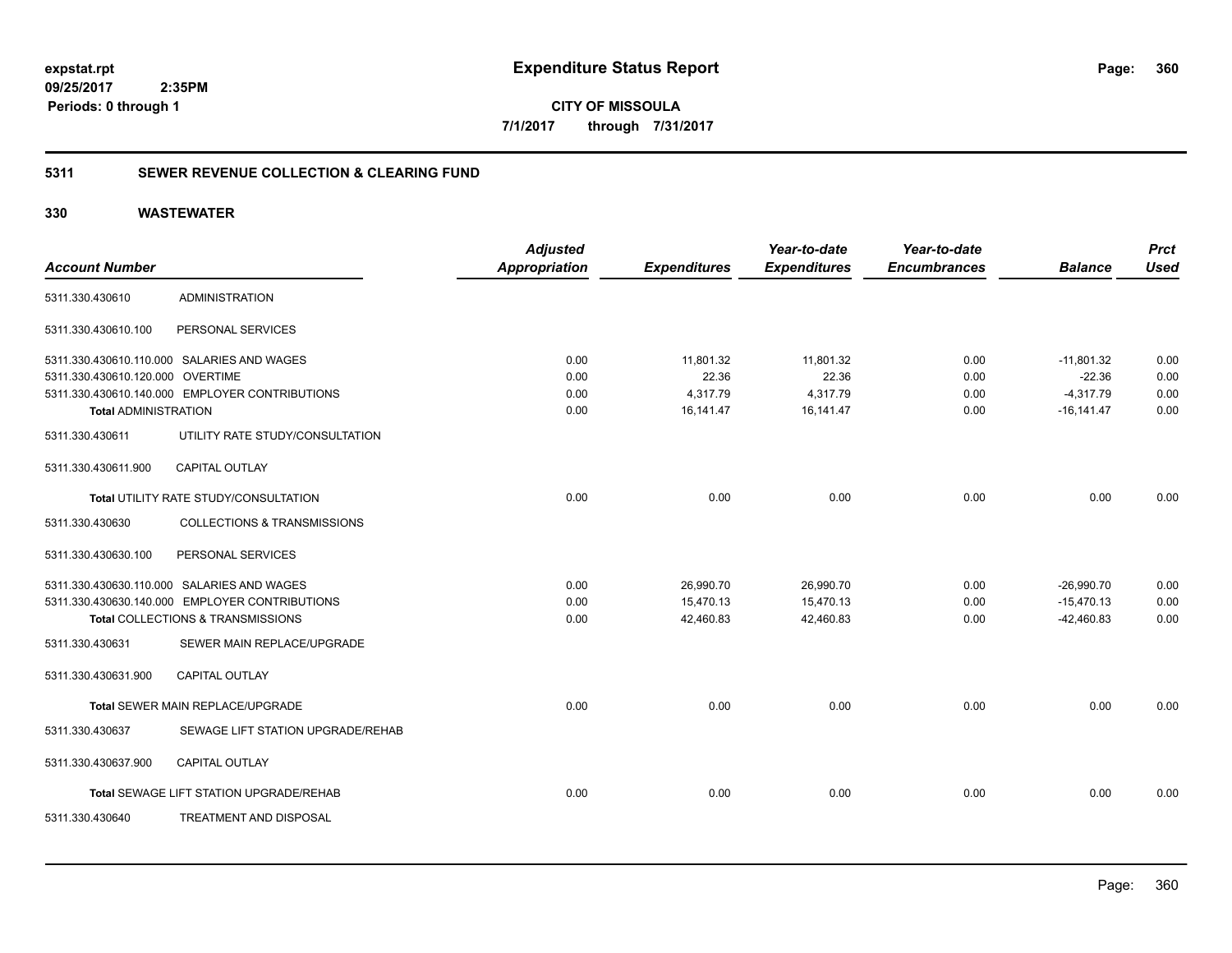**expstat.rpt**
**09/25/2017 2:35PM**
**Periods: 0 through 1**

# Expenditure Status Report

**CITY OF MISSOULA**
**7/1/2017 through 7/31/2017**

## 5311 SEWER REVENUE COLLECTION & CLEARING FUND

### 330 WASTEWATER

| Account Number | | Adjusted Appropriation | Expenditures | Year-to-date Expenditures | Year-to-date Encumbrances | Balance | Prct Used |
|---|---|---|---|---|---|---|---|
| 5311.330.430610 | ADMINISTRATION | | | | | | |
| 5311.330.430610.100 | PERSONAL SERVICES | | | | | | |
| 5311.330.430610.110.000 | SALARIES AND WAGES | 0.00 | 11,801.32 | 11,801.32 | 0.00 | -11,801.32 | 0.00 |
| 5311.330.430610.120.000 | OVERTIME | 0.00 | 22.36 | 22.36 | 0.00 | -22.36 | 0.00 |
| 5311.330.430610.140.000 | EMPLOYER CONTRIBUTIONS | 0.00 | 4,317.79 | 4,317.79 | 0.00 | -4,317.79 | 0.00 |
| **Total** ADMINISTRATION | | 0.00 | 16,141.47 | 16,141.47 | 0.00 | -16,141.47 | 0.00 |
| 5311.330.430611 | UTILITY RATE STUDY/CONSULTATION | | | | | | |
| 5311.330.430611.900 | CAPITAL OUTLAY | | | | | | |
| **Total** UTILITY RATE STUDY/CONSULTATION | | 0.00 | 0.00 | 0.00 | 0.00 | 0.00 | 0.00 |
| 5311.330.430630 | COLLECTIONS & TRANSMISSIONS | | | | | | |
| 5311.330.430630.100 | PERSONAL SERVICES | | | | | | |
| 5311.330.430630.110.000 | SALARIES AND WAGES | 0.00 | 26,990.70 | 26,990.70 | 0.00 | -26,990.70 | 0.00 |
| 5311.330.430630.140.000 | EMPLOYER CONTRIBUTIONS | 0.00 | 15,470.13 | 15,470.13 | 0.00 | -15,470.13 | 0.00 |
| **Total** COLLECTIONS & TRANSMISSIONS | | 0.00 | 42,460.83 | 42,460.83 | 0.00 | -42,460.83 | 0.00 |
| 5311.330.430631 | SEWER MAIN REPLACE/UPGRADE | | | | | | |
| 5311.330.430631.900 | CAPITAL OUTLAY | | | | | | |
| **Total** SEWER MAIN REPLACE/UPGRADE | | 0.00 | 0.00 | 0.00 | 0.00 | 0.00 | 0.00 |
| 5311.330.430637 | SEWAGE LIFT STATION UPGRADE/REHAB | | | | | | |
| 5311.330.430637.900 | CAPITAL OUTLAY | | | | | | |
| **Total** SEWAGE LIFT STATION UPGRADE/REHAB | | 0.00 | 0.00 | 0.00 | 0.00 | 0.00 | 0.00 |
| 5311.330.430640 | TREATMENT AND DISPOSAL | | | | | | |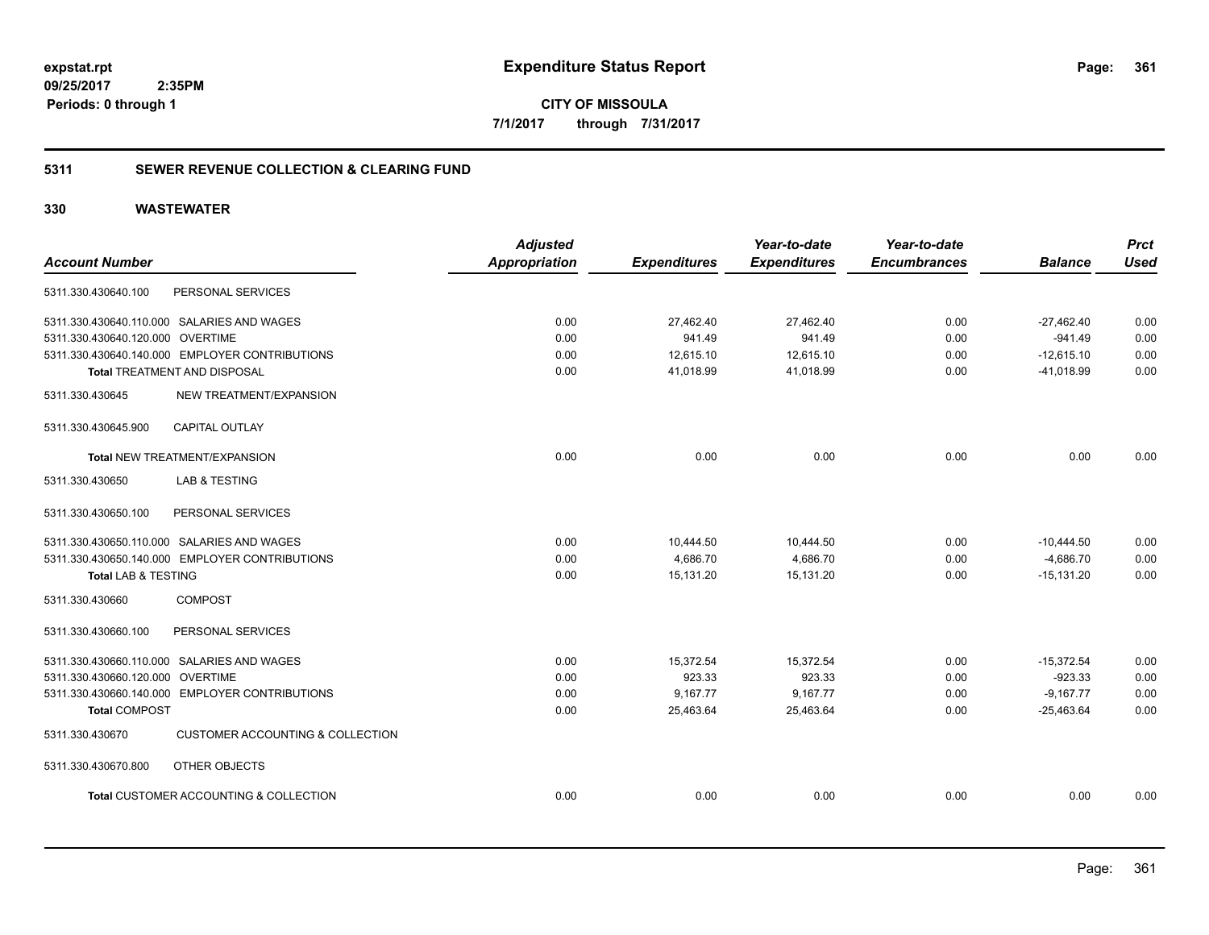**expstat.rpt**
**09/25/2017 2:35PM**
**Periods: 0 through 1**

# Expenditure Status Report

**CITY OF MISSOULA**
**7/1/2017 through 7/31/2017**

## 5311 SEWER REVENUE COLLECTION & CLEARING FUND

## 330 WASTEWATER

| Account Number | | Adjusted Appropriation | Expenditures | Year-to-date Expenditures | Year-to-date Encumbrances | Balance | Prct Used |
|---|---|---|---|---|---|---|---|
| 5311.330.430640.100 | PERSONAL SERVICES | | | | | | |
| 5311.330.430640.110.000 | SALARIES AND WAGES | 0.00 | 27,462.40 | 27,462.40 | 0.00 | -27,462.40 | 0.00 |
| 5311.330.430640.120.000 | OVERTIME | 0.00 | 941.49 | 941.49 | 0.00 | -941.49 | 0.00 |
| 5311.330.430640.140.000 | EMPLOYER CONTRIBUTIONS | 0.00 | 12,615.10 | 12,615.10 | 0.00 | -12,615.10 | 0.00 |
| **Total** TREATMENT AND DISPOSAL | | 0.00 | 41,018.99 | 41,018.99 | 0.00 | -41,018.99 | 0.00 |
| 5311.330.430645 | NEW TREATMENT/EXPANSION | | | | | | |
| 5311.330.430645.900 | CAPITAL OUTLAY | | | | | | |
| **Total** NEW TREATMENT/EXPANSION | | 0.00 | 0.00 | 0.00 | 0.00 | 0.00 | 0.00 |
| 5311.330.430650 | LAB & TESTING | | | | | | |
| 5311.330.430650.100 | PERSONAL SERVICES | | | | | | |
| 5311.330.430650.110.000 | SALARIES AND WAGES | 0.00 | 10,444.50 | 10,444.50 | 0.00 | -10,444.50 | 0.00 |
| 5311.330.430650.140.000 | EMPLOYER CONTRIBUTIONS | 0.00 | 4,686.70 | 4,686.70 | 0.00 | -4,686.70 | 0.00 |
| **Total** LAB & TESTING | | 0.00 | 15,131.20 | 15,131.20 | 0.00 | -15,131.20 | 0.00 |
| 5311.330.430660 | COMPOST | | | | | | |
| 5311.330.430660.100 | PERSONAL SERVICES | | | | | | |
| 5311.330.430660.110.000 | SALARIES AND WAGES | 0.00 | 15,372.54 | 15,372.54 | 0.00 | -15,372.54 | 0.00 |
| 5311.330.430660.120.000 | OVERTIME | 0.00 | 923.33 | 923.33 | 0.00 | -923.33 | 0.00 |
| 5311.330.430660.140.000 | EMPLOYER CONTRIBUTIONS | 0.00 | 9,167.77 | 9,167.77 | 0.00 | -9,167.77 | 0.00 |
| **Total** COMPOST | | 0.00 | 25,463.64 | 25,463.64 | 0.00 | -25,463.64 | 0.00 |
| 5311.330.430670 | CUSTOMER ACCOUNTING & COLLECTION | | | | | | |
| 5311.330.430670.800 | OTHER OBJECTS | | | | | | |
| **Total** CUSTOMER ACCOUNTING & COLLECTION | | 0.00 | 0.00 | 0.00 | 0.00 | 0.00 | 0.00 |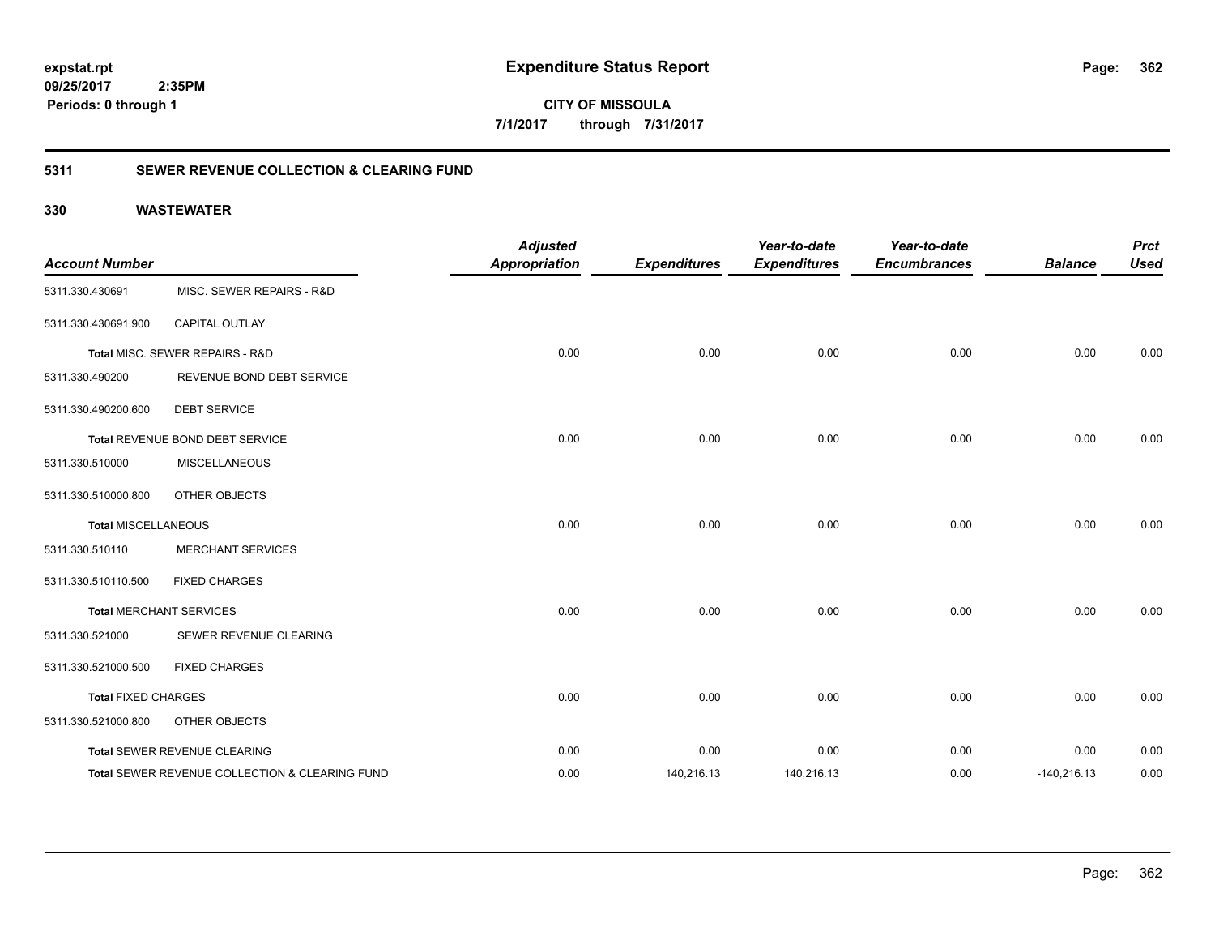# Expenditure Status Report

expstat.rpt
09/25/2017 2:35PM
Periods: 0 through 1

**CITY OF MISSOULA**
**7/1/2017 through 7/31/2017**

## 5311 SEWER REVENUE COLLECTION & CLEARING FUND

### 330 WASTEWATER

| Account Number | | Adjusted Appropriation | Expenditures | Year-to-date Expenditures | Year-to-date Encumbrances | Balance | Prct Used |
|---|---|---|---|---|---|---|---|
| 5311.330.430691 | MISC. SEWER REPAIRS - R&D | | | | | | |
| 5311.330.430691.900 | CAPITAL OUTLAY | | | | | | |
| Total MISC. SEWER REPAIRS - R&D | | 0.00 | 0.00 | 0.00 | 0.00 | 0.00 | 0.00 |
| 5311.330.490200 | REVENUE BOND DEBT SERVICE | | | | | | |
| 5311.330.490200.600 | DEBT SERVICE | | | | | | |
| Total REVENUE BOND DEBT SERVICE | | 0.00 | 0.00 | 0.00 | 0.00 | 0.00 | 0.00 |
| 5311.330.510000 | MISCELLANEOUS | | | | | | |
| 5311.330.510000.800 | OTHER OBJECTS | | | | | | |
| Total MISCELLANEOUS | | 0.00 | 0.00 | 0.00 | 0.00 | 0.00 | 0.00 |
| 5311.330.510110 | MERCHANT SERVICES | | | | | | |
| 5311.330.510110.500 | FIXED CHARGES | | | | | | |
| Total MERCHANT SERVICES | | 0.00 | 0.00 | 0.00 | 0.00 | 0.00 | 0.00 |
| 5311.330.521000 | SEWER REVENUE CLEARING | | | | | | |
| 5311.330.521000.500 | FIXED CHARGES | | | | | | |
| Total FIXED CHARGES | | 0.00 | 0.00 | 0.00 | 0.00 | 0.00 | 0.00 |
| 5311.330.521000.800 | OTHER OBJECTS | | | | | | |
| Total SEWER REVENUE CLEARING | | 0.00 | 0.00 | 0.00 | 0.00 | 0.00 | 0.00 |
| Total SEWER REVENUE COLLECTION & CLEARING FUND | | 0.00 | 140,216.13 | 140,216.13 | 0.00 | -140,216.13 | 0.00 |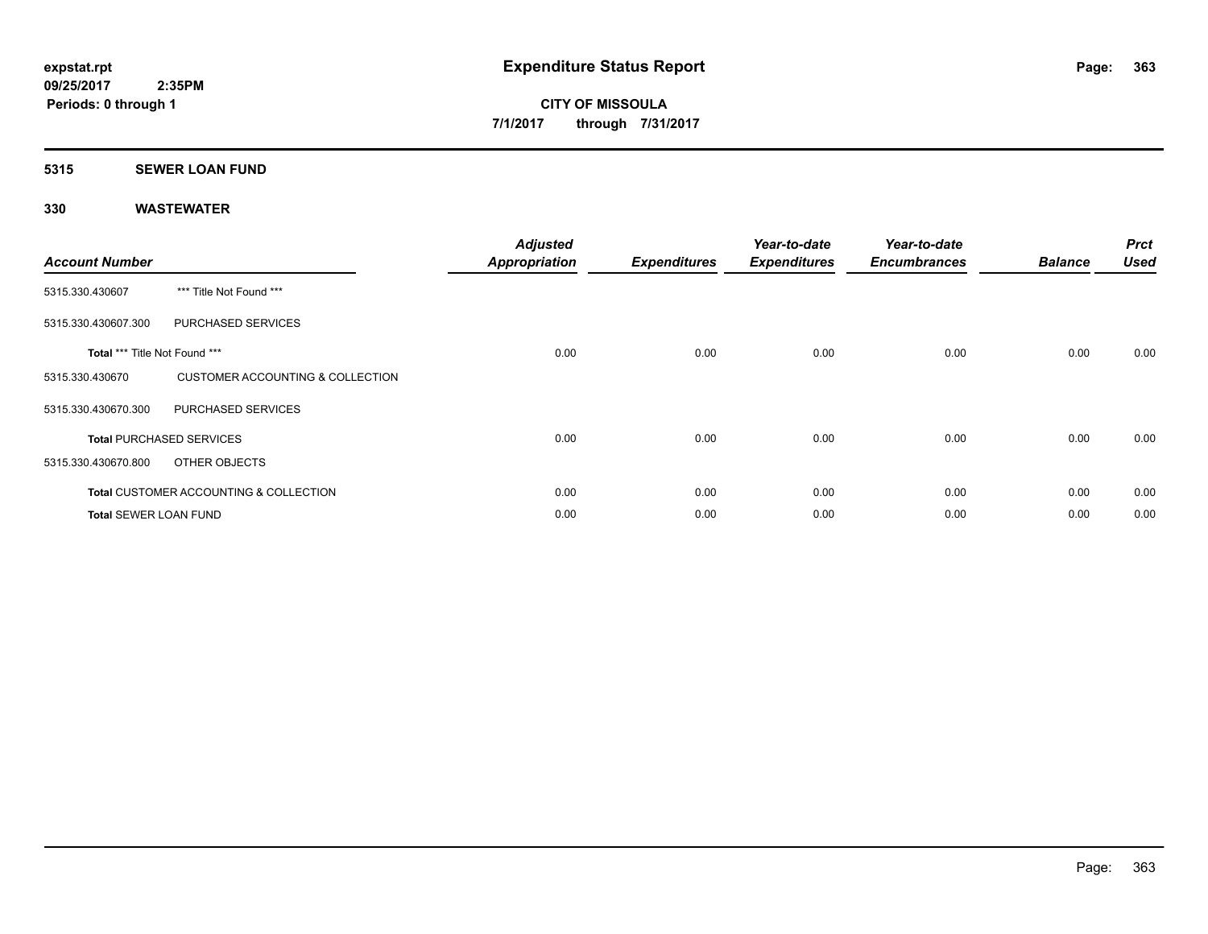# Expenditure Status Report

expstat.rpt
09/25/2017 2:35PM
Periods: 0 through 1

**CITY OF MISSOULA**
**7/1/2017 through 7/31/2017**

## 5315 SEWER LOAN FUND

### 330 WASTEWATER

| Account Number | | Adjusted Appropriation | Expenditures | Year-to-date Expenditures | Year-to-date Encumbrances | Balance | Prct Used |
|---|---|---|---|---|---|---|---|
| 5315.330.430607 | *** Title Not Found *** | | | | | | |
| 5315.330.430607.300 | PURCHASED SERVICES | | | | | | |
| **Total** *** Title Not Found *** | | 0.00 | 0.00 | 0.00 | 0.00 | 0.00 | 0.00 |
| 5315.330.430670 | CUSTOMER ACCOUNTING & COLLECTION | | | | | | |
| 5315.330.430670.300 | PURCHASED SERVICES | | | | | | |
| **Total** PURCHASED SERVICES | | 0.00 | 0.00 | 0.00 | 0.00 | 0.00 | 0.00 |
| 5315.330.430670.800 | OTHER OBJECTS | | | | | | |
| **Total** CUSTOMER ACCOUNTING & COLLECTION | | 0.00 | 0.00 | 0.00 | 0.00 | 0.00 | 0.00 |
| **Total** SEWER LOAN FUND | | 0.00 | 0.00 | 0.00 | 0.00 | 0.00 | 0.00 |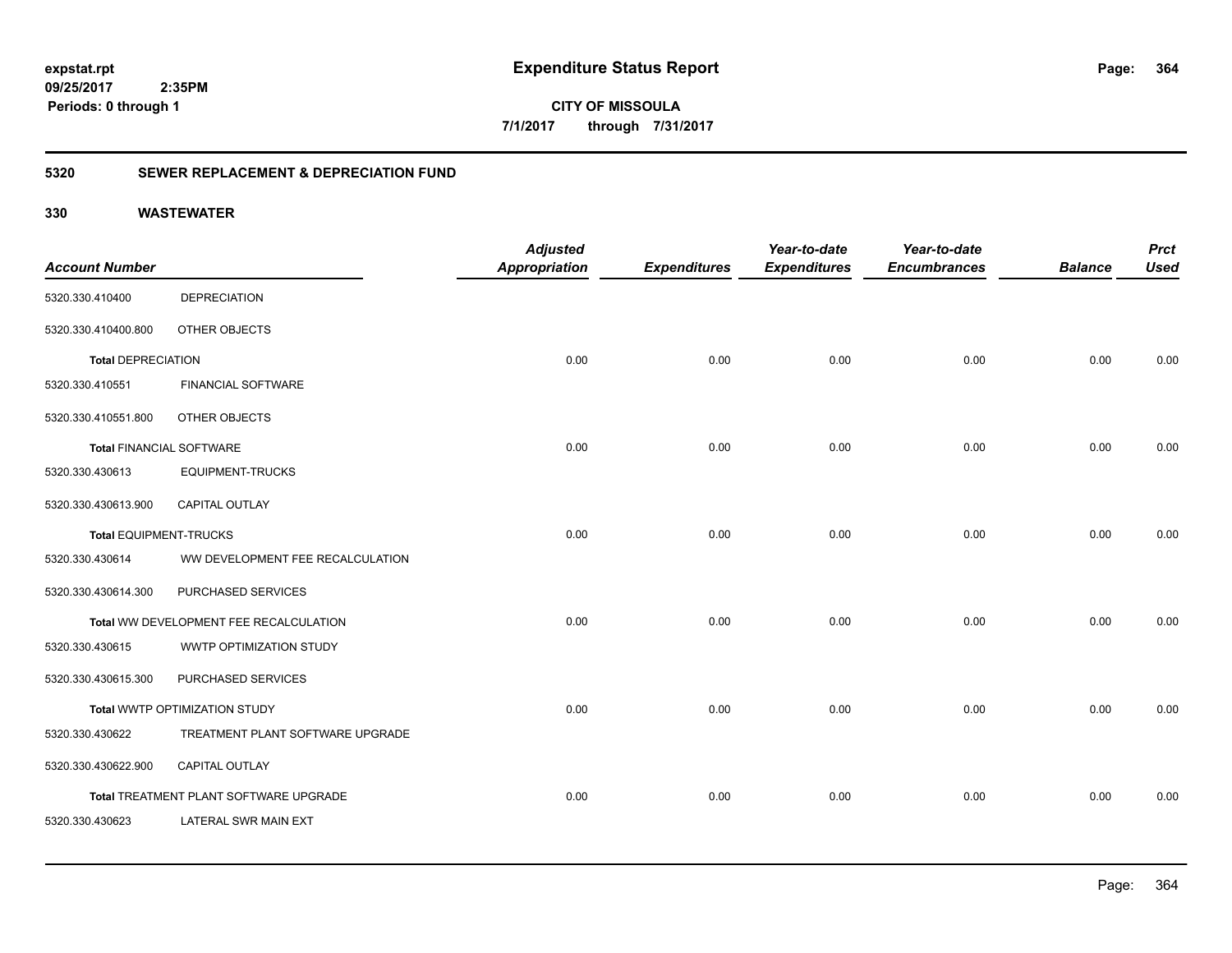**expstat.rpt**
**09/25/2017 2:35PM**
**Periods: 0 through 1**

# Expenditure Status Report

**CITY OF MISSOULA**
**7/1/2017 through 7/31/2017**

## 5320 SEWER REPLACEMENT & DEPRECIATION FUND

### 330 WASTEWATER

| Account Number | | Adjusted Appropriation | Expenditures | Year-to-date Expenditures | Year-to-date Encumbrances | Balance | Prct Used |
|---|---|---|---|---|---|---|---|
| 5320.330.410400 | DEPRECIATION | | | | | | |
| 5320.330.410400.800 | OTHER OBJECTS | | | | | | |
| **Total** DEPRECIATION | | 0.00 | 0.00 | 0.00 | 0.00 | 0.00 | 0.00 |
| 5320.330.410551 | FINANCIAL SOFTWARE | | | | | | |
| 5320.330.410551.800 | OTHER OBJECTS | | | | | | |
| **Total** FINANCIAL SOFTWARE | | 0.00 | 0.00 | 0.00 | 0.00 | 0.00 | 0.00 |
| 5320.330.430613 | EQUIPMENT-TRUCKS | | | | | | |
| 5320.330.430613.900 | CAPITAL OUTLAY | | | | | | |
| **Total** EQUIPMENT-TRUCKS | | 0.00 | 0.00 | 0.00 | 0.00 | 0.00 | 0.00 |
| 5320.330.430614 | WW DEVELOPMENT FEE RECALCULATION | | | | | | |
| 5320.330.430614.300 | PURCHASED SERVICES | | | | | | |
| **Total** WW DEVELOPMENT FEE RECALCULATION | | 0.00 | 0.00 | 0.00 | 0.00 | 0.00 | 0.00 |
| 5320.330.430615 | WWTP OPTIMIZATION STUDY | | | | | | |
| 5320.330.430615.300 | PURCHASED SERVICES | | | | | | |
| **Total** WWTP OPTIMIZATION STUDY | | 0.00 | 0.00 | 0.00 | 0.00 | 0.00 | 0.00 |
| 5320.330.430622 | TREATMENT PLANT SOFTWARE UPGRADE | | | | | | |
| 5320.330.430622.900 | CAPITAL OUTLAY | | | | | | |
| **Total** TREATMENT PLANT SOFTWARE UPGRADE | | 0.00 | 0.00 | 0.00 | 0.00 | 0.00 | 0.00 |
| 5320.330.430623 | LATERAL SWR MAIN EXT | | | | | | |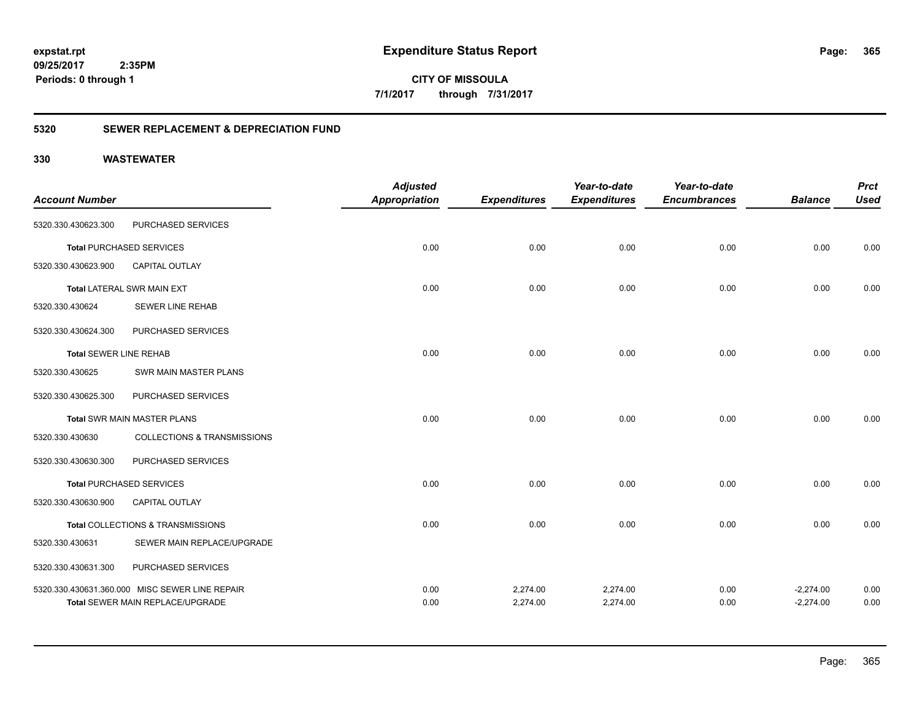**Expenditure Status Report**

expstat.rpt
09/25/2017 2:35PM
Periods: 0 through 1

**CITY OF MISSOULA**
7/1/2017 through 7/31/2017

## 5320 SEWER REPLACEMENT & DEPRECIATION FUND

## 330 WASTEWATER

| Account Number | | Adjusted Appropriation | Expenditures | Year-to-date Expenditures | Year-to-date Encumbrances | Balance | Prct Used |
|---|---|---|---|---|---|---|---|
| 5320.330.430623.300 | PURCHASED SERVICES | | | | | | |
| Total PURCHASED SERVICES | | 0.00 | 0.00 | 0.00 | 0.00 | 0.00 | 0.00 |
| 5320.330.430623.900 | CAPITAL OUTLAY | | | | | | |
| Total LATERAL SWR MAIN EXT | | 0.00 | 0.00 | 0.00 | 0.00 | 0.00 | 0.00 |
| 5320.330.430624 | SEWER LINE REHAB | | | | | | |
| 5320.330.430624.300 | PURCHASED SERVICES | | | | | | |
| Total SEWER LINE REHAB | | 0.00 | 0.00 | 0.00 | 0.00 | 0.00 | 0.00 |
| 5320.330.430625 | SWR MAIN MASTER PLANS | | | | | | |
| 5320.330.430625.300 | PURCHASED SERVICES | | | | | | |
| Total SWR MAIN MASTER PLANS | | 0.00 | 0.00 | 0.00 | 0.00 | 0.00 | 0.00 |
| 5320.330.430630 | COLLECTIONS & TRANSMISSIONS | | | | | | |
| 5320.330.430630.300 | PURCHASED SERVICES | | | | | | |
| Total PURCHASED SERVICES | | 0.00 | 0.00 | 0.00 | 0.00 | 0.00 | 0.00 |
| 5320.330.430630.900 | CAPITAL OUTLAY | | | | | | |
| Total COLLECTIONS & TRANSMISSIONS | | 0.00 | 0.00 | 0.00 | 0.00 | 0.00 | 0.00 |
| 5320.330.430631 | SEWER MAIN REPLACE/UPGRADE | | | | | | |
| 5320.330.430631.300 | PURCHASED SERVICES | | | | | | |
| 5320.330.430631.360.000 | MISC SEWER LINE REPAIR | 0.00 | 2,274.00 | 2,274.00 | 0.00 | -2,274.00 | 0.00 |
| Total SEWER MAIN REPLACE/UPGRADE | | 0.00 | 2,274.00 | 2,274.00 | 0.00 | -2,274.00 | 0.00 |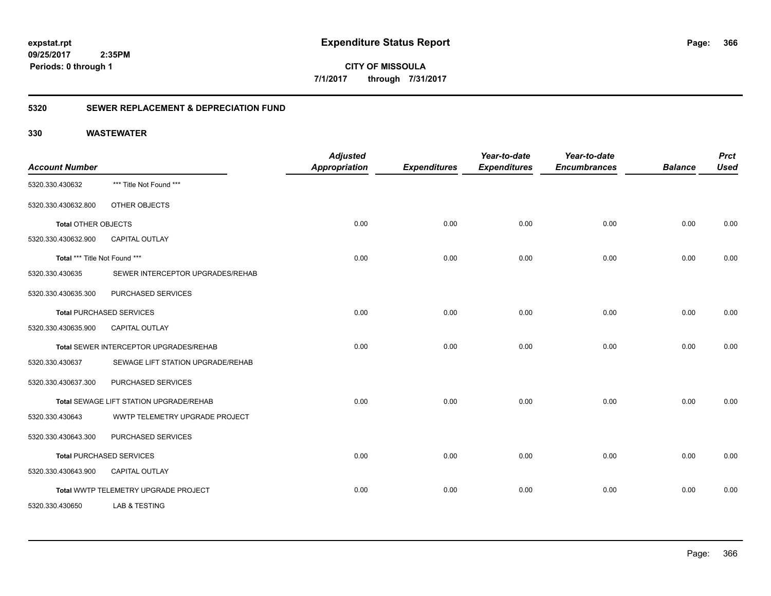**expstat.rpt**
**09/25/2017 2:35PM**
**Periods: 0 through 1**

# Expenditure Status Report

**CITY OF MISSOULA**
**7/1/2017 through 7/31/2017**

## 5320 SEWER REPLACEMENT & DEPRECIATION FUND

### 330 WASTEWATER

| Account Number | | Adjusted Appropriation | Expenditures | Year-to-date Expenditures | Year-to-date Encumbrances | Balance | Prct Used |
|---|---|---|---|---|---|---|---|
| 5320.330.430632 | *** Title Not Found *** | | | | | | |
| 5320.330.430632.800 | OTHER OBJECTS | | | | | | |
| **Total** OTHER OBJECTS | | 0.00 | 0.00 | 0.00 | 0.00 | 0.00 | 0.00 |
| 5320.330.430632.900 | CAPITAL OUTLAY | | | | | | |
| **Total** *** Title Not Found *** | | 0.00 | 0.00 | 0.00 | 0.00 | 0.00 | 0.00 |
| 5320.330.430635 | SEWER INTERCEPTOR UPGRADES/REHAB | | | | | | |
| 5320.330.430635.300 | PURCHASED SERVICES | | | | | | |
| **Total** PURCHASED SERVICES | | 0.00 | 0.00 | 0.00 | 0.00 | 0.00 | 0.00 |
| 5320.330.430635.900 | CAPITAL OUTLAY | | | | | | |
| **Total** SEWER INTERCEPTOR UPGRADES/REHAB | | 0.00 | 0.00 | 0.00 | 0.00 | 0.00 | 0.00 |
| 5320.330.430637 | SEWAGE LIFT STATION UPGRADE/REHAB | | | | | | |
| 5320.330.430637.300 | PURCHASED SERVICES | | | | | | |
| **Total** SEWAGE LIFT STATION UPGRADE/REHAB | | 0.00 | 0.00 | 0.00 | 0.00 | 0.00 | 0.00 |
| 5320.330.430643 | WWTP TELEMETRY UPGRADE PROJECT | | | | | | |
| 5320.330.430643.300 | PURCHASED SERVICES | | | | | | |
| **Total** PURCHASED SERVICES | | 0.00 | 0.00 | 0.00 | 0.00 | 0.00 | 0.00 |
| 5320.330.430643.900 | CAPITAL OUTLAY | | | | | | |
| **Total** WWTP TELEMETRY UPGRADE PROJECT | | 0.00 | 0.00 | 0.00 | 0.00 | 0.00 | 0.00 |
| 5320.330.430650 | LAB & TESTING | | | | | | |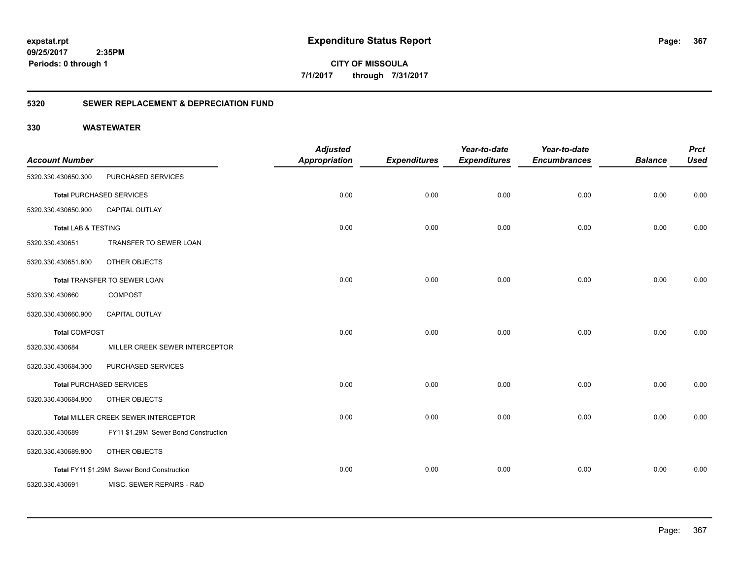**expstat.rpt**
**09/25/2017 2:35PM**
**Periods: 0 through 1**

# Expenditure Status Report

**CITY OF MISSOULA**
**7/1/2017 through 7/31/2017**

## 5320 SEWER REPLACEMENT & DEPRECIATION FUND

### 330 WASTEWATER

| Account Number | | Adjusted Appropriation | Expenditures | Year-to-date Expenditures | Year-to-date Encumbrances | Balance | Prct Used |
|---|---|---|---|---|---|---|---|
| 5320.330.430650.300 | PURCHASED SERVICES | | | | | | |
| **Total** PURCHASED SERVICES | | 0.00 | 0.00 | 0.00 | 0.00 | 0.00 | 0.00 |
| 5320.330.430650.900 | CAPITAL OUTLAY | | | | | | |
| **Total** LAB & TESTING | | 0.00 | 0.00 | 0.00 | 0.00 | 0.00 | 0.00 |
| 5320.330.430651 | TRANSFER TO SEWER LOAN | | | | | | |
| 5320.330.430651.800 | OTHER OBJECTS | | | | | | |
| **Total** TRANSFER TO SEWER LOAN | | 0.00 | 0.00 | 0.00 | 0.00 | 0.00 | 0.00 |
| 5320.330.430660 | COMPOST | | | | | | |
| 5320.330.430660.900 | CAPITAL OUTLAY | | | | | | |
| **Total** COMPOST | | 0.00 | 0.00 | 0.00 | 0.00 | 0.00 | 0.00 |
| 5320.330.430684 | MILLER CREEK SEWER INTERCEPTOR | | | | | | |
| 5320.330.430684.300 | PURCHASED SERVICES | | | | | | |
| **Total** PURCHASED SERVICES | | 0.00 | 0.00 | 0.00 | 0.00 | 0.00 | 0.00 |
| 5320.330.430684.800 | OTHER OBJECTS | | | | | | |
| **Total** MILLER CREEK SEWER INTERCEPTOR | | 0.00 | 0.00 | 0.00 | 0.00 | 0.00 | 0.00 |
| 5320.330.430689 | FY11 $1.29M Sewer Bond Construction | | | | | | |
| 5320.330.430689.800 | OTHER OBJECTS | | | | | | |
| **Total** FY11 $1.29M Sewer Bond Construction | | 0.00 | 0.00 | 0.00 | 0.00 | 0.00 | 0.00 |
| 5320.330.430691 | MISC. SEWER REPAIRS - R&D | | | | | | |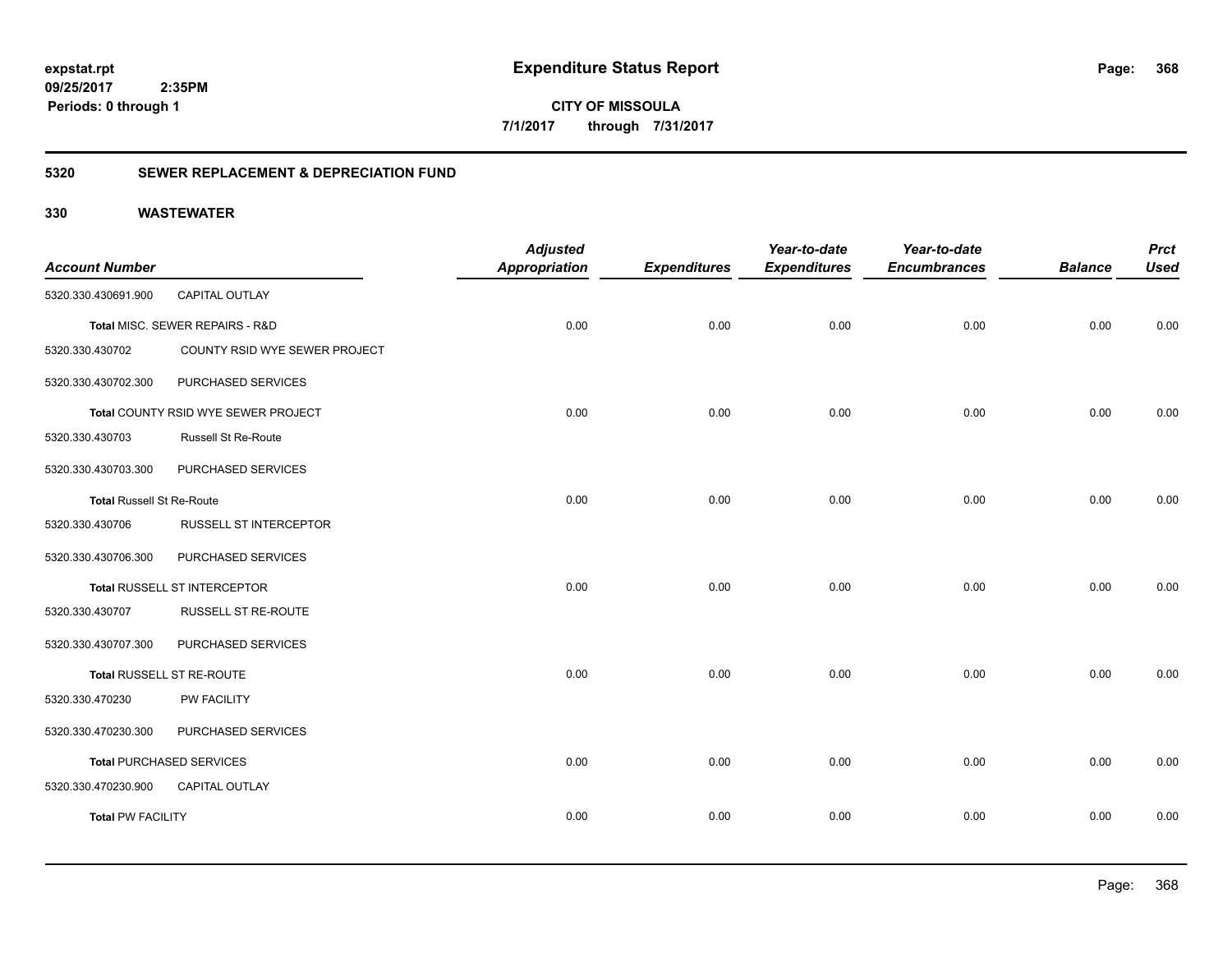**expstat.rpt**
**09/25/2017 2:35PM**
**Periods: 0 through 1**

# Expenditure Status Report

**CITY OF MISSOULA**
**7/1/2017 through 7/31/2017**

## 5320 SEWER REPLACEMENT & DEPRECIATION FUND

### 330 WASTEWATER

| Account Number | | Adjusted Appropriation | Expenditures | Year-to-date Expenditures | Year-to-date Encumbrances | Balance | Prct Used |
|---|---|---|---|---|---|---|---|
| 5320.330.430691.900 | CAPITAL OUTLAY | | | | | | |
| Total MISC. SEWER REPAIRS - R&D | | 0.00 | 0.00 | 0.00 | 0.00 | 0.00 | 0.00 |
| 5320.330.430702 | COUNTY RSID WYE SEWER PROJECT | | | | | | |
| 5320.330.430702.300 | PURCHASED SERVICES | | | | | | |
| Total COUNTY RSID WYE SEWER PROJECT | | 0.00 | 0.00 | 0.00 | 0.00 | 0.00 | 0.00 |
| 5320.330.430703 | Russell St Re-Route | | | | | | |
| 5320.330.430703.300 | PURCHASED SERVICES | | | | | | |
| Total Russell St Re-Route | | 0.00 | 0.00 | 0.00 | 0.00 | 0.00 | 0.00 |
| 5320.330.430706 | RUSSELL ST INTERCEPTOR | | | | | | |
| 5320.330.430706.300 | PURCHASED SERVICES | | | | | | |
| Total RUSSELL ST INTERCEPTOR | | 0.00 | 0.00 | 0.00 | 0.00 | 0.00 | 0.00 |
| 5320.330.430707 | RUSSELL ST RE-ROUTE | | | | | | |
| 5320.330.430707.300 | PURCHASED SERVICES | | | | | | |
| Total RUSSELL ST RE-ROUTE | | 0.00 | 0.00 | 0.00 | 0.00 | 0.00 | 0.00 |
| 5320.330.470230 | PW FACILITY | | | | | | |
| 5320.330.470230.300 | PURCHASED SERVICES | | | | | | |
| Total PURCHASED SERVICES | | 0.00 | 0.00 | 0.00 | 0.00 | 0.00 | 0.00 |
| 5320.330.470230.900 | CAPITAL OUTLAY | | | | | | |
| Total PW FACILITY | | 0.00 | 0.00 | 0.00 | 0.00 | 0.00 | 0.00 |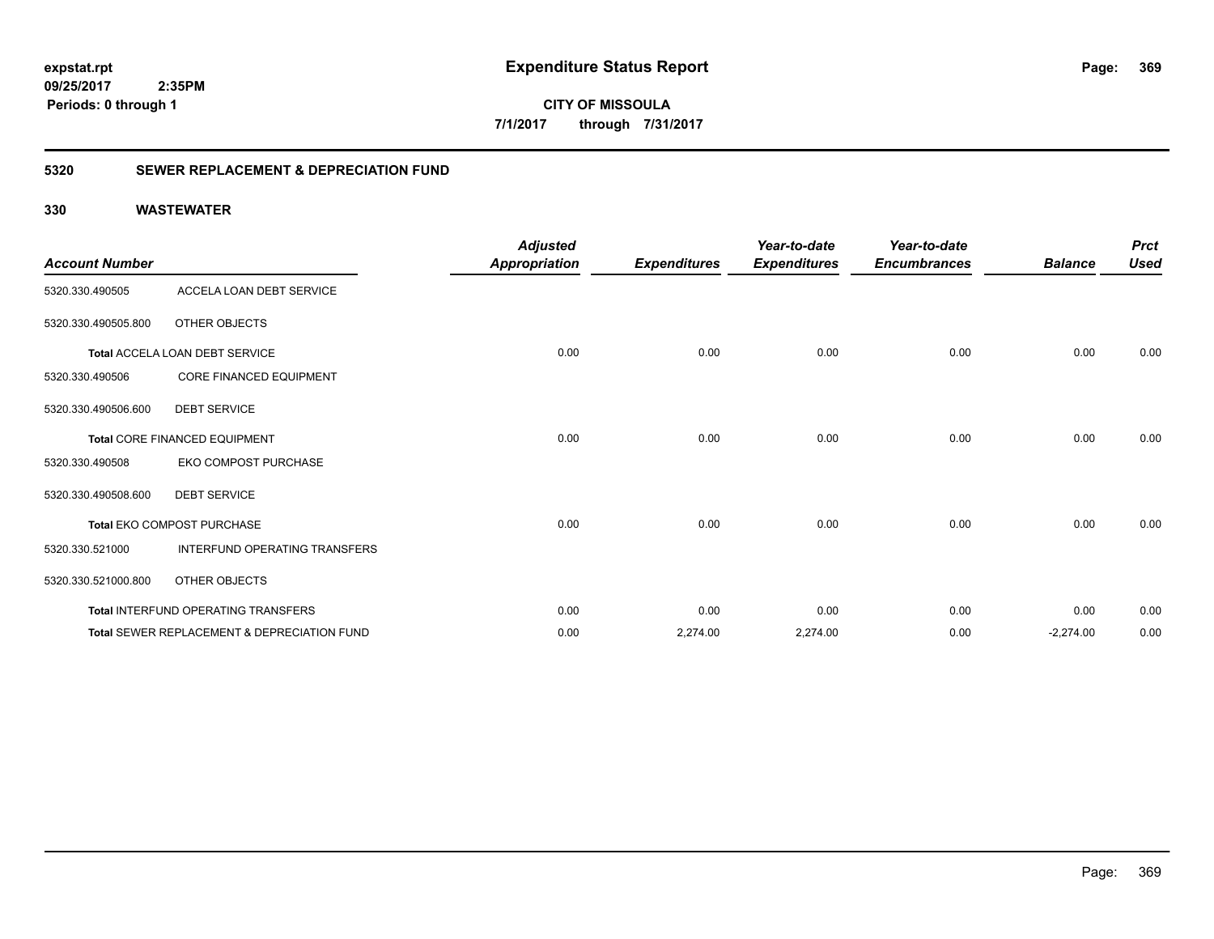**expstat.rpt**
**09/25/2017 2:35PM**
**Periods: 0 through 1**

# Expenditure Status Report

**CITY OF MISSOULA**
**7/1/2017 through 7/31/2017**

## 5320 SEWER REPLACEMENT & DEPRECIATION FUND

### 330 WASTEWATER

| Account Number | | Adjusted Appropriation | Expenditures | Year-to-date Expenditures | Year-to-date Encumbrances | Balance | Prct Used |
|---|---|---|---|---|---|---|---|
| 5320.330.490505 | ACCELA LOAN DEBT SERVICE | | | | | | |
| 5320.330.490505.800 | OTHER OBJECTS | | | | | | |
| | **Total** ACCELA LOAN DEBT SERVICE | 0.00 | 0.00 | 0.00 | 0.00 | 0.00 | 0.00 |
| 5320.330.490506 | CORE FINANCED EQUIPMENT | | | | | | |
| 5320.330.490506.600 | DEBT SERVICE | | | | | | |
| | **Total** CORE FINANCED EQUIPMENT | 0.00 | 0.00 | 0.00 | 0.00 | 0.00 | 0.00 |
| 5320.330.490508 | EKO COMPOST PURCHASE | | | | | | |
| 5320.330.490508.600 | DEBT SERVICE | | | | | | |
| | **Total** EKO COMPOST PURCHASE | 0.00 | 0.00 | 0.00 | 0.00 | 0.00 | 0.00 |
| 5320.330.521000 | INTERFUND OPERATING TRANSFERS | | | | | | |
| 5320.330.521000.800 | OTHER OBJECTS | | | | | | |
| | **Total** INTERFUND OPERATING TRANSFERS | 0.00 | 0.00 | 0.00 | 0.00 | 0.00 | 0.00 |
| | **Total** SEWER REPLACEMENT & DEPRECIATION FUND | 0.00 | 2,274.00 | 2,274.00 | 0.00 | -2,274.00 | 0.00 |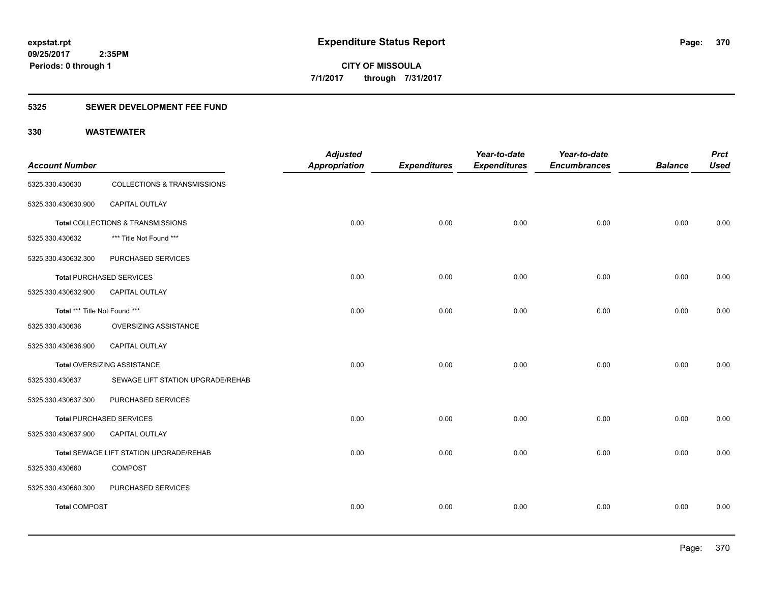# Expenditure Status Report

expstat.rpt
09/25/2017 2:35PM
Periods: 0 through 1

**CITY OF MISSOULA**
**7/1/2017 through 7/31/2017**

## 5325 SEWER DEVELOPMENT FEE FUND

### 330 WASTEWATER

| Account Number | | Adjusted Appropriation | Expenditures | Year-to-date Expenditures | Year-to-date Encumbrances | Balance | Prct Used |
|---|---|---|---|---|---|---|---|
| 5325.330.430630 | COLLECTIONS & TRANSMISSIONS | | | | | | |
| 5325.330.430630.900 | CAPITAL OUTLAY | | | | | | |
| **Total** COLLECTIONS & TRANSMISSIONS | | 0.00 | 0.00 | 0.00 | 0.00 | 0.00 | 0.00 |
| 5325.330.430632 | *** Title Not Found *** | | | | | | |
| 5325.330.430632.300 | PURCHASED SERVICES | | | | | | |
| **Total** PURCHASED SERVICES | | 0.00 | 0.00 | 0.00 | 0.00 | 0.00 | 0.00 |
| 5325.330.430632.900 | CAPITAL OUTLAY | | | | | | |
| **Total** *** Title Not Found *** | | 0.00 | 0.00 | 0.00 | 0.00 | 0.00 | 0.00 |
| 5325.330.430636 | OVERSIZING ASSISTANCE | | | | | | |
| 5325.330.430636.900 | CAPITAL OUTLAY | | | | | | |
| **Total** OVERSIZING ASSISTANCE | | 0.00 | 0.00 | 0.00 | 0.00 | 0.00 | 0.00 |
| 5325.330.430637 | SEWAGE LIFT STATION UPGRADE/REHAB | | | | | | |
| 5325.330.430637.300 | PURCHASED SERVICES | | | | | | |
| **Total** PURCHASED SERVICES | | 0.00 | 0.00 | 0.00 | 0.00 | 0.00 | 0.00 |
| 5325.330.430637.900 | CAPITAL OUTLAY | | | | | | |
| **Total** SEWAGE LIFT STATION UPGRADE/REHAB | | 0.00 | 0.00 | 0.00 | 0.00 | 0.00 | 0.00 |
| 5325.330.430660 | COMPOST | | | | | | |
| 5325.330.430660.300 | PURCHASED SERVICES | | | | | | |
| **Total** COMPOST | | 0.00 | 0.00 | 0.00 | 0.00 | 0.00 | 0.00 |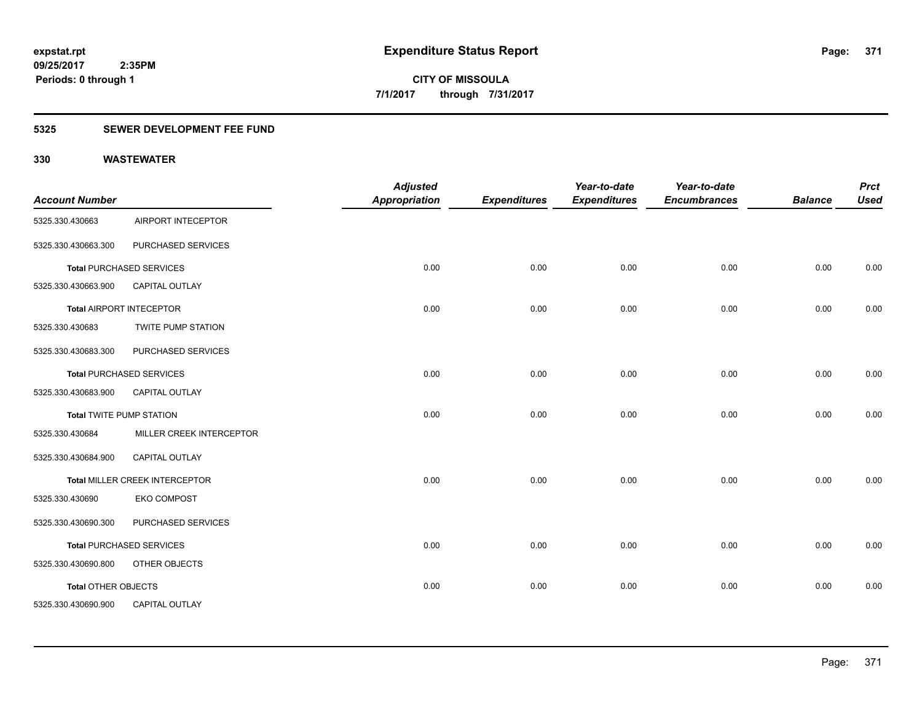**Expenditure Status Report**

**CITY OF MISSOULA**

**7/1/2017 through 7/31/2017**

expstat.rpt
09/25/2017 2:35PM
Periods: 0 through 1

## 5325 SEWER DEVELOPMENT FEE FUND

## 330 WASTEWATER

| Account Number | | Adjusted Appropriation | Expenditures | Year-to-date Expenditures | Year-to-date Encumbrances | Balance | Prct Used |
|---|---|---|---|---|---|---|---|
| 5325.330.430663 | AIRPORT INTECEPTOR | | | | | | |
| 5325.330.430663.300 | PURCHASED SERVICES | | | | | | |
| **Total** PURCHASED SERVICES | | 0.00 | 0.00 | 0.00 | 0.00 | 0.00 | 0.00 |
| 5325.330.430663.900 | CAPITAL OUTLAY | | | | | | |
| **Total** AIRPORT INTECEPTOR | | 0.00 | 0.00 | 0.00 | 0.00 | 0.00 | 0.00 |
| 5325.330.430683 | TWITE PUMP STATION | | | | | | |
| 5325.330.430683.300 | PURCHASED SERVICES | | | | | | |
| **Total** PURCHASED SERVICES | | 0.00 | 0.00 | 0.00 | 0.00 | 0.00 | 0.00 |
| 5325.330.430683.900 | CAPITAL OUTLAY | | | | | | |
| **Total** TWITE PUMP STATION | | 0.00 | 0.00 | 0.00 | 0.00 | 0.00 | 0.00 |
| 5325.330.430684 | MILLER CREEK INTERCEPTOR | | | | | | |
| 5325.330.430684.900 | CAPITAL OUTLAY | | | | | | |
| **Total** MILLER CREEK INTERCEPTOR | | 0.00 | 0.00 | 0.00 | 0.00 | 0.00 | 0.00 |
| 5325.330.430690 | EKO COMPOST | | | | | | |
| 5325.330.430690.300 | PURCHASED SERVICES | | | | | | |
| **Total** PURCHASED SERVICES | | 0.00 | 0.00 | 0.00 | 0.00 | 0.00 | 0.00 |
| 5325.330.430690.800 | OTHER OBJECTS | | | | | | |
| **Total** OTHER OBJECTS | | 0.00 | 0.00 | 0.00 | 0.00 | 0.00 | 0.00 |
| 5325.330.430690.900 | CAPITAL OUTLAY | | | | | | |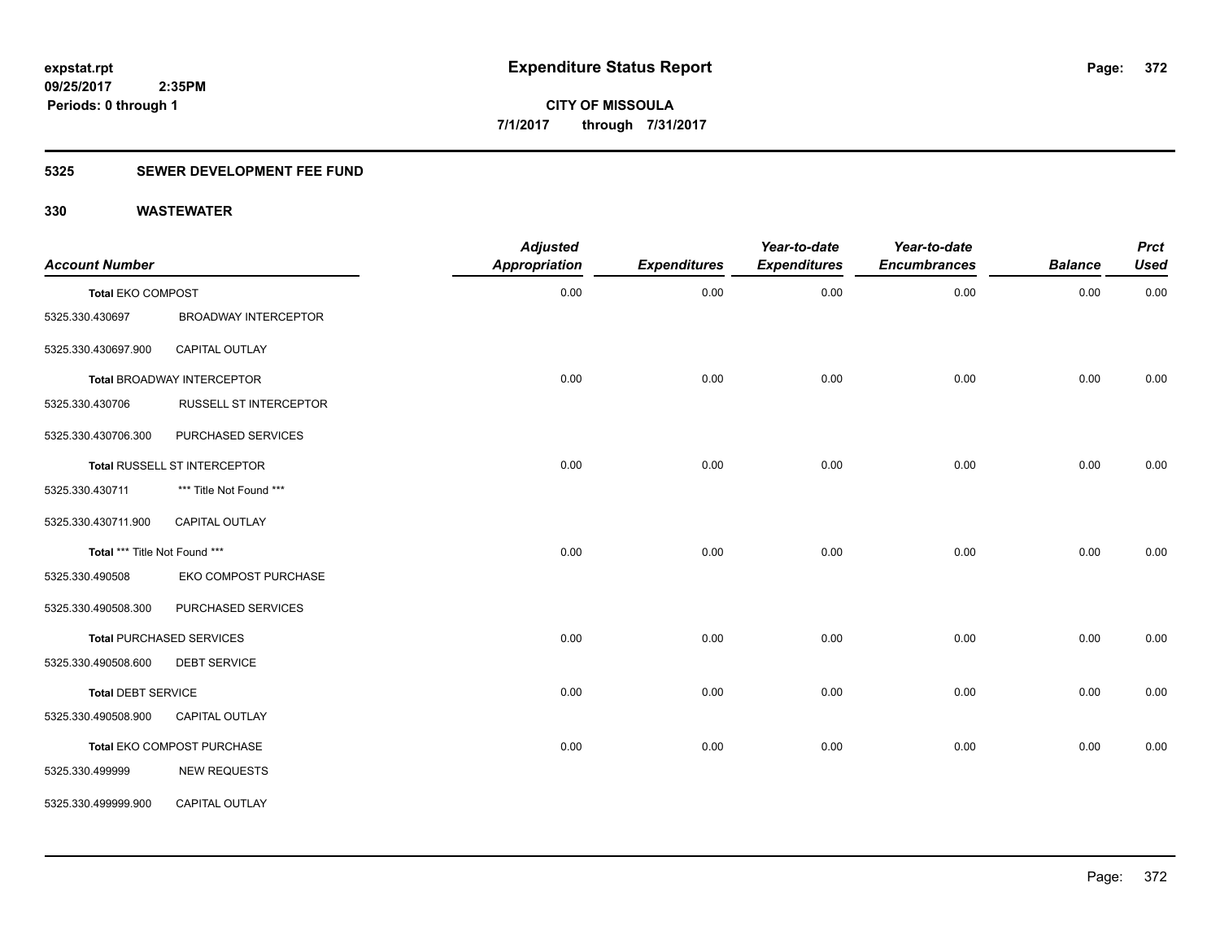**expstat.rpt**
**09/25/2017 2:35PM**
**Periods: 0 through 1**

# Expenditure Status Report

**CITY OF MISSOULA**
**7/1/2017 through 7/31/2017**

## 5325 SEWER DEVELOPMENT FEE FUND

## 330 WASTEWATER

| Account Number | | Adjusted Appropriation | Expenditures | Year-to-date Expenditures | Year-to-date Encumbrances | Balance | Prct Used |
|---|---|---|---|---|---|---|---|
| **Total** EKO COMPOST | | 0.00 | 0.00 | 0.00 | 0.00 | 0.00 | 0.00 |
| 5325.330.430697 | BROADWAY INTERCEPTOR | | | | | | |
| 5325.330.430697.900 | CAPITAL OUTLAY | | | | | | |
| **Total** BROADWAY INTERCEPTOR | | 0.00 | 0.00 | 0.00 | 0.00 | 0.00 | 0.00 |
| 5325.330.430706 | RUSSELL ST INTERCEPTOR | | | | | | |
| 5325.330.430706.300 | PURCHASED SERVICES | | | | | | |
| **Total** RUSSELL ST INTERCEPTOR | | 0.00 | 0.00 | 0.00 | 0.00 | 0.00 | 0.00 |
| 5325.330.430711 | *** Title Not Found *** | | | | | | |
| 5325.330.430711.900 | CAPITAL OUTLAY | | | | | | |
| **Total** *** Title Not Found *** | | 0.00 | 0.00 | 0.00 | 0.00 | 0.00 | 0.00 |
| 5325.330.490508 | EKO COMPOST PURCHASE | | | | | | |
| 5325.330.490508.300 | PURCHASED SERVICES | | | | | | |
| **Total PURCHASED SERVICES** | | 0.00 | 0.00 | 0.00 | 0.00 | 0.00 | 0.00 |
| 5325.330.490508.600 | DEBT SERVICE | | | | | | |
| **Total DEBT SERVICE** | | 0.00 | 0.00 | 0.00 | 0.00 | 0.00 | 0.00 |
| 5325.330.490508.900 | CAPITAL OUTLAY | | | | | | |
| **Total** EKO COMPOST PURCHASE | | 0.00 | 0.00 | 0.00 | 0.00 | 0.00 | 0.00 |
| 5325.330.499999 | NEW REQUESTS | | | | | | |
| 5325.330.499999.900 | CAPITAL OUTLAY | | | | | | |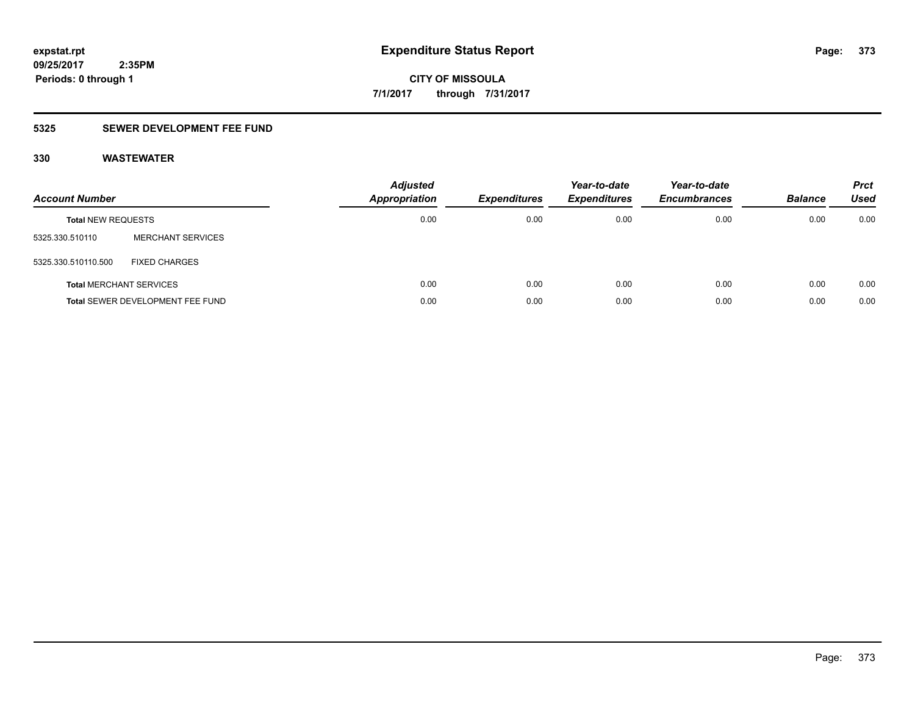**expstat.rpt**
**09/25/2017 2:35PM**
**Periods: 0 through 1**

# Expenditure Status Report

**CITY OF MISSOULA**
**7/1/2017 through 7/31/2017**

## 5325 SEWER DEVELOPMENT FEE FUND

### 330 WASTEWATER

| Account Number | | Adjusted Appropriation | Expenditures | Year-to-date Expenditures | Year-to-date Encumbrances | Balance | Prct Used |
|---|---|---|---|---|---|---|---|
| **Total** NEW REQUESTS | | 0.00 | 0.00 | 0.00 | 0.00 | 0.00 | 0.00 |
| 5325.330.510110 | MERCHANT SERVICES | | | | | | |
| 5325.330.510110.500 | FIXED CHARGES | | | | | | |
| **Total** MERCHANT SERVICES | | 0.00 | 0.00 | 0.00 | 0.00 | 0.00 | 0.00 |
| **Total** SEWER DEVELOPMENT FEE FUND | | 0.00 | 0.00 | 0.00 | 0.00 | 0.00 | 0.00 |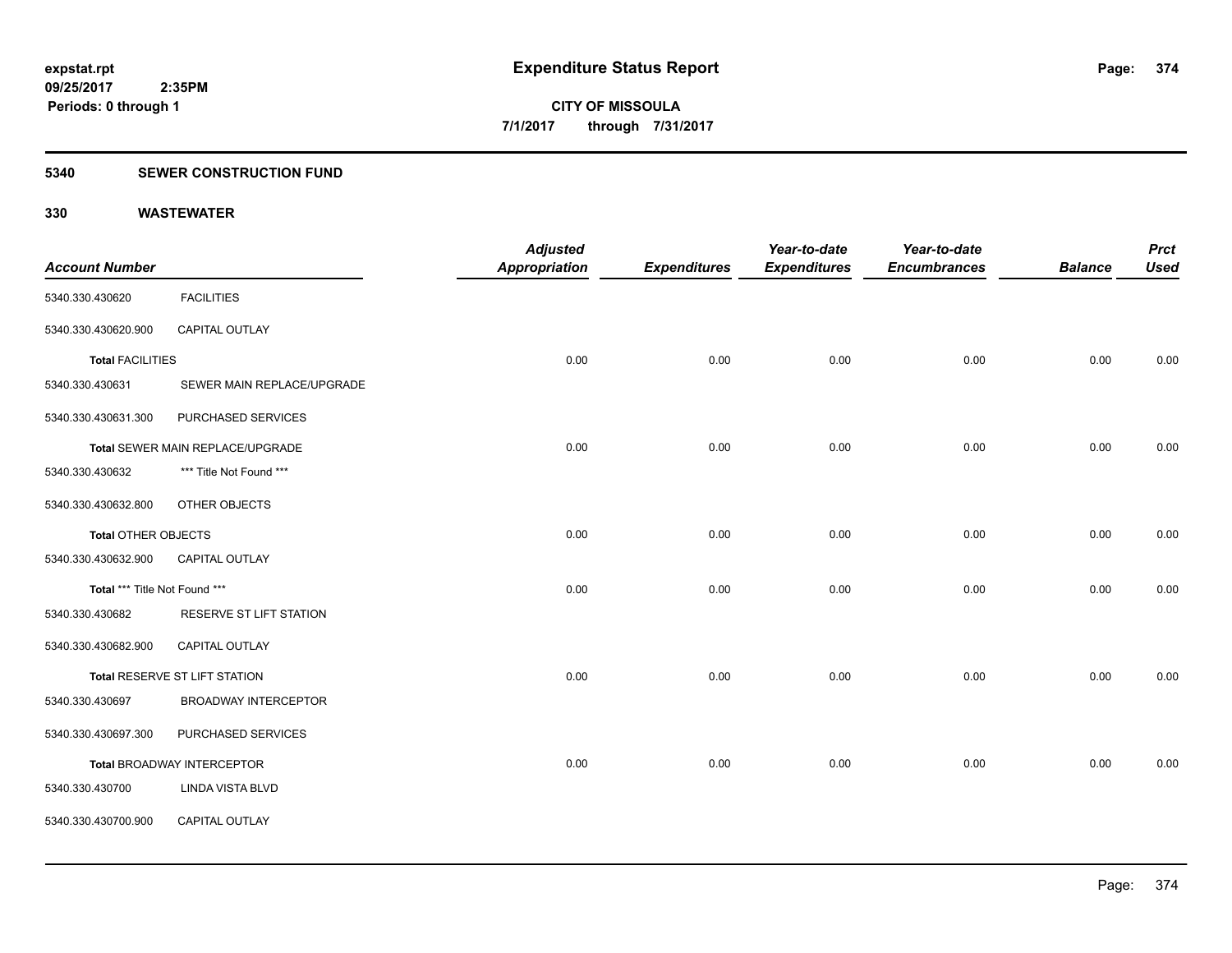**expstat.rpt**
**09/25/2017 2:35PM**
**Periods: 0 through 1**

# Expenditure Status Report

**CITY OF MISSOULA**
**7/1/2017 through 7/31/2017**

## 5340 SEWER CONSTRUCTION FUND

## 330 WASTEWATER

| Account Number | | Adjusted Appropriation | Expenditures | Year-to-date Expenditures | Year-to-date Encumbrances | Balance | Prct Used |
|---|---|---|---|---|---|---|---|
| 5340.330.430620 | FACILITIES | | | | | | |
| 5340.330.430620.900 | CAPITAL OUTLAY | | | | | | |
| **Total** FACILITIES | | 0.00 | 0.00 | 0.00 | 0.00 | 0.00 | 0.00 |
| 5340.330.430631 | SEWER MAIN REPLACE/UPGRADE | | | | | | |
| 5340.330.430631.300 | PURCHASED SERVICES | | | | | | |
| **Total** SEWER MAIN REPLACE/UPGRADE | | 0.00 | 0.00 | 0.00 | 0.00 | 0.00 | 0.00 |
| 5340.330.430632 | *** Title Not Found *** | | | | | | |
| 5340.330.430632.800 | OTHER OBJECTS | | | | | | |
| **Total** OTHER OBJECTS | | 0.00 | 0.00 | 0.00 | 0.00 | 0.00 | 0.00 |
| 5340.330.430632.900 | CAPITAL OUTLAY | | | | | | |
| **Total** *** Title Not Found *** | | 0.00 | 0.00 | 0.00 | 0.00 | 0.00 | 0.00 |
| 5340.330.430682 | RESERVE ST LIFT STATION | | | | | | |
| 5340.330.430682.900 | CAPITAL OUTLAY | | | | | | |
| **Total** RESERVE ST LIFT STATION | | 0.00 | 0.00 | 0.00 | 0.00 | 0.00 | 0.00 |
| 5340.330.430697 | BROADWAY INTERCEPTOR | | | | | | |
| 5340.330.430697.300 | PURCHASED SERVICES | | | | | | |
| **Total** BROADWAY INTERCEPTOR | | 0.00 | 0.00 | 0.00 | 0.00 | 0.00 | 0.00 |
| 5340.330.430700 | LINDA VISTA BLVD | | | | | | |
| 5340.330.430700.900 | CAPITAL OUTLAY | | | | | | |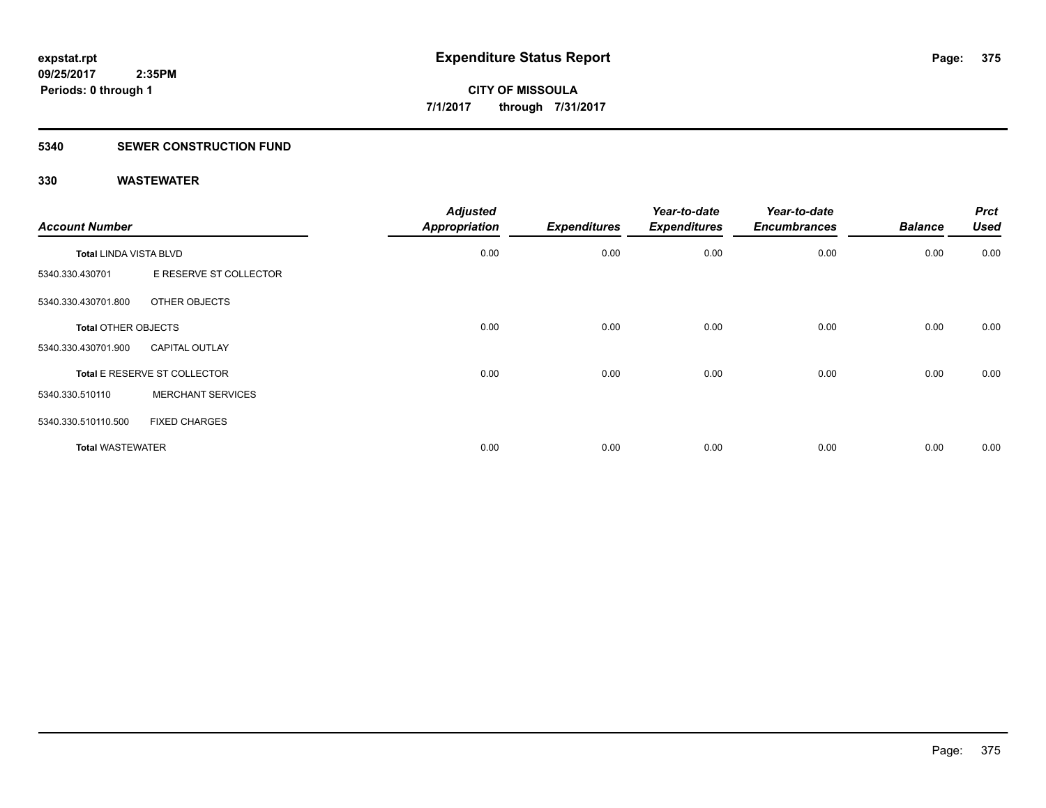**expstat.rpt**
**09/25/2017 2:35PM**
**Periods: 0 through 1**

# Expenditure Status Report

**CITY OF MISSOULA**
**7/1/2017 through 7/31/2017**

## 5340 SEWER CONSTRUCTION FUND

### 330 WASTEWATER

| Account Number | | Adjusted Appropriation | Expenditures | Year-to-date Expenditures | Year-to-date Encumbrances | Balance | Prct Used |
|---|---|---|---|---|---|---|---|
| **Total LINDA VISTA BLVD** | | 0.00 | 0.00 | 0.00 | 0.00 | 0.00 | 0.00 |
| 5340.330.430701 | E RESERVE ST COLLECTOR | | | | | | |
| 5340.330.430701.800 | OTHER OBJECTS | | | | | | |
| **Total OTHER OBJECTS** | | 0.00 | 0.00 | 0.00 | 0.00 | 0.00 | 0.00 |
| 5340.330.430701.900 | CAPITAL OUTLAY | | | | | | |
| **Total E RESERVE ST COLLECTOR** | | 0.00 | 0.00 | 0.00 | 0.00 | 0.00 | 0.00 |
| 5340.330.510110 | MERCHANT SERVICES | | | | | | |
| 5340.330.510110.500 | FIXED CHARGES | | | | | | |
| **Total WASTEWATER** | | 0.00 | 0.00 | 0.00 | 0.00 | 0.00 | 0.00 |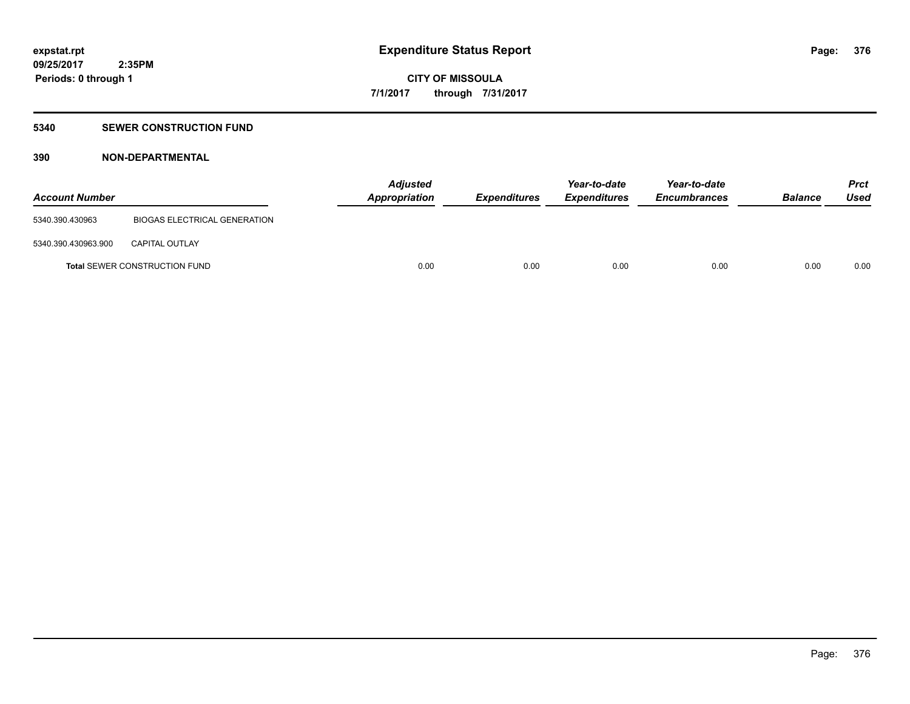# Expenditure Status Report

expstat.rpt
09/25/2017 2:35PM
Periods: 0 through 1

**CITY OF MISSOULA**
**7/1/2017 through 7/31/2017**

## 5340 SEWER CONSTRUCTION FUND

### 390 NON-DEPARTMENTAL

| Account Number | | Adjusted Appropriation | Expenditures | Year-to-date Expenditures | Year-to-date Encumbrances | Balance | Prct Used |
|---|---|---|---|---|---|---|---|
| 5340.390.430963 | BIOGAS ELECTRICAL GENERATION | | | | | | |
| 5340.390.430963.900 | CAPITAL OUTLAY | | | | | | |
| **Total** SEWER CONSTRUCTION FUND | | 0.00 | 0.00 | 0.00 | 0.00 | 0.00 | 0.00 |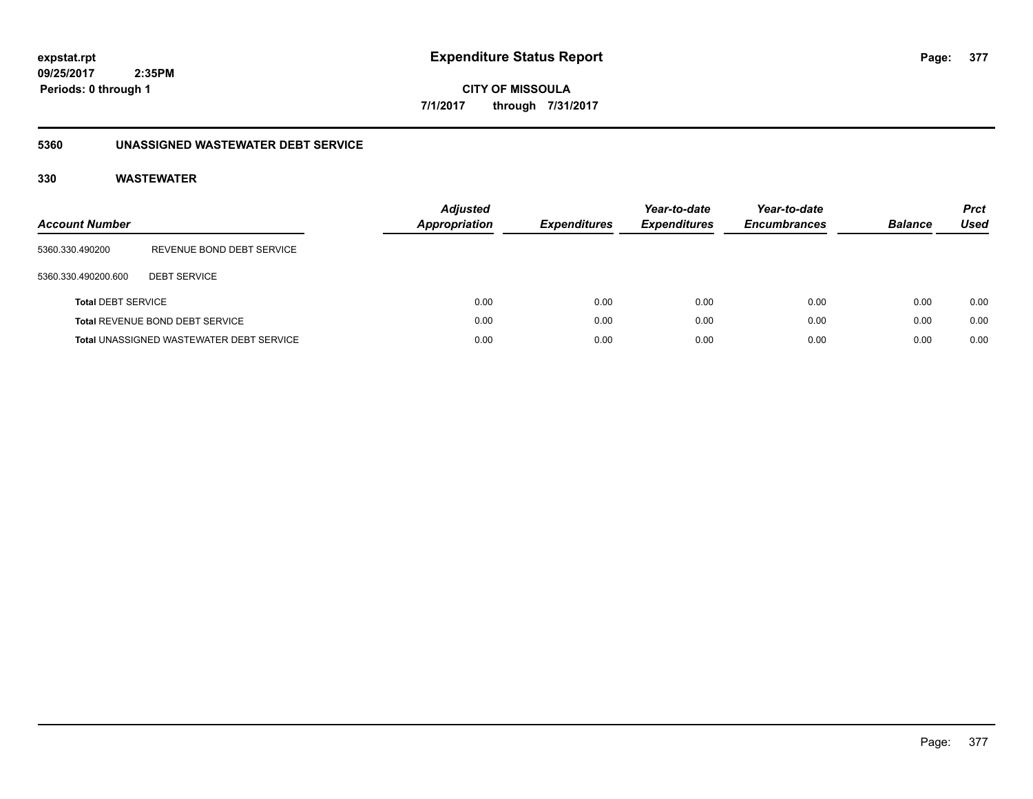# Expenditure Status Report

**CITY OF MISSOULA**

**7/1/2017 through 7/31/2017**

expstat.rpt
09/25/2017 2:35PM
Periods: 0 through 1

## 5360 UNASSIGNED WASTEWATER DEBT SERVICE

### 330 WASTEWATER

| Account Number | | Adjusted Appropriation | Expenditures | Year-to-date Expenditures | Year-to-date Encumbrances | Balance | Prct Used |
|---|---|---|---|---|---|---|---|
| 5360.330.490200 | REVENUE BOND DEBT SERVICE | | | | | | |
| 5360.330.490200.600 | DEBT SERVICE | | | | | | |
| **Total** DEBT SERVICE | | 0.00 | 0.00 | 0.00 | 0.00 | 0.00 | 0.00 |
| **Total** REVENUE BOND DEBT SERVICE | | 0.00 | 0.00 | 0.00 | 0.00 | 0.00 | 0.00 |
| **Total** UNASSIGNED WASTEWATER DEBT SERVICE | | 0.00 | 0.00 | 0.00 | 0.00 | 0.00 | 0.00 |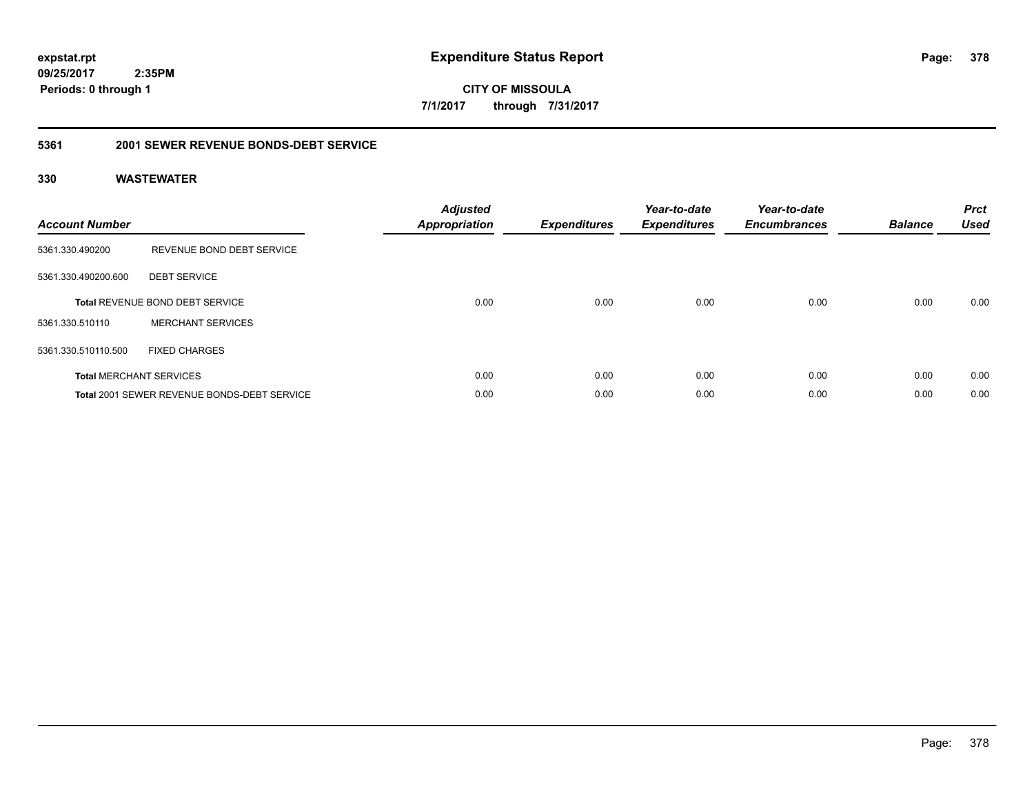**expstat.rpt**
**09/25/2017 2:35PM**
**Periods: 0 through 1**

# Expenditure Status Report

**CITY OF MISSOULA**
**7/1/2017 through 7/31/2017**

## 5361 2001 SEWER REVENUE BONDS-DEBT SERVICE

### 330 WASTEWATER

| Account Number | | Adjusted Appropriation | Expenditures | Year-to-date Expenditures | Year-to-date Encumbrances | Balance | Prct Used |
|---|---|---|---|---|---|---|---|
| 5361.330.490200 | REVENUE BOND DEBT SERVICE | | | | | | |
| 5361.330.490200.600 | DEBT SERVICE | | | | | | |
| **Total** REVENUE BOND DEBT SERVICE | | 0.00 | 0.00 | 0.00 | 0.00 | 0.00 | 0.00 |
| 5361.330.510110 | MERCHANT SERVICES | | | | | | |
| 5361.330.510110.500 | FIXED CHARGES | | | | | | |
| **Total** MERCHANT SERVICES | | 0.00 | 0.00 | 0.00 | 0.00 | 0.00 | 0.00 |
| **Total** 2001 SEWER REVENUE BONDS-DEBT SERVICE | | 0.00 | 0.00 | 0.00 | 0.00 | 0.00 | 0.00 |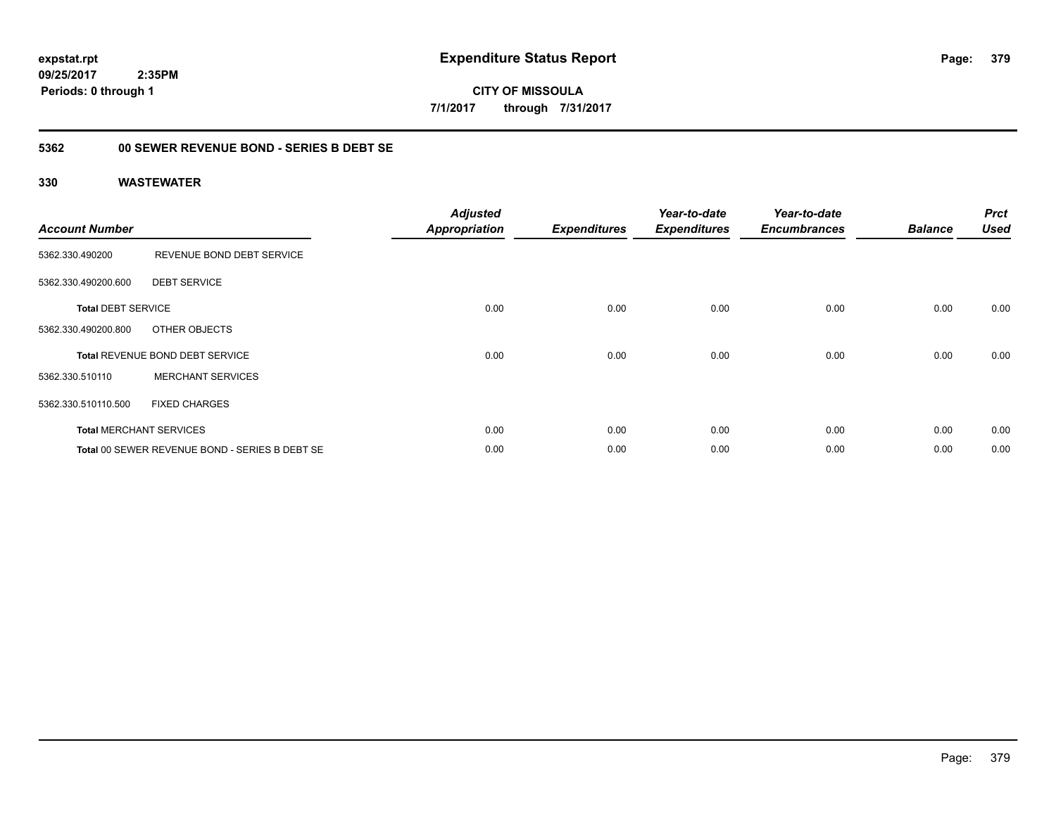expstat.rpt
09/25/2017 2:35PM
Periods: 0 through 1

# Expenditure Status Report

CITY OF MISSOULA
7/1/2017 through 7/31/2017

## 5362 00 SEWER REVENUE BOND - SERIES B DEBT SE

### 330 WASTEWATER

| Account Number | | Adjusted Appropriation | Expenditures | Year-to-date Expenditures | Year-to-date Encumbrances | Balance | Prct Used |
|---|---|---|---|---|---|---|---|
| 5362.330.490200 | REVENUE BOND DEBT SERVICE | | | | | | |
| 5362.330.490200.600 | DEBT SERVICE | | | | | | |
| **Total** DEBT SERVICE | | 0.00 | 0.00 | 0.00 | 0.00 | 0.00 | 0.00 |
| 5362.330.490200.800 | OTHER OBJECTS | | | | | | |
| **Total** REVENUE BOND DEBT SERVICE | | 0.00 | 0.00 | 0.00 | 0.00 | 0.00 | 0.00 |
| 5362.330.510110 | MERCHANT SERVICES | | | | | | |
| 5362.330.510110.500 | FIXED CHARGES | | | | | | |
| **Total** MERCHANT SERVICES | | 0.00 | 0.00 | 0.00 | 0.00 | 0.00 | 0.00 |
| **Total** 00 SEWER REVENUE BOND - SERIES B DEBT SE | | 0.00 | 0.00 | 0.00 | 0.00 | 0.00 | 0.00 |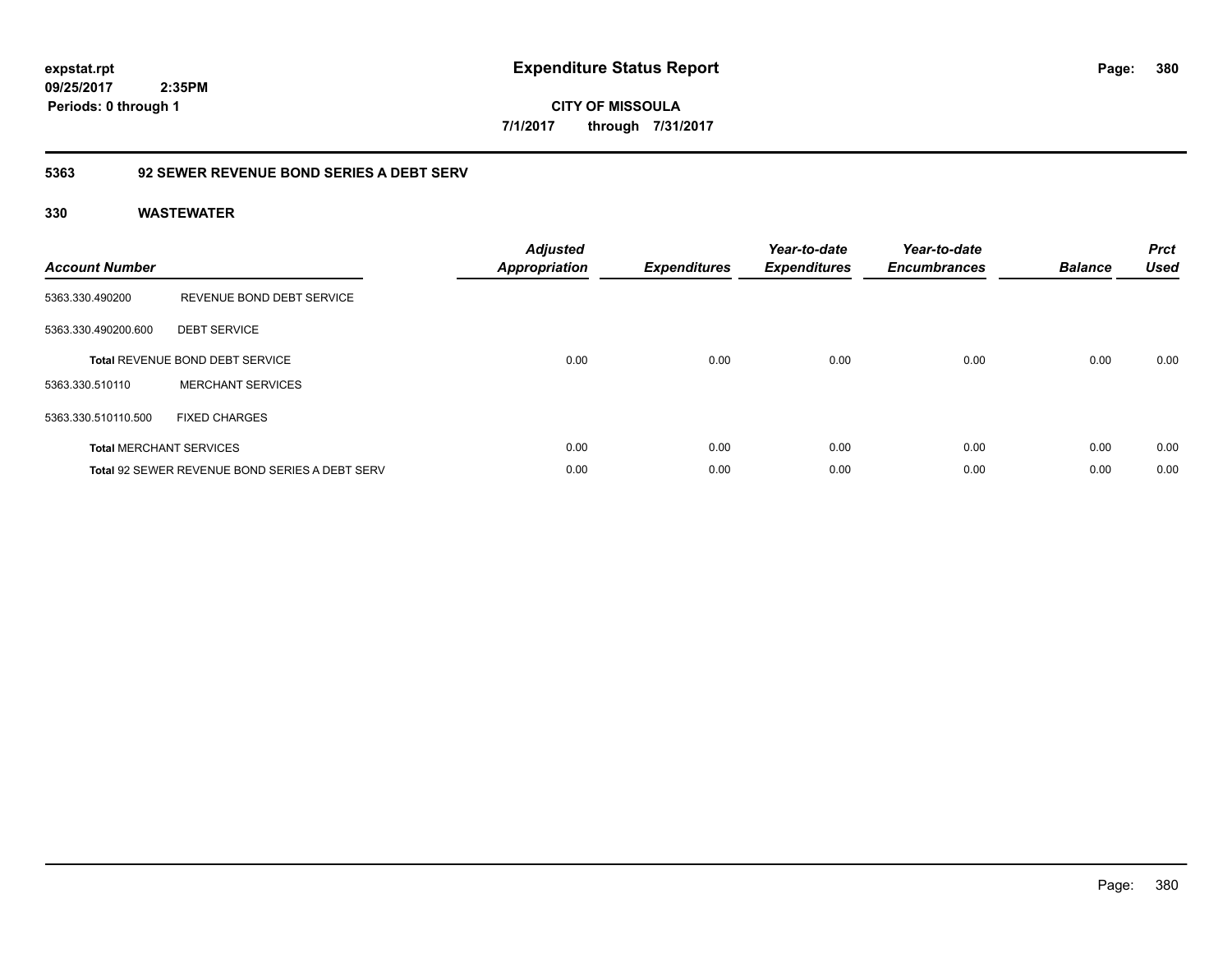# Expenditure Status Report

expstat.rpt
09/25/2017 2:35PM
Periods: 0 through 1

**CITY OF MISSOULA**
**7/1/2017 through 7/31/2017**

## 5363 92 SEWER REVENUE BOND SERIES A DEBT SERV

### 330 WASTEWATER

| Account Number | | Adjusted Appropriation | Expenditures | Year-to-date Expenditures | Year-to-date Encumbrances | Balance | Prct Used |
|---|---|---|---|---|---|---|---|
| 5363.330.490200 | REVENUE BOND DEBT SERVICE | | | | | | |
| 5363.330.490200.600 | DEBT SERVICE | | | | | | |
| **Total** REVENUE BOND DEBT SERVICE | | 0.00 | 0.00 | 0.00 | 0.00 | 0.00 | 0.00 |
| 5363.330.510110 | MERCHANT SERVICES | | | | | | |
| 5363.330.510110.500 | FIXED CHARGES | | | | | | |
| **Total** MERCHANT SERVICES | | 0.00 | 0.00 | 0.00 | 0.00 | 0.00 | 0.00 |
| **Total** 92 SEWER REVENUE BOND SERIES A DEBT SERV | | 0.00 | 0.00 | 0.00 | 0.00 | 0.00 | 0.00 |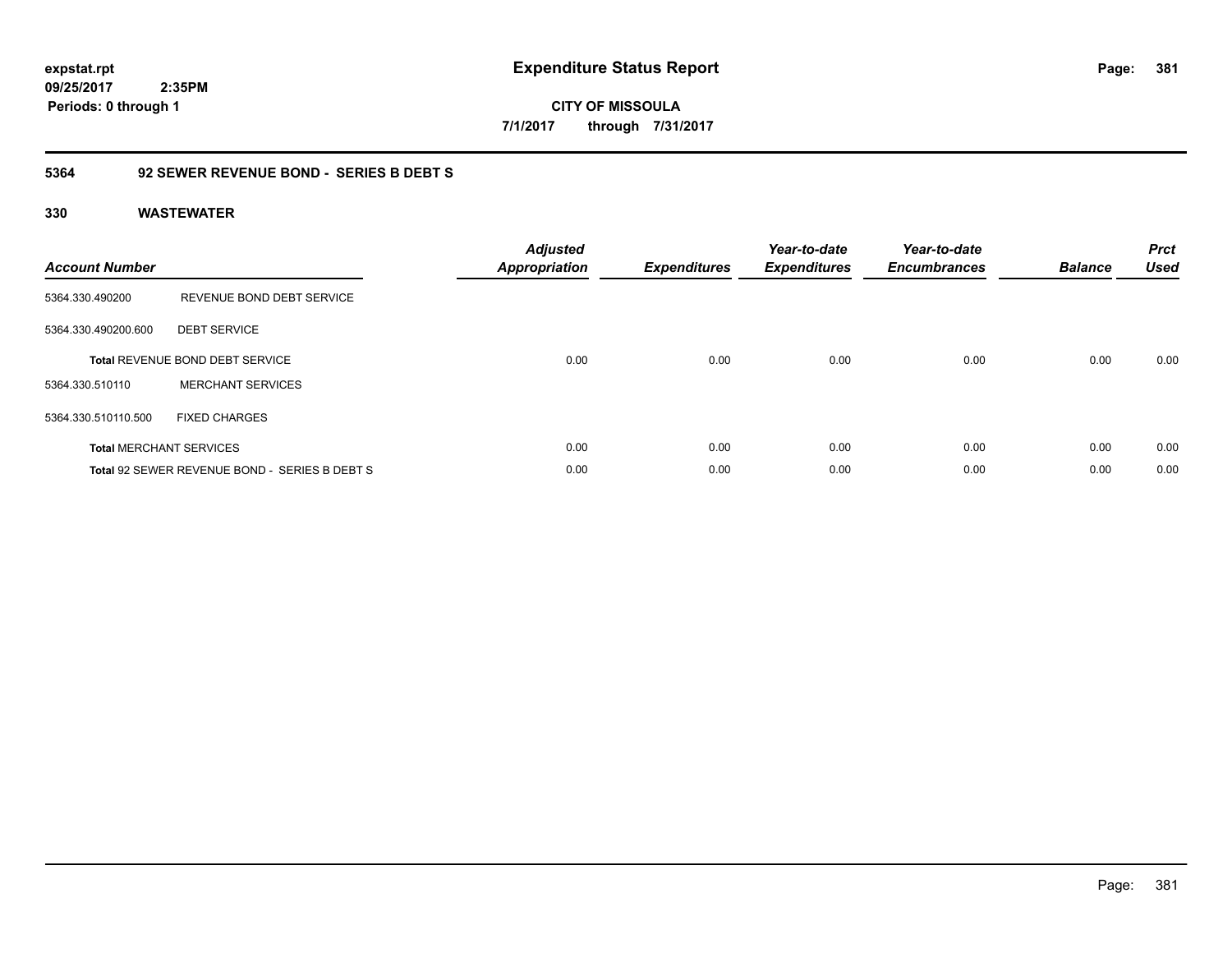expstat.rpt
09/25/2017 2:35PM
Periods: 0 through 1

# Expenditure Status Report

**CITY OF MISSOULA**
**7/1/2017 through 7/31/2017**

## 5364 92 SEWER REVENUE BOND - SERIES B DEBT S

### 330 WASTEWATER

| Account Number | | Adjusted Appropriation | Expenditures | Year-to-date Expenditures | Year-to-date Encumbrances | Balance | Prct Used |
|---|---|---|---|---|---|---|---|
| 5364.330.490200 | REVENUE BOND DEBT SERVICE | | | | | | |
| 5364.330.490200.600 | DEBT SERVICE | | | | | | |
| **Total** REVENUE BOND DEBT SERVICE | | 0.00 | 0.00 | 0.00 | 0.00 | 0.00 | 0.00 |
| 5364.330.510110 | MERCHANT SERVICES | | | | | | |
| 5364.330.510110.500 | FIXED CHARGES | | | | | | |
| **Total** MERCHANT SERVICES | | 0.00 | 0.00 | 0.00 | 0.00 | 0.00 | 0.00 |
| **Total** 92 SEWER REVENUE BOND - SERIES B DEBT S | | 0.00 | 0.00 | 0.00 | 0.00 | 0.00 | 0.00 |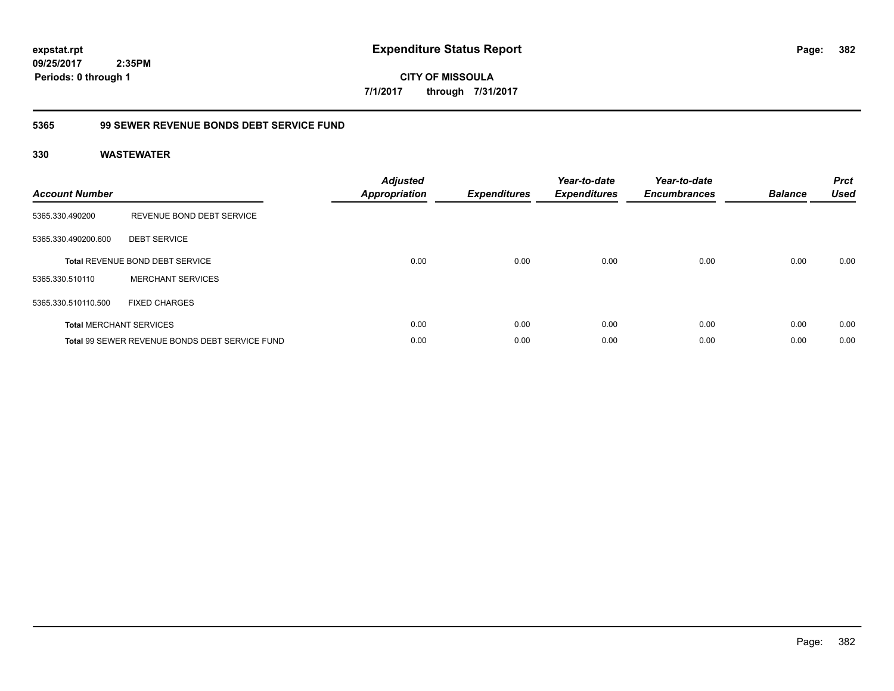**expstat.rpt**
**09/25/2017 2:35PM**
**Periods: 0 through 1**

# Expenditure Status Report

**CITY OF MISSOULA**
**7/1/2017 through 7/31/2017**

## 5365 99 SEWER REVENUE BONDS DEBT SERVICE FUND

### 330 WASTEWATER

| Account Number | | Adjusted Appropriation | Expenditures | Year-to-date Expenditures | Year-to-date Encumbrances | Balance | Prct Used |
|---|---|---|---|---|---|---|---|
| 5365.330.490200 | REVENUE BOND DEBT SERVICE | | | | | | |
| 5365.330.490200.600 | DEBT SERVICE | | | | | | |
| **Total** REVENUE BOND DEBT SERVICE | | 0.00 | 0.00 | 0.00 | 0.00 | 0.00 | 0.00 |
| 5365.330.510110 | MERCHANT SERVICES | | | | | | |
| 5365.330.510110.500 | FIXED CHARGES | | | | | | |
| **Total** MERCHANT SERVICES | | 0.00 | 0.00 | 0.00 | 0.00 | 0.00 | 0.00 |
| **Total** 99 SEWER REVENUE BONDS DEBT SERVICE FUND | | 0.00 | 0.00 | 0.00 | 0.00 | 0.00 | 0.00 |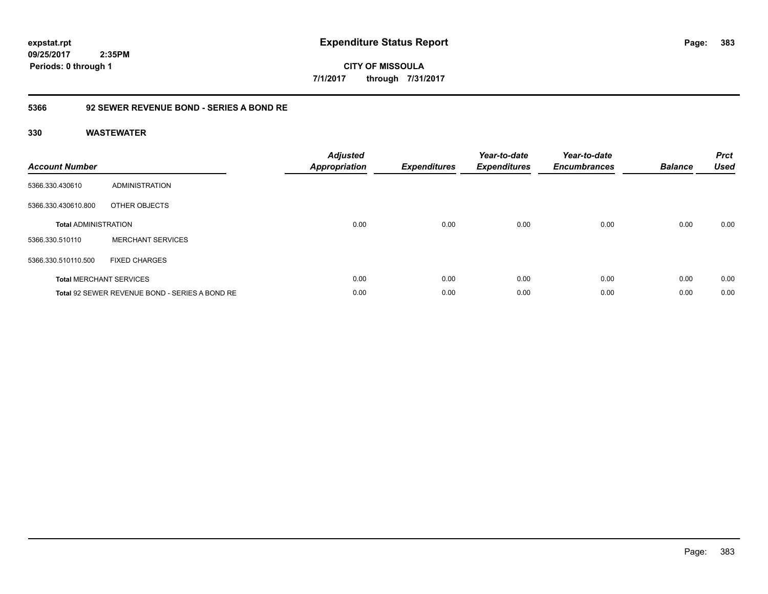**expstat.rpt**
**09/25/2017 2:35PM**
**Periods: 0 through 1**

# Expenditure Status Report

**CITY OF MISSOULA**
**7/1/2017 through 7/31/2017**

## 5366 92 SEWER REVENUE BOND - SERIES A BOND RE

### 330 WASTEWATER

| Account Number | | Adjusted Appropriation | Expenditures | Year-to-date Expenditures | Year-to-date Encumbrances | Balance | Prct Used |
|---|---|---|---|---|---|---|---|
| 5366.330.430610 | ADMINISTRATION | | | | | | |
| 5366.330.430610.800 | OTHER OBJECTS | | | | | | |
| **Total** ADMINISTRATION | | 0.00 | 0.00 | 0.00 | 0.00 | 0.00 | 0.00 |
| 5366.330.510110 | MERCHANT SERVICES | | | | | | |
| 5366.330.510110.500 | FIXED CHARGES | | | | | | |
| **Total** MERCHANT SERVICES | | 0.00 | 0.00 | 0.00 | 0.00 | 0.00 | 0.00 |
| **Total** 92 SEWER REVENUE BOND - SERIES A BOND RE | | 0.00 | 0.00 | 0.00 | 0.00 | 0.00 | 0.00 |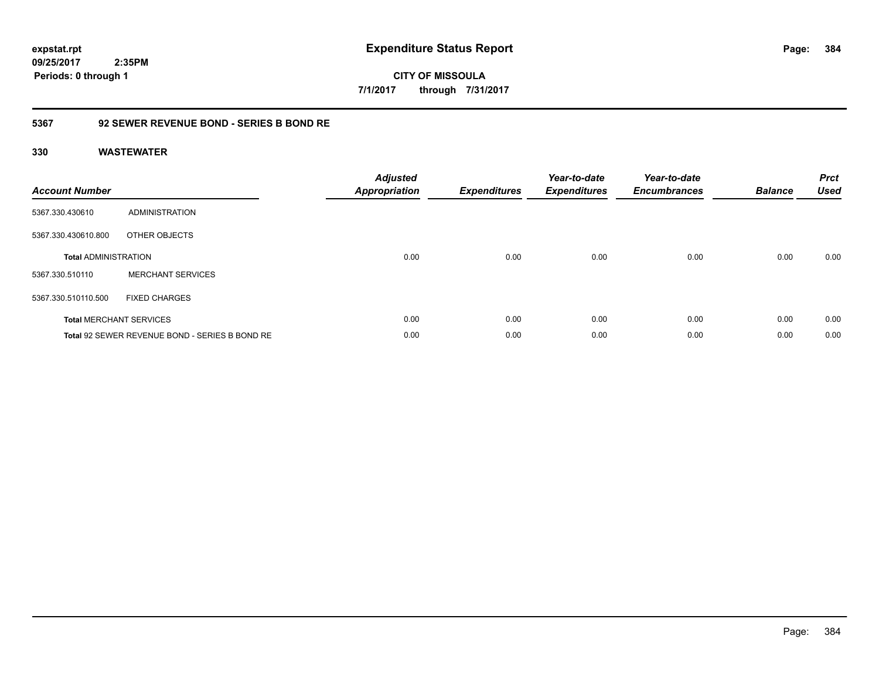**expstat.rpt**
**09/25/2017 2:35PM**
**Periods: 0 through 1**

# Expenditure Status Report

**CITY OF MISSOULA**
**7/1/2017 through 7/31/2017**

## 5367 92 SEWER REVENUE BOND - SERIES B BOND RE

### 330 WASTEWATER

| Account Number | | Adjusted Appropriation | Expenditures | Year-to-date Expenditures | Year-to-date Encumbrances | Balance | Prct Used |
|---|---|---|---|---|---|---|---|
| 5367.330.430610 | ADMINISTRATION | | | | | | |
| 5367.330.430610.800 | OTHER OBJECTS | | | | | | |
| **Total** ADMINISTRATION | | 0.00 | 0.00 | 0.00 | 0.00 | 0.00 | 0.00 |
| 5367.330.510110 | MERCHANT SERVICES | | | | | | |
| 5367.330.510110.500 | FIXED CHARGES | | | | | | |
| **Total** MERCHANT SERVICES | | 0.00 | 0.00 | 0.00 | 0.00 | 0.00 | 0.00 |
| **Total** 92 SEWER REVENUE BOND - SERIES B BOND RE | | 0.00 | 0.00 | 0.00 | 0.00 | 0.00 | 0.00 |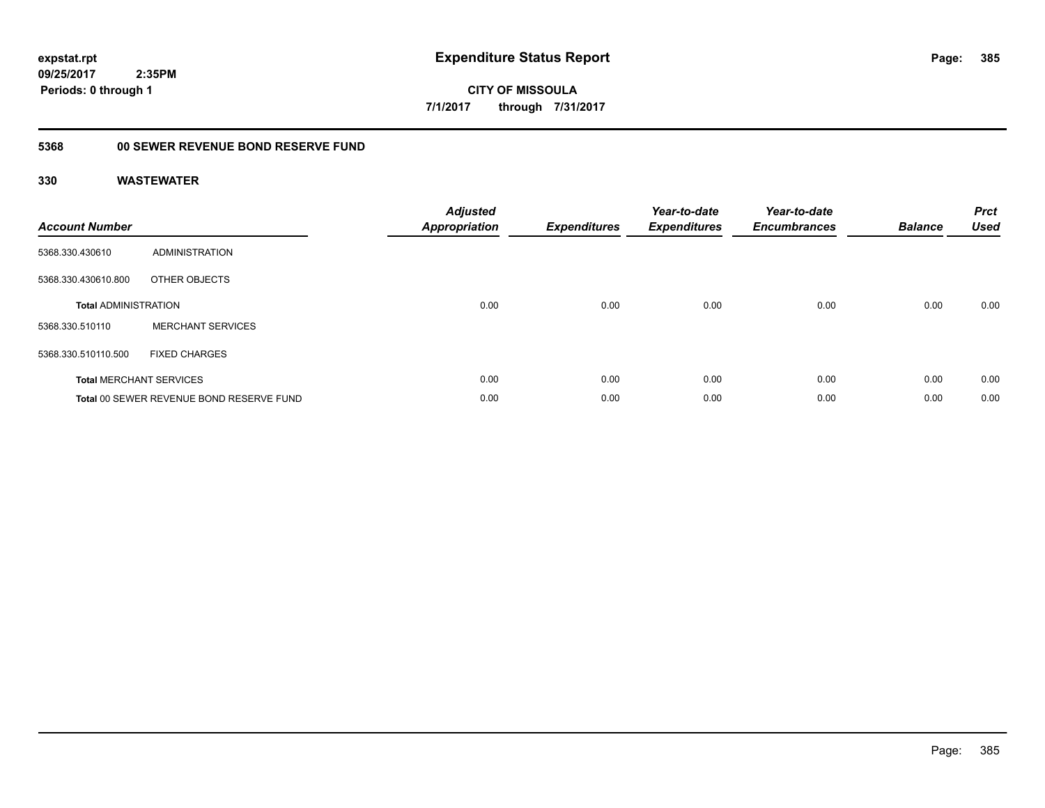# Expenditure Status Report

expstat.rpt
09/25/2017 2:35PM
Periods: 0 through 1

**CITY OF MISSOULA**
**7/1/2017 through 7/31/2017**

## 5368 00 SEWER REVENUE BOND RESERVE FUND

### 330 WASTEWATER

| Account Number | | Adjusted Appropriation | Expenditures | Year-to-date Expenditures | Year-to-date Encumbrances | Balance | Prct Used |
|---|---|---|---|---|---|---|---|
| 5368.330.430610 | ADMINISTRATION | | | | | | |
| 5368.330.430610.800 | OTHER OBJECTS | | | | | | |
| **Total** ADMINISTRATION | | 0.00 | 0.00 | 0.00 | 0.00 | 0.00 | 0.00 |
| 5368.330.510110 | MERCHANT SERVICES | | | | | | |
| 5368.330.510110.500 | FIXED CHARGES | | | | | | |
| **Total** MERCHANT SERVICES | | 0.00 | 0.00 | 0.00 | 0.00 | 0.00 | 0.00 |
| **Total** 00 SEWER REVENUE BOND RESERVE FUND | | 0.00 | 0.00 | 0.00 | 0.00 | 0.00 | 0.00 |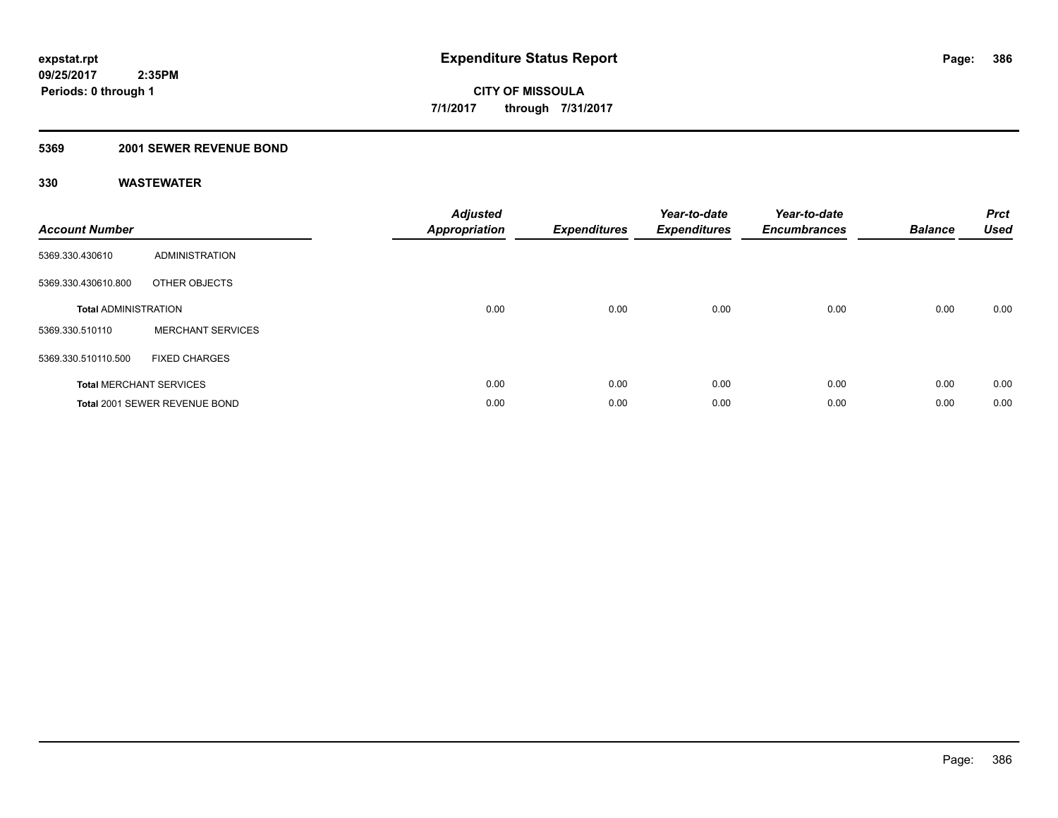**expstat.rpt**
**09/25/2017 2:35PM**
**Periods: 0 through 1**

# Expenditure Status Report

**CITY OF MISSOULA**
**7/1/2017 through 7/31/2017**

## 5369 2001 SEWER REVENUE BOND

### 330 WASTEWATER

| Account Number | | Adjusted Appropriation | Expenditures | Year-to-date Expenditures | Year-to-date Encumbrances | Balance | Prct Used |
|---|---|---|---|---|---|---|---|
| 5369.330.430610 | ADMINISTRATION | | | | | | |
| 5369.330.430610.800 | OTHER OBJECTS | | | | | | |
| **Total** ADMINISTRATION | | 0.00 | 0.00 | 0.00 | 0.00 | 0.00 | 0.00 |
| 5369.330.510110 | MERCHANT SERVICES | | | | | | |
| 5369.330.510110.500 | FIXED CHARGES | | | | | | |
| **Total** MERCHANT SERVICES | | 0.00 | 0.00 | 0.00 | 0.00 | 0.00 | 0.00 |
| **Total** 2001 SEWER REVENUE BOND | | 0.00 | 0.00 | 0.00 | 0.00 | 0.00 | 0.00 |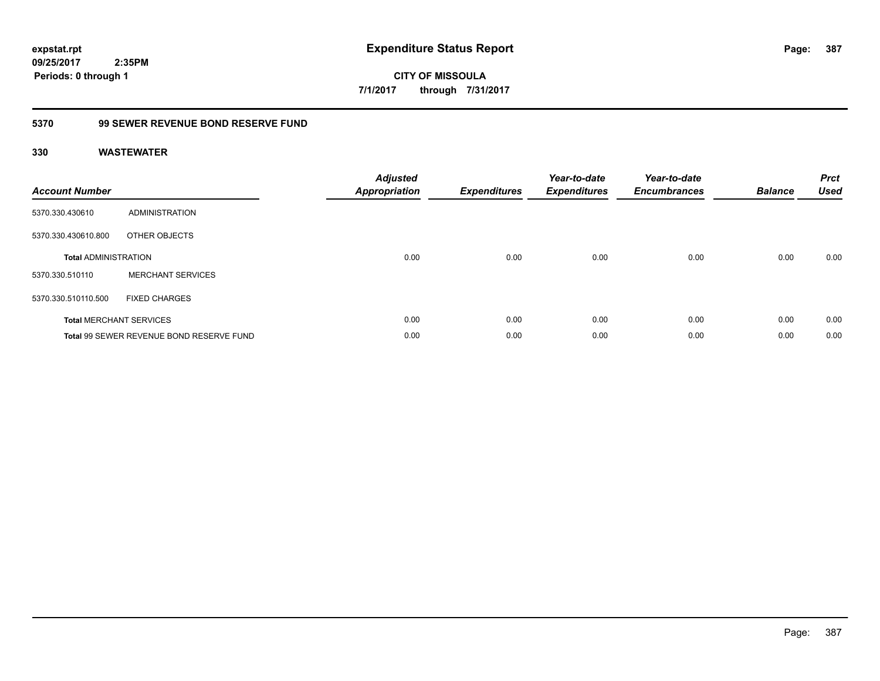**expstat.rpt**
**09/25/2017 2:35PM**
**Periods: 0 through 1**

# Expenditure Status Report

**CITY OF MISSOULA**
**7/1/2017 through 7/31/2017**

## 5370 99 SEWER REVENUE BOND RESERVE FUND

### 330 WASTEWATER

| Account Number | | Adjusted Appropriation | Expenditures | Year-to-date Expenditures | Year-to-date Encumbrances | Balance | Prct Used |
|---|---|---|---|---|---|---|---|
| 5370.330.430610 | ADMINISTRATION | | | | | | |
| 5370.330.430610.800 | OTHER OBJECTS | | | | | | |
| **Total** ADMINISTRATION | | 0.00 | 0.00 | 0.00 | 0.00 | 0.00 | 0.00 |
| 5370.330.510110 | MERCHANT SERVICES | | | | | | |
| 5370.330.510110.500 | FIXED CHARGES | | | | | | |
| **Total** MERCHANT SERVICES | | 0.00 | 0.00 | 0.00 | 0.00 | 0.00 | 0.00 |
| **Total** 99 SEWER REVENUE BOND RESERVE FUND | | 0.00 | 0.00 | 0.00 | 0.00 | 0.00 | 0.00 |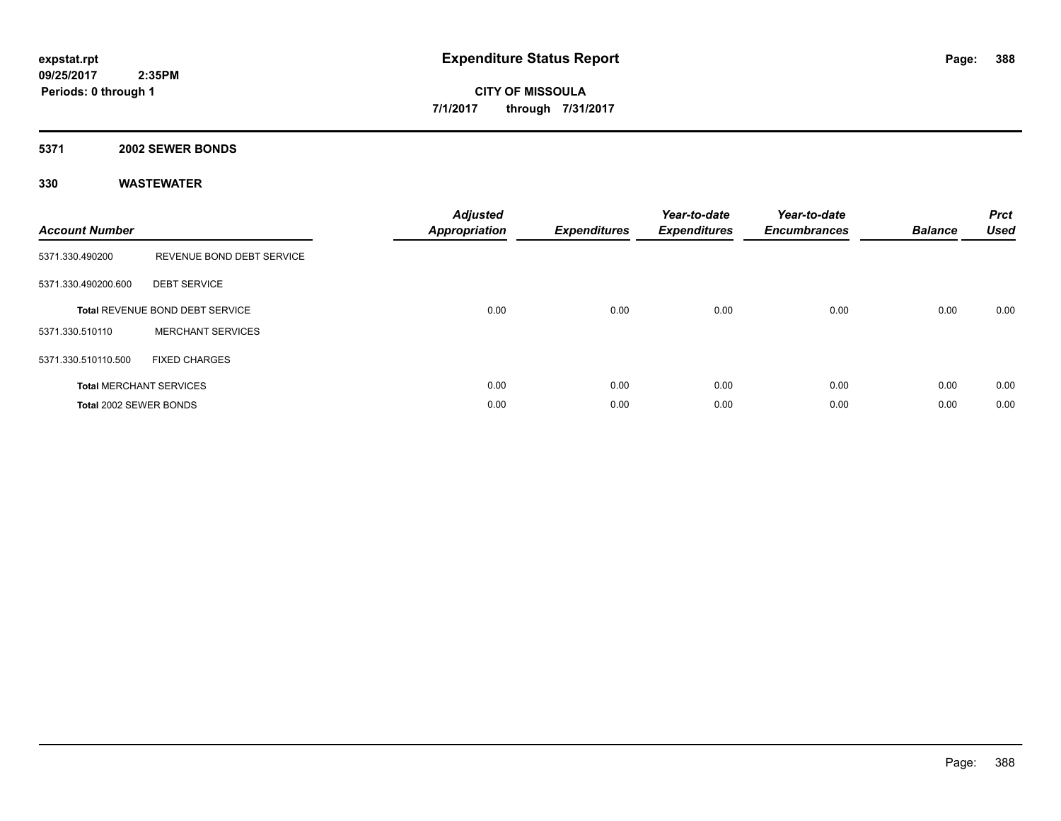# Expenditure Status Report

**CITY OF MISSOULA**

**7/1/2017 through 7/31/2017**

expstat.rpt
09/25/2017 2:35PM
Periods: 0 through 1

## 5371 2002 SEWER BONDS

### 330 WASTEWATER

| Account Number | | Adjusted Appropriation | Expenditures | Year-to-date Expenditures | Year-to-date Encumbrances | Balance | Prct Used |
|---|---|---|---|---|---|---|---|
| 5371.330.490200 | REVENUE BOND DEBT SERVICE | | | | | | |
| 5371.330.490200.600 | DEBT SERVICE | | | | | | |
| **Total** REVENUE BOND DEBT SERVICE | | 0.00 | 0.00 | 0.00 | 0.00 | 0.00 | 0.00 |
| 5371.330.510110 | MERCHANT SERVICES | | | | | | |
| 5371.330.510110.500 | FIXED CHARGES | | | | | | |
| **Total** MERCHANT SERVICES | | 0.00 | 0.00 | 0.00 | 0.00 | 0.00 | 0.00 |
| **Total** 2002 SEWER BONDS | | 0.00 | 0.00 | 0.00 | 0.00 | 0.00 | 0.00 |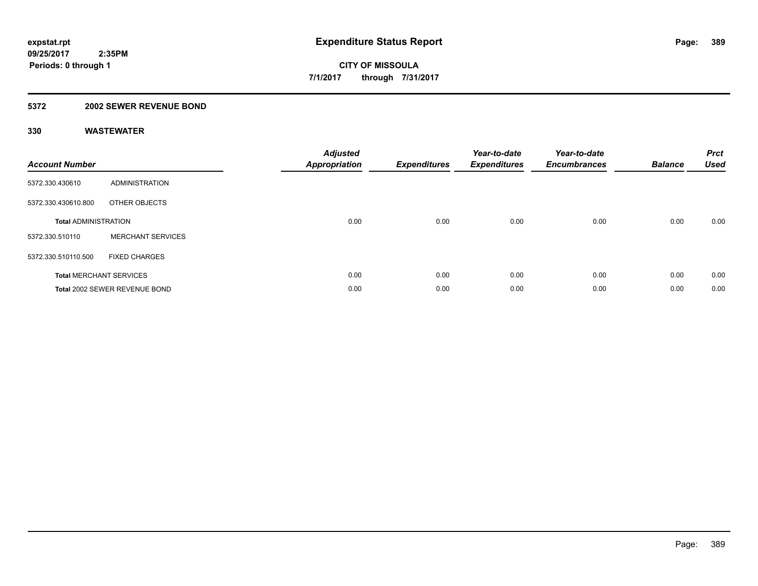**expstat.rpt**
**09/25/2017 2:35PM**
**Periods: 0 through 1**

# Expenditure Status Report

**CITY OF MISSOULA**
**7/1/2017 through 7/31/2017**

## 5372 2002 SEWER REVENUE BOND

### 330 WASTEWATER

| Account Number | | Adjusted Appropriation | Expenditures | Year-to-date Expenditures | Year-to-date Encumbrances | Balance | Prct Used |
|---|---|---|---|---|---|---|---|
| 5372.330.430610 | ADMINISTRATION | | | | | | |
| 5372.330.430610.800 | OTHER OBJECTS | | | | | | |
| **Total** ADMINISTRATION | | 0.00 | 0.00 | 0.00 | 0.00 | 0.00 | 0.00 |
| 5372.330.510110 | MERCHANT SERVICES | | | | | | |
| 5372.330.510110.500 | FIXED CHARGES | | | | | | |
| **Total** MERCHANT SERVICES | | 0.00 | 0.00 | 0.00 | 0.00 | 0.00 | 0.00 |
| **Total** 2002 SEWER REVENUE BOND | | 0.00 | 0.00 | 0.00 | 0.00 | 0.00 | 0.00 |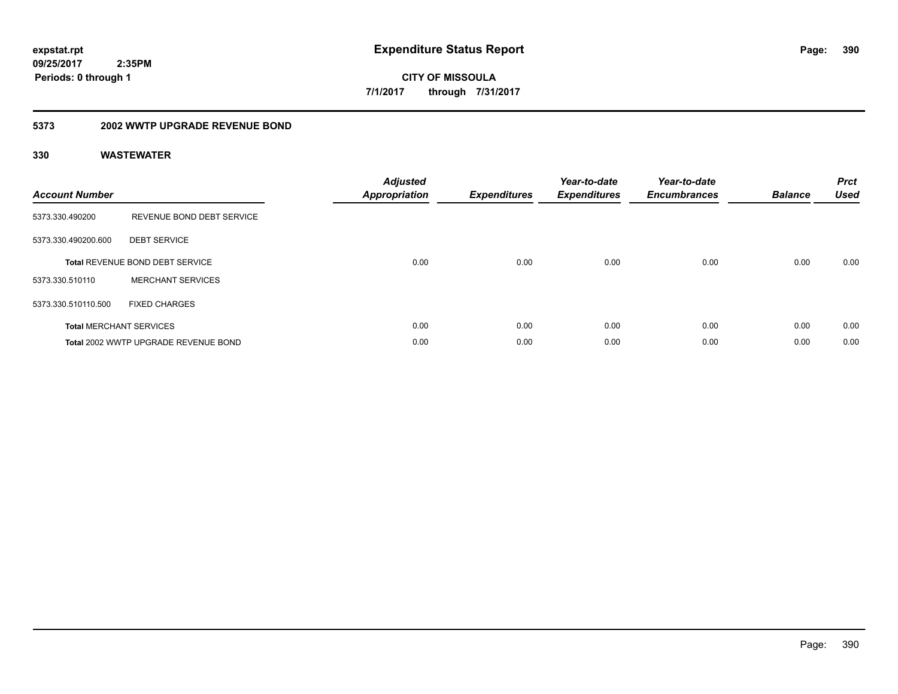**expstat.rpt**
**09/25/2017 2:35PM**
**Periods: 0 through 1**

# Expenditure Status Report

**CITY OF MISSOULA**
**7/1/2017 through 7/31/2017**

## 5373 2002 WWTP UPGRADE REVENUE BOND

### 330 WASTEWATER

| Account Number | | Adjusted Appropriation | Expenditures | Year-to-date Expenditures | Year-to-date Encumbrances | Balance | Prct Used |
|---|---|---|---|---|---|---|---|
| 5373.330.490200 | REVENUE BOND DEBT SERVICE | | | | | | |
| 5373.330.490200.600 | DEBT SERVICE | | | | | | |
| **Total** REVENUE BOND DEBT SERVICE | | 0.00 | 0.00 | 0.00 | 0.00 | 0.00 | 0.00 |
| 5373.330.510110 | MERCHANT SERVICES | | | | | | |
| 5373.330.510110.500 | FIXED CHARGES | | | | | | |
| **Total** MERCHANT SERVICES | | 0.00 | 0.00 | 0.00 | 0.00 | 0.00 | 0.00 |
| **Total** 2002 WWTP UPGRADE REVENUE BOND | | 0.00 | 0.00 | 0.00 | 0.00 | 0.00 | 0.00 |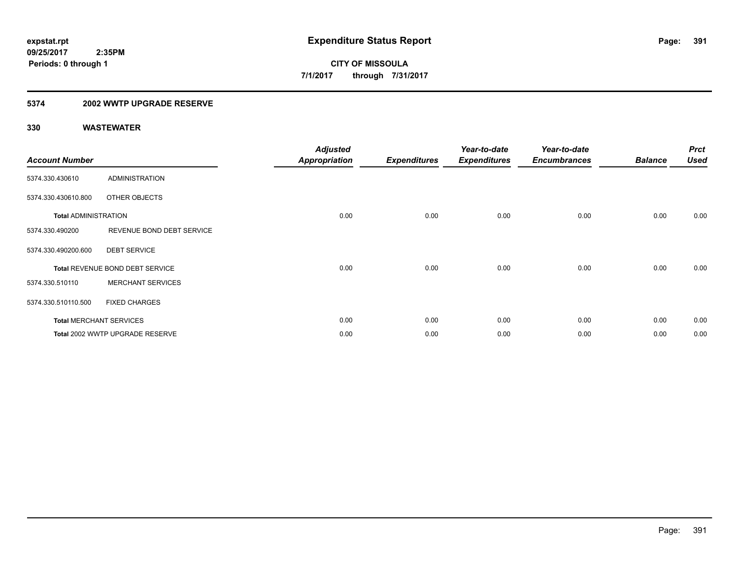# Expenditure Status Report

expstat.rpt
09/25/2017 2:35PM
Periods: 0 through 1

**CITY OF MISSOULA**
**7/1/2017 through 7/31/2017**

## 5374 2002 WWTP UPGRADE RESERVE

### 330 WASTEWATER

| Account Number | | Adjusted Appropriation | Expenditures | Year-to-date Expenditures | Year-to-date Encumbrances | Balance | Prct Used |
|---|---|---|---|---|---|---|---|
| 5374.330.430610 | ADMINISTRATION | | | | | | |
| 5374.330.430610.800 | OTHER OBJECTS | | | | | | |
| **Total** ADMINISTRATION | | 0.00 | 0.00 | 0.00 | 0.00 | 0.00 | 0.00 |
| 5374.330.490200 | REVENUE BOND DEBT SERVICE | | | | | | |
| 5374.330.490200.600 | DEBT SERVICE | | | | | | |
| **Total** REVENUE BOND DEBT SERVICE | | 0.00 | 0.00 | 0.00 | 0.00 | 0.00 | 0.00 |
| 5374.330.510110 | MERCHANT SERVICES | | | | | | |
| 5374.330.510110.500 | FIXED CHARGES | | | | | | |
| **Total** MERCHANT SERVICES | | 0.00 | 0.00 | 0.00 | 0.00 | 0.00 | 0.00 |
| **Total** 2002 WWTP UPGRADE RESERVE | | 0.00 | 0.00 | 0.00 | 0.00 | 0.00 | 0.00 |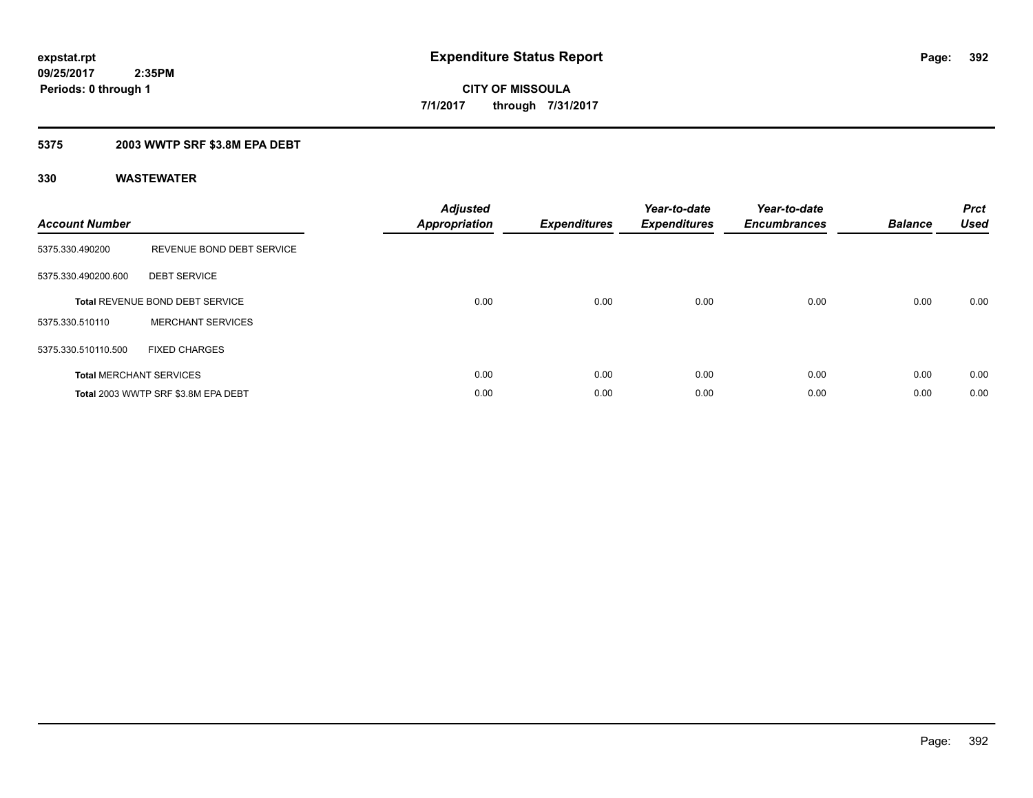**expstat.rpt**
**09/25/2017 2:35PM**
**Periods: 0 through 1**

# Expenditure Status Report

**CITY OF MISSOULA**
**7/1/2017 through 7/31/2017**

## 5375 2003 WWTP SRF $3.8M EPA DEBT

### 330 WASTEWATER

| Account Number | | Adjusted Appropriation | Expenditures | Year-to-date Expenditures | Year-to-date Encumbrances | Balance | Prct Used |
|---|---|---|---|---|---|---|---|
| 5375.330.490200 | REVENUE BOND DEBT SERVICE | | | | | | |
| 5375.330.490200.600 | DEBT SERVICE | | | | | | |
| Total REVENUE BOND DEBT SERVICE | | 0.00 | 0.00 | 0.00 | 0.00 | 0.00 | 0.00 |
| 5375.330.510110 | MERCHANT SERVICES | | | | | | |
| 5375.330.510110.500 | FIXED CHARGES | | | | | | |
| Total MERCHANT SERVICES | | 0.00 | 0.00 | 0.00 | 0.00 | 0.00 | 0.00 |
| Total 2003 WWTP SRF $3.8M EPA DEBT | | 0.00 | 0.00 | 0.00 | 0.00 | 0.00 | 0.00 |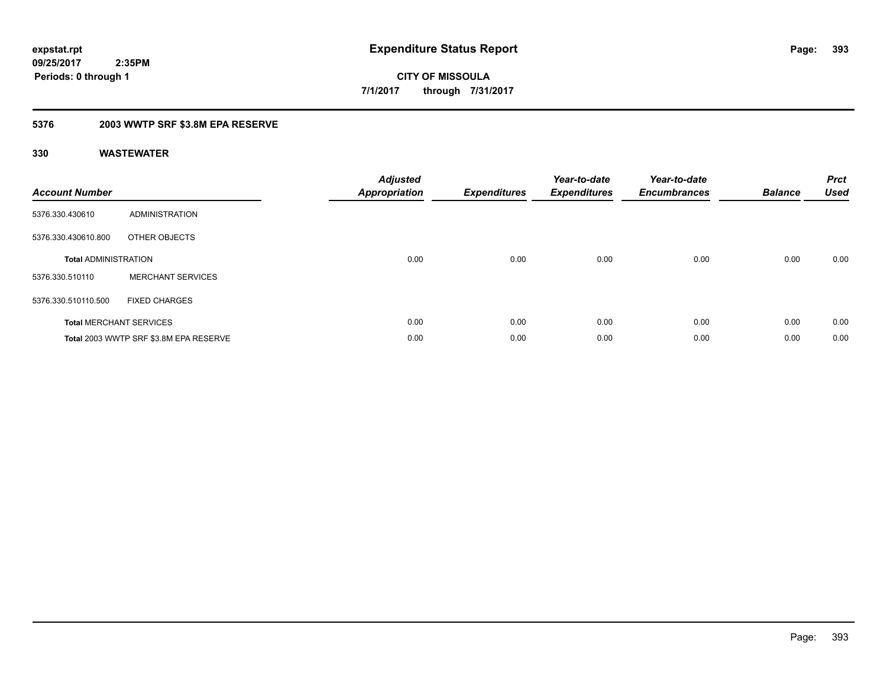# Expenditure Status Report

expstat.rpt
09/25/2017 2:35PM
Periods: 0 through 1

**CITY OF MISSOULA**
**7/1/2017 through 7/31/2017**

## 5376 2003 WWTP SRF $3.8M EPA RESERVE

### 330 WASTEWATER

| Account Number | | Adjusted Appropriation | Expenditures | Year-to-date Expenditures | Year-to-date Encumbrances | Balance | Prct Used |
|---|---|---|---|---|---|---|---|
| 5376.330.430610 | ADMINISTRATION | | | | | | |
| 5376.330.430610.800 | OTHER OBJECTS | | | | | | |
| **Total** ADMINISTRATION | | 0.00 | 0.00 | 0.00 | 0.00 | 0.00 | 0.00 |
| 5376.330.510110 | MERCHANT SERVICES | | | | | | |
| 5376.330.510110.500 | FIXED CHARGES | | | | | | |
| **Total** MERCHANT SERVICES | | 0.00 | 0.00 | 0.00 | 0.00 | 0.00 | 0.00 |
| **Total** 2003 WWTP SRF $3.8M EPA RESERVE | | 0.00 | 0.00 | 0.00 | 0.00 | 0.00 | 0.00 |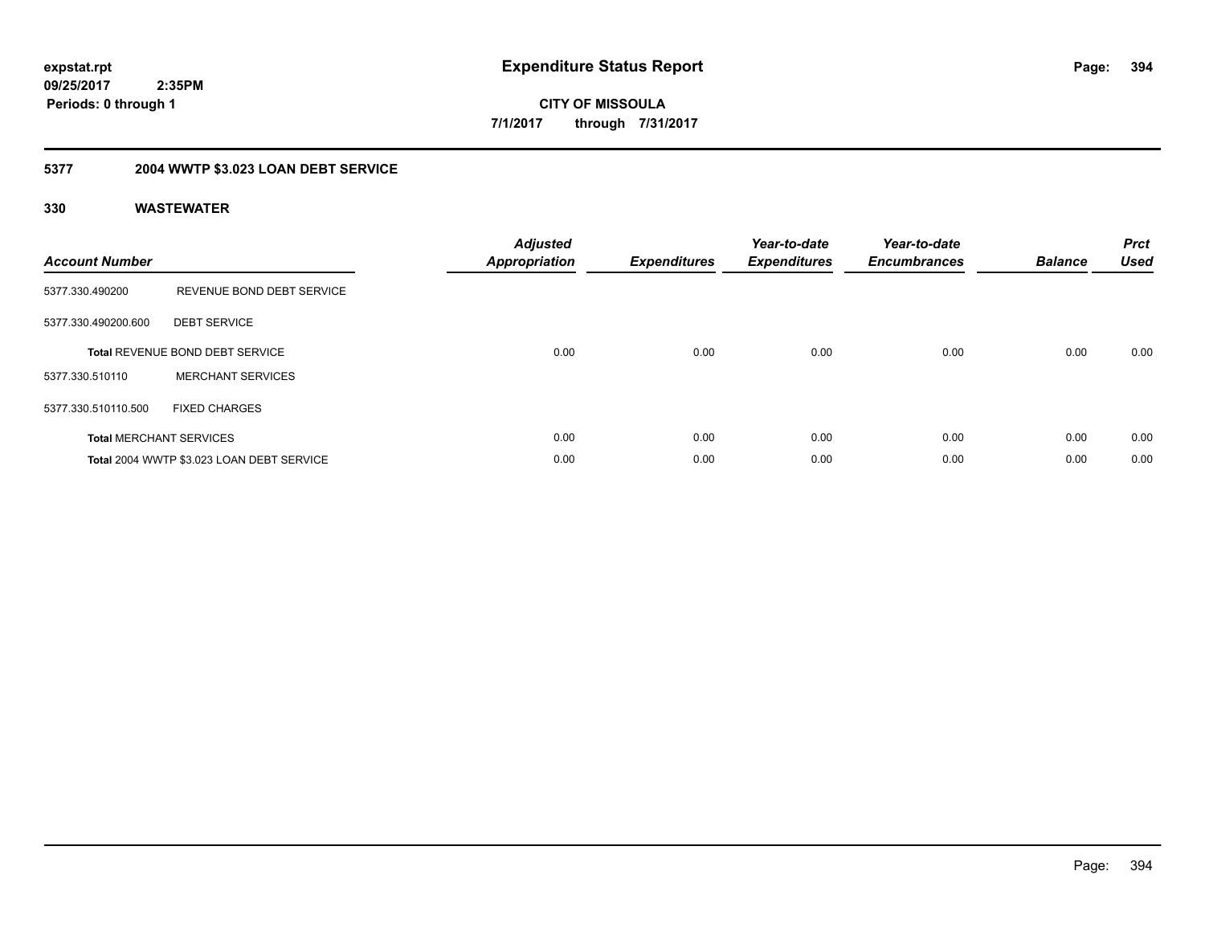expstat.rpt
09/25/2017 2:35PM
Periods: 0 through 1

# Expenditure Status Report

CITY OF MISSOULA
7/1/2017 through 7/31/2017

## 5377 2004 WWTP $3.023 LOAN DEBT SERVICE

### 330 WASTEWATER

| Account Number | | Adjusted Appropriation | Expenditures | Year-to-date Expenditures | Year-to-date Encumbrances | Balance | Prct Used |
|---|---|---|---|---|---|---|---|
| 5377.330.490200 | REVENUE BOND DEBT SERVICE | | | | | | |
| 5377.330.490200.600 | DEBT SERVICE | | | | | | |
| **Total** REVENUE BOND DEBT SERVICE | | 0.00 | 0.00 | 0.00 | 0.00 | 0.00 | 0.00 |
| 5377.330.510110 | MERCHANT SERVICES | | | | | | |
| 5377.330.510110.500 | FIXED CHARGES | | | | | | |
| **Total** MERCHANT SERVICES | | 0.00 | 0.00 | 0.00 | 0.00 | 0.00 | 0.00 |
| **Total** 2004 WWTP $3.023 LOAN DEBT SERVICE | | 0.00 | 0.00 | 0.00 | 0.00 | 0.00 | 0.00 |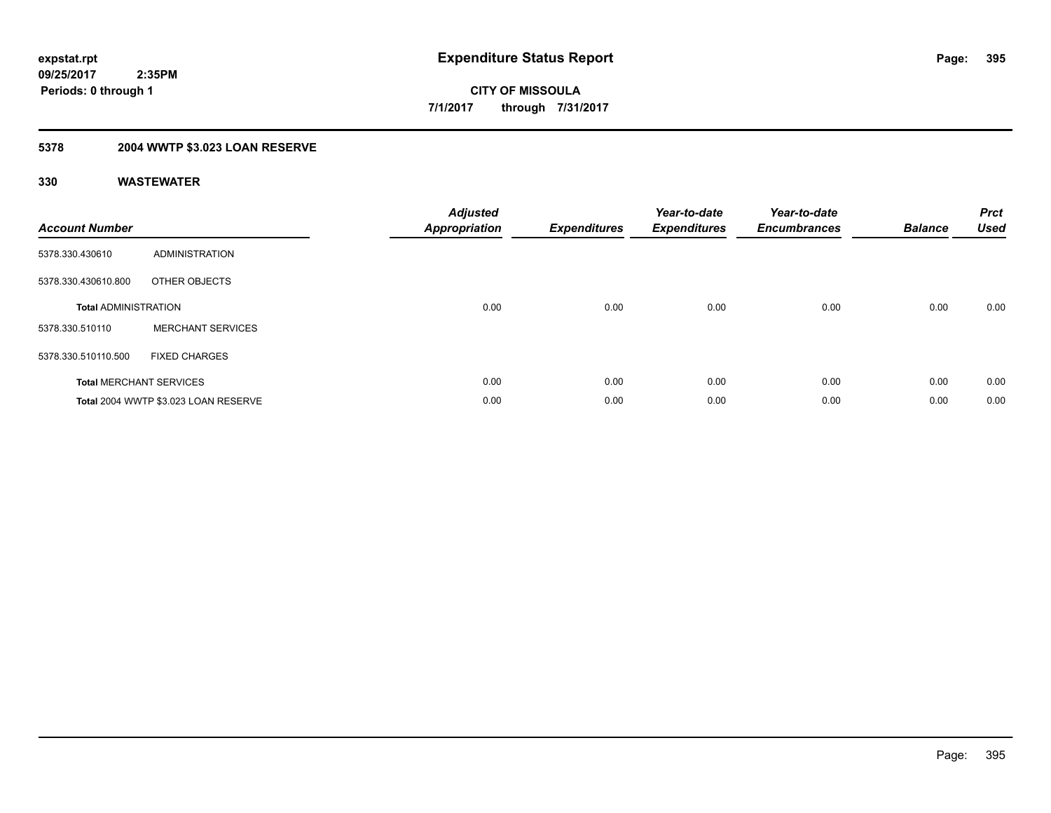**expstat.rpt**
**09/25/2017 2:35PM**
**Periods: 0 through 1**

# Expenditure Status Report

**CITY OF MISSOULA**
**7/1/2017 through 7/31/2017**

## 5378 2004 WWTP $3.023 LOAN RESERVE

### 330 WASTEWATER

| Account Number | | Adjusted Appropriation | Expenditures | Year-to-date Expenditures | Year-to-date Encumbrances | Balance | Prct Used |
|---|---|---|---|---|---|---|---|
| 5378.330.430610 | ADMINISTRATION | | | | | | |
| 5378.330.430610.800 | OTHER OBJECTS | | | | | | |
| **Total** ADMINISTRATION | | 0.00 | 0.00 | 0.00 | 0.00 | 0.00 | 0.00 |
| 5378.330.510110 | MERCHANT SERVICES | | | | | | |
| 5378.330.510110.500 | FIXED CHARGES | | | | | | |
| **Total** MERCHANT SERVICES | | 0.00 | 0.00 | 0.00 | 0.00 | 0.00 | 0.00 |
| **Total** 2004 WWTP $3.023 LOAN RESERVE | | 0.00 | 0.00 | 0.00 | 0.00 | 0.00 | 0.00 |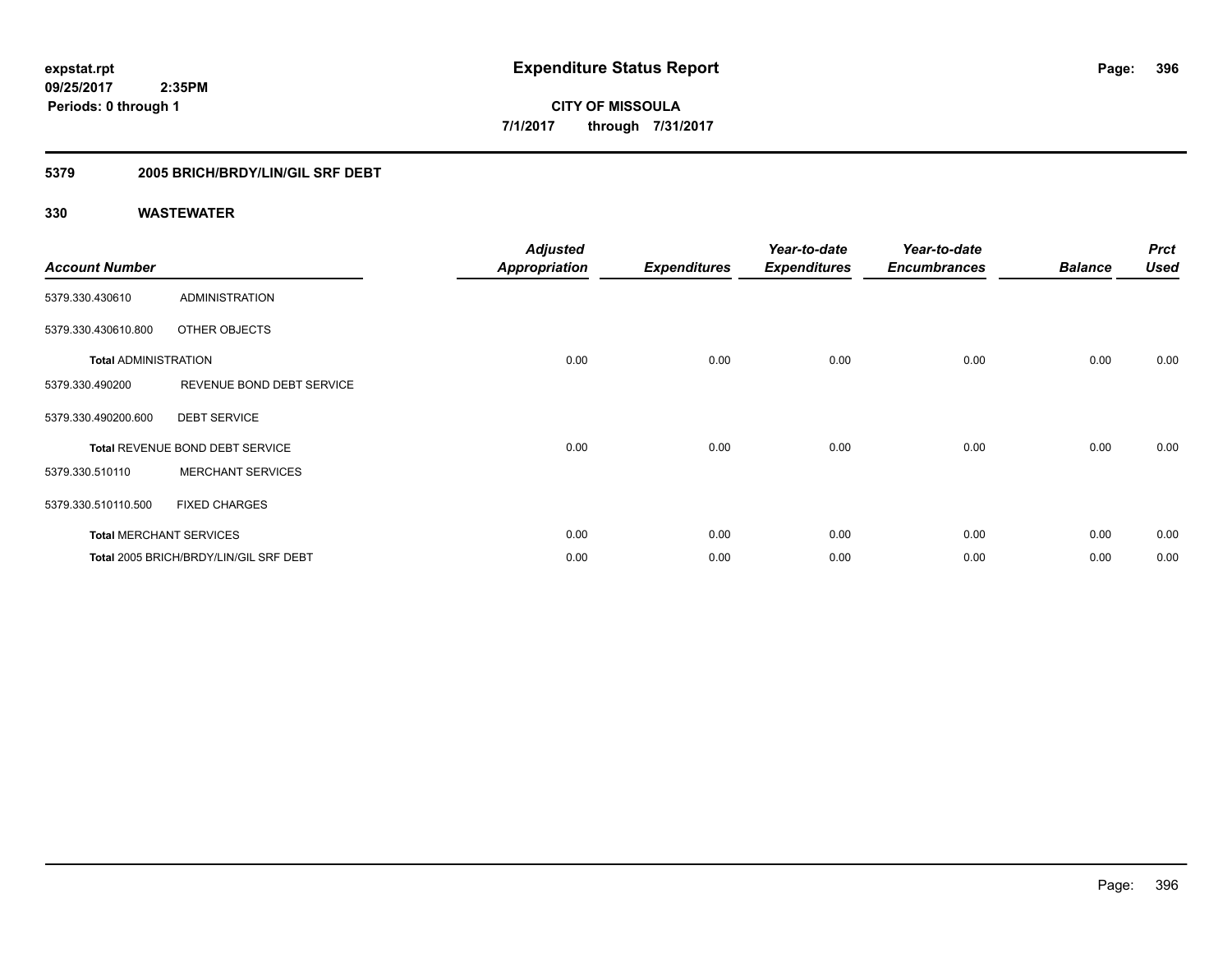expstat.rpt
09/25/2017 2:35PM
Periods: 0 through 1

# Expenditure Status Report

CITY OF MISSOULA
7/1/2017 through 7/31/2017

## 5379 2005 BRICH/BRDY/LIN/GIL SRF DEBT

### 330 WASTEWATER

| Account Number | | Adjusted Appropriation | Expenditures | Year-to-date Expenditures | Year-to-date Encumbrances | Balance | Prct Used |
|---|---|---|---|---|---|---|---|
| 5379.330.430610 | ADMINISTRATION | | | | | | |
| 5379.330.430610.800 | OTHER OBJECTS | | | | | | |
| Total ADMINISTRATION | | 0.00 | 0.00 | 0.00 | 0.00 | 0.00 | 0.00 |
| 5379.330.490200 | REVENUE BOND DEBT SERVICE | | | | | | |
| 5379.330.490200.600 | DEBT SERVICE | | | | | | |
| Total REVENUE BOND DEBT SERVICE | | 0.00 | 0.00 | 0.00 | 0.00 | 0.00 | 0.00 |
| 5379.330.510110 | MERCHANT SERVICES | | | | | | |
| 5379.330.510110.500 | FIXED CHARGES | | | | | | |
| Total MERCHANT SERVICES | | 0.00 | 0.00 | 0.00 | 0.00 | 0.00 | 0.00 |
| Total 2005 BRICH/BRDY/LIN/GIL SRF DEBT | | 0.00 | 0.00 | 0.00 | 0.00 | 0.00 | 0.00 |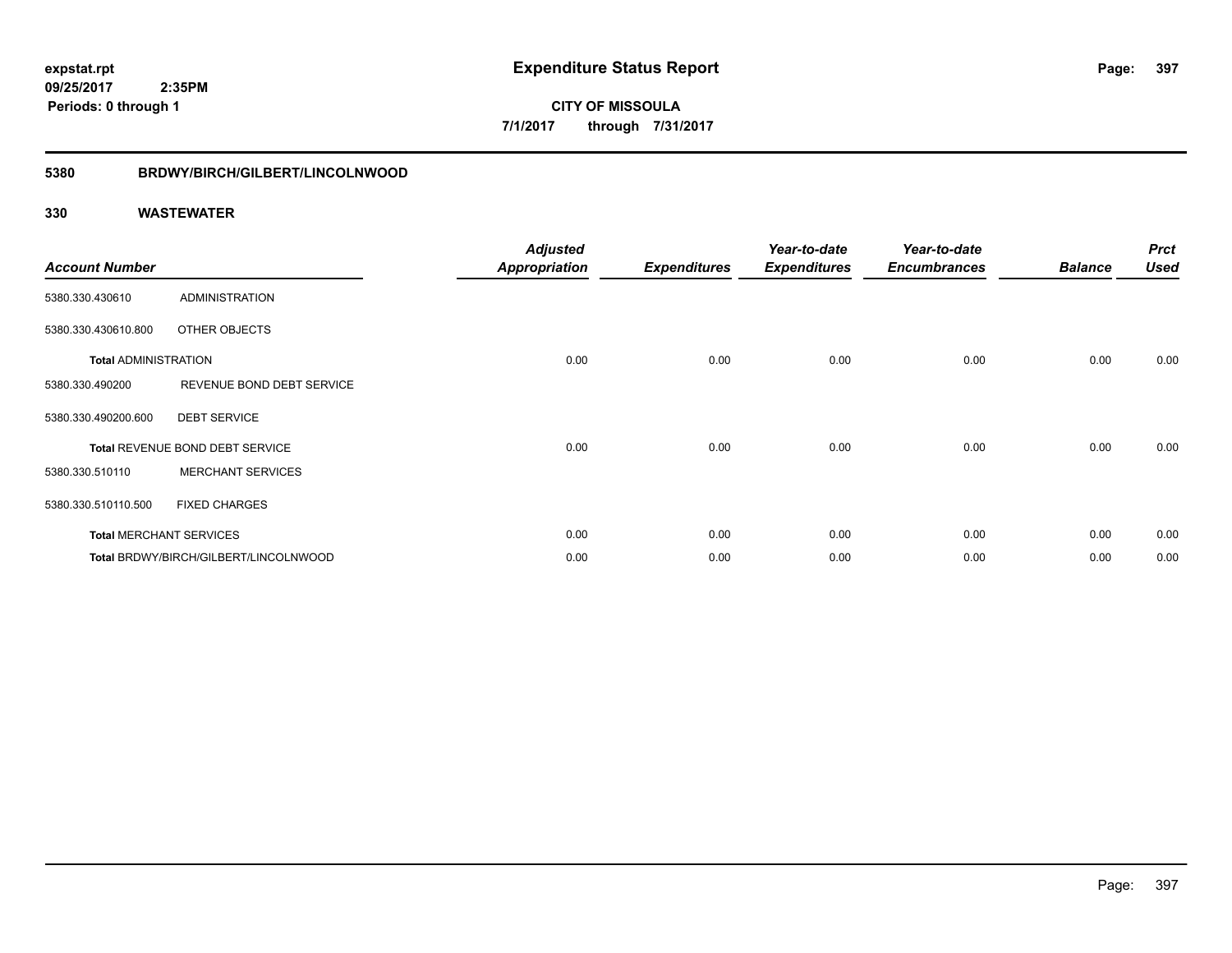**expstat.rpt**
**09/25/2017 2:35PM**
**Periods: 0 through 1**

# Expenditure Status Report

**CITY OF MISSOULA**
**7/1/2017 through 7/31/2017**

## 5380 BRDWY/BIRCH/GILBERT/LINCOLNWOOD

### 330 WASTEWATER

| Account Number | | Adjusted Appropriation | Expenditures | Year-to-date Expenditures | Year-to-date Encumbrances | Balance | Prct Used |
|---|---|---|---|---|---|---|---|
| 5380.330.430610 | ADMINISTRATION | | | | | | |
| 5380.330.430610.800 | OTHER OBJECTS | | | | | | |
| **Total** ADMINISTRATION | | 0.00 | 0.00 | 0.00 | 0.00 | 0.00 | 0.00 |
| 5380.330.490200 | REVENUE BOND DEBT SERVICE | | | | | | |
| 5380.330.490200.600 | DEBT SERVICE | | | | | | |
| **Total** REVENUE BOND DEBT SERVICE | | 0.00 | 0.00 | 0.00 | 0.00 | 0.00 | 0.00 |
| 5380.330.510110 | MERCHANT SERVICES | | | | | | |
| 5380.330.510110.500 | FIXED CHARGES | | | | | | |
| **Total** MERCHANT SERVICES | | 0.00 | 0.00 | 0.00 | 0.00 | 0.00 | 0.00 |
| **Total** BRDWY/BIRCH/GILBERT/LINCOLNWOOD | | 0.00 | 0.00 | 0.00 | 0.00 | 0.00 | 0.00 |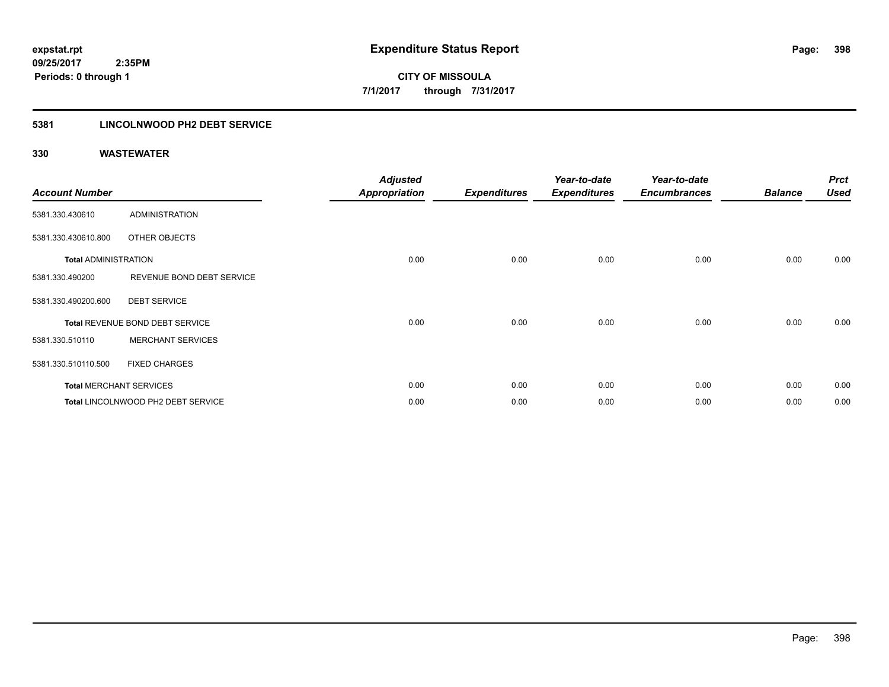# Expenditure Status Report

expstat.rpt
09/25/2017 2:35PM
Periods: 0 through 1

**CITY OF MISSOULA**
**7/1/2017 through 7/31/2017**

## 5381 LINCOLNWOOD PH2 DEBT SERVICE

### 330 WASTEWATER

| Account Number | | Adjusted Appropriation | Expenditures | Year-to-date Expenditures | Year-to-date Encumbrances | Balance | Prct Used |
|---|---|---|---|---|---|---|---|
| 5381.330.430610 | ADMINISTRATION | | | | | | |
| 5381.330.430610.800 | OTHER OBJECTS | | | | | | |
| **Total** ADMINISTRATION | | 0.00 | 0.00 | 0.00 | 0.00 | 0.00 | 0.00 |
| 5381.330.490200 | REVENUE BOND DEBT SERVICE | | | | | | |
| 5381.330.490200.600 | DEBT SERVICE | | | | | | |
| **Total** REVENUE BOND DEBT SERVICE | | 0.00 | 0.00 | 0.00 | 0.00 | 0.00 | 0.00 |
| 5381.330.510110 | MERCHANT SERVICES | | | | | | |
| 5381.330.510110.500 | FIXED CHARGES | | | | | | |
| **Total** MERCHANT SERVICES | | 0.00 | 0.00 | 0.00 | 0.00 | 0.00 | 0.00 |
| **Total** LINCOLNWOOD PH2 DEBT SERVICE | | 0.00 | 0.00 | 0.00 | 0.00 | 0.00 | 0.00 |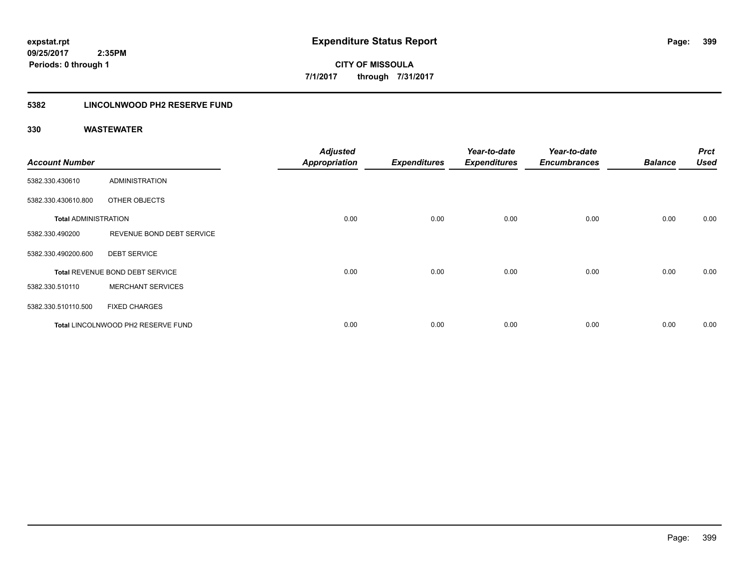# Expenditure Status Report

expstat.rpt
09/25/2017 2:35PM
Periods: 0 through 1

**CITY OF MISSOULA**
**7/1/2017 through 7/31/2017**

## 5382 LINCOLNWOOD PH2 RESERVE FUND

### 330 WASTEWATER

| Account Number | | Adjusted Appropriation | Expenditures | Year-to-date Expenditures | Year-to-date Encumbrances | Balance | Prct Used |
|---|---|---|---|---|---|---|---|
| 5382.330.430610 | ADMINISTRATION | | | | | | |
| 5382.330.430610.800 | OTHER OBJECTS | | | | | | |
| **Total ADMINISTRATION** | | 0.00 | 0.00 | 0.00 | 0.00 | 0.00 | 0.00 |
| 5382.330.490200 | REVENUE BOND DEBT SERVICE | | | | | | |
| 5382.330.490200.600 | DEBT SERVICE | | | | | | |
| **Total** REVENUE BOND DEBT SERVICE | | 0.00 | 0.00 | 0.00 | 0.00 | 0.00 | 0.00 |
| 5382.330.510110 | MERCHANT SERVICES | | | | | | |
| 5382.330.510110.500 | FIXED CHARGES | | | | | | |
| **Total** LINCOLNWOOD PH2 RESERVE FUND | | 0.00 | 0.00 | 0.00 | 0.00 | 0.00 | 0.00 |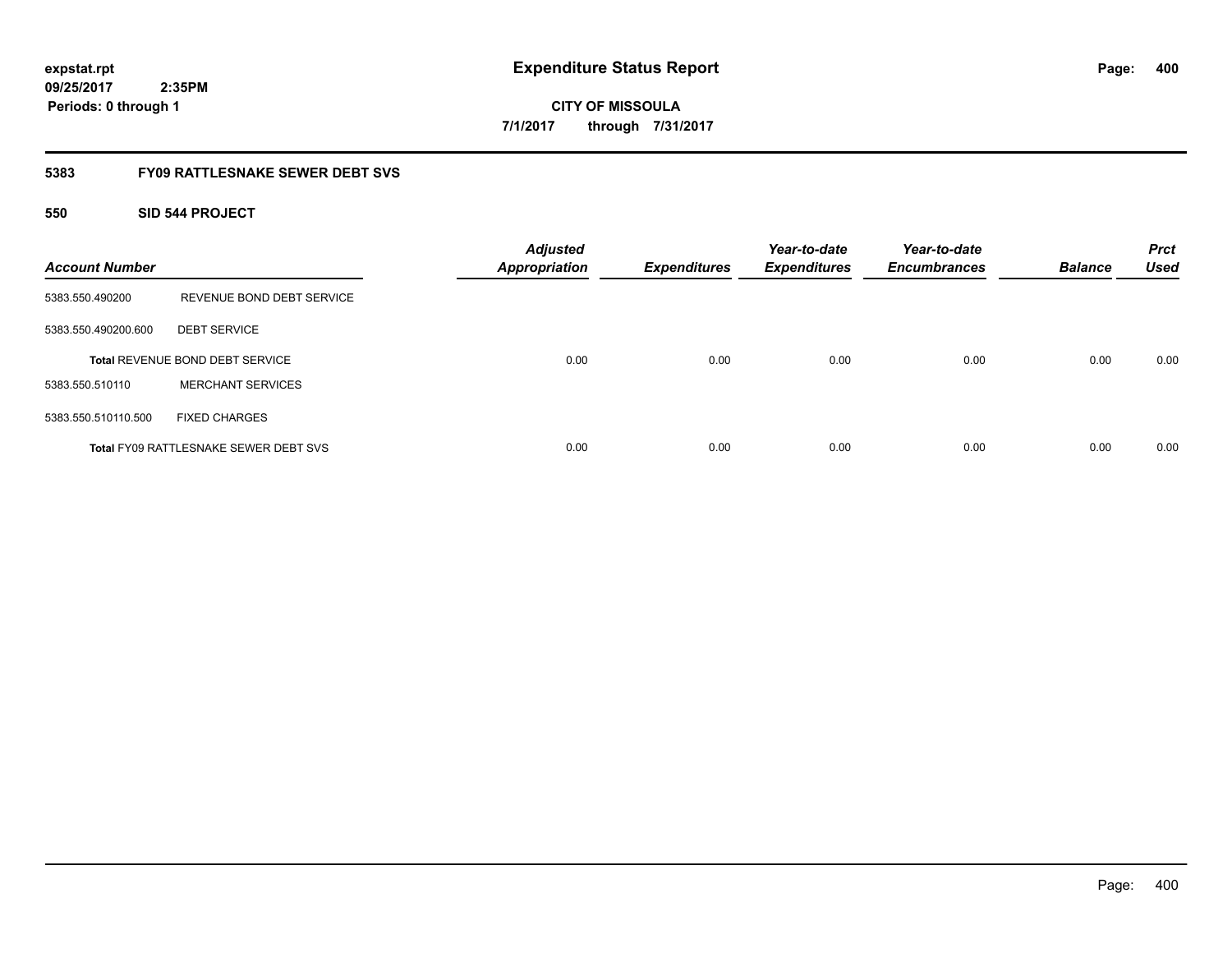expstat.rpt
09/25/2017 2:35PM
Periods: 0 through 1

# Expenditure Status Report

CITY OF MISSOULA
7/1/2017 through 7/31/2017

## 5383 FY09 RATTLESNAKE SEWER DEBT SVS

### 550 SID 544 PROJECT

| Account Number | | Adjusted Appropriation | Expenditures | Year-to-date Expenditures | Year-to-date Encumbrances | Balance | Prct Used |
|---|---|---|---|---|---|---|---|
| 5383.550.490200 | REVENUE BOND DEBT SERVICE | | | | | | |
| 5383.550.490200.600 | DEBT SERVICE | | | | | | |
| **Total** REVENUE BOND DEBT SERVICE | | 0.00 | 0.00 | 0.00 | 0.00 | 0.00 | 0.00 |
| 5383.550.510110 | MERCHANT SERVICES | | | | | | |
| 5383.550.510110.500 | FIXED CHARGES | | | | | | |
| **Total** FY09 RATTLESNAKE SEWER DEBT SVS | | 0.00 | 0.00 | 0.00 | 0.00 | 0.00 | 0.00 |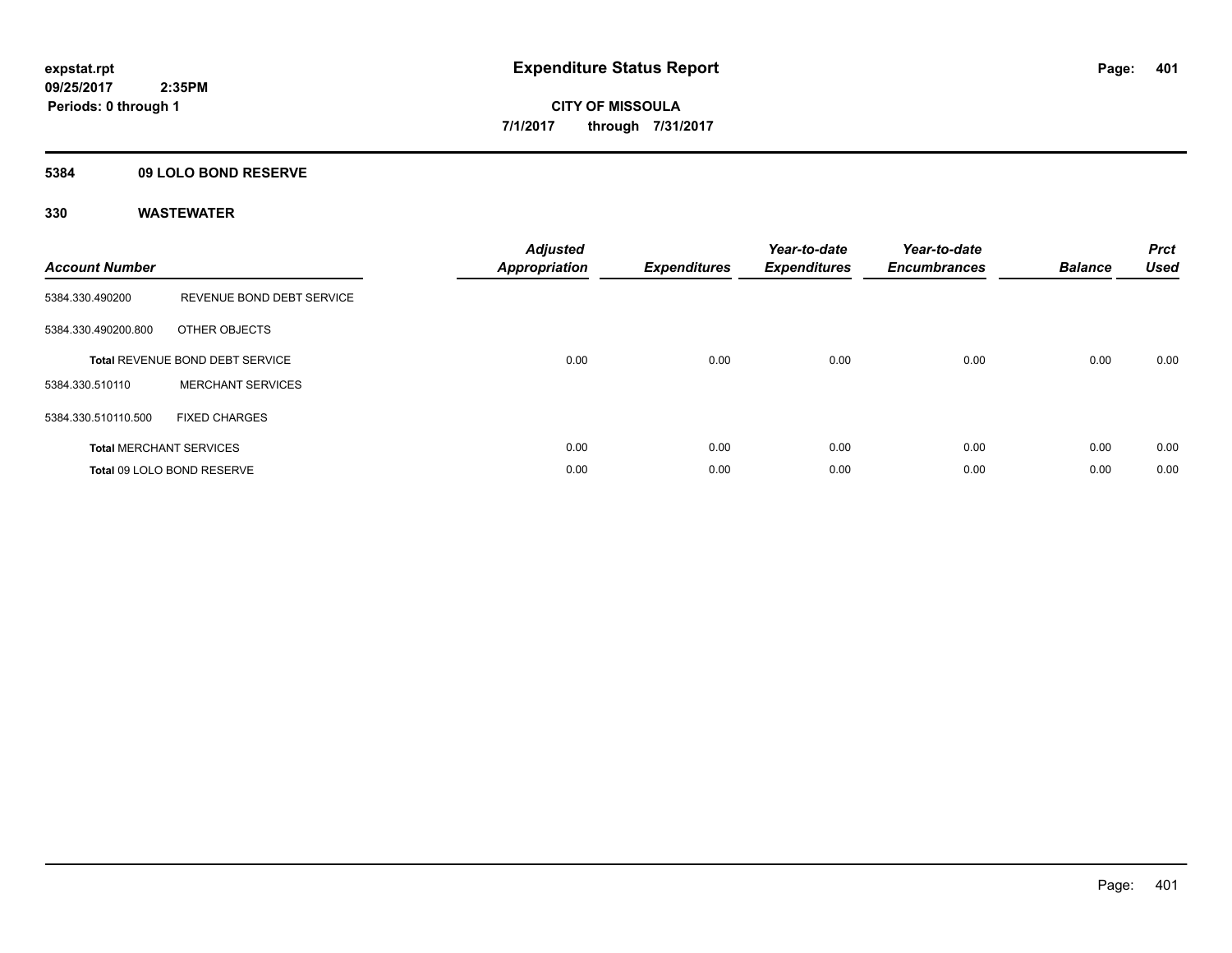**expstat.rpt**
**09/25/2017 2:35PM**
**Periods: 0 through 1**

# Expenditure Status Report

**CITY OF MISSOULA**
**7/1/2017 through 7/31/2017**

## 5384 09 LOLO BOND RESERVE

## 330 WASTEWATER

| Account Number | | Adjusted Appropriation | Expenditures | Year-to-date Expenditures | Year-to-date Encumbrances | Balance | Prct Used |
|---|---|---|---|---|---|---|---|
| 5384.330.490200 | REVENUE BOND DEBT SERVICE | | | | | | |
| 5384.330.490200.800 | OTHER OBJECTS | | | | | | |
| **Total** REVENUE BOND DEBT SERVICE | | 0.00 | 0.00 | 0.00 | 0.00 | 0.00 | 0.00 |
| 5384.330.510110 | MERCHANT SERVICES | | | | | | |
| 5384.330.510110.500 | FIXED CHARGES | | | | | | |
| **Total** MERCHANT SERVICES | | 0.00 | 0.00 | 0.00 | 0.00 | 0.00 | 0.00 |
| **Total** 09 LOLO BOND RESERVE | | 0.00 | 0.00 | 0.00 | 0.00 | 0.00 | 0.00 |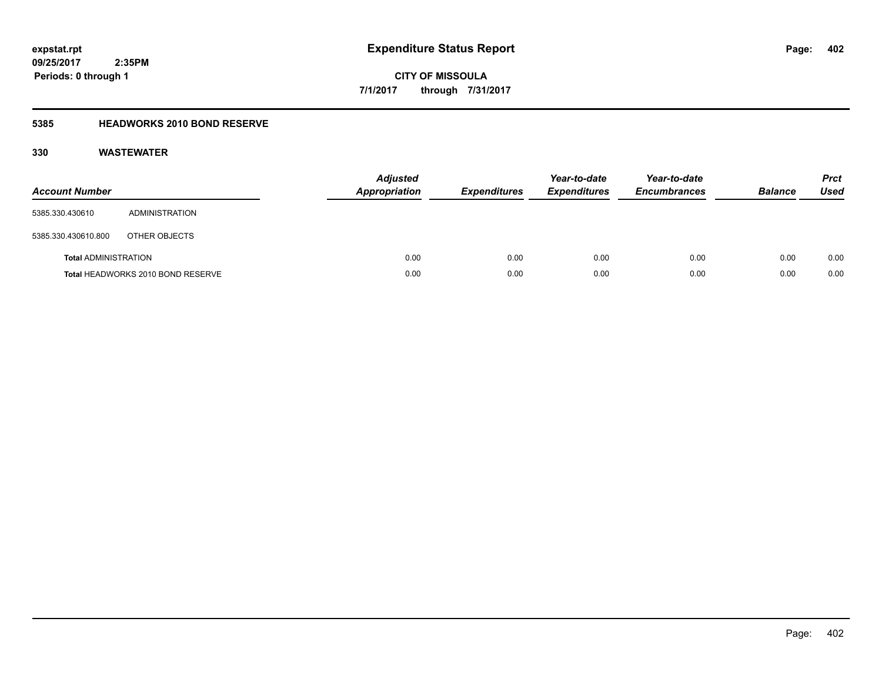**expstat.rpt**
**09/25/2017 2:35PM**
**Periods: 0 through 1**

# Expenditure Status Report

**CITY OF MISSOULA**
**7/1/2017 through 7/31/2017**

## 5385 HEADWORKS 2010 BOND RESERVE

### 330 WASTEWATER

| Account Number | | Adjusted Appropriation | Expenditures | Year-to-date Expenditures | Year-to-date Encumbrances | Balance | Prct Used |
|---|---|---|---|---|---|---|---|
| 5385.330.430610 | ADMINISTRATION | | | | | | |
| 5385.330.430610.800 | OTHER OBJECTS | | | | | | |
| **Total** ADMINISTRATION | | 0.00 | 0.00 | 0.00 | 0.00 | 0.00 | 0.00 |
| **Total** HEADWORKS 2010 BOND RESERVE | | 0.00 | 0.00 | 0.00 | 0.00 | 0.00 | 0.00 |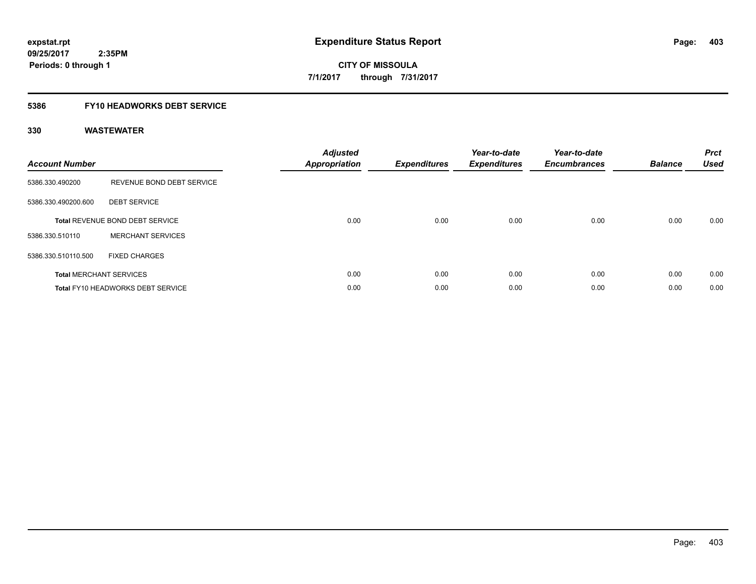expstat.rpt
09/25/2017 2:35PM
Periods: 0 through 1

# Expenditure Status Report

CITY OF MISSOULA
7/1/2017 through 7/31/2017

## 5386 FY10 HEADWORKS DEBT SERVICE

### 330 WASTEWATER

| Account Number | | Adjusted Appropriation | Expenditures | Year-to-date Expenditures | Year-to-date Encumbrances | Balance | Prct Used |
|---|---|---|---|---|---|---|---|
| 5386.330.490200 | REVENUE BOND DEBT SERVICE | | | | | | |
| 5386.330.490200.600 | DEBT SERVICE | | | | | | |
| **Total** REVENUE BOND DEBT SERVICE | | 0.00 | 0.00 | 0.00 | 0.00 | 0.00 | 0.00 |
| 5386.330.510110 | MERCHANT SERVICES | | | | | | |
| 5386.330.510110.500 | FIXED CHARGES | | | | | | |
| **Total** MERCHANT SERVICES | | 0.00 | 0.00 | 0.00 | 0.00 | 0.00 | 0.00 |
| **Total** FY10 HEADWORKS DEBT SERVICE | | 0.00 | 0.00 | 0.00 | 0.00 | 0.00 | 0.00 |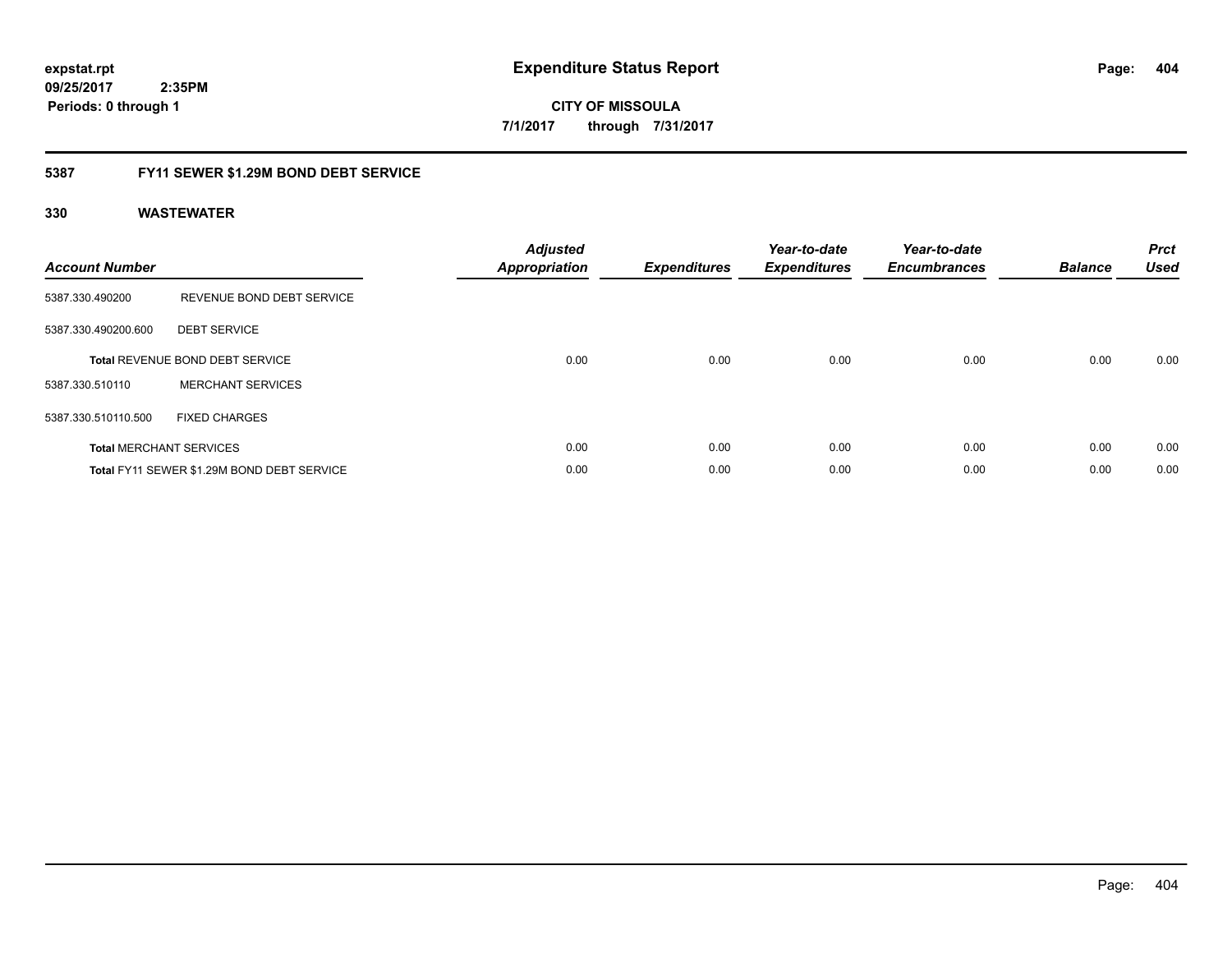**expstat.rpt**
**09/25/2017 2:35PM**
**Periods: 0 through 1**

# Expenditure Status Report

**CITY OF MISSOULA**
**7/1/2017 through 7/31/2017**

## 5387 FY11 SEWER $1.29M BOND DEBT SERVICE

### 330 WASTEWATER

| Account Number | | Adjusted Appropriation | Expenditures | Year-to-date Expenditures | Year-to-date Encumbrances | Balance | Prct Used |
|---|---|---|---|---|---|---|---|
| 5387.330.490200 | REVENUE BOND DEBT SERVICE | | | | | | |
| 5387.330.490200.600 | DEBT SERVICE | | | | | | |
| **Total** REVENUE BOND DEBT SERVICE | | 0.00 | 0.00 | 0.00 | 0.00 | 0.00 | 0.00 |
| 5387.330.510110 | MERCHANT SERVICES | | | | | | |
| 5387.330.510110.500 | FIXED CHARGES | | | | | | |
| **Total** MERCHANT SERVICES | | 0.00 | 0.00 | 0.00 | 0.00 | 0.00 | 0.00 |
| **Total** FY11 SEWER $1.29M BOND DEBT SERVICE | | 0.00 | 0.00 | 0.00 | 0.00 | 0.00 | 0.00 |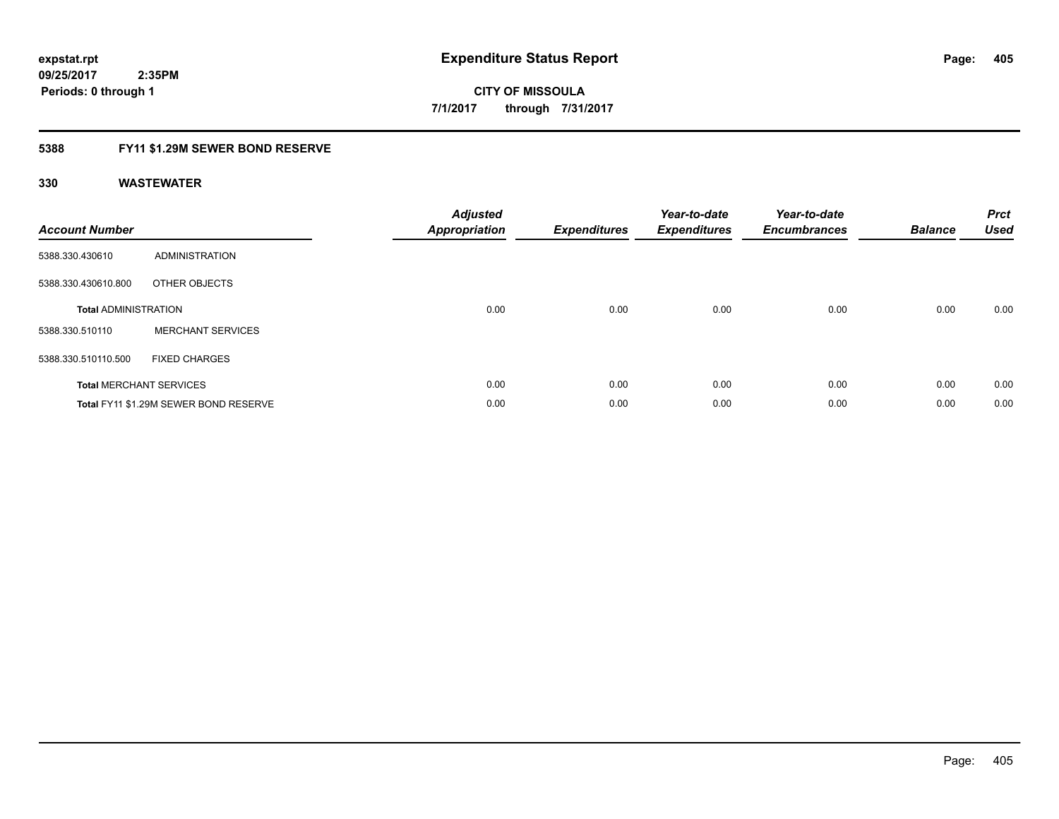**expstat.rpt**
**09/25/2017 2:35PM**
**Periods: 0 through 1**

# Expenditure Status Report

**CITY OF MISSOULA**
**7/1/2017 through 7/31/2017**

## 5388 FY11 $1.29M SEWER BOND RESERVE

### 330 WASTEWATER

| Account Number | | Adjusted Appropriation | Expenditures | Year-to-date Expenditures | Year-to-date Encumbrances | Balance | Prct Used |
|---|---|---|---|---|---|---|---|
| 5388.330.430610 | ADMINISTRATION | | | | | | |
| 5388.330.430610.800 | OTHER OBJECTS | | | | | | |
| **Total** ADMINISTRATION | | 0.00 | 0.00 | 0.00 | 0.00 | 0.00 | 0.00 |
| 5388.330.510110 | MERCHANT SERVICES | | | | | | |
| 5388.330.510110.500 | FIXED CHARGES | | | | | | |
| **Total** MERCHANT SERVICES | | 0.00 | 0.00 | 0.00 | 0.00 | 0.00 | 0.00 |
| **Total** FY11 $1.29M SEWER BOND RESERVE | | 0.00 | 0.00 | 0.00 | 0.00 | 0.00 | 0.00 |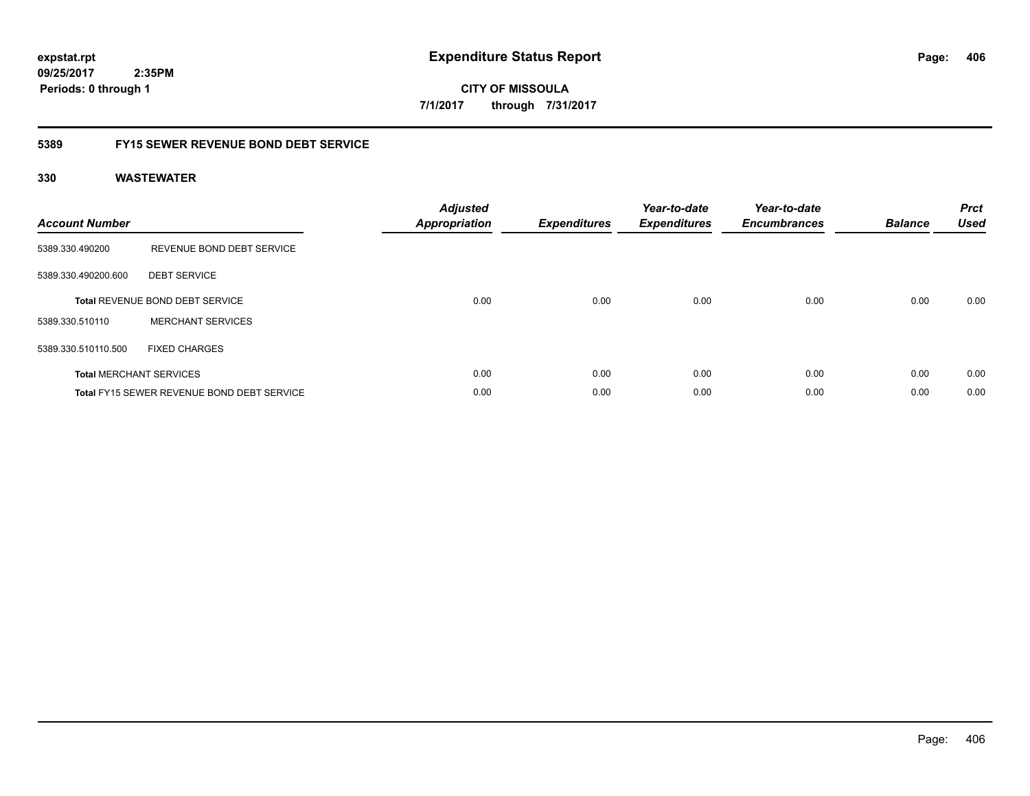**expstat.rpt**
**09/25/2017 2:35PM**
**Periods: 0 through 1**

# Expenditure Status Report

**CITY OF MISSOULA**
**7/1/2017 through 7/31/2017**

## 5389 FY15 SEWER REVENUE BOND DEBT SERVICE

### 330 WASTEWATER

| Account Number | | Adjusted Appropriation | Expenditures | Year-to-date Expenditures | Year-to-date Encumbrances | Balance | Prct Used |
|---|---|---|---|---|---|---|---|
| 5389.330.490200 | REVENUE BOND DEBT SERVICE | | | | | | |
| 5389.330.490200.600 | DEBT SERVICE | | | | | | |
| **Total** REVENUE BOND DEBT SERVICE | | 0.00 | 0.00 | 0.00 | 0.00 | 0.00 | 0.00 |
| 5389.330.510110 | MERCHANT SERVICES | | | | | | |
| 5389.330.510110.500 | FIXED CHARGES | | | | | | |
| **Total** MERCHANT SERVICES | | 0.00 | 0.00 | 0.00 | 0.00 | 0.00 | 0.00 |
| **Total** FY15 SEWER REVENUE BOND DEBT SERVICE | | 0.00 | 0.00 | 0.00 | 0.00 | 0.00 | 0.00 |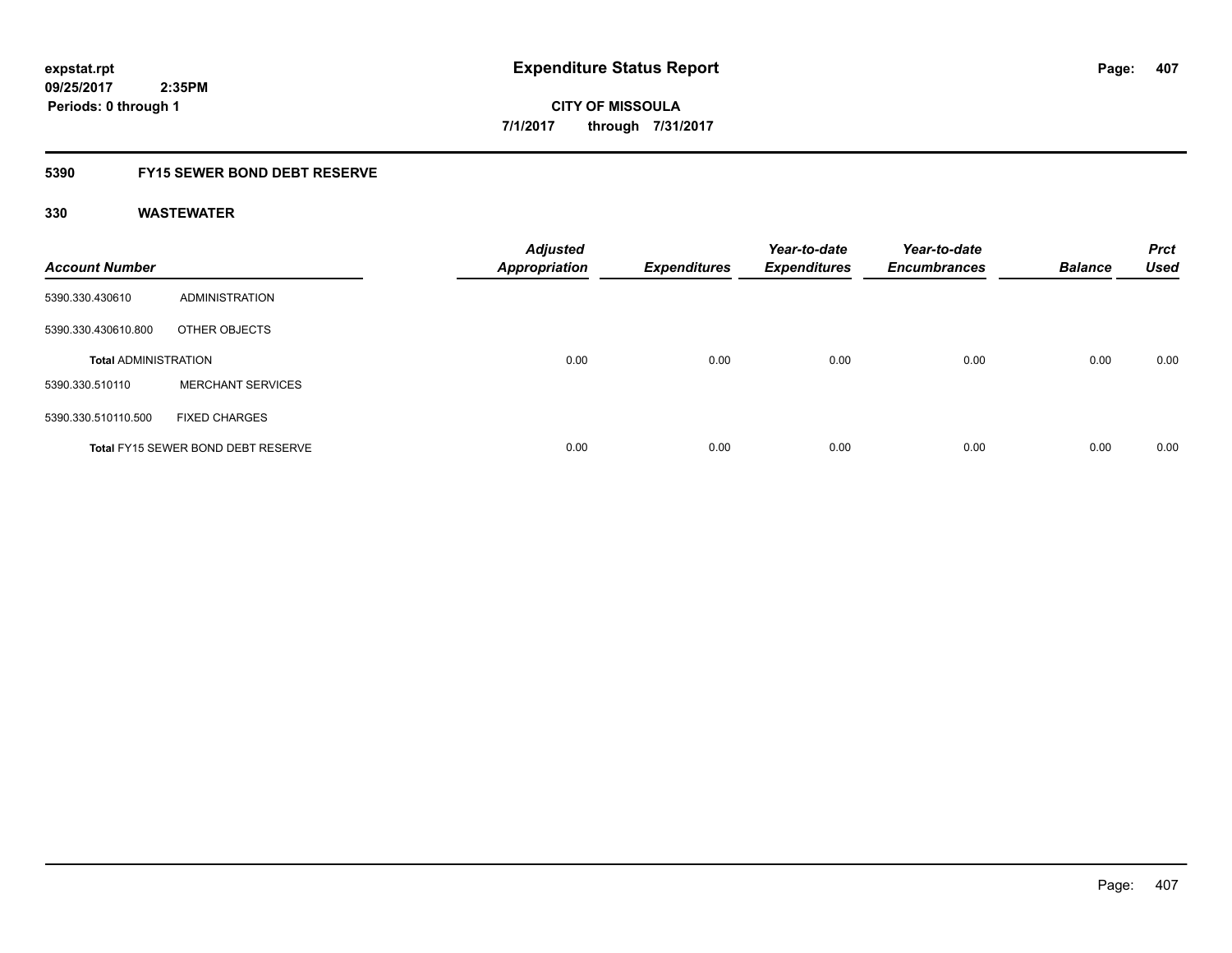**expstat.rpt**
**09/25/2017 2:35PM**
**Periods: 0 through 1**

# Expenditure Status Report

**CITY OF MISSOULA**
**7/1/2017 through 7/31/2017**

## 5390 FY15 SEWER BOND DEBT RESERVE

### 330 WASTEWATER

| Account Number | | Adjusted Appropriation | Expenditures | Year-to-date Expenditures | Year-to-date Encumbrances | Balance | Prct Used |
|---|---|---|---|---|---|---|---|
| 5390.330.430610 | ADMINISTRATION | | | | | | |
| 5390.330.430610.800 | OTHER OBJECTS | | | | | | |
| **Total** ADMINISTRATION | | 0.00 | 0.00 | 0.00 | 0.00 | 0.00 | 0.00 |
| 5390.330.510110 | MERCHANT SERVICES | | | | | | |
| 5390.330.510110.500 | FIXED CHARGES | | | | | | |
| **Total** FY15 SEWER BOND DEBT RESERVE | | 0.00 | 0.00 | 0.00 | 0.00 | 0.00 | 0.00 |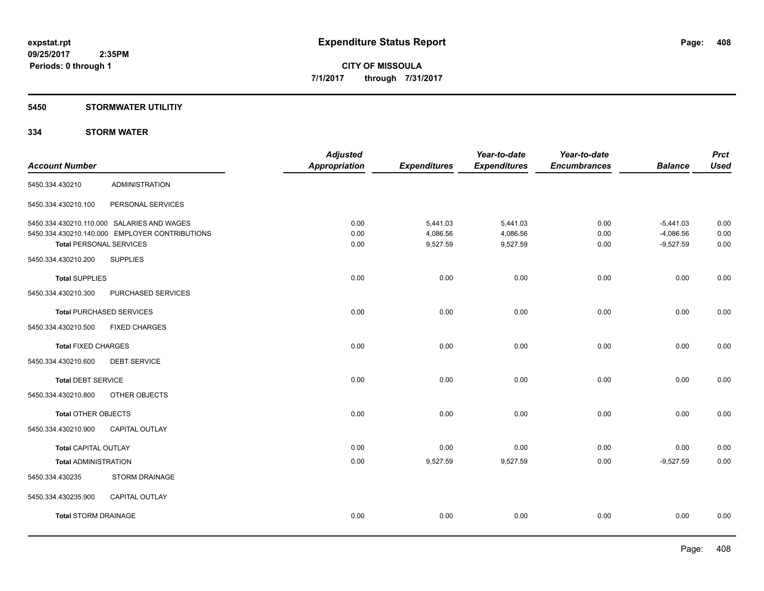**expstat.rpt**
**09/25/2017 2:35PM**
**Periods: 0 through 1**

# Expenditure Status Report

**CITY OF MISSOULA**
**7/1/2017 through 7/31/2017**

## 5450 STORMWATER UTILITIY

### 334 STORM WATER

| Account Number | | Adjusted Appropriation | Expenditures | Year-to-date Expenditures | Year-to-date Encumbrances | Balance | Prct Used |
|---|---|---|---|---|---|---|---|
| 5450.334.430210 | ADMINISTRATION | | | | | | |
| 5450.334.430210.100 | PERSONAL SERVICES | | | | | | |
| 5450.334.430210.110.000 | SALARIES AND WAGES | 0.00 | 5,441.03 | 5,441.03 | 0.00 | -5,441.03 | 0.00 |
| 5450.334.430210.140.000 | EMPLOYER CONTRIBUTIONS | 0.00 | 4,086.56 | 4,086.56 | 0.00 | -4,086.56 | 0.00 |
| **Total** PERSONAL SERVICES | | 0.00 | 9,527.59 | 9,527.59 | 0.00 | -9,527.59 | 0.00 |
| 5450.334.430210.200 | SUPPLIES | | | | | | |
| **Total** SUPPLIES | | 0.00 | 0.00 | 0.00 | 0.00 | 0.00 | 0.00 |
| 5450.334.430210.300 | PURCHASED SERVICES | | | | | | |
| **Total** PURCHASED SERVICES | | 0.00 | 0.00 | 0.00 | 0.00 | 0.00 | 0.00 |
| 5450.334.430210.500 | FIXED CHARGES | | | | | | |
| **Total** FIXED CHARGES | | 0.00 | 0.00 | 0.00 | 0.00 | 0.00 | 0.00 |
| 5450.334.430210.600 | DEBT SERVICE | | | | | | |
| **Total** DEBT SERVICE | | 0.00 | 0.00 | 0.00 | 0.00 | 0.00 | 0.00 |
| 5450.334.430210.800 | OTHER OBJECTS | | | | | | |
| **Total** OTHER OBJECTS | | 0.00 | 0.00 | 0.00 | 0.00 | 0.00 | 0.00 |
| 5450.334.430210.900 | CAPITAL OUTLAY | | | | | | |
| **Total** CAPITAL OUTLAY | | 0.00 | 0.00 | 0.00 | 0.00 | 0.00 | 0.00 |
| **Total** ADMINISTRATION | | 0.00 | 9,527.59 | 9,527.59 | 0.00 | -9,527.59 | 0.00 |
| 5450.334.430235 | STORM DRAINAGE | | | | | | |
| 5450.334.430235.900 | CAPITAL OUTLAY | | | | | | |
| **Total** STORM DRAINAGE | | 0.00 | 0.00 | 0.00 | 0.00 | 0.00 | 0.00 |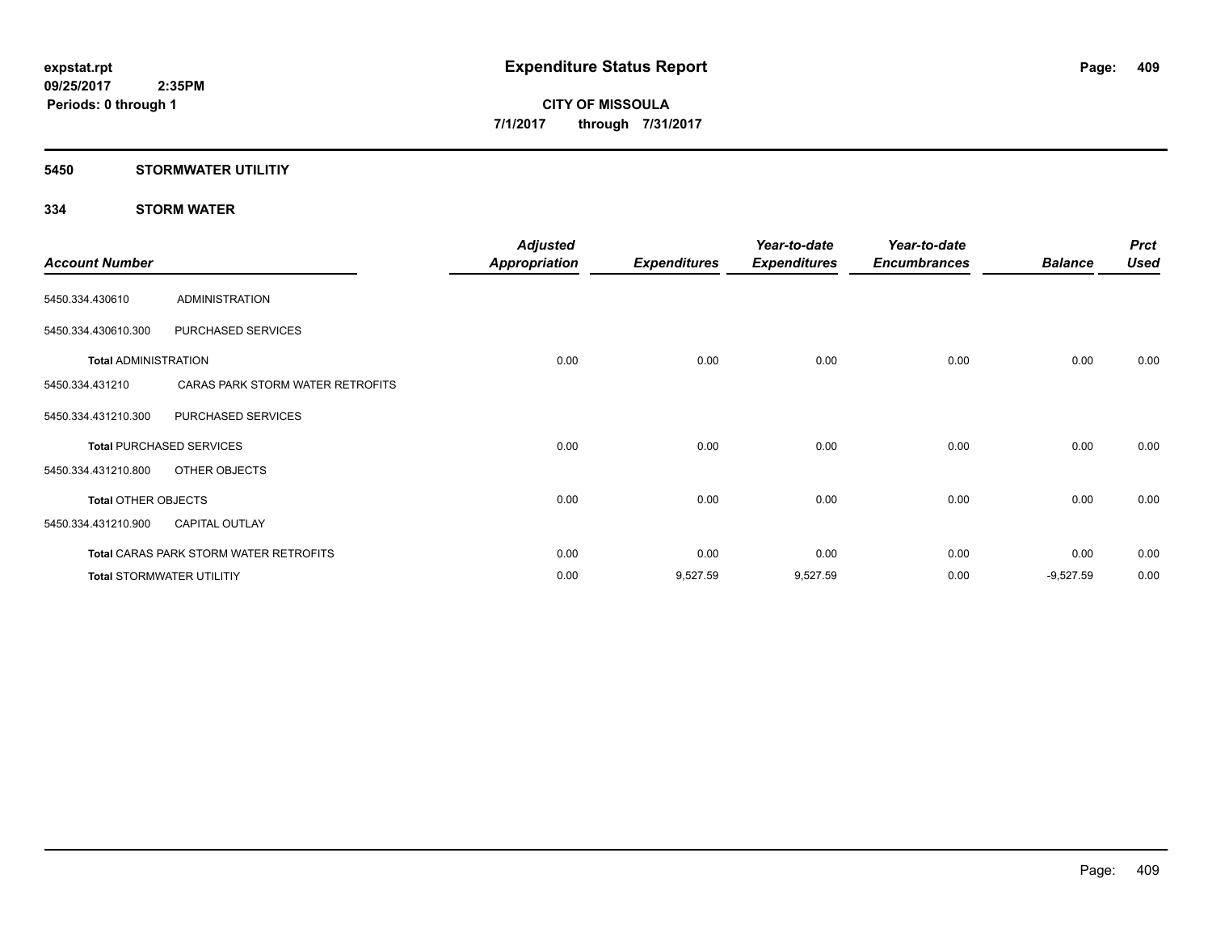expstat.rpt
09/25/2017 2:35PM
Periods: 0 through 1

# Expenditure Status Report

**CITY OF MISSOULA**
**7/1/2017 through 7/31/2017**

## 5450 STORMWATER UTILITIY

### 334 STORM WATER

| Account Number | | Adjusted Appropriation | Expenditures | Year-to-date Expenditures | Year-to-date Encumbrances | Balance | Prct Used |
|---|---|---|---|---|---|---|---|
| 5450.334.430610 | ADMINISTRATION | | | | | | |
| 5450.334.430610.300 | PURCHASED SERVICES | | | | | | |
| **Total** ADMINISTRATION | | 0.00 | 0.00 | 0.00 | 0.00 | 0.00 | 0.00 |
| 5450.334.431210 | CARAS PARK STORM WATER RETROFITS | | | | | | |
| 5450.334.431210.300 | PURCHASED SERVICES | | | | | | |
| **Total** PURCHASED SERVICES | | 0.00 | 0.00 | 0.00 | 0.00 | 0.00 | 0.00 |
| 5450.334.431210.800 | OTHER OBJECTS | | | | | | |
| **Total** OTHER OBJECTS | | 0.00 | 0.00 | 0.00 | 0.00 | 0.00 | 0.00 |
| 5450.334.431210.900 | CAPITAL OUTLAY | | | | | | |
| **Total** CARAS PARK STORM WATER RETROFITS | | 0.00 | 0.00 | 0.00 | 0.00 | 0.00 | 0.00 |
| **Total** STORMWATER UTILITIY | | 0.00 | 9,527.59 | 9,527.59 | 0.00 | -9,527.59 | 0.00 |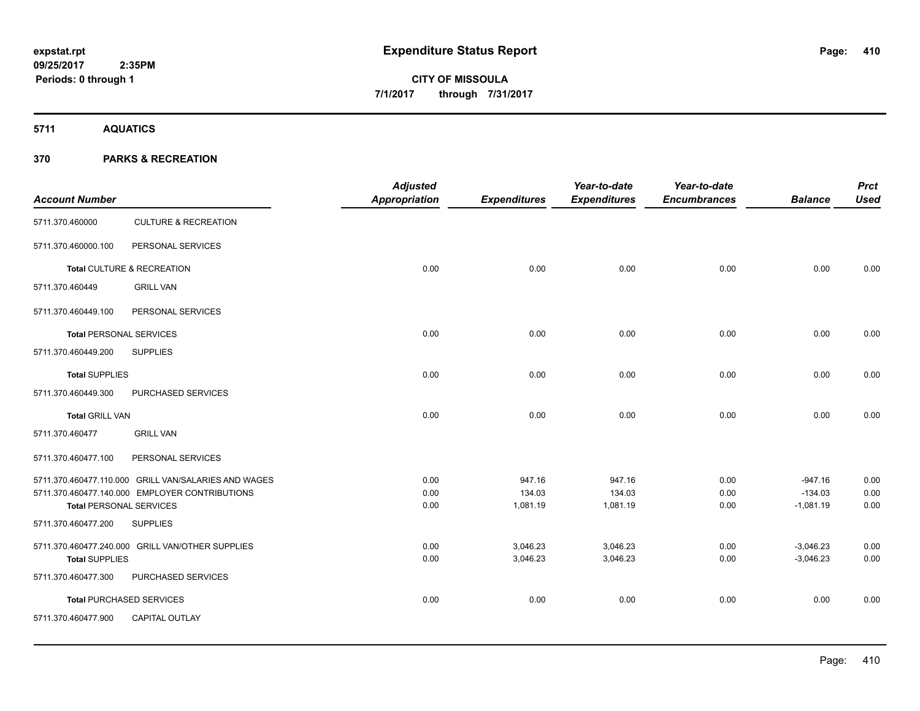**expstat.rpt**
**09/25/2017 2:35PM**
**Periods: 0 through 1**

# Expenditure Status Report

**CITY OF MISSOULA**
**7/1/2017 through 7/31/2017**

## 5711 AQUATICS

## 370 PARKS & RECREATION

| Account Number | | Adjusted Appropriation | Expenditures | Year-to-date Expenditures | Year-to-date Encumbrances | Balance | Prct Used |
|---|---|---|---|---|---|---|---|
| 5711.370.460000 | CULTURE & RECREATION | | | | | | |
| 5711.370.460000.100 | PERSONAL SERVICES | | | | | | |
| **Total** CULTURE & RECREATION | | 0.00 | 0.00 | 0.00 | 0.00 | 0.00 | 0.00 |
| 5711.370.460449 | GRILL VAN | | | | | | |
| 5711.370.460449.100 | PERSONAL SERVICES | | | | | | |
| **Total** PERSONAL SERVICES | | 0.00 | 0.00 | 0.00 | 0.00 | 0.00 | 0.00 |
| 5711.370.460449.200 | SUPPLIES | | | | | | |
| **Total** SUPPLIES | | 0.00 | 0.00 | 0.00 | 0.00 | 0.00 | 0.00 |
| 5711.370.460449.300 | PURCHASED SERVICES | | | | | | |
| **Total** GRILL VAN | | 0.00 | 0.00 | 0.00 | 0.00 | 0.00 | 0.00 |
| 5711.370.460477 | GRILL VAN | | | | | | |
| 5711.370.460477.100 | PERSONAL SERVICES | | | | | | |
| 5711.370.460477.110.000 | GRILL VAN/SALARIES AND WAGES | 0.00 | 947.16 | 947.16 | 0.00 | -947.16 | 0.00 |
| 5711.370.460477.140.000 | EMPLOYER CONTRIBUTIONS | 0.00 | 134.03 | 134.03 | 0.00 | -134.03 | 0.00 |
| **Total** PERSONAL SERVICES | | 0.00 | 1,081.19 | 1,081.19 | 0.00 | -1,081.19 | 0.00 |
| 5711.370.460477.200 | SUPPLIES | | | | | | |
| 5711.370.460477.240.000 | GRILL VAN/OTHER SUPPLIES | 0.00 | 3,046.23 | 3,046.23 | 0.00 | -3,046.23 | 0.00 |
| **Total** SUPPLIES | | 0.00 | 3,046.23 | 3,046.23 | 0.00 | -3,046.23 | 0.00 |
| 5711.370.460477.300 | PURCHASED SERVICES | | | | | | |
| **Total** PURCHASED SERVICES | | 0.00 | 0.00 | 0.00 | 0.00 | 0.00 | 0.00 |
| 5711.370.460477.900 | CAPITAL OUTLAY | | | | | | |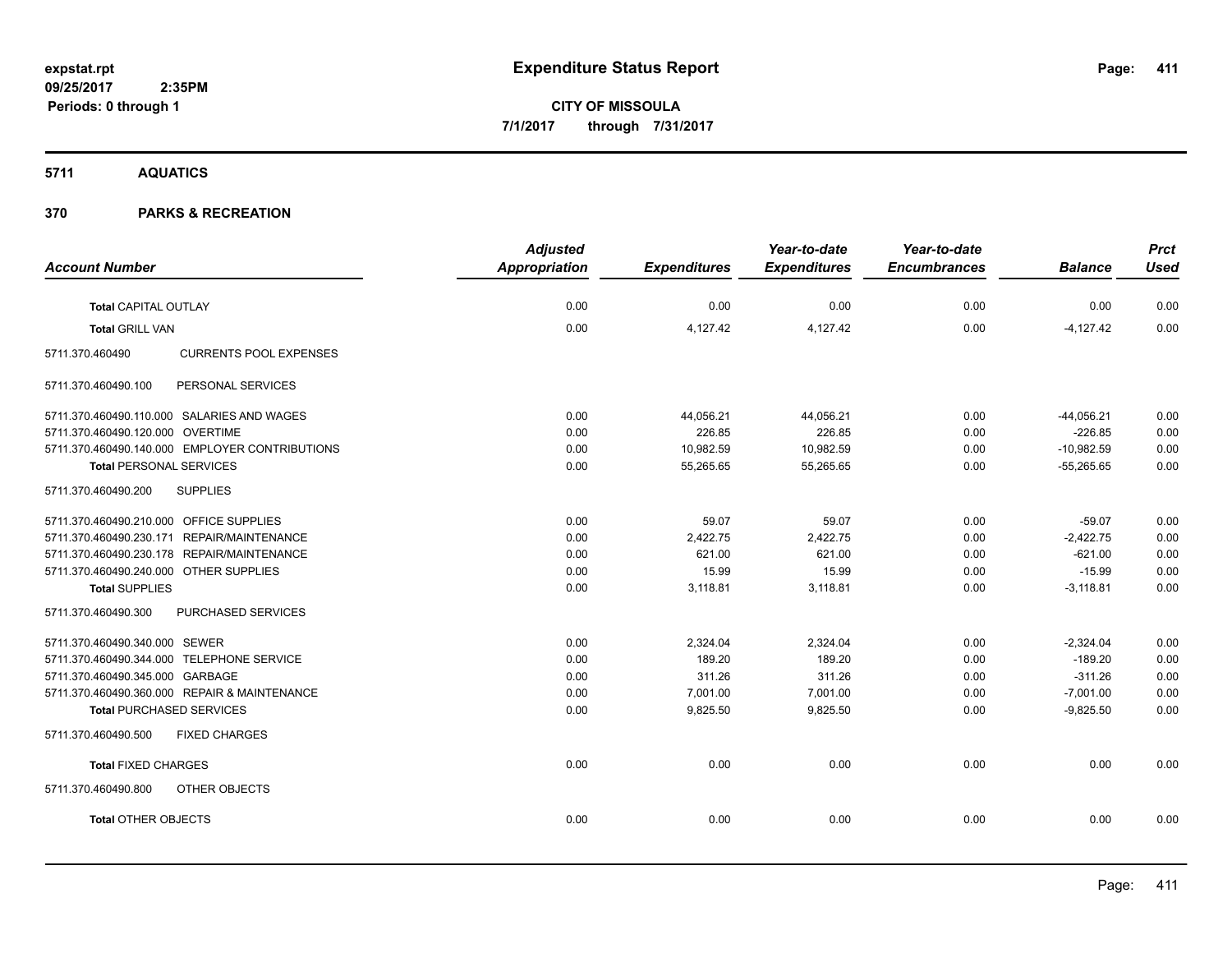**expstat.rpt**
**09/25/2017 2:35PM**
**Periods: 0 through 1**

# Expenditure Status Report

**CITY OF MISSOULA**
**7/1/2017 through 7/31/2017**

## 5711 AQUATICS

## 370 PARKS & RECREATION

| Account Number | Adjusted Appropriation | Expenditures | Year-to-date Expenditures | Year-to-date Encumbrances | Balance | Prct Used |
|---|---|---|---|---|---|---|
| **Total** CAPITAL OUTLAY | 0.00 | 0.00 | 0.00 | 0.00 | 0.00 | 0.00 |
| **Total** GRILL VAN | 0.00 | 4,127.42 | 4,127.42 | 0.00 | -4,127.42 | 0.00 |
| 5711.370.460490 CURRENTS POOL EXPENSES | | | | | | |
| 5711.370.460490.100 PERSONAL SERVICES | | | | | | |
| 5711.370.460490.110.000 SALARIES AND WAGES | 0.00 | 44,056.21 | 44,056.21 | 0.00 | -44,056.21 | 0.00 |
| 5711.370.460490.120.000 OVERTIME | 0.00 | 226.85 | 226.85 | 0.00 | -226.85 | 0.00 |
| 5711.370.460490.140.000 EMPLOYER CONTRIBUTIONS | 0.00 | 10,982.59 | 10,982.59 | 0.00 | -10,982.59 | 0.00 |
| **Total** PERSONAL SERVICES | 0.00 | 55,265.65 | 55,265.65 | 0.00 | -55,265.65 | 0.00 |
| 5711.370.460490.200 SUPPLIES | | | | | | |
| 5711.370.460490.210.000 OFFICE SUPPLIES | 0.00 | 59.07 | 59.07 | 0.00 | -59.07 | 0.00 |
| 5711.370.460490.230.171 REPAIR/MAINTENANCE | 0.00 | 2,422.75 | 2,422.75 | 0.00 | -2,422.75 | 0.00 |
| 5711.370.460490.230.178 REPAIR/MAINTENANCE | 0.00 | 621.00 | 621.00 | 0.00 | -621.00 | 0.00 |
| 5711.370.460490.240.000 OTHER SUPPLIES | 0.00 | 15.99 | 15.99 | 0.00 | -15.99 | 0.00 |
| **Total** SUPPLIES | 0.00 | 3,118.81 | 3,118.81 | 0.00 | -3,118.81 | 0.00 |
| 5711.370.460490.300 PURCHASED SERVICES | | | | | | |
| 5711.370.460490.340.000 SEWER | 0.00 | 2,324.04 | 2,324.04 | 0.00 | -2,324.04 | 0.00 |
| 5711.370.460490.344.000 TELEPHONE SERVICE | 0.00 | 189.20 | 189.20 | 0.00 | -189.20 | 0.00 |
| 5711.370.460490.345.000 GARBAGE | 0.00 | 311.26 | 311.26 | 0.00 | -311.26 | 0.00 |
| 5711.370.460490.360.000 REPAIR & MAINTENANCE | 0.00 | 7,001.00 | 7,001.00 | 0.00 | -7,001.00 | 0.00 |
| **Total** PURCHASED SERVICES | 0.00 | 9,825.50 | 9,825.50 | 0.00 | -9,825.50 | 0.00 |
| 5711.370.460490.500 FIXED CHARGES | | | | | | |
| **Total** FIXED CHARGES | 0.00 | 0.00 | 0.00 | 0.00 | 0.00 | 0.00 |
| 5711.370.460490.800 OTHER OBJECTS | | | | | | |
| **Total** OTHER OBJECTS | 0.00 | 0.00 | 0.00 | 0.00 | 0.00 | 0.00 |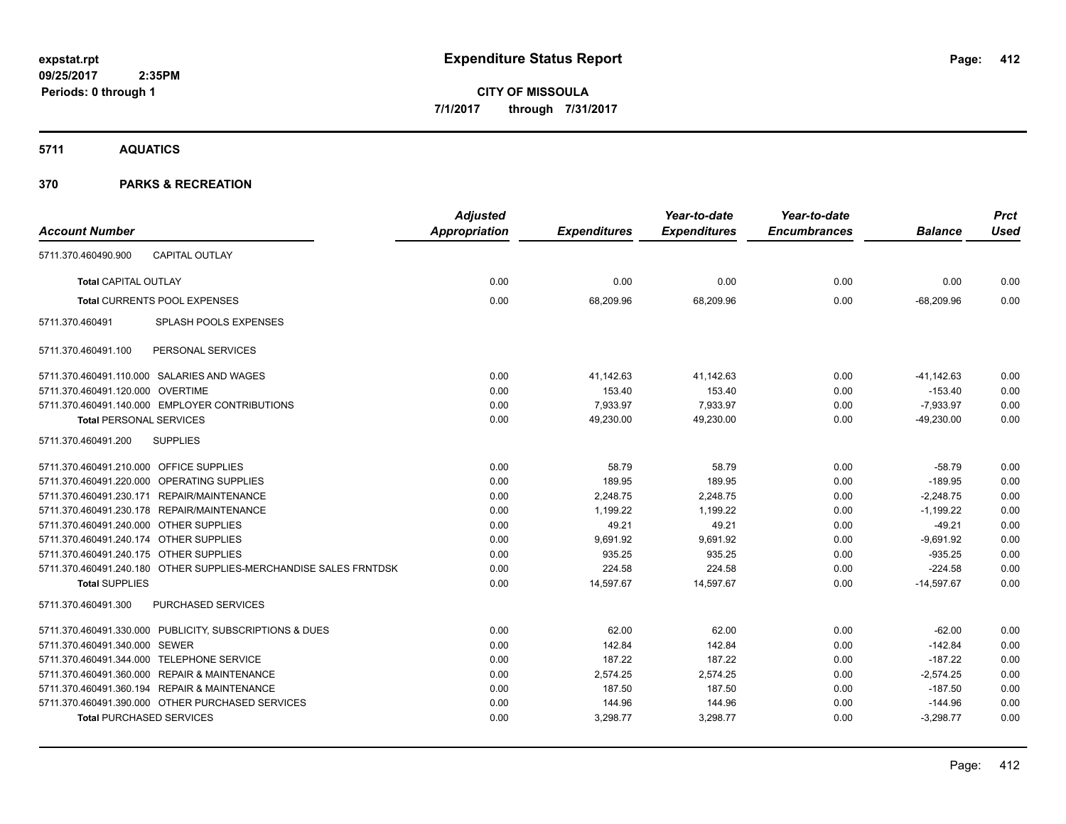# Expenditure Status Report

**CITY OF MISSOULA**

**7/1/2017 through 7/31/2017**

expstat.rpt
09/25/2017 2:35PM
Periods: 0 through 1

## 5711 AQUATICS

## 370 PARKS & RECREATION

| Account Number | | Adjusted Appropriation | Expenditures | Year-to-date Expenditures | Year-to-date Encumbrances | Balance | Prct Used |
|---|---|---|---|---|---|---|---|
| 5711.370.460490.900 | CAPITAL OUTLAY | | | | | | |
| **Total** CAPITAL OUTLAY | | 0.00 | 0.00 | 0.00 | 0.00 | 0.00 | 0.00 |
| **Total** CURRENTS POOL EXPENSES | | 0.00 | 68,209.96 | 68,209.96 | 0.00 | -68,209.96 | 0.00 |
| 5711.370.460491 | SPLASH POOLS EXPENSES | | | | | | |
| 5711.370.460491.100 | PERSONAL SERVICES | | | | | | |
| 5711.370.460491.110.000 | SALARIES AND WAGES | 0.00 | 41,142.63 | 41,142.63 | 0.00 | -41,142.63 | 0.00 |
| 5711.370.460491.120.000 | OVERTIME | 0.00 | 153.40 | 153.40 | 0.00 | -153.40 | 0.00 |
| 5711.370.460491.140.000 | EMPLOYER CONTRIBUTIONS | 0.00 | 7,933.97 | 7,933.97 | 0.00 | -7,933.97 | 0.00 |
| **Total** PERSONAL SERVICES | | 0.00 | 49,230.00 | 49,230.00 | 0.00 | -49,230.00 | 0.00 |
| 5711.370.460491.200 | SUPPLIES | | | | | | |
| 5711.370.460491.210.000 | OFFICE SUPPLIES | 0.00 | 58.79 | 58.79 | 0.00 | -58.79 | 0.00 |
| 5711.370.460491.220.000 | OPERATING SUPPLIES | 0.00 | 189.95 | 189.95 | 0.00 | -189.95 | 0.00 |
| 5711.370.460491.230.171 | REPAIR/MAINTENANCE | 0.00 | 2,248.75 | 2,248.75 | 0.00 | -2,248.75 | 0.00 |
| 5711.370.460491.230.178 | REPAIR/MAINTENANCE | 0.00 | 1,199.22 | 1,199.22 | 0.00 | -1,199.22 | 0.00 |
| 5711.370.460491.240.000 | OTHER SUPPLIES | 0.00 | 49.21 | 49.21 | 0.00 | -49.21 | 0.00 |
| 5711.370.460491.240.174 | OTHER SUPPLIES | 0.00 | 9,691.92 | 9,691.92 | 0.00 | -9,691.92 | 0.00 |
| 5711.370.460491.240.175 | OTHER SUPPLIES | 0.00 | 935.25 | 935.25 | 0.00 | -935.25 | 0.00 |
| 5711.370.460491.240.180 | OTHER SUPPLIES-MERCHANDISE SALES FRNTDSK | 0.00 | 224.58 | 224.58 | 0.00 | -224.58 | 0.00 |
| **Total** SUPPLIES | | 0.00 | 14,597.67 | 14,597.67 | 0.00 | -14,597.67 | 0.00 |
| 5711.370.460491.300 | PURCHASED SERVICES | | | | | | |
| 5711.370.460491.330.000 | PUBLICITY, SUBSCRIPTIONS & DUES | 0.00 | 62.00 | 62.00 | 0.00 | -62.00 | 0.00 |
| 5711.370.460491.340.000 | SEWER | 0.00 | 142.84 | 142.84 | 0.00 | -142.84 | 0.00 |
| 5711.370.460491.344.000 | TELEPHONE SERVICE | 0.00 | 187.22 | 187.22 | 0.00 | -187.22 | 0.00 |
| 5711.370.460491.360.000 | REPAIR & MAINTENANCE | 0.00 | 2,574.25 | 2,574.25 | 0.00 | -2,574.25 | 0.00 |
| 5711.370.460491.360.194 | REPAIR & MAINTENANCE | 0.00 | 187.50 | 187.50 | 0.00 | -187.50 | 0.00 |
| 5711.370.460491.390.000 | OTHER PURCHASED SERVICES | 0.00 | 144.96 | 144.96 | 0.00 | -144.96 | 0.00 |
| **Total** PURCHASED SERVICES | | 0.00 | 3,298.77 | 3,298.77 | 0.00 | -3,298.77 | 0.00 |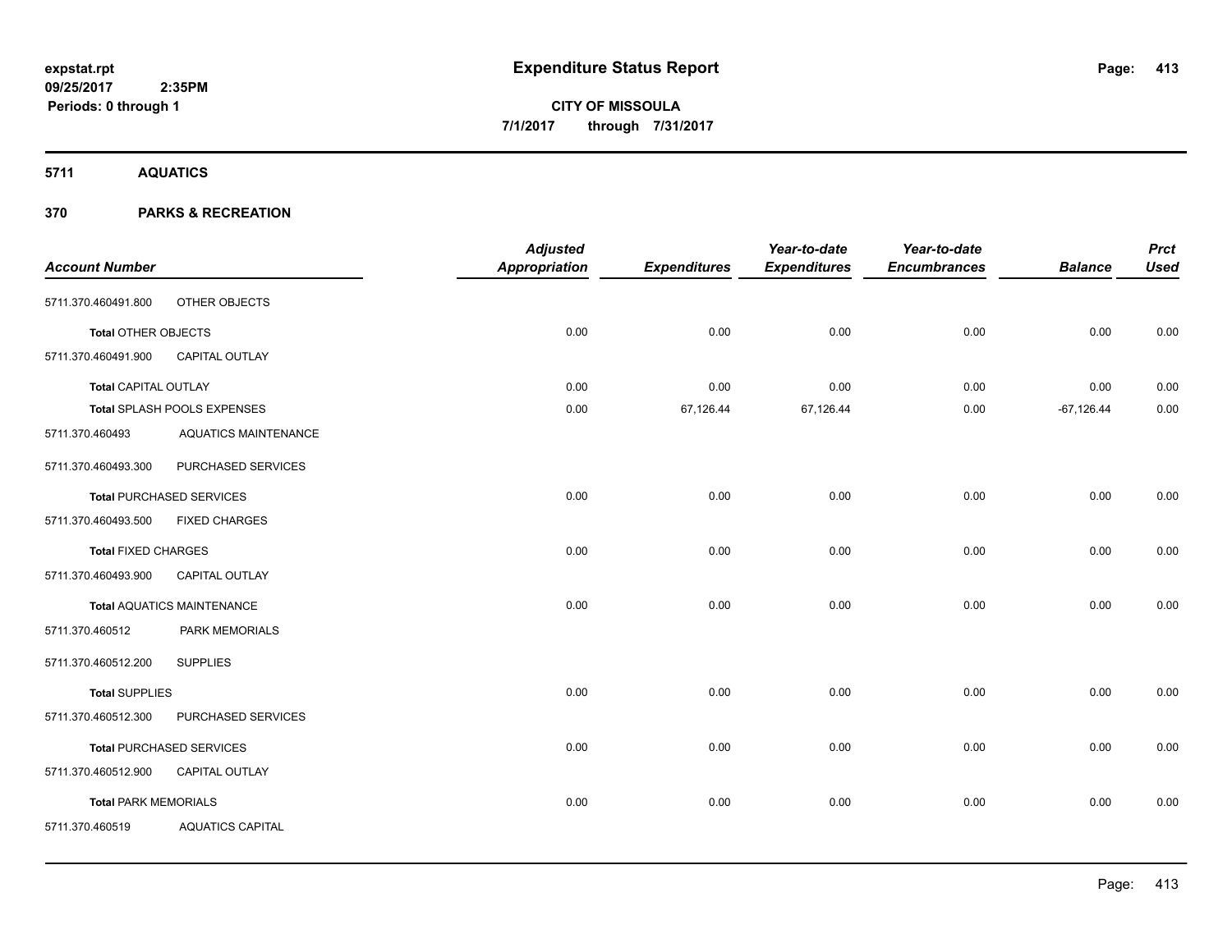**expstat.rpt**
**09/25/2017 2:35PM**
**Periods: 0 through 1**

# Expenditure Status Report

**CITY OF MISSOULA**
**7/1/2017 through 7/31/2017**

## 5711 AQUATICS

## 370 PARKS & RECREATION

| Account Number | | Adjusted Appropriation | Expenditures | Year-to-date Expenditures | Year-to-date Encumbrances | Balance | Prct Used |
|---|---|---|---|---|---|---|---|
| 5711.370.460491.800 | OTHER OBJECTS | | | | | | |
| **Total** OTHER OBJECTS | | 0.00 | 0.00 | 0.00 | 0.00 | 0.00 | 0.00 |
| 5711.370.460491.900 | CAPITAL OUTLAY | | | | | | |
| **Total** CAPITAL OUTLAY | | 0.00 | 0.00 | 0.00 | 0.00 | 0.00 | 0.00 |
| **Total** SPLASH POOLS EXPENSES | | 0.00 | 67,126.44 | 67,126.44 | 0.00 | -67,126.44 | 0.00 |
| 5711.370.460493 | AQUATICS MAINTENANCE | | | | | | |
| 5711.370.460493.300 | PURCHASED SERVICES | | | | | | |
| **Total** PURCHASED SERVICES | | 0.00 | 0.00 | 0.00 | 0.00 | 0.00 | 0.00 |
| 5711.370.460493.500 | FIXED CHARGES | | | | | | |
| **Total** FIXED CHARGES | | 0.00 | 0.00 | 0.00 | 0.00 | 0.00 | 0.00 |
| 5711.370.460493.900 | CAPITAL OUTLAY | | | | | | |
| **Total** AQUATICS MAINTENANCE | | 0.00 | 0.00 | 0.00 | 0.00 | 0.00 | 0.00 |
| 5711.370.460512 | PARK MEMORIALS | | | | | | |
| 5711.370.460512.200 | SUPPLIES | | | | | | |
| **Total** SUPPLIES | | 0.00 | 0.00 | 0.00 | 0.00 | 0.00 | 0.00 |
| 5711.370.460512.300 | PURCHASED SERVICES | | | | | | |
| **Total** PURCHASED SERVICES | | 0.00 | 0.00 | 0.00 | 0.00 | 0.00 | 0.00 |
| 5711.370.460512.900 | CAPITAL OUTLAY | | | | | | |
| **Total** PARK MEMORIALS | | 0.00 | 0.00 | 0.00 | 0.00 | 0.00 | 0.00 |
| 5711.370.460519 | AQUATICS CAPITAL | | | | | | |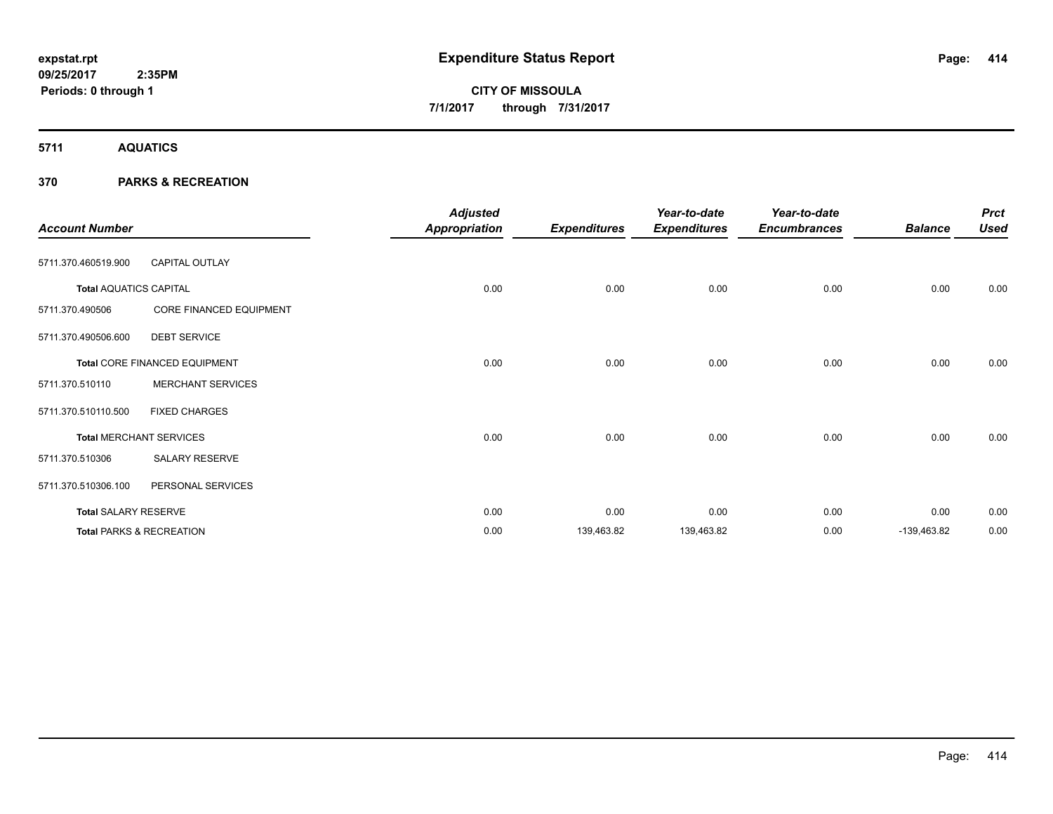**expstat.rpt**
**09/25/2017 2:35PM**
**Periods: 0 through 1**

# Expenditure Status Report

**CITY OF MISSOULA**
**7/1/2017 through 7/31/2017**

## 5711 AQUATICS

### 370 PARKS & RECREATION

| Account Number | | Adjusted Appropriation | Expenditures | Year-to-date Expenditures | Year-to-date Encumbrances | Balance | Prct Used |
|---|---|---|---|---|---|---|---|
| 5711.370.460519.900 | CAPITAL OUTLAY | | | | | | |
| **Total** AQUATICS CAPITAL | | 0.00 | 0.00 | 0.00 | 0.00 | 0.00 | 0.00 |
| 5711.370.490506 | CORE FINANCED EQUIPMENT | | | | | | |
| 5711.370.490506.600 | DEBT SERVICE | | | | | | |
| **Total** CORE FINANCED EQUIPMENT | | 0.00 | 0.00 | 0.00 | 0.00 | 0.00 | 0.00 |
| 5711.370.510110 | MERCHANT SERVICES | | | | | | |
| 5711.370.510110.500 | FIXED CHARGES | | | | | | |
| **Total** MERCHANT SERVICES | | 0.00 | 0.00 | 0.00 | 0.00 | 0.00 | 0.00 |
| 5711.370.510306 | SALARY RESERVE | | | | | | |
| 5711.370.510306.100 | PERSONAL SERVICES | | | | | | |
| **Total** SALARY RESERVE | | 0.00 | 0.00 | 0.00 | 0.00 | 0.00 | 0.00 |
| **Total** PARKS & RECREATION | | 0.00 | 139,463.82 | 139,463.82 | 0.00 | -139,463.82 | 0.00 |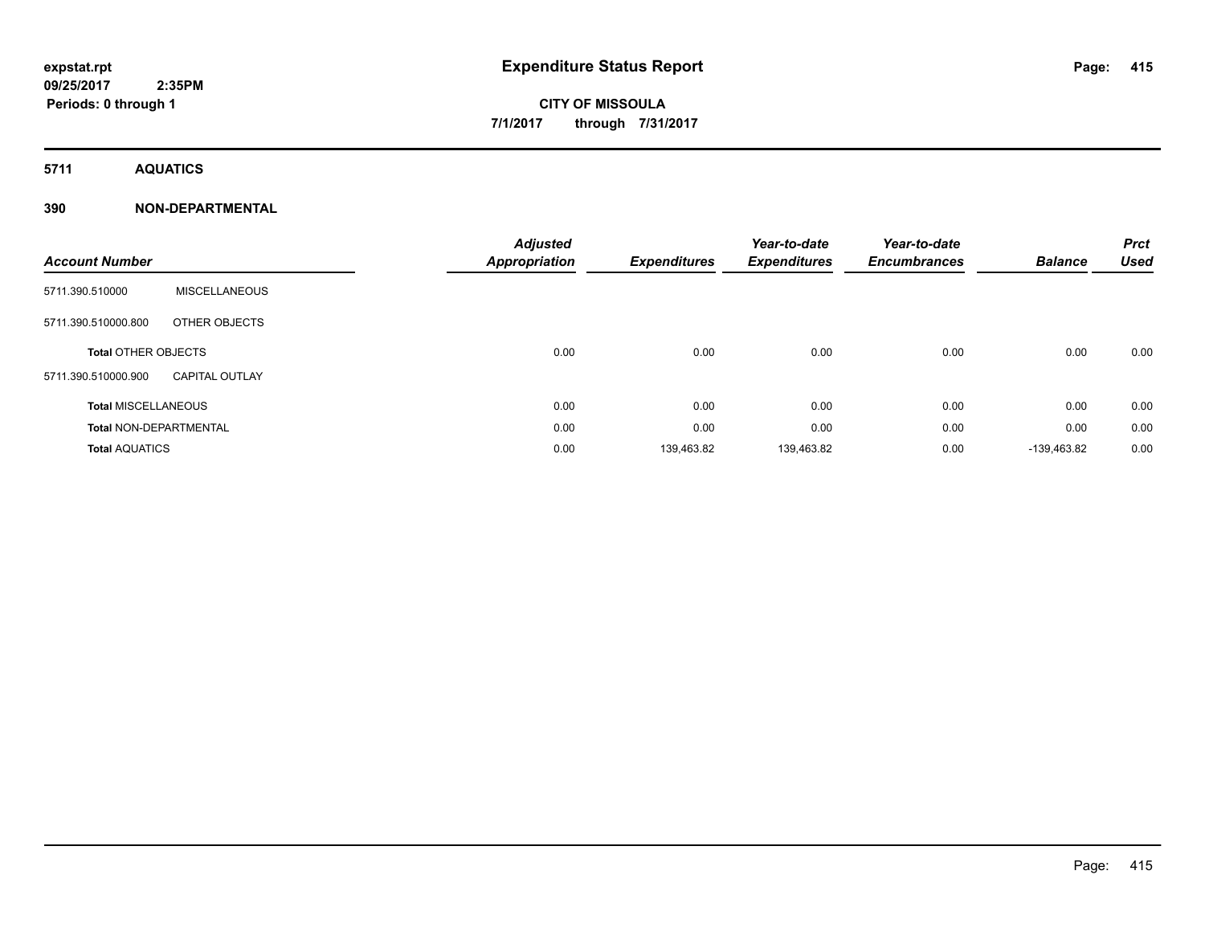# Expenditure Status Report

expstat.rpt
09/25/2017 2:35PM
Periods: 0 through 1

CITY OF MISSOULA
7/1/2017 through 7/31/2017

## 5711 AQUATICS

### 390 NON-DEPARTMENTAL

| Account Number | | Adjusted Appropriation | Expenditures | Year-to-date Expenditures | Year-to-date Encumbrances | Balance | Prct Used |
|---|---|---|---|---|---|---|---|
| 5711.390.510000 | MISCELLANEOUS | | | | | | |
| 5711.390.510000.800 | OTHER OBJECTS | | | | | | |
| **Total** OTHER OBJECTS | | 0.00 | 0.00 | 0.00 | 0.00 | 0.00 | 0.00 |
| 5711.390.510000.900 | CAPITAL OUTLAY | | | | | | |
| **Total** MISCELLANEOUS | | 0.00 | 0.00 | 0.00 | 0.00 | 0.00 | 0.00 |
| **Total** NON-DEPARTMENTAL | | 0.00 | 0.00 | 0.00 | 0.00 | 0.00 | 0.00 |
| **Total** AQUATICS | | 0.00 | 139,463.82 | 139,463.82 | 0.00 | -139,463.82 | 0.00 |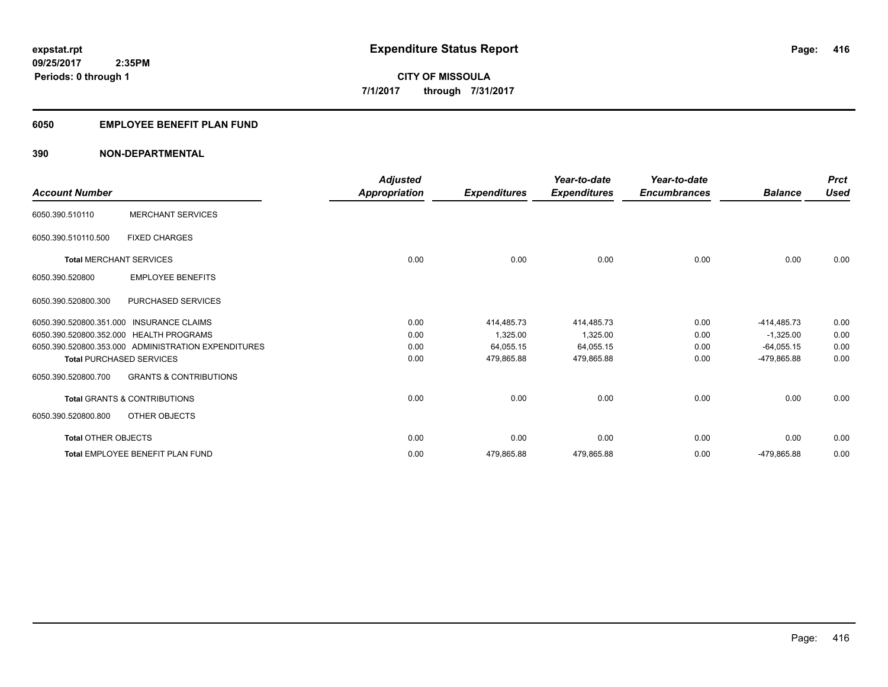# Expenditure Status Report

expstat.rpt
09/25/2017 2:35PM
Periods: 0 through 1

**CITY OF MISSOULA**
**7/1/2017 through 7/31/2017**

## 6050 EMPLOYEE BENEFIT PLAN FUND

## 390 NON-DEPARTMENTAL

| Account Number | | Adjusted Appropriation | Expenditures | Year-to-date Expenditures | Year-to-date Encumbrances | Balance | Prct Used |
|---|---|---|---|---|---|---|---|
| 6050.390.510110 | MERCHANT SERVICES | | | | | | |
| 6050.390.510110.500 | FIXED CHARGES | | | | | | |
| **Total** MERCHANT SERVICES | | 0.00 | 0.00 | 0.00 | 0.00 | 0.00 | 0.00 |
| 6050.390.520800 | EMPLOYEE BENEFITS | | | | | | |
| 6050.390.520800.300 | PURCHASED SERVICES | | | | | | |
| 6050.390.520800.351.000 | INSURANCE CLAIMS | 0.00 | 414,485.73 | 414,485.73 | 0.00 | -414,485.73 | 0.00 |
| 6050.390.520800.352.000 | HEALTH PROGRAMS | 0.00 | 1,325.00 | 1,325.00 | 0.00 | -1,325.00 | 0.00 |
| 6050.390.520800.353.000 | ADMINISTRATION EXPENDITURES | 0.00 | 64,055.15 | 64,055.15 | 0.00 | -64,055.15 | 0.00 |
| **Total** PURCHASED SERVICES | | 0.00 | 479,865.88 | 479,865.88 | 0.00 | -479,865.88 | 0.00 |
| 6050.390.520800.700 | GRANTS & CONTRIBUTIONS | | | | | | |
| **Total** GRANTS & CONTRIBUTIONS | | 0.00 | 0.00 | 0.00 | 0.00 | 0.00 | 0.00 |
| 6050.390.520800.800 | OTHER OBJECTS | | | | | | |
| **Total** OTHER OBJECTS | | 0.00 | 0.00 | 0.00 | 0.00 | 0.00 | 0.00 |
| **Total** EMPLOYEE BENEFIT PLAN FUND | | 0.00 | 479,865.88 | 479,865.88 | 0.00 | -479,865.88 | 0.00 |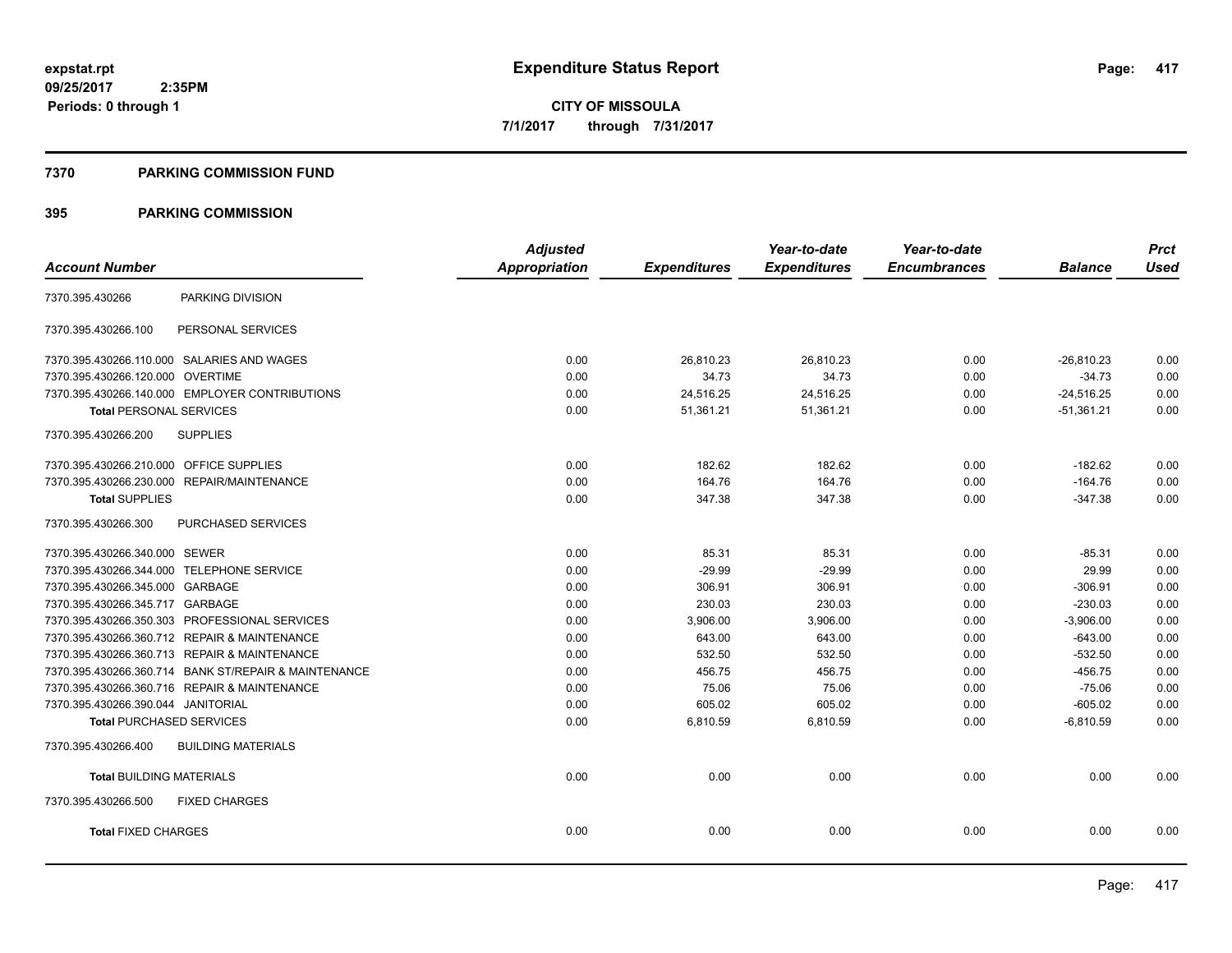expstat.rpt
09/25/2017 2:35PM
Periods: 0 through 1

# Expenditure Status Report

**CITY OF MISSOULA**
**7/1/2017 through 7/31/2017**

## 7370 PARKING COMMISSION FUND

## 395 PARKING COMMISSION

| Account Number | Adjusted Appropriation | Expenditures | Year-to-date Expenditures | Year-to-date Encumbrances | Balance | Prct Used |
|---|---|---|---|---|---|---|
| 7370.395.430266 PARKING DIVISION | | | | | | |
| 7370.395.430266.100 PERSONAL SERVICES | | | | | | |
| 7370.395.430266.110.000 SALARIES AND WAGES | 0.00 | 26,810.23 | 26,810.23 | 0.00 | -26,810.23 | 0.00 |
| 7370.395.430266.120.000 OVERTIME | 0.00 | 34.73 | 34.73 | 0.00 | -34.73 | 0.00 |
| 7370.395.430266.140.000 EMPLOYER CONTRIBUTIONS | 0.00 | 24,516.25 | 24,516.25 | 0.00 | -24,516.25 | 0.00 |
| **Total** PERSONAL SERVICES | 0.00 | 51,361.21 | 51,361.21 | 0.00 | -51,361.21 | 0.00 |
| 7370.395.430266.200 SUPPLIES | | | | | | |
| 7370.395.430266.210.000 OFFICE SUPPLIES | 0.00 | 182.62 | 182.62 | 0.00 | -182.62 | 0.00 |
| 7370.395.430266.230.000 REPAIR/MAINTENANCE | 0.00 | 164.76 | 164.76 | 0.00 | -164.76 | 0.00 |
| **Total** SUPPLIES | 0.00 | 347.38 | 347.38 | 0.00 | -347.38 | 0.00 |
| 7370.395.430266.300 PURCHASED SERVICES | | | | | | |
| 7370.395.430266.340.000 SEWER | 0.00 | 85.31 | 85.31 | 0.00 | -85.31 | 0.00 |
| 7370.395.430266.344.000 TELEPHONE SERVICE | 0.00 | -29.99 | -29.99 | 0.00 | 29.99 | 0.00 |
| 7370.395.430266.345.000 GARBAGE | 0.00 | 306.91 | 306.91 | 0.00 | -306.91 | 0.00 |
| 7370.395.430266.345.717 GARBAGE | 0.00 | 230.03 | 230.03 | 0.00 | -230.03 | 0.00 |
| 7370.395.430266.350.303 PROFESSIONAL SERVICES | 0.00 | 3,906.00 | 3,906.00 | 0.00 | -3,906.00 | 0.00 |
| 7370.395.430266.360.712 REPAIR & MAINTENANCE | 0.00 | 643.00 | 643.00 | 0.00 | -643.00 | 0.00 |
| 7370.395.430266.360.713 REPAIR & MAINTENANCE | 0.00 | 532.50 | 532.50 | 0.00 | -532.50 | 0.00 |
| 7370.395.430266.360.714 BANK ST/REPAIR & MAINTENANCE | 0.00 | 456.75 | 456.75 | 0.00 | -456.75 | 0.00 |
| 7370.395.430266.360.716 REPAIR & MAINTENANCE | 0.00 | 75.06 | 75.06 | 0.00 | -75.06 | 0.00 |
| 7370.395.430266.390.044 JANITORIAL | 0.00 | 605.02 | 605.02 | 0.00 | -605.02 | 0.00 |
| **Total** PURCHASED SERVICES | 0.00 | 6,810.59 | 6,810.59 | 0.00 | -6,810.59 | 0.00 |
| 7370.395.430266.400 BUILDING MATERIALS | | | | | | |
| **Total** BUILDING MATERIALS | 0.00 | 0.00 | 0.00 | 0.00 | 0.00 | 0.00 |
| 7370.395.430266.500 FIXED CHARGES | | | | | | |
| **Total** FIXED CHARGES | 0.00 | 0.00 | 0.00 | 0.00 | 0.00 | 0.00 |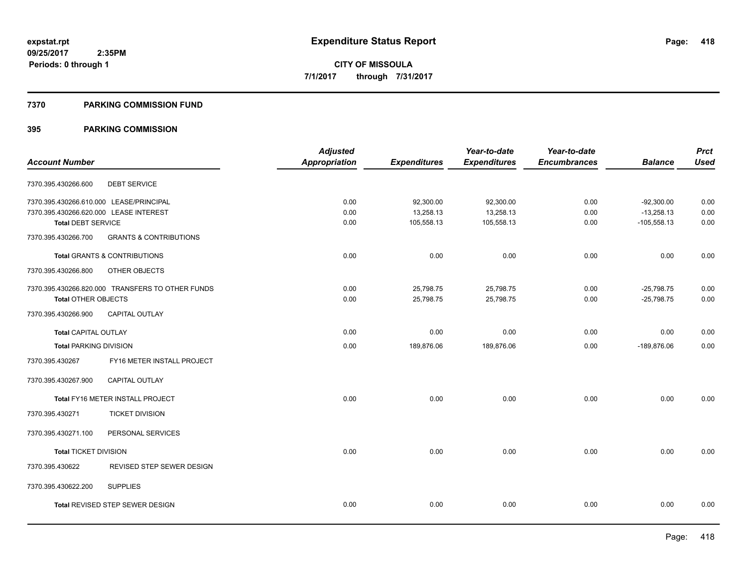expstat.rpt
09/25/2017 2:35PM
Periods: 0 through 1

# Expenditure Status Report

CITY OF MISSOULA
7/1/2017 through 7/31/2017

## 7370 PARKING COMMISSION FUND

## 395 PARKING COMMISSION

| Account Number | Adjusted Appropriation | Expenditures | Year-to-date Expenditures | Year-to-date Encumbrances | Balance | Prct Used |
|---|---|---|---|---|---|---|
| 7370.395.430266.600 DEBT SERVICE | | | | | | |
| 7370.395.430266.610.000 LEASE/PRINCIPAL | 0.00 | 92,300.00 | 92,300.00 | 0.00 | -92,300.00 | 0.00 |
| 7370.395.430266.620.000 LEASE INTEREST | 0.00 | 13,258.13 | 13,258.13 | 0.00 | -13,258.13 | 0.00 |
| **Total** DEBT SERVICE | 0.00 | 105,558.13 | 105,558.13 | 0.00 | -105,558.13 | 0.00 |
| 7370.395.430266.700 GRANTS & CONTRIBUTIONS | | | | | | |
| **Total** GRANTS & CONTRIBUTIONS | 0.00 | 0.00 | 0.00 | 0.00 | 0.00 | 0.00 |
| 7370.395.430266.800 OTHER OBJECTS | | | | | | |
| 7370.395.430266.820.000 TRANSFERS TO OTHER FUNDS | 0.00 | 25,798.75 | 25,798.75 | 0.00 | -25,798.75 | 0.00 |
| **Total** OTHER OBJECTS | 0.00 | 25,798.75 | 25,798.75 | 0.00 | -25,798.75 | 0.00 |
| 7370.395.430266.900 CAPITAL OUTLAY | | | | | | |
| **Total** CAPITAL OUTLAY | 0.00 | 0.00 | 0.00 | 0.00 | 0.00 | 0.00 |
| **Total** PARKING DIVISION | 0.00 | 189,876.06 | 189,876.06 | 0.00 | -189,876.06 | 0.00 |
| 7370.395.430267 FY16 METER INSTALL PROJECT | | | | | | |
| 7370.395.430267.900 CAPITAL OUTLAY | | | | | | |
| **Total** FY16 METER INSTALL PROJECT | 0.00 | 0.00 | 0.00 | 0.00 | 0.00 | 0.00 |
| 7370.395.430271 TICKET DIVISION | | | | | | |
| 7370.395.430271.100 PERSONAL SERVICES | | | | | | |
| **Total** TICKET DIVISION | 0.00 | 0.00 | 0.00 | 0.00 | 0.00 | 0.00 |
| 7370.395.430622 REVISED STEP SEWER DESIGN | | | | | | |
| 7370.395.430622.200 SUPPLIES | | | | | | |
| **Total** REVISED STEP SEWER DESIGN | 0.00 | 0.00 | 0.00 | 0.00 | 0.00 | 0.00 |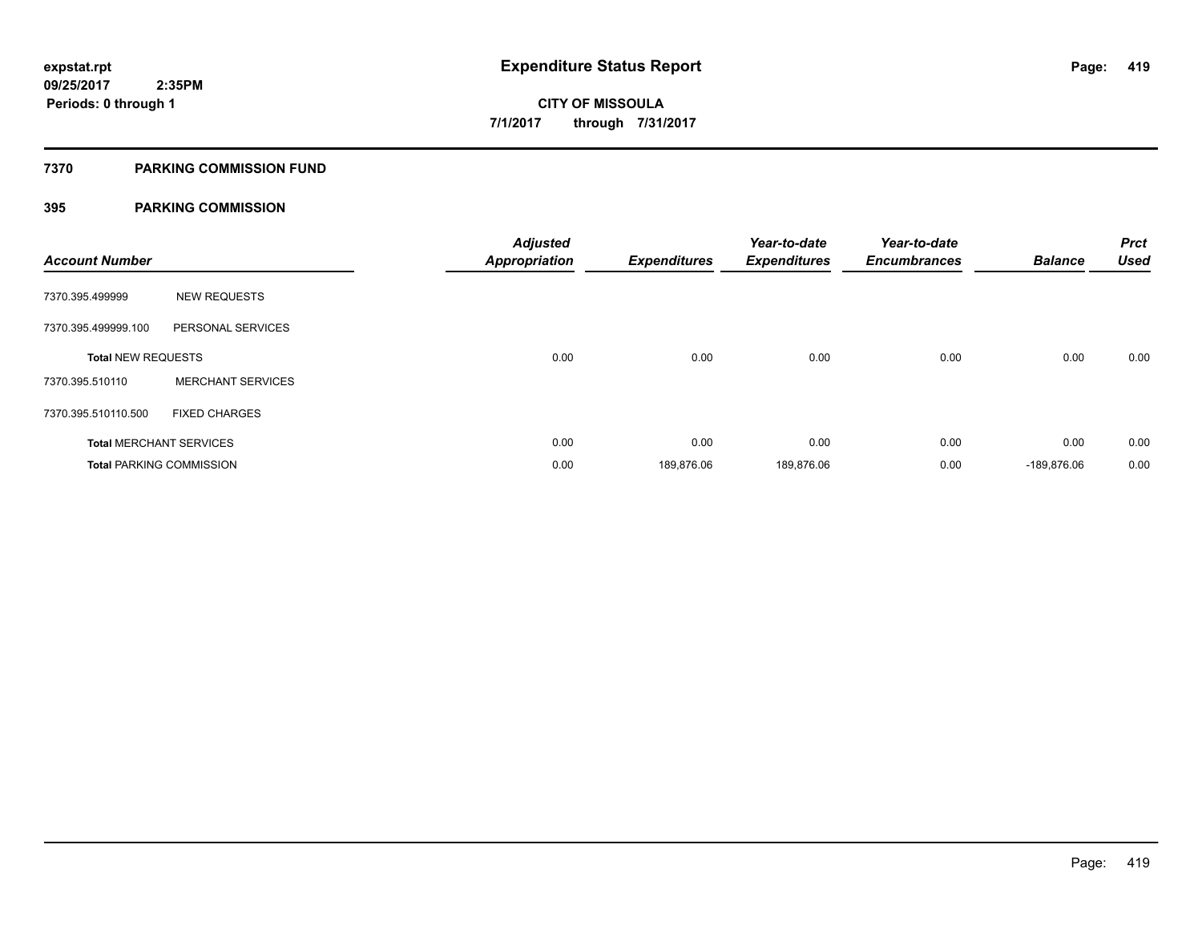expstat.rpt
09/25/2017 2:35PM
Periods: 0 through 1

# Expenditure Status Report

CITY OF MISSOULA
7/1/2017 through 7/31/2017

## 7370 PARKING COMMISSION FUND

## 395 PARKING COMMISSION

| Account Number | | Adjusted Appropriation | Expenditures | Year-to-date Expenditures | Year-to-date Encumbrances | Balance | Prct Used |
|---|---|---|---|---|---|---|---|
| 7370.395.499999 | NEW REQUESTS | | | | | | |
| 7370.395.499999.100 | PERSONAL SERVICES | | | | | | |
| **Total** NEW REQUESTS | | 0.00 | 0.00 | 0.00 | 0.00 | 0.00 | 0.00 |
| 7370.395.510110 | MERCHANT SERVICES | | | | | | |
| 7370.395.510110.500 | FIXED CHARGES | | | | | | |
| **Total** MERCHANT SERVICES | | 0.00 | 0.00 | 0.00 | 0.00 | 0.00 | 0.00 |
| **Total** PARKING COMMISSION | | 0.00 | 189,876.06 | 189,876.06 | 0.00 | -189,876.06 | 0.00 |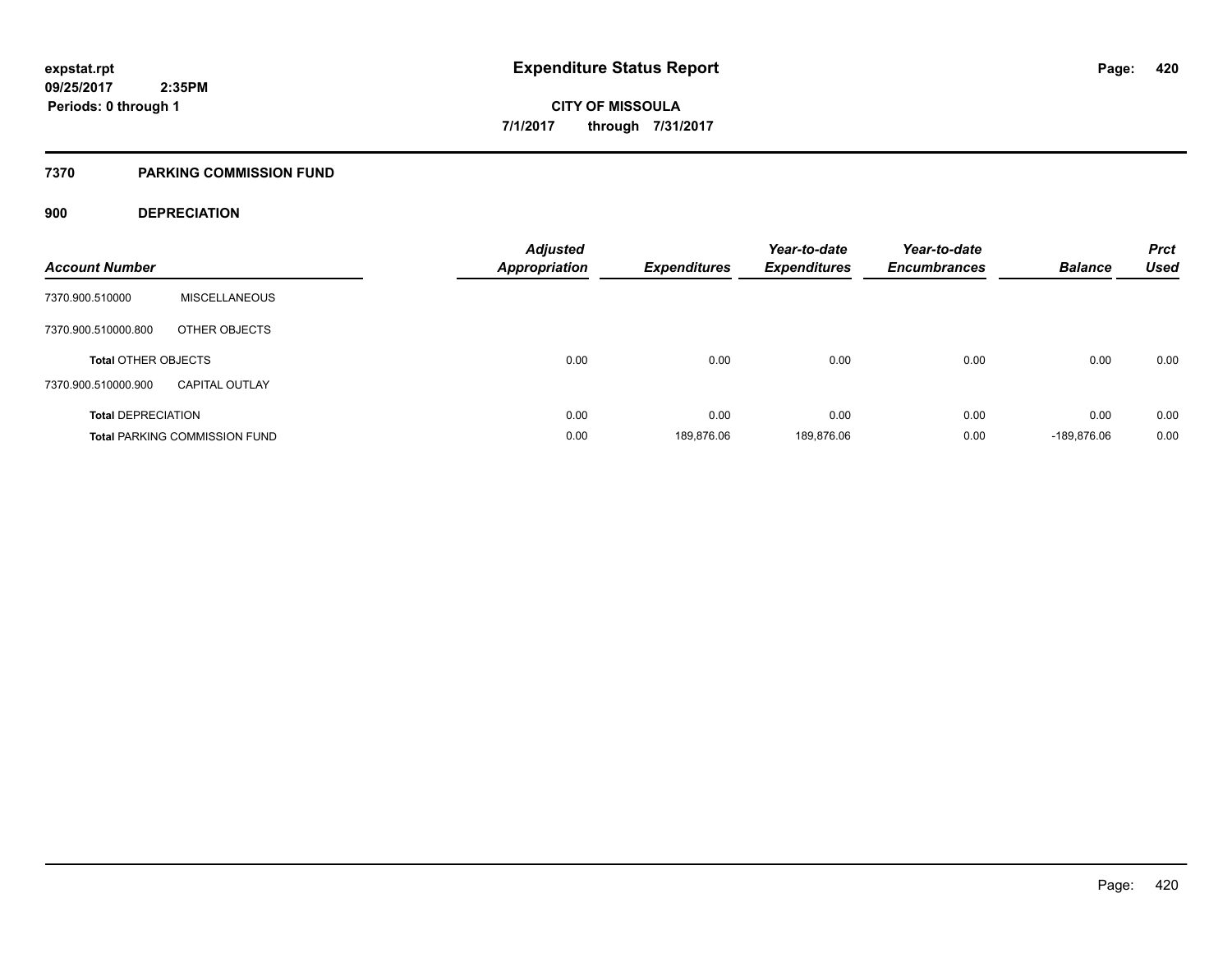**expstat.rpt**
**09/25/2017 2:35PM**
**Periods: 0 through 1**

# Expenditure Status Report

**CITY OF MISSOULA**
**7/1/2017 through 7/31/2017**

## 7370 PARKING COMMISSION FUND

### 900 DEPRECIATION

| Account Number | | Adjusted Appropriation | Expenditures | Year-to-date Expenditures | Year-to-date Encumbrances | Balance | Prct Used |
|---|---|---|---|---|---|---|---|
| 7370.900.510000 | MISCELLANEOUS | | | | | | |
| 7370.900.510000.800 | OTHER OBJECTS | | | | | | |
| **Total** OTHER OBJECTS | | 0.00 | 0.00 | 0.00 | 0.00 | 0.00 | 0.00 |
| 7370.900.510000.900 | CAPITAL OUTLAY | | | | | | |
| **Total** DEPRECIATION | | 0.00 | 0.00 | 0.00 | 0.00 | 0.00 | 0.00 |
| **Total** PARKING COMMISSION FUND | | 0.00 | 189,876.06 | 189,876.06 | 0.00 | -189,876.06 | 0.00 |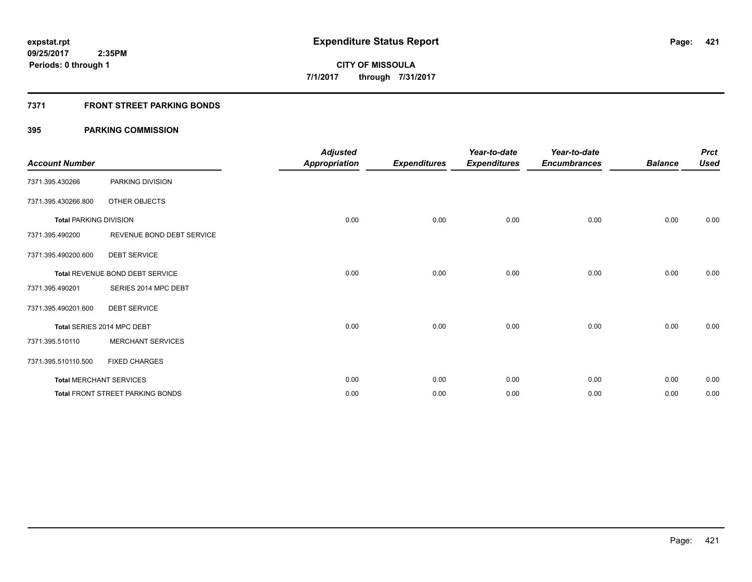# Expenditure Status Report

expstat.rpt
09/25/2017 2:35PM
Periods: 0 through 1

**CITY OF MISSOULA**
**7/1/2017 through 7/31/2017**

## 7371 FRONT STREET PARKING BONDS

### 395 PARKING COMMISSION

| Account Number | | Adjusted Appropriation | Expenditures | Year-to-date Expenditures | Year-to-date Encumbrances | Balance | Prct Used |
|---|---|---|---|---|---|---|---|
| 7371.395.430266 | PARKING DIVISION | | | | | | |
| 7371.395.430266.800 | OTHER OBJECTS | | | | | | |
| **Total** PARKING DIVISION | | 0.00 | 0.00 | 0.00 | 0.00 | 0.00 | 0.00 |
| 7371.395.490200 | REVENUE BOND DEBT SERVICE | | | | | | |
| 7371.395.490200.600 | DEBT SERVICE | | | | | | |
| **Total** REVENUE BOND DEBT SERVICE | | 0.00 | 0.00 | 0.00 | 0.00 | 0.00 | 0.00 |
| 7371.395.490201 | SERIES 2014 MPC DEBT | | | | | | |
| 7371.395.490201.600 | DEBT SERVICE | | | | | | |
| **Total** SERIES 2014 MPC DEBT | | 0.00 | 0.00 | 0.00 | 0.00 | 0.00 | 0.00 |
| 7371.395.510110 | MERCHANT SERVICES | | | | | | |
| 7371.395.510110.500 | FIXED CHARGES | | | | | | |
| **Total** MERCHANT SERVICES | | 0.00 | 0.00 | 0.00 | 0.00 | 0.00 | 0.00 |
| **Total** FRONT STREET PARKING BONDS | | 0.00 | 0.00 | 0.00 | 0.00 | 0.00 | 0.00 |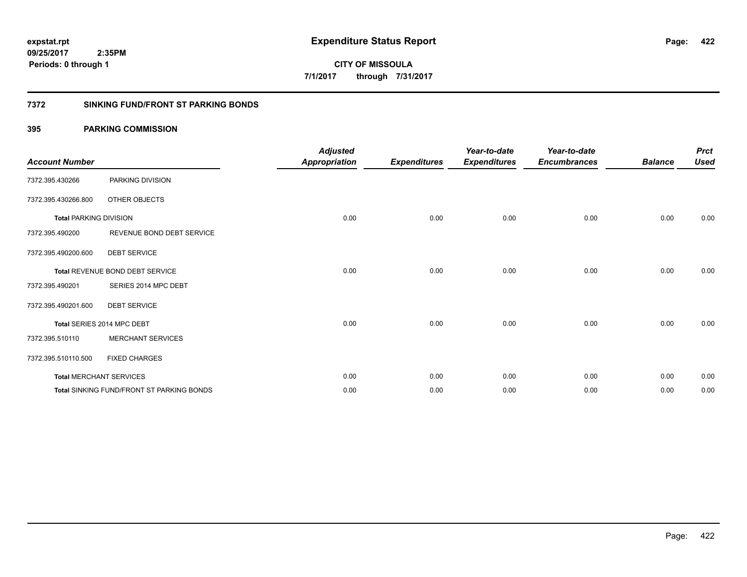expstat.rpt
09/25/2017 2:35PM
Periods: 0 through 1

# Expenditure Status Report

CITY OF MISSOULA

7/1/2017 through 7/31/2017

## 7372 SINKING FUND/FRONT ST PARKING BONDS

### 395 PARKING COMMISSION

| Account Number | | Adjusted Appropriation | Expenditures | Year-to-date Expenditures | Year-to-date Encumbrances | Balance | Prct Used |
|---|---|---|---|---|---|---|---|
| 7372.395.430266 | PARKING DIVISION | | | | | | |
| 7372.395.430266.800 | OTHER OBJECTS | | | | | | |
| **Total** PARKING DIVISION | | 0.00 | 0.00 | 0.00 | 0.00 | 0.00 | 0.00 |
| 7372.395.490200 | REVENUE BOND DEBT SERVICE | | | | | | |
| 7372.395.490200.600 | DEBT SERVICE | | | | | | |
| **Total** REVENUE BOND DEBT SERVICE | | 0.00 | 0.00 | 0.00 | 0.00 | 0.00 | 0.00 |
| 7372.395.490201 | SERIES 2014 MPC DEBT | | | | | | |
| 7372.395.490201.600 | DEBT SERVICE | | | | | | |
| **Total** SERIES 2014 MPC DEBT | | 0.00 | 0.00 | 0.00 | 0.00 | 0.00 | 0.00 |
| 7372.395.510110 | MERCHANT SERVICES | | | | | | |
| 7372.395.510110.500 | FIXED CHARGES | | | | | | |
| **Total** MERCHANT SERVICES | | 0.00 | 0.00 | 0.00 | 0.00 | 0.00 | 0.00 |
| **Total** SINKING FUND/FRONT ST PARKING BONDS | | 0.00 | 0.00 | 0.00 | 0.00 | 0.00 | 0.00 |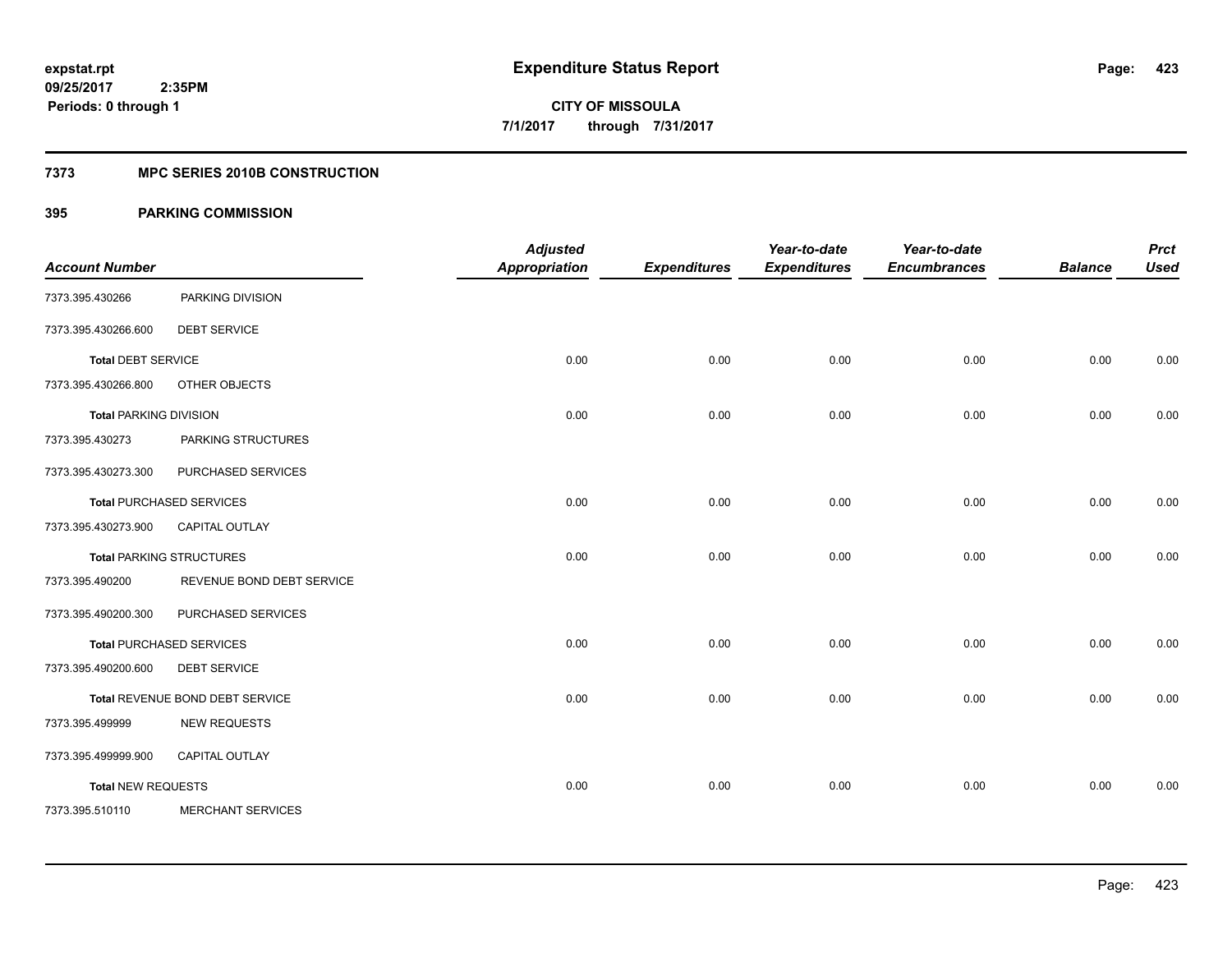**expstat.rpt**
**09/25/2017 2:35PM**
**Periods: 0 through 1**

# Expenditure Status Report

**CITY OF MISSOULA**
**7/1/2017 through 7/31/2017**

## 7373 MPC SERIES 2010B CONSTRUCTION

## 395 PARKING COMMISSION

| Account Number | | Adjusted Appropriation | Expenditures | Year-to-date Expenditures | Year-to-date Encumbrances | Balance | Prct Used |
|---|---|---|---|---|---|---|---|
| 7373.395.430266 | PARKING DIVISION | | | | | | |
| 7373.395.430266.600 | DEBT SERVICE | | | | | | |
| **Total** DEBT SERVICE | | 0.00 | 0.00 | 0.00 | 0.00 | 0.00 | 0.00 |
| 7373.395.430266.800 | OTHER OBJECTS | | | | | | |
| **Total** PARKING DIVISION | | 0.00 | 0.00 | 0.00 | 0.00 | 0.00 | 0.00 |
| 7373.395.430273 | PARKING STRUCTURES | | | | | | |
| 7373.395.430273.300 | PURCHASED SERVICES | | | | | | |
| **Total** PURCHASED SERVICES | | 0.00 | 0.00 | 0.00 | 0.00 | 0.00 | 0.00 |
| 7373.395.430273.900 | CAPITAL OUTLAY | | | | | | |
| **Total** PARKING STRUCTURES | | 0.00 | 0.00 | 0.00 | 0.00 | 0.00 | 0.00 |
| 7373.395.490200 | REVENUE BOND DEBT SERVICE | | | | | | |
| 7373.395.490200.300 | PURCHASED SERVICES | | | | | | |
| **Total** PURCHASED SERVICES | | 0.00 | 0.00 | 0.00 | 0.00 | 0.00 | 0.00 |
| 7373.395.490200.600 | DEBT SERVICE | | | | | | |
| **Total** REVENUE BOND DEBT SERVICE | | 0.00 | 0.00 | 0.00 | 0.00 | 0.00 | 0.00 |
| 7373.395.499999 | NEW REQUESTS | | | | | | |
| 7373.395.499999.900 | CAPITAL OUTLAY | | | | | | |
| **Total** NEW REQUESTS | | 0.00 | 0.00 | 0.00 | 0.00 | 0.00 | 0.00 |
| 7373.395.510110 | MERCHANT SERVICES | | | | | | |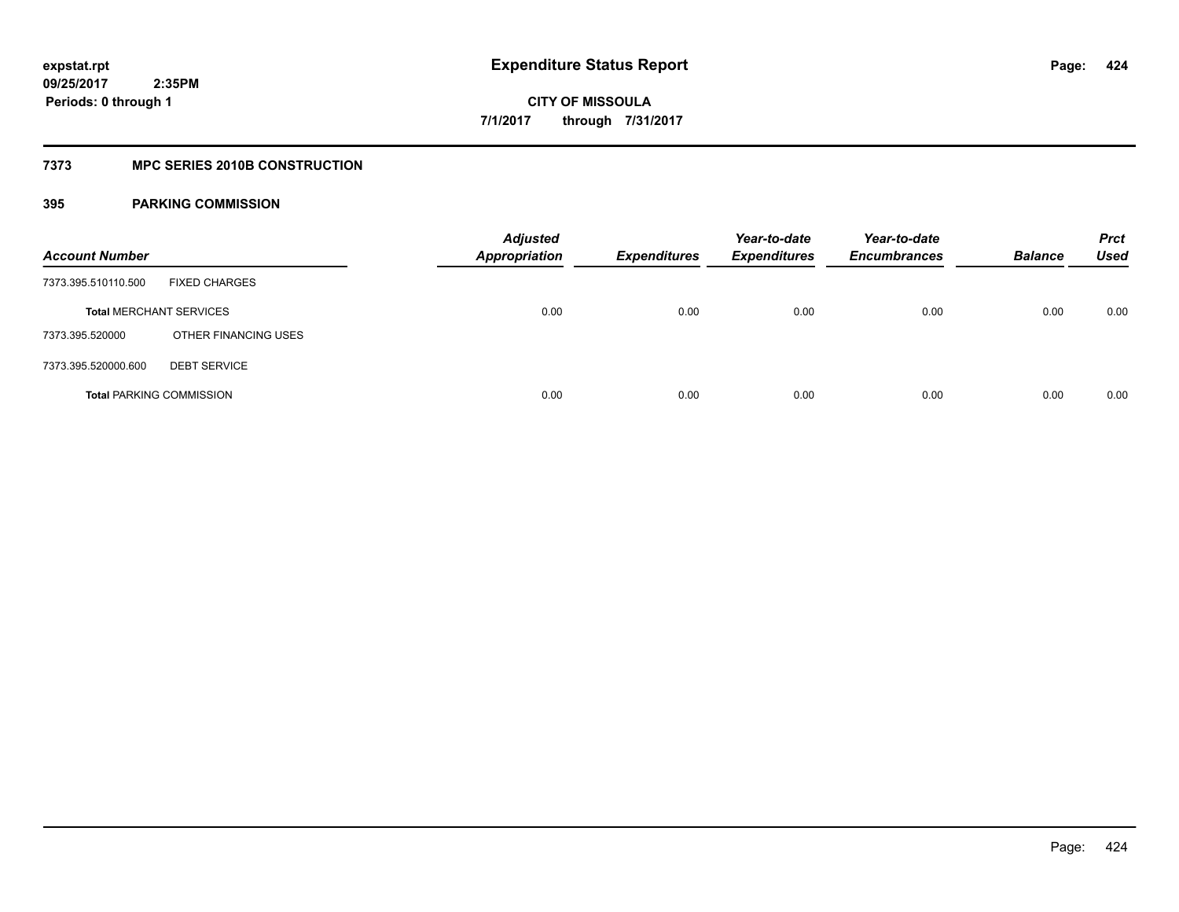# Expenditure Status Report

expstat.rpt
09/25/2017 2:35PM
Periods: 0 through 1

CITY OF MISSOULA
7/1/2017 through 7/31/2017

## 7373 MPC SERIES 2010B CONSTRUCTION

### 395 PARKING COMMISSION

| Account Number | | Adjusted Appropriation | Expenditures | Year-to-date Expenditures | Year-to-date Encumbrances | Balance | Prct Used |
|---|---|---|---|---|---|---|---|
| 7373.395.510110.500 | FIXED CHARGES | | | | | | |
| **Total** MERCHANT SERVICES | | 0.00 | 0.00 | 0.00 | 0.00 | 0.00 | 0.00 |
| 7373.395.520000 | OTHER FINANCING USES | | | | | | |
| 7373.395.520000.600 | DEBT SERVICE | | | | | | |
| **Total** PARKING COMMISSION | | 0.00 | 0.00 | 0.00 | 0.00 | 0.00 | 0.00 |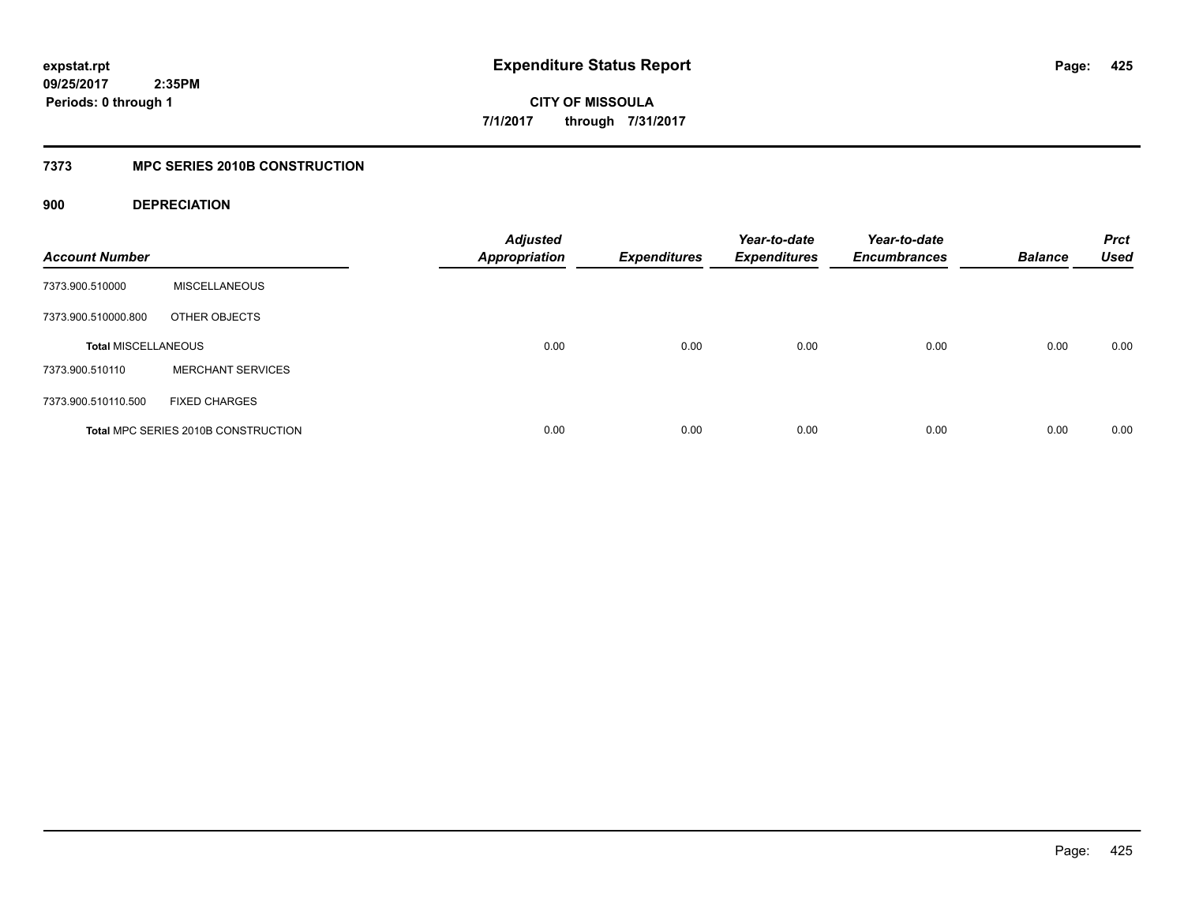**expstat.rpt**
**09/25/2017 2:35PM**
**Periods: 0 through 1**

# Expenditure Status Report

**CITY OF MISSOULA**
**7/1/2017 through 7/31/2017**

## 7373 MPC SERIES 2010B CONSTRUCTION

### 900 DEPRECIATION

| Account Number | | Adjusted Appropriation | Expenditures | Year-to-date Expenditures | Year-to-date Encumbrances | Balance | Prct Used |
|---|---|---|---|---|---|---|---|
| 7373.900.510000 | MISCELLANEOUS | | | | | | |
| 7373.900.510000.800 | OTHER OBJECTS | | | | | | |
| **Total** MISCELLANEOUS | | 0.00 | 0.00 | 0.00 | 0.00 | 0.00 | 0.00 |
| 7373.900.510110 | MERCHANT SERVICES | | | | | | |
| 7373.900.510110.500 | FIXED CHARGES | | | | | | |
| **Total** MPC SERIES 2010B CONSTRUCTION | | 0.00 | 0.00 | 0.00 | 0.00 | 0.00 | 0.00 |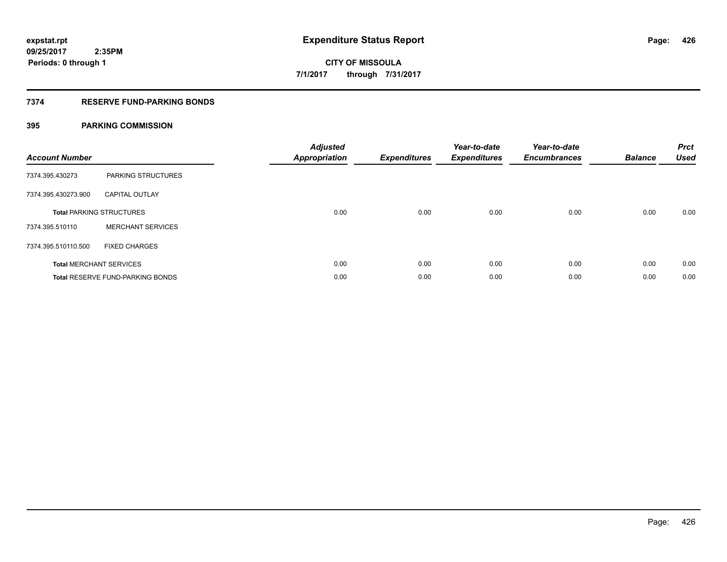expstat.rpt
09/25/2017 2:35PM
Periods: 0 through 1

# Expenditure Status Report

CITY OF MISSOULA
7/1/2017 through 7/31/2017

## 7374 RESERVE FUND-PARKING BONDS

## 395 PARKING COMMISSION

| Account Number | | Adjusted Appropriation | Expenditures | Year-to-date Expenditures | Year-to-date Encumbrances | Balance | Prct Used |
|---|---|---|---|---|---|---|---|
| 7374.395.430273 | PARKING STRUCTURES | | | | | | |
| 7374.395.430273.900 | CAPITAL OUTLAY | | | | | | |
| **Total** PARKING STRUCTURES | | 0.00 | 0.00 | 0.00 | 0.00 | 0.00 | 0.00 |
| 7374.395.510110 | MERCHANT SERVICES | | | | | | |
| 7374.395.510110.500 | FIXED CHARGES | | | | | | |
| **Total** MERCHANT SERVICES | | 0.00 | 0.00 | 0.00 | 0.00 | 0.00 | 0.00 |
| **Total** RESERVE FUND-PARKING BONDS | | 0.00 | 0.00 | 0.00 | 0.00 | 0.00 | 0.00 |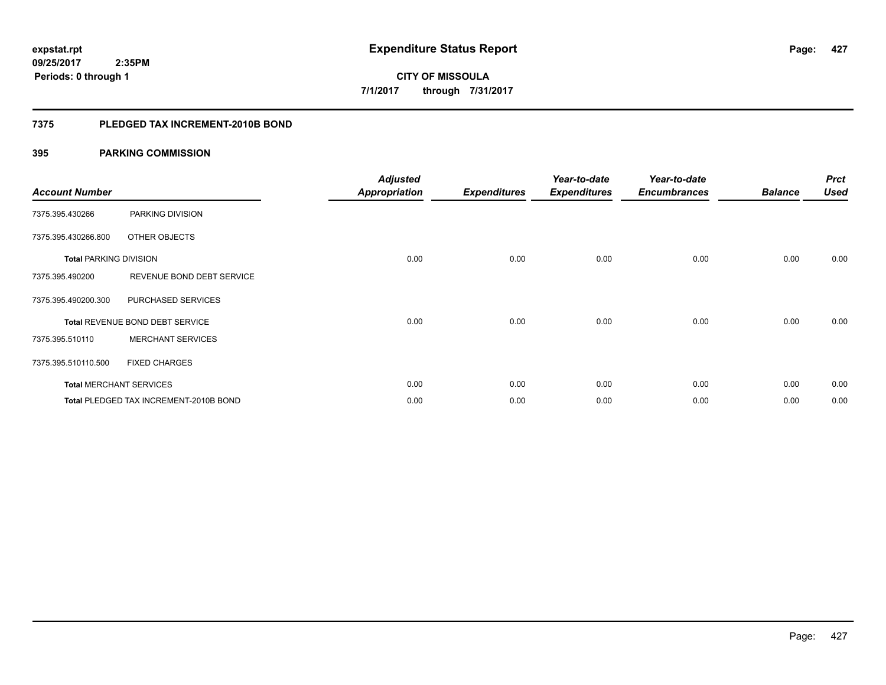**expstat.rpt**
**09/25/2017 2:35PM**
**Periods: 0 through 1**

# Expenditure Status Report

**CITY OF MISSOULA**
**7/1/2017 through 7/31/2017**

## 7375 PLEDGED TAX INCREMENT-2010B BOND

### 395 PARKING COMMISSION

| Account Number | | Adjusted Appropriation | Expenditures | Year-to-date Expenditures | Year-to-date Encumbrances | Balance | Prct Used |
|---|---|---|---|---|---|---|---|
| 7375.395.430266 | PARKING DIVISION | | | | | | |
| 7375.395.430266.800 | OTHER OBJECTS | | | | | | |
| **Total** PARKING DIVISION | | 0.00 | 0.00 | 0.00 | 0.00 | 0.00 | 0.00 |
| 7375.395.490200 | REVENUE BOND DEBT SERVICE | | | | | | |
| 7375.395.490200.300 | PURCHASED SERVICES | | | | | | |
| **Total** REVENUE BOND DEBT SERVICE | | 0.00 | 0.00 | 0.00 | 0.00 | 0.00 | 0.00 |
| 7375.395.510110 | MERCHANT SERVICES | | | | | | |
| 7375.395.510110.500 | FIXED CHARGES | | | | | | |
| **Total** MERCHANT SERVICES | | 0.00 | 0.00 | 0.00 | 0.00 | 0.00 | 0.00 |
| **Total** PLEDGED TAX INCREMENT-2010B BOND | | 0.00 | 0.00 | 0.00 | 0.00 | 0.00 | 0.00 |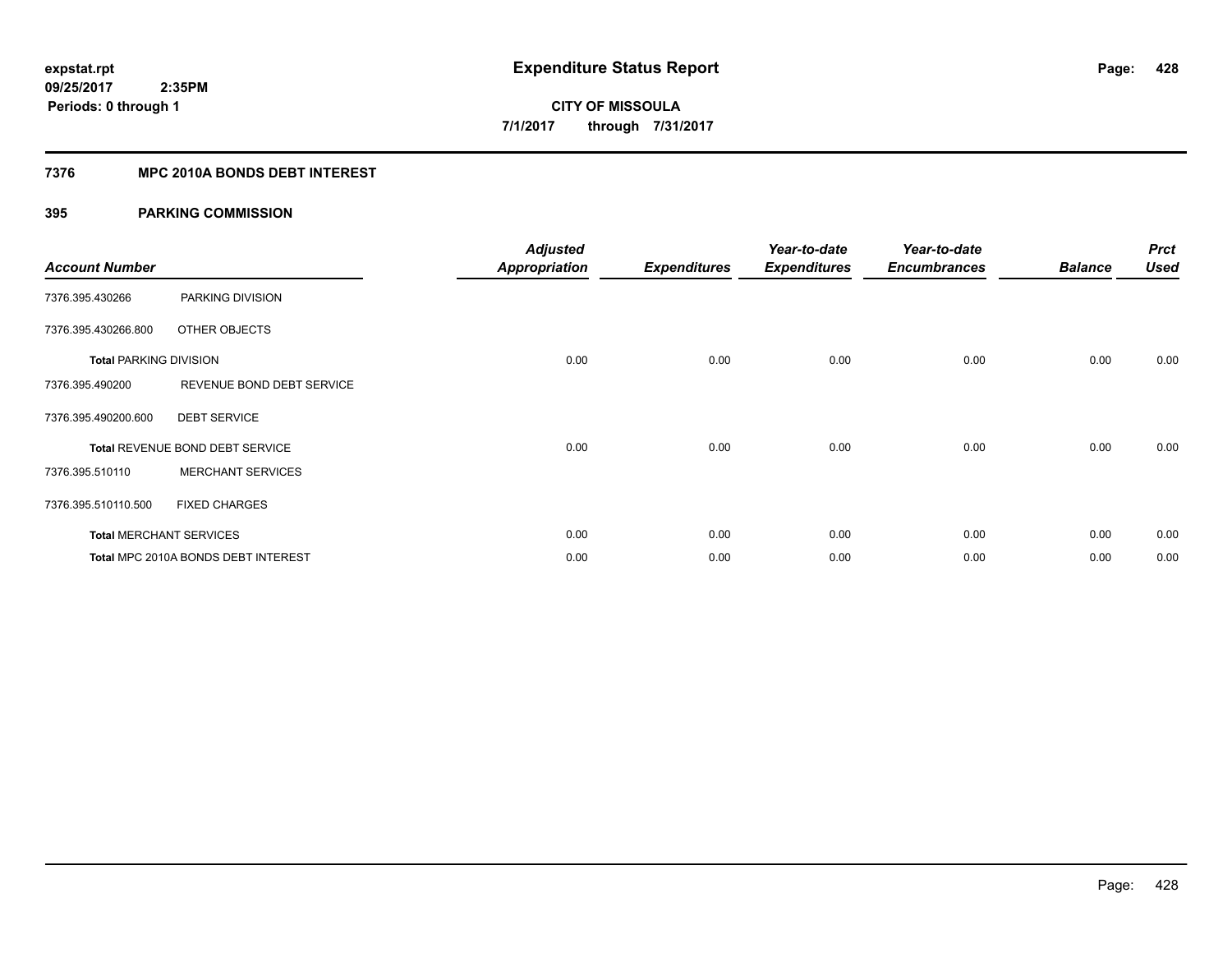# Expenditure Status Report

expstat.rpt
09/25/2017 2:35PM
Periods: 0 through 1

**CITY OF MISSOULA**
**7/1/2017 through 7/31/2017**

## 7376 MPC 2010A BONDS DEBT INTEREST

### 395 PARKING COMMISSION

| Account Number | | Adjusted Appropriation | Expenditures | Year-to-date Expenditures | Year-to-date Encumbrances | Balance | Prct Used |
|---|---|---|---|---|---|---|---|
| 7376.395.430266 | PARKING DIVISION | | | | | | |
| 7376.395.430266.800 | OTHER OBJECTS | | | | | | |
| Total PARKING DIVISION | | 0.00 | 0.00 | 0.00 | 0.00 | 0.00 | 0.00 |
| 7376.395.490200 | REVENUE BOND DEBT SERVICE | | | | | | |
| 7376.395.490200.600 | DEBT SERVICE | | | | | | |
| Total REVENUE BOND DEBT SERVICE | | 0.00 | 0.00 | 0.00 | 0.00 | 0.00 | 0.00 |
| 7376.395.510110 | MERCHANT SERVICES | | | | | | |
| 7376.395.510110.500 | FIXED CHARGES | | | | | | |
| Total MERCHANT SERVICES | | 0.00 | 0.00 | 0.00 | 0.00 | 0.00 | 0.00 |
| Total MPC 2010A BONDS DEBT INTEREST | | 0.00 | 0.00 | 0.00 | 0.00 | 0.00 | 0.00 |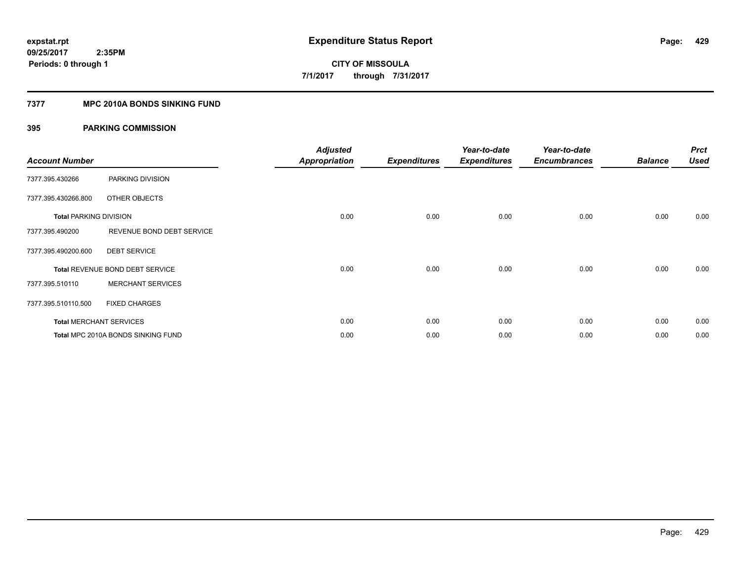# Expenditure Status Report

expstat.rpt
09/25/2017 2:35PM
Periods: 0 through 1

**CITY OF MISSOULA**
**7/1/2017 through 7/31/2017**

## 7377 MPC 2010A BONDS SINKING FUND

### 395 PARKING COMMISSION

| Account Number | | Adjusted Appropriation | Expenditures | Year-to-date Expenditures | Year-to-date Encumbrances | Balance | Prct Used |
|---|---|---|---|---|---|---|---|
| 7377.395.430266 | PARKING DIVISION | | | | | | |
| 7377.395.430266.800 | OTHER OBJECTS | | | | | | |
| **Total** PARKING DIVISION | | 0.00 | 0.00 | 0.00 | 0.00 | 0.00 | 0.00 |
| 7377.395.490200 | REVENUE BOND DEBT SERVICE | | | | | | |
| 7377.395.490200.600 | DEBT SERVICE | | | | | | |
| **Total** REVENUE BOND DEBT SERVICE | | 0.00 | 0.00 | 0.00 | 0.00 | 0.00 | 0.00 |
| 7377.395.510110 | MERCHANT SERVICES | | | | | | |
| 7377.395.510110.500 | FIXED CHARGES | | | | | | |
| **Total** MERCHANT SERVICES | | 0.00 | 0.00 | 0.00 | 0.00 | 0.00 | 0.00 |
| **Total** MPC 2010A BONDS SINKING FUND | | 0.00 | 0.00 | 0.00 | 0.00 | 0.00 | 0.00 |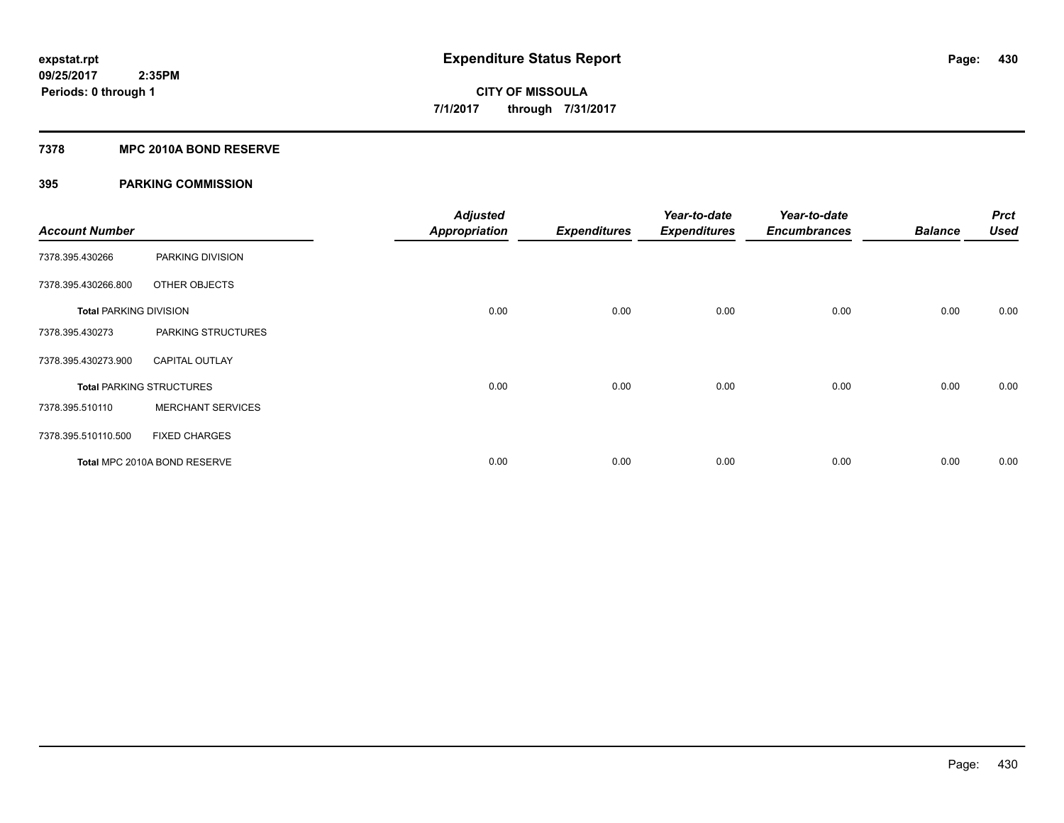**expstat.rpt**
**09/25/2017 2:35PM**
**Periods: 0 through 1**

# Expenditure Status Report

**CITY OF MISSOULA**
**7/1/2017 through 7/31/2017**

## 7378 MPC 2010A BOND RESERVE

### 395 PARKING COMMISSION

| Account Number | | Adjusted Appropriation | Expenditures | Year-to-date Expenditures | Year-to-date Encumbrances | Balance | Prct Used |
|---|---|---|---|---|---|---|---|
| 7378.395.430266 | PARKING DIVISION | | | | | | |
| 7378.395.430266.800 | OTHER OBJECTS | | | | | | |
| **Total PARKING DIVISION** | | 0.00 | 0.00 | 0.00 | 0.00 | 0.00 | 0.00 |
| 7378.395.430273 | PARKING STRUCTURES | | | | | | |
| 7378.395.430273.900 | CAPITAL OUTLAY | | | | | | |
| **Total PARKING STRUCTURES** | | 0.00 | 0.00 | 0.00 | 0.00 | 0.00 | 0.00 |
| 7378.395.510110 | MERCHANT SERVICES | | | | | | |
| 7378.395.510110.500 | FIXED CHARGES | | | | | | |
| **Total** MPC 2010A BOND RESERVE | | 0.00 | 0.00 | 0.00 | 0.00 | 0.00 | 0.00 |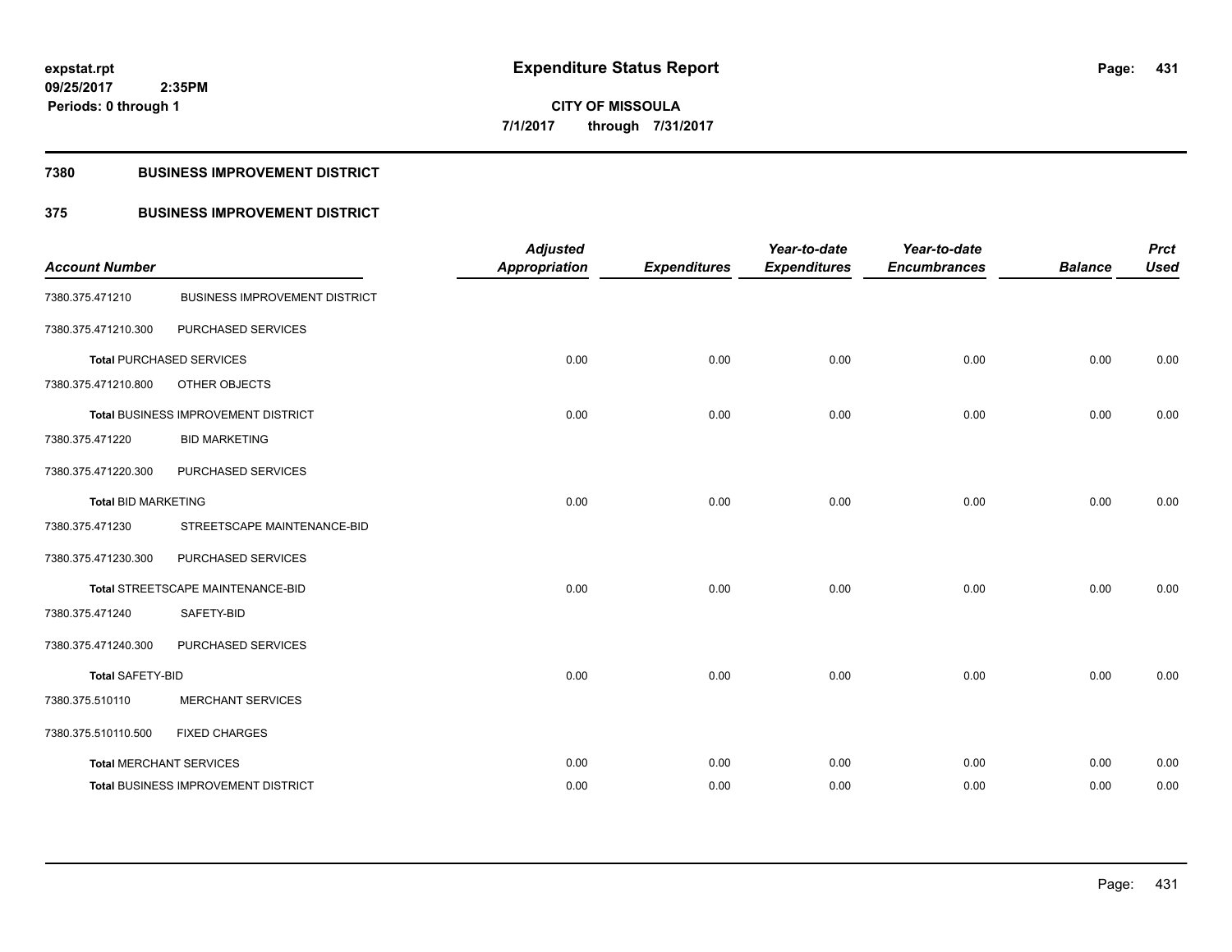# Expenditure Status Report

expstat.rpt
09/25/2017 2:35PM
Periods: 0 through 1

**CITY OF MISSOULA**
**7/1/2017 through 7/31/2017**

## 7380 BUSINESS IMPROVEMENT DISTRICT

## 375 BUSINESS IMPROVEMENT DISTRICT

| Account Number | | Adjusted Appropriation | Expenditures | Year-to-date Expenditures | Year-to-date Encumbrances | Balance | Prct Used |
|---|---|---|---|---|---|---|---|
| 7380.375.471210 | BUSINESS IMPROVEMENT DISTRICT | | | | | | |
| 7380.375.471210.300 | PURCHASED SERVICES | | | | | | |
| **Total** PURCHASED SERVICES | | 0.00 | 0.00 | 0.00 | 0.00 | 0.00 | 0.00 |
| 7380.375.471210.800 | OTHER OBJECTS | | | | | | |
| **Total** BUSINESS IMPROVEMENT DISTRICT | | 0.00 | 0.00 | 0.00 | 0.00 | 0.00 | 0.00 |
| 7380.375.471220 | BID MARKETING | | | | | | |
| 7380.375.471220.300 | PURCHASED SERVICES | | | | | | |
| **Total** BID MARKETING | | 0.00 | 0.00 | 0.00 | 0.00 | 0.00 | 0.00 |
| 7380.375.471230 | STREETSCAPE MAINTENANCE-BID | | | | | | |
| 7380.375.471230.300 | PURCHASED SERVICES | | | | | | |
| **Total** STREETSCAPE MAINTENANCE-BID | | 0.00 | 0.00 | 0.00 | 0.00 | 0.00 | 0.00 |
| 7380.375.471240 | SAFETY-BID | | | | | | |
| 7380.375.471240.300 | PURCHASED SERVICES | | | | | | |
| **Total** SAFETY-BID | | 0.00 | 0.00 | 0.00 | 0.00 | 0.00 | 0.00 |
| 7380.375.510110 | MERCHANT SERVICES | | | | | | |
| 7380.375.510110.500 | FIXED CHARGES | | | | | | |
| **Total** MERCHANT SERVICES | | 0.00 | 0.00 | 0.00 | 0.00 | 0.00 | 0.00 |
| **Total** BUSINESS IMPROVEMENT DISTRICT | | 0.00 | 0.00 | 0.00 | 0.00 | 0.00 | 0.00 |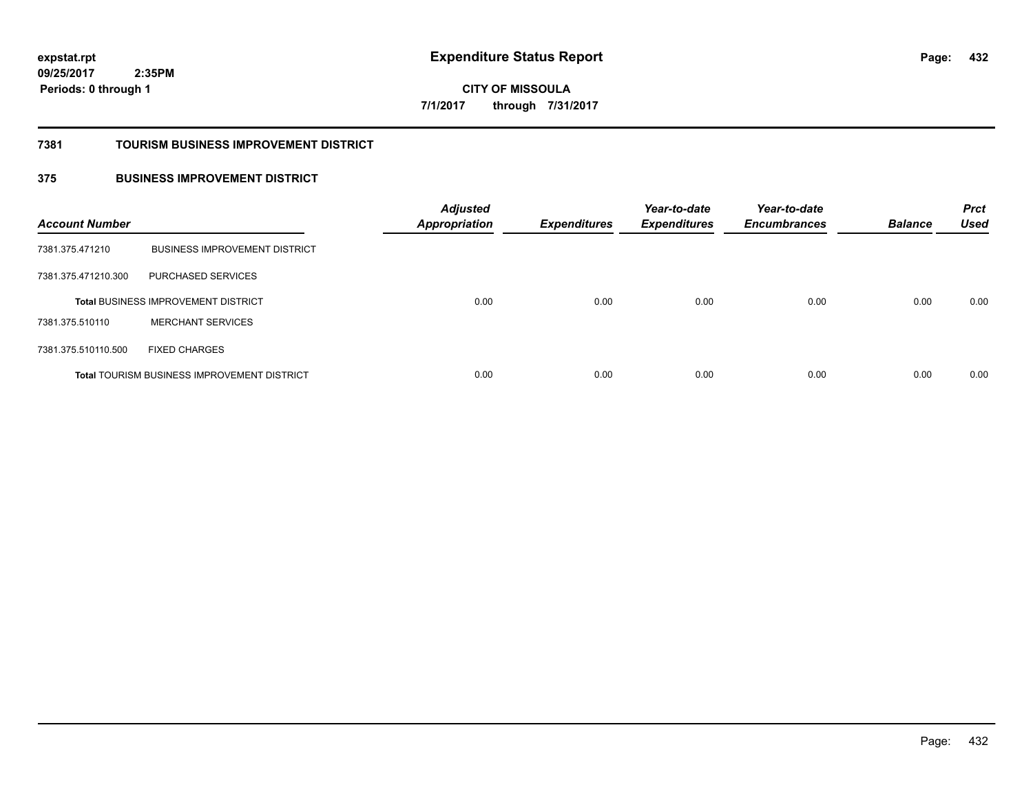**expstat.rpt**
**09/25/2017 2:35PM**
**Periods: 0 through 1**

# Expenditure Status Report

**CITY OF MISSOULA**
**7/1/2017 through 7/31/2017**

## 7381 TOURISM BUSINESS IMPROVEMENT DISTRICT

## 375 BUSINESS IMPROVEMENT DISTRICT

| Account Number | | Adjusted Appropriation | Expenditures | Year-to-date Expenditures | Year-to-date Encumbrances | Balance | Prct Used |
|---|---|---|---|---|---|---|---|
| 7381.375.471210 | BUSINESS IMPROVEMENT DISTRICT | | | | | | |
| 7381.375.471210.300 | PURCHASED SERVICES | | | | | | |
| **Total** BUSINESS IMPROVEMENT DISTRICT | | 0.00 | 0.00 | 0.00 | 0.00 | 0.00 | 0.00 |
| 7381.375.510110 | MERCHANT SERVICES | | | | | | |
| 7381.375.510110.500 | FIXED CHARGES | | | | | | |
| **Total** TOURISM BUSINESS IMPROVEMENT DISTRICT | | 0.00 | 0.00 | 0.00 | 0.00 | 0.00 | 0.00 |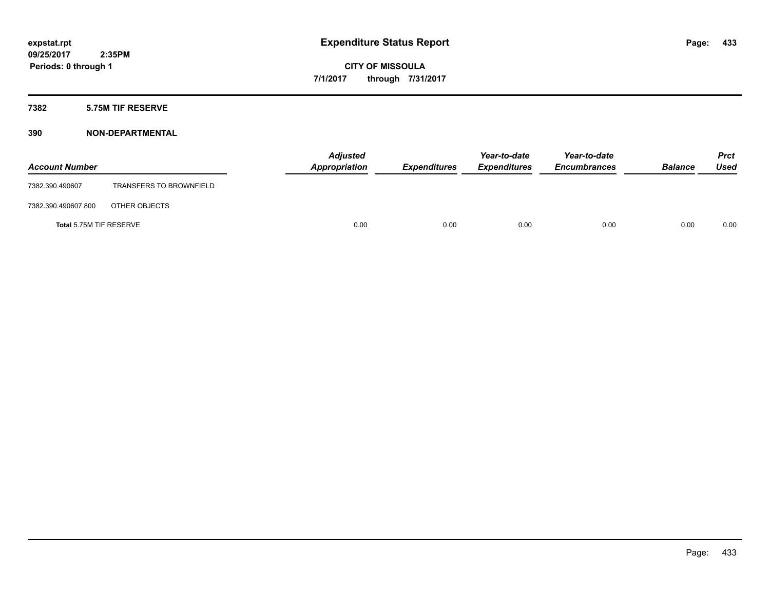**expstat.rpt**
**09/25/2017 2:35PM**
**Periods: 0 through 1**

# Expenditure Status Report

**CITY OF MISSOULA**
**7/1/2017 through 7/31/2017**

## 7382 5.75M TIF RESERVE

## 390 NON-DEPARTMENTAL

| Account Number | | Adjusted Appropriation | Expenditures | Year-to-date Expenditures | Year-to-date Encumbrances | Balance | Prct Used |
|---|---|---|---|---|---|---|---|
| 7382.390.490607 | TRANSFERS TO BROWNFIELD | | | | | | |
| 7382.390.490607.800 | OTHER OBJECTS | | | | | | |
| **Total** 5.75M TIF RESERVE | | 0.00 | 0.00 | 0.00 | 0.00 | 0.00 | 0.00 |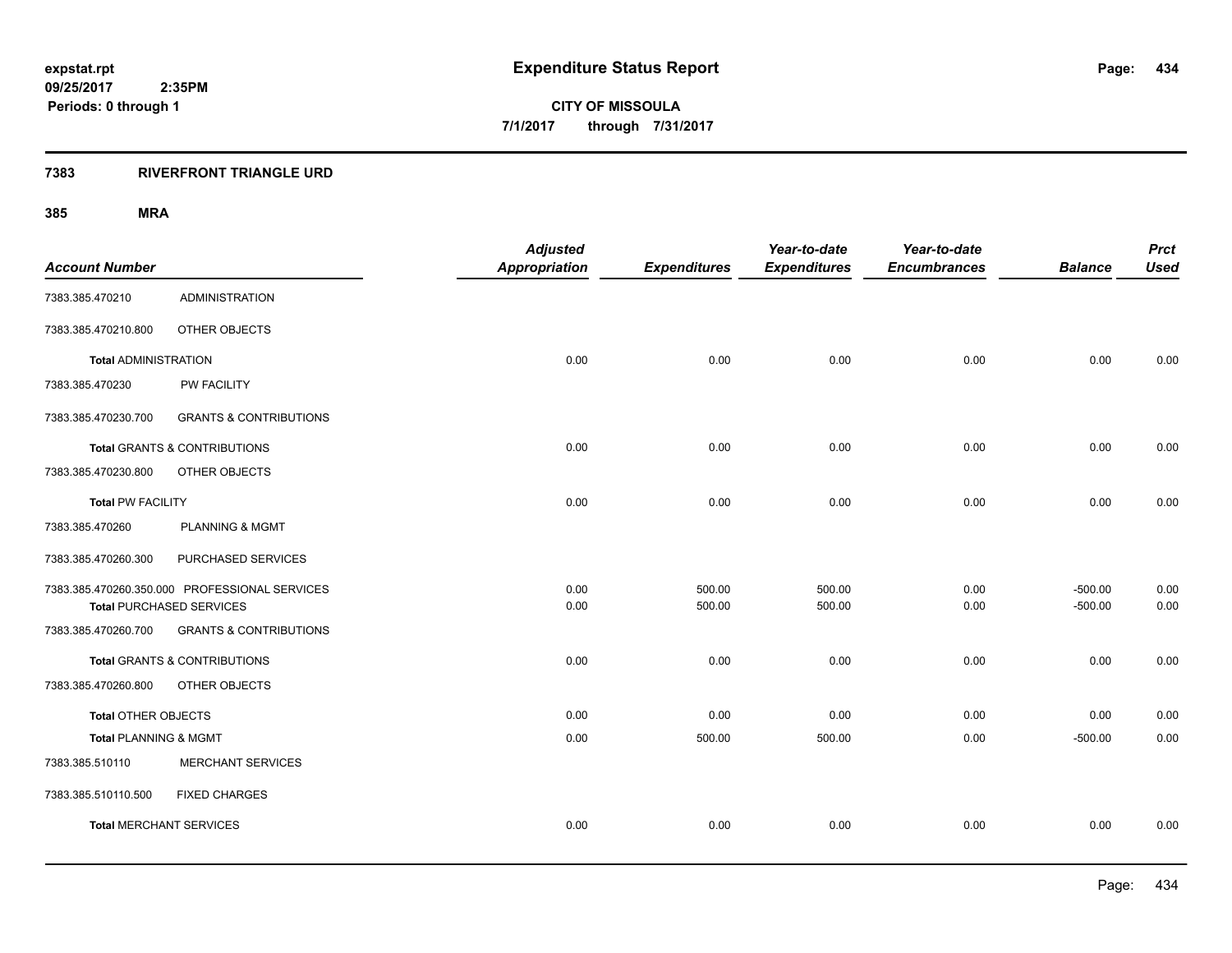**expstat.rpt**
**09/25/2017 2:35PM**
**Periods: 0 through 1**

# Expenditure Status Report

**CITY OF MISSOULA**
**7/1/2017 through 7/31/2017**

## 7383 RIVERFRONT TRIANGLE URD

### 385 MRA

| Account Number | | Adjusted Appropriation | Expenditures | Year-to-date Expenditures | Year-to-date Encumbrances | Balance | Prct Used |
|---|---|---|---|---|---|---|---|
| 7383.385.470210 | ADMINISTRATION | | | | | | |
| 7383.385.470210.800 | OTHER OBJECTS | | | | | | |
| **Total** ADMINISTRATION | | 0.00 | 0.00 | 0.00 | 0.00 | 0.00 | 0.00 |
| 7383.385.470230 | PW FACILITY | | | | | | |
| 7383.385.470230.700 | GRANTS & CONTRIBUTIONS | | | | | | |
| **Total** GRANTS & CONTRIBUTIONS | | 0.00 | 0.00 | 0.00 | 0.00 | 0.00 | 0.00 |
| 7383.385.470230.800 | OTHER OBJECTS | | | | | | |
| **Total** PW FACILITY | | 0.00 | 0.00 | 0.00 | 0.00 | 0.00 | 0.00 |
| 7383.385.470260 | PLANNING & MGMT | | | | | | |
| 7383.385.470260.300 | PURCHASED SERVICES | | | | | | |
| 7383.385.470260.350.000 | PROFESSIONAL SERVICES | 0.00 | 500.00 | 500.00 | 0.00 | -500.00 | 0.00 |
| **Total** PURCHASED SERVICES | | 0.00 | 500.00 | 500.00 | 0.00 | -500.00 | 0.00 |
| 7383.385.470260.700 | GRANTS & CONTRIBUTIONS | | | | | | |
| **Total** GRANTS & CONTRIBUTIONS | | 0.00 | 0.00 | 0.00 | 0.00 | 0.00 | 0.00 |
| 7383.385.470260.800 | OTHER OBJECTS | | | | | | |
| **Total** OTHER OBJECTS | | 0.00 | 0.00 | 0.00 | 0.00 | 0.00 | 0.00 |
| **Total** PLANNING & MGMT | | 0.00 | 500.00 | 500.00 | 0.00 | -500.00 | 0.00 |
| 7383.385.510110 | MERCHANT SERVICES | | | | | | |
| 7383.385.510110.500 | FIXED CHARGES | | | | | | |
| **Total** MERCHANT SERVICES | | 0.00 | 0.00 | 0.00 | 0.00 | 0.00 | 0.00 |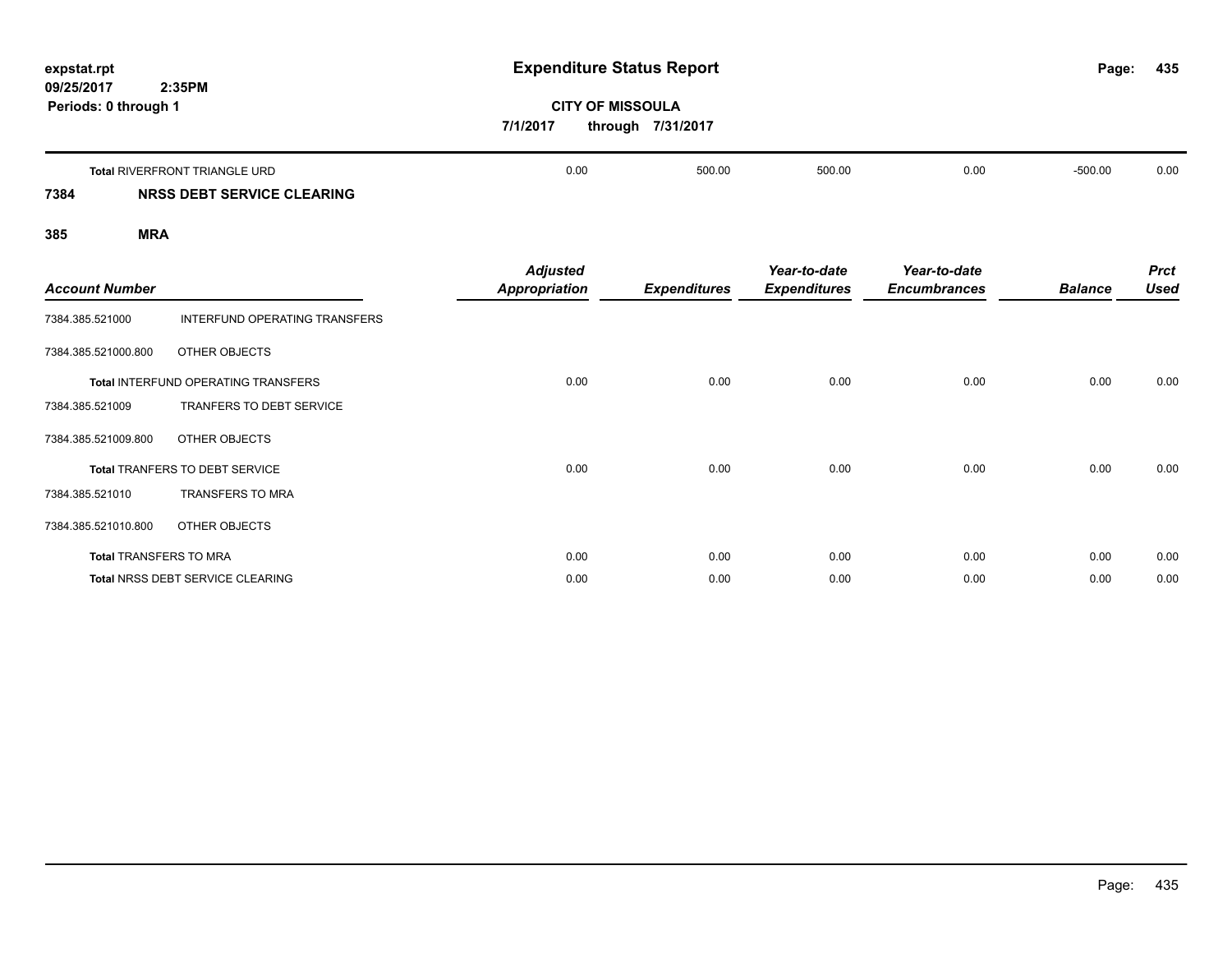**Expenditure Status Report**

expstat.rpt
09/25/2017 2:35PM
Periods: 0 through 1

**CITY OF MISSOULA**
7/1/2017 through 7/31/2017

| | | | | | | |
|---|---|---|---|---|---|---|
| **Total** RIVERFRONT TRIANGLE URD | 0.00 | 500.00 | 500.00 | 0.00 | -500.00 | 0.00 |

## 7384 NRSS DEBT SERVICE CLEARING

## 385 MRA

| Account Number | | Adjusted Appropriation | Expenditures | Year-to-date Expenditures | Year-to-date Encumbrances | Balance | Prct Used |
|---|---|---|---|---|---|---|---|
| 7384.385.521000 | INTERFUND OPERATING TRANSFERS | | | | | | |
| 7384.385.521000.800 | OTHER OBJECTS | | | | | | |
| **Total** INTERFUND OPERATING TRANSFERS | | 0.00 | 0.00 | 0.00 | 0.00 | 0.00 | 0.00 |
| 7384.385.521009 | TRANFERS TO DEBT SERVICE | | | | | | |
| 7384.385.521009.800 | OTHER OBJECTS | | | | | | |
| **Total** TRANFERS TO DEBT SERVICE | | 0.00 | 0.00 | 0.00 | 0.00 | 0.00 | 0.00 |
| 7384.385.521010 | TRANSFERS TO MRA | | | | | | |
| 7384.385.521010.800 | OTHER OBJECTS | | | | | | |
| **Total** TRANSFERS TO MRA | | 0.00 | 0.00 | 0.00 | 0.00 | 0.00 | 0.00 |
| **Total** NRSS DEBT SERVICE CLEARING | | 0.00 | 0.00 | 0.00 | 0.00 | 0.00 | 0.00 |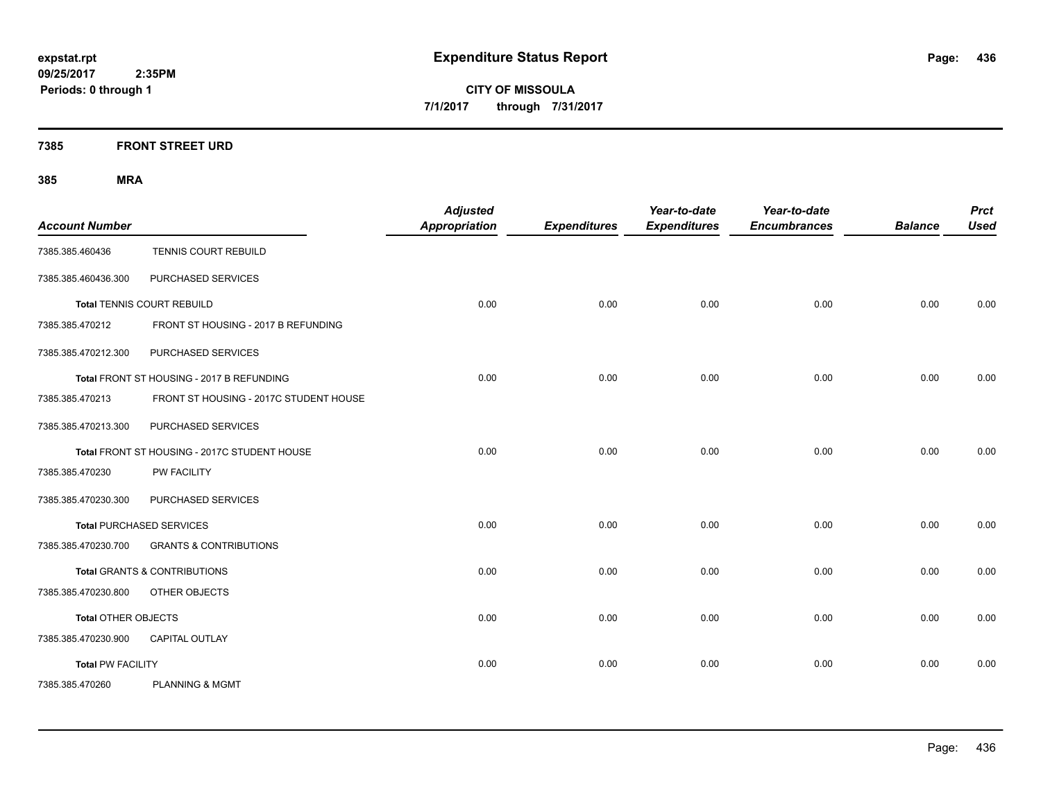# Expenditure Status Report

expstat.rpt
09/25/2017 2:35PM
Periods: 0 through 1

**CITY OF MISSOULA**
**7/1/2017 through 7/31/2017**

## 7385 FRONT STREET URD

### 385 MRA

| Account Number | | Adjusted Appropriation | Expenditures | Year-to-date Expenditures | Year-to-date Encumbrances | Balance | Prct Used |
|---|---|---|---|---|---|---|---|
| 7385.385.460436 | TENNIS COURT REBUILD | | | | | | |
| 7385.385.460436.300 | PURCHASED SERVICES | | | | | | |
| Total TENNIS COURT REBUILD | | 0.00 | 0.00 | 0.00 | 0.00 | 0.00 | 0.00 |
| 7385.385.470212 | FRONT ST HOUSING - 2017 B REFUNDING | | | | | | |
| 7385.385.470212.300 | PURCHASED SERVICES | | | | | | |
| Total FRONT ST HOUSING - 2017 B REFUNDING | | 0.00 | 0.00 | 0.00 | 0.00 | 0.00 | 0.00 |
| 7385.385.470213 | FRONT ST HOUSING - 2017C STUDENT HOUSE | | | | | | |
| 7385.385.470213.300 | PURCHASED SERVICES | | | | | | |
| Total FRONT ST HOUSING - 2017C STUDENT HOUSE | | 0.00 | 0.00 | 0.00 | 0.00 | 0.00 | 0.00 |
| 7385.385.470230 | PW FACILITY | | | | | | |
| 7385.385.470230.300 | PURCHASED SERVICES | | | | | | |
| Total PURCHASED SERVICES | | 0.00 | 0.00 | 0.00 | 0.00 | 0.00 | 0.00 |
| 7385.385.470230.700 | GRANTS & CONTRIBUTIONS | | | | | | |
| Total GRANTS & CONTRIBUTIONS | | 0.00 | 0.00 | 0.00 | 0.00 | 0.00 | 0.00 |
| 7385.385.470230.800 | OTHER OBJECTS | | | | | | |
| Total OTHER OBJECTS | | 0.00 | 0.00 | 0.00 | 0.00 | 0.00 | 0.00 |
| 7385.385.470230.900 | CAPITAL OUTLAY | | | | | | |
| Total PW FACILITY | | 0.00 | 0.00 | 0.00 | 0.00 | 0.00 | 0.00 |
| 7385.385.470260 | PLANNING & MGMT | | | | | | |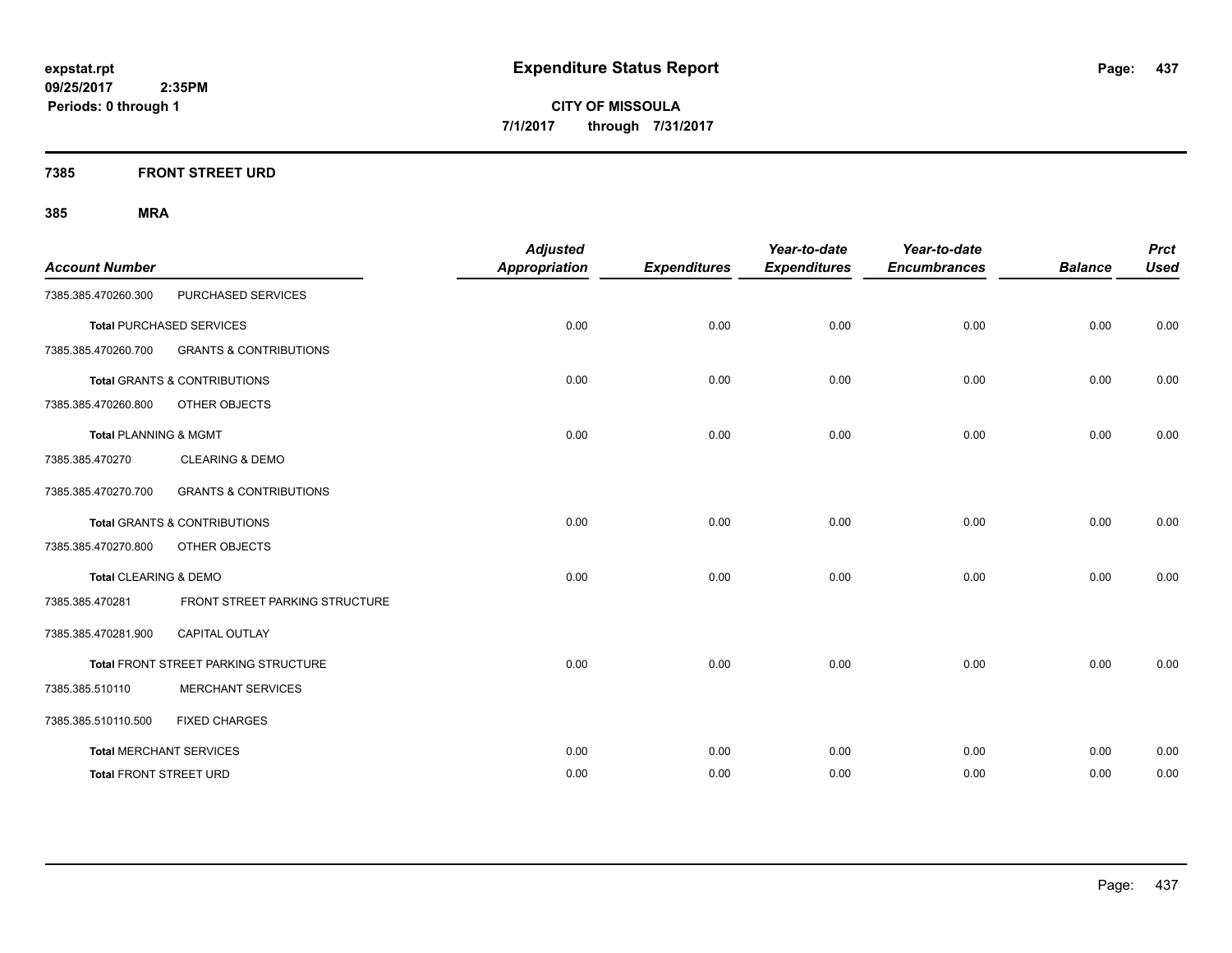**expstat.rpt**
**09/25/2017 2:35PM**
**Periods: 0 through 1**

# Expenditure Status Report

**CITY OF MISSOULA**
**7/1/2017 through 7/31/2017**

## 7385 FRONT STREET URD

### 385 MRA

| Account Number | | Adjusted Appropriation | Expenditures | Year-to-date Expenditures | Year-to-date Encumbrances | Balance | Prct Used |
|---|---|---|---|---|---|---|---|
| 7385.385.470260.300 | PURCHASED SERVICES | | | | | | |
| **Total** PURCHASED SERVICES | | 0.00 | 0.00 | 0.00 | 0.00 | 0.00 | 0.00 |
| 7385.385.470260.700 | GRANTS & CONTRIBUTIONS | | | | | | |
| **Total** GRANTS & CONTRIBUTIONS | | 0.00 | 0.00 | 0.00 | 0.00 | 0.00 | 0.00 |
| 7385.385.470260.800 | OTHER OBJECTS | | | | | | |
| **Total** PLANNING & MGMT | | 0.00 | 0.00 | 0.00 | 0.00 | 0.00 | 0.00 |
| 7385.385.470270 | CLEARING & DEMO | | | | | | |
| 7385.385.470270.700 | GRANTS & CONTRIBUTIONS | | | | | | |
| **Total** GRANTS & CONTRIBUTIONS | | 0.00 | 0.00 | 0.00 | 0.00 | 0.00 | 0.00 |
| 7385.385.470270.800 | OTHER OBJECTS | | | | | | |
| **Total** CLEARING & DEMO | | 0.00 | 0.00 | 0.00 | 0.00 | 0.00 | 0.00 |
| 7385.385.470281 | FRONT STREET PARKING STRUCTURE | | | | | | |
| 7385.385.470281.900 | CAPITAL OUTLAY | | | | | | |
| **Total** FRONT STREET PARKING STRUCTURE | | 0.00 | 0.00 | 0.00 | 0.00 | 0.00 | 0.00 |
| 7385.385.510110 | MERCHANT SERVICES | | | | | | |
| 7385.385.510110.500 | FIXED CHARGES | | | | | | |
| **Total** MERCHANT SERVICES | | 0.00 | 0.00 | 0.00 | 0.00 | 0.00 | 0.00 |
| **Total** FRONT STREET URD | | 0.00 | 0.00 | 0.00 | 0.00 | 0.00 | 0.00 |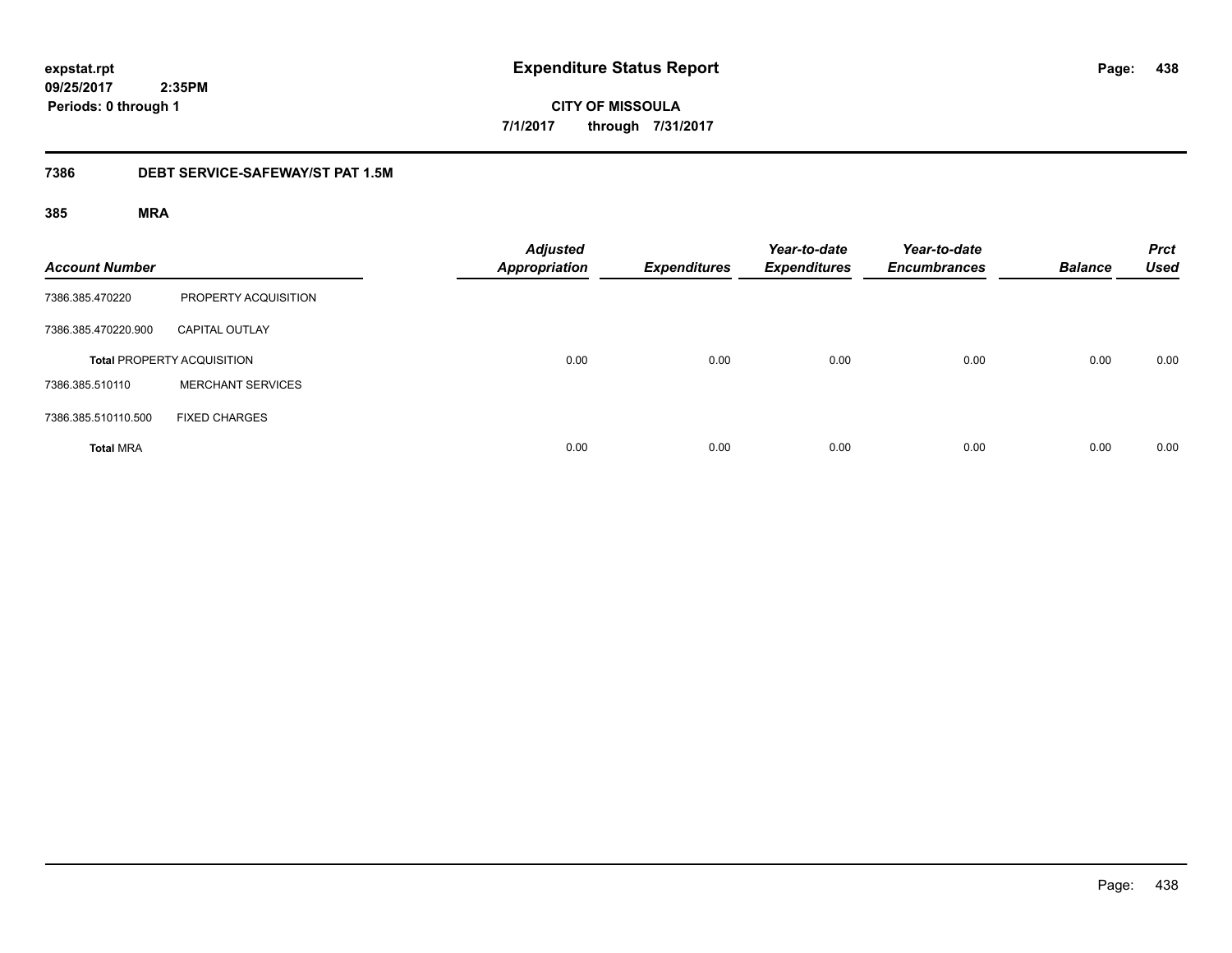**expstat.rpt**
**09/25/2017 2:35PM**
**Periods: 0 through 1**

# Expenditure Status Report

**CITY OF MISSOULA**
**7/1/2017 through 7/31/2017**

## 7386 DEBT SERVICE-SAFEWAY/ST PAT 1.5M

### 385 MRA

| Account Number | | Adjusted Appropriation | Expenditures | Year-to-date Expenditures | Year-to-date Encumbrances | Balance | Prct Used |
|---|---|---|---|---|---|---|---|
| 7386.385.470220 | PROPERTY ACQUISITION | | | | | | |
| 7386.385.470220.900 | CAPITAL OUTLAY | | | | | | |
| **Total** PROPERTY ACQUISITION | | 0.00 | 0.00 | 0.00 | 0.00 | 0.00 | 0.00 |
| 7386.385.510110 | MERCHANT SERVICES | | | | | | |
| 7386.385.510110.500 | FIXED CHARGES | | | | | | |
| **Total** MRA | | 0.00 | 0.00 | 0.00 | 0.00 | 0.00 | 0.00 |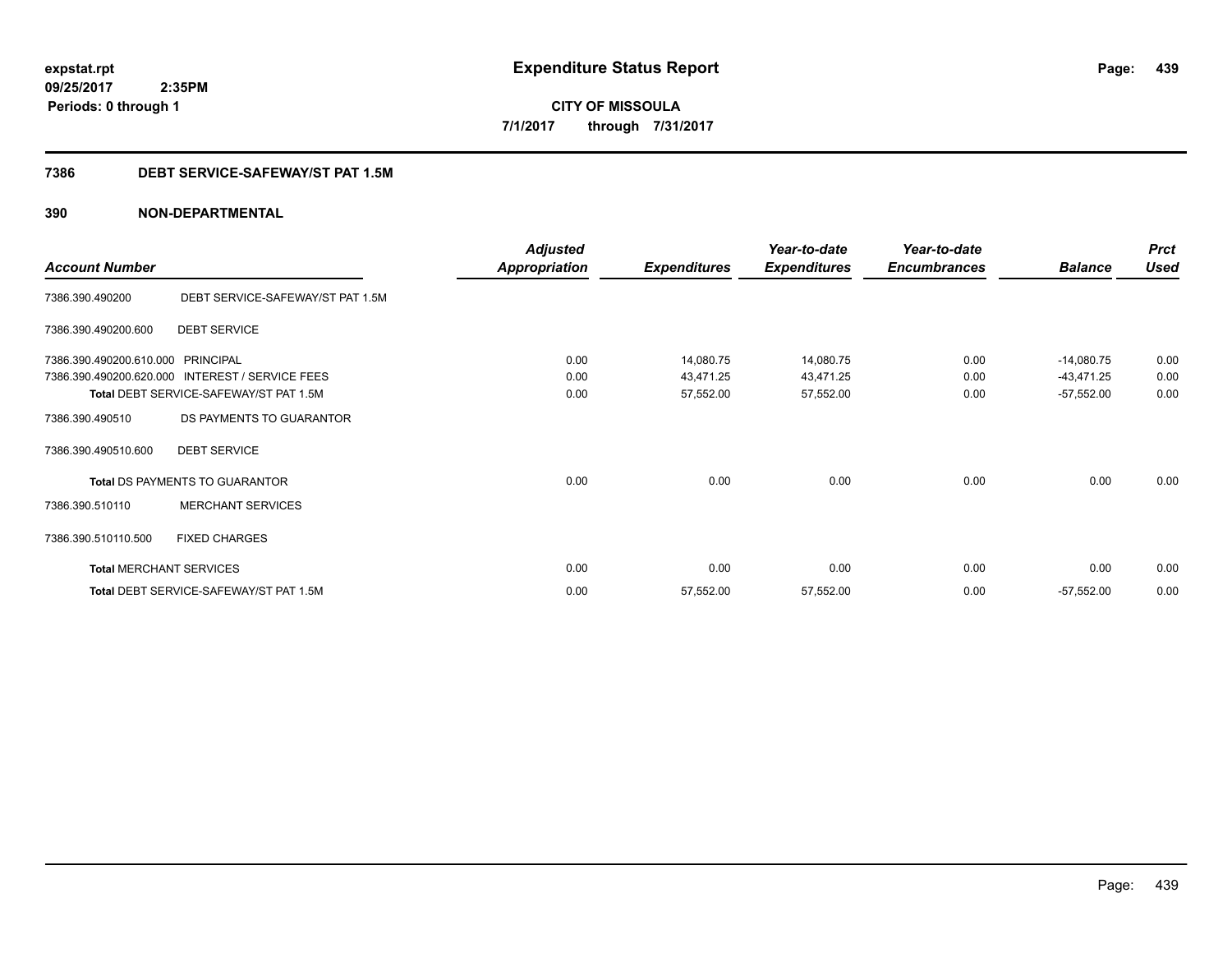**expstat.rpt**
**09/25/2017 2:35PM**
**Periods: 0 through 1**

# Expenditure Status Report

**CITY OF MISSOULA**
**7/1/2017 through 7/31/2017**

## 7386 DEBT SERVICE-SAFEWAY/ST PAT 1.5M

## 390 NON-DEPARTMENTAL

| Account Number | | Adjusted Appropriation | Expenditures | Year-to-date Expenditures | Year-to-date Encumbrances | Balance | Prct Used |
|---|---|---|---|---|---|---|---|
| 7386.390.490200 | DEBT SERVICE-SAFEWAY/ST PAT 1.5M | | | | | | |
| 7386.390.490200.600 | DEBT SERVICE | | | | | | |
| 7386.390.490200.610.000 | PRINCIPAL | 0.00 | 14,080.75 | 14,080.75 | 0.00 | -14,080.75 | 0.00 |
| 7386.390.490200.620.000 | INTEREST / SERVICE FEES | 0.00 | 43,471.25 | 43,471.25 | 0.00 | -43,471.25 | 0.00 |
| **Total** DEBT SERVICE-SAFEWAY/ST PAT 1.5M | | 0.00 | 57,552.00 | 57,552.00 | 0.00 | -57,552.00 | 0.00 |
| 7386.390.490510 | DS PAYMENTS TO GUARANTOR | | | | | | |
| 7386.390.490510.600 | DEBT SERVICE | | | | | | |
| **Total** DS PAYMENTS TO GUARANTOR | | 0.00 | 0.00 | 0.00 | 0.00 | 0.00 | 0.00 |
| 7386.390.510110 | MERCHANT SERVICES | | | | | | |
| 7386.390.510110.500 | FIXED CHARGES | | | | | | |
| **Total** MERCHANT SERVICES | | 0.00 | 0.00 | 0.00 | 0.00 | 0.00 | 0.00 |
| **Total** DEBT SERVICE-SAFEWAY/ST PAT 1.5M | | 0.00 | 57,552.00 | 57,552.00 | 0.00 | -57,552.00 | 0.00 |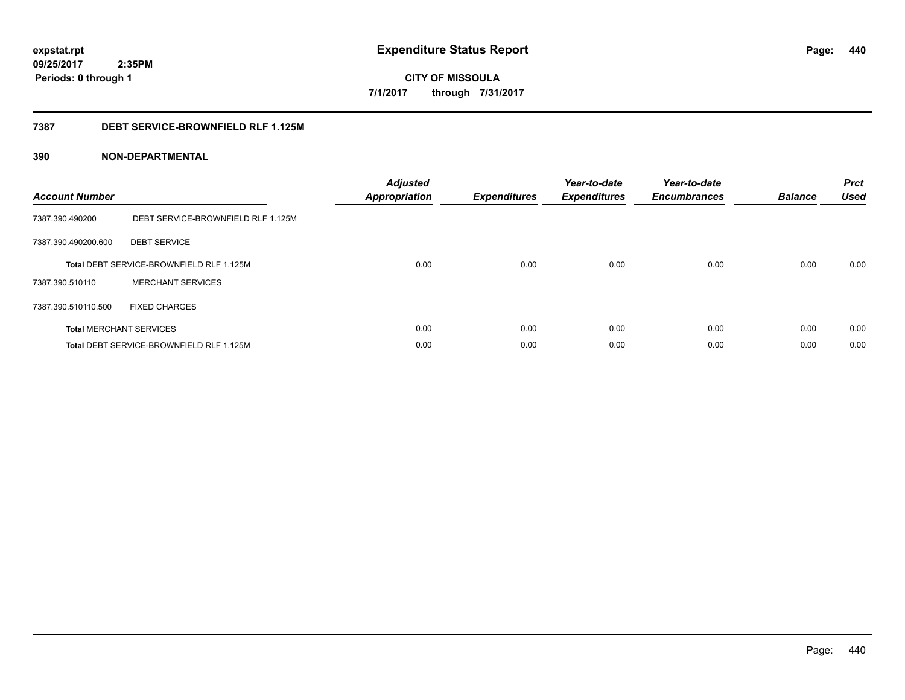**expstat.rpt**
**09/25/2017 2:35PM**
**Periods: 0 through 1**

# Expenditure Status Report

**CITY OF MISSOULA**
**7/1/2017 through 7/31/2017**

## 7387 DEBT SERVICE-BROWNFIELD RLF 1.125M

## 390 NON-DEPARTMENTAL

| Account Number | | Adjusted Appropriation | Expenditures | Year-to-date Expenditures | Year-to-date Encumbrances | Balance | Prct Used |
|---|---|---|---|---|---|---|---|
| 7387.390.490200 | DEBT SERVICE-BROWNFIELD RLF 1.125M | | | | | | |
| 7387.390.490200.600 | DEBT SERVICE | | | | | | |
| **Total** DEBT SERVICE-BROWNFIELD RLF 1.125M | | 0.00 | 0.00 | 0.00 | 0.00 | 0.00 | 0.00 |
| 7387.390.510110 | MERCHANT SERVICES | | | | | | |
| 7387.390.510110.500 | FIXED CHARGES | | | | | | |
| **Total** MERCHANT SERVICES | | 0.00 | 0.00 | 0.00 | 0.00 | 0.00 | 0.00 |
| **Total** DEBT SERVICE-BROWNFIELD RLF 1.125M | | 0.00 | 0.00 | 0.00 | 0.00 | 0.00 | 0.00 |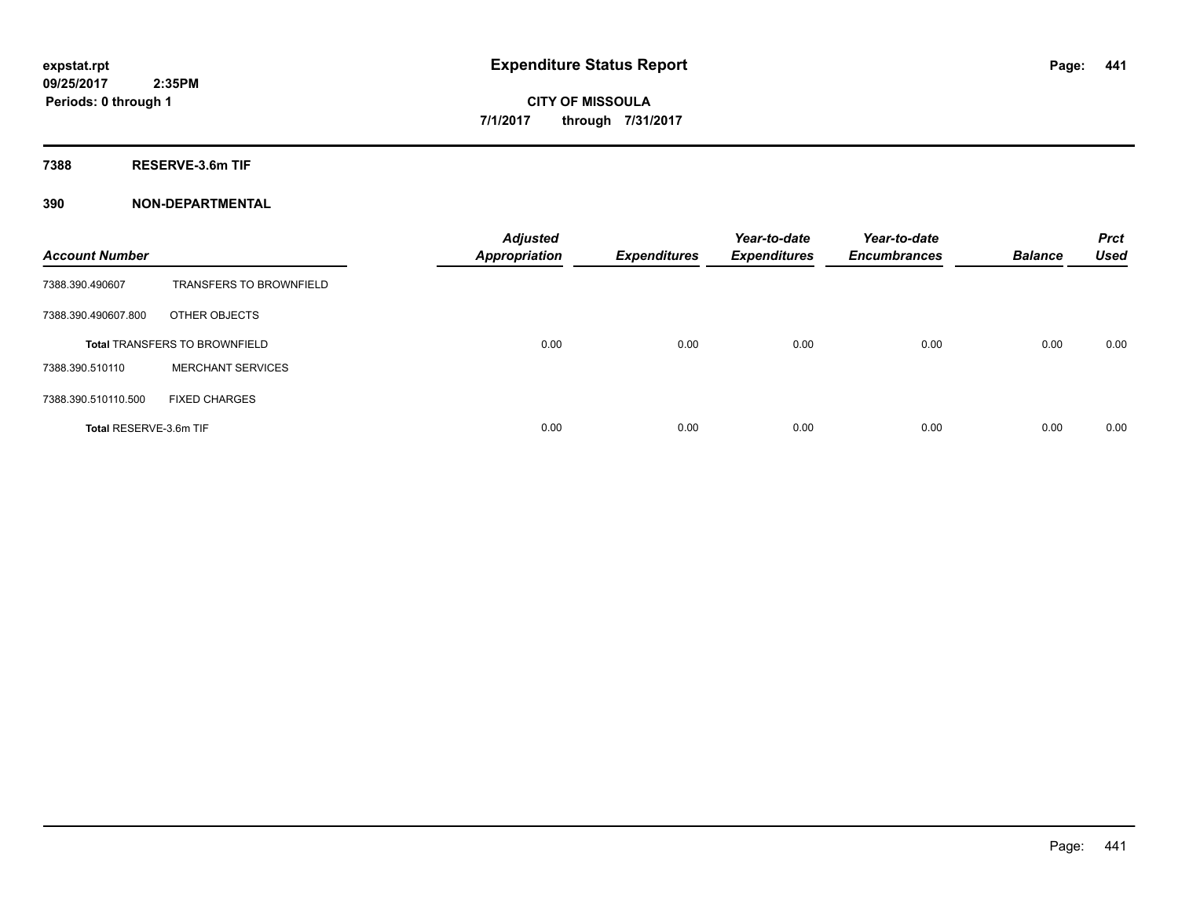# Expenditure Status Report

expstat.rpt
09/25/2017 2:35PM
Periods: 0 through 1

**CITY OF MISSOULA**
**7/1/2017 through 7/31/2017**

## 7388 RESERVE-3.6m TIF

## 390 NON-DEPARTMENTAL

| Account Number | | Adjusted Appropriation | Expenditures | Year-to-date Expenditures | Year-to-date Encumbrances | Balance | Prct Used |
|---|---|---|---|---|---|---|---|
| 7388.390.490607 | TRANSFERS TO BROWNFIELD | | | | | | |
| 7388.390.490607.800 | OTHER OBJECTS | | | | | | |
| **Total** TRANSFERS TO BROWNFIELD | | 0.00 | 0.00 | 0.00 | 0.00 | 0.00 | 0.00 |
| 7388.390.510110 | MERCHANT SERVICES | | | | | | |
| 7388.390.510110.500 | FIXED CHARGES | | | | | | |
| **Total** RESERVE-3.6m TIF | | 0.00 | 0.00 | 0.00 | 0.00 | 0.00 | 0.00 |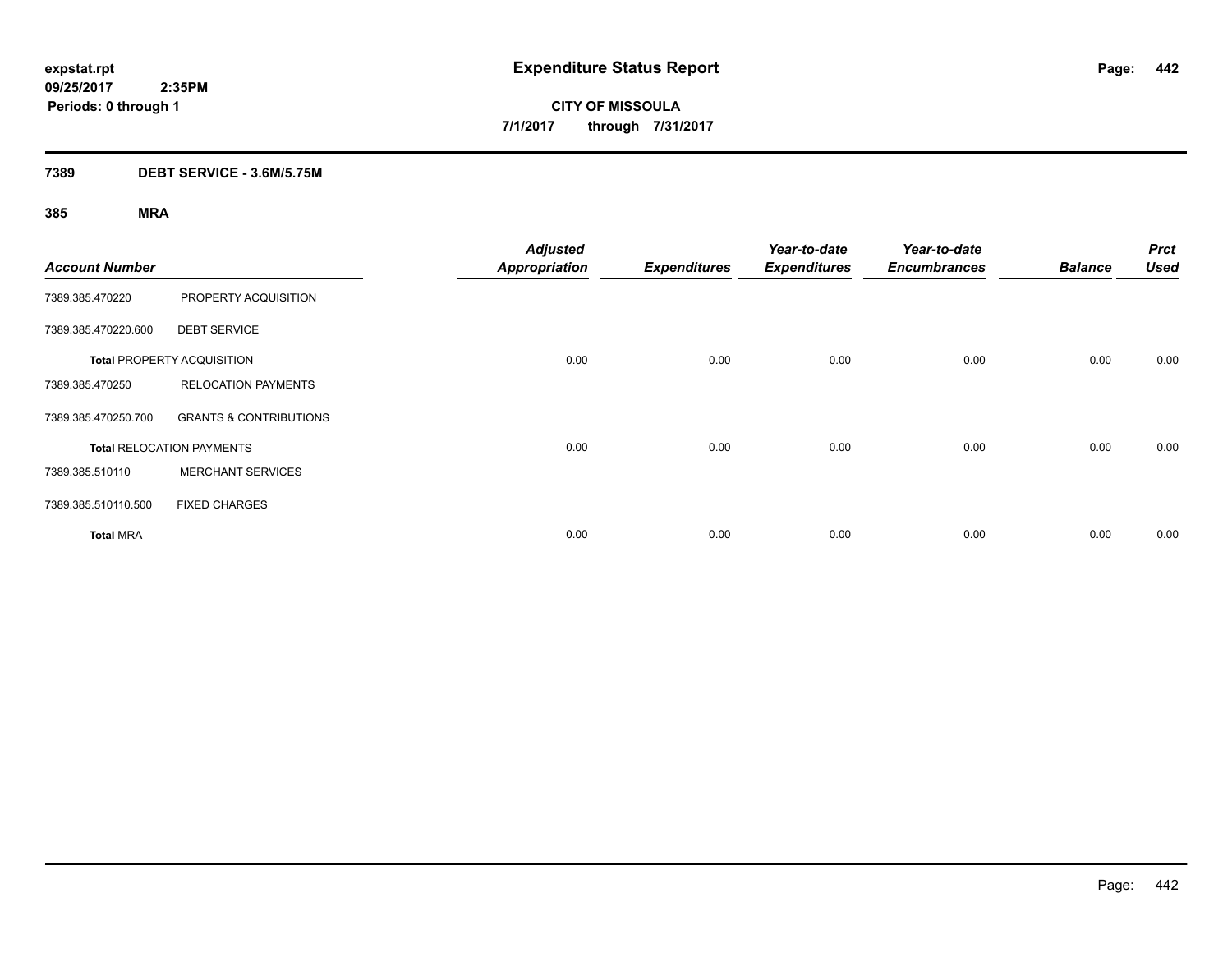**expstat.rpt**
**09/25/2017 2:35PM**
**Periods: 0 through 1**

# Expenditure Status Report

**CITY OF MISSOULA**
**7/1/2017 through 7/31/2017**

## 7389 DEBT SERVICE - 3.6M/5.75M

### 385 MRA

| Account Number | | Adjusted Appropriation | Expenditures | Year-to-date Expenditures | Year-to-date Encumbrances | Balance | Prct Used |
|---|---|---|---|---|---|---|---|
| 7389.385.470220 | PROPERTY ACQUISITION | | | | | | |
| 7389.385.470220.600 | DEBT SERVICE | | | | | | |
| **Total** PROPERTY ACQUISITION | | 0.00 | 0.00 | 0.00 | 0.00 | 0.00 | 0.00 |
| 7389.385.470250 | RELOCATION PAYMENTS | | | | | | |
| 7389.385.470250.700 | GRANTS & CONTRIBUTIONS | | | | | | |
| **Total** RELOCATION PAYMENTS | | 0.00 | 0.00 | 0.00 | 0.00 | 0.00 | 0.00 |
| 7389.385.510110 | MERCHANT SERVICES | | | | | | |
| 7389.385.510110.500 | FIXED CHARGES | | | | | | |
| **Total** MRA | | 0.00 | 0.00 | 0.00 | 0.00 | 0.00 | 0.00 |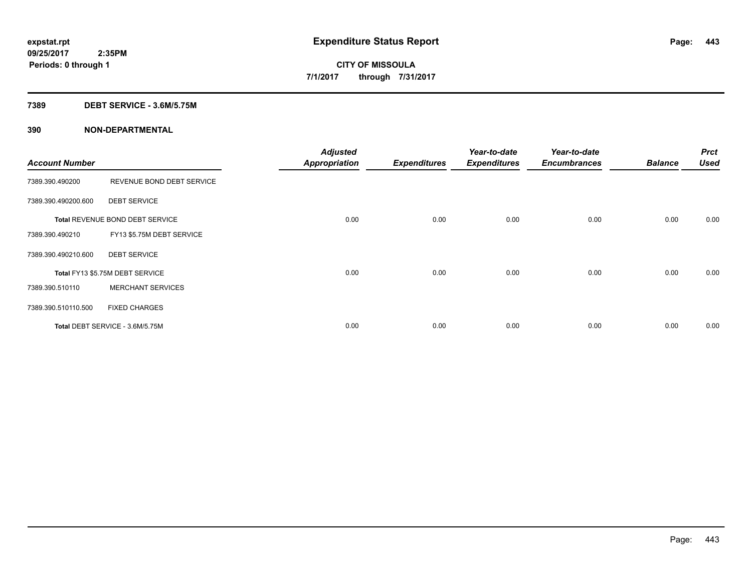**expstat.rpt**
**09/25/2017 2:35PM**
**Periods: 0 through 1**

# Expenditure Status Report

**CITY OF MISSOULA**
**7/1/2017 through 7/31/2017**

## 7389 DEBT SERVICE - 3.6M/5.75M

## 390 NON-DEPARTMENTAL

| Account Number | | Adjusted Appropriation | Expenditures | Year-to-date Expenditures | Year-to-date Encumbrances | Balance | Prct Used |
|---|---|---|---|---|---|---|---|
| 7389.390.490200 | REVENUE BOND DEBT SERVICE | | | | | | |
| 7389.390.490200.600 | DEBT SERVICE | | | | | | |
| Total REVENUE BOND DEBT SERVICE | | 0.00 | 0.00 | 0.00 | 0.00 | 0.00 | 0.00 |
| 7389.390.490210 | FY13 $5.75M DEBT SERVICE | | | | | | |
| 7389.390.490210.600 | DEBT SERVICE | | | | | | |
| Total FY13 $5.75M DEBT SERVICE | | 0.00 | 0.00 | 0.00 | 0.00 | 0.00 | 0.00 |
| 7389.390.510110 | MERCHANT SERVICES | | | | | | |
| 7389.390.510110.500 | FIXED CHARGES | | | | | | |
| Total DEBT SERVICE - 3.6M/5.75M | | 0.00 | 0.00 | 0.00 | 0.00 | 0.00 | 0.00 |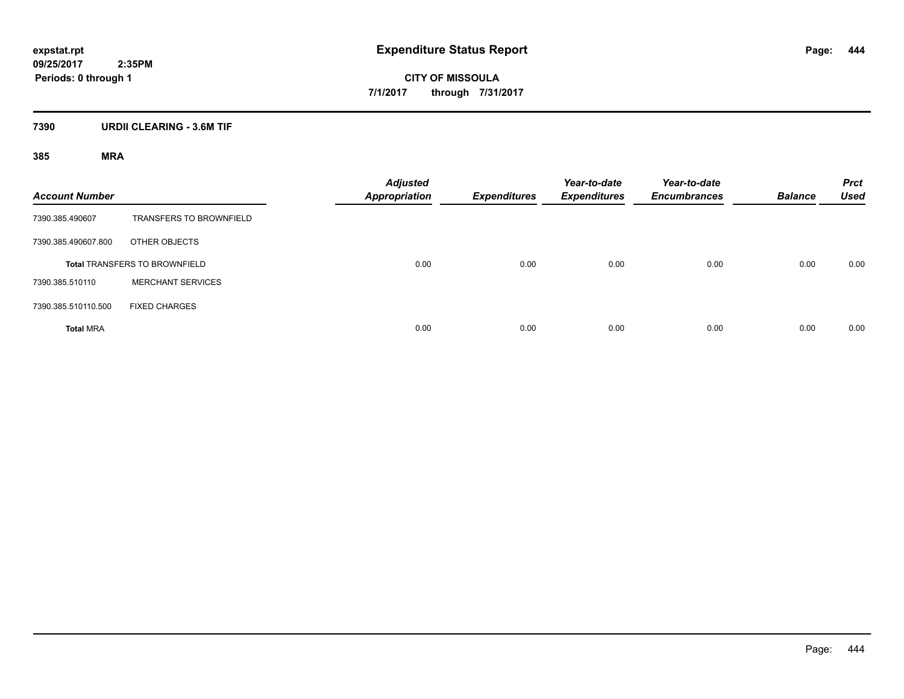# Expenditure Status Report

expstat.rpt
09/25/2017 2:35PM
Periods: 0 through 1

**CITY OF MISSOULA**
**7/1/2017 through 7/31/2017**

## 7390 URDII CLEARING - 3.6M TIF

### 385 MRA

| Account Number | | Adjusted Appropriation | Expenditures | Year-to-date Expenditures | Year-to-date Encumbrances | Balance | Prct Used |
|---|---|---|---|---|---|---|---|
| 7390.385.490607 | TRANSFERS TO BROWNFIELD | | | | | | |
| 7390.385.490607.800 | OTHER OBJECTS | | | | | | |
| **Total** TRANSFERS TO BROWNFIELD | | 0.00 | 0.00 | 0.00 | 0.00 | 0.00 | 0.00 |
| 7390.385.510110 | MERCHANT SERVICES | | | | | | |
| 7390.385.510110.500 | FIXED CHARGES | | | | | | |
| **Total** MRA | | 0.00 | 0.00 | 0.00 | 0.00 | 0.00 | 0.00 |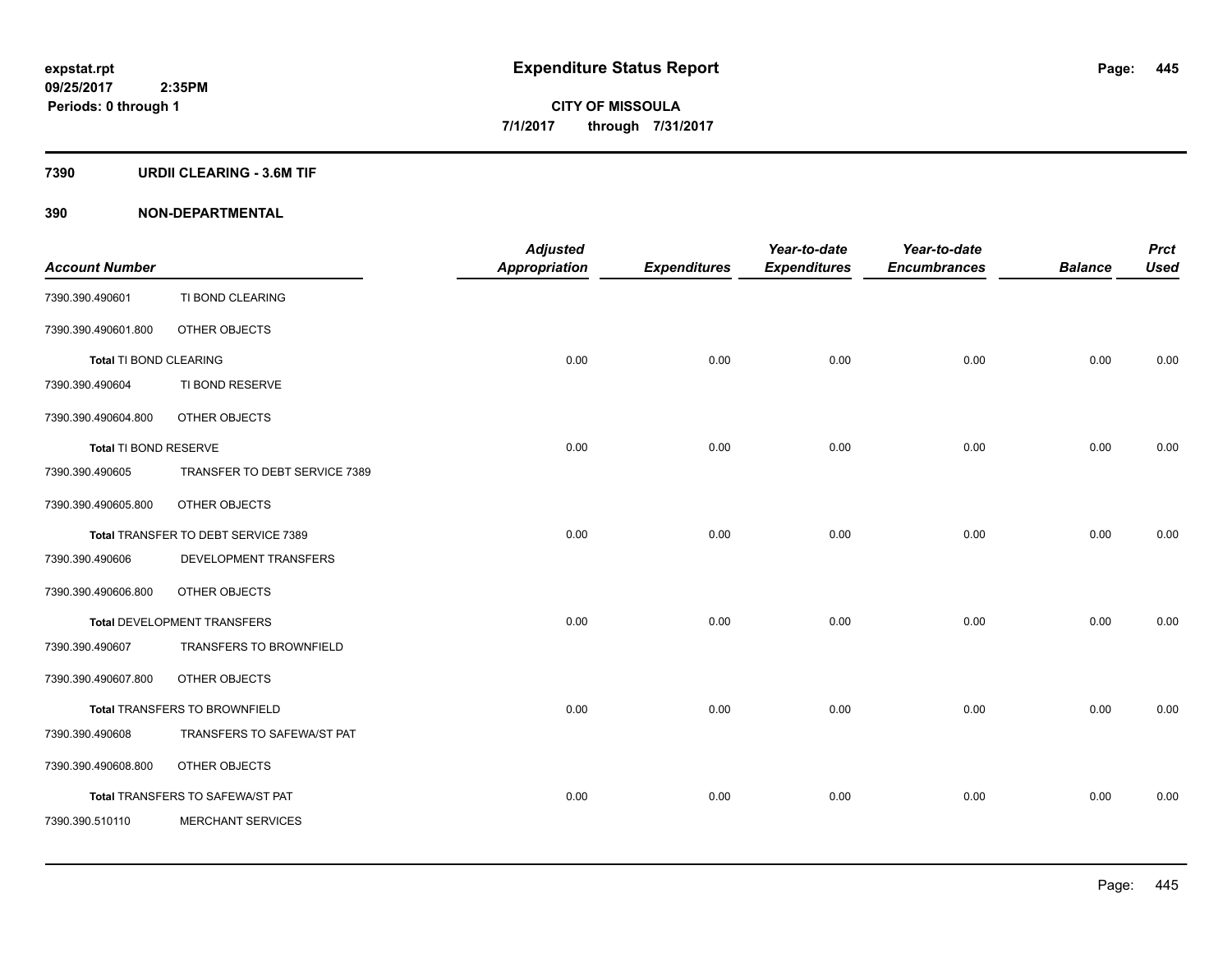**expstat.rpt**
**09/25/2017 2:35PM**
**Periods: 0 through 1**

# Expenditure Status Report

**CITY OF MISSOULA**
**7/1/2017 through 7/31/2017**

## 7390 URDII CLEARING - 3.6M TIF

## 390 NON-DEPARTMENTAL

| Account Number | | Adjusted Appropriation | Expenditures | Year-to-date Expenditures | Year-to-date Encumbrances | Balance | Prct Used |
|---|---|---|---|---|---|---|---|
| 7390.390.490601 | TI BOND CLEARING | | | | | | |
| 7390.390.490601.800 | OTHER OBJECTS | | | | | | |
| **Total** TI BOND CLEARING | | 0.00 | 0.00 | 0.00 | 0.00 | 0.00 | 0.00 |
| 7390.390.490604 | TI BOND RESERVE | | | | | | |
| 7390.390.490604.800 | OTHER OBJECTS | | | | | | |
| **Total** TI BOND RESERVE | | 0.00 | 0.00 | 0.00 | 0.00 | 0.00 | 0.00 |
| 7390.390.490605 | TRANSFER TO DEBT SERVICE 7389 | | | | | | |
| 7390.390.490605.800 | OTHER OBJECTS | | | | | | |
| **Total** TRANSFER TO DEBT SERVICE 7389 | | 0.00 | 0.00 | 0.00 | 0.00 | 0.00 | 0.00 |
| 7390.390.490606 | DEVELOPMENT TRANSFERS | | | | | | |
| 7390.390.490606.800 | OTHER OBJECTS | | | | | | |
| **Total** DEVELOPMENT TRANSFERS | | 0.00 | 0.00 | 0.00 | 0.00 | 0.00 | 0.00 |
| 7390.390.490607 | TRANSFERS TO BROWNFIELD | | | | | | |
| 7390.390.490607.800 | OTHER OBJECTS | | | | | | |
| **Total** TRANSFERS TO BROWNFIELD | | 0.00 | 0.00 | 0.00 | 0.00 | 0.00 | 0.00 |
| 7390.390.490608 | TRANSFERS TO SAFEWA/ST PAT | | | | | | |
| 7390.390.490608.800 | OTHER OBJECTS | | | | | | |
| **Total** TRANSFERS TO SAFEWA/ST PAT | | 0.00 | 0.00 | 0.00 | 0.00 | 0.00 | 0.00 |
| 7390.390.510110 | MERCHANT SERVICES | | | | | | |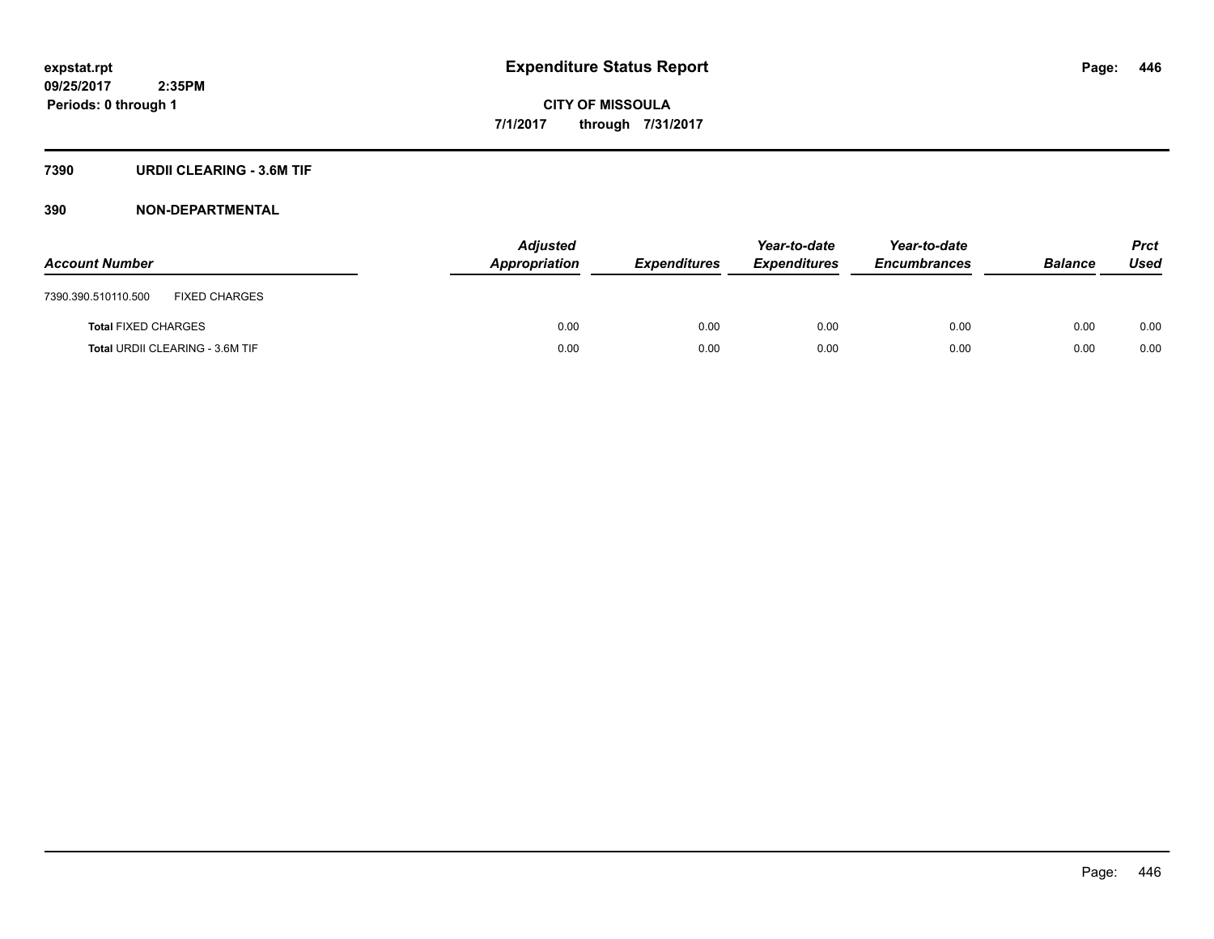# Expenditure Status Report

**CITY OF MISSOULA**

**7/1/2017 through 7/31/2017**

expstat.rpt
09/25/2017 2:35PM
Periods: 0 through 1

## 7390 URDII CLEARING - 3.6M TIF

### 390 NON-DEPARTMENTAL

| Account Number | | Adjusted Appropriation | Expenditures | Year-to-date Expenditures | Year-to-date Encumbrances | Balance | Prct Used |
|---|---|---|---|---|---|---|---|
| 7390.390.510110.500 | FIXED CHARGES | | | | | | |
| **Total** FIXED CHARGES | | 0.00 | 0.00 | 0.00 | 0.00 | 0.00 | 0.00 |
| **Total** URDII CLEARING - 3.6M TIF | | 0.00 | 0.00 | 0.00 | 0.00 | 0.00 | 0.00 |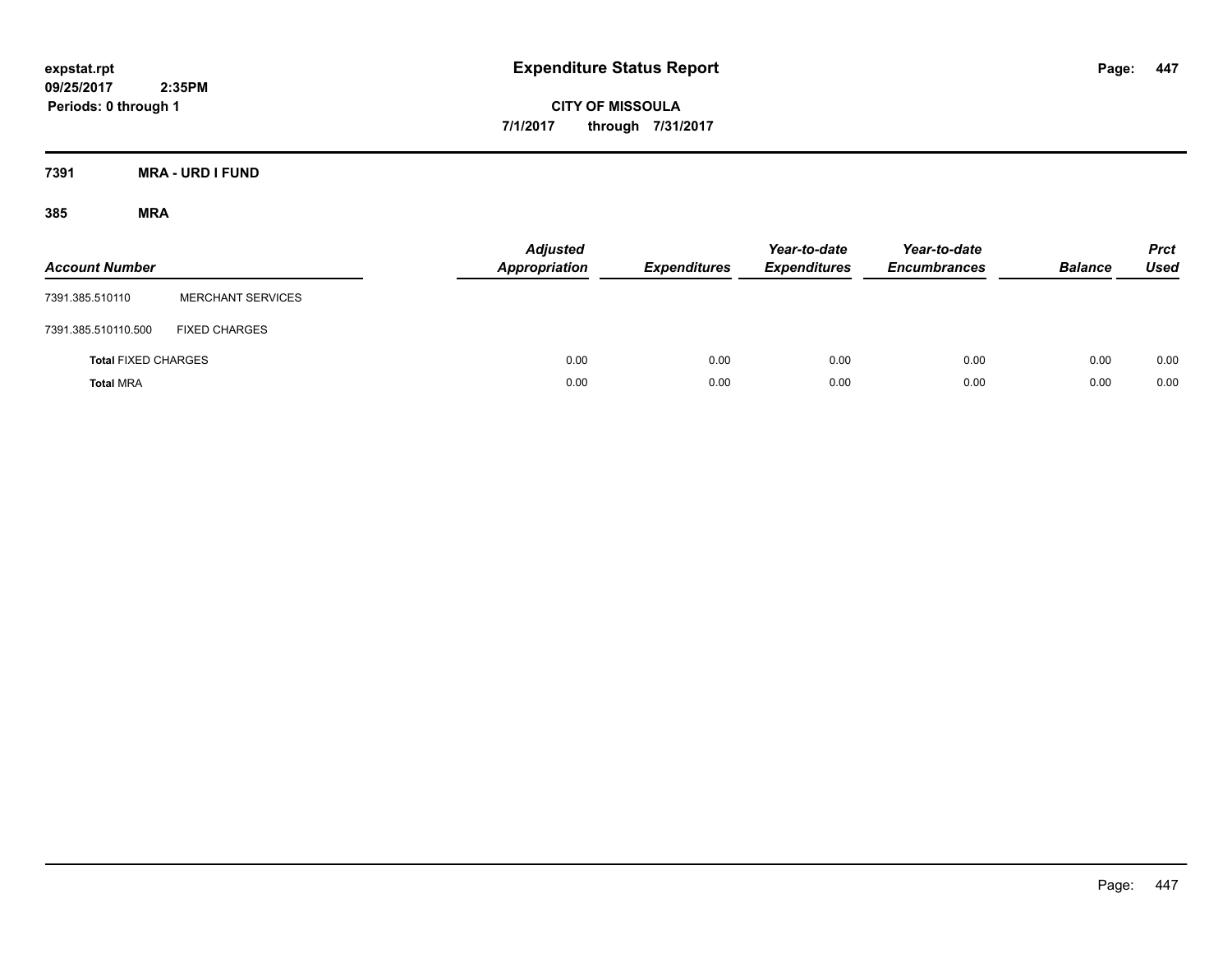expstat.rpt
09/25/2017 2:35PM
Periods: 0 through 1

# Expenditure Status Report

**CITY OF MISSOULA**
**7/1/2017 through 7/31/2017**

## 7391 MRA - URD I FUND

### 385 MRA

| Account Number | | Adjusted Appropriation | Expenditures | Year-to-date Expenditures | Year-to-date Encumbrances | Balance | Prct Used |
|---|---|---|---|---|---|---|---|
| 7391.385.510110 | MERCHANT SERVICES | | | | | | |
| 7391.385.510110.500 | FIXED CHARGES | | | | | | |
| **Total** FIXED CHARGES | | 0.00 | 0.00 | 0.00 | 0.00 | 0.00 | 0.00 |
| **Total** MRA | | 0.00 | 0.00 | 0.00 | 0.00 | 0.00 | 0.00 |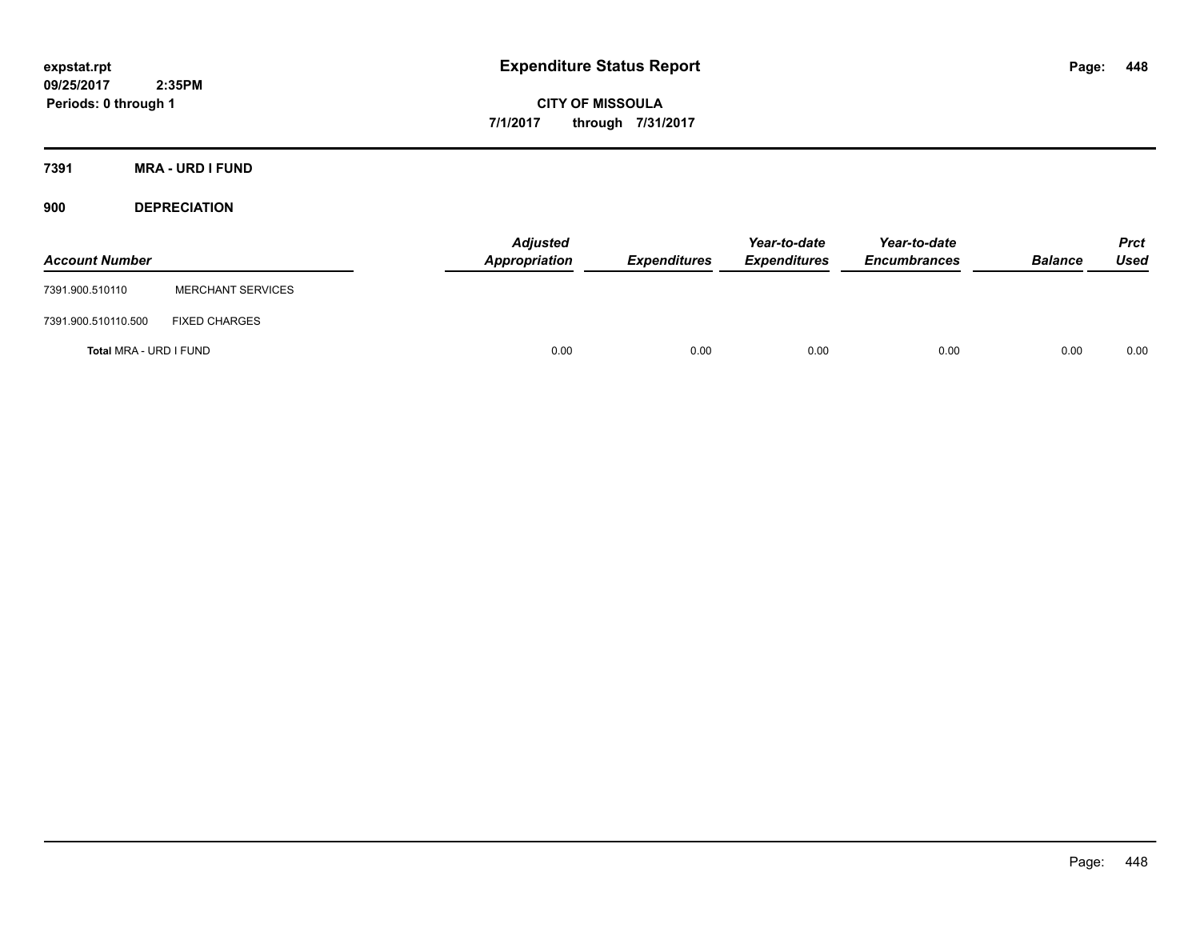# Expenditure Status Report

expstat.rpt
09/25/2017 2:35PM
Periods: 0 through 1

**CITY OF MISSOULA**
**7/1/2017 through 7/31/2017**

## 7391 MRA - URD I FUND

### 900 DEPRECIATION

| Account Number | | Adjusted Appropriation | Expenditures | Year-to-date Expenditures | Year-to-date Encumbrances | Balance | Prct Used |
|---|---|---|---|---|---|---|---|
| 7391.900.510110 | MERCHANT SERVICES | | | | | | |
| 7391.900.510110.500 | FIXED CHARGES | | | | | | |
| **Total** MRA - URD I FUND | | 0.00 | 0.00 | 0.00 | 0.00 | 0.00 | 0.00 |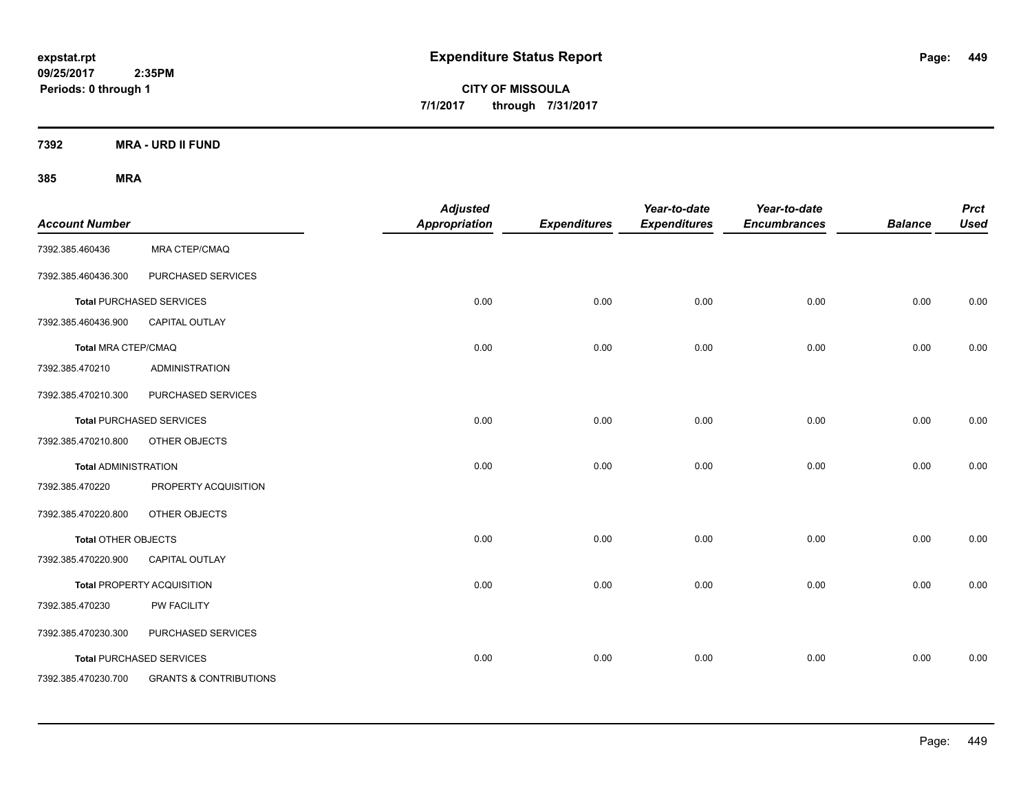# Expenditure Status Report

expstat.rpt
09/25/2017 2:35PM
Periods: 0 through 1

**CITY OF MISSOULA**
**7/1/2017 through 7/31/2017**

**7392 MRA - URD II FUND**

**385 MRA**

| Account Number | | Adjusted Appropriation | Expenditures | Year-to-date Expenditures | Year-to-date Encumbrances | Balance | Prct Used |
|---|---|---|---|---|---|---|---|
| 7392.385.460436 | MRA CTEP/CMAQ | | | | | | |
| 7392.385.460436.300 | PURCHASED SERVICES | | | | | | |
| **Total** PURCHASED SERVICES | | 0.00 | 0.00 | 0.00 | 0.00 | 0.00 | 0.00 |
| 7392.385.460436.900 | CAPITAL OUTLAY | | | | | | |
| **Total** MRA CTEP/CMAQ | | 0.00 | 0.00 | 0.00 | 0.00 | 0.00 | 0.00 |
| 7392.385.470210 | ADMINISTRATION | | | | | | |
| 7392.385.470210.300 | PURCHASED SERVICES | | | | | | |
| **Total** PURCHASED SERVICES | | 0.00 | 0.00 | 0.00 | 0.00 | 0.00 | 0.00 |
| 7392.385.470210.800 | OTHER OBJECTS | | | | | | |
| **Total** ADMINISTRATION | | 0.00 | 0.00 | 0.00 | 0.00 | 0.00 | 0.00 |
| 7392.385.470220 | PROPERTY ACQUISITION | | | | | | |
| 7392.385.470220.800 | OTHER OBJECTS | | | | | | |
| **Total** OTHER OBJECTS | | 0.00 | 0.00 | 0.00 | 0.00 | 0.00 | 0.00 |
| 7392.385.470220.900 | CAPITAL OUTLAY | | | | | | |
| **Total** PROPERTY ACQUISITION | | 0.00 | 0.00 | 0.00 | 0.00 | 0.00 | 0.00 |
| 7392.385.470230 | PW FACILITY | | | | | | |
| 7392.385.470230.300 | PURCHASED SERVICES | | | | | | |
| **Total** PURCHASED SERVICES | | 0.00 | 0.00 | 0.00 | 0.00 | 0.00 | 0.00 |
| 7392.385.470230.700 | GRANTS & CONTRIBUTIONS | | | | | | |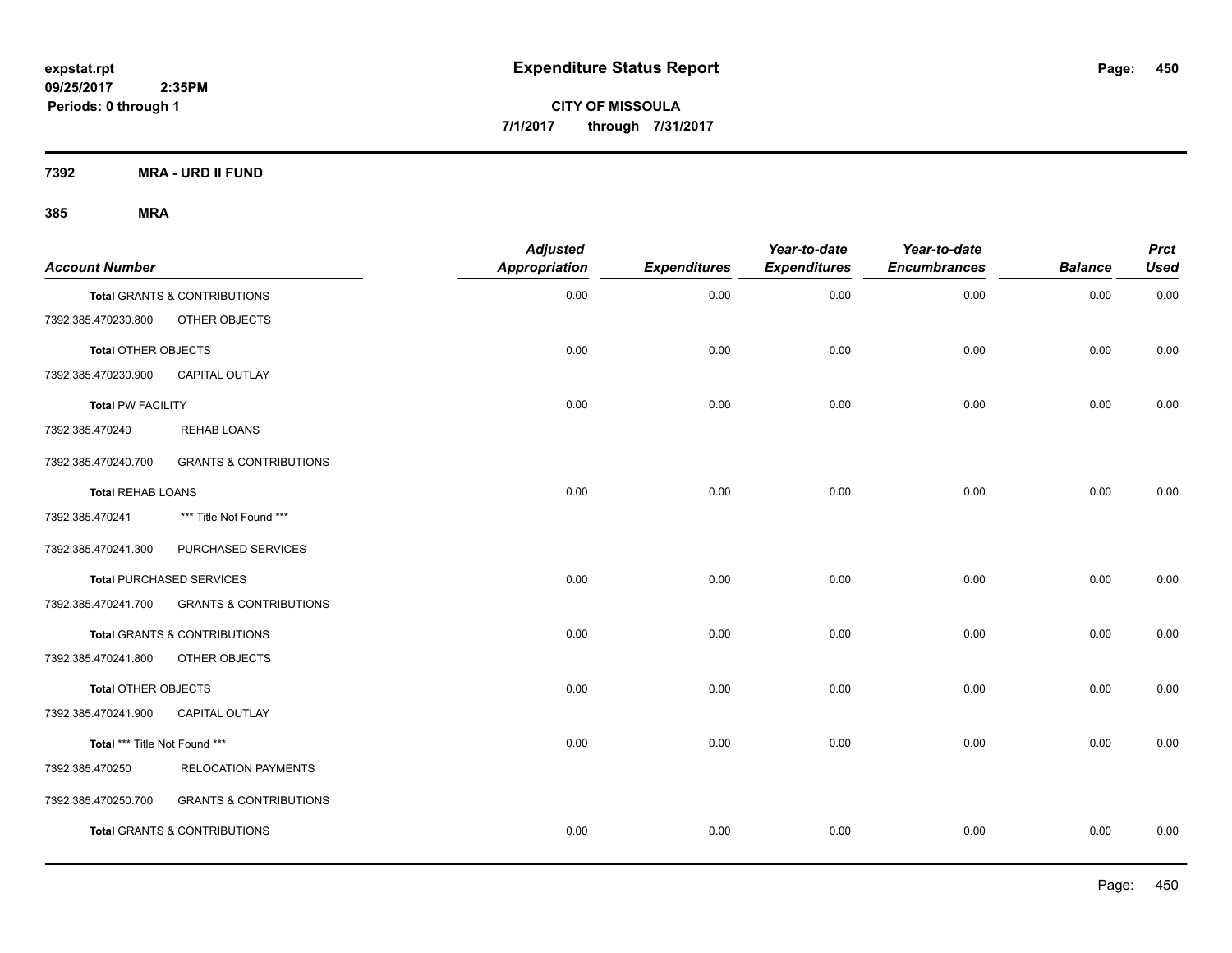**expstat.rpt**
**09/25/2017 2:35PM**
**Periods: 0 through 1**

# Expenditure Status Report

**CITY OF MISSOULA**
**7/1/2017 through 7/31/2017**

## 7392 MRA - URD II FUND

### 385 MRA

| Account Number | | Adjusted Appropriation | Expenditures | Year-to-date Expenditures | Year-to-date Encumbrances | Balance | Prct Used |
|---|---|---|---|---|---|---|---|
| **Total** GRANTS & CONTRIBUTIONS | | 0.00 | 0.00 | 0.00 | 0.00 | 0.00 | 0.00 |
| 7392.385.470230.800 | OTHER OBJECTS | | | | | | |
| **Total** OTHER OBJECTS | | 0.00 | 0.00 | 0.00 | 0.00 | 0.00 | 0.00 |
| 7392.385.470230.900 | CAPITAL OUTLAY | | | | | | |
| **Total** PW FACILITY | | 0.00 | 0.00 | 0.00 | 0.00 | 0.00 | 0.00 |
| 7392.385.470240 | REHAB LOANS | | | | | | |
| 7392.385.470240.700 | GRANTS & CONTRIBUTIONS | | | | | | |
| **Total** REHAB LOANS | | 0.00 | 0.00 | 0.00 | 0.00 | 0.00 | 0.00 |
| 7392.385.470241 | *** Title Not Found *** | | | | | | |
| 7392.385.470241.300 | PURCHASED SERVICES | | | | | | |
| **Total** PURCHASED SERVICES | | 0.00 | 0.00 | 0.00 | 0.00 | 0.00 | 0.00 |
| 7392.385.470241.700 | GRANTS & CONTRIBUTIONS | | | | | | |
| **Total** GRANTS & CONTRIBUTIONS | | 0.00 | 0.00 | 0.00 | 0.00 | 0.00 | 0.00 |
| 7392.385.470241.800 | OTHER OBJECTS | | | | | | |
| **Total** OTHER OBJECTS | | 0.00 | 0.00 | 0.00 | 0.00 | 0.00 | 0.00 |
| 7392.385.470241.900 | CAPITAL OUTLAY | | | | | | |
| **Total** *** Title Not Found *** | | 0.00 | 0.00 | 0.00 | 0.00 | 0.00 | 0.00 |
| 7392.385.470250 | RELOCATION PAYMENTS | | | | | | |
| 7392.385.470250.700 | GRANTS & CONTRIBUTIONS | | | | | | |
| **Total** GRANTS & CONTRIBUTIONS | | 0.00 | 0.00 | 0.00 | 0.00 | 0.00 | 0.00 |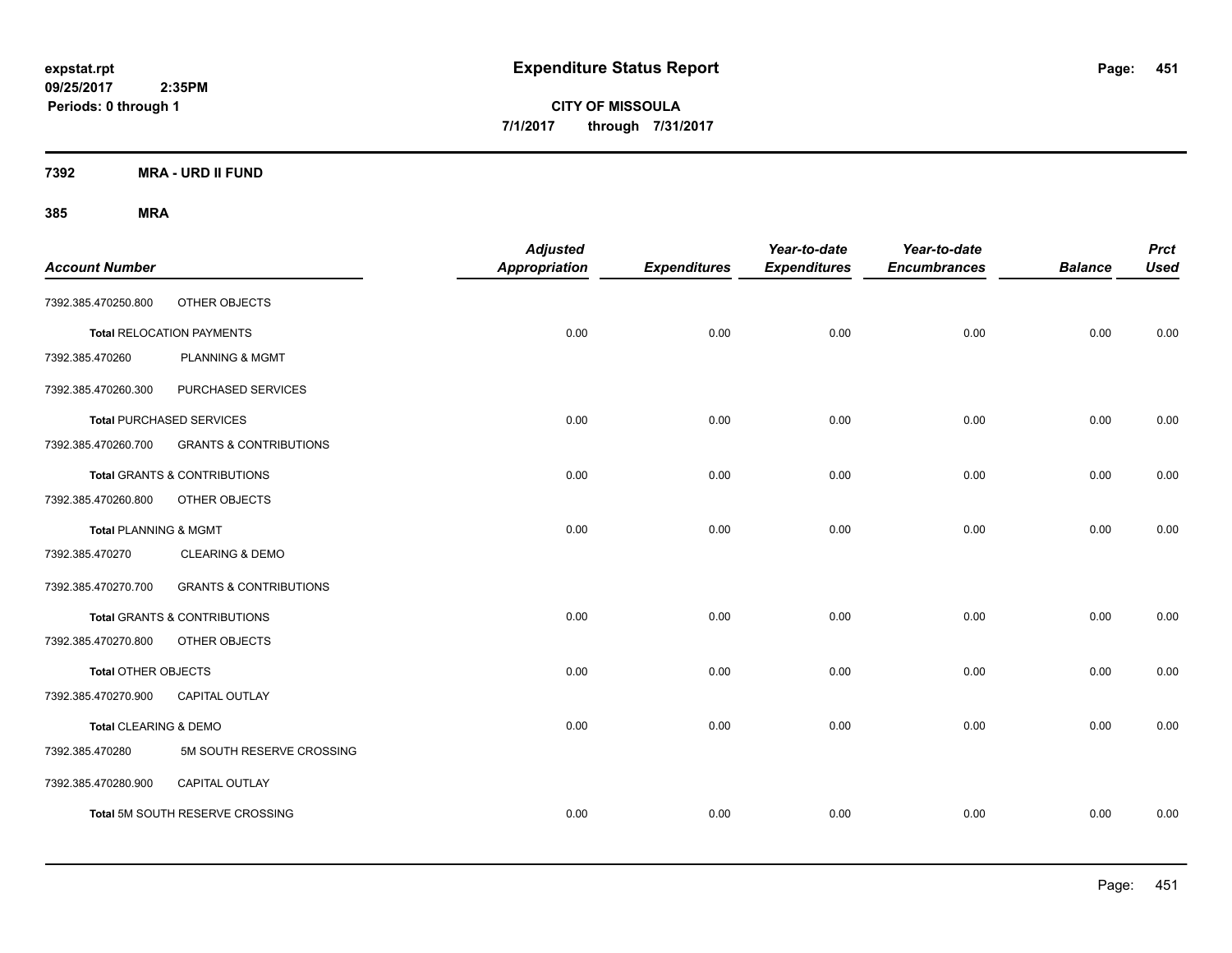**expstat.rpt**
**09/25/2017 2:35PM**
**Periods: 0 through 1**

# Expenditure Status Report

**CITY OF MISSOULA**
**7/1/2017 through 7/31/2017**

**7392 MRA - URD II FUND**

**385 MRA**

| Account Number | | Adjusted Appropriation | Expenditures | Year-to-date Expenditures | Year-to-date Encumbrances | Balance | Prct Used |
|---|---|---|---|---|---|---|---|
| 7392.385.470250.800 | OTHER OBJECTS | | | | | | |
| **Total** RELOCATION PAYMENTS | | 0.00 | 0.00 | 0.00 | 0.00 | 0.00 | 0.00 |
| 7392.385.470260 | PLANNING & MGMT | | | | | | |
| 7392.385.470260.300 | PURCHASED SERVICES | | | | | | |
| **Total** PURCHASED SERVICES | | 0.00 | 0.00 | 0.00 | 0.00 | 0.00 | 0.00 |
| 7392.385.470260.700 | GRANTS & CONTRIBUTIONS | | | | | | |
| **Total** GRANTS & CONTRIBUTIONS | | 0.00 | 0.00 | 0.00 | 0.00 | 0.00 | 0.00 |
| 7392.385.470260.800 | OTHER OBJECTS | | | | | | |
| **Total** PLANNING & MGMT | | 0.00 | 0.00 | 0.00 | 0.00 | 0.00 | 0.00 |
| 7392.385.470270 | CLEARING & DEMO | | | | | | |
| 7392.385.470270.700 | GRANTS & CONTRIBUTIONS | | | | | | |
| **Total** GRANTS & CONTRIBUTIONS | | 0.00 | 0.00 | 0.00 | 0.00 | 0.00 | 0.00 |
| 7392.385.470270.800 | OTHER OBJECTS | | | | | | |
| **Total** OTHER OBJECTS | | 0.00 | 0.00 | 0.00 | 0.00 | 0.00 | 0.00 |
| 7392.385.470270.900 | CAPITAL OUTLAY | | | | | | |
| **Total** CLEARING & DEMO | | 0.00 | 0.00 | 0.00 | 0.00 | 0.00 | 0.00 |
| 7392.385.470280 | 5M SOUTH RESERVE CROSSING | | | | | | |
| 7392.385.470280.900 | CAPITAL OUTLAY | | | | | | |
| **Total** 5M SOUTH RESERVE CROSSING | | 0.00 | 0.00 | 0.00 | 0.00 | 0.00 | 0.00 |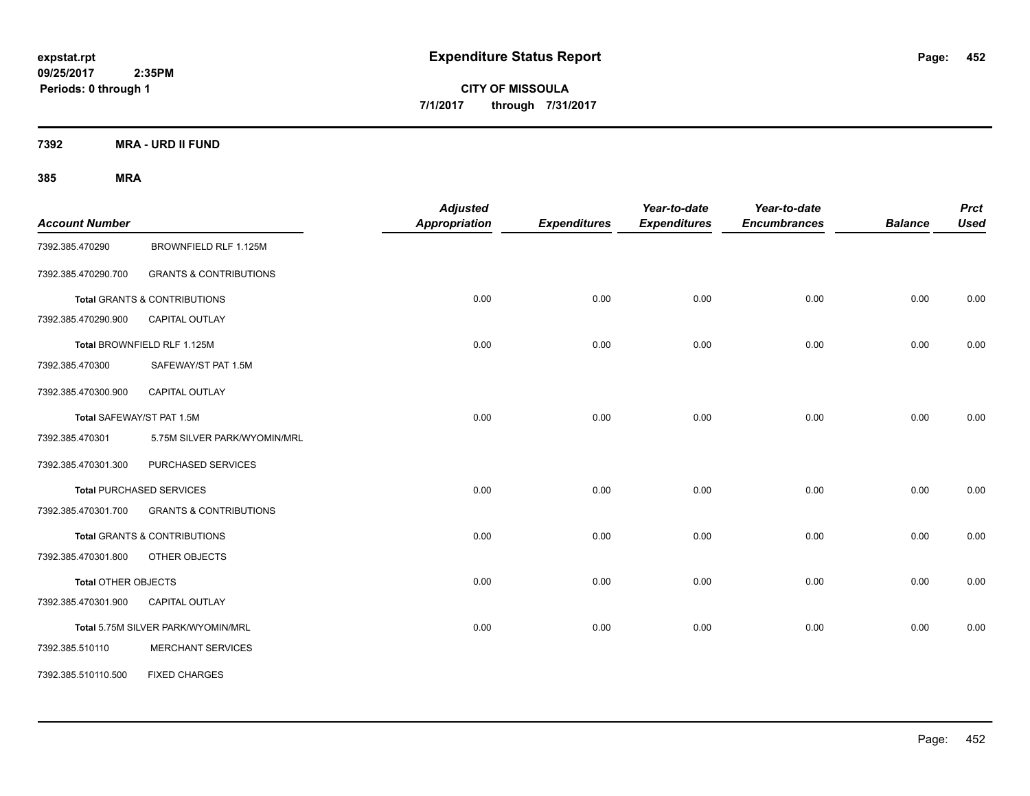**expstat.rpt**
**09/25/2017 2:35PM**
**Periods: 0 through 1**

# Expenditure Status Report

**CITY OF MISSOULA**
**7/1/2017 through 7/31/2017**

## 7392 MRA - URD II FUND

## 385 MRA

| Account Number | | Adjusted Appropriation | Expenditures | Year-to-date Expenditures | Year-to-date Encumbrances | Balance | Prct Used |
|---|---|---|---|---|---|---|---|
| 7392.385.470290 | BROWNFIELD RLF 1.125M | | | | | | |
| 7392.385.470290.700 | GRANTS & CONTRIBUTIONS | | | | | | |
| **Total** GRANTS & CONTRIBUTIONS | | 0.00 | 0.00 | 0.00 | 0.00 | 0.00 | 0.00 |
| 7392.385.470290.900 | CAPITAL OUTLAY | | | | | | |
| **Total** BROWNFIELD RLF 1.125M | | 0.00 | 0.00 | 0.00 | 0.00 | 0.00 | 0.00 |
| 7392.385.470300 | SAFEWAY/ST PAT 1.5M | | | | | | |
| 7392.385.470300.900 | CAPITAL OUTLAY | | | | | | |
| **Total** SAFEWAY/ST PAT 1.5M | | 0.00 | 0.00 | 0.00 | 0.00 | 0.00 | 0.00 |
| 7392.385.470301 | 5.75M SILVER PARK/WYOMIN/MRL | | | | | | |
| 7392.385.470301.300 | PURCHASED SERVICES | | | | | | |
| **Total** PURCHASED SERVICES | | 0.00 | 0.00 | 0.00 | 0.00 | 0.00 | 0.00 |
| 7392.385.470301.700 | GRANTS & CONTRIBUTIONS | | | | | | |
| **Total** GRANTS & CONTRIBUTIONS | | 0.00 | 0.00 | 0.00 | 0.00 | 0.00 | 0.00 |
| 7392.385.470301.800 | OTHER OBJECTS | | | | | | |
| **Total** OTHER OBJECTS | | 0.00 | 0.00 | 0.00 | 0.00 | 0.00 | 0.00 |
| 7392.385.470301.900 | CAPITAL OUTLAY | | | | | | |
| **Total** 5.75M SILVER PARK/WYOMIN/MRL | | 0.00 | 0.00 | 0.00 | 0.00 | 0.00 | 0.00 |
| 7392.385.510110 | MERCHANT SERVICES | | | | | | |
| 7392.385.510110.500 | FIXED CHARGES | | | | | | |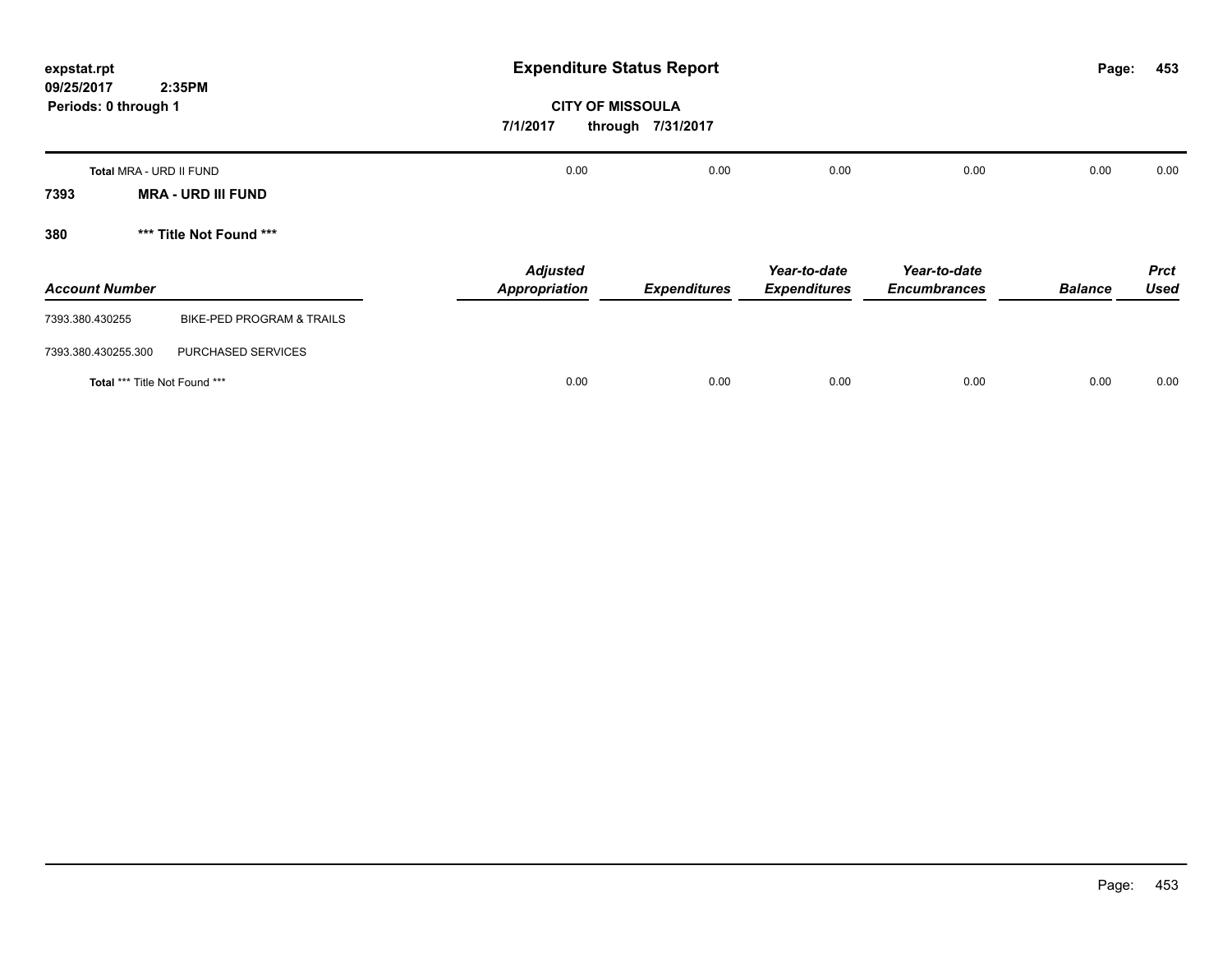# Expenditure Status Report

**CITY OF MISSOULA**

**7/1/2017 through 7/31/2017**

expstat.rpt
09/25/2017 2:35PM
Periods: 0 through 1

| | | | | | | |
|---|---|---|---|---|---|---|
| **Total** MRA - URD II FUND | 0.00 | 0.00 | 0.00 | 0.00 | 0.00 | 0.00 |

## 7393 MRA - URD III FUND

## 380 *** Title Not Found ***

| Account Number | | Adjusted Appropriation | Expenditures | Year-to-date Expenditures | Year-to-date Encumbrances | Balance | Prct Used |
|---|---|---|---|---|---|---|---|
| 7393.380.430255 | BIKE-PED PROGRAM & TRAILS | | | | | | |
| 7393.380.430255.300 | PURCHASED SERVICES | | | | | | |
| **Total** *** Title Not Found *** | | 0.00 | 0.00 | 0.00 | 0.00 | 0.00 | 0.00 |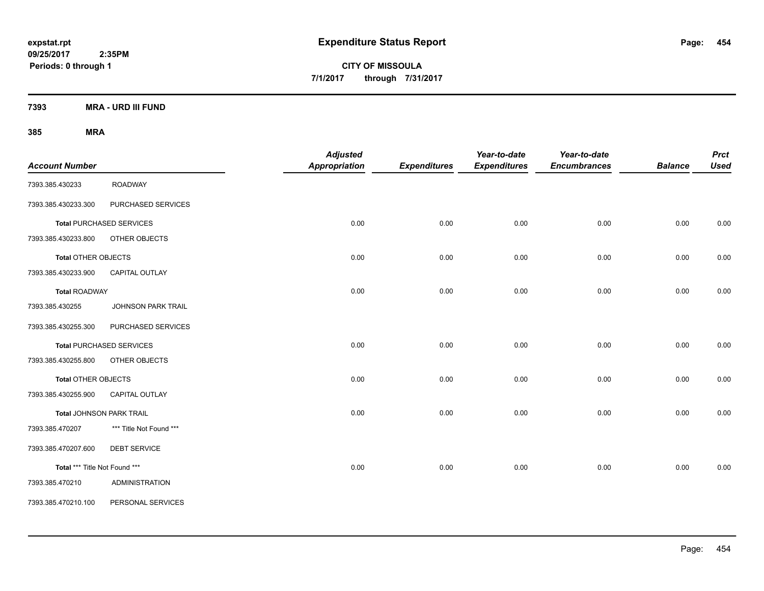**expstat.rpt**
**09/25/2017 2:35PM**
**Periods: 0 through 1**

# Expenditure Status Report

**CITY OF MISSOULA**
**7/1/2017 through 7/31/2017**

## 7393 MRA - URD III FUND

### 385 MRA

| Account Number | | Adjusted Appropriation | Expenditures | Year-to-date Expenditures | Year-to-date Encumbrances | Balance | Prct Used |
|---|---|---|---|---|---|---|---|
| 7393.385.430233 | ROADWAY | | | | | | |
| 7393.385.430233.300 | PURCHASED SERVICES | | | | | | |
| **Total** PURCHASED SERVICES | | 0.00 | 0.00 | 0.00 | 0.00 | 0.00 | 0.00 |
| 7393.385.430233.800 | OTHER OBJECTS | | | | | | |
| **Total** OTHER OBJECTS | | 0.00 | 0.00 | 0.00 | 0.00 | 0.00 | 0.00 |
| 7393.385.430233.900 | CAPITAL OUTLAY | | | | | | |
| **Total** ROADWAY | | 0.00 | 0.00 | 0.00 | 0.00 | 0.00 | 0.00 |
| 7393.385.430255 | JOHNSON PARK TRAIL | | | | | | |
| 7393.385.430255.300 | PURCHASED SERVICES | | | | | | |
| **Total** PURCHASED SERVICES | | 0.00 | 0.00 | 0.00 | 0.00 | 0.00 | 0.00 |
| 7393.385.430255.800 | OTHER OBJECTS | | | | | | |
| **Total** OTHER OBJECTS | | 0.00 | 0.00 | 0.00 | 0.00 | 0.00 | 0.00 |
| 7393.385.430255.900 | CAPITAL OUTLAY | | | | | | |
| **Total** JOHNSON PARK TRAIL | | 0.00 | 0.00 | 0.00 | 0.00 | 0.00 | 0.00 |
| 7393.385.470207 | *** Title Not Found *** | | | | | | |
| 7393.385.470207.600 | DEBT SERVICE | | | | | | |
| **Total** *** Title Not Found *** | | 0.00 | 0.00 | 0.00 | 0.00 | 0.00 | 0.00 |
| 7393.385.470210 | ADMINISTRATION | | | | | | |
| 7393.385.470210.100 | PERSONAL SERVICES | | | | | | |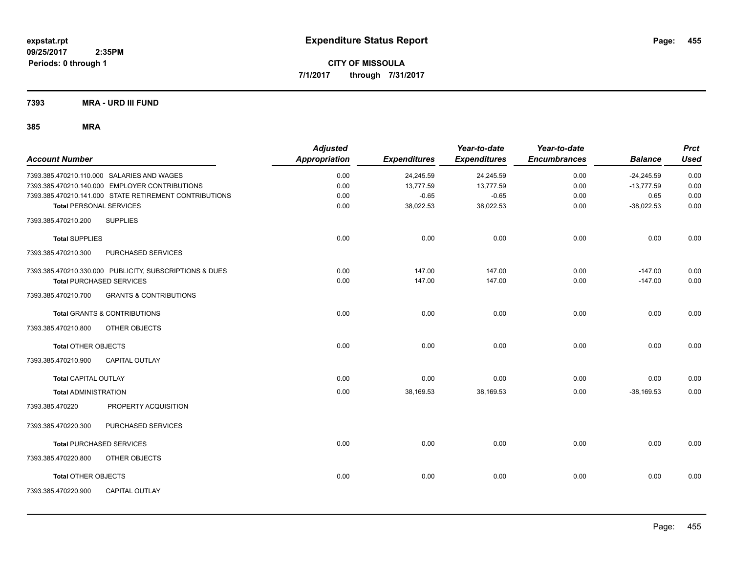# Expenditure Status Report

**CITY OF MISSOULA**

**7/1/2017 through 7/31/2017**

expstat.rpt
09/25/2017 2:35PM
Periods: 0 through 1

## 7393 MRA - URD III FUND

### 385 MRA

| Account Number | Adjusted Appropriation | Expenditures | Year-to-date Expenditures | Year-to-date Encumbrances | Balance | Prct Used |
|---|---|---|---|---|---|---|
| 7393.385.470210.110.000 SALARIES AND WAGES | 0.00 | 24,245.59 | 24,245.59 | 0.00 | -24,245.59 | 0.00 |
| 7393.385.470210.140.000 EMPLOYER CONTRIBUTIONS | 0.00 | 13,777.59 | 13,777.59 | 0.00 | -13,777.59 | 0.00 |
| 7393.385.470210.141.000 STATE RETIREMENT CONTRIBUTIONS | 0.00 | -0.65 | -0.65 | 0.00 | 0.65 | 0.00 |
| **Total** PERSONAL SERVICES | 0.00 | 38,022.53 | 38,022.53 | 0.00 | -38,022.53 | 0.00 |
| 7393.385.470210.200 SUPPLIES | | | | | | |
| **Total** SUPPLIES | 0.00 | 0.00 | 0.00 | 0.00 | 0.00 | 0.00 |
| 7393.385.470210.300 PURCHASED SERVICES | | | | | | |
| 7393.385.470210.330.000 PUBLICITY, SUBSCRIPTIONS & DUES | 0.00 | 147.00 | 147.00 | 0.00 | -147.00 | 0.00 |
| **Total** PURCHASED SERVICES | 0.00 | 147.00 | 147.00 | 0.00 | -147.00 | 0.00 |
| 7393.385.470210.700 GRANTS & CONTRIBUTIONS | | | | | | |
| **Total** GRANTS & CONTRIBUTIONS | 0.00 | 0.00 | 0.00 | 0.00 | 0.00 | 0.00 |
| 7393.385.470210.800 OTHER OBJECTS | | | | | | |
| **Total** OTHER OBJECTS | 0.00 | 0.00 | 0.00 | 0.00 | 0.00 | 0.00 |
| 7393.385.470210.900 CAPITAL OUTLAY | | | | | | |
| **Total** CAPITAL OUTLAY | 0.00 | 0.00 | 0.00 | 0.00 | 0.00 | 0.00 |
| **Total** ADMINISTRATION | 0.00 | 38,169.53 | 38,169.53 | 0.00 | -38,169.53 | 0.00 |
| 7393.385.470220 PROPERTY ACQUISITION | | | | | | |
| 7393.385.470220.300 PURCHASED SERVICES | | | | | | |
| **Total** PURCHASED SERVICES | 0.00 | 0.00 | 0.00 | 0.00 | 0.00 | 0.00 |
| 7393.385.470220.800 OTHER OBJECTS | | | | | | |
| **Total** OTHER OBJECTS | 0.00 | 0.00 | 0.00 | 0.00 | 0.00 | 0.00 |
| 7393.385.470220.900 CAPITAL OUTLAY | | | | | | |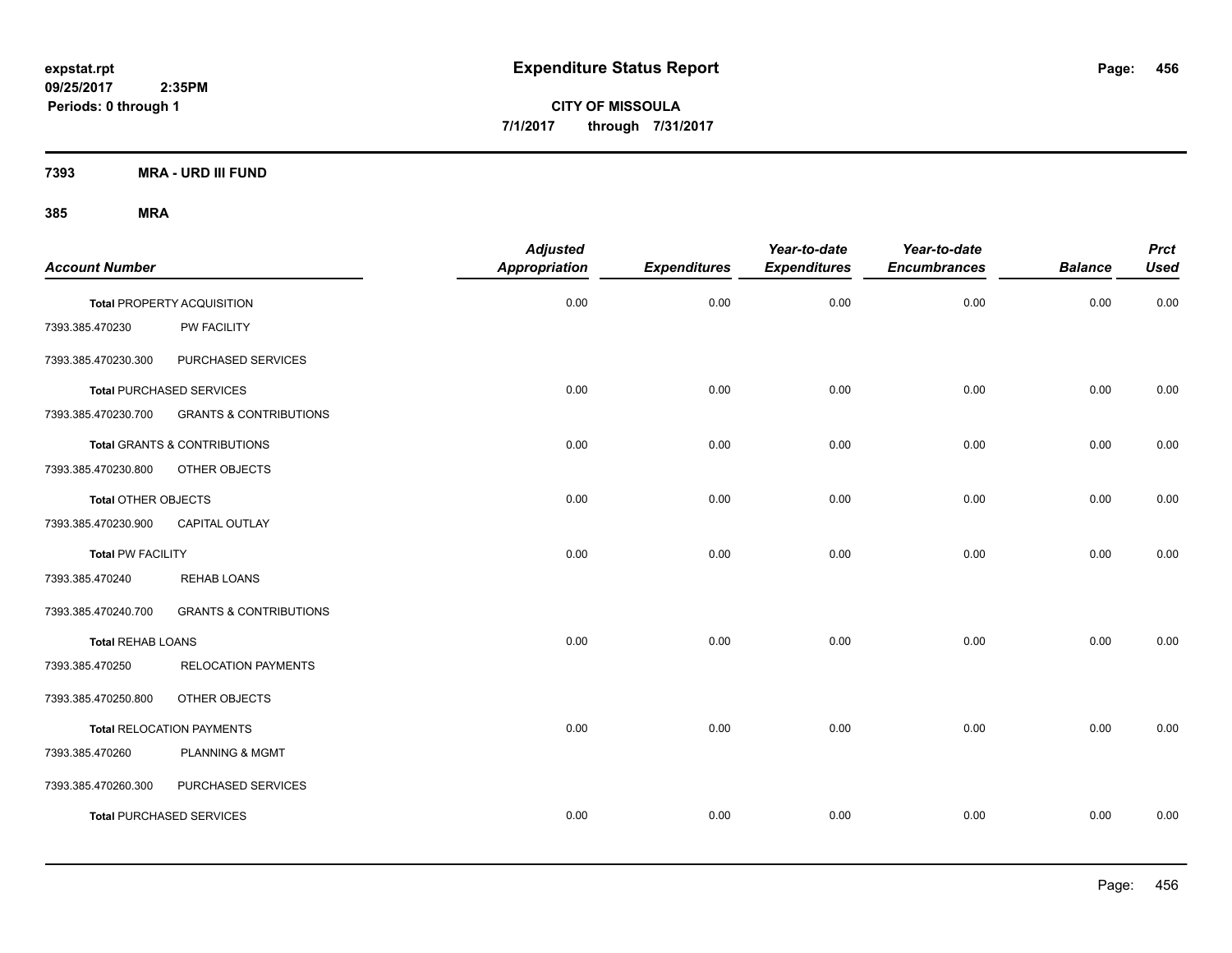expstat.rpt
09/25/2017 2:35PM
Periods: 0 through 1

# Expenditure Status Report

**CITY OF MISSOULA**
**7/1/2017 through 7/31/2017**

**7393 MRA - URD III FUND**

**385 MRA**

| Account Number | | Adjusted Appropriation | Expenditures | Year-to-date Expenditures | Year-to-date Encumbrances | Balance | Prct Used |
|---|---|---|---|---|---|---|---|
| **Total** PROPERTY ACQUISITION | | 0.00 | 0.00 | 0.00 | 0.00 | 0.00 | 0.00 |
| 7393.385.470230 | PW FACILITY | | | | | | |
| 7393.385.470230.300 | PURCHASED SERVICES | | | | | | |
| **Total** PURCHASED SERVICES | | 0.00 | 0.00 | 0.00 | 0.00 | 0.00 | 0.00 |
| 7393.385.470230.700 | GRANTS & CONTRIBUTIONS | | | | | | |
| **Total** GRANTS & CONTRIBUTIONS | | 0.00 | 0.00 | 0.00 | 0.00 | 0.00 | 0.00 |
| 7393.385.470230.800 | OTHER OBJECTS | | | | | | |
| **Total** OTHER OBJECTS | | 0.00 | 0.00 | 0.00 | 0.00 | 0.00 | 0.00 |
| 7393.385.470230.900 | CAPITAL OUTLAY | | | | | | |
| **Total** PW FACILITY | | 0.00 | 0.00 | 0.00 | 0.00 | 0.00 | 0.00 |
| 7393.385.470240 | REHAB LOANS | | | | | | |
| 7393.385.470240.700 | GRANTS & CONTRIBUTIONS | | | | | | |
| **Total** REHAB LOANS | | 0.00 | 0.00 | 0.00 | 0.00 | 0.00 | 0.00 |
| 7393.385.470250 | RELOCATION PAYMENTS | | | | | | |
| 7393.385.470250.800 | OTHER OBJECTS | | | | | | |
| **Total** RELOCATION PAYMENTS | | 0.00 | 0.00 | 0.00 | 0.00 | 0.00 | 0.00 |
| 7393.385.470260 | PLANNING & MGMT | | | | | | |
| 7393.385.470260.300 | PURCHASED SERVICES | | | | | | |
| **Total** PURCHASED SERVICES | | 0.00 | 0.00 | 0.00 | 0.00 | 0.00 | 0.00 |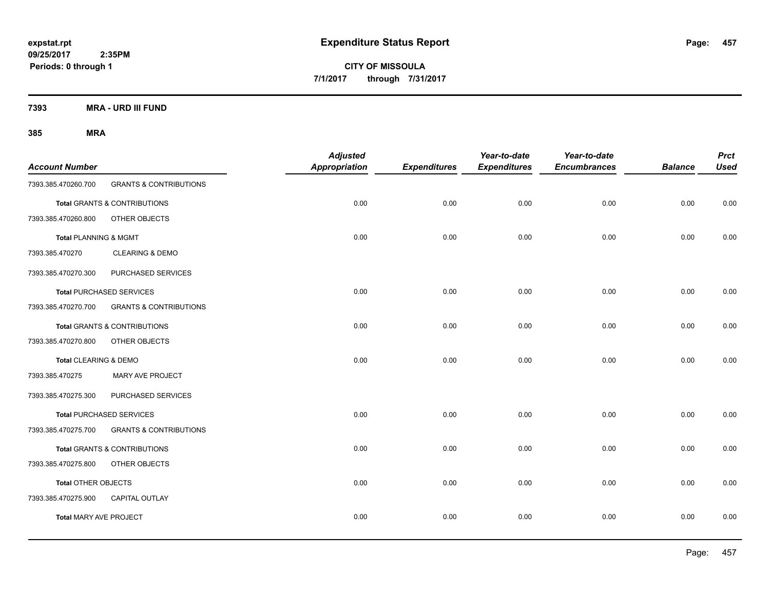# Expenditure Status Report

**CITY OF MISSOULA**

**7/1/2017 through 7/31/2017**

**7393 MRA - URD III FUND**

**385 MRA**

| Account Number | | Adjusted Appropriation | Expenditures | Year-to-date Expenditures | Year-to-date Encumbrances | Balance | Prct Used |
|---|---|---|---|---|---|---|---|
| 7393.385.470260.700 | GRANTS & CONTRIBUTIONS | | | | | | |
| Total GRANTS & CONTRIBUTIONS | | 0.00 | 0.00 | 0.00 | 0.00 | 0.00 | 0.00 |
| 7393.385.470260.800 | OTHER OBJECTS | | | | | | |
| Total PLANNING & MGMT | | 0.00 | 0.00 | 0.00 | 0.00 | 0.00 | 0.00 |
| 7393.385.470270 | CLEARING & DEMO | | | | | | |
| 7393.385.470270.300 | PURCHASED SERVICES | | | | | | |
| Total PURCHASED SERVICES | | 0.00 | 0.00 | 0.00 | 0.00 | 0.00 | 0.00 |
| 7393.385.470270.700 | GRANTS & CONTRIBUTIONS | | | | | | |
| Total GRANTS & CONTRIBUTIONS | | 0.00 | 0.00 | 0.00 | 0.00 | 0.00 | 0.00 |
| 7393.385.470270.800 | OTHER OBJECTS | | | | | | |
| Total CLEARING & DEMO | | 0.00 | 0.00 | 0.00 | 0.00 | 0.00 | 0.00 |
| 7393.385.470275 | MARY AVE PROJECT | | | | | | |
| 7393.385.470275.300 | PURCHASED SERVICES | | | | | | |
| Total PURCHASED SERVICES | | 0.00 | 0.00 | 0.00 | 0.00 | 0.00 | 0.00 |
| 7393.385.470275.700 | GRANTS & CONTRIBUTIONS | | | | | | |
| Total GRANTS & CONTRIBUTIONS | | 0.00 | 0.00 | 0.00 | 0.00 | 0.00 | 0.00 |
| 7393.385.470275.800 | OTHER OBJECTS | | | | | | |
| Total OTHER OBJECTS | | 0.00 | 0.00 | 0.00 | 0.00 | 0.00 | 0.00 |
| 7393.385.470275.900 | CAPITAL OUTLAY | | | | | | |
| Total MARY AVE PROJECT | | 0.00 | 0.00 | 0.00 | 0.00 | 0.00 | 0.00 |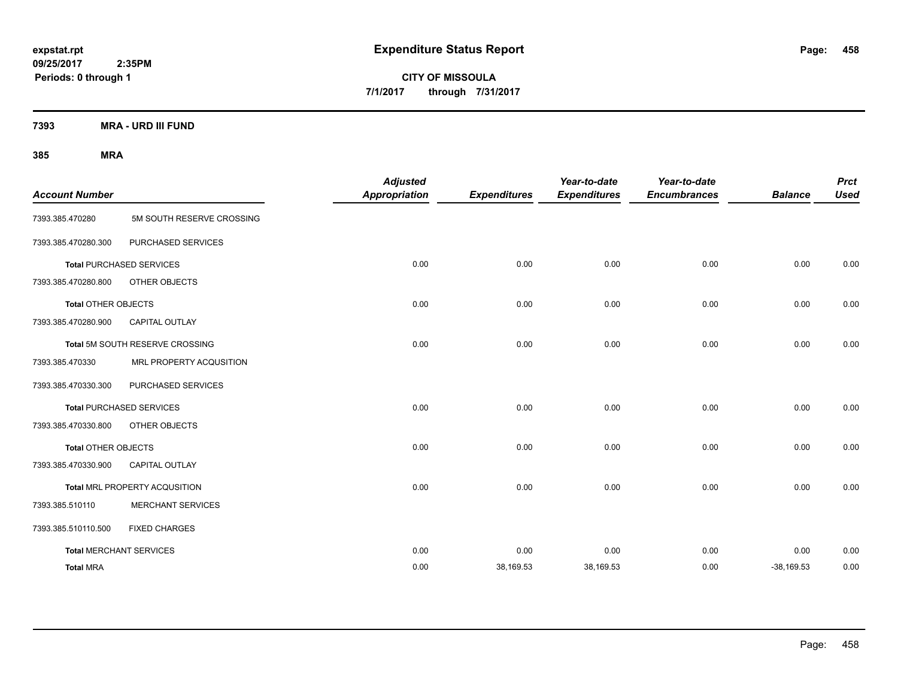**expstat.rpt**
**09/25/2017 2:35PM**
**Periods: 0 through 1**

# Expenditure Status Report

**CITY OF MISSOULA**
**7/1/2017 through 7/31/2017**

## 7393 MRA - URD III FUND

### 385 MRA

| Account Number | | Adjusted Appropriation | Expenditures | Year-to-date Expenditures | Year-to-date Encumbrances | Balance | Prct Used |
|---|---|---|---|---|---|---|---|
| 7393.385.470280 | 5M SOUTH RESERVE CROSSING | | | | | | |
| 7393.385.470280.300 | PURCHASED SERVICES | | | | | | |
| **Total** PURCHASED SERVICES | | 0.00 | 0.00 | 0.00 | 0.00 | 0.00 | 0.00 |
| 7393.385.470280.800 | OTHER OBJECTS | | | | | | |
| **Total** OTHER OBJECTS | | 0.00 | 0.00 | 0.00 | 0.00 | 0.00 | 0.00 |
| 7393.385.470280.900 | CAPITAL OUTLAY | | | | | | |
| **Total** 5M SOUTH RESERVE CROSSING | | 0.00 | 0.00 | 0.00 | 0.00 | 0.00 | 0.00 |
| 7393.385.470330 | MRL PROPERTY ACQUSITION | | | | | | |
| 7393.385.470330.300 | PURCHASED SERVICES | | | | | | |
| **Total** PURCHASED SERVICES | | 0.00 | 0.00 | 0.00 | 0.00 | 0.00 | 0.00 |
| 7393.385.470330.800 | OTHER OBJECTS | | | | | | |
| **Total** OTHER OBJECTS | | 0.00 | 0.00 | 0.00 | 0.00 | 0.00 | 0.00 |
| 7393.385.470330.900 | CAPITAL OUTLAY | | | | | | |
| **Total** MRL PROPERTY ACQUSITION | | 0.00 | 0.00 | 0.00 | 0.00 | 0.00 | 0.00 |
| 7393.385.510110 | MERCHANT SERVICES | | | | | | |
| 7393.385.510110.500 | FIXED CHARGES | | | | | | |
| **Total** MERCHANT SERVICES | | 0.00 | 0.00 | 0.00 | 0.00 | 0.00 | 0.00 |
| **Total** MRA | | 0.00 | 38,169.53 | 38,169.53 | 0.00 | -38,169.53 | 0.00 |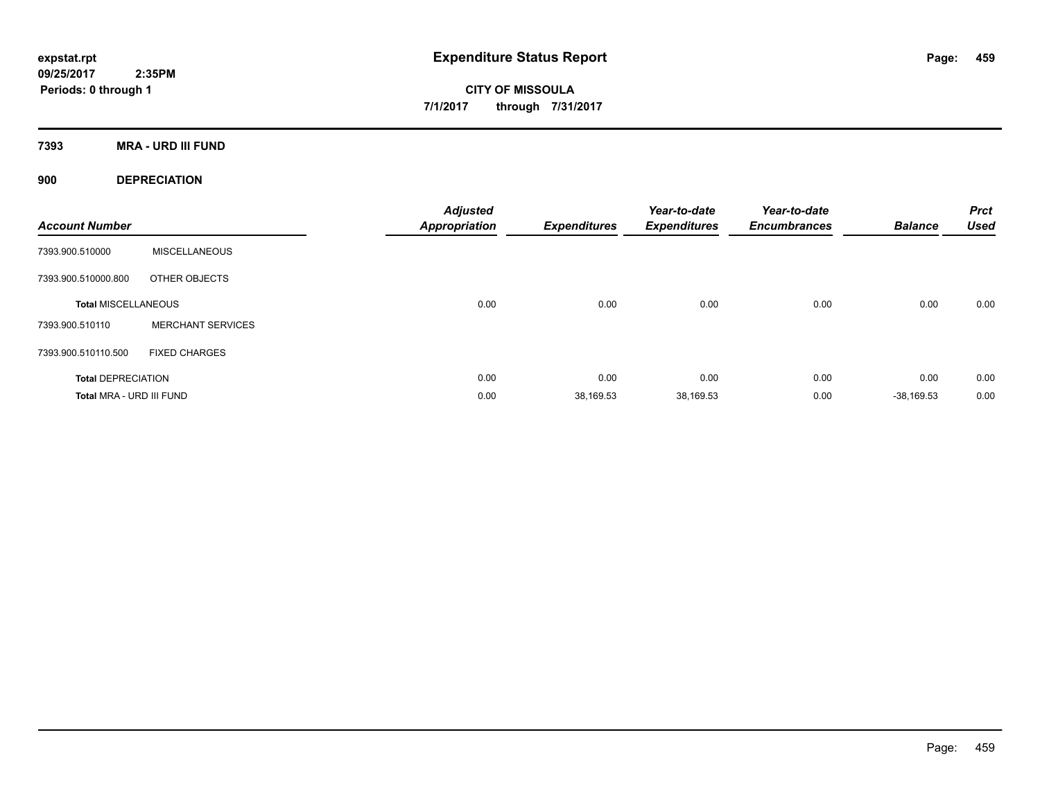expstat.rpt
09/25/2017 2:35PM
Periods: 0 through 1

# Expenditure Status Report

**CITY OF MISSOULA**
**7/1/2017 through 7/31/2017**

## 7393 MRA - URD III FUND

### 900 DEPRECIATION

| Account Number | | Adjusted Appropriation | Expenditures | Year-to-date Expenditures | Year-to-date Encumbrances | Balance | Prct Used |
|---|---|---|---|---|---|---|---|
| 7393.900.510000 | MISCELLANEOUS | | | | | | |
| 7393.900.510000.800 | OTHER OBJECTS | | | | | | |
| **Total MISCELLANEOUS** | | 0.00 | 0.00 | 0.00 | 0.00 | 0.00 | 0.00 |
| 7393.900.510110 | MERCHANT SERVICES | | | | | | |
| 7393.900.510110.500 | FIXED CHARGES | | | | | | |
| **Total DEPRECIATION** | | 0.00 | 0.00 | 0.00 | 0.00 | 0.00 | 0.00 |
| **Total MRA - URD III FUND** | | 0.00 | 38,169.53 | 38,169.53 | 0.00 | -38,169.53 | 0.00 |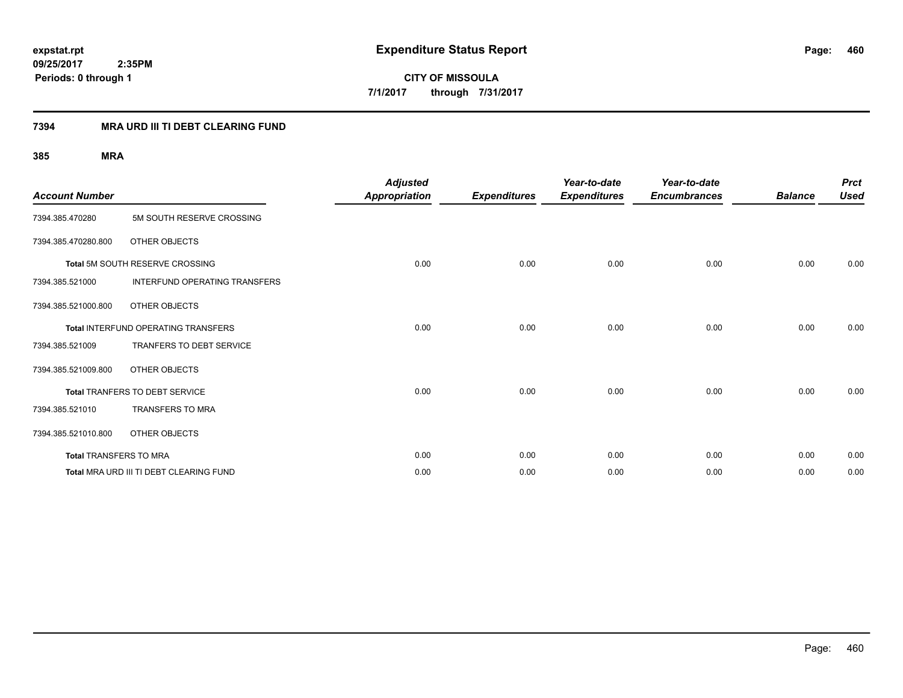**expstat.rpt**
**09/25/2017 2:35PM**
**Periods: 0 through 1**

# Expenditure Status Report

**CITY OF MISSOULA**
**7/1/2017 through 7/31/2017**

## 7394 MRA URD III TI DEBT CLEARING FUND

### 385 MRA

| Account Number | | Adjusted Appropriation | Expenditures | Year-to-date Expenditures | Year-to-date Encumbrances | Balance | Prct Used |
|---|---|---|---|---|---|---|---|
| 7394.385.470280 | 5M SOUTH RESERVE CROSSING | | | | | | |
| 7394.385.470280.800 | OTHER OBJECTS | | | | | | |
| **Total** 5M SOUTH RESERVE CROSSING | | 0.00 | 0.00 | 0.00 | 0.00 | 0.00 | 0.00 |
| 7394.385.521000 | INTERFUND OPERATING TRANSFERS | | | | | | |
| 7394.385.521000.800 | OTHER OBJECTS | | | | | | |
| **Total** INTERFUND OPERATING TRANSFERS | | 0.00 | 0.00 | 0.00 | 0.00 | 0.00 | 0.00 |
| 7394.385.521009 | TRANFERS TO DEBT SERVICE | | | | | | |
| 7394.385.521009.800 | OTHER OBJECTS | | | | | | |
| **Total** TRANFERS TO DEBT SERVICE | | 0.00 | 0.00 | 0.00 | 0.00 | 0.00 | 0.00 |
| 7394.385.521010 | TRANSFERS TO MRA | | | | | | |
| 7394.385.521010.800 | OTHER OBJECTS | | | | | | |
| **Total** TRANSFERS TO MRA | | 0.00 | 0.00 | 0.00 | 0.00 | 0.00 | 0.00 |
| **Total** MRA URD III TI DEBT CLEARING FUND | | 0.00 | 0.00 | 0.00 | 0.00 | 0.00 | 0.00 |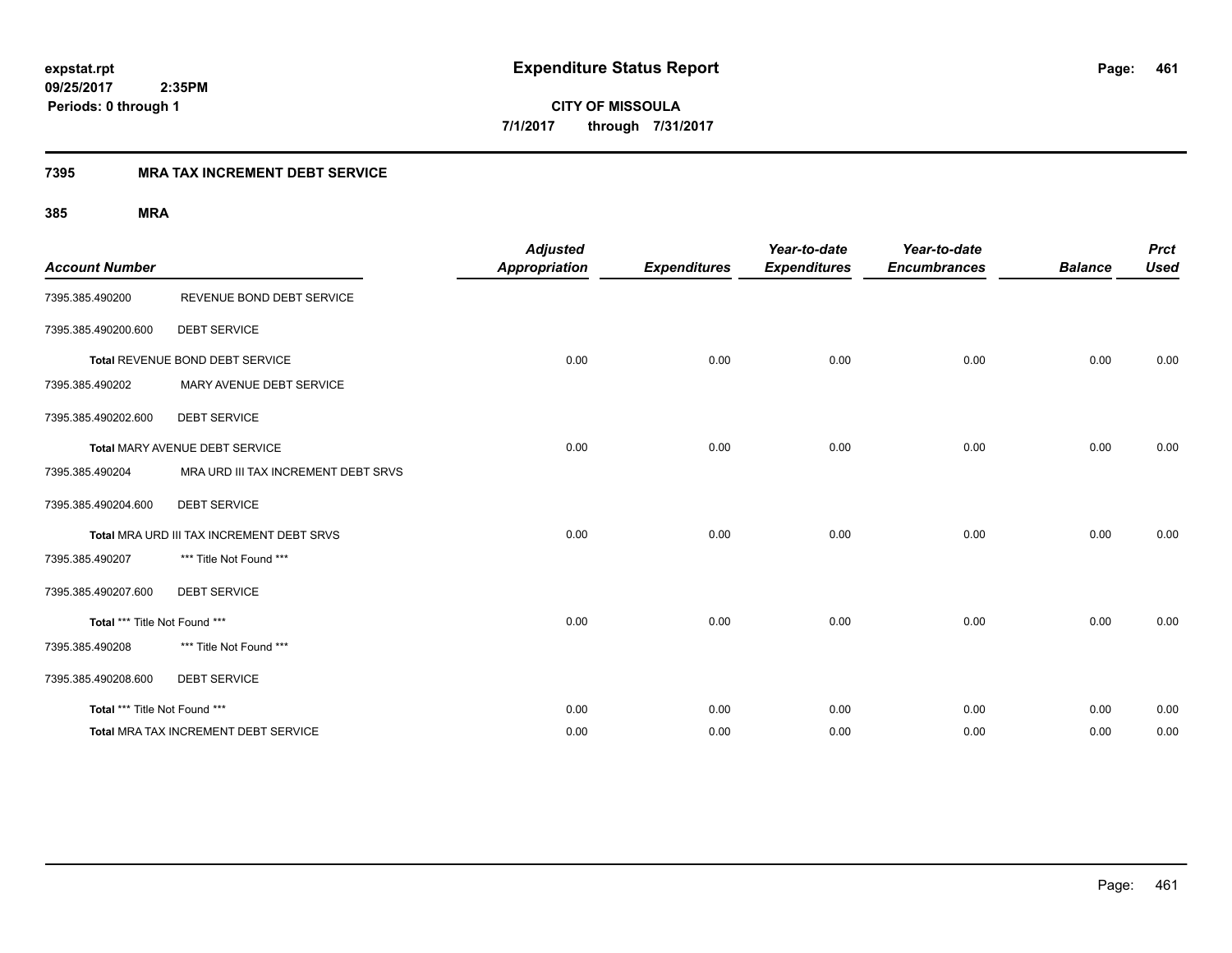**expstat.rpt**
**09/25/2017 2:35PM**
**Periods: 0 through 1**

# Expenditure Status Report

**CITY OF MISSOULA**
**7/1/2017 through 7/31/2017**

## 7395 MRA TAX INCREMENT DEBT SERVICE

### 385 MRA

| Account Number | | Adjusted Appropriation | Expenditures | Year-to-date Expenditures | Year-to-date Encumbrances | Balance | Prct Used |
|---|---|---|---|---|---|---|---|
| 7395.385.490200 | REVENUE BOND DEBT SERVICE | | | | | | |
| 7395.385.490200.600 | DEBT SERVICE | | | | | | |
| **Total** REVENUE BOND DEBT SERVICE | | 0.00 | 0.00 | 0.00 | 0.00 | 0.00 | 0.00 |
| 7395.385.490202 | MARY AVENUE DEBT SERVICE | | | | | | |
| 7395.385.490202.600 | DEBT SERVICE | | | | | | |
| **Total** MARY AVENUE DEBT SERVICE | | 0.00 | 0.00 | 0.00 | 0.00 | 0.00 | 0.00 |
| 7395.385.490204 | MRA URD III TAX INCREMENT DEBT SRVS | | | | | | |
| 7395.385.490204.600 | DEBT SERVICE | | | | | | |
| **Total** MRA URD III TAX INCREMENT DEBT SRVS | | 0.00 | 0.00 | 0.00 | 0.00 | 0.00 | 0.00 |
| 7395.385.490207 | *** Title Not Found *** | | | | | | |
| 7395.385.490207.600 | DEBT SERVICE | | | | | | |
| **Total** *** Title Not Found *** | | 0.00 | 0.00 | 0.00 | 0.00 | 0.00 | 0.00 |
| 7395.385.490208 | *** Title Not Found *** | | | | | | |
| 7395.385.490208.600 | DEBT SERVICE | | | | | | |
| **Total** *** Title Not Found *** | | 0.00 | 0.00 | 0.00 | 0.00 | 0.00 | 0.00 |
| **Total** MRA TAX INCREMENT DEBT SERVICE | | 0.00 | 0.00 | 0.00 | 0.00 | 0.00 | 0.00 |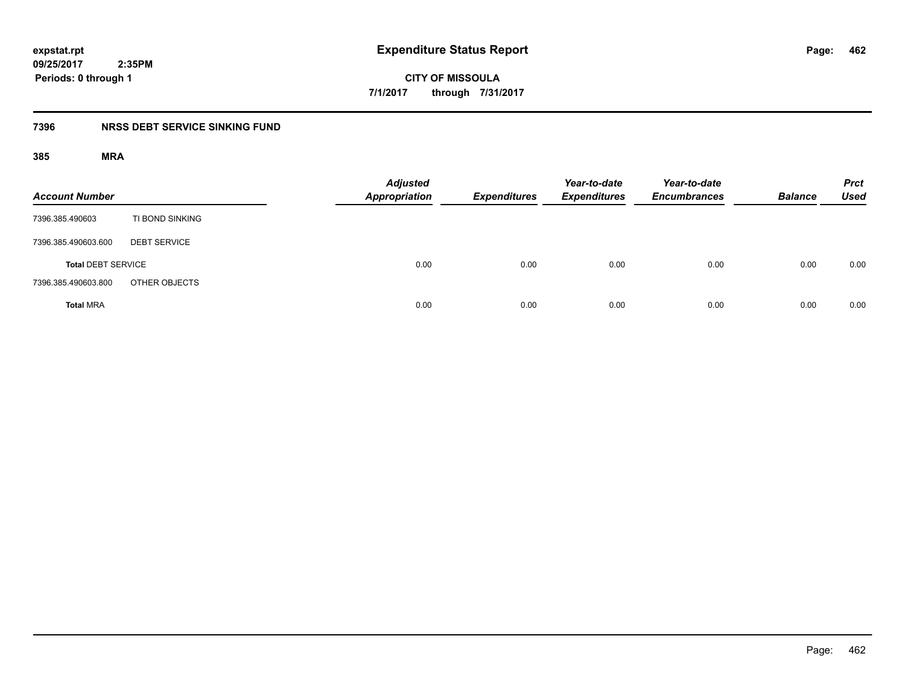**expstat.rpt**
**09/25/2017 2:35PM**
**Periods: 0 through 1**

# Expenditure Status Report

**CITY OF MISSOULA**
**7/1/2017 through 7/31/2017**

## 7396 NRSS DEBT SERVICE SINKING FUND

### 385 MRA

| Account Number | | Adjusted Appropriation | Expenditures | Year-to-date Expenditures | Year-to-date Encumbrances | Balance | Prct Used |
|---|---|---|---|---|---|---|---|
| 7396.385.490603 | TI BOND SINKING | | | | | | |
| 7396.385.490603.600 | DEBT SERVICE | | | | | | |
| **Total** DEBT SERVICE | | 0.00 | 0.00 | 0.00 | 0.00 | 0.00 | 0.00 |
| 7396.385.490603.800 | OTHER OBJECTS | | | | | | |
| **Total** MRA | | 0.00 | 0.00 | 0.00 | 0.00 | 0.00 | 0.00 |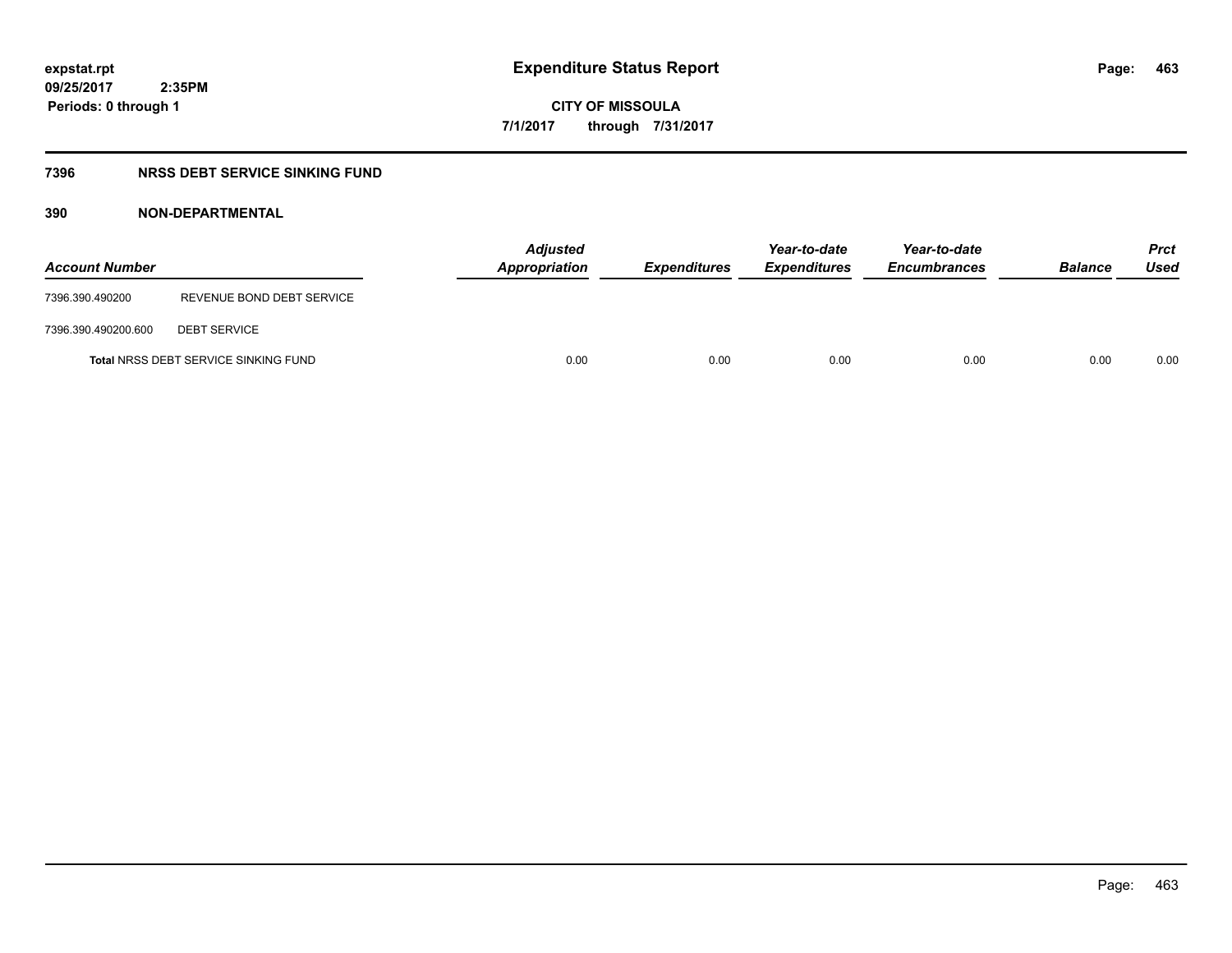**expstat.rpt**
**09/25/2017 2:35PM**
**Periods: 0 through 1**

# Expenditure Status Report

**CITY OF MISSOULA**
**7/1/2017 through 7/31/2017**

## 7396 NRSS DEBT SERVICE SINKING FUND

### 390 NON-DEPARTMENTAL

| Account Number | | Adjusted Appropriation | Expenditures | Year-to-date Expenditures | Year-to-date Encumbrances | Balance | Prct Used |
|---|---|---|---|---|---|---|---|
| 7396.390.490200 | REVENUE BOND DEBT SERVICE | | | | | | |
| 7396.390.490200.600 | DEBT SERVICE | | | | | | |
| **Total** NRSS DEBT SERVICE SINKING FUND | | 0.00 | 0.00 | 0.00 | 0.00 | 0.00 | 0.00 |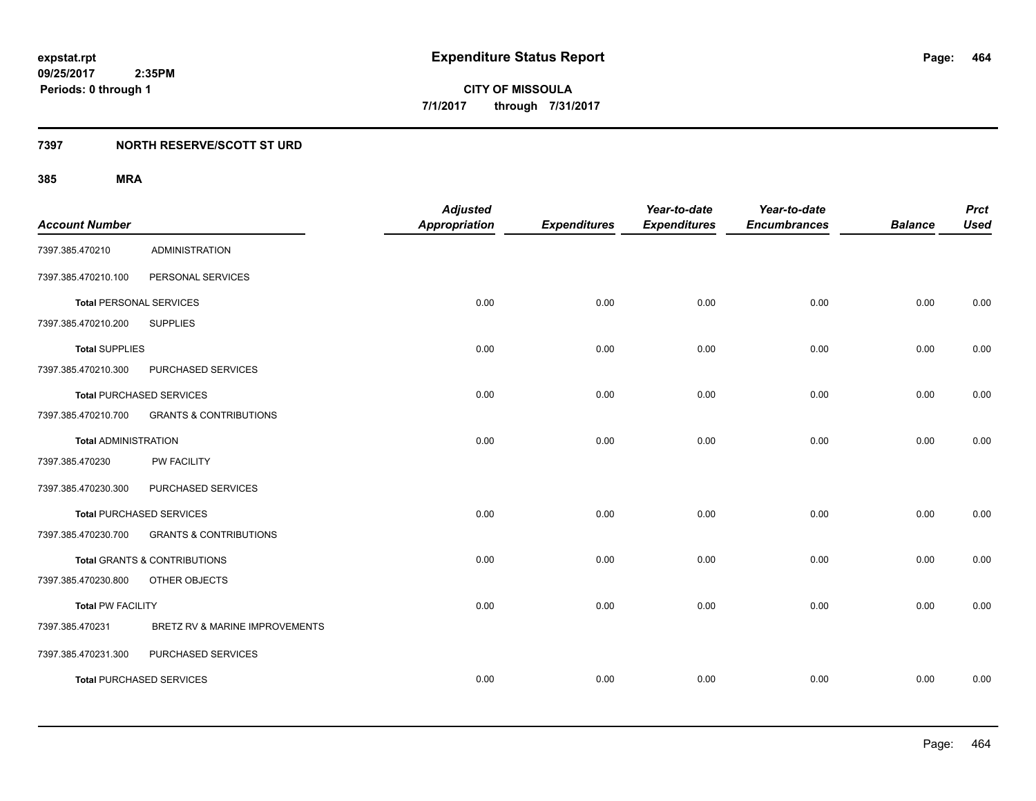**expstat.rpt**
**09/25/2017 2:35PM**
**Periods: 0 through 1**

# Expenditure Status Report

**CITY OF MISSOULA**
**7/1/2017 through 7/31/2017**

## 7397 NORTH RESERVE/SCOTT ST URD

### 385 MRA

| Account Number | | Adjusted Appropriation | Expenditures | Year-to-date Expenditures | Year-to-date Encumbrances | Balance | Prct Used |
|---|---|---|---|---|---|---|---|
| 7397.385.470210 | ADMINISTRATION | | | | | | |
| 7397.385.470210.100 | PERSONAL SERVICES | | | | | | |
| **Total** PERSONAL SERVICES | | 0.00 | 0.00 | 0.00 | 0.00 | 0.00 | 0.00 |
| 7397.385.470210.200 | SUPPLIES | | | | | | |
| **Total** SUPPLIES | | 0.00 | 0.00 | 0.00 | 0.00 | 0.00 | 0.00 |
| 7397.385.470210.300 | PURCHASED SERVICES | | | | | | |
| **Total** PURCHASED SERVICES | | 0.00 | 0.00 | 0.00 | 0.00 | 0.00 | 0.00 |
| 7397.385.470210.700 | GRANTS & CONTRIBUTIONS | | | | | | |
| **Total** ADMINISTRATION | | 0.00 | 0.00 | 0.00 | 0.00 | 0.00 | 0.00 |
| 7397.385.470230 | PW FACILITY | | | | | | |
| 7397.385.470230.300 | PURCHASED SERVICES | | | | | | |
| **Total** PURCHASED SERVICES | | 0.00 | 0.00 | 0.00 | 0.00 | 0.00 | 0.00 |
| 7397.385.470230.700 | GRANTS & CONTRIBUTIONS | | | | | | |
| **Total** GRANTS & CONTRIBUTIONS | | 0.00 | 0.00 | 0.00 | 0.00 | 0.00 | 0.00 |
| 7397.385.470230.800 | OTHER OBJECTS | | | | | | |
| **Total** PW FACILITY | | 0.00 | 0.00 | 0.00 | 0.00 | 0.00 | 0.00 |
| 7397.385.470231 | BRETZ RV & MARINE IMPROVEMENTS | | | | | | |
| 7397.385.470231.300 | PURCHASED SERVICES | | | | | | |
| **Total** PURCHASED SERVICES | | 0.00 | 0.00 | 0.00 | 0.00 | 0.00 | 0.00 |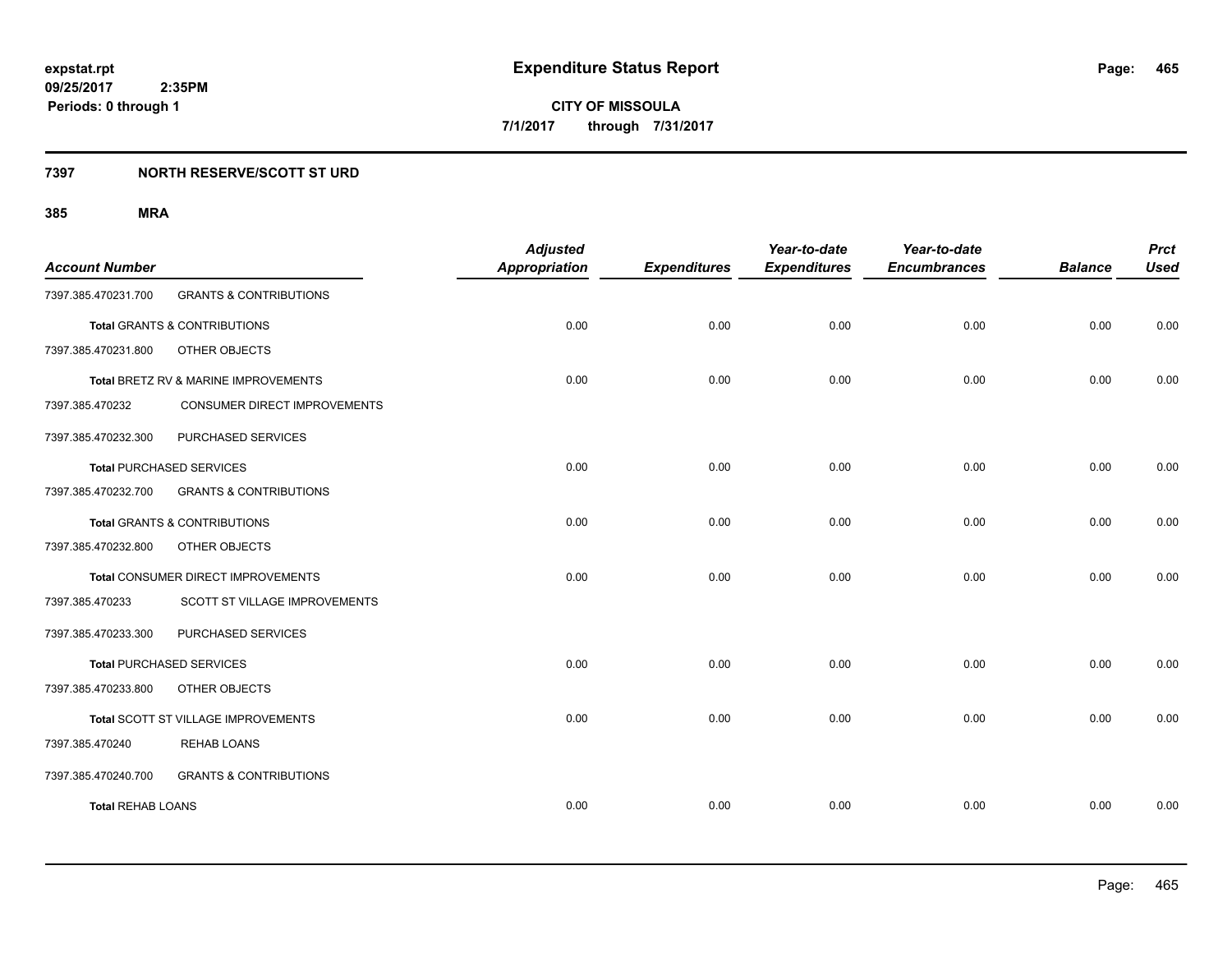**expstat.rpt**
**09/25/2017 2:35PM**
**Periods: 0 through 1**

# Expenditure Status Report

**CITY OF MISSOULA**
**7/1/2017 through 7/31/2017**

## 7397 NORTH RESERVE/SCOTT ST URD

### 385 MRA

| Account Number | | Adjusted Appropriation | Expenditures | Year-to-date Expenditures | Year-to-date Encumbrances | Balance | Prct Used |
|---|---|---|---|---|---|---|---|
| 7397.385.470231.700 | GRANTS & CONTRIBUTIONS | | | | | | |
| **Total** GRANTS & CONTRIBUTIONS | | 0.00 | 0.00 | 0.00 | 0.00 | 0.00 | 0.00 |
| 7397.385.470231.800 | OTHER OBJECTS | | | | | | |
| **Total** BRETZ RV & MARINE IMPROVEMENTS | | 0.00 | 0.00 | 0.00 | 0.00 | 0.00 | 0.00 |
| 7397.385.470232 | CONSUMER DIRECT IMPROVEMENTS | | | | | | |
| 7397.385.470232.300 | PURCHASED SERVICES | | | | | | |
| **Total** PURCHASED SERVICES | | 0.00 | 0.00 | 0.00 | 0.00 | 0.00 | 0.00 |
| 7397.385.470232.700 | GRANTS & CONTRIBUTIONS | | | | | | |
| **Total** GRANTS & CONTRIBUTIONS | | 0.00 | 0.00 | 0.00 | 0.00 | 0.00 | 0.00 |
| 7397.385.470232.800 | OTHER OBJECTS | | | | | | |
| **Total** CONSUMER DIRECT IMPROVEMENTS | | 0.00 | 0.00 | 0.00 | 0.00 | 0.00 | 0.00 |
| 7397.385.470233 | SCOTT ST VILLAGE IMPROVEMENTS | | | | | | |
| 7397.385.470233.300 | PURCHASED SERVICES | | | | | | |
| **Total** PURCHASED SERVICES | | 0.00 | 0.00 | 0.00 | 0.00 | 0.00 | 0.00 |
| 7397.385.470233.800 | OTHER OBJECTS | | | | | | |
| **Total** SCOTT ST VILLAGE IMPROVEMENTS | | 0.00 | 0.00 | 0.00 | 0.00 | 0.00 | 0.00 |
| 7397.385.470240 | REHAB LOANS | | | | | | |
| 7397.385.470240.700 | GRANTS & CONTRIBUTIONS | | | | | | |
| **Total** REHAB LOANS | | 0.00 | 0.00 | 0.00 | 0.00 | 0.00 | 0.00 |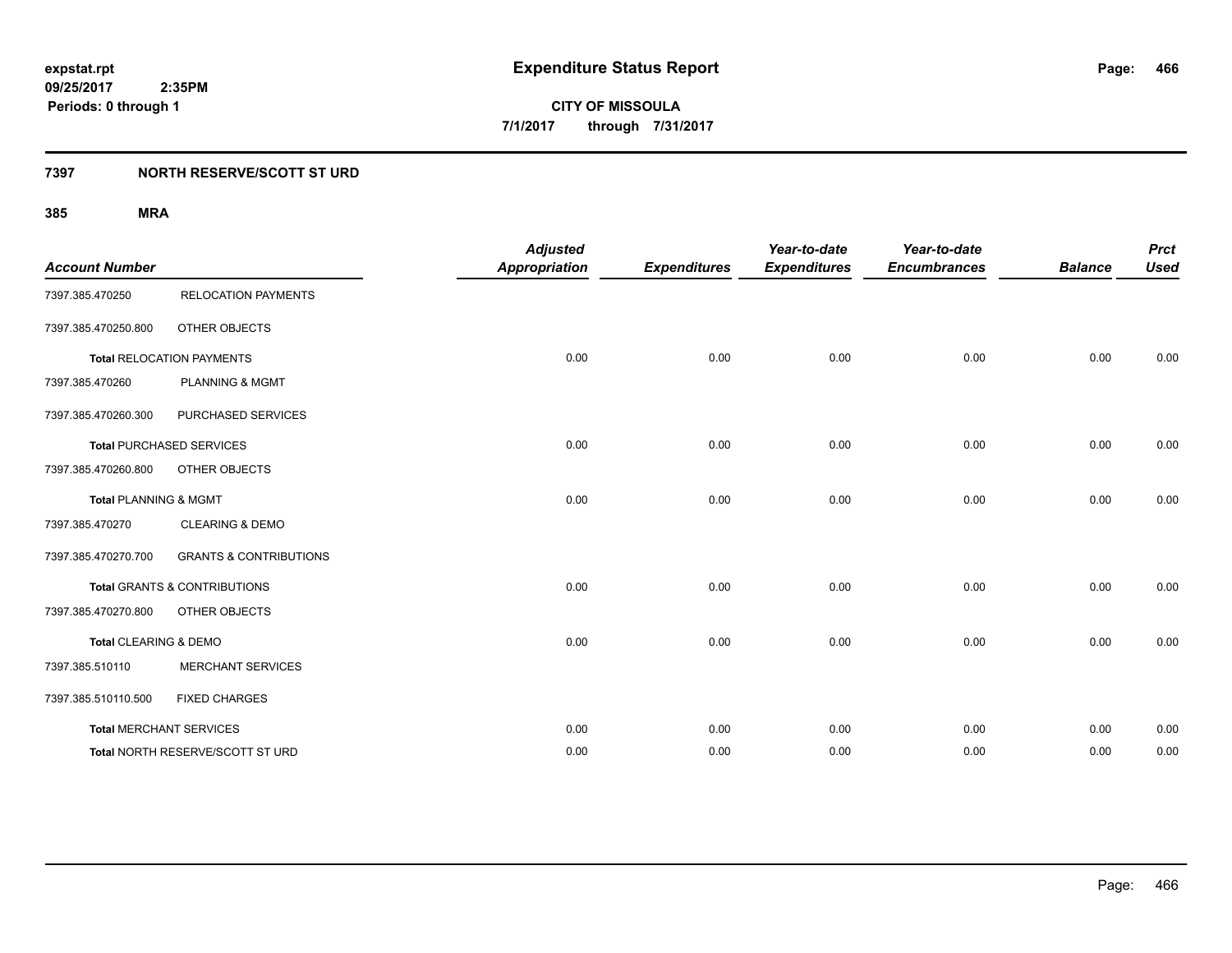**expstat.rpt**
**09/25/2017 2:35PM**
**Periods: 0 through 1**

# Expenditure Status Report

**CITY OF MISSOULA**
**7/1/2017 through 7/31/2017**

## 7397 NORTH RESERVE/SCOTT ST URD

### 385 MRA

| Account Number | | Adjusted Appropriation | Expenditures | Year-to-date Expenditures | Year-to-date Encumbrances | Balance | Prct Used |
|---|---|---|---|---|---|---|---|
| 7397.385.470250 | RELOCATION PAYMENTS | | | | | | |
| 7397.385.470250.800 | OTHER OBJECTS | | | | | | |
| **Total** RELOCATION PAYMENTS | | 0.00 | 0.00 | 0.00 | 0.00 | 0.00 | 0.00 |
| 7397.385.470260 | PLANNING & MGMT | | | | | | |
| 7397.385.470260.300 | PURCHASED SERVICES | | | | | | |
| **Total** PURCHASED SERVICES | | 0.00 | 0.00 | 0.00 | 0.00 | 0.00 | 0.00 |
| 7397.385.470260.800 | OTHER OBJECTS | | | | | | |
| **Total** PLANNING & MGMT | | 0.00 | 0.00 | 0.00 | 0.00 | 0.00 | 0.00 |
| 7397.385.470270 | CLEARING & DEMO | | | | | | |
| 7397.385.470270.700 | GRANTS & CONTRIBUTIONS | | | | | | |
| **Total** GRANTS & CONTRIBUTIONS | | 0.00 | 0.00 | 0.00 | 0.00 | 0.00 | 0.00 |
| 7397.385.470270.800 | OTHER OBJECTS | | | | | | |
| **Total** CLEARING & DEMO | | 0.00 | 0.00 | 0.00 | 0.00 | 0.00 | 0.00 |
| 7397.385.510110 | MERCHANT SERVICES | | | | | | |
| 7397.385.510110.500 | FIXED CHARGES | | | | | | |
| **Total** MERCHANT SERVICES | | 0.00 | 0.00 | 0.00 | 0.00 | 0.00 | 0.00 |
| **Total** NORTH RESERVE/SCOTT ST URD | | 0.00 | 0.00 | 0.00 | 0.00 | 0.00 | 0.00 |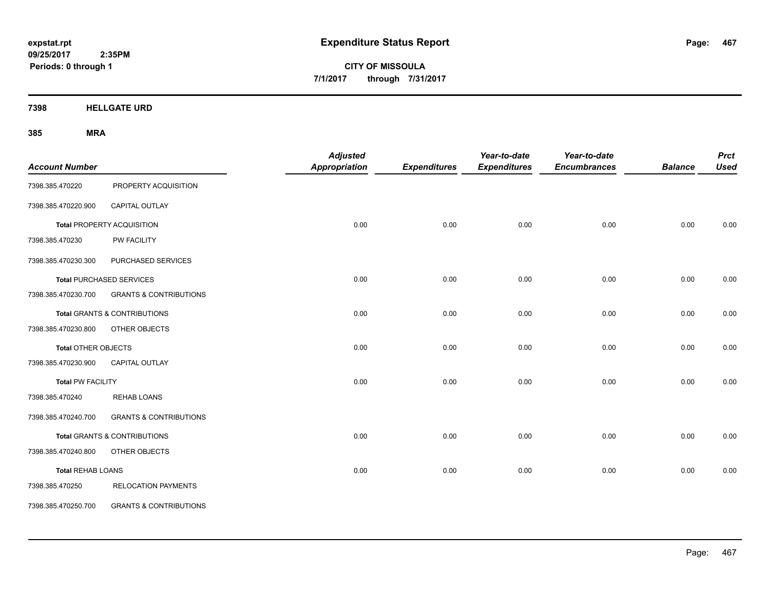**expstat.rpt**
**09/25/2017 2:35PM**
**Periods: 0 through 1**

# Expenditure Status Report

**CITY OF MISSOULA**
**7/1/2017 through 7/31/2017**

## 7398 HELLGATE URD

### 385 MRA

| Account Number | | Adjusted Appropriation | Expenditures | Year-to-date Expenditures | Year-to-date Encumbrances | Balance | Prct Used |
|---|---|---|---|---|---|---|---|
| 7398.385.470220 | PROPERTY ACQUISITION | | | | | | |
| 7398.385.470220.900 | CAPITAL OUTLAY | | | | | | |
| **Total** PROPERTY ACQUISITION | | 0.00 | 0.00 | 0.00 | 0.00 | 0.00 | 0.00 |
| 7398.385.470230 | PW FACILITY | | | | | | |
| 7398.385.470230.300 | PURCHASED SERVICES | | | | | | |
| **Total** PURCHASED SERVICES | | 0.00 | 0.00 | 0.00 | 0.00 | 0.00 | 0.00 |
| 7398.385.470230.700 | GRANTS & CONTRIBUTIONS | | | | | | |
| **Total** GRANTS & CONTRIBUTIONS | | 0.00 | 0.00 | 0.00 | 0.00 | 0.00 | 0.00 |
| 7398.385.470230.800 | OTHER OBJECTS | | | | | | |
| **Total** OTHER OBJECTS | | 0.00 | 0.00 | 0.00 | 0.00 | 0.00 | 0.00 |
| 7398.385.470230.900 | CAPITAL OUTLAY | | | | | | |
| **Total** PW FACILITY | | 0.00 | 0.00 | 0.00 | 0.00 | 0.00 | 0.00 |
| 7398.385.470240 | REHAB LOANS | | | | | | |
| 7398.385.470240.700 | GRANTS & CONTRIBUTIONS | | | | | | |
| **Total** GRANTS & CONTRIBUTIONS | | 0.00 | 0.00 | 0.00 | 0.00 | 0.00 | 0.00 |
| 7398.385.470240.800 | OTHER OBJECTS | | | | | | |
| **Total** REHAB LOANS | | 0.00 | 0.00 | 0.00 | 0.00 | 0.00 | 0.00 |
| 7398.385.470250 | RELOCATION PAYMENTS | | | | | | |
| 7398.385.470250.700 | GRANTS & CONTRIBUTIONS | | | | | | |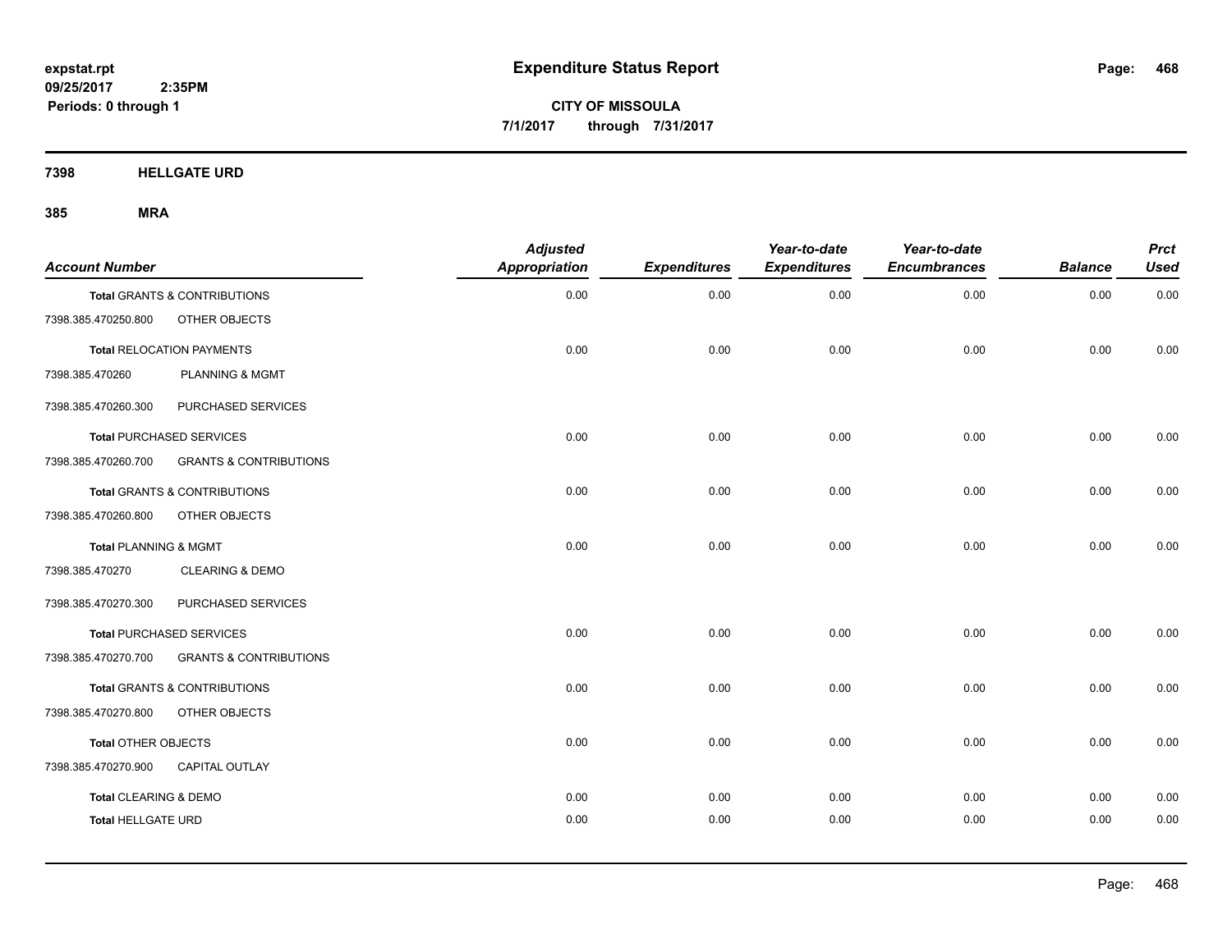**expstat.rpt**
**09/25/2017 2:35PM**
**Periods: 0 through 1**

# Expenditure Status Report

**CITY OF MISSOULA**
**7/1/2017 through 7/31/2017**

## 7398 HELLGATE URD

## 385 MRA

| Account Number | | Adjusted Appropriation | Expenditures | Year-to-date Expenditures | Year-to-date Encumbrances | Balance | Prct Used |
|---|---|---|---|---|---|---|---|
| **Total** GRANTS & CONTRIBUTIONS | | 0.00 | 0.00 | 0.00 | 0.00 | 0.00 | 0.00 |
| 7398.385.470250.800 | OTHER OBJECTS | | | | | | |
| **Total** RELOCATION PAYMENTS | | 0.00 | 0.00 | 0.00 | 0.00 | 0.00 | 0.00 |
| 7398.385.470260 | PLANNING & MGMT | | | | | | |
| 7398.385.470260.300 | PURCHASED SERVICES | | | | | | |
| **Total** PURCHASED SERVICES | | 0.00 | 0.00 | 0.00 | 0.00 | 0.00 | 0.00 |
| 7398.385.470260.700 | GRANTS & CONTRIBUTIONS | | | | | | |
| **Total** GRANTS & CONTRIBUTIONS | | 0.00 | 0.00 | 0.00 | 0.00 | 0.00 | 0.00 |
| 7398.385.470260.800 | OTHER OBJECTS | | | | | | |
| **Total** PLANNING & MGMT | | 0.00 | 0.00 | 0.00 | 0.00 | 0.00 | 0.00 |
| 7398.385.470270 | CLEARING & DEMO | | | | | | |
| 7398.385.470270.300 | PURCHASED SERVICES | | | | | | |
| **Total** PURCHASED SERVICES | | 0.00 | 0.00 | 0.00 | 0.00 | 0.00 | 0.00 |
| 7398.385.470270.700 | GRANTS & CONTRIBUTIONS | | | | | | |
| **Total** GRANTS & CONTRIBUTIONS | | 0.00 | 0.00 | 0.00 | 0.00 | 0.00 | 0.00 |
| 7398.385.470270.800 | OTHER OBJECTS | | | | | | |
| **Total** OTHER OBJECTS | | 0.00 | 0.00 | 0.00 | 0.00 | 0.00 | 0.00 |
| 7398.385.470270.900 | CAPITAL OUTLAY | | | | | | |
| **Total** CLEARING & DEMO | | 0.00 | 0.00 | 0.00 | 0.00 | 0.00 | 0.00 |
| **Total** HELLGATE URD | | 0.00 | 0.00 | 0.00 | 0.00 | 0.00 | 0.00 |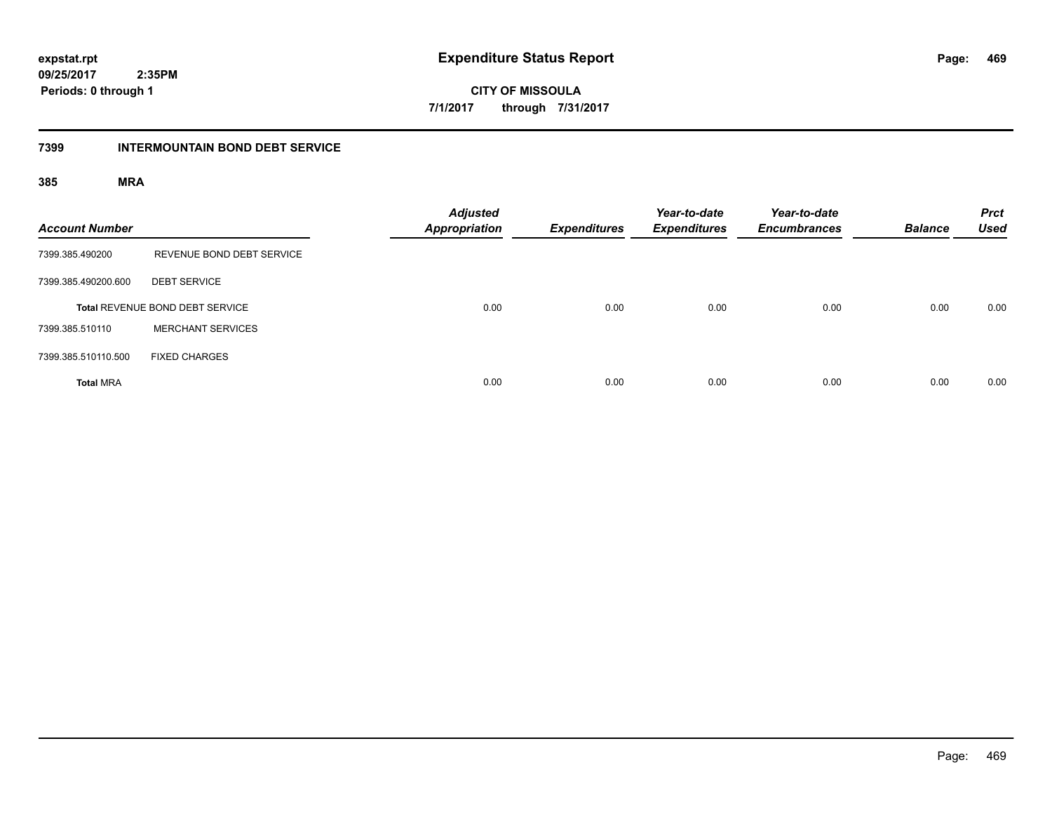**expstat.rpt**
**09/25/2017 2:35PM**
**Periods: 0 through 1**

# Expenditure Status Report

**CITY OF MISSOULA**
**7/1/2017 through 7/31/2017**

## 7399 INTERMOUNTAIN BOND DEBT SERVICE

### 385 MRA

| Account Number | | Adjusted Appropriation | Expenditures | Year-to-date Expenditures | Year-to-date Encumbrances | Balance | Prct Used |
|---|---|---|---|---|---|---|---|
| 7399.385.490200 | REVENUE BOND DEBT SERVICE | | | | | | |
| 7399.385.490200.600 | DEBT SERVICE | | | | | | |
| | **Total** REVENUE BOND DEBT SERVICE | 0.00 | 0.00 | 0.00 | 0.00 | 0.00 | 0.00 |
| 7399.385.510110 | MERCHANT SERVICES | | | | | | |
| 7399.385.510110.500 | FIXED CHARGES | | | | | | |
| **Total** MRA | | 0.00 | 0.00 | 0.00 | 0.00 | 0.00 | 0.00 |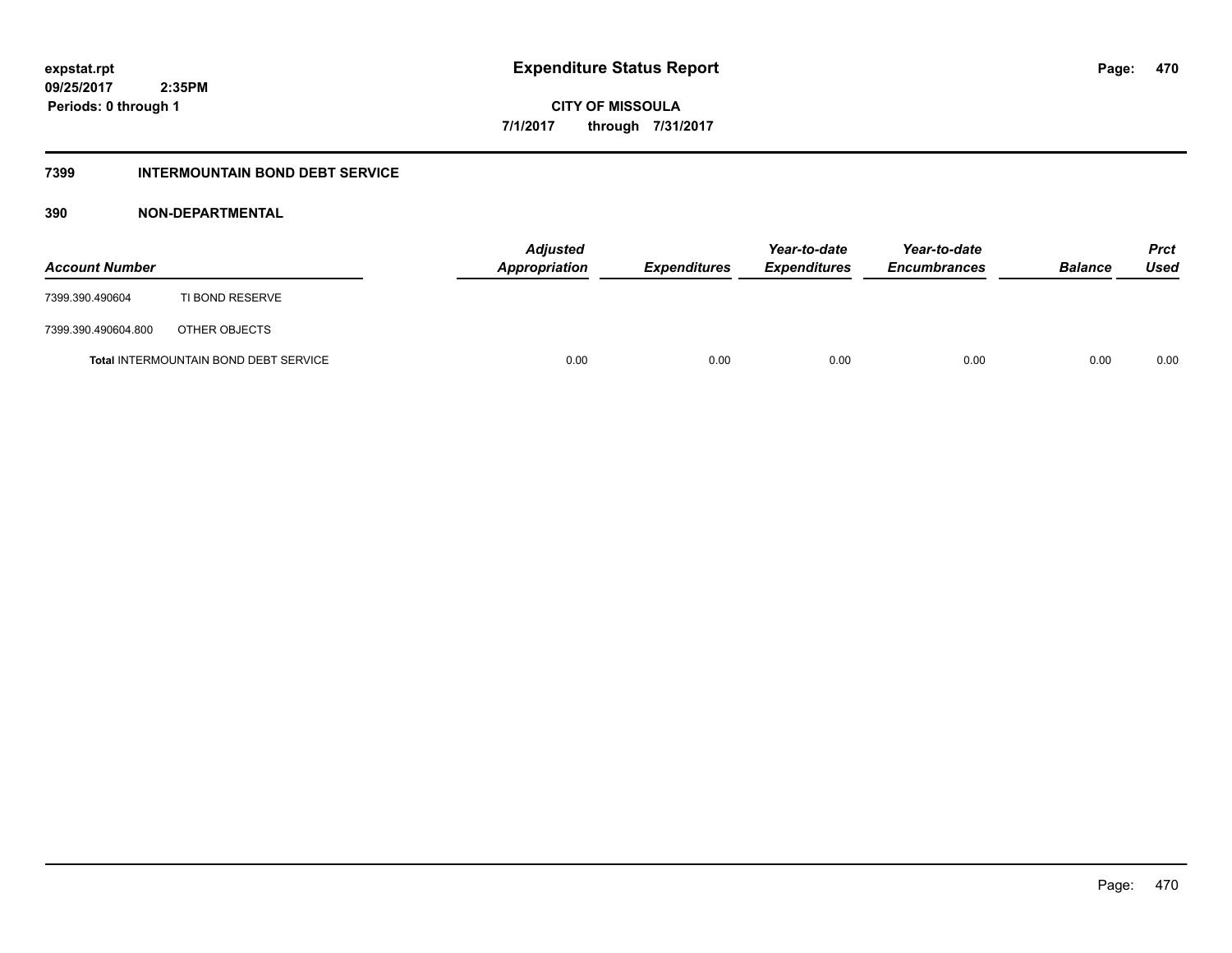**expstat.rpt**
**09/25/2017 2:35PM**
**Periods: 0 through 1**

# Expenditure Status Report

**CITY OF MISSOULA**
**7/1/2017 through 7/31/2017**

## 7399 INTERMOUNTAIN BOND DEBT SERVICE

### 390 NON-DEPARTMENTAL

| Account Number | | Adjusted Appropriation | Expenditures | Year-to-date Expenditures | Year-to-date Encumbrances | Balance | Prct Used |
|---|---|---|---|---|---|---|---|
| 7399.390.490604 | TI BOND RESERVE | | | | | | |
| 7399.390.490604.800 | OTHER OBJECTS | | | | | | |
| **Total** INTERMOUNTAIN BOND DEBT SERVICE | | 0.00 | 0.00 | 0.00 | 0.00 | 0.00 | 0.00 |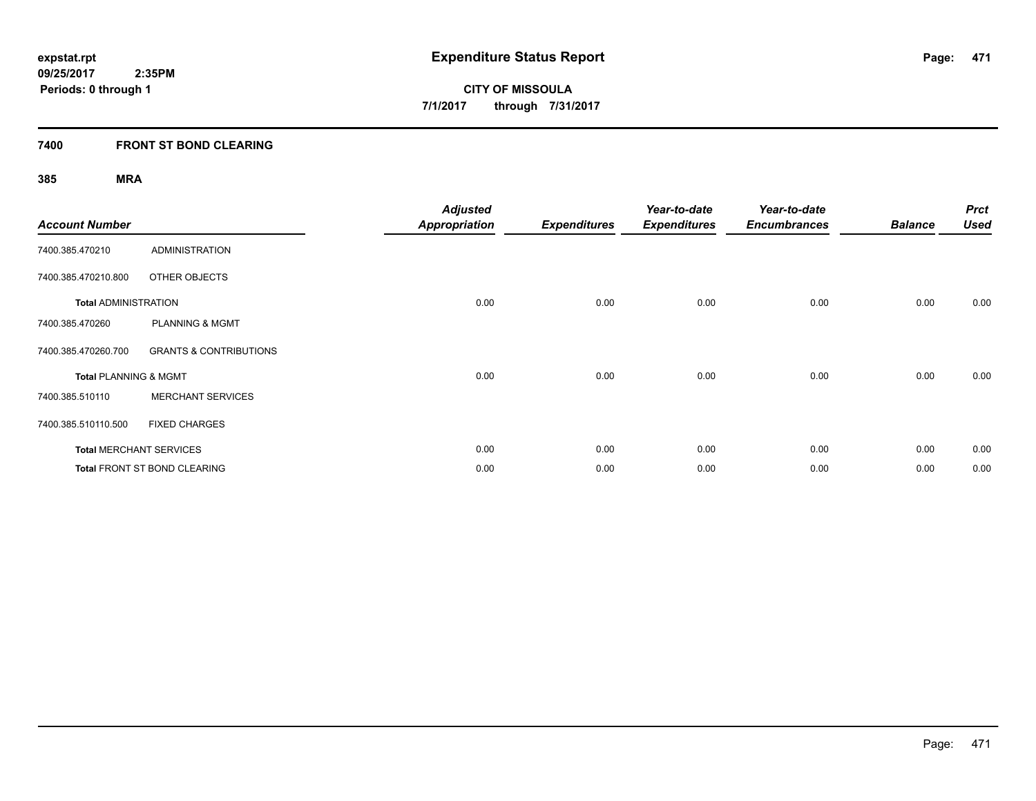**expstat.rpt**
**09/25/2017 2:35PM**
**Periods: 0 through 1**

# Expenditure Status Report

**CITY OF MISSOULA**
**7/1/2017 through 7/31/2017**

## 7400 FRONT ST BOND CLEARING

### 385 MRA

| Account Number | | Adjusted Appropriation | Expenditures | Year-to-date Expenditures | Year-to-date Encumbrances | Balance | Prct Used |
|---|---|---|---|---|---|---|---|
| 7400.385.470210 | ADMINISTRATION | | | | | | |
| 7400.385.470210.800 | OTHER OBJECTS | | | | | | |
| **Total** ADMINISTRATION | | 0.00 | 0.00 | 0.00 | 0.00 | 0.00 | 0.00 |
| 7400.385.470260 | PLANNING & MGMT | | | | | | |
| 7400.385.470260.700 | GRANTS & CONTRIBUTIONS | | | | | | |
| **Total** PLANNING & MGMT | | 0.00 | 0.00 | 0.00 | 0.00 | 0.00 | 0.00 |
| 7400.385.510110 | MERCHANT SERVICES | | | | | | |
| 7400.385.510110.500 | FIXED CHARGES | | | | | | |
| **Total** MERCHANT SERVICES | | 0.00 | 0.00 | 0.00 | 0.00 | 0.00 | 0.00 |
| **Total** FRONT ST BOND CLEARING | | 0.00 | 0.00 | 0.00 | 0.00 | 0.00 | 0.00 |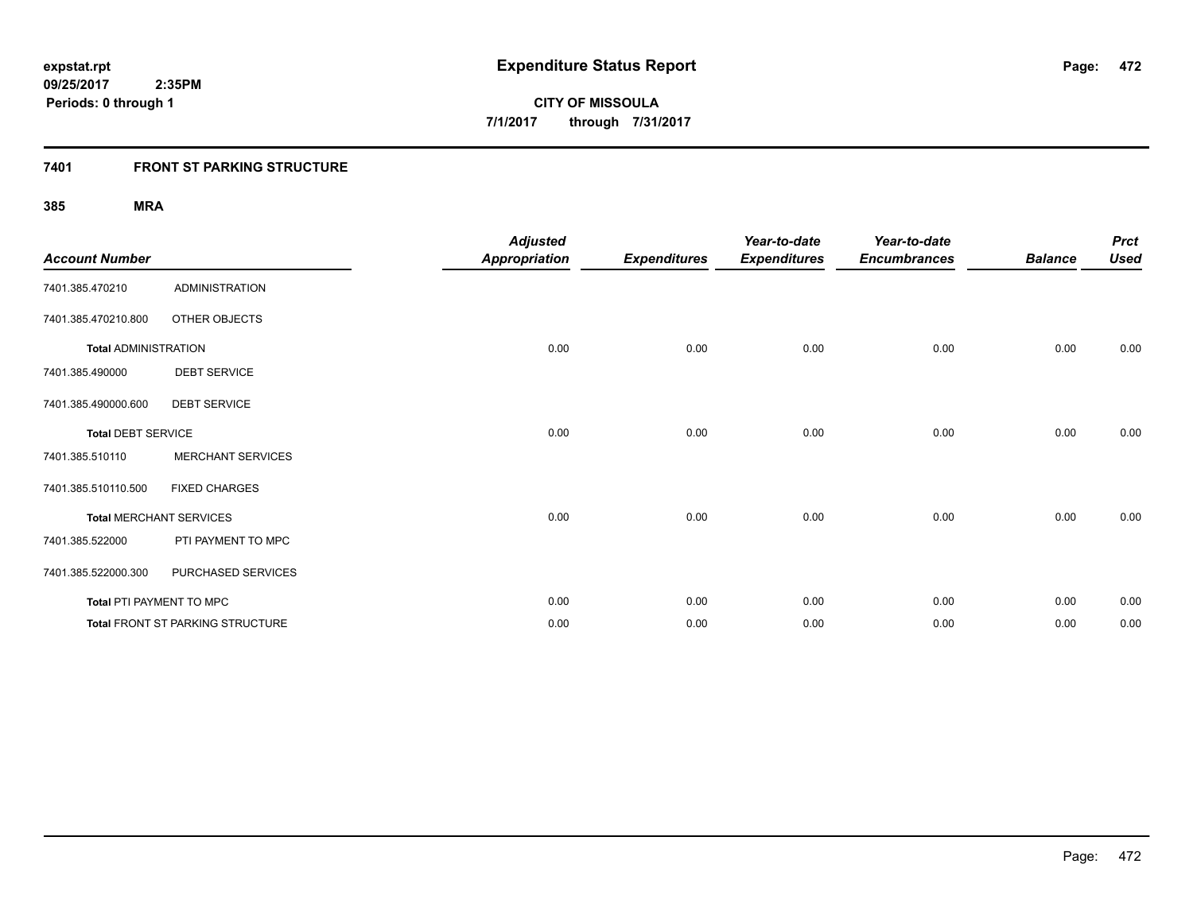# Expenditure Status Report

expstat.rpt
09/25/2017 2:35PM
Periods: 0 through 1

**CITY OF MISSOULA**
**7/1/2017 through 7/31/2017**

## 7401 FRONT ST PARKING STRUCTURE

### 385 MRA

| Account Number | | Adjusted Appropriation | Expenditures | Year-to-date Expenditures | Year-to-date Encumbrances | Balance | Prct Used |
|---|---|---|---|---|---|---|---|
| 7401.385.470210 | ADMINISTRATION | | | | | | |
| 7401.385.470210.800 | OTHER OBJECTS | | | | | | |
| **Total** ADMINISTRATION | | 0.00 | 0.00 | 0.00 | 0.00 | 0.00 | 0.00 |
| 7401.385.490000 | DEBT SERVICE | | | | | | |
| 7401.385.490000.600 | DEBT SERVICE | | | | | | |
| **Total** DEBT SERVICE | | 0.00 | 0.00 | 0.00 | 0.00 | 0.00 | 0.00 |
| 7401.385.510110 | MERCHANT SERVICES | | | | | | |
| 7401.385.510110.500 | FIXED CHARGES | | | | | | |
| **Total** MERCHANT SERVICES | | 0.00 | 0.00 | 0.00 | 0.00 | 0.00 | 0.00 |
| 7401.385.522000 | PTI PAYMENT TO MPC | | | | | | |
| 7401.385.522000.300 | PURCHASED SERVICES | | | | | | |
| **Total** PTI PAYMENT TO MPC | | 0.00 | 0.00 | 0.00 | 0.00 | 0.00 | 0.00 |
| **Total** FRONT ST PARKING STRUCTURE | | 0.00 | 0.00 | 0.00 | 0.00 | 0.00 | 0.00 |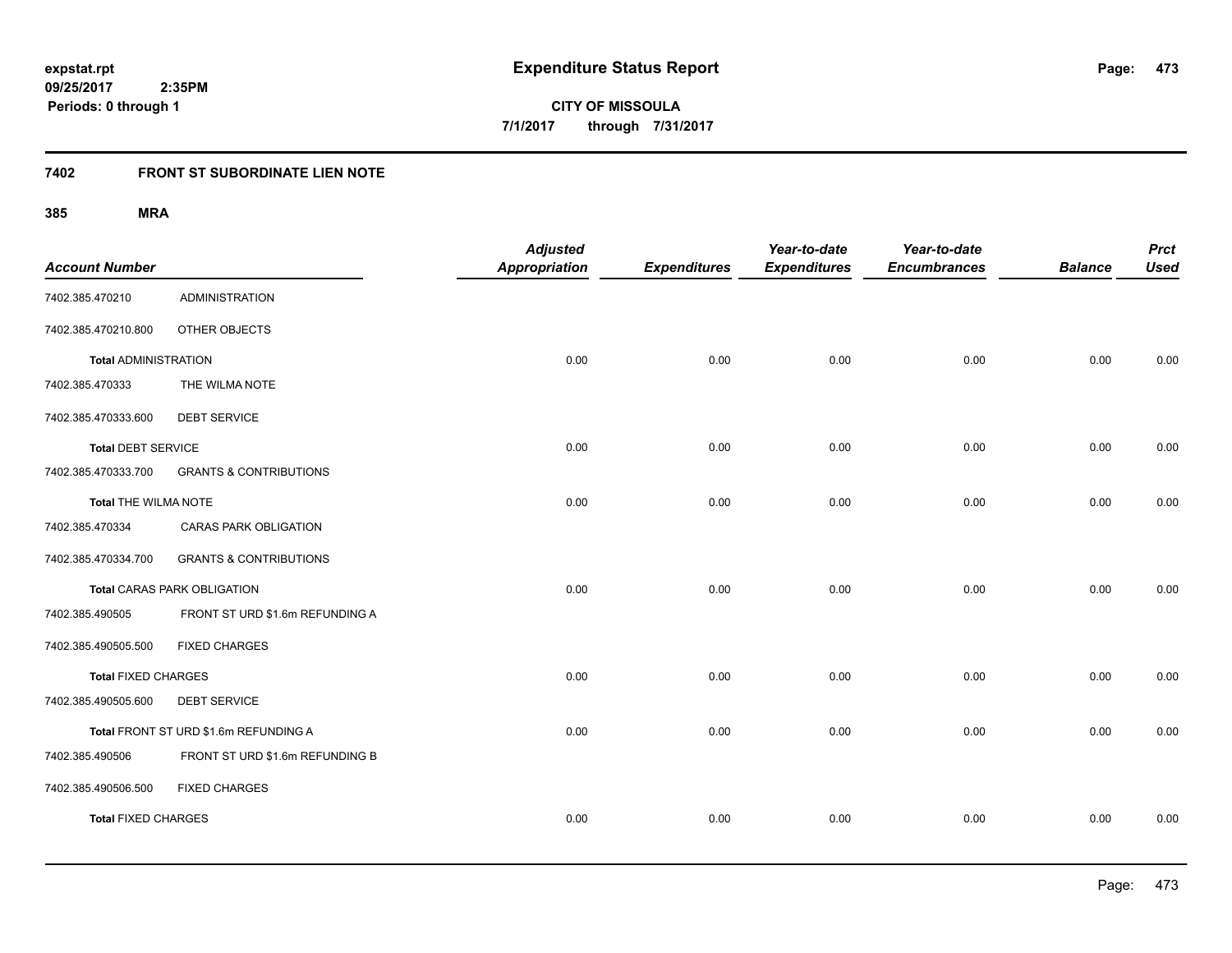# Expenditure Status Report

expstat.rpt
09/25/2017 2:35PM
Periods: 0 through 1

**CITY OF MISSOULA**
**7/1/2017 through 7/31/2017**

## 7402 FRONT ST SUBORDINATE LIEN NOTE

### 385 MRA

| Account Number | | Adjusted Appropriation | Expenditures | Year-to-date Expenditures | Year-to-date Encumbrances | Balance | Prct Used |
|---|---|---|---|---|---|---|---|
| 7402.385.470210 | ADMINISTRATION | | | | | | |
| 7402.385.470210.800 | OTHER OBJECTS | | | | | | |
| **Total** ADMINISTRATION | | 0.00 | 0.00 | 0.00 | 0.00 | 0.00 | 0.00 |
| 7402.385.470333 | THE WILMA NOTE | | | | | | |
| 7402.385.470333.600 | DEBT SERVICE | | | | | | |
| **Total** DEBT SERVICE | | 0.00 | 0.00 | 0.00 | 0.00 | 0.00 | 0.00 |
| 7402.385.470333.700 | GRANTS & CONTRIBUTIONS | | | | | | |
| **Total** THE WILMA NOTE | | 0.00 | 0.00 | 0.00 | 0.00 | 0.00 | 0.00 |
| 7402.385.470334 | CARAS PARK OBLIGATION | | | | | | |
| 7402.385.470334.700 | GRANTS & CONTRIBUTIONS | | | | | | |
| **Total** CARAS PARK OBLIGATION | | 0.00 | 0.00 | 0.00 | 0.00 | 0.00 | 0.00 |
| 7402.385.490505 | FRONT ST URD $1.6m REFUNDING A | | | | | | |
| 7402.385.490505.500 | FIXED CHARGES | | | | | | |
| **Total** FIXED CHARGES | | 0.00 | 0.00 | 0.00 | 0.00 | 0.00 | 0.00 |
| 7402.385.490505.600 | DEBT SERVICE | | | | | | |
| **Total** FRONT ST URD $1.6m REFUNDING A | | 0.00 | 0.00 | 0.00 | 0.00 | 0.00 | 0.00 |
| 7402.385.490506 | FRONT ST URD $1.6m REFUNDING B | | | | | | |
| 7402.385.490506.500 | FIXED CHARGES | | | | | | |
| **Total** FIXED CHARGES | | 0.00 | 0.00 | 0.00 | 0.00 | 0.00 | 0.00 |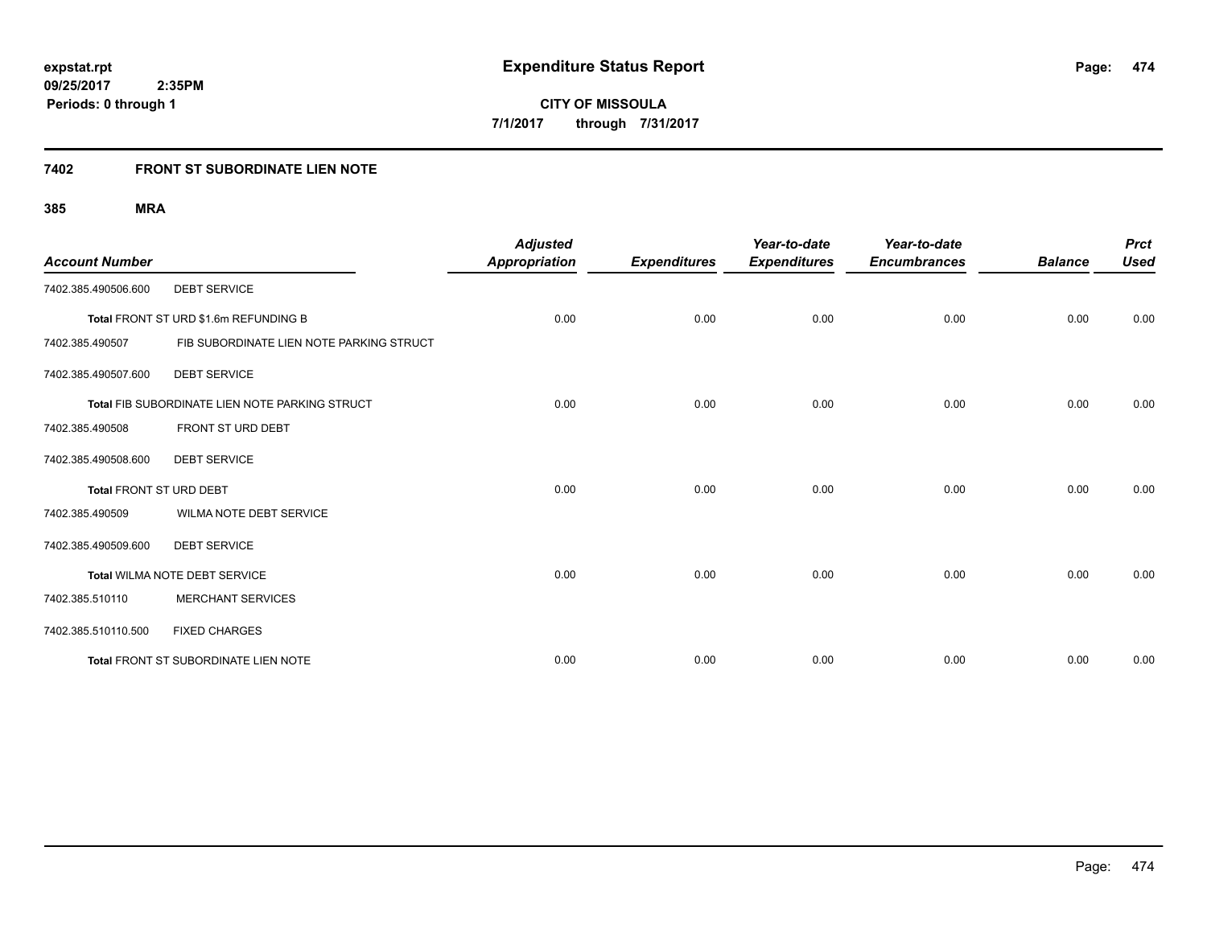**expstat.rpt**
**09/25/2017 2:35PM**
**Periods: 0 through 1**

# Expenditure Status Report

**CITY OF MISSOULA**
**7/1/2017 through 7/31/2017**

## 7402 FRONT ST SUBORDINATE LIEN NOTE

### 385 MRA

| Account Number | | Adjusted Appropriation | Expenditures | Year-to-date Expenditures | Year-to-date Encumbrances | Balance | Prct Used |
|---|---|---|---|---|---|---|---|
| 7402.385.490506.600 | DEBT SERVICE | | | | | | |
| **Total** FRONT ST URD $1.6m REFUNDING B | | 0.00 | 0.00 | 0.00 | 0.00 | 0.00 | 0.00 |
| 7402.385.490507 | FIB SUBORDINATE LIEN NOTE PARKING STRUCT | | | | | | |
| 7402.385.490507.600 | DEBT SERVICE | | | | | | |
| **Total** FIB SUBORDINATE LIEN NOTE PARKING STRUCT | | 0.00 | 0.00 | 0.00 | 0.00 | 0.00 | 0.00 |
| 7402.385.490508 | FRONT ST URD DEBT | | | | | | |
| 7402.385.490508.600 | DEBT SERVICE | | | | | | |
| **Total** FRONT ST URD DEBT | | 0.00 | 0.00 | 0.00 | 0.00 | 0.00 | 0.00 |
| 7402.385.490509 | WILMA NOTE DEBT SERVICE | | | | | | |
| 7402.385.490509.600 | DEBT SERVICE | | | | | | |
| **Total** WILMA NOTE DEBT SERVICE | | 0.00 | 0.00 | 0.00 | 0.00 | 0.00 | 0.00 |
| 7402.385.510110 | MERCHANT SERVICES | | | | | | |
| 7402.385.510110.500 | FIXED CHARGES | | | | | | |
| **Total** FRONT ST SUBORDINATE LIEN NOTE | | 0.00 | 0.00 | 0.00 | 0.00 | 0.00 | 0.00 |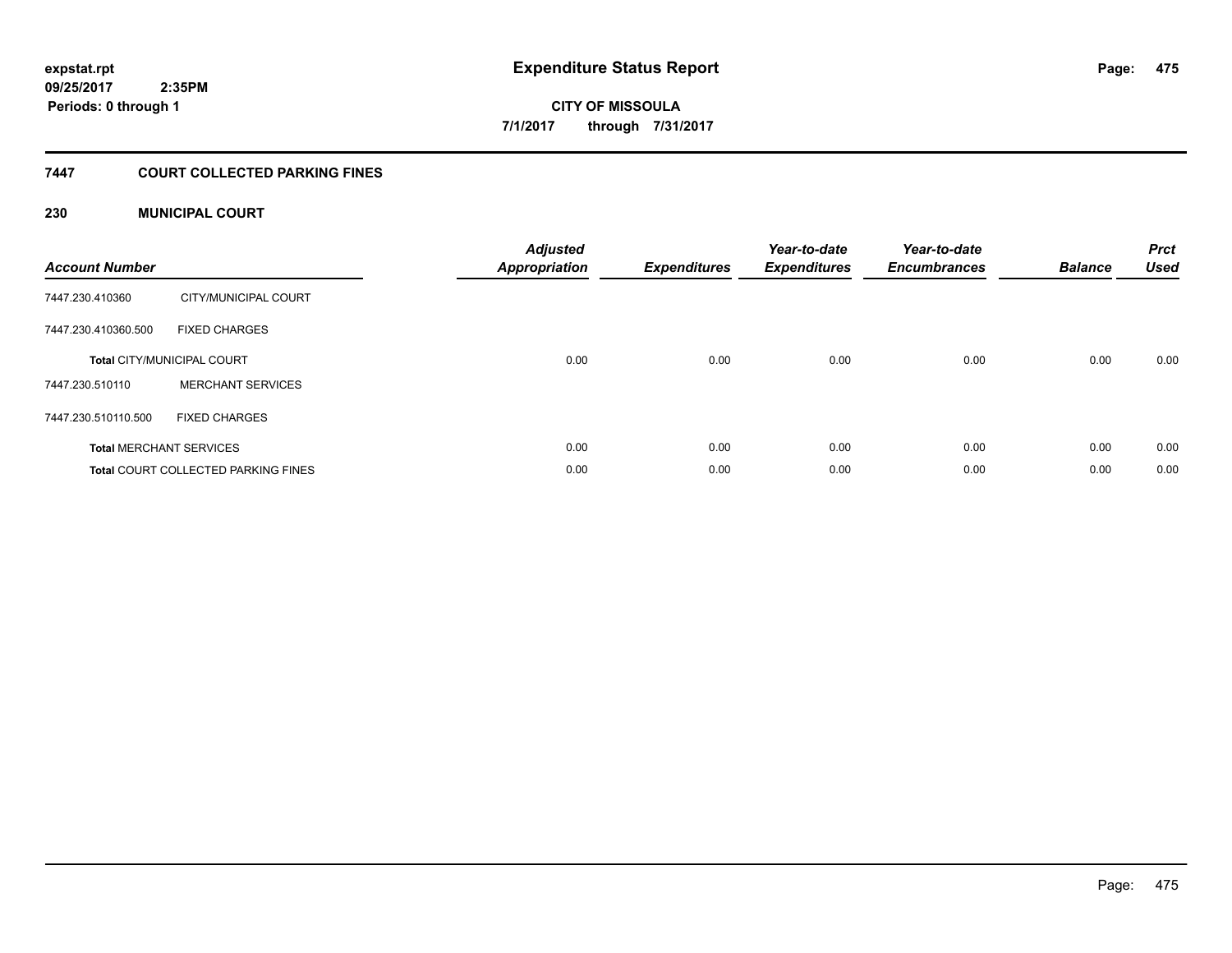# Expenditure Status Report

expstat.rpt
09/25/2017 2:35PM
Periods: 0 through 1

**CITY OF MISSOULA**
**7/1/2017 through 7/31/2017**

## 7447 COURT COLLECTED PARKING FINES

### 230 MUNICIPAL COURT

| Account Number | | Adjusted Appropriation | Expenditures | Year-to-date Expenditures | Year-to-date Encumbrances | Balance | Prct Used |
|---|---|---|---|---|---|---|---|
| 7447.230.410360 | CITY/MUNICIPAL COURT | | | | | | |
| 7447.230.410360.500 | FIXED CHARGES | | | | | | |
| **Total** CITY/MUNICIPAL COURT | | 0.00 | 0.00 | 0.00 | 0.00 | 0.00 | 0.00 |
| 7447.230.510110 | MERCHANT SERVICES | | | | | | |
| 7447.230.510110.500 | FIXED CHARGES | | | | | | |
| **Total** MERCHANT SERVICES | | 0.00 | 0.00 | 0.00 | 0.00 | 0.00 | 0.00 |
| **Total** COURT COLLECTED PARKING FINES | | 0.00 | 0.00 | 0.00 | 0.00 | 0.00 | 0.00 |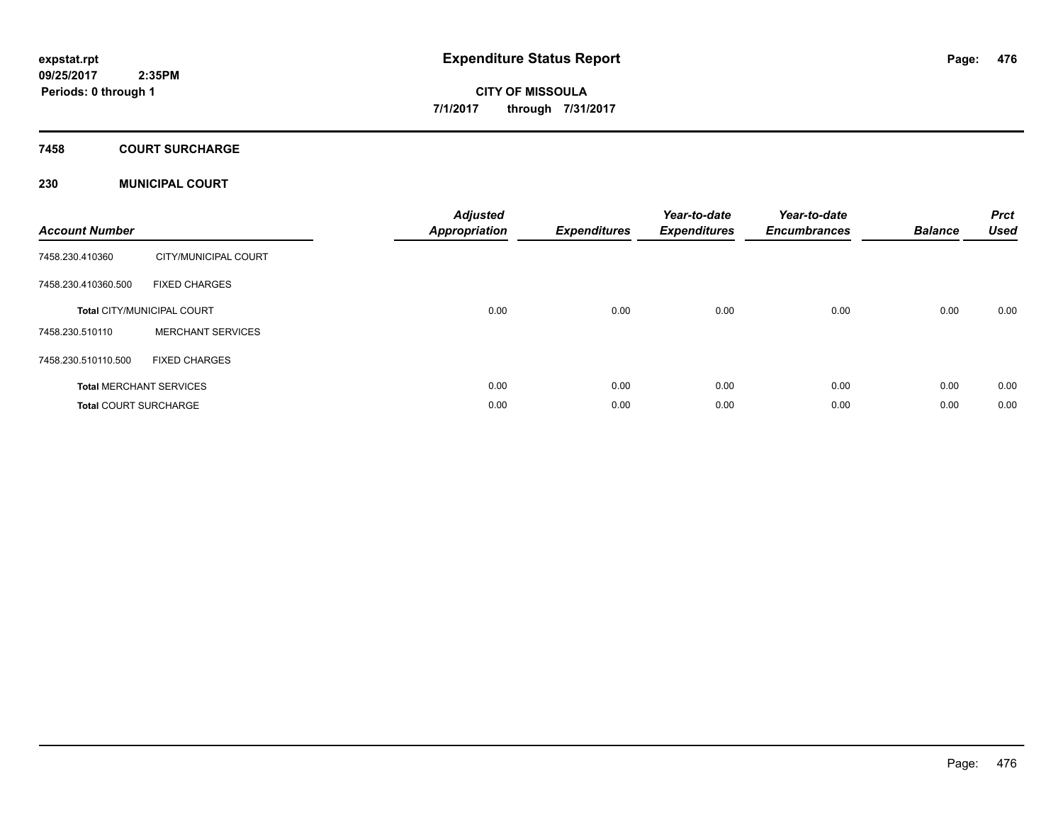expstat.rpt
09/25/2017 2:35PM
Periods: 0 through 1

# Expenditure Status Report

CITY OF MISSOULA
7/1/2017 through 7/31/2017

## 7458 COURT SURCHARGE

### 230 MUNICIPAL COURT

| Account Number | | Adjusted Appropriation | Expenditures | Year-to-date Expenditures | Year-to-date Encumbrances | Balance | Prct Used |
|---|---|---|---|---|---|---|---|
| 7458.230.410360 | CITY/MUNICIPAL COURT | | | | | | |
| 7458.230.410360.500 | FIXED CHARGES | | | | | | |
| **Total** CITY/MUNICIPAL COURT | | 0.00 | 0.00 | 0.00 | 0.00 | 0.00 | 0.00 |
| 7458.230.510110 | MERCHANT SERVICES | | | | | | |
| 7458.230.510110.500 | FIXED CHARGES | | | | | | |
| **Total** MERCHANT SERVICES | | 0.00 | 0.00 | 0.00 | 0.00 | 0.00 | 0.00 |
| **Total** COURT SURCHARGE | | 0.00 | 0.00 | 0.00 | 0.00 | 0.00 | 0.00 |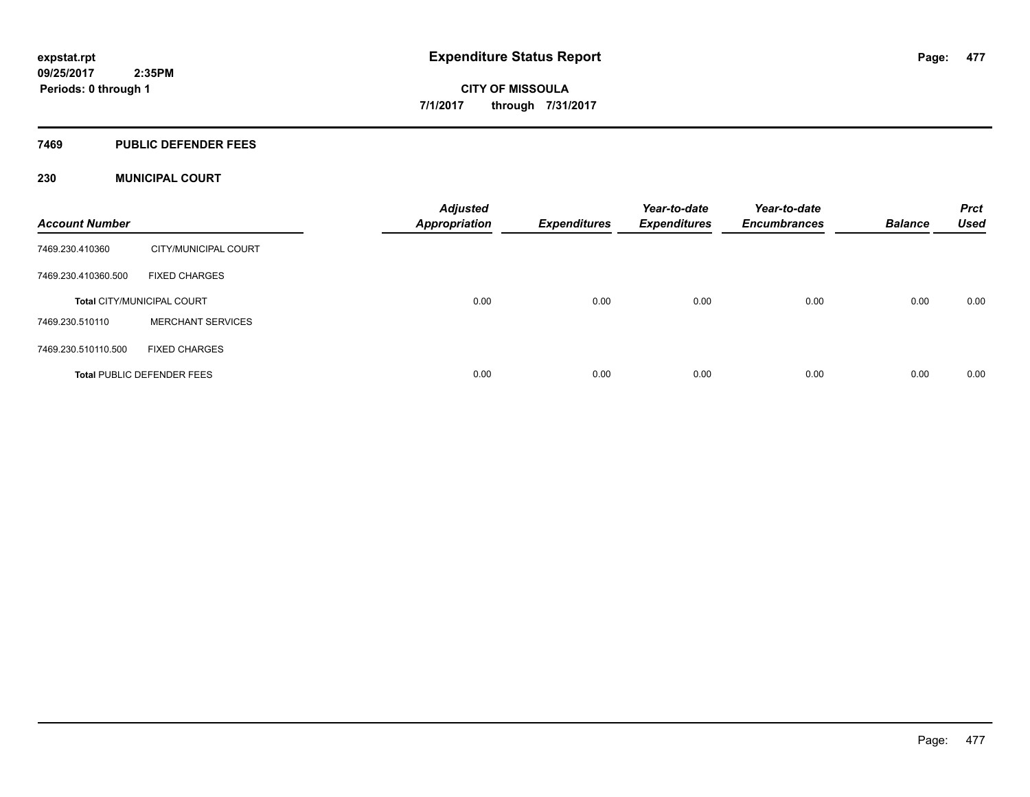# Expenditure Status Report

expstat.rpt
09/25/2017 2:35PM
Periods: 0 through 1

**CITY OF MISSOULA**
**7/1/2017 through 7/31/2017**

## 7469 PUBLIC DEFENDER FEES

### 230 MUNICIPAL COURT

| Account Number | | Adjusted Appropriation | Expenditures | Year-to-date Expenditures | Year-to-date Encumbrances | Balance | Prct Used |
|---|---|---|---|---|---|---|---|
| 7469.230.410360 | CITY/MUNICIPAL COURT | | | | | | |
| 7469.230.410360.500 | FIXED CHARGES | | | | | | |
| **Total** CITY/MUNICIPAL COURT | | 0.00 | 0.00 | 0.00 | 0.00 | 0.00 | 0.00 |
| 7469.230.510110 | MERCHANT SERVICES | | | | | | |
| 7469.230.510110.500 | FIXED CHARGES | | | | | | |
| **Total** PUBLIC DEFENDER FEES | | 0.00 | 0.00 | 0.00 | 0.00 | 0.00 | 0.00 |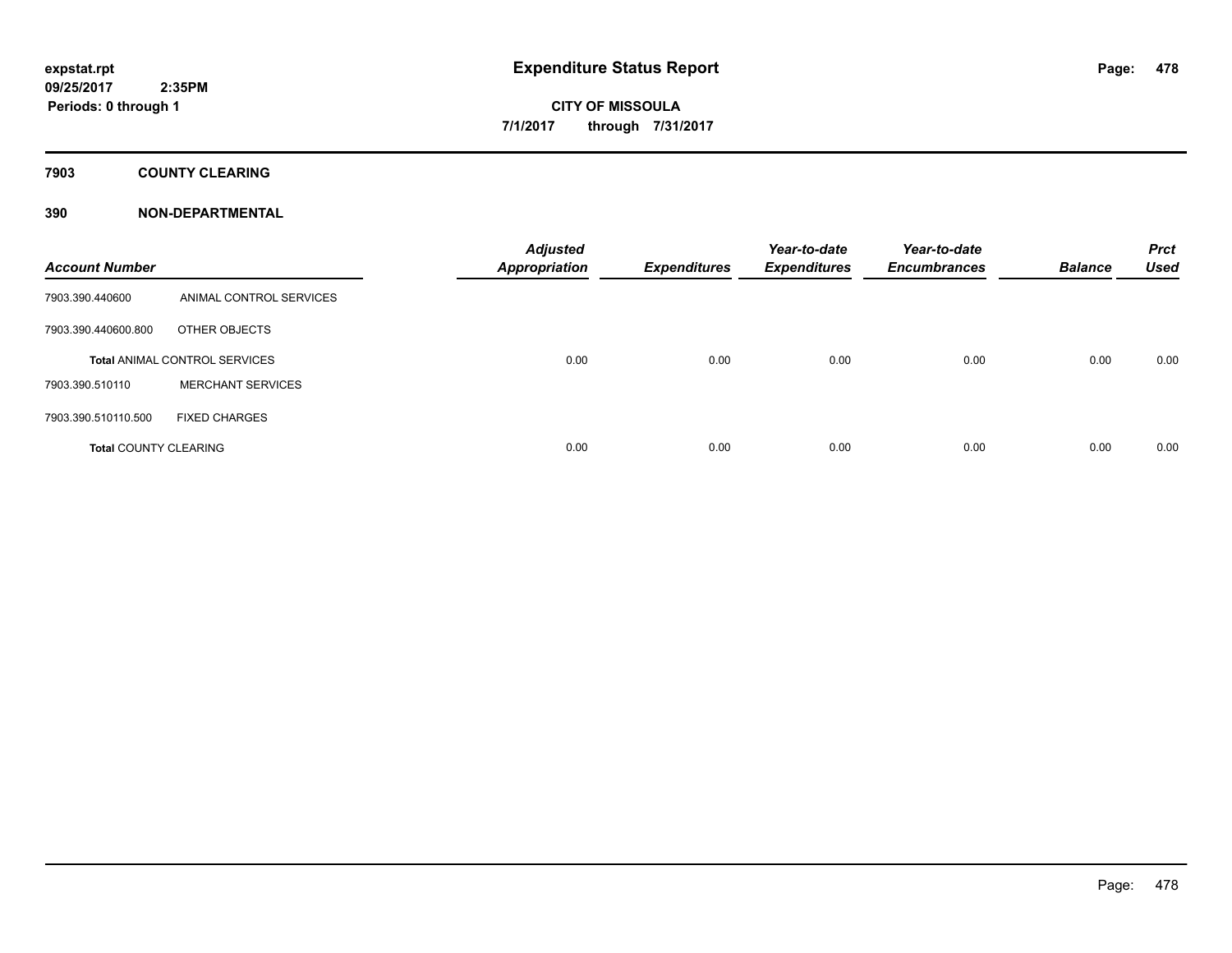# Expenditure Status Report

expstat.rpt
09/25/2017 2:35PM
Periods: 0 through 1

CITY OF MISSOULA
7/1/2017 through 7/31/2017

## 7903 COUNTY CLEARING

### 390 NON-DEPARTMENTAL

| Account Number | | Adjusted Appropriation | Expenditures | Year-to-date Expenditures | Year-to-date Encumbrances | Balance | Prct Used |
|---|---|---|---|---|---|---|---|
| 7903.390.440600 | ANIMAL CONTROL SERVICES | | | | | | |
| 7903.390.440600.800 | OTHER OBJECTS | | | | | | |
| **Total** ANIMAL CONTROL SERVICES | | 0.00 | 0.00 | 0.00 | 0.00 | 0.00 | 0.00 |
| 7903.390.510110 | MERCHANT SERVICES | | | | | | |
| 7903.390.510110.500 | FIXED CHARGES | | | | | | |
| **Total** COUNTY CLEARING | | 0.00 | 0.00 | 0.00 | 0.00 | 0.00 | 0.00 |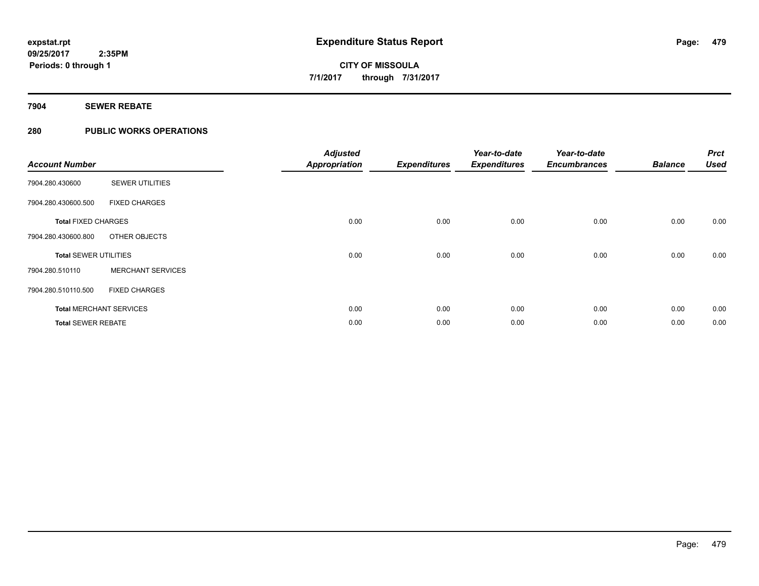# Expenditure Status Report

expstat.rpt
09/25/2017 2:35PM
Periods: 0 through 1

**CITY OF MISSOULA**
**7/1/2017 through 7/31/2017**

## 7904 SEWER REBATE

## 280 PUBLIC WORKS OPERATIONS

| Account Number | | Adjusted Appropriation | Expenditures | Year-to-date Expenditures | Year-to-date Encumbrances | Balance | Prct Used |
|---|---|---|---|---|---|---|---|
| 7904.280.430600 | SEWER UTILITIES | | | | | | |
| 7904.280.430600.500 | FIXED CHARGES | | | | | | |
| **Total** FIXED CHARGES | | 0.00 | 0.00 | 0.00 | 0.00 | 0.00 | 0.00 |
| 7904.280.430600.800 | OTHER OBJECTS | | | | | | |
| **Total** SEWER UTILITIES | | 0.00 | 0.00 | 0.00 | 0.00 | 0.00 | 0.00 |
| 7904.280.510110 | MERCHANT SERVICES | | | | | | |
| 7904.280.510110.500 | FIXED CHARGES | | | | | | |
| **Total** MERCHANT SERVICES | | 0.00 | 0.00 | 0.00 | 0.00 | 0.00 | 0.00 |
| **Total** SEWER REBATE | | 0.00 | 0.00 | 0.00 | 0.00 | 0.00 | 0.00 |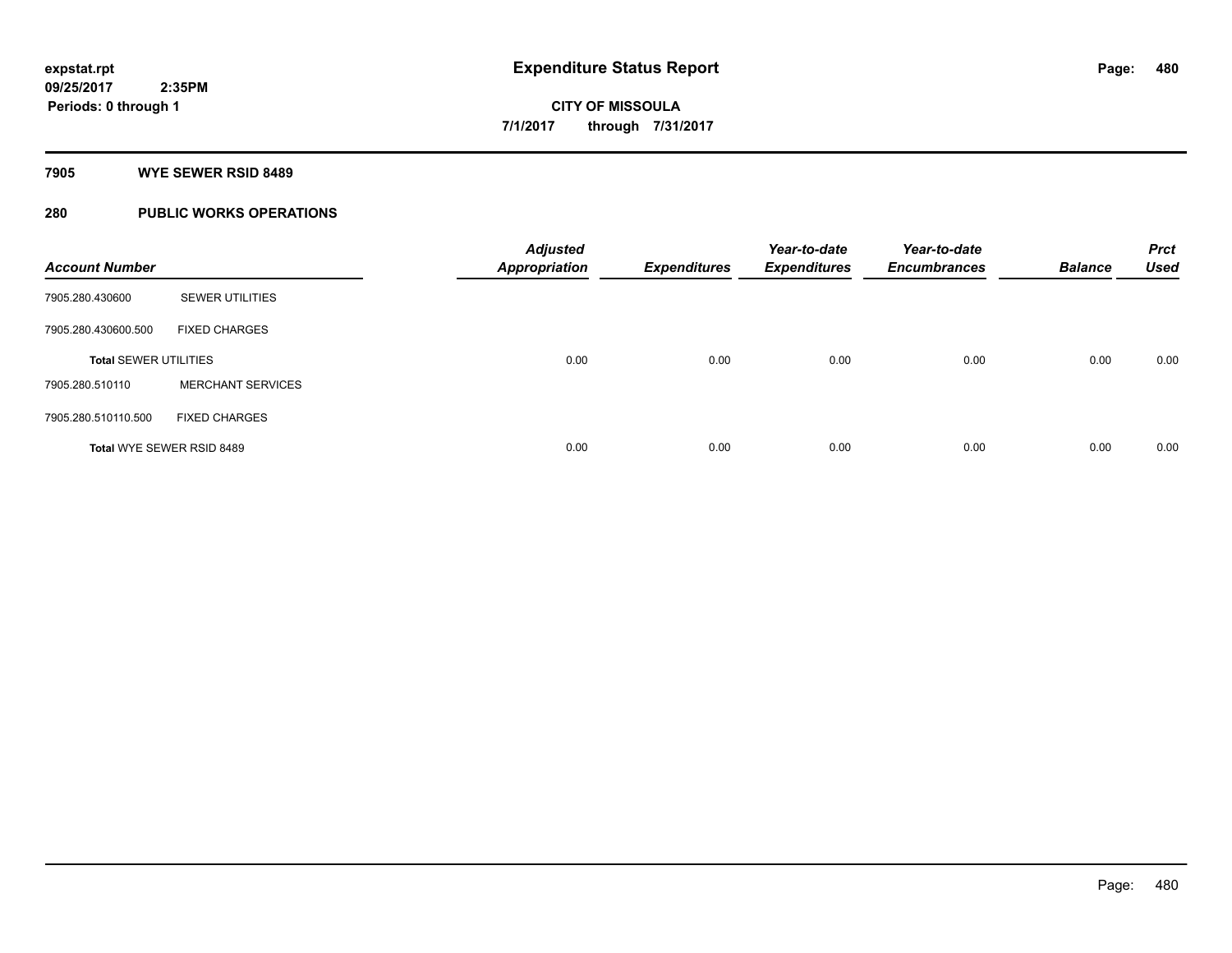**expstat.rpt**
**09/25/2017 2:35PM**
**Periods: 0 through 1**

# Expenditure Status Report

**CITY OF MISSOULA**
**7/1/2017 through 7/31/2017**

## 7905 WYE SEWER RSID 8489

## 280 PUBLIC WORKS OPERATIONS

| Account Number | | Adjusted Appropriation | Expenditures | Year-to-date Expenditures | Year-to-date Encumbrances | Balance | Prct Used |
|---|---|---|---|---|---|---|---|
| 7905.280.430600 | SEWER UTILITIES | | | | | | |
| 7905.280.430600.500 | FIXED CHARGES | | | | | | |
| **Total** SEWER UTILITIES | | 0.00 | 0.00 | 0.00 | 0.00 | 0.00 | 0.00 |
| 7905.280.510110 | MERCHANT SERVICES | | | | | | |
| 7905.280.510110.500 | FIXED CHARGES | | | | | | |
| **Total** WYE SEWER RSID 8489 | | 0.00 | 0.00 | 0.00 | 0.00 | 0.00 | 0.00 |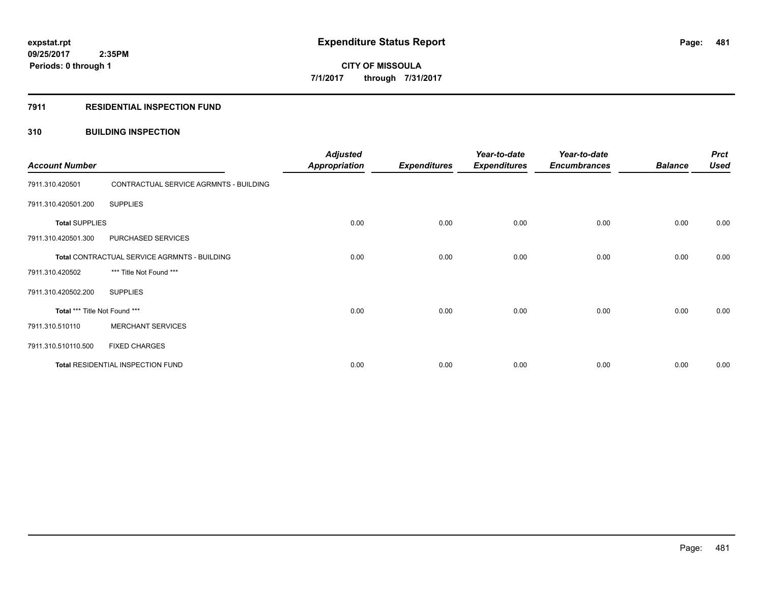**expstat.rpt**
**09/25/2017 2:35PM**
**Periods: 0 through 1**

# Expenditure Status Report

**CITY OF MISSOULA**
**7/1/2017 through 7/31/2017**

## 7911 RESIDENTIAL INSPECTION FUND

### 310 BUILDING INSPECTION

| Account Number | | Adjusted Appropriation | Expenditures | Year-to-date Expenditures | Year-to-date Encumbrances | Balance | Prct Used |
|---|---|---|---|---|---|---|---|
| 7911.310.420501 | CONTRACTUAL SERVICE AGRMNTS - BUILDING | | | | | | |
| 7911.310.420501.200 | SUPPLIES | | | | | | |
| **Total** SUPPLIES | | 0.00 | 0.00 | 0.00 | 0.00 | 0.00 | 0.00 |
| 7911.310.420501.300 | PURCHASED SERVICES | | | | | | |
| **Total** CONTRACTUAL SERVICE AGRMNTS - BUILDING | | 0.00 | 0.00 | 0.00 | 0.00 | 0.00 | 0.00 |
| 7911.310.420502 | *** Title Not Found *** | | | | | | |
| 7911.310.420502.200 | SUPPLIES | | | | | | |
| **Total** *** Title Not Found *** | | 0.00 | 0.00 | 0.00 | 0.00 | 0.00 | 0.00 |
| 7911.310.510110 | MERCHANT SERVICES | | | | | | |
| 7911.310.510110.500 | FIXED CHARGES | | | | | | |
| **Total** RESIDENTIAL INSPECTION FUND | | 0.00 | 0.00 | 0.00 | 0.00 | 0.00 | 0.00 |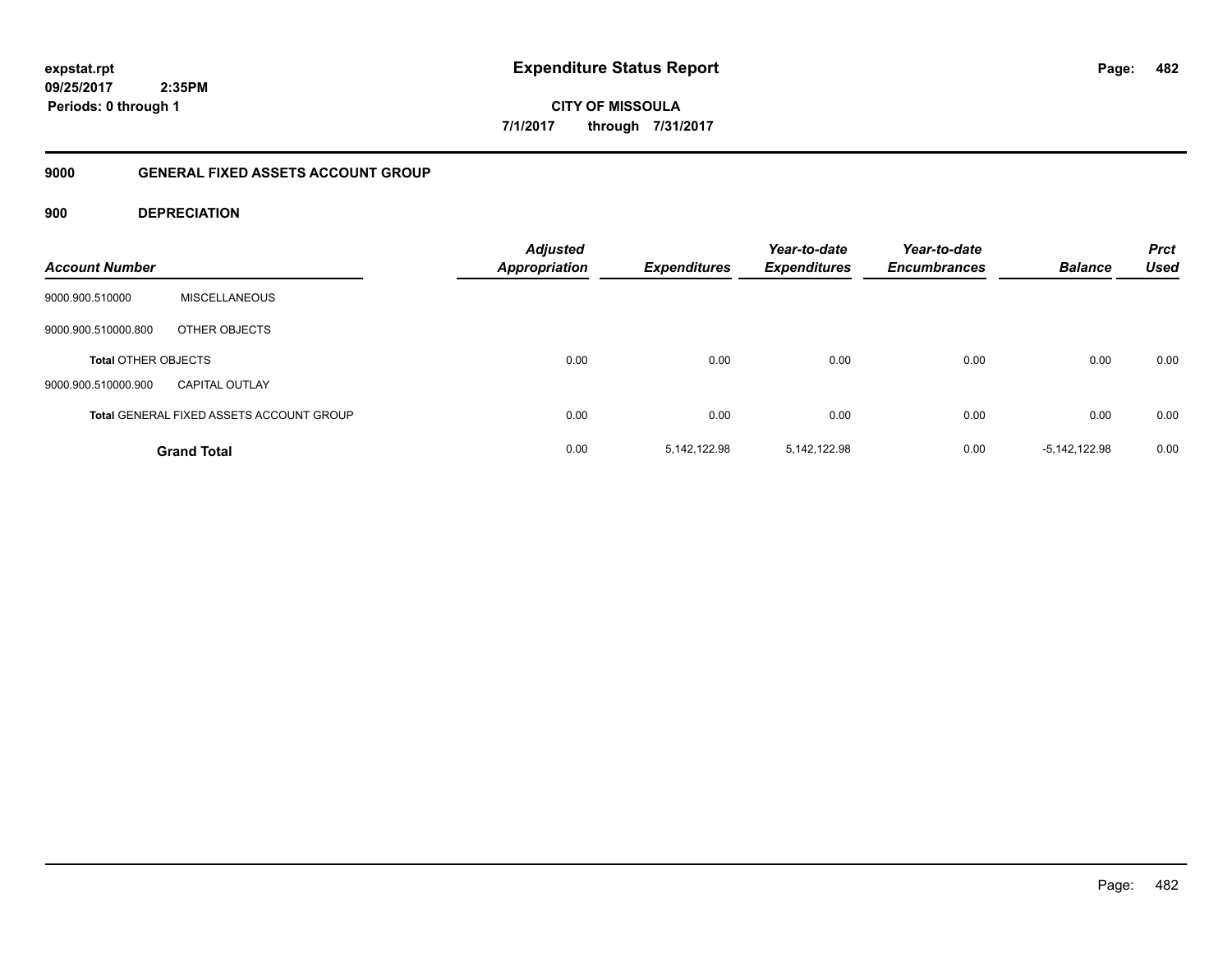expstat.rpt
09/25/2017 2:35PM
Periods: 0 through 1

# Expenditure Status Report

CITY OF MISSOULA

7/1/2017 through 7/31/2017

## 9000 GENERAL FIXED ASSETS ACCOUNT GROUP

### 900 DEPRECIATION

| Account Number | | Adjusted Appropriation | Expenditures | Year-to-date Expenditures | Year-to-date Encumbrances | Balance | Prct Used |
|---|---|---|---|---|---|---|---|
| 9000.900.510000 | MISCELLANEOUS | | | | | | |
| 9000.900.510000.800 | OTHER OBJECTS | | | | | | |
| **Total** OTHER OBJECTS | | 0.00 | 0.00 | 0.00 | 0.00 | 0.00 | 0.00 |
| 9000.900.510000.900 | CAPITAL OUTLAY | | | | | | |
| **Total** GENERAL FIXED ASSETS ACCOUNT GROUP | | 0.00 | 0.00 | 0.00 | 0.00 | 0.00 | 0.00 |
| **Grand Total** | | 0.00 | 5,142,122.98 | 5,142,122.98 | 0.00 | -5,142,122.98 | 0.00 |